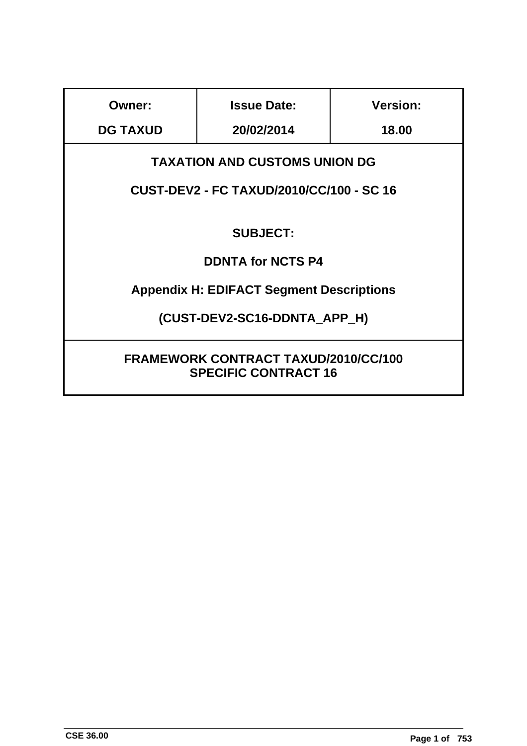| Owner: | Issue Date: | Version: |
|---|---|---|
| DG TAXUD | 20/02/2014 | 18.00 |

**TAXATION AND CUSTOMS UNION DG**

**CUST-DEV2 - FC TAXUD/2010/CC/100 - SC 16**

**SUBJECT:**

**DDNTA for NCTS P4**

**Appendix H: EDIFACT Segment Descriptions**

**(CUST-DEV2-SC16-DDNTA_APP_H)**

**FRAMEWORK CONTRACT TAXUD/2010/CC/100**
**SPECIFIC CONTRACT 16**

CSE 36.00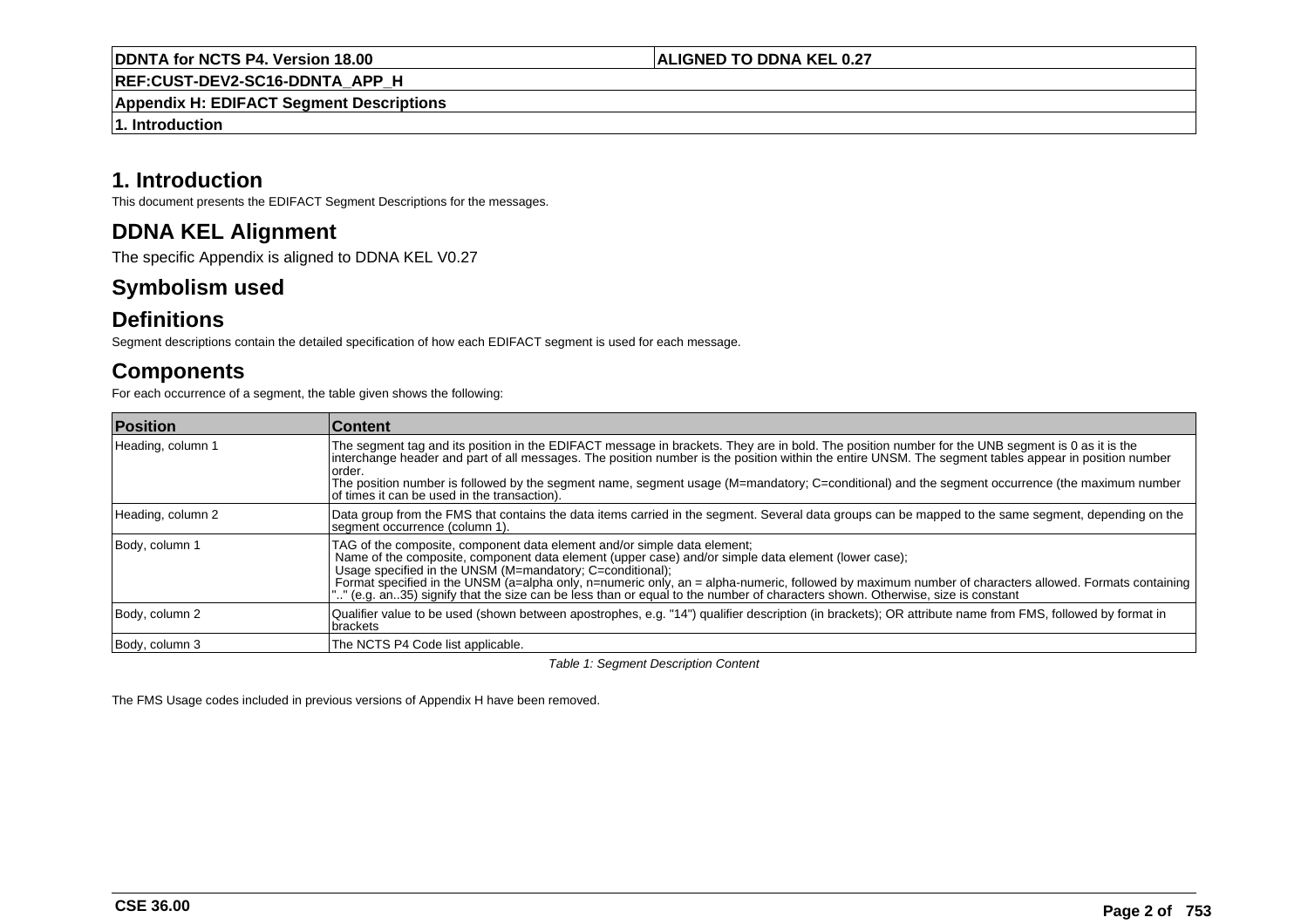# 1. Introduction

This document presents the EDIFACT Segment Descriptions for the messages.

## DDNA KEL Alignment

The specific Appendix is aligned to DDNA KEL V0.27

## Symbolism used

## Definitions

Segment descriptions contain the detailed specification of how each EDIFACT segment is used for each message.

## Components

For each occurrence of a segment, the table given shows the following:

| Position | Content |
|---|---|
| Heading, column 1 | The segment tag and its position in the EDIFACT message in brackets. They are in bold. The position number for the UNB segment is 0 as it is the interchange header and part of all messages. The position number is the position within the entire UNSM. The segment tables appear in position number order.<br>The position number is followed by the segment name, segment usage (M=mandatory; C=conditional) and the segment occurrence (the maximum number of times it can be used in the transaction). |
| Heading, column 2 | Data group from the FMS that contains the data items carried in the segment. Several data groups can be mapped to the same segment, depending on the segment occurrence (column 1). |
| Body, column 1 | TAG of the composite, component data element and/or simple data element;<br>Name of the composite, component data element (upper case) and/or simple data element (lower case);<br>Usage specified in the UNSM (M=mandatory; C=conditional);<br>Format specified in the UNSM (a=alpha only, n=numeric only, an = alpha-numeric, followed by maximum number of characters allowed. Formats containing ".." (e.g. an..35) signify that the size can be less than or equal to the number of characters shown. Otherwise, size is constant |
| Body, column 2 | Qualifier value to be used (shown between apostrophes, e.g. "14") qualifier description (in brackets); OR attribute name from FMS, followed by format in brackets |
| Body, column 3 | The NCTS P4 Code list applicable. |

*Table 1: Segment Description Content*

The FMS Usage codes included in previous versions of Appendix H have been removed.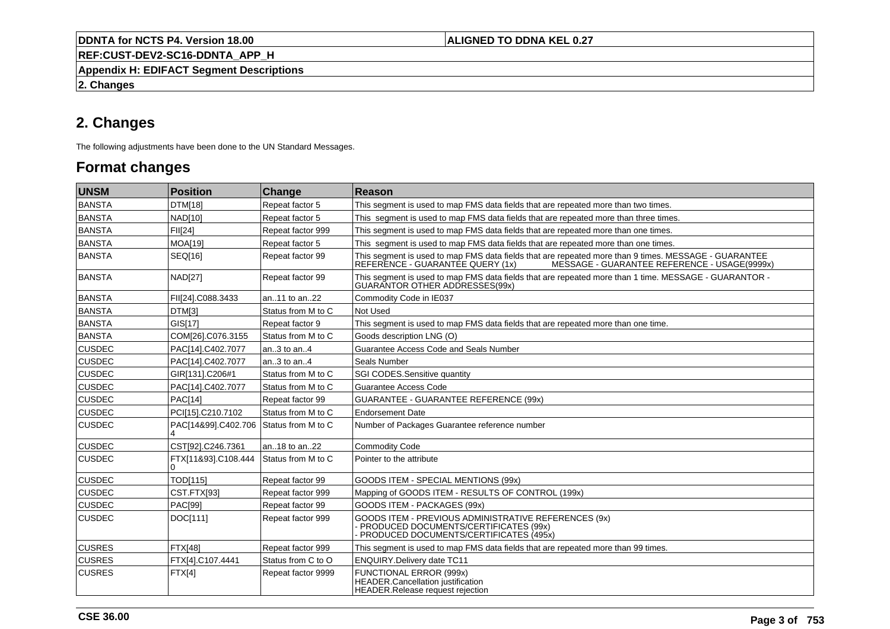# 2. Changes

The following adjustments have been done to the UN Standard Messages.

## Format changes

| UNSM | Position | Change | Reason |
|---|---|---|---|
| BANSTA | DTM[18] | Repeat factor 5 | This segment is used to map FMS data fields that are repeated more than two times. |
| BANSTA | NAD[10] | Repeat factor 5 | This segment is used to map FMS data fields that are repeated more than three times. |
| BANSTA | FII[24] | Repeat factor 999 | This segment is used to map FMS data fields that are repeated more than one times. |
| BANSTA | MOA[19] | Repeat factor 5 | This segment is used to map FMS data fields that are repeated more than one times. |
| BANSTA | SEQ[16] | Repeat factor 99 | This segment is used to map FMS data fields that are repeated more than 9 times. MESSAGE - GUARANTEE REFERENCE - GUARANTEE QUERY (1x) MESSAGE - GUARANTEE REFERENCE - USAGE(9999x) |
| BANSTA | NAD[27] | Repeat factor 99 | This segment is used to map FMS data fields that are repeated more than 1 time. MESSAGE - GUARANTOR - GUARANTOR OTHER ADDRESSES(99x) |
| BANSTA | FII[24].C088.3433 | an..11 to an..22 | Commodity Code in IE037 |
| BANSTA | DTM[3] | Status from M to C | Not Used |
| BANSTA | GIS[17] | Repeat factor 9 | This segment is used to map FMS data fields that are repeated more than one time. |
| BANSTA | COM[26].C076.3155 | Status from M to C | Goods description LNG (O) |
| CUSDEC | PAC[14].C402.7077 | an..3 to an..4 | Guarantee Access Code and Seals Number |
| CUSDEC | PAC[14].C402.7077 | an..3 to an..4 | Seals Number |
| CUSDEC | GIR[131].C206#1 | Status from M to C | SGI CODES.Sensitive quantity |
| CUSDEC | PAC[14].C402.7077 | Status from M to C | Guarantee Access Code |
| CUSDEC | PAC[14] | Repeat factor 99 | GUARANTEE - GUARANTEE REFERENCE (99x) |
| CUSDEC | PCI[15].C210.7102 | Status from M to C | Endorsement Date |
| CUSDEC | PAC[14&99].C402.7064 | Status from M to C | Number of Packages Guarantee reference number |
| CUSDEC | CST[92].C246.7361 | an..18 to an..22 | Commodity Code |
| CUSDEC | FTX[11&93].C108.4440 | Status from M to C | Pointer to the attribute |
| CUSDEC | TOD[115] | Repeat factor 99 | GOODS ITEM - SPECIAL MENTIONS (99x) |
| CUSDEC | CST.FTX[93] | Repeat factor 999 | Mapping of GOODS ITEM - RESULTS OF CONTROL (199x) |
| CUSDEC | PAC[99] | Repeat factor 99 | GOODS ITEM - PACKAGES (99x) |
| CUSDEC | DOC[111] | Repeat factor 999 | GOODS ITEM - PREVIOUS ADMINISTRATIVE REFERENCES (9x)<br>- PRODUCED DOCUMENTS/CERTIFICATES (99x)<br>- PRODUCED DOCUMENTS/CERTIFICATES (495x) |
| CUSRES | FTX[48] | Repeat factor 999 | This segment is used to map FMS data fields that are repeated more than 99 times. |
| CUSRES | FTX[4].C107.4441 | Status from C to O | ENQUIRY.Delivery date TC11 |
| CUSRES | FTX[4] | Repeat factor 9999 | FUNCTIONAL ERROR (999x)<br>HEADER.Cancellation justification<br>HEADER.Release request rejection |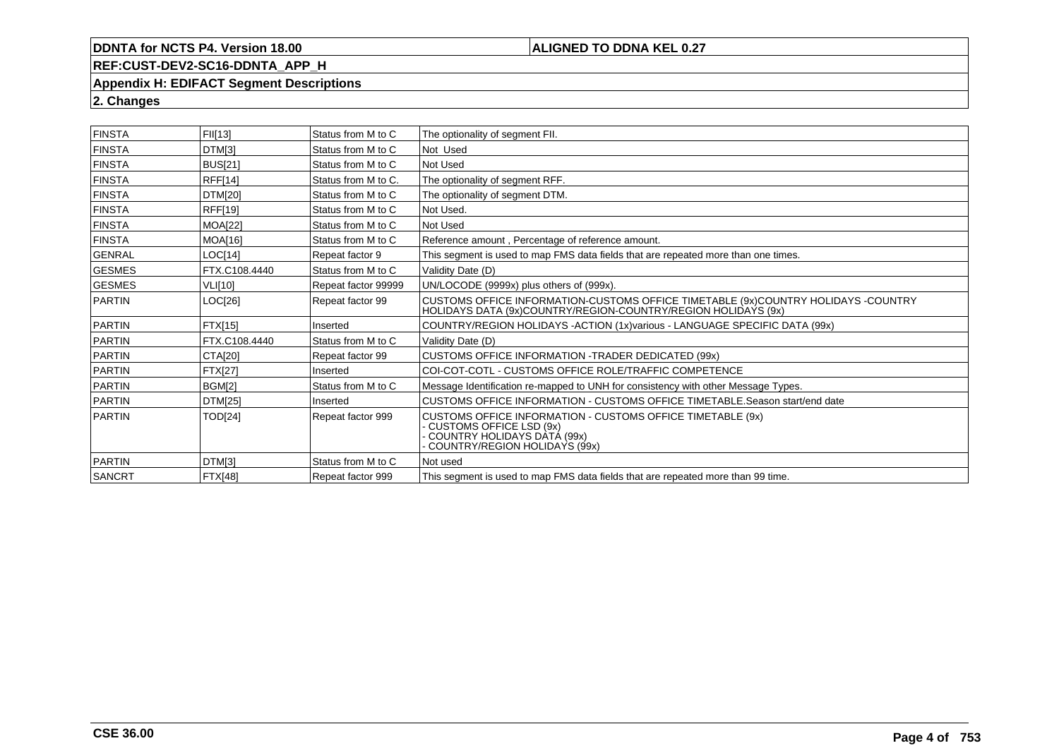| | | | |
|---|---|---|---|
| FINSTA | FII[13] | Status from M to C | The optionality of segment FII. |
| FINSTA | DTM[3] | Status from M to C | Not  Used |
| FINSTA | BUS[21] | Status from M to C | Not Used |
| FINSTA | RFF[14] | Status from M to C. | The optionality of segment RFF. |
| FINSTA | DTM[20] | Status from M to C | The optionality of segment DTM. |
| FINSTA | RFF[19] | Status from M to C | Not Used. |
| FINSTA | MOA[22] | Status from M to C | Not Used |
| FINSTA | MOA[16] | Status from M to C | Reference amount , Percentage of reference amount. |
| GENRAL | LOC[14] | Repeat factor 9 | This segment is used to map FMS data fields that are repeated more than one times. |
| GESMES | FTX.C108.4440 | Status from M to C | Validity Date (D) |
| GESMES | VLI[10] | Repeat factor 99999 | UN/LOCODE (9999x) plus others of (999x). |
| PARTIN | LOC[26] | Repeat factor 99 | CUSTOMS OFFICE INFORMATION-CUSTOMS OFFICE TIMETABLE (9x)COUNTRY HOLIDAYS -COUNTRY HOLIDAYS DATA (9x)COUNTRY/REGION-COUNTRY/REGION HOLIDAYS (9x) |
| PARTIN | FTX[15] | Inserted | COUNTRY/REGION HOLIDAYS -ACTION (1x)various - LANGUAGE SPECIFIC DATA (99x) |
| PARTIN | FTX.C108.4440 | Status from M to C | Validity Date (D) |
| PARTIN | CTA[20] | Repeat factor 99 | CUSTOMS OFFICE INFORMATION -TRADER DEDICATED (99x) |
| PARTIN | FTX[27] | Inserted | COI-COT-COTL - CUSTOMS OFFICE ROLE/TRAFFIC COMPETENCE |
| PARTIN | BGM[2] | Status from M to C | Message Identification re-mapped to UNH for consistency with other Message Types. |
| PARTIN | DTM[25] | Inserted | CUSTOMS OFFICE INFORMATION - CUSTOMS OFFICE TIMETABLE.Season start/end date |
| PARTIN | TOD[24] | Repeat factor 999 | CUSTOMS OFFICE INFORMATION - CUSTOMS OFFICE TIMETABLE (9x)<br>- CUSTOMS OFFICE LSD (9x)<br>- COUNTRY HOLIDAYS DATA (99x)<br>- COUNTRY/REGION HOLIDAYS (99x) |
| PARTIN | DTM[3] | Status from M to C | Not used |
| SANCRT | FTX[48] | Repeat factor 999 | This segment is used to map FMS data fields that are repeated more than 99 time. |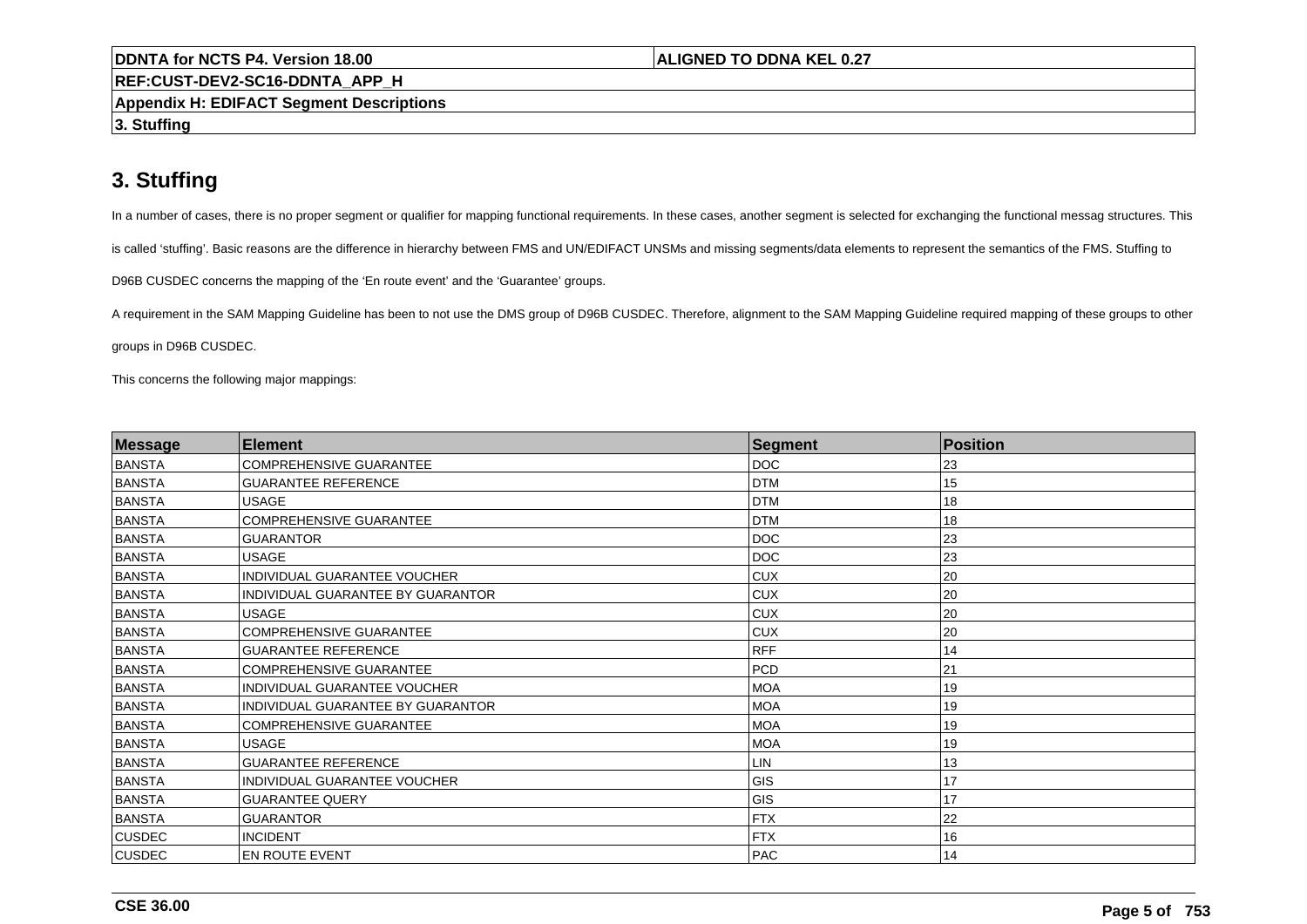# 3. Stuffing

In a number of cases, there is no proper segment or qualifier for mapping functional requirements. In these cases, another segment is selected for exchanging the functional messag structures. This is called 'stuffing'. Basic reasons are the difference in hierarchy between FMS and UN/EDIFACT UNSMs and missing segments/data elements to represent the semantics of the FMS. Stuffing to D96B CUSDEC concerns the mapping of the 'En route event' and the 'Guarantee' groups.

A requirement in the SAM Mapping Guideline has been to not use the DMS group of D96B CUSDEC. Therefore, alignment to the SAM Mapping Guideline required mapping of these groups to other groups in D96B CUSDEC.

This concerns the following major mappings:

| Message | Element | Segment | Position |
|---|---|---|---|
| BANSTA | COMPREHENSIVE GUARANTEE | DOC | 23 |
| BANSTA | GUARANTEE REFERENCE | DTM | 15 |
| BANSTA | USAGE | DTM | 18 |
| BANSTA | COMPREHENSIVE GUARANTEE | DTM | 18 |
| BANSTA | GUARANTOR | DOC | 23 |
| BANSTA | USAGE | DOC | 23 |
| BANSTA | INDIVIDUAL GUARANTEE VOUCHER | CUX | 20 |
| BANSTA | INDIVIDUAL GUARANTEE BY GUARANTOR | CUX | 20 |
| BANSTA | USAGE | CUX | 20 |
| BANSTA | COMPREHENSIVE GUARANTEE | CUX | 20 |
| BANSTA | GUARANTEE REFERENCE | RFF | 14 |
| BANSTA | COMPREHENSIVE GUARANTEE | PCD | 21 |
| BANSTA | INDIVIDUAL GUARANTEE VOUCHER | MOA | 19 |
| BANSTA | INDIVIDUAL GUARANTEE BY GUARANTOR | MOA | 19 |
| BANSTA | COMPREHENSIVE GUARANTEE | MOA | 19 |
| BANSTA | USAGE | MOA | 19 |
| BANSTA | GUARANTEE REFERENCE | LIN | 13 |
| BANSTA | INDIVIDUAL GUARANTEE VOUCHER | GIS | 17 |
| BANSTA | GUARANTEE QUERY | GIS | 17 |
| BANSTA | GUARANTOR | FTX | 22 |
| CUSDEC | INCIDENT | FTX | 16 |
| CUSDEC | EN ROUTE EVENT | PAC | 14 |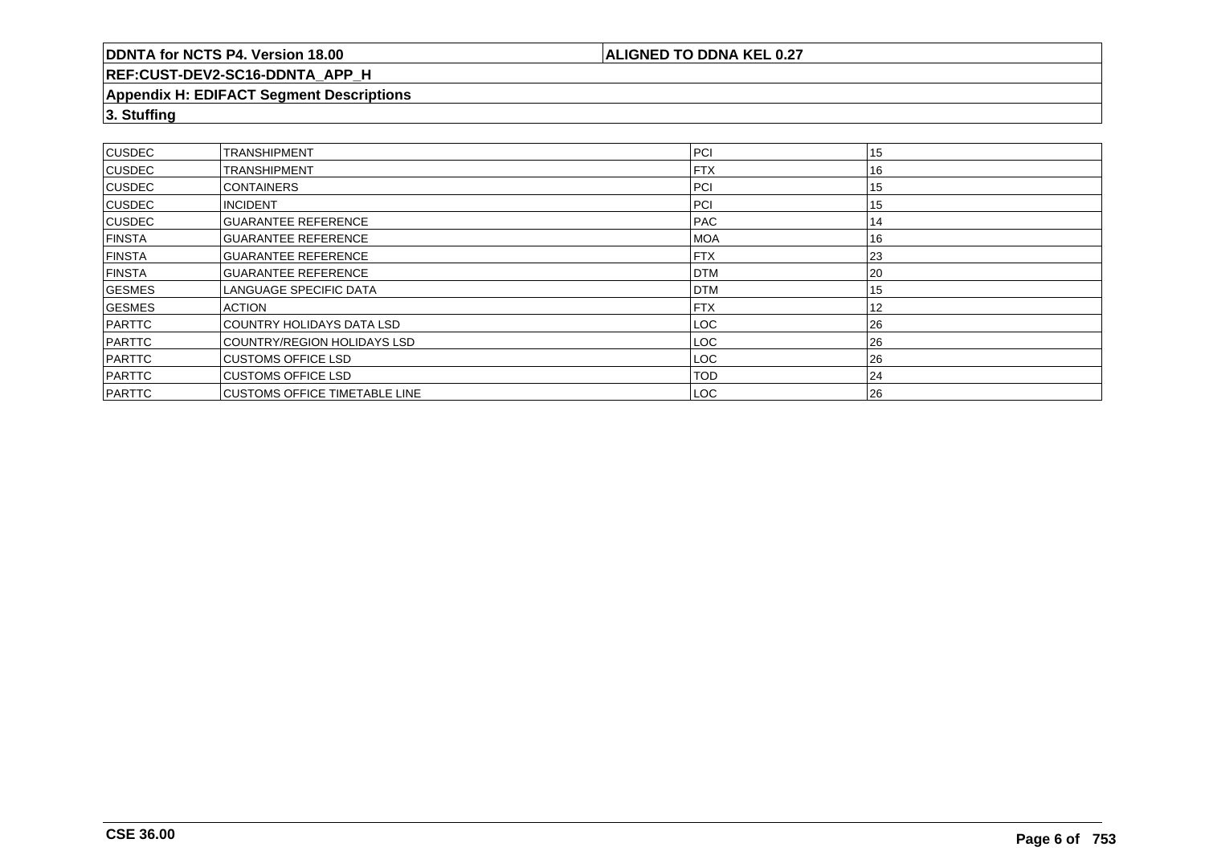## 3. Stuffing

| | | | |
|---|---|---|---|
| CUSDEC | TRANSHIPMENT | PCI | 15 |
| CUSDEC | TRANSHIPMENT | FTX | 16 |
| CUSDEC | CONTAINERS | PCI | 15 |
| CUSDEC | INCIDENT | PCI | 15 |
| CUSDEC | GUARANTEE REFERENCE | PAC | 14 |
| FINSTA | GUARANTEE REFERENCE | MOA | 16 |
| FINSTA | GUARANTEE REFERENCE | FTX | 23 |
| FINSTA | GUARANTEE REFERENCE | DTM | 20 |
| GESMES | LANGUAGE SPECIFIC DATA | DTM | 15 |
| GESMES | ACTION | FTX | 12 |
| PARTTC | COUNTRY HOLIDAYS DATA LSD | LOC | 26 |
| PARTTC | COUNTRY/REGION HOLIDAYS LSD | LOC | 26 |
| PARTTC | CUSTOMS OFFICE LSD | LOC | 26 |
| PARTTC | CUSTOMS OFFICE LSD | TOD | 24 |
| PARTTC | CUSTOMS OFFICE TIMETABLE LINE | LOC | 26 |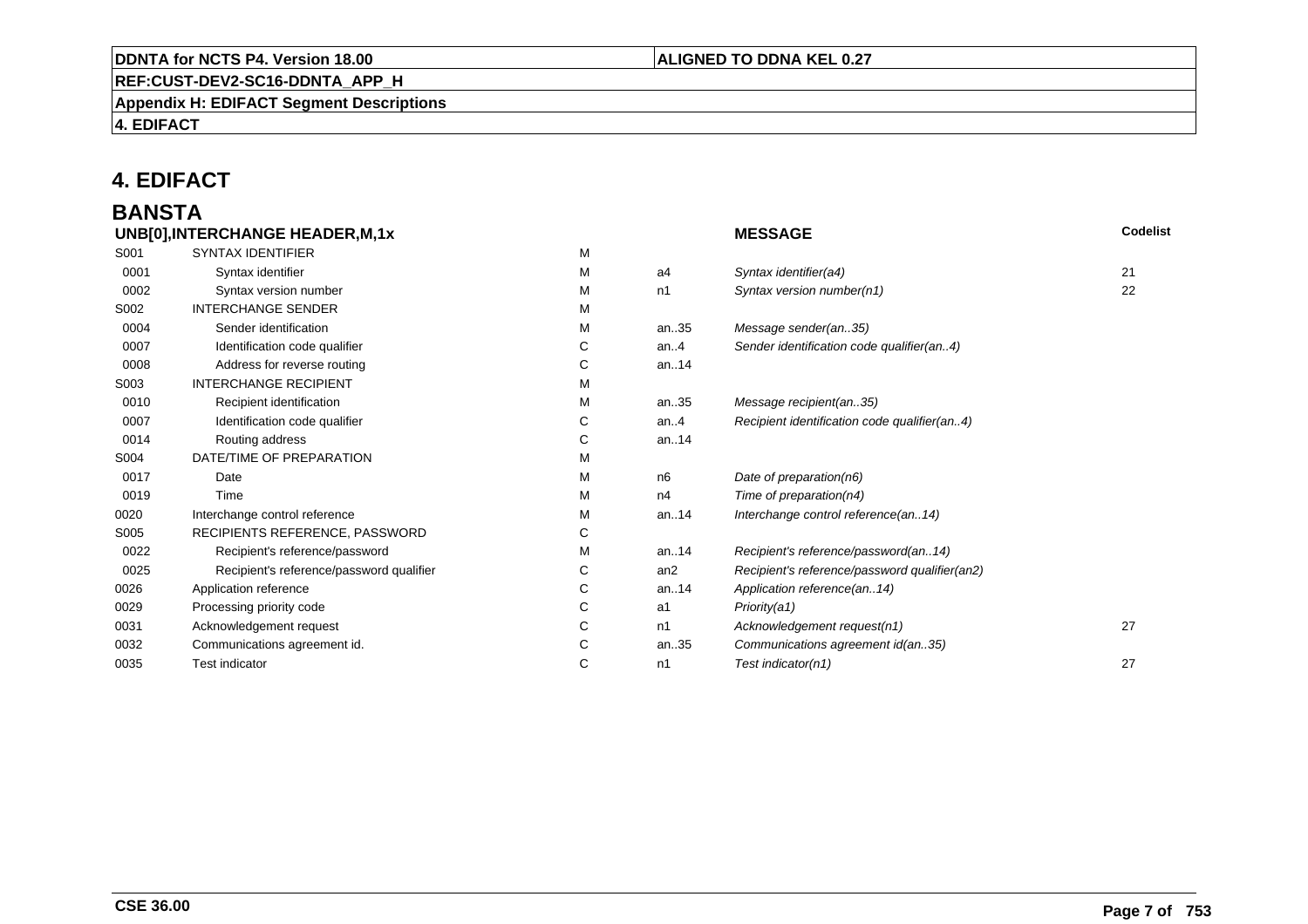# 4. EDIFACT

## BANSTA

| UNB[0],INTERCHANGE HEADER,M,1x | | | | MESSAGE | Codelist |
|---|---|---|---|---|---|
| S001 | SYNTAX IDENTIFIER | M | | | |
| 0001 | Syntax identifier | M | a4 | *Syntax identifier(a4)* | 21 |
| 0002 | Syntax version number | M | n1 | *Syntax version number(n1)* | 22 |
| S002 | INTERCHANGE SENDER | M | | | |
| 0004 | Sender identification | M | an..35 | *Message sender(an..35)* | |
| 0007 | Identification code qualifier | C | an..4 | *Sender identification code qualifier(an..4)* | |
| 0008 | Address for reverse routing | C | an..14 | | |
| S003 | INTERCHANGE RECIPIENT | M | | | |
| 0010 | Recipient identification | M | an..35 | *Message recipient(an..35)* | |
| 0007 | Identification code qualifier | C | an..4 | *Recipient identification code qualifier(an..4)* | |
| 0014 | Routing address | C | an..14 | | |
| S004 | DATE/TIME OF PREPARATION | M | | | |
| 0017 | Date | M | n6 | *Date of preparation(n6)* | |
| 0019 | Time | M | n4 | *Time of preparation(n4)* | |
| 0020 | Interchange control reference | M | an..14 | *Interchange control reference(an..14)* | |
| S005 | RECIPIENTS REFERENCE, PASSWORD | C | | | |
| 0022 | Recipient's reference/password | M | an..14 | *Recipient's reference/password(an..14)* | |
| 0025 | Recipient's reference/password qualifier | C | an2 | *Recipient's reference/password qualifier(an2)* | |
| 0026 | Application reference | C | an..14 | *Application reference(an..14)* | |
| 0029 | Processing priority code | C | a1 | *Priority(a1)* | |
| 0031 | Acknowledgement request | C | n1 | *Acknowledgement request(n1)* | 27 |
| 0032 | Communications agreement id. | C | an..35 | *Communications agreement id(an..35)* | |
| 0035 | Test indicator | C | n1 | *Test indicator(n1)* | 27 |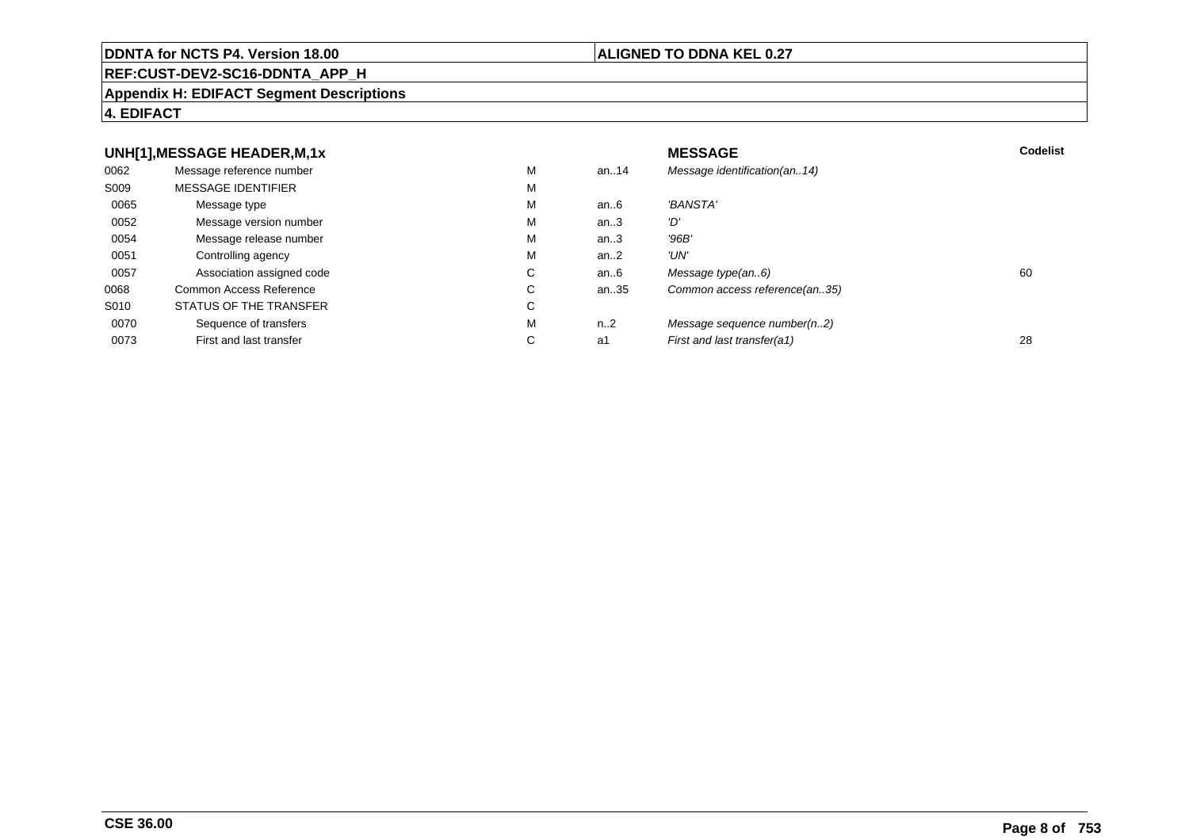### UNH[1],MESSAGE HEADER,M,1x

| | | | | MESSAGE | Codelist |
|---|---|---|---|---|---|
| 0062 | Message reference number | M | an..14 | *Message identification(an..14)* | |
| S009 | MESSAGE IDENTIFIER | M | | | |
| 0065 | Message type | M | an..6 | *'BANSTA'* | |
| 0052 | Message version number | M | an..3 | *'D'* | |
| 0054 | Message release number | M | an..3 | *'96B'* | |
| 0051 | Controlling agency | M | an..2 | *'UN'* | |
| 0057 | Association assigned code | C | an..6 | *Message type(an..6)* | 60 |
| 0068 | Common Access Reference | C | an..35 | *Common access reference(an..35)* | |
| S010 | STATUS OF THE TRANSFER | C | | | |
| 0070 | Sequence of transfers | M | n..2 | *Message sequence number(n..2)* | |
| 0073 | First and last transfer | C | a1 | *First and last transfer(a1)* | 28 |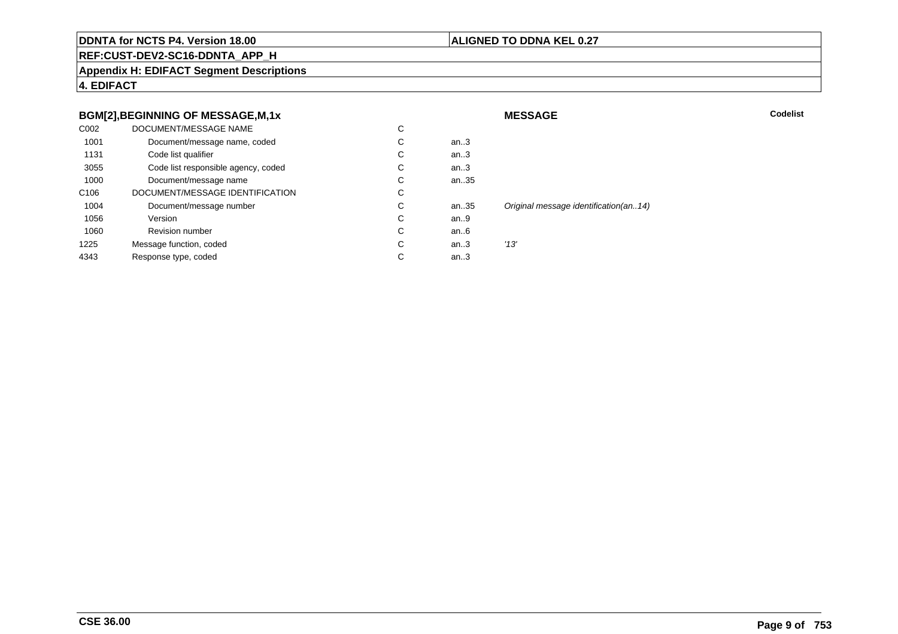**DDNTA for NCTS P4. Version 18.00** | **ALIGNED TO DDNA KEL 0.27**

**REF:CUST-DEV2-SC16-DDNTA_APP_H**

**Appendix H: EDIFACT Segment Descriptions**

**4. EDIFACT**

### BGM[2],BEGINNING OF MESSAGE,M,1x

**MESSAGE** | **Codelist**

| | | | | | |
|---|---|---|---|---|---|
| C002 | DOCUMENT/MESSAGE NAME | C | | | |
| 1001 | Document/message name, coded | C | an..3 | | |
| 1131 | Code list qualifier | C | an..3 | | |
| 3055 | Code list responsible agency, coded | C | an..3 | | |
| 1000 | Document/message name | C | an..35 | | |
| C106 | DOCUMENT/MESSAGE IDENTIFICATION | C | | | |
| 1004 | Document/message number | C | an..35 | *Original message identification(an..14)* | |
| 1056 | Version | C | an..9 | | |
| 1060 | Revision number | C | an..6 | | |
| 1225 | Message function, coded | C | an..3 | *'13'* | |
| 4343 | Response type, coded | C | an..3 | | |

**CSE 36.00**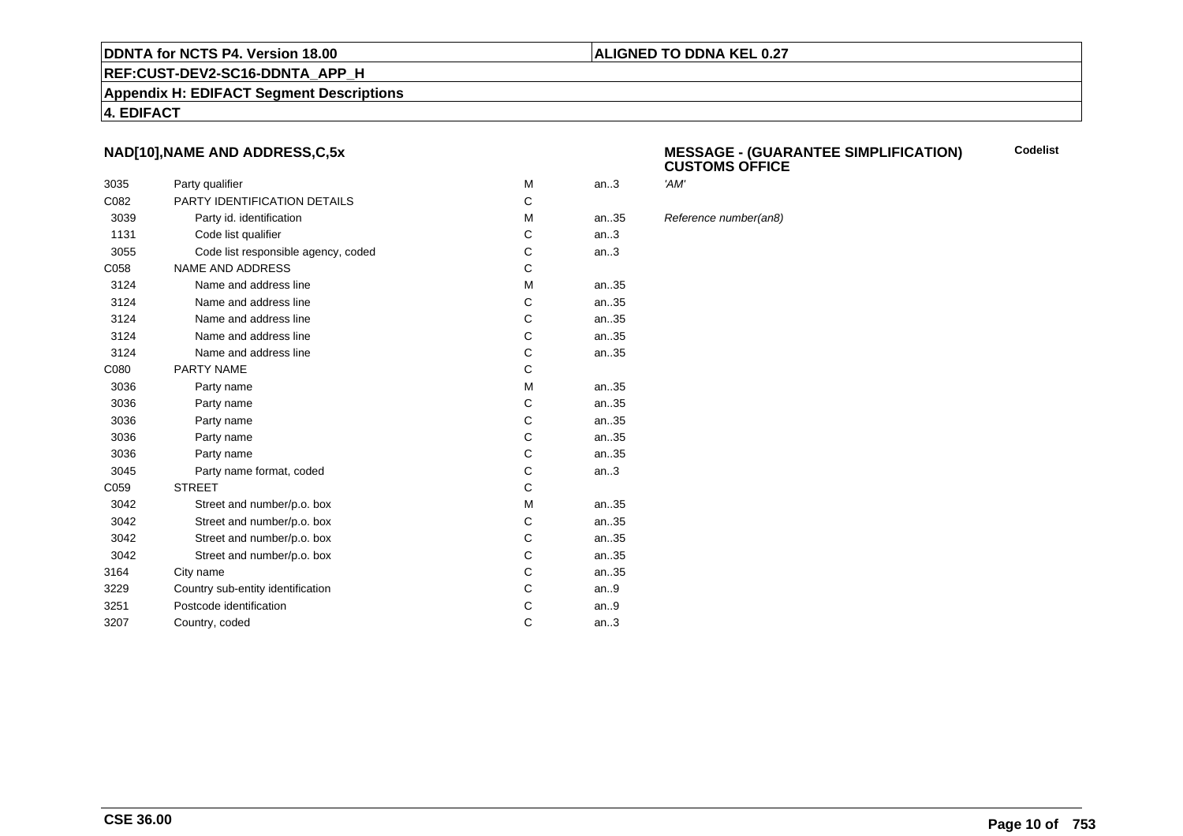**DDNTA for NCTS P4. Version 18.00**

**ALIGNED TO DDNA KEL 0.27**

**REF:CUST-DEV2-SC16-DDNTA_APP_H**

**Appendix H: EDIFACT Segment Descriptions**

**4. EDIFACT**

### NAD[10],NAME AND ADDRESS,C,5x

**MESSAGE - (GUARANTEE SIMPLIFICATION) CUSTOMS OFFICE**

| | | | | | Codelist |
|---|---|---|---|---|---|
| 3035 | Party qualifier | M | an..3 | *'AM'* | |
| C082 | PARTY IDENTIFICATION DETAILS | C | | | |
| 3039 | Party id. identification | M | an..35 | *Reference number(an8)* | |
| 1131 | Code list qualifier | C | an..3 | | |
| 3055 | Code list responsible agency, coded | C | an..3 | | |
| C058 | NAME AND ADDRESS | C | | | |
| 3124 | Name and address line | M | an..35 | | |
| 3124 | Name and address line | C | an..35 | | |
| 3124 | Name and address line | C | an..35 | | |
| 3124 | Name and address line | C | an..35 | | |
| 3124 | Name and address line | C | an..35 | | |
| C080 | PARTY NAME | C | | | |
| 3036 | Party name | M | an..35 | | |
| 3036 | Party name | C | an..35 | | |
| 3036 | Party name | C | an..35 | | |
| 3036 | Party name | C | an..35 | | |
| 3036 | Party name | C | an..35 | | |
| 3045 | Party name format, coded | C | an..3 | | |
| C059 | STREET | C | | | |
| 3042 | Street and number/p.o. box | M | an..35 | | |
| 3042 | Street and number/p.o. box | C | an..35 | | |
| 3042 | Street and number/p.o. box | C | an..35 | | |
| 3042 | Street and number/p.o. box | C | an..35 | | |
| 3164 | City name | C | an..35 | | |
| 3229 | Country sub-entity identification | C | an..9 | | |
| 3251 | Postcode identification | C | an..9 | | |
| 3207 | Country, coded | C | an..3 | | |

**CSE 36.00**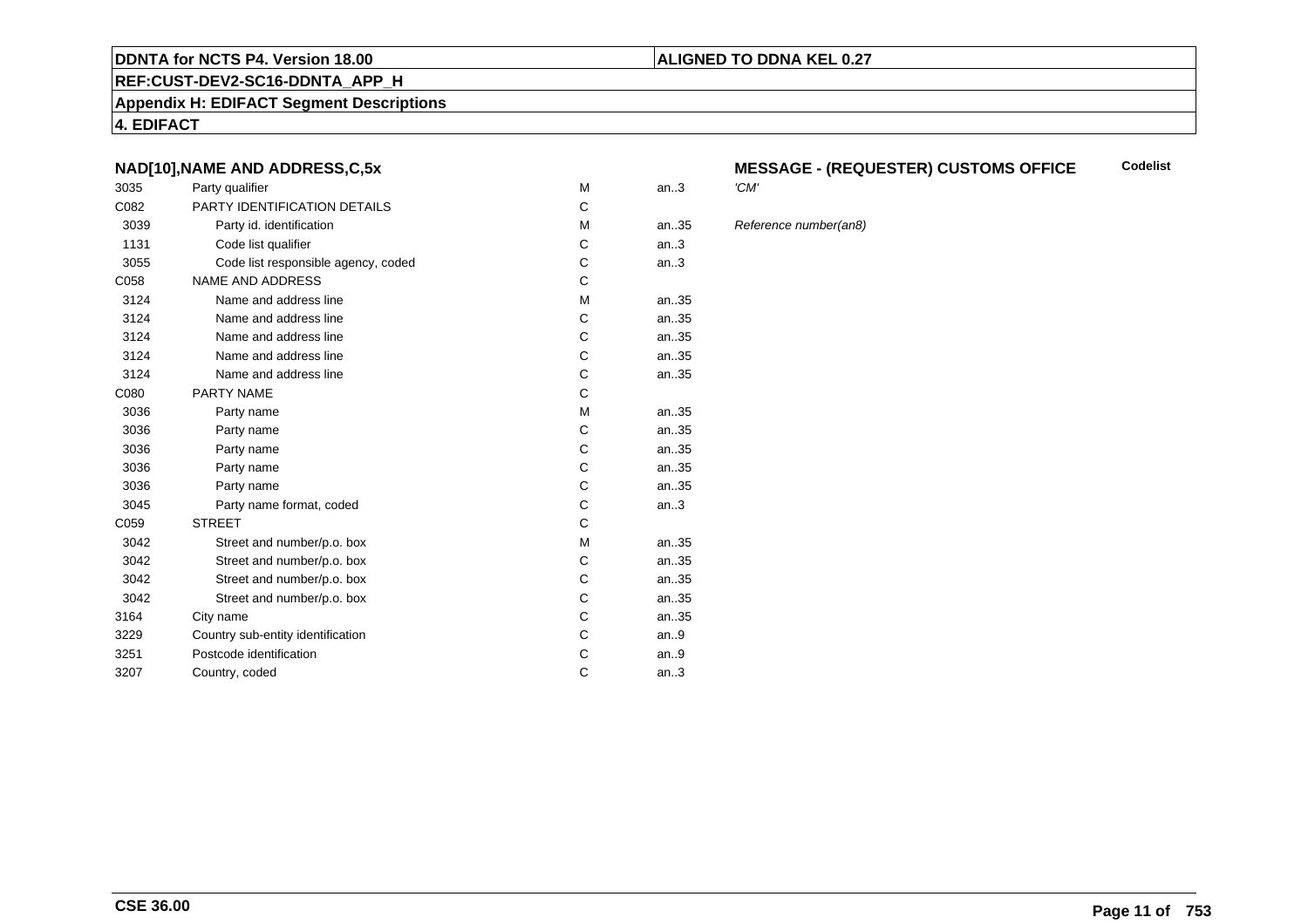**DDNTA for NCTS P4. Version 18.00** | **ALIGNED TO DDNA KEL 0.27**

**REF:CUST-DEV2-SC16-DDNTA_APP_H**

**Appendix H: EDIFACT Segment Descriptions**

**4. EDIFACT**

### NAD[10],NAME AND ADDRESS,C,5x — MESSAGE - (REQUESTER) CUSTOMS OFFICE

| | | | | | Codelist |
|---|---|---|---|---|---|
| 3035 | Party qualifier | M | an..3 | *'CM'* | |
| C082 | PARTY IDENTIFICATION DETAILS | C | | | |
| 3039 | Party id. identification | M | an..35 | *Reference number(an8)* | |
| 1131 | Code list qualifier | C | an..3 | | |
| 3055 | Code list responsible agency, coded | C | an..3 | | |
| C058 | NAME AND ADDRESS | C | | | |
| 3124 | Name and address line | M | an..35 | | |
| 3124 | Name and address line | C | an..35 | | |
| 3124 | Name and address line | C | an..35 | | |
| 3124 | Name and address line | C | an..35 | | |
| 3124 | Name and address line | C | an..35 | | |
| C080 | PARTY NAME | C | | | |
| 3036 | Party name | M | an..35 | | |
| 3036 | Party name | C | an..35 | | |
| 3036 | Party name | C | an..35 | | |
| 3036 | Party name | C | an..35 | | |
| 3036 | Party name | C | an..35 | | |
| 3045 | Party name format, coded | C | an..3 | | |
| C059 | STREET | C | | | |
| 3042 | Street and number/p.o. box | M | an..35 | | |
| 3042 | Street and number/p.o. box | C | an..35 | | |
| 3042 | Street and number/p.o. box | C | an..35 | | |
| 3042 | Street and number/p.o. box | C | an..35 | | |
| 3164 | City name | C | an..35 | | |
| 3229 | Country sub-entity identification | C | an..9 | | |
| 3251 | Postcode identification | C | an..9 | | |
| 3207 | Country, coded | C | an..3 | | |

**CSE 36.00**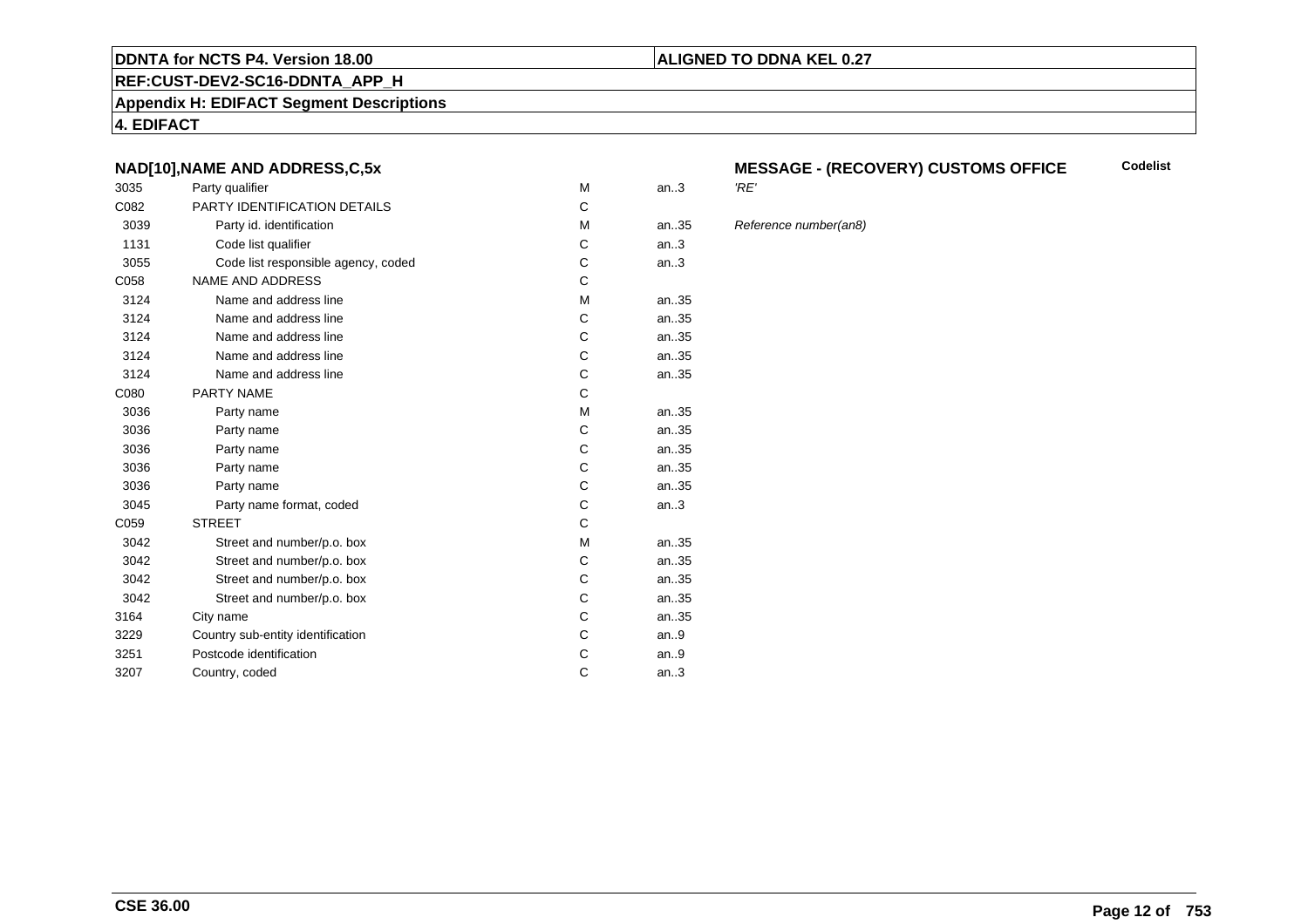**DDNTA for NCTS P4. Version 18.00** | **ALIGNED TO DDNA KEL 0.27**

**REF:CUST-DEV2-SC16-DDNTA_APP_H**

**Appendix H: EDIFACT Segment Descriptions**

**4. EDIFACT**

### NAD[10],NAME AND ADDRESS,C,5x

**MESSAGE - (RECOVERY) CUSTOMS OFFICE** — **Codelist**

| Code | Name | Status | Format | Notes |
|---|---|---|---|---|
| 3035 | Party qualifier | M | an..3 | *'RE'* |
| C082 | PARTY IDENTIFICATION DETAILS | C | | |
| 3039 | Party id. identification | M | an..35 | *Reference number(an8)* |
| 1131 | Code list qualifier | C | an..3 | |
| 3055 | Code list responsible agency, coded | C | an..3 | |
| C058 | NAME AND ADDRESS | C | | |
| 3124 | Name and address line | M | an..35 | |
| 3124 | Name and address line | C | an..35 | |
| 3124 | Name and address line | C | an..35 | |
| 3124 | Name and address line | C | an..35 | |
| 3124 | Name and address line | C | an..35 | |
| C080 | PARTY NAME | C | | |
| 3036 | Party name | M | an..35 | |
| 3036 | Party name | C | an..35 | |
| 3036 | Party name | C | an..35 | |
| 3036 | Party name | C | an..35 | |
| 3036 | Party name | C | an..35 | |
| 3045 | Party name format, coded | C | an..3 | |
| C059 | STREET | C | | |
| 3042 | Street and number/p.o. box | M | an..35 | |
| 3042 | Street and number/p.o. box | C | an..35 | |
| 3042 | Street and number/p.o. box | C | an..35 | |
| 3042 | Street and number/p.o. box | C | an..35 | |
| 3164 | City name | C | an..35 | |
| 3229 | Country sub-entity identification | C | an..9 | |
| 3251 | Postcode identification | C | an..9 | |
| 3207 | Country, coded | C | an..3 | |

**CSE 36.00**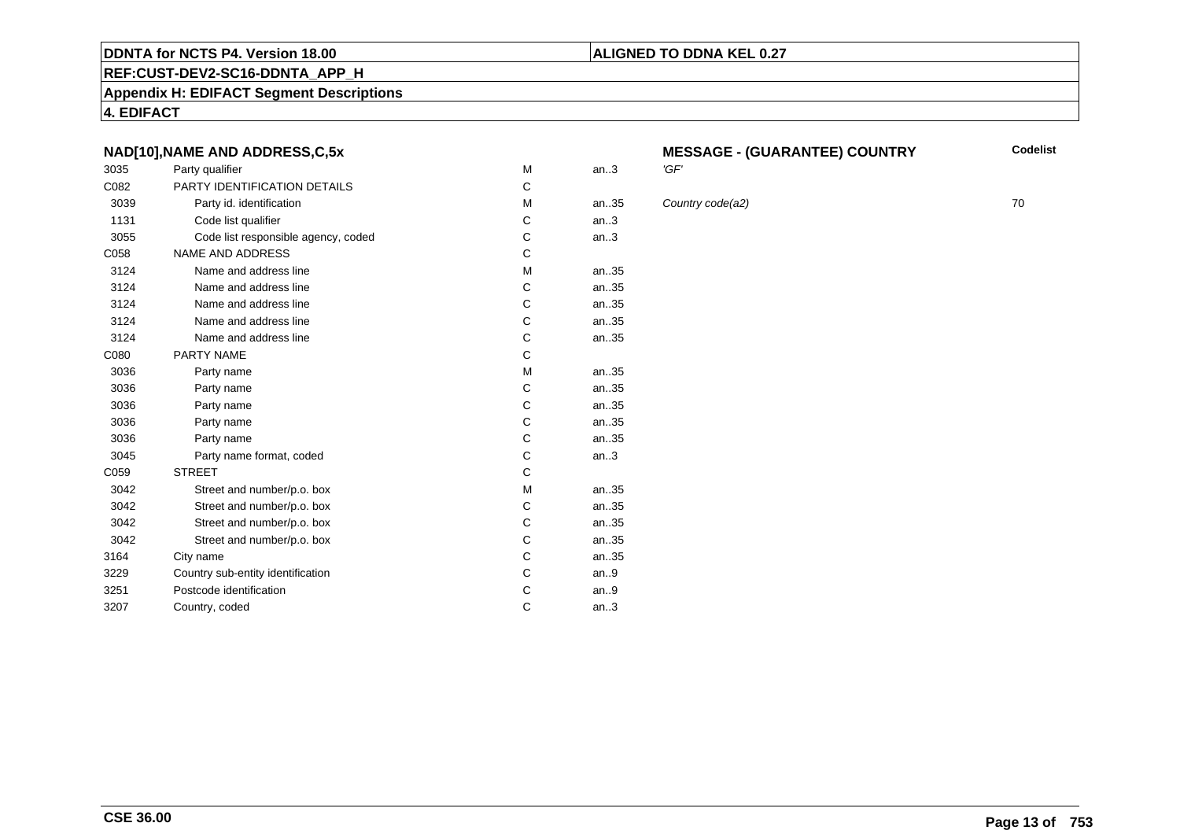**DDNTA for NCTS P4. Version 18.00** | **ALIGNED TO DDNA KEL 0.27**

**REF:CUST-DEV2-SC16-DDNTA_APP_H**

**Appendix H: EDIFACT Segment Descriptions**

**4. EDIFACT**

### NAD[10],NAME AND ADDRESS,C,5x

**MESSAGE - (GUARANTEE) COUNTRY**

| Tag | Name | Status | Format | Description | Codelist |
|---|---|---|---|---|---|
| 3035 | Party qualifier | M | an..3 | *'GF'* | |
| C082 | PARTY IDENTIFICATION DETAILS | C | | | |
| 3039 | Party id. identification | M | an..35 | *Country code(a2)* | 70 |
| 1131 | Code list qualifier | C | an..3 | | |
| 3055 | Code list responsible agency, coded | C | an..3 | | |
| C058 | NAME AND ADDRESS | C | | | |
| 3124 | Name and address line | M | an..35 | | |
| 3124 | Name and address line | C | an..35 | | |
| 3124 | Name and address line | C | an..35 | | |
| 3124 | Name and address line | C | an..35 | | |
| 3124 | Name and address line | C | an..35 | | |
| C080 | PARTY NAME | C | | | |
| 3036 | Party name | M | an..35 | | |
| 3036 | Party name | C | an..35 | | |
| 3036 | Party name | C | an..35 | | |
| 3036 | Party name | C | an..35 | | |
| 3036 | Party name | C | an..35 | | |
| 3045 | Party name format, coded | C | an..3 | | |
| C059 | STREET | C | | | |
| 3042 | Street and number/p.o. box | M | an..35 | | |
| 3042 | Street and number/p.o. box | C | an..35 | | |
| 3042 | Street and number/p.o. box | C | an..35 | | |
| 3042 | Street and number/p.o. box | C | an..35 | | |
| 3164 | City name | C | an..35 | | |
| 3229 | Country sub-entity identification | C | an..9 | | |
| 3251 | Postcode identification | C | an..9 | | |
| 3207 | Country, coded | C | an..3 | | |

**CSE 36.00**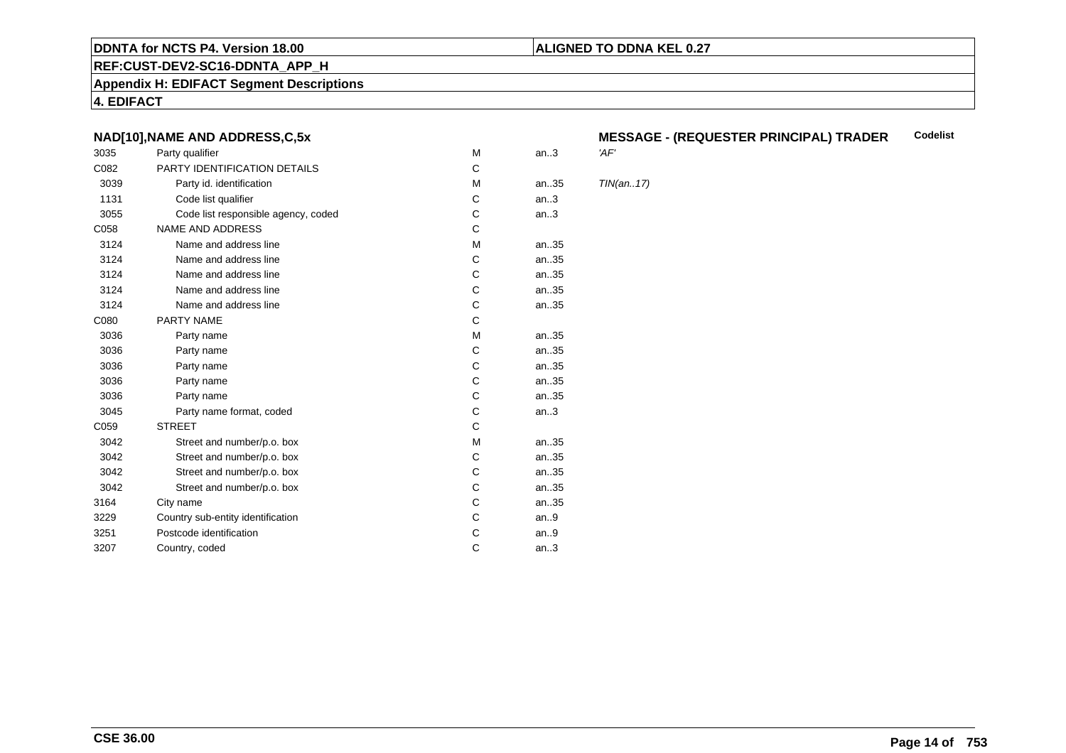**DDNTA for NCTS P4. Version 18.00** | **ALIGNED TO DDNA KEL 0.27**

**REF:CUST-DEV2-SC16-DDNTA_APP_H**

**Appendix H: EDIFACT Segment Descriptions**

**4. EDIFACT**

### NAD[10],NAME AND ADDRESS,C,5x

**MESSAGE - (REQUESTER PRINCIPAL) TRADER** — **Codelist**

| | | | | |
|---|---|---|---|---|
| 3035 | Party qualifier | M | an..3 | 'AF' |
| C082 | PARTY IDENTIFICATION DETAILS | C | | |
| 3039 | Party id. identification | M | an..35 | TIN(an..17) |
| 1131 | Code list qualifier | C | an..3 | |
| 3055 | Code list responsible agency, coded | C | an..3 | |
| C058 | NAME AND ADDRESS | C | | |
| 3124 | Name and address line | M | an..35 | |
| 3124 | Name and address line | C | an..35 | |
| 3124 | Name and address line | C | an..35 | |
| 3124 | Name and address line | C | an..35 | |
| 3124 | Name and address line | C | an..35 | |
| C080 | PARTY NAME | C | | |
| 3036 | Party name | M | an..35 | |
| 3036 | Party name | C | an..35 | |
| 3036 | Party name | C | an..35 | |
| 3036 | Party name | C | an..35 | |
| 3036 | Party name | C | an..35 | |
| 3045 | Party name format, coded | C | an..3 | |
| C059 | STREET | C | | |
| 3042 | Street and number/p.o. box | M | an..35 | |
| 3042 | Street and number/p.o. box | C | an..35 | |
| 3042 | Street and number/p.o. box | C | an..35 | |
| 3042 | Street and number/p.o. box | C | an..35 | |
| 3164 | City name | C | an..35 | |
| 3229 | Country sub-entity identification | C | an..9 | |
| 3251 | Postcode identification | C | an..9 | |
| 3207 | Country, coded | C | an..3 | |

**CSE 36.00**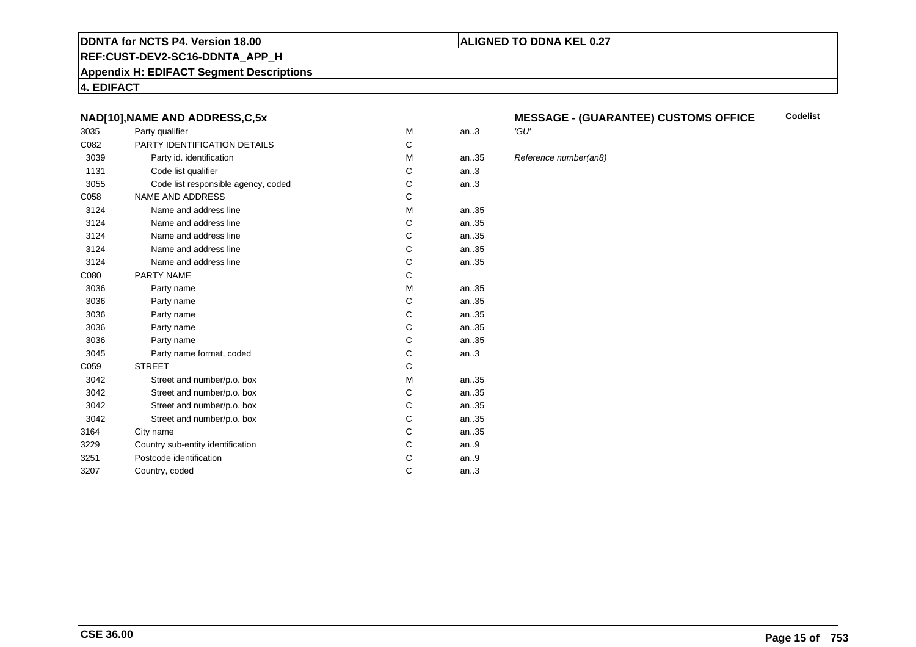**DDNTA for NCTS P4. Version 18.00** | **ALIGNED TO DDNA KEL 0.27**

**REF:CUST-DEV2-SC16-DDNTA_APP_H**

**Appendix H: EDIFACT Segment Descriptions**

**4. EDIFACT**

### NAD[10],NAME AND ADDRESS,C,5x

**MESSAGE - (GUARANTEE) CUSTOMS OFFICE** — **Codelist**

| Tag | Name | Status | Format | Remarks |
|---|---|---|---|---|
| 3035 | Party qualifier | M | an..3 | *'GU'* |
| C082 | PARTY IDENTIFICATION DETAILS | C | | |
| 3039 | Party id. identification | M | an..35 | *Reference number(an8)* |
| 1131 | Code list qualifier | C | an..3 | |
| 3055 | Code list responsible agency, coded | C | an..3 | |
| C058 | NAME AND ADDRESS | C | | |
| 3124 | Name and address line | M | an..35 | |
| 3124 | Name and address line | C | an..35 | |
| 3124 | Name and address line | C | an..35 | |
| 3124 | Name and address line | C | an..35 | |
| 3124 | Name and address line | C | an..35 | |
| C080 | PARTY NAME | C | | |
| 3036 | Party name | M | an..35 | |
| 3036 | Party name | C | an..35 | |
| 3036 | Party name | C | an..35 | |
| 3036 | Party name | C | an..35 | |
| 3036 | Party name | C | an..35 | |
| 3045 | Party name format, coded | C | an..3 | |
| C059 | STREET | C | | |
| 3042 | Street and number/p.o. box | M | an..35 | |
| 3042 | Street and number/p.o. box | C | an..35 | |
| 3042 | Street and number/p.o. box | C | an..35 | |
| 3042 | Street and number/p.o. box | C | an..35 | |
| 3164 | City name | C | an..35 | |
| 3229 | Country sub-entity identification | C | an..9 | |
| 3251 | Postcode identification | C | an..9 | |
| 3207 | Country, coded | C | an..3 | |

**CSE 36.00**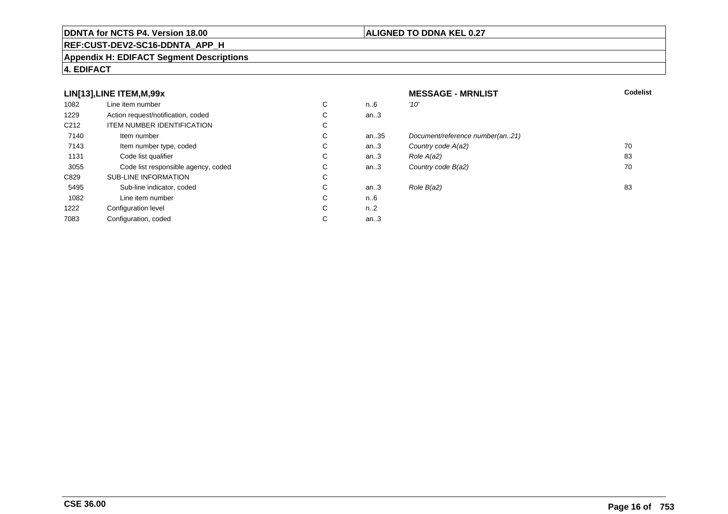## LIN[13],LINE ITEM,M,99x

**MESSAGE - MRNLIST**

| | | | | | Codelist |
|---|---|---|---|---|---|
| 1082 | Line item number | C | n..6 | *'10'* | |
| 1229 | Action request/notification, coded | C | an..3 | | |
| C212 | ITEM NUMBER IDENTIFICATION | C | | | |
| 7140 | Item number | C | an..35 | *Document/reference number(an..21)* | |
| 7143 | Item number type, coded | C | an..3 | *Country code A(a2)* | 70 |
| 1131 | Code list qualifier | C | an..3 | *Role A(a2)* | 83 |
| 3055 | Code list responsible agency, coded | C | an..3 | *Country code B(a2)* | 70 |
| C829 | SUB-LINE INFORMATION | C | | | |
| 5495 | Sub-line indicator, coded | C | an..3 | *Role B(a2)* | 83 |
| 1082 | Line item number | C | n..6 | | |
| 1222 | Configuration level | C | n..2 | | |
| 7083 | Configuration, coded | C | an..3 | | |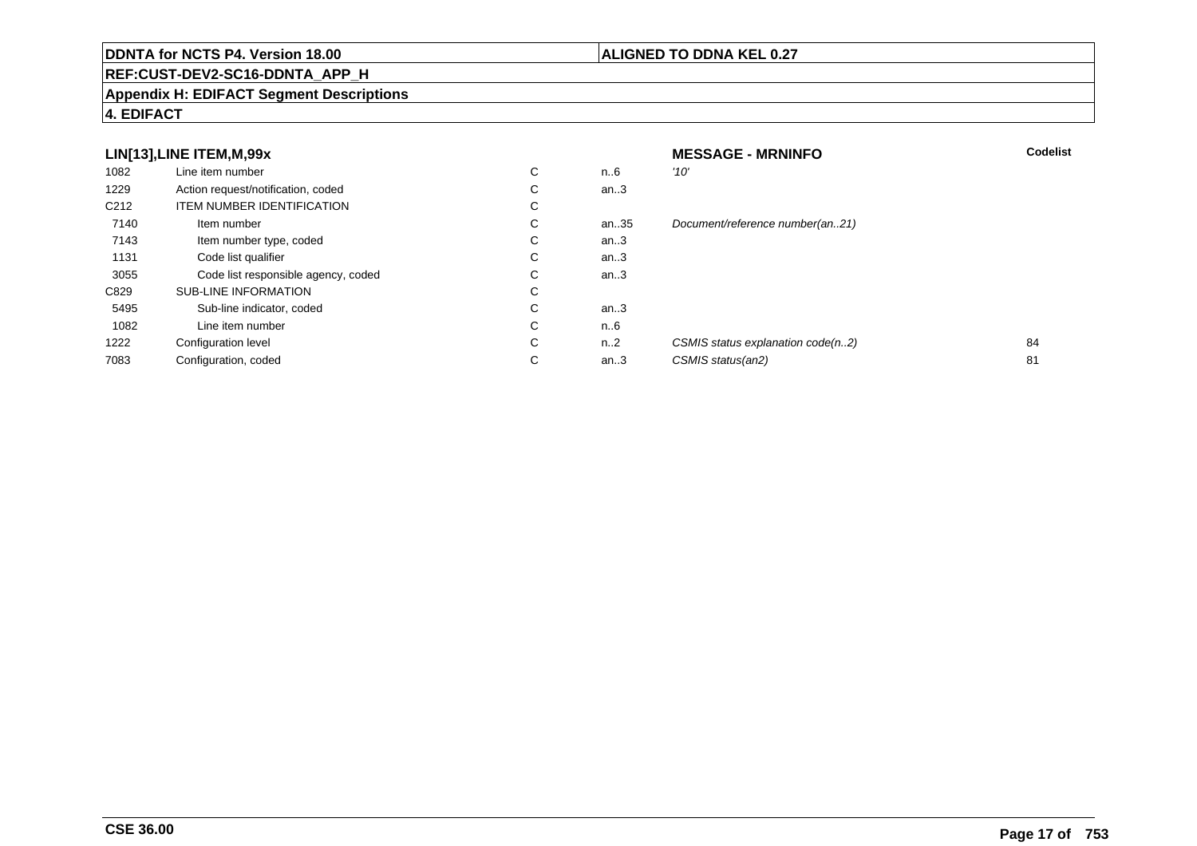**DDNTA for NCTS P4. Version 18.00** | **ALIGNED TO DDNA KEL 0.27**

**REF:CUST-DEV2-SC16-DDNTA_APP_H**

**Appendix H: EDIFACT Segment Descriptions**

**4. EDIFACT**

| LIN[13],LINE ITEM,M,99x | | | | MESSAGE - MRNINFO | Codelist |
|---|---|---|---|---|---|
| 1082 | Line item number | C | n..6 | *'10'* | |
| 1229 | Action request/notification, coded | C | an..3 | | |
| C212 | ITEM NUMBER IDENTIFICATION | C | | | |
| 7140 | Item number | C | an..35 | *Document/reference number(an..21)* | |
| 7143 | Item number type, coded | C | an..3 | | |
| 1131 | Code list qualifier | C | an..3 | | |
| 3055 | Code list responsible agency, coded | C | an..3 | | |
| C829 | SUB-LINE INFORMATION | C | | | |
| 5495 | Sub-line indicator, coded | C | an..3 | | |
| 1082 | Line item number | C | n..6 | | |
| 1222 | Configuration level | C | n..2 | *CSMIS status explanation code(n..2)* | 84 |
| 7083 | Configuration, coded | C | an..3 | *CSMIS status(an2)* | 81 |

**CSE 36.00**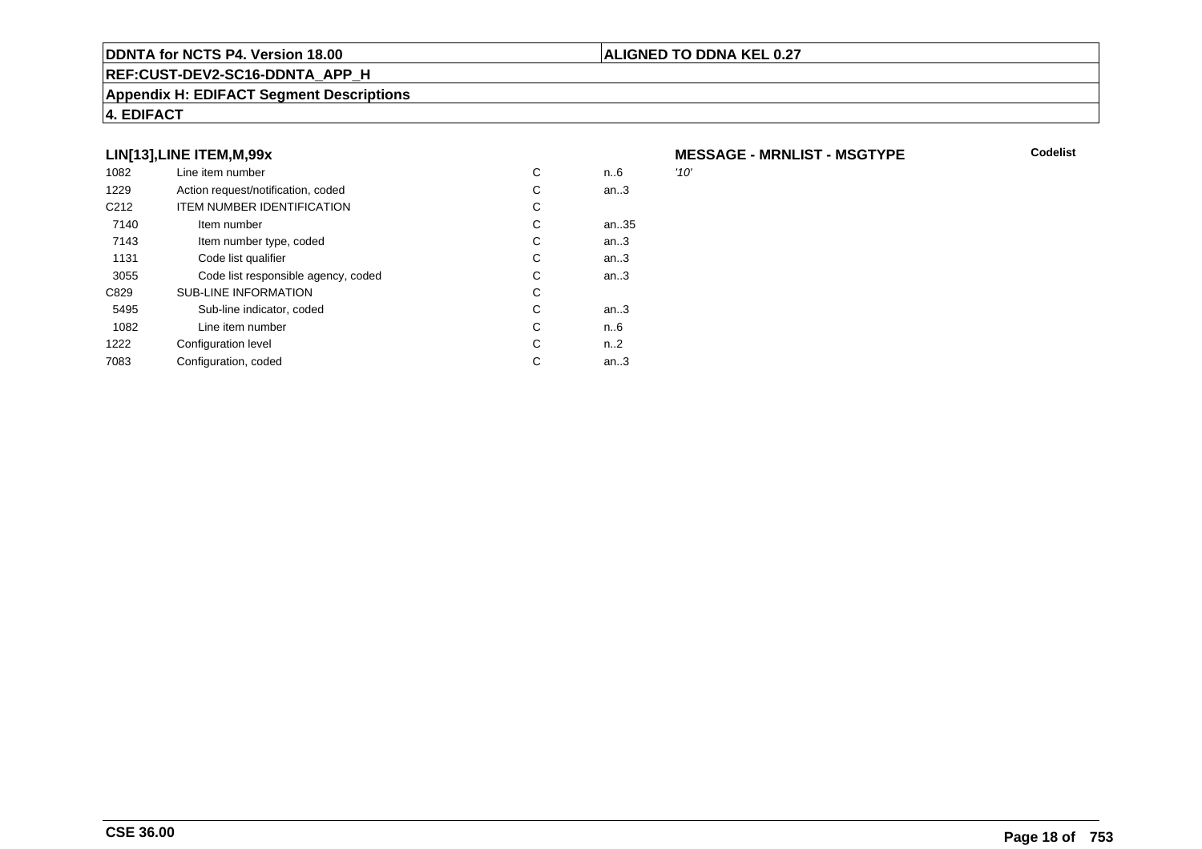DDNTA for NCTS P4. Version 18.00

ALIGNED TO DDNA KEL 0.27

REF:CUST-DEV2-SC16-DDNTA_APP_H

Appendix H: EDIFACT Segment Descriptions

4. EDIFACT

### LIN[13],LINE ITEM,M,99x

**MESSAGE - MRNLIST - MSGTYPE**

**Codelist**

| | | | | |
|---|---|---|---|---|
| 1082 | Line item number | C | n..6 | '10' |
| 1229 | Action request/notification, coded | C | an..3 | |
| C212 | ITEM NUMBER IDENTIFICATION | C | | |
| 7140 | Item number | C | an..35 | |
| 7143 | Item number type, coded | C | an..3 | |
| 1131 | Code list qualifier | C | an..3 | |
| 3055 | Code list responsible agency, coded | C | an..3 | |
| C829 | SUB-LINE INFORMATION | C | | |
| 5495 | Sub-line indicator, coded | C | an..3 | |
| 1082 | Line item number | C | n..6 | |
| 1222 | Configuration level | C | n..2 | |
| 7083 | Configuration, coded | C | an..3 | |

CSE 36.00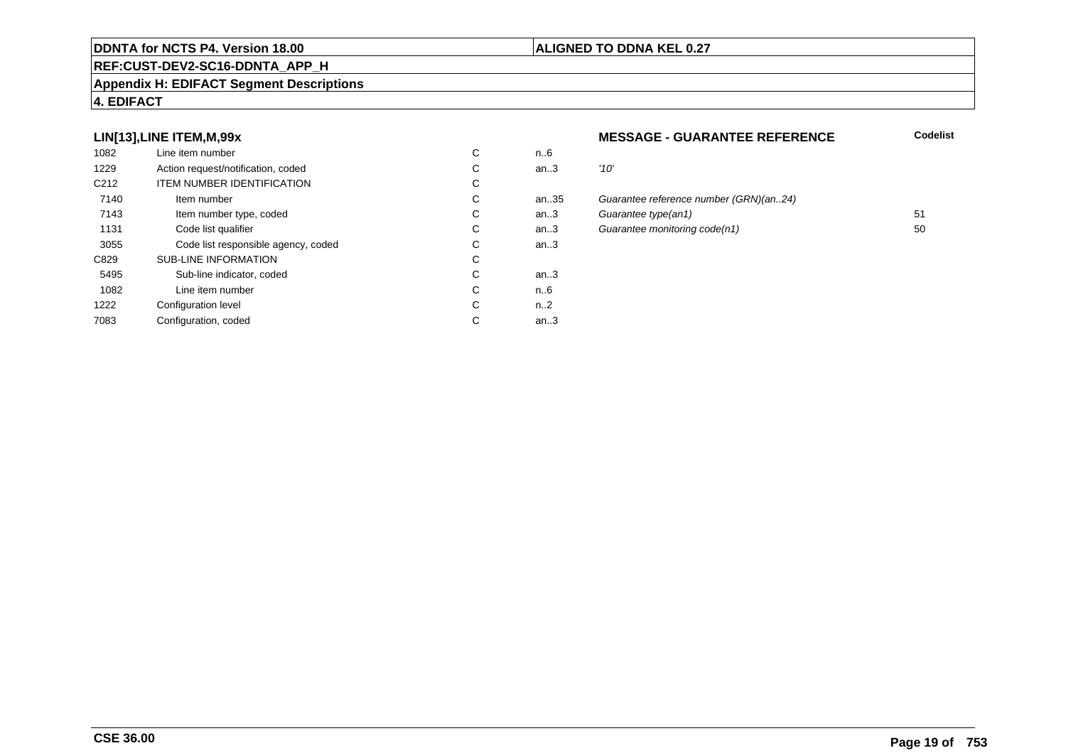**DDNTA for NCTS P4. Version 18.00** | **ALIGNED TO DDNA KEL 0.27**

**REF:CUST-DEV2-SC16-DDNTA_APP_H**

**Appendix H: EDIFACT Segment Descriptions**

**4. EDIFACT**

| LIN[13],LINE ITEM,M,99x | | | | MESSAGE - GUARANTEE REFERENCE | Codelist |
|---|---|---|---|---|---|
| 1082 | Line item number | C | n..6 | | |
| 1229 | Action request/notification, coded | C | an..3 | *'10'* | |
| C212 | ITEM NUMBER IDENTIFICATION | C | | | |
| 7140 | Item number | C | an..35 | *Guarantee reference number (GRN)(an..24)* | |
| 7143 | Item number type, coded | C | an..3 | *Guarantee type(an1)* | 51 |
| 1131 | Code list qualifier | C | an..3 | *Guarantee monitoring code(n1)* | 50 |
| 3055 | Code list responsible agency, coded | C | an..3 | | |
| C829 | SUB-LINE INFORMATION | C | | | |
| 5495 | Sub-line indicator, coded | C | an..3 | | |
| 1082 | Line item number | C | n..6 | | |
| 1222 | Configuration level | C | n..2 | | |
| 7083 | Configuration, coded | C | an..3 | | |

**CSE 36.00**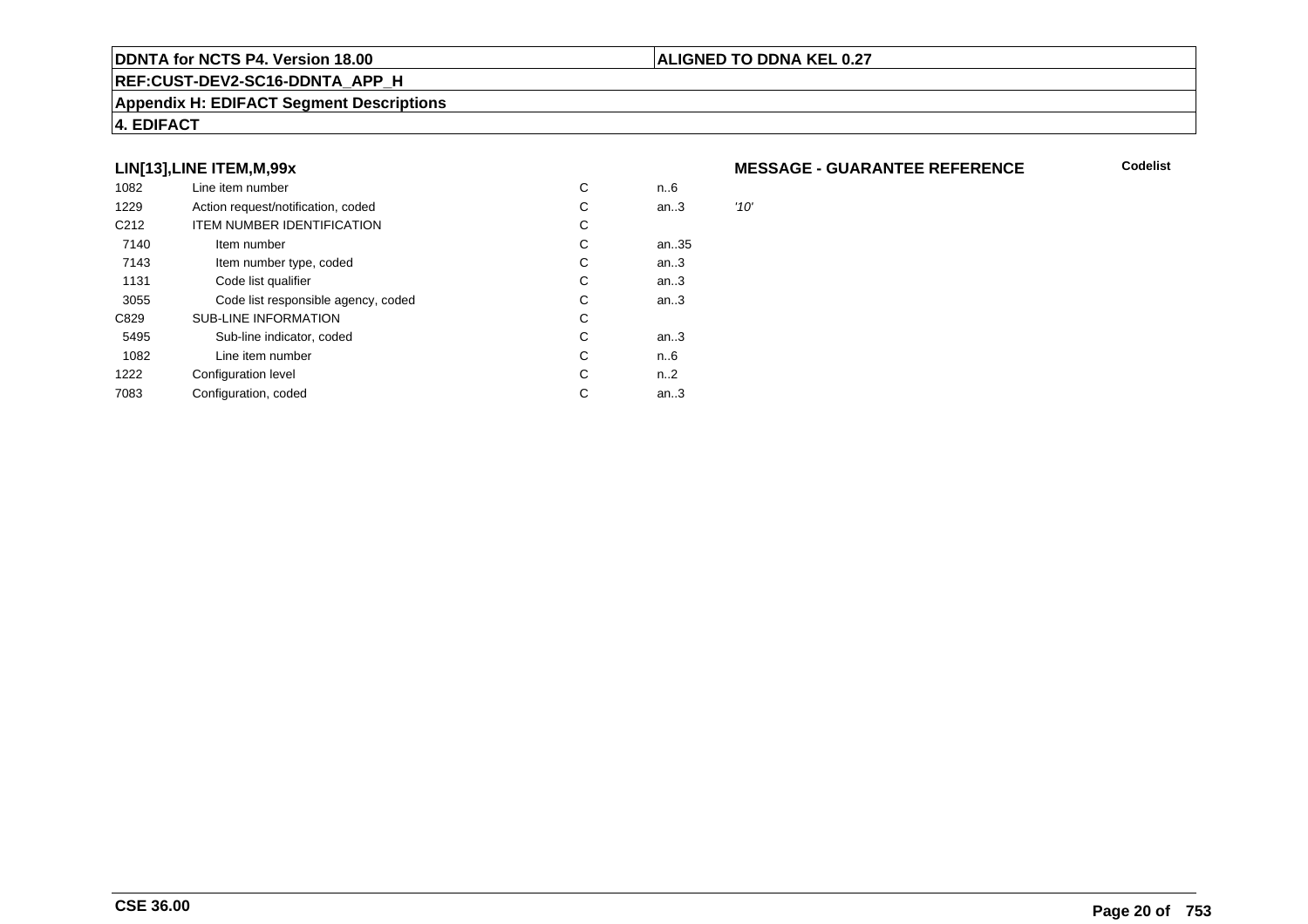**LIN[13],LINE ITEM,M,99x**

**MESSAGE - GUARANTEE REFERENCE**

| | | | | Codelist |
|---|---|---|---|---|
| 1082 | Line item number | C | n..6 | |
| 1229 | Action request/notification, coded | C | an..3 | *'10'* |
| C212 | ITEM NUMBER IDENTIFICATION | C | | |
| 7140 | Item number | C | an..35 | |
| 7143 | Item number type, coded | C | an..3 | |
| 1131 | Code list qualifier | C | an..3 | |
| 3055 | Code list responsible agency, coded | C | an..3 | |
| C829 | SUB-LINE INFORMATION | C | | |
| 5495 | Sub-line indicator, coded | C | an..3 | |
| 1082 | Line item number | C | n..6 | |
| 1222 | Configuration level | C | n..2 | |
| 7083 | Configuration, coded | C | an..3 | |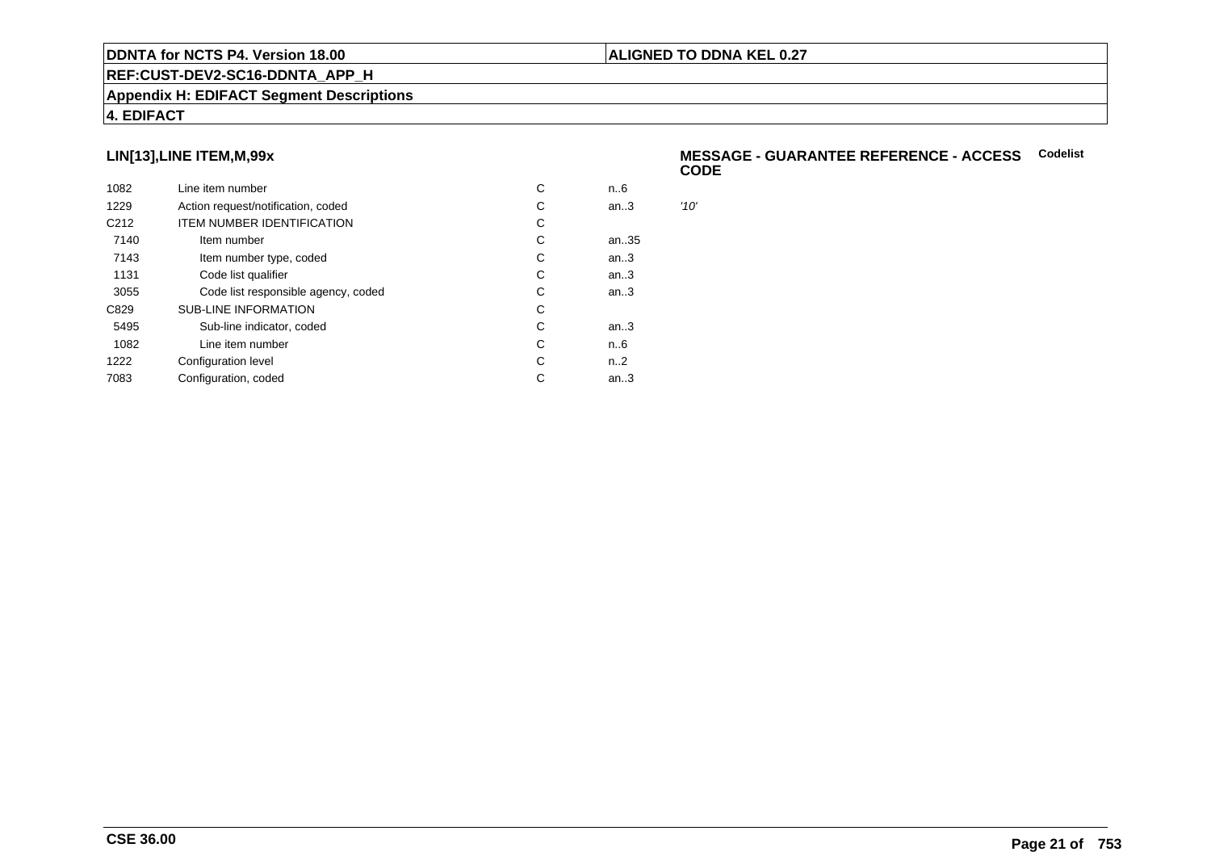## LIN[13],LINE ITEM,M,99x

**MESSAGE - GUARANTEE REFERENCE - ACCESS CODE** **Codelist**

| | | | | |
|---|---|---|---|---|
| 1082 | Line item number | C | n..6 | |
| 1229 | Action request/notification, coded | C | an..3 | *'10'* |
| C212 | ITEM NUMBER IDENTIFICATION | C | | |
| 7140 | Item number | C | an..35 | |
| 7143 | Item number type, coded | C | an..3 | |
| 1131 | Code list qualifier | C | an..3 | |
| 3055 | Code list responsible agency, coded | C | an..3 | |
| C829 | SUB-LINE INFORMATION | C | | |
| 5495 | Sub-line indicator, coded | C | an..3 | |
| 1082 | Line item number | C | n..6 | |
| 1222 | Configuration level | C | n..2 | |
| 7083 | Configuration, coded | C | an..3 | |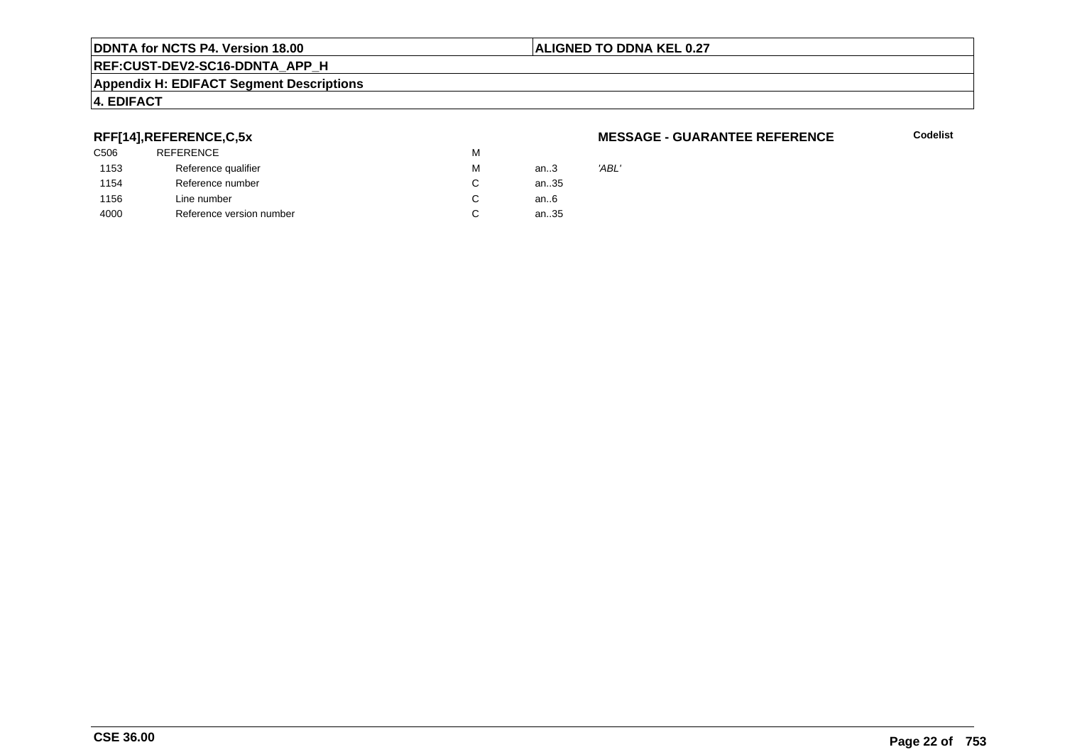**RFF[14],REFERENCE,C,5x**

**MESSAGE - GUARANTEE REFERENCE**

**Codelist**

| | | | | |
|---|---|---|---|---|
| C506 | REFERENCE | M | | |
| 1153 | Reference qualifier | M | an..3 | *'ABL'* |
| 1154 | Reference number | C | an..35 | |
| 1156 | Line number | C | an..6 | |
| 4000 | Reference version number | C | an..35 | |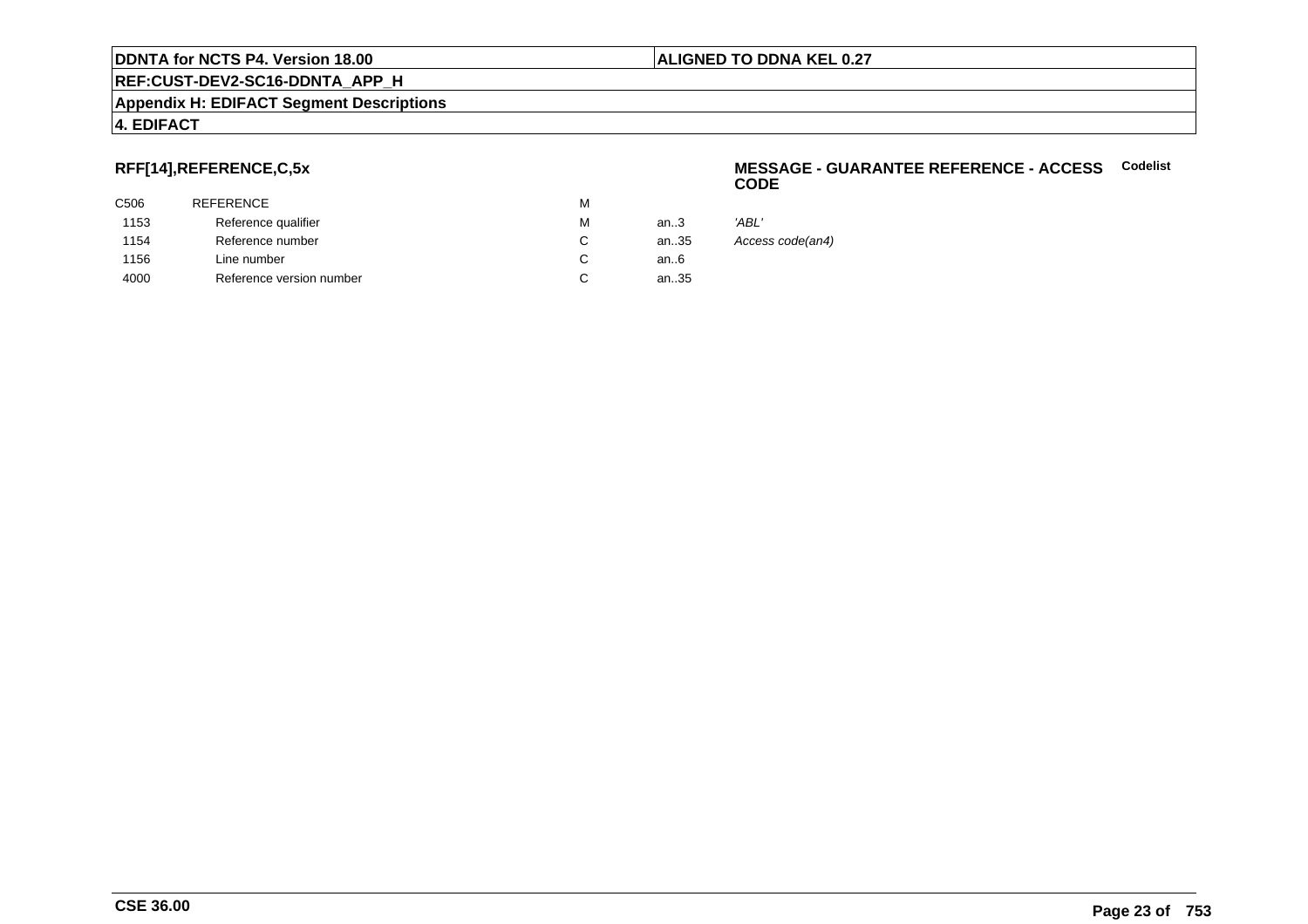**DDNTA for NCTS P4. Version 18.00** | **ALIGNED TO DDNA KEL 0.27**

**REF:CUST-DEV2-SC16-DDNTA_APP_H**

**Appendix H: EDIFACT Segment Descriptions**

**4. EDIFACT**

### RFF[14],REFERENCE,C,5x

**MESSAGE - GUARANTEE REFERENCE - ACCESS CODE** — **Codelist**

| | | | | |
|---|---|---|---|---|
| C506 | REFERENCE | M | | |
| 1153 | Reference qualifier | M | an..3 | *'ABL'* |
| 1154 | Reference number | C | an..35 | *Access code(an4)* |
| 1156 | Line number | C | an..6 | |
| 4000 | Reference version number | C | an..35 | |

**CSE 36.00**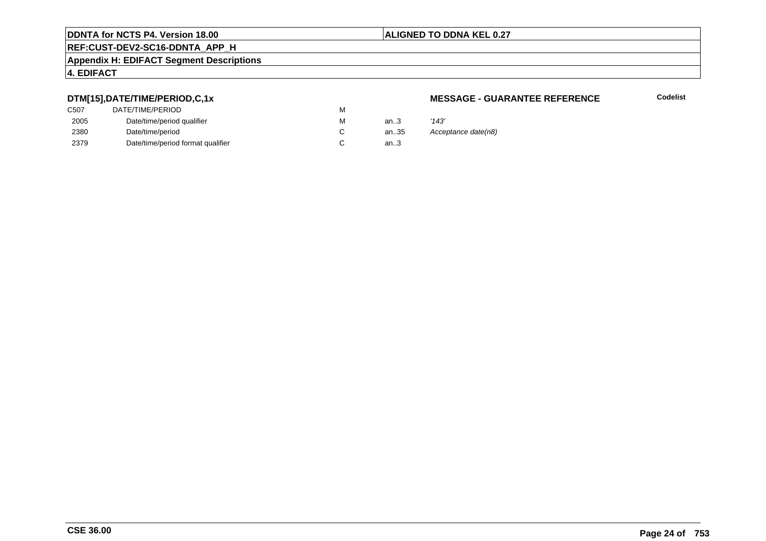## DTM[15],DATE/TIME/PERIOD,C,1x

**MESSAGE - GUARANTEE REFERENCE**

**Codelist**

| | | | | |
|---|---|---|---|---|
| C507 | DATE/TIME/PERIOD | M | | |
| 2005 | Date/time/period qualifier | M | an..3 | *'143'* |
| 2380 | Date/time/period | C | an..35 | *Acceptance date(n8)* |
| 2379 | Date/time/period format qualifier | C | an..3 | |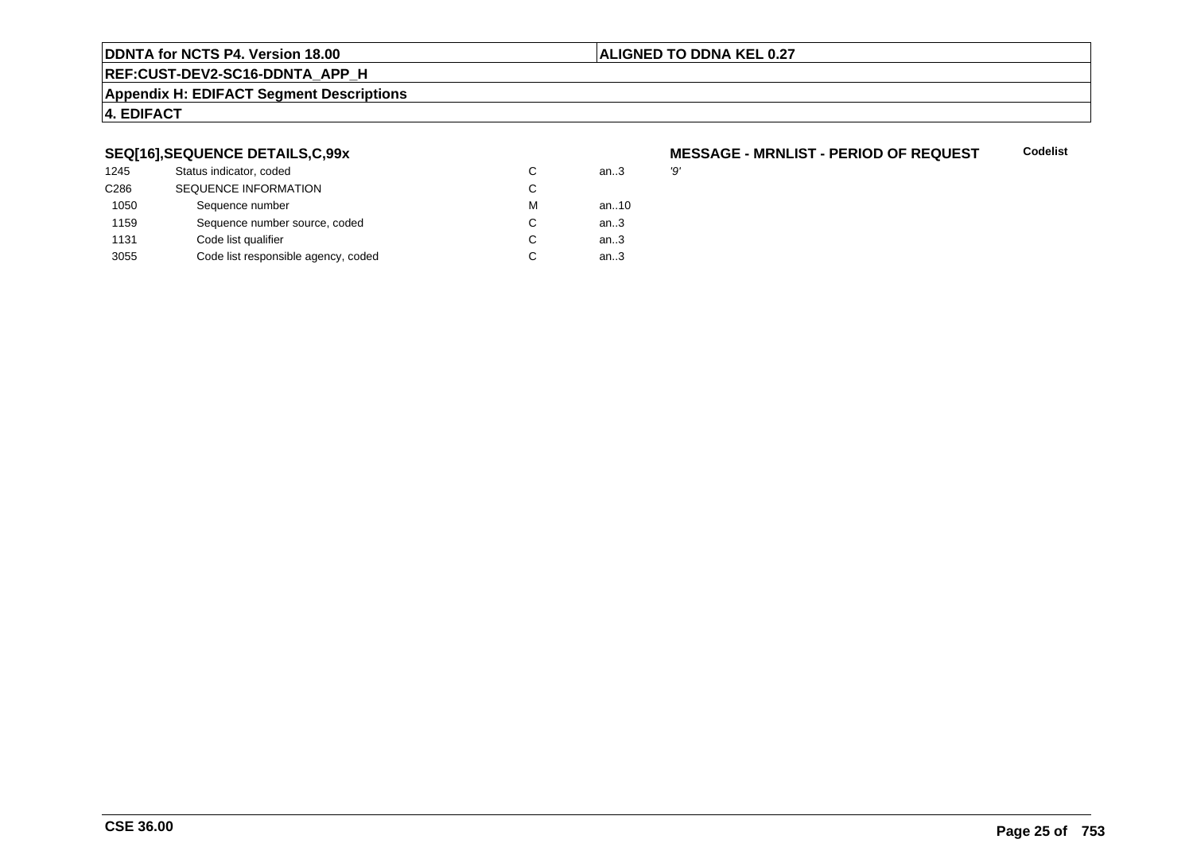## SEQ[16],SEQUENCE DETAILS,C,99x

**MESSAGE - MRNLIST - PERIOD OF REQUEST** **Codelist**

| | | | | |
|---|---|---|---|---|
| 1245 | Status indicator, coded | C | an..3 | '9' |
| C286 | SEQUENCE INFORMATION | C | | |
| 1050 | Sequence number | M | an..10 | |
| 1159 | Sequence number source, coded | C | an..3 | |
| 1131 | Code list qualifier | C | an..3 | |
| 3055 | Code list responsible agency, coded | C | an..3 | |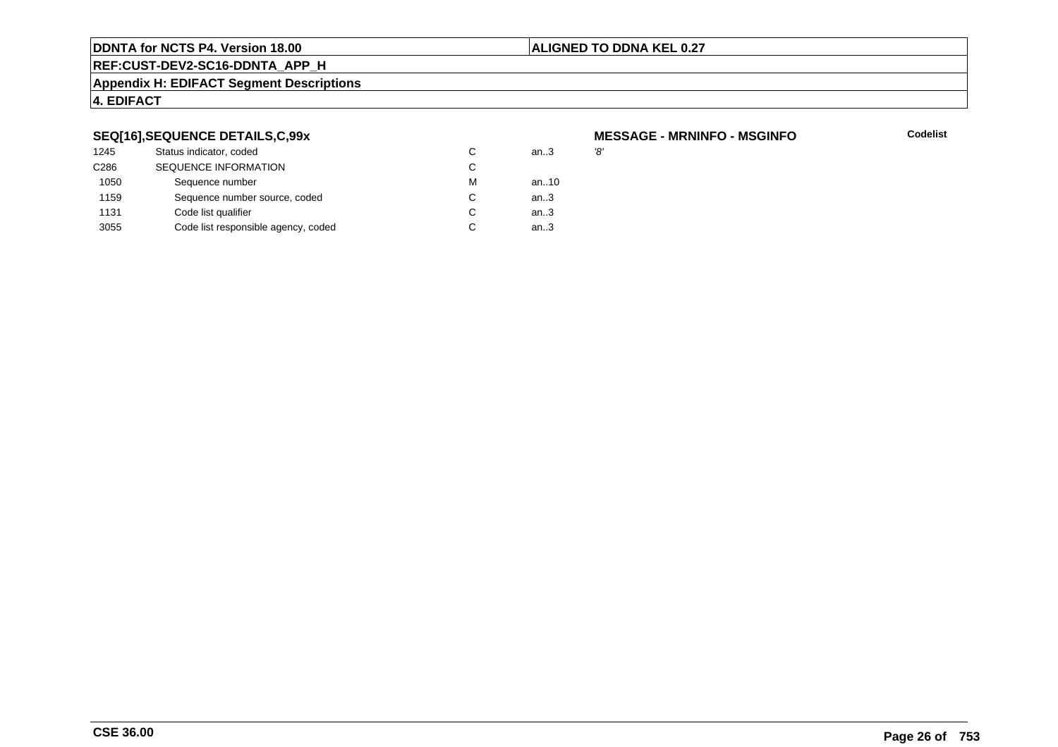## SEQ[16],SEQUENCE DETAILS,C,99x

**MESSAGE - MRNINFO - MSGINFO**

| | | | | | Codelist |
|---|---|---|---|---|---|
| 1245 | Status indicator, coded | C | an..3 | *'8'* | |
| C286 | SEQUENCE INFORMATION | C | | | |
| 1050 | Sequence number | M | an..10 | | |
| 1159 | Sequence number source, coded | C | an..3 | | |
| 1131 | Code list qualifier | C | an..3 | | |
| 3055 | Code list responsible agency, coded | C | an..3 | | |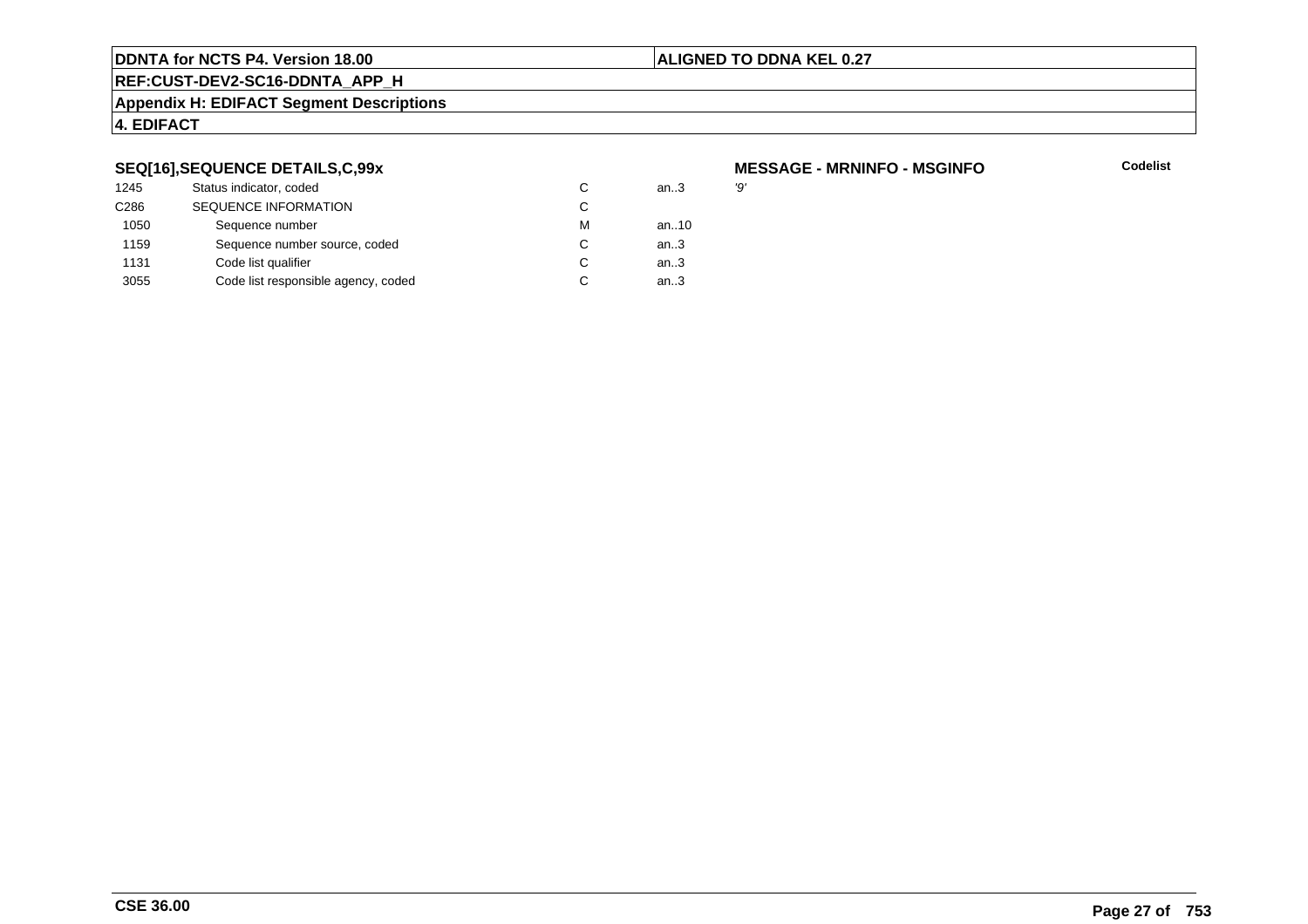## SEQ[16],SEQUENCE DETAILS,C,99x

**MESSAGE - MRNINFO - MSGINFO**

| | | | | Codelist |
|---|---|---|---|---|
| 1245 | Status indicator, coded | C | an..3 | '9' |
| C286 | SEQUENCE INFORMATION | C | | |
| 1050 | Sequence number | M | an..10 | |
| 1159 | Sequence number source, coded | C | an..3 | |
| 1131 | Code list qualifier | C | an..3 | |
| 3055 | Code list responsible agency, coded | C | an..3 | |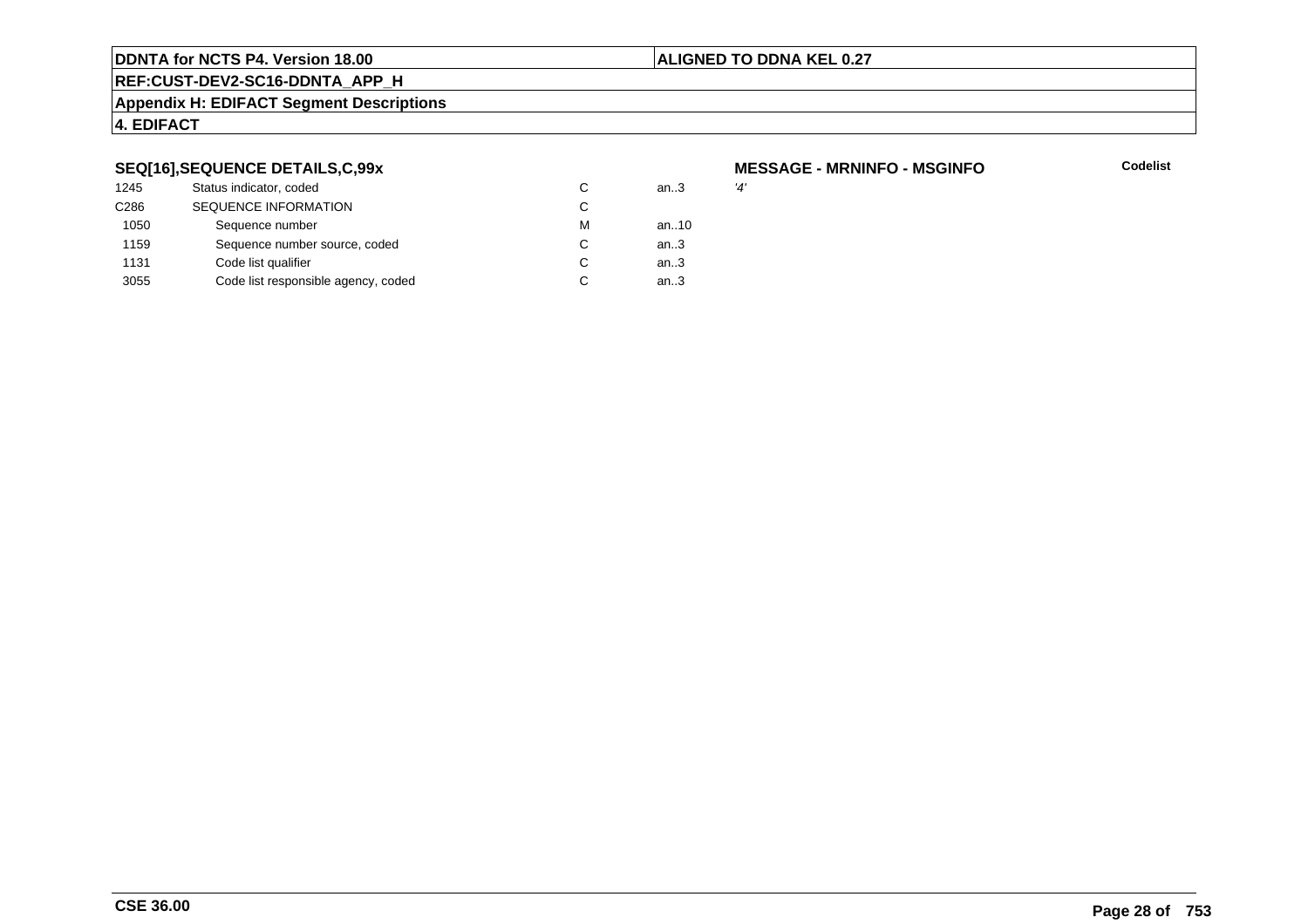## SEQ[16],SEQUENCE DETAILS,C,99x

**MESSAGE - MRNINFO - MSGINFO**

| | | | | | Codelist |
|---|---|---|---|---|---|
| 1245 | Status indicator, coded | C | an..3 | '4' | |
| C286 | SEQUENCE INFORMATION | C | | | |
| 1050 | Sequence number | M | an..10 | | |
| 1159 | Sequence number source, coded | C | an..3 | | |
| 1131 | Code list qualifier | C | an..3 | | |
| 3055 | Code list responsible agency, coded | C | an..3 | | |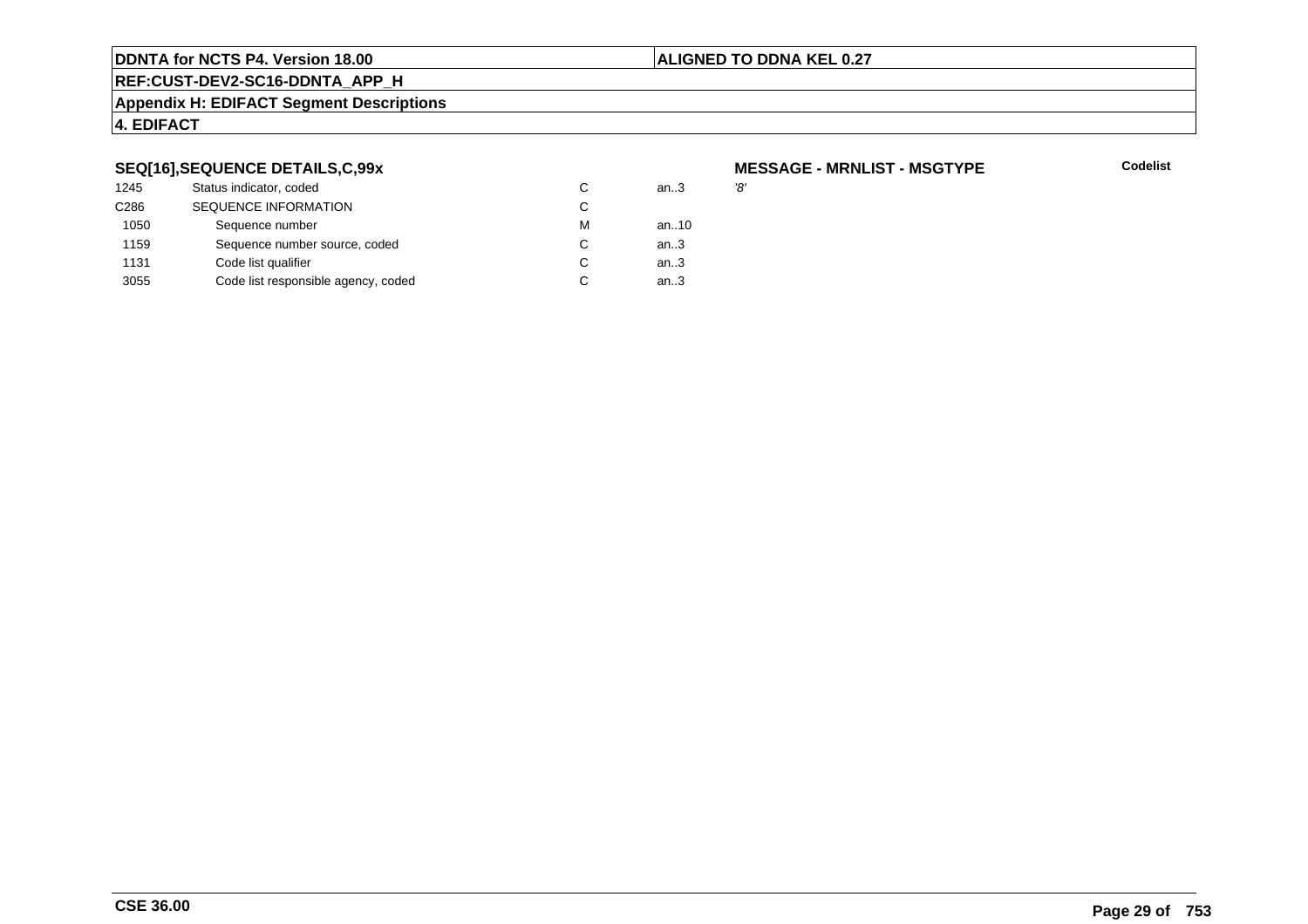**DDNTA for NCTS P4. Version 18.00** | **ALIGNED TO DDNA KEL 0.27**

**REF:CUST-DEV2-SC16-DDNTA_APP_H**

**Appendix H: EDIFACT Segment Descriptions**

**4. EDIFACT**

### SEQ[16],SEQUENCE DETAILS,C,99x

**MESSAGE - MRNLIST - MSGTYPE** — **Codelist**

| | | | | |
|---|---|---|---|---|
| 1245 | Status indicator, coded | C | an..3 | *'8'* |
| C286 | SEQUENCE INFORMATION | C | | |
| 1050 | Sequence number | M | an..10 | |
| 1159 | Sequence number source, coded | C | an..3 | |
| 1131 | Code list qualifier | C | an..3 | |
| 3055 | Code list responsible agency, coded | C | an..3 | |

**CSE 36.00**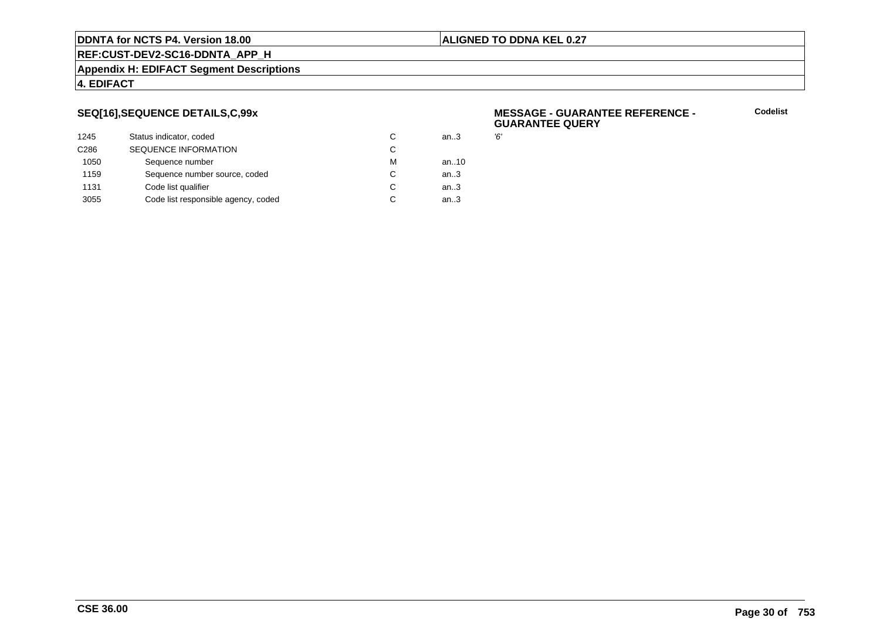## SEQ[16],SEQUENCE DETAILS,C,99x

**MESSAGE - GUARANTEE REFERENCE - GUARANTEE QUERY**

**Codelist**

| | | | | |
|---|---|---|---|---|
| 1245 | Status indicator, coded | C | an..3 | '6' |
| C286 | SEQUENCE INFORMATION | C | | |
| 1050 | Sequence number | M | an..10 | |
| 1159 | Sequence number source, coded | C | an..3 | |
| 1131 | Code list qualifier | C | an..3 | |
| 3055 | Code list responsible agency, coded | C | an..3 | |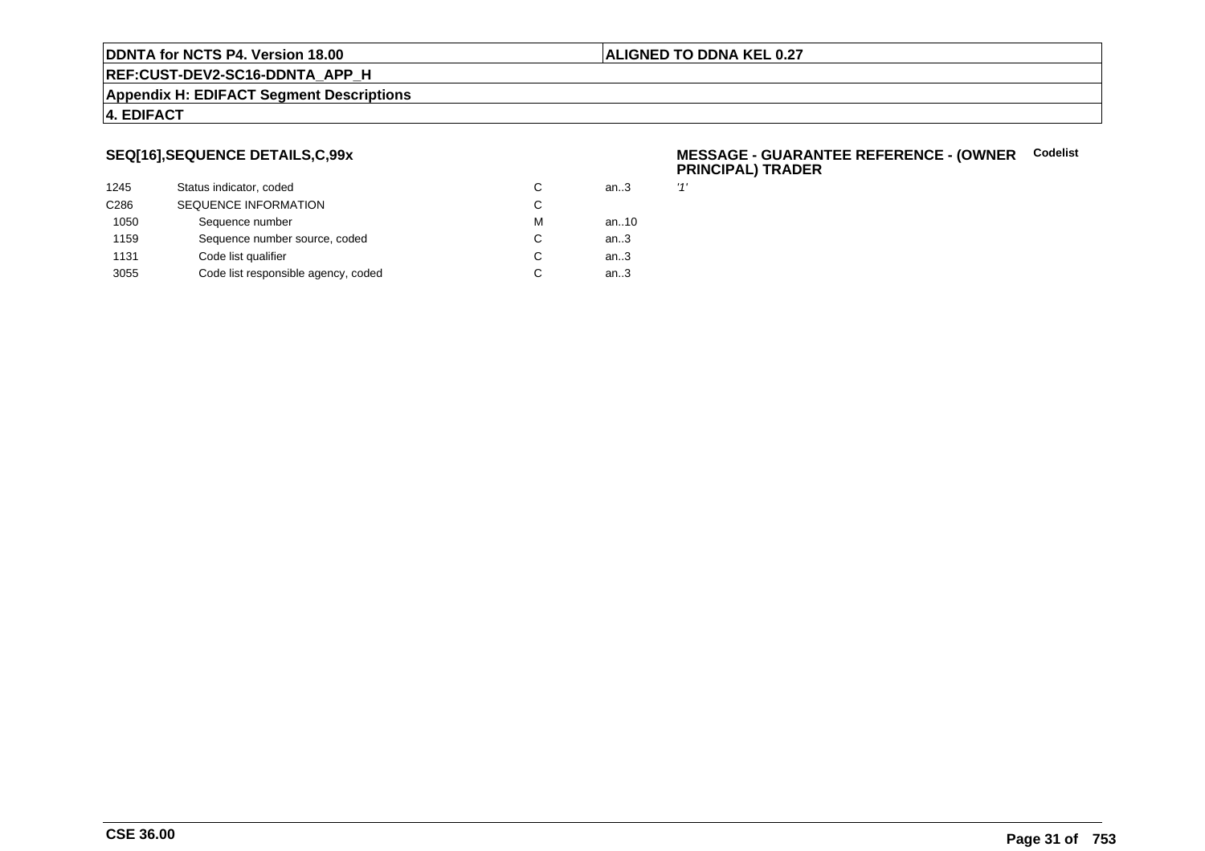**DDNTA for NCTS P4. Version 18.00** | **ALIGNED TO DDNA KEL 0.27**

**REF:CUST-DEV2-SC16-DDNTA_APP_H**

**Appendix H: EDIFACT Segment Descriptions**

**4. EDIFACT**

### SEQ[16],SEQUENCE DETAILS,C,99x

**MESSAGE - GUARANTEE REFERENCE - (OWNER PRINCIPAL) TRADER** — **Codelist**

| | | | | |
|---|---|---|---|---|
| 1245 | Status indicator, coded | C | an..3 | *'1'* |
| C286 | SEQUENCE INFORMATION | C | | |
| 1050 | Sequence number | M | an..10 | |
| 1159 | Sequence number source, coded | C | an..3 | |
| 1131 | Code list qualifier | C | an..3 | |
| 3055 | Code list responsible agency, coded | C | an..3 | |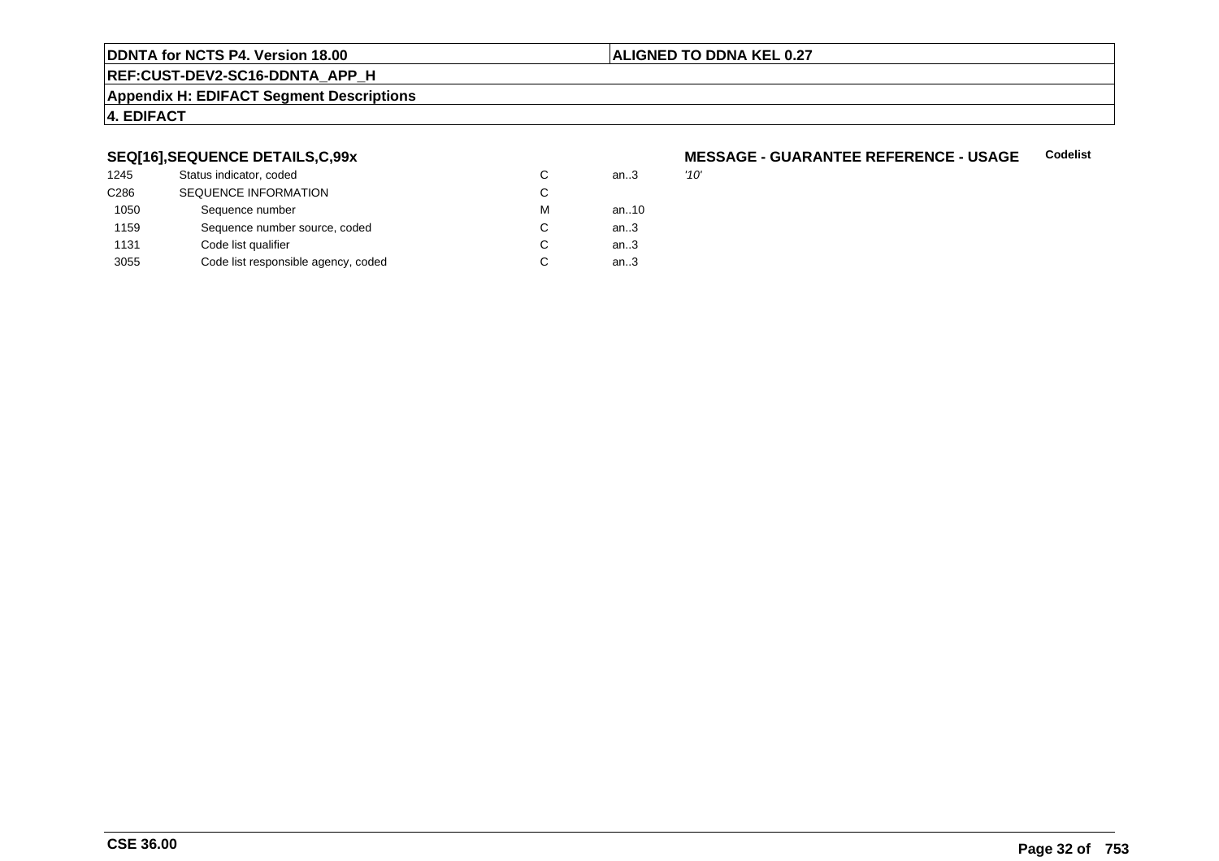## SEQ[16],SEQUENCE DETAILS,C,99x

**MESSAGE - GUARANTEE REFERENCE - USAGE** **Codelist**

| | | | | |
|---|---|---|---|---|
| 1245 | Status indicator, coded | C | an..3 | *'10'* |
| C286 | SEQUENCE INFORMATION | C | | |
| 1050 | Sequence number | M | an..10 | |
| 1159 | Sequence number source, coded | C | an..3 | |
| 1131 | Code list qualifier | C | an..3 | |
| 3055 | Code list responsible agency, coded | C | an..3 | |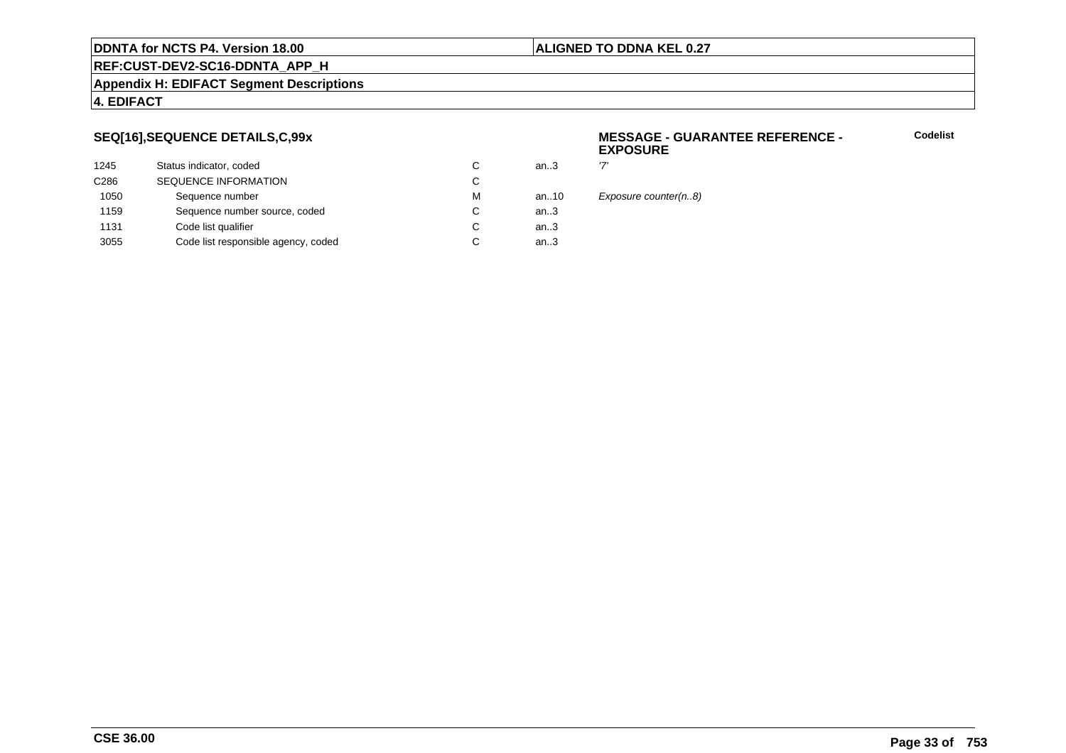**SEQ[16],SEQUENCE DETAILS,C,99x**

**MESSAGE - GUARANTEE REFERENCE - EXPOSURE**

**Codelist**

| | | | | |
|---|---|---|---|---|
| 1245 | Status indicator, coded | C | an..3 | '7' |
| C286 | SEQUENCE INFORMATION | C | | |
| 1050 | Sequence number | M | an..10 | *Exposure counter(n..8)* |
| 1159 | Sequence number source, coded | C | an..3 | |
| 1131 | Code list qualifier | C | an..3 | |
| 3055 | Code list responsible agency, coded | C | an..3 | |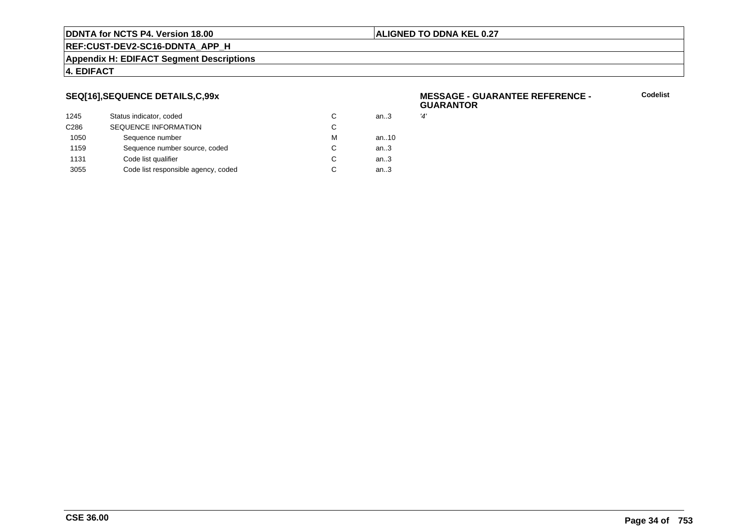## SEQ[16],SEQUENCE DETAILS,C,99x

**MESSAGE - GUARANTEE REFERENCE - GUARANTOR**

**Codelist**

| | | | | |
|---|---|---|---|---|
| 1245 | Status indicator, coded | C | an..3 | *'4'* |
| C286 | SEQUENCE INFORMATION | C | | |
| 1050 | Sequence number | M | an..10 | |
| 1159 | Sequence number source, coded | C | an..3 | |
| 1131 | Code list qualifier | C | an..3 | |
| 3055 | Code list responsible agency, coded | C | an..3 | |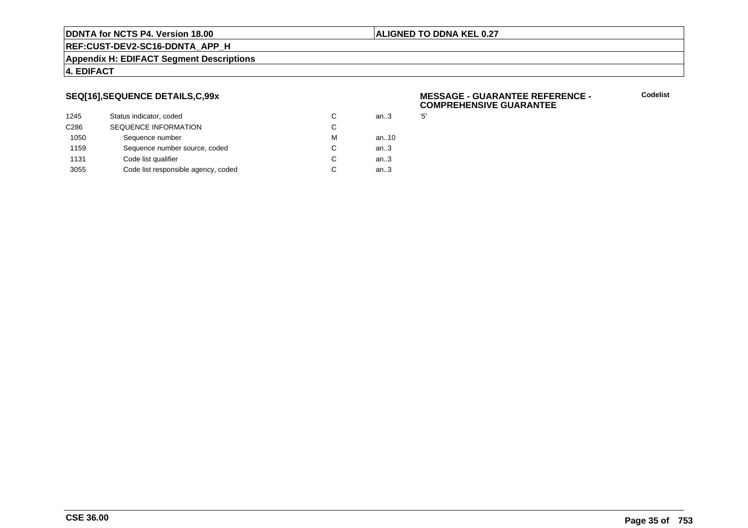## SEQ[16],SEQUENCE DETAILS,C,99x

**MESSAGE - GUARANTEE REFERENCE - COMPREHENSIVE GUARANTEE**

| | | | | Codelist |
|---|---|---|---|---|
| 1245 | Status indicator, coded | C | an..3 | '5' |
| C286 | SEQUENCE INFORMATION | C | | |
| 1050 | Sequence number | M | an..10 | |
| 1159 | Sequence number source, coded | C | an..3 | |
| 1131 | Code list qualifier | C | an..3 | |
| 3055 | Code list responsible agency, coded | C | an..3 | |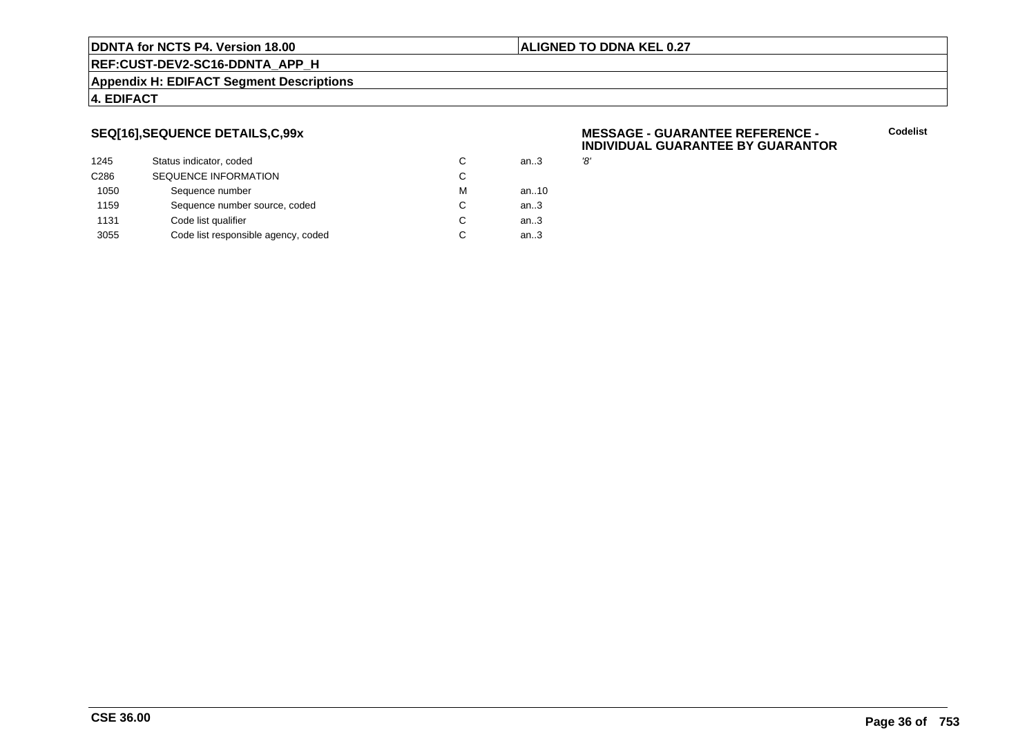## SEQ[16],SEQUENCE DETAILS,C,99x

**MESSAGE - GUARANTEE REFERENCE - INDIVIDUAL GUARANTEE BY GUARANTOR**

| | | | | Codelist |
|---|---|---|---|---|
| 1245 | Status indicator, coded | C | an..3 | '8' |
| C286 | SEQUENCE INFORMATION | C | | |
| 1050 | Sequence number | M | an..10 | |
| 1159 | Sequence number source, coded | C | an..3 | |
| 1131 | Code list qualifier | C | an..3 | |
| 3055 | Code list responsible agency, coded | C | an..3 | |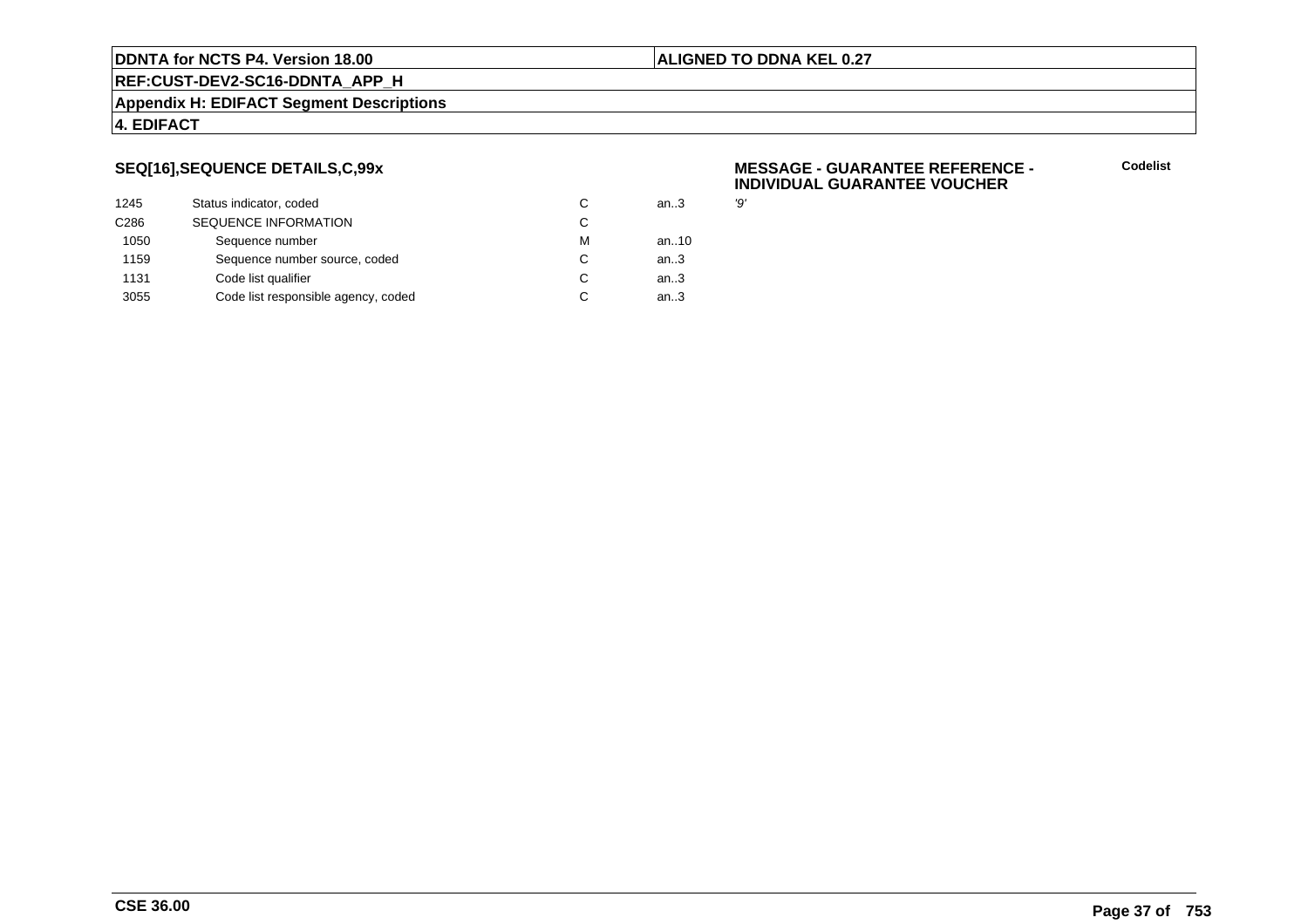**DDNTA for NCTS P4. Version 18.00** | **ALIGNED TO DDNA KEL 0.27**

**REF:CUST-DEV2-SC16-DDNTA_APP_H**

**Appendix H: EDIFACT Segment Descriptions**

**4. EDIFACT**

### SEQ[16],SEQUENCE DETAILS,C,99x

**MESSAGE - GUARANTEE REFERENCE - INDIVIDUAL GUARANTEE VOUCHER**

| | | | | Codelist |
|---|---|---|---|---|
| 1245 | Status indicator, coded | C | an..3 | '9' |
| C286 | SEQUENCE INFORMATION | C | | |
| 1050 | Sequence number | M | an..10 | |
| 1159 | Sequence number source, coded | C | an..3 | |
| 1131 | Code list qualifier | C | an..3 | |
| 3055 | Code list responsible agency, coded | C | an..3 | |

**CSE 36.00**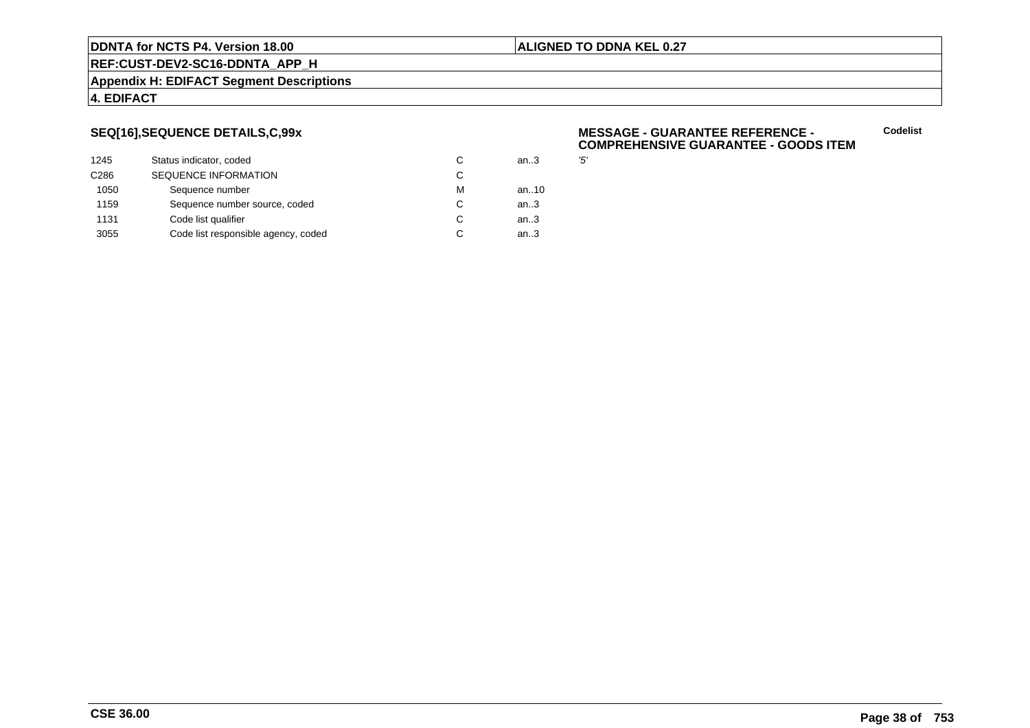## SEQ[16],SEQUENCE DETAILS,C,99x

**MESSAGE - GUARANTEE REFERENCE - COMPREHENSIVE GUARANTEE - GOODS ITEM**

| | | | | Codelist |
|---|---|---|---|---|
| 1245 | Status indicator, coded | C | an..3 | '5' |
| C286 | SEQUENCE INFORMATION | C | | |
| 1050 | Sequence number | M | an..10 | |
| 1159 | Sequence number source, coded | C | an..3 | |
| 1131 | Code list qualifier | C | an..3 | |
| 3055 | Code list responsible agency, coded | C | an..3 | |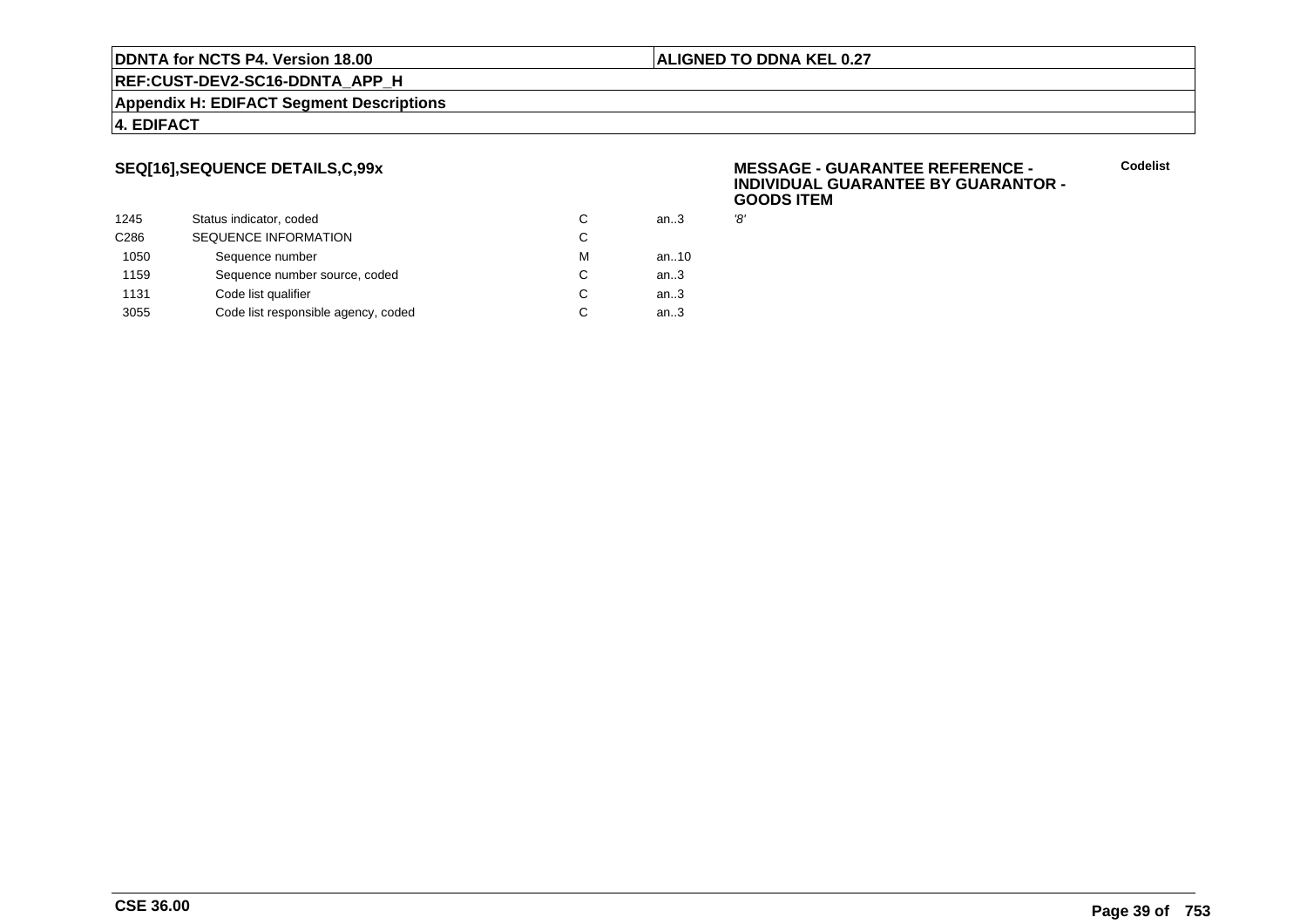**DDNTA for NCTS P4. Version 18.00** | **ALIGNED TO DDNA KEL 0.27**

**REF:CUST-DEV2-SC16-DDNTA_APP_H**

**Appendix H: EDIFACT Segment Descriptions**

**4. EDIFACT**

### SEQ[16],SEQUENCE DETAILS,C,99x

**MESSAGE - GUARANTEE REFERENCE - INDIVIDUAL GUARANTEE BY GUARANTOR - GOODS ITEM**

| | | | | Codelist |
|---|---|---|---|---|
| 1245 | Status indicator, coded | C | an..3 | '8' |
| C286 | SEQUENCE INFORMATION | C | | |
| 1050 | Sequence number | M | an..10 | |
| 1159 | Sequence number source, coded | C | an..3 | |
| 1131 | Code list qualifier | C | an..3 | |
| 3055 | Code list responsible agency, coded | C | an..3 | |

**CSE 36.00**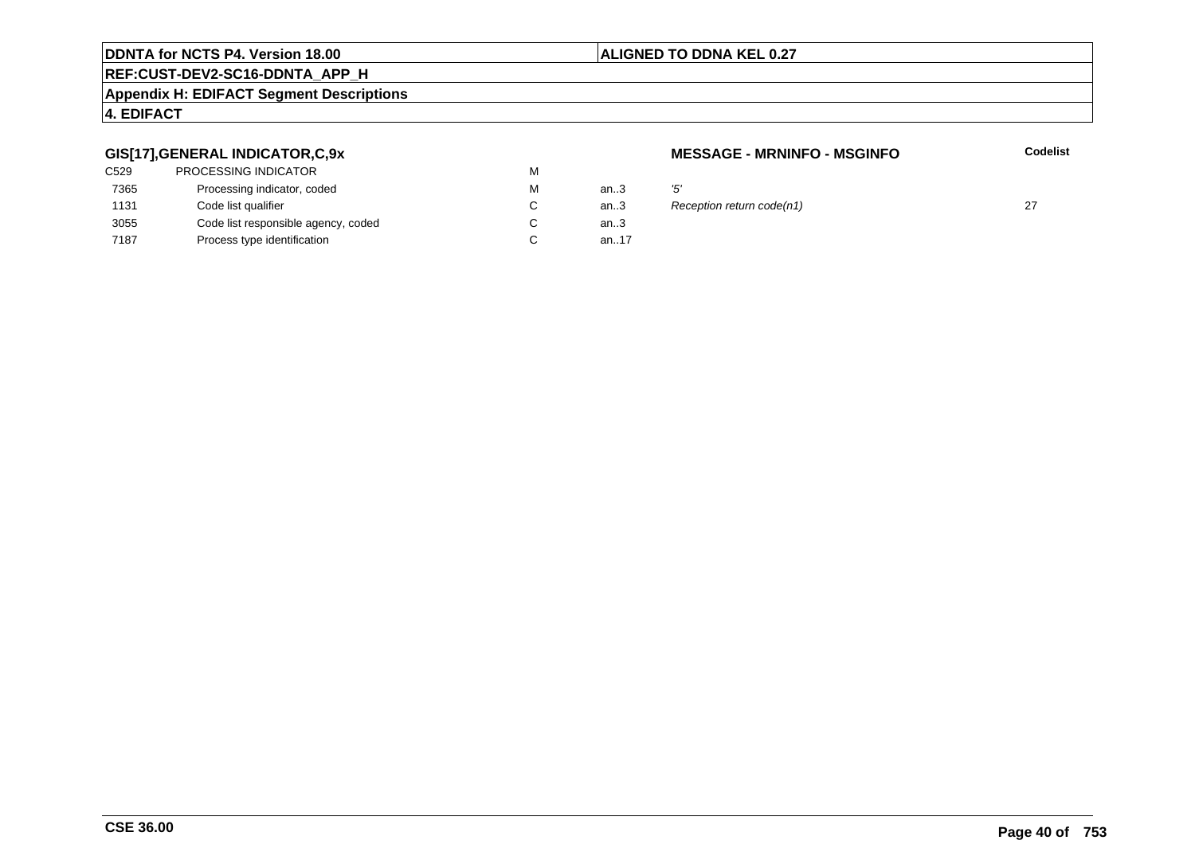GIS[17],GENERAL INDICATOR,C,9x

MESSAGE - MRNINFO - MSGINFO

| | | | | | Codelist |
|---|---|---|---|---|---|
| C529 | PROCESSING INDICATOR | M | | | |
| 7365 | Processing indicator, coded | M | an..3 | *'5'* | |
| 1131 | Code list qualifier | C | an..3 | *Reception return code(n1)* | 27 |
| 3055 | Code list responsible agency, coded | C | an..3 | | |
| 7187 | Process type identification | C | an..17 | | |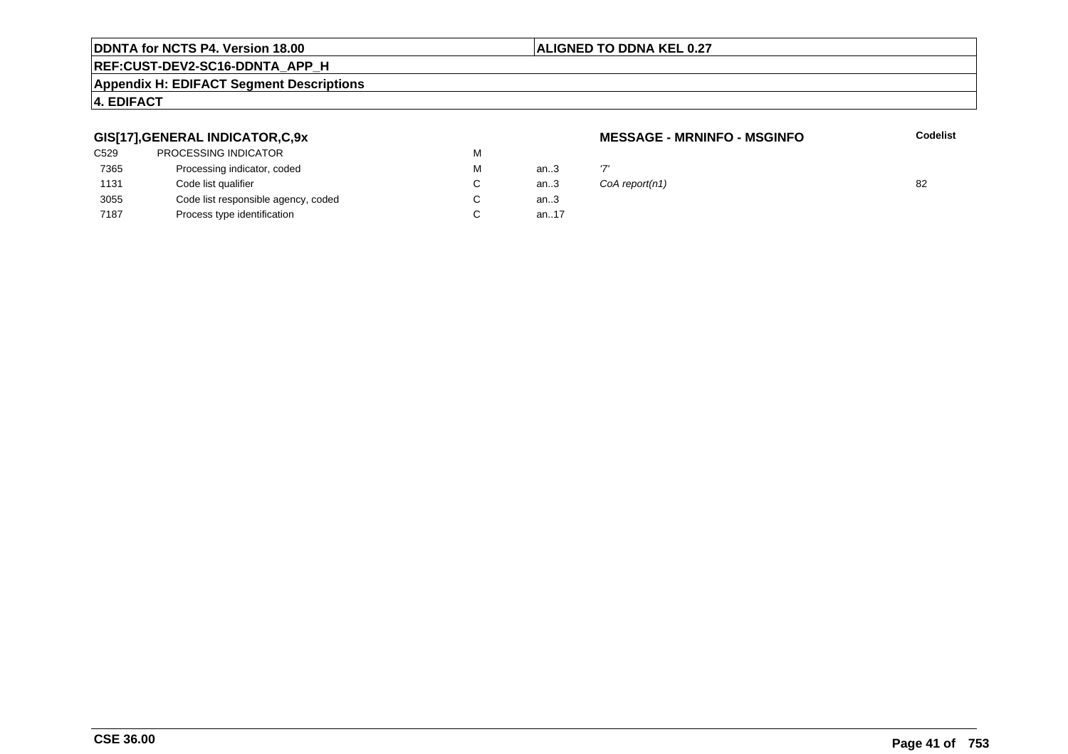**GIS[17],GENERAL INDICATOR,C,9x** — **MESSAGE - MRNINFO - MSGINFO**

| | | | | | Codelist |
|---|---|---|---|---|---|
| C529 | PROCESSING INDICATOR | M | | | |
| 7365 | Processing indicator, coded | M | an..3 | '7' | |
| 1131 | Code list qualifier | C | an..3 | *CoA report(n1)* | 82 |
| 3055 | Code list responsible agency, coded | C | an..3 | | |
| 7187 | Process type identification | C | an..17 | | |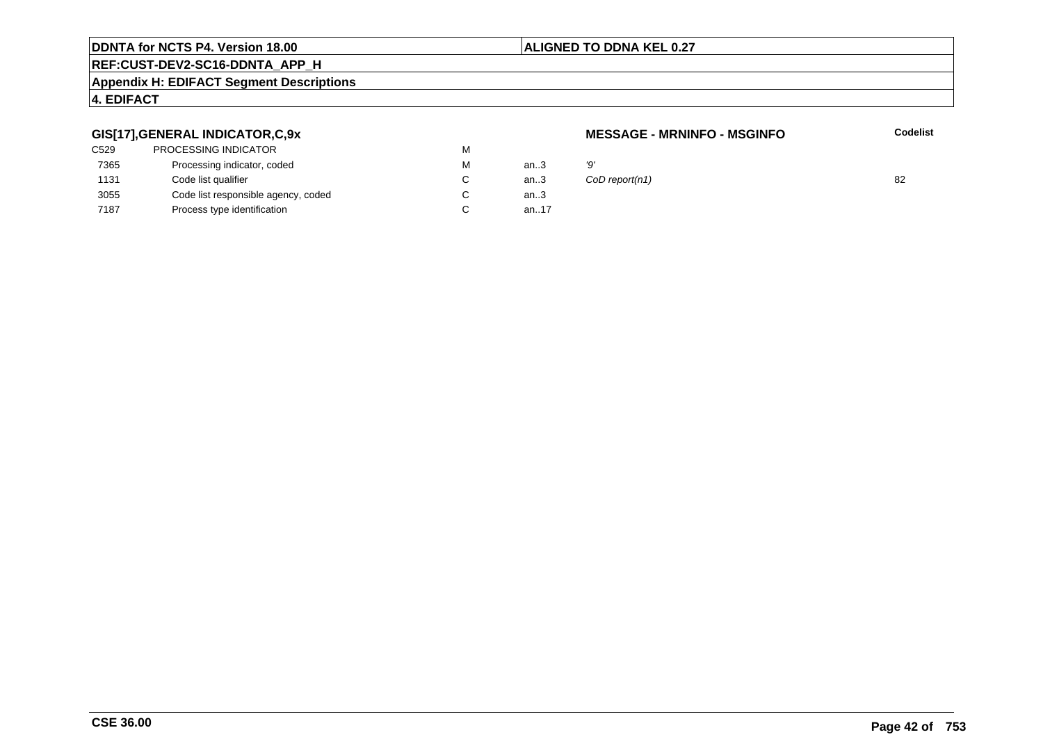**GIS[17],GENERAL INDICATOR,C,9x** — **MESSAGE - MRNINFO - MSGINFO**

| | | | | | Codelist |
|---|---|---|---|---|---|
| C529 | PROCESSING INDICATOR | M | | | |
| 7365 | Processing indicator, coded | M | an..3 | *'9'* | |
| 1131 | Code list qualifier | C | an..3 | *CoD report(n1)* | 82 |
| 3055 | Code list responsible agency, coded | C | an..3 | | |
| 7187 | Process type identification | C | an..17 | | |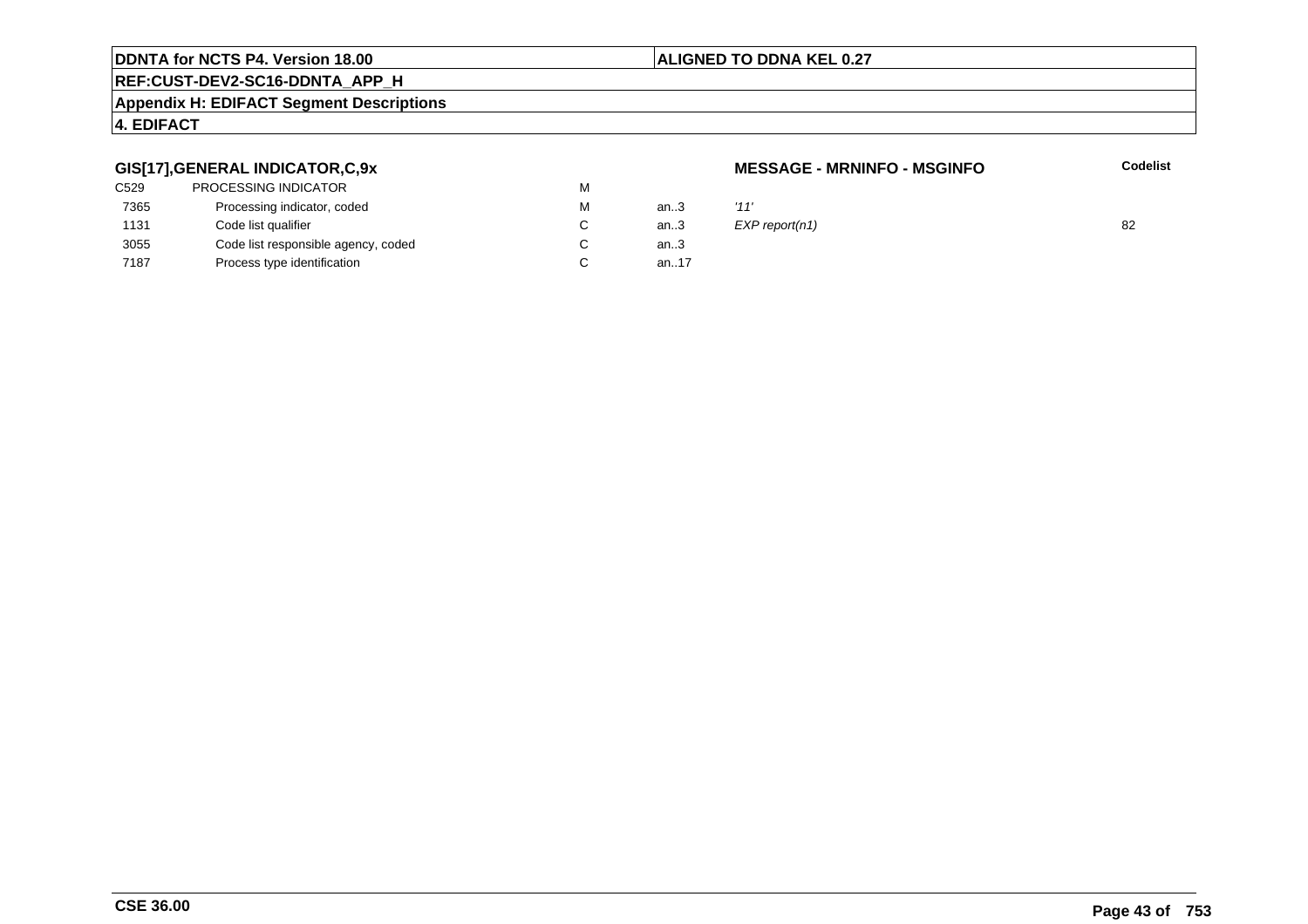## GIS[17],GENERAL INDICATOR,C,9x

**MESSAGE - MRNINFO - MSGINFO**

| | | | | | **Codelist** |
|---|---|---|---|---|---|
| C529 | PROCESSING INDICATOR | M | | | |
| 7365 | Processing indicator, coded | M | an..3 | *'11'* | |
| 1131 | Code list qualifier | C | an..3 | *EXP report(n1)* | 82 |
| 3055 | Code list responsible agency, coded | C | an..3 | | |
| 7187 | Process type identification | C | an..17 | | |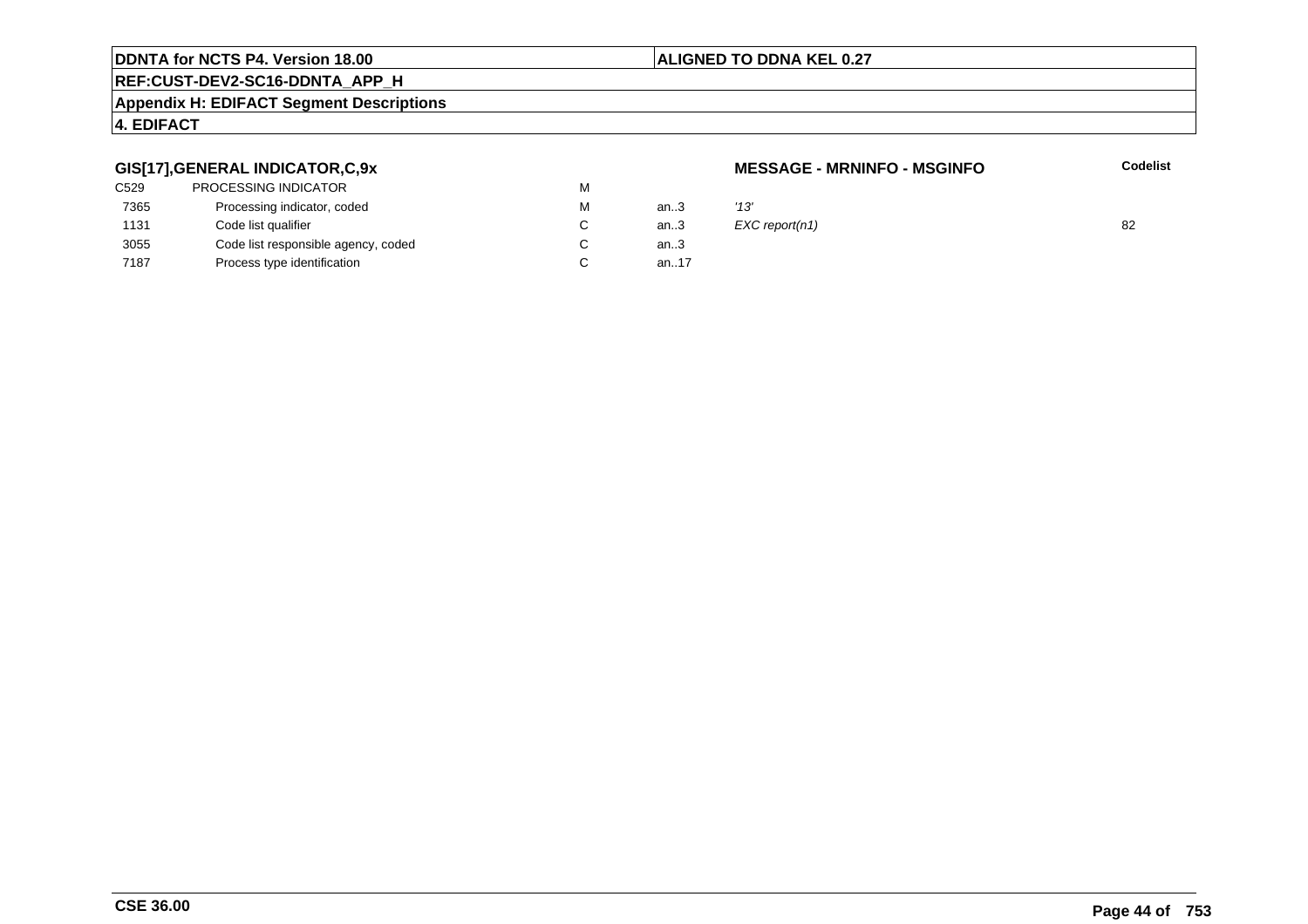## GIS[17],GENERAL INDICATOR,C,9x

**MESSAGE - MRNINFO - MSGINFO**

| | | | | | **Codelist** |
|---|---|---|---|---|---|
| C529 | PROCESSING INDICATOR | M | | | |
| 7365 | Processing indicator, coded | M | an..3 | *'13'* | |
| 1131 | Code list qualifier | C | an..3 | *EXC report(n1)* | 82 |
| 3055 | Code list responsible agency, coded | C | an..3 | | |
| 7187 | Process type identification | C | an..17 | | |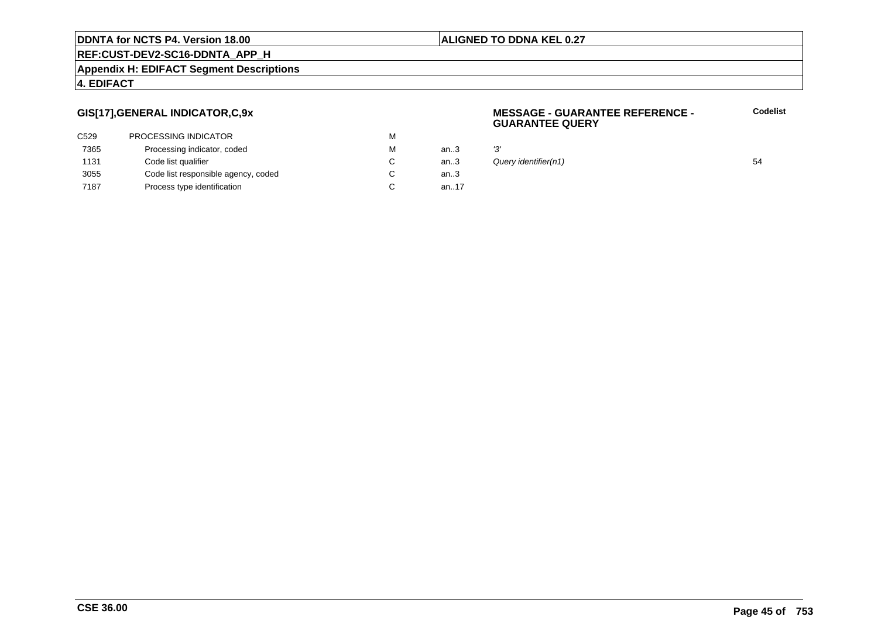**DDNTA for NCTS P4. Version 18.00** | **ALIGNED TO DDNA KEL 0.27**

**REF:CUST-DEV2-SC16-DDNTA_APP_H**

**Appendix H: EDIFACT Segment Descriptions**

**4. EDIFACT**

### GIS[17],GENERAL INDICATOR,C,9x

**MESSAGE - GUARANTEE REFERENCE - GUARANTEE QUERY**

| | | | | | Codelist |
|---|---|---|---|---|---|
| C529 | PROCESSING INDICATOR | M | | | |
| 7365 | Processing indicator, coded | M | an..3 | *'3'* | |
| 1131 | Code list qualifier | C | an..3 | *Query identifier(n1)* | 54 |
| 3055 | Code list responsible agency, coded | C | an..3 | | |
| 7187 | Process type identification | C | an..17 | | |

**CSE 36.00**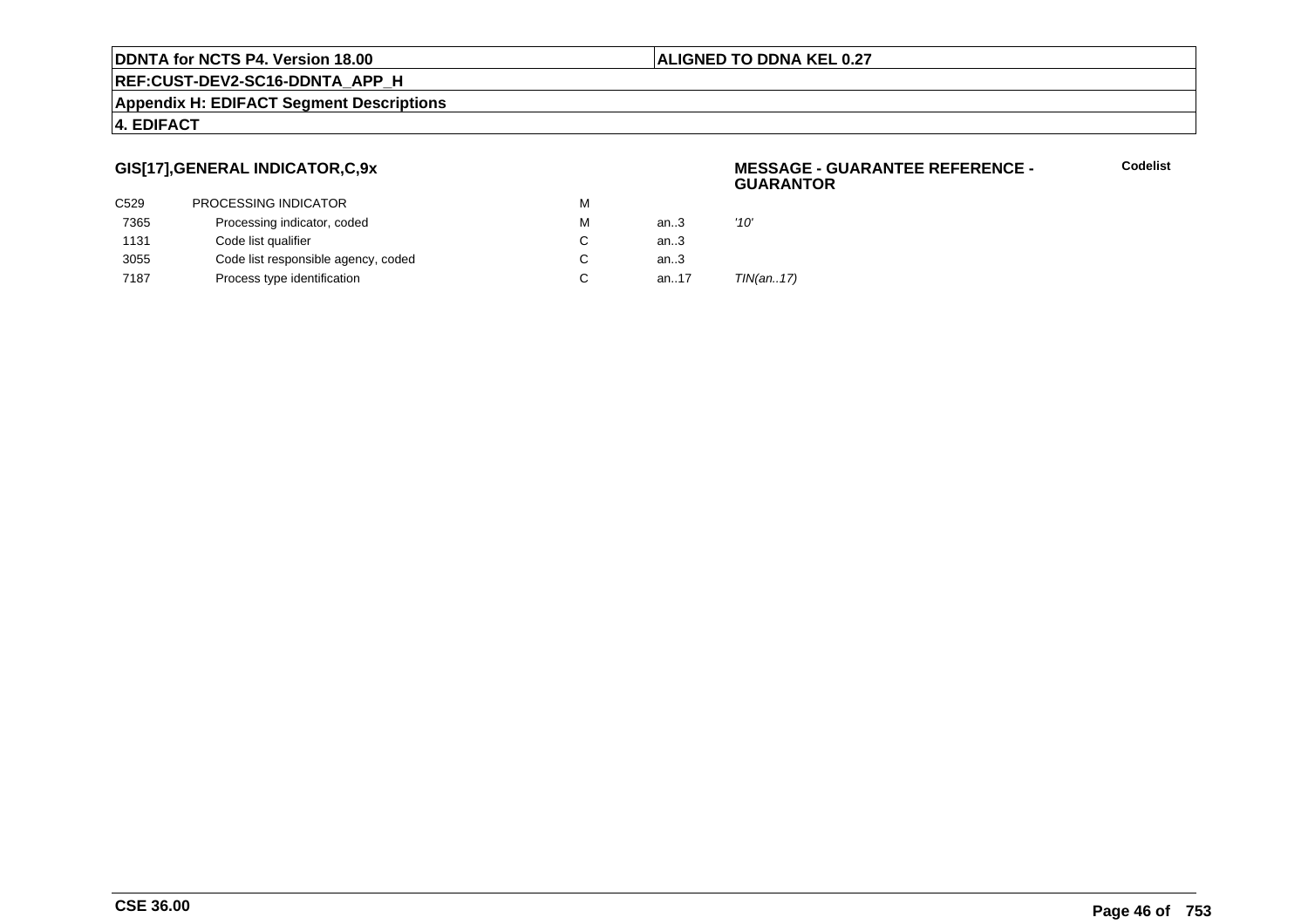## GIS[17],GENERAL INDICATOR,C,9x

**MESSAGE - GUARANTEE REFERENCE - GUARANTOR**

**Codelist**

| | | | | |
|---|---|---|---|---|
| C529 | PROCESSING INDICATOR | M | | |
| 7365 | Processing indicator, coded | M | an..3 | *'10'* |
| 1131 | Code list qualifier | C | an..3 | |
| 3055 | Code list responsible agency, coded | C | an..3 | |
| 7187 | Process type identification | C | an..17 | *TIN(an..17)* |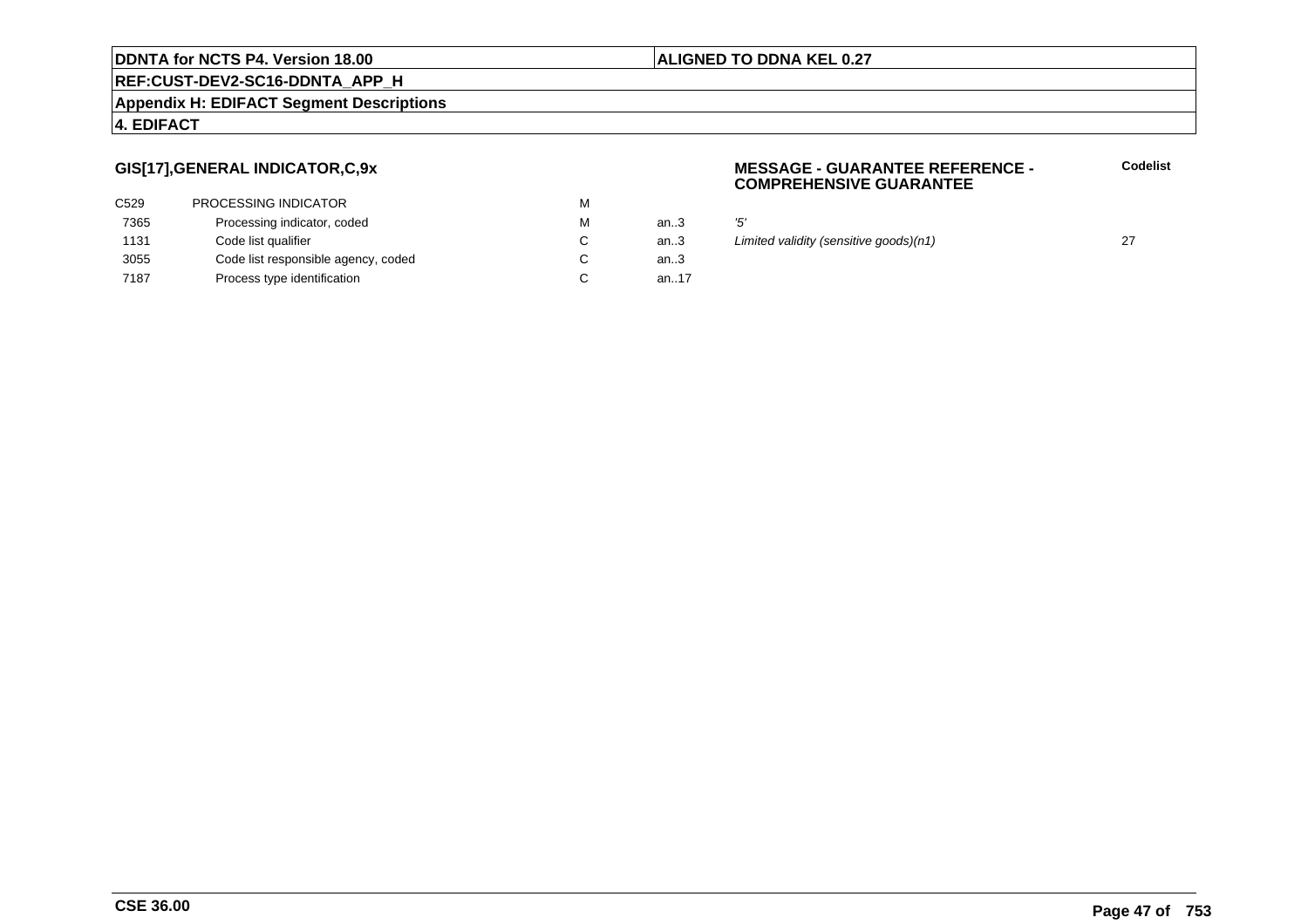## GIS[17],GENERAL INDICATOR,C,9x

**MESSAGE - GUARANTEE REFERENCE - COMPREHENSIVE GUARANTEE**

| | | | | | **Codelist** |
|---|---|---|---|---|---|
| C529 | PROCESSING INDICATOR | M | | | |
| 7365 | Processing indicator, coded | M | an..3 | *'5'* | |
| 1131 | Code list qualifier | C | an..3 | *Limited validity (sensitive goods)(n1)* | 27 |
| 3055 | Code list responsible agency, coded | C | an..3 | | |
| 7187 | Process type identification | C | an..17 | | |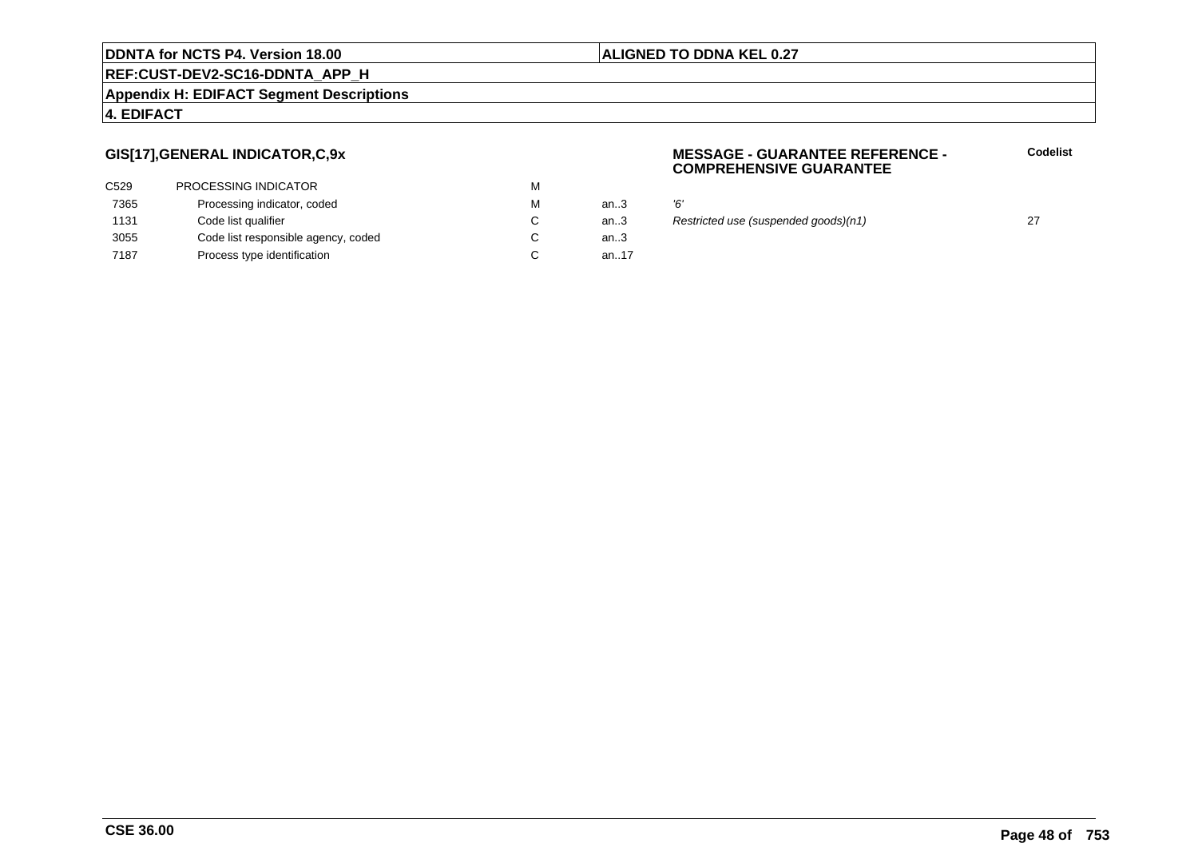### GIS[17],GENERAL INDICATOR,C,9x

**MESSAGE - GUARANTEE REFERENCE - COMPREHENSIVE GUARANTEE**

| | | | | | Codelist |
|---|---|---|---|---|---|
| C529 | PROCESSING INDICATOR | M | | | |
| 7365 | Processing indicator, coded | M | an..3 | *'6'* | |
| 1131 | Code list qualifier | C | an..3 | *Restricted use (suspended goods)(n1)* | 27 |
| 3055 | Code list responsible agency, coded | C | an..3 | | |
| 7187 | Process type identification | C | an..17 | | |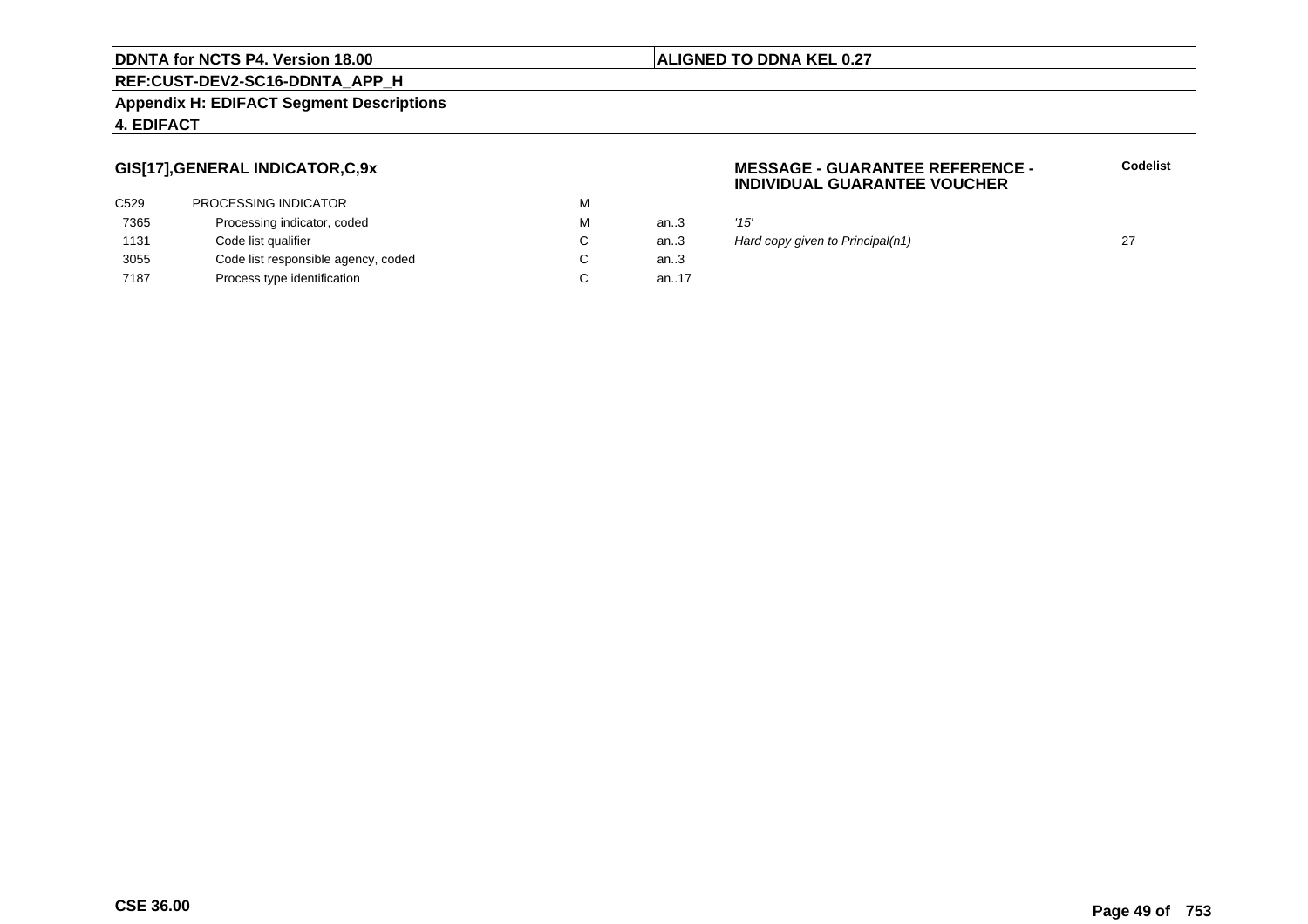**DDNTA for NCTS P4. Version 18.00** | **ALIGNED TO DDNA KEL 0.27**

**REF:CUST-DEV2-SC16-DDNTA_APP_H**

**Appendix H: EDIFACT Segment Descriptions**

**4. EDIFACT**

### GIS[17],GENERAL INDICATOR,C,9x

**MESSAGE - GUARANTEE REFERENCE - INDIVIDUAL GUARANTEE VOUCHER**

| | | | | | Codelist |
|---|---|---|---|---|---|
| C529 | PROCESSING INDICATOR | M | | | |
| 7365 | Processing indicator, coded | M | an..3 | *'15'* | |
| 1131 | Code list qualifier | C | an..3 | *Hard copy given to Principal(n1)* | 27 |
| 3055 | Code list responsible agency, coded | C | an..3 | | |
| 7187 | Process type identification | C | an..17 | | |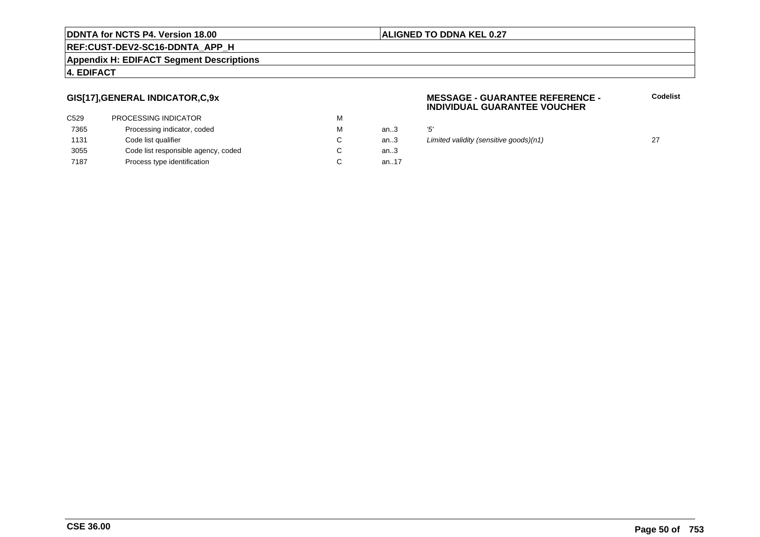## GIS[17],GENERAL INDICATOR,C,9x

**MESSAGE - GUARANTEE REFERENCE - INDIVIDUAL GUARANTEE VOUCHER**

| | | | | | **Codelist** |
|---|---|---|---|---|---|
| C529 | PROCESSING INDICATOR | M | | | |
| 7365 | Processing indicator, coded | M | an..3 | *'5'* | |
| 1131 | Code list qualifier | C | an..3 | *Limited validity (sensitive goods)(n1)* | 27 |
| 3055 | Code list responsible agency, coded | C | an..3 | | |
| 7187 | Process type identification | C | an..17 | | |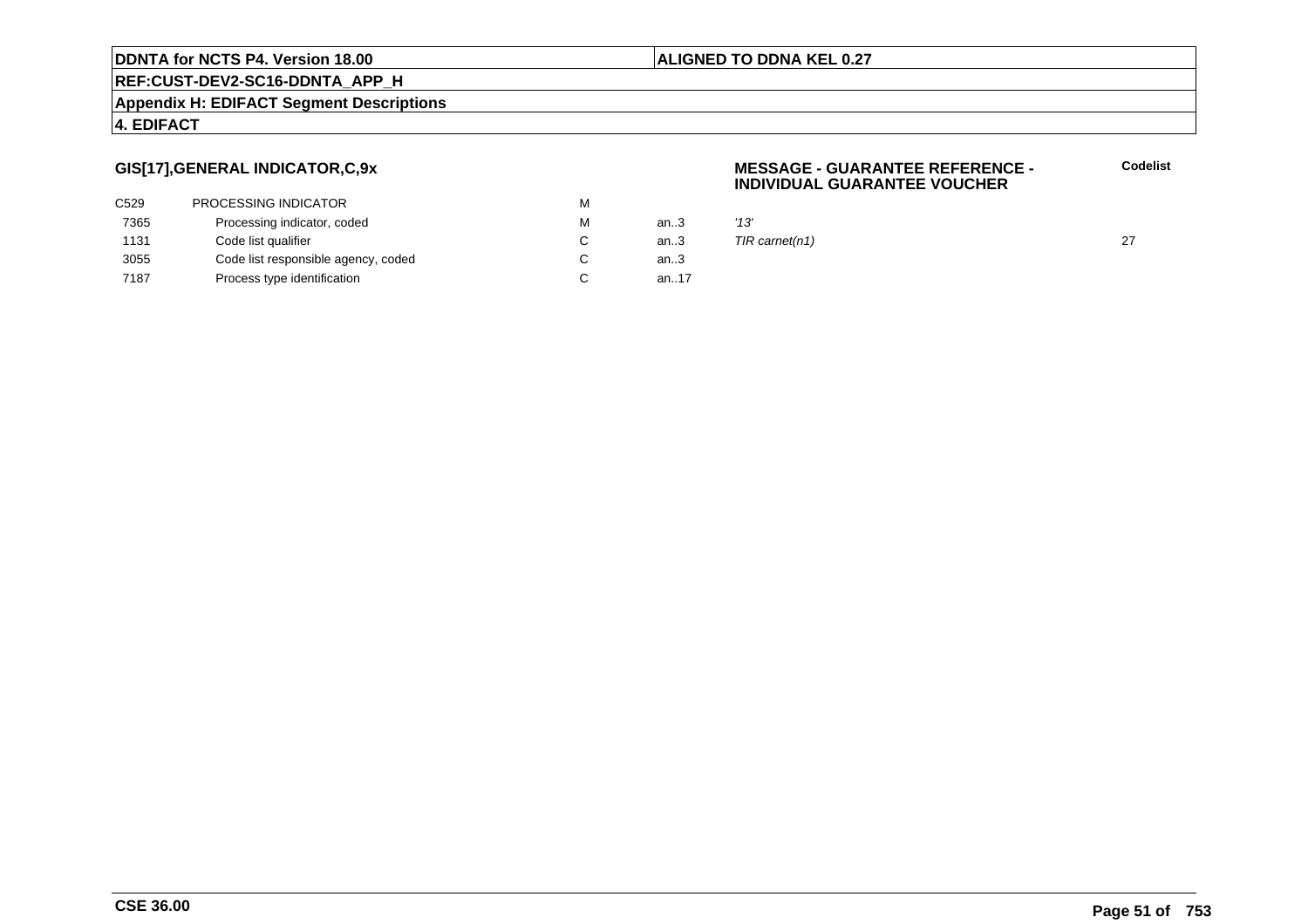## GIS[17],GENERAL INDICATOR,C,9x

**MESSAGE - GUARANTEE REFERENCE - INDIVIDUAL GUARANTEE VOUCHER**

| | | | | | Codelist |
|---|---|---|---|---|---|
| C529 | PROCESSING INDICATOR | M | | | |
| 7365 | Processing indicator, coded | M | an..3 | *'13'* | |
| 1131 | Code list qualifier | C | an..3 | *TIR carnet(n1)* | 27 |
| 3055 | Code list responsible agency, coded | C | an..3 | | |
| 7187 | Process type identification | C | an..17 | | |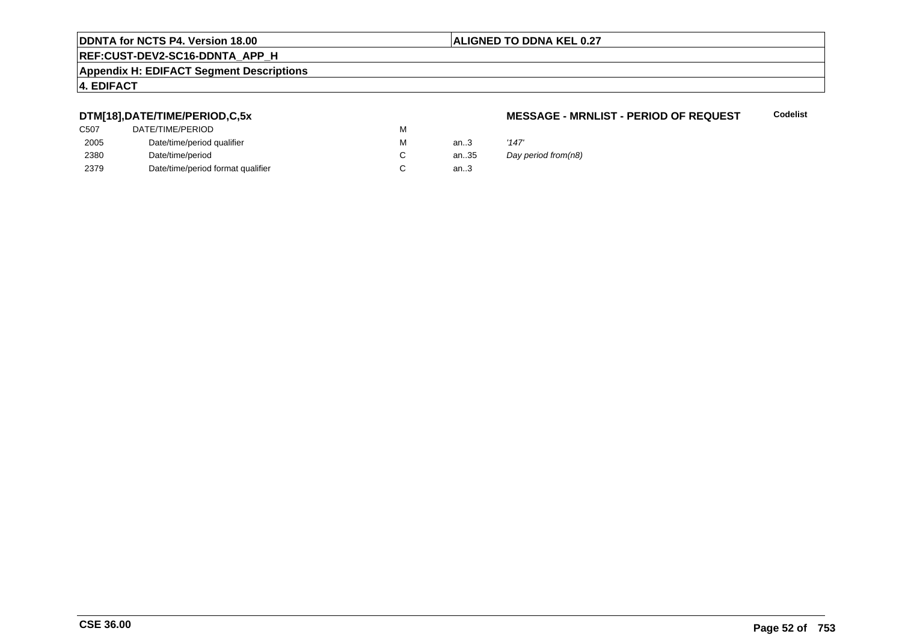**DTM[18],DATE/TIME/PERIOD,C,5x**

**MESSAGE - MRNLIST - PERIOD OF REQUEST**

**Codelist**

| | | | | | |
|---|---|---|---|---|---|
| C507 | DATE/TIME/PERIOD | M | | | |
| 2005 | Date/time/period qualifier | M | an..3 | *'147'* | |
| 2380 | Date/time/period | C | an..35 | *Day period from(n8)* | |
| 2379 | Date/time/period format qualifier | C | an..3 | | |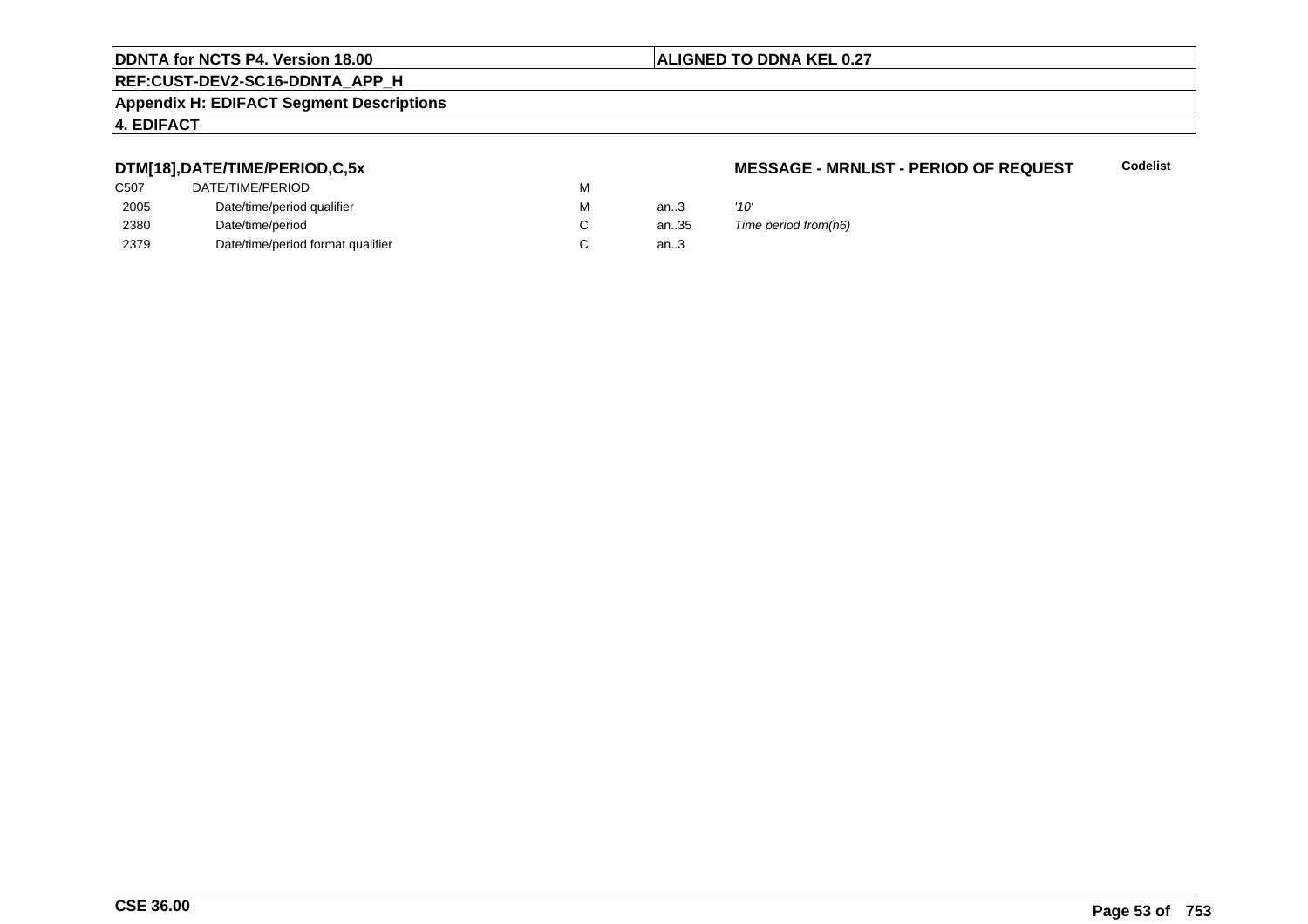**DTM[18],DATE/TIME/PERIOD,C,5x** **MESSAGE - MRNLIST - PERIOD OF REQUEST** **Codelist**

| | | | | | |
|---|---|---|---|---|---|
| C507 | DATE/TIME/PERIOD | M | | | |
| 2005 | Date/time/period qualifier | M | an..3 | *'10'* | |
| 2380 | Date/time/period | C | an..35 | *Time period from(n6)* | |
| 2379 | Date/time/period format qualifier | C | an..3 | | |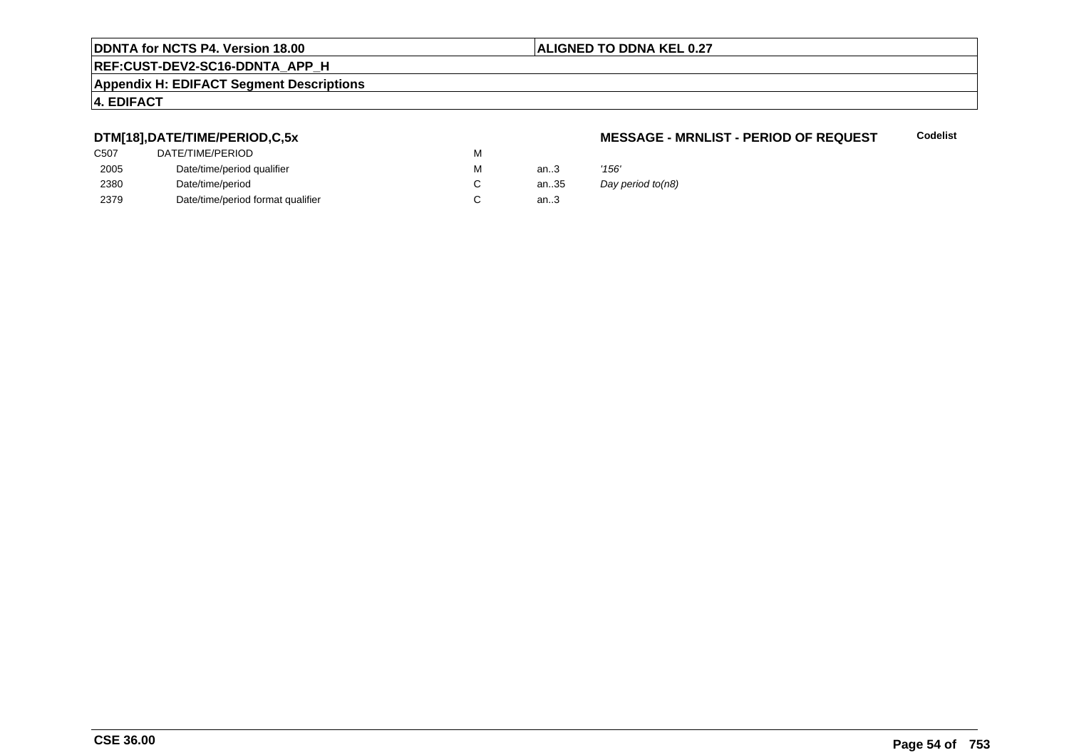**DTM[18],DATE/TIME/PERIOD,C,5x**

**MESSAGE - MRNLIST - PERIOD OF REQUEST** **Codelist**

| | | | | | |
|---|---|---|---|---|---|
| C507 | DATE/TIME/PERIOD | M | | | |
| 2005 | Date/time/period qualifier | M | an..3 | *'156'* | |
| 2380 | Date/time/period | C | an..35 | *Day period to(n8)* | |
| 2379 | Date/time/period format qualifier | C | an..3 | | |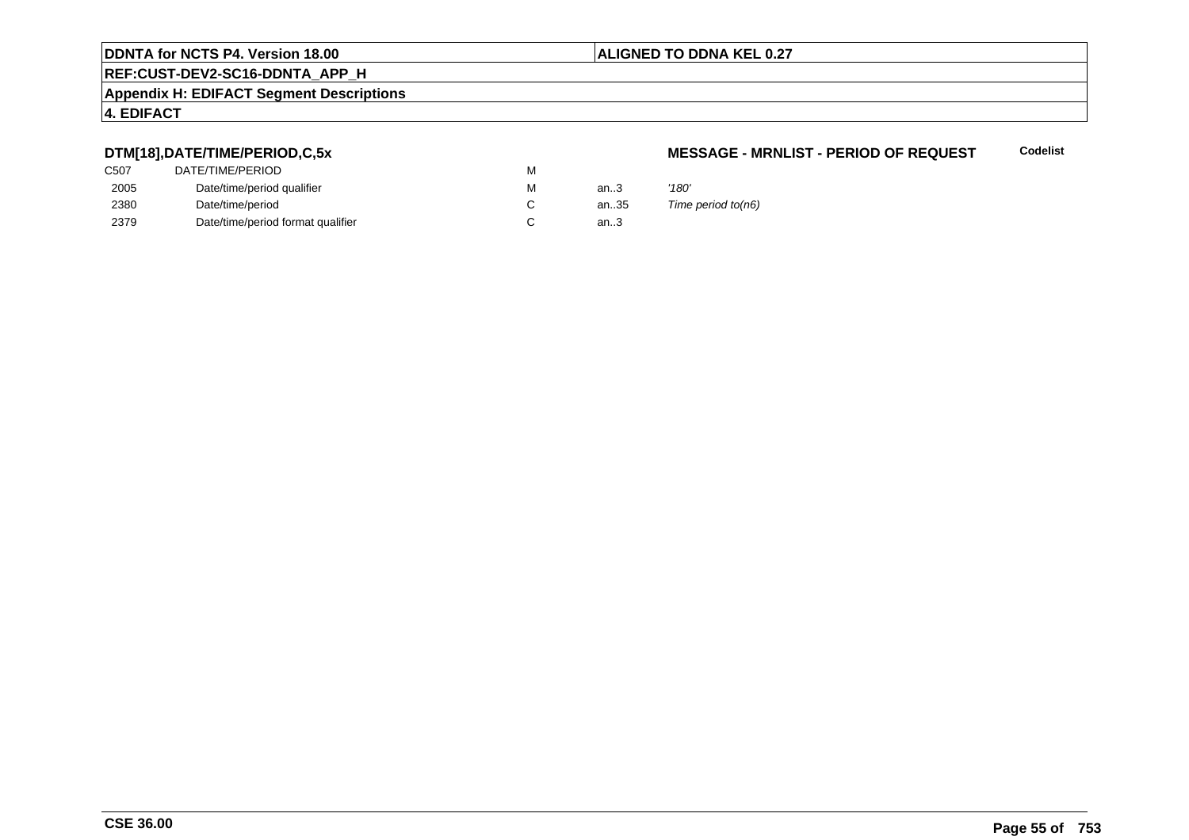**DTM[18],DATE/TIME/PERIOD,C,5x**

**MESSAGE - MRNLIST - PERIOD OF REQUEST** **Codelist**

| | | | | | |
|---|---|---|---|---|---|
| C507 | DATE/TIME/PERIOD | M | | | |
| 2005 | Date/time/period qualifier | M | an..3 | *'180'* | |
| 2380 | Date/time/period | C | an..35 | *Time period to(n6)* | |
| 2379 | Date/time/period format qualifier | C | an..3 | | |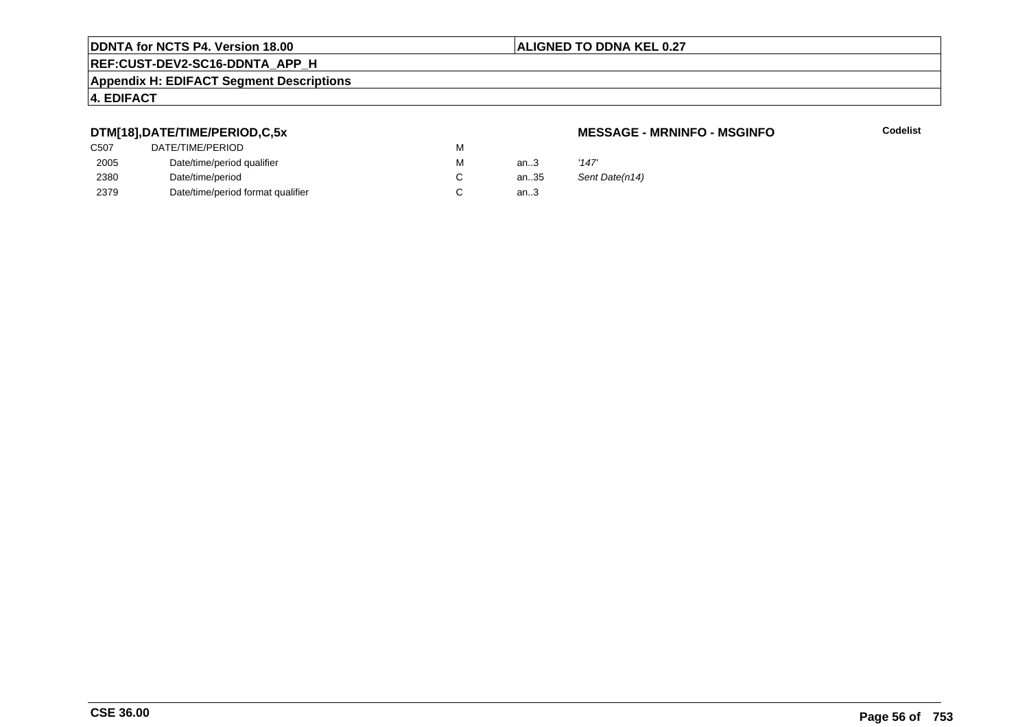**DTM[18],DATE/TIME/PERIOD,C,5x**

**MESSAGE - MRNINFO - MSGINFO**

**Codelist**

| | | | | |
|---|---|---|---|---|
| C507 | DATE/TIME/PERIOD | M | | |
| 2005 | Date/time/period qualifier | M | an..3 | *'147'* |
| 2380 | Date/time/period | C | an..35 | *Sent Date(n14)* |
| 2379 | Date/time/period format qualifier | C | an..3 | |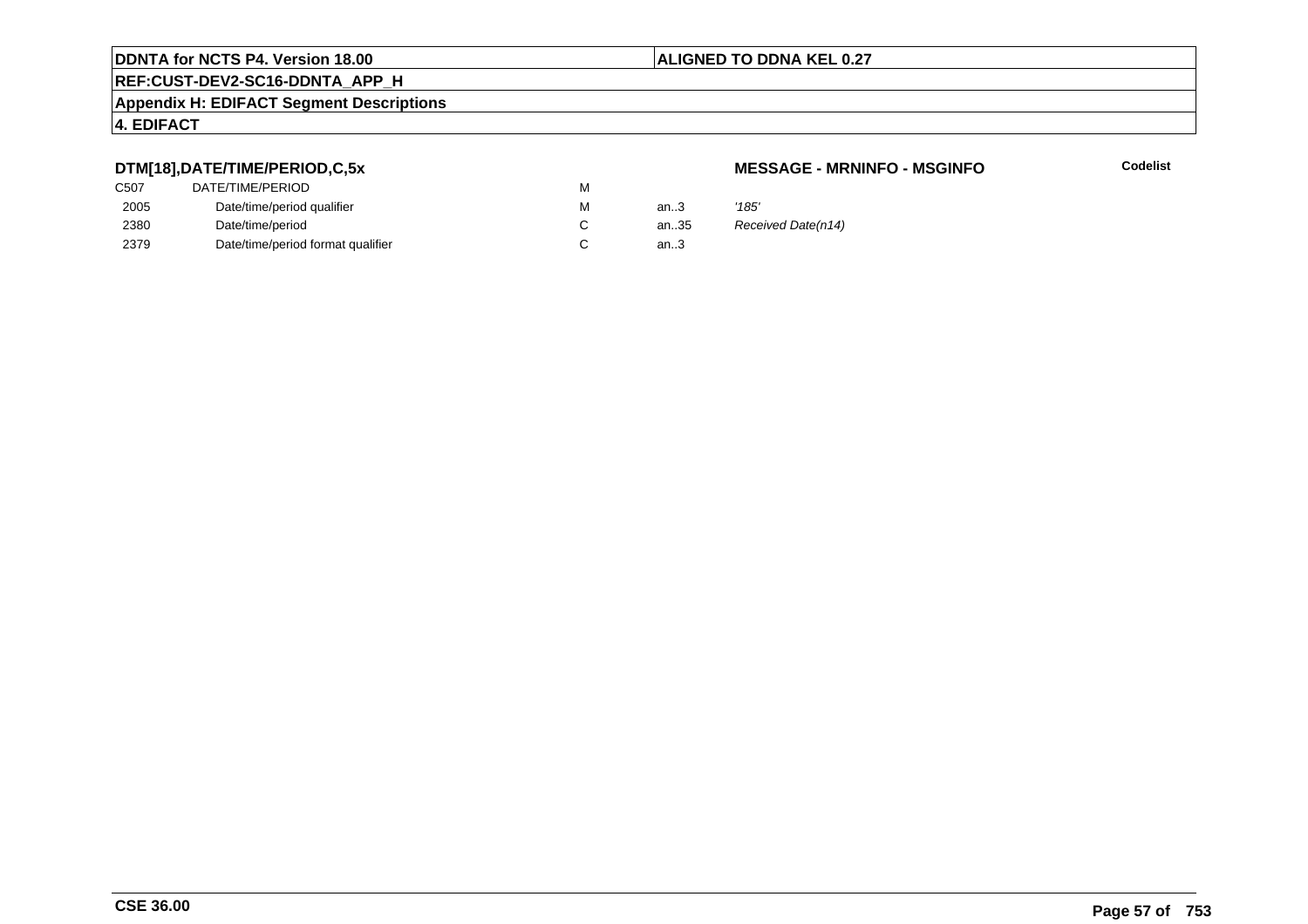**DTM[18],DATE/TIME/PERIOD,C,5x**

**MESSAGE - MRNINFO - MSGINFO**

**Codelist**

| | | | | |
|---|---|---|---|---|
| C507 | DATE/TIME/PERIOD | M | | |
| 2005 | Date/time/period qualifier | M | an..3 | *'185'* |
| 2380 | Date/time/period | C | an..35 | *Received Date(n14)* |
| 2379 | Date/time/period format qualifier | C | an..3 | |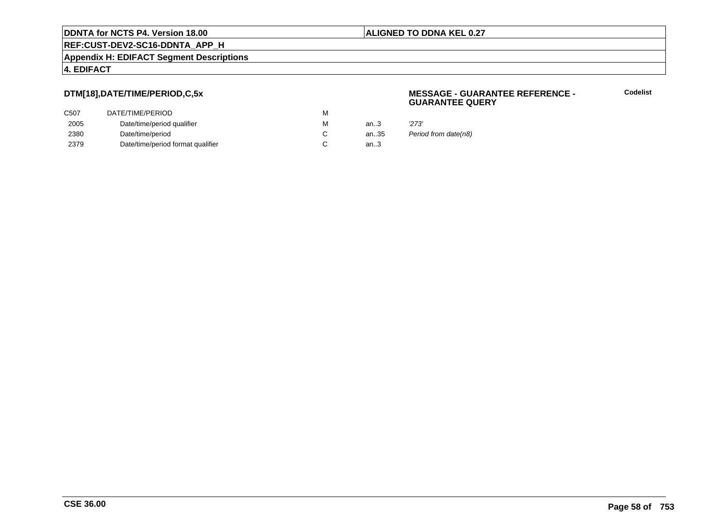**DDNTA for NCTS P4. Version 18.00** | **ALIGNED TO DDNA KEL 0.27**

**REF:CUST-DEV2-SC16-DDNTA_APP_H**

**Appendix H: EDIFACT Segment Descriptions**

**4. EDIFACT**

### DTM[18],DATE/TIME/PERIOD,C,5x

**MESSAGE - GUARANTEE REFERENCE - GUARANTEE QUERY**

**Codelist**

| | | | | |
|---|---|---|---|---|
| C507 | DATE/TIME/PERIOD | M | | |
| 2005 | Date/time/period qualifier | M | an..3 | *'273'* |
| 2380 | Date/time/period | C | an..35 | *Period from date(n8)* |
| 2379 | Date/time/period format qualifier | C | an..3 | |

**CSE 36.00**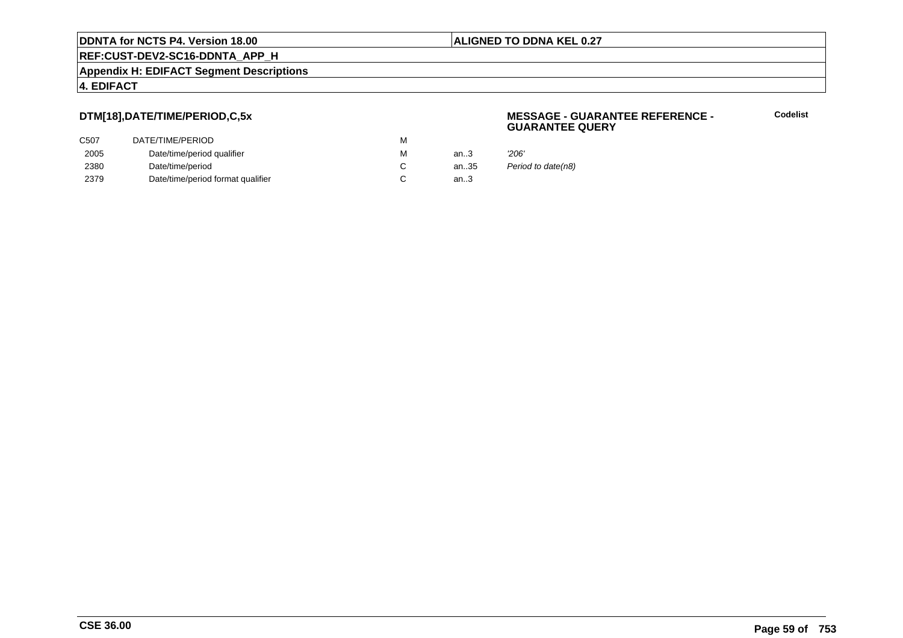**DTM[18],DATE/TIME/PERIOD,C,5x**

**MESSAGE - GUARANTEE REFERENCE - GUARANTEE QUERY**

**Codelist**

| | | | | |
|---|---|---|---|---|
| C507 | DATE/TIME/PERIOD | M | | |
| 2005 | Date/time/period qualifier | M | an..3 | *'206'* |
| 2380 | Date/time/period | C | an..35 | *Period to date(n8)* |
| 2379 | Date/time/period format qualifier | C | an..3 | |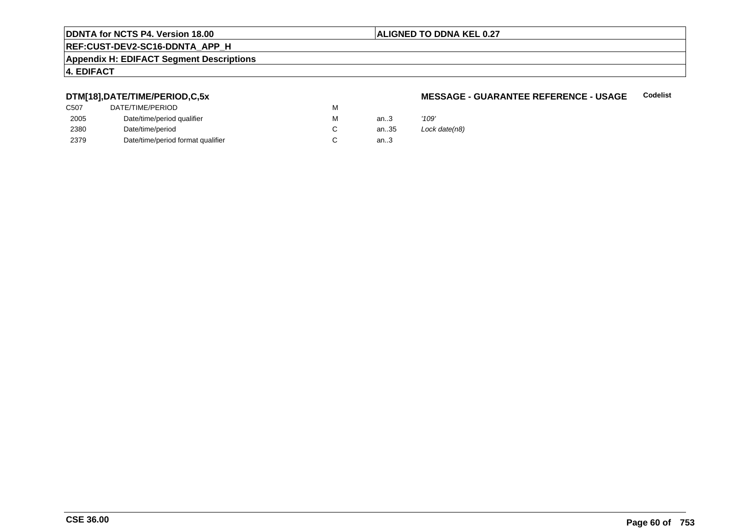## DTM[18],DATE/TIME/PERIOD,C,5x

**MESSAGE - GUARANTEE REFERENCE - USAGE** **Codelist**

| | | | | |
|---|---|---|---|---|
| C507 | DATE/TIME/PERIOD | M | | |
| 2005 | Date/time/period qualifier | M | an..3 | *'109'* |
| 2380 | Date/time/period | C | an..35 | *Lock date(n8)* |
| 2379 | Date/time/period format qualifier | C | an..3 | |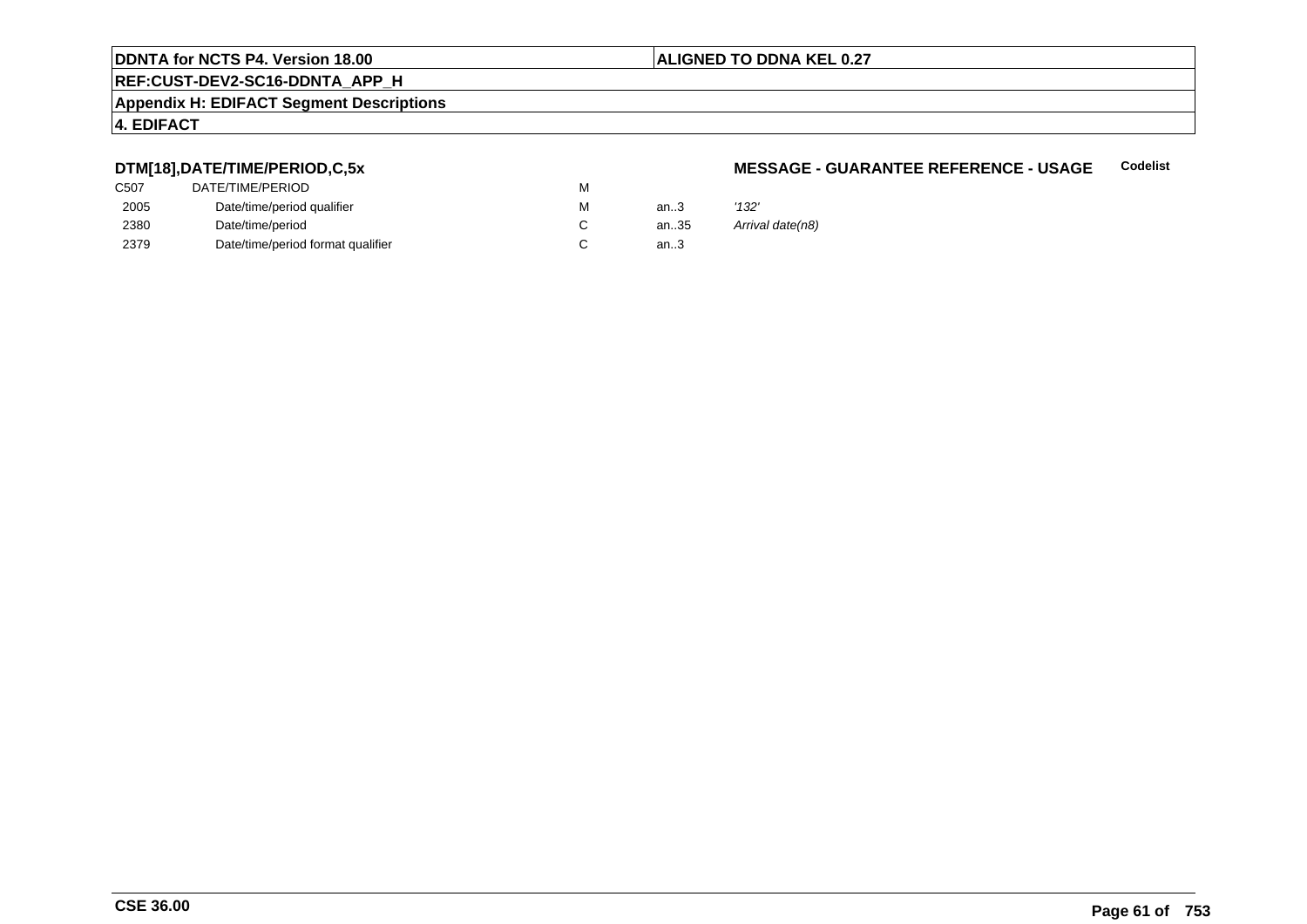**DDNTA for NCTS P4. Version 18.00** | **ALIGNED TO DDNA KEL 0.27**

**REF:CUST-DEV2-SC16-DDNTA_APP_H**

**Appendix H: EDIFACT Segment Descriptions**

**4. EDIFACT**

### DTM[18],DATE/TIME/PERIOD,C,5x

**MESSAGE - GUARANTEE REFERENCE - USAGE** **Codelist**

| | | | | |
|---|---|---|---|---|
| C507 | DATE/TIME/PERIOD | M | | |
| 2005 | Date/time/period qualifier | M | an..3 | *'132'* |
| 2380 | Date/time/period | C | an..35 | *Arrival date(n8)* |
| 2379 | Date/time/period format qualifier | C | an..3 | |

**CSE 36.00**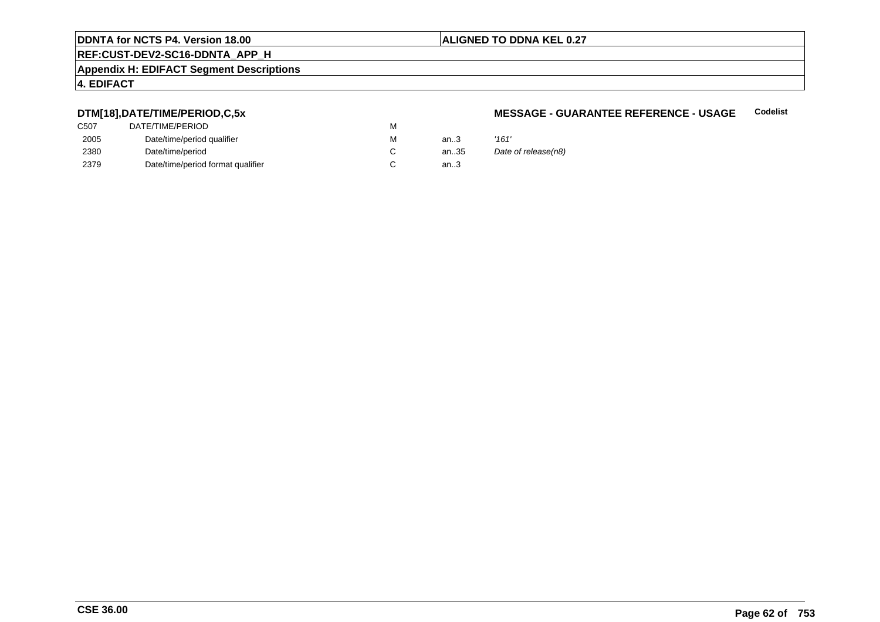**DTM[18],DATE/TIME/PERIOD,C,5x**

**MESSAGE - GUARANTEE REFERENCE - USAGE** **Codelist**

| | | | | |
|---|---|---|---|---|
| C507 | DATE/TIME/PERIOD | M | | |
| 2005 | Date/time/period qualifier | M | an..3 | *'161'* |
| 2380 | Date/time/period | C | an..35 | *Date of release(n8)* |
| 2379 | Date/time/period format qualifier | C | an..3 | |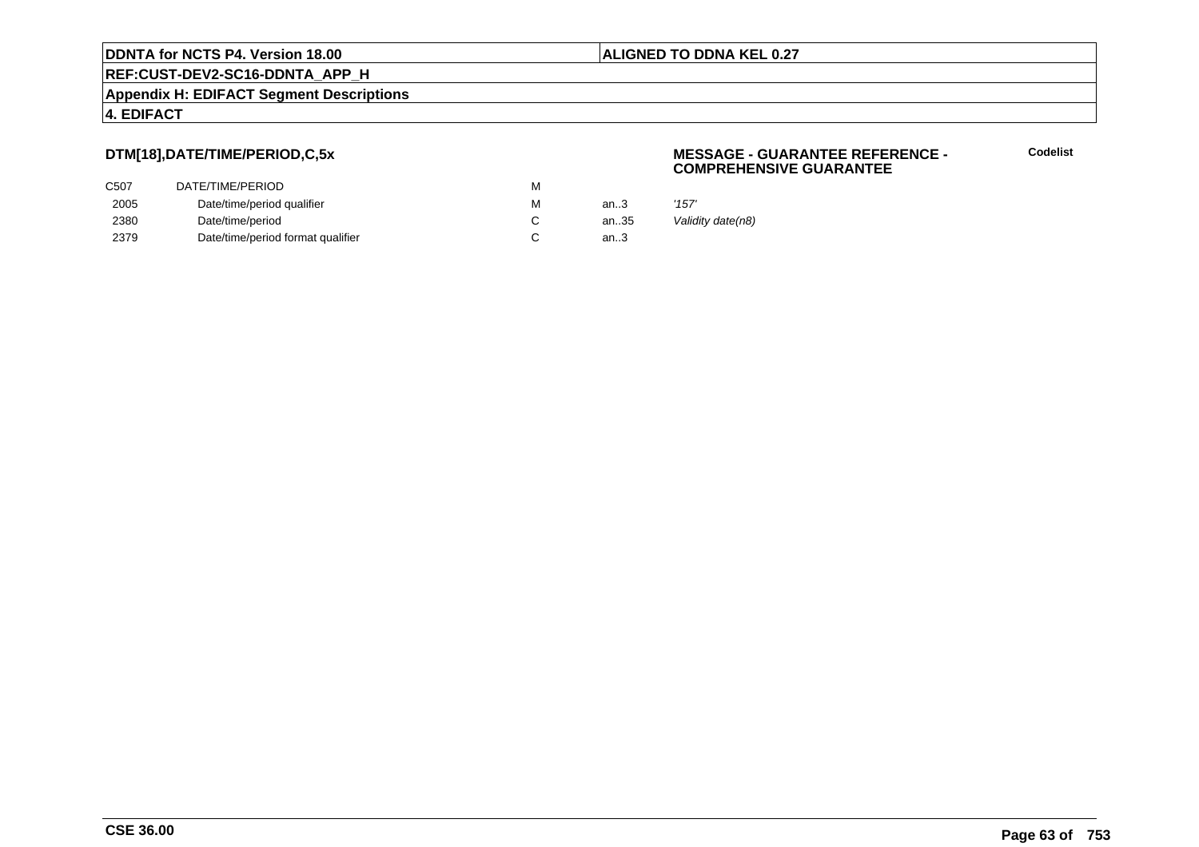### DTM[18],DATE/TIME/PERIOD,C,5x

**MESSAGE - GUARANTEE REFERENCE - COMPREHENSIVE GUARANTEE**

**Codelist**

| | | | | |
|---|---|---|---|---|
| C507 | DATE/TIME/PERIOD | M | | |
| 2005 | Date/time/period qualifier | M | an..3 | *'157'* |
| 2380 | Date/time/period | C | an..35 | *Validity date(n8)* |
| 2379 | Date/time/period format qualifier | C | an..3 | |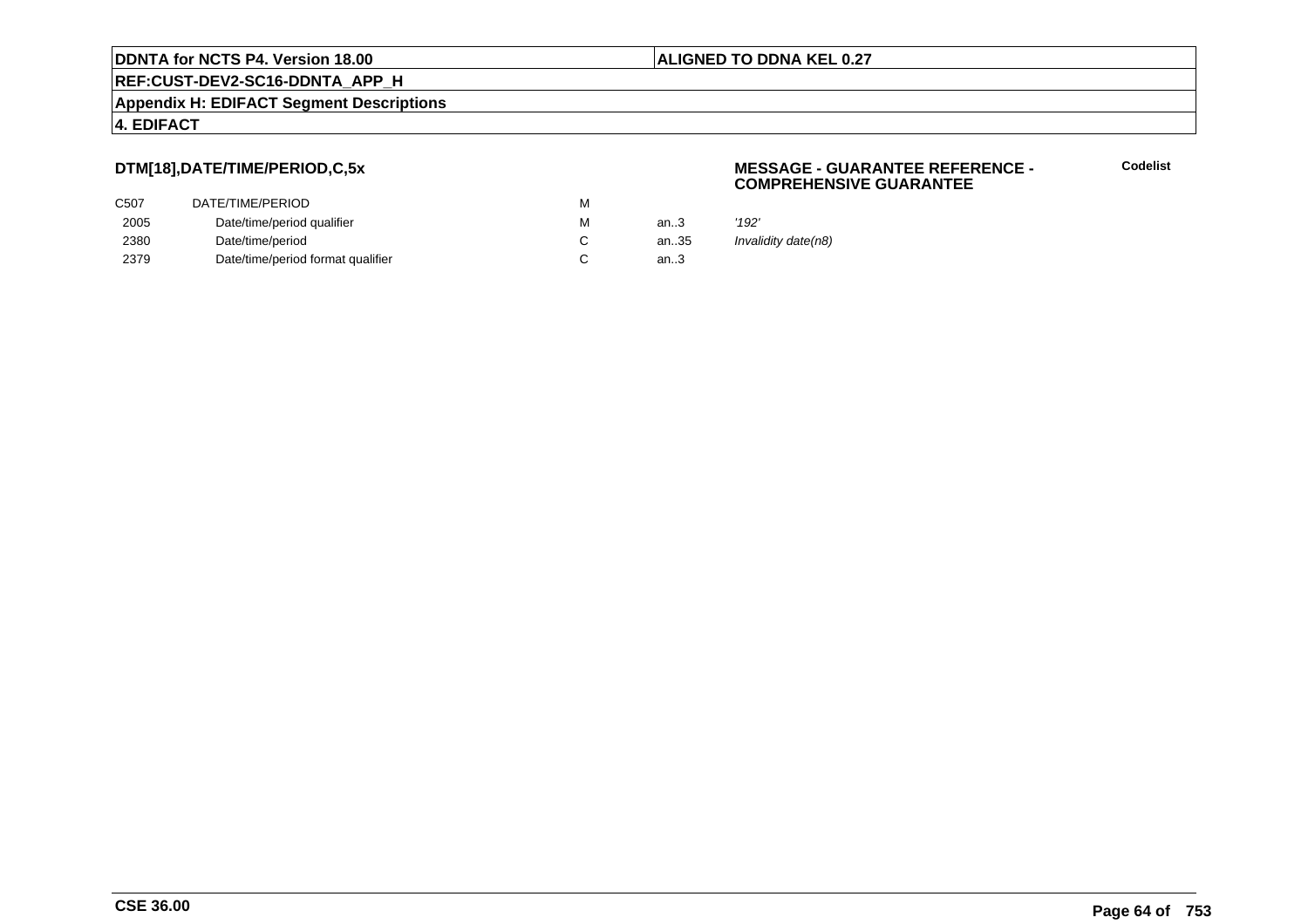## DTM[18],DATE/TIME/PERIOD,C,5x

**MESSAGE - GUARANTEE REFERENCE - COMPREHENSIVE GUARANTEE**

**Codelist**

| | | | | |
|---|---|---|---|---|
| C507 | DATE/TIME/PERIOD | M | | |
| 2005 | Date/time/period qualifier | M | an..3 | *'192'* |
| 2380 | Date/time/period | C | an..35 | *Invalidity date(n8)* |
| 2379 | Date/time/period format qualifier | C | an..3 | |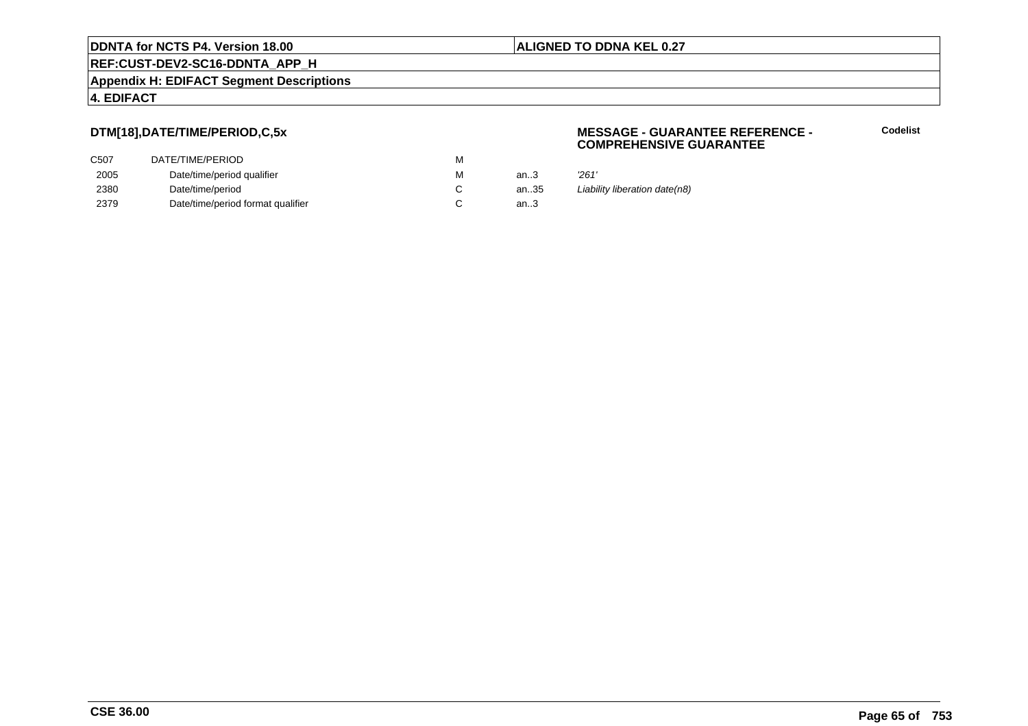### DTM[18],DATE/TIME/PERIOD,C,5x

**MESSAGE - GUARANTEE REFERENCE - COMPREHENSIVE GUARANTEE**

**Codelist**

| | | | | |
|---|---|---|---|---|
| C507 | DATE/TIME/PERIOD | M | | |
| 2005 | Date/time/period qualifier | M | an..3 | *'261'* |
| 2380 | Date/time/period | C | an..35 | *Liability liberation date(n8)* |
| 2379 | Date/time/period format qualifier | C | an..3 | |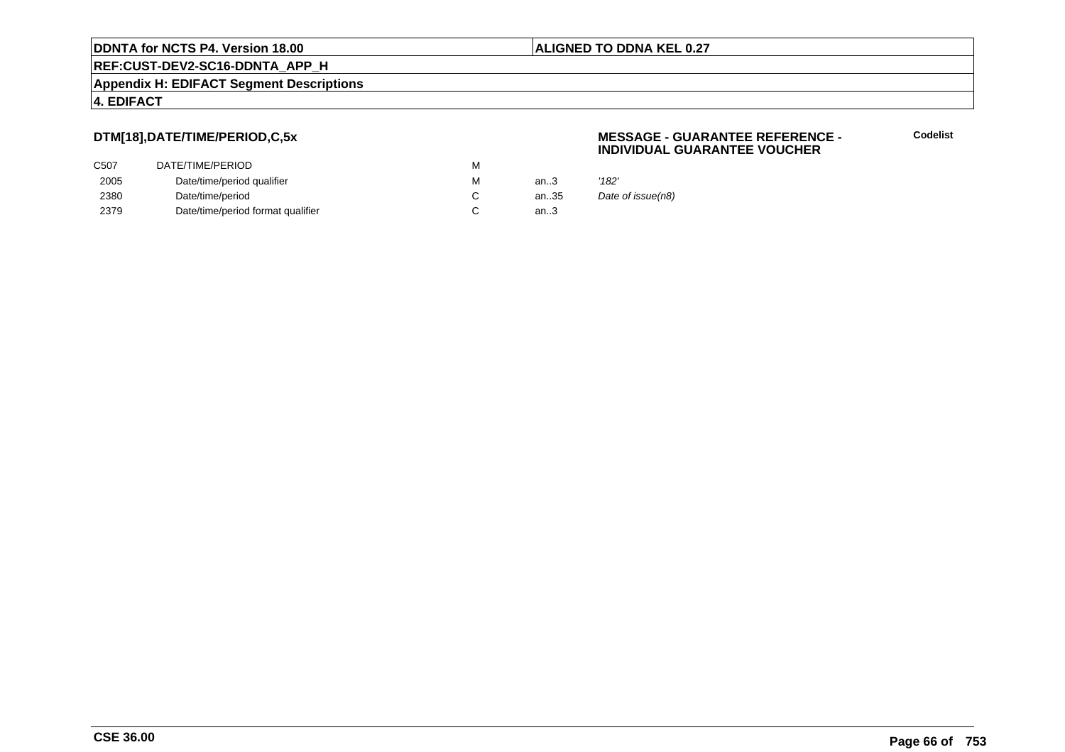**DTM[18],DATE/TIME/PERIOD,C,5x**

**MESSAGE - GUARANTEE REFERENCE - INDIVIDUAL GUARANTEE VOUCHER**

**Codelist**

| | | | | |
|---|---|---|---|---|
| C507 | DATE/TIME/PERIOD | M | | |
| 2005 | Date/time/period qualifier | M | an..3 | *'182'* |
| 2380 | Date/time/period | C | an..35 | *Date of issue(n8)* |
| 2379 | Date/time/period format qualifier | C | an..3 | |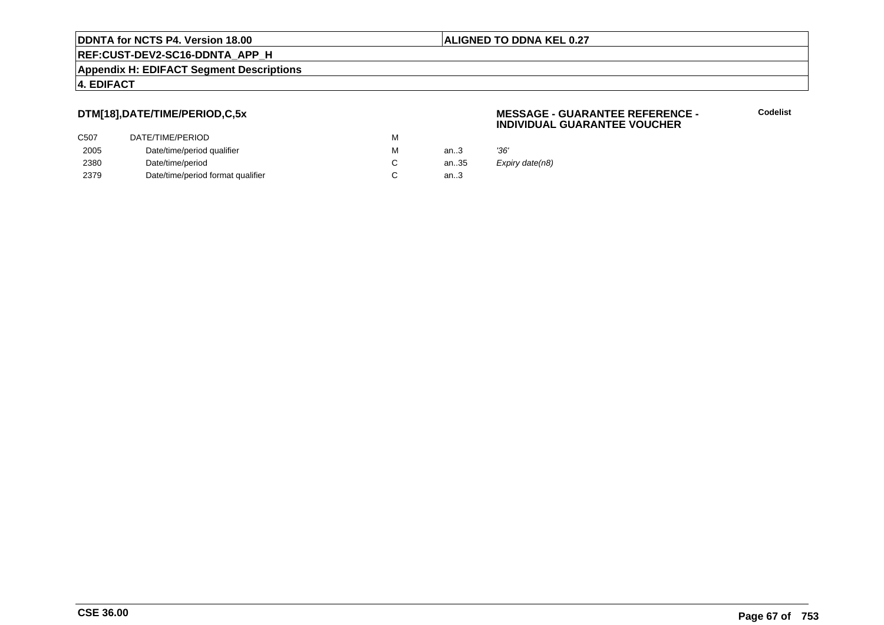**DDNTA for NCTS P4. Version 18.00** | **ALIGNED TO DDNA KEL 0.27**

**REF:CUST-DEV2-SC16-DDNTA_APP_H**

**Appendix H: EDIFACT Segment Descriptions**

**4. EDIFACT**

### DTM[18],DATE/TIME/PERIOD,C,5x

**MESSAGE - GUARANTEE REFERENCE - INDIVIDUAL GUARANTEE VOUCHER**

**Codelist**

| | | | | |
|---|---|---|---|---|
| C507 | DATE/TIME/PERIOD | M | | |
| 2005 | Date/time/period qualifier | M | an..3 | *'36'* |
| 2380 | Date/time/period | C | an..35 | *Expiry date(n8)* |
| 2379 | Date/time/period format qualifier | C | an..3 | |

**CSE 36.00**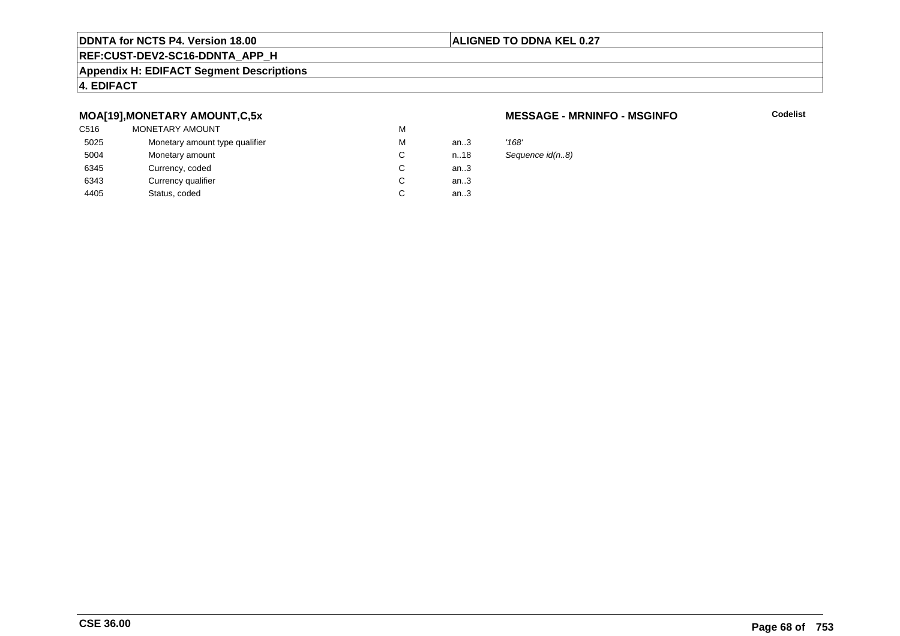**DDNTA for NCTS P4. Version 18.00** | **ALIGNED TO DDNA KEL 0.27**

**REF:CUST-DEV2-SC16-DDNTA_APP_H**

**Appendix H: EDIFACT Segment Descriptions**

**4. EDIFACT**

### MOA[19],MONETARY AMOUNT,C,5x

**MESSAGE - MRNINFO - MSGINFO** — **Codelist**

| | | | | |
|---|---|---|---|---|
| C516 | MONETARY AMOUNT | M | | |
| 5025 | Monetary amount type qualifier | M | an..3 | *'168'* |
| 5004 | Monetary amount | C | n..18 | *Sequence id(n..8)* |
| 6345 | Currency, coded | C | an..3 | |
| 6343 | Currency qualifier | C | an..3 | |
| 4405 | Status, coded | C | an..3 | |

**CSE 36.00**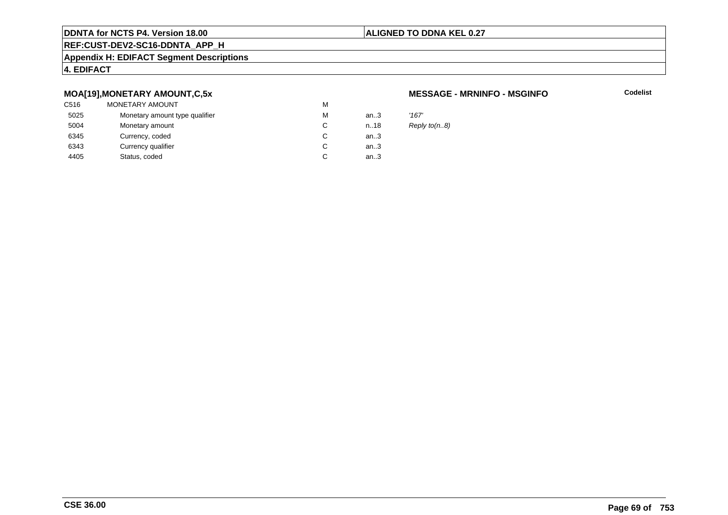## MOA[19],MONETARY AMOUNT,C,5x

**MESSAGE - MRNINFO - MSGINFO**

**Codelist**

| | | | | |
|---|---|---|---|---|
| C516 | MONETARY AMOUNT | M | | |
| 5025 | Monetary amount type qualifier | M | an..3 | *'167'* |
| 5004 | Monetary amount | C | n..18 | *Reply to(n..8)* |
| 6345 | Currency, coded | C | an..3 | |
| 6343 | Currency qualifier | C | an..3 | |
| 4405 | Status, coded | C | an..3 | |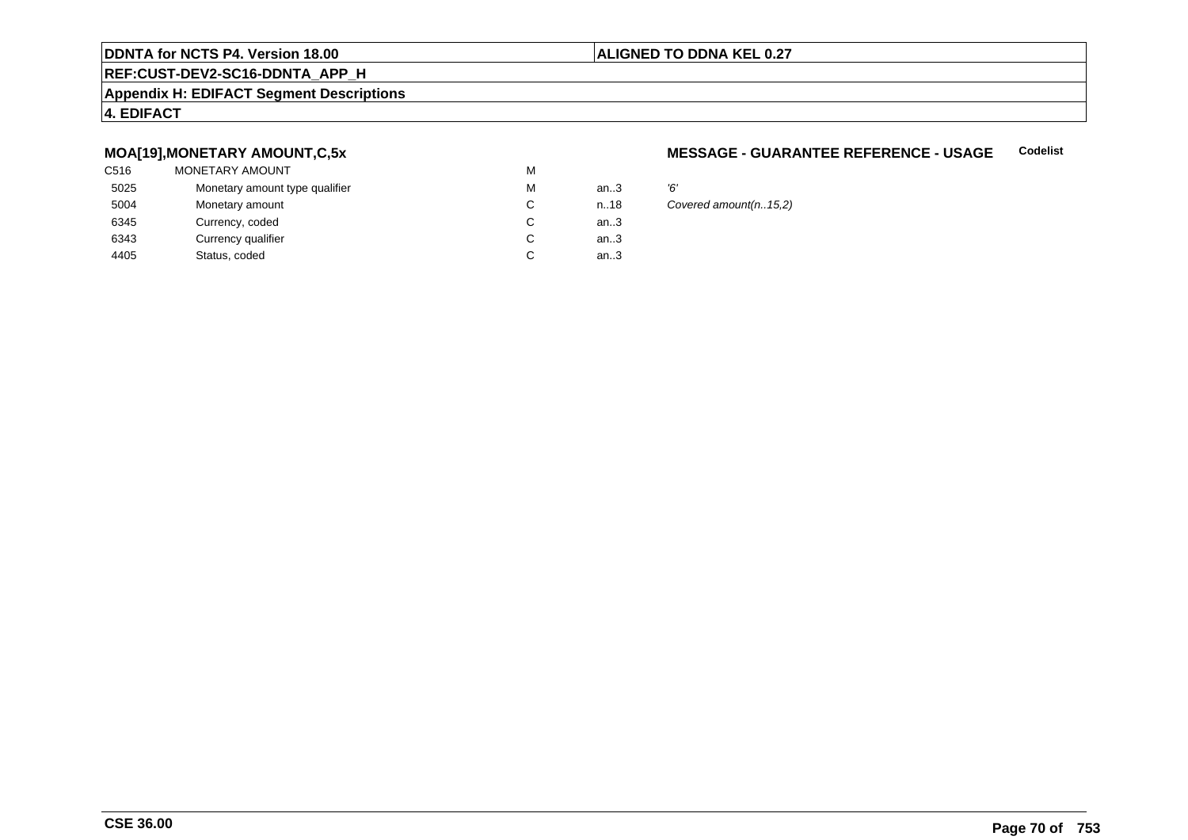### MOA[19],MONETARY AMOUNT,C,5x

### MESSAGE - GUARANTEE REFERENCE - USAGE

**Codelist**

| | | | | |
|---|---|---|---|---|
| C516 | MONETARY AMOUNT | M | | |
| 5025 | Monetary amount type qualifier | M | an..3 | *'6'* |
| 5004 | Monetary amount | C | n..18 | *Covered amount(n..15,2)* |
| 6345 | Currency, coded | C | an..3 | |
| 6343 | Currency qualifier | C | an..3 | |
| 4405 | Status, coded | C | an..3 | |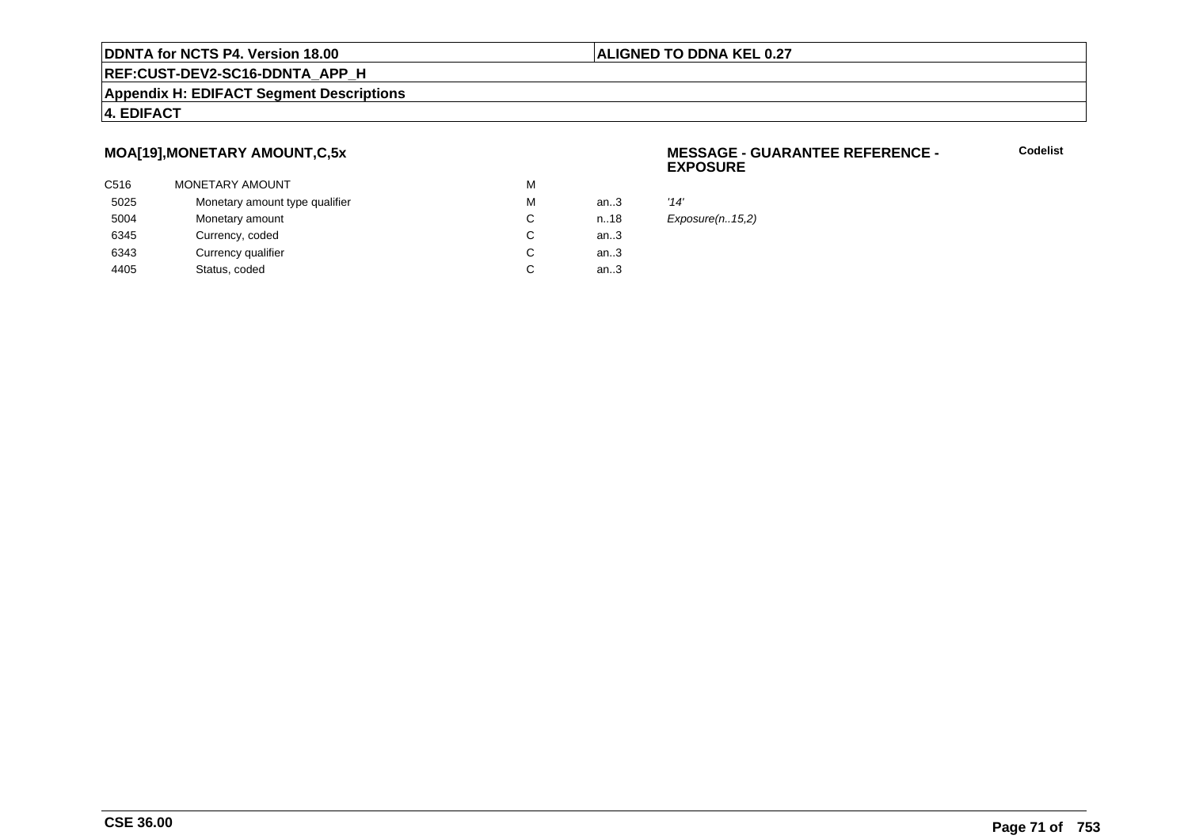**MOA[19],MONETARY AMOUNT,C,5x**

**MESSAGE - GUARANTEE REFERENCE - EXPOSURE**

**Codelist**

| | | | | |
|---|---|---|---|---|
| C516 | MONETARY AMOUNT | M | | |
| 5025 | Monetary amount type qualifier | M | an..3 | *'14'* |
| 5004 | Monetary amount | C | n..18 | *Exposure(n..15,2)* |
| 6345 | Currency, coded | C | an..3 | |
| 6343 | Currency qualifier | C | an..3 | |
| 4405 | Status, coded | C | an..3 | |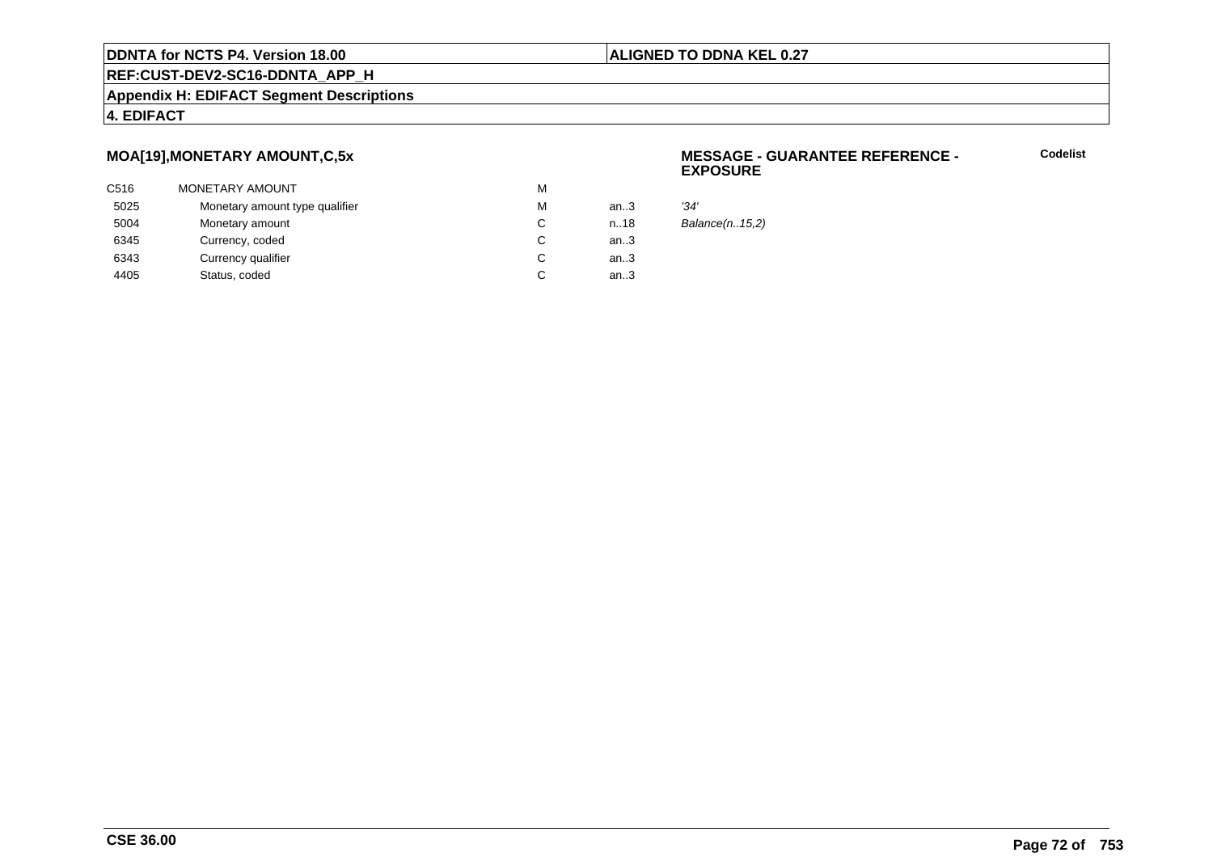## MOA[19],MONETARY AMOUNT,C,5x

**MESSAGE - GUARANTEE REFERENCE - EXPOSURE**

**Codelist**

| | | | | |
|---|---|---|---|---|
| C516 | MONETARY AMOUNT | M | | |
| 5025 | Monetary amount type qualifier | M | an..3 | *'34'* |
| 5004 | Monetary amount | C | n..18 | *Balance(n..15,2)* |
| 6345 | Currency, coded | C | an..3 | |
| 6343 | Currency qualifier | C | an..3 | |
| 4405 | Status, coded | C | an..3 | |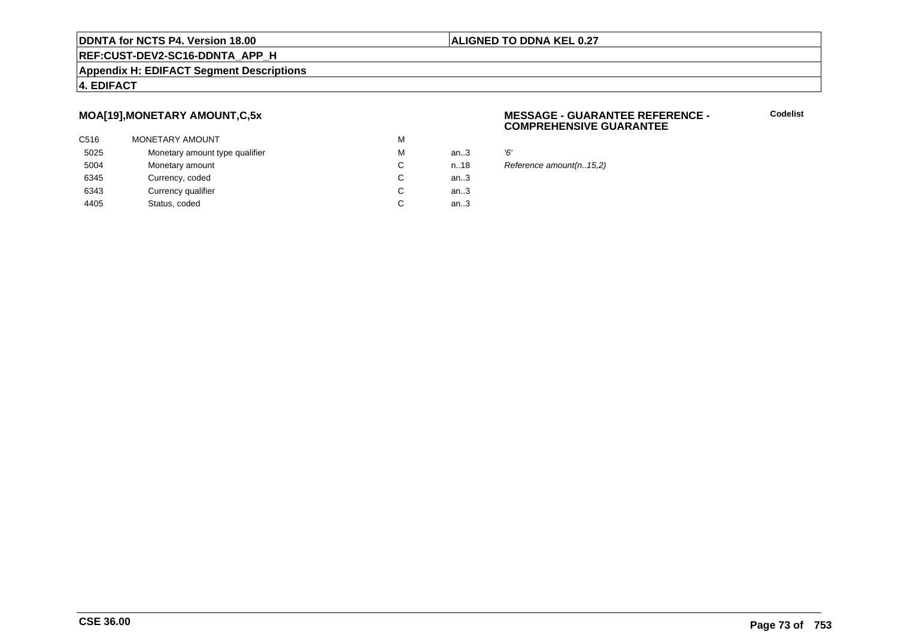**DDNTA for NCTS P4. Version 18.00** | **ALIGNED TO DDNA KEL 0.27**

**REF:CUST-DEV2-SC16-DDNTA_APP_H**

**Appendix H: EDIFACT Segment Descriptions**

**4. EDIFACT**

### MOA[19],MONETARY AMOUNT,C,5x

**MESSAGE - GUARANTEE REFERENCE - COMPREHENSIVE GUARANTEE**

**Codelist**

| | | | | | |
|---|---|---|---|---|---|
| C516 | MONETARY AMOUNT | M | | | |
| 5025 | Monetary amount type qualifier | M | an..3 | *'6'* | |
| 5004 | Monetary amount | C | n..18 | *Reference amount(n..15,2)* | |
| 6345 | Currency, coded | C | an..3 | | |
| 6343 | Currency qualifier | C | an..3 | | |
| 4405 | Status, coded | C | an..3 | | |

**CSE 36.00**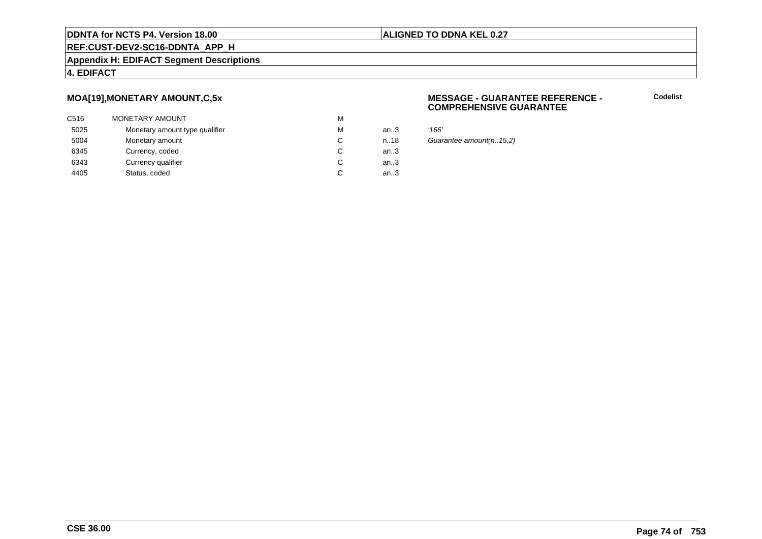## MOA[19],MONETARY AMOUNT,C,5x

**MESSAGE - GUARANTEE REFERENCE - COMPREHENSIVE GUARANTEE**

**Codelist**

| | | | | |
|---|---|---|---|---|
| C516 | MONETARY AMOUNT | M | | |
| 5025 | Monetary amount type qualifier | M | an..3 | *'166'* |
| 5004 | Monetary amount | C | n..18 | *Guarantee amount(n..15,2)* |
| 6345 | Currency, coded | C | an..3 | |
| 6343 | Currency qualifier | C | an..3 | |
| 4405 | Status, coded | C | an..3 | |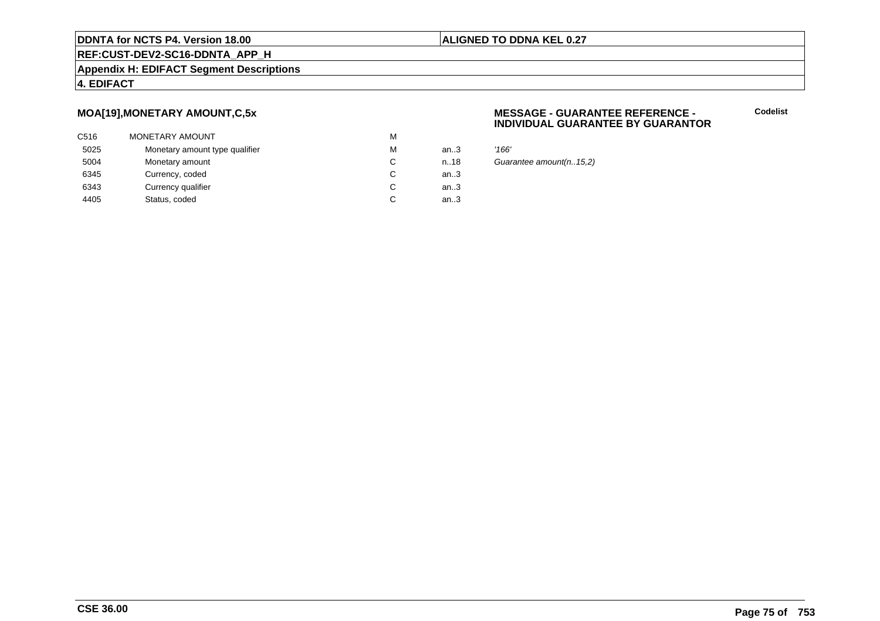## MOA[19],MONETARY AMOUNT,C,5x

**MESSAGE - GUARANTEE REFERENCE - INDIVIDUAL GUARANTEE BY GUARANTOR**

**Codelist**

| | | | | |
|---|---|---|---|---|
| C516 | MONETARY AMOUNT | M | | |
| 5025 | Monetary amount type qualifier | M | an..3 | *'166'* |
| 5004 | Monetary amount | C | n..18 | *Guarantee amount(n..15,2)* |
| 6345 | Currency, coded | C | an..3 | |
| 6343 | Currency qualifier | C | an..3 | |
| 4405 | Status, coded | C | an..3 | |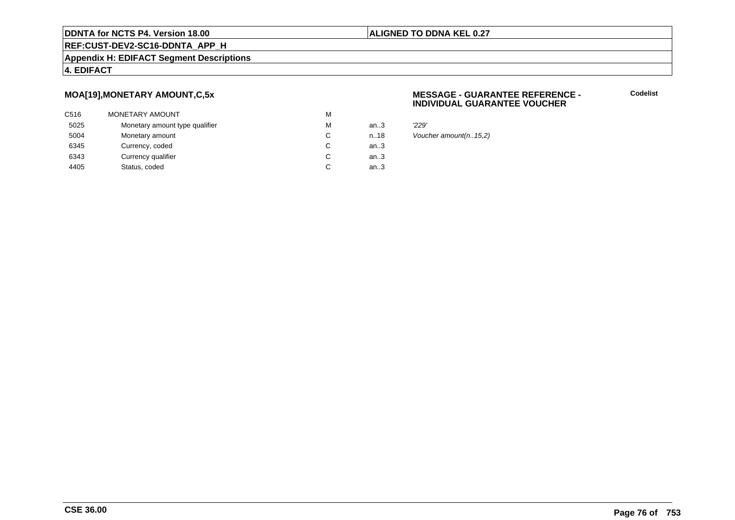## MOA[19],MONETARY AMOUNT,C,5x

**MESSAGE - GUARANTEE REFERENCE - INDIVIDUAL GUARANTEE VOUCHER**

**Codelist**

| | | | | |
|---|---|---|---|---|
| C516 | MONETARY AMOUNT | M | | |
| 5025 | Monetary amount type qualifier | M | an..3 | *'229'* |
| 5004 | Monetary amount | C | n..18 | *Voucher amount(n..15,2)* |
| 6345 | Currency, coded | C | an..3 | |
| 6343 | Currency qualifier | C | an..3 | |
| 4405 | Status, coded | C | an..3 | |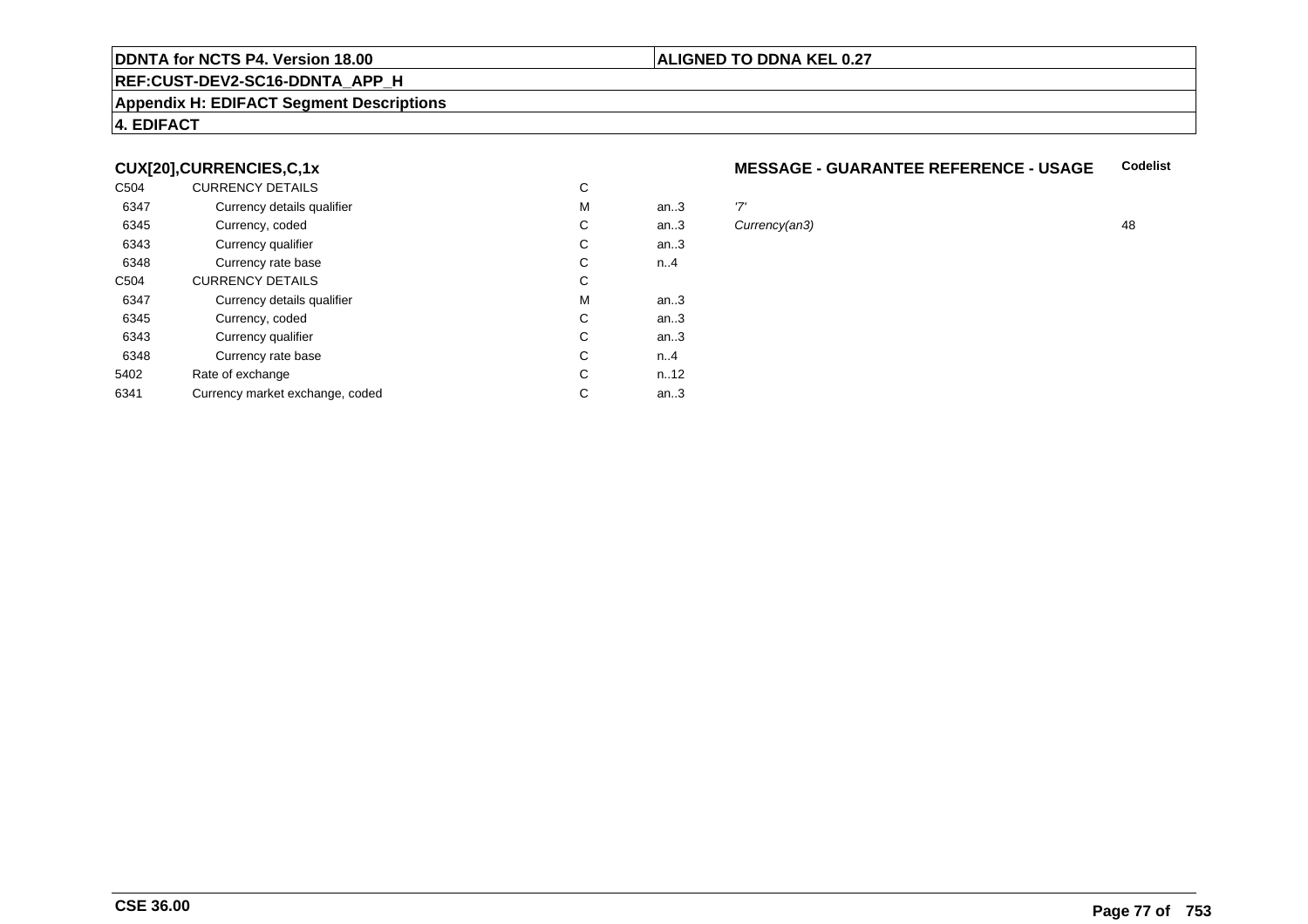**DDNTA for NCTS P4. Version 18.00** | **ALIGNED TO DDNA KEL 0.27**

**REF:CUST-DEV2-SC16-DDNTA_APP_H**

**Appendix H: EDIFACT Segment Descriptions**

**4. EDIFACT**

### CUX[20],CURRENCIES,C,1x

**MESSAGE - GUARANTEE REFERENCE - USAGE**

| | | | | | Codelist |
|---|---|---|---|---|---|
| C504 | CURRENCY DETAILS | C | | | |
| 6347 | Currency details qualifier | M | an..3 | *'7'* | |
| 6345 | Currency, coded | C | an..3 | *Currency(an3)* | 48 |
| 6343 | Currency qualifier | C | an..3 | | |
| 6348 | Currency rate base | C | n..4 | | |
| C504 | CURRENCY DETAILS | C | | | |
| 6347 | Currency details qualifier | M | an..3 | | |
| 6345 | Currency, coded | C | an..3 | | |
| 6343 | Currency qualifier | C | an..3 | | |
| 6348 | Currency rate base | C | n..4 | | |
| 5402 | Rate of exchange | C | n..12 | | |
| 6341 | Currency market exchange, coded | C | an..3 | | |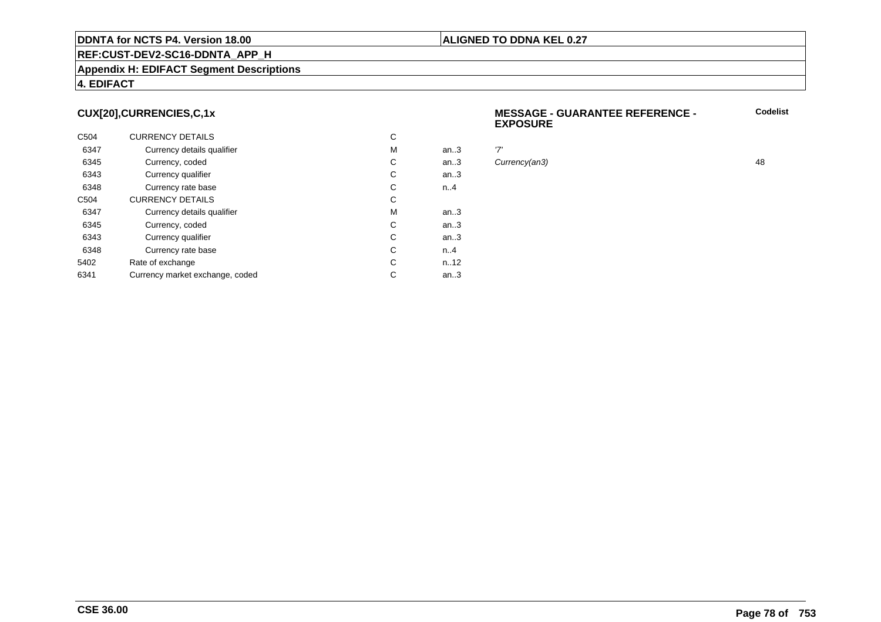**DDNTA for NCTS P4. Version 18.00** | **ALIGNED TO DDNA KEL 0.27**

**REF:CUST-DEV2-SC16-DDNTA_APP_H**

**Appendix H: EDIFACT Segment Descriptions**

**4. EDIFACT**

### CUX[20],CURRENCIES,C,1x

**MESSAGE - GUARANTEE REFERENCE - EXPOSURE**

| | | | | | Codelist |
|---|---|---|---|---|---|
| C504 | CURRENCY DETAILS | C | | | |
| 6347 | Currency details qualifier | M | an..3 | *'7'* | |
| 6345 | Currency, coded | C | an..3 | *Currency(an3)* | 48 |
| 6343 | Currency qualifier | C | an..3 | | |
| 6348 | Currency rate base | C | n..4 | | |
| C504 | CURRENCY DETAILS | C | | | |
| 6347 | Currency details qualifier | M | an..3 | | |
| 6345 | Currency, coded | C | an..3 | | |
| 6343 | Currency qualifier | C | an..3 | | |
| 6348 | Currency rate base | C | n..4 | | |
| 5402 | Rate of exchange | C | n..12 | | |
| 6341 | Currency market exchange, coded | C | an..3 | | |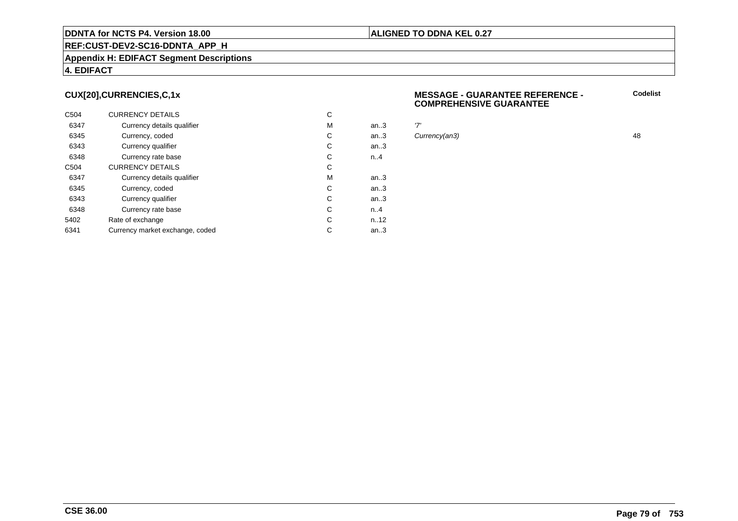## CUX[20],CURRENCIES,C,1x

### MESSAGE - GUARANTEE REFERENCE - COMPREHENSIVE GUARANTEE

| | | | | | Codelist |
|---|---|---|---|---|---|
| C504 | CURRENCY DETAILS | C | | | |
| 6347 | Currency details qualifier | M | an..3 | '7' | |
| 6345 | Currency, coded | C | an..3 | *Currency(an3)* | 48 |
| 6343 | Currency qualifier | C | an..3 | | |
| 6348 | Currency rate base | C | n..4 | | |
| C504 | CURRENCY DETAILS | C | | | |
| 6347 | Currency details qualifier | M | an..3 | | |
| 6345 | Currency, coded | C | an..3 | | |
| 6343 | Currency qualifier | C | an..3 | | |
| 6348 | Currency rate base | C | n..4 | | |
| 5402 | Rate of exchange | C | n..12 | | |
| 6341 | Currency market exchange, coded | C | an..3 | | |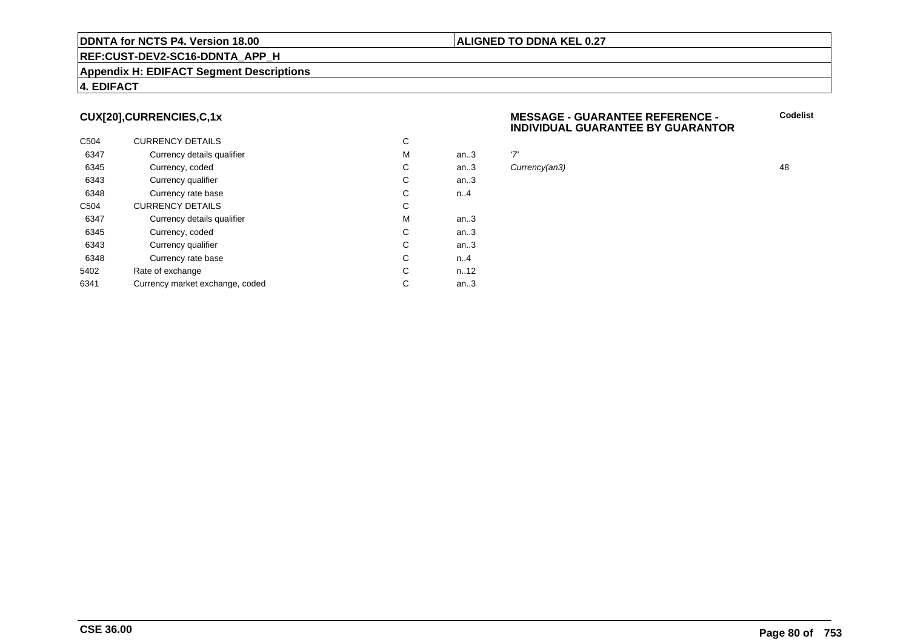**DDNTA for NCTS P4. Version 18.00** | **ALIGNED TO DDNA KEL 0.27**

**REF:CUST-DEV2-SC16-DDNTA_APP_H**

**Appendix H: EDIFACT Segment Descriptions**

**4. EDIFACT**

### CUX[20],CURRENCIES,C,1x

**MESSAGE - GUARANTEE REFERENCE - INDIVIDUAL GUARANTEE BY GUARANTOR**

| | | | | | Codelist |
|---|---|---|---|---|---|
| C504 | CURRENCY DETAILS | C | | | |
| 6347 | Currency details qualifier | M | an..3 | *'7'* | |
| 6345 | Currency, coded | C | an..3 | *Currency(an3)* | 48 |
| 6343 | Currency qualifier | C | an..3 | | |
| 6348 | Currency rate base | C | n..4 | | |
| C504 | CURRENCY DETAILS | C | | | |
| 6347 | Currency details qualifier | M | an..3 | | |
| 6345 | Currency, coded | C | an..3 | | |
| 6343 | Currency qualifier | C | an..3 | | |
| 6348 | Currency rate base | C | n..4 | | |
| 5402 | Rate of exchange | C | n..12 | | |
| 6341 | Currency market exchange, coded | C | an..3 | | |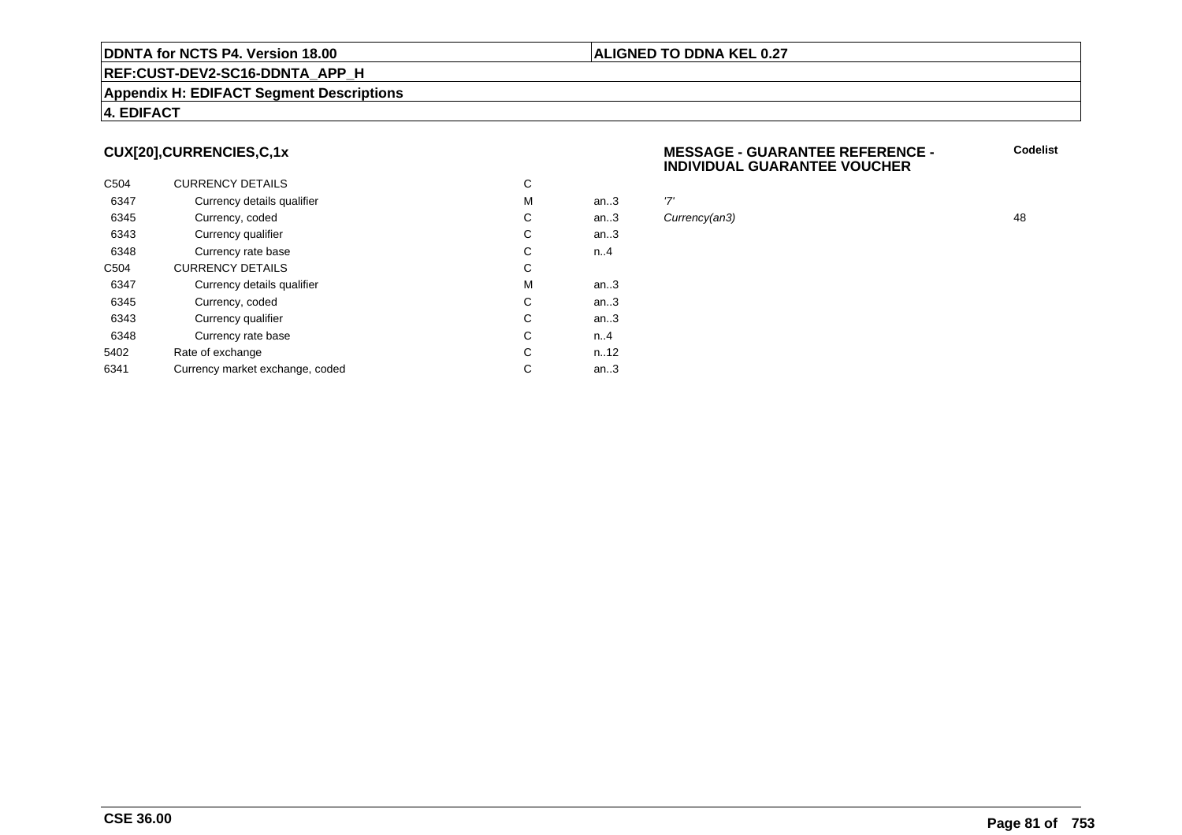## CUX[20],CURRENCIES,C,1x

**MESSAGE - GUARANTEE REFERENCE - INDIVIDUAL GUARANTEE VOUCHER**

| | | | | | **Codelist** |
|---|---|---|---|---|---|
| C504 | CURRENCY DETAILS | C | | | |
| 6347 | Currency details qualifier | M | an..3 | '7' | |
| 6345 | Currency, coded | C | an..3 | *Currency(an3)* | 48 |
| 6343 | Currency qualifier | C | an..3 | | |
| 6348 | Currency rate base | C | n..4 | | |
| C504 | CURRENCY DETAILS | C | | | |
| 6347 | Currency details qualifier | M | an..3 | | |
| 6345 | Currency, coded | C | an..3 | | |
| 6343 | Currency qualifier | C | an..3 | | |
| 6348 | Currency rate base | C | n..4 | | |
| 5402 | Rate of exchange | C | n..12 | | |
| 6341 | Currency market exchange, coded | C | an..3 | | |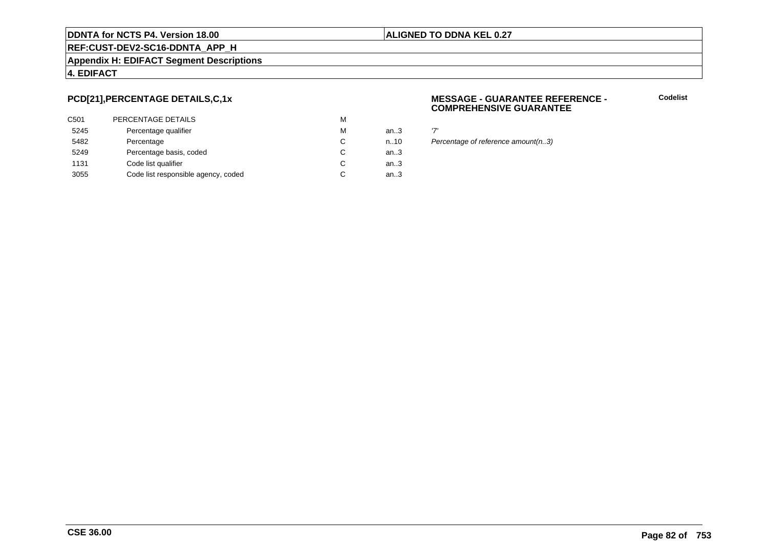## PCD[21],PERCENTAGE DETAILS,C,1x

**MESSAGE - GUARANTEE REFERENCE - COMPREHENSIVE GUARANTEE**

**Codelist**

| | | | | |
|---|---|---|---|---|
| C501 | PERCENTAGE DETAILS | M | | |
| 5245 | Percentage qualifier | M | an..3 | *'7'* |
| 5482 | Percentage | C | n..10 | *Percentage of reference amount(n..3)* |
| 5249 | Percentage basis, coded | C | an..3 | |
| 1131 | Code list qualifier | C | an..3 | |
| 3055 | Code list responsible agency, coded | C | an..3 | |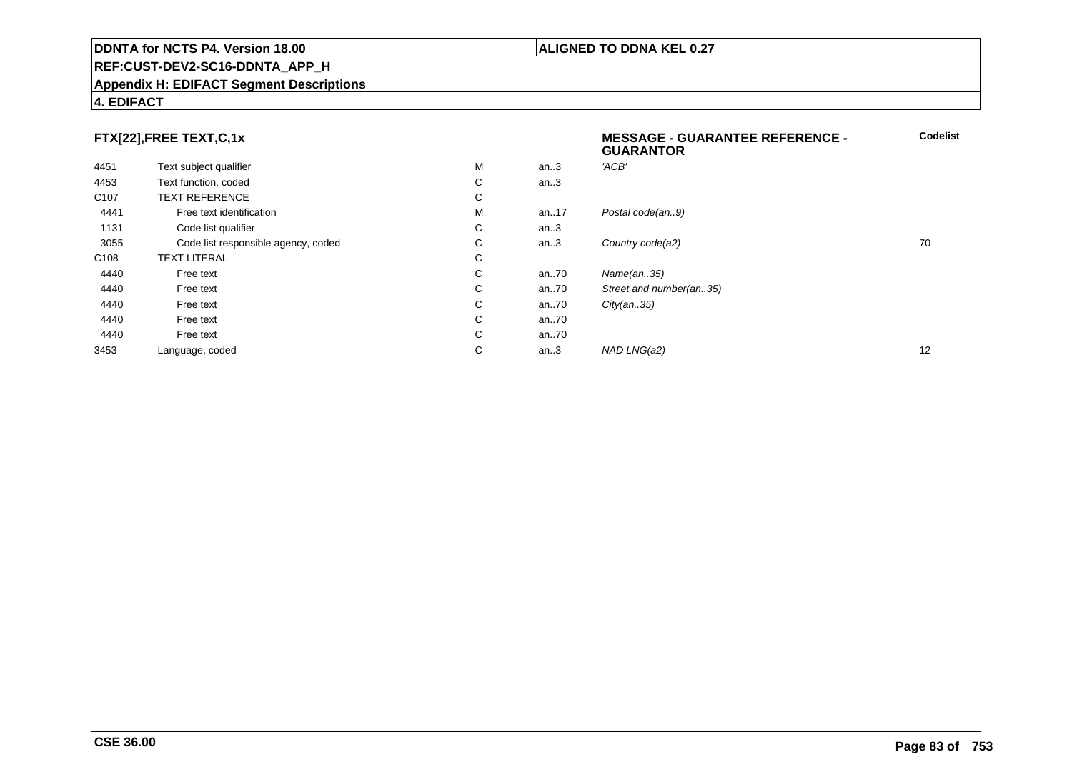**FTX[22],FREE TEXT,C,1x** — **MESSAGE - GUARANTEE REFERENCE - GUARANTOR**

| | | | | | Codelist |
|---|---|---|---|---|---|
| 4451 | Text subject qualifier | M | an..3 | *'ACB'* | |
| 4453 | Text function, coded | C | an..3 | | |
| C107 | TEXT REFERENCE | C | | | |
| 4441 | Free text identification | M | an..17 | *Postal code(an..9)* | |
| 1131 | Code list qualifier | C | an..3 | | |
| 3055 | Code list responsible agency, coded | C | an..3 | *Country code(a2)* | 70 |
| C108 | TEXT LITERAL | C | | | |
| 4440 | Free text | C | an..70 | *Name(an..35)* | |
| 4440 | Free text | C | an..70 | *Street and number(an..35)* | |
| 4440 | Free text | C | an..70 | *City(an..35)* | |
| 4440 | Free text | C | an..70 | | |
| 4440 | Free text | C | an..70 | | |
| 3453 | Language, coded | C | an..3 | *NAD LNG(a2)* | 12 |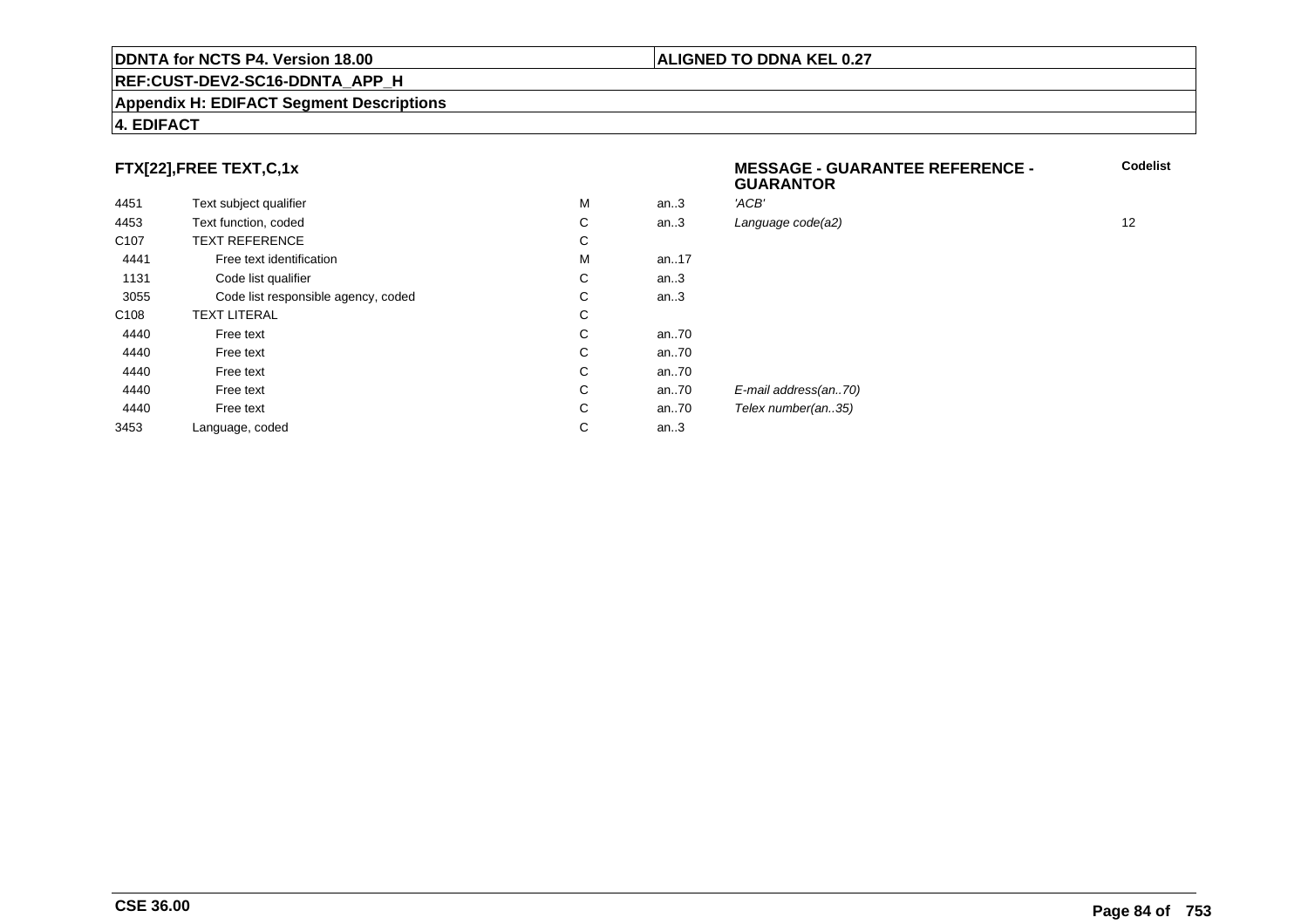**DDNTA for NCTS P4. Version 18.00** | **ALIGNED TO DDNA KEL 0.27**

**REF:CUST-DEV2-SC16-DDNTA_APP_H**

**Appendix H: EDIFACT Segment Descriptions**

**4. EDIFACT**

| **FTX[22],FREE TEXT,C,1x** | | | | **MESSAGE - GUARANTEE REFERENCE - GUARANTOR** | **Codelist** |
|---|---|---|---|---|---|
| 4451 | Text subject qualifier | M | an..3 | *'ACB'* | |
| 4453 | Text function, coded | C | an..3 | *Language code(a2)* | 12 |
| C107 | TEXT REFERENCE | C | | | |
| 4441 | Free text identification | M | an..17 | | |
| 1131 | Code list qualifier | C | an..3 | | |
| 3055 | Code list responsible agency, coded | C | an..3 | | |
| C108 | TEXT LITERAL | C | | | |
| 4440 | Free text | C | an..70 | | |
| 4440 | Free text | C | an..70 | | |
| 4440 | Free text | C | an..70 | | |
| 4440 | Free text | C | an..70 | *E-mail address(an..70)* | |
| 4440 | Free text | C | an..70 | *Telex number(an..35)* | |
| 3453 | Language, coded | C | an..3 | | |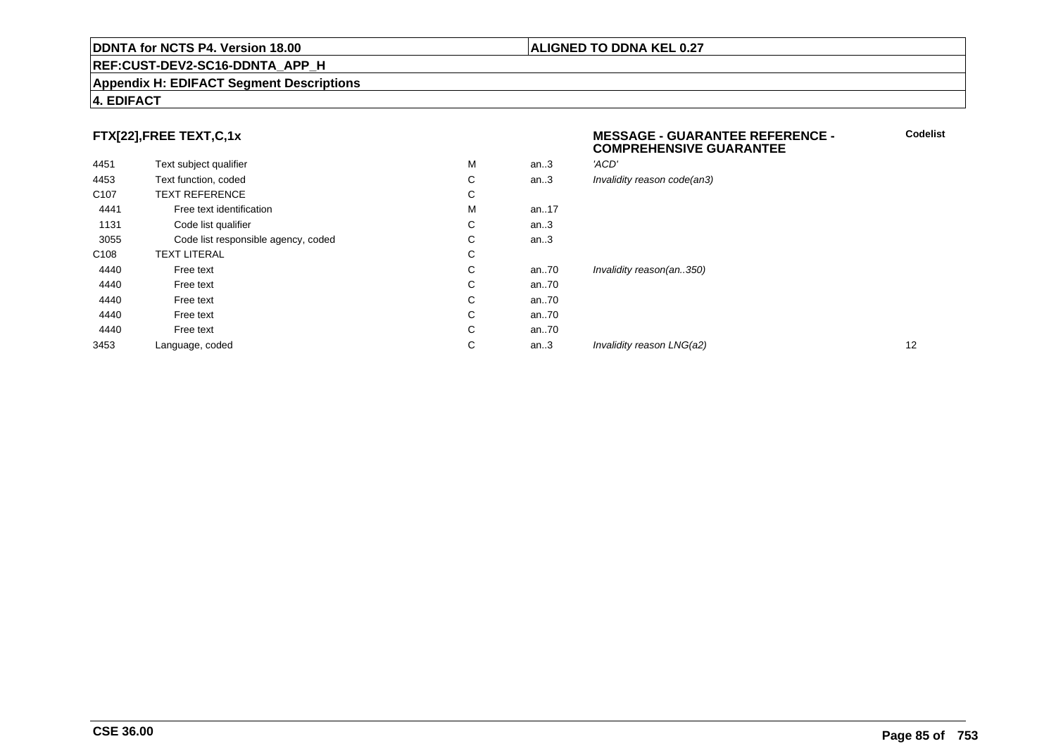**DDNTA for NCTS P4. Version 18.00** | **ALIGNED TO DDNA KEL 0.27**

**REF:CUST-DEV2-SC16-DDNTA_APP_H**

**Appendix H: EDIFACT Segment Descriptions**

**4. EDIFACT**

### FTX[22],FREE TEXT,C,1x

**MESSAGE - GUARANTEE REFERENCE - COMPREHENSIVE GUARANTEE**

| | | | | | Codelist |
|---|---|---|---|---|---|
| 4451 | Text subject qualifier | M | an..3 | *'ACD'* | |
| 4453 | Text function, coded | C | an..3 | *Invalidity reason code(an3)* | |
| C107 | TEXT REFERENCE | C | | | |
| 4441 | Free text identification | M | an..17 | | |
| 1131 | Code list qualifier | C | an..3 | | |
| 3055 | Code list responsible agency, coded | C | an..3 | | |
| C108 | TEXT LITERAL | C | | | |
| 4440 | Free text | C | an..70 | *Invalidity reason(an..350)* | |
| 4440 | Free text | C | an..70 | | |
| 4440 | Free text | C | an..70 | | |
| 4440 | Free text | C | an..70 | | |
| 4440 | Free text | C | an..70 | | |
| 3453 | Language, coded | C | an..3 | *Invalidity reason LNG(a2)* | 12 |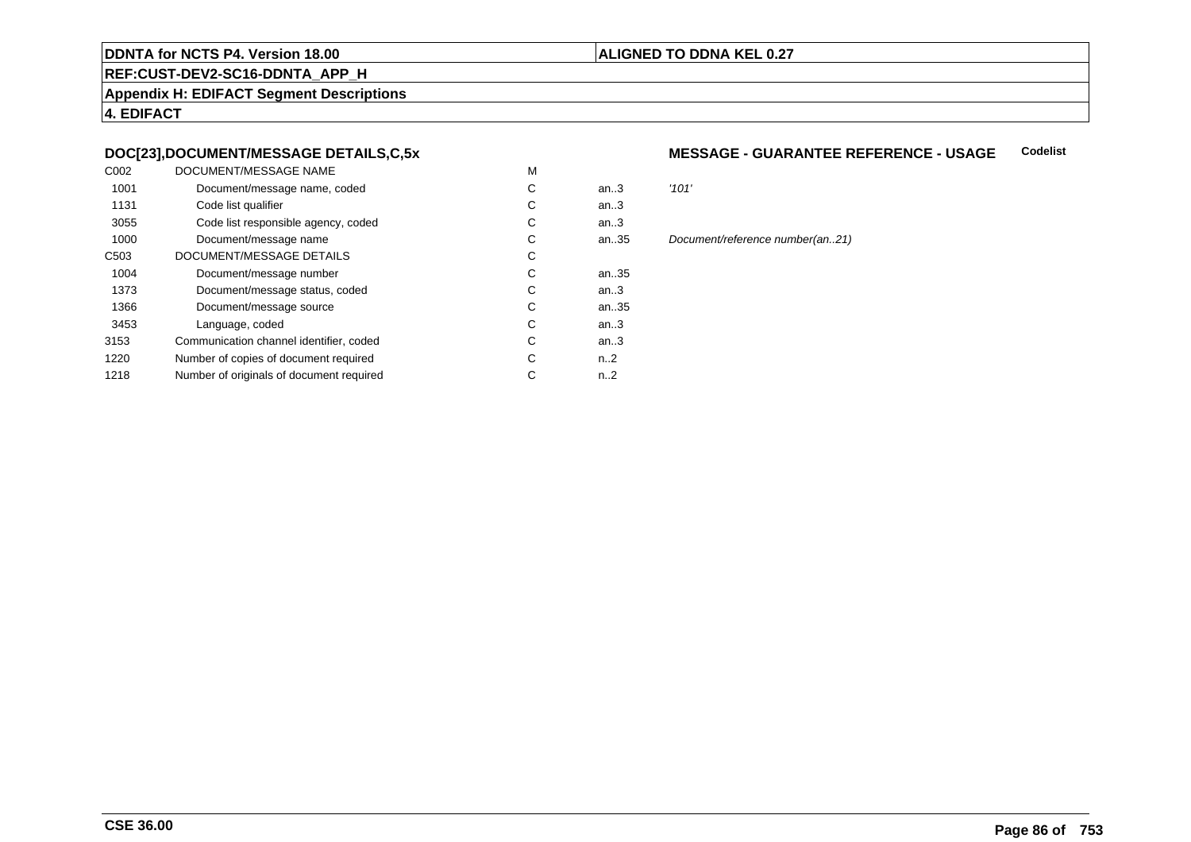**4. EDIFACT**

### DOC[23],DOCUMENT/MESSAGE DETAILS,C,5x

**MESSAGE - GUARANTEE REFERENCE - USAGE** **Codelist**

| | | | | |
|---|---|---|---|---|
| C002 | DOCUMENT/MESSAGE NAME | M | | |
| 1001 | Document/message name, coded | C | an..3 | *'101'* |
| 1131 | Code list qualifier | C | an..3 | |
| 3055 | Code list responsible agency, coded | C | an..3 | |
| 1000 | Document/message name | C | an..35 | *Document/reference number(an..21)* |
| C503 | DOCUMENT/MESSAGE DETAILS | C | | |
| 1004 | Document/message number | C | an..35 | |
| 1373 | Document/message status, coded | C | an..3 | |
| 1366 | Document/message source | C | an..35 | |
| 3453 | Language, coded | C | an..3 | |
| 3153 | Communication channel identifier, coded | C | an..3 | |
| 1220 | Number of copies of document required | C | n..2 | |
| 1218 | Number of originals of document required | C | n..2 | |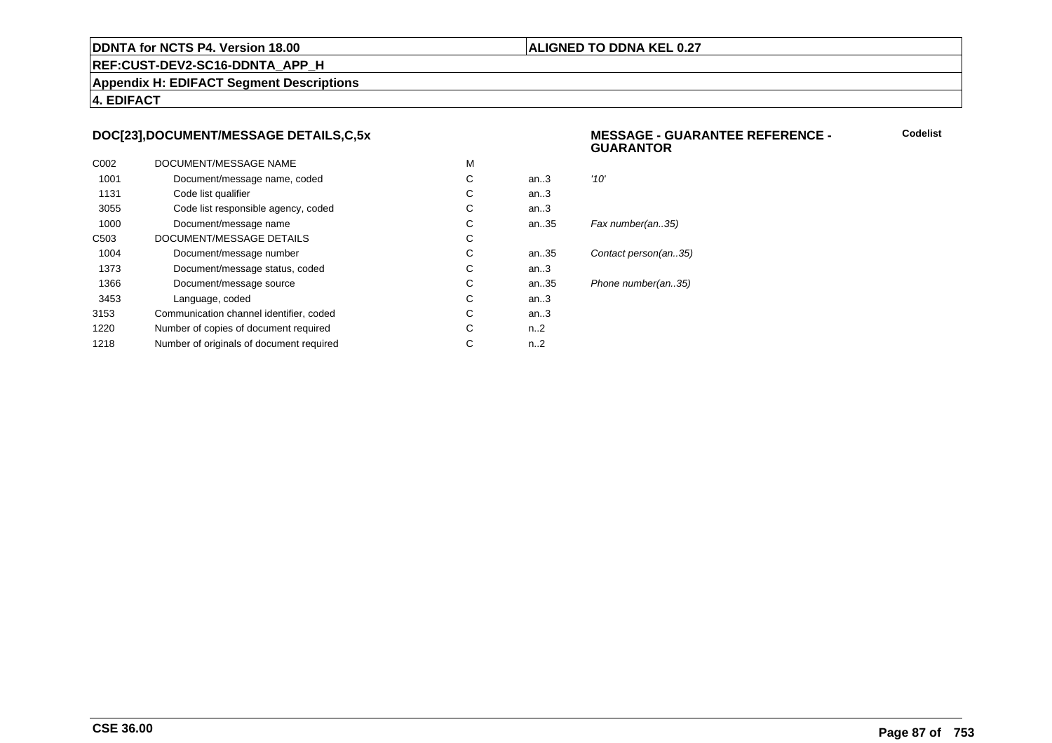**DDNTA for NCTS P4. Version 18.00** | **ALIGNED TO DDNA KEL 0.27**

**REF:CUST-DEV2-SC16-DDNTA_APP_H**

**Appendix H: EDIFACT Segment Descriptions**

**4. EDIFACT**

### DOC[23],DOCUMENT/MESSAGE DETAILS,C,5x

**MESSAGE - GUARANTEE REFERENCE - GUARANTOR**

**Codelist**

| | | | | |
|---|---|---|---|---|
| C002 | DOCUMENT/MESSAGE NAME | M | | |
| 1001 | Document/message name, coded | C | an..3 | *'10'* |
| 1131 | Code list qualifier | C | an..3 | |
| 3055 | Code list responsible agency, coded | C | an..3 | |
| 1000 | Document/message name | C | an..35 | *Fax number(an..35)* |
| C503 | DOCUMENT/MESSAGE DETAILS | C | | |
| 1004 | Document/message number | C | an..35 | *Contact person(an..35)* |
| 1373 | Document/message status, coded | C | an..3 | |
| 1366 | Document/message source | C | an..35 | *Phone number(an..35)* |
| 3453 | Language, coded | C | an..3 | |
| 3153 | Communication channel identifier, coded | C | an..3 | |
| 1220 | Number of copies of document required | C | n..2 | |
| 1218 | Number of originals of document required | C | n..2 | |

**CSE 36.00**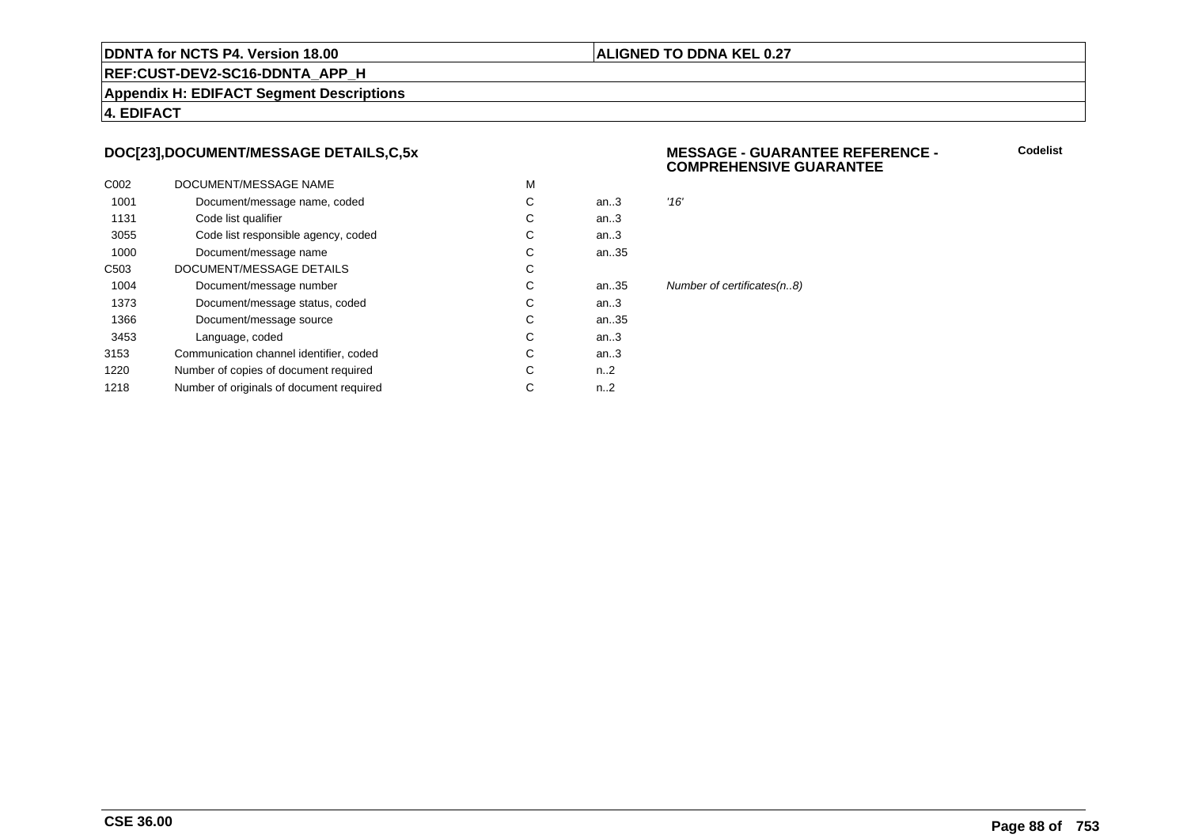## DOC[23],DOCUMENT/MESSAGE DETAILS,C,5x

**MESSAGE - GUARANTEE REFERENCE - COMPREHENSIVE GUARANTEE**

**Codelist**

| | | | | |
|---|---|---|---|---|
| C002 | DOCUMENT/MESSAGE NAME | M | | |
| 1001 | Document/message name, coded | C | an..3 | *'16'* |
| 1131 | Code list qualifier | C | an..3 | |
| 3055 | Code list responsible agency, coded | C | an..3 | |
| 1000 | Document/message name | C | an..35 | |
| C503 | DOCUMENT/MESSAGE DETAILS | C | | |
| 1004 | Document/message number | C | an..35 | *Number of certificates(n..8)* |
| 1373 | Document/message status, coded | C | an..3 | |
| 1366 | Document/message source | C | an..35 | |
| 3453 | Language, coded | C | an..3 | |
| 3153 | Communication channel identifier, coded | C | an..3 | |
| 1220 | Number of copies of document required | C | n..2 | |
| 1218 | Number of originals of document required | C | n..2 | |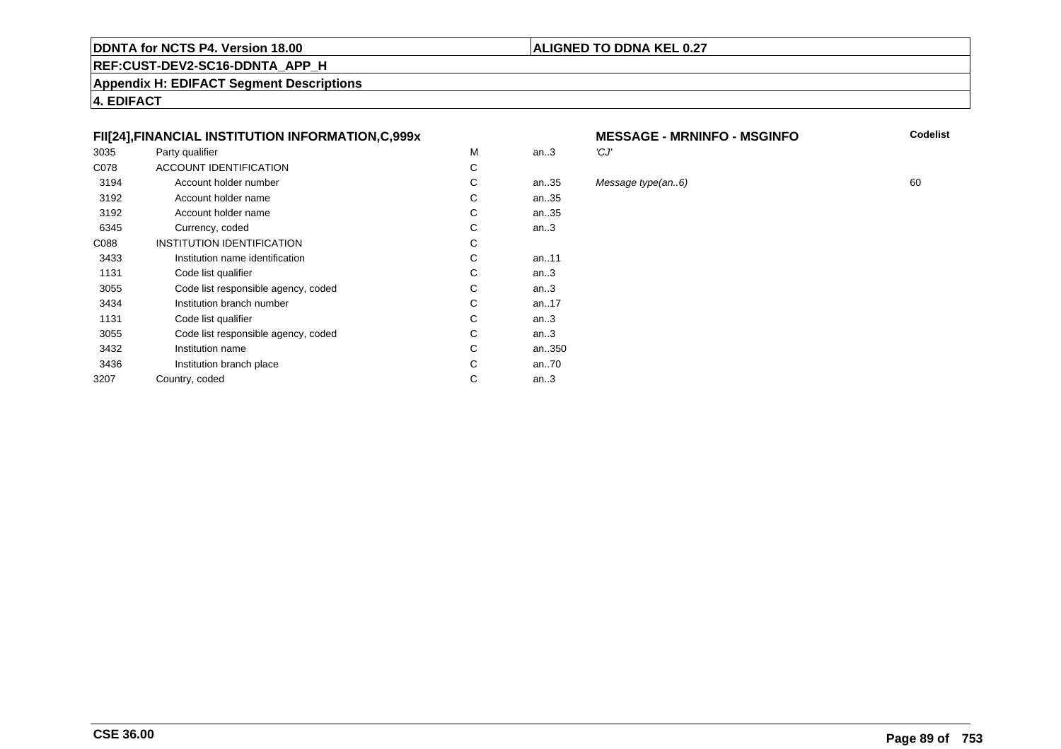**DDNTA for NCTS P4. Version 18.00** | **ALIGNED TO DDNA KEL 0.27**

**REF:CUST-DEV2-SC16-DDNTA_APP_H**

**Appendix H: EDIFACT Segment Descriptions**

**4. EDIFACT**

| FII[24],FINANCIAL INSTITUTION INFORMATION,C,999x | | | | MESSAGE - MRNINFO - MSGINFO | Codelist |
|---|---|---|---|---|---|
| 3035 | Party qualifier | M | an..3 | *'CJ'* | |
| C078 | ACCOUNT IDENTIFICATION | C | | | |
| 3194 | Account holder number | C | an..35 | *Message type(an..6)* | 60 |
| 3192 | Account holder name | C | an..35 | | |
| 3192 | Account holder name | C | an..35 | | |
| 6345 | Currency, coded | C | an..3 | | |
| C088 | INSTITUTION IDENTIFICATION | C | | | |
| 3433 | Institution name identification | C | an..11 | | |
| 1131 | Code list qualifier | C | an..3 | | |
| 3055 | Code list responsible agency, coded | C | an..3 | | |
| 3434 | Institution branch number | C | an..17 | | |
| 1131 | Code list qualifier | C | an..3 | | |
| 3055 | Code list responsible agency, coded | C | an..3 | | |
| 3432 | Institution name | C | an..350 | | |
| 3436 | Institution branch place | C | an..70 | | |
| 3207 | Country, coded | C | an..3 | | |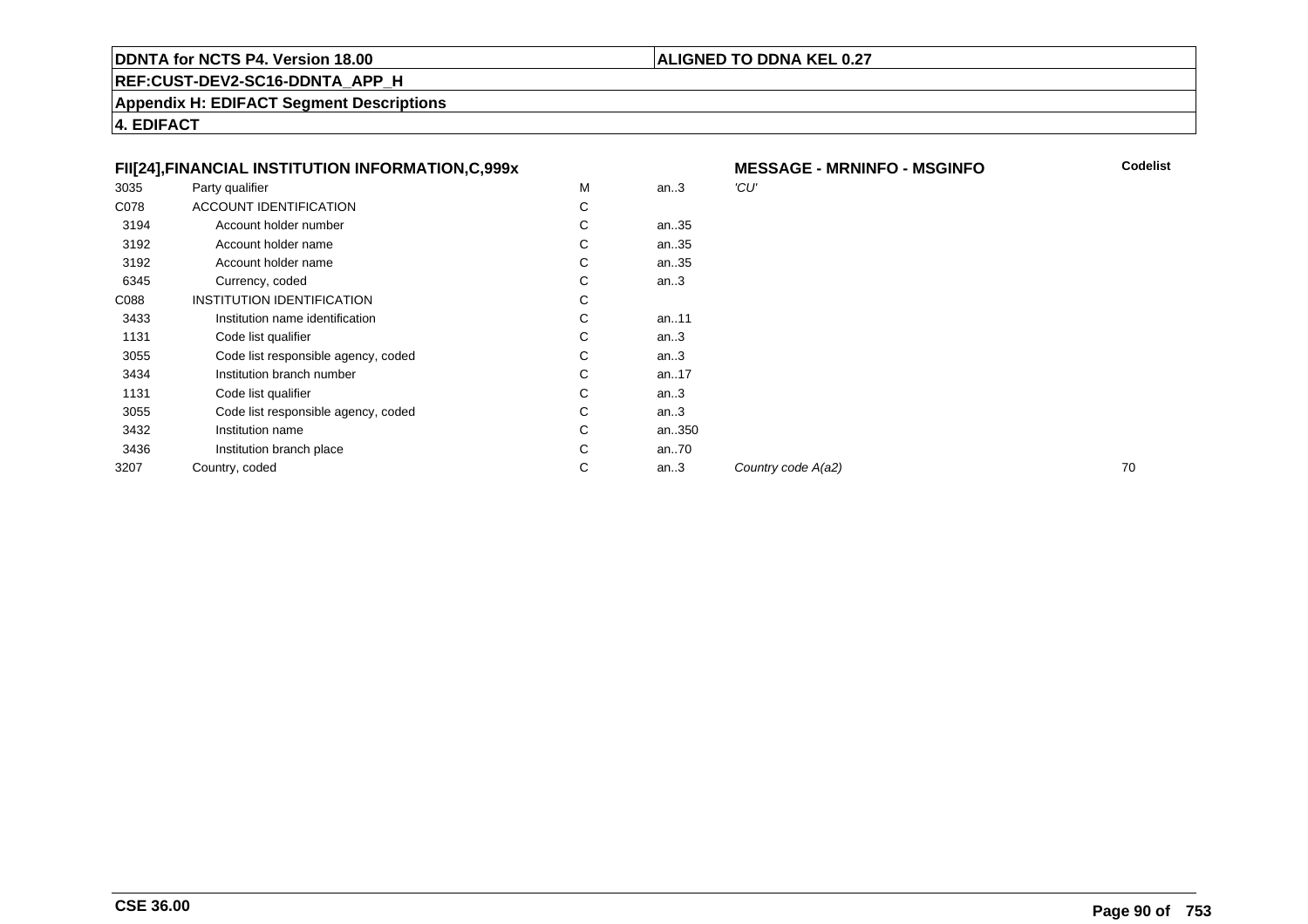**DDNTA for NCTS P4. Version 18.00** | **ALIGNED TO DDNA KEL 0.27**

**REF:CUST-DEV2-SC16-DDNTA_APP_H**

**Appendix H: EDIFACT Segment Descriptions**

**4. EDIFACT**

| FII[24],FINANCIAL INSTITUTION INFORMATION,C,999x | | | | MESSAGE - MRNINFO - MSGINFO | Codelist |
|---|---|---|---|---|---|
| 3035 | Party qualifier | M | an..3 | *'CU'* | |
| C078 | ACCOUNT IDENTIFICATION | C | | | |
| 3194 | Account holder number | C | an..35 | | |
| 3192 | Account holder name | C | an..35 | | |
| 3192 | Account holder name | C | an..35 | | |
| 6345 | Currency, coded | C | an..3 | | |
| C088 | INSTITUTION IDENTIFICATION | C | | | |
| 3433 | Institution name identification | C | an..11 | | |
| 1131 | Code list qualifier | C | an..3 | | |
| 3055 | Code list responsible agency, coded | C | an..3 | | |
| 3434 | Institution branch number | C | an..17 | | |
| 1131 | Code list qualifier | C | an..3 | | |
| 3055 | Code list responsible agency, coded | C | an..3 | | |
| 3432 | Institution name | C | an..350 | | |
| 3436 | Institution branch place | C | an..70 | | |
| 3207 | Country, coded | C | an..3 | *Country code A(a2)* | 70 |

**CSE 36.00**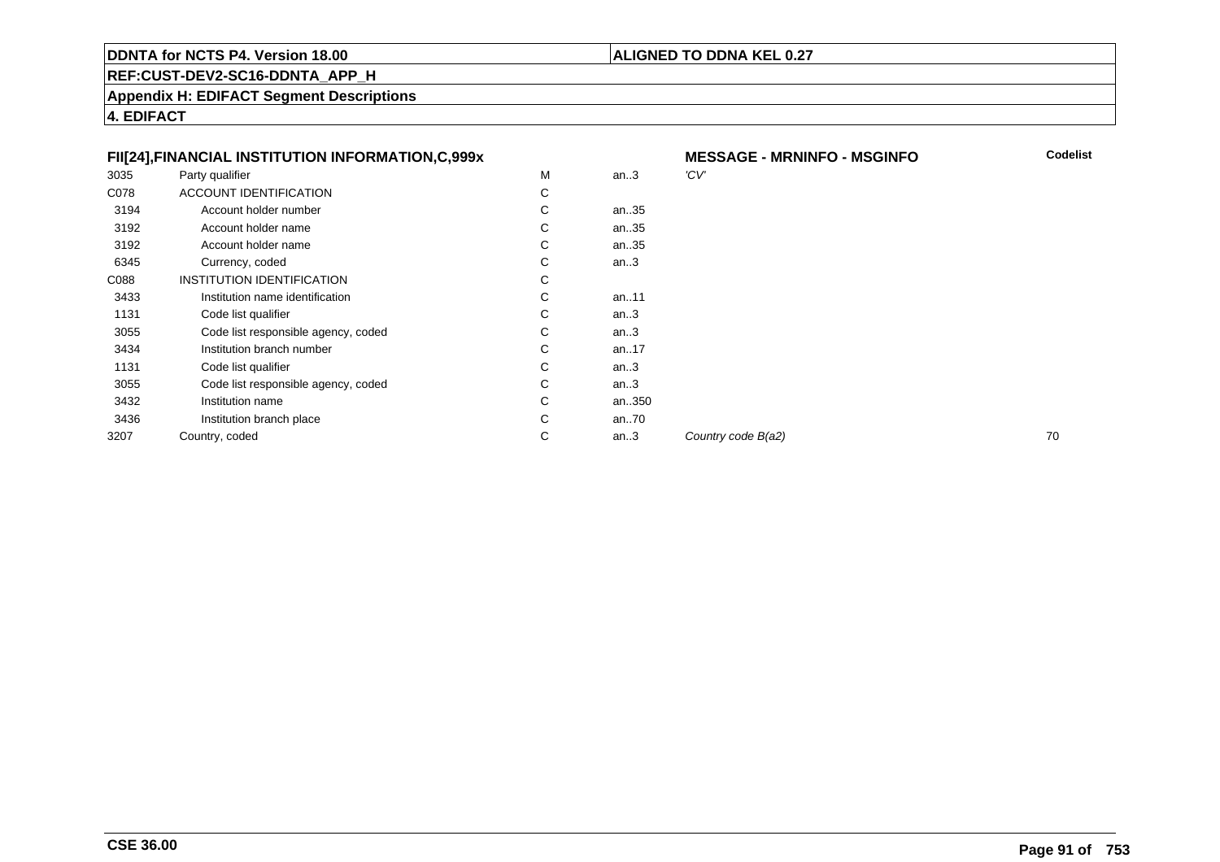**DDNTA for NCTS P4. Version 18.00** | **ALIGNED TO DDNA KEL 0.27**

**REF:CUST-DEV2-SC16-DDNTA_APP_H**

**Appendix H: EDIFACT Segment Descriptions**

**4. EDIFACT**

| FII[24],FINANCIAL INSTITUTION INFORMATION,C,999x | | | | MESSAGE - MRNINFO - MSGINFO | Codelist |
|---|---|---|---|---|---|
| 3035 | Party qualifier | M | an..3 | 'CV' | |
| C078 | ACCOUNT IDENTIFICATION | C | | | |
| 3194 | Account holder number | C | an..35 | | |
| 3192 | Account holder name | C | an..35 | | |
| 3192 | Account holder name | C | an..35 | | |
| 6345 | Currency, coded | C | an..3 | | |
| C088 | INSTITUTION IDENTIFICATION | C | | | |
| 3433 | Institution name identification | C | an..11 | | |
| 1131 | Code list qualifier | C | an..3 | | |
| 3055 | Code list responsible agency, coded | C | an..3 | | |
| 3434 | Institution branch number | C | an..17 | | |
| 1131 | Code list qualifier | C | an..3 | | |
| 3055 | Code list responsible agency, coded | C | an..3 | | |
| 3432 | Institution name | C | an..350 | | |
| 3436 | Institution branch place | C | an..70 | | |
| 3207 | Country, coded | C | an..3 | *Country code B(a2)* | 70 |

**CSE 36.00**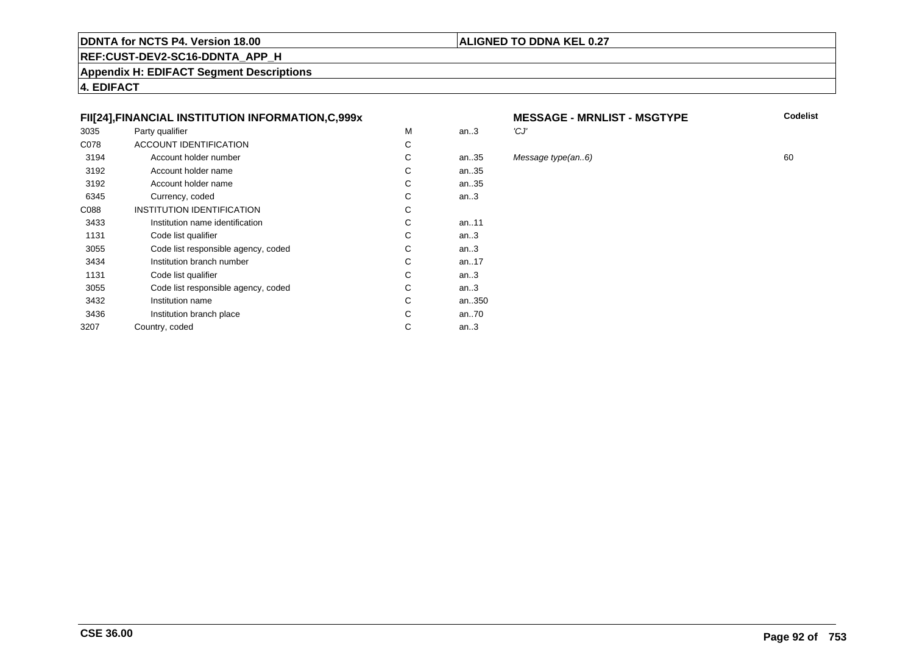**DDNTA for NCTS P4. Version 18.00** | **ALIGNED TO DDNA KEL 0.27**

**REF:CUST-DEV2-SC16-DDNTA_APP_H**

**Appendix H: EDIFACT Segment Descriptions**

**4. EDIFACT**

### FII[24],FINANCIAL INSTITUTION INFORMATION,C,999x

**MESSAGE - MRNLIST - MSGTYPE**

| | | | | | Codelist |
|---|---|---|---|---|---|
| 3035 | Party qualifier | M | an..3 | *'CJ'* | |
| C078 | ACCOUNT IDENTIFICATION | C | | | |
| 3194 | Account holder number | C | an..35 | *Message type(an..6)* | 60 |
| 3192 | Account holder name | C | an..35 | | |
| 3192 | Account holder name | C | an..35 | | |
| 6345 | Currency, coded | C | an..3 | | |
| C088 | INSTITUTION IDENTIFICATION | C | | | |
| 3433 | Institution name identification | C | an..11 | | |
| 1131 | Code list qualifier | C | an..3 | | |
| 3055 | Code list responsible agency, coded | C | an..3 | | |
| 3434 | Institution branch number | C | an..17 | | |
| 1131 | Code list qualifier | C | an..3 | | |
| 3055 | Code list responsible agency, coded | C | an..3 | | |
| 3432 | Institution name | C | an..350 | | |
| 3436 | Institution branch place | C | an..70 | | |
| 3207 | Country, coded | C | an..3 | | |

**CSE 36.00**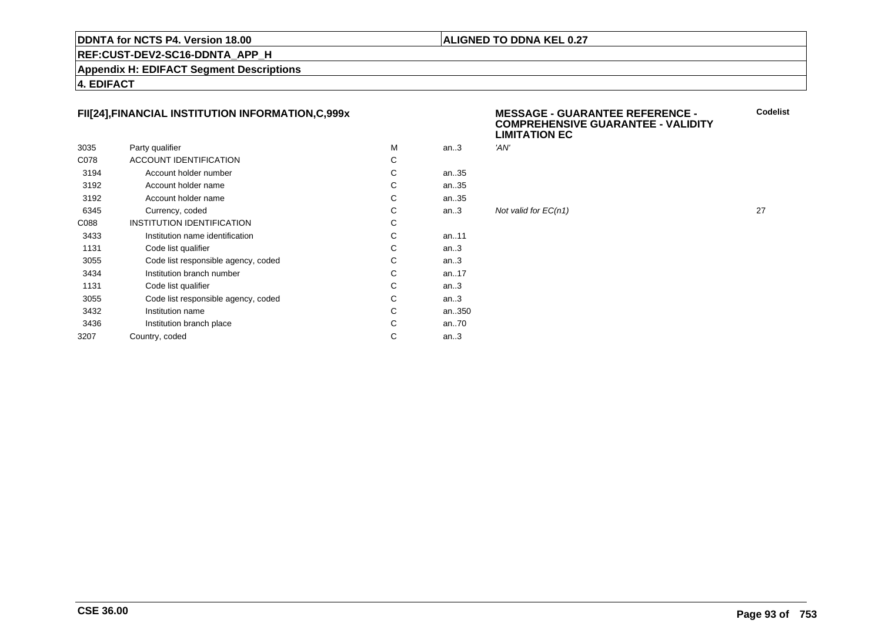**DDNTA for NCTS P4. Version 18.00** | **ALIGNED TO DDNA KEL 0.27**

**REF:CUST-DEV2-SC16-DDNTA_APP_H**

**Appendix H: EDIFACT Segment Descriptions**

**4. EDIFACT**

### FII[24],FINANCIAL INSTITUTION INFORMATION,C,999x

**MESSAGE - GUARANTEE REFERENCE - COMPREHENSIVE GUARANTEE - VALIDITY LIMITATION EC**

| | | | | | Codelist |
|---|---|---|---|---|---|
| 3035 | Party qualifier | M | an..3 | *'AN'* | |
| C078 | ACCOUNT IDENTIFICATION | C | | | |
| 3194 | Account holder number | C | an..35 | | |
| 3192 | Account holder name | C | an..35 | | |
| 3192 | Account holder name | C | an..35 | | |
| 6345 | Currency, coded | C | an..3 | *Not valid for EC(n1)* | 27 |
| C088 | INSTITUTION IDENTIFICATION | C | | | |
| 3433 | Institution name identification | C | an..11 | | |
| 1131 | Code list qualifier | C | an..3 | | |
| 3055 | Code list responsible agency, coded | C | an..3 | | |
| 3434 | Institution branch number | C | an..17 | | |
| 1131 | Code list qualifier | C | an..3 | | |
| 3055 | Code list responsible agency, coded | C | an..3 | | |
| 3432 | Institution name | C | an..350 | | |
| 3436 | Institution branch place | C | an..70 | | |
| 3207 | Country, coded | C | an..3 | | |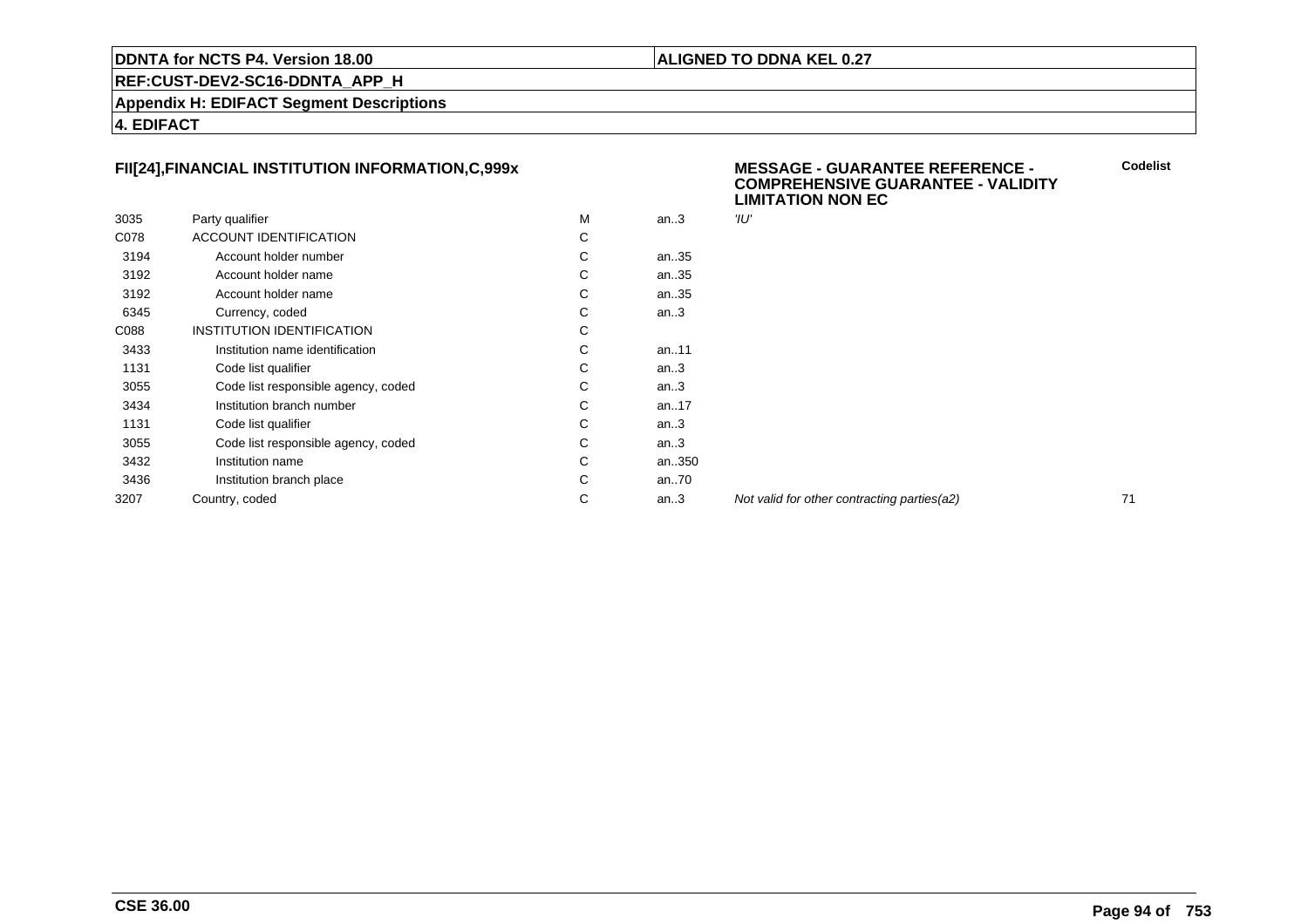**DDNTA for NCTS P4. Version 18.00** | **ALIGNED TO DDNA KEL 0.27**

**REF:CUST-DEV2-SC16-DDNTA_APP_H**

**Appendix H: EDIFACT Segment Descriptions**

**4. EDIFACT**

### FII[24],FINANCIAL INSTITUTION INFORMATION,C,999x

**MESSAGE - GUARANTEE REFERENCE - COMPREHENSIVE GUARANTEE - VALIDITY LIMITATION NON EC**

| | | | | | **Codelist** |
|---|---|---|---|---|---|
| 3035 | Party qualifier | M | an..3 | *'IU'* | |
| C078 | ACCOUNT IDENTIFICATION | C | | | |
| 3194 | Account holder number | C | an..35 | | |
| 3192 | Account holder name | C | an..35 | | |
| 3192 | Account holder name | C | an..35 | | |
| 6345 | Currency, coded | C | an..3 | | |
| C088 | INSTITUTION IDENTIFICATION | C | | | |
| 3433 | Institution name identification | C | an..11 | | |
| 1131 | Code list qualifier | C | an..3 | | |
| 3055 | Code list responsible agency, coded | C | an..3 | | |
| 3434 | Institution branch number | C | an..17 | | |
| 1131 | Code list qualifier | C | an..3 | | |
| 3055 | Code list responsible agency, coded | C | an..3 | | |
| 3432 | Institution name | C | an..350 | | |
| 3436 | Institution branch place | C | an..70 | | |
| 3207 | Country, coded | C | an..3 | *Not valid for other contracting parties(a2)* | 71 |

**CSE 36.00**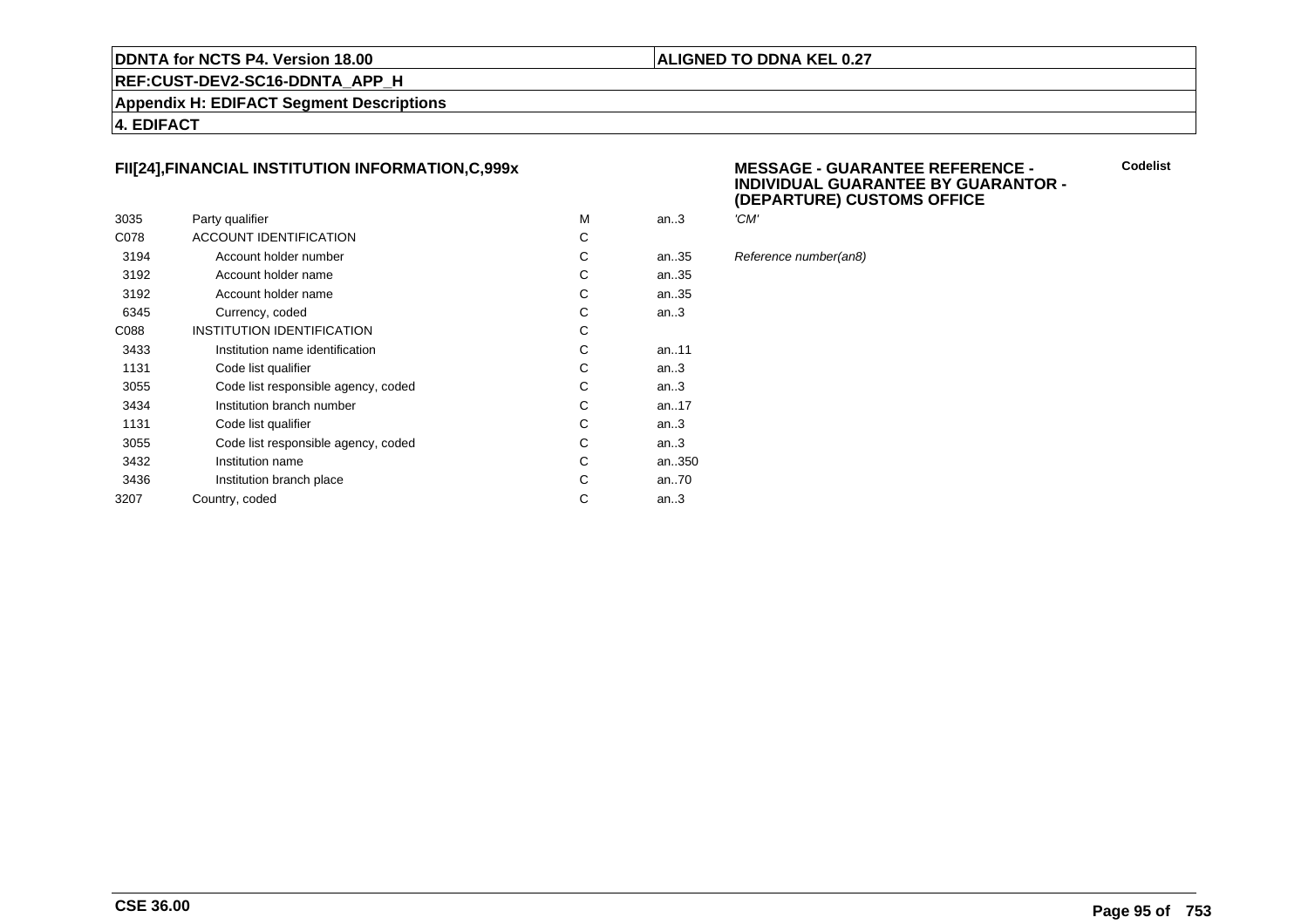**DDNTA for NCTS P4. Version 18.00** | **ALIGNED TO DDNA KEL 0.27**

**REF:CUST-DEV2-SC16-DDNTA_APP_H**

**Appendix H: EDIFACT Segment Descriptions**

**4. EDIFACT**

### FII[24],FINANCIAL INSTITUTION INFORMATION,C,999x

**MESSAGE - GUARANTEE REFERENCE - INDIVIDUAL GUARANTEE BY GUARANTOR - (DEPARTURE) CUSTOMS OFFICE**

| | | | | | Codelist |
|---|---|---|---|---|---|
| 3035 | Party qualifier | M | an..3 | *'CM'* | |
| C078 | ACCOUNT IDENTIFICATION | C | | | |
| 3194 | Account holder number | C | an..35 | *Reference number(an8)* | |
| 3192 | Account holder name | C | an..35 | | |
| 3192 | Account holder name | C | an..35 | | |
| 6345 | Currency, coded | C | an..3 | | |
| C088 | INSTITUTION IDENTIFICATION | C | | | |
| 3433 | Institution name identification | C | an..11 | | |
| 1131 | Code list qualifier | C | an..3 | | |
| 3055 | Code list responsible agency, coded | C | an..3 | | |
| 3434 | Institution branch number | C | an..17 | | |
| 1131 | Code list qualifier | C | an..3 | | |
| 3055 | Code list responsible agency, coded | C | an..3 | | |
| 3432 | Institution name | C | an..350 | | |
| 3436 | Institution branch place | C | an..70 | | |
| 3207 | Country, coded | C | an..3 | | |

**CSE 36.00**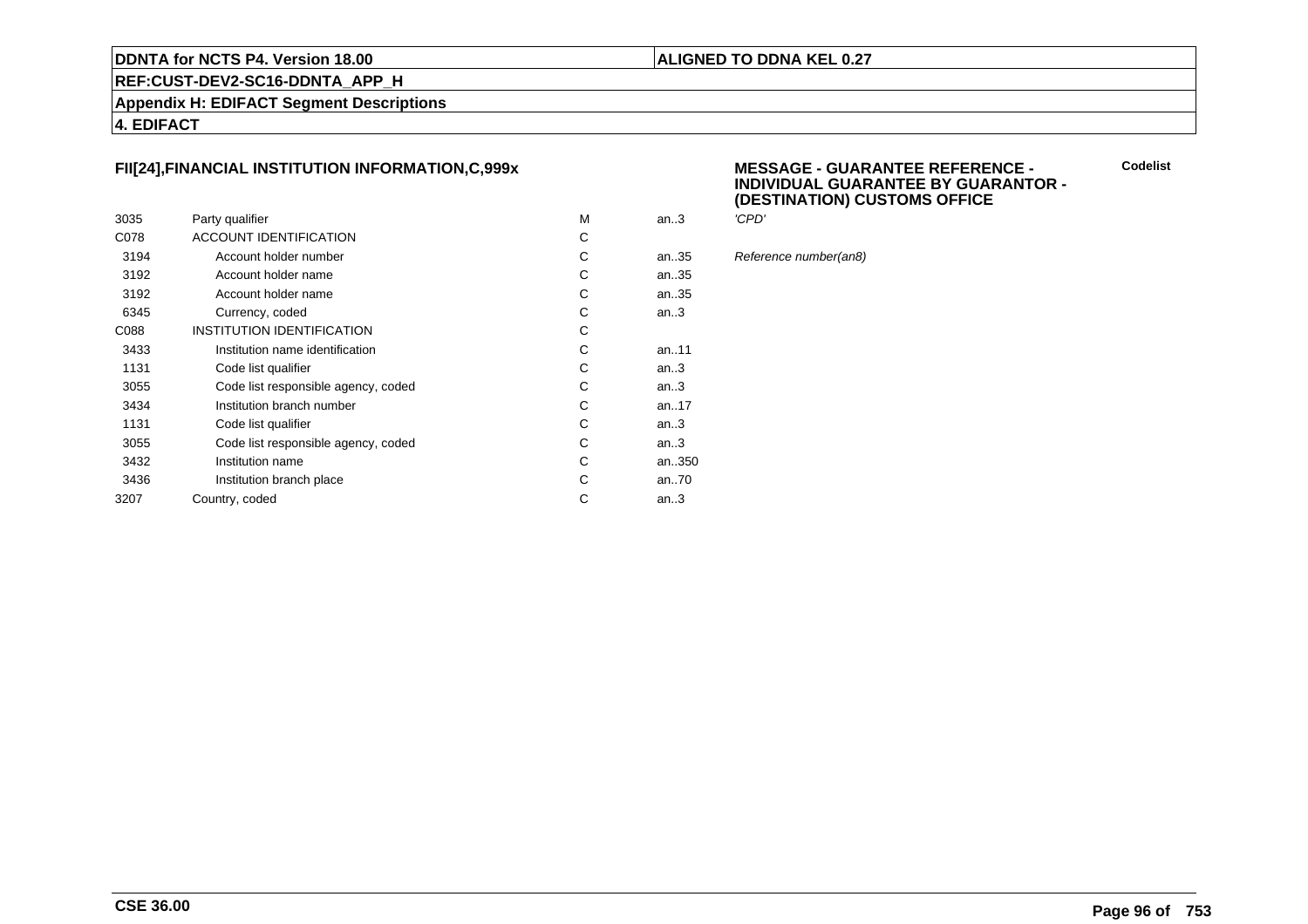**FII[24],FINANCIAL INSTITUTION INFORMATION,C,999x**

**MESSAGE - GUARANTEE REFERENCE - INDIVIDUAL GUARANTEE BY GUARANTOR - (DESTINATION) CUSTOMS OFFICE**

| | | | | | Codelist |
|---|---|---|---|---|---|
| 3035 | Party qualifier | M | an..3 | *'CPD'* | |
| C078 | ACCOUNT IDENTIFICATION | C | | | |
| 3194 | Account holder number | C | an..35 | *Reference number(an8)* | |
| 3192 | Account holder name | C | an..35 | | |
| 3192 | Account holder name | C | an..35 | | |
| 6345 | Currency, coded | C | an..3 | | |
| C088 | INSTITUTION IDENTIFICATION | C | | | |
| 3433 | Institution name identification | C | an..11 | | |
| 1131 | Code list qualifier | C | an..3 | | |
| 3055 | Code list responsible agency, coded | C | an..3 | | |
| 3434 | Institution branch number | C | an..17 | | |
| 1131 | Code list qualifier | C | an..3 | | |
| 3055 | Code list responsible agency, coded | C | an..3 | | |
| 3432 | Institution name | C | an..350 | | |
| 3436 | Institution branch place | C | an..70 | | |
| 3207 | Country, coded | C | an..3 | | |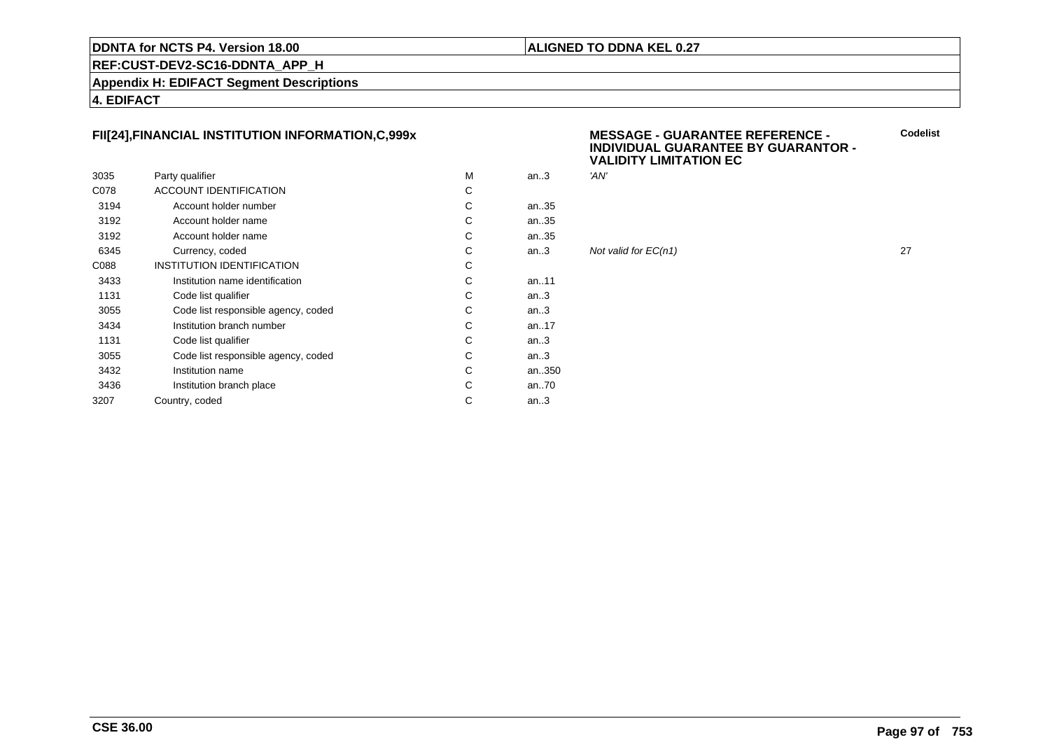**FII[24],FINANCIAL INSTITUTION INFORMATION,C,999x**

**MESSAGE - GUARANTEE REFERENCE - INDIVIDUAL GUARANTEE BY GUARANTOR - VALIDITY LIMITATION EC**

| | | | | | Codelist |
|---|---|---|---|---|---|
| 3035 | Party qualifier | M | an..3 | *'AN'* | |
| C078 | ACCOUNT IDENTIFICATION | C | | | |
| 3194 | Account holder number | C | an..35 | | |
| 3192 | Account holder name | C | an..35 | | |
| 3192 | Account holder name | C | an..35 | | |
| 6345 | Currency, coded | C | an..3 | *Not valid for EC(n1)* | 27 |
| C088 | INSTITUTION IDENTIFICATION | C | | | |
| 3433 | Institution name identification | C | an..11 | | |
| 1131 | Code list qualifier | C | an..3 | | |
| 3055 | Code list responsible agency, coded | C | an..3 | | |
| 3434 | Institution branch number | C | an..17 | | |
| 1131 | Code list qualifier | C | an..3 | | |
| 3055 | Code list responsible agency, coded | C | an..3 | | |
| 3432 | Institution name | C | an..350 | | |
| 3436 | Institution branch place | C | an..70 | | |
| 3207 | Country, coded | C | an..3 | | |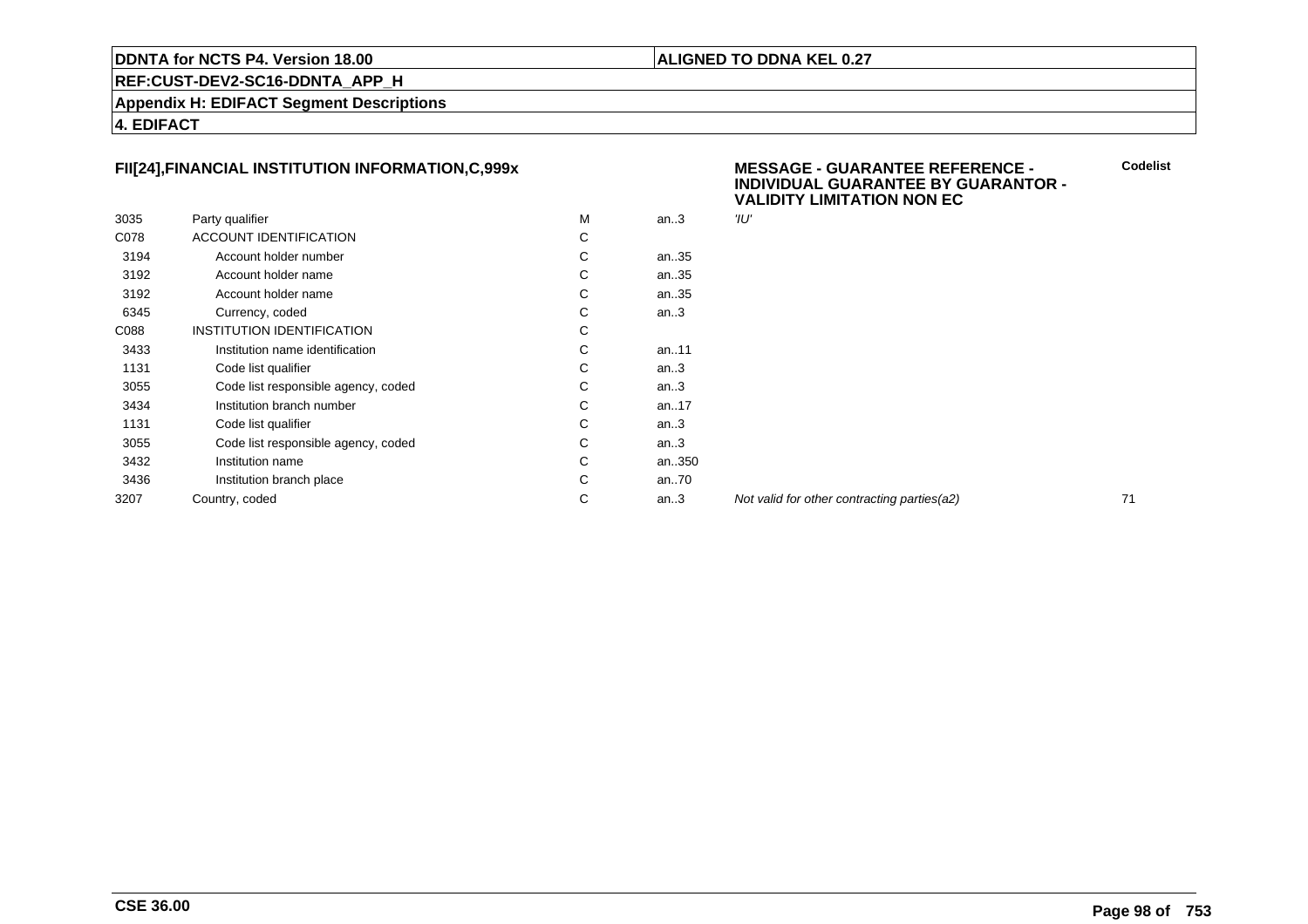**DDNTA for NCTS P4. Version 18.00** | **ALIGNED TO DDNA KEL 0.27**

**REF:CUST-DEV2-SC16-DDNTA_APP_H**

**Appendix H: EDIFACT Segment Descriptions**

**4. EDIFACT**

## FII[24],FINANCIAL INSTITUTION INFORMATION,C,999x

**MESSAGE - GUARANTEE REFERENCE - INDIVIDUAL GUARANTEE BY GUARANTOR - VALIDITY LIMITATION NON EC**

| | | | | | Codelist |
|---|---|---|---|---|---|
| 3035 | Party qualifier | M | an..3 | *'IU'* | |
| C078 | ACCOUNT IDENTIFICATION | C | | | |
| 3194 | Account holder number | C | an..35 | | |
| 3192 | Account holder name | C | an..35 | | |
| 3192 | Account holder name | C | an..35 | | |
| 6345 | Currency, coded | C | an..3 | | |
| C088 | INSTITUTION IDENTIFICATION | C | | | |
| 3433 | Institution name identification | C | an..11 | | |
| 1131 | Code list qualifier | C | an..3 | | |
| 3055 | Code list responsible agency, coded | C | an..3 | | |
| 3434 | Institution branch number | C | an..17 | | |
| 1131 | Code list qualifier | C | an..3 | | |
| 3055 | Code list responsible agency, coded | C | an..3 | | |
| 3432 | Institution name | C | an..350 | | |
| 3436 | Institution branch place | C | an..70 | | |
| 3207 | Country, coded | C | an..3 | *Not valid for other contracting parties(a2)* | 71 |

**CSE 36.00**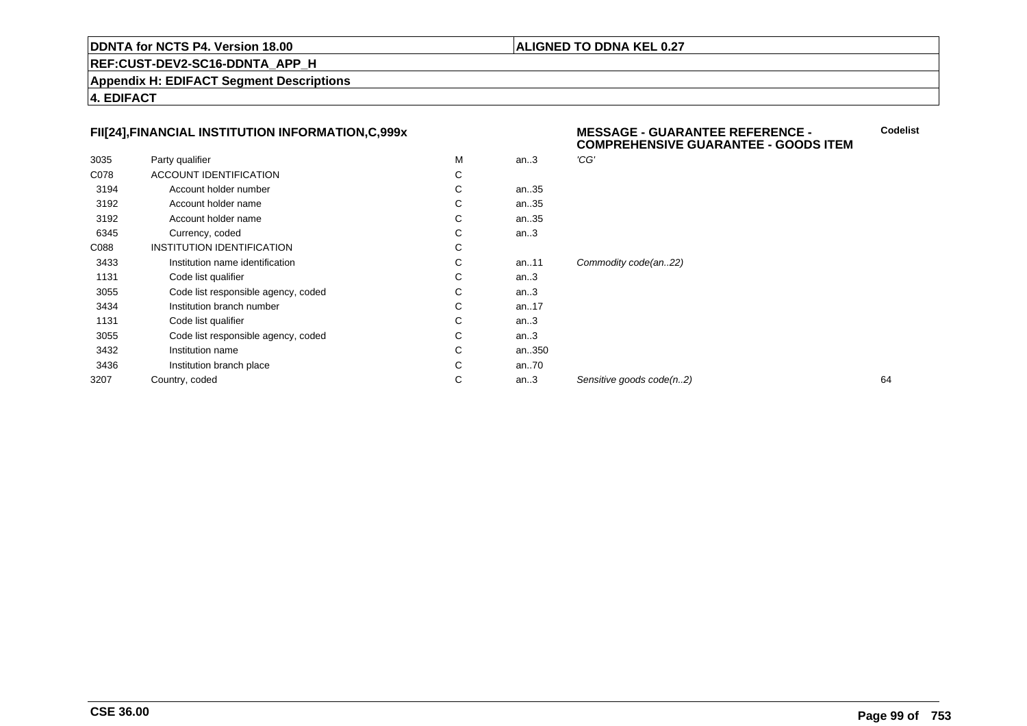**DDNTA for NCTS P4. Version 18.00** | **ALIGNED TO DDNA KEL 0.27**

**REF:CUST-DEV2-SC16-DDNTA_APP_H**

**Appendix H: EDIFACT Segment Descriptions**

**4. EDIFACT**

### FII[24],FINANCIAL INSTITUTION INFORMATION,C,999x

**MESSAGE - GUARANTEE REFERENCE - COMPREHENSIVE GUARANTEE - GOODS ITEM**

| | | | | | Codelist |
|---|---|---|---|---|---|
| 3035 | Party qualifier | M | an..3 | *'CG'* | |
| C078 | ACCOUNT IDENTIFICATION | C | | | |
| 3194 | Account holder number | C | an..35 | | |
| 3192 | Account holder name | C | an..35 | | |
| 3192 | Account holder name | C | an..35 | | |
| 6345 | Currency, coded | C | an..3 | | |
| C088 | INSTITUTION IDENTIFICATION | C | | | |
| 3433 | Institution name identification | C | an..11 | *Commodity code(an..22)* | |
| 1131 | Code list qualifier | C | an..3 | | |
| 3055 | Code list responsible agency, coded | C | an..3 | | |
| 3434 | Institution branch number | C | an..17 | | |
| 1131 | Code list qualifier | C | an..3 | | |
| 3055 | Code list responsible agency, coded | C | an..3 | | |
| 3432 | Institution name | C | an..350 | | |
| 3436 | Institution branch place | C | an..70 | | |
| 3207 | Country, coded | C | an..3 | *Sensitive goods code(n..2)* | 64 |

**CSE 36.00**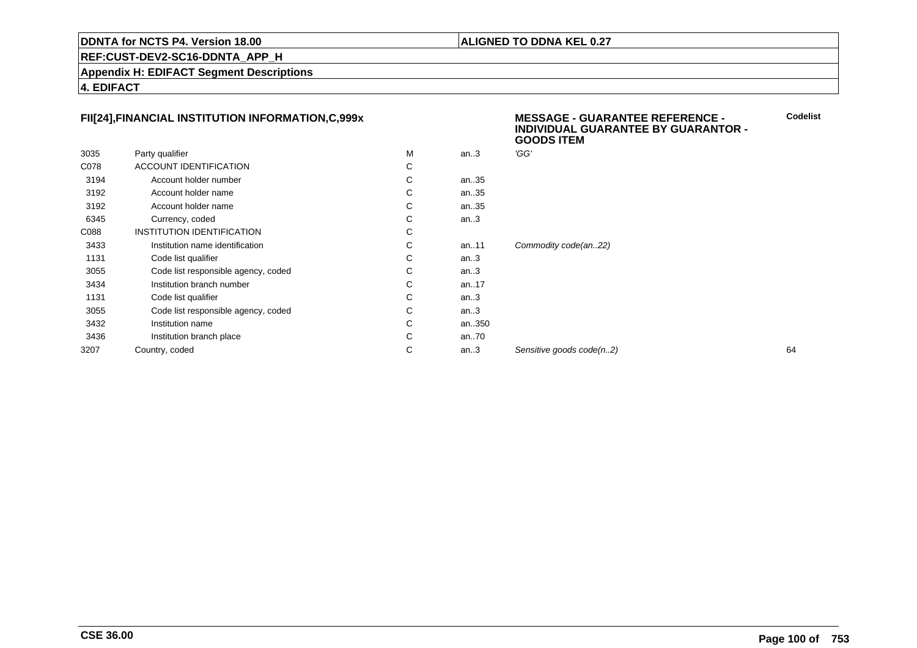**DDNTA for NCTS P4. Version 18.00** | **ALIGNED TO DDNA KEL 0.27**

**REF:CUST-DEV2-SC16-DDNTA_APP_H**

**Appendix H: EDIFACT Segment Descriptions**

**4. EDIFACT**

**FII[24],FINANCIAL INSTITUTION INFORMATION,C,999x**

**MESSAGE - GUARANTEE REFERENCE - INDIVIDUAL GUARANTEE BY GUARANTOR - GOODS ITEM**

| | | | | | **Codelist** |
|---|---|---|---|---|---|
| 3035 | Party qualifier | M | an..3 | *'GG'* | |
| C078 | ACCOUNT IDENTIFICATION | C | | | |
| 3194 | Account holder number | C | an..35 | | |
| 3192 | Account holder name | C | an..35 | | |
| 3192 | Account holder name | C | an..35 | | |
| 6345 | Currency, coded | C | an..3 | | |
| C088 | INSTITUTION IDENTIFICATION | C | | | |
| 3433 | Institution name identification | C | an..11 | *Commodity code(an..22)* | |
| 1131 | Code list qualifier | C | an..3 | | |
| 3055 | Code list responsible agency, coded | C | an..3 | | |
| 3434 | Institution branch number | C | an..17 | | |
| 1131 | Code list qualifier | C | an..3 | | |
| 3055 | Code list responsible agency, coded | C | an..3 | | |
| 3432 | Institution name | C | an..350 | | |
| 3436 | Institution branch place | C | an..70 | | |
| 3207 | Country, coded | C | an..3 | *Sensitive goods code(n..2)* | 64 |

**CSE 36.00**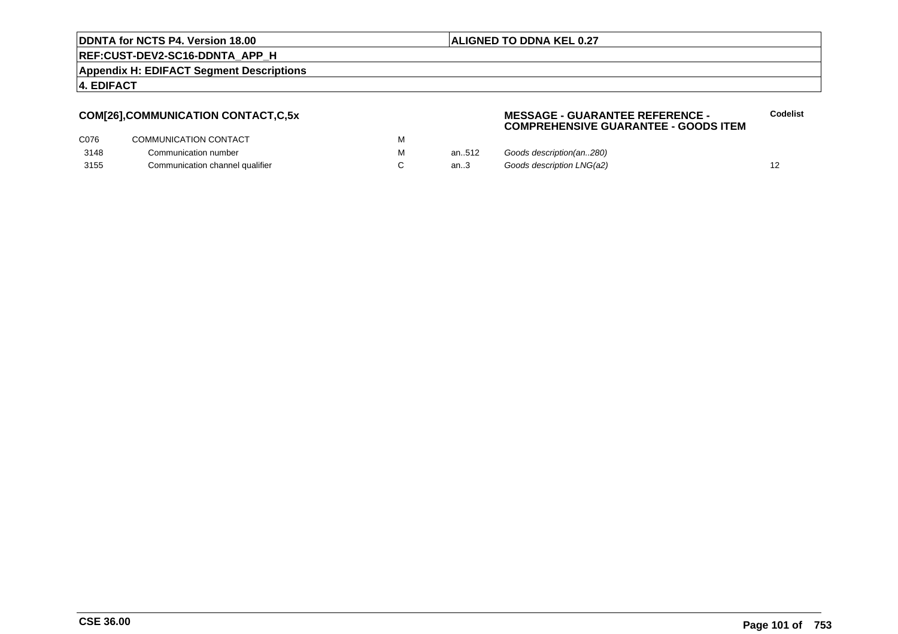**COM[26],COMMUNICATION CONTACT,C,5x**

**MESSAGE - GUARANTEE REFERENCE - COMPREHENSIVE GUARANTEE - GOODS ITEM**

| | | | | | Codelist |
|---|---|---|---|---|---|
| C076 | COMMUNICATION CONTACT | M | | | |
| 3148 | Communication number | M | an..512 | *Goods description(an..280)* | |
| 3155 | Communication channel qualifier | C | an..3 | *Goods description LNG(a2)* | 12 |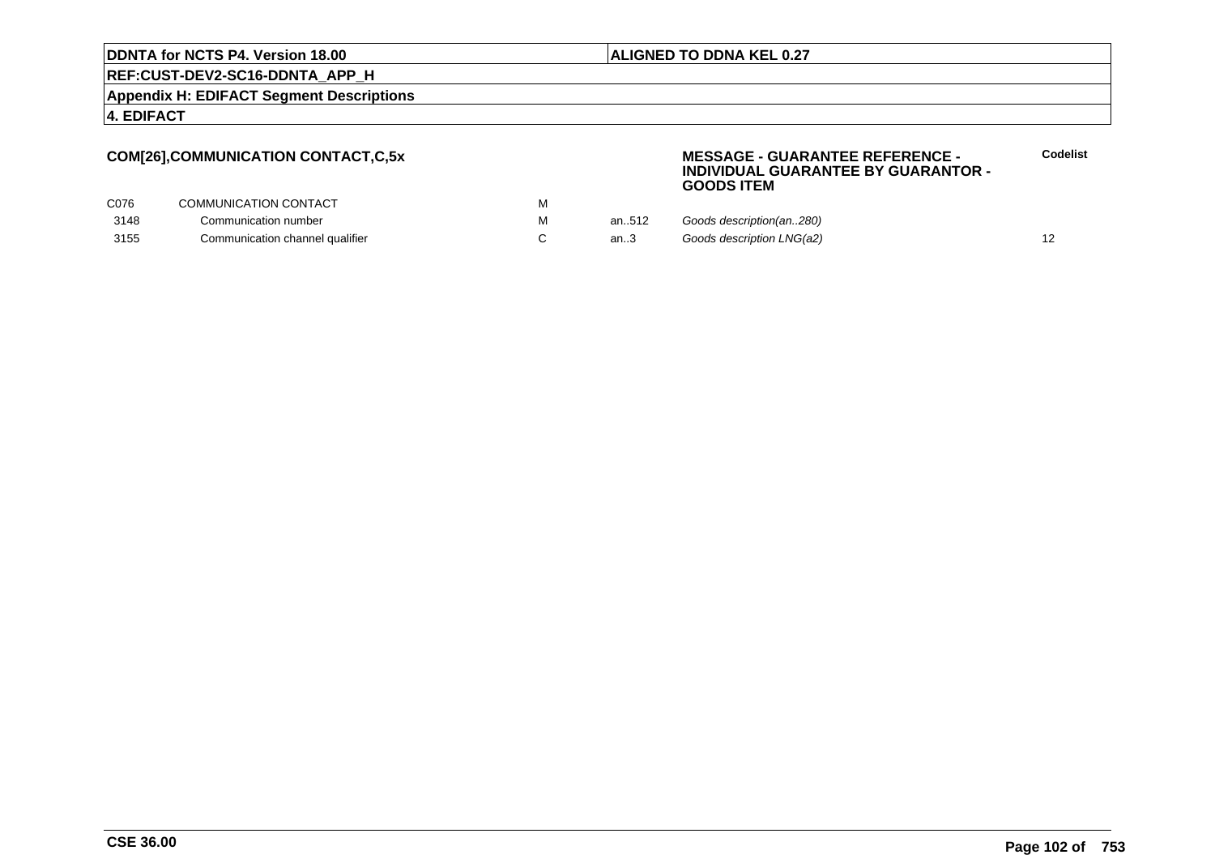**COM[26],COMMUNICATION CONTACT,C,5x**

**MESSAGE - GUARANTEE REFERENCE - INDIVIDUAL GUARANTEE BY GUARANTOR - GOODS ITEM**

| | | | | | **Codelist** |
|---|---|---|---|---|---|
| C076 | COMMUNICATION CONTACT | M | | | |
| 3148 | Communication number | M | an..512 | *Goods description(an..280)* | |
| 3155 | Communication channel qualifier | C | an..3 | *Goods description LNG(a2)* | 12 |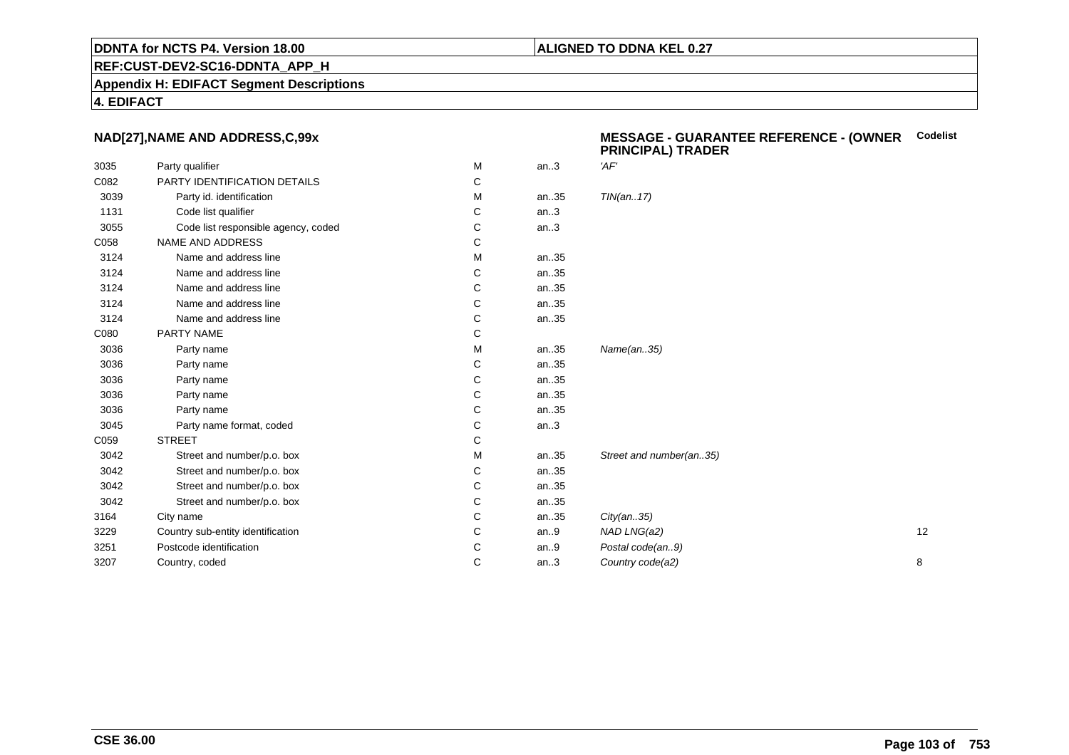**DDNTA for NCTS P4. Version 18.00** | **ALIGNED TO DDNA KEL 0.27**

**REF:CUST-DEV2-SC16-DDNTA_APP_H**

**Appendix H: EDIFACT Segment Descriptions**

**4. EDIFACT**

### NAD[27],NAME AND ADDRESS,C,99x

**MESSAGE - GUARANTEE REFERENCE - (OWNER PRINCIPAL) TRADER**

| | | | | | Codelist |
|---|---|---|---|---|---|
| 3035 | Party qualifier | M | an..3 | *'AF'* | |
| C082 | PARTY IDENTIFICATION DETAILS | C | | | |
| 3039 | Party id. identification | M | an..35 | *TIN(an..17)* | |
| 1131 | Code list qualifier | C | an..3 | | |
| 3055 | Code list responsible agency, coded | C | an..3 | | |
| C058 | NAME AND ADDRESS | C | | | |
| 3124 | Name and address line | M | an..35 | | |
| 3124 | Name and address line | C | an..35 | | |
| 3124 | Name and address line | C | an..35 | | |
| 3124 | Name and address line | C | an..35 | | |
| 3124 | Name and address line | C | an..35 | | |
| C080 | PARTY NAME | C | | | |
| 3036 | Party name | M | an..35 | *Name(an..35)* | |
| 3036 | Party name | C | an..35 | | |
| 3036 | Party name | C | an..35 | | |
| 3036 | Party name | C | an..35 | | |
| 3036 | Party name | C | an..35 | | |
| 3045 | Party name format, coded | C | an..3 | | |
| C059 | STREET | C | | | |
| 3042 | Street and number/p.o. box | M | an..35 | *Street and number(an..35)* | |
| 3042 | Street and number/p.o. box | C | an..35 | | |
| 3042 | Street and number/p.o. box | C | an..35 | | |
| 3042 | Street and number/p.o. box | C | an..35 | | |
| 3164 | City name | C | an..35 | *City(an..35)* | |
| 3229 | Country sub-entity identification | C | an..9 | *NAD LNG(a2)* | 12 |
| 3251 | Postcode identification | C | an..9 | *Postal code(an..9)* | |
| 3207 | Country, coded | C | an..3 | *Country code(a2)* | 8 |

**CSE 36.00**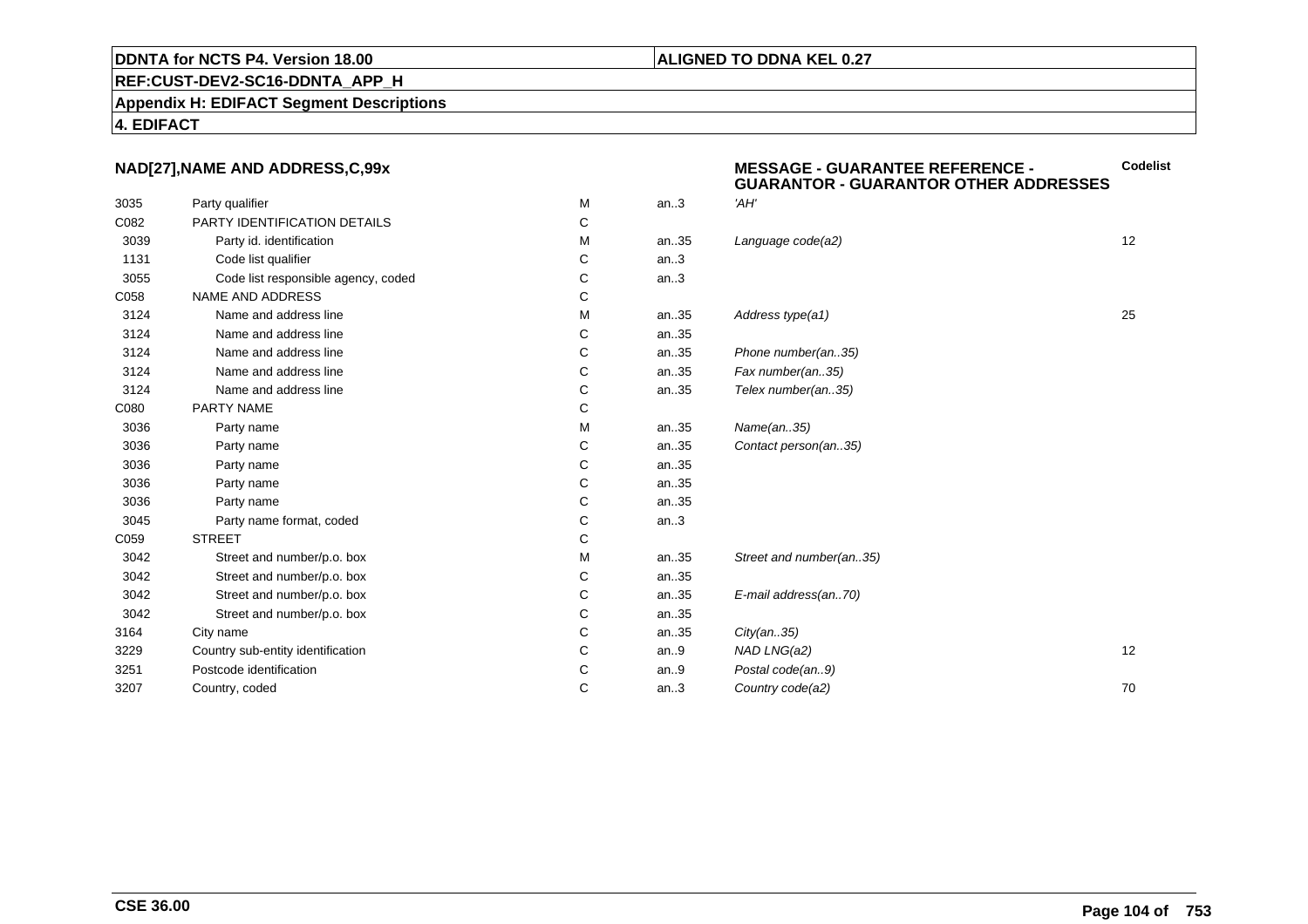**DDNTA for NCTS P4. Version 18.00** | **ALIGNED TO DDNA KEL 0.27**

**REF:CUST-DEV2-SC16-DDNTA_APP_H**

**Appendix H: EDIFACT Segment Descriptions**

**4. EDIFACT**

**NAD[27],NAME AND ADDRESS,C,99x**

**MESSAGE - GUARANTEE REFERENCE - GUARANTOR - GUARANTOR OTHER ADDRESSES**

| | | | | | **Codelist** |
|---|---|---|---|---|---|
| 3035 | Party qualifier | M | an..3 | *'AH'* | |
| C082 | PARTY IDENTIFICATION DETAILS | C | | | |
| 3039 | Party id. identification | M | an..35 | *Language code(a2)* | 12 |
| 1131 | Code list qualifier | C | an..3 | | |
| 3055 | Code list responsible agency, coded | C | an..3 | | |
| C058 | NAME AND ADDRESS | C | | | |
| 3124 | Name and address line | M | an..35 | *Address type(a1)* | 25 |
| 3124 | Name and address line | C | an..35 | | |
| 3124 | Name and address line | C | an..35 | *Phone number(an..35)* | |
| 3124 | Name and address line | C | an..35 | *Fax number(an..35)* | |
| 3124 | Name and address line | C | an..35 | *Telex number(an..35)* | |
| C080 | PARTY NAME | C | | | |
| 3036 | Party name | M | an..35 | *Name(an..35)* | |
| 3036 | Party name | C | an..35 | *Contact person(an..35)* | |
| 3036 | Party name | C | an..35 | | |
| 3036 | Party name | C | an..35 | | |
| 3036 | Party name | C | an..35 | | |
| 3045 | Party name format, coded | C | an..3 | | |
| C059 | STREET | C | | | |
| 3042 | Street and number/p.o. box | M | an..35 | *Street and number(an..35)* | |
| 3042 | Street and number/p.o. box | C | an..35 | | |
| 3042 | Street and number/p.o. box | C | an..35 | *E-mail address(an..70)* | |
| 3042 | Street and number/p.o. box | C | an..35 | | |
| 3164 | City name | C | an..35 | *City(an..35)* | |
| 3229 | Country sub-entity identification | C | an..9 | *NAD LNG(a2)* | 12 |
| 3251 | Postcode identification | C | an..9 | *Postal code(an..9)* | |
| 3207 | Country, coded | C | an..3 | *Country code(a2)* | 70 |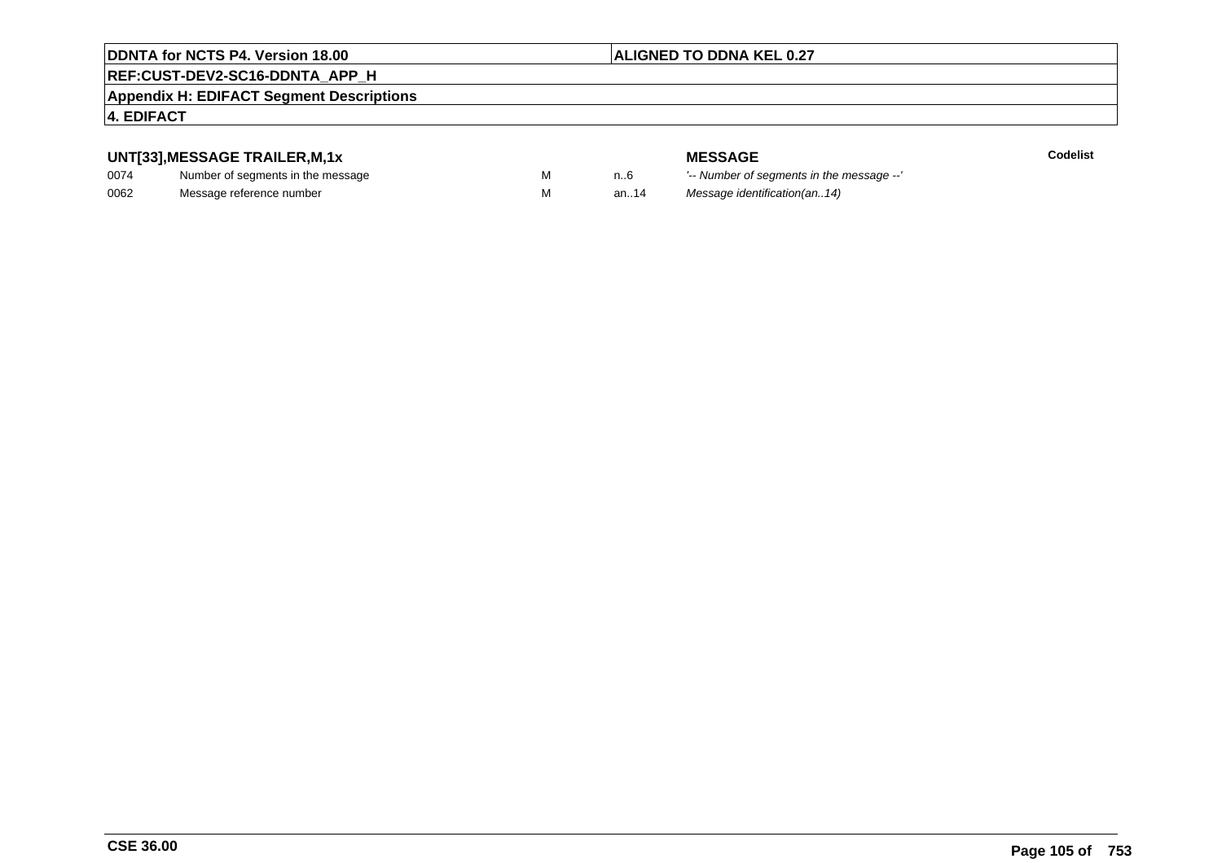## UNT[33],MESSAGE TRAILER,M,1x

| | | | | MESSAGE | Codelist |
|---|---|---|---|---|---|
| 0074 | Number of segments in the message | M | n..6 | *'-- Number of segments in the message --'* | |
| 0062 | Message reference number | M | an..14 | *Message identification(an..14)* | |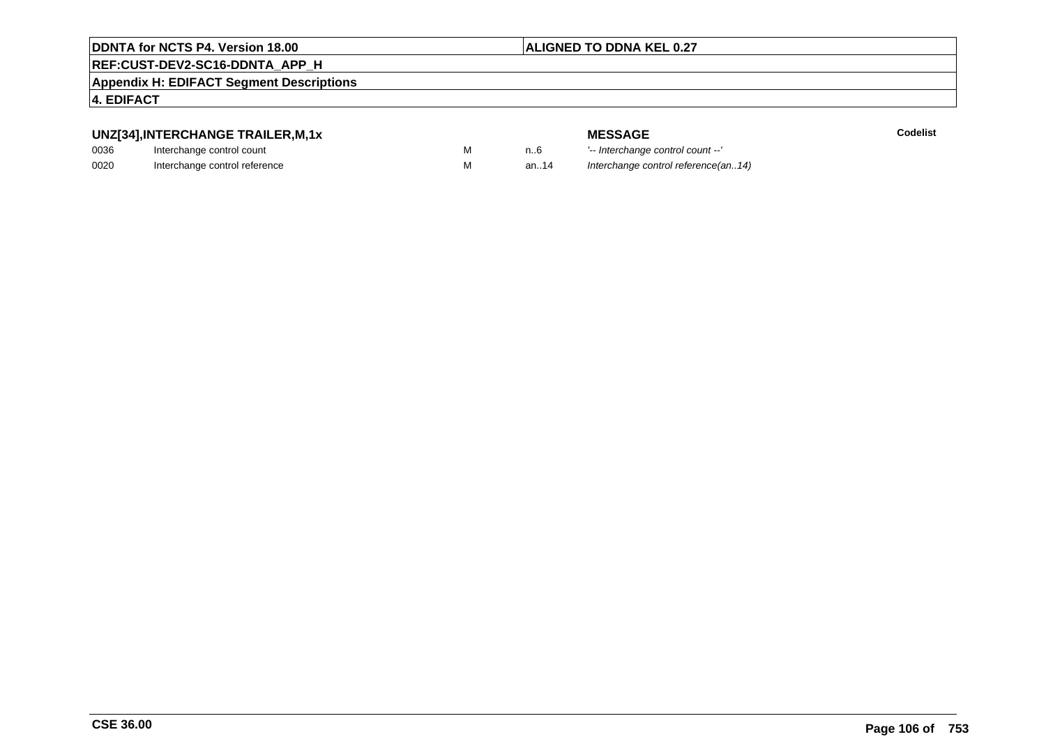## UNZ[34],INTERCHANGE TRAILER,M,1x

| | | | | MESSAGE | Codelist |
|---|---|---|---|---|---|
| 0036 | Interchange control count | M | n..6 | *'-- Interchange control count --'* | |
| 0020 | Interchange control reference | M | an..14 | *Interchange control reference(an..14)* | |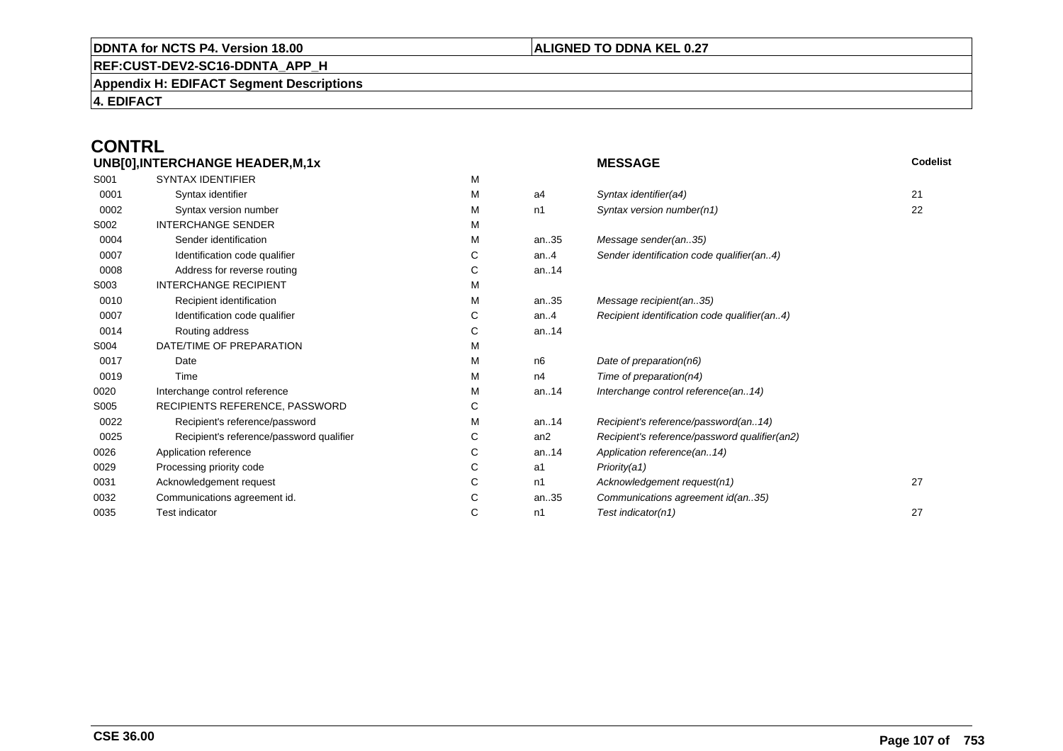# CONTRL

| UNB[0],INTERCHANGE HEADER,M,1x | | | | MESSAGE | Codelist |
|---|---|---|---|---|---|
| S001 | SYNTAX IDENTIFIER | M | | | |
| 0001 | Syntax identifier | M | a4 | *Syntax identifier(a4)* | 21 |
| 0002 | Syntax version number | M | n1 | *Syntax version number(n1)* | 22 |
| S002 | INTERCHANGE SENDER | M | | | |
| 0004 | Sender identification | M | an..35 | *Message sender(an..35)* | |
| 0007 | Identification code qualifier | C | an..4 | *Sender identification code qualifier(an..4)* | |
| 0008 | Address for reverse routing | C | an..14 | | |
| S003 | INTERCHANGE RECIPIENT | M | | | |
| 0010 | Recipient identification | M | an..35 | *Message recipient(an..35)* | |
| 0007 | Identification code qualifier | C | an..4 | *Recipient identification code qualifier(an..4)* | |
| 0014 | Routing address | C | an..14 | | |
| S004 | DATE/TIME OF PREPARATION | M | | | |
| 0017 | Date | M | n6 | *Date of preparation(n6)* | |
| 0019 | Time | M | n4 | *Time of preparation(n4)* | |
| 0020 | Interchange control reference | M | an..14 | *Interchange control reference(an..14)* | |
| S005 | RECIPIENTS REFERENCE, PASSWORD | C | | | |
| 0022 | Recipient's reference/password | M | an..14 | *Recipient's reference/password(an..14)* | |
| 0025 | Recipient's reference/password qualifier | C | an2 | *Recipient's reference/password qualifier(an2)* | |
| 0026 | Application reference | C | an..14 | *Application reference(an..14)* | |
| 0029 | Processing priority code | C | a1 | *Priority(a1)* | |
| 0031 | Acknowledgement request | C | n1 | *Acknowledgement request(n1)* | 27 |
| 0032 | Communications agreement id. | C | an..35 | *Communications agreement id(an..35)* | |
| 0035 | Test indicator | C | n1 | *Test indicator(n1)* | 27 |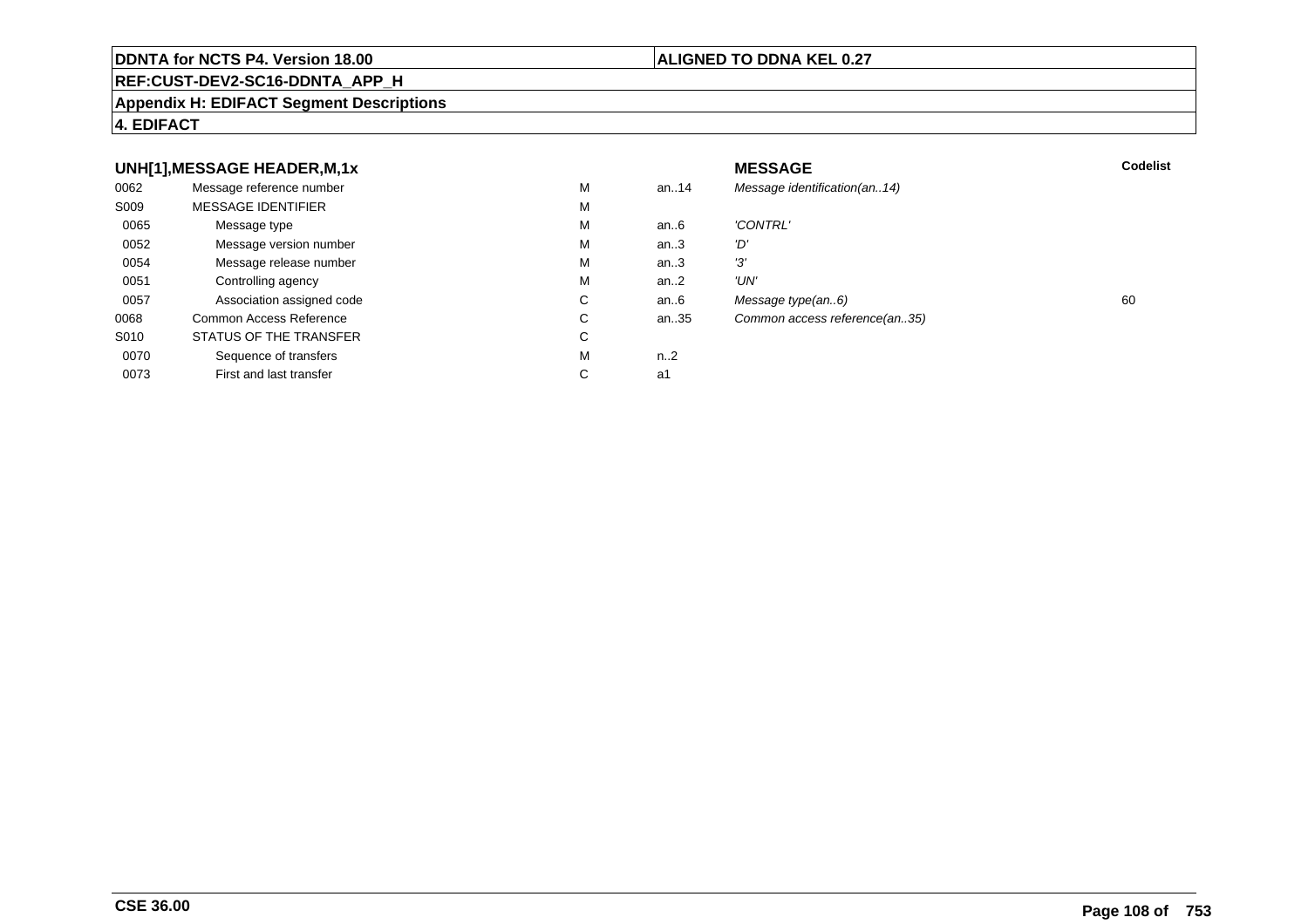## UNH[1],MESSAGE HEADER,M,1x

| | | | | MESSAGE | Codelist |
|---|---|---|---|---|---|
| 0062 | Message reference number | M | an..14 | *Message identification(an..14)* | |
| S009 | MESSAGE IDENTIFIER | M | | | |
| 0065 | Message type | M | an..6 | *'CONTRL'* | |
| 0052 | Message version number | M | an..3 | *'D'* | |
| 0054 | Message release number | M | an..3 | *'3'* | |
| 0051 | Controlling agency | M | an..2 | *'UN'* | |
| 0057 | Association assigned code | C | an..6 | *Message type(an..6)* | 60 |
| 0068 | Common Access Reference | C | an..35 | *Common access reference(an..35)* | |
| S010 | STATUS OF THE TRANSFER | C | | | |
| 0070 | Sequence of transfers | M | n..2 | | |
| 0073 | First and last transfer | C | a1 | | |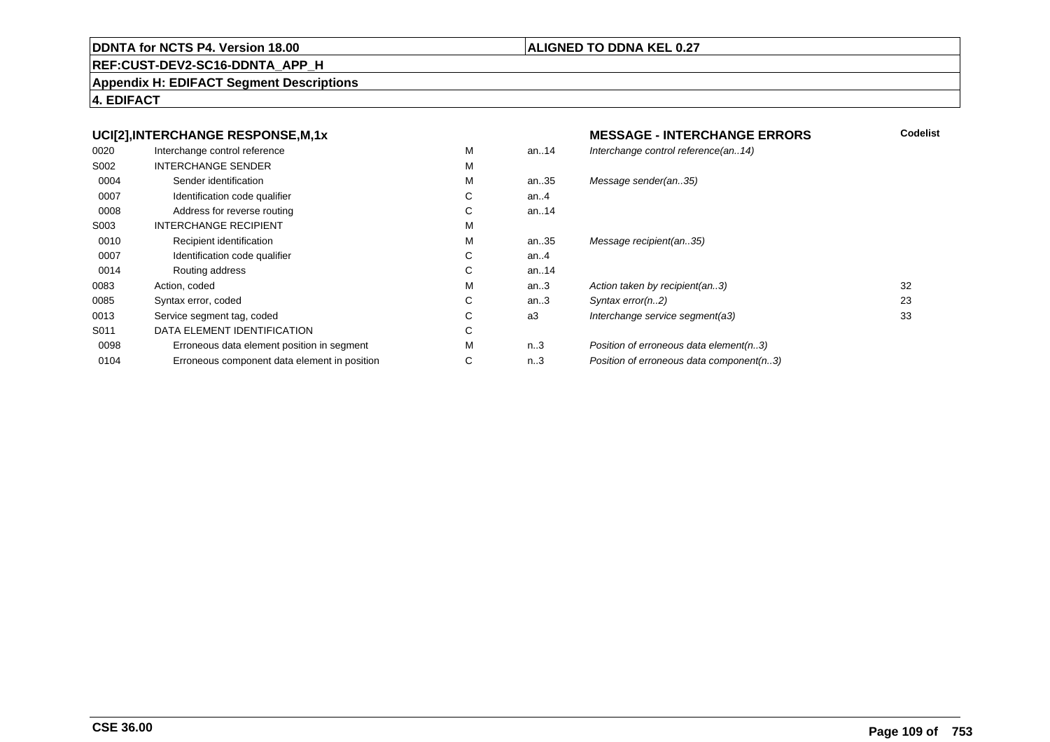**DDNTA for NCTS P4. Version 18.00** | **ALIGNED TO DDNA KEL 0.27**

**REF:CUST-DEV2-SC16-DDNTA_APP_H**

**Appendix H: EDIFACT Segment Descriptions**

**4. EDIFACT**

| UCI[2],INTERCHANGE RESPONSE,M,1x | | | | MESSAGE - INTERCHANGE ERRORS | Codelist |
|---|---|---|---|---|---|
| 0020 | Interchange control reference | M | an..14 | *Interchange control reference(an..14)* | |
| S002 | INTERCHANGE SENDER | M | | | |
| 0004 | Sender identification | M | an..35 | *Message sender(an..35)* | |
| 0007 | Identification code qualifier | C | an..4 | | |
| 0008 | Address for reverse routing | C | an..14 | | |
| S003 | INTERCHANGE RECIPIENT | M | | | |
| 0010 | Recipient identification | M | an..35 | *Message recipient(an..35)* | |
| 0007 | Identification code qualifier | C | an..4 | | |
| 0014 | Routing address | C | an..14 | | |
| 0083 | Action, coded | M | an..3 | *Action taken by recipient(an..3)* | 32 |
| 0085 | Syntax error, coded | C | an..3 | *Syntax error(n..2)* | 23 |
| 0013 | Service segment tag, coded | C | a3 | *Interchange service segment(a3)* | 33 |
| S011 | DATA ELEMENT IDENTIFICATION | C | | | |
| 0098 | Erroneous data element position in segment | M | n..3 | *Position of erroneous data element(n..3)* | |
| 0104 | Erroneous component data element in position | C | n..3 | *Position of erroneous data component(n..3)* | |

**CSE 36.00**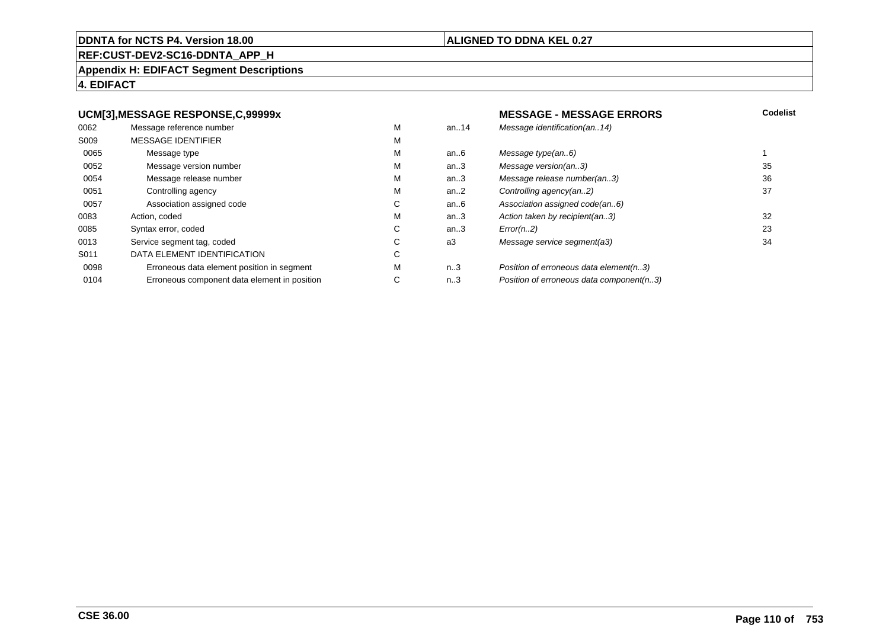**DDNTA for NCTS P4. Version 18.00** | **ALIGNED TO DDNA KEL 0.27**

**REF:CUST-DEV2-SC16-DDNTA_APP_H**

**Appendix H: EDIFACT Segment Descriptions**

**4. EDIFACT**

| UCM[3],MESSAGE RESPONSE,C,99999x | | | | MESSAGE - MESSAGE ERRORS | Codelist |
|---|---|---|---|---|---|
| 0062 | Message reference number | M | an..14 | *Message identification(an..14)* | |
| S009 | MESSAGE IDENTIFIER | M | | | |
| 0065 | Message type | M | an..6 | *Message type(an..6)* | 1 |
| 0052 | Message version number | M | an..3 | *Message version(an..3)* | 35 |
| 0054 | Message release number | M | an..3 | *Message release number(an..3)* | 36 |
| 0051 | Controlling agency | M | an..2 | *Controlling agency(an..2)* | 37 |
| 0057 | Association assigned code | C | an..6 | *Association assigned code(an..6)* | |
| 0083 | Action, coded | M | an..3 | *Action taken by recipient(an..3)* | 32 |
| 0085 | Syntax error, coded | C | an..3 | *Error(n..2)* | 23 |
| 0013 | Service segment tag, coded | C | a3 | *Message service segment(a3)* | 34 |
| S011 | DATA ELEMENT IDENTIFICATION | C | | | |
| 0098 | Erroneous data element position in segment | M | n..3 | *Position of erroneous data element(n..3)* | |
| 0104 | Erroneous component data element in position | C | n..3 | *Position of erroneous data component(n..3)* | |

**CSE 36.00**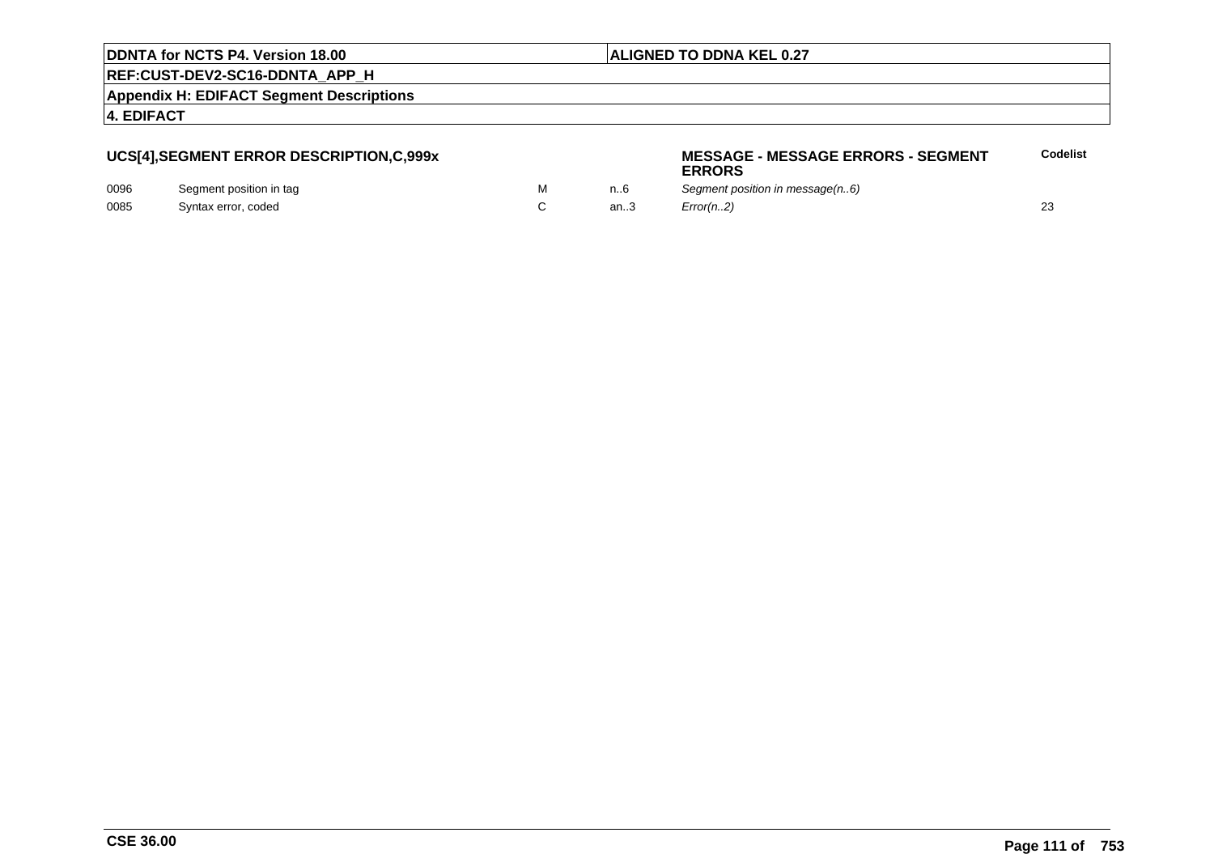## UCS[4],SEGMENT ERROR DESCRIPTION,C,999x

**MESSAGE - MESSAGE ERRORS - SEGMENT ERRORS**

| | | | | | Codelist |
|---|---|---|---|---|---|
| 0096 | Segment position in tag | M | n..6 | *Segment position in message(n..6)* | |
| 0085 | Syntax error, coded | C | an..3 | *Error(n..2)* | 23 |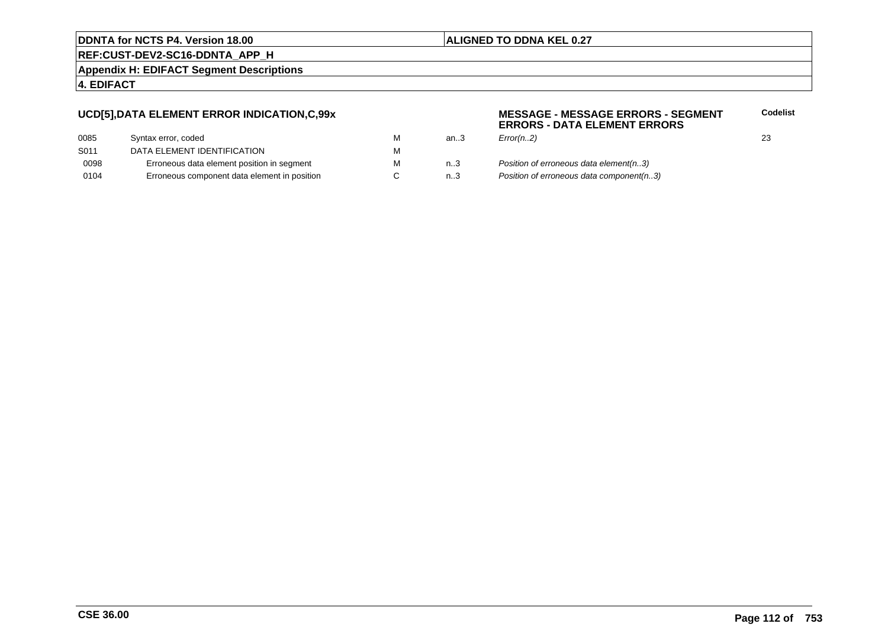## UCD[5],DATA ELEMENT ERROR INDICATION,C,99x

**MESSAGE - MESSAGE ERRORS - SEGMENT ERRORS - DATA ELEMENT ERRORS**

| | | | | | Codelist |
|---|---|---|---|---|---|
| 0085 | Syntax error, coded | M | an..3 | *Error(n..2)* | 23 |
| S011 | DATA ELEMENT IDENTIFICATION | M | | | |
| 0098 | Erroneous data element position in segment | M | n..3 | *Position of erroneous data element(n..3)* | |
| 0104 | Erroneous component data element in position | C | n..3 | *Position of erroneous data component(n..3)* | |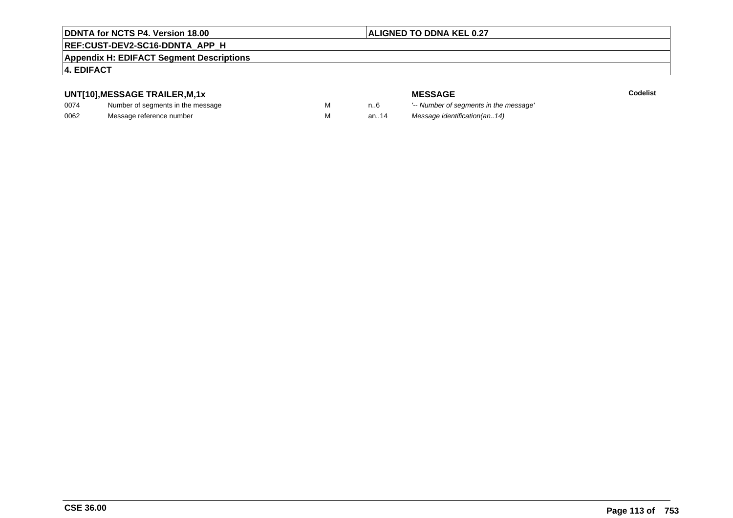**DDNTA for NCTS P4. Version 18.00** | **ALIGNED TO DDNA KEL 0.27**

**REF:CUST-DEV2-SC16-DDNTA_APP_H**

**Appendix H: EDIFACT Segment Descriptions**

**4. EDIFACT**

### UNT[10],MESSAGE TRAILER,M,1x

| | | | | **MESSAGE** | **Codelist** |
|---|---|---|---|---|---|
| 0074 | Number of segments in the message | M | n..6 | *'-- Number of segments in the message'* | |
| 0062 | Message reference number | M | an..14 | *Message identification(an..14)* | |

**CSE 36.00**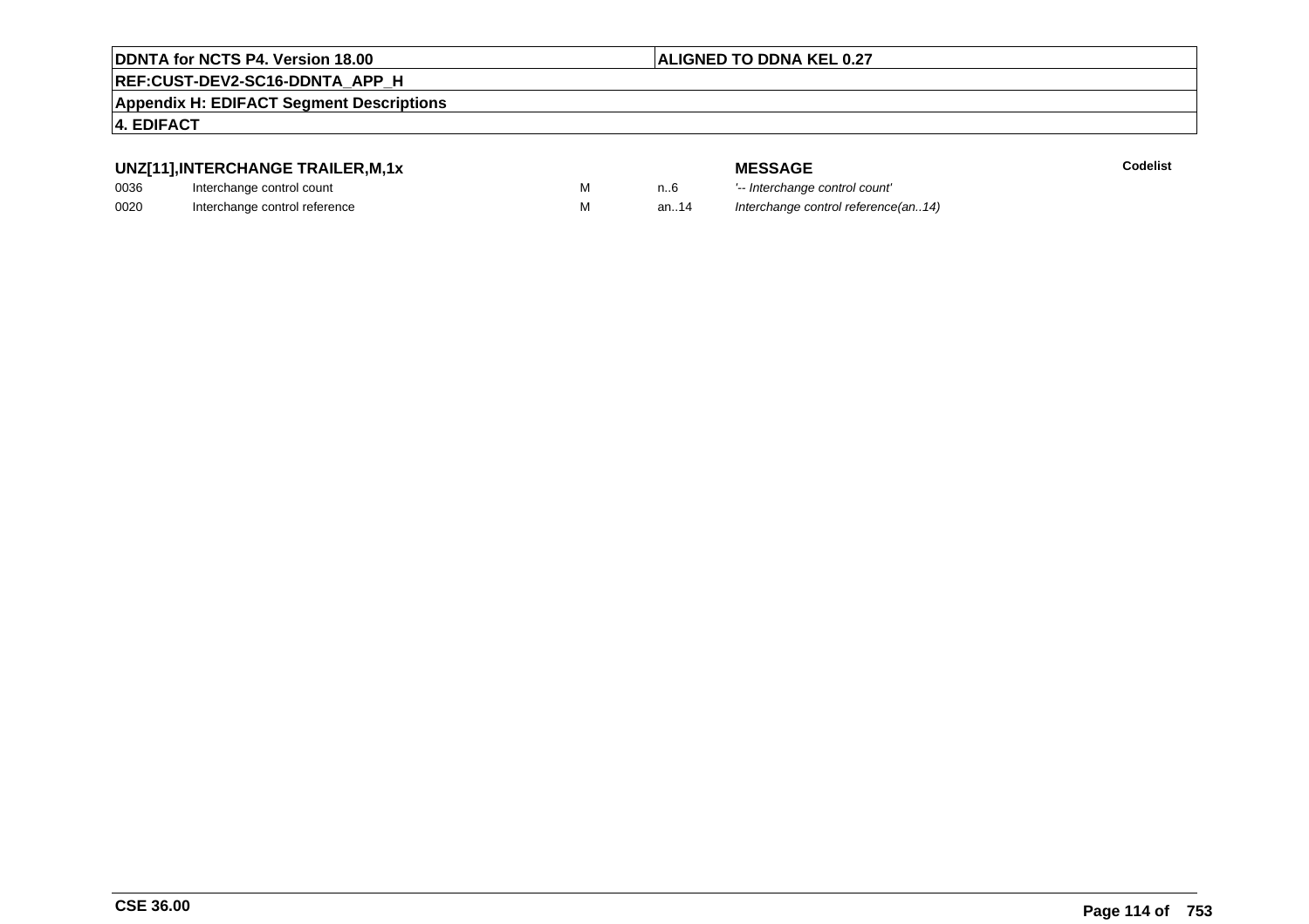### UNZ[11],INTERCHANGE TRAILER,M,1x

| | | | | MESSAGE | Codelist |
|---|---|---|---|---|---|
| 0036 | Interchange control count | M | n..6 | *'-- Interchange control count'* | |
| 0020 | Interchange control reference | M | an..14 | *Interchange control reference(an..14)* | |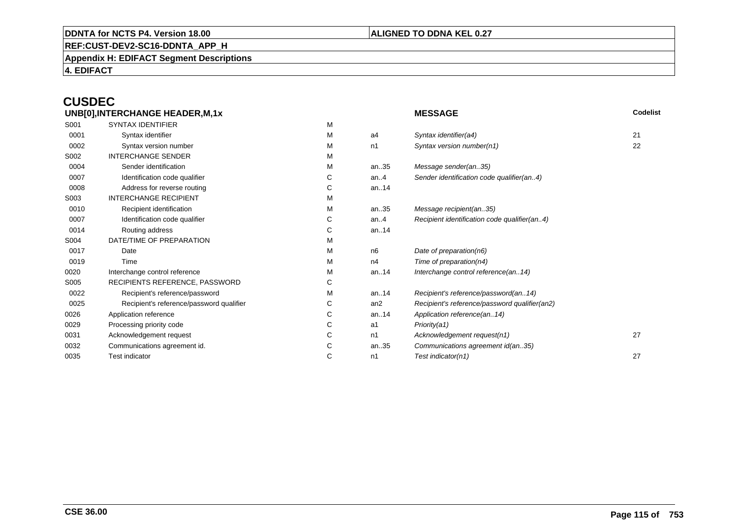# CUSDEC

| UNB[0],INTERCHANGE HEADER,M,1x | | | | MESSAGE | Codelist |
|---|---|---|---|---|---|
| S001 | SYNTAX IDENTIFIER | M | | | |
| 0001 | Syntax identifier | M | a4 | *Syntax identifier(a4)* | 21 |
| 0002 | Syntax version number | M | n1 | *Syntax version number(n1)* | 22 |
| S002 | INTERCHANGE SENDER | M | | | |
| 0004 | Sender identification | M | an..35 | *Message sender(an..35)* | |
| 0007 | Identification code qualifier | C | an..4 | *Sender identification code qualifier(an..4)* | |
| 0008 | Address for reverse routing | C | an..14 | | |
| S003 | INTERCHANGE RECIPIENT | M | | | |
| 0010 | Recipient identification | M | an..35 | *Message recipient(an..35)* | |
| 0007 | Identification code qualifier | C | an..4 | *Recipient identification code qualifier(an..4)* | |
| 0014 | Routing address | C | an..14 | | |
| S004 | DATE/TIME OF PREPARATION | M | | | |
| 0017 | Date | M | n6 | *Date of preparation(n6)* | |
| 0019 | Time | M | n4 | *Time of preparation(n4)* | |
| 0020 | Interchange control reference | M | an..14 | *Interchange control reference(an..14)* | |
| S005 | RECIPIENTS REFERENCE, PASSWORD | C | | | |
| 0022 | Recipient's reference/password | M | an..14 | *Recipient's reference/password(an..14)* | |
| 0025 | Recipient's reference/password qualifier | C | an2 | *Recipient's reference/password qualifier(an2)* | |
| 0026 | Application reference | C | an..14 | *Application reference(an..14)* | |
| 0029 | Processing priority code | C | a1 | *Priority(a1)* | |
| 0031 | Acknowledgement request | C | n1 | *Acknowledgement request(n1)* | 27 |
| 0032 | Communications agreement id. | C | an..35 | *Communications agreement id(an..35)* | |
| 0035 | Test indicator | C | n1 | *Test indicator(n1)* | 27 |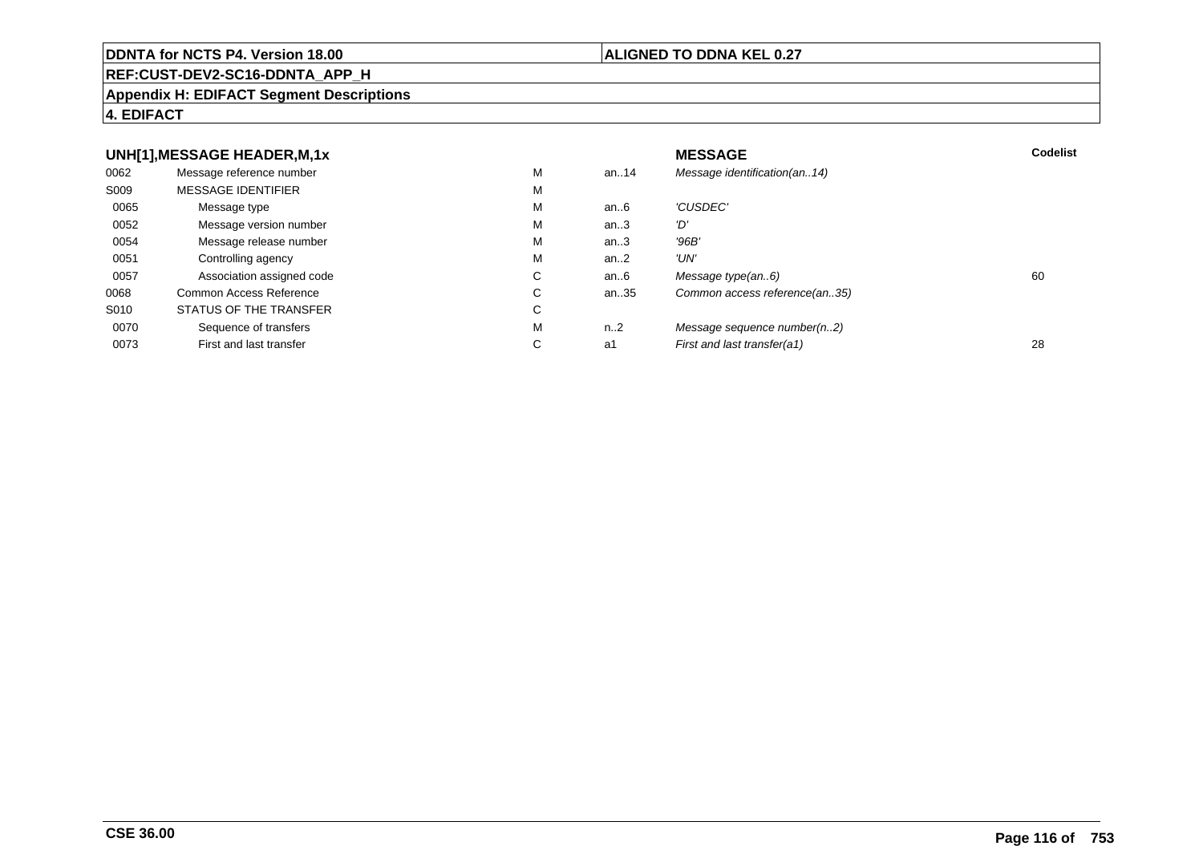**UNH[1],MESSAGE HEADER,M,1x** — **MESSAGE**

| | | | | | Codelist |
|---|---|---|---|---|---|
| 0062 | Message reference number | M | an..14 | *Message identification(an..14)* | |
| S009 | MESSAGE IDENTIFIER | M | | | |
| 0065 | Message type | M | an..6 | *'CUSDEC'* | |
| 0052 | Message version number | M | an..3 | *'D'* | |
| 0054 | Message release number | M | an..3 | *'96B'* | |
| 0051 | Controlling agency | M | an..2 | *'UN'* | |
| 0057 | Association assigned code | C | an..6 | *Message type(an..6)* | 60 |
| 0068 | Common Access Reference | C | an..35 | *Common access reference(an..35)* | |
| S010 | STATUS OF THE TRANSFER | C | | | |
| 0070 | Sequence of transfers | M | n..2 | *Message sequence number(n..2)* | |
| 0073 | First and last transfer | C | a1 | *First and last transfer(a1)* | 28 |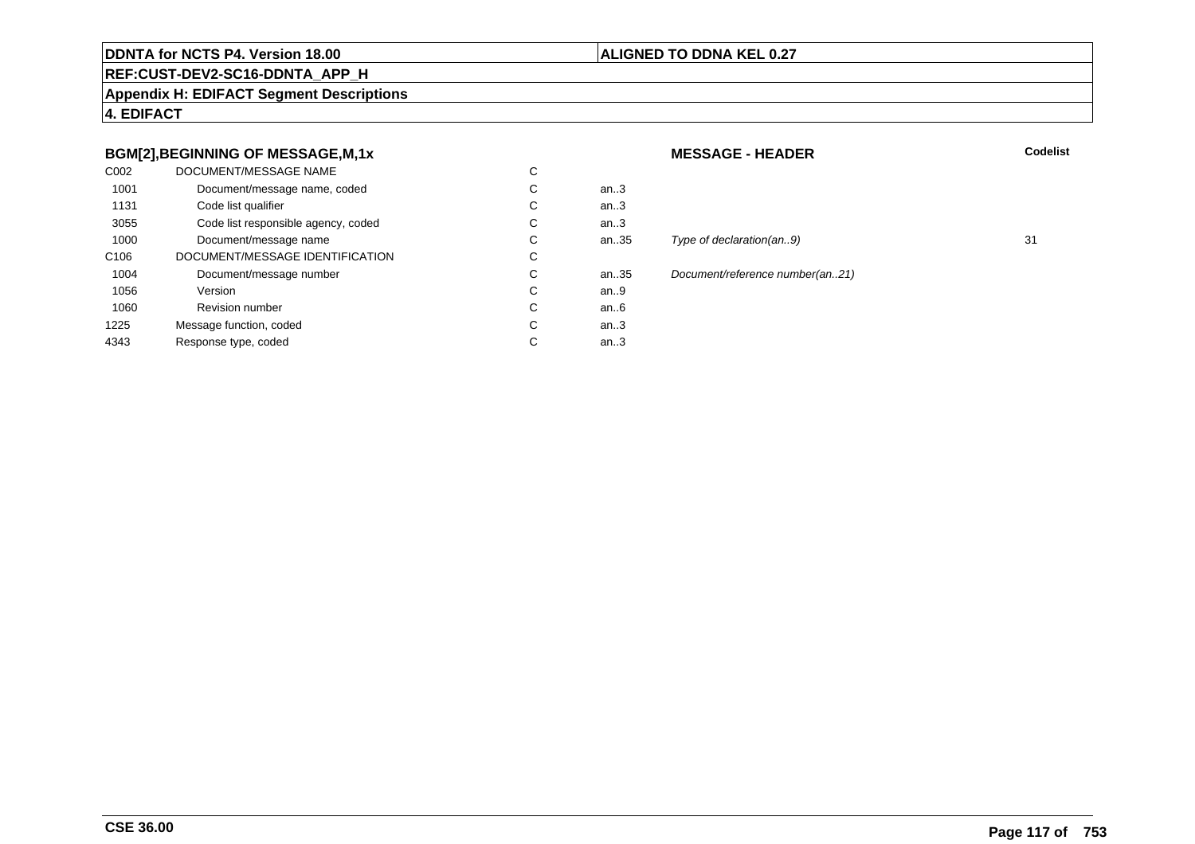**DDNTA for NCTS P4. Version 18.00**

**ALIGNED TO DDNA KEL 0.27**

**REF:CUST-DEV2-SC16-DDNTA_APP_H**

**Appendix H: EDIFACT Segment Descriptions**

**4. EDIFACT**

**BGM[2],BEGINNING OF MESSAGE,M,1x** **MESSAGE - HEADER** **Codelist**

| | | | | | |
|---|---|---|---|---|---|
| C002 | DOCUMENT/MESSAGE NAME | C | | | |
| 1001 | Document/message name, coded | C | an..3 | | |
| 1131 | Code list qualifier | C | an..3 | | |
| 3055 | Code list responsible agency, coded | C | an..3 | | |
| 1000 | Document/message name | C | an..35 | *Type of declaration(an..9)* | 31 |
| C106 | DOCUMENT/MESSAGE IDENTIFICATION | C | | | |
| 1004 | Document/message number | C | an..35 | *Document/reference number(an..21)* | |
| 1056 | Version | C | an..9 | | |
| 1060 | Revision number | C | an..6 | | |
| 1225 | Message function, coded | C | an..3 | | |
| 4343 | Response type, coded | C | an..3 | | |

**CSE 36.00**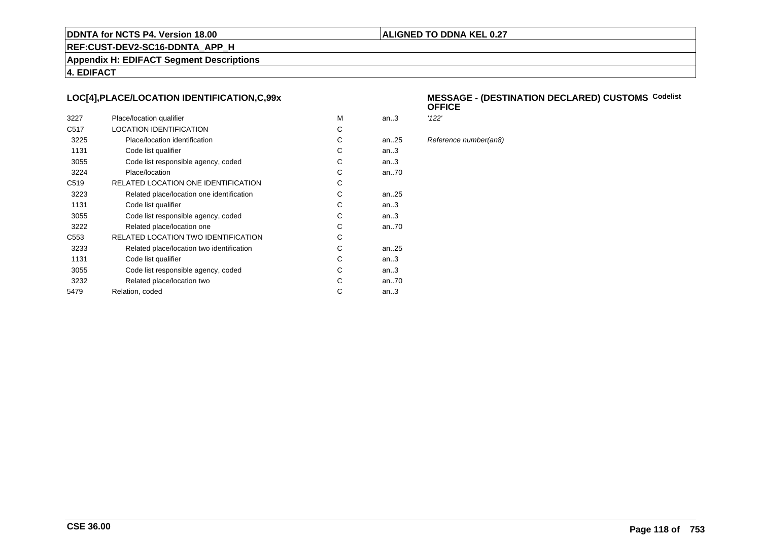## LOC[4],PLACE/LOCATION IDENTIFICATION,C,99x

**MESSAGE - (DESTINATION DECLARED) CUSTOMS OFFICE** **Codelist**

| | | | | |
|---|---|---|---|---|
| 3227 | Place/location qualifier | M | an..3 | *'122'* |
| C517 | LOCATION IDENTIFICATION | C | | |
| 3225 | Place/location identification | C | an..25 | *Reference number(an8)* |
| 1131 | Code list qualifier | C | an..3 | |
| 3055 | Code list responsible agency, coded | C | an..3 | |
| 3224 | Place/location | C | an..70 | |
| C519 | RELATED LOCATION ONE IDENTIFICATION | C | | |
| 3223 | Related place/location one identification | C | an..25 | |
| 1131 | Code list qualifier | C | an..3 | |
| 3055 | Code list responsible agency, coded | C | an..3 | |
| 3222 | Related place/location one | C | an..70 | |
| C553 | RELATED LOCATION TWO IDENTIFICATION | C | | |
| 3233 | Related place/location two identification | C | an..25 | |
| 1131 | Code list qualifier | C | an..3 | |
| 3055 | Code list responsible agency, coded | C | an..3 | |
| 3232 | Related place/location two | C | an..70 | |
| 5479 | Relation, coded | C | an..3 | |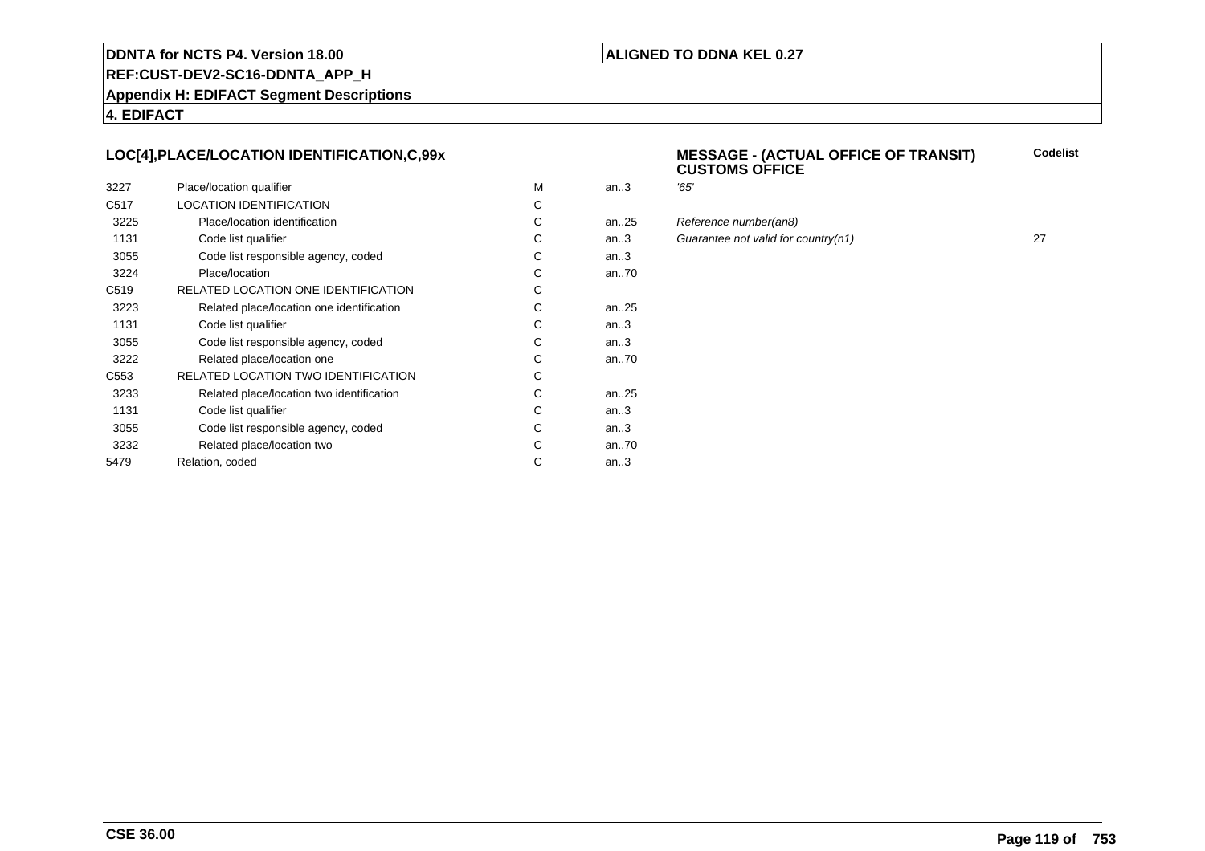**DDNTA for NCTS P4. Version 18.00** | **ALIGNED TO DDNA KEL 0.27**

**REF:CUST-DEV2-SC16-DDNTA_APP_H**

**Appendix H: EDIFACT Segment Descriptions**

**4. EDIFACT**

### LOC[4],PLACE/LOCATION IDENTIFICATION,C,99x

### MESSAGE - (ACTUAL OFFICE OF TRANSIT) CUSTOMS OFFICE

| | | | | | Codelist |
|---|---|---|---|---|---|
| 3227 | Place/location qualifier | M | an..3 | *'65'* | |
| C517 | LOCATION IDENTIFICATION | C | | | |
| 3225 | Place/location identification | C | an..25 | *Reference number(an8)* | |
| 1131 | Code list qualifier | C | an..3 | *Guarantee not valid for country(n1)* | 27 |
| 3055 | Code list responsible agency, coded | C | an..3 | | |
| 3224 | Place/location | C | an..70 | | |
| C519 | RELATED LOCATION ONE IDENTIFICATION | C | | | |
| 3223 | Related place/location one identification | C | an..25 | | |
| 1131 | Code list qualifier | C | an..3 | | |
| 3055 | Code list responsible agency, coded | C | an..3 | | |
| 3222 | Related place/location one | C | an..70 | | |
| C553 | RELATED LOCATION TWO IDENTIFICATION | C | | | |
| 3233 | Related place/location two identification | C | an..25 | | |
| 1131 | Code list qualifier | C | an..3 | | |
| 3055 | Code list responsible agency, coded | C | an..3 | | |
| 3232 | Related place/location two | C | an..70 | | |
| 5479 | Relation, coded | C | an..3 | | |

**CSE 36.00**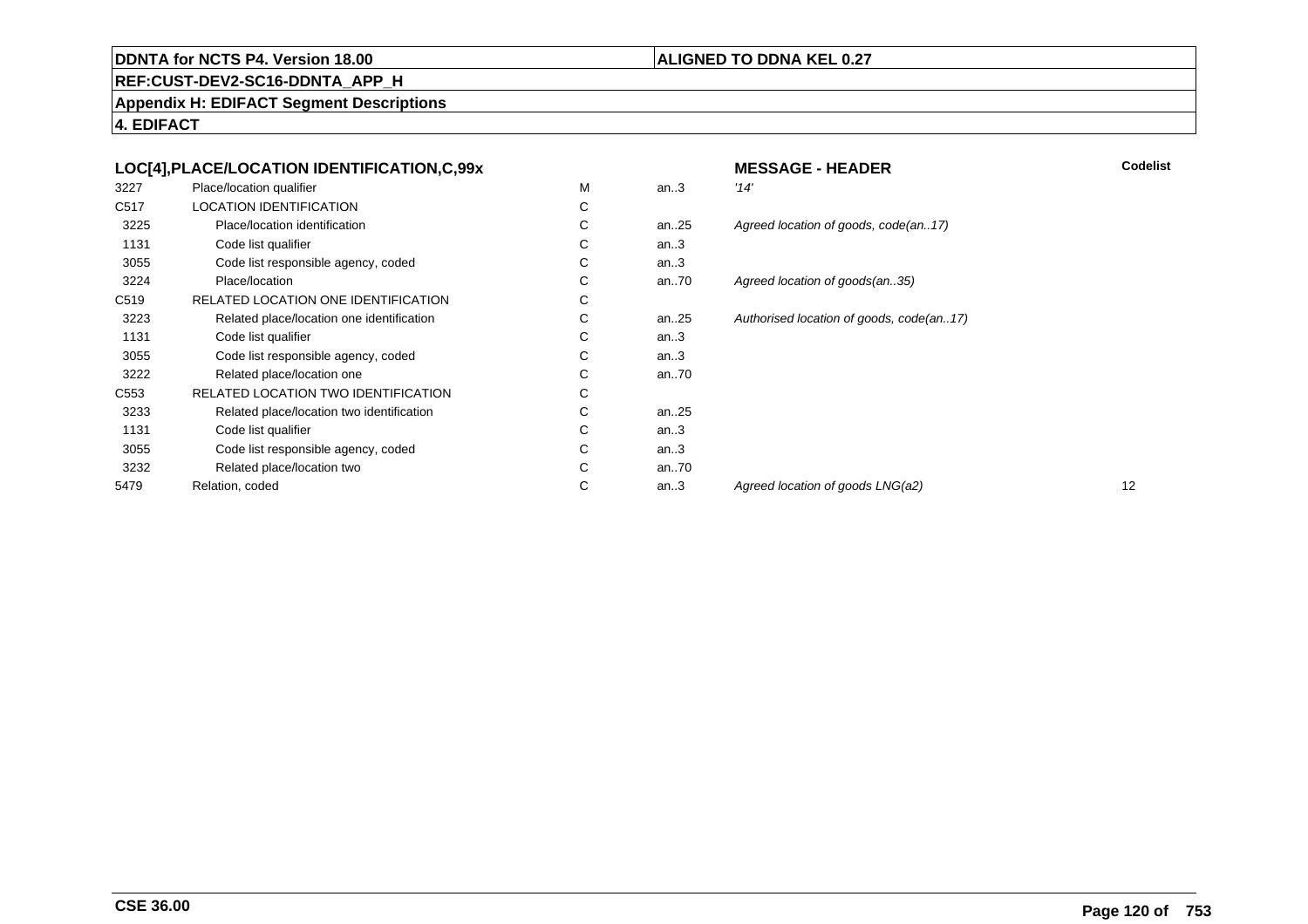**DDNTA for NCTS P4. Version 18.00** | **ALIGNED TO DDNA KEL 0.27**

**REF:CUST-DEV2-SC16-DDNTA_APP_H**

**Appendix H: EDIFACT Segment Descriptions**

**4. EDIFACT**

| LOC[4],PLACE/LOCATION IDENTIFICATION,C,99x | | | | MESSAGE - HEADER | Codelist |
|---|---|---|---|---|---|
| 3227 | Place/location qualifier | M | an..3 | *'14'* | |
| C517 | LOCATION IDENTIFICATION | C | | | |
| 3225 | Place/location identification | C | an..25 | *Agreed location of goods, code(an..17)* | |
| 1131 | Code list qualifier | C | an..3 | | |
| 3055 | Code list responsible agency, coded | C | an..3 | | |
| 3224 | Place/location | C | an..70 | *Agreed location of goods(an..35)* | |
| C519 | RELATED LOCATION ONE IDENTIFICATION | C | | | |
| 3223 | Related place/location one identification | C | an..25 | *Authorised location of goods, code(an..17)* | |
| 1131 | Code list qualifier | C | an..3 | | |
| 3055 | Code list responsible agency, coded | C | an..3 | | |
| 3222 | Related place/location one | C | an..70 | | |
| C553 | RELATED LOCATION TWO IDENTIFICATION | C | | | |
| 3233 | Related place/location two identification | C | an..25 | | |
| 1131 | Code list qualifier | C | an..3 | | |
| 3055 | Code list responsible agency, coded | C | an..3 | | |
| 3232 | Related place/location two | C | an..70 | | |
| 5479 | Relation, coded | C | an..3 | *Agreed location of goods LNG(a2)* | 12 |

**CSE 36.00**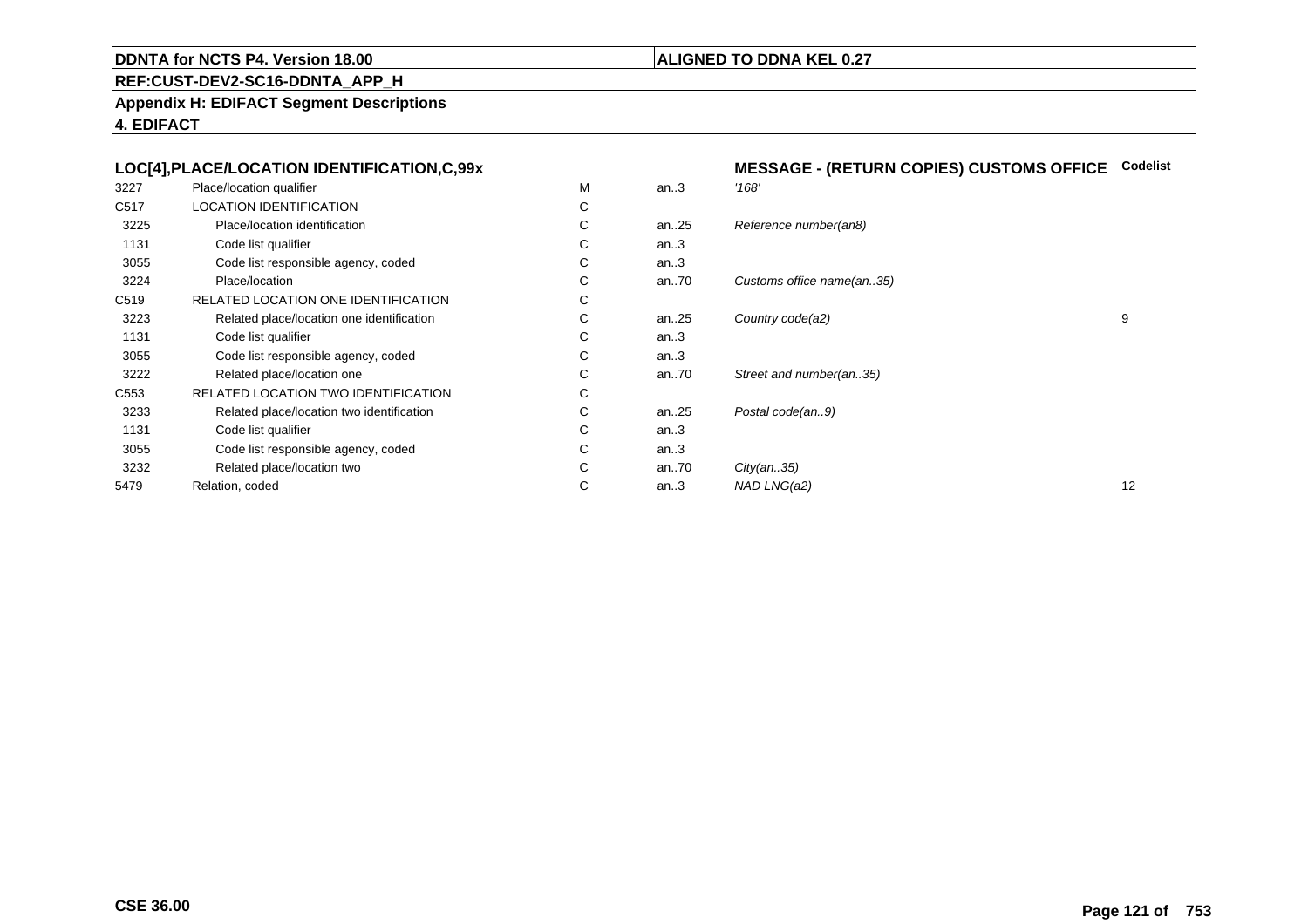**DDNTA for NCTS P4. Version 18.00** | **ALIGNED TO DDNA KEL 0.27**

**REF:CUST-DEV2-SC16-DDNTA_APP_H**

**Appendix H: EDIFACT Segment Descriptions**

**4. EDIFACT**

| LOC[4],PLACE/LOCATION IDENTIFICATION,C,99x | | | | MESSAGE - (RETURN COPIES) CUSTOMS OFFICE | Codelist |
|---|---|---|---|---|---|
| 3227 | Place/location qualifier | M | an..3 | *'168'* | |
| C517 | LOCATION IDENTIFICATION | C | | | |
| 3225 | Place/location identification | C | an..25 | *Reference number(an8)* | |
| 1131 | Code list qualifier | C | an..3 | | |
| 3055 | Code list responsible agency, coded | C | an..3 | | |
| 3224 | Place/location | C | an..70 | *Customs office name(an..35)* | |
| C519 | RELATED LOCATION ONE IDENTIFICATION | C | | | |
| 3223 | Related place/location one identification | C | an..25 | *Country code(a2)* | 9 |
| 1131 | Code list qualifier | C | an..3 | | |
| 3055 | Code list responsible agency, coded | C | an..3 | | |
| 3222 | Related place/location one | C | an..70 | *Street and number(an..35)* | |
| C553 | RELATED LOCATION TWO IDENTIFICATION | C | | | |
| 3233 | Related place/location two identification | C | an..25 | *Postal code(an..9)* | |
| 1131 | Code list qualifier | C | an..3 | | |
| 3055 | Code list responsible agency, coded | C | an..3 | | |
| 3232 | Related place/location two | C | an..70 | *City(an..35)* | |
| 5479 | Relation, coded | C | an..3 | *NAD LNG(a2)* | 12 |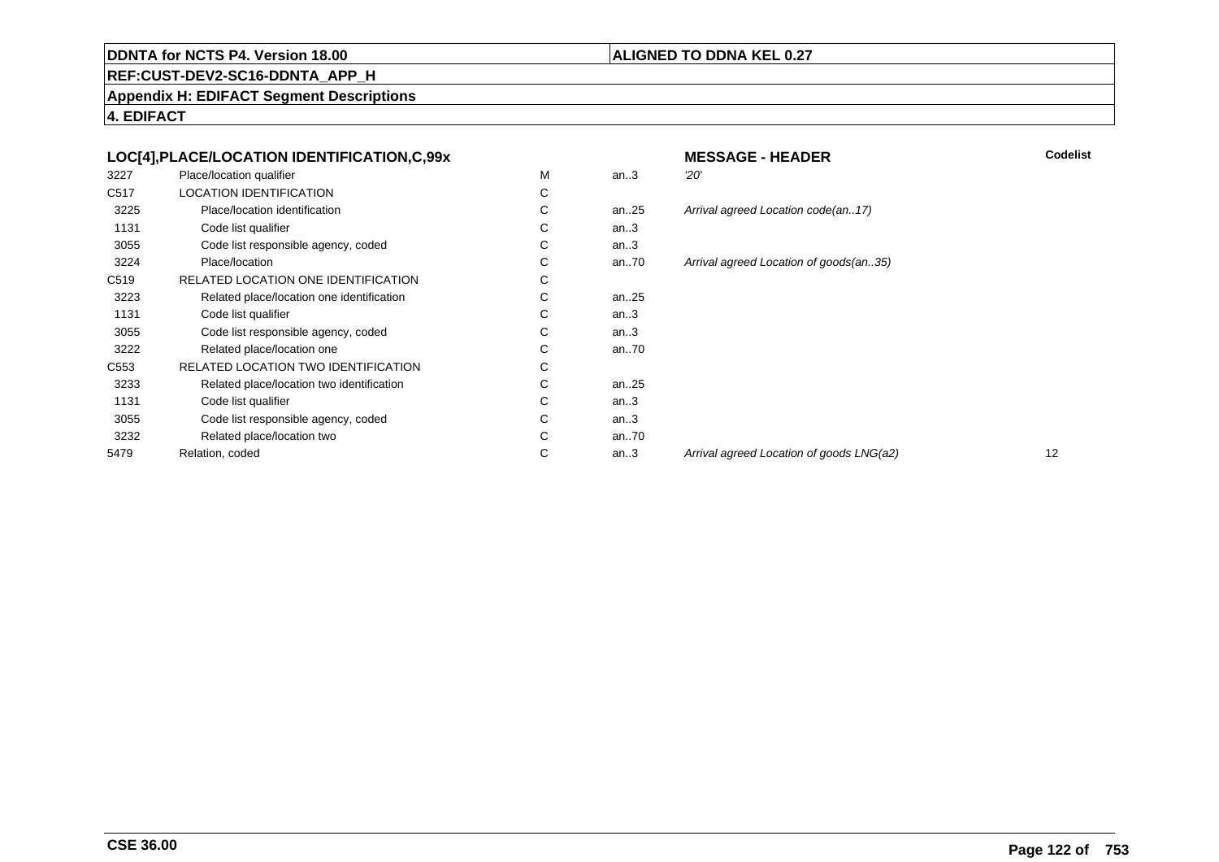**DDNTA for NCTS P4. Version 18.00** | **ALIGNED TO DDNA KEL 0.27**

**REF:CUST-DEV2-SC16-DDNTA_APP_H**

**Appendix H: EDIFACT Segment Descriptions**

**4. EDIFACT**

## LOC[4],PLACE/LOCATION IDENTIFICATION,C,99x

**MESSAGE - HEADER**

| | | | | | Codelist |
|---|---|---|---|---|---|
| 3227 | Place/location qualifier | M | an..3 | *'20'* | |
| C517 | LOCATION IDENTIFICATION | C | | | |
| 3225 | Place/location identification | C | an..25 | *Arrival agreed Location code(an..17)* | |
| 1131 | Code list qualifier | C | an..3 | | |
| 3055 | Code list responsible agency, coded | C | an..3 | | |
| 3224 | Place/location | C | an..70 | *Arrival agreed Location of goods(an..35)* | |
| C519 | RELATED LOCATION ONE IDENTIFICATION | C | | | |
| 3223 | Related place/location one identification | C | an..25 | | |
| 1131 | Code list qualifier | C | an..3 | | |
| 3055 | Code list responsible agency, coded | C | an..3 | | |
| 3222 | Related place/location one | C | an..70 | | |
| C553 | RELATED LOCATION TWO IDENTIFICATION | C | | | |
| 3233 | Related place/location two identification | C | an..25 | | |
| 1131 | Code list qualifier | C | an..3 | | |
| 3055 | Code list responsible agency, coded | C | an..3 | | |
| 3232 | Related place/location two | C | an..70 | | |
| 5479 | Relation, coded | C | an..3 | *Arrival agreed Location of goods LNG(a2)* | 12 |

**CSE 36.00**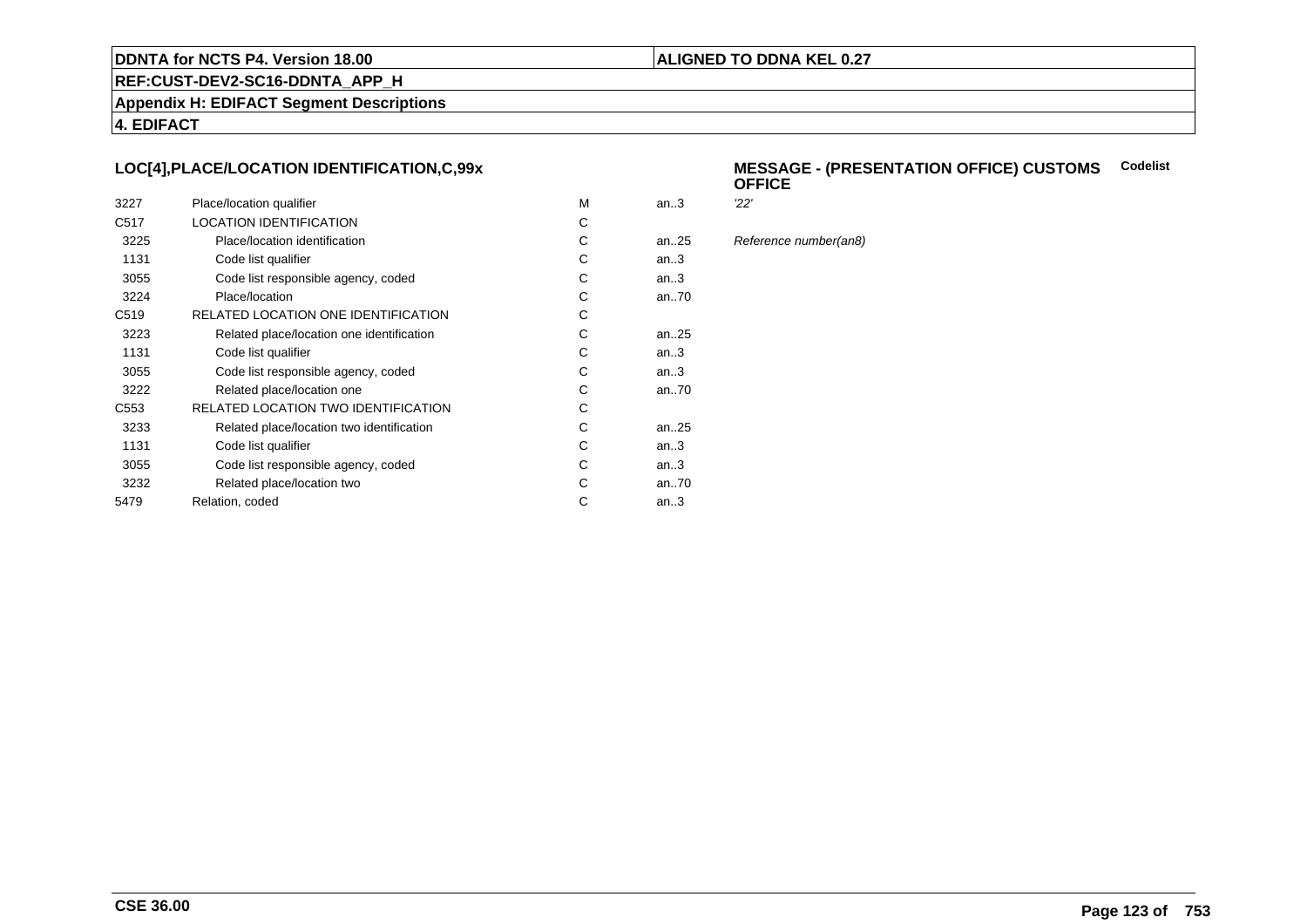**DDNTA for NCTS P4. Version 18.00** | **ALIGNED TO DDNA KEL 0.27**

**REF:CUST-DEV2-SC16-DDNTA_APP_H**

**Appendix H: EDIFACT Segment Descriptions**

**4. EDIFACT**

### LOC[4],PLACE/LOCATION IDENTIFICATION,C,99x

### MESSAGE - (PRESENTATION OFFICE) CUSTOMS OFFICE

**Codelist**

| | | | | |
|---|---|---|---|---|
| 3227 | Place/location qualifier | M | an..3 | *'22'* |
| C517 | LOCATION IDENTIFICATION | C | | |
| 3225 | Place/location identification | C | an..25 | *Reference number(an8)* |
| 1131 | Code list qualifier | C | an..3 | |
| 3055 | Code list responsible agency, coded | C | an..3 | |
| 3224 | Place/location | C | an..70 | |
| C519 | RELATED LOCATION ONE IDENTIFICATION | C | | |
| 3223 | Related place/location one identification | C | an..25 | |
| 1131 | Code list qualifier | C | an..3 | |
| 3055 | Code list responsible agency, coded | C | an..3 | |
| 3222 | Related place/location one | C | an..70 | |
| C553 | RELATED LOCATION TWO IDENTIFICATION | C | | |
| 3233 | Related place/location two identification | C | an..25 | |
| 1131 | Code list qualifier | C | an..3 | |
| 3055 | Code list responsible agency, coded | C | an..3 | |
| 3232 | Related place/location two | C | an..70 | |
| 5479 | Relation, coded | C | an..3 | |

**CSE 36.00**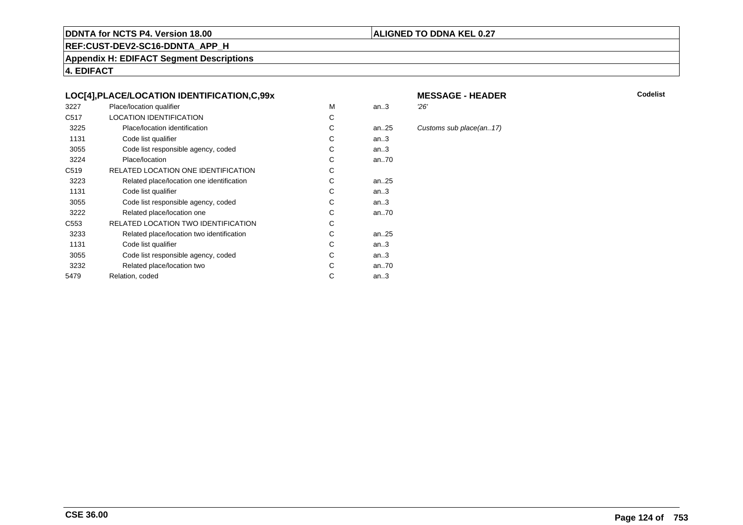**DDNTA for NCTS P4. Version 18.00** | **ALIGNED TO DDNA KEL 0.27**

**REF:CUST-DEV2-SC16-DDNTA_APP_H**

**Appendix H: EDIFACT Segment Descriptions**

**4. EDIFACT**

### LOC[4],PLACE/LOCATION IDENTIFICATION,C,99x

**MESSAGE - HEADER** — **Codelist**

| | | | | |
|---|---|---|---|---|
| 3227 | Place/location qualifier | M | an..3 | *'26'* |
| C517 | LOCATION IDENTIFICATION | C | | |
| 3225 | Place/location identification | C | an..25 | *Customs sub place(an..17)* |
| 1131 | Code list qualifier | C | an..3 | |
| 3055 | Code list responsible agency, coded | C | an..3 | |
| 3224 | Place/location | C | an..70 | |
| C519 | RELATED LOCATION ONE IDENTIFICATION | C | | |
| 3223 | Related place/location one identification | C | an..25 | |
| 1131 | Code list qualifier | C | an..3 | |
| 3055 | Code list responsible agency, coded | C | an..3 | |
| 3222 | Related place/location one | C | an..70 | |
| C553 | RELATED LOCATION TWO IDENTIFICATION | C | | |
| 3233 | Related place/location two identification | C | an..25 | |
| 1131 | Code list qualifier | C | an..3 | |
| 3055 | Code list responsible agency, coded | C | an..3 | |
| 3232 | Related place/location two | C | an..70 | |
| 5479 | Relation, coded | C | an..3 | |

**CSE 36.00**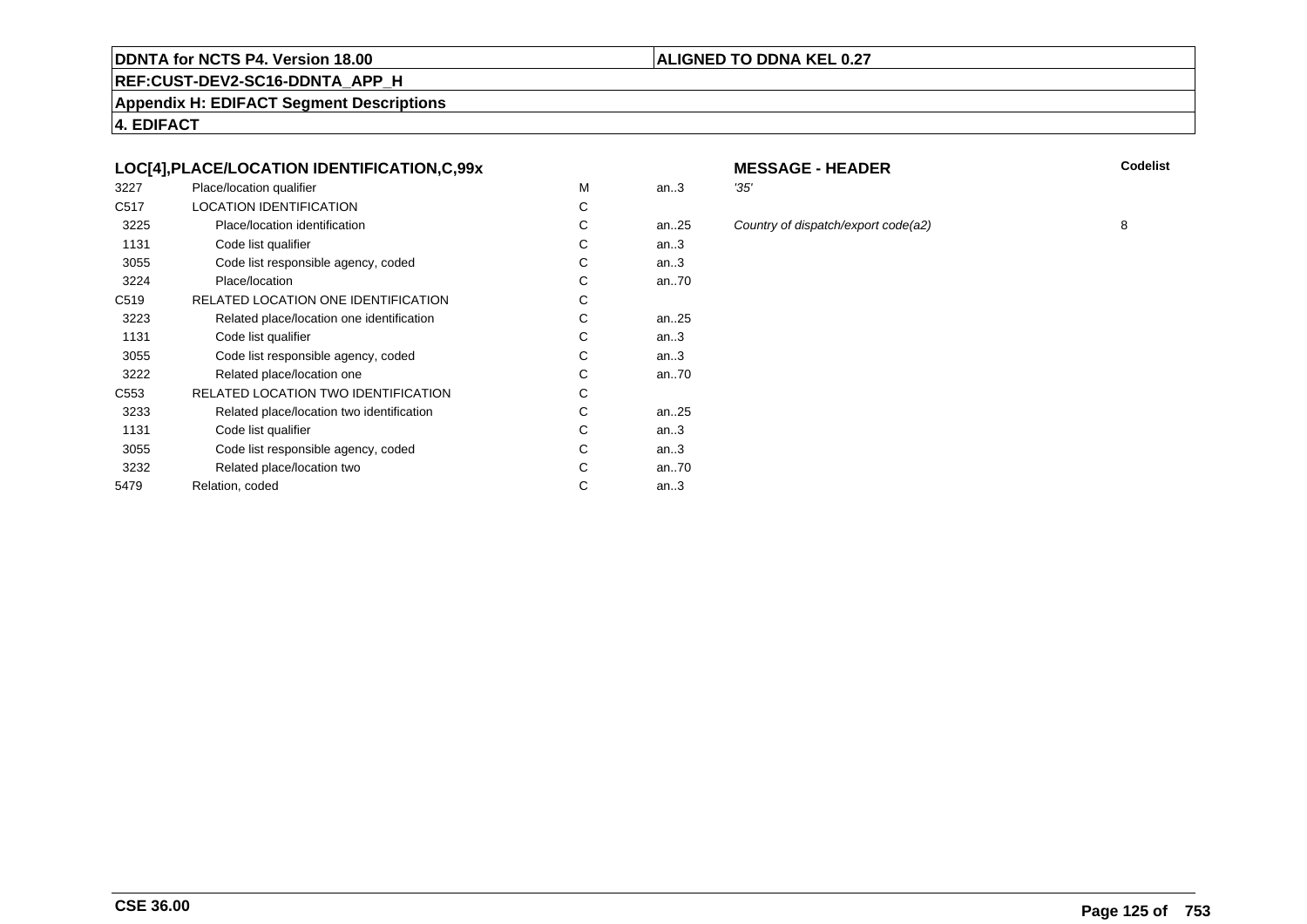**DDNTA for NCTS P4. Version 18.00** | **ALIGNED TO DDNA KEL 0.27**

**REF:CUST-DEV2-SC16-DDNTA_APP_H**

**Appendix H: EDIFACT Segment Descriptions**

**4. EDIFACT**

### LOC[4],PLACE/LOCATION IDENTIFICATION,C,99x

**MESSAGE - HEADER**

| | | | | | Codelist |
|---|---|---|---|---|---|
| 3227 | Place/location qualifier | M | an..3 | *'35'* | |
| C517 | LOCATION IDENTIFICATION | C | | | |
| 3225 | Place/location identification | C | an..25 | *Country of dispatch/export code(a2)* | 8 |
| 1131 | Code list qualifier | C | an..3 | | |
| 3055 | Code list responsible agency, coded | C | an..3 | | |
| 3224 | Place/location | C | an..70 | | |
| C519 | RELATED LOCATION ONE IDENTIFICATION | C | | | |
| 3223 | Related place/location one identification | C | an..25 | | |
| 1131 | Code list qualifier | C | an..3 | | |
| 3055 | Code list responsible agency, coded | C | an..3 | | |
| 3222 | Related place/location one | C | an..70 | | |
| C553 | RELATED LOCATION TWO IDENTIFICATION | C | | | |
| 3233 | Related place/location two identification | C | an..25 | | |
| 1131 | Code list qualifier | C | an..3 | | |
| 3055 | Code list responsible agency, coded | C | an..3 | | |
| 3232 | Related place/location two | C | an..70 | | |
| 5479 | Relation, coded | C | an..3 | | |

**CSE 36.00**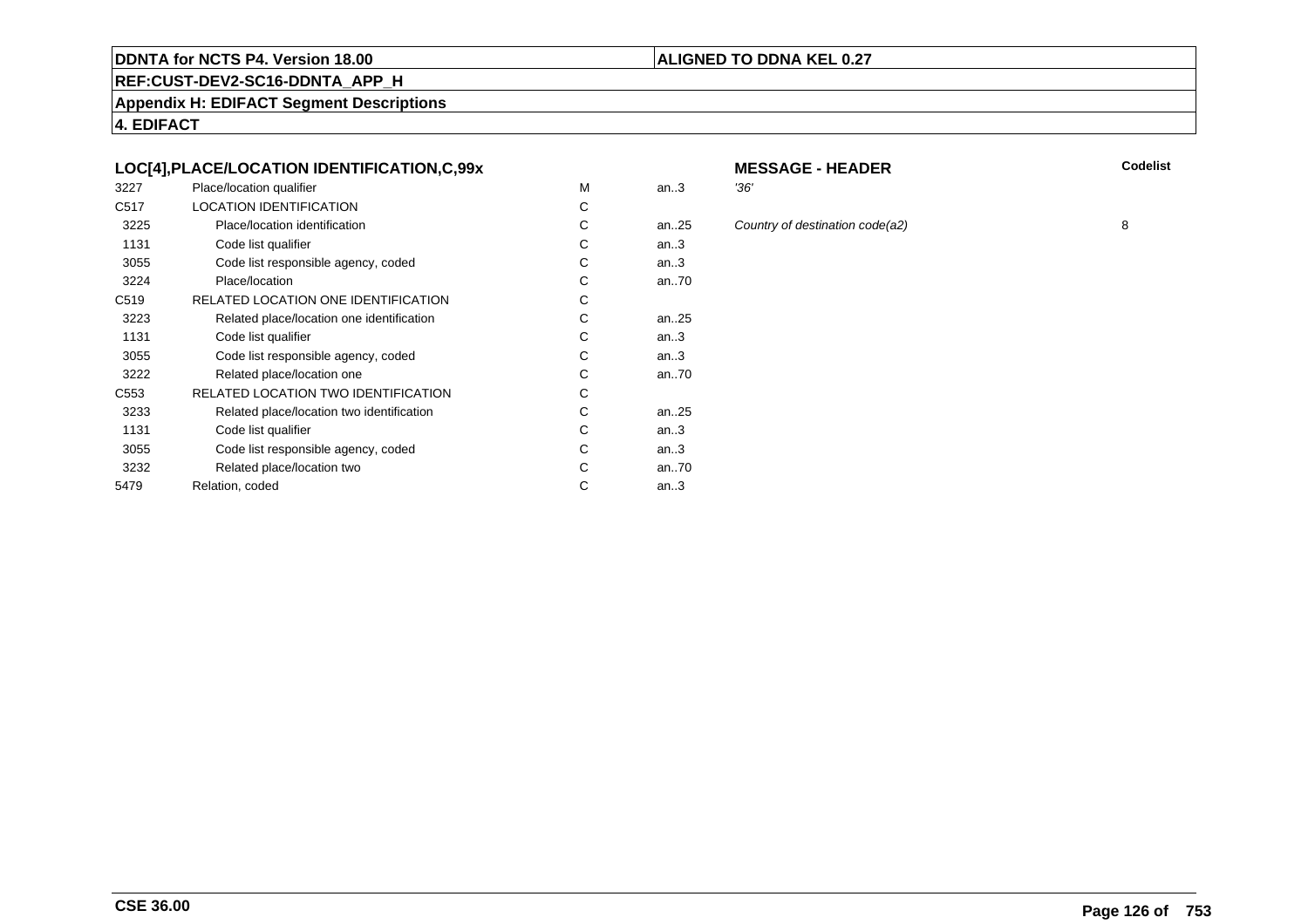**DDNTA for NCTS P4. Version 18.00** | **ALIGNED TO DDNA KEL 0.27**

**REF:CUST-DEV2-SC16-DDNTA_APP_H**

**Appendix H: EDIFACT Segment Descriptions**

**4. EDIFACT**

| LOC[4],PLACE/LOCATION IDENTIFICATION,C,99x | | | | MESSAGE - HEADER | Codelist |
|---|---|---|---|---|---|
| 3227 | Place/location qualifier | M | an..3 | *'36'* | |
| C517 | LOCATION IDENTIFICATION | C | | | |
| 3225 | Place/location identification | C | an..25 | *Country of destination code(a2)* | 8 |
| 1131 | Code list qualifier | C | an..3 | | |
| 3055 | Code list responsible agency, coded | C | an..3 | | |
| 3224 | Place/location | C | an..70 | | |
| C519 | RELATED LOCATION ONE IDENTIFICATION | C | | | |
| 3223 | Related place/location one identification | C | an..25 | | |
| 1131 | Code list qualifier | C | an..3 | | |
| 3055 | Code list responsible agency, coded | C | an..3 | | |
| 3222 | Related place/location one | C | an..70 | | |
| C553 | RELATED LOCATION TWO IDENTIFICATION | C | | | |
| 3233 | Related place/location two identification | C | an..25 | | |
| 1131 | Code list qualifier | C | an..3 | | |
| 3055 | Code list responsible agency, coded | C | an..3 | | |
| 3232 | Related place/location two | C | an..70 | | |
| 5479 | Relation, coded | C | an..3 | | |

**CSE 36.00**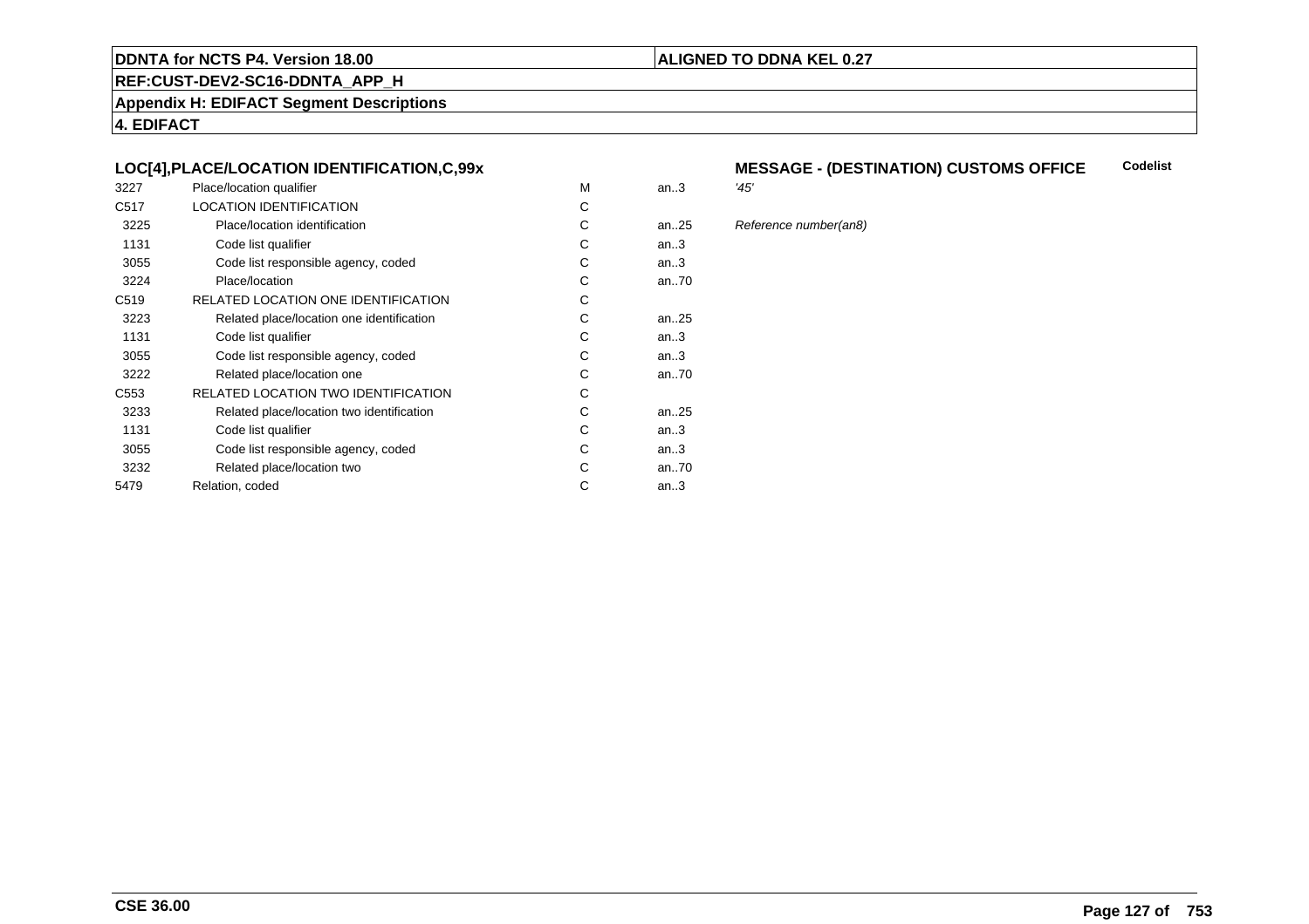**DDNTA for NCTS P4. Version 18.00** | **ALIGNED TO DDNA KEL 0.27**

**REF:CUST-DEV2-SC16-DDNTA_APP_H**

**Appendix H: EDIFACT Segment Descriptions**

**4. EDIFACT**

### LOC[4],PLACE/LOCATION IDENTIFICATION,C,99x

**MESSAGE - (DESTINATION) CUSTOMS OFFICE** — **Codelist**

| | | | | |
|---|---|---|---|---|
| 3227 | Place/location qualifier | M | an..3 | *'45'* |
| C517 | LOCATION IDENTIFICATION | C | | |
| 3225 | Place/location identification | C | an..25 | *Reference number(an8)* |
| 1131 | Code list qualifier | C | an..3 | |
| 3055 | Code list responsible agency, coded | C | an..3 | |
| 3224 | Place/location | C | an..70 | |
| C519 | RELATED LOCATION ONE IDENTIFICATION | C | | |
| 3223 | Related place/location one identification | C | an..25 | |
| 1131 | Code list qualifier | C | an..3 | |
| 3055 | Code list responsible agency, coded | C | an..3 | |
| 3222 | Related place/location one | C | an..70 | |
| C553 | RELATED LOCATION TWO IDENTIFICATION | C | | |
| 3233 | Related place/location two identification | C | an..25 | |
| 1131 | Code list qualifier | C | an..3 | |
| 3055 | Code list responsible agency, coded | C | an..3 | |
| 3232 | Related place/location two | C | an..70 | |
| 5479 | Relation, coded | C | an..3 | |

**CSE 36.00**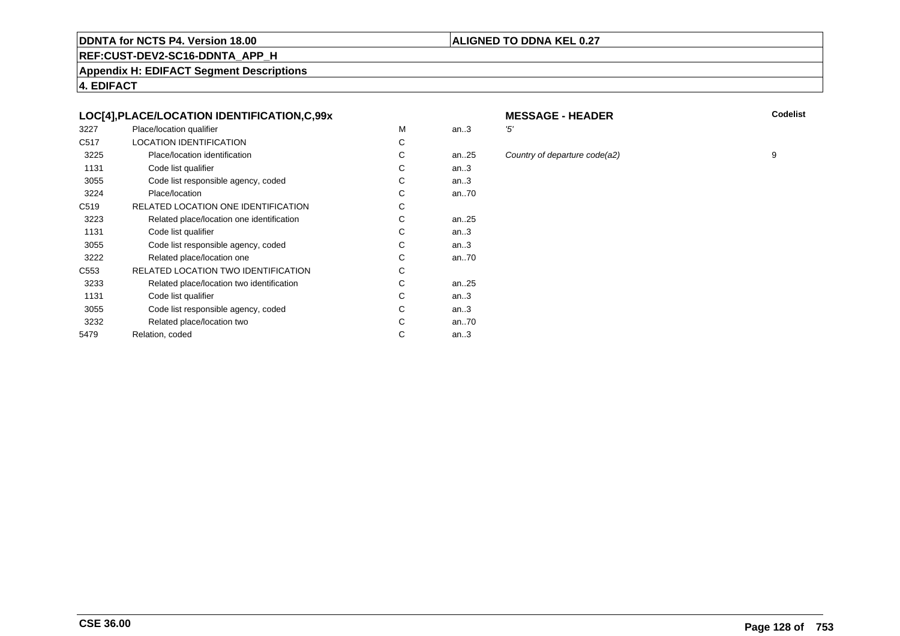**DDNTA for NCTS P4. Version 18.00** | **ALIGNED TO DDNA KEL 0.27**

**REF:CUST-DEV2-SC16-DDNTA_APP_H**

**Appendix H: EDIFACT Segment Descriptions**

**4. EDIFACT**

### LOC[4],PLACE/LOCATION IDENTIFICATION,C,99x

**MESSAGE - HEADER**

| | | | | | Codelist |
|---|---|---|---|---|---|
| 3227 | Place/location qualifier | M | an..3 | *'5'* | |
| C517 | LOCATION IDENTIFICATION | C | | | |
| 3225 | Place/location identification | C | an..25 | *Country of departure code(a2)* | 9 |
| 1131 | Code list qualifier | C | an..3 | | |
| 3055 | Code list responsible agency, coded | C | an..3 | | |
| 3224 | Place/location | C | an..70 | | |
| C519 | RELATED LOCATION ONE IDENTIFICATION | C | | | |
| 3223 | Related place/location one identification | C | an..25 | | |
| 1131 | Code list qualifier | C | an..3 | | |
| 3055 | Code list responsible agency, coded | C | an..3 | | |
| 3222 | Related place/location one | C | an..70 | | |
| C553 | RELATED LOCATION TWO IDENTIFICATION | C | | | |
| 3233 | Related place/location two identification | C | an..25 | | |
| 1131 | Code list qualifier | C | an..3 | | |
| 3055 | Code list responsible agency, coded | C | an..3 | | |
| 3232 | Related place/location two | C | an..70 | | |
| 5479 | Relation, coded | C | an..3 | | |

**CSE 36.00**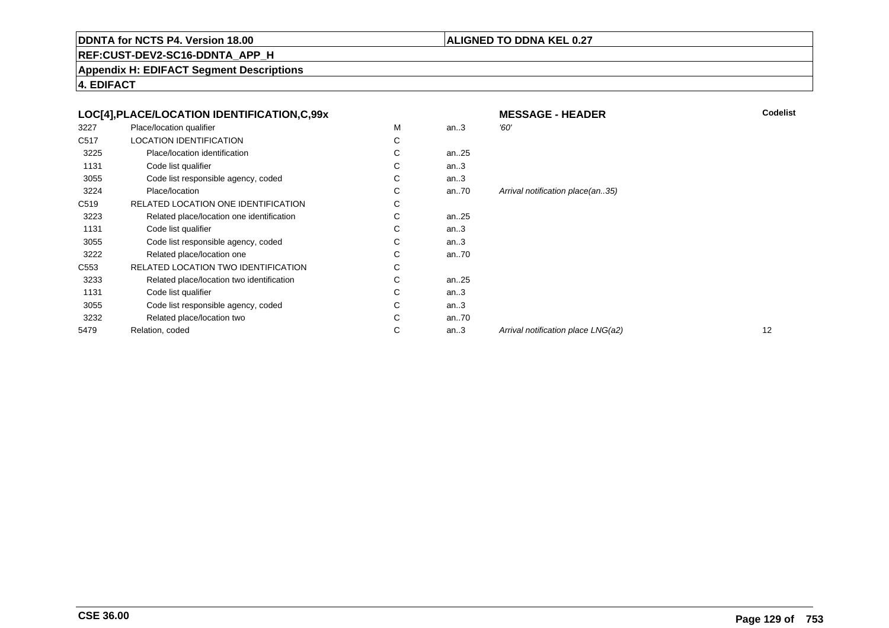## LOC[4],PLACE/LOCATION IDENTIFICATION,C,99x

**MESSAGE - HEADER**

| | | | | | Codelist |
|---|---|---|---|---|---|
| 3227 | Place/location qualifier | M | an..3 | *'60'* | |
| C517 | LOCATION IDENTIFICATION | C | | | |
| 3225 | Place/location identification | C | an..25 | | |
| 1131 | Code list qualifier | C | an..3 | | |
| 3055 | Code list responsible agency, coded | C | an..3 | | |
| 3224 | Place/location | C | an..70 | *Arrival notification place(an..35)* | |
| C519 | RELATED LOCATION ONE IDENTIFICATION | C | | | |
| 3223 | Related place/location one identification | C | an..25 | | |
| 1131 | Code list qualifier | C | an..3 | | |
| 3055 | Code list responsible agency, coded | C | an..3 | | |
| 3222 | Related place/location one | C | an..70 | | |
| C553 | RELATED LOCATION TWO IDENTIFICATION | C | | | |
| 3233 | Related place/location two identification | C | an..25 | | |
| 1131 | Code list qualifier | C | an..3 | | |
| 3055 | Code list responsible agency, coded | C | an..3 | | |
| 3232 | Related place/location two | C | an..70 | | |
| 5479 | Relation, coded | C | an..3 | *Arrival notification place LNG(a2)* | 12 |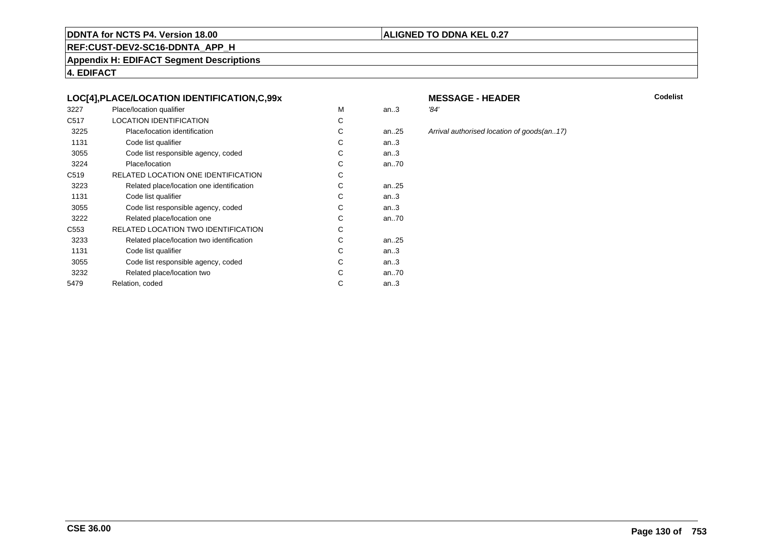**DDNTA for NCTS P4. Version 18.00**

**ALIGNED TO DDNA KEL 0.27**

**REF:CUST-DEV2-SC16-DDNTA_APP_H**

**Appendix H: EDIFACT Segment Descriptions**

**4. EDIFACT**

### LOC[4],PLACE/LOCATION IDENTIFICATION,C,99x

**MESSAGE - HEADER**

**Codelist**

| | | | | |
|---|---|---|---|---|
| 3227 | Place/location qualifier | M | an..3 | *'84'* |
| C517 | LOCATION IDENTIFICATION | C | | |
| 3225 | Place/location identification | C | an..25 | *Arrival authorised location of goods(an..17)* |
| 1131 | Code list qualifier | C | an..3 | |
| 3055 | Code list responsible agency, coded | C | an..3 | |
| 3224 | Place/location | C | an..70 | |
| C519 | RELATED LOCATION ONE IDENTIFICATION | C | | |
| 3223 | Related place/location one identification | C | an..25 | |
| 1131 | Code list qualifier | C | an..3 | |
| 3055 | Code list responsible agency, coded | C | an..3 | |
| 3222 | Related place/location one | C | an..70 | |
| C553 | RELATED LOCATION TWO IDENTIFICATION | C | | |
| 3233 | Related place/location two identification | C | an..25 | |
| 1131 | Code list qualifier | C | an..3 | |
| 3055 | Code list responsible agency, coded | C | an..3 | |
| 3232 | Related place/location two | C | an..70 | |
| 5479 | Relation, coded | C | an..3 | |

**CSE 36.00**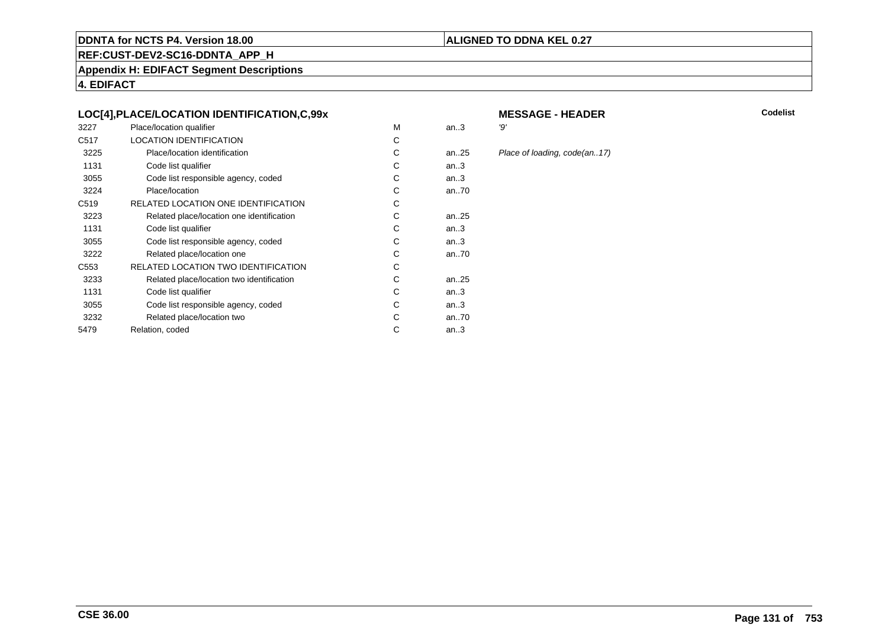**DDNTA for NCTS P4. Version 18.00** | **ALIGNED TO DDNA KEL 0.27**

**REF:CUST-DEV2-SC16-DDNTA_APP_H**

**Appendix H: EDIFACT Segment Descriptions**

**4. EDIFACT**

### LOC[4],PLACE/LOCATION IDENTIFICATION,C,99x

**MESSAGE - HEADER** — **Codelist**

| | | | | |
|---|---|---|---|---|
| 3227 | Place/location qualifier | M | an..3 | *'9'* |
| C517 | LOCATION IDENTIFICATION | C | | |
| 3225 | Place/location identification | C | an..25 | *Place of loading, code(an..17)* |
| 1131 | Code list qualifier | C | an..3 | |
| 3055 | Code list responsible agency, coded | C | an..3 | |
| 3224 | Place/location | C | an..70 | |
| C519 | RELATED LOCATION ONE IDENTIFICATION | C | | |
| 3223 | Related place/location one identification | C | an..25 | |
| 1131 | Code list qualifier | C | an..3 | |
| 3055 | Code list responsible agency, coded | C | an..3 | |
| 3222 | Related place/location one | C | an..70 | |
| C553 | RELATED LOCATION TWO IDENTIFICATION | C | | |
| 3233 | Related place/location two identification | C | an..25 | |
| 1131 | Code list qualifier | C | an..3 | |
| 3055 | Code list responsible agency, coded | C | an..3 | |
| 3232 | Related place/location two | C | an..70 | |
| 5479 | Relation, coded | C | an..3 | |

**CSE 36.00**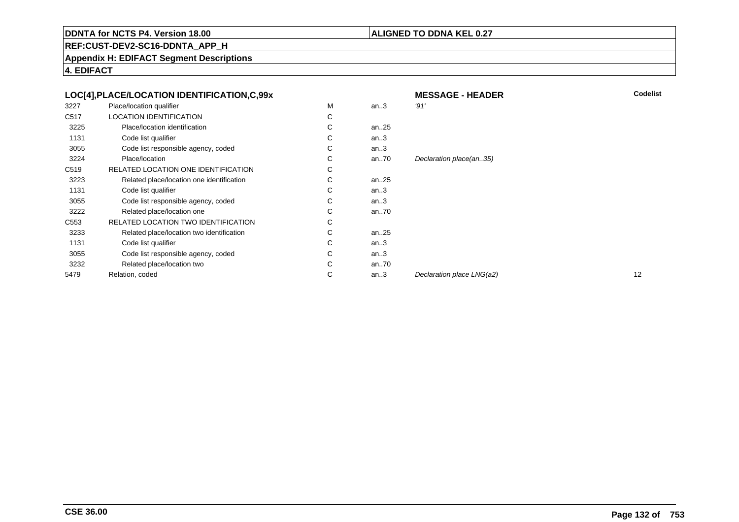**DDNTA for NCTS P4. Version 18.00** | **ALIGNED TO DDNA KEL 0.27**

**REF:CUST-DEV2-SC16-DDNTA_APP_H**

**Appendix H: EDIFACT Segment Descriptions**

**4. EDIFACT**

| LOC[4],PLACE/LOCATION IDENTIFICATION,C,99x | | | | MESSAGE - HEADER | Codelist |
|---|---|---|---|---|---|
| 3227 | Place/location qualifier | M | an..3 | *'91'* | |
| C517 | LOCATION IDENTIFICATION | C | | | |
| 3225 | Place/location identification | C | an..25 | | |
| 1131 | Code list qualifier | C | an..3 | | |
| 3055 | Code list responsible agency, coded | C | an..3 | | |
| 3224 | Place/location | C | an..70 | *Declaration place(an..35)* | |
| C519 | RELATED LOCATION ONE IDENTIFICATION | C | | | |
| 3223 | Related place/location one identification | C | an..25 | | |
| 1131 | Code list qualifier | C | an..3 | | |
| 3055 | Code list responsible agency, coded | C | an..3 | | |
| 3222 | Related place/location one | C | an..70 | | |
| C553 | RELATED LOCATION TWO IDENTIFICATION | C | | | |
| 3233 | Related place/location two identification | C | an..25 | | |
| 1131 | Code list qualifier | C | an..3 | | |
| 3055 | Code list responsible agency, coded | C | an..3 | | |
| 3232 | Related place/location two | C | an..70 | | |
| 5479 | Relation, coded | C | an..3 | *Declaration place LNG(a2)* | 12 |

**CSE 36.00**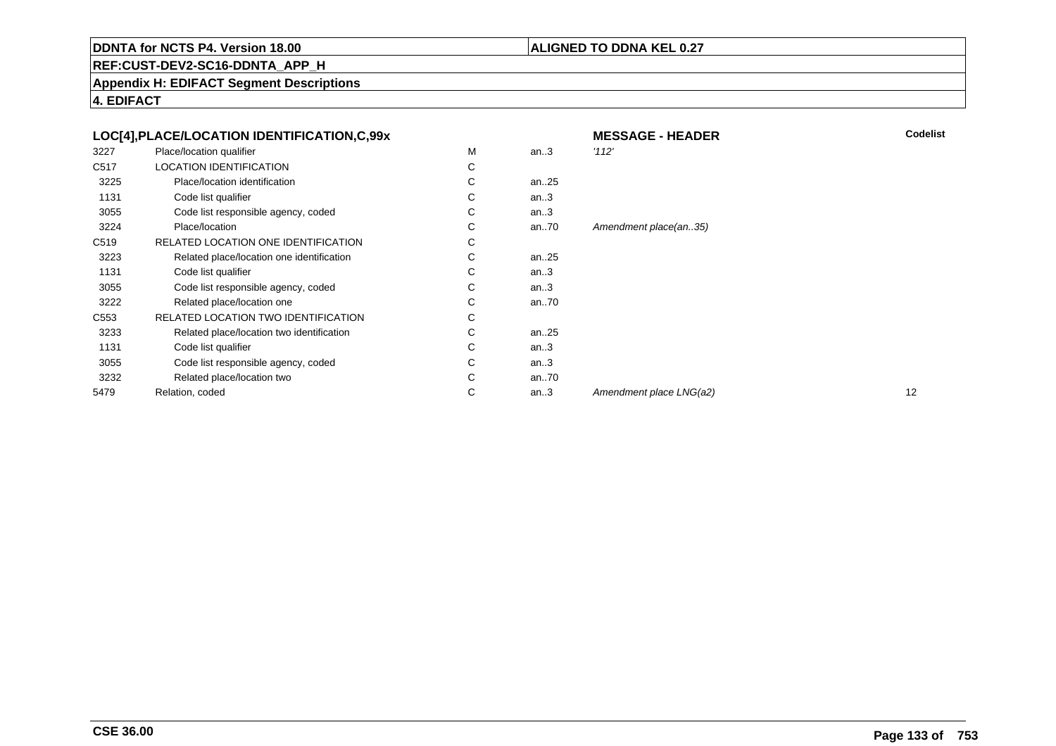**DDNTA for NCTS P4. Version 18.00** | **ALIGNED TO DDNA KEL 0.27**

**REF:CUST-DEV2-SC16-DDNTA_APP_H**

**Appendix H: EDIFACT Segment Descriptions**

**4. EDIFACT**

| LOC[4],PLACE/LOCATION IDENTIFICATION,C,99x | | | | MESSAGE - HEADER | Codelist |
|---|---|---|---|---|---|
| 3227 | Place/location qualifier | M | an..3 | *'112'* | |
| C517 | LOCATION IDENTIFICATION | C | | | |
| 3225 | Place/location identification | C | an..25 | | |
| 1131 | Code list qualifier | C | an..3 | | |
| 3055 | Code list responsible agency, coded | C | an..3 | | |
| 3224 | Place/location | C | an..70 | *Amendment place(an..35)* | |
| C519 | RELATED LOCATION ONE IDENTIFICATION | C | | | |
| 3223 | Related place/location one identification | C | an..25 | | |
| 1131 | Code list qualifier | C | an..3 | | |
| 3055 | Code list responsible agency, coded | C | an..3 | | |
| 3222 | Related place/location one | C | an..70 | | |
| C553 | RELATED LOCATION TWO IDENTIFICATION | C | | | |
| 3233 | Related place/location two identification | C | an..25 | | |
| 1131 | Code list qualifier | C | an..3 | | |
| 3055 | Code list responsible agency, coded | C | an..3 | | |
| 3232 | Related place/location two | C | an..70 | | |
| 5479 | Relation, coded | C | an..3 | *Amendment place LNG(a2)* | 12 |

**CSE 36.00**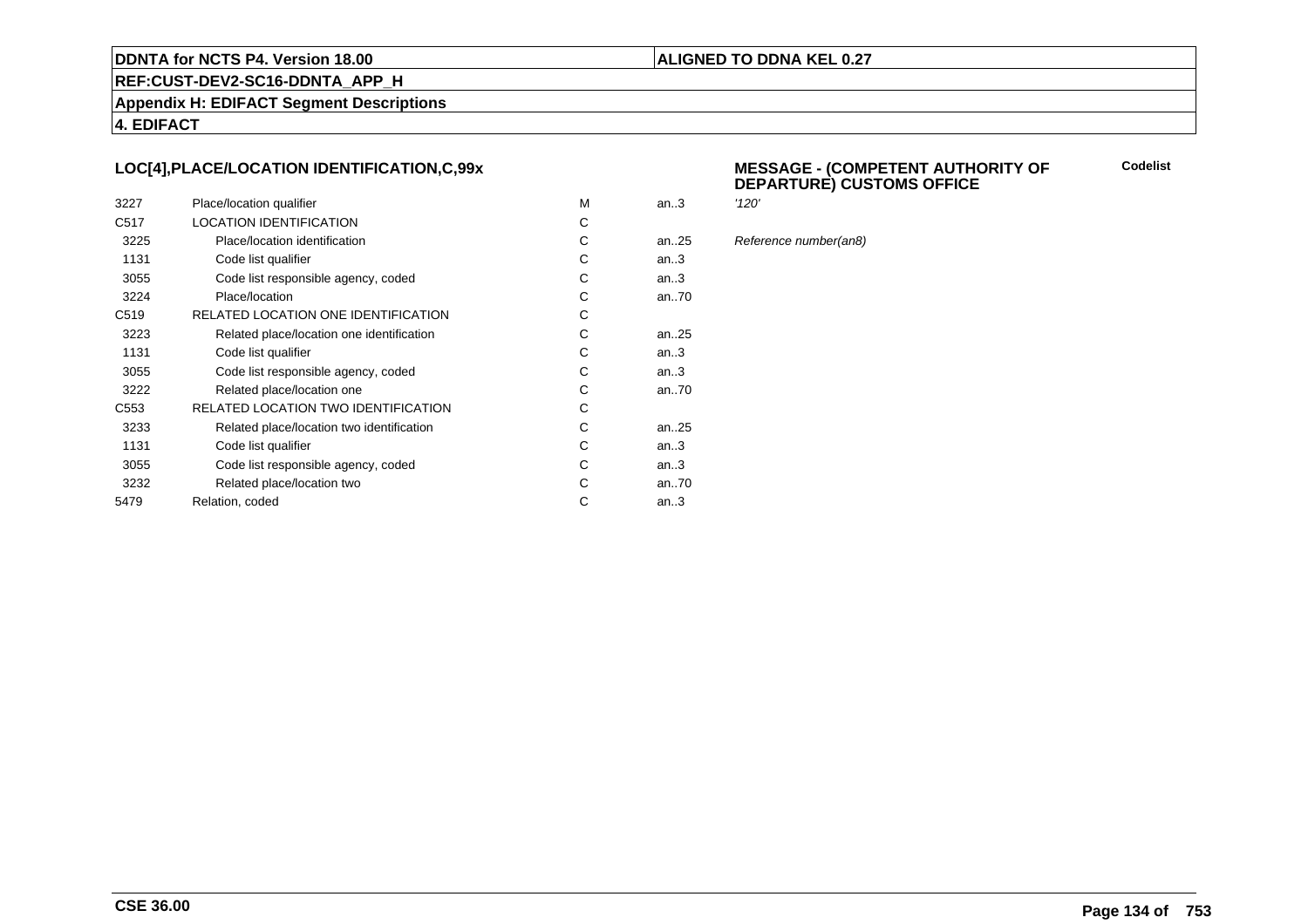**DDNTA for NCTS P4. Version 18.00** | **ALIGNED TO DDNA KEL 0.27**

**REF:CUST-DEV2-SC16-DDNTA_APP_H**

**Appendix H: EDIFACT Segment Descriptions**

**4. EDIFACT**

## LOC[4],PLACE/LOCATION IDENTIFICATION,C,99x

**MESSAGE - (COMPETENT AUTHORITY OF DEPARTURE) CUSTOMS OFFICE**

**Codelist**

| | | | | |
|---|---|---|---|---|
| 3227 | Place/location qualifier | M | an..3 | *'120'* |
| C517 | LOCATION IDENTIFICATION | C | | |
| 3225 | Place/location identification | C | an..25 | *Reference number(an8)* |
| 1131 | Code list qualifier | C | an..3 | |
| 3055 | Code list responsible agency, coded | C | an..3 | |
| 3224 | Place/location | C | an..70 | |
| C519 | RELATED LOCATION ONE IDENTIFICATION | C | | |
| 3223 | Related place/location one identification | C | an..25 | |
| 1131 | Code list qualifier | C | an..3 | |
| 3055 | Code list responsible agency, coded | C | an..3 | |
| 3222 | Related place/location one | C | an..70 | |
| C553 | RELATED LOCATION TWO IDENTIFICATION | C | | |
| 3233 | Related place/location two identification | C | an..25 | |
| 1131 | Code list qualifier | C | an..3 | |
| 3055 | Code list responsible agency, coded | C | an..3 | |
| 3232 | Related place/location two | C | an..70 | |
| 5479 | Relation, coded | C | an..3 | |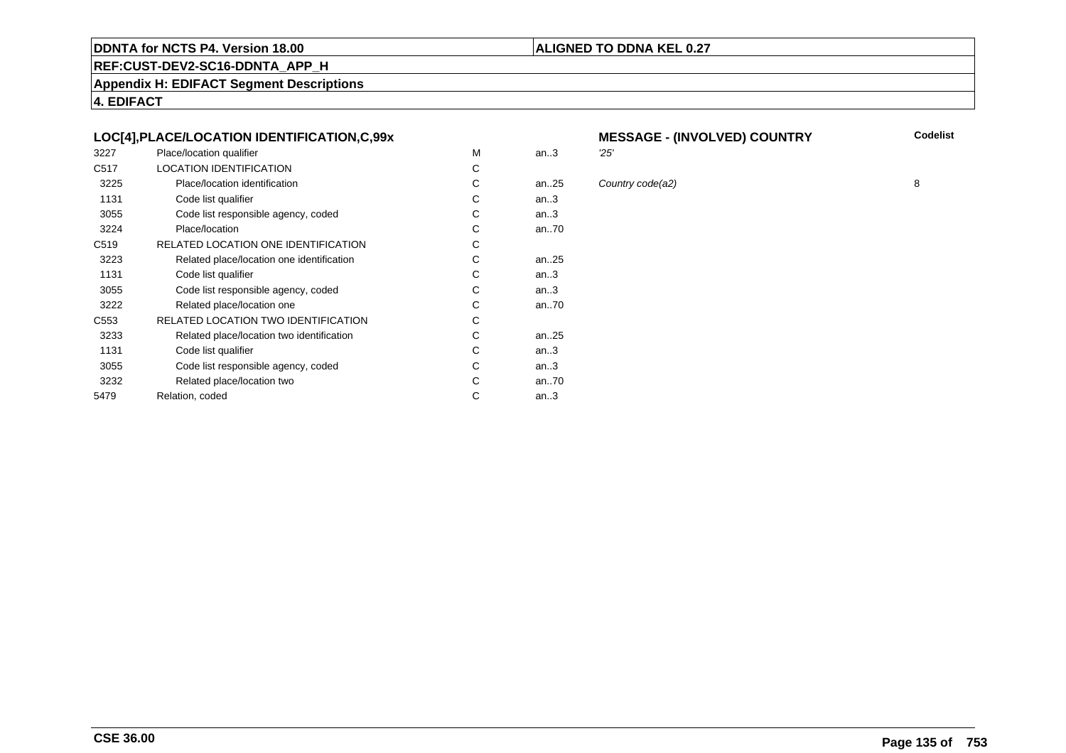**LOC[4],PLACE/LOCATION IDENTIFICATION,C,99x** — **MESSAGE - (INVOLVED) COUNTRY**

| | | | | | Codelist |
|---|---|---|---|---|---|
| 3227 | Place/location qualifier | M | an..3 | *'25'* | |
| C517 | LOCATION IDENTIFICATION | C | | | |
| 3225 | Place/location identification | C | an..25 | *Country code(a2)* | 8 |
| 1131 | Code list qualifier | C | an..3 | | |
| 3055 | Code list responsible agency, coded | C | an..3 | | |
| 3224 | Place/location | C | an..70 | | |
| C519 | RELATED LOCATION ONE IDENTIFICATION | C | | | |
| 3223 | Related place/location one identification | C | an..25 | | |
| 1131 | Code list qualifier | C | an..3 | | |
| 3055 | Code list responsible agency, coded | C | an..3 | | |
| 3222 | Related place/location one | C | an..70 | | |
| C553 | RELATED LOCATION TWO IDENTIFICATION | C | | | |
| 3233 | Related place/location two identification | C | an..25 | | |
| 1131 | Code list qualifier | C | an..3 | | |
| 3055 | Code list responsible agency, coded | C | an..3 | | |
| 3232 | Related place/location two | C | an..70 | | |
| 5479 | Relation, coded | C | an..3 | | |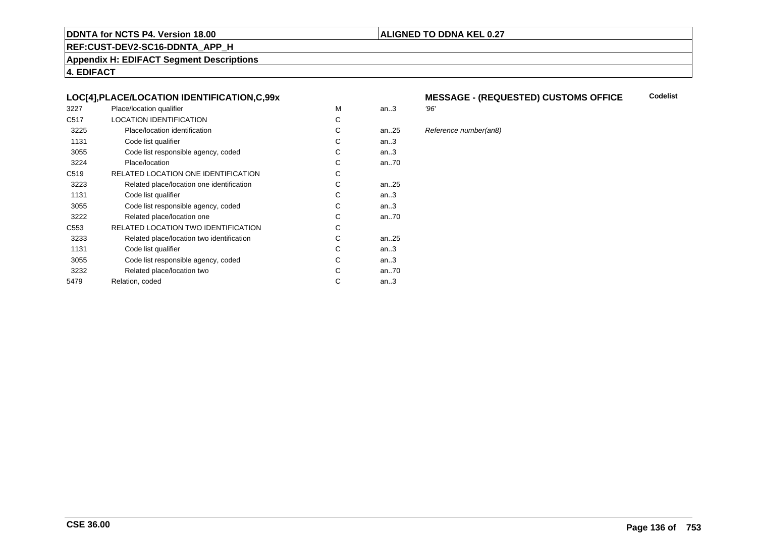**DDNTA for NCTS P4. Version 18.00** | **ALIGNED TO DDNA KEL 0.27**

**REF:CUST-DEV2-SC16-DDNTA_APP_H**

**Appendix H: EDIFACT Segment Descriptions**

**4. EDIFACT**

### LOC[4],PLACE/LOCATION IDENTIFICATION,C,99x

**MESSAGE - (REQUESTED) CUSTOMS OFFICE** — **Codelist**

| | | | | |
|---|---|---|---|---|
| 3227 | Place/location qualifier | M | an..3 | *'96'* |
| C517 | LOCATION IDENTIFICATION | C | | |
| 3225 | Place/location identification | C | an..25 | *Reference number(an8)* |
| 1131 | Code list qualifier | C | an..3 | |
| 3055 | Code list responsible agency, coded | C | an..3 | |
| 3224 | Place/location | C | an..70 | |
| C519 | RELATED LOCATION ONE IDENTIFICATION | C | | |
| 3223 | Related place/location one identification | C | an..25 | |
| 1131 | Code list qualifier | C | an..3 | |
| 3055 | Code list responsible agency, coded | C | an..3 | |
| 3222 | Related place/location one | C | an..70 | |
| C553 | RELATED LOCATION TWO IDENTIFICATION | C | | |
| 3233 | Related place/location two identification | C | an..25 | |
| 1131 | Code list qualifier | C | an..3 | |
| 3055 | Code list responsible agency, coded | C | an..3 | |
| 3232 | Related place/location two | C | an..70 | |
| 5479 | Relation, coded | C | an..3 | |

**CSE 36.00**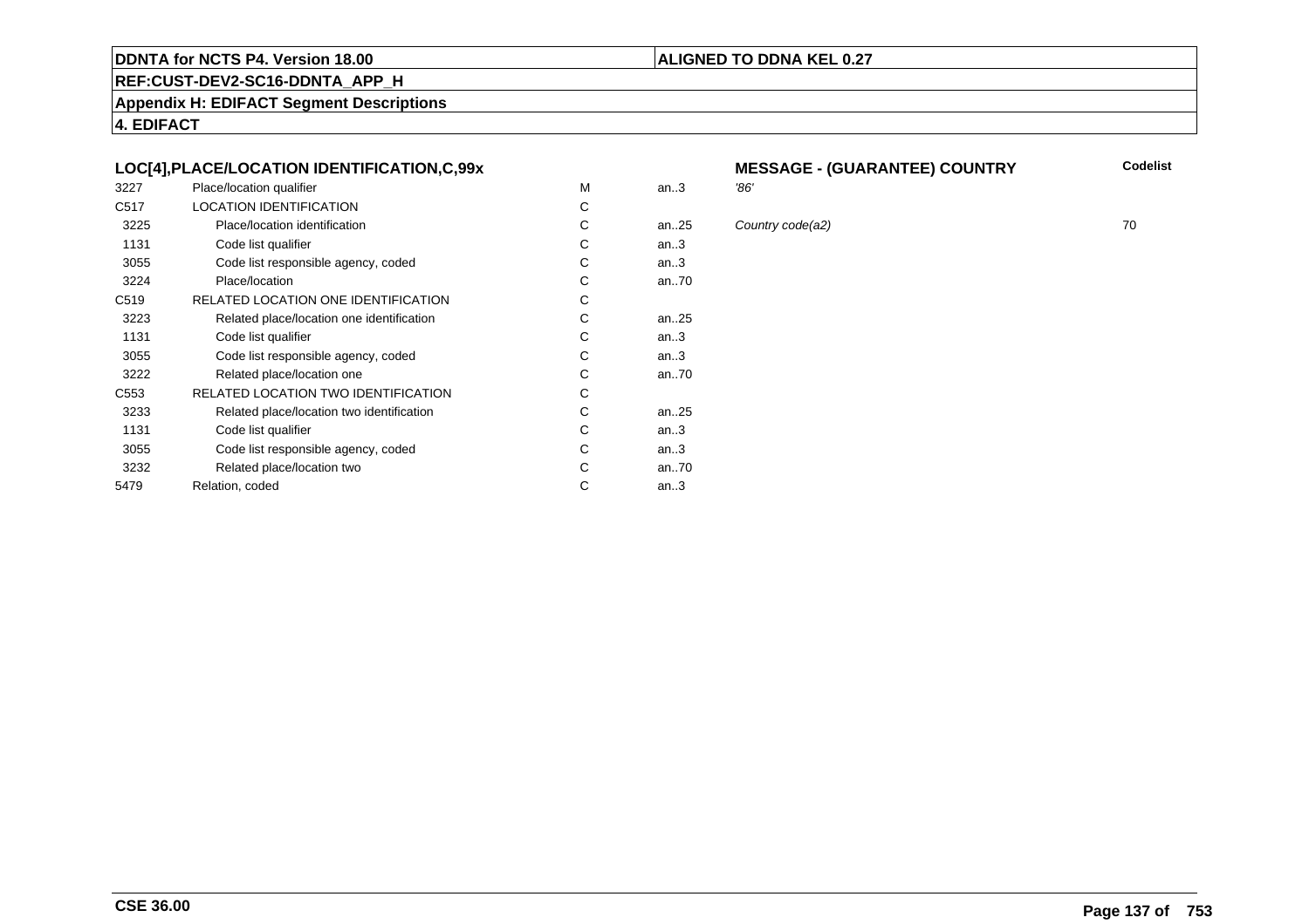**DDNTA for NCTS P4. Version 18.00** | **ALIGNED TO DDNA KEL 0.27**

**REF:CUST-DEV2-SC16-DDNTA_APP_H**

**Appendix H: EDIFACT Segment Descriptions**

**4. EDIFACT**

| LOC[4],PLACE/LOCATION IDENTIFICATION,C,99x | | | | MESSAGE - (GUARANTEE) COUNTRY | Codelist |
|---|---|---|---|---|---|
| 3227 | Place/location qualifier | M | an..3 | *'86'* | |
| C517 | LOCATION IDENTIFICATION | C | | | |
| 3225 | Place/location identification | C | an..25 | *Country code(a2)* | 70 |
| 1131 | Code list qualifier | C | an..3 | | |
| 3055 | Code list responsible agency, coded | C | an..3 | | |
| 3224 | Place/location | C | an..70 | | |
| C519 | RELATED LOCATION ONE IDENTIFICATION | C | | | |
| 3223 | Related place/location one identification | C | an..25 | | |
| 1131 | Code list qualifier | C | an..3 | | |
| 3055 | Code list responsible agency, coded | C | an..3 | | |
| 3222 | Related place/location one | C | an..70 | | |
| C553 | RELATED LOCATION TWO IDENTIFICATION | C | | | |
| 3233 | Related place/location two identification | C | an..25 | | |
| 1131 | Code list qualifier | C | an..3 | | |
| 3055 | Code list responsible agency, coded | C | an..3 | | |
| 3232 | Related place/location two | C | an..70 | | |
| 5479 | Relation, coded | C | an..3 | | |

**CSE 36.00**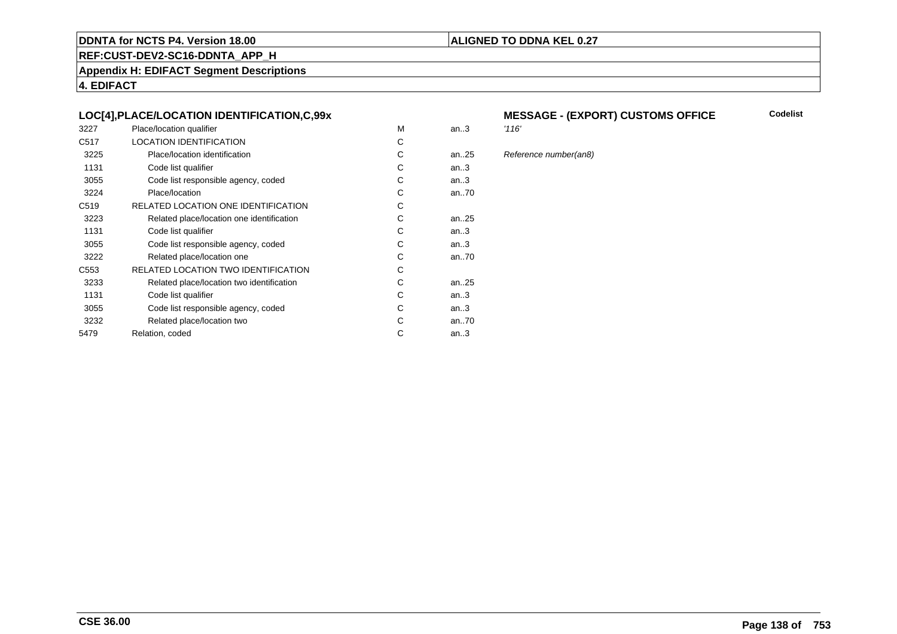## LOC[4],PLACE/LOCATION IDENTIFICATION,C,99x

**MESSAGE - (EXPORT) CUSTOMS OFFICE** **Codelist**

| | | | | |
|---|---|---|---|---|
| 3227 | Place/location qualifier | M | an..3 | *'116'* |
| C517 | LOCATION IDENTIFICATION | C | | |
| 3225 | Place/location identification | C | an..25 | *Reference number(an8)* |
| 1131 | Code list qualifier | C | an..3 | |
| 3055 | Code list responsible agency, coded | C | an..3 | |
| 3224 | Place/location | C | an..70 | |
| C519 | RELATED LOCATION ONE IDENTIFICATION | C | | |
| 3223 | Related place/location one identification | C | an..25 | |
| 1131 | Code list qualifier | C | an..3 | |
| 3055 | Code list responsible agency, coded | C | an..3 | |
| 3222 | Related place/location one | C | an..70 | |
| C553 | RELATED LOCATION TWO IDENTIFICATION | C | | |
| 3233 | Related place/location two identification | C | an..25 | |
| 1131 | Code list qualifier | C | an..3 | |
| 3055 | Code list responsible agency, coded | C | an..3 | |
| 3232 | Related place/location two | C | an..70 | |
| 5479 | Relation, coded | C | an..3 | |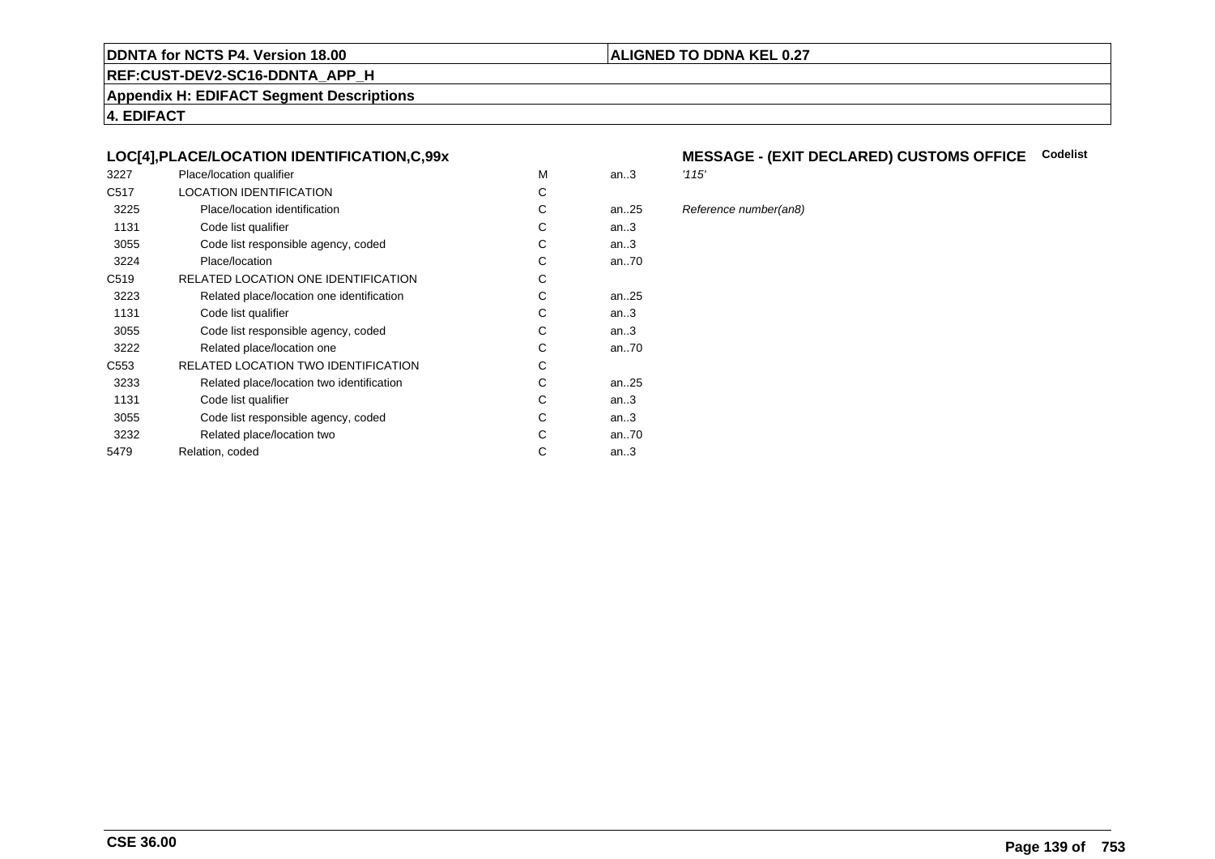**DDNTA for NCTS P4. Version 18.00** | **ALIGNED TO DDNA KEL 0.27**

**REF:CUST-DEV2-SC16-DDNTA_APP_H**

**Appendix H: EDIFACT Segment Descriptions**

**4. EDIFACT**

### LOC[4],PLACE/LOCATION IDENTIFICATION,C,99x

**MESSAGE - (EXIT DECLARED) CUSTOMS OFFICE** **Codelist**

| | | | | |
|---|---|---|---|---|
| 3227 | Place/location qualifier | M | an..3 | *'115'* |
| C517 | LOCATION IDENTIFICATION | C | | |
| 3225 | Place/location identification | C | an..25 | *Reference number(an8)* |
| 1131 | Code list qualifier | C | an..3 | |
| 3055 | Code list responsible agency, coded | C | an..3 | |
| 3224 | Place/location | C | an..70 | |
| C519 | RELATED LOCATION ONE IDENTIFICATION | C | | |
| 3223 | Related place/location one identification | C | an..25 | |
| 1131 | Code list qualifier | C | an..3 | |
| 3055 | Code list responsible agency, coded | C | an..3 | |
| 3222 | Related place/location one | C | an..70 | |
| C553 | RELATED LOCATION TWO IDENTIFICATION | C | | |
| 3233 | Related place/location two identification | C | an..25 | |
| 1131 | Code list qualifier | C | an..3 | |
| 3055 | Code list responsible agency, coded | C | an..3 | |
| 3232 | Related place/location two | C | an..70 | |
| 5479 | Relation, coded | C | an..3 | |

**CSE 36.00**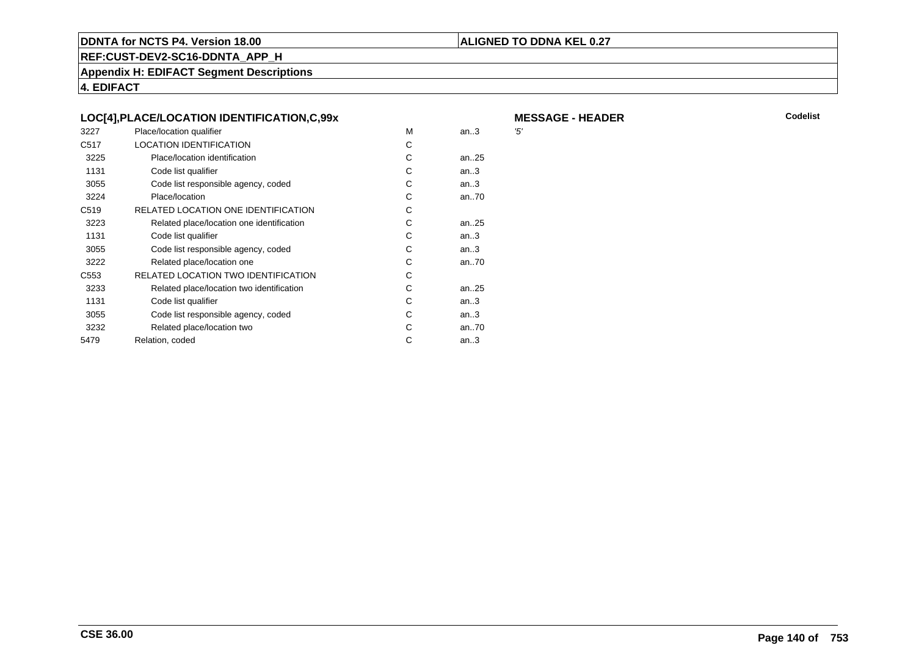**DDNTA for NCTS P4. Version 18.00** | **ALIGNED TO DDNA KEL 0.27**

**REF:CUST-DEV2-SC16-DDNTA_APP_H**

**Appendix H: EDIFACT Segment Descriptions**

**4. EDIFACT**

### LOC[4],PLACE/LOCATION IDENTIFICATION,C,99x

**MESSAGE - HEADER**

| | | | | | Codelist |
|---|---|---|---|---|---|
| 3227 | Place/location qualifier | M | an..3 | '5' | |
| C517 | LOCATION IDENTIFICATION | C | | | |
| 3225 | Place/location identification | C | an..25 | | |
| 1131 | Code list qualifier | C | an..3 | | |
| 3055 | Code list responsible agency, coded | C | an..3 | | |
| 3224 | Place/location | C | an..70 | | |
| C519 | RELATED LOCATION ONE IDENTIFICATION | C | | | |
| 3223 | Related place/location one identification | C | an..25 | | |
| 1131 | Code list qualifier | C | an..3 | | |
| 3055 | Code list responsible agency, coded | C | an..3 | | |
| 3222 | Related place/location one | C | an..70 | | |
| C553 | RELATED LOCATION TWO IDENTIFICATION | C | | | |
| 3233 | Related place/location two identification | C | an..25 | | |
| 1131 | Code list qualifier | C | an..3 | | |
| 3055 | Code list responsible agency, coded | C | an..3 | | |
| 3232 | Related place/location two | C | an..70 | | |
| 5479 | Relation, coded | C | an..3 | | |

**CSE 36.00**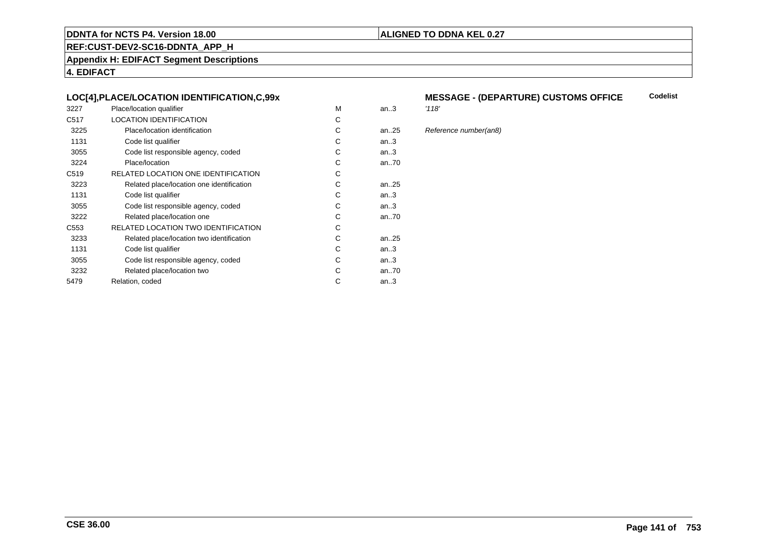**DDNTA for NCTS P4. Version 18.00** | **ALIGNED TO DDNA KEL 0.27**

**REF:CUST-DEV2-SC16-DDNTA_APP_H**

**Appendix H: EDIFACT Segment Descriptions**

**4. EDIFACT**

### LOC[4],PLACE/LOCATION IDENTIFICATION,C,99x — MESSAGE - (DEPARTURE) CUSTOMS OFFICE

| | | | | | Codelist |
|---|---|---|---|---|---|
| 3227 | Place/location qualifier | M | an..3 | *'118'* | |
| C517 | LOCATION IDENTIFICATION | C | | | |
| 3225 | Place/location identification | C | an..25 | *Reference number(an8)* | |
| 1131 | Code list qualifier | C | an..3 | | |
| 3055 | Code list responsible agency, coded | C | an..3 | | |
| 3224 | Place/location | C | an..70 | | |
| C519 | RELATED LOCATION ONE IDENTIFICATION | C | | | |
| 3223 | Related place/location one identification | C | an..25 | | |
| 1131 | Code list qualifier | C | an..3 | | |
| 3055 | Code list responsible agency, coded | C | an..3 | | |
| 3222 | Related place/location one | C | an..70 | | |
| C553 | RELATED LOCATION TWO IDENTIFICATION | C | | | |
| 3233 | Related place/location two identification | C | an..25 | | |
| 1131 | Code list qualifier | C | an..3 | | |
| 3055 | Code list responsible agency, coded | C | an..3 | | |
| 3232 | Related place/location two | C | an..70 | | |
| 5479 | Relation, coded | C | an..3 | | |

**CSE 36.00**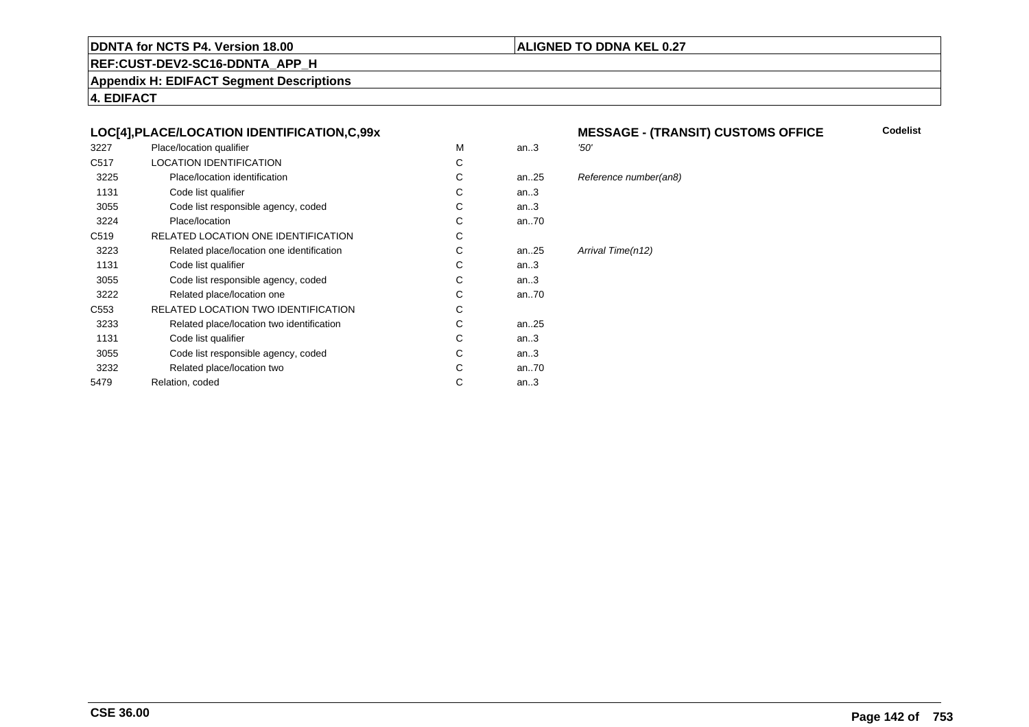**DDNTA for NCTS P4. Version 18.00** | **ALIGNED TO DDNA KEL 0.27**

**REF:CUST-DEV2-SC16-DDNTA_APP_H**

**Appendix H: EDIFACT Segment Descriptions**

**4. EDIFACT**

### LOC[4],PLACE/LOCATION IDENTIFICATION,C,99x

**MESSAGE - (TRANSIT) CUSTOMS OFFICE** | **Codelist**

| | | | | | |
|---|---|---|---|---|---|
| 3227 | Place/location qualifier | M | an..3 | *'50'* | |
| C517 | LOCATION IDENTIFICATION | C | | | |
| 3225 | Place/location identification | C | an..25 | *Reference number(an8)* | |
| 1131 | Code list qualifier | C | an..3 | | |
| 3055 | Code list responsible agency, coded | C | an..3 | | |
| 3224 | Place/location | C | an..70 | | |
| C519 | RELATED LOCATION ONE IDENTIFICATION | C | | | |
| 3223 | Related place/location one identification | C | an..25 | *Arrival Time(n12)* | |
| 1131 | Code list qualifier | C | an..3 | | |
| 3055 | Code list responsible agency, coded | C | an..3 | | |
| 3222 | Related place/location one | C | an..70 | | |
| C553 | RELATED LOCATION TWO IDENTIFICATION | C | | | |
| 3233 | Related place/location two identification | C | an..25 | | |
| 1131 | Code list qualifier | C | an..3 | | |
| 3055 | Code list responsible agency, coded | C | an..3 | | |
| 3232 | Related place/location two | C | an..70 | | |
| 5479 | Relation, coded | C | an..3 | | |

**CSE 36.00**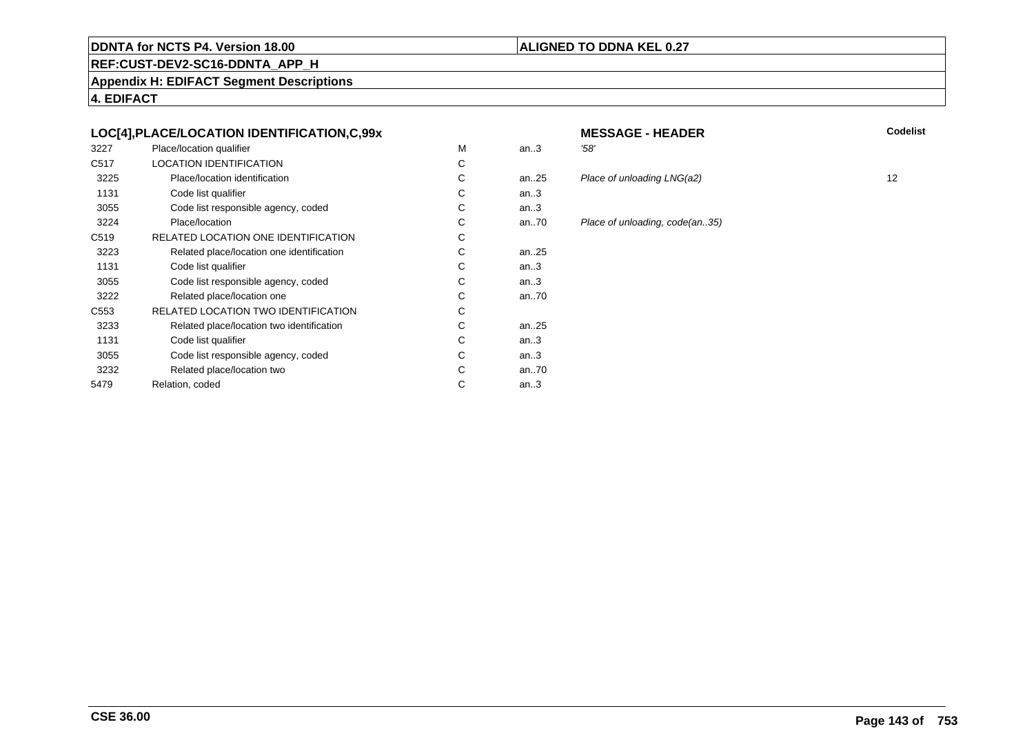**DDNTA for NCTS P4. Version 18.00** | **ALIGNED TO DDNA KEL 0.27**

**REF:CUST-DEV2-SC16-DDNTA_APP_H**

**Appendix H: EDIFACT Segment Descriptions**

**4. EDIFACT**

| LOC[4],PLACE/LOCATION IDENTIFICATION,C,99x | | | | MESSAGE - HEADER | Codelist |
|---|---|---|---|---|---|
| 3227 | Place/location qualifier | M | an..3 | *'58'* | |
| C517 | LOCATION IDENTIFICATION | C | | | |
| 3225 | Place/location identification | C | an..25 | *Place of unloading LNG(a2)* | 12 |
| 1131 | Code list qualifier | C | an..3 | | |
| 3055 | Code list responsible agency, coded | C | an..3 | | |
| 3224 | Place/location | C | an..70 | *Place of unloading, code(an..35)* | |
| C519 | RELATED LOCATION ONE IDENTIFICATION | C | | | |
| 3223 | Related place/location one identification | C | an..25 | | |
| 1131 | Code list qualifier | C | an..3 | | |
| 3055 | Code list responsible agency, coded | C | an..3 | | |
| 3222 | Related place/location one | C | an..70 | | |
| C553 | RELATED LOCATION TWO IDENTIFICATION | C | | | |
| 3233 | Related place/location two identification | C | an..25 | | |
| 1131 | Code list qualifier | C | an..3 | | |
| 3055 | Code list responsible agency, coded | C | an..3 | | |
| 3232 | Related place/location two | C | an..70 | | |
| 5479 | Relation, coded | C | an..3 | | |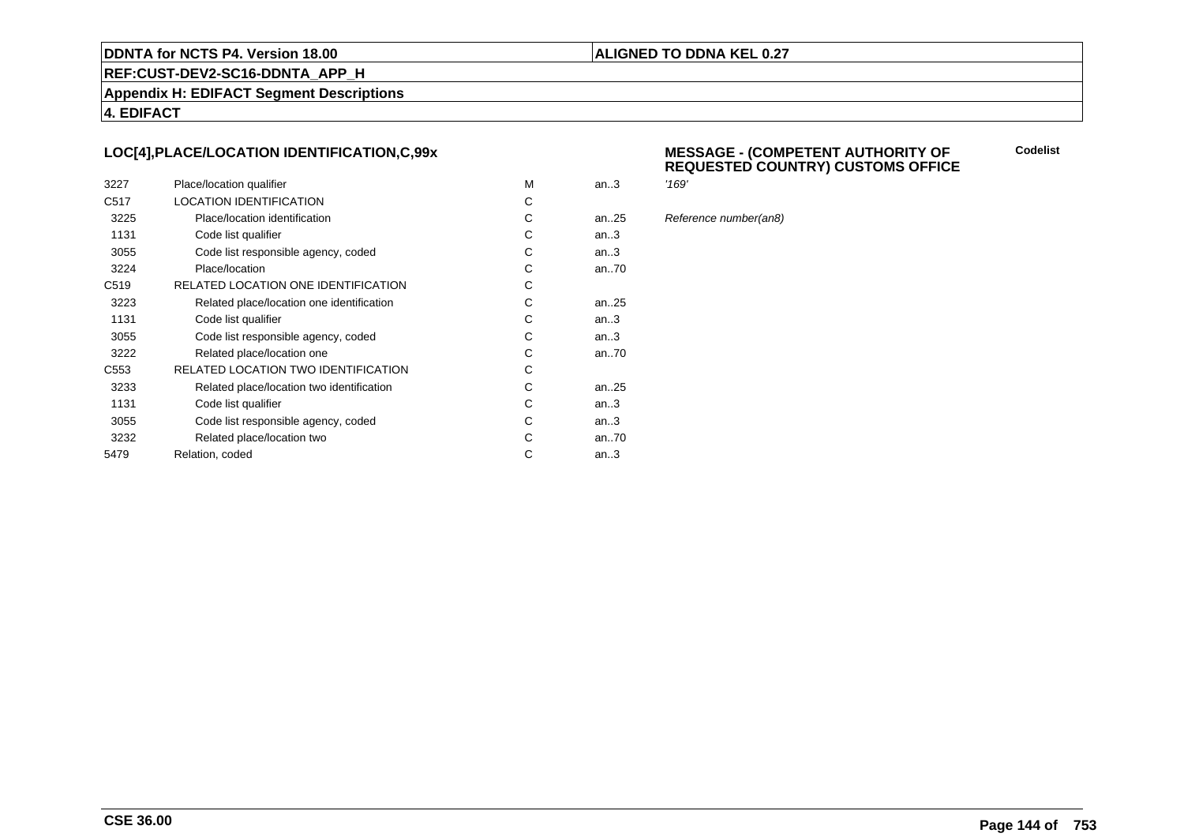**DDNTA for NCTS P4. Version 18.00** | **ALIGNED TO DDNA KEL 0.27**

**REF:CUST-DEV2-SC16-DDNTA_APP_H**

**Appendix H: EDIFACT Segment Descriptions**

**4. EDIFACT**

### LOC[4],PLACE/LOCATION IDENTIFICATION,C,99x

### MESSAGE - (COMPETENT AUTHORITY OF REQUESTED COUNTRY) CUSTOMS OFFICE

| | | | | | Codelist |
|---|---|---|---|---|---|
| 3227 | Place/location qualifier | M | an..3 | *'169'* | |
| C517 | LOCATION IDENTIFICATION | C | | | |
| 3225 | Place/location identification | C | an..25 | *Reference number(an8)* | |
| 1131 | Code list qualifier | C | an..3 | | |
| 3055 | Code list responsible agency, coded | C | an..3 | | |
| 3224 | Place/location | C | an..70 | | |
| C519 | RELATED LOCATION ONE IDENTIFICATION | C | | | |
| 3223 | Related place/location one identification | C | an..25 | | |
| 1131 | Code list qualifier | C | an..3 | | |
| 3055 | Code list responsible agency, coded | C | an..3 | | |
| 3222 | Related place/location one | C | an..70 | | |
| C553 | RELATED LOCATION TWO IDENTIFICATION | C | | | |
| 3233 | Related place/location two identification | C | an..25 | | |
| 1131 | Code list qualifier | C | an..3 | | |
| 3055 | Code list responsible agency, coded | C | an..3 | | |
| 3232 | Related place/location two | C | an..70 | | |
| 5479 | Relation, coded | C | an..3 | | |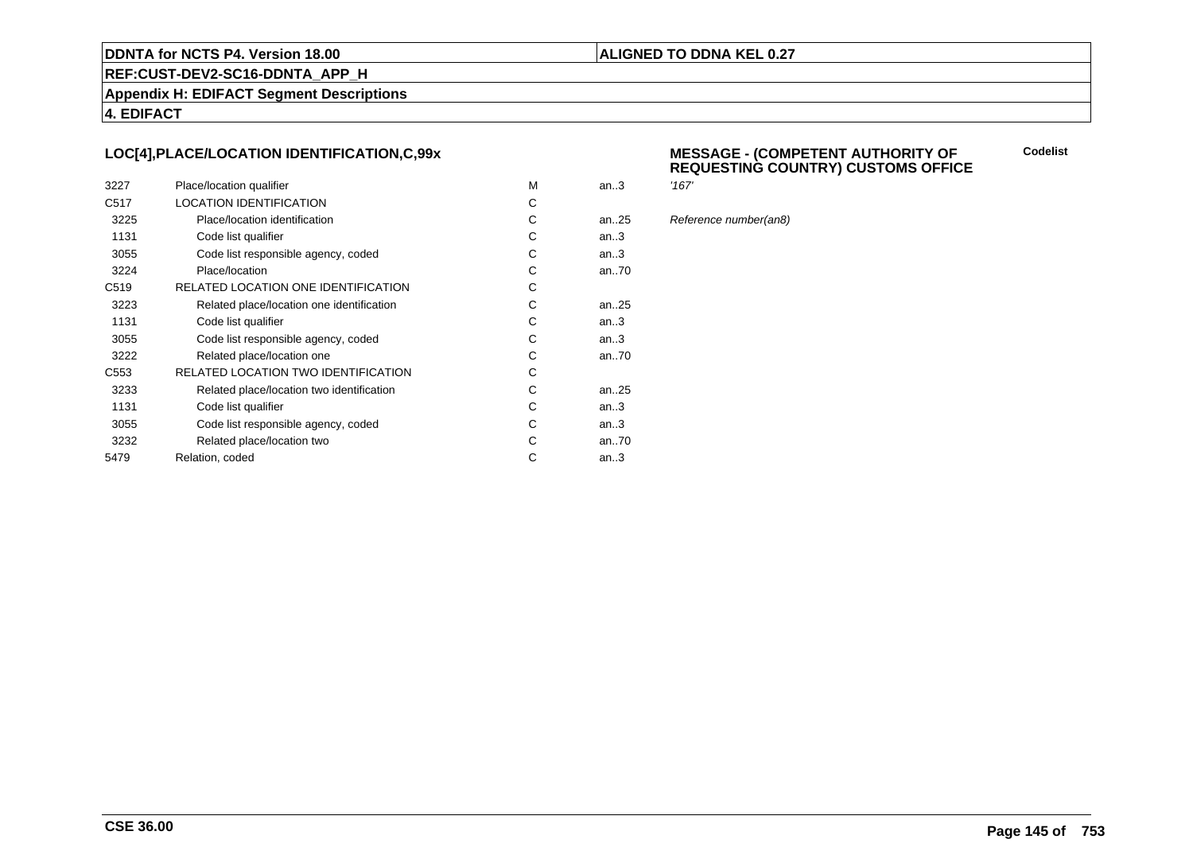## LOC[4],PLACE/LOCATION IDENTIFICATION,C,99x

**MESSAGE - (COMPETENT AUTHORITY OF REQUESTING COUNTRY) CUSTOMS OFFICE**

**Codelist**

| | | | | |
|---|---|---|---|---|
| 3227 | Place/location qualifier | M | an..3 | *'167'* |
| C517 | LOCATION IDENTIFICATION | C | | |
| 3225 | Place/location identification | C | an..25 | *Reference number(an8)* |
| 1131 | Code list qualifier | C | an..3 | |
| 3055 | Code list responsible agency, coded | C | an..3 | |
| 3224 | Place/location | C | an..70 | |
| C519 | RELATED LOCATION ONE IDENTIFICATION | C | | |
| 3223 | Related place/location one identification | C | an..25 | |
| 1131 | Code list qualifier | C | an..3 | |
| 3055 | Code list responsible agency, coded | C | an..3 | |
| 3222 | Related place/location one | C | an..70 | |
| C553 | RELATED LOCATION TWO IDENTIFICATION | C | | |
| 3233 | Related place/location two identification | C | an..25 | |
| 1131 | Code list qualifier | C | an..3 | |
| 3055 | Code list responsible agency, coded | C | an..3 | |
| 3232 | Related place/location two | C | an..70 | |
| 5479 | Relation, coded | C | an..3 | |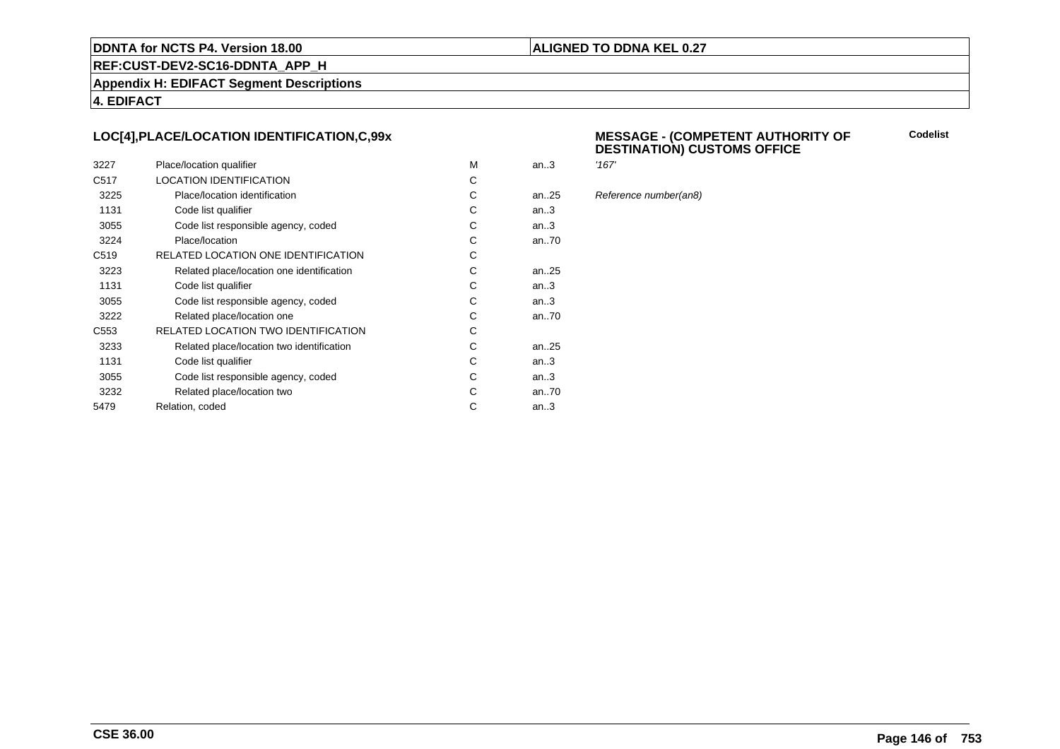## LOC[4],PLACE/LOCATION IDENTIFICATION,C,99x

**MESSAGE - (COMPETENT AUTHORITY OF DESTINATION) CUSTOMS OFFICE**

**Codelist**

| | | | | |
|---|---|---|---|---|
| 3227 | Place/location qualifier | M | an..3 | *'167'* |
| C517 | LOCATION IDENTIFICATION | C | | |
| 3225 | Place/location identification | C | an..25 | *Reference number(an8)* |
| 1131 | Code list qualifier | C | an..3 | |
| 3055 | Code list responsible agency, coded | C | an..3 | |
| 3224 | Place/location | C | an..70 | |
| C519 | RELATED LOCATION ONE IDENTIFICATION | C | | |
| 3223 | Related place/location one identification | C | an..25 | |
| 1131 | Code list qualifier | C | an..3 | |
| 3055 | Code list responsible agency, coded | C | an..3 | |
| 3222 | Related place/location one | C | an..70 | |
| C553 | RELATED LOCATION TWO IDENTIFICATION | C | | |
| 3233 | Related place/location two identification | C | an..25 | |
| 1131 | Code list qualifier | C | an..3 | |
| 3055 | Code list responsible agency, coded | C | an..3 | |
| 3232 | Related place/location two | C | an..70 | |
| 5479 | Relation, coded | C | an..3 | |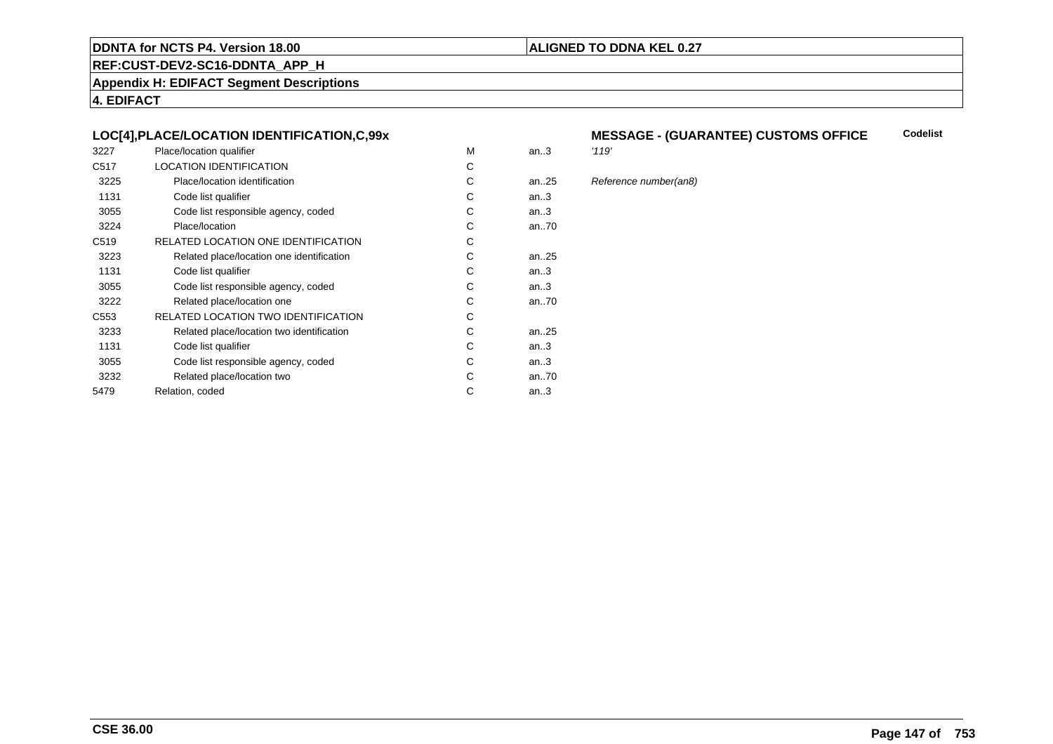**DDNTA for NCTS P4. Version 18.00** | **ALIGNED TO DDNA KEL 0.27**

**REF:CUST-DEV2-SC16-DDNTA_APP_H**

**Appendix H: EDIFACT Segment Descriptions**

**4. EDIFACT**

### LOC[4],PLACE/LOCATION IDENTIFICATION,C,99x

**MESSAGE - (GUARANTEE) CUSTOMS OFFICE** — **Codelist**

| | | | | |
|---|---|---|---|---|
| 3227 | Place/location qualifier | M | an..3 | *'119'* |
| C517 | LOCATION IDENTIFICATION | C | | |
| 3225 | Place/location identification | C | an..25 | *Reference number(an8)* |
| 1131 | Code list qualifier | C | an..3 | |
| 3055 | Code list responsible agency, coded | C | an..3 | |
| 3224 | Place/location | C | an..70 | |
| C519 | RELATED LOCATION ONE IDENTIFICATION | C | | |
| 3223 | Related place/location one identification | C | an..25 | |
| 1131 | Code list qualifier | C | an..3 | |
| 3055 | Code list responsible agency, coded | C | an..3 | |
| 3222 | Related place/location one | C | an..70 | |
| C553 | RELATED LOCATION TWO IDENTIFICATION | C | | |
| 3233 | Related place/location two identification | C | an..25 | |
| 1131 | Code list qualifier | C | an..3 | |
| 3055 | Code list responsible agency, coded | C | an..3 | |
| 3232 | Related place/location two | C | an..70 | |
| 5479 | Relation, coded | C | an..3 | |

**CSE 36.00**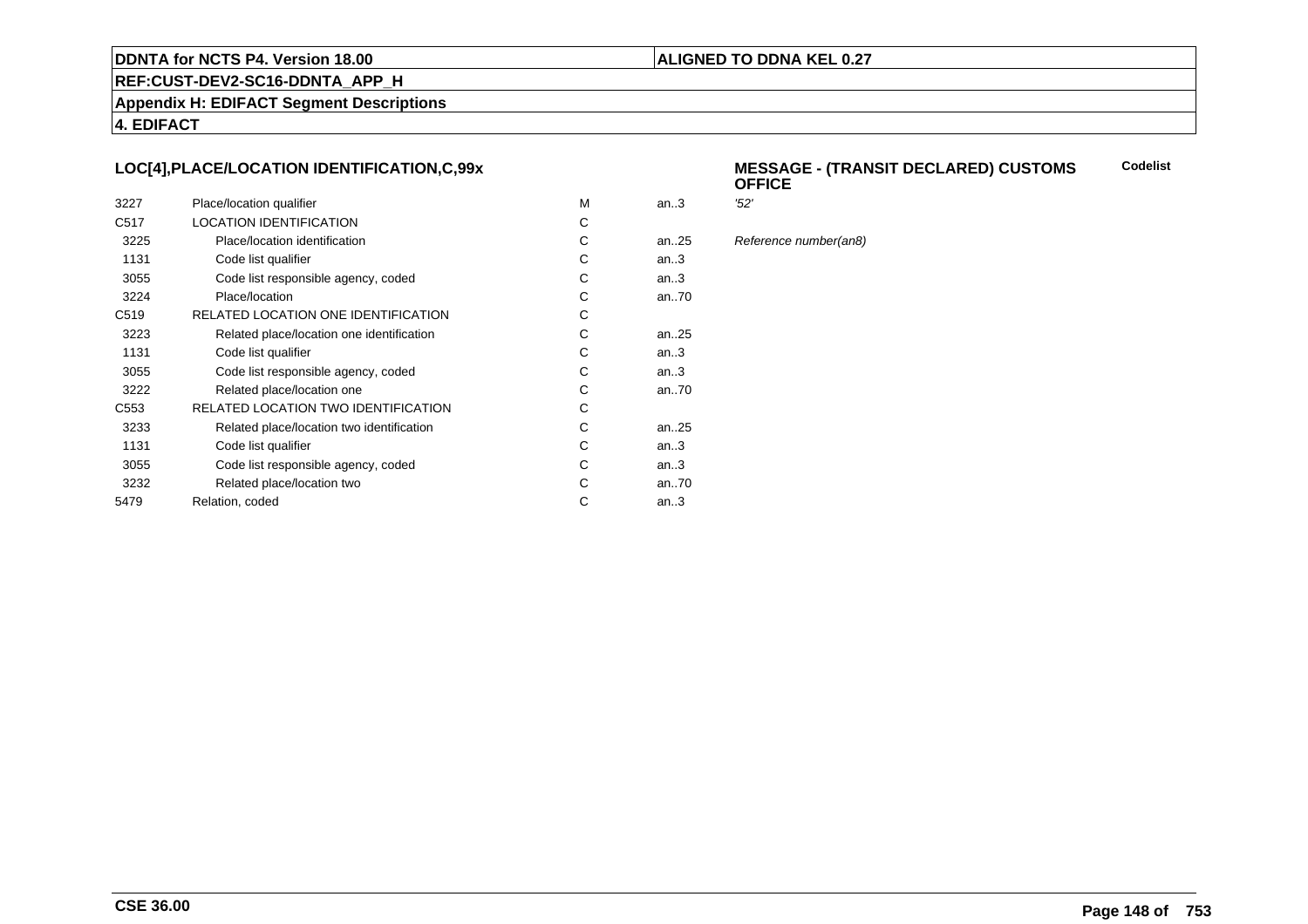DDNTA for NCTS P4. Version 18.00

ALIGNED TO DDNA KEL 0.27

REF:CUST-DEV2-SC16-DDNTA_APP_H

Appendix H: EDIFACT Segment Descriptions

4. EDIFACT

## LOC[4],PLACE/LOCATION IDENTIFICATION,C,99x

**MESSAGE - (TRANSIT DECLARED) CUSTOMS OFFICE**

**Codelist**

| | | | | |
|---|---|---|---|---|
| 3227 | Place/location qualifier | M | an..3 | *'52'* |
| C517 | LOCATION IDENTIFICATION | C | | |
| 3225 | Place/location identification | C | an..25 | *Reference number(an8)* |
| 1131 | Code list qualifier | C | an..3 | |
| 3055 | Code list responsible agency, coded | C | an..3 | |
| 3224 | Place/location | C | an..70 | |
| C519 | RELATED LOCATION ONE IDENTIFICATION | C | | |
| 3223 | Related place/location one identification | C | an..25 | |
| 1131 | Code list qualifier | C | an..3 | |
| 3055 | Code list responsible agency, coded | C | an..3 | |
| 3222 | Related place/location one | C | an..70 | |
| C553 | RELATED LOCATION TWO IDENTIFICATION | C | | |
| 3233 | Related place/location two identification | C | an..25 | |
| 1131 | Code list qualifier | C | an..3 | |
| 3055 | Code list responsible agency, coded | C | an..3 | |
| 3232 | Related place/location two | C | an..70 | |
| 5479 | Relation, coded | C | an..3 | |

CSE 36.00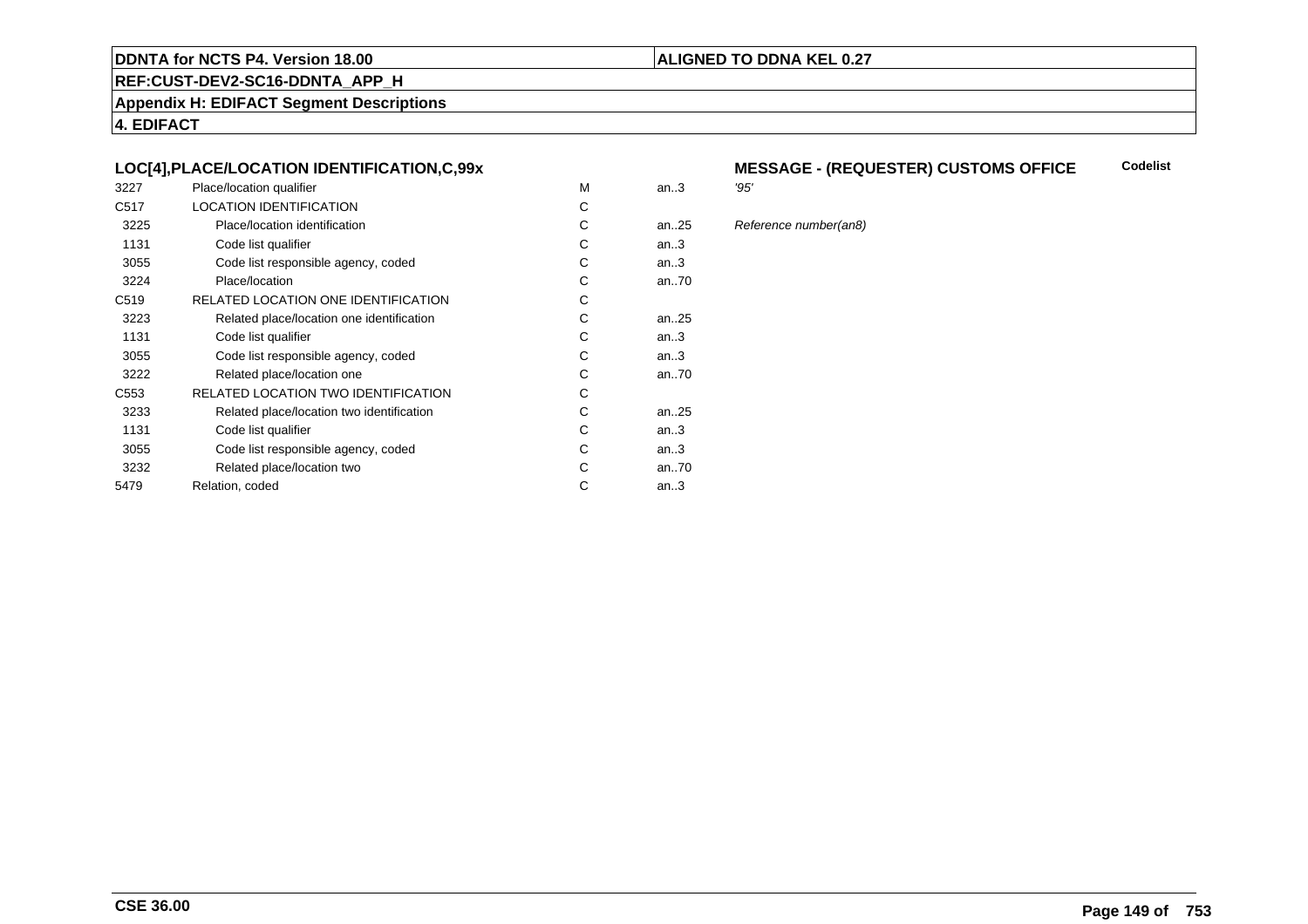**DDNTA for NCTS P4. Version 18.00** | **ALIGNED TO DDNA KEL 0.27**

**REF:CUST-DEV2-SC16-DDNTA_APP_H**

**Appendix H: EDIFACT Segment Descriptions**

**4. EDIFACT**

### LOC[4],PLACE/LOCATION IDENTIFICATION,C,99x

**MESSAGE - (REQUESTER) CUSTOMS OFFICE** — **Codelist**

| | | | | |
|---|---|---|---|---|
| 3227 | Place/location qualifier | M | an..3 | *'95'* |
| C517 | LOCATION IDENTIFICATION | C | | |
| 3225 | Place/location identification | C | an..25 | *Reference number(an8)* |
| 1131 | Code list qualifier | C | an..3 | |
| 3055 | Code list responsible agency, coded | C | an..3 | |
| 3224 | Place/location | C | an..70 | |
| C519 | RELATED LOCATION ONE IDENTIFICATION | C | | |
| 3223 | Related place/location one identification | C | an..25 | |
| 1131 | Code list qualifier | C | an..3 | |
| 3055 | Code list responsible agency, coded | C | an..3 | |
| 3222 | Related place/location one | C | an..70 | |
| C553 | RELATED LOCATION TWO IDENTIFICATION | C | | |
| 3233 | Related place/location two identification | C | an..25 | |
| 1131 | Code list qualifier | C | an..3 | |
| 3055 | Code list responsible agency, coded | C | an..3 | |
| 3232 | Related place/location two | C | an..70 | |
| 5479 | Relation, coded | C | an..3 | |

**CSE 36.00**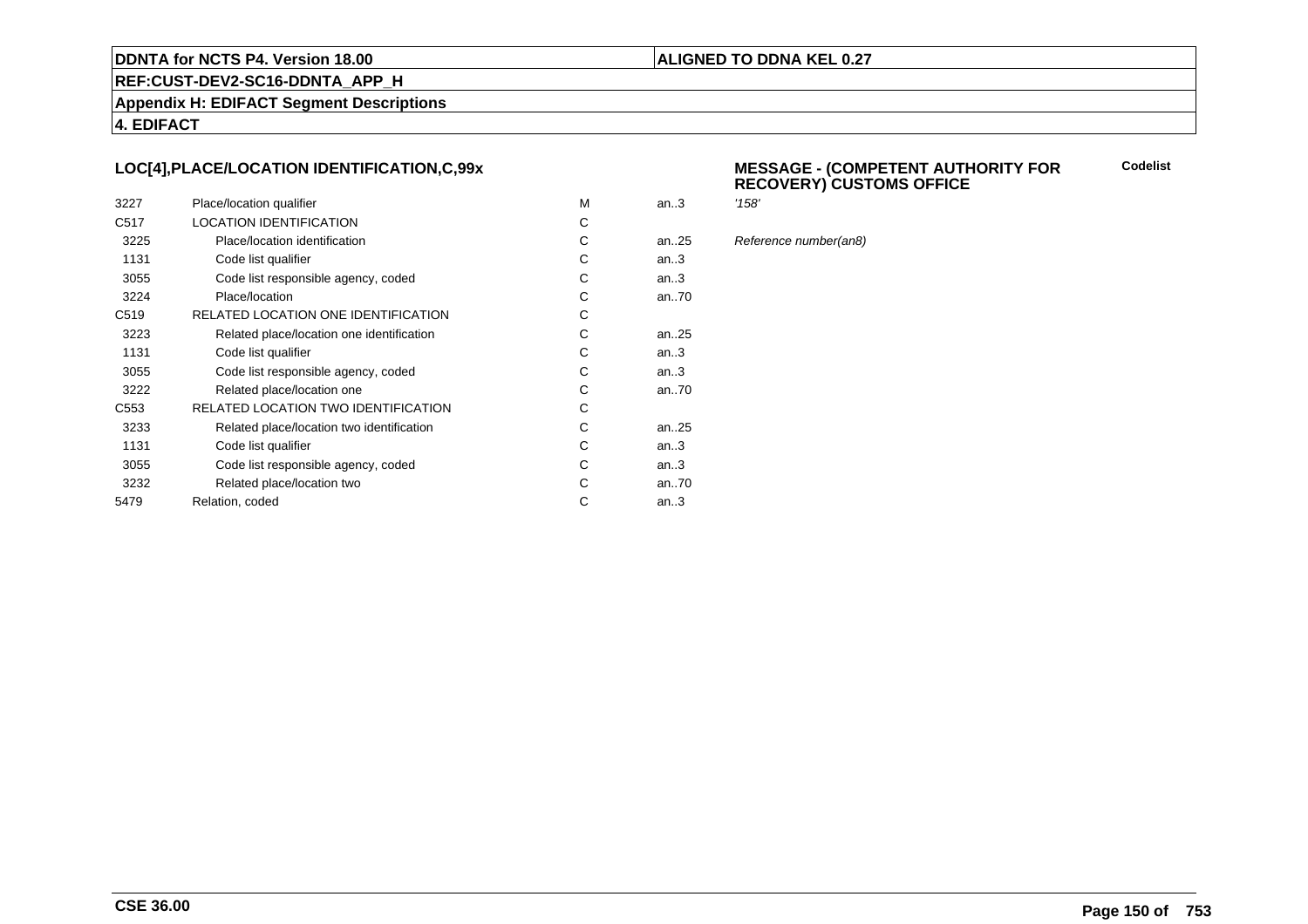**DDNTA for NCTS P4. Version 18.00** | **ALIGNED TO DDNA KEL 0.27**

**REF:CUST-DEV2-SC16-DDNTA_APP_H**

**Appendix H: EDIFACT Segment Descriptions**

**4. EDIFACT**

### LOC[4],PLACE/LOCATION IDENTIFICATION,C,99x

### MESSAGE - (COMPETENT AUTHORITY FOR RECOVERY) CUSTOMS OFFICE

| | | | | | Codelist |
|---|---|---|---|---|---|
| 3227 | Place/location qualifier | M | an..3 | *'158'* | |
| C517 | LOCATION IDENTIFICATION | C | | | |
| 3225 | Place/location identification | C | an..25 | *Reference number(an8)* | |
| 1131 | Code list qualifier | C | an..3 | | |
| 3055 | Code list responsible agency, coded | C | an..3 | | |
| 3224 | Place/location | C | an..70 | | |
| C519 | RELATED LOCATION ONE IDENTIFICATION | C | | | |
| 3223 | Related place/location one identification | C | an..25 | | |
| 1131 | Code list qualifier | C | an..3 | | |
| 3055 | Code list responsible agency, coded | C | an..3 | | |
| 3222 | Related place/location one | C | an..70 | | |
| C553 | RELATED LOCATION TWO IDENTIFICATION | C | | | |
| 3233 | Related place/location two identification | C | an..25 | | |
| 1131 | Code list qualifier | C | an..3 | | |
| 3055 | Code list responsible agency, coded | C | an..3 | | |
| 3232 | Related place/location two | C | an..70 | | |
| 5479 | Relation, coded | C | an..3 | | |

**CSE 36.00**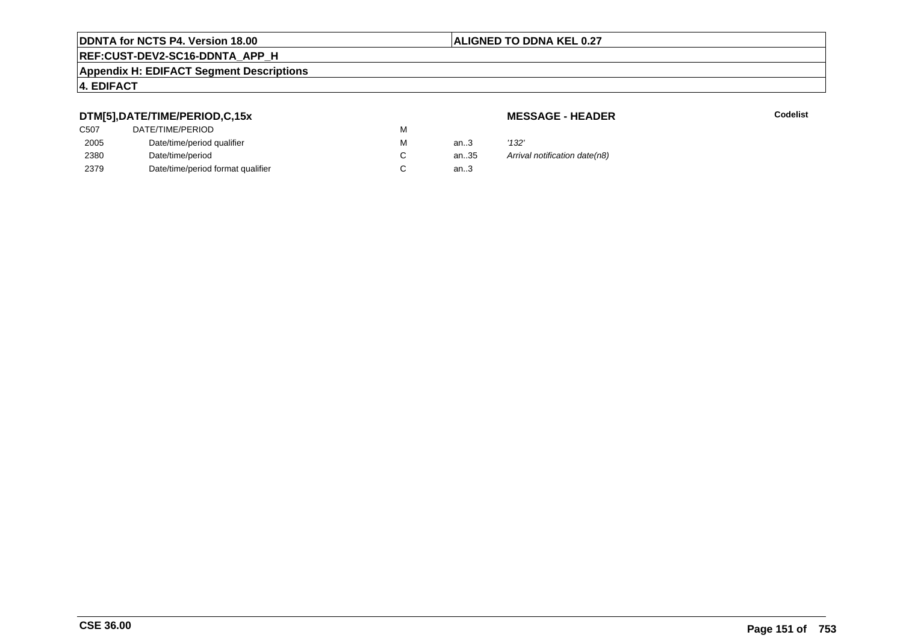**DTM[5],DATE/TIME/PERIOD,C,15x**

**MESSAGE - HEADER**

**Codelist**

| | | | | |
|---|---|---|---|---|
| C507 | DATE/TIME/PERIOD | M | | |
| 2005 | Date/time/period qualifier | M | an..3 | *'132'* |
| 2380 | Date/time/period | C | an..35 | *Arrival notification date(n8)* |
| 2379 | Date/time/period format qualifier | C | an..3 | |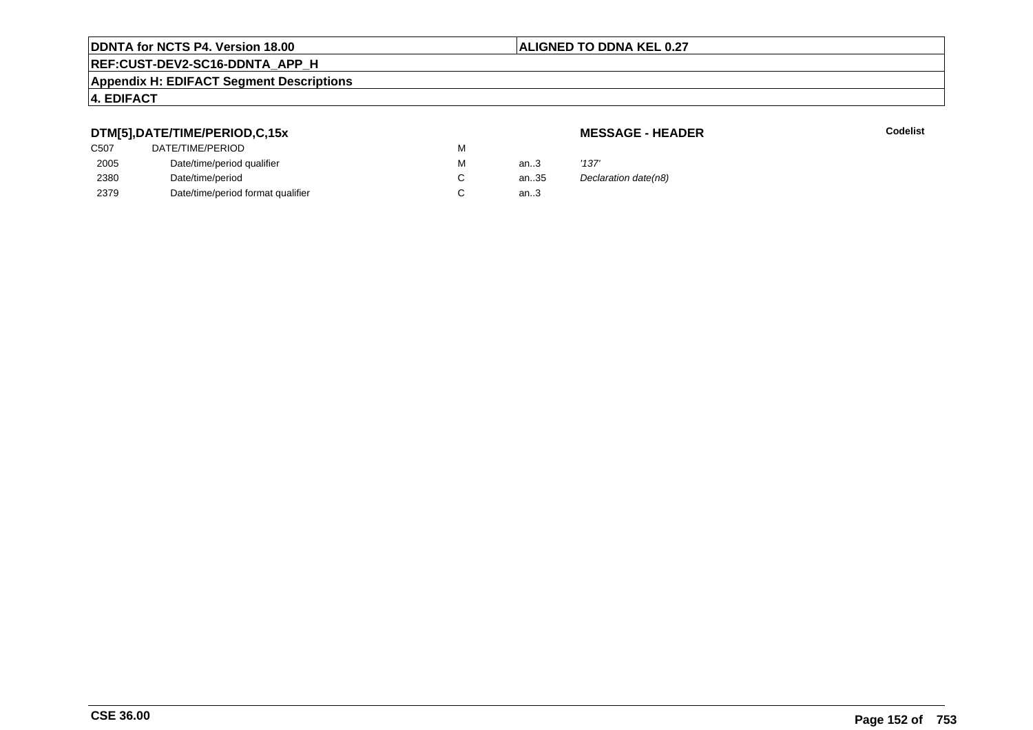**DTM[5],DATE/TIME/PERIOD,C,15x**

**MESSAGE - HEADER**

**Codelist**

| | | | | |
|---|---|---|---|---|
| C507 | DATE/TIME/PERIOD | M | | |
| 2005 | Date/time/period qualifier | M | an..3 | *'137'* |
| 2380 | Date/time/period | C | an..35 | *Declaration date(n8)* |
| 2379 | Date/time/period format qualifier | C | an..3 | |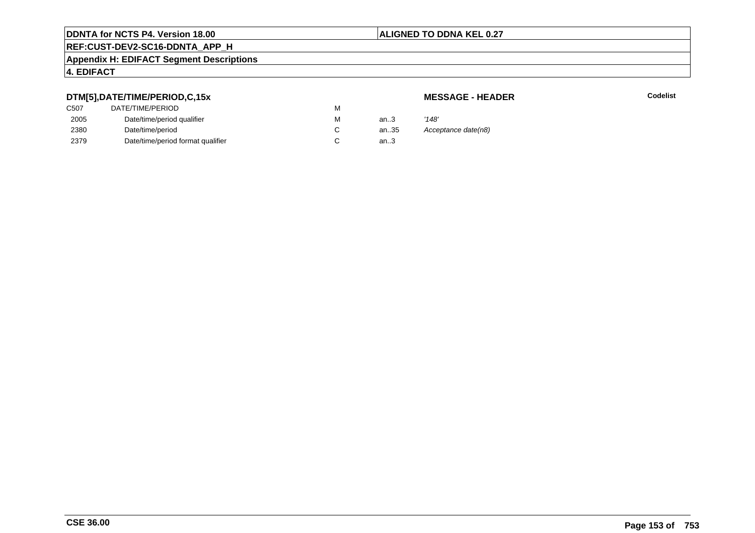**DTM[5],DATE/TIME/PERIOD,C,15x**

**MESSAGE - HEADER**

**Codelist**

| | | | | |
|---|---|---|---|---|
| C507 | DATE/TIME/PERIOD | M | | |
| 2005 | Date/time/period qualifier | M | an..3 | *'148'* |
| 2380 | Date/time/period | C | an..35 | *Acceptance date(n8)* |
| 2379 | Date/time/period format qualifier | C | an..3 | |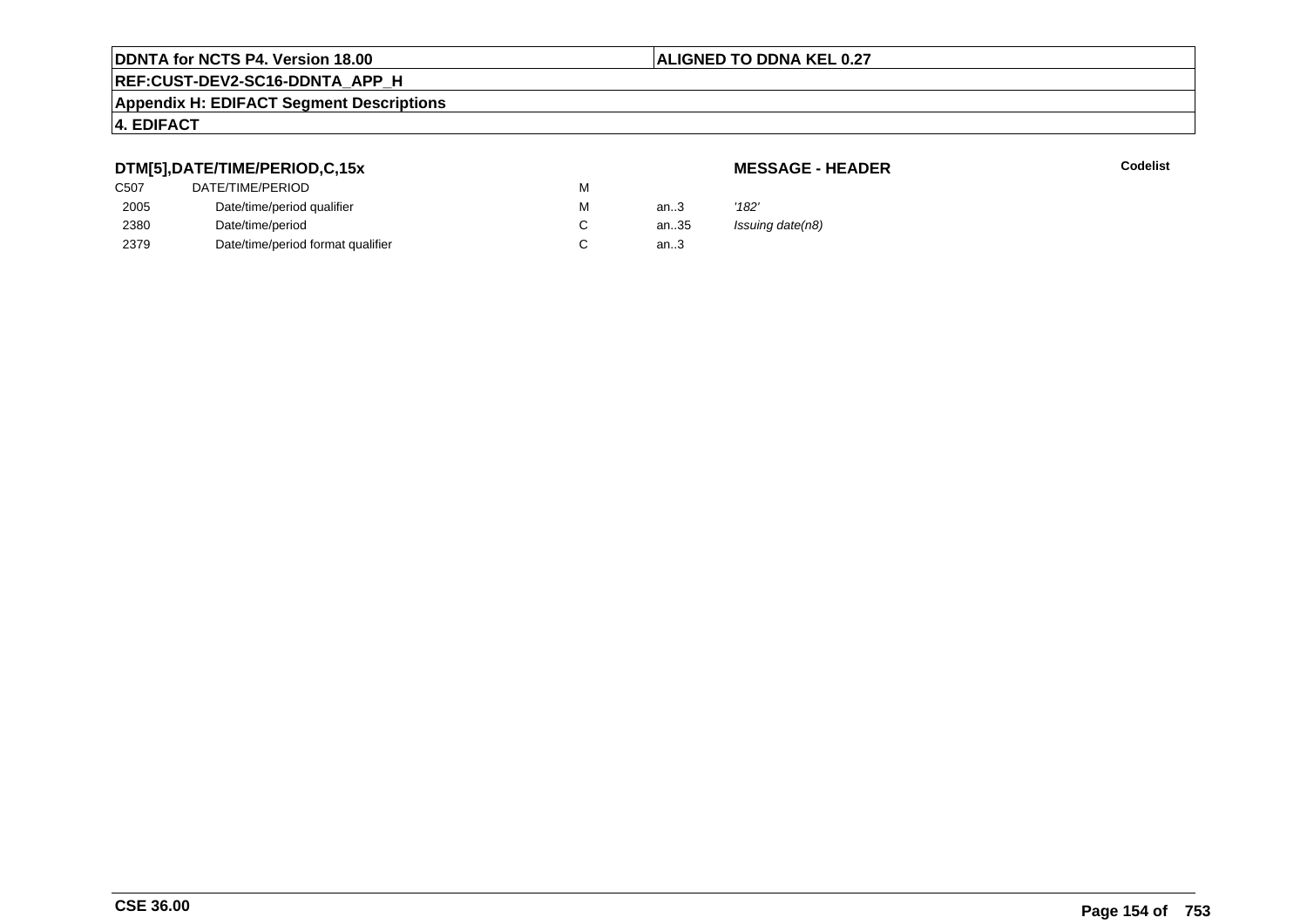**DTM[5],DATE/TIME/PERIOD,C,15x**

**MESSAGE - HEADER**

**Codelist**

| | | | | |
|---|---|---|---|---|
| C507 | DATE/TIME/PERIOD | M | | |
| 2005 | Date/time/period qualifier | M | an..3 | *'182'* |
| 2380 | Date/time/period | C | an..35 | *Issuing date(n8)* |
| 2379 | Date/time/period format qualifier | C | an..3 | |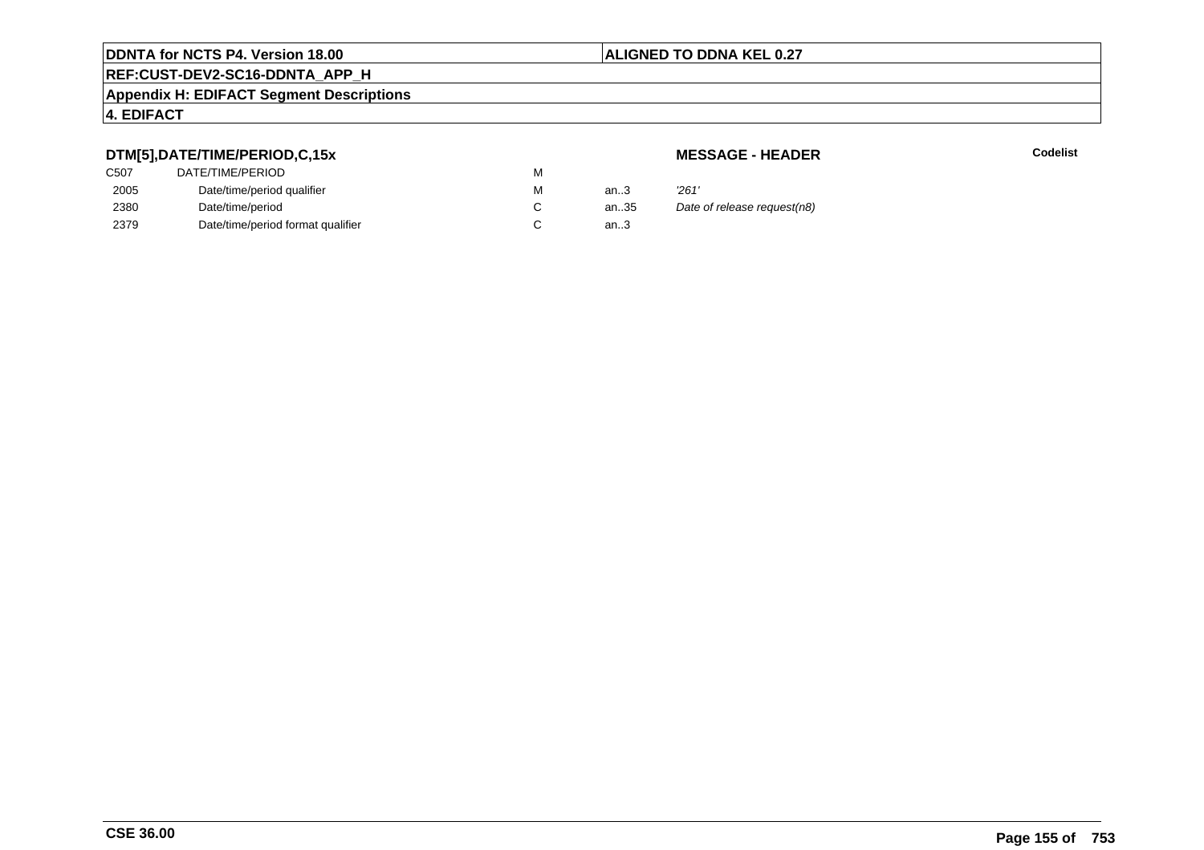**DDNTA for NCTS P4. Version 18.00** | **ALIGNED TO DDNA KEL 0.27**

**REF:CUST-DEV2-SC16-DDNTA_APP_H**

**Appendix H: EDIFACT Segment Descriptions**

**4. EDIFACT**

### DTM[5],DATE/TIME/PERIOD,C,15x

**MESSAGE - HEADER** | **Codelist**

| | | | | | |
|---|---|---|---|---|---|
| C507 | DATE/TIME/PERIOD | M | | | |
| 2005 | Date/time/period qualifier | M | an..3 | *'261'* | |
| 2380 | Date/time/period | C | an..35 | *Date of release request(n8)* | |
| 2379 | Date/time/period format qualifier | C | an..3 | | |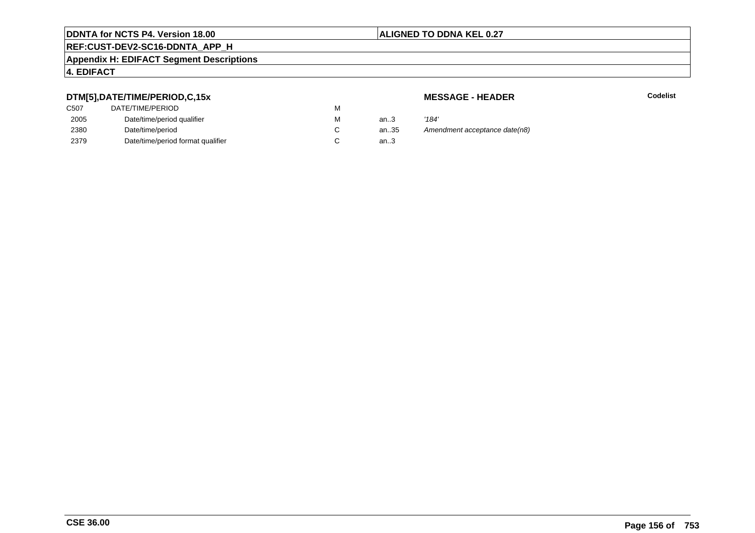**DDNTA for NCTS P4. Version 18.00** | **ALIGNED TO DDNA KEL 0.27**

**REF:CUST-DEV2-SC16-DDNTA_APP_H**

**Appendix H: EDIFACT Segment Descriptions**

**4. EDIFACT**

### DTM[5],DATE/TIME/PERIOD,C,15x

**MESSAGE - HEADER** | **Codelist**

| | | | | | |
|---|---|---|---|---|---|
| C507 | DATE/TIME/PERIOD | M | | | |
| 2005 | Date/time/period qualifier | M | an..3 | *'184'* | |
| 2380 | Date/time/period | C | an..35 | *Amendment acceptance date(n8)* | |
| 2379 | Date/time/period format qualifier | C | an..3 | | |

**CSE 36.00**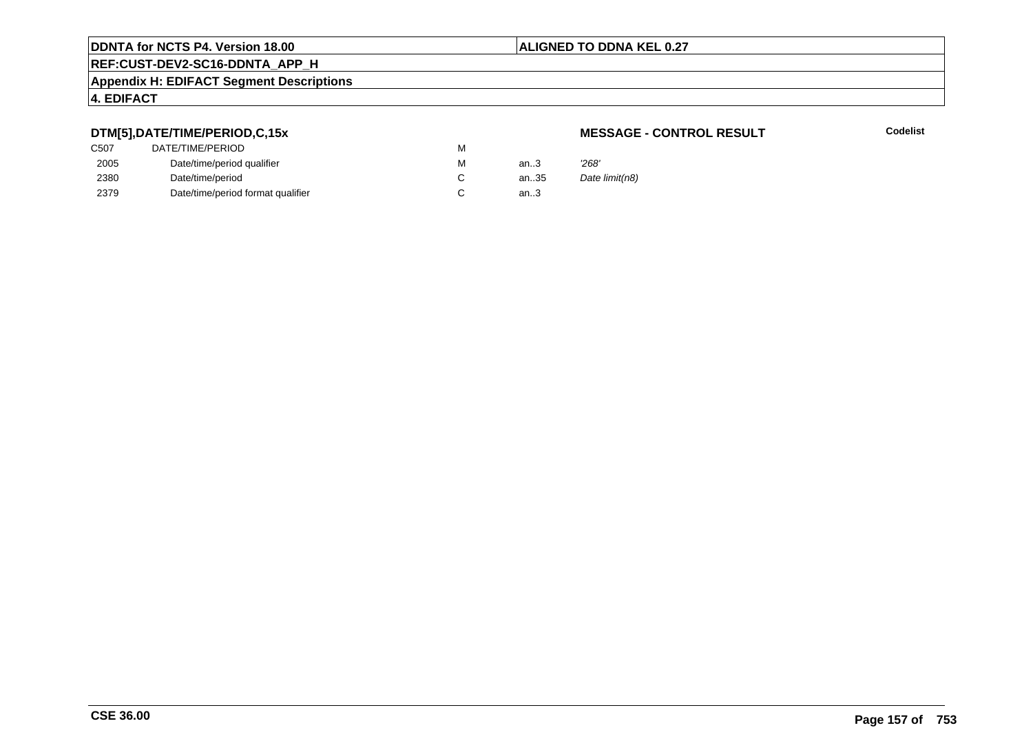**DTM[5],DATE/TIME/PERIOD,C,15x**

**MESSAGE - CONTROL RESULT**

**Codelist**

| | | | | |
|---|---|---|---|---|
| C507 | DATE/TIME/PERIOD | M | | |
| 2005 | Date/time/period qualifier | M | an..3 | *'268'* |
| 2380 | Date/time/period | C | an..35 | *Date limit(n8)* |
| 2379 | Date/time/period format qualifier | C | an..3 | |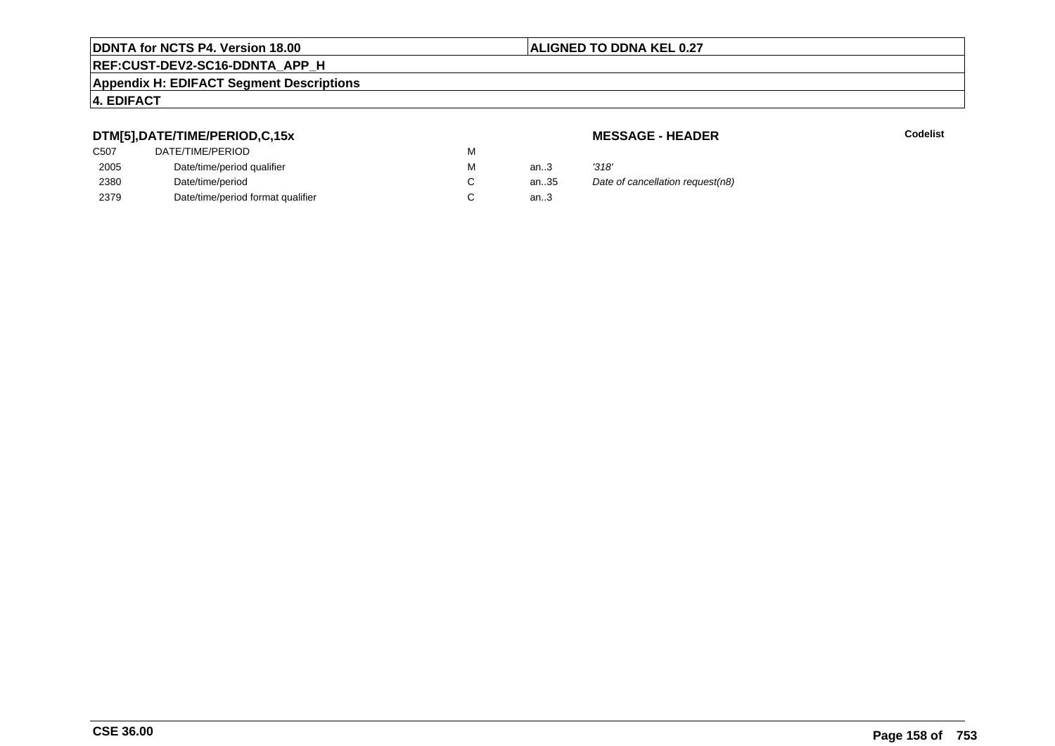**DDNTA for NCTS P4. Version 18.00** | **ALIGNED TO DDNA KEL 0.27**

**REF:CUST-DEV2-SC16-DDNTA_APP_H**

**Appendix H: EDIFACT Segment Descriptions**

**4. EDIFACT**

### DTM[5],DATE/TIME/PERIOD,C,15x

**MESSAGE - HEADER** | **Codelist**

| | | | | | |
|---|---|---|---|---|---|
| C507 | DATE/TIME/PERIOD | M | | | |
| 2005 | Date/time/period qualifier | M | an..3 | *'318'* | |
| 2380 | Date/time/period | C | an..35 | *Date of cancellation request(n8)* | |
| 2379 | Date/time/period format qualifier | C | an..3 | | |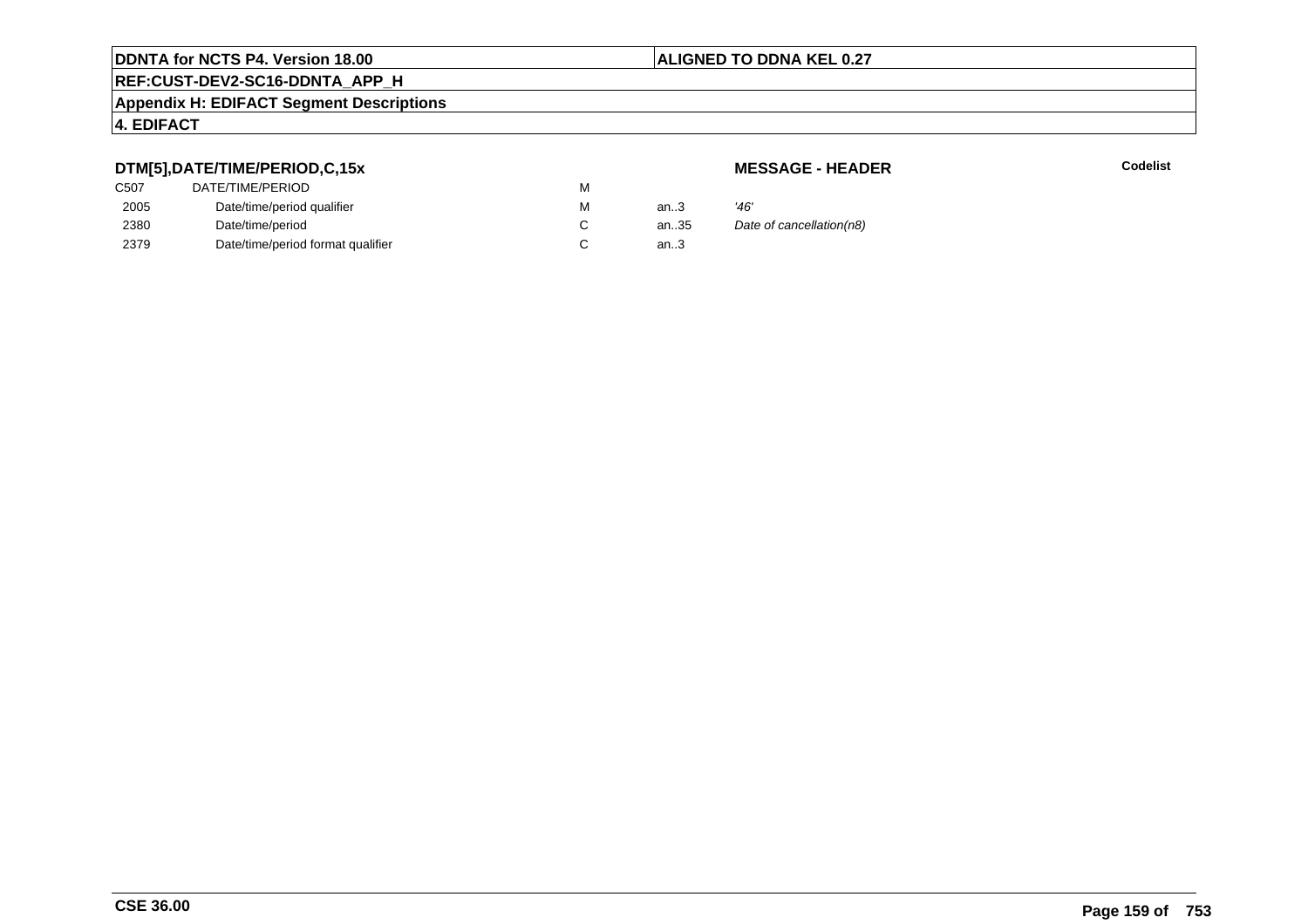**DTM[5],DATE/TIME/PERIOD,C,15x** **MESSAGE - HEADER** **Codelist**

| | | | | |
|---|---|---|---|---|
| C507 | DATE/TIME/PERIOD | M | | |
| 2005 | Date/time/period qualifier | M | an..3 | *'46'* |
| 2380 | Date/time/period | C | an..35 | *Date of cancellation(n8)* |
| 2379 | Date/time/period format qualifier | C | an..3 | |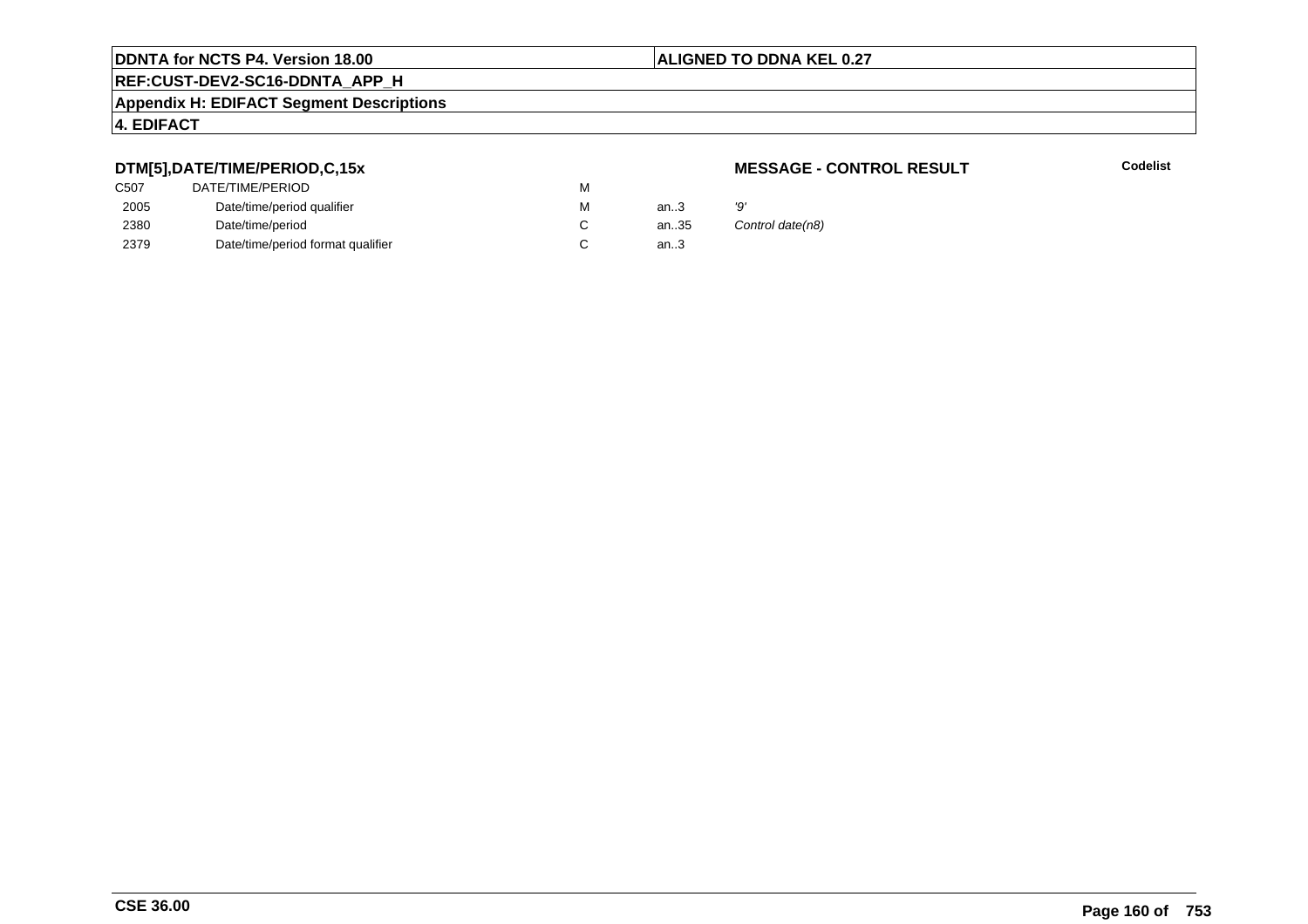**DTM[5],DATE/TIME/PERIOD,C,15x**

**MESSAGE - CONTROL RESULT**

**Codelist**

| | | | | |
|---|---|---|---|---|
| C507 | DATE/TIME/PERIOD | M | | |
| 2005 | Date/time/period qualifier | M | an..3 | *'9'* |
| 2380 | Date/time/period | C | an..35 | *Control date(n8)* |
| 2379 | Date/time/period format qualifier | C | an..3 | |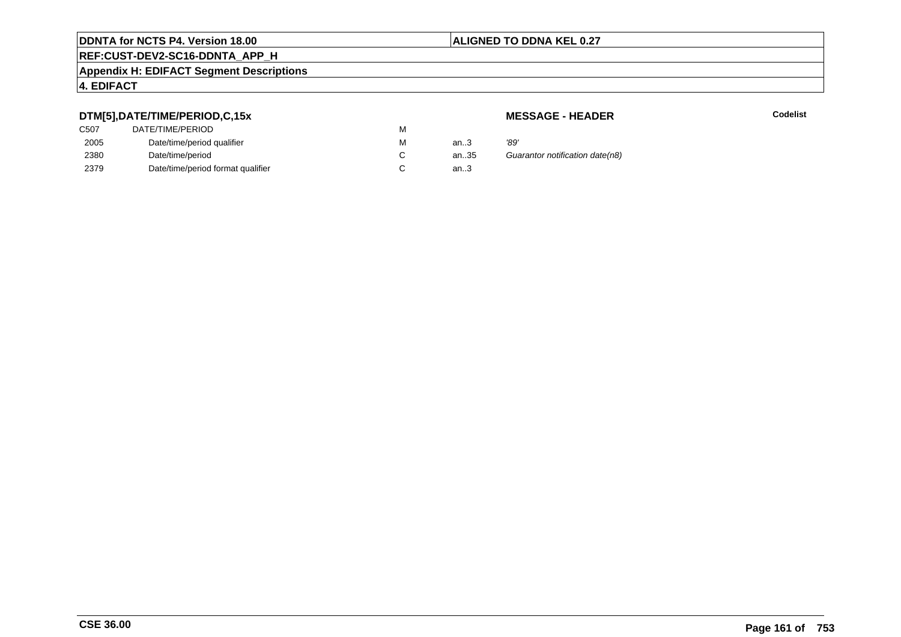**DTM[5],DATE/TIME/PERIOD,C,15x**

**MESSAGE - HEADER**

**Codelist**

| | | | | |
|---|---|---|---|---|
| C507 | DATE/TIME/PERIOD | M | | |
| 2005 | Date/time/period qualifier | M | an..3 | *'89'* |
| 2380 | Date/time/period | C | an..35 | *Guarantor notification date(n8)* |
| 2379 | Date/time/period format qualifier | C | an..3 | |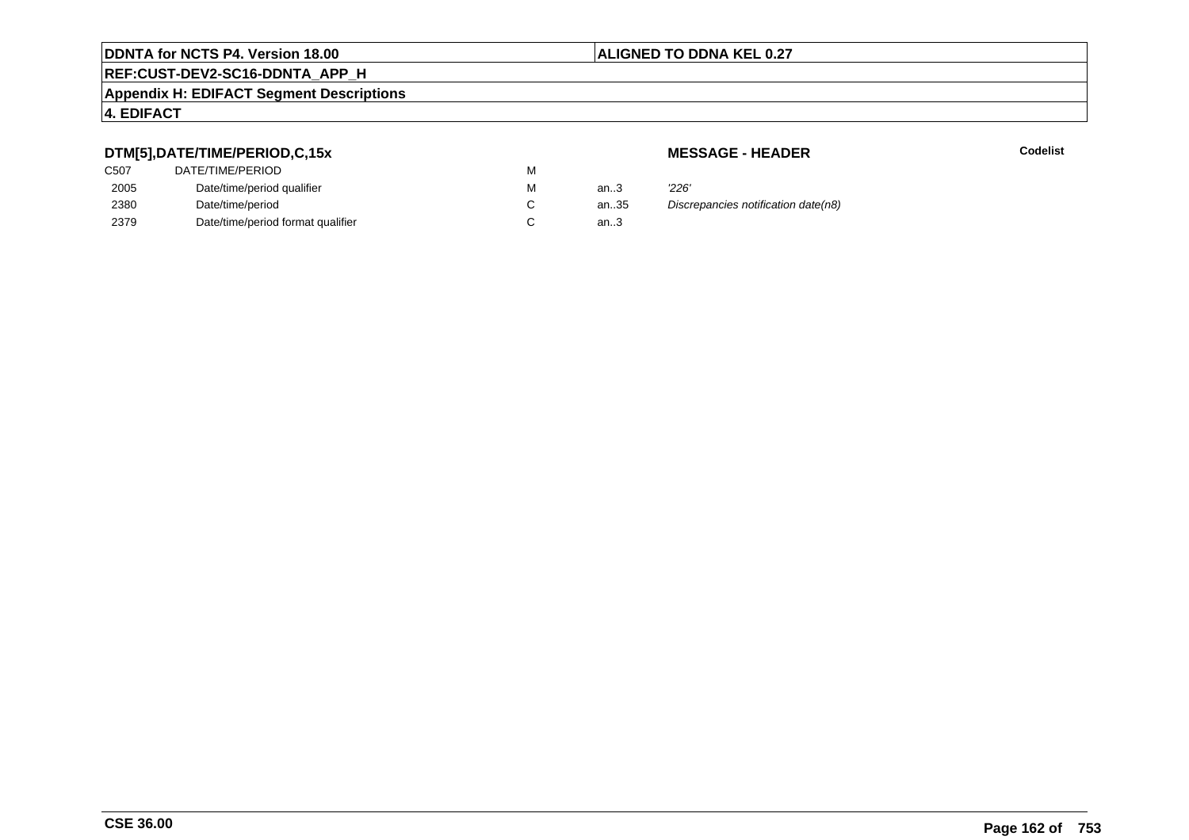**DTM[5],DATE/TIME/PERIOD,C,15x**

**MESSAGE - HEADER**

**Codelist**

| | | | | |
|---|---|---|---|---|
| C507 | DATE/TIME/PERIOD | M | | |
| 2005 | Date/time/period qualifier | M | an..3 | *'226'* |
| 2380 | Date/time/period | C | an..35 | *Discrepancies notification date(n8)* |
| 2379 | Date/time/period format qualifier | C | an..3 | |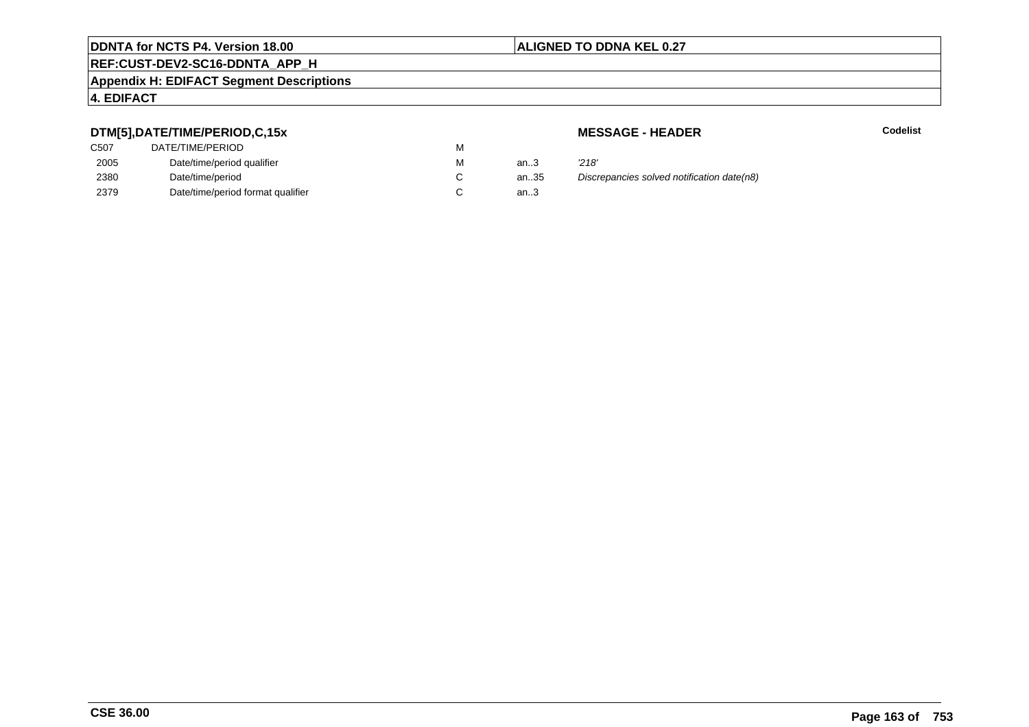## DTM[5],DATE/TIME/PERIOD,C,15x

**MESSAGE - HEADER**

**Codelist**

| | | | | |
|---|---|---|---|---|
| C507 | DATE/TIME/PERIOD | M | | |
| 2005 | Date/time/period qualifier | M | an..3 | *'218'* |
| 2380 | Date/time/period | C | an..35 | *Discrepancies solved notification date(n8)* |
| 2379 | Date/time/period format qualifier | C | an..3 | |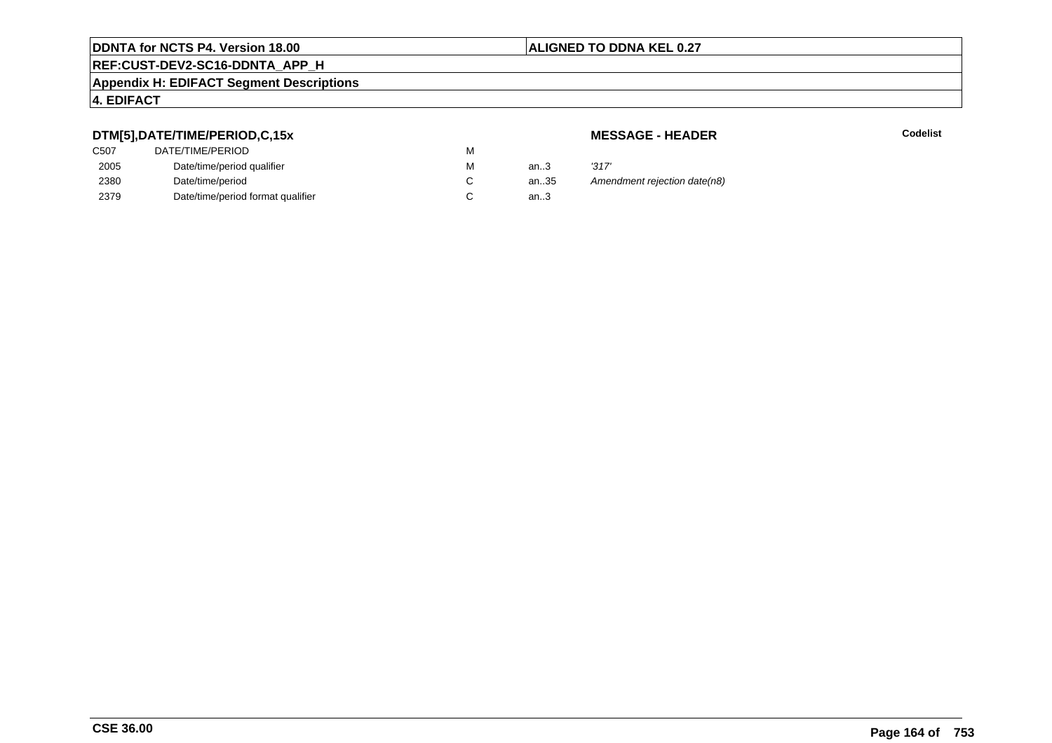## DTM[5],DATE/TIME/PERIOD,C,15x

**MESSAGE - HEADER**

**Codelist**

| | | | | |
|---|---|---|---|---|
| C507 | DATE/TIME/PERIOD | M | | |
| 2005 | Date/time/period qualifier | M | an..3 | *'317'* |
| 2380 | Date/time/period | C | an..35 | *Amendment rejection date(n8)* |
| 2379 | Date/time/period format qualifier | C | an..3 | |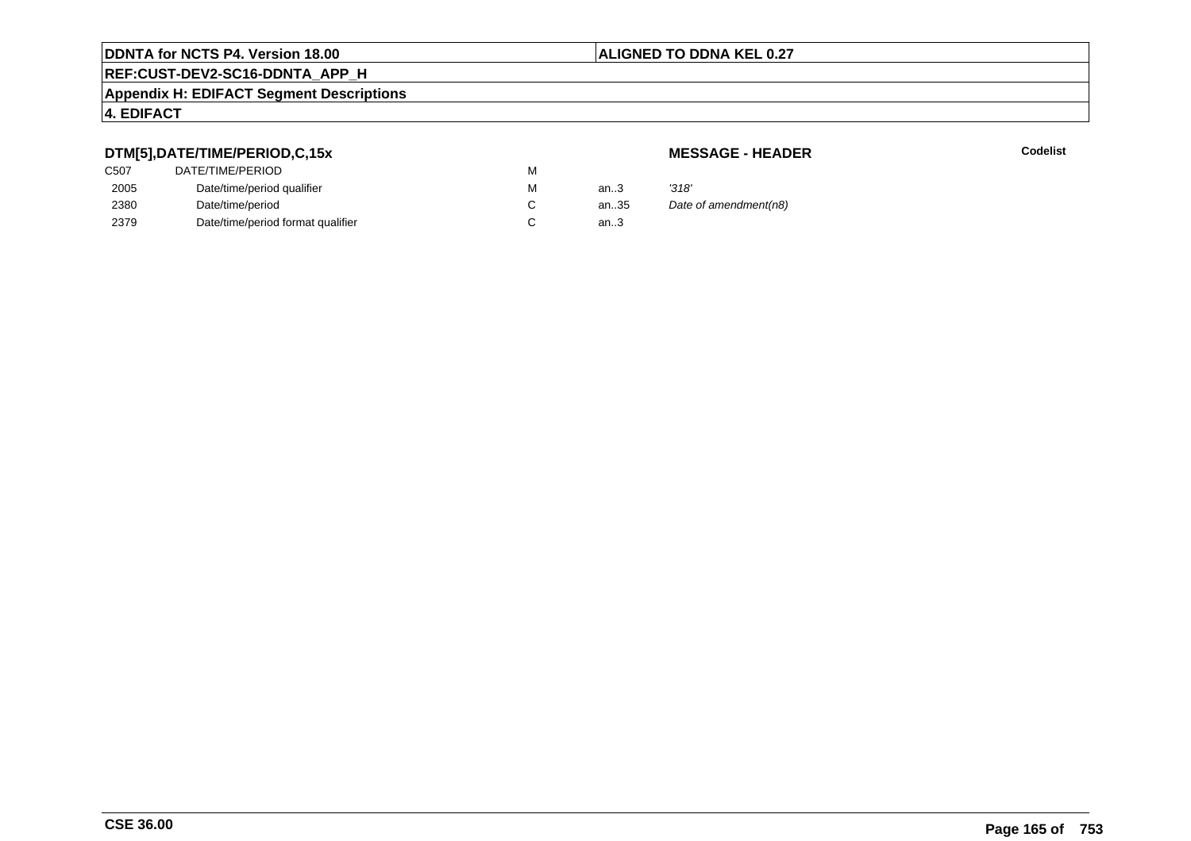**DTM[5],DATE/TIME/PERIOD,C,15x**

**MESSAGE - HEADER**

**Codelist**

| | | | | |
|---|---|---|---|---|
| C507 | DATE/TIME/PERIOD | M | | |
| 2005 | Date/time/period qualifier | M | an..3 | *'318'* |
| 2380 | Date/time/period | C | an..35 | *Date of amendment(n8)* |
| 2379 | Date/time/period format qualifier | C | an..3 | |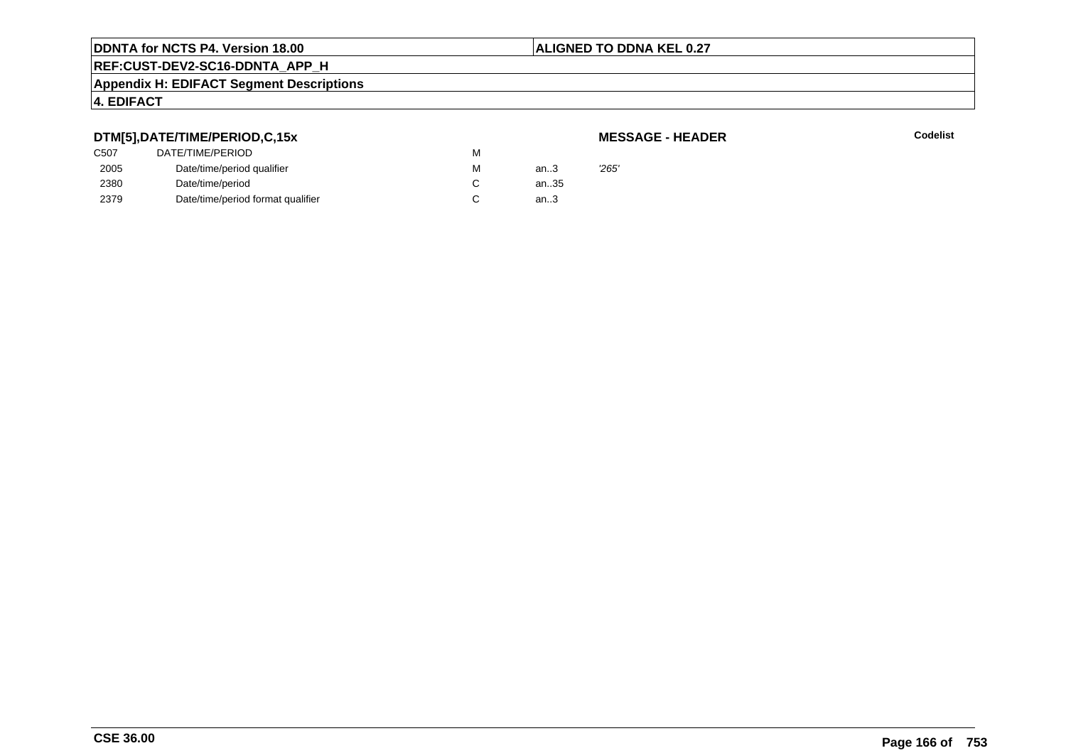**DTM[5],DATE/TIME/PERIOD,C,15x**

**MESSAGE - HEADER**

**Codelist**

| | | | | |
|---|---|---|---|---|
| C507 | DATE/TIME/PERIOD | M | | |
| 2005 | Date/time/period qualifier | M | an..3 | *'265'* |
| 2380 | Date/time/period | C | an..35 | |
| 2379 | Date/time/period format qualifier | C | an..3 | |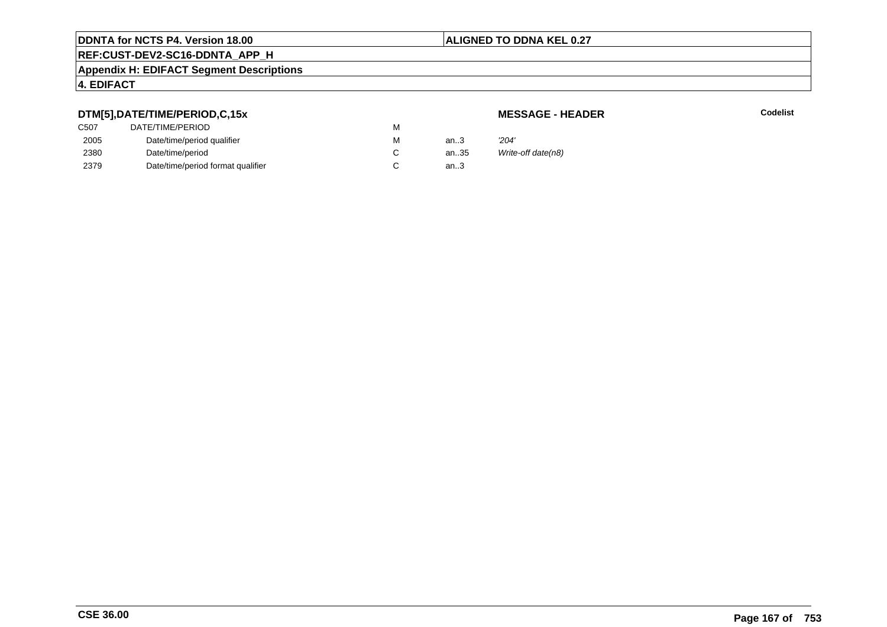**DTM[5],DATE/TIME/PERIOD,C,15x** **MESSAGE - HEADER** **Codelist**

| | | | | |
|---|---|---|---|---|
| C507 | DATE/TIME/PERIOD | M | | |
| 2005 | Date/time/period qualifier | M | an..3 | *'204'* |
| 2380 | Date/time/period | C | an..35 | *Write-off date(n8)* |
| 2379 | Date/time/period format qualifier | C | an..3 | |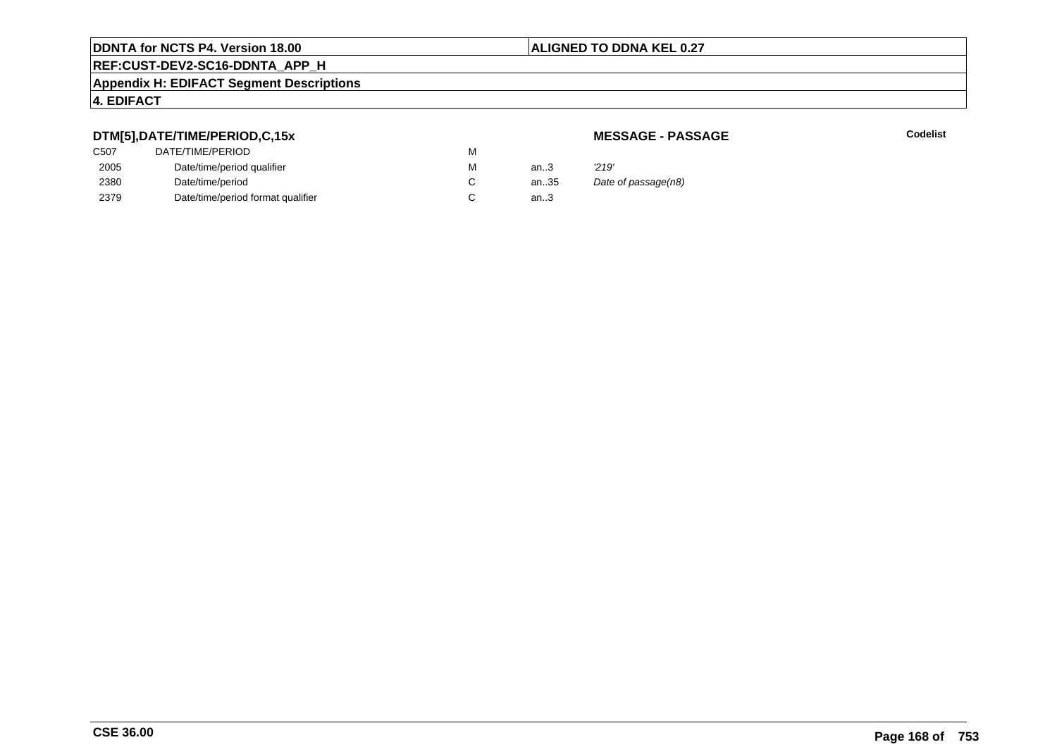**DTM[5],DATE/TIME/PERIOD,C,15x**

**MESSAGE - PASSAGE**

**Codelist**

| | | | | |
|---|---|---|---|---|
| C507 | DATE/TIME/PERIOD | M | | |
| 2005 | Date/time/period qualifier | M | an..3 | *'219'* |
| 2380 | Date/time/period | C | an..35 | *Date of passage(n8)* |
| 2379 | Date/time/period format qualifier | C | an..3 | |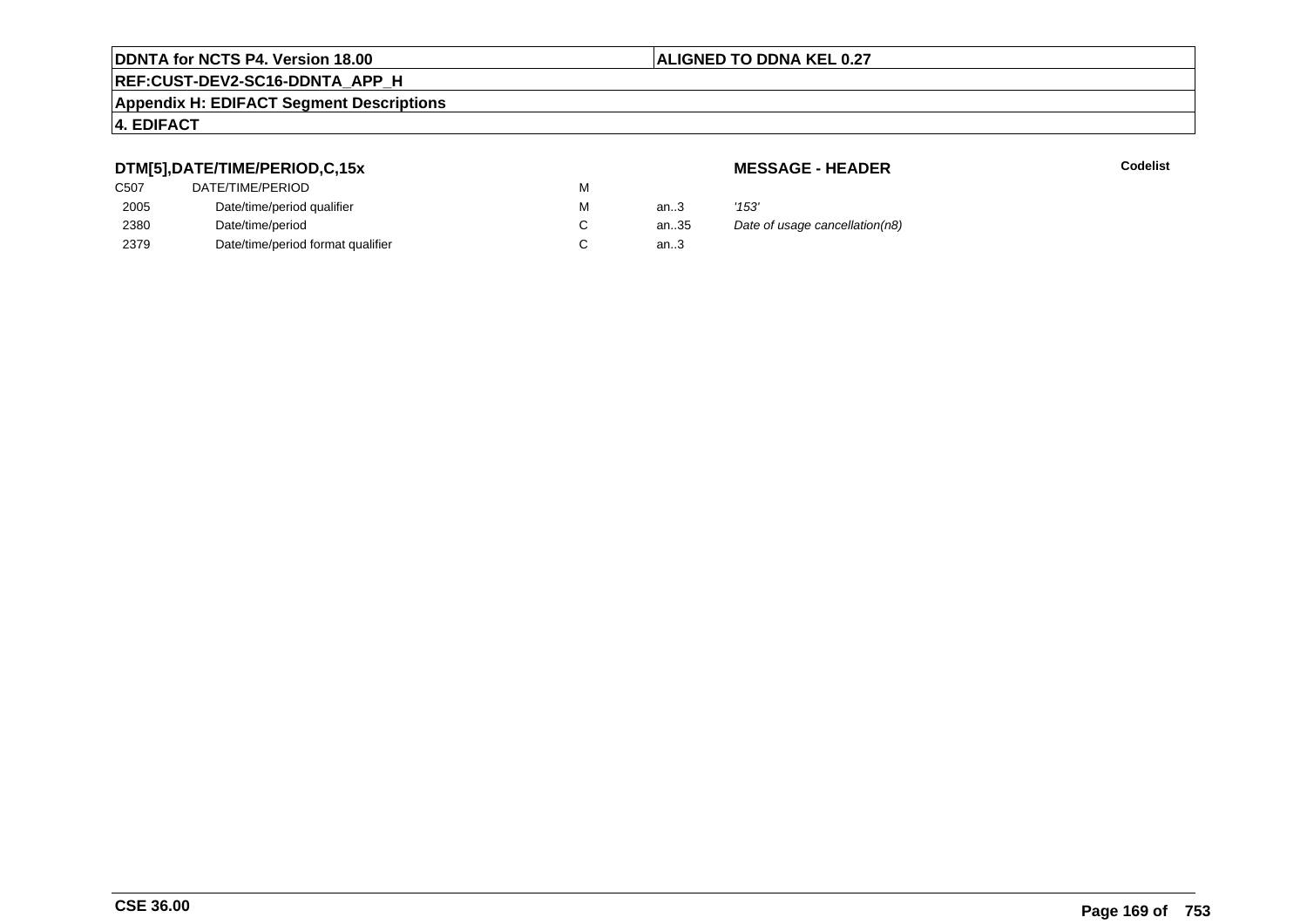**DDNTA for NCTS P4. Version 18.00** | **ALIGNED TO DDNA KEL 0.27**

**REF:CUST-DEV2-SC16-DDNTA_APP_H**

**Appendix H: EDIFACT Segment Descriptions**

**4. EDIFACT**

### DTM[5],DATE/TIME/PERIOD,C,15x

**MESSAGE - HEADER** **Codelist**

| | | | | | |
|---|---|---|---|---|---|
| C507 | DATE/TIME/PERIOD | M | | | |
| 2005 | Date/time/period qualifier | M | an..3 | *'153'* | |
| 2380 | Date/time/period | C | an..35 | *Date of usage cancellation(n8)* | |
| 2379 | Date/time/period format qualifier | C | an..3 | | |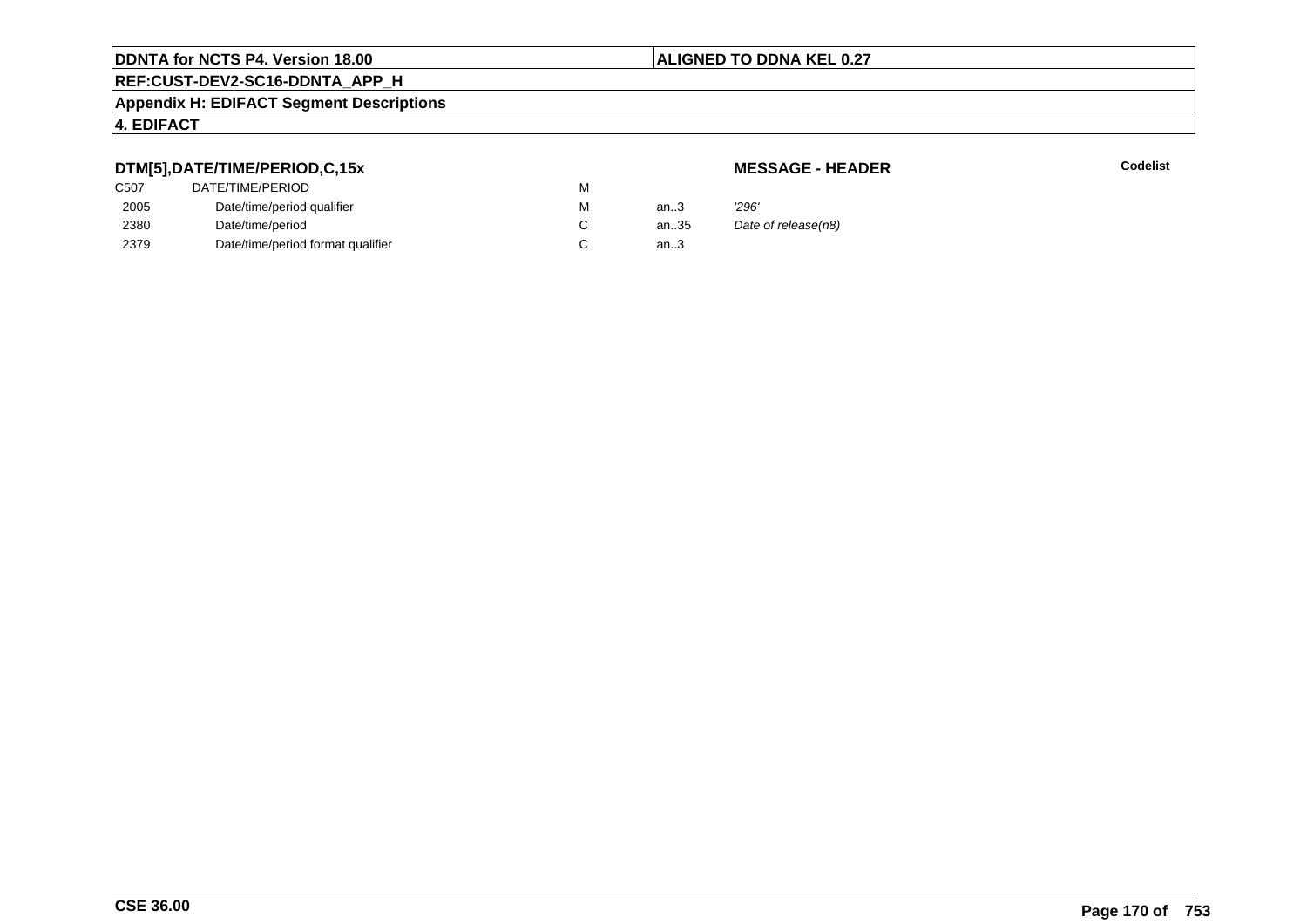**DDNTA for NCTS P4. Version 18.00** | **ALIGNED TO DDNA KEL 0.27**

**REF:CUST-DEV2-SC16-DDNTA_APP_H**

**Appendix H: EDIFACT Segment Descriptions**

**4. EDIFACT**

### DTM[5],DATE/TIME/PERIOD,C,15x

**MESSAGE - HEADER** **Codelist**

| | | | | |
|---|---|---|---|---|
| C507 | DATE/TIME/PERIOD | M | | |
| 2005 | Date/time/period qualifier | M | an..3 | *'296'* |
| 2380 | Date/time/period | C | an..35 | *Date of release(n8)* |
| 2379 | Date/time/period format qualifier | C | an..3 | |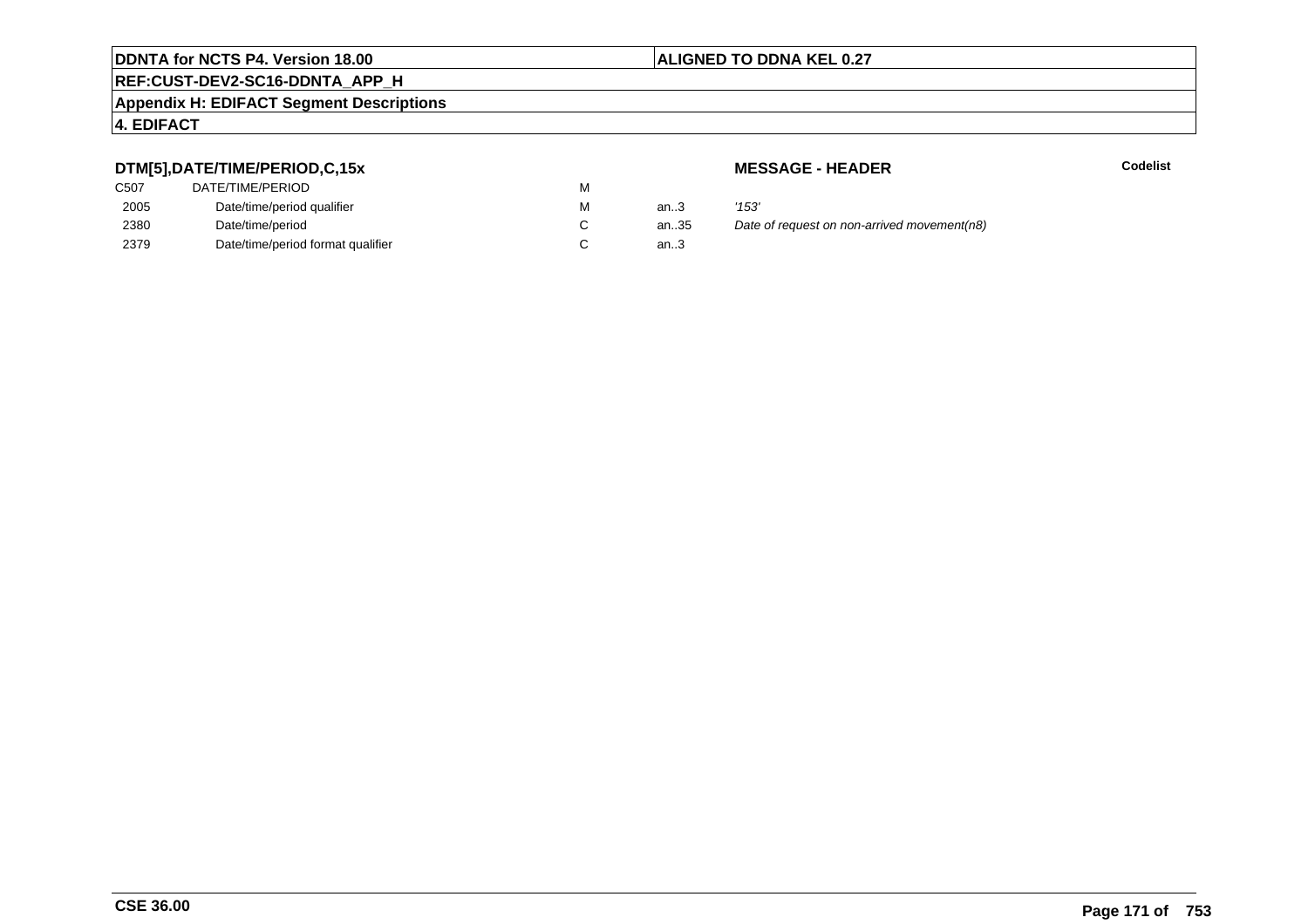**DDNTA for NCTS P4. Version 18.00** | **ALIGNED TO DDNA KEL 0.27**

**REF:CUST-DEV2-SC16-DDNTA_APP_H**

**Appendix H: EDIFACT Segment Descriptions**

**4. EDIFACT**

### DTM[5],DATE/TIME/PERIOD,C,15x

**MESSAGE - HEADER**

**Codelist**

| | | | | |
|---|---|---|---|---|
| C507 | DATE/TIME/PERIOD | M | | |
| 2005 | Date/time/period qualifier | M | an..3 | *'153'* |
| 2380 | Date/time/period | C | an..35 | *Date of request on non-arrived movement(n8)* |
| 2379 | Date/time/period format qualifier | C | an..3 | |

**CSE 36.00**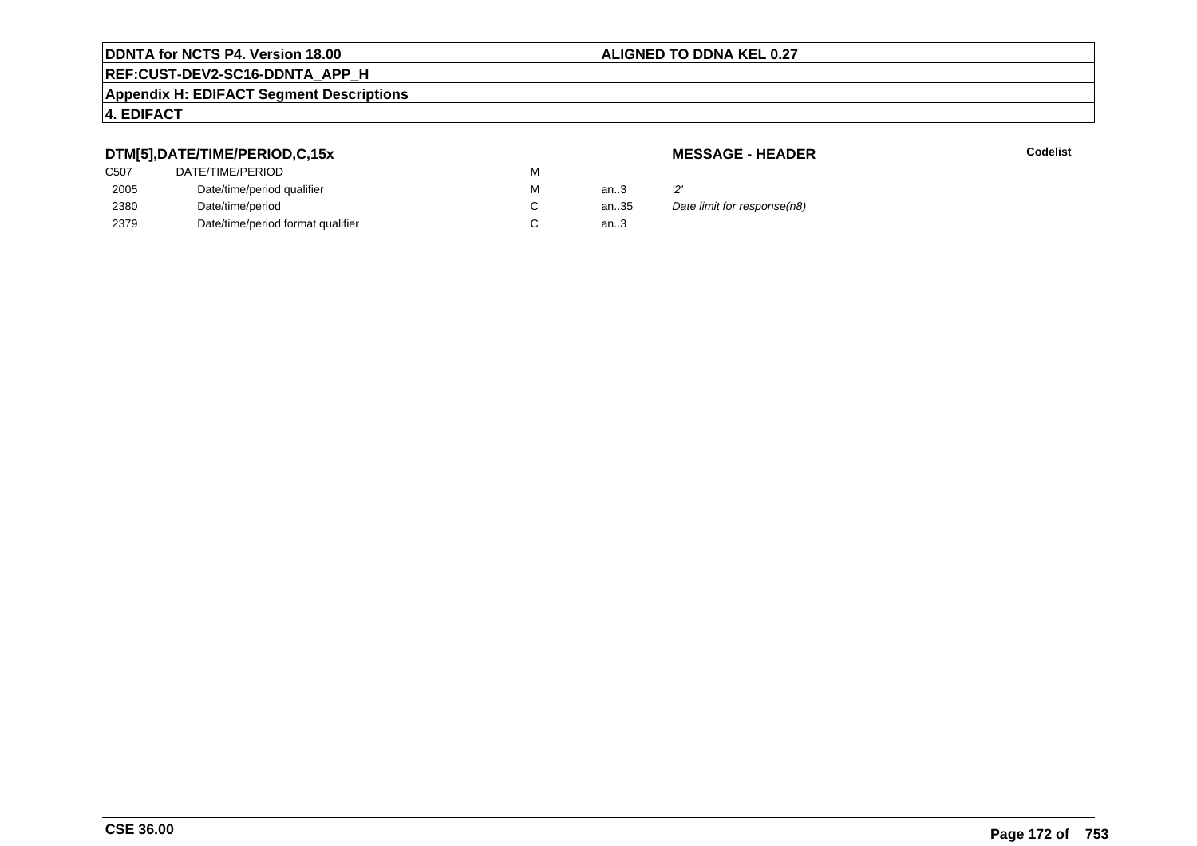**DTM[5],DATE/TIME/PERIOD,C,15x**

**MESSAGE - HEADER**

**Codelist**

| | | | | |
|---|---|---|---|---|
| C507 | DATE/TIME/PERIOD | M | | |
| 2005 | Date/time/period qualifier | M | an..3 | '2' |
| 2380 | Date/time/period | C | an..35 | *Date limit for response(n8)* |
| 2379 | Date/time/period format qualifier | C | an..3 | |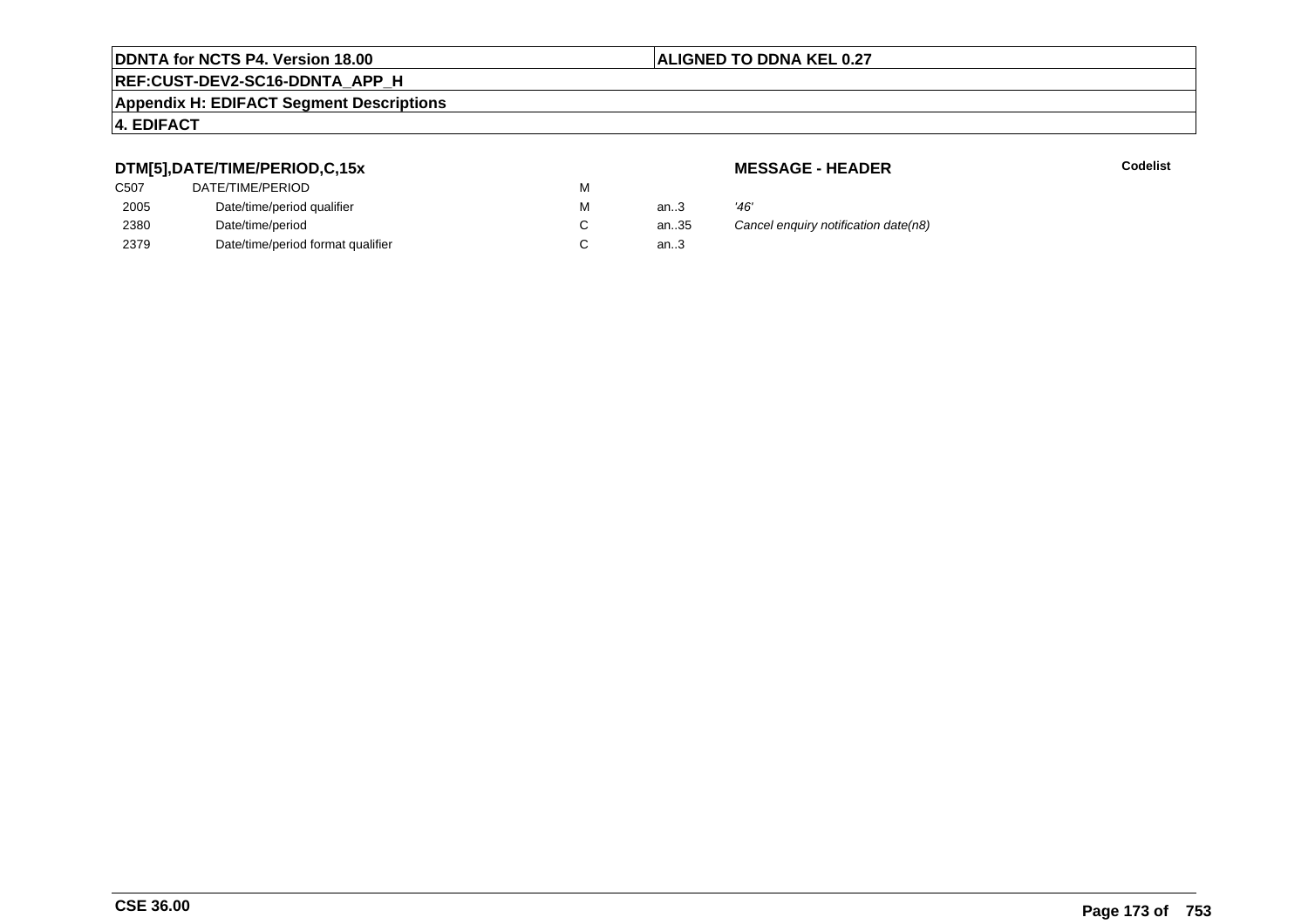**DDNTA for NCTS P4. Version 18.00** | **ALIGNED TO DDNA KEL 0.27**

**REF:CUST-DEV2-SC16-DDNTA_APP_H**

**Appendix H: EDIFACT Segment Descriptions**

**4. EDIFACT**

**DTM[5],DATE/TIME/PERIOD,C,15x** — **MESSAGE - HEADER** — **Codelist**

| | | | | |
|---|---|---|---|---|
| C507 | DATE/TIME/PERIOD | M | | |
| 2005 | Date/time/period qualifier | M | an..3 | *'46'* |
| 2380 | Date/time/period | C | an..35 | *Cancel enquiry notification date(n8)* |
| 2379 | Date/time/period format qualifier | C | an..3 | |

**CSE 36.00**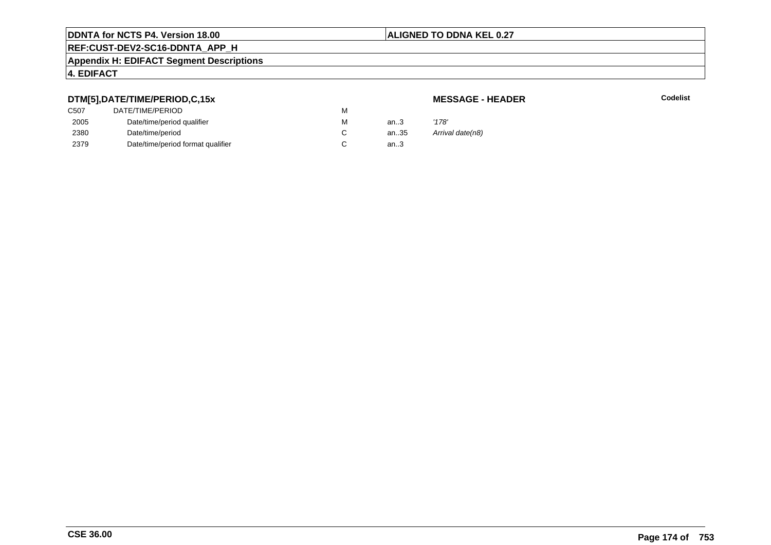**DDNTA for NCTS P4. Version 18.00** | **ALIGNED TO DDNA KEL 0.27**

**REF:CUST-DEV2-SC16-DDNTA_APP_H**

**Appendix H: EDIFACT Segment Descriptions**

**4. EDIFACT**

### DTM[5],DATE/TIME/PERIOD,C,15x

**MESSAGE - HEADER** **Codelist**

| | | | | |
|---|---|---|---|---|
| C507 | DATE/TIME/PERIOD | M | | |
| 2005 | Date/time/period qualifier | M | an..3 | *'178'* |
| 2380 | Date/time/period | C | an..35 | *Arrival date(n8)* |
| 2379 | Date/time/period format qualifier | C | an..3 | |

**CSE 36.00**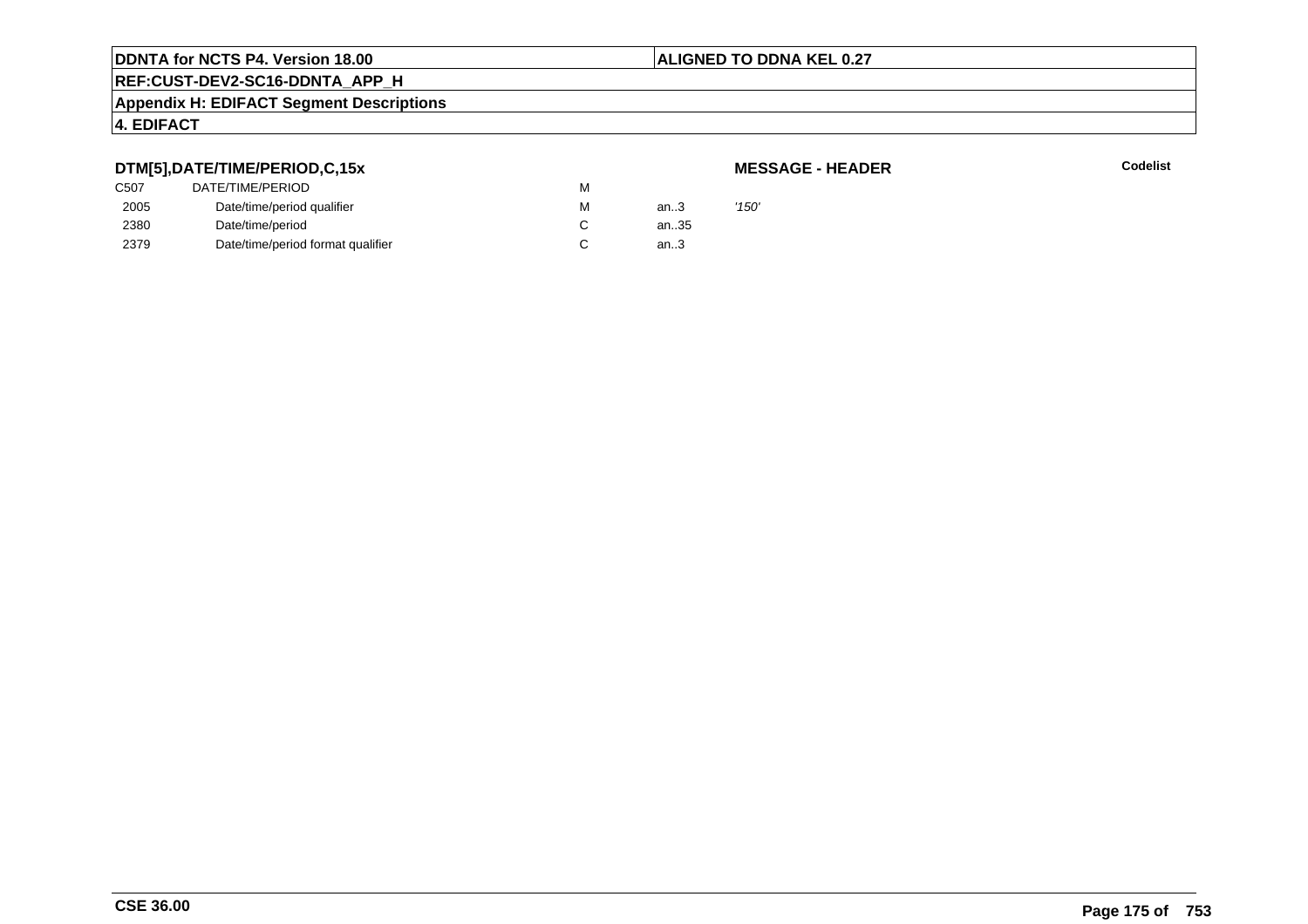**DTM[5],DATE/TIME/PERIOD,C,15x** **MESSAGE - HEADER** **Codelist**

| | | | | |
|---|---|---|---|---|
| C507 | DATE/TIME/PERIOD | M | | |
| 2005 | Date/time/period qualifier | M | an..3 | *'150'* |
| 2380 | Date/time/period | C | an..35 | |
| 2379 | Date/time/period format qualifier | C | an..3 | |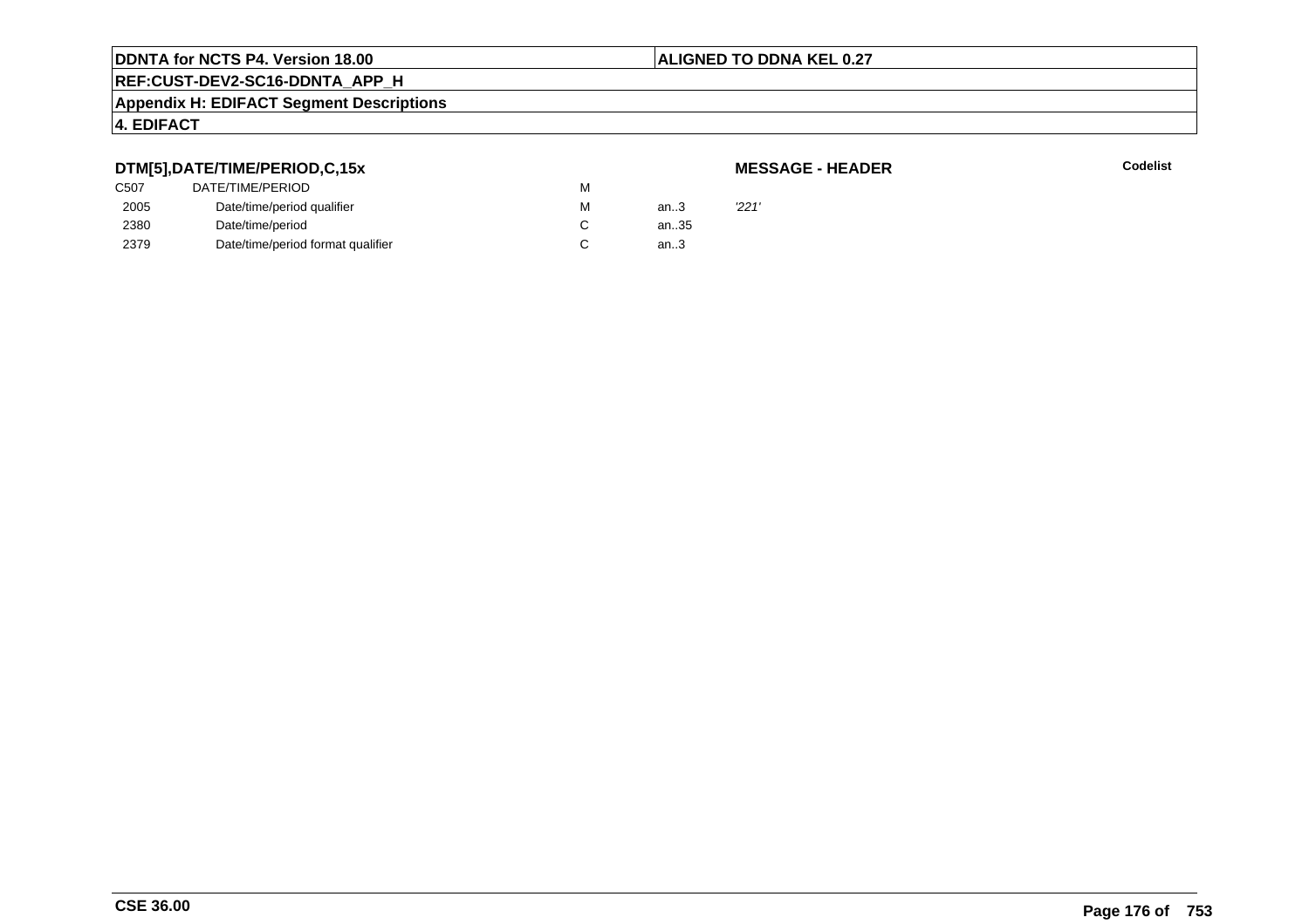**DTM[5],DATE/TIME/PERIOD,C,15x** **MESSAGE - HEADER** **Codelist**

| | | | | |
|---|---|---|---|---|
| C507 | DATE/TIME/PERIOD | M | | |
| 2005 | Date/time/period qualifier | M | an..3 | *'221'* |
| 2380 | Date/time/period | C | an..35 | |
| 2379 | Date/time/period format qualifier | C | an..3 | |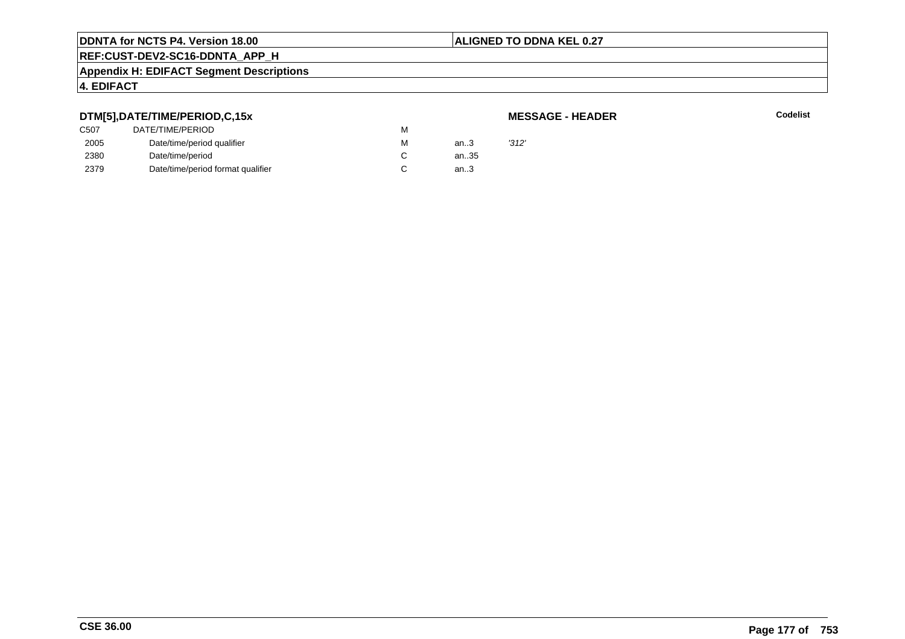**DTM[5],DATE/TIME/PERIOD,C,15x** — **MESSAGE - HEADER** — **Codelist**

| | | | | |
|---|---|---|---|---|
| C507 | DATE/TIME/PERIOD | M | | |
| 2005 | Date/time/period qualifier | M | an..3 | *'312'* |
| 2380 | Date/time/period | C | an..35 | |
| 2379 | Date/time/period format qualifier | C | an..3 | |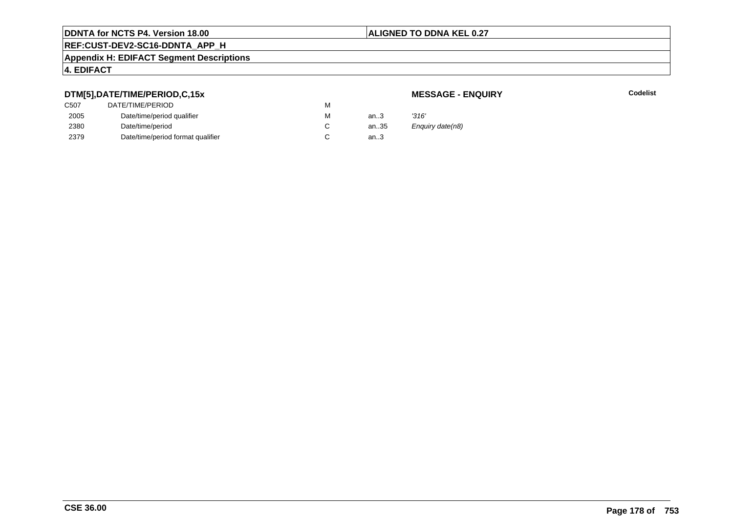**DTM[5],DATE/TIME/PERIOD,C,15x**

**MESSAGE - ENQUIRY**

**Codelist**

| | | | | |
|---|---|---|---|---|
| C507 | DATE/TIME/PERIOD | M | | |
| 2005 | Date/time/period qualifier | M | an..3 | *'316'* |
| 2380 | Date/time/period | C | an..35 | *Enquiry date(n8)* |
| 2379 | Date/time/period format qualifier | C | an..3 | |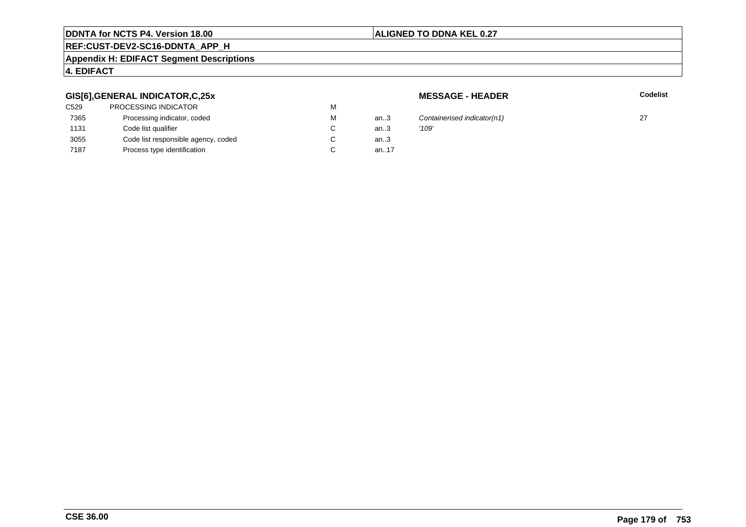**GIS[6],GENERAL INDICATOR,C,25x** — **MESSAGE - HEADER**

| | | | | | Codelist |
|---|---|---|---|---|---|
| C529 | PROCESSING INDICATOR | M | | | |
| 7365 | Processing indicator, coded | M | an..3 | *Containerised indicator(n1)* | 27 |
| 1131 | Code list qualifier | C | an..3 | *'109'* | |
| 3055 | Code list responsible agency, coded | C | an..3 | | |
| 7187 | Process type identification | C | an..17 | | |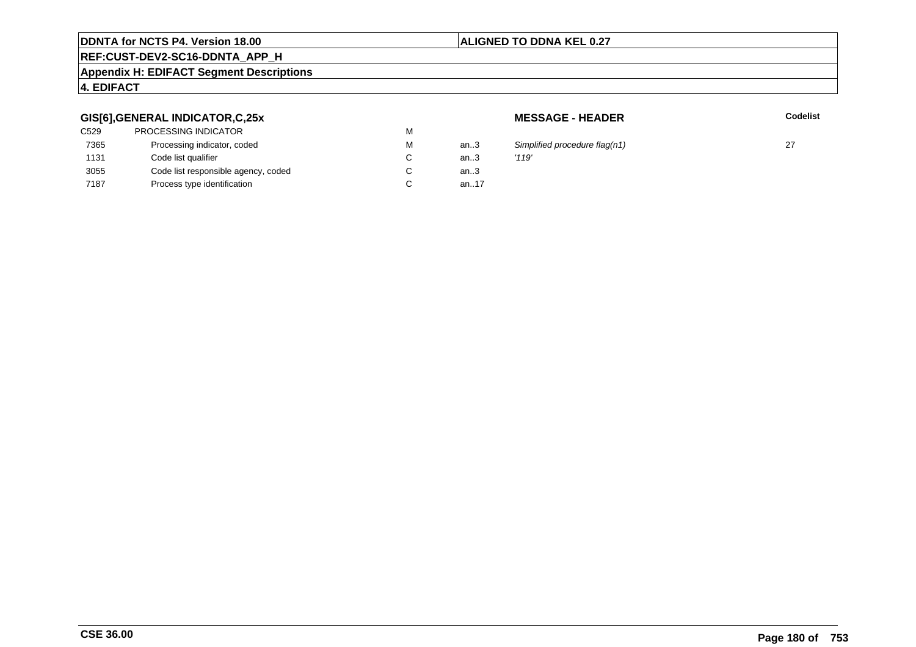**GIS[6],GENERAL INDICATOR,C,25x** **MESSAGE - HEADER** **Codelist**

| | | | | | |
|---|---|---|---|---|---|
| C529 | PROCESSING INDICATOR | M | | | |
| 7365 | Processing indicator, coded | M | an..3 | *Simplified procedure flag(n1)* | 27 |
| 1131 | Code list qualifier | C | an..3 | *'119'* | |
| 3055 | Code list responsible agency, coded | C | an..3 | | |
| 7187 | Process type identification | C | an..17 | | |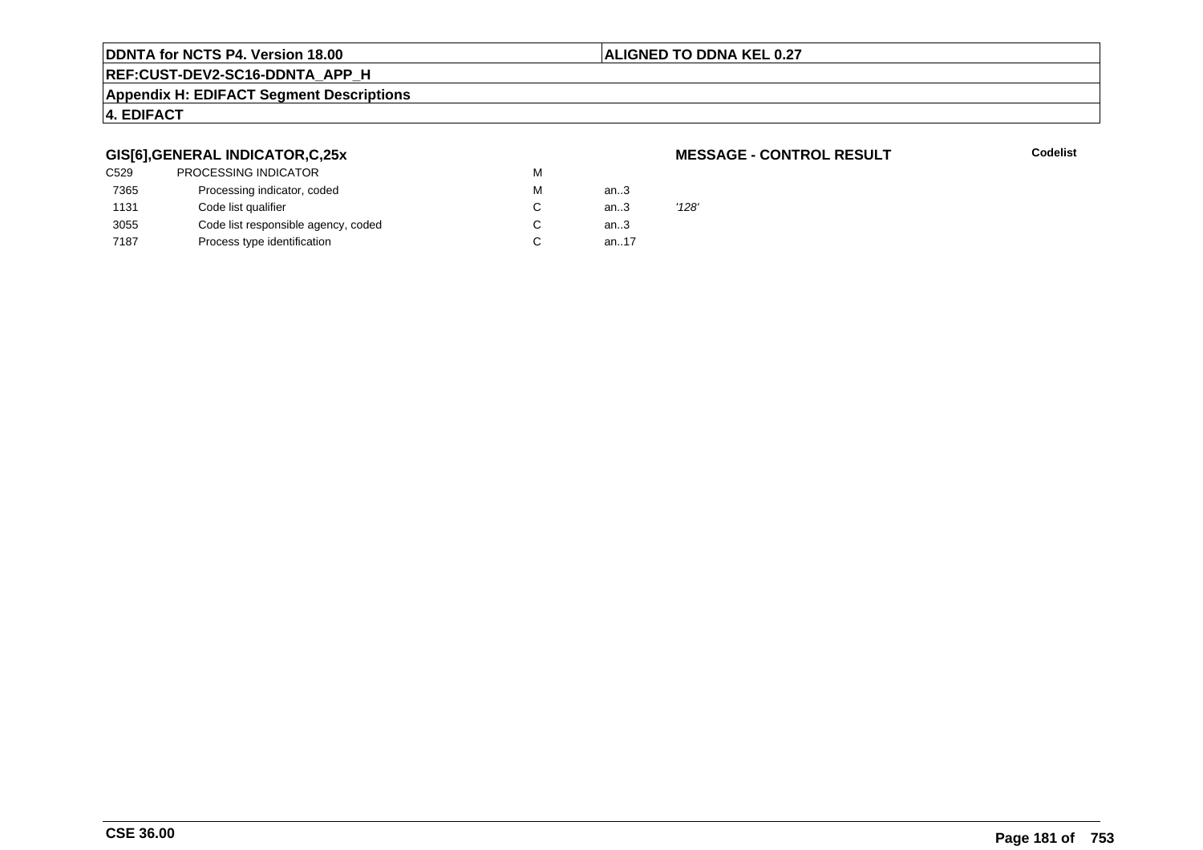### GIS[6],GENERAL INDICATOR,C,25x

**MESSAGE - CONTROL RESULT**

**Codelist**

| | | | | |
|---|---|---|---|---|
| C529 | PROCESSING INDICATOR | M | | |
| 7365 | Processing indicator, coded | M | an..3 | |
| 1131 | Code list qualifier | C | an..3 | *'128'* |
| 3055 | Code list responsible agency, coded | C | an..3 | |
| 7187 | Process type identification | C | an..17 | |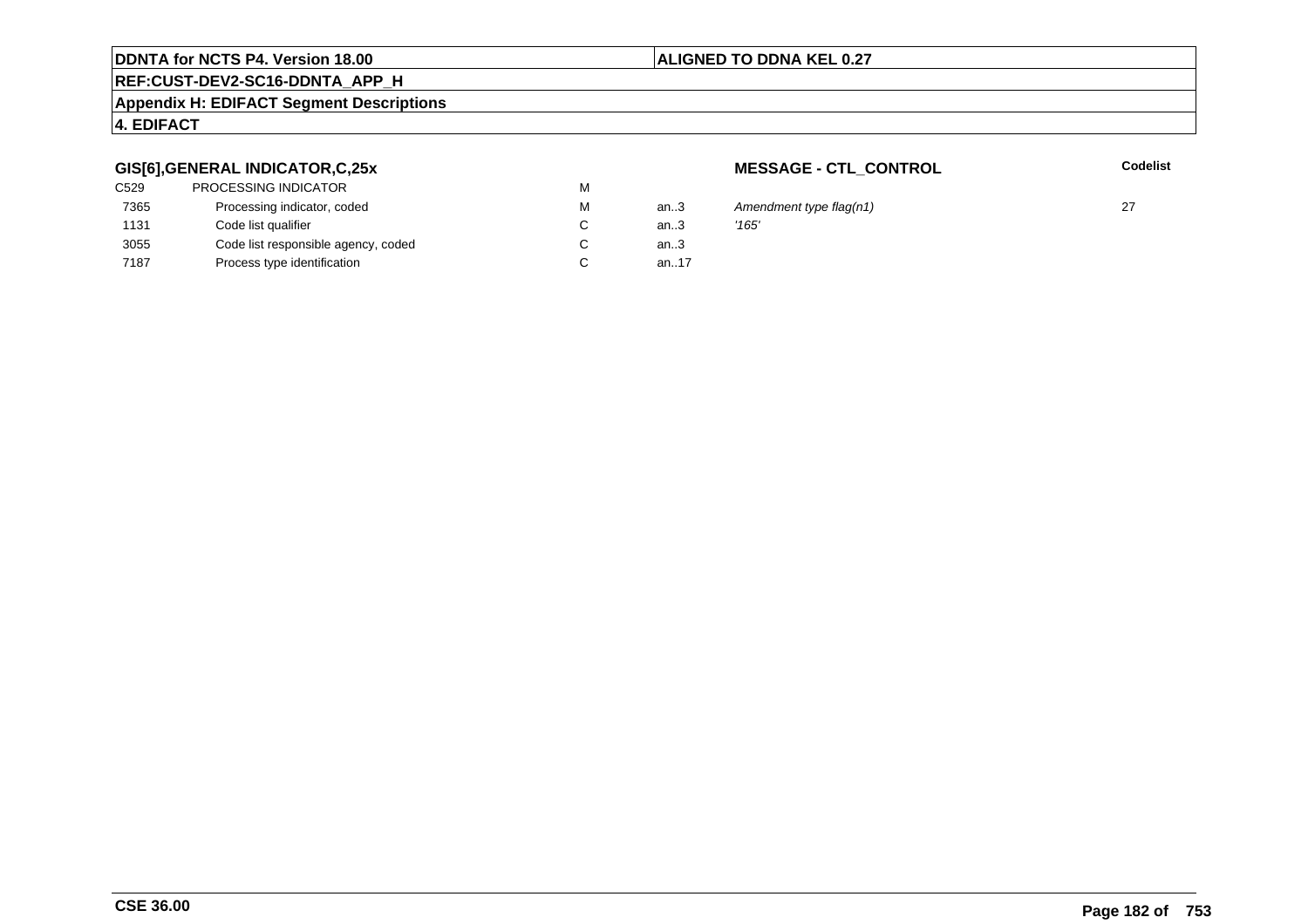**DDNTA for NCTS P4. Version 18.00** | **ALIGNED TO DDNA KEL 0.27**

**REF:CUST-DEV2-SC16-DDNTA_APP_H**

**Appendix H: EDIFACT Segment Descriptions**

**4. EDIFACT**

### GIS[6],GENERAL INDICATOR,C,25x

**MESSAGE - CTL_CONTROL**

| | | | | | Codelist |
|---|---|---|---|---|---|
| C529 | PROCESSING INDICATOR | M | | | |
| 7365 | Processing indicator, coded | M | an..3 | *Amendment type flag(n1)* | 27 |
| 1131 | Code list qualifier | C | an..3 | *'165'* | |
| 3055 | Code list responsible agency, coded | C | an..3 | | |
| 7187 | Process type identification | C | an..17 | | |

**CSE 36.00**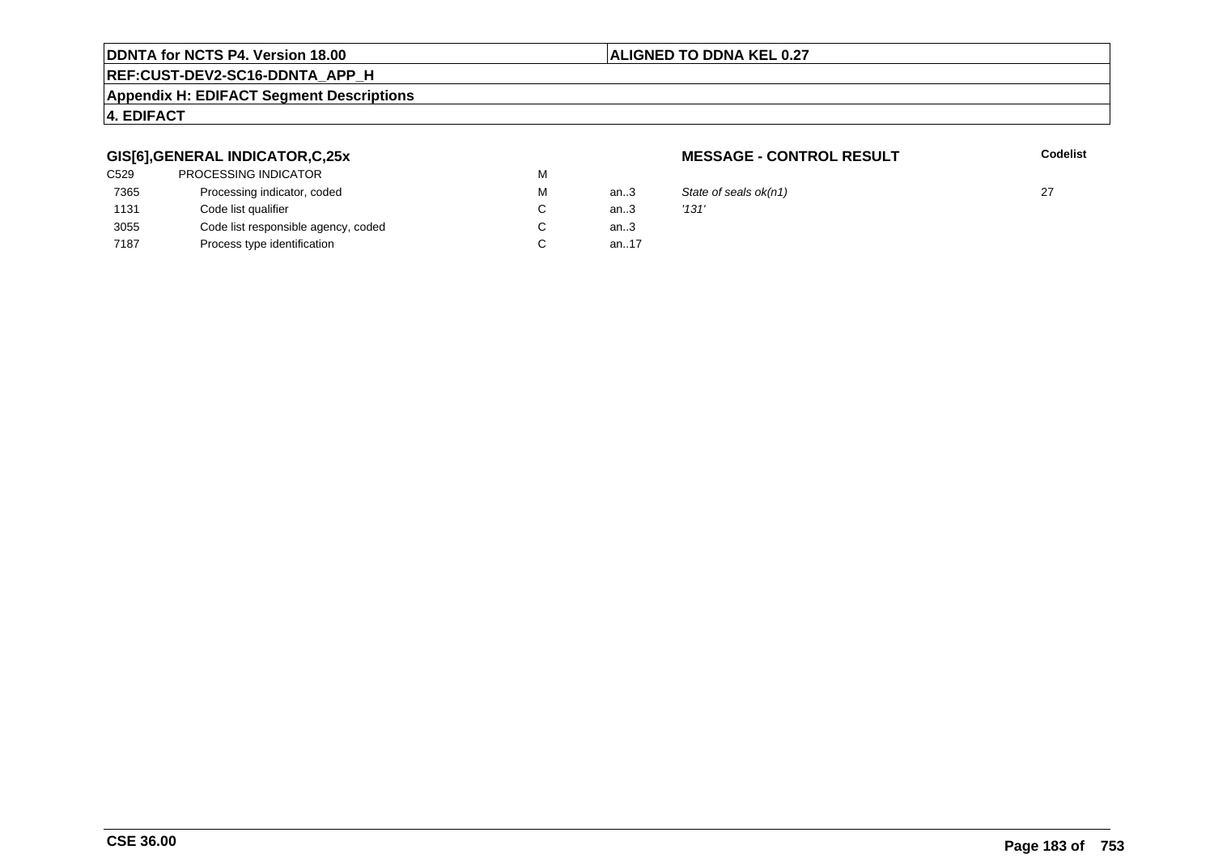## GIS[6],GENERAL INDICATOR,C,25x

**MESSAGE - CONTROL RESULT**

| | | | | | Codelist |
|---|---|---|---|---|---|
| C529 | PROCESSING INDICATOR | M | | | |
| 7365 | Processing indicator, coded | M | an..3 | *State of seals ok(n1)* | 27 |
| 1131 | Code list qualifier | C | an..3 | *'131'* | |
| 3055 | Code list responsible agency, coded | C | an..3 | | |
| 7187 | Process type identification | C | an..17 | | |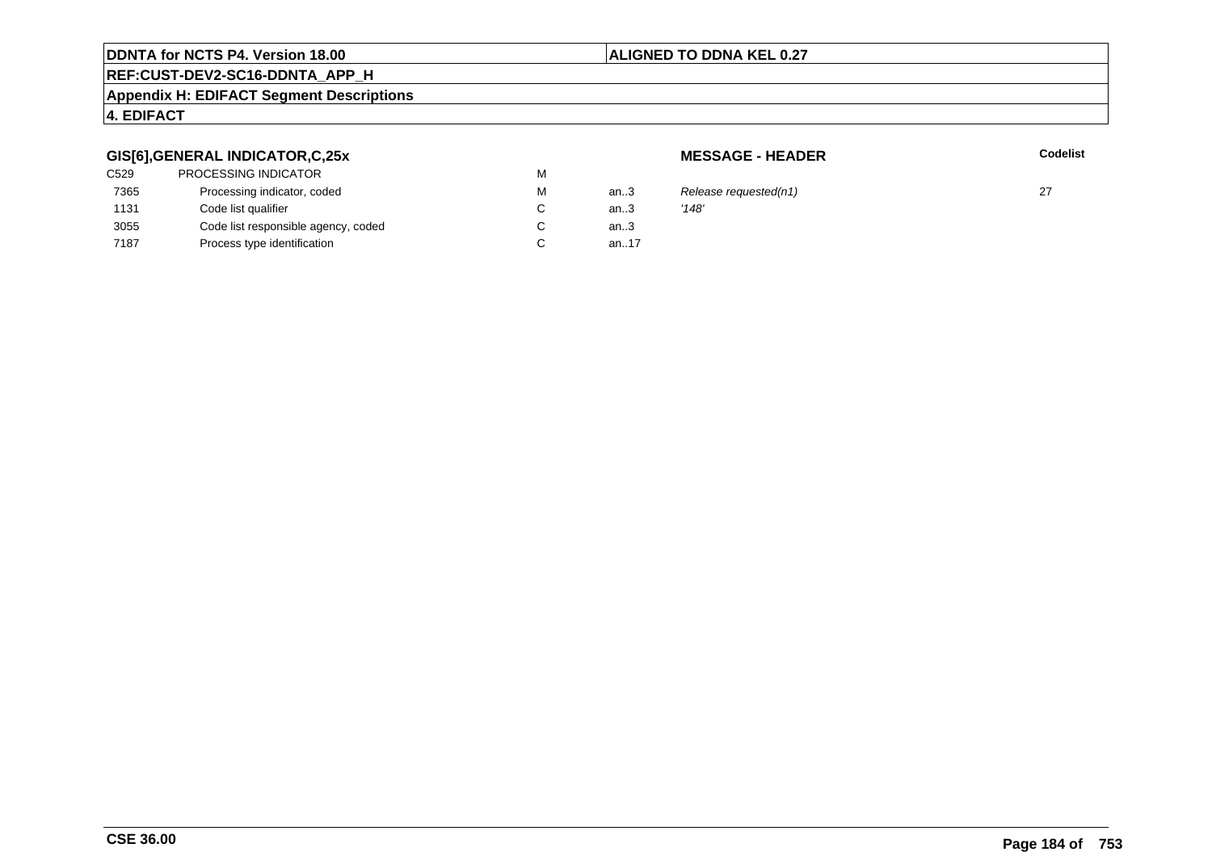## GIS[6],GENERAL INDICATOR,C,25x

**MESSAGE - HEADER**

| | | | | | Codelist |
|---|---|---|---|---|---|
| C529 | PROCESSING INDICATOR | M | | | |
| 7365 | Processing indicator, coded | M | an..3 | *Release requested(n1)* | 27 |
| 1131 | Code list qualifier | C | an..3 | *'148'* | |
| 3055 | Code list responsible agency, coded | C | an..3 | | |
| 7187 | Process type identification | C | an..17 | | |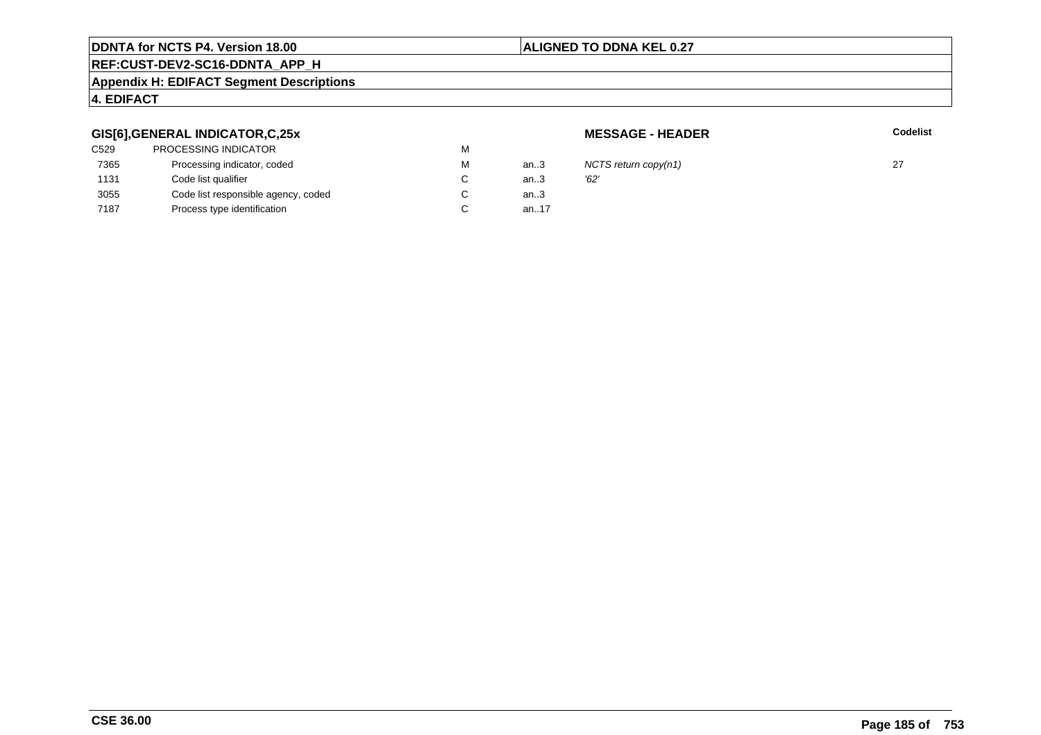**GIS[6],GENERAL INDICATOR,C,25x** **MESSAGE - HEADER**

| | | | | | Codelist |
|---|---|---|---|---|---|
| C529 | PROCESSING INDICATOR | M | | | |
| 7365 | Processing indicator, coded | M | an..3 | *NCTS return copy(n1)* | 27 |
| 1131 | Code list qualifier | C | an..3 | *'62'* | |
| 3055 | Code list responsible agency, coded | C | an..3 | | |
| 7187 | Process type identification | C | an..17 | | |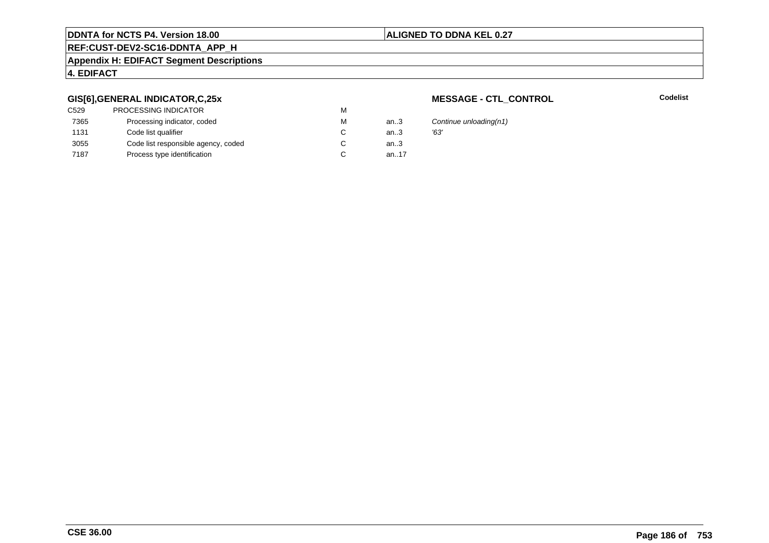## GIS[6],GENERAL INDICATOR,C,25x

**MESSAGE - CTL_CONTROL**

**Codelist**

| | | | | |
|---|---|---|---|---|
| C529 | PROCESSING INDICATOR | M | | |
| 7365 | Processing indicator, coded | M | an..3 | *Continue unloading(n1)* |
| 1131 | Code list qualifier | C | an..3 | *'63'* |
| 3055 | Code list responsible agency, coded | C | an..3 | |
| 7187 | Process type identification | C | an..17 | |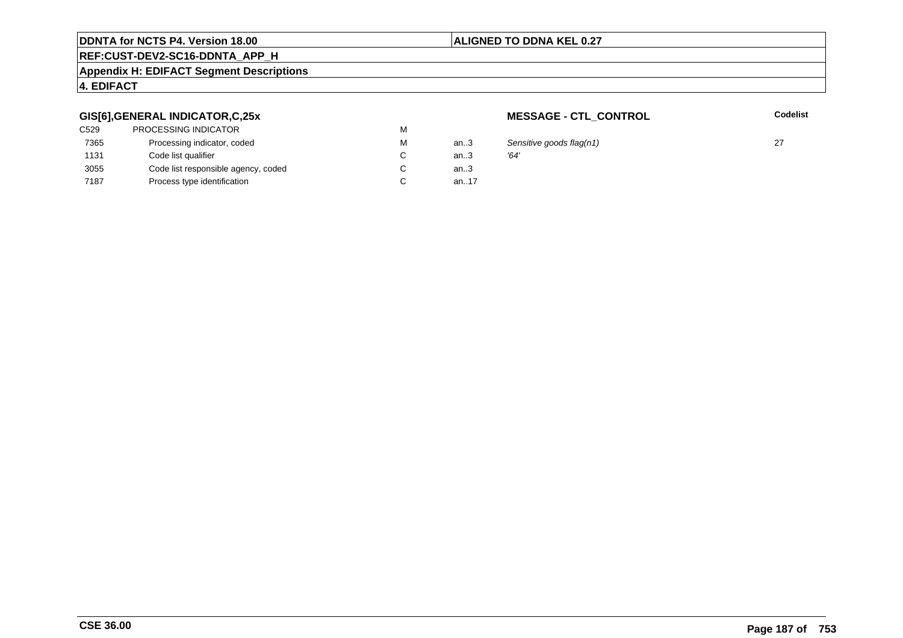### GIS[6],GENERAL INDICATOR,C,25x

**MESSAGE - CTL_CONTROL**

| | | | | | Codelist |
|---|---|---|---|---|---|
| C529 | PROCESSING INDICATOR | M | | | |
| 7365 | Processing indicator, coded | M | an..3 | *Sensitive goods flag(n1)* | 27 |
| 1131 | Code list qualifier | C | an..3 | *'64'* | |
| 3055 | Code list responsible agency, coded | C | an..3 | | |
| 7187 | Process type identification | C | an..17 | | |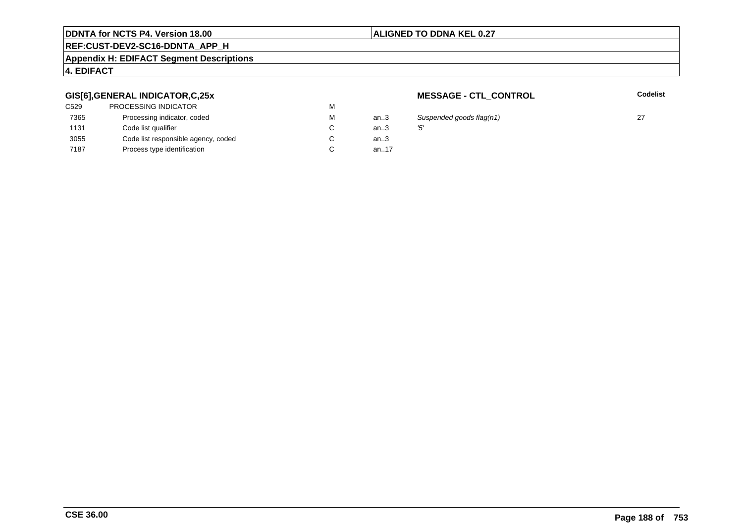**GIS[6],GENERAL INDICATOR,C,25x**

**MESSAGE - CTL_CONTROL**

| | | | | | Codelist |
|---|---|---|---|---|---|
| C529 | PROCESSING INDICATOR | M | | | |
| 7365 | Processing indicator, coded | M | an..3 | *Suspended goods flag(n1)* | 27 |
| 1131 | Code list qualifier | C | an..3 | *'5'* | |
| 3055 | Code list responsible agency, coded | C | an..3 | | |
| 7187 | Process type identification | C | an..17 | | |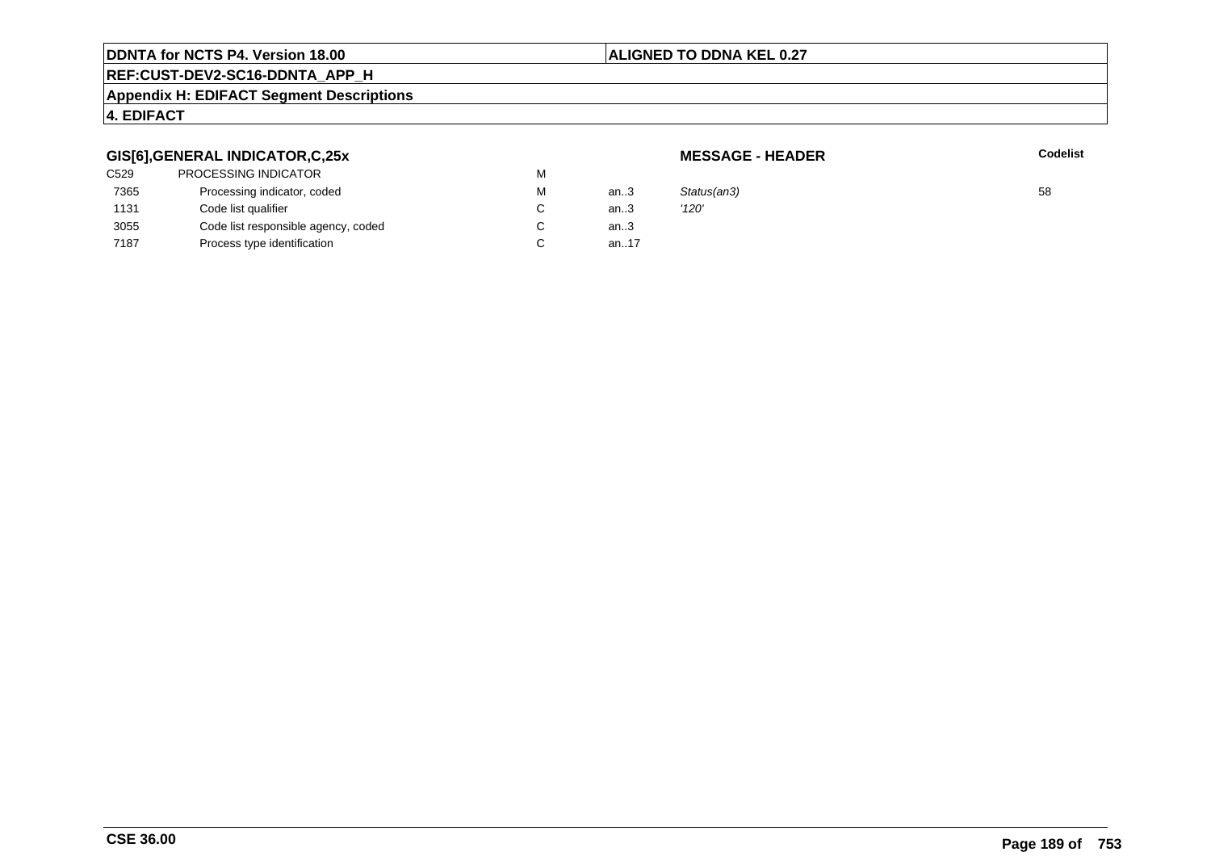**DDNTA for NCTS P4. Version 18.00** | **ALIGNED TO DDNA KEL 0.27**

**REF:CUST-DEV2-SC16-DDNTA_APP_H**

**Appendix H: EDIFACT Segment Descriptions**

**4. EDIFACT**

### GIS[6],GENERAL INDICATOR,C,25x

**MESSAGE - HEADER**

| | | | | | **Codelist** |
|---|---|---|---|---|---|
| C529 | PROCESSING INDICATOR | M | | | |
| 7365 | Processing indicator, coded | M | an..3 | *Status(an3)* | 58 |
| 1131 | Code list qualifier | C | an..3 | *'120'* | |
| 3055 | Code list responsible agency, coded | C | an..3 | | |
| 7187 | Process type identification | C | an..17 | | |

**CSE 36.00**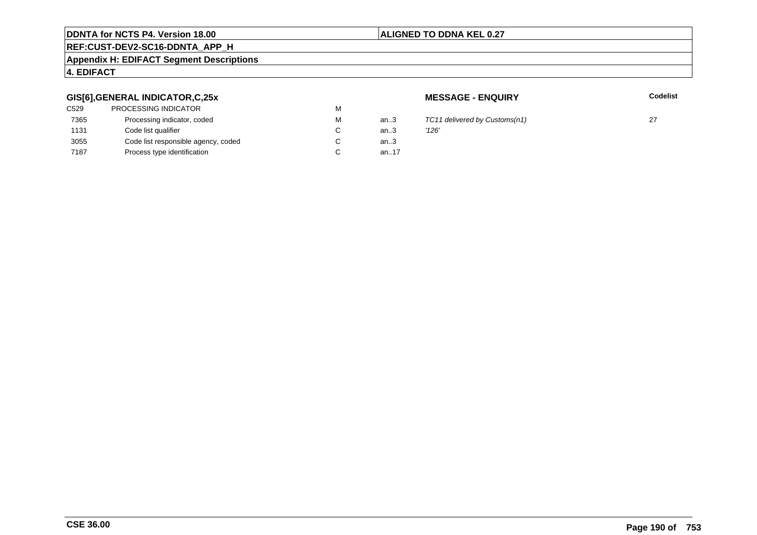## GIS[6],GENERAL INDICATOR,C,25x

**MESSAGE - ENQUIRY**

| | | | | | **Codelist** |
|---|---|---|---|---|---|
| C529 | PROCESSING INDICATOR | M | | | |
| 7365 | Processing indicator, coded | M | an..3 | *TC11 delivered by Customs(n1)* | 27 |
| 1131 | Code list qualifier | C | an..3 | *'126'* | |
| 3055 | Code list responsible agency, coded | C | an..3 | | |
| 7187 | Process type identification | C | an..17 | | |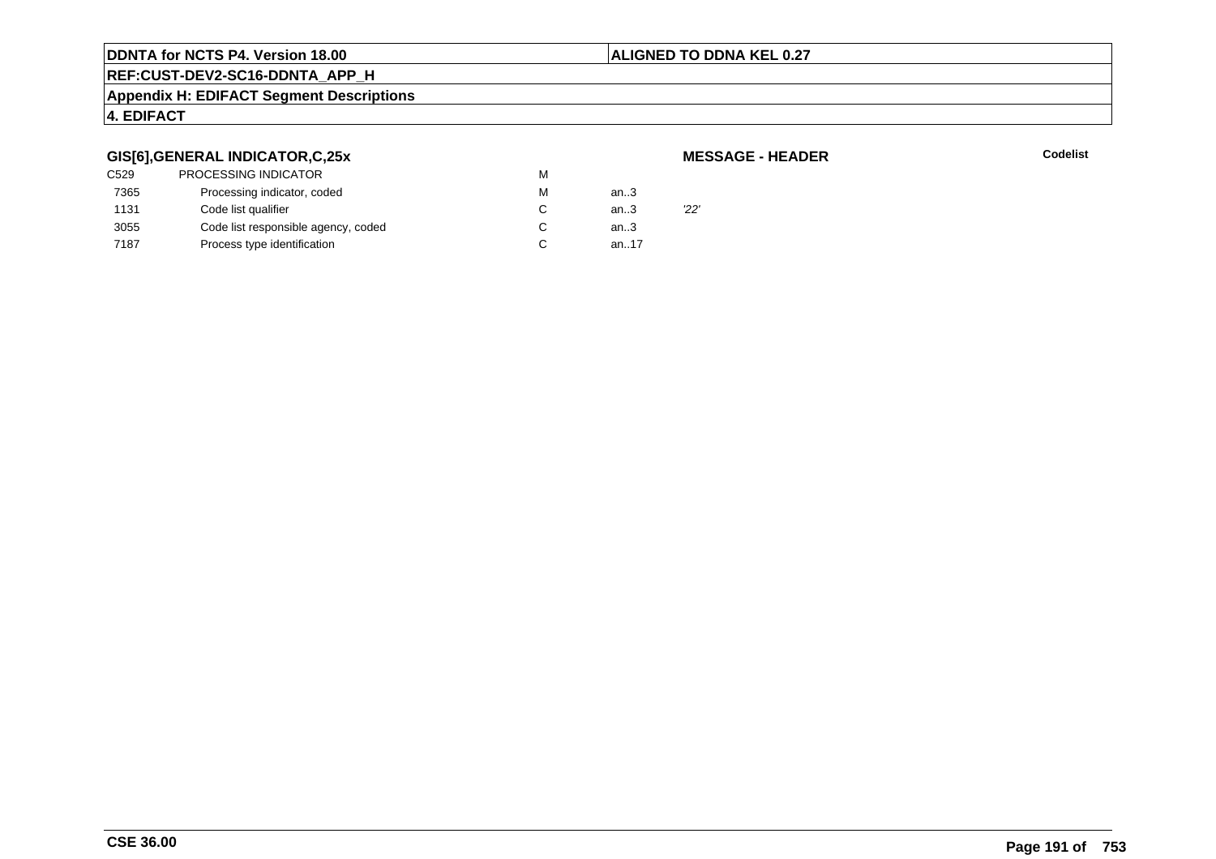## GIS[6],GENERAL INDICATOR,C,25x

**MESSAGE - HEADER**

**Codelist**

| | | | | |
|---|---|---|---|---|
| C529 | PROCESSING INDICATOR | M | | |
| 7365 | Processing indicator, coded | M | an..3 | |
| 1131 | Code list qualifier | C | an..3 | *'22'* |
| 3055 | Code list responsible agency, coded | C | an..3 | |
| 7187 | Process type identification | C | an..17 | |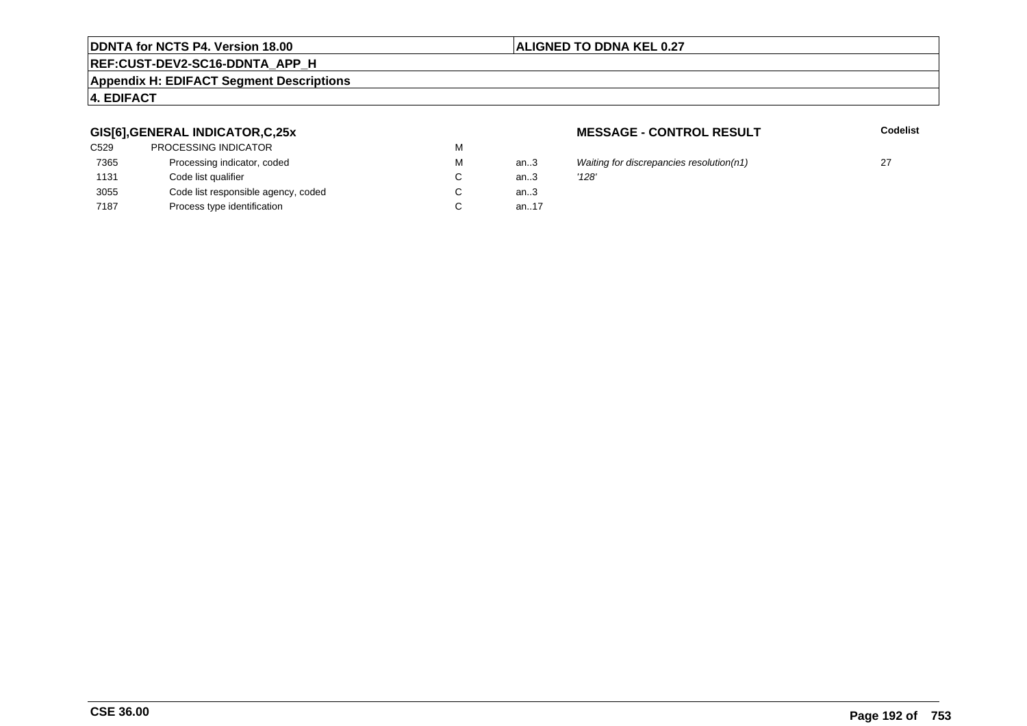**DDNTA for NCTS P4. Version 18.00** | **ALIGNED TO DDNA KEL 0.27**

**REF:CUST-DEV2-SC16-DDNTA_APP_H**

**Appendix H: EDIFACT Segment Descriptions**

**4. EDIFACT**

### GIS[6],GENERAL INDICATOR,C,25x

**MESSAGE - CONTROL RESULT**

| | | | | | Codelist |
|---|---|---|---|---|---|
| C529 | PROCESSING INDICATOR | M | | | |
| 7365 | Processing indicator, coded | M | an..3 | *Waiting for discrepancies resolution(n1)* | 27 |
| 1131 | Code list qualifier | C | an..3 | *'128'* | |
| 3055 | Code list responsible agency, coded | C | an..3 | | |
| 7187 | Process type identification | C | an..17 | | |

**CSE 36.00**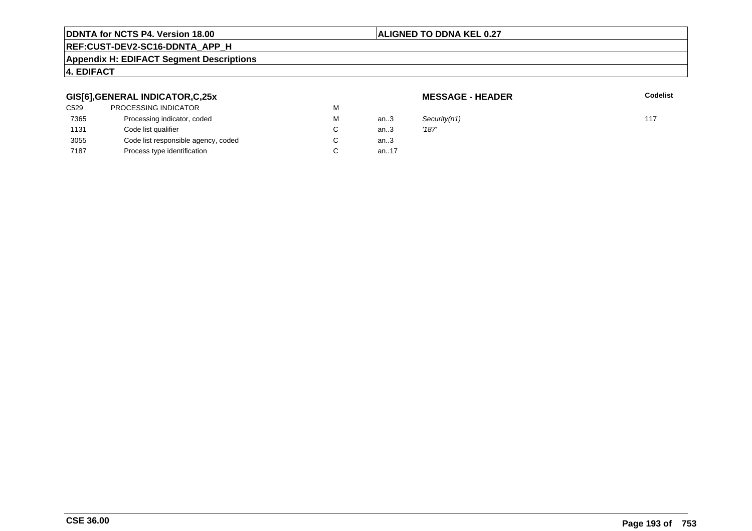**DDNTA for NCTS P4. Version 18.00** | **ALIGNED TO DDNA KEL 0.27**

**REF:CUST-DEV2-SC16-DDNTA_APP_H**

**Appendix H: EDIFACT Segment Descriptions**

**4. EDIFACT**

### GIS[6],GENERAL INDICATOR,C,25x

**MESSAGE - HEADER**

| | | | | | Codelist |
|---|---|---|---|---|---|
| C529 | PROCESSING INDICATOR | M | | | |
| 7365 | Processing indicator, coded | M | an..3 | *Security(n1)* | 117 |
| 1131 | Code list qualifier | C | an..3 | *'187'* | |
| 3055 | Code list responsible agency, coded | C | an..3 | | |
| 7187 | Process type identification | C | an..17 | | |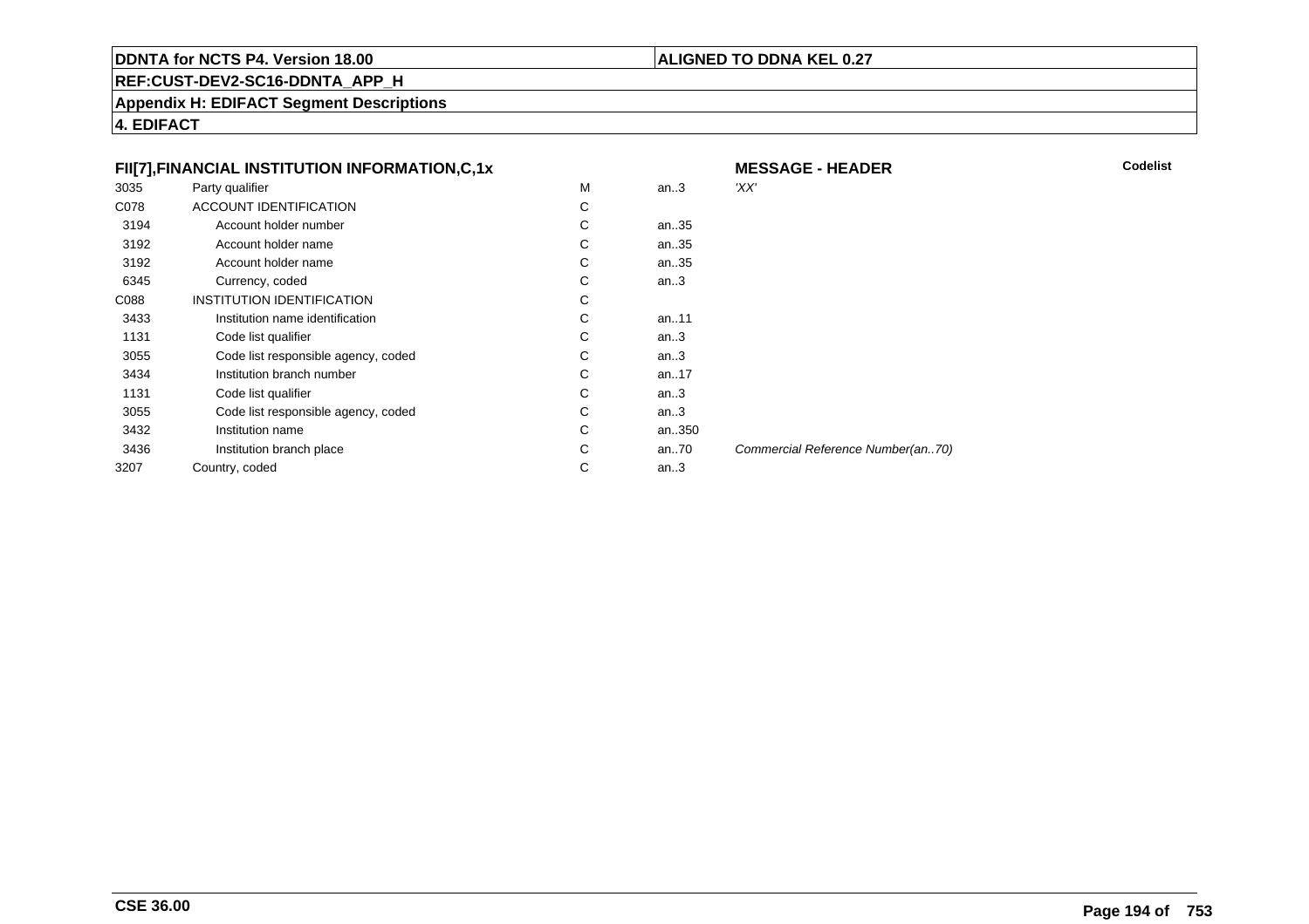# FII[7],FINANCIAL INSTITUTION INFORMATION,C,1x

**MESSAGE - HEADER**

| | | | | | Codelist |
|---|---|---|---|---|---|
| 3035 | Party qualifier | M | an..3 | *'XX'* | |
| C078 | ACCOUNT IDENTIFICATION | C | | | |
| 3194 | Account holder number | C | an..35 | | |
| 3192 | Account holder name | C | an..35 | | |
| 3192 | Account holder name | C | an..35 | | |
| 6345 | Currency, coded | C | an..3 | | |
| C088 | INSTITUTION IDENTIFICATION | C | | | |
| 3433 | Institution name identification | C | an..11 | | |
| 1131 | Code list qualifier | C | an..3 | | |
| 3055 | Code list responsible agency, coded | C | an..3 | | |
| 3434 | Institution branch number | C | an..17 | | |
| 1131 | Code list qualifier | C | an..3 | | |
| 3055 | Code list responsible agency, coded | C | an..3 | | |
| 3432 | Institution name | C | an..350 | | |
| 3436 | Institution branch place | C | an..70 | *Commercial Reference Number(an..70)* | |
| 3207 | Country, coded | C | an..3 | | |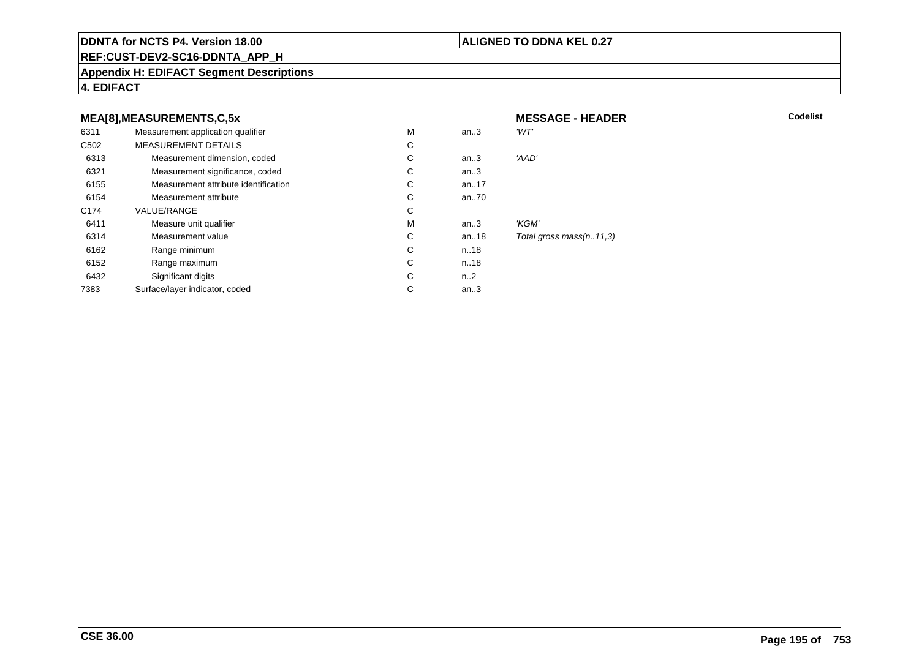**DDNTA for NCTS P4. Version 18.00** | **ALIGNED TO DDNA KEL 0.27**

**REF:CUST-DEV2-SC16-DDNTA_APP_H**

**Appendix H: EDIFACT Segment Descriptions**

**4. EDIFACT**

### MEA[8],MEASUREMENTS,C,5x

**MESSAGE - HEADER** | **Codelist**

| | | | | | |
|---|---|---|---|---|---|
| 6311 | Measurement application qualifier | M | an..3 | *'WT'* | |
| C502 | MEASUREMENT DETAILS | C | | | |
| 6313 | Measurement dimension, coded | C | an..3 | *'AAD'* | |
| 6321 | Measurement significance, coded | C | an..3 | | |
| 6155 | Measurement attribute identification | C | an..17 | | |
| 6154 | Measurement attribute | C | an..70 | | |
| C174 | VALUE/RANGE | C | | | |
| 6411 | Measure unit qualifier | M | an..3 | *'KGM'* | |
| 6314 | Measurement value | C | an..18 | *Total gross mass(n..11,3)* | |
| 6162 | Range minimum | C | n..18 | | |
| 6152 | Range maximum | C | n..18 | | |
| 6432 | Significant digits | C | n..2 | | |
| 7383 | Surface/layer indicator, coded | C | an..3 | | |

**CSE 36.00**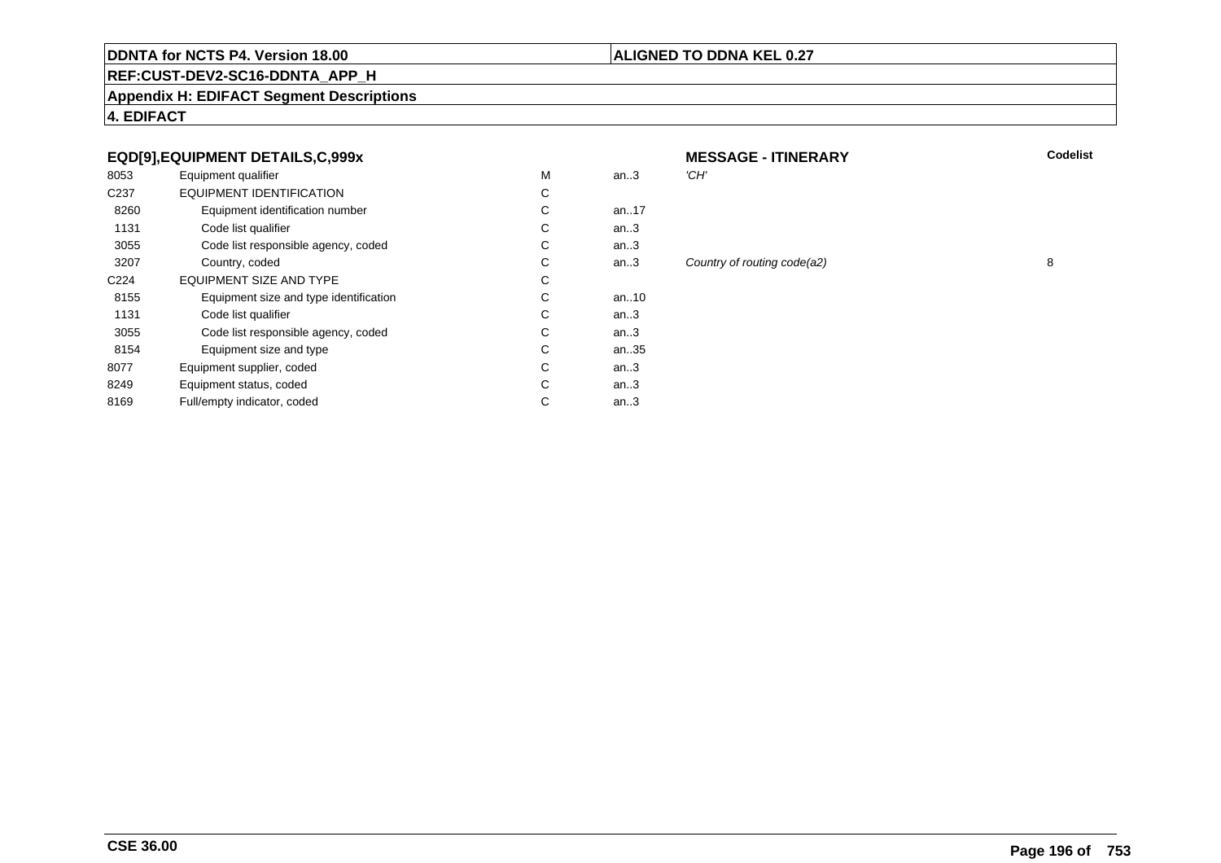**DDNTA for NCTS P4. Version 18.00** | **ALIGNED TO DDNA KEL 0.27**

**REF:CUST-DEV2-SC16-DDNTA_APP_H**

**Appendix H: EDIFACT Segment Descriptions**

**4. EDIFACT**

| **EQD[9],EQUIPMENT DETAILS,C,999x** | | | | **MESSAGE - ITINERARY** | **Codelist** |
|---|---|---|---|---|---|
| 8053 | Equipment qualifier | M | an..3 | *'CH'* | |
| C237 | EQUIPMENT IDENTIFICATION | C | | | |
| 8260 | Equipment identification number | C | an..17 | | |
| 1131 | Code list qualifier | C | an..3 | | |
| 3055 | Code list responsible agency, coded | C | an..3 | | |
| 3207 | Country, coded | C | an..3 | *Country of routing code(a2)* | 8 |
| C224 | EQUIPMENT SIZE AND TYPE | C | | | |
| 8155 | Equipment size and type identification | C | an..10 | | |
| 1131 | Code list qualifier | C | an..3 | | |
| 3055 | Code list responsible agency, coded | C | an..3 | | |
| 8154 | Equipment size and type | C | an..35 | | |
| 8077 | Equipment supplier, coded | C | an..3 | | |
| 8249 | Equipment status, coded | C | an..3 | | |
| 8169 | Full/empty indicator, coded | C | an..3 | | |

**CSE 36.00**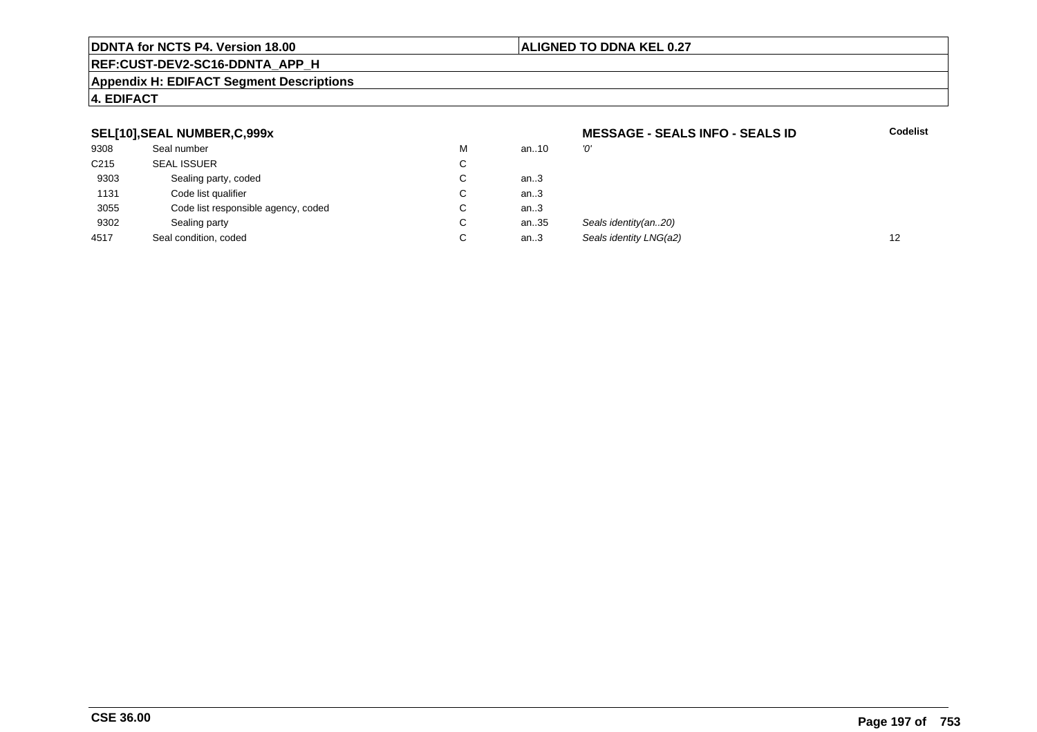**DDNTA for NCTS P4. Version 18.00** | **ALIGNED TO DDNA KEL 0.27**

**REF:CUST-DEV2-SC16-DDNTA_APP_H**

**Appendix H: EDIFACT Segment Descriptions**

**4. EDIFACT**

| SEL[10],SEAL NUMBER,C,999x | | | | MESSAGE - SEALS INFO - SEALS ID | Codelist |
|---|---|---|---|---|---|
| 9308 | Seal number | M | an..10 | *'0'* | |
| C215 | SEAL ISSUER | C | | | |
| 9303 | Sealing party, coded | C | an..3 | | |
| 1131 | Code list qualifier | C | an..3 | | |
| 3055 | Code list responsible agency, coded | C | an..3 | | |
| 9302 | Sealing party | C | an..35 | *Seals identity(an..20)* | |
| 4517 | Seal condition, coded | C | an..3 | *Seals identity LNG(a2)* | 12 |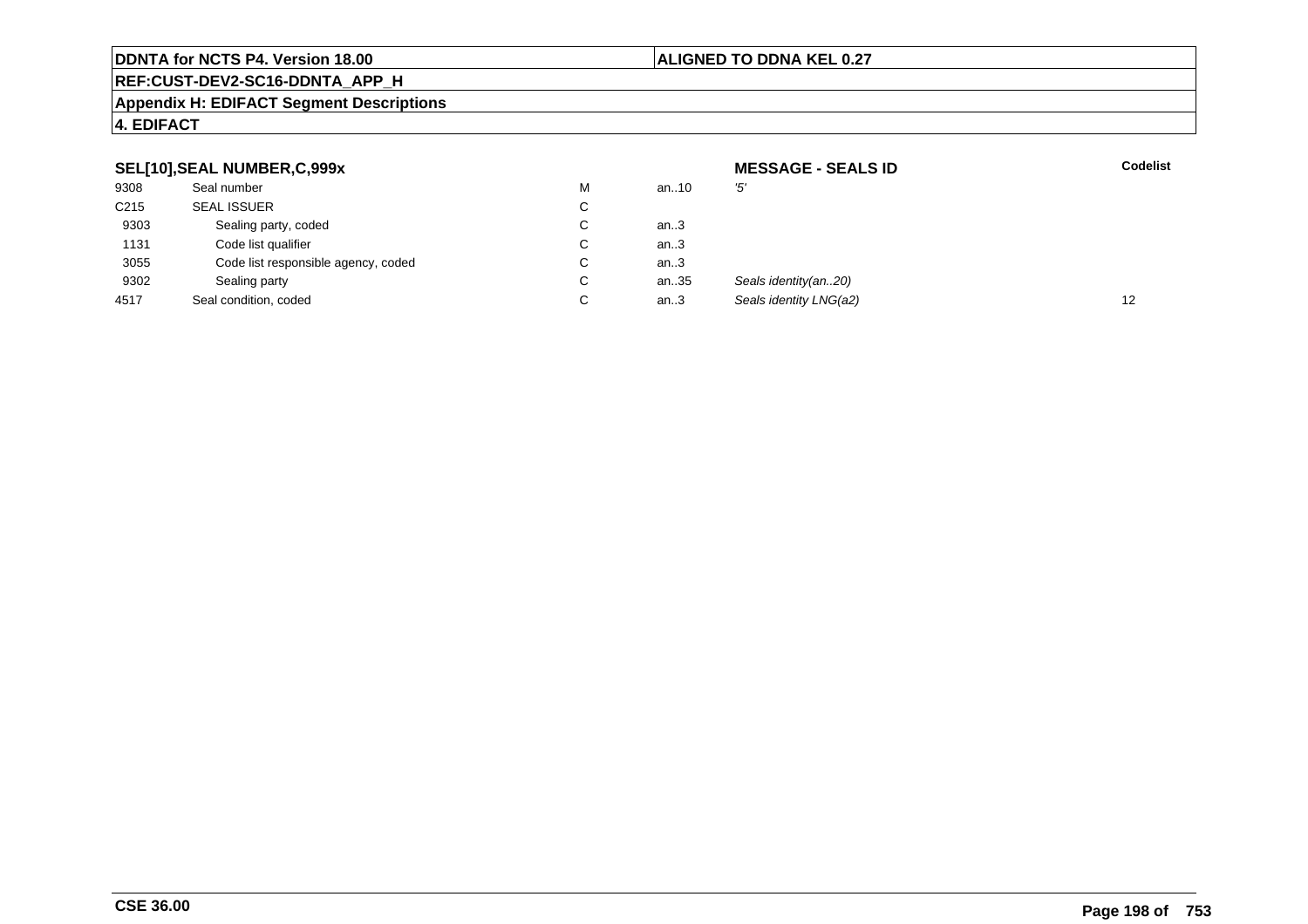**DDNTA for NCTS P4. Version 18.00** | **ALIGNED TO DDNA KEL 0.27**

**REF:CUST-DEV2-SC16-DDNTA_APP_H**

**Appendix H: EDIFACT Segment Descriptions**

**4. EDIFACT**

| SEL[10],SEAL NUMBER,C,999x | | | | MESSAGE - SEALS ID | Codelist |
|---|---|---|---|---|---|
| 9308 | Seal number | M | an..10 | *'5'* | |
| C215 | SEAL ISSUER | C | | | |
| 9303 | Sealing party, coded | C | an..3 | | |
| 1131 | Code list qualifier | C | an..3 | | |
| 3055 | Code list responsible agency, coded | C | an..3 | | |
| 9302 | Sealing party | C | an..35 | *Seals identity(an..20)* | |
| 4517 | Seal condition, coded | C | an..3 | *Seals identity LNG(a2)* | 12 |

**CSE 36.00**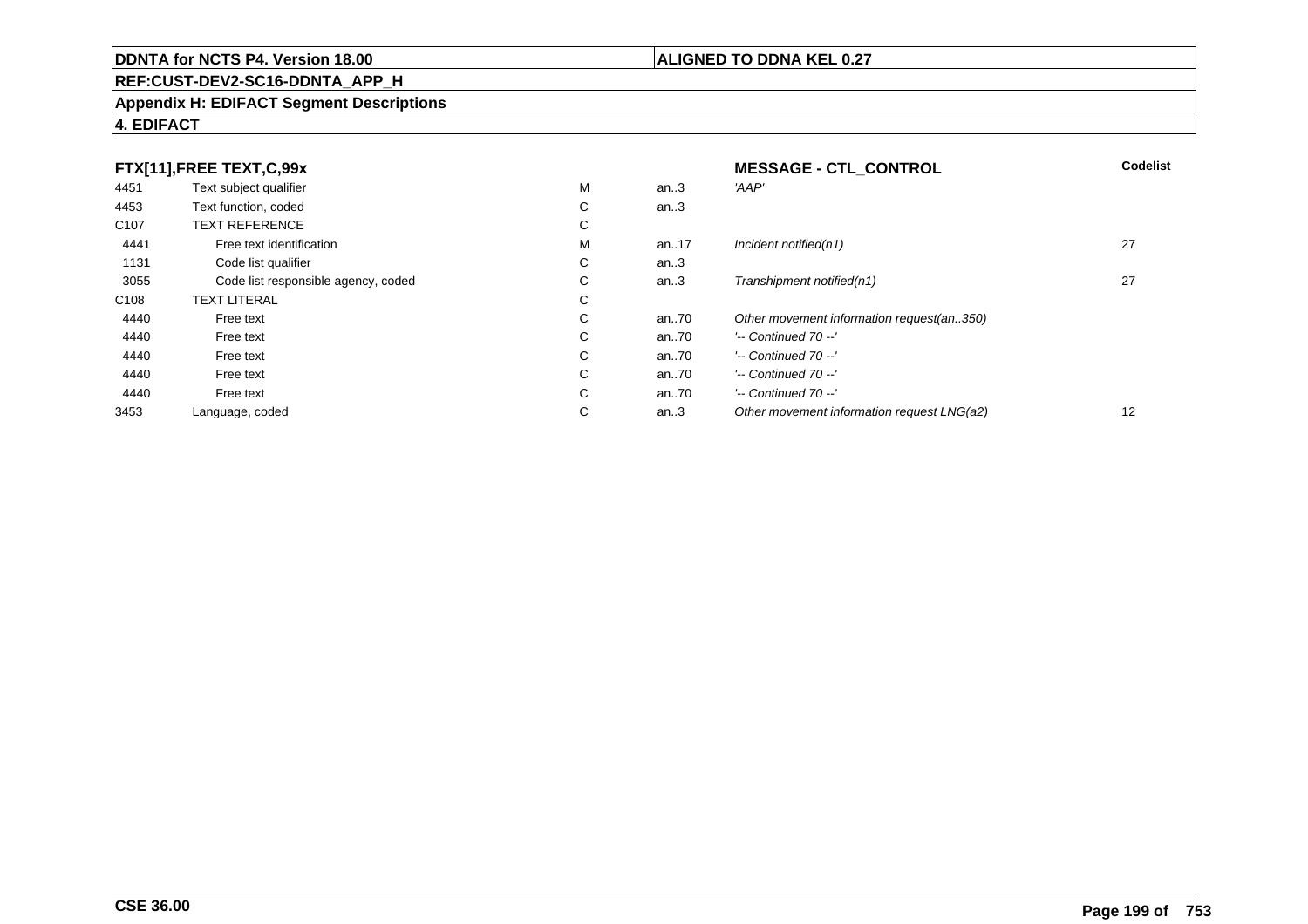**DDNTA for NCTS P4. Version 18.00**

**ALIGNED TO DDNA KEL 0.27**

**REF:CUST-DEV2-SC16-DDNTA_APP_H**

**Appendix H: EDIFACT Segment Descriptions**

**4. EDIFACT**

| FTX[11],FREE TEXT,C,99x | | | | MESSAGE - CTL_CONTROL | Codelist |
|---|---|---|---|---|---|
| 4451 | Text subject qualifier | M | an..3 | *'AAP'* | |
| 4453 | Text function, coded | C | an..3 | | |
| C107 | TEXT REFERENCE | C | | | |
| 4441 | Free text identification | M | an..17 | *Incident notified(n1)* | 27 |
| 1131 | Code list qualifier | C | an..3 | | |
| 3055 | Code list responsible agency, coded | C | an..3 | *Transhipment notified(n1)* | 27 |
| C108 | TEXT LITERAL | C | | | |
| 4440 | Free text | C | an..70 | *Other movement information request(an..350)* | |
| 4440 | Free text | C | an..70 | *'-- Continued 70 --'* | |
| 4440 | Free text | C | an..70 | *'-- Continued 70 --'* | |
| 4440 | Free text | C | an..70 | *'-- Continued 70 --'* | |
| 4440 | Free text | C | an..70 | *'-- Continued 70 --'* | |
| 3453 | Language, coded | C | an..3 | *Other movement information request LNG(a2)* | 12 |

**CSE 36.00**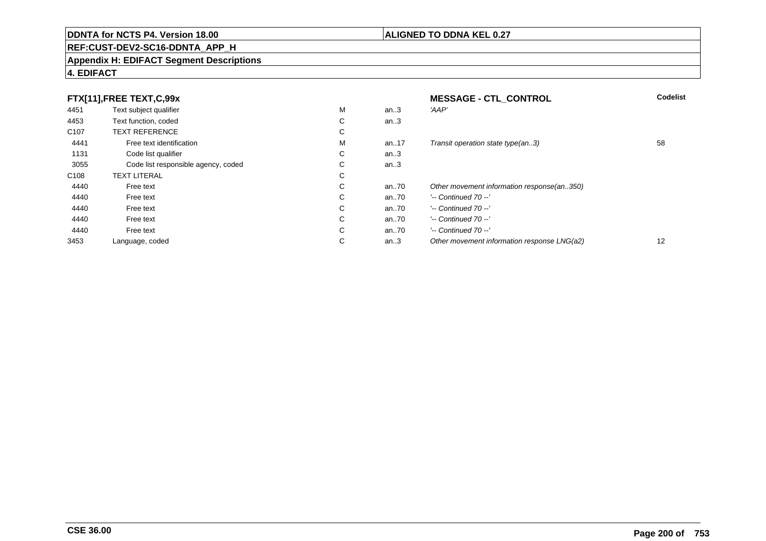**DDNTA for NCTS P4. Version 18.00** | **ALIGNED TO DDNA KEL 0.27**

**REF:CUST-DEV2-SC16-DDNTA_APP_H**

**Appendix H: EDIFACT Segment Descriptions**

**4. EDIFACT**

| **FTX[11],FREE TEXT,C,99x** | | | | **MESSAGE - CTL_CONTROL** | **Codelist** |
|---|---|---|---|---|---|
| 4451 | Text subject qualifier | M | an..3 | *'AAP'* | |
| 4453 | Text function, coded | C | an..3 | | |
| C107 | TEXT REFERENCE | C | | | |
| 4441 | Free text identification | M | an..17 | *Transit operation state type(an..3)* | 58 |
| 1131 | Code list qualifier | C | an..3 | | |
| 3055 | Code list responsible agency, coded | C | an..3 | | |
| C108 | TEXT LITERAL | C | | | |
| 4440 | Free text | C | an..70 | *Other movement information response(an..350)* | |
| 4440 | Free text | C | an..70 | *'-- Continued 70 --'* | |
| 4440 | Free text | C | an..70 | *'-- Continued 70 --'* | |
| 4440 | Free text | C | an..70 | *'-- Continued 70 --'* | |
| 4440 | Free text | C | an..70 | *'-- Continued 70 --'* | |
| 3453 | Language, coded | C | an..3 | *Other movement information response LNG(a2)* | 12 |

**CSE 36.00**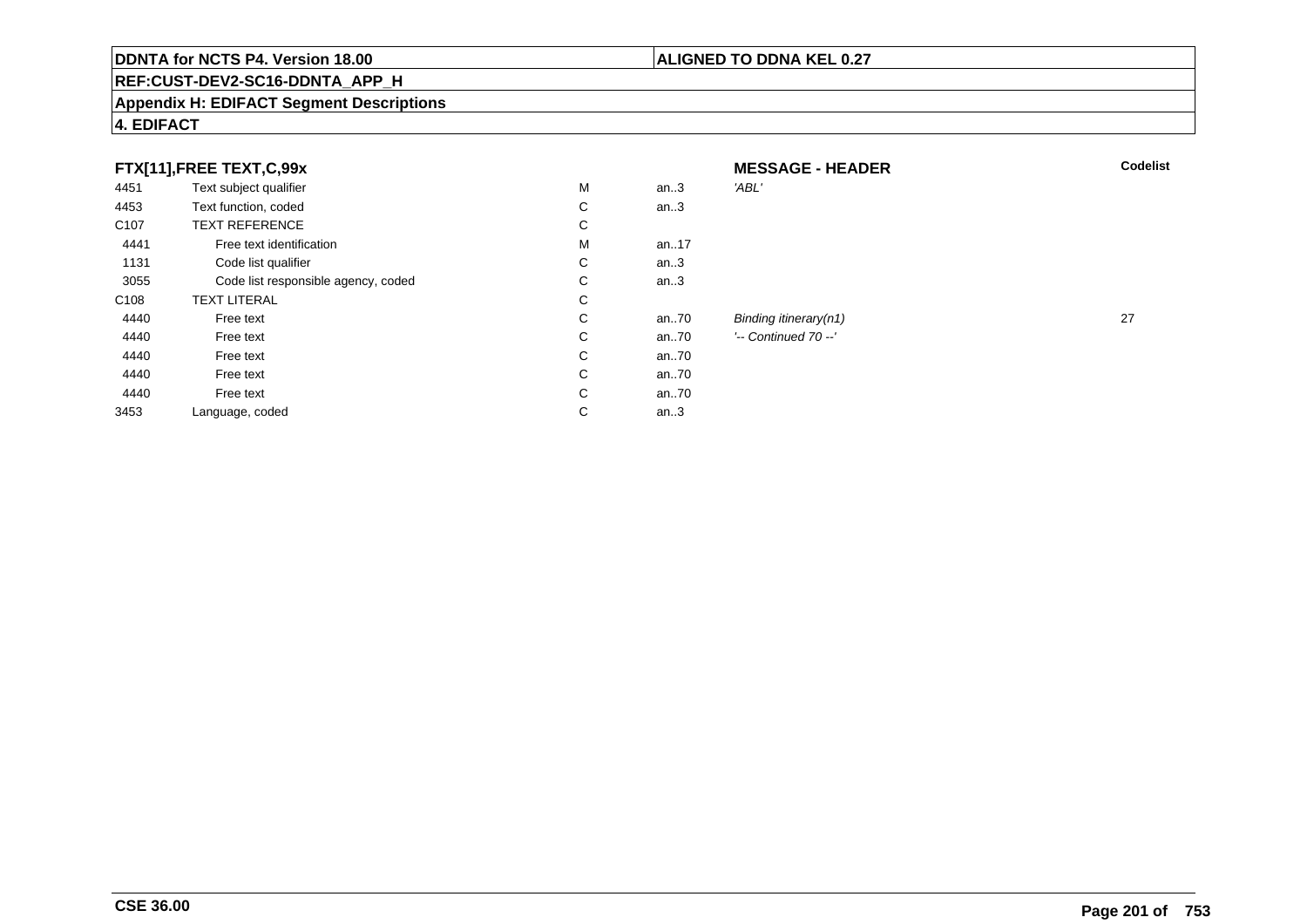**DDNTA for NCTS P4. Version 18.00**

**ALIGNED TO DDNA KEL 0.27**

**REF:CUST-DEV2-SC16-DDNTA_APP_H**

**Appendix H: EDIFACT Segment Descriptions**

**4. EDIFACT**

**FTX[11],FREE TEXT,C,99x**

**MESSAGE - HEADER**

| | | | | | **Codelist** |
|---|---|---|---|---|---|
| 4451 | Text subject qualifier | M | an..3 | *'ABL'* | |
| 4453 | Text function, coded | C | an..3 | | |
| C107 | TEXT REFERENCE | C | | | |
| 4441 | Free text identification | M | an..17 | | |
| 1131 | Code list qualifier | C | an..3 | | |
| 3055 | Code list responsible agency, coded | C | an..3 | | |
| C108 | TEXT LITERAL | C | | | |
| 4440 | Free text | C | an..70 | *Binding itinerary(n1)* | 27 |
| 4440 | Free text | C | an..70 | *'-- Continued 70 --'* | |
| 4440 | Free text | C | an..70 | | |
| 4440 | Free text | C | an..70 | | |
| 4440 | Free text | C | an..70 | | |
| 3453 | Language, coded | C | an..3 | | |

**CSE 36.00**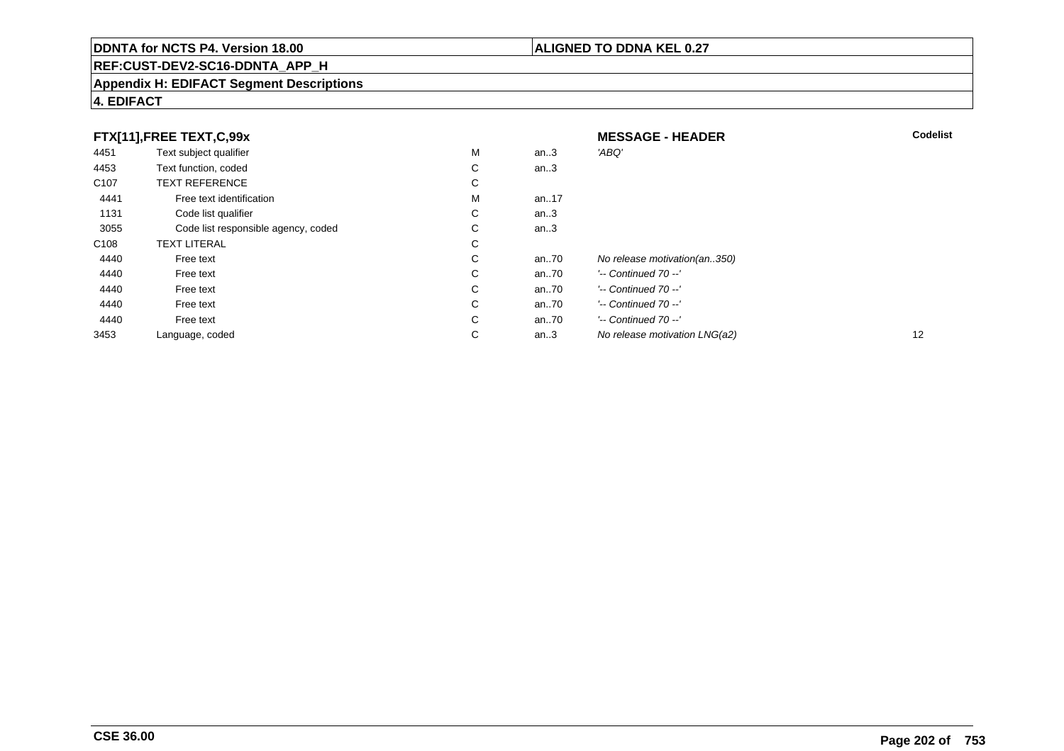**DDNTA for NCTS P4. Version 18.00** | **ALIGNED TO DDNA KEL 0.27**

**REF:CUST-DEV2-SC16-DDNTA_APP_H**

**Appendix H: EDIFACT Segment Descriptions**

**4. EDIFACT**

### FTX[11],FREE TEXT,C,99x — MESSAGE - HEADER

| | | | | | Codelist |
|---|---|---|---|---|---|
| 4451 | Text subject qualifier | M | an..3 | *'ABQ'* | |
| 4453 | Text function, coded | C | an..3 | | |
| C107 | TEXT REFERENCE | C | | | |
| 4441 | Free text identification | M | an..17 | | |
| 1131 | Code list qualifier | C | an..3 | | |
| 3055 | Code list responsible agency, coded | C | an..3 | | |
| C108 | TEXT LITERAL | C | | | |
| 4440 | Free text | C | an..70 | *No release motivation(an..350)* | |
| 4440 | Free text | C | an..70 | *'-- Continued 70 --'* | |
| 4440 | Free text | C | an..70 | *'-- Continued 70 --'* | |
| 4440 | Free text | C | an..70 | *'-- Continued 70 --'* | |
| 4440 | Free text | C | an..70 | *'-- Continued 70 --'* | |
| 3453 | Language, coded | C | an..3 | *No release motivation LNG(a2)* | 12 |

**CSE 36.00**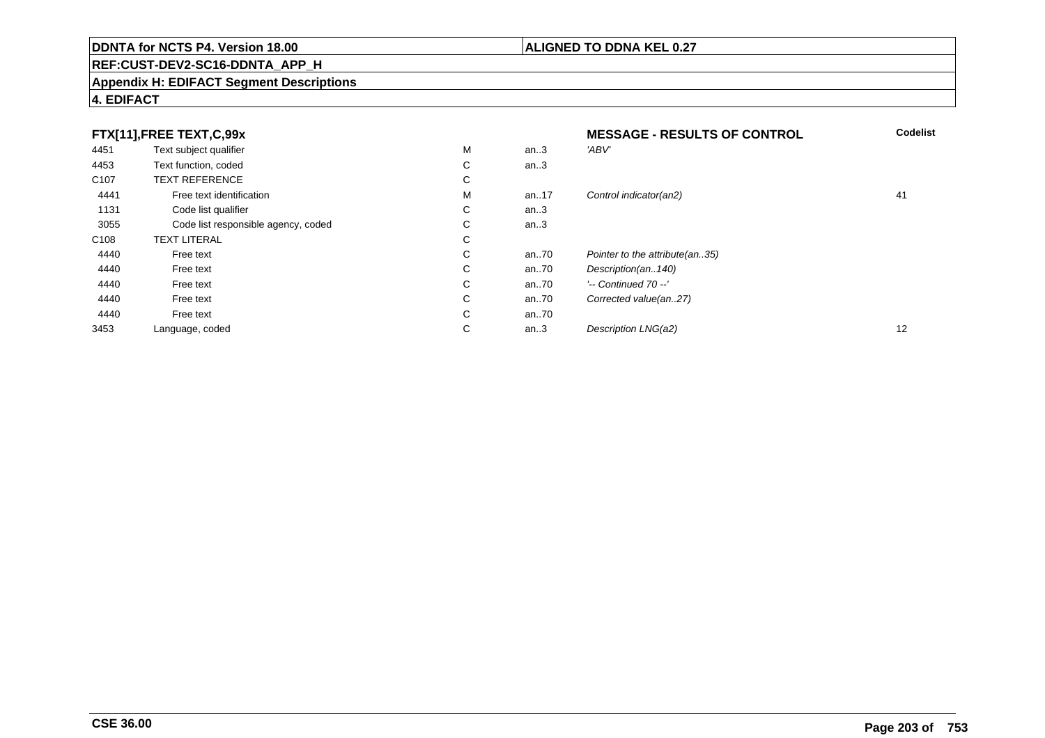**DDNTA for NCTS P4. Version 18.00** | **ALIGNED TO DDNA KEL 0.27**

**REF:CUST-DEV2-SC16-DDNTA_APP_H**

**Appendix H: EDIFACT Segment Descriptions**

**4. EDIFACT**

| FTX[11],FREE TEXT,C,99x | | | | MESSAGE - RESULTS OF CONTROL | Codelist |
|---|---|---|---|---|---|
| 4451 | Text subject qualifier | M | an..3 | *'ABV'* | |
| 4453 | Text function, coded | C | an..3 | | |
| C107 | TEXT REFERENCE | C | | | |
| 4441 | Free text identification | M | an..17 | *Control indicator(an2)* | 41 |
| 1131 | Code list qualifier | C | an..3 | | |
| 3055 | Code list responsible agency, coded | C | an..3 | | |
| C108 | TEXT LITERAL | C | | | |
| 4440 | Free text | C | an..70 | *Pointer to the attribute(an..35)* | |
| 4440 | Free text | C | an..70 | *Description(an..140)* | |
| 4440 | Free text | C | an..70 | *'-- Continued 70 --'* | |
| 4440 | Free text | C | an..70 | *Corrected value(an..27)* | |
| 4440 | Free text | C | an..70 | | |
| 3453 | Language, coded | C | an..3 | *Description LNG(a2)* | 12 |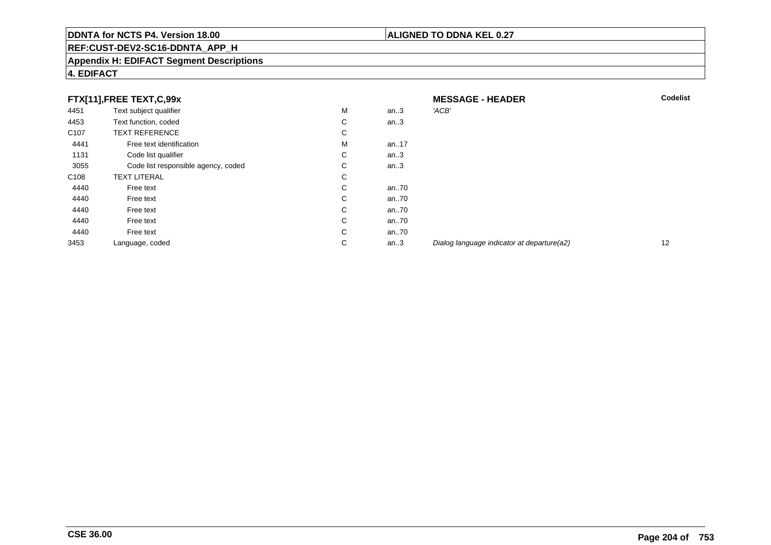**DDNTA for NCTS P4. Version 18.00** | **ALIGNED TO DDNA KEL 0.27**

**REF:CUST-DEV2-SC16-DDNTA_APP_H**

**Appendix H: EDIFACT Segment Descriptions**

**4. EDIFACT**

| **FTX[11],FREE TEXT,C,99x** | | | | **MESSAGE - HEADER** | **Codelist** |
|---|---|---|---|---|---|
| 4451 | Text subject qualifier | M | an..3 | *'ACB'* | |
| 4453 | Text function, coded | C | an..3 | | |
| C107 | TEXT REFERENCE | C | | | |
| 4441 | Free text identification | M | an..17 | | |
| 1131 | Code list qualifier | C | an..3 | | |
| 3055 | Code list responsible agency, coded | C | an..3 | | |
| C108 | TEXT LITERAL | C | | | |
| 4440 | Free text | C | an..70 | | |
| 4440 | Free text | C | an..70 | | |
| 4440 | Free text | C | an..70 | | |
| 4440 | Free text | C | an..70 | | |
| 4440 | Free text | C | an..70 | | |
| 3453 | Language, coded | C | an..3 | *Dialog language indicator at departure(a2)* | 12 |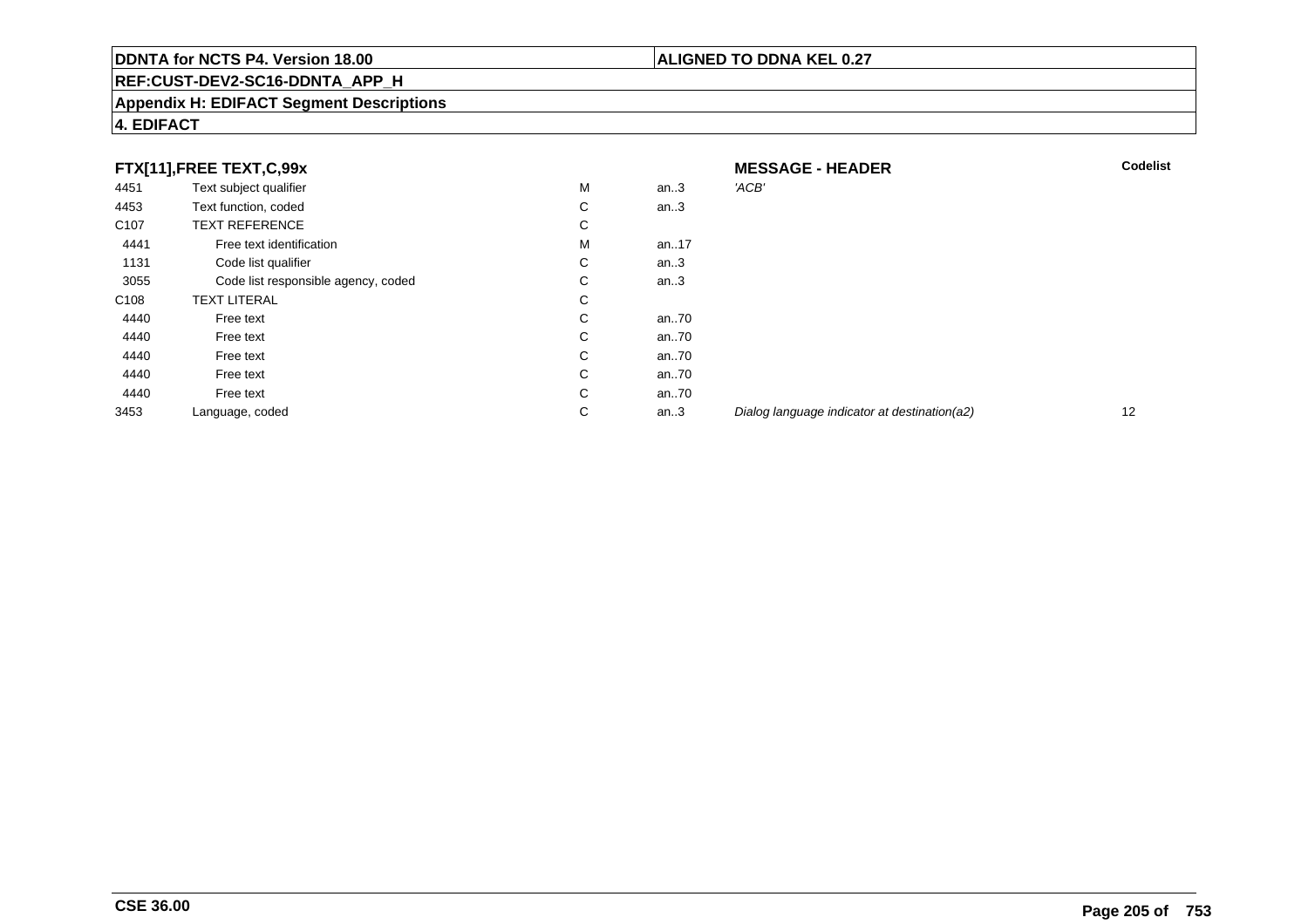**DDNTA for NCTS P4. Version 18.00** | **ALIGNED TO DDNA KEL 0.27**

**REF:CUST-DEV2-SC16-DDNTA_APP_H**

**Appendix H: EDIFACT Segment Descriptions**

**4. EDIFACT**

| **FTX[11],FREE TEXT,C,99x** | | | | **MESSAGE - HEADER** | **Codelist** |
|---|---|---|---|---|---|
| 4451 | Text subject qualifier | M | an..3 | *'ACB'* | |
| 4453 | Text function, coded | C | an..3 | | |
| C107 | TEXT REFERENCE | C | | | |
| 4441 | Free text identification | M | an..17 | | |
| 1131 | Code list qualifier | C | an..3 | | |
| 3055 | Code list responsible agency, coded | C | an..3 | | |
| C108 | TEXT LITERAL | C | | | |
| 4440 | Free text | C | an..70 | | |
| 4440 | Free text | C | an..70 | | |
| 4440 | Free text | C | an..70 | | |
| 4440 | Free text | C | an..70 | | |
| 4440 | Free text | C | an..70 | | |
| 3453 | Language, coded | C | an..3 | *Dialog language indicator at destination(a2)* | 12 |

**CSE 36.00**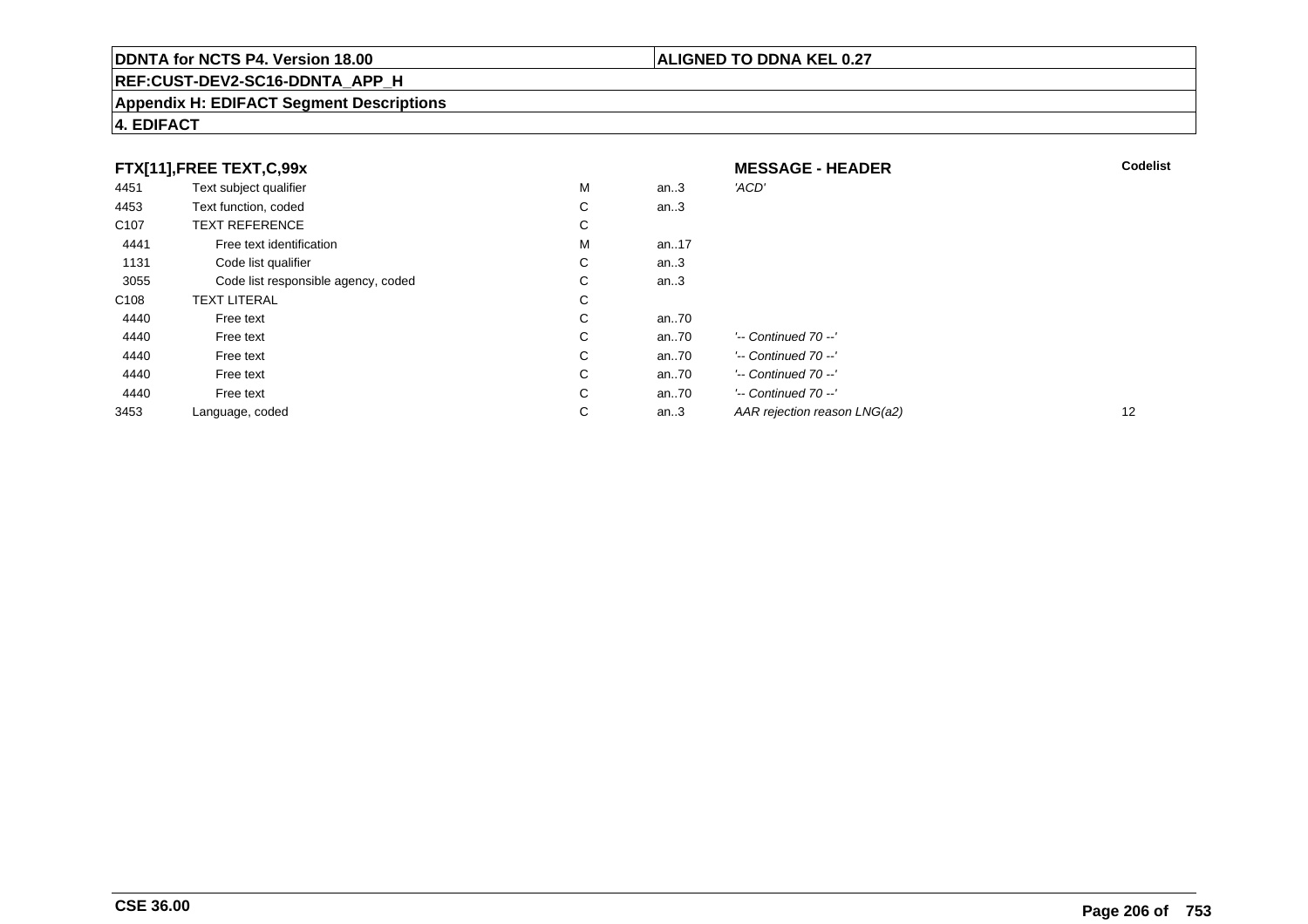**DDNTA for NCTS P4. Version 18.00** | **ALIGNED TO DDNA KEL 0.27**

**REF:CUST-DEV2-SC16-DDNTA_APP_H**

**Appendix H: EDIFACT Segment Descriptions**

**4. EDIFACT**

**FTX[11],FREE TEXT,C,99x** — **MESSAGE - HEADER**

| | | | | | Codelist |
|---|---|---|---|---|---|
| 4451 | Text subject qualifier | M | an..3 | *'ACD'* | |
| 4453 | Text function, coded | C | an..3 | | |
| C107 | TEXT REFERENCE | C | | | |
| 4441 | Free text identification | M | an..17 | | |
| 1131 | Code list qualifier | C | an..3 | | |
| 3055 | Code list responsible agency, coded | C | an..3 | | |
| C108 | TEXT LITERAL | C | | | |
| 4440 | Free text | C | an..70 | | |
| 4440 | Free text | C | an..70 | *'-- Continued 70 --'* | |
| 4440 | Free text | C | an..70 | *'-- Continued 70 --'* | |
| 4440 | Free text | C | an..70 | *'-- Continued 70 --'* | |
| 4440 | Free text | C | an..70 | *'-- Continued 70 --'* | |
| 3453 | Language, coded | C | an..3 | *AAR rejection reason LNG(a2)* | 12 |

**CSE 36.00**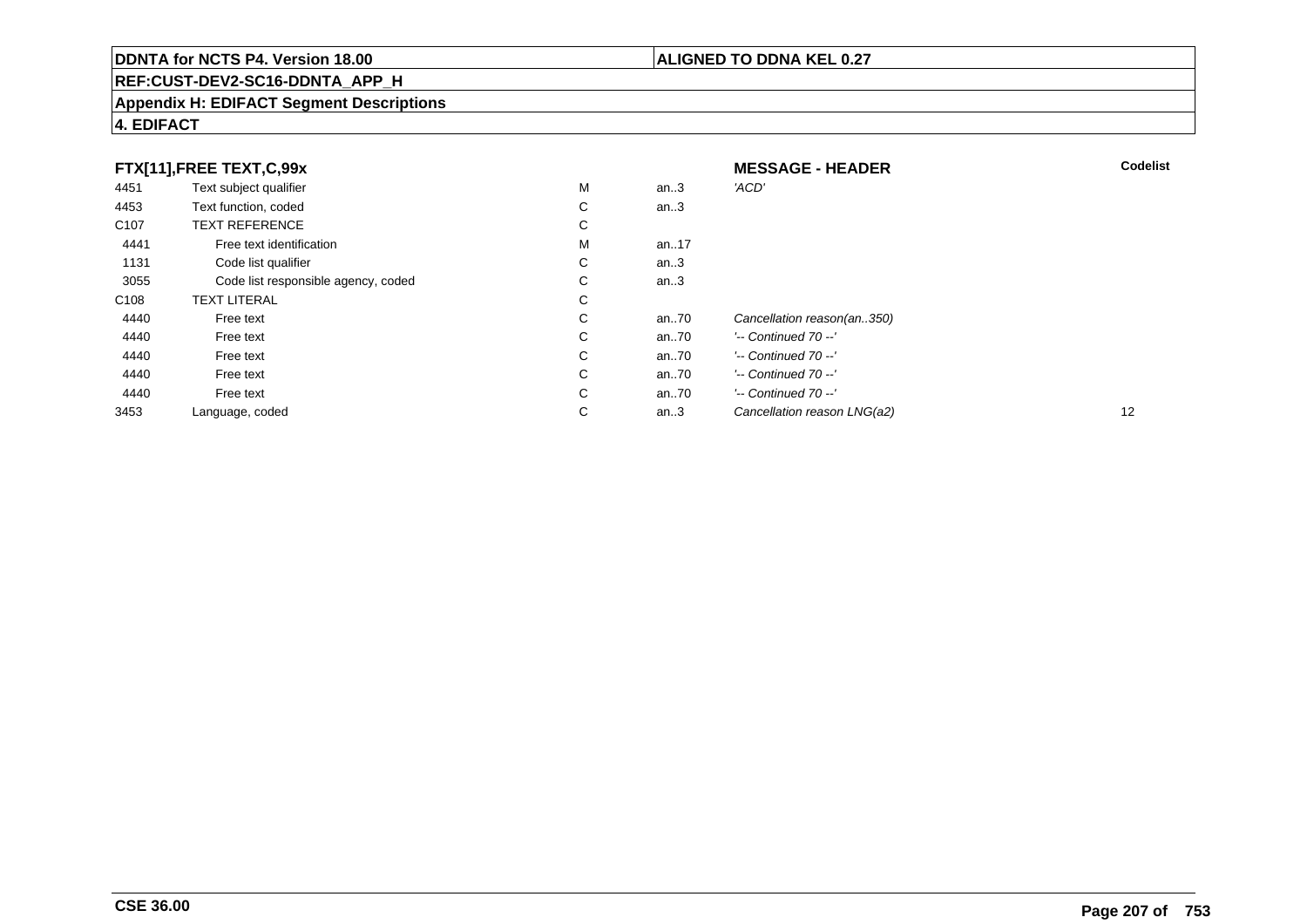**FTX[11],FREE TEXT,C,99x** — **MESSAGE - HEADER**

| | | | | | Codelist |
|---|---|---|---|---|---|
| 4451 | Text subject qualifier | M | an..3 | *'ACD'* | |
| 4453 | Text function, coded | C | an..3 | | |
| C107 | TEXT REFERENCE | C | | | |
| 4441 | Free text identification | M | an..17 | | |
| 1131 | Code list qualifier | C | an..3 | | |
| 3055 | Code list responsible agency, coded | C | an..3 | | |
| C108 | TEXT LITERAL | C | | | |
| 4440 | Free text | C | an..70 | *Cancellation reason(an..350)* | |
| 4440 | Free text | C | an..70 | *'-- Continued 70 --'* | |
| 4440 | Free text | C | an..70 | *'-- Continued 70 --'* | |
| 4440 | Free text | C | an..70 | *'-- Continued 70 --'* | |
| 4440 | Free text | C | an..70 | *'-- Continued 70 --'* | |
| 3453 | Language, coded | C | an..3 | *Cancellation reason LNG(a2)* | 12 |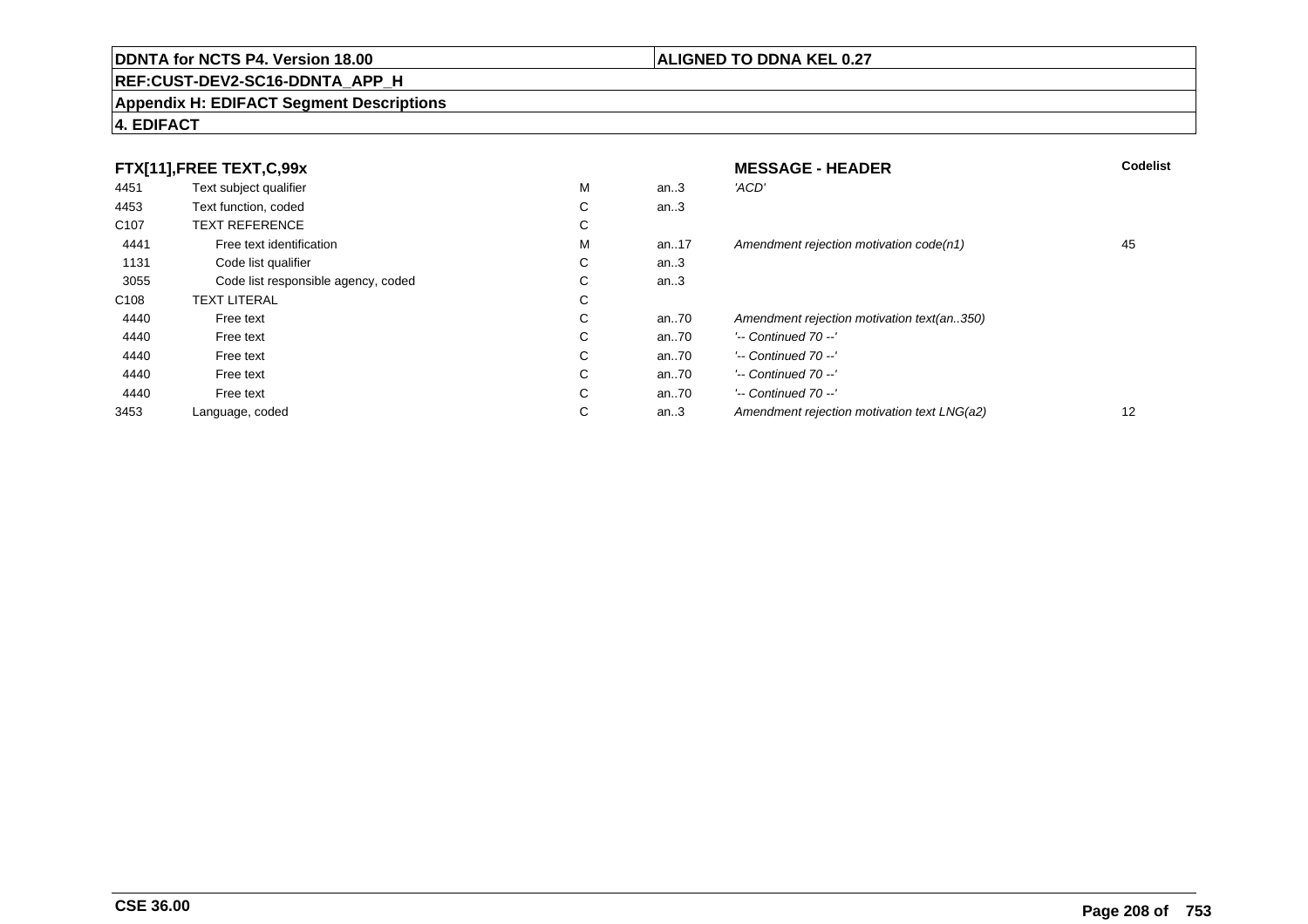**DDNTA for NCTS P4. Version 18.00**

**ALIGNED TO DDNA KEL 0.27**

**REF:CUST-DEV2-SC16-DDNTA_APP_H**

**Appendix H: EDIFACT Segment Descriptions**

**4. EDIFACT**

| FTX[11],FREE TEXT,C,99x | | | | MESSAGE - HEADER | Codelist |
|---|---|---|---|---|---|
| 4451 | Text subject qualifier | M | an..3 | *'ACD'* | |
| 4453 | Text function, coded | C | an..3 | | |
| C107 | TEXT REFERENCE | C | | | |
| 4441 | Free text identification | M | an..17 | *Amendment rejection motivation code(n1)* | 45 |
| 1131 | Code list qualifier | C | an..3 | | |
| 3055 | Code list responsible agency, coded | C | an..3 | | |
| C108 | TEXT LITERAL | C | | | |
| 4440 | Free text | C | an..70 | *Amendment rejection motivation text(an..350)* | |
| 4440 | Free text | C | an..70 | *'-- Continued 70 --'* | |
| 4440 | Free text | C | an..70 | *'-- Continued 70 --'* | |
| 4440 | Free text | C | an..70 | *'-- Continued 70 --'* | |
| 4440 | Free text | C | an..70 | *'-- Continued 70 --'* | |
| 3453 | Language, coded | C | an..3 | *Amendment rejection motivation text LNG(a2)* | 12 |

**CSE 36.00**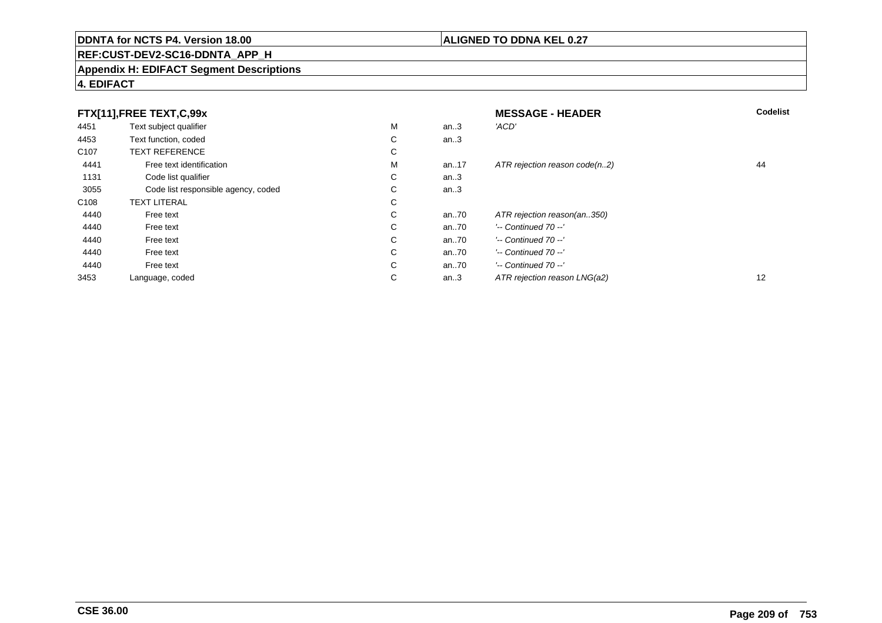**DDNTA for NCTS P4. Version 18.00**

**ALIGNED TO DDNA KEL 0.27**

**REF:CUST-DEV2-SC16-DDNTA_APP_H**

**Appendix H: EDIFACT Segment Descriptions**

**4. EDIFACT**

| **FTX[11],FREE TEXT,C,99x** | | | | **MESSAGE - HEADER** | **Codelist** |
|---|---|---|---|---|---|
| 4451 | Text subject qualifier | M | an..3 | *'ACD'* | |
| 4453 | Text function, coded | C | an..3 | | |
| C107 | TEXT REFERENCE | C | | | |
| 4441 | Free text identification | M | an..17 | *ATR rejection reason code(n..2)* | 44 |
| 1131 | Code list qualifier | C | an..3 | | |
| 3055 | Code list responsible agency, coded | C | an..3 | | |
| C108 | TEXT LITERAL | C | | | |
| 4440 | Free text | C | an..70 | *ATR rejection reason(an..350)* | |
| 4440 | Free text | C | an..70 | *'-- Continued 70 --'* | |
| 4440 | Free text | C | an..70 | *'-- Continued 70 --'* | |
| 4440 | Free text | C | an..70 | *'-- Continued 70 --'* | |
| 4440 | Free text | C | an..70 | *'-- Continued 70 --'* | |
| 3453 | Language, coded | C | an..3 | *ATR rejection reason LNG(a2)* | 12 |

**CSE 36.00**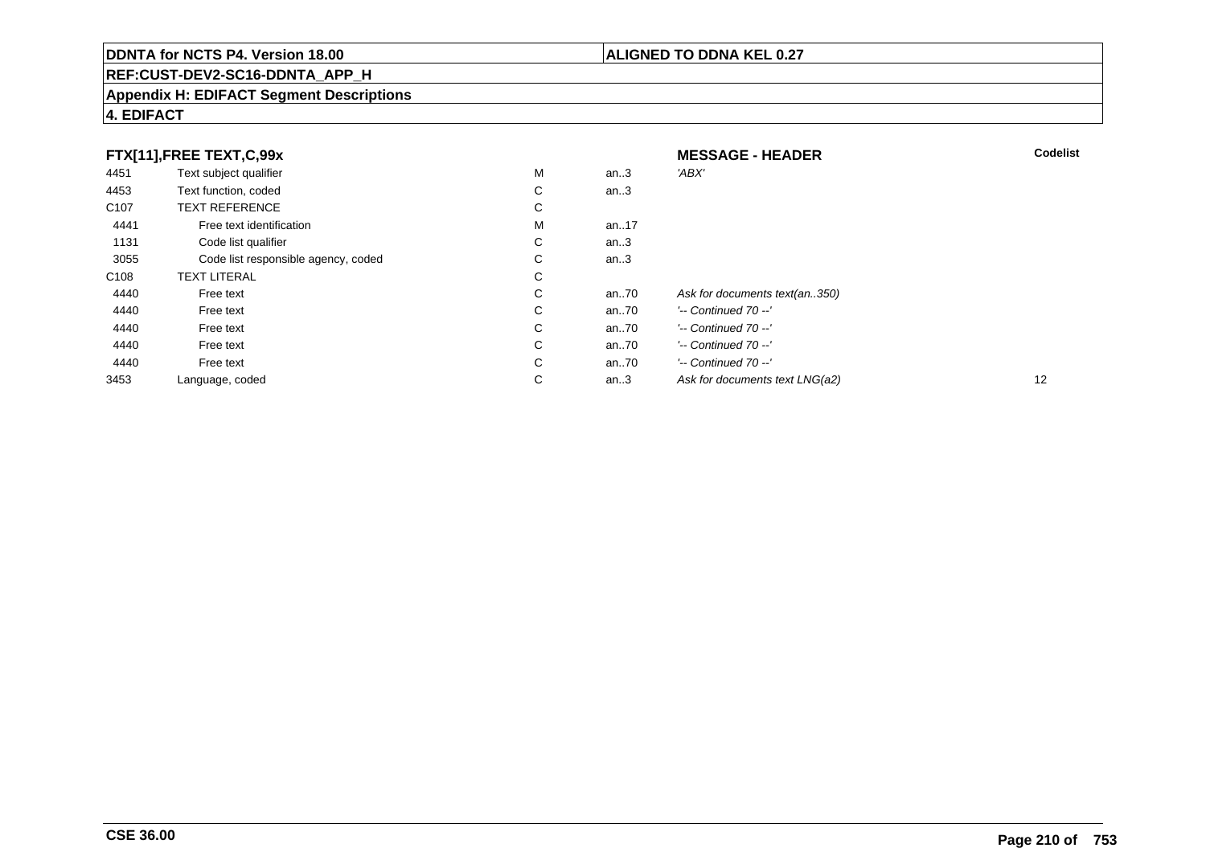**DDNTA for NCTS P4. Version 18.00** | **ALIGNED TO DDNA KEL 0.27**

**REF:CUST-DEV2-SC16-DDNTA_APP_H**

**Appendix H: EDIFACT Segment Descriptions**

**4. EDIFACT**

| **FTX[11],FREE TEXT,C,99x** | | | | **MESSAGE - HEADER** | **Codelist** |
|---|---|---|---|---|---|
| 4451 | Text subject qualifier | M | an..3 | *'ABX'* | |
| 4453 | Text function, coded | C | an..3 | | |
| C107 | TEXT REFERENCE | C | | | |
| 4441 | Free text identification | M | an..17 | | |
| 1131 | Code list qualifier | C | an..3 | | |
| 3055 | Code list responsible agency, coded | C | an..3 | | |
| C108 | TEXT LITERAL | C | | | |
| 4440 | Free text | C | an..70 | *Ask for documents text(an..350)* | |
| 4440 | Free text | C | an..70 | *'-- Continued 70 --'* | |
| 4440 | Free text | C | an..70 | *'-- Continued 70 --'* | |
| 4440 | Free text | C | an..70 | *'-- Continued 70 --'* | |
| 4440 | Free text | C | an..70 | *'-- Continued 70 --'* | |
| 3453 | Language, coded | C | an..3 | *Ask for documents text LNG(a2)* | 12 |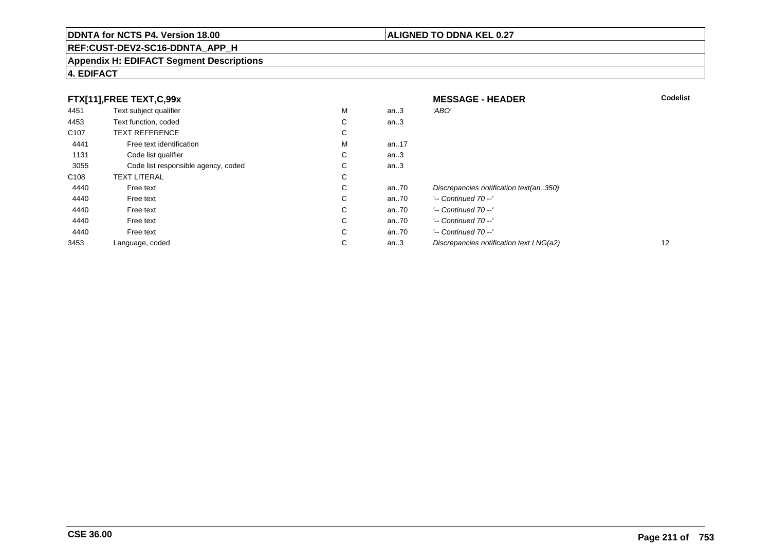**DDNTA for NCTS P4. Version 18.00** | **ALIGNED TO DDNA KEL 0.27**

**REF:CUST-DEV2-SC16-DDNTA_APP_H**

**Appendix H: EDIFACT Segment Descriptions**

**4. EDIFACT**

### FTX[11],FREE TEXT,C,99x — MESSAGE - HEADER

| | | | | | Codelist |
|---|---|---|---|---|---|
| 4451 | Text subject qualifier | M | an..3 | *'ABO'* | |
| 4453 | Text function, coded | C | an..3 | | |
| C107 | TEXT REFERENCE | C | | | |
| 4441 | Free text identification | M | an..17 | | |
| 1131 | Code list qualifier | C | an..3 | | |
| 3055 | Code list responsible agency, coded | C | an..3 | | |
| C108 | TEXT LITERAL | C | | | |
| 4440 | Free text | C | an..70 | *Discrepancies notification text(an..350)* | |
| 4440 | Free text | C | an..70 | *'-- Continued 70 --'* | |
| 4440 | Free text | C | an..70 | *'-- Continued 70 --'* | |
| 4440 | Free text | C | an..70 | *'-- Continued 70 --'* | |
| 4440 | Free text | C | an..70 | *'-- Continued 70 --'* | |
| 3453 | Language, coded | C | an..3 | *Discrepancies notification text LNG(a2)* | 12 |

**CSE 36.00**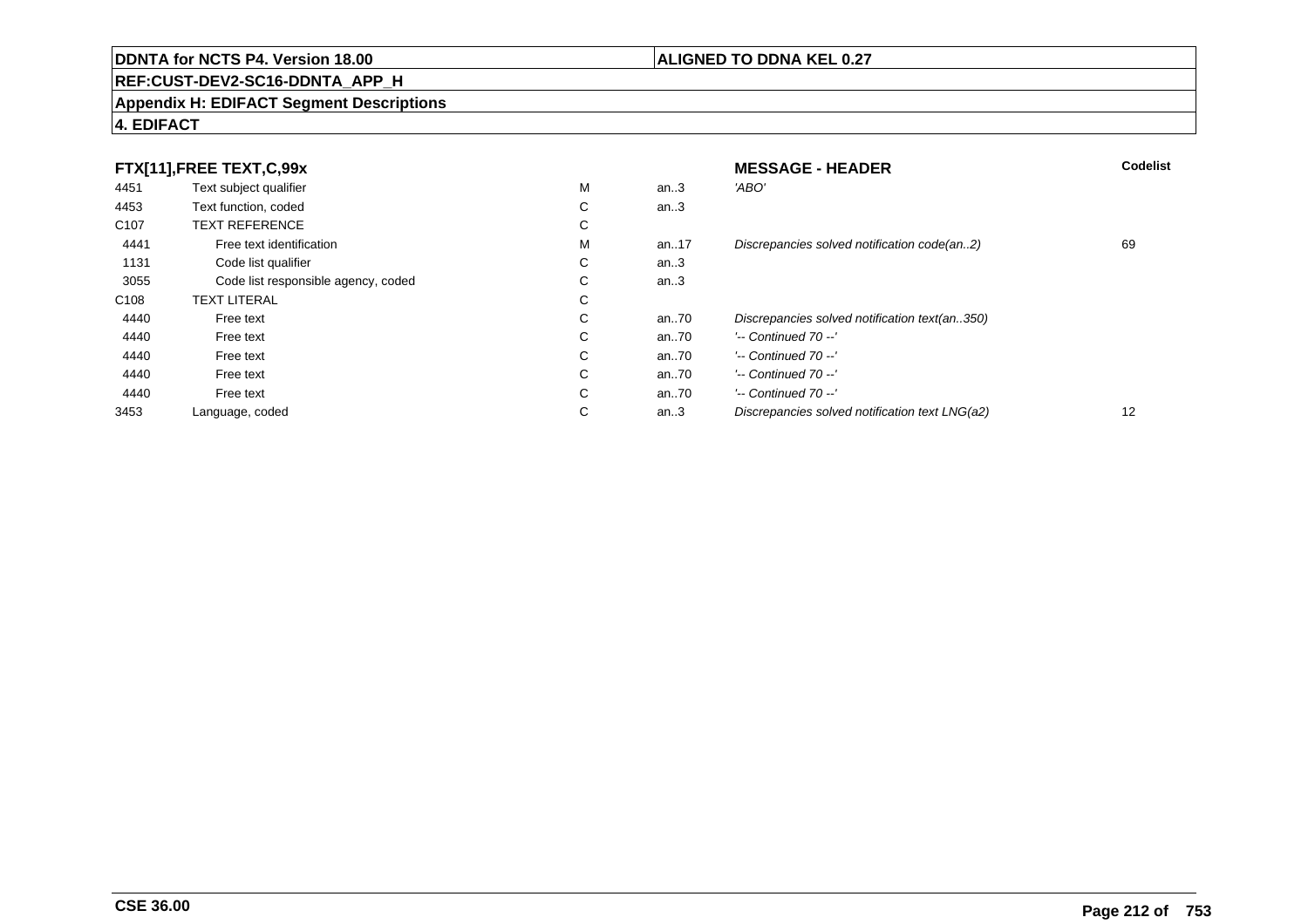**DDNTA for NCTS P4. Version 18.00** | **ALIGNED TO DDNA KEL 0.27**

**REF:CUST-DEV2-SC16-DDNTA_APP_H**

**Appendix H: EDIFACT Segment Descriptions**

**4. EDIFACT**

| FTX[11],FREE TEXT,C,99x | | | | MESSAGE - HEADER | Codelist |
|---|---|---|---|---|---|
| 4451 | Text subject qualifier | M | an..3 | *'ABO'* | |
| 4453 | Text function, coded | C | an..3 | | |
| C107 | TEXT REFERENCE | C | | | |
| 4441 | Free text identification | M | an..17 | *Discrepancies solved notification code(an..2)* | 69 |
| 1131 | Code list qualifier | C | an..3 | | |
| 3055 | Code list responsible agency, coded | C | an..3 | | |
| C108 | TEXT LITERAL | C | | | |
| 4440 | Free text | C | an..70 | *Discrepancies solved notification text(an..350)* | |
| 4440 | Free text | C | an..70 | *'-- Continued 70 --'* | |
| 4440 | Free text | C | an..70 | *'-- Continued 70 --'* | |
| 4440 | Free text | C | an..70 | *'-- Continued 70 --'* | |
| 4440 | Free text | C | an..70 | *'-- Continued 70 --'* | |
| 3453 | Language, coded | C | an..3 | *Discrepancies solved notification text LNG(a2)* | 12 |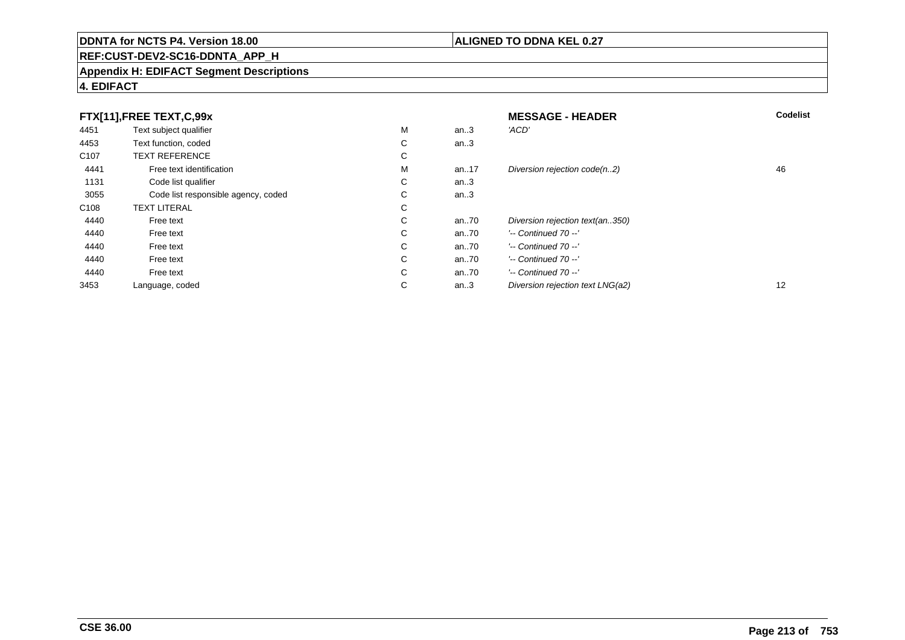**DDNTA for NCTS P4. Version 18.00** | **ALIGNED TO DDNA KEL 0.27**

**REF:CUST-DEV2-SC16-DDNTA_APP_H**

**Appendix H: EDIFACT Segment Descriptions**

**4. EDIFACT**

| **FTX[11],FREE TEXT,C,99x** | | | | **MESSAGE - HEADER** | **Codelist** |
|---|---|---|---|---|---|
| 4451 | Text subject qualifier | M | an..3 | *'ACD'* | |
| 4453 | Text function, coded | C | an..3 | | |
| C107 | TEXT REFERENCE | C | | | |
| 4441 | Free text identification | M | an..17 | *Diversion rejection code(n..2)* | 46 |
| 1131 | Code list qualifier | C | an..3 | | |
| 3055 | Code list responsible agency, coded | C | an..3 | | |
| C108 | TEXT LITERAL | C | | | |
| 4440 | Free text | C | an..70 | *Diversion rejection text(an..350)* | |
| 4440 | Free text | C | an..70 | *'-- Continued 70 --'* | |
| 4440 | Free text | C | an..70 | *'-- Continued 70 --'* | |
| 4440 | Free text | C | an..70 | *'-- Continued 70 --'* | |
| 4440 | Free text | C | an..70 | *'-- Continued 70 --'* | |
| 3453 | Language, coded | C | an..3 | *Diversion rejection text LNG(a2)* | 12 |

**CSE 36.00**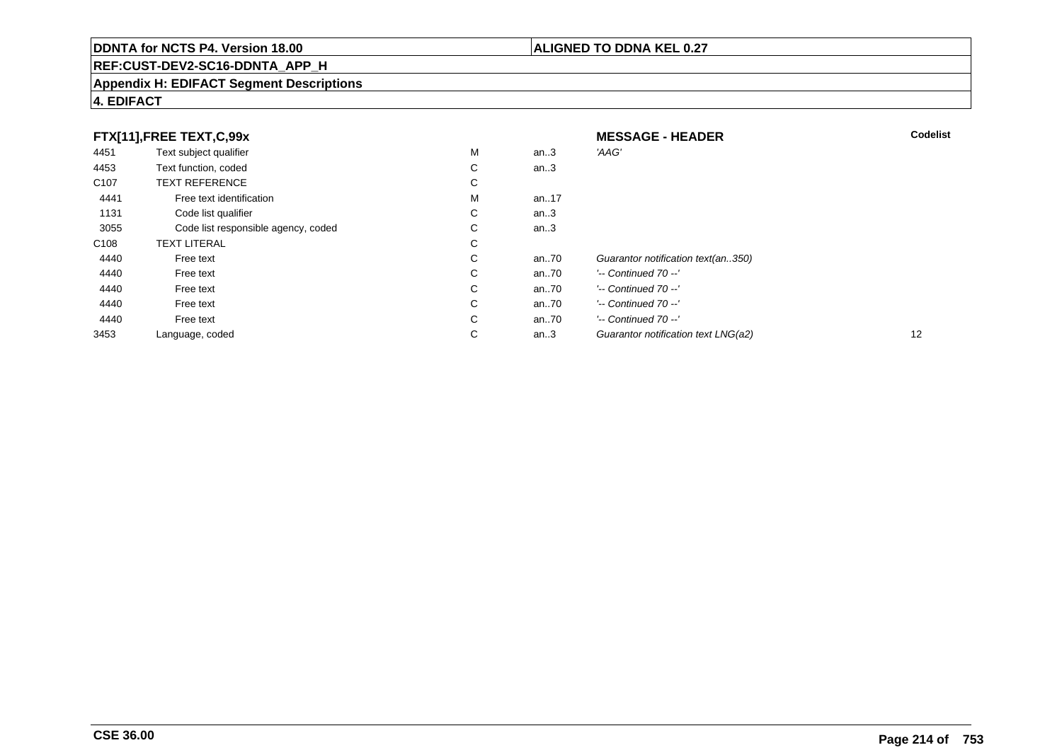**DDNTA for NCTS P4. Version 18.00** | **ALIGNED TO DDNA KEL 0.27**

**REF:CUST-DEV2-SC16-DDNTA_APP_H**

**Appendix H: EDIFACT Segment Descriptions**

**4. EDIFACT**

**FTX[11],FREE TEXT,C,99x** — **MESSAGE - HEADER**

| | | | | | Codelist |
|---|---|---|---|---|---|
| 4451 | Text subject qualifier | M | an..3 | *'AAG'* | |
| 4453 | Text function, coded | C | an..3 | | |
| C107 | TEXT REFERENCE | C | | | |
| 4441 | Free text identification | M | an..17 | | |
| 1131 | Code list qualifier | C | an..3 | | |
| 3055 | Code list responsible agency, coded | C | an..3 | | |
| C108 | TEXT LITERAL | C | | | |
| 4440 | Free text | C | an..70 | *Guarantor notification text(an..350)* | |
| 4440 | Free text | C | an..70 | *'-- Continued 70 --'* | |
| 4440 | Free text | C | an..70 | *'-- Continued 70 --'* | |
| 4440 | Free text | C | an..70 | *'-- Continued 70 --'* | |
| 4440 | Free text | C | an..70 | *'-- Continued 70 --'* | |
| 3453 | Language, coded | C | an..3 | *Guarantor notification text LNG(a2)* | 12 |

**CSE 36.00**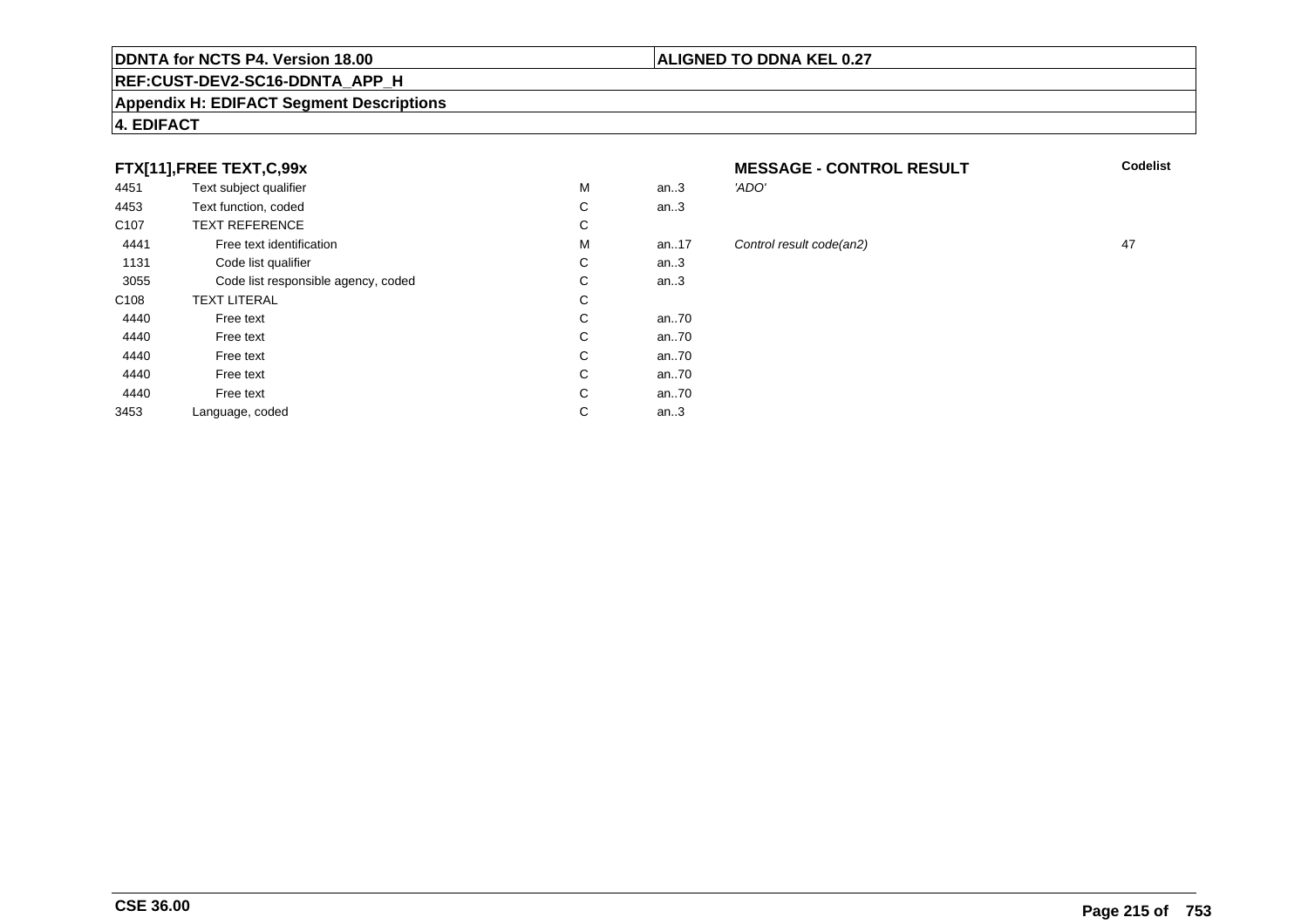**DDNTA for NCTS P4. Version 18.00** | **ALIGNED TO DDNA KEL 0.27**

**REF:CUST-DEV2-SC16-DDNTA_APP_H**

**Appendix H: EDIFACT Segment Descriptions**

**4. EDIFACT**

### FTX[11],FREE TEXT,C,99x

**MESSAGE - CONTROL RESULT**

| | | | | | Codelist |
|---|---|---|---|---|---|
| 4451 | Text subject qualifier | M | an..3 | *'ADO'* | |
| 4453 | Text function, coded | C | an..3 | | |
| C107 | TEXT REFERENCE | C | | | |
| 4441 | Free text identification | M | an..17 | *Control result code(an2)* | 47 |
| 1131 | Code list qualifier | C | an..3 | | |
| 3055 | Code list responsible agency, coded | C | an..3 | | |
| C108 | TEXT LITERAL | C | | | |
| 4440 | Free text | C | an..70 | | |
| 4440 | Free text | C | an..70 | | |
| 4440 | Free text | C | an..70 | | |
| 4440 | Free text | C | an..70 | | |
| 4440 | Free text | C | an..70 | | |
| 3453 | Language, coded | C | an..3 | | |

**CSE 36.00**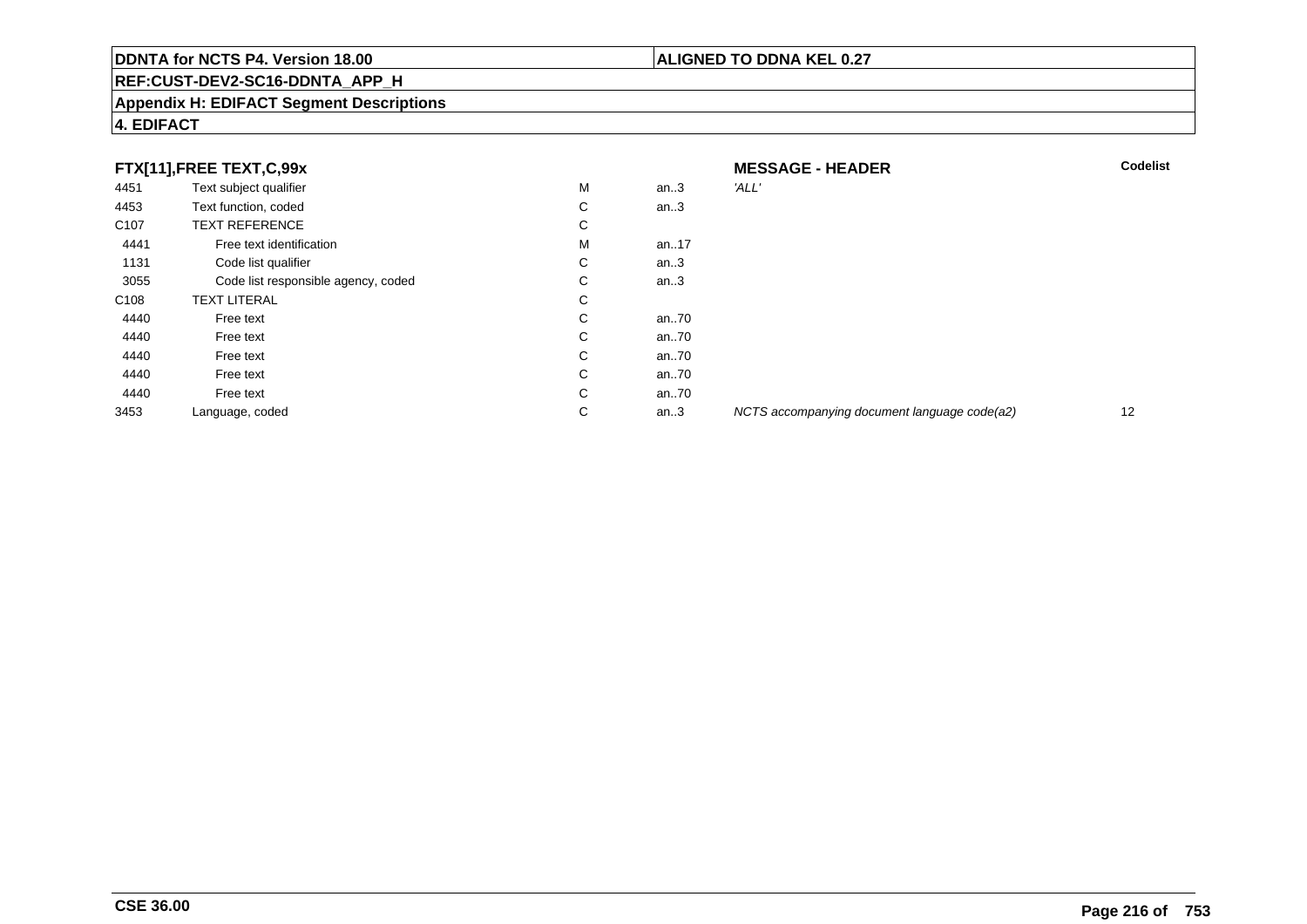**DDNTA for NCTS P4. Version 18.00** | **ALIGNED TO DDNA KEL 0.27**

**REF:CUST-DEV2-SC16-DDNTA_APP_H**

**Appendix H: EDIFACT Segment Descriptions**

**4. EDIFACT**

| **FTX[11],FREE TEXT,C,99x** | | | | **MESSAGE - HEADER** | **Codelist** |
|---|---|---|---|---|---|
| 4451 | Text subject qualifier | M | an..3 | *'ALL'* | |
| 4453 | Text function, coded | C | an..3 | | |
| C107 | TEXT REFERENCE | C | | | |
| 4441 | Free text identification | M | an..17 | | |
| 1131 | Code list qualifier | C | an..3 | | |
| 3055 | Code list responsible agency, coded | C | an..3 | | |
| C108 | TEXT LITERAL | C | | | |
| 4440 | Free text | C | an..70 | | |
| 4440 | Free text | C | an..70 | | |
| 4440 | Free text | C | an..70 | | |
| 4440 | Free text | C | an..70 | | |
| 4440 | Free text | C | an..70 | | |
| 3453 | Language, coded | C | an..3 | *NCTS accompanying document language code(a2)* | 12 |

**CSE 36.00**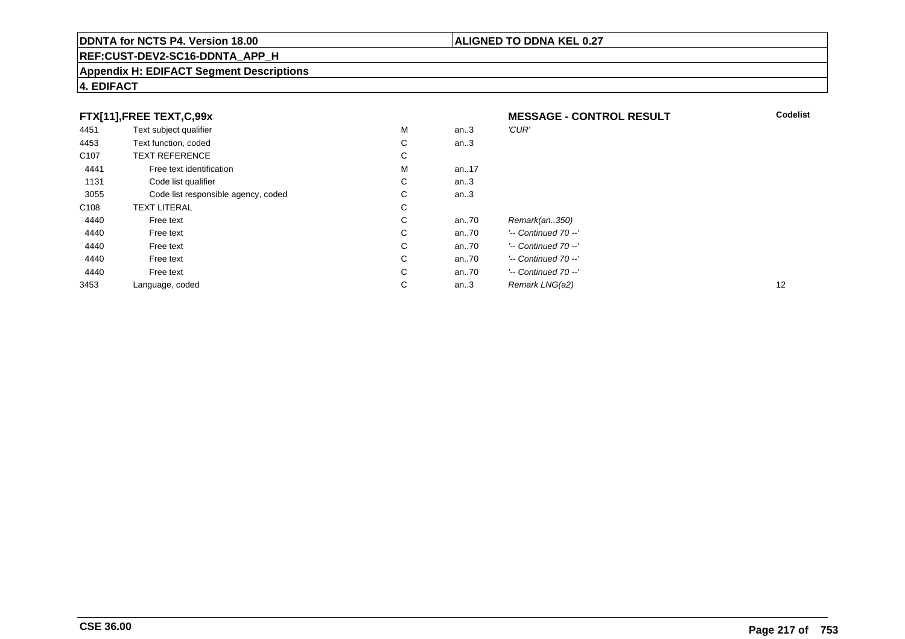**DDNTA for NCTS P4. Version 18.00** | **ALIGNED TO DDNA KEL 0.27**

**REF:CUST-DEV2-SC16-DDNTA_APP_H**

**Appendix H: EDIFACT Segment Descriptions**

**4. EDIFACT**

**FTX[11],FREE TEXT,C,99x** — **MESSAGE - CONTROL RESULT**

| | | | | | Codelist |
|---|---|---|---|---|---|
| 4451 | Text subject qualifier | M | an..3 | *'CUR'* | |
| 4453 | Text function, coded | C | an..3 | | |
| C107 | TEXT REFERENCE | C | | | |
| 4441 | Free text identification | M | an..17 | | |
| 1131 | Code list qualifier | C | an..3 | | |
| 3055 | Code list responsible agency, coded | C | an..3 | | |
| C108 | TEXT LITERAL | C | | | |
| 4440 | Free text | C | an..70 | *Remark(an..350)* | |
| 4440 | Free text | C | an..70 | *'-- Continued 70 --'* | |
| 4440 | Free text | C | an..70 | *'-- Continued 70 --'* | |
| 4440 | Free text | C | an..70 | *'-- Continued 70 --'* | |
| 4440 | Free text | C | an..70 | *'-- Continued 70 --'* | |
| 3453 | Language, coded | C | an..3 | *Remark LNG(a2)* | 12 |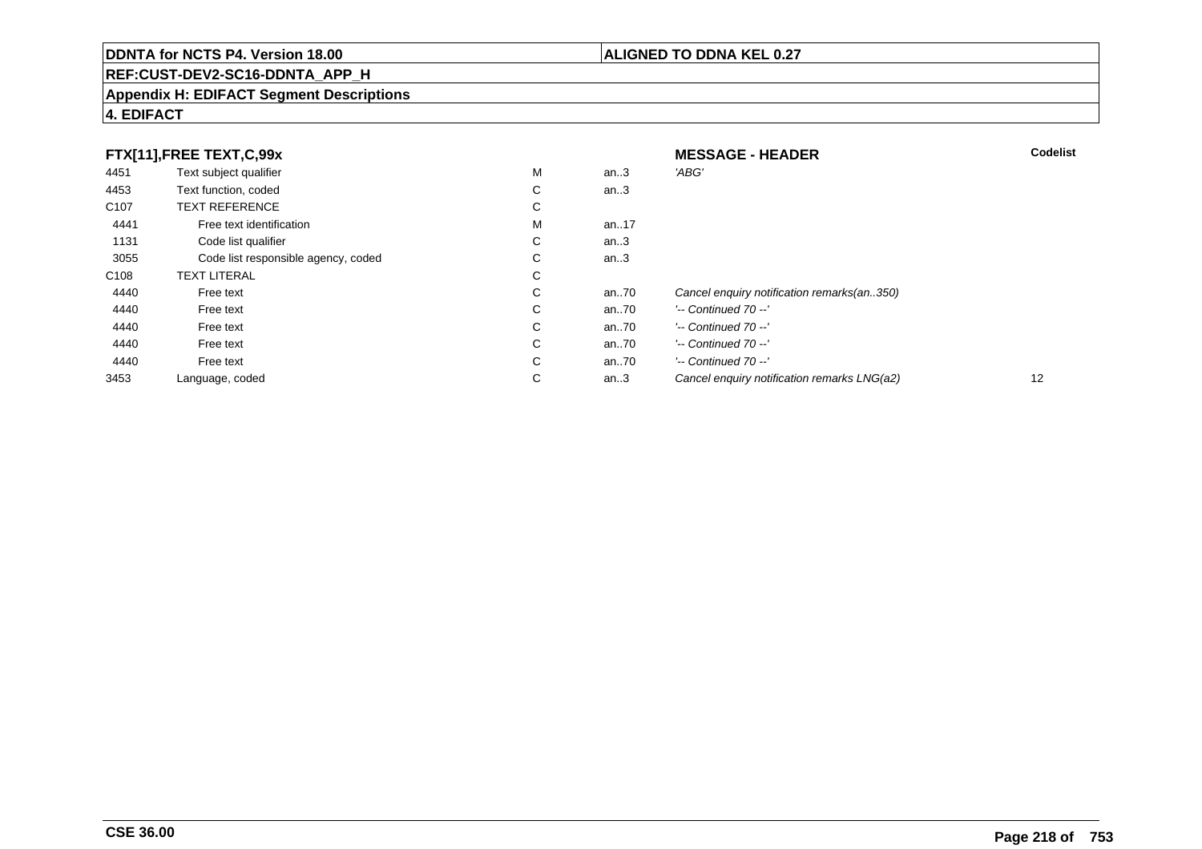**DDNTA for NCTS P4. Version 18.00**

**ALIGNED TO DDNA KEL 0.27**

**REF:CUST-DEV2-SC16-DDNTA_APP_H**

**Appendix H: EDIFACT Segment Descriptions**

**4. EDIFACT**

| **FTX[11],FREE TEXT,C,99x** | | | | **MESSAGE - HEADER** | **Codelist** |
|---|---|---|---|---|---|
| 4451 | Text subject qualifier | M | an..3 | *'ABG'* | |
| 4453 | Text function, coded | C | an..3 | | |
| C107 | TEXT REFERENCE | C | | | |
| 4441 | Free text identification | M | an..17 | | |
| 1131 | Code list qualifier | C | an..3 | | |
| 3055 | Code list responsible agency, coded | C | an..3 | | |
| C108 | TEXT LITERAL | C | | | |
| 4440 | Free text | C | an..70 | *Cancel enquiry notification remarks(an..350)* | |
| 4440 | Free text | C | an..70 | *'-- Continued 70 --'* | |
| 4440 | Free text | C | an..70 | *'-- Continued 70 --'* | |
| 4440 | Free text | C | an..70 | *'-- Continued 70 --'* | |
| 4440 | Free text | C | an..70 | *'-- Continued 70 --'* | |
| 3453 | Language, coded | C | an..3 | *Cancel enquiry notification remarks LNG(a2)* | 12 |

**CSE 36.00**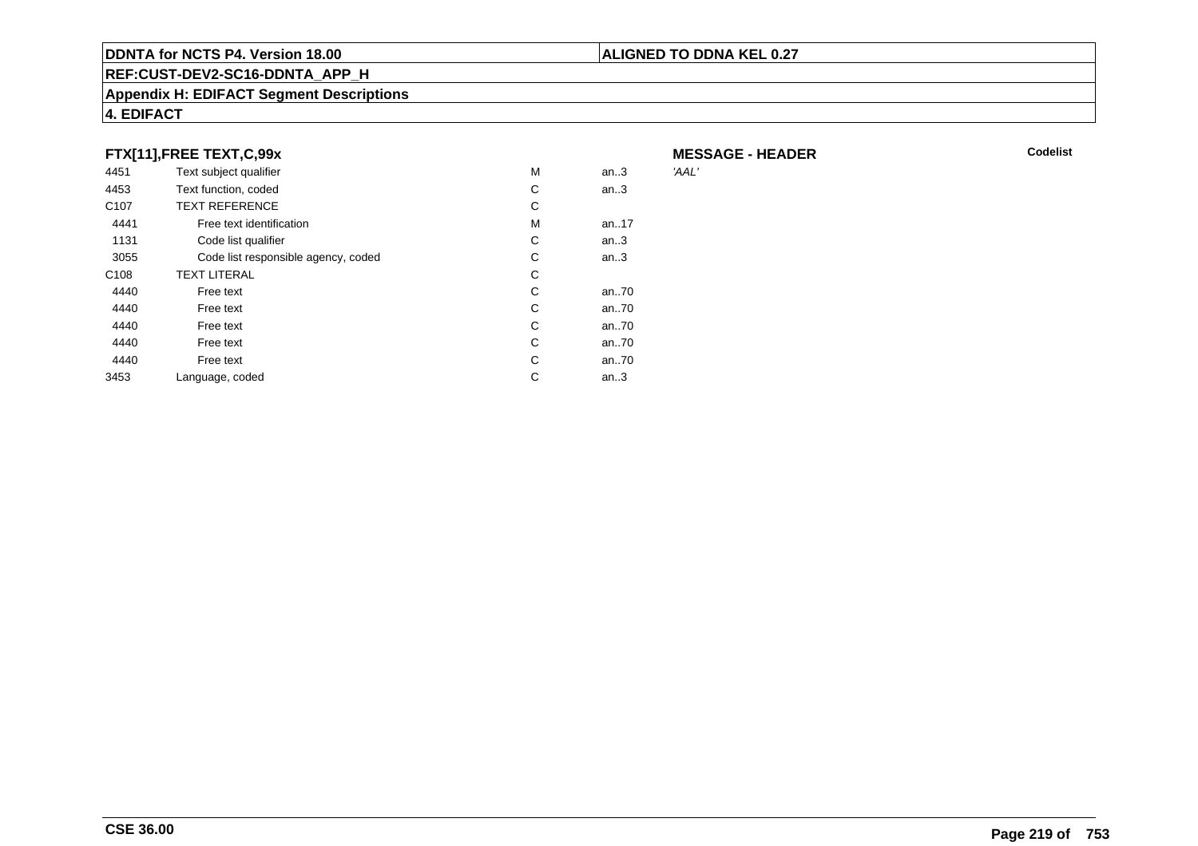## FTX[11],FREE TEXT,C,99x

**MESSAGE - HEADER**

| | | | | | Codelist |
|---|---|---|---|---|---|
| 4451 | Text subject qualifier | M | an..3 | *'AAL'* | |
| 4453 | Text function, coded | C | an..3 | | |
| C107 | TEXT REFERENCE | C | | | |
| 4441 | Free text identification | M | an..17 | | |
| 1131 | Code list qualifier | C | an..3 | | |
| 3055 | Code list responsible agency, coded | C | an..3 | | |
| C108 | TEXT LITERAL | C | | | |
| 4440 | Free text | C | an..70 | | |
| 4440 | Free text | C | an..70 | | |
| 4440 | Free text | C | an..70 | | |
| 4440 | Free text | C | an..70 | | |
| 4440 | Free text | C | an..70 | | |
| 3453 | Language, coded | C | an..3 | | |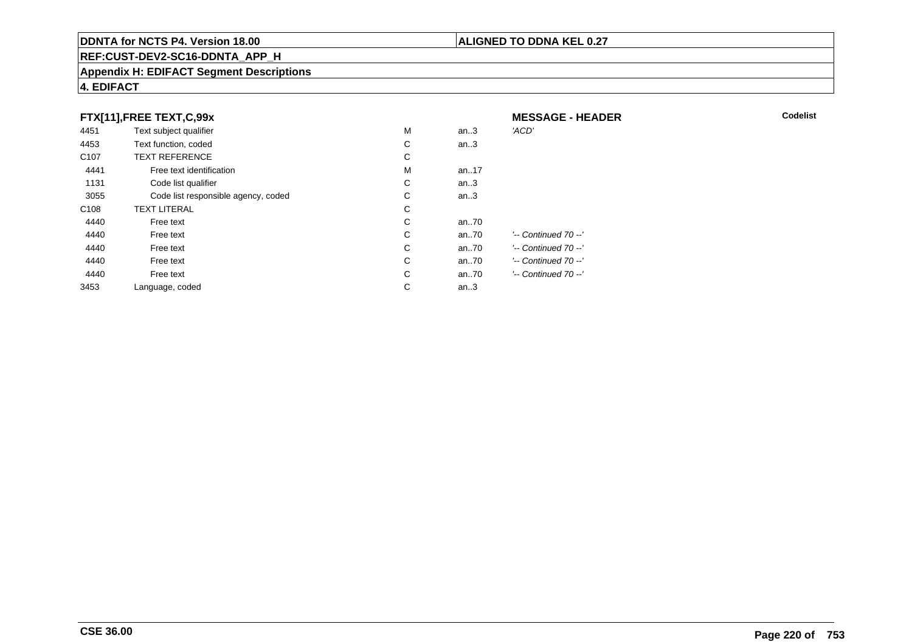**DDNTA for NCTS P4. Version 18.00** | **ALIGNED TO DDNA KEL 0.27**

**REF:CUST-DEV2-SC16-DDNTA_APP_H**

**Appendix H: EDIFACT Segment Descriptions**

**4. EDIFACT**

**FTX[11],FREE TEXT,C,99x** — **MESSAGE - HEADER** — **Codelist**

| | | | | |
|---|---|---|---|---|
| 4451 | Text subject qualifier | M | an..3 | *'ACD'* |
| 4453 | Text function, coded | C | an..3 | |
| C107 | TEXT REFERENCE | C | | |
| 4441 | Free text identification | M | an..17 | |
| 1131 | Code list qualifier | C | an..3 | |
| 3055 | Code list responsible agency, coded | C | an..3 | |
| C108 | TEXT LITERAL | C | | |
| 4440 | Free text | C | an..70 | |
| 4440 | Free text | C | an..70 | *'-- Continued 70 --'* |
| 4440 | Free text | C | an..70 | *'-- Continued 70 --'* |
| 4440 | Free text | C | an..70 | *'-- Continued 70 --'* |
| 4440 | Free text | C | an..70 | *'-- Continued 70 --'* |
| 3453 | Language, coded | C | an..3 | |

**CSE 36.00**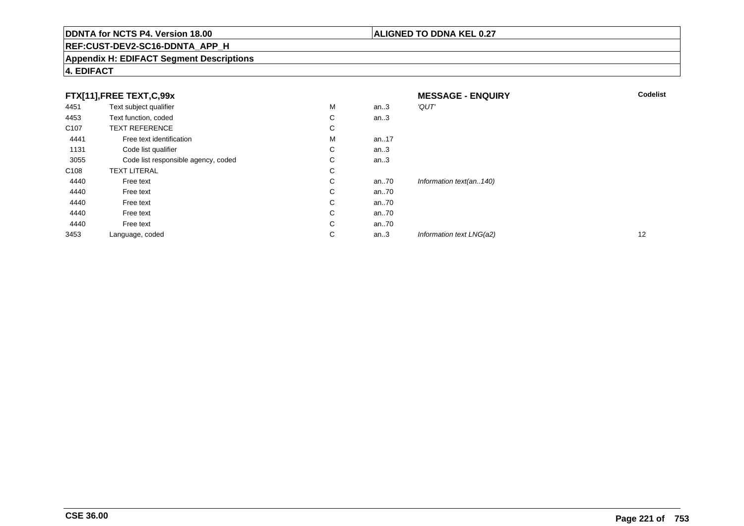**DDNTA for NCTS P4. Version 18.00**

**ALIGNED TO DDNA KEL 0.27**

**REF:CUST-DEV2-SC16-DDNTA_APP_H**

**Appendix H: EDIFACT Segment Descriptions**

**4. EDIFACT**

| **FTX[11],FREE TEXT,C,99x** | | | | **MESSAGE - ENQUIRY** | **Codelist** |
|---|---|---|---|---|---|
| 4451 | Text subject qualifier | M | an..3 | *'QUT'* | |
| 4453 | Text function, coded | C | an..3 | | |
| C107 | TEXT REFERENCE | C | | | |
| 4441 | Free text identification | M | an..17 | | |
| 1131 | Code list qualifier | C | an..3 | | |
| 3055 | Code list responsible agency, coded | C | an..3 | | |
| C108 | TEXT LITERAL | C | | | |
| 4440 | Free text | C | an..70 | *Information text(an..140)* | |
| 4440 | Free text | C | an..70 | | |
| 4440 | Free text | C | an..70 | | |
| 4440 | Free text | C | an..70 | | |
| 4440 | Free text | C | an..70 | | |
| 3453 | Language, coded | C | an..3 | *Information text LNG(a2)* | 12 |

**CSE 36.00**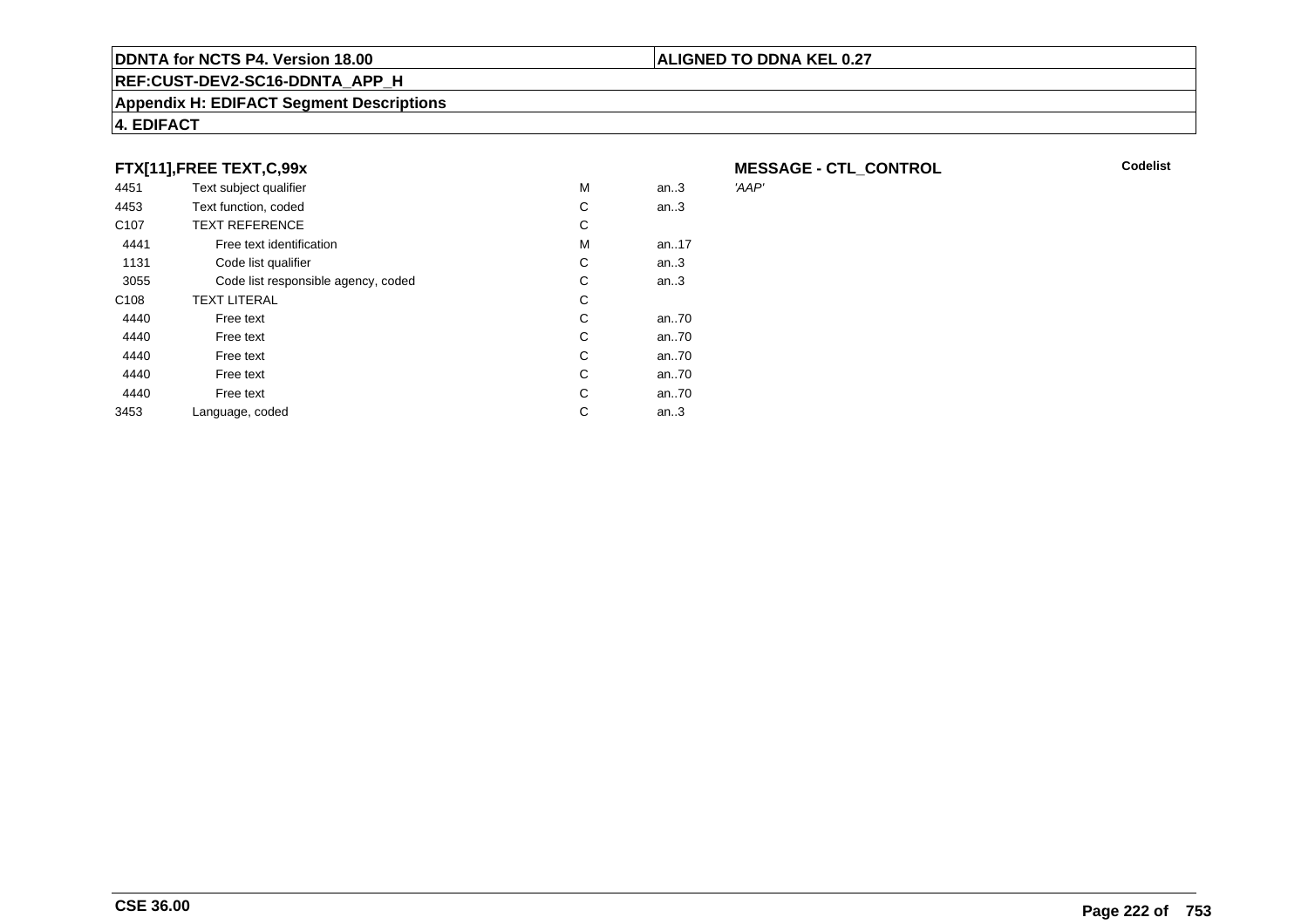**DDNTA for NCTS P4. Version 18.00** | **ALIGNED TO DDNA KEL 0.27**

**REF:CUST-DEV2-SC16-DDNTA_APP_H**

**Appendix H: EDIFACT Segment Descriptions**

**4. EDIFACT**

### FTX[11],FREE TEXT,C,99x

**MESSAGE - CTL_CONTROL**

| | | | | Codelist |
|---|---|---|---|---|
| 4451 | Text subject qualifier | M | an..3 | *'AAP'* |
| 4453 | Text function, coded | C | an..3 | |
| C107 | TEXT REFERENCE | C | | |
| 4441 | Free text identification | M | an..17 | |
| 1131 | Code list qualifier | C | an..3 | |
| 3055 | Code list responsible agency, coded | C | an..3 | |
| C108 | TEXT LITERAL | C | | |
| 4440 | Free text | C | an..70 | |
| 4440 | Free text | C | an..70 | |
| 4440 | Free text | C | an..70 | |
| 4440 | Free text | C | an..70 | |
| 4440 | Free text | C | an..70 | |
| 3453 | Language, coded | C | an..3 | |

**CSE 36.00**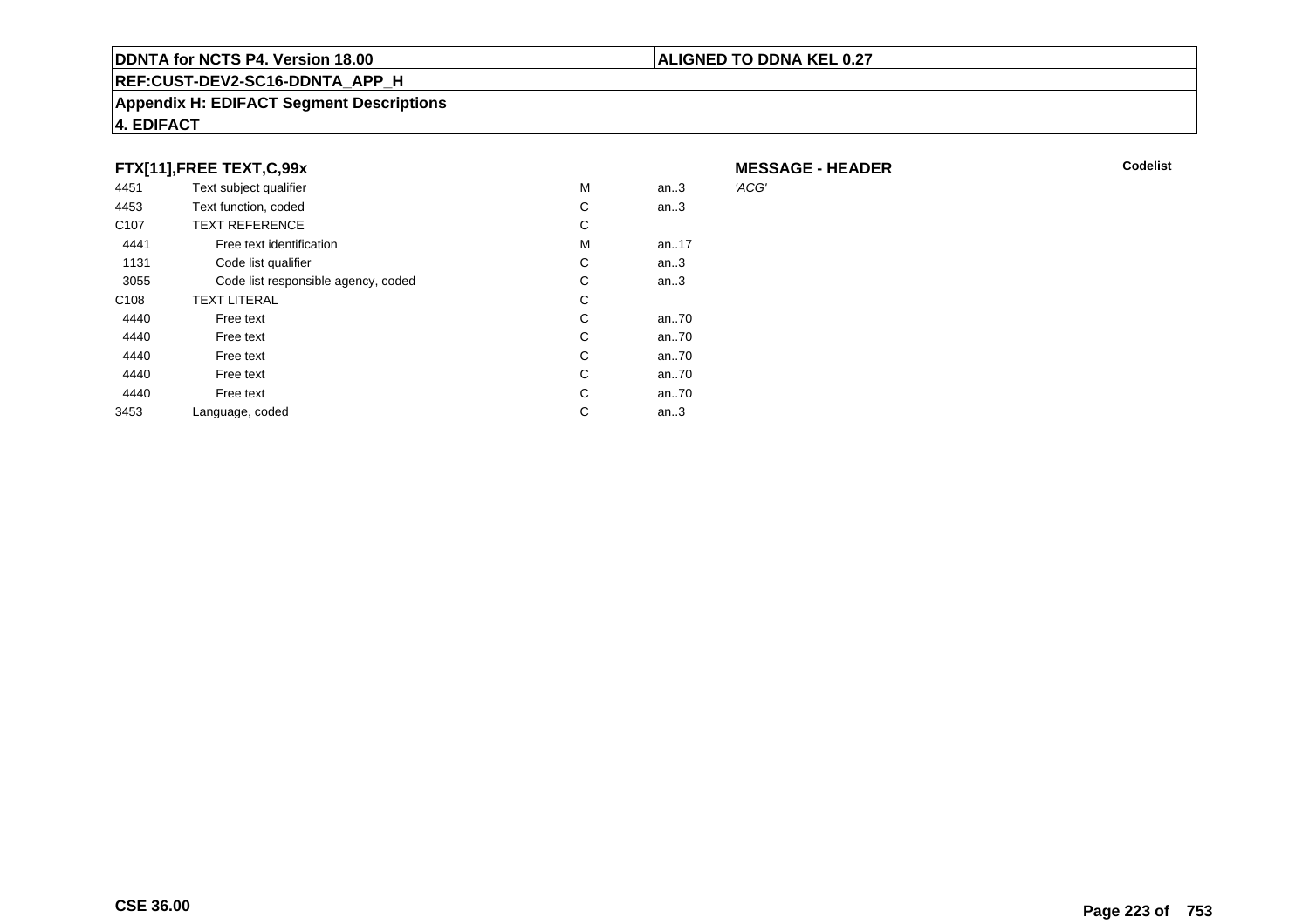**DDNTA for NCTS P4. Version 18.00** | **ALIGNED TO DDNA KEL 0.27**

**REF:CUST-DEV2-SC16-DDNTA_APP_H**

**Appendix H: EDIFACT Segment Descriptions**

**4. EDIFACT**

### FTX[11],FREE TEXT,C,99x

**MESSAGE - HEADER**

| | | | | | Codelist |
|---|---|---|---|---|---|
| 4451 | Text subject qualifier | M | an..3 | *'ACG'* | |
| 4453 | Text function, coded | C | an..3 | | |
| C107 | TEXT REFERENCE | C | | | |
| 4441 | Free text identification | M | an..17 | | |
| 1131 | Code list qualifier | C | an..3 | | |
| 3055 | Code list responsible agency, coded | C | an..3 | | |
| C108 | TEXT LITERAL | C | | | |
| 4440 | Free text | C | an..70 | | |
| 4440 | Free text | C | an..70 | | |
| 4440 | Free text | C | an..70 | | |
| 4440 | Free text | C | an..70 | | |
| 4440 | Free text | C | an..70 | | |
| 3453 | Language, coded | C | an..3 | | |

**CSE 36.00**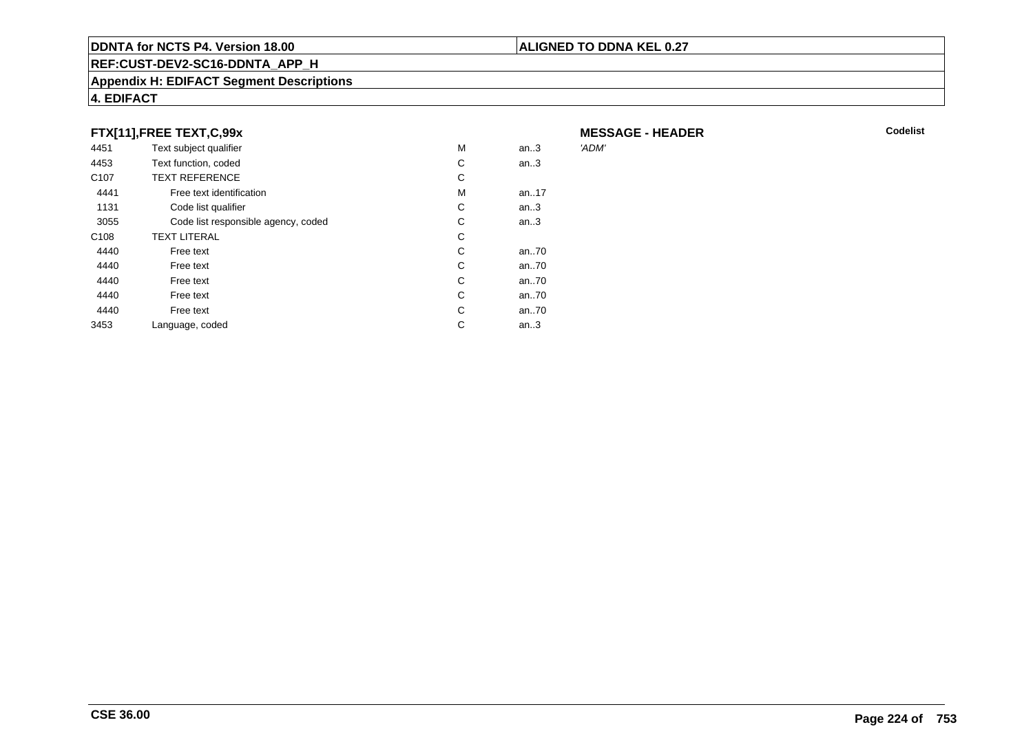**DDNTA for NCTS P4. Version 18.00** | **ALIGNED TO DDNA KEL 0.27**

**REF:CUST-DEV2-SC16-DDNTA_APP_H**

**Appendix H: EDIFACT Segment Descriptions**

**4. EDIFACT**

### FTX[11],FREE TEXT,C,99x

**MESSAGE - HEADER** **Codelist**

| | | | | |
|---|---|---|---|---|
| 4451 | Text subject qualifier | M | an..3 | *'ADM'* |
| 4453 | Text function, coded | C | an..3 | |
| C107 | TEXT REFERENCE | C | | |
| 4441 | Free text identification | M | an..17 | |
| 1131 | Code list qualifier | C | an..3 | |
| 3055 | Code list responsible agency, coded | C | an..3 | |
| C108 | TEXT LITERAL | C | | |
| 4440 | Free text | C | an..70 | |
| 4440 | Free text | C | an..70 | |
| 4440 | Free text | C | an..70 | |
| 4440 | Free text | C | an..70 | |
| 4440 | Free text | C | an..70 | |
| 3453 | Language, coded | C | an..3 | |

**CSE 36.00**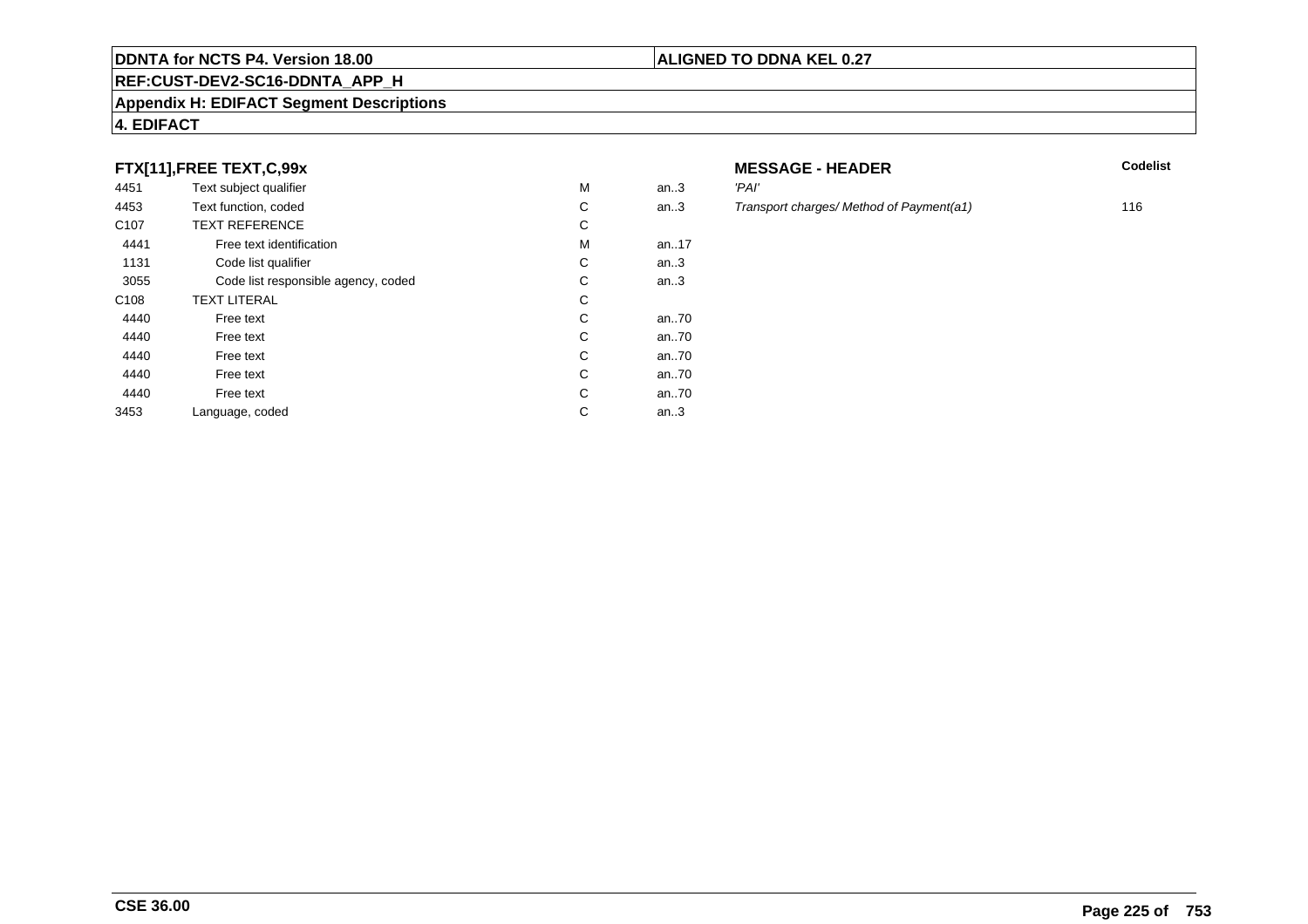**DDNTA for NCTS P4. Version 18.00** | **ALIGNED TO DDNA KEL 0.27**

**REF:CUST-DEV2-SC16-DDNTA_APP_H**

**Appendix H: EDIFACT Segment Descriptions**

**4. EDIFACT**

### FTX[11],FREE TEXT,C,99x

**MESSAGE - HEADER**

| | | | | | Codelist |
|---|---|---|---|---|---|
| 4451 | Text subject qualifier | M | an..3 | *'PAI'* | |
| 4453 | Text function, coded | C | an..3 | *Transport charges/ Method of Payment(a1)* | 116 |
| C107 | TEXT REFERENCE | C | | | |
| 4441 | Free text identification | M | an..17 | | |
| 1131 | Code list qualifier | C | an..3 | | |
| 3055 | Code list responsible agency, coded | C | an..3 | | |
| C108 | TEXT LITERAL | C | | | |
| 4440 | Free text | C | an..70 | | |
| 4440 | Free text | C | an..70 | | |
| 4440 | Free text | C | an..70 | | |
| 4440 | Free text | C | an..70 | | |
| 4440 | Free text | C | an..70 | | |
| 3453 | Language, coded | C | an..3 | | |

**CSE 36.00**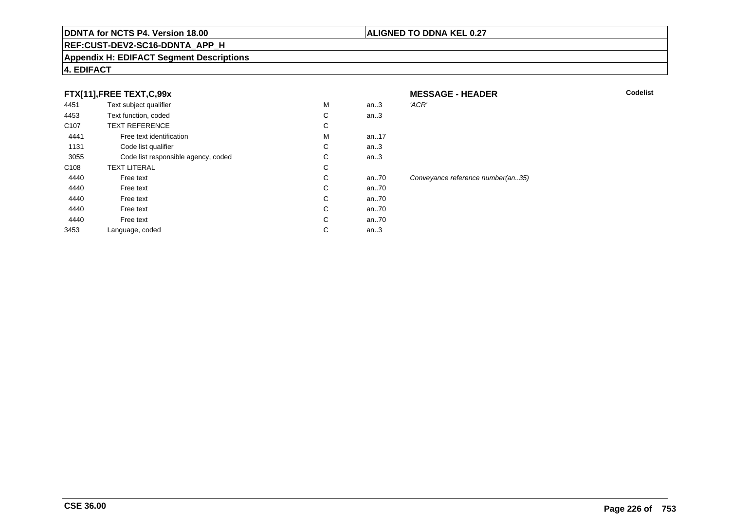**DDNTA for NCTS P4. Version 18.00** | **ALIGNED TO DDNA KEL 0.27**

**REF:CUST-DEV2-SC16-DDNTA_APP_H**

**Appendix H: EDIFACT Segment Descriptions**

**4. EDIFACT**

### FTX[11],FREE TEXT,C,99x

**MESSAGE - HEADER** — **Codelist**

| Tag | Name | Status | Format | Remarks |
|---|---|---|---|---|
| 4451 | Text subject qualifier | M | an..3 | *'ACR'* |
| 4453 | Text function, coded | C | an..3 | |
| C107 | TEXT REFERENCE | C | | |
| 4441 | Free text identification | M | an..17 | |
| 1131 | Code list qualifier | C | an..3 | |
| 3055 | Code list responsible agency, coded | C | an..3 | |
| C108 | TEXT LITERAL | C | | |
| 4440 | Free text | C | an..70 | *Conveyance reference number(an..35)* |
| 4440 | Free text | C | an..70 | |
| 4440 | Free text | C | an..70 | |
| 4440 | Free text | C | an..70 | |
| 4440 | Free text | C | an..70 | |
| 3453 | Language, coded | C | an..3 | |

**CSE 36.00**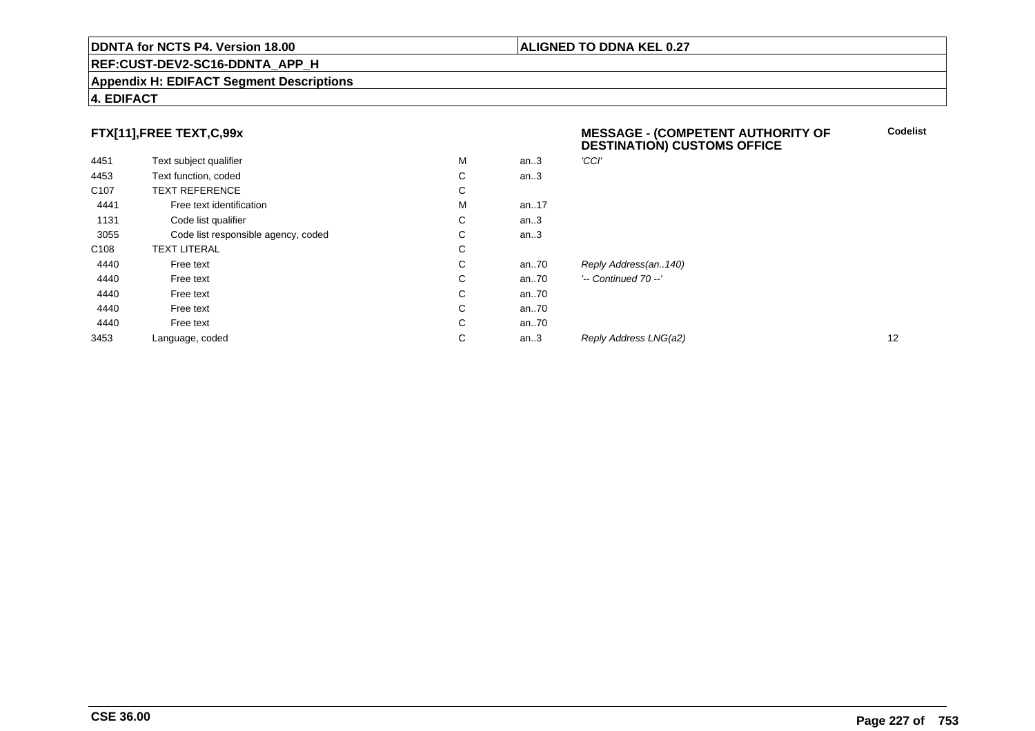**DDNTA for NCTS P4. Version 18.00** | **ALIGNED TO DDNA KEL 0.27**

**REF:CUST-DEV2-SC16-DDNTA_APP_H**

**Appendix H: EDIFACT Segment Descriptions**

**4. EDIFACT**

### FTX[11],FREE TEXT,C,99x

**MESSAGE - (COMPETENT AUTHORITY OF DESTINATION) CUSTOMS OFFICE**

| | | | | | Codelist |
|---|---|---|---|---|---|
| 4451 | Text subject qualifier | M | an..3 | *'CCI'* | |
| 4453 | Text function, coded | C | an..3 | | |
| C107 | TEXT REFERENCE | C | | | |
| 4441 | Free text identification | M | an..17 | | |
| 1131 | Code list qualifier | C | an..3 | | |
| 3055 | Code list responsible agency, coded | C | an..3 | | |
| C108 | TEXT LITERAL | C | | | |
| 4440 | Free text | C | an..70 | *Reply Address(an..140)* | |
| 4440 | Free text | C | an..70 | *'-- Continued 70 --'* | |
| 4440 | Free text | C | an..70 | | |
| 4440 | Free text | C | an..70 | | |
| 4440 | Free text | C | an..70 | | |
| 3453 | Language, coded | C | an..3 | *Reply Address LNG(a2)* | 12 |

**CSE 36.00**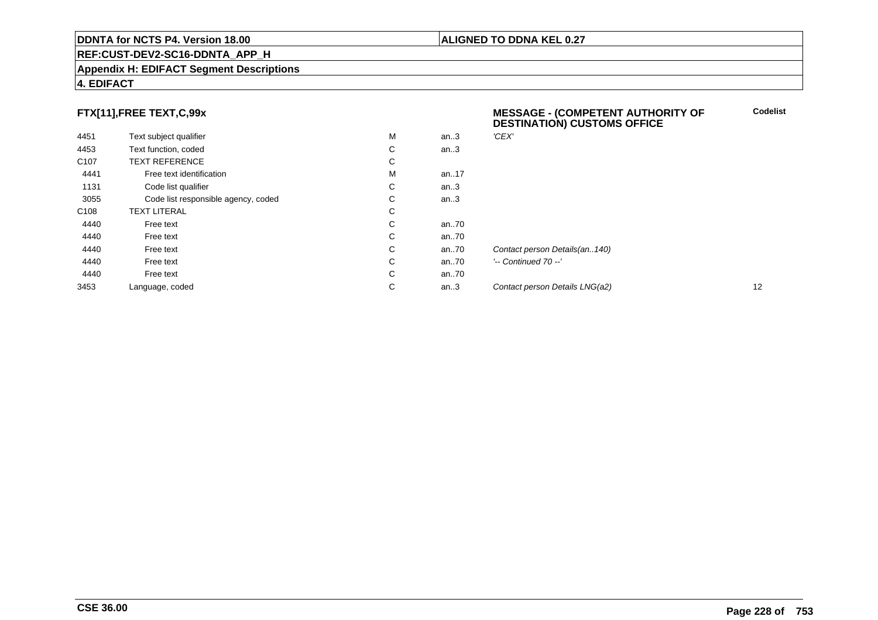**DDNTA for NCTS P4. Version 18.00** | **ALIGNED TO DDNA KEL 0.27**

**REF:CUST-DEV2-SC16-DDNTA_APP_H**

**Appendix H: EDIFACT Segment Descriptions**

**4. EDIFACT**

### FTX[11],FREE TEXT,C,99x

**MESSAGE - (COMPETENT AUTHORITY OF DESTINATION) CUSTOMS OFFICE**

| | | | | | Codelist |
|---|---|---|---|---|---|
| 4451 | Text subject qualifier | M | an..3 | *'CEX'* | |
| 4453 | Text function, coded | C | an..3 | | |
| C107 | TEXT REFERENCE | C | | | |
| 4441 | Free text identification | M | an..17 | | |
| 1131 | Code list qualifier | C | an..3 | | |
| 3055 | Code list responsible agency, coded | C | an..3 | | |
| C108 | TEXT LITERAL | C | | | |
| 4440 | Free text | C | an..70 | | |
| 4440 | Free text | C | an..70 | | |
| 4440 | Free text | C | an..70 | *Contact person Details(an..140)* | |
| 4440 | Free text | C | an..70 | *'-- Continued 70 --'* | |
| 4440 | Free text | C | an..70 | | |
| 3453 | Language, coded | C | an..3 | *Contact person Details LNG(a2)* | 12 |

**CSE 36.00**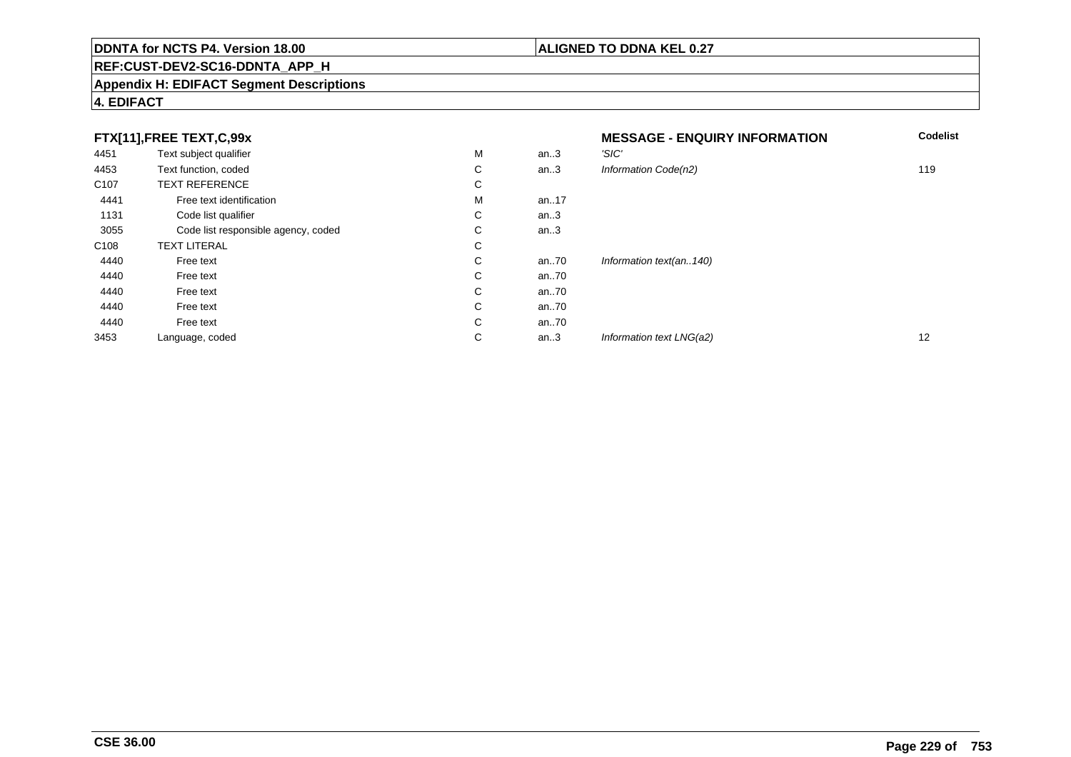**DDNTA for NCTS P4. Version 18.00** | **ALIGNED TO DDNA KEL 0.27**

**REF:CUST-DEV2-SC16-DDNTA_APP_H**

**Appendix H: EDIFACT Segment Descriptions**

**4. EDIFACT**

| FTX[11],FREE TEXT,C,99x | | | | MESSAGE - ENQUIRY INFORMATION | Codelist |
|---|---|---|---|---|---|
| 4451 | Text subject qualifier | M | an..3 | *'SIC'* | |
| 4453 | Text function, coded | C | an..3 | *Information Code(n2)* | 119 |
| C107 | TEXT REFERENCE | C | | | |
| 4441 | Free text identification | M | an..17 | | |
| 1131 | Code list qualifier | C | an..3 | | |
| 3055 | Code list responsible agency, coded | C | an..3 | | |
| C108 | TEXT LITERAL | C | | | |
| 4440 | Free text | C | an..70 | *Information text(an..140)* | |
| 4440 | Free text | C | an..70 | | |
| 4440 | Free text | C | an..70 | | |
| 4440 | Free text | C | an..70 | | |
| 4440 | Free text | C | an..70 | | |
| 3453 | Language, coded | C | an..3 | *Information text LNG(a2)* | 12 |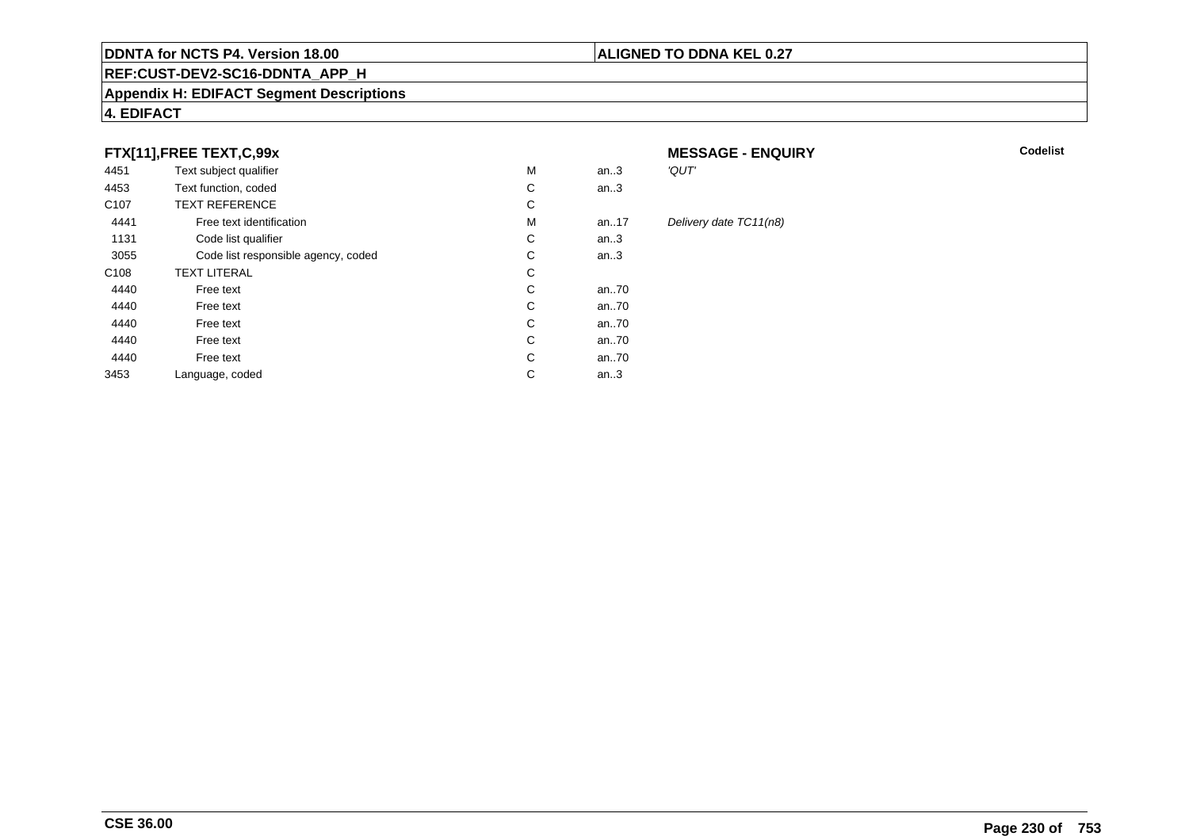**DDNTA for NCTS P4. Version 18.00** | **ALIGNED TO DDNA KEL 0.27**

**REF:CUST-DEV2-SC16-DDNTA_APP_H**

**Appendix H: EDIFACT Segment Descriptions**

**4. EDIFACT**

### FTX[11],FREE TEXT,C,99x

**MESSAGE - ENQUIRY** — **Codelist**

| | | | | |
|---|---|---|---|---|
| 4451 | Text subject qualifier | M | an..3 | *'QUT'* |
| 4453 | Text function, coded | C | an..3 | |
| C107 | TEXT REFERENCE | C | | |
| 4441 | Free text identification | M | an..17 | *Delivery date TC11(n8)* |
| 1131 | Code list qualifier | C | an..3 | |
| 3055 | Code list responsible agency, coded | C | an..3 | |
| C108 | TEXT LITERAL | C | | |
| 4440 | Free text | C | an..70 | |
| 4440 | Free text | C | an..70 | |
| 4440 | Free text | C | an..70 | |
| 4440 | Free text | C | an..70 | |
| 4440 | Free text | C | an..70 | |
| 3453 | Language, coded | C | an..3 | |

**CSE 36.00**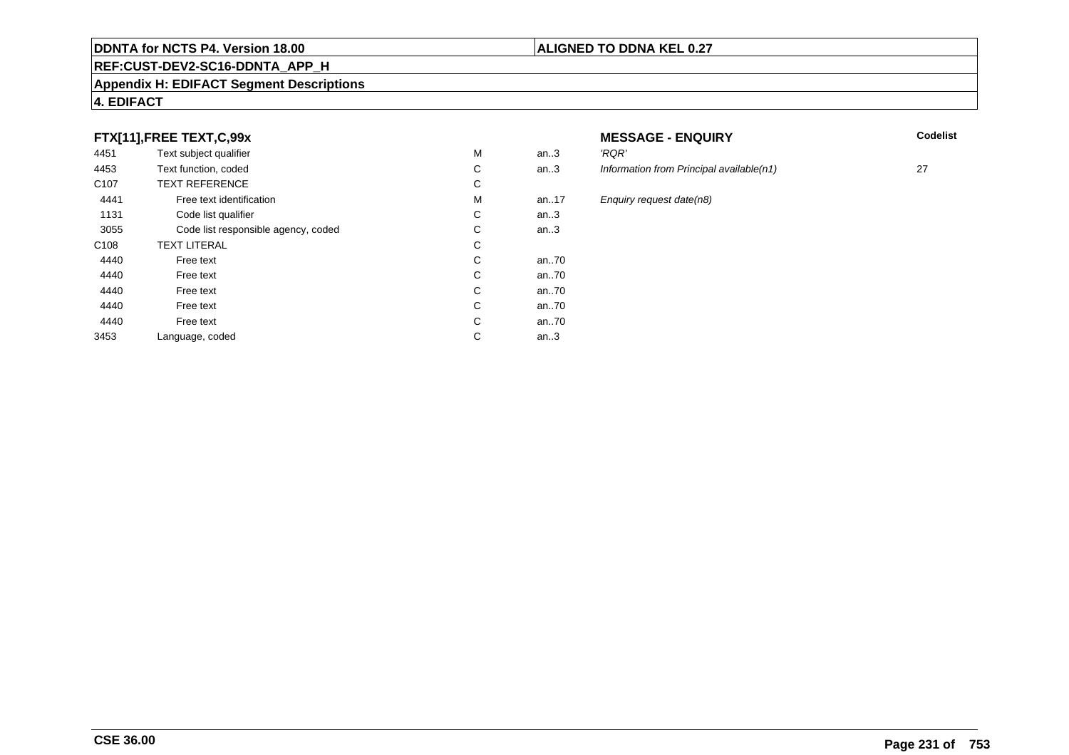**DDNTA for NCTS P4. Version 18.00** | **ALIGNED TO DDNA KEL 0.27**

**REF:CUST-DEV2-SC16-DDNTA_APP_H**

**Appendix H: EDIFACT Segment Descriptions**

**4. EDIFACT**

| **FTX[11],FREE TEXT,C,99x** | | | | **MESSAGE - ENQUIRY** | **Codelist** |
|---|---|---|---|---|---|
| 4451 | Text subject qualifier | M | an..3 | *'RQR'* | |
| 4453 | Text function, coded | C | an..3 | *Information from Principal available(n1)* | 27 |
| C107 | TEXT REFERENCE | C | | | |
| 4441 | Free text identification | M | an..17 | *Enquiry request date(n8)* | |
| 1131 | Code list qualifier | C | an..3 | | |
| 3055 | Code list responsible agency, coded | C | an..3 | | |
| C108 | TEXT LITERAL | C | | | |
| 4440 | Free text | C | an..70 | | |
| 4440 | Free text | C | an..70 | | |
| 4440 | Free text | C | an..70 | | |
| 4440 | Free text | C | an..70 | | |
| 4440 | Free text | C | an..70 | | |
| 3453 | Language, coded | C | an..3 | | |

**CSE 36.00**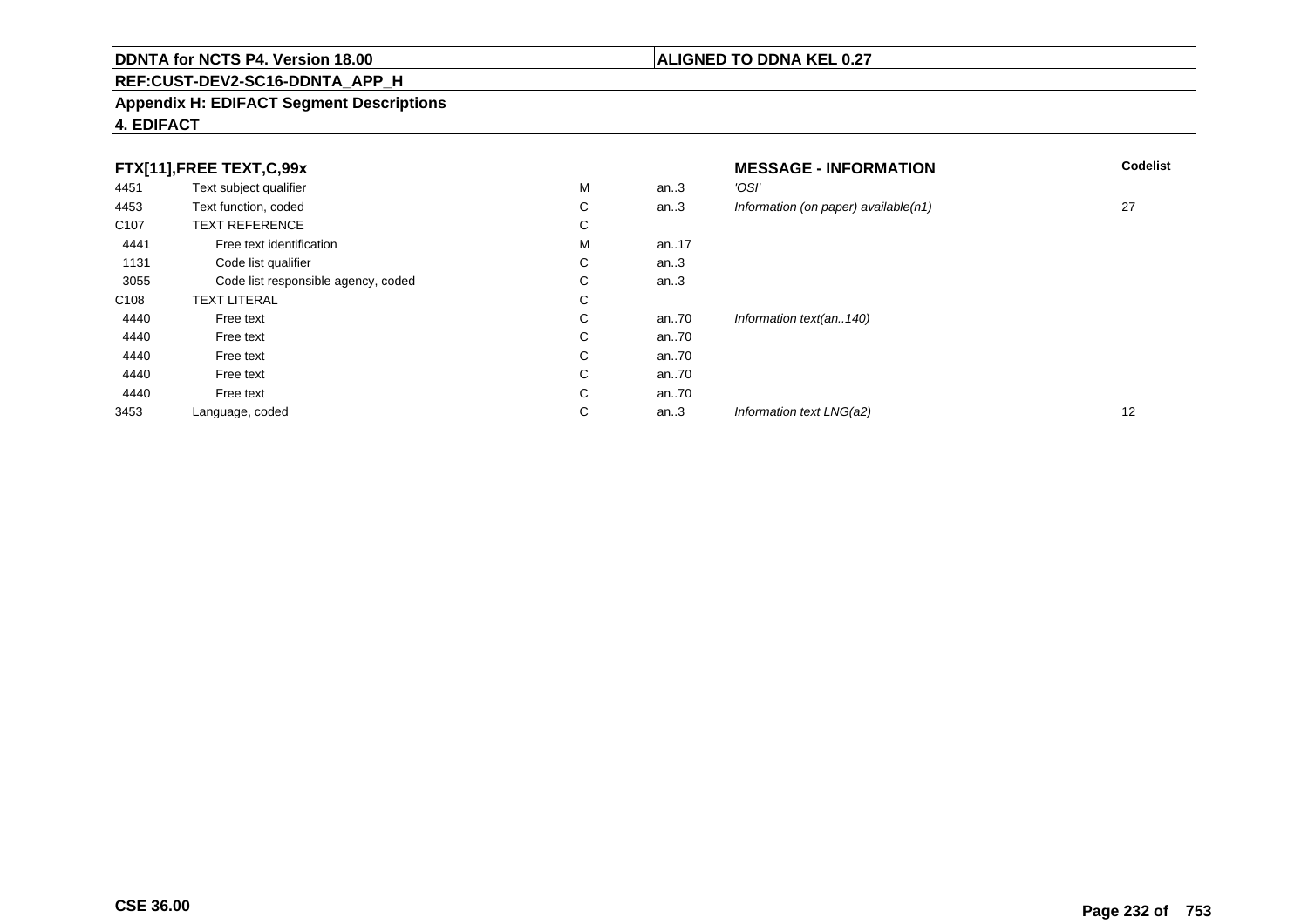**DDNTA for NCTS P4. Version 18.00** | **ALIGNED TO DDNA KEL 0.27**

**REF:CUST-DEV2-SC16-DDNTA_APP_H**

**Appendix H: EDIFACT Segment Descriptions**

**4. EDIFACT**

| **FTX[11],FREE TEXT,C,99x** | | | | **MESSAGE - INFORMATION** | **Codelist** |
|---|---|---|---|---|---|
| 4451 | Text subject qualifier | M | an..3 | *'OSI'* | |
| 4453 | Text function, coded | C | an..3 | *Information (on paper) available(n1)* | 27 |
| C107 | TEXT REFERENCE | C | | | |
| 4441 | Free text identification | M | an..17 | | |
| 1131 | Code list qualifier | C | an..3 | | |
| 3055 | Code list responsible agency, coded | C | an..3 | | |
| C108 | TEXT LITERAL | C | | | |
| 4440 | Free text | C | an..70 | *Information text(an..140)* | |
| 4440 | Free text | C | an..70 | | |
| 4440 | Free text | C | an..70 | | |
| 4440 | Free text | C | an..70 | | |
| 4440 | Free text | C | an..70 | | |
| 3453 | Language, coded | C | an..3 | *Information text LNG(a2)* | 12 |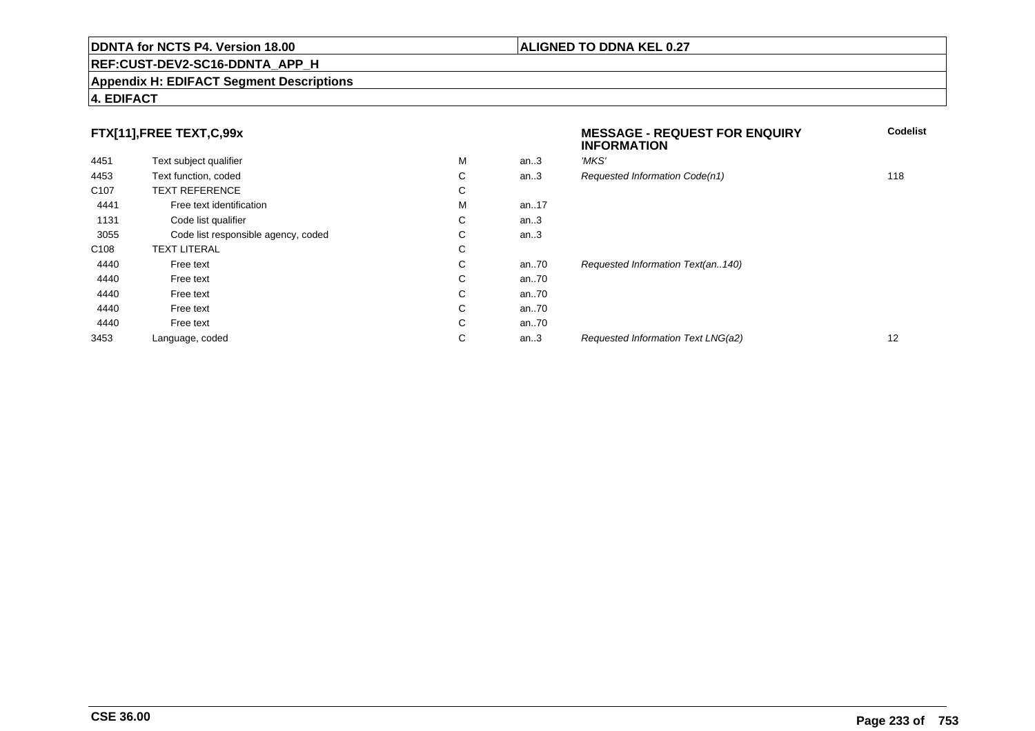**DDNTA for NCTS P4. Version 18.00** | **ALIGNED TO DDNA KEL 0.27**

**REF:CUST-DEV2-SC16-DDNTA_APP_H**

**Appendix H: EDIFACT Segment Descriptions**

**4. EDIFACT**

| **FTX[11],FREE TEXT,C,99x** | | | | **MESSAGE - REQUEST FOR ENQUIRY INFORMATION** | **Codelist** |
|---|---|---|---|---|---|
| 4451 | Text subject qualifier | M | an..3 | *'MKS'* | |
| 4453 | Text function, coded | C | an..3 | *Requested Information Code(n1)* | 118 |
| C107 | TEXT REFERENCE | C | | | |
| 4441 | Free text identification | M | an..17 | | |
| 1131 | Code list qualifier | C | an..3 | | |
| 3055 | Code list responsible agency, coded | C | an..3 | | |
| C108 | TEXT LITERAL | C | | | |
| 4440 | Free text | C | an..70 | *Requested Information Text(an..140)* | |
| 4440 | Free text | C | an..70 | | |
| 4440 | Free text | C | an..70 | | |
| 4440 | Free text | C | an..70 | | |
| 4440 | Free text | C | an..70 | | |
| 3453 | Language, coded | C | an..3 | *Requested Information Text LNG(a2)* | 12 |

**CSE 36.00**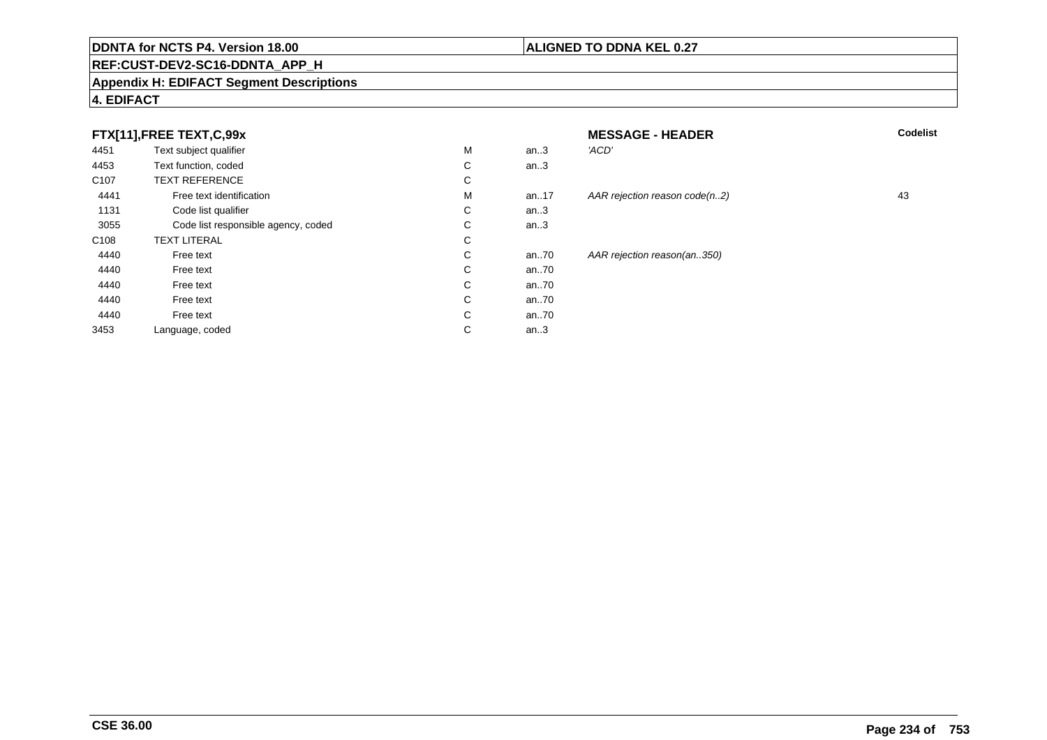DDNTA for NCTS P4. Version 18.00 | ALIGNED TO DDNA KEL 0.27

REF:CUST-DEV2-SC16-DDNTA_APP_H

Appendix H: EDIFACT Segment Descriptions

4. EDIFACT

### FTX[11],FREE TEXT,C,99x

**MESSAGE - HEADER**

| | | | | | Codelist |
|---|---|---|---|---|---|
| 4451 | Text subject qualifier | M | an..3 | *'ACD'* | |
| 4453 | Text function, coded | C | an..3 | | |
| C107 | TEXT REFERENCE | C | | | |
| 4441 | Free text identification | M | an..17 | *AAR rejection reason code(n..2)* | 43 |
| 1131 | Code list qualifier | C | an..3 | | |
| 3055 | Code list responsible agency, coded | C | an..3 | | |
| C108 | TEXT LITERAL | C | | | |
| 4440 | Free text | C | an..70 | *AAR rejection reason(an..350)* | |
| 4440 | Free text | C | an..70 | | |
| 4440 | Free text | C | an..70 | | |
| 4440 | Free text | C | an..70 | | |
| 4440 | Free text | C | an..70 | | |
| 3453 | Language, coded | C | an..3 | | |

CSE 36.00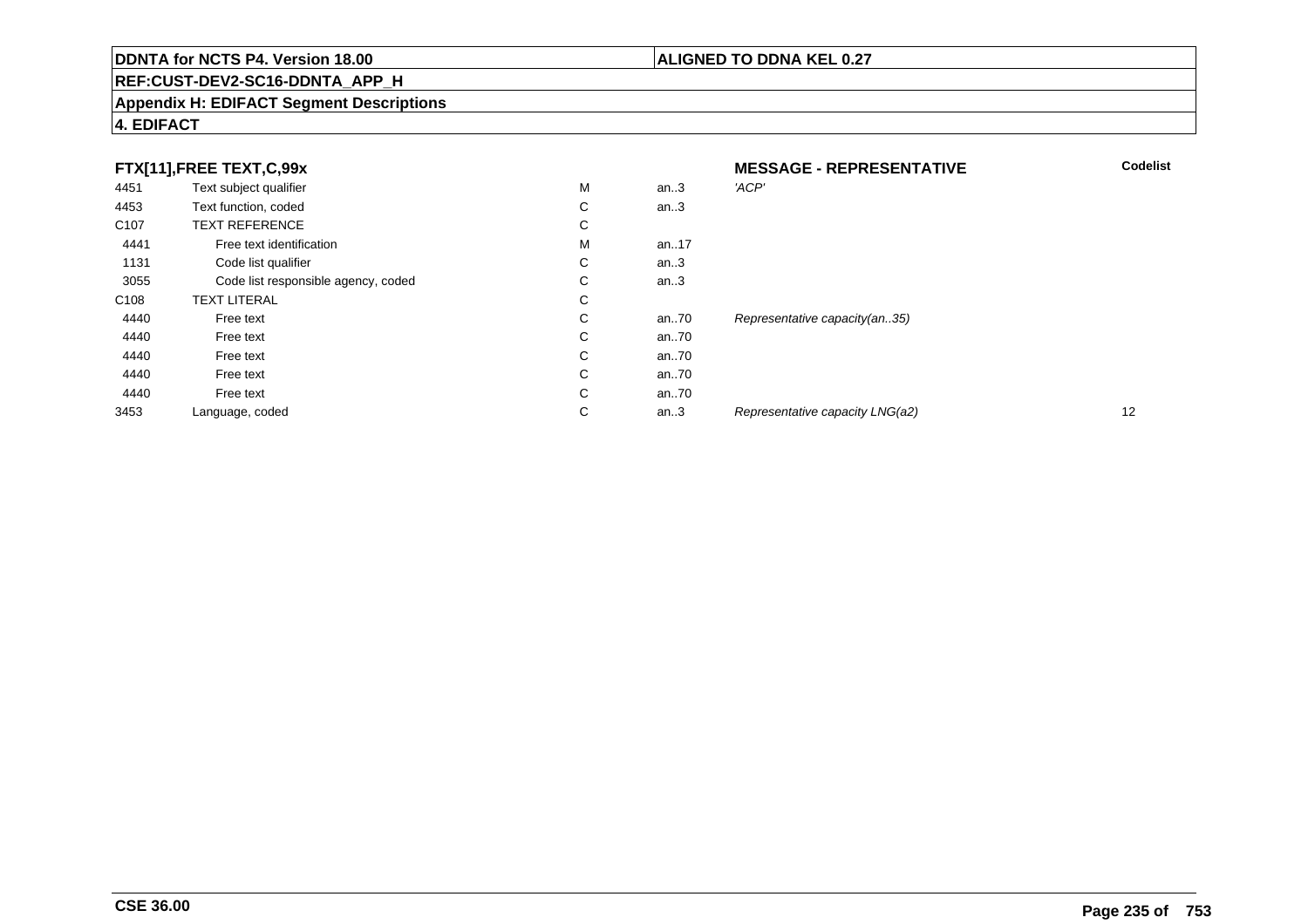**DDNTA for NCTS P4. Version 18.00** | **ALIGNED TO DDNA KEL 0.27**

**REF:CUST-DEV2-SC16-DDNTA_APP_H**

**Appendix H: EDIFACT Segment Descriptions**

**4. EDIFACT**

| **FTX[11],FREE TEXT,C,99x** | | | | **MESSAGE - REPRESENTATIVE** | **Codelist** |
|---|---|---|---|---|---|
| 4451 | Text subject qualifier | M | an..3 | *'ACP'* | |
| 4453 | Text function, coded | C | an..3 | | |
| C107 | TEXT REFERENCE | C | | | |
| 4441 | Free text identification | M | an..17 | | |
| 1131 | Code list qualifier | C | an..3 | | |
| 3055 | Code list responsible agency, coded | C | an..3 | | |
| C108 | TEXT LITERAL | C | | | |
| 4440 | Free text | C | an..70 | *Representative capacity(an..35)* | |
| 4440 | Free text | C | an..70 | | |
| 4440 | Free text | C | an..70 | | |
| 4440 | Free text | C | an..70 | | |
| 4440 | Free text | C | an..70 | | |
| 3453 | Language, coded | C | an..3 | *Representative capacity LNG(a2)* | 12 |

**CSE 36.00**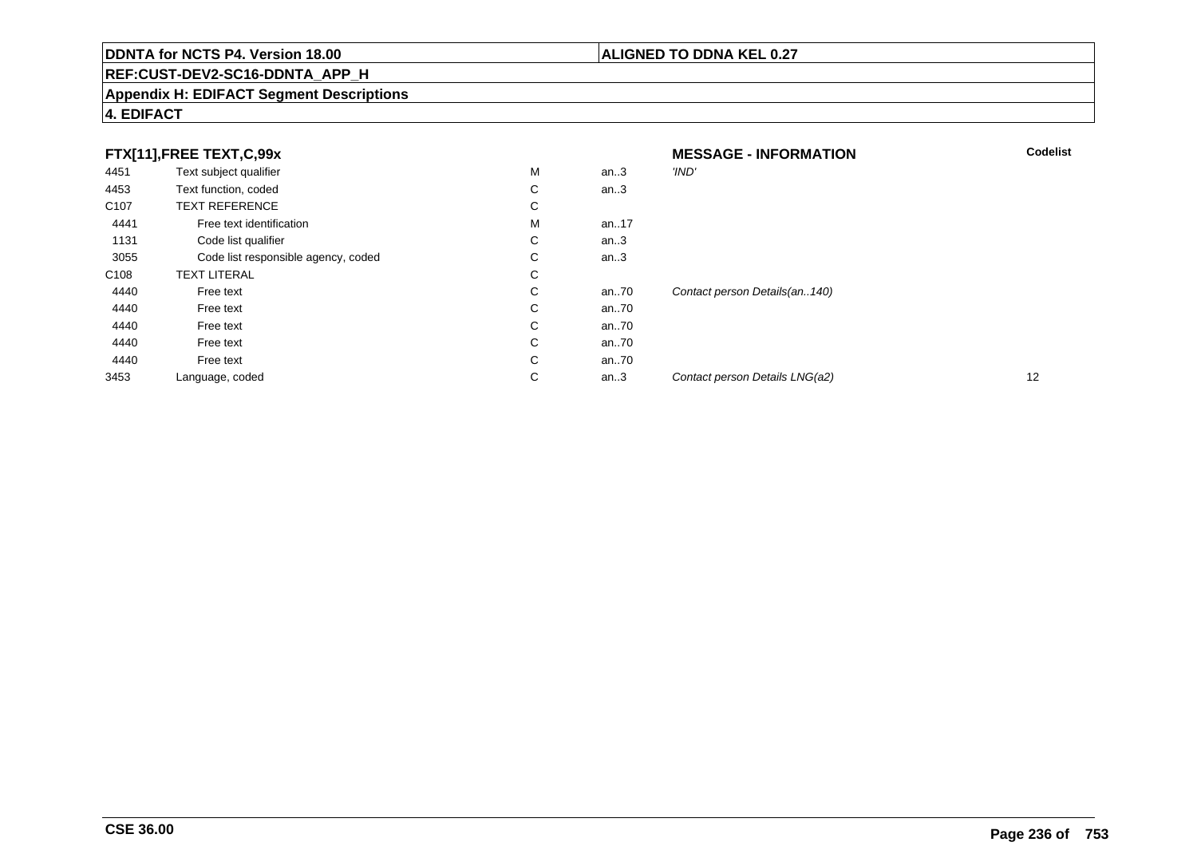**DDNTA for NCTS P4. Version 18.00** | **ALIGNED TO DDNA KEL 0.27**

**REF:CUST-DEV2-SC16-DDNTA_APP_H**

**Appendix H: EDIFACT Segment Descriptions**

**4. EDIFACT**

### FTX[11],FREE TEXT,C,99x

**MESSAGE - INFORMATION**

| | | | | | Codelist |
|---|---|---|---|---|---|
| 4451 | Text subject qualifier | M | an..3 | *'IND'* | |
| 4453 | Text function, coded | C | an..3 | | |
| C107 | TEXT REFERENCE | C | | | |
| 4441 | Free text identification | M | an..17 | | |
| 1131 | Code list qualifier | C | an..3 | | |
| 3055 | Code list responsible agency, coded | C | an..3 | | |
| C108 | TEXT LITERAL | C | | | |
| 4440 | Free text | C | an..70 | *Contact person Details(an..140)* | |
| 4440 | Free text | C | an..70 | | |
| 4440 | Free text | C | an..70 | | |
| 4440 | Free text | C | an..70 | | |
| 4440 | Free text | C | an..70 | | |
| 3453 | Language, coded | C | an..3 | *Contact person Details LNG(a2)* | 12 |

**CSE 36.00**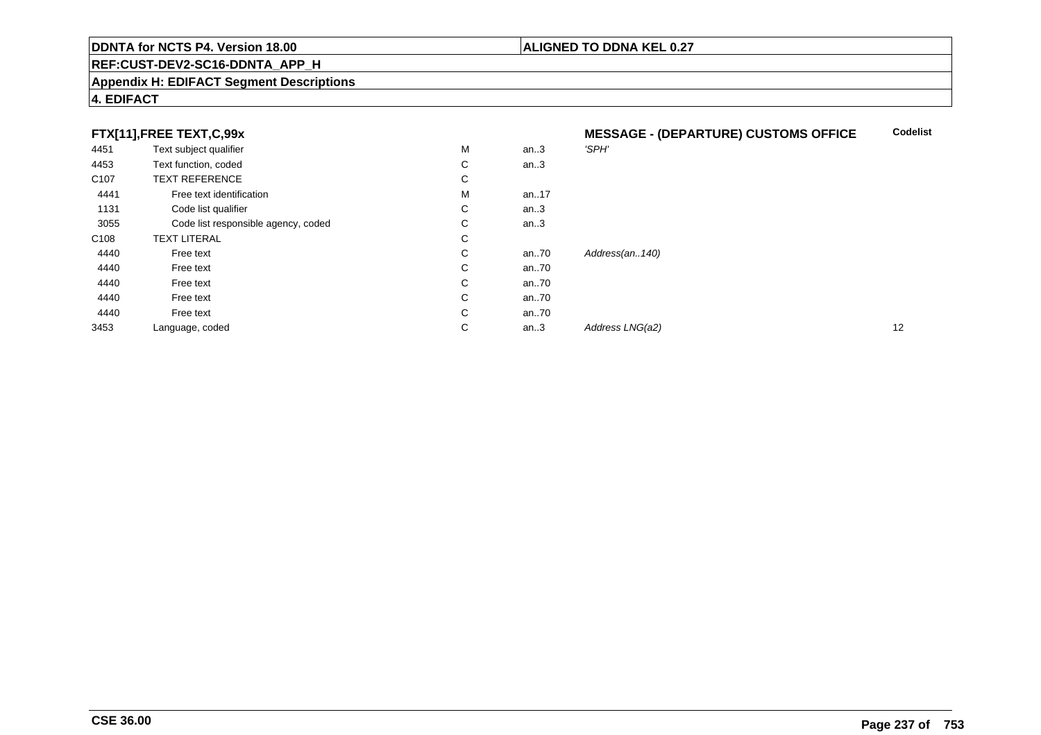**DDNTA for NCTS P4. Version 18.00** | **ALIGNED TO DDNA KEL 0.27**

**REF:CUST-DEV2-SC16-DDNTA_APP_H**

**Appendix H: EDIFACT Segment Descriptions**

**4. EDIFACT**

| **FTX[11],FREE TEXT,C,99x** | | | | **MESSAGE - (DEPARTURE) CUSTOMS OFFICE** | **Codelist** |
|---|---|---|---|---|---|
| 4451 | Text subject qualifier | M | an..3 | *'SPH'* | |
| 4453 | Text function, coded | C | an..3 | | |
| C107 | TEXT REFERENCE | C | | | |
| 4441 | Free text identification | M | an..17 | | |
| 1131 | Code list qualifier | C | an..3 | | |
| 3055 | Code list responsible agency, coded | C | an..3 | | |
| C108 | TEXT LITERAL | C | | | |
| 4440 | Free text | C | an..70 | *Address(an..140)* | |
| 4440 | Free text | C | an..70 | | |
| 4440 | Free text | C | an..70 | | |
| 4440 | Free text | C | an..70 | | |
| 4440 | Free text | C | an..70 | | |
| 3453 | Language, coded | C | an..3 | *Address LNG(a2)* | 12 |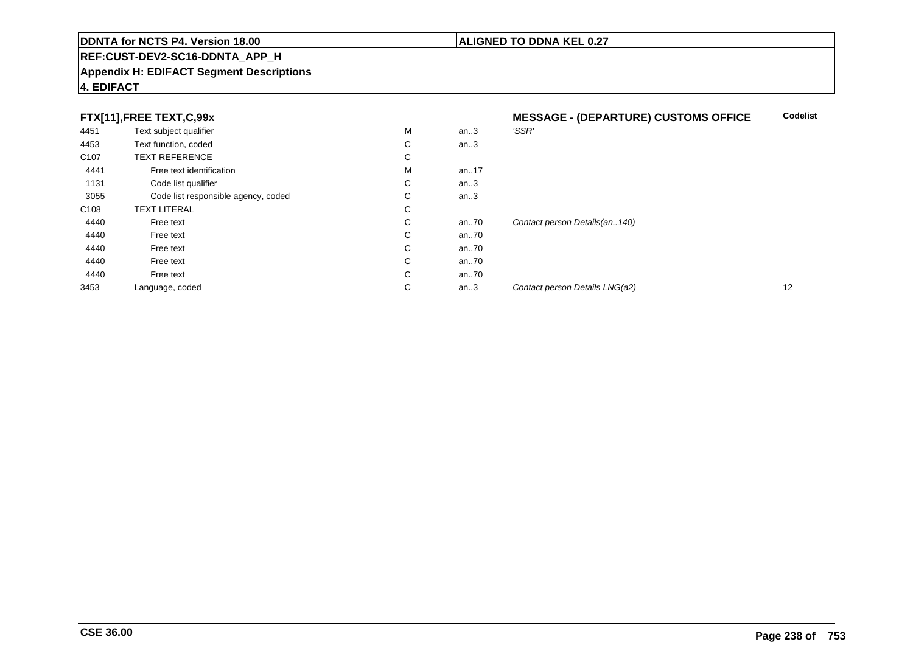**DDNTA for NCTS P4. Version 18.00** | **ALIGNED TO DDNA KEL 0.27**

**REF:CUST-DEV2-SC16-DDNTA_APP_H**

**Appendix H: EDIFACT Segment Descriptions**

**4. EDIFACT**

| **FTX[11],FREE TEXT,C,99x** | | | | **MESSAGE - (DEPARTURE) CUSTOMS OFFICE** | **Codelist** |
|---|---|---|---|---|---|
| 4451 | Text subject qualifier | M | an..3 | *'SSR'* | |
| 4453 | Text function, coded | C | an..3 | | |
| C107 | TEXT REFERENCE | C | | | |
| 4441 | Free text identification | M | an..17 | | |
| 1131 | Code list qualifier | C | an..3 | | |
| 3055 | Code list responsible agency, coded | C | an..3 | | |
| C108 | TEXT LITERAL | C | | | |
| 4440 | Free text | C | an..70 | *Contact person Details(an..140)* | |
| 4440 | Free text | C | an..70 | | |
| 4440 | Free text | C | an..70 | | |
| 4440 | Free text | C | an..70 | | |
| 4440 | Free text | C | an..70 | | |
| 3453 | Language, coded | C | an..3 | *Contact person Details LNG(a2)* | 12 |

**CSE 36.00**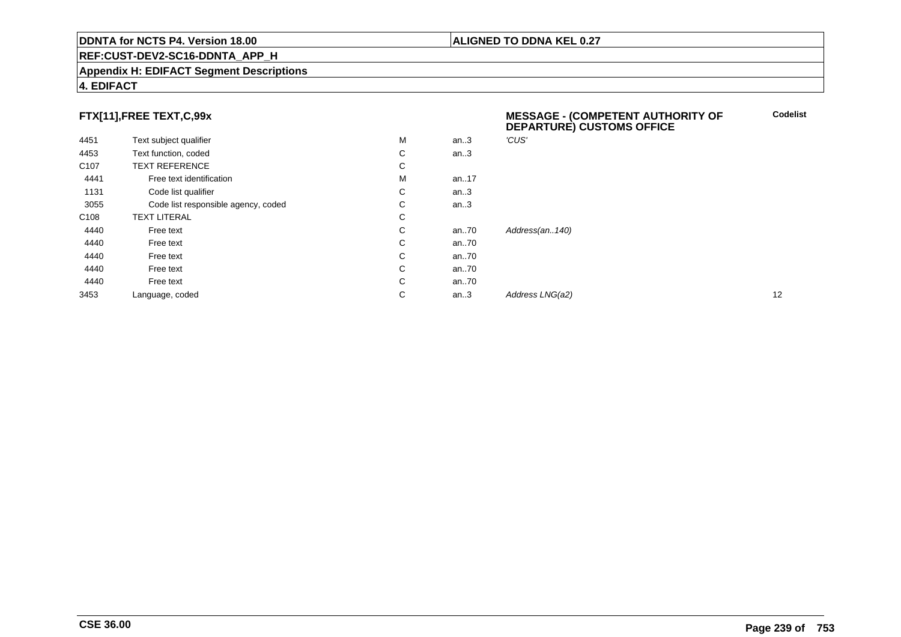**DDNTA for NCTS P4. Version 18.00** | **ALIGNED TO DDNA KEL 0.27**

**REF:CUST-DEV2-SC16-DDNTA_APP_H**

**Appendix H: EDIFACT Segment Descriptions**

**4. EDIFACT**

### FTX[11],FREE TEXT,C,99x

**MESSAGE - (COMPETENT AUTHORITY OF DEPARTURE) CUSTOMS OFFICE**

| | | | | | Codelist |
|---|---|---|---|---|---|
| 4451 | Text subject qualifier | M | an..3 | *'CUS'* | |
| 4453 | Text function, coded | C | an..3 | | |
| C107 | TEXT REFERENCE | C | | | |
| 4441 | Free text identification | M | an..17 | | |
| 1131 | Code list qualifier | C | an..3 | | |
| 3055 | Code list responsible agency, coded | C | an..3 | | |
| C108 | TEXT LITERAL | C | | | |
| 4440 | Free text | C | an..70 | *Address(an..140)* | |
| 4440 | Free text | C | an..70 | | |
| 4440 | Free text | C | an..70 | | |
| 4440 | Free text | C | an..70 | | |
| 4440 | Free text | C | an..70 | | |
| 3453 | Language, coded | C | an..3 | *Address LNG(a2)* | 12 |

**CSE 36.00**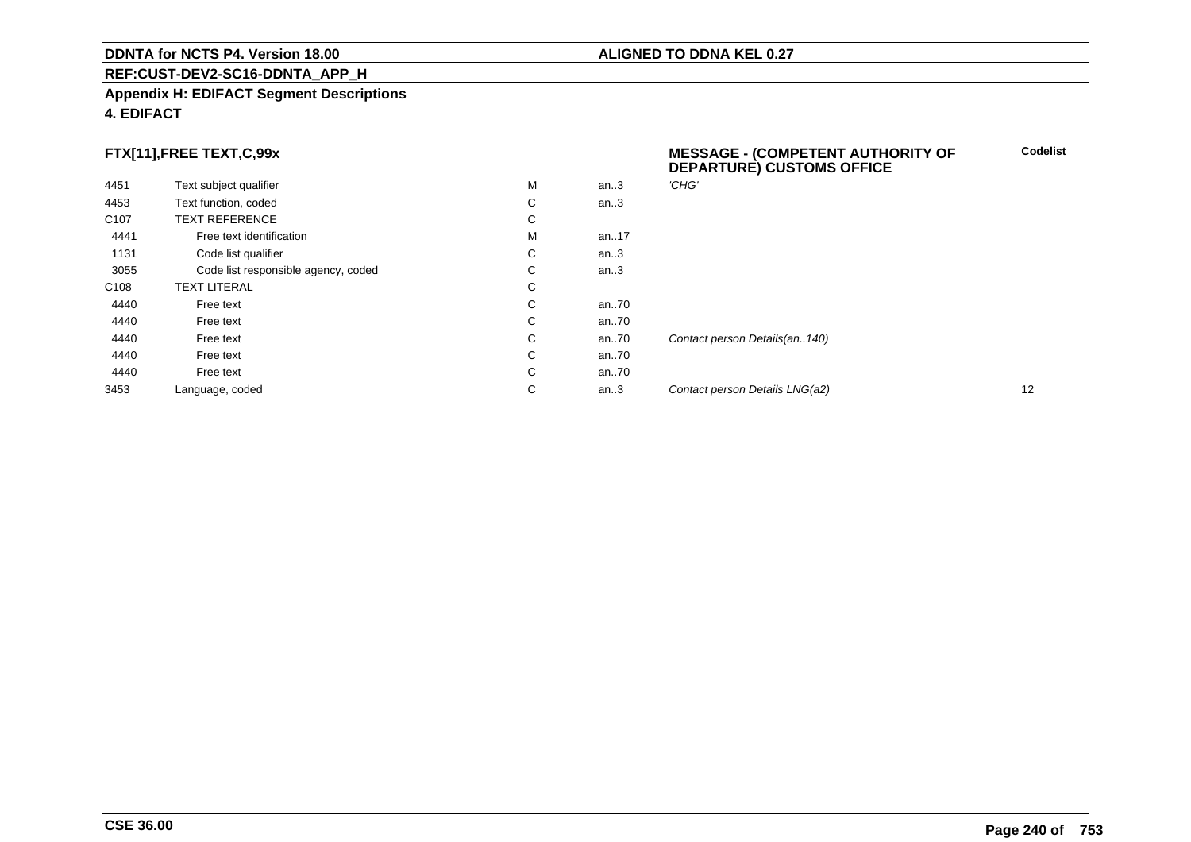**DDNTA for NCTS P4. Version 18.00** | **ALIGNED TO DDNA KEL 0.27**

**REF:CUST-DEV2-SC16-DDNTA_APP_H**

**Appendix H: EDIFACT Segment Descriptions**

**4. EDIFACT**

| FTX[11],FREE TEXT,C,99x | | | | MESSAGE - (COMPETENT AUTHORITY OF DEPARTURE) CUSTOMS OFFICE | Codelist |
|---|---|---|---|---|---|
| 4451 | Text subject qualifier | M | an..3 | *'CHG'* | |
| 4453 | Text function, coded | C | an..3 | | |
| C107 | TEXT REFERENCE | C | | | |
| 4441 | Free text identification | M | an..17 | | |
| 1131 | Code list qualifier | C | an..3 | | |
| 3055 | Code list responsible agency, coded | C | an..3 | | |
| C108 | TEXT LITERAL | C | | | |
| 4440 | Free text | C | an..70 | | |
| 4440 | Free text | C | an..70 | | |
| 4440 | Free text | C | an..70 | *Contact person Details(an..140)* | |
| 4440 | Free text | C | an..70 | | |
| 4440 | Free text | C | an..70 | | |
| 3453 | Language, coded | C | an..3 | *Contact person Details LNG(a2)* | 12 |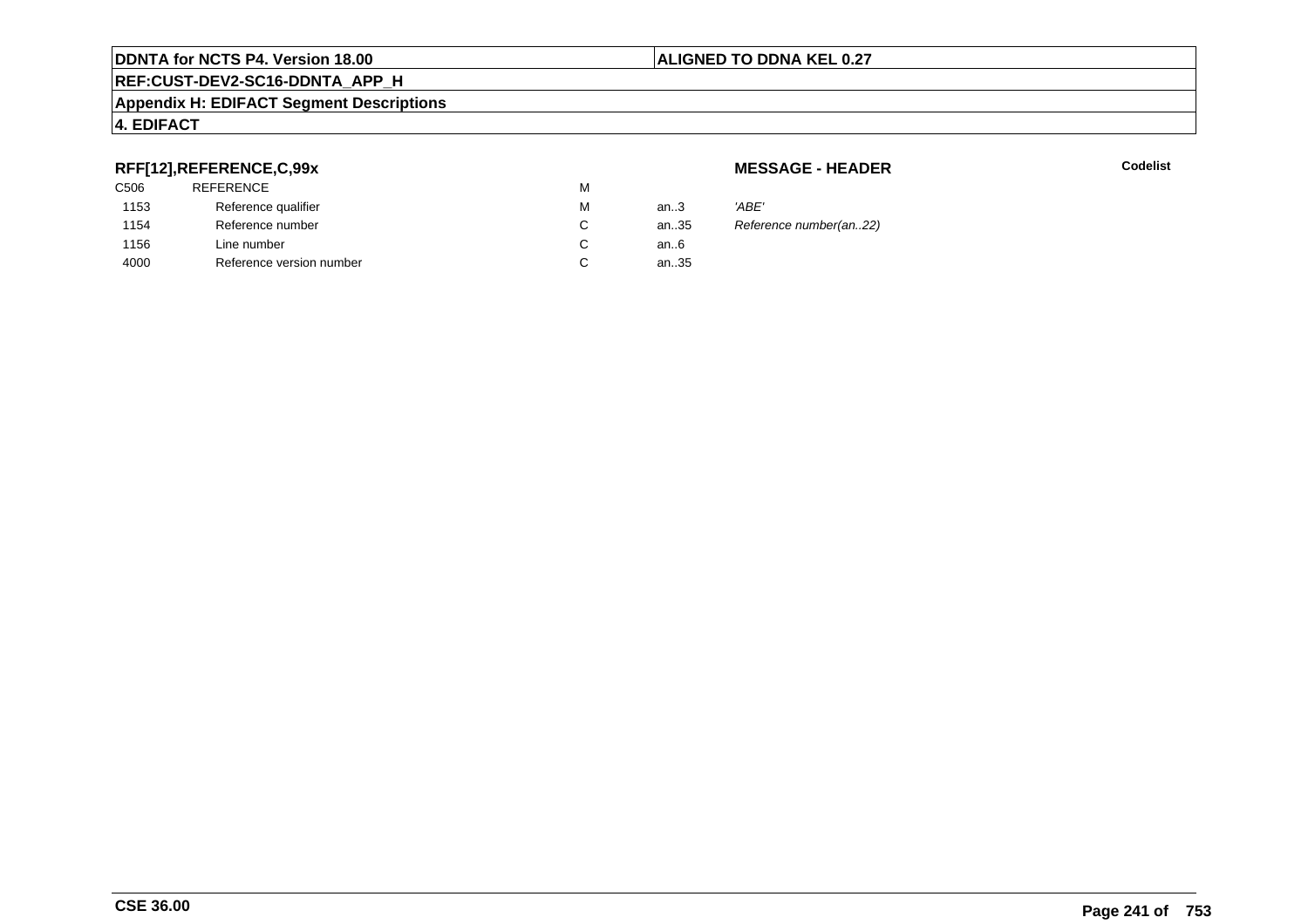**DDNTA for NCTS P4. Version 18.00** | **ALIGNED TO DDNA KEL 0.27**

**REF:CUST-DEV2-SC16-DDNTA_APP_H**

**Appendix H: EDIFACT Segment Descriptions**

**4. EDIFACT**

**RFF[12],REFERENCE,C,99x** — **MESSAGE - HEADER** — **Codelist**

| | | | | |
|---|---|---|---|---|
| C506 | REFERENCE | M | | |
| 1153 | Reference qualifier | M | an..3 | *'ABE'* |
| 1154 | Reference number | C | an..35 | *Reference number(an..22)* |
| 1156 | Line number | C | an..6 | |
| 4000 | Reference version number | C | an..35 | |

**CSE 36.00**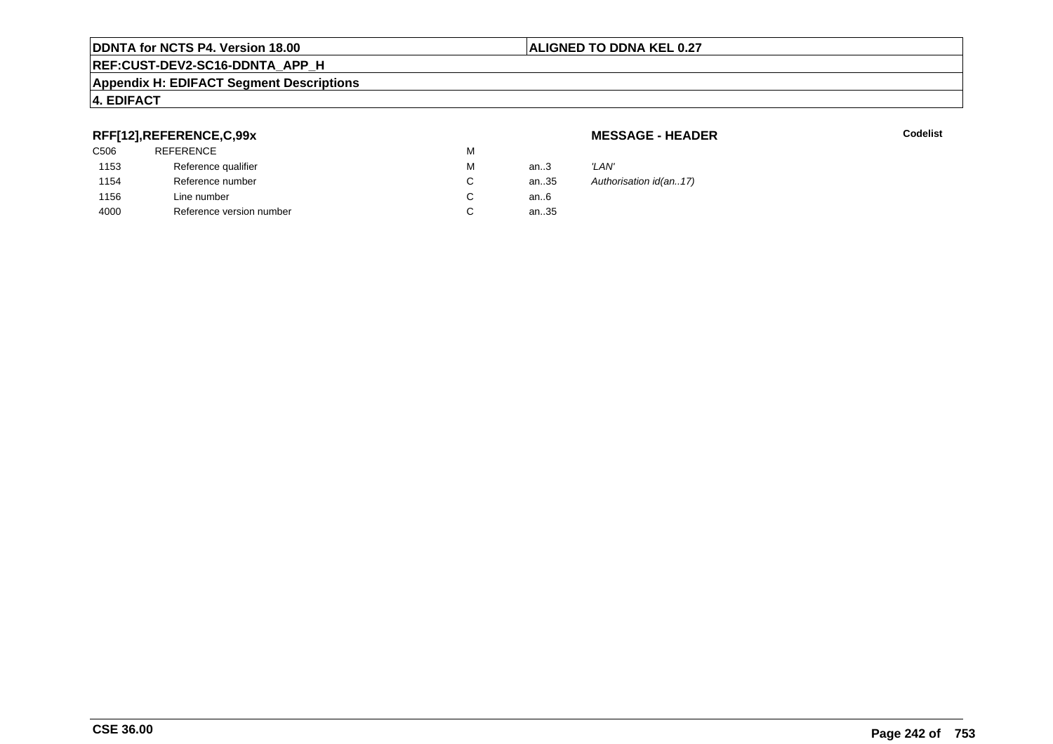## RFF[12],REFERENCE,C,99x

**MESSAGE - HEADER**

**Codelist**

| | | | | |
|---|---|---|---|---|
| C506 | REFERENCE | M | | |
| 1153 | Reference qualifier | M | an..3 | *'LAN'* |
| 1154 | Reference number | C | an..35 | *Authorisation id(an..17)* |
| 1156 | Line number | C | an..6 | |
| 4000 | Reference version number | C | an..35 | |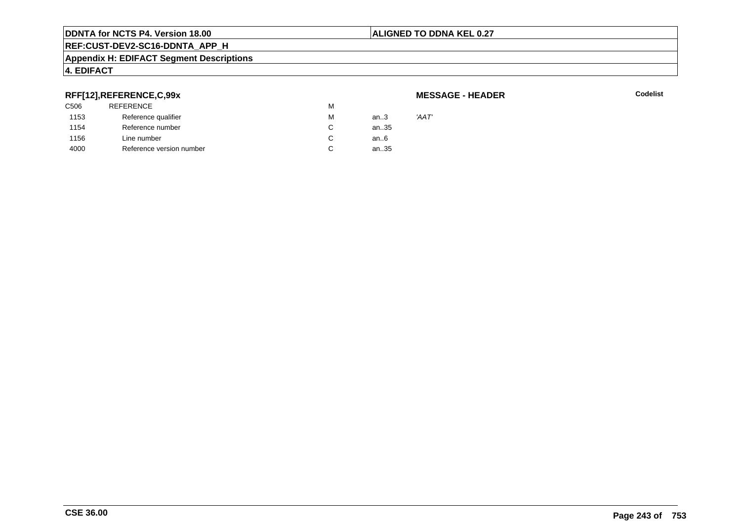**RFF[12],REFERENCE,C,99x**

**MESSAGE - HEADER**

**Codelist**

| | | | | |
|---|---|---|---|---|
| C506 | REFERENCE | M | | |
| 1153 | Reference qualifier | M | an..3 | *'AAT'* |
| 1154 | Reference number | C | an..35 | |
| 1156 | Line number | C | an..6 | |
| 4000 | Reference version number | C | an..35 | |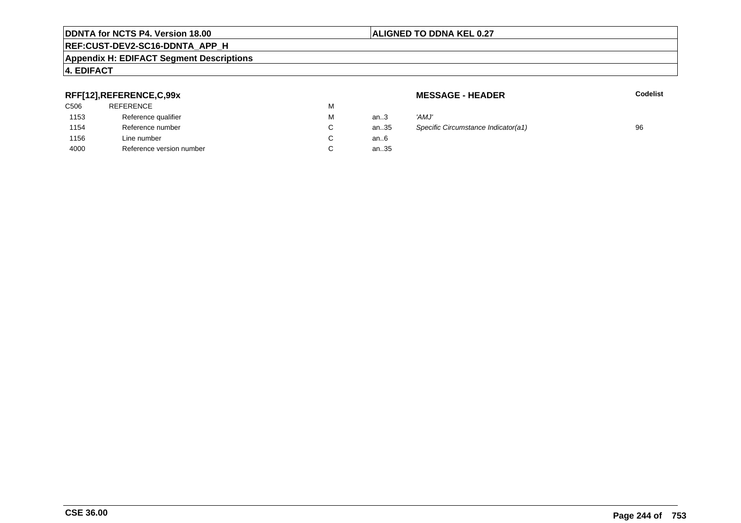**DDNTA for NCTS P4. Version 18.00** | **ALIGNED TO DDNA KEL 0.27**

**REF:CUST-DEV2-SC16-DDNTA_APP_H**

**Appendix H: EDIFACT Segment Descriptions**

**4. EDIFACT**

### RFF[12],REFERENCE,C,99x

**MESSAGE - HEADER**

| | | | | | Codelist |
|---|---|---|---|---|---|
| C506 | REFERENCE | M | | | |
| 1153 | Reference qualifier | M | an..3 | *'AMJ'* | |
| 1154 | Reference number | C | an..35 | *Specific Circumstance Indicator(a1)* | 96 |
| 1156 | Line number | C | an..6 | | |
| 4000 | Reference version number | C | an..35 | | |

**CSE 36.00**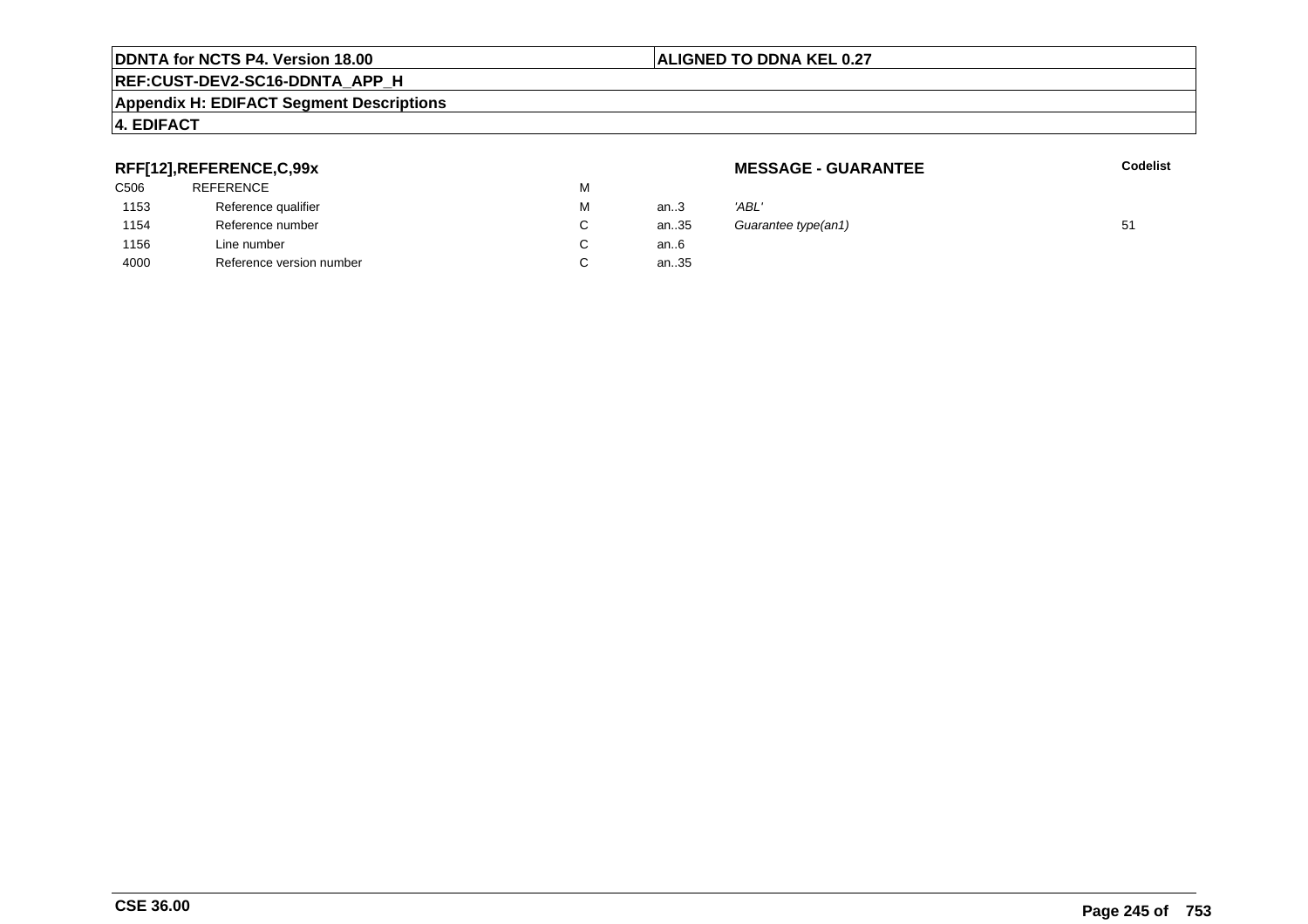**DDNTA for NCTS P4. Version 18.00** | **ALIGNED TO DDNA KEL 0.27**

**REF:CUST-DEV2-SC16-DDNTA_APP_H**

**Appendix H: EDIFACT Segment Descriptions**

**4. EDIFACT**

### RFF[12],REFERENCE,C,99x

**MESSAGE - GUARANTEE**

| | | | | | Codelist |
|---|---|---|---|---|---|
| C506 | REFERENCE | M | | | |
| 1153 | Reference qualifier | M | an..3 | *'ABL'* | |
| 1154 | Reference number | C | an..35 | *Guarantee type(an1)* | 51 |
| 1156 | Line number | C | an..6 | | |
| 4000 | Reference version number | C | an..35 | | |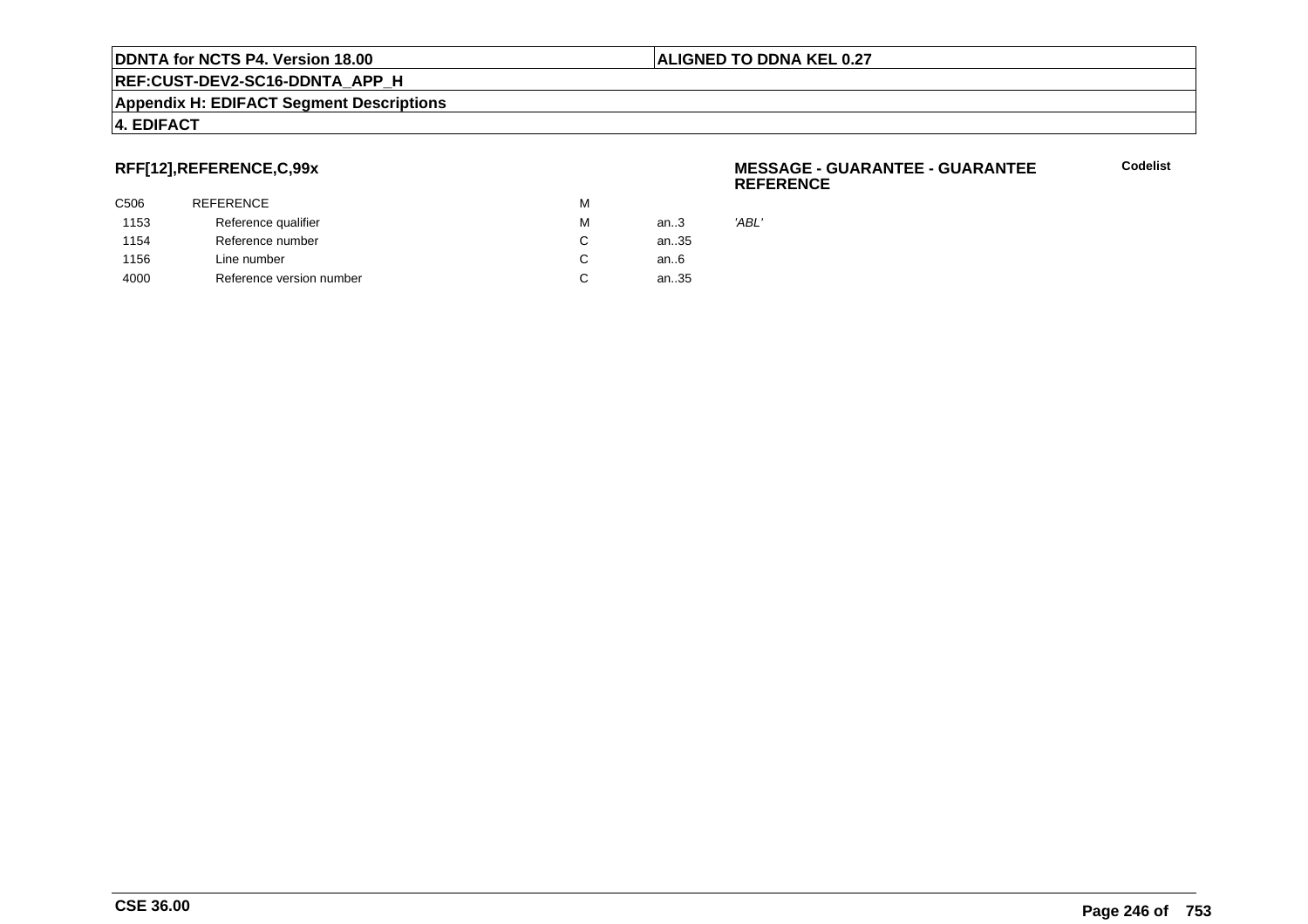**RFF[12],REFERENCE,C,99x**

**MESSAGE - GUARANTEE - GUARANTEE REFERENCE**

**Codelist**

| | | | | |
|---|---|---|---|---|
| C506 | REFERENCE | M | | |
| 1153 | Reference qualifier | M | an..3 | *'ABL'* |
| 1154 | Reference number | C | an..35 | |
| 1156 | Line number | C | an..6 | |
| 4000 | Reference version number | C | an..35 | |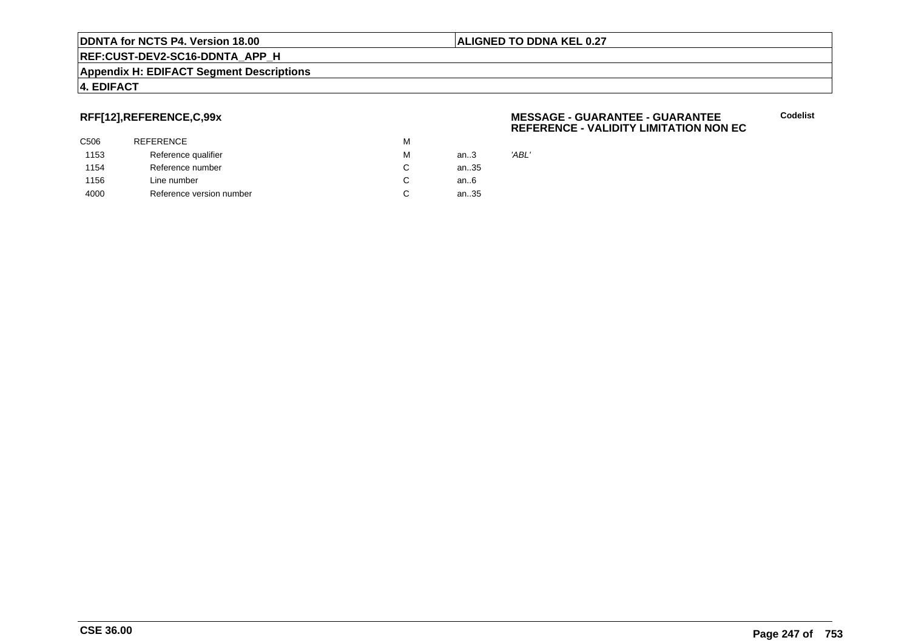**RFF[12],REFERENCE,C,99x**

**MESSAGE - GUARANTEE - GUARANTEE REFERENCE - VALIDITY LIMITATION NON EC**

**Codelist**

| | | | | |
|---|---|---|---|---|
| C506 | REFERENCE | M | | |
| 1153 | Reference qualifier | M | an..3 | *'ABL'* |
| 1154 | Reference number | C | an..35 | |
| 1156 | Line number | C | an..6 | |
| 4000 | Reference version number | C | an..35 | |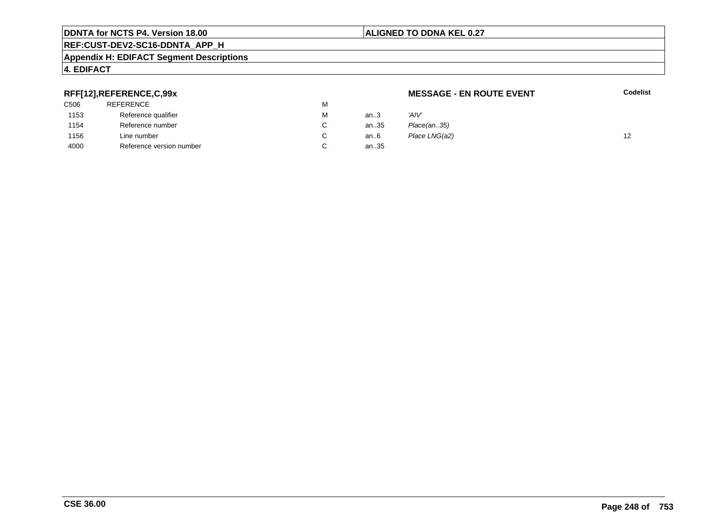**RFF[12],REFERENCE,C,99x**

**MESSAGE - EN ROUTE EVENT**

| | | | | | **Codelist** |
|---|---|---|---|---|---|
| C506 | REFERENCE | M | | | |
| 1153 | Reference qualifier | M | an..3 | *'AIV'* | |
| 1154 | Reference number | C | an..35 | *Place(an..35)* | |
| 1156 | Line number | C | an..6 | *Place LNG(a2)* | 12 |
| 4000 | Reference version number | C | an..35 | | |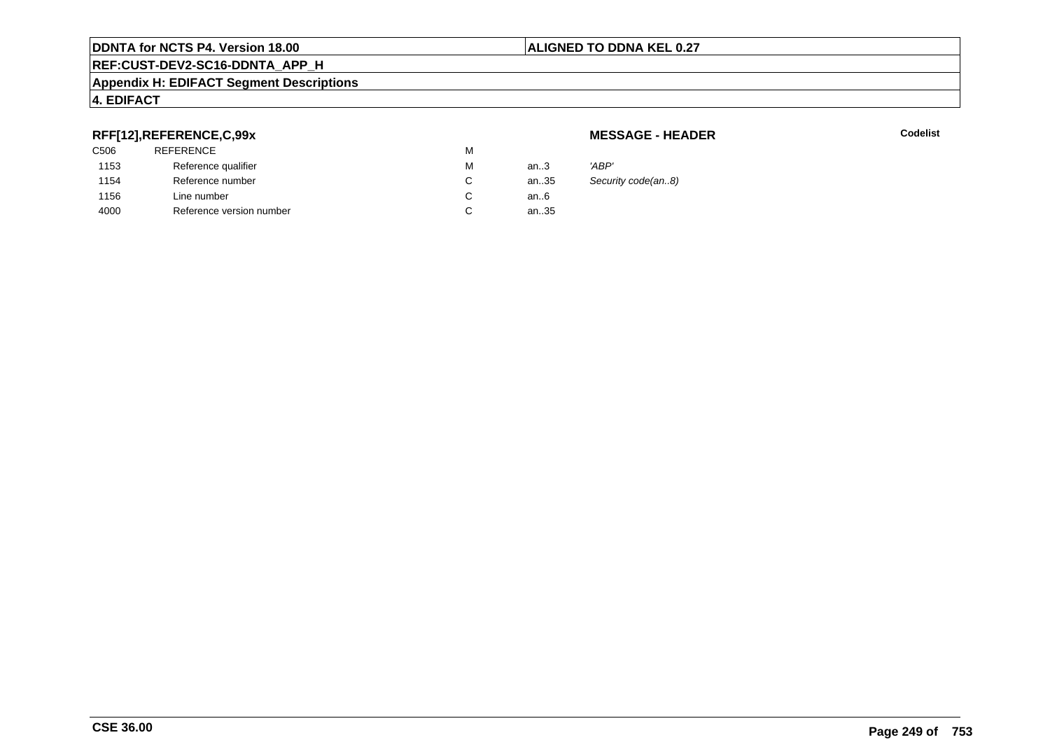**DDNTA for NCTS P4. Version 18.00** | **ALIGNED TO DDNA KEL 0.27**

**REF:CUST-DEV2-SC16-DDNTA_APP_H**

**Appendix H: EDIFACT Segment Descriptions**

**4. EDIFACT**

### RFF[12],REFERENCE,C,99x

**MESSAGE - HEADER**

**Codelist**

| | | | | |
|---|---|---|---|---|
| C506 | REFERENCE | M | | |
| 1153 | Reference qualifier | M | an..3 | *'ABP'* |
| 1154 | Reference number | C | an..35 | *Security code(an..8)* |
| 1156 | Line number | C | an..6 | |
| 4000 | Reference version number | C | an..35 | |

**CSE 36.00**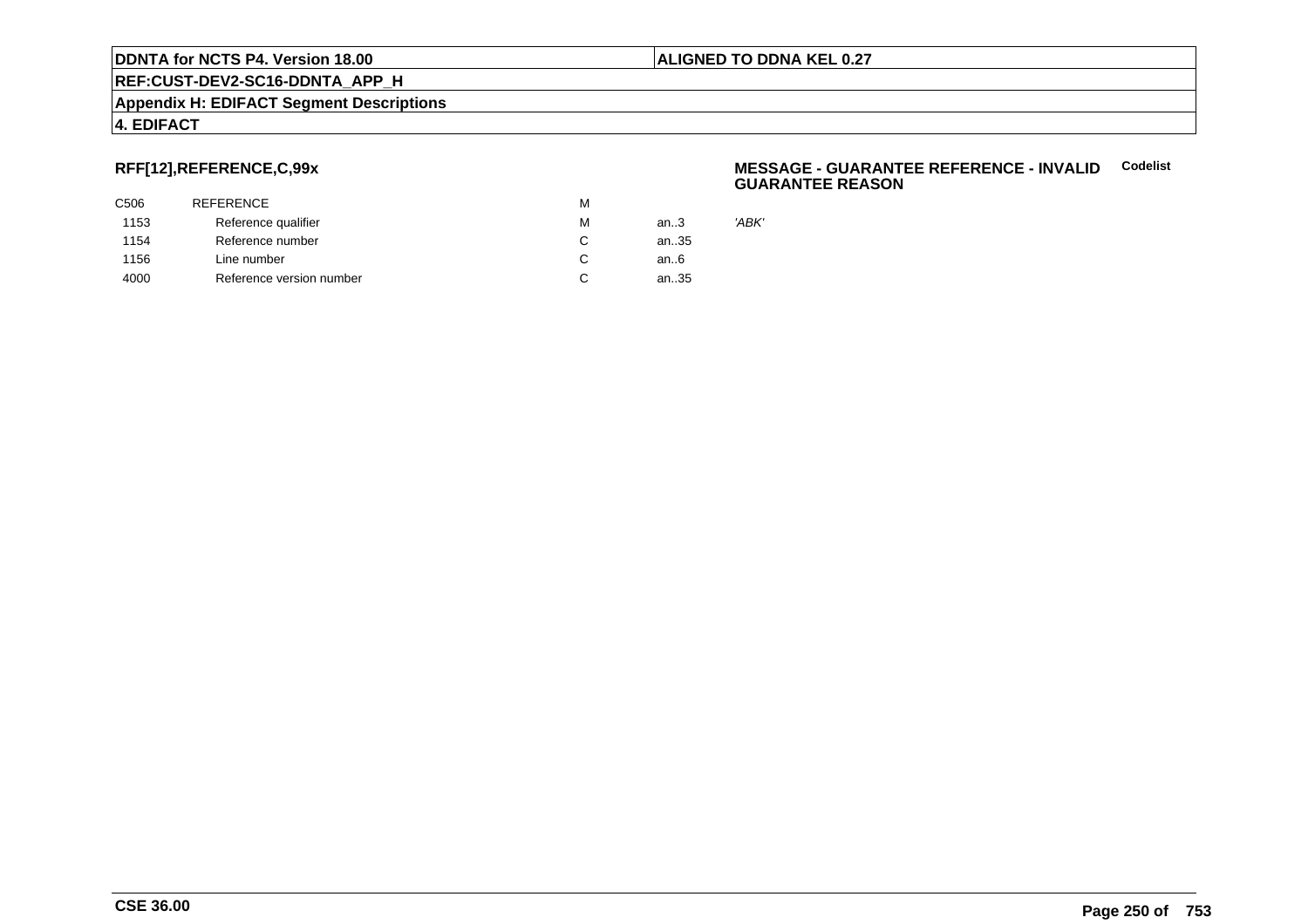## RFF[12],REFERENCE,C,99x

**MESSAGE - GUARANTEE REFERENCE - INVALID GUARANTEE REASON** **Codelist**

| | | | | |
|---|---|---|---|---|
| C506 | REFERENCE | M | | |
| 1153 | Reference qualifier | M | an..3 | *'ABK'* |
| 1154 | Reference number | C | an..35 | |
| 1156 | Line number | C | an..6 | |
| 4000 | Reference version number | C | an..35 | |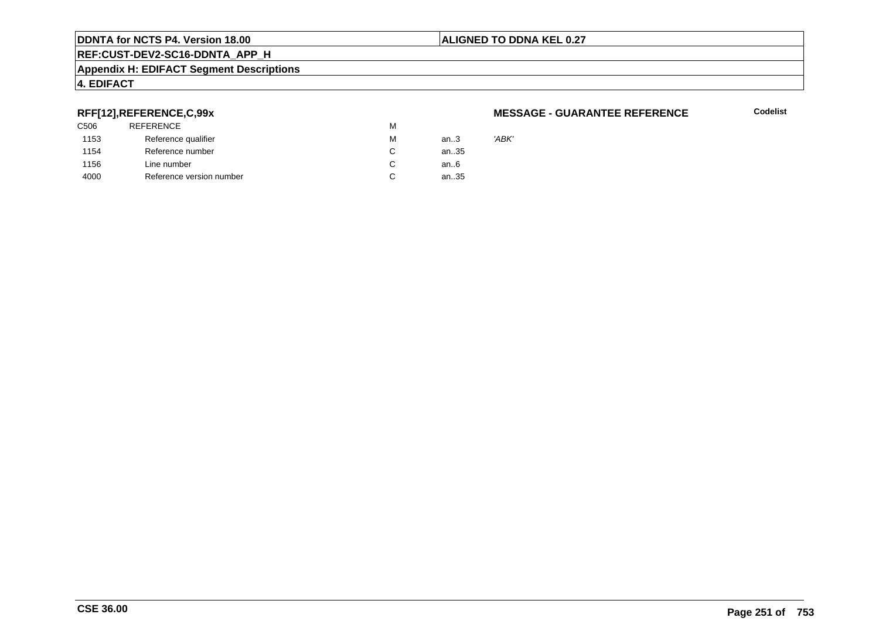**DDNTA for NCTS P4. Version 18.00** | **ALIGNED TO DDNA KEL 0.27**

**REF:CUST-DEV2-SC16-DDNTA_APP_H**

**Appendix H: EDIFACT Segment Descriptions**

**4. EDIFACT**

### RFF[12],REFERENCE,C,99x

**MESSAGE - GUARANTEE REFERENCE** — **Codelist**

| | | | | |
|---|---|---|---|---|
| C506 | REFERENCE | M | | |
| 1153 | Reference qualifier | M | an..3 | *'ABK'* |
| 1154 | Reference number | C | an..35 | |
| 1156 | Line number | C | an..6 | |
| 4000 | Reference version number | C | an..35 | |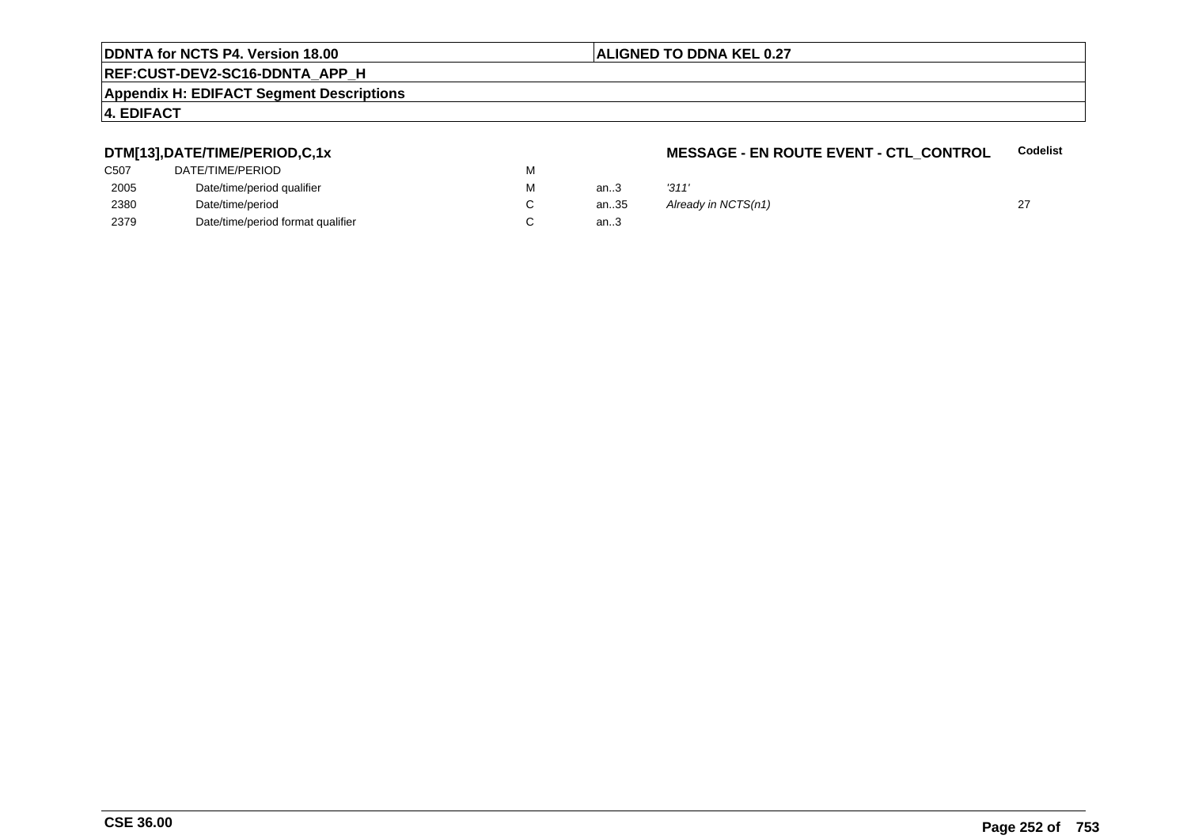**DTM[13],DATE/TIME/PERIOD,C,1x** — **MESSAGE - EN ROUTE EVENT - CTL_CONTROL**

| | | | | | Codelist |
|---|---|---|---|---|---|
| C507 | DATE/TIME/PERIOD | M | | | |
| 2005 | Date/time/period qualifier | M | an..3 | *'311'* | |
| 2380 | Date/time/period | C | an..35 | *Already in NCTS(n1)* | 27 |
| 2379 | Date/time/period format qualifier | C | an..3 | | |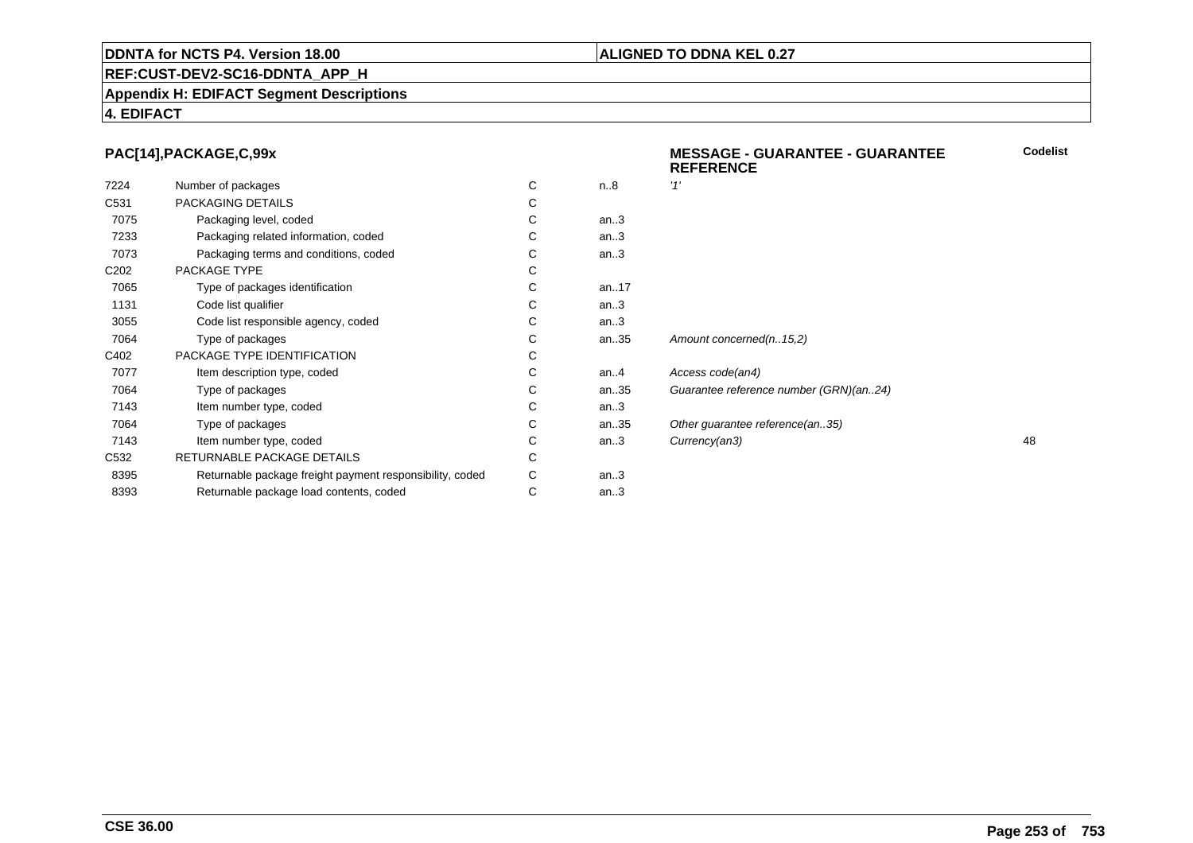## PAC[14],PACKAGE,C,99x

**MESSAGE - GUARANTEE - GUARANTEE REFERENCE**

| | | | | | Codelist |
|---|---|---|---|---|---|
| 7224 | Number of packages | C | n..8 | *'1'* | |
| C531 | PACKAGING DETAILS | C | | | |
| 7075 | Packaging level, coded | C | an..3 | | |
| 7233 | Packaging related information, coded | C | an..3 | | |
| 7073 | Packaging terms and conditions, coded | C | an..3 | | |
| C202 | PACKAGE TYPE | C | | | |
| 7065 | Type of packages identification | C | an..17 | | |
| 1131 | Code list qualifier | C | an..3 | | |
| 3055 | Code list responsible agency, coded | C | an..3 | | |
| 7064 | Type of packages | C | an..35 | *Amount concerned(n..15,2)* | |
| C402 | PACKAGE TYPE IDENTIFICATION | C | | | |
| 7077 | Item description type, coded | C | an..4 | *Access code(an4)* | |
| 7064 | Type of packages | C | an..35 | *Guarantee reference number (GRN)(an..24)* | |
| 7143 | Item number type, coded | C | an..3 | | |
| 7064 | Type of packages | C | an..35 | *Other guarantee reference(an..35)* | |
| 7143 | Item number type, coded | C | an..3 | *Currency(an3)* | 48 |
| C532 | RETURNABLE PACKAGE DETAILS | C | | | |
| 8395 | Returnable package freight payment responsibility, coded | C | an..3 | | |
| 8393 | Returnable package load contents, coded | C | an..3 | | |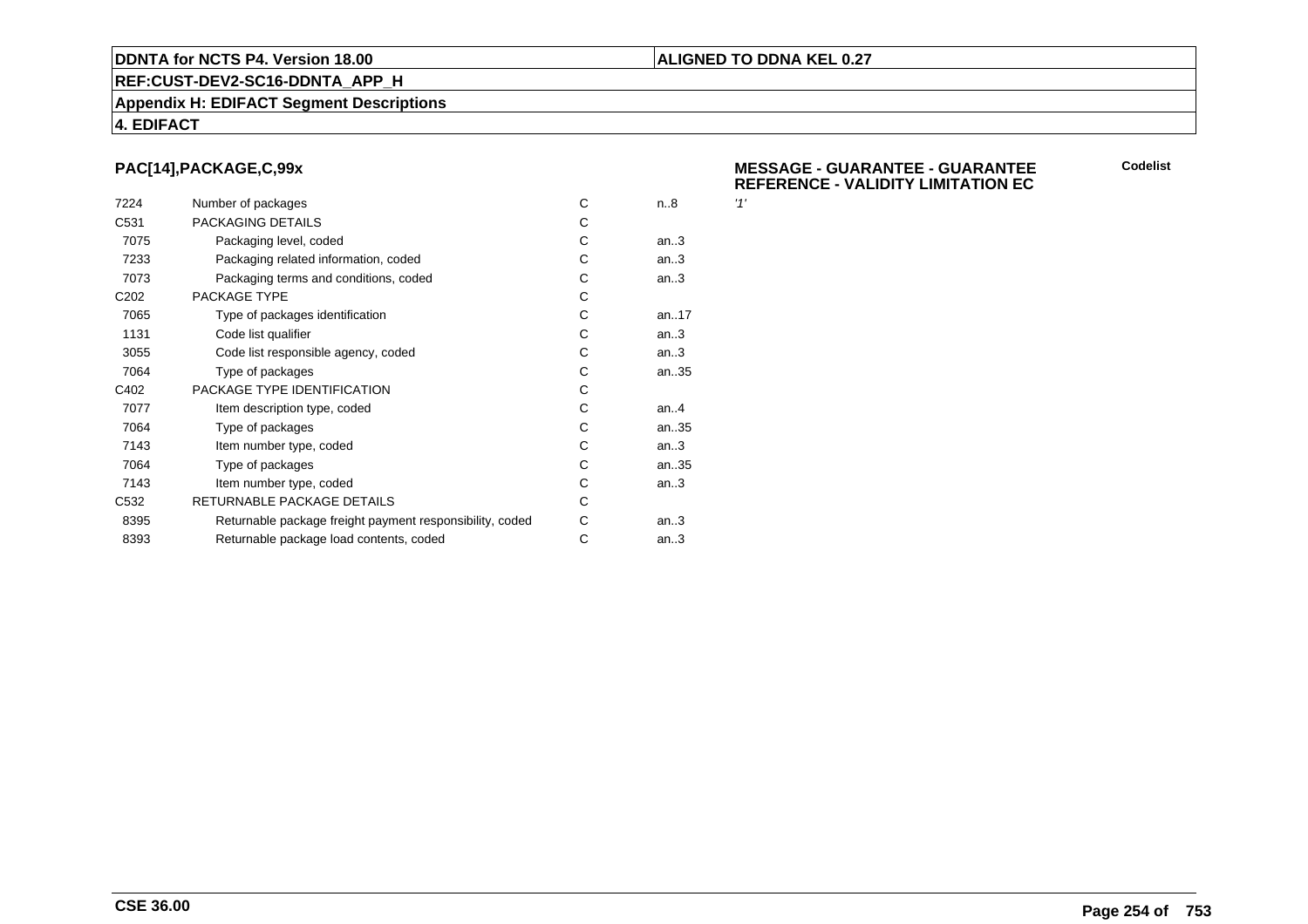**DDNTA for NCTS P4. Version 18.00** | **ALIGNED TO DDNA KEL 0.27**

**REF:CUST-DEV2-SC16-DDNTA_APP_H**

**Appendix H: EDIFACT Segment Descriptions**

**4. EDIFACT**

## PAC[14],PACKAGE,C,99x

**MESSAGE - GUARANTEE - GUARANTEE REFERENCE - VALIDITY LIMITATION EC**

| | | | | Codelist |
|---|---|---|---|---|
| 7224 | Number of packages | C | n..8 | '1' |
| C531 | PACKAGING DETAILS | C | | |
| 7075 | Packaging level, coded | C | an..3 | |
| 7233 | Packaging related information, coded | C | an..3 | |
| 7073 | Packaging terms and conditions, coded | C | an..3 | |
| C202 | PACKAGE TYPE | C | | |
| 7065 | Type of packages identification | C | an..17 | |
| 1131 | Code list qualifier | C | an..3 | |
| 3055 | Code list responsible agency, coded | C | an..3 | |
| 7064 | Type of packages | C | an..35 | |
| C402 | PACKAGE TYPE IDENTIFICATION | C | | |
| 7077 | Item description type, coded | C | an..4 | |
| 7064 | Type of packages | C | an..35 | |
| 7143 | Item number type, coded | C | an..3 | |
| 7064 | Type of packages | C | an..35 | |
| 7143 | Item number type, coded | C | an..3 | |
| C532 | RETURNABLE PACKAGE DETAILS | C | | |
| 8395 | Returnable package freight payment responsibility, coded | C | an..3 | |
| 8393 | Returnable package load contents, coded | C | an..3 | |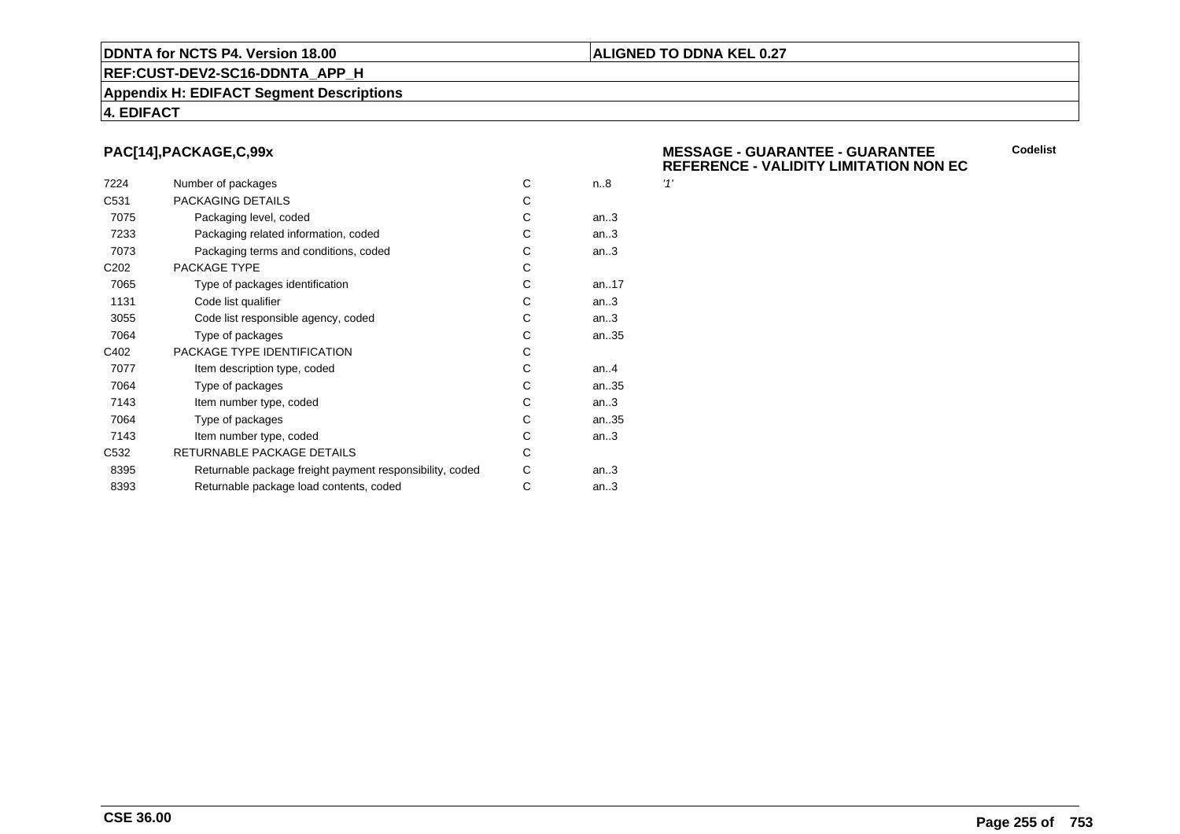**DDNTA for NCTS P4. Version 18.00**

**ALIGNED TO DDNA KEL 0.27**

**REF:CUST-DEV2-SC16-DDNTA_APP_H**

**Appendix H: EDIFACT Segment Descriptions**

**4. EDIFACT**

## PAC[14],PACKAGE,C,99x

**MESSAGE - GUARANTEE - GUARANTEE REFERENCE - VALIDITY LIMITATION NON EC**

**Codelist**

| | | | | |
|---|---|---|---|---|
| 7224 | Number of packages | C | n..8 | '1' |
| C531 | PACKAGING DETAILS | C | | |
| 7075 | Packaging level, coded | C | an..3 | |
| 7233 | Packaging related information, coded | C | an..3 | |
| 7073 | Packaging terms and conditions, coded | C | an..3 | |
| C202 | PACKAGE TYPE | C | | |
| 7065 | Type of packages identification | C | an..17 | |
| 1131 | Code list qualifier | C | an..3 | |
| 3055 | Code list responsible agency, coded | C | an..3 | |
| 7064 | Type of packages | C | an..35 | |
| C402 | PACKAGE TYPE IDENTIFICATION | C | | |
| 7077 | Item description type, coded | C | an..4 | |
| 7064 | Type of packages | C | an..35 | |
| 7143 | Item number type, coded | C | an..3 | |
| 7064 | Type of packages | C | an..35 | |
| 7143 | Item number type, coded | C | an..3 | |
| C532 | RETURNABLE PACKAGE DETAILS | C | | |
| 8395 | Returnable package freight payment responsibility, coded | C | an..3 | |
| 8393 | Returnable package load contents, coded | C | an..3 | |

**CSE 36.00**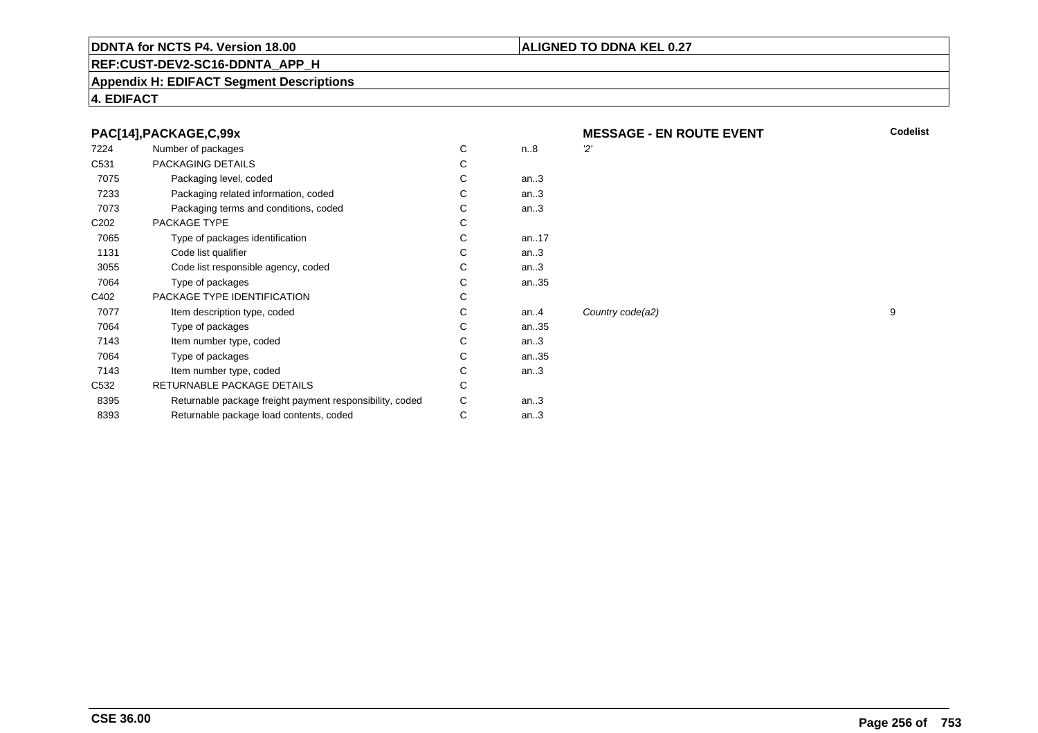**DDNTA for NCTS P4. Version 18.00** | **ALIGNED TO DDNA KEL 0.27**

**REF:CUST-DEV2-SC16-DDNTA_APP_H**

**Appendix H: EDIFACT Segment Descriptions**

**4. EDIFACT**

### PAC[14],PACKAGE,C,99x — MESSAGE - EN ROUTE EVENT

| | | | | | Codelist |
|---|---|---|---|---|---|
| 7224 | Number of packages | C | n..8 | '2' | |
| C531 | PACKAGING DETAILS | C | | | |
| 7075 | Packaging level, coded | C | an..3 | | |
| 7233 | Packaging related information, coded | C | an..3 | | |
| 7073 | Packaging terms and conditions, coded | C | an..3 | | |
| C202 | PACKAGE TYPE | C | | | |
| 7065 | Type of packages identification | C | an..17 | | |
| 1131 | Code list qualifier | C | an..3 | | |
| 3055 | Code list responsible agency, coded | C | an..3 | | |
| 7064 | Type of packages | C | an..35 | | |
| C402 | PACKAGE TYPE IDENTIFICATION | C | | | |
| 7077 | Item description type, coded | C | an..4 | *Country code(a2)* | 9 |
| 7064 | Type of packages | C | an..35 | | |
| 7143 | Item number type, coded | C | an..3 | | |
| 7064 | Type of packages | C | an..35 | | |
| 7143 | Item number type, coded | C | an..3 | | |
| C532 | RETURNABLE PACKAGE DETAILS | C | | | |
| 8395 | Returnable package freight payment responsibility, coded | C | an..3 | | |
| 8393 | Returnable package load contents, coded | C | an..3 | | |

**CSE 36.00**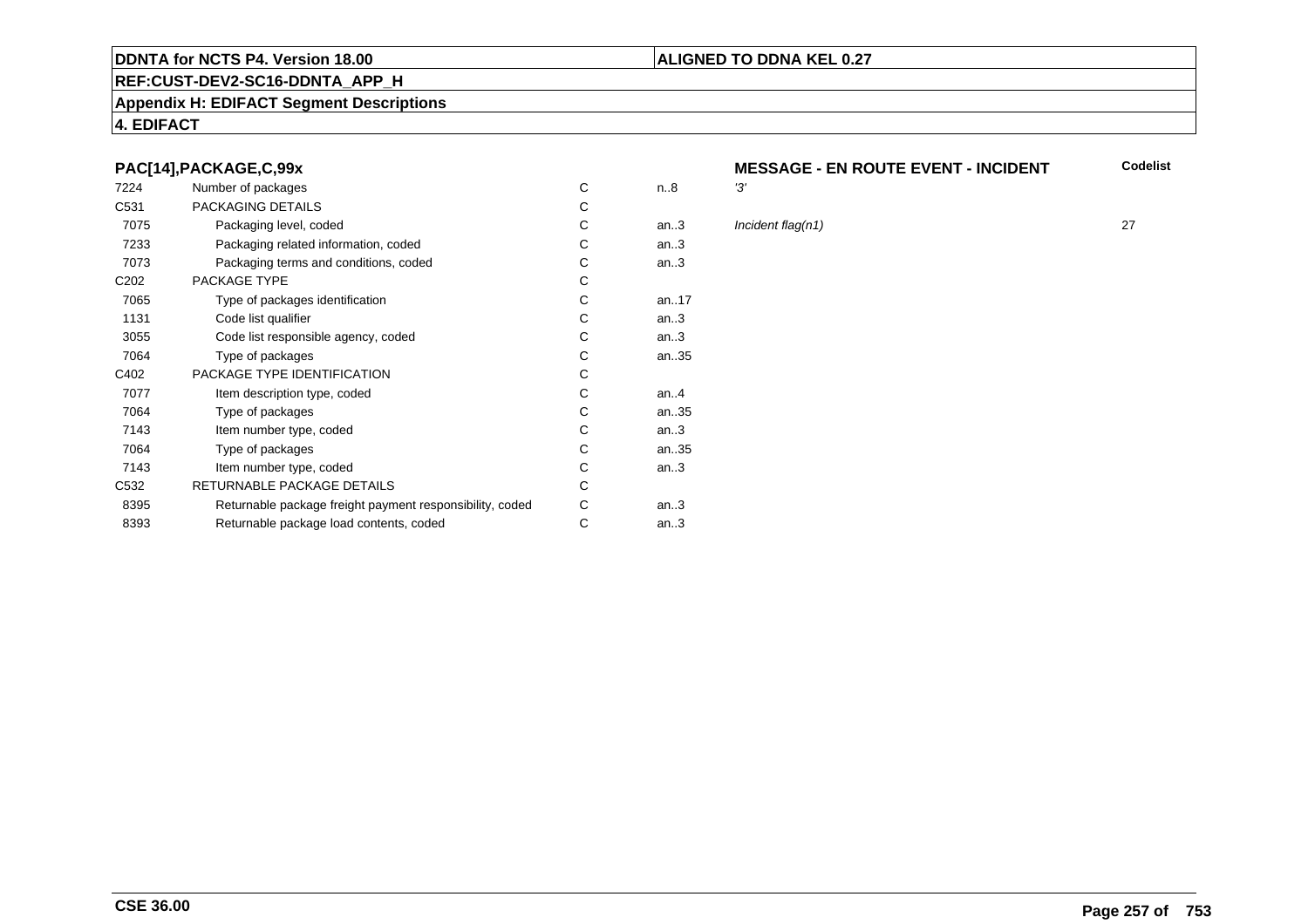**DDNTA for NCTS P4. Version 18.00** | **ALIGNED TO DDNA KEL 0.27**

**REF:CUST-DEV2-SC16-DDNTA_APP_H**

**Appendix H: EDIFACT Segment Descriptions**

**4. EDIFACT**

## PAC[14],PACKAGE,C,99x

**MESSAGE - EN ROUTE EVENT - INCIDENT**

| | | | | | Codelist |
|---|---|---|---|---|---|
| 7224 | Number of packages | C | n..8 | '3' | |
| C531 | PACKAGING DETAILS | C | | | |
| 7075 | Packaging level, coded | C | an..3 | *Incident flag(n1)* | 27 |
| 7233 | Packaging related information, coded | C | an..3 | | |
| 7073 | Packaging terms and conditions, coded | C | an..3 | | |
| C202 | PACKAGE TYPE | C | | | |
| 7065 | Type of packages identification | C | an..17 | | |
| 1131 | Code list qualifier | C | an..3 | | |
| 3055 | Code list responsible agency, coded | C | an..3 | | |
| 7064 | Type of packages | C | an..35 | | |
| C402 | PACKAGE TYPE IDENTIFICATION | C | | | |
| 7077 | Item description type, coded | C | an..4 | | |
| 7064 | Type of packages | C | an..35 | | |
| 7143 | Item number type, coded | C | an..3 | | |
| 7064 | Type of packages | C | an..35 | | |
| 7143 | Item number type, coded | C | an..3 | | |
| C532 | RETURNABLE PACKAGE DETAILS | C | | | |
| 8395 | Returnable package freight payment responsibility, coded | C | an..3 | | |
| 8393 | Returnable package load contents, coded | C | an..3 | | |

**CSE 36.00**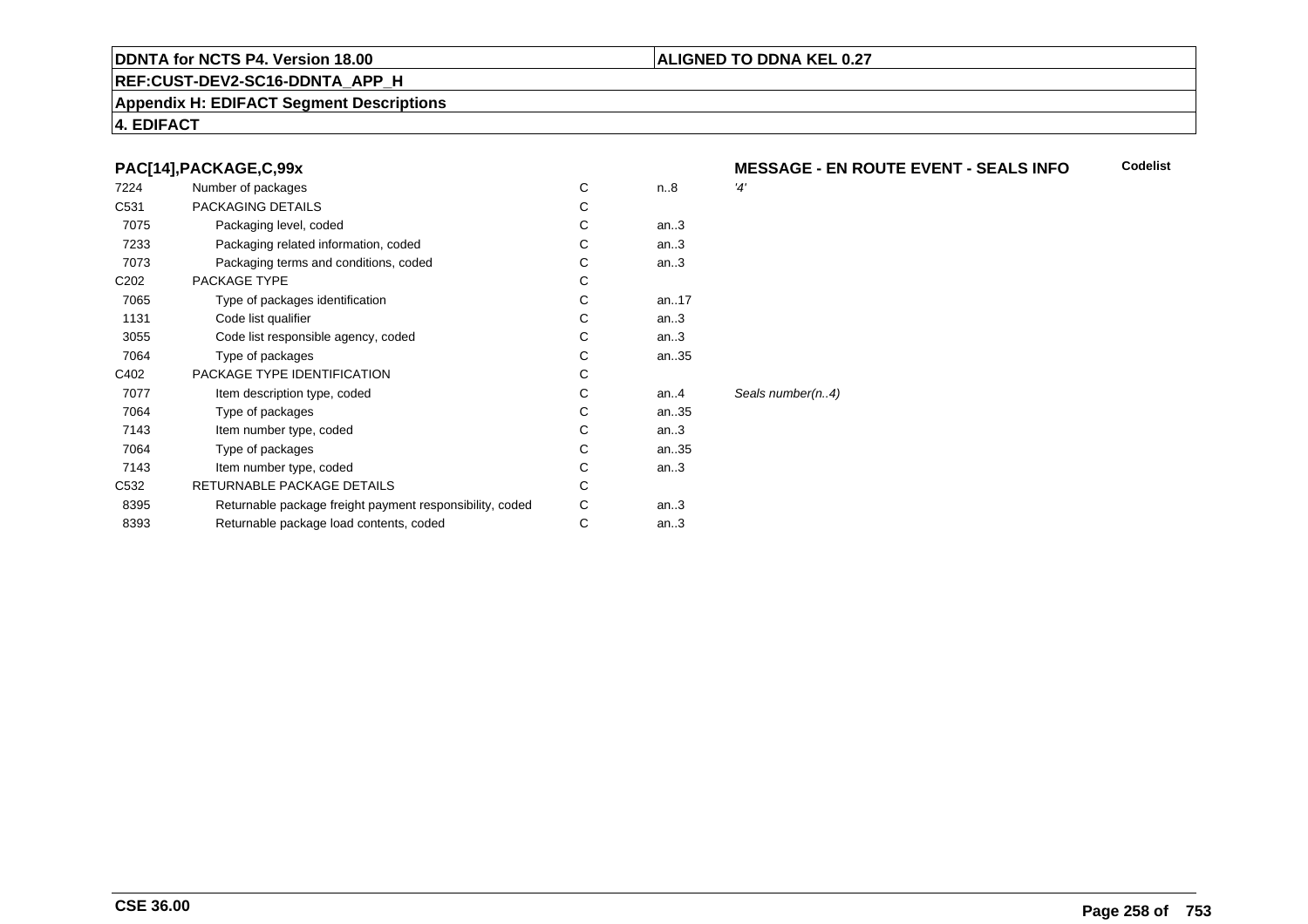**DDNTA for NCTS P4. Version 18.00** | **ALIGNED TO DDNA KEL 0.27**

**REF:CUST-DEV2-SC16-DDNTA_APP_H**

**Appendix H: EDIFACT Segment Descriptions**

**4. EDIFACT**

### PAC[14],PACKAGE,C,99x

**MESSAGE - EN ROUTE EVENT - SEALS INFO** — **Codelist**

| | | | | |
|---|---|---|---|---|
| 7224 | Number of packages | C | n..8 | *'4'* |
| C531 | PACKAGING DETAILS | C | | |
| 7075 | Packaging level, coded | C | an..3 | |
| 7233 | Packaging related information, coded | C | an..3 | |
| 7073 | Packaging terms and conditions, coded | C | an..3 | |
| C202 | PACKAGE TYPE | C | | |
| 7065 | Type of packages identification | C | an..17 | |
| 1131 | Code list qualifier | C | an..3 | |
| 3055 | Code list responsible agency, coded | C | an..3 | |
| 7064 | Type of packages | C | an..35 | |
| C402 | PACKAGE TYPE IDENTIFICATION | C | | |
| 7077 | Item description type, coded | C | an..4 | *Seals number(n..4)* |
| 7064 | Type of packages | C | an..35 | |
| 7143 | Item number type, coded | C | an..3 | |
| 7064 | Type of packages | C | an..35 | |
| 7143 | Item number type, coded | C | an..3 | |
| C532 | RETURNABLE PACKAGE DETAILS | C | | |
| 8395 | Returnable package freight payment responsibility, coded | C | an..3 | |
| 8393 | Returnable package load contents, coded | C | an..3 | |

**CSE 36.00**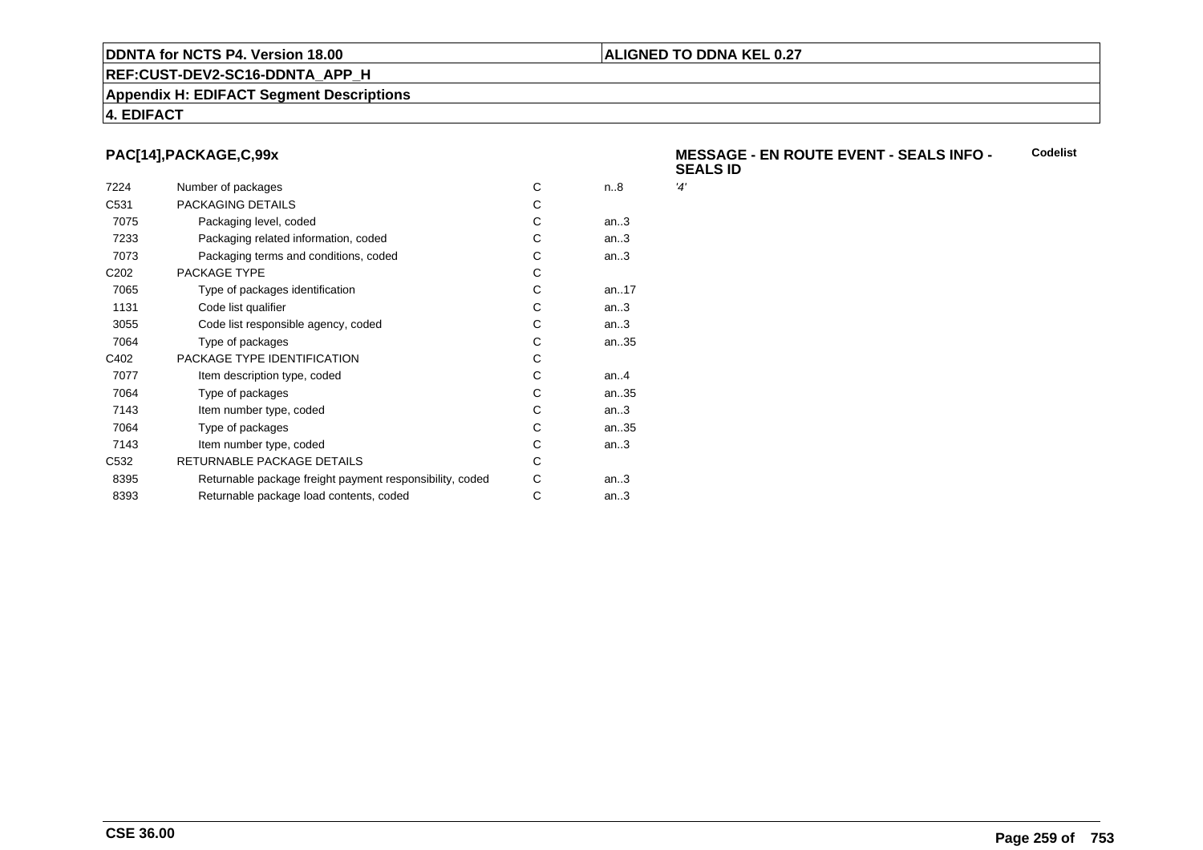**DDNTA for NCTS P4. Version 18.00** | **ALIGNED TO DDNA KEL 0.27**

**REF:CUST-DEV2-SC16-DDNTA_APP_H**

**Appendix H: EDIFACT Segment Descriptions**

**4. EDIFACT**

### PAC[14],PACKAGE,C,99x

**MESSAGE - EN ROUTE EVENT - SEALS INFO - SEALS ID**

| | | | | | Codelist |
|---|---|---|---|---|---|
| 7224 | Number of packages | C | n..8 | '4' | |
| C531 | PACKAGING DETAILS | C | | | |
| 7075 | Packaging level, coded | C | an..3 | | |
| 7233 | Packaging related information, coded | C | an..3 | | |
| 7073 | Packaging terms and conditions, coded | C | an..3 | | |
| C202 | PACKAGE TYPE | C | | | |
| 7065 | Type of packages identification | C | an..17 | | |
| 1131 | Code list qualifier | C | an..3 | | |
| 3055 | Code list responsible agency, coded | C | an..3 | | |
| 7064 | Type of packages | C | an..35 | | |
| C402 | PACKAGE TYPE IDENTIFICATION | C | | | |
| 7077 | Item description type, coded | C | an..4 | | |
| 7064 | Type of packages | C | an..35 | | |
| 7143 | Item number type, coded | C | an..3 | | |
| 7064 | Type of packages | C | an..35 | | |
| 7143 | Item number type, coded | C | an..3 | | |
| C532 | RETURNABLE PACKAGE DETAILS | C | | | |
| 8395 | Returnable package freight payment responsibility, coded | C | an..3 | | |
| 8393 | Returnable package load contents, coded | C | an..3 | | |

**CSE 36.00**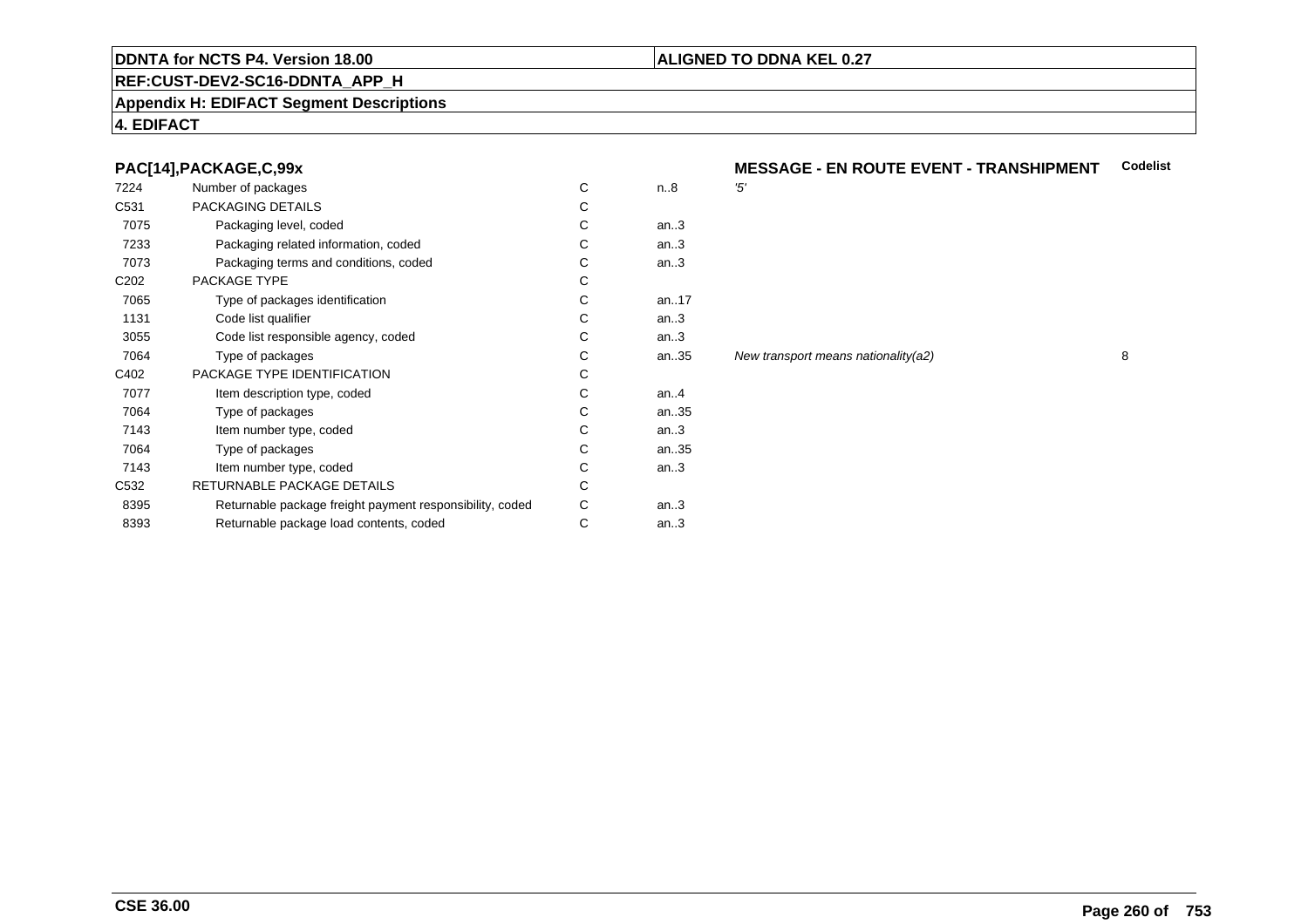**DDNTA for NCTS P4. Version 18.00** | **ALIGNED TO DDNA KEL 0.27**

**REF:CUST-DEV2-SC16-DDNTA_APP_H**

**Appendix H: EDIFACT Segment Descriptions**

**4. EDIFACT**

### PAC[14],PACKAGE,C,99x

**MESSAGE - EN ROUTE EVENT - TRANSHIPMENT**

| | | | | | Codelist |
|---|---|---|---|---|---|
| 7224 | Number of packages | C | n..8 | *'5'* | |
| C531 | PACKAGING DETAILS | C | | | |
| 7075 | Packaging level, coded | C | an..3 | | |
| 7233 | Packaging related information, coded | C | an..3 | | |
| 7073 | Packaging terms and conditions, coded | C | an..3 | | |
| C202 | PACKAGE TYPE | C | | | |
| 7065 | Type of packages identification | C | an..17 | | |
| 1131 | Code list qualifier | C | an..3 | | |
| 3055 | Code list responsible agency, coded | C | an..3 | | |
| 7064 | Type of packages | C | an..35 | *New transport means nationality(a2)* | 8 |
| C402 | PACKAGE TYPE IDENTIFICATION | C | | | |
| 7077 | Item description type, coded | C | an..4 | | |
| 7064 | Type of packages | C | an..35 | | |
| 7143 | Item number type, coded | C | an..3 | | |
| 7064 | Type of packages | C | an..35 | | |
| 7143 | Item number type, coded | C | an..3 | | |
| C532 | RETURNABLE PACKAGE DETAILS | C | | | |
| 8395 | Returnable package freight payment responsibility, coded | C | an..3 | | |
| 8393 | Returnable package load contents, coded | C | an..3 | | |

**CSE 36.00**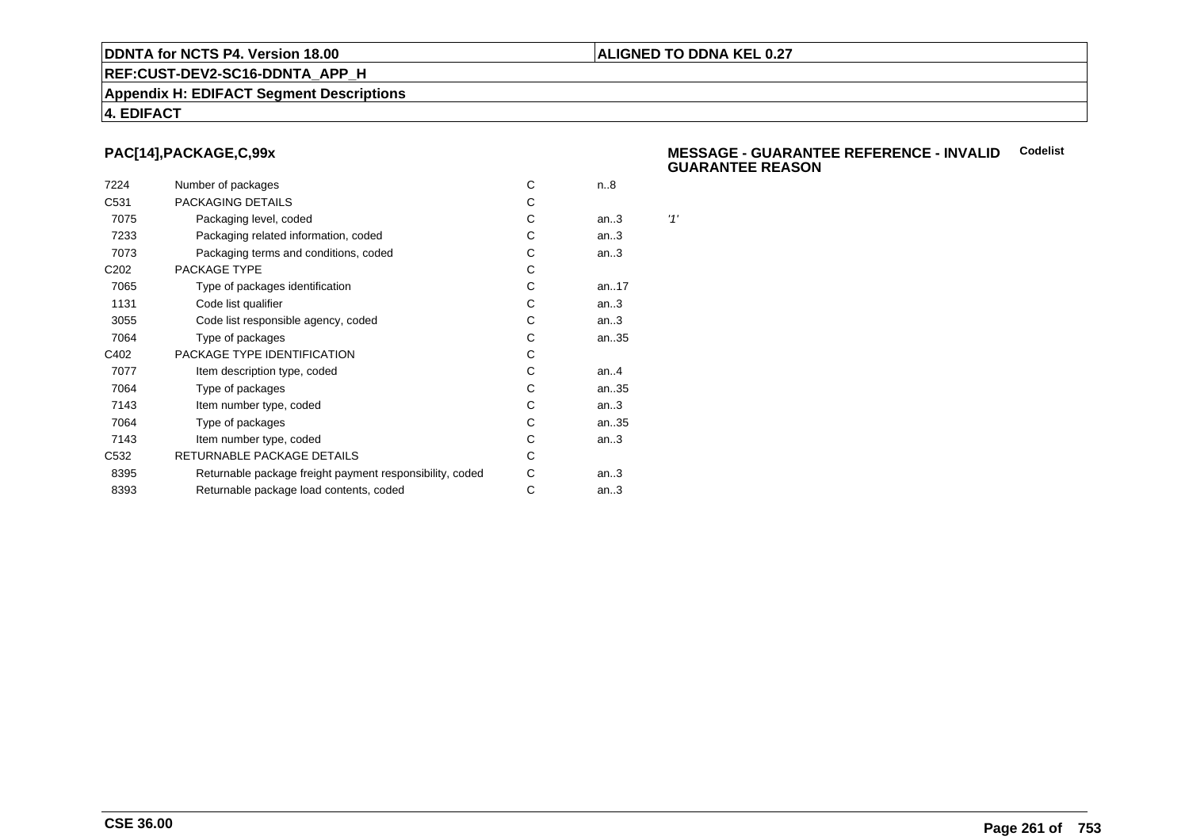**DDNTA for NCTS P4. Version 18.00** | **ALIGNED TO DDNA KEL 0.27**

**REF:CUST-DEV2-SC16-DDNTA_APP_H**

**Appendix H: EDIFACT Segment Descriptions**

**4. EDIFACT**

## PAC[14],PACKAGE,C,99x

**MESSAGE - GUARANTEE REFERENCE - INVALID GUARANTEE REASON** — **Codelist**

| | | | | |
|---|---|---|---|---|
| 7224 | Number of packages | C | n..8 | |
| C531 | PACKAGING DETAILS | C | | |
| 7075 | Packaging level, coded | C | an..3 | *'1'* |
| 7233 | Packaging related information, coded | C | an..3 | |
| 7073 | Packaging terms and conditions, coded | C | an..3 | |
| C202 | PACKAGE TYPE | C | | |
| 7065 | Type of packages identification | C | an..17 | |
| 1131 | Code list qualifier | C | an..3 | |
| 3055 | Code list responsible agency, coded | C | an..3 | |
| 7064 | Type of packages | C | an..35 | |
| C402 | PACKAGE TYPE IDENTIFICATION | C | | |
| 7077 | Item description type, coded | C | an..4 | |
| 7064 | Type of packages | C | an..35 | |
| 7143 | Item number type, coded | C | an..3 | |
| 7064 | Type of packages | C | an..35 | |
| 7143 | Item number type, coded | C | an..3 | |
| C532 | RETURNABLE PACKAGE DETAILS | C | | |
| 8395 | Returnable package freight payment responsibility, coded | C | an..3 | |
| 8393 | Returnable package load contents, coded | C | an..3 | |

**CSE 36.00**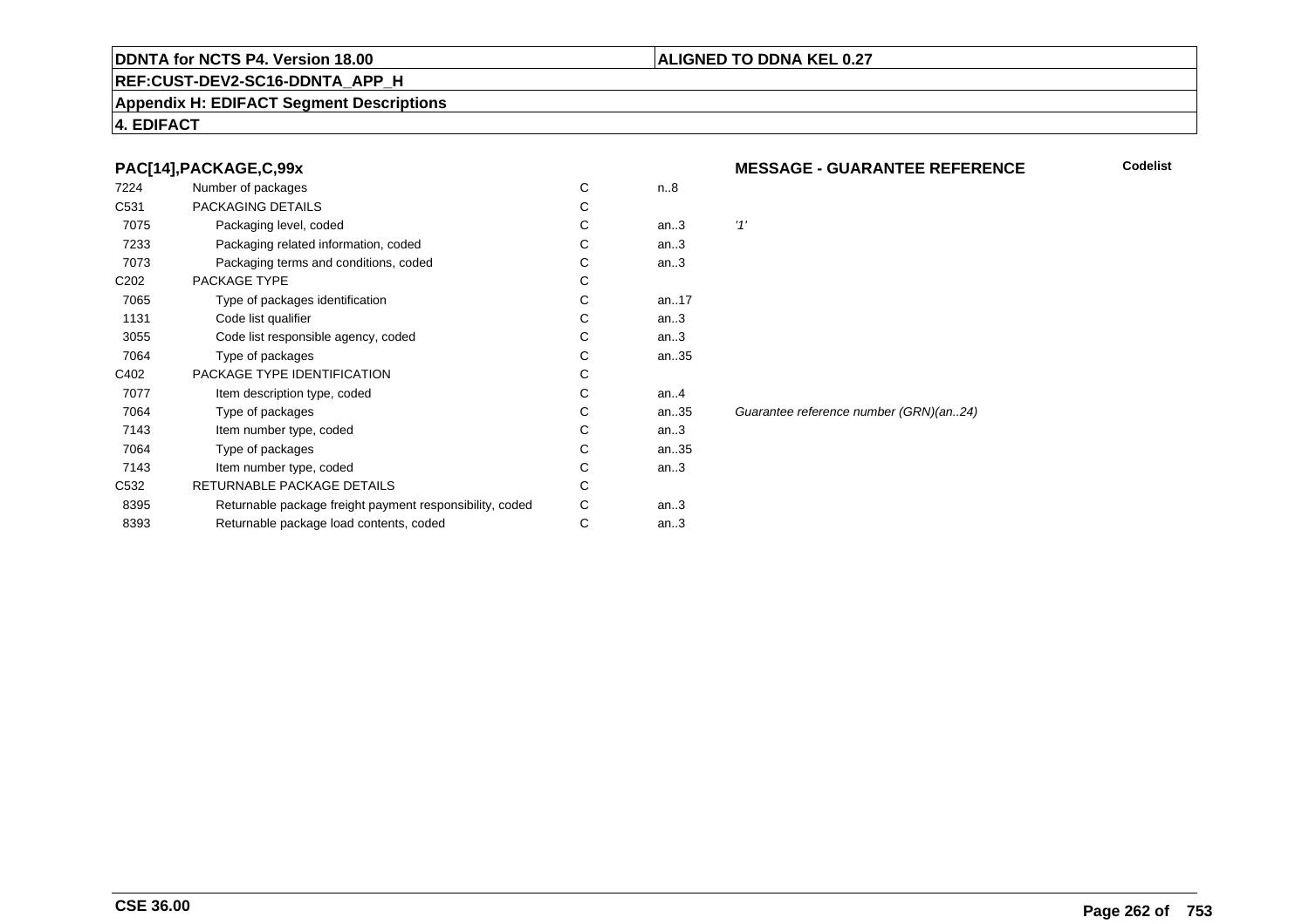**DDNTA for NCTS P4. Version 18.00**

**ALIGNED TO DDNA KEL 0.27**

**REF:CUST-DEV2-SC16-DDNTA_APP_H**

**Appendix H: EDIFACT Segment Descriptions**

**4. EDIFACT**

## PAC[14],PACKAGE,C,99x

**MESSAGE - GUARANTEE REFERENCE** **Codelist**

| | | | | |
|---|---|---|---|---|
| 7224 | Number of packages | C | n..8 | |
| C531 | PACKAGING DETAILS | C | | |
| 7075 | Packaging level, coded | C | an..3 | *'1'* |
| 7233 | Packaging related information, coded | C | an..3 | |
| 7073 | Packaging terms and conditions, coded | C | an..3 | |
| C202 | PACKAGE TYPE | C | | |
| 7065 | Type of packages identification | C | an..17 | |
| 1131 | Code list qualifier | C | an..3 | |
| 3055 | Code list responsible agency, coded | C | an..3 | |
| 7064 | Type of packages | C | an..35 | |
| C402 | PACKAGE TYPE IDENTIFICATION | C | | |
| 7077 | Item description type, coded | C | an..4 | |
| 7064 | Type of packages | C | an..35 | *Guarantee reference number (GRN)(an..24)* |
| 7143 | Item number type, coded | C | an..3 | |
| 7064 | Type of packages | C | an..35 | |
| 7143 | Item number type, coded | C | an..3 | |
| C532 | RETURNABLE PACKAGE DETAILS | C | | |
| 8395 | Returnable package freight payment responsibility, coded | C | an..3 | |
| 8393 | Returnable package load contents, coded | C | an..3 | |

**CSE 36.00**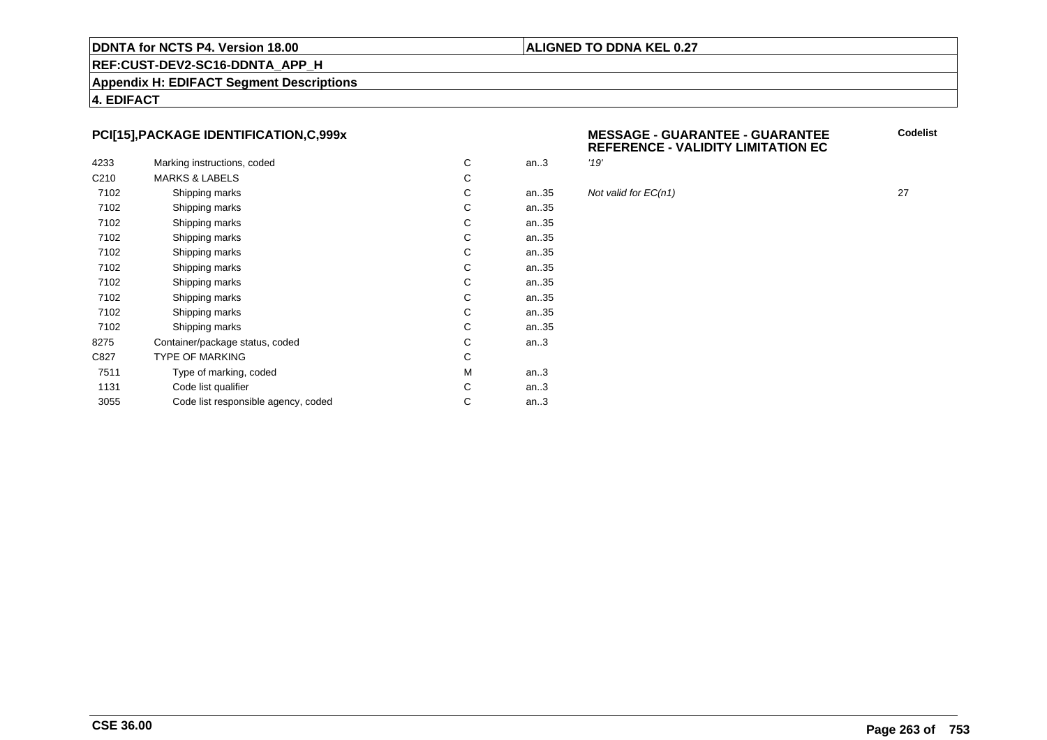**DDNTA for NCTS P4. Version 18.00** | **ALIGNED TO DDNA KEL 0.27**

**REF:CUST-DEV2-SC16-DDNTA_APP_H**

**Appendix H: EDIFACT Segment Descriptions**

**4. EDIFACT**

## PCI[15],PACKAGE IDENTIFICATION,C,999x

**MESSAGE - GUARANTEE - GUARANTEE REFERENCE - VALIDITY LIMITATION EC**

| | | | | | Codelist |
|---|---|---|---|---|---|
| 4233 | Marking instructions, coded | C | an..3 | *'19'* | |
| C210 | MARKS & LABELS | C | | | |
| 7102 | Shipping marks | C | an..35 | *Not valid for EC(n1)* | 27 |
| 7102 | Shipping marks | C | an..35 | | |
| 7102 | Shipping marks | C | an..35 | | |
| 7102 | Shipping marks | C | an..35 | | |
| 7102 | Shipping marks | C | an..35 | | |
| 7102 | Shipping marks | C | an..35 | | |
| 7102 | Shipping marks | C | an..35 | | |
| 7102 | Shipping marks | C | an..35 | | |
| 7102 | Shipping marks | C | an..35 | | |
| 7102 | Shipping marks | C | an..35 | | |
| 8275 | Container/package status, coded | C | an..3 | | |
| C827 | TYPE OF MARKING | C | | | |
| 7511 | Type of marking, coded | M | an..3 | | |
| 1131 | Code list qualifier | C | an..3 | | |
| 3055 | Code list responsible agency, coded | C | an..3 | | |

**CSE 36.00**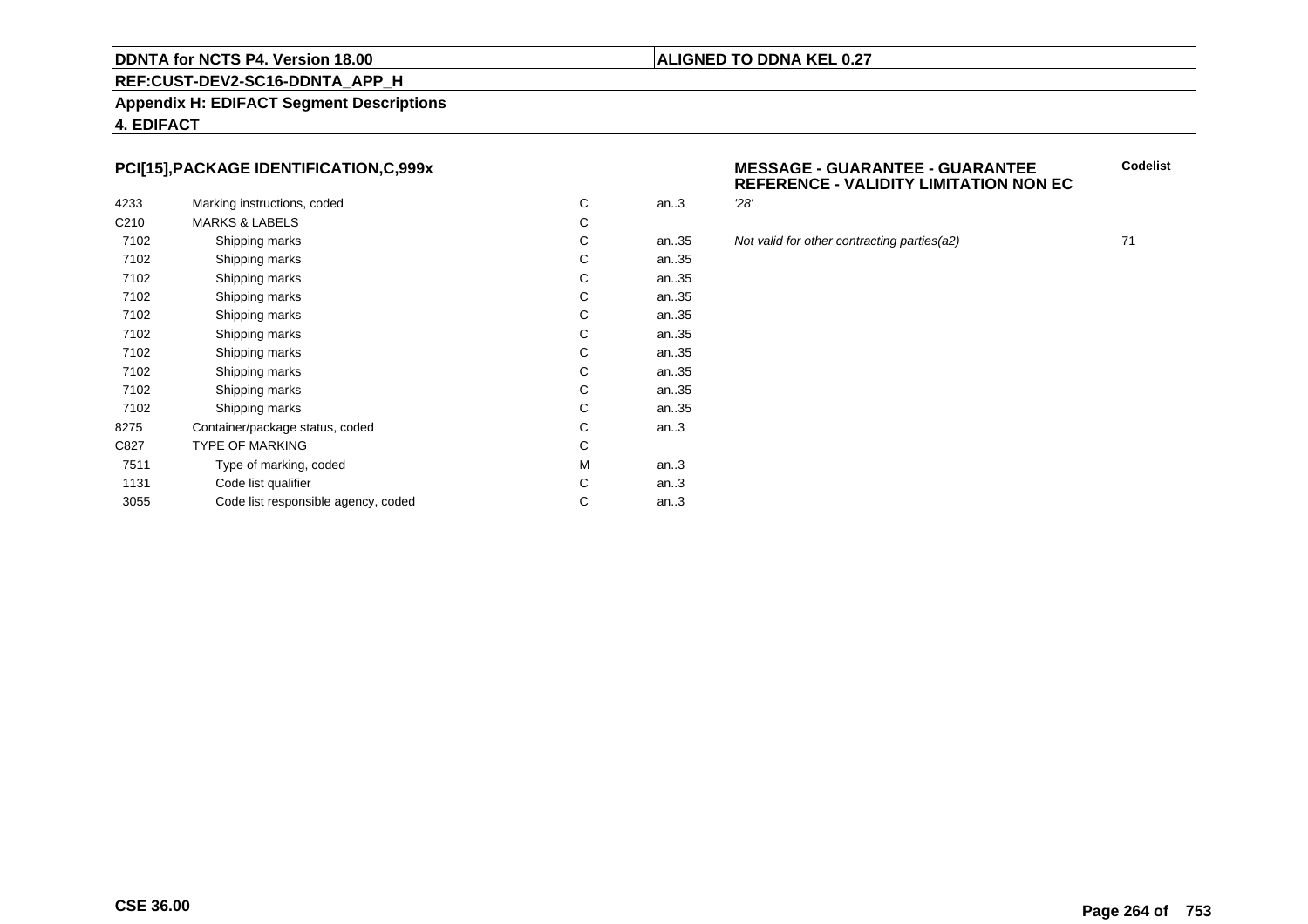**DDNTA for NCTS P4. Version 18.00** | **ALIGNED TO DDNA KEL 0.27**

**REF:CUST-DEV2-SC16-DDNTA_APP_H**

**Appendix H: EDIFACT Segment Descriptions**

**4. EDIFACT**

### PCI[15],PACKAGE IDENTIFICATION,C,999x

**MESSAGE - GUARANTEE - GUARANTEE REFERENCE - VALIDITY LIMITATION NON EC**

| | | | | | Codelist |
|---|---|---|---|---|---|
| 4233 | Marking instructions, coded | C | an..3 | *'28'* | |
| C210 | MARKS & LABELS | C | | | |
| 7102 | Shipping marks | C | an..35 | *Not valid for other contracting parties(a2)* | 71 |
| 7102 | Shipping marks | C | an..35 | | |
| 7102 | Shipping marks | C | an..35 | | |
| 7102 | Shipping marks | C | an..35 | | |
| 7102 | Shipping marks | C | an..35 | | |
| 7102 | Shipping marks | C | an..35 | | |
| 7102 | Shipping marks | C | an..35 | | |
| 7102 | Shipping marks | C | an..35 | | |
| 7102 | Shipping marks | C | an..35 | | |
| 7102 | Shipping marks | C | an..35 | | |
| 8275 | Container/package status, coded | C | an..3 | | |
| C827 | TYPE OF MARKING | C | | | |
| 7511 | Type of marking, coded | M | an..3 | | |
| 1131 | Code list qualifier | C | an..3 | | |
| 3055 | Code list responsible agency, coded | C | an..3 | | |

**CSE 36.00**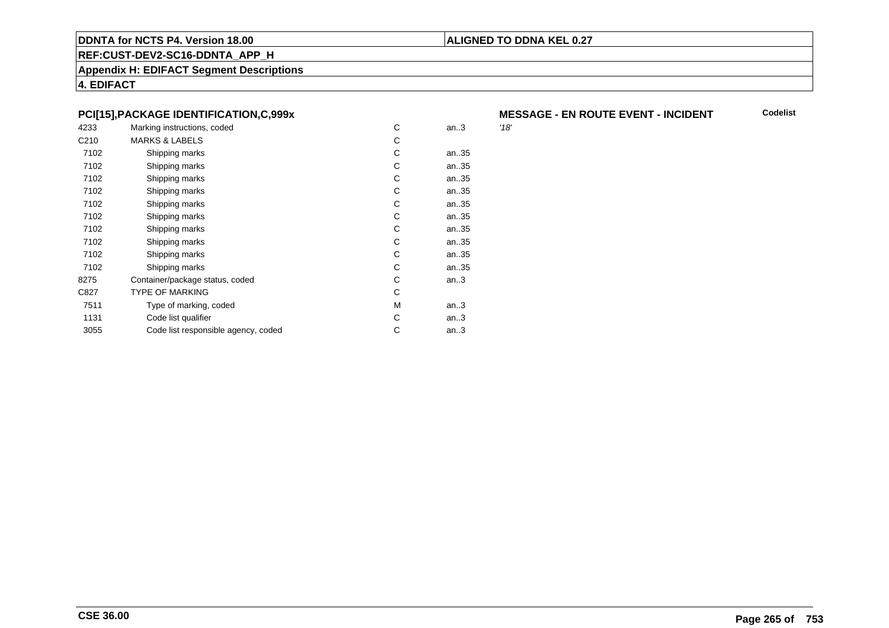**DDNTA for NCTS P4. Version 18.00** | **ALIGNED TO DDNA KEL 0.27**

**REF:CUST-DEV2-SC16-DDNTA_APP_H**

**Appendix H: EDIFACT Segment Descriptions**

**4. EDIFACT**

### PCI[15],PACKAGE IDENTIFICATION,C,999x

### MESSAGE - EN ROUTE EVENT - INCIDENT

| | | | | Codelist |
|---|---|---|---|---|
| 4233 | Marking instructions, coded | C | an..3 | *'18'* |
| C210 | MARKS & LABELS | C | | |
| 7102 | Shipping marks | C | an..35 | |
| 7102 | Shipping marks | C | an..35 | |
| 7102 | Shipping marks | C | an..35 | |
| 7102 | Shipping marks | C | an..35 | |
| 7102 | Shipping marks | C | an..35 | |
| 7102 | Shipping marks | C | an..35 | |
| 7102 | Shipping marks | C | an..35 | |
| 7102 | Shipping marks | C | an..35 | |
| 7102 | Shipping marks | C | an..35 | |
| 7102 | Shipping marks | C | an..35 | |
| 8275 | Container/package status, coded | C | an..3 | |
| C827 | TYPE OF MARKING | C | | |
| 7511 | Type of marking, coded | M | an..3 | |
| 1131 | Code list qualifier | C | an..3 | |
| 3055 | Code list responsible agency, coded | C | an..3 | |

**CSE 36.00**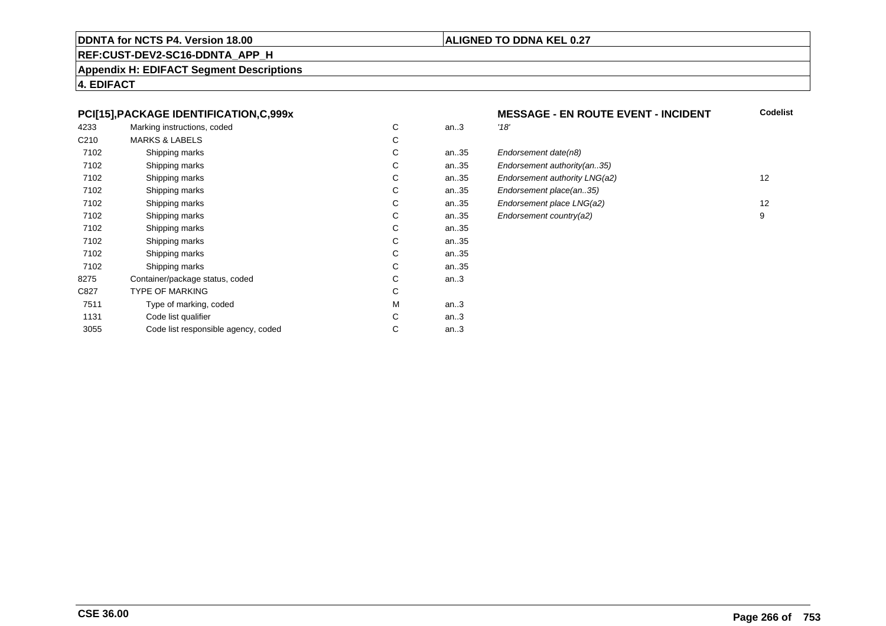**DDNTA for NCTS P4. Version 18.00** | **ALIGNED TO DDNA KEL 0.27**

**REF:CUST-DEV2-SC16-DDNTA_APP_H**

**Appendix H: EDIFACT Segment Descriptions**

**4. EDIFACT**

| PCI[15],PACKAGE IDENTIFICATION,C,999x | | | | MESSAGE - EN ROUTE EVENT - INCIDENT | Codelist |
|---|---|---|---|---|---|
| 4233 | Marking instructions, coded | C | an..3 | *'18'* | |
| C210 | MARKS & LABELS | C | | | |
| 7102 | Shipping marks | C | an..35 | *Endorsement date(n8)* | |
| 7102 | Shipping marks | C | an..35 | *Endorsement authority(an..35)* | |
| 7102 | Shipping marks | C | an..35 | *Endorsement authority LNG(a2)* | 12 |
| 7102 | Shipping marks | C | an..35 | *Endorsement place(an..35)* | |
| 7102 | Shipping marks | C | an..35 | *Endorsement place LNG(a2)* | 12 |
| 7102 | Shipping marks | C | an..35 | *Endorsement country(a2)* | 9 |
| 7102 | Shipping marks | C | an..35 | | |
| 7102 | Shipping marks | C | an..35 | | |
| 7102 | Shipping marks | C | an..35 | | |
| 7102 | Shipping marks | C | an..35 | | |
| 8275 | Container/package status, coded | C | an..3 | | |
| C827 | TYPE OF MARKING | C | | | |
| 7511 | Type of marking, coded | M | an..3 | | |
| 1131 | Code list qualifier | C | an..3 | | |
| 3055 | Code list responsible agency, coded | C | an..3 | | |

**CSE 36.00**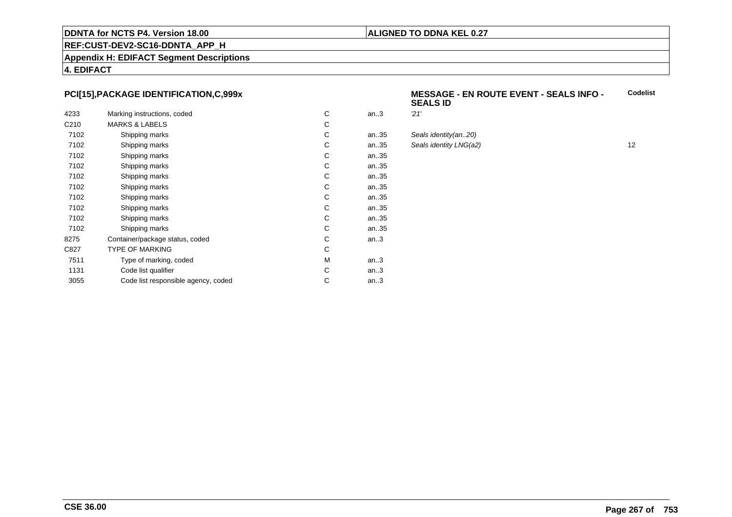**DDNTA for NCTS P4. Version 18.00**

**ALIGNED TO DDNA KEL 0.27**

**REF:CUST-DEV2-SC16-DDNTA_APP_H**

**Appendix H: EDIFACT Segment Descriptions**

**4. EDIFACT**

### PCI[15],PACKAGE IDENTIFICATION,C,999x

**MESSAGE - EN ROUTE EVENT - SEALS INFO - SEALS ID**

| | | | | | Codelist |
|---|---|---|---|---|---|
| 4233 | Marking instructions, coded | C | an..3 | *'21'* | |
| C210 | MARKS & LABELS | C | | | |
| 7102 | Shipping marks | C | an..35 | *Seals identity(an..20)* | |
| 7102 | Shipping marks | C | an..35 | *Seals identity LNG(a2)* | 12 |
| 7102 | Shipping marks | C | an..35 | | |
| 7102 | Shipping marks | C | an..35 | | |
| 7102 | Shipping marks | C | an..35 | | |
| 7102 | Shipping marks | C | an..35 | | |
| 7102 | Shipping marks | C | an..35 | | |
| 7102 | Shipping marks | C | an..35 | | |
| 7102 | Shipping marks | C | an..35 | | |
| 7102 | Shipping marks | C | an..35 | | |
| 8275 | Container/package status, coded | C | an..3 | | |
| C827 | TYPE OF MARKING | C | | | |
| 7511 | Type of marking, coded | M | an..3 | | |
| 1131 | Code list qualifier | C | an..3 | | |
| 3055 | Code list responsible agency, coded | C | an..3 | | |

**CSE 36.00**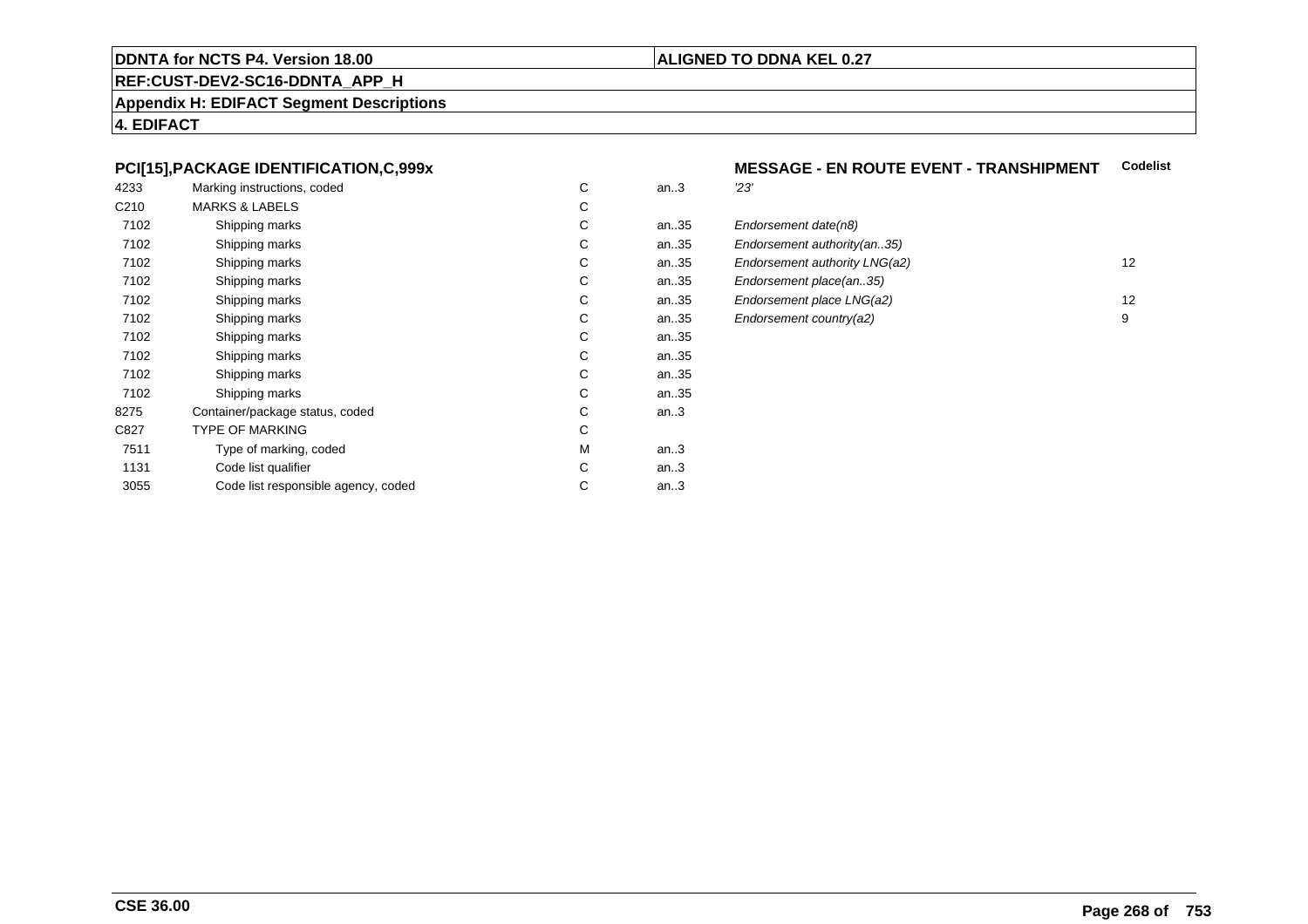## PCI[15],PACKAGE IDENTIFICATION,C,999x

**MESSAGE - EN ROUTE EVENT - TRANSHIPMENT**

| | | | | | Codelist |
|---|---|---|---|---|---|
| 4233 | Marking instructions, coded | C | an..3 | *'23'* | |
| C210 | MARKS & LABELS | C | | | |
| 7102 | Shipping marks | C | an..35 | *Endorsement date(n8)* | |
| 7102 | Shipping marks | C | an..35 | *Endorsement authority(an..35)* | |
| 7102 | Shipping marks | C | an..35 | *Endorsement authority LNG(a2)* | 12 |
| 7102 | Shipping marks | C | an..35 | *Endorsement place(an..35)* | |
| 7102 | Shipping marks | C | an..35 | *Endorsement place LNG(a2)* | 12 |
| 7102 | Shipping marks | C | an..35 | *Endorsement country(a2)* | 9 |
| 7102 | Shipping marks | C | an..35 | | |
| 7102 | Shipping marks | C | an..35 | | |
| 7102 | Shipping marks | C | an..35 | | |
| 7102 | Shipping marks | C | an..35 | | |
| 8275 | Container/package status, coded | C | an..3 | | |
| C827 | TYPE OF MARKING | C | | | |
| 7511 | Type of marking, coded | M | an..3 | | |
| 1131 | Code list qualifier | C | an..3 | | |
| 3055 | Code list responsible agency, coded | C | an..3 | | |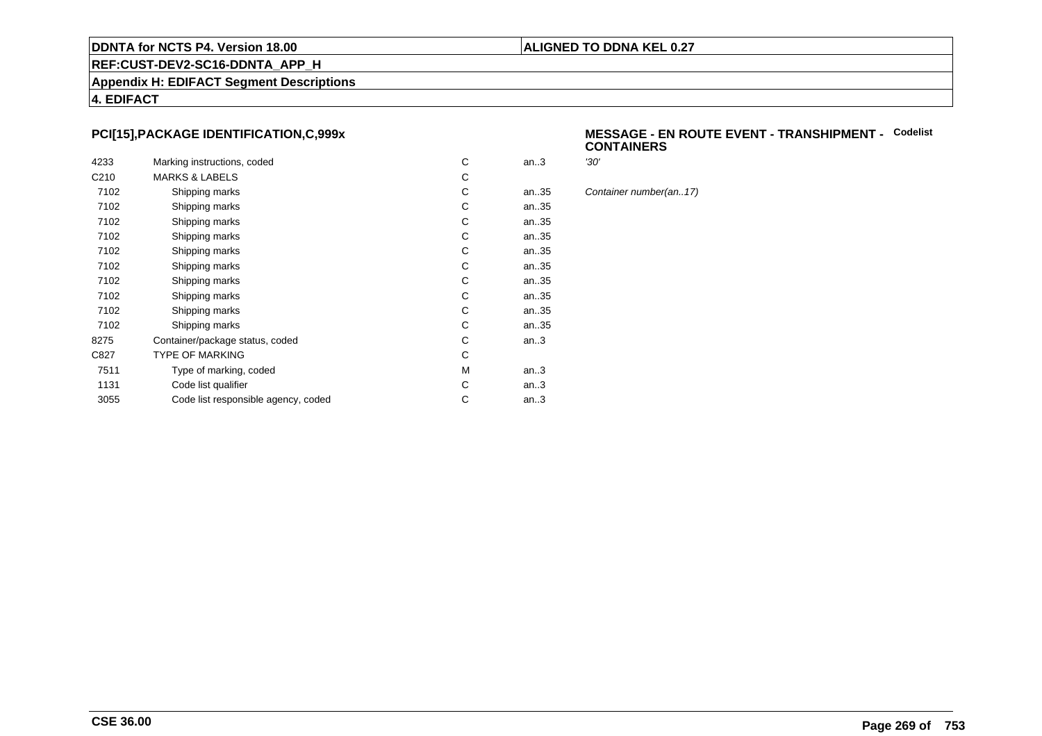## PCI[15],PACKAGE IDENTIFICATION,C,999x

**MESSAGE - EN ROUTE EVENT - TRANSHIPMENT - CONTAINERS** **Codelist**

| | | | | |
|---|---|---|---|---|
| 4233 | Marking instructions, coded | C | an..3 | *'30'* |
| C210 | MARKS & LABELS | C | | |
| 7102 | Shipping marks | C | an..35 | *Container number(an..17)* |
| 7102 | Shipping marks | C | an..35 | |
| 7102 | Shipping marks | C | an..35 | |
| 7102 | Shipping marks | C | an..35 | |
| 7102 | Shipping marks | C | an..35 | |
| 7102 | Shipping marks | C | an..35 | |
| 7102 | Shipping marks | C | an..35 | |
| 7102 | Shipping marks | C | an..35 | |
| 7102 | Shipping marks | C | an..35 | |
| 7102 | Shipping marks | C | an..35 | |
| 8275 | Container/package status, coded | C | an..3 | |
| C827 | TYPE OF MARKING | C | | |
| 7511 | Type of marking, coded | M | an..3 | |
| 1131 | Code list qualifier | C | an..3 | |
| 3055 | Code list responsible agency, coded | C | an..3 | |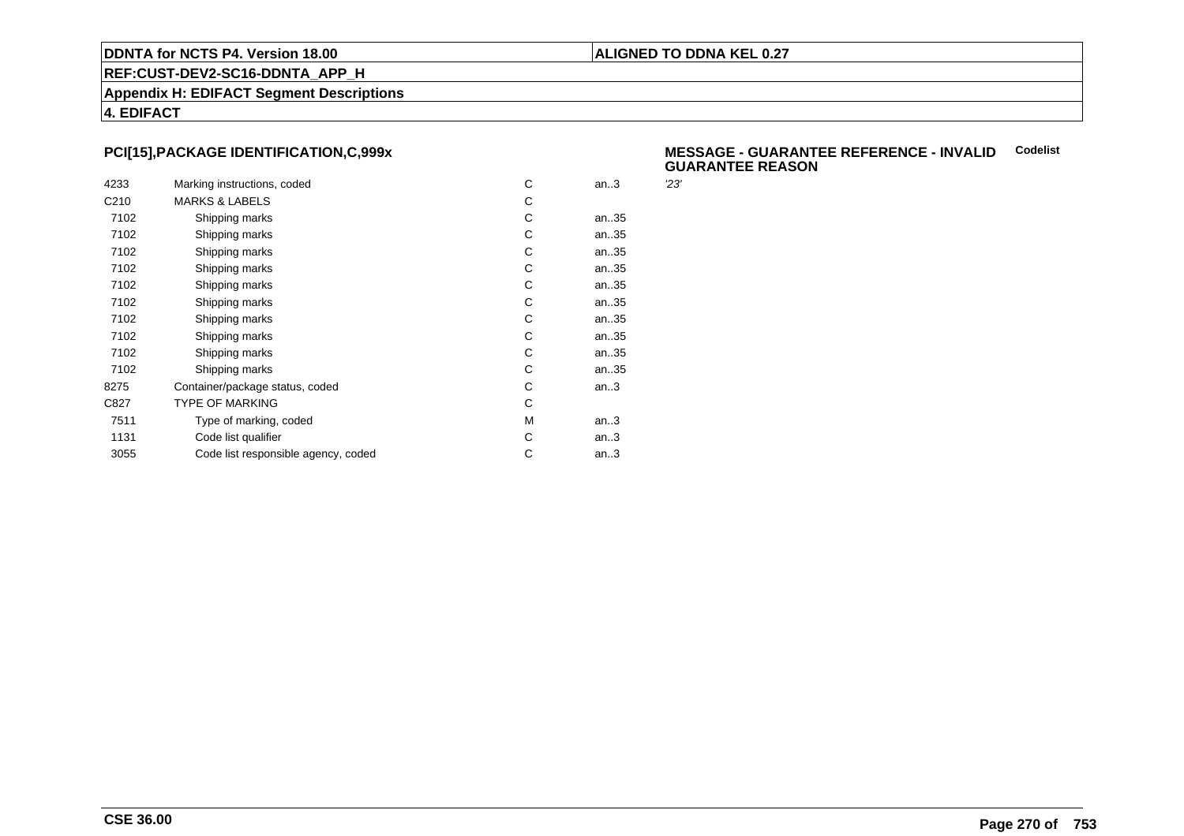## PCI[15],PACKAGE IDENTIFICATION,C,999x

### MESSAGE - GUARANTEE REFERENCE - INVALID GUARANTEE REASON

| | | | | | Codelist |
|---|---|---|---|---|---|
| 4233 | Marking instructions, coded | C | an..3 | *'23'* | |
| C210 | MARKS & LABELS | C | | | |
| 7102 | Shipping marks | C | an..35 | | |
| 7102 | Shipping marks | C | an..35 | | |
| 7102 | Shipping marks | C | an..35 | | |
| 7102 | Shipping marks | C | an..35 | | |
| 7102 | Shipping marks | C | an..35 | | |
| 7102 | Shipping marks | C | an..35 | | |
| 7102 | Shipping marks | C | an..35 | | |
| 7102 | Shipping marks | C | an..35 | | |
| 7102 | Shipping marks | C | an..35 | | |
| 7102 | Shipping marks | C | an..35 | | |
| 8275 | Container/package status, coded | C | an..3 | | |
| C827 | TYPE OF MARKING | C | | | |
| 7511 | Type of marking, coded | M | an..3 | | |
| 1131 | Code list qualifier | C | an..3 | | |
| 3055 | Code list responsible agency, coded | C | an..3 | | |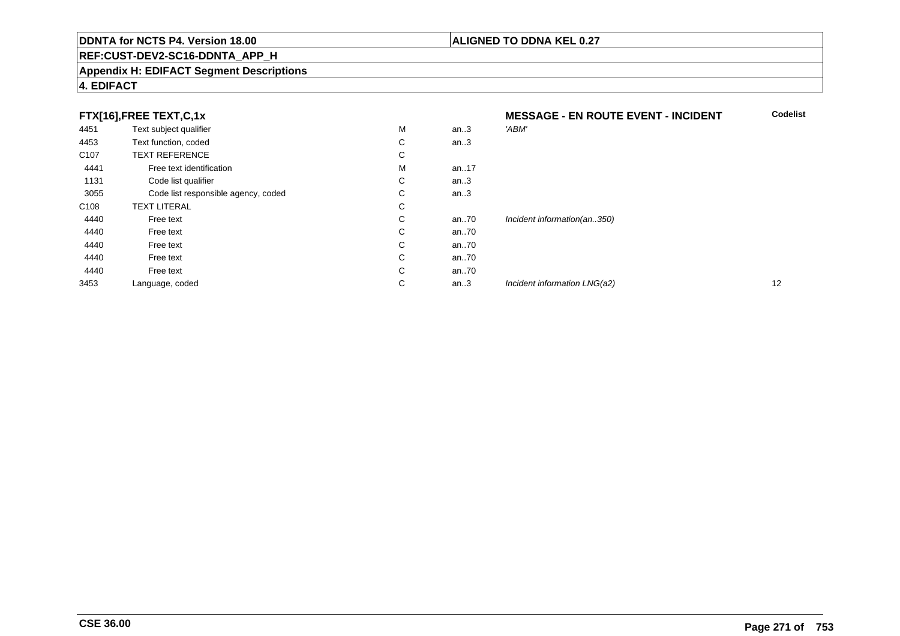**DDNTA for NCTS P4. Version 18.00** | **ALIGNED TO DDNA KEL 0.27**

**REF:CUST-DEV2-SC16-DDNTA_APP_H**

**Appendix H: EDIFACT Segment Descriptions**

**4. EDIFACT**

### FTX[16],FREE TEXT,C,1x

**MESSAGE - EN ROUTE EVENT - INCIDENT**

| | | | | | Codelist |
|---|---|---|---|---|---|
| 4451 | Text subject qualifier | M | an..3 | *'ABM'* | |
| 4453 | Text function, coded | C | an..3 | | |
| C107 | TEXT REFERENCE | C | | | |
| 4441 | Free text identification | M | an..17 | | |
| 1131 | Code list qualifier | C | an..3 | | |
| 3055 | Code list responsible agency, coded | C | an..3 | | |
| C108 | TEXT LITERAL | C | | | |
| 4440 | Free text | C | an..70 | *Incident information(an..350)* | |
| 4440 | Free text | C | an..70 | | |
| 4440 | Free text | C | an..70 | | |
| 4440 | Free text | C | an..70 | | |
| 4440 | Free text | C | an..70 | | |
| 3453 | Language, coded | C | an..3 | *Incident information LNG(a2)* | 12 |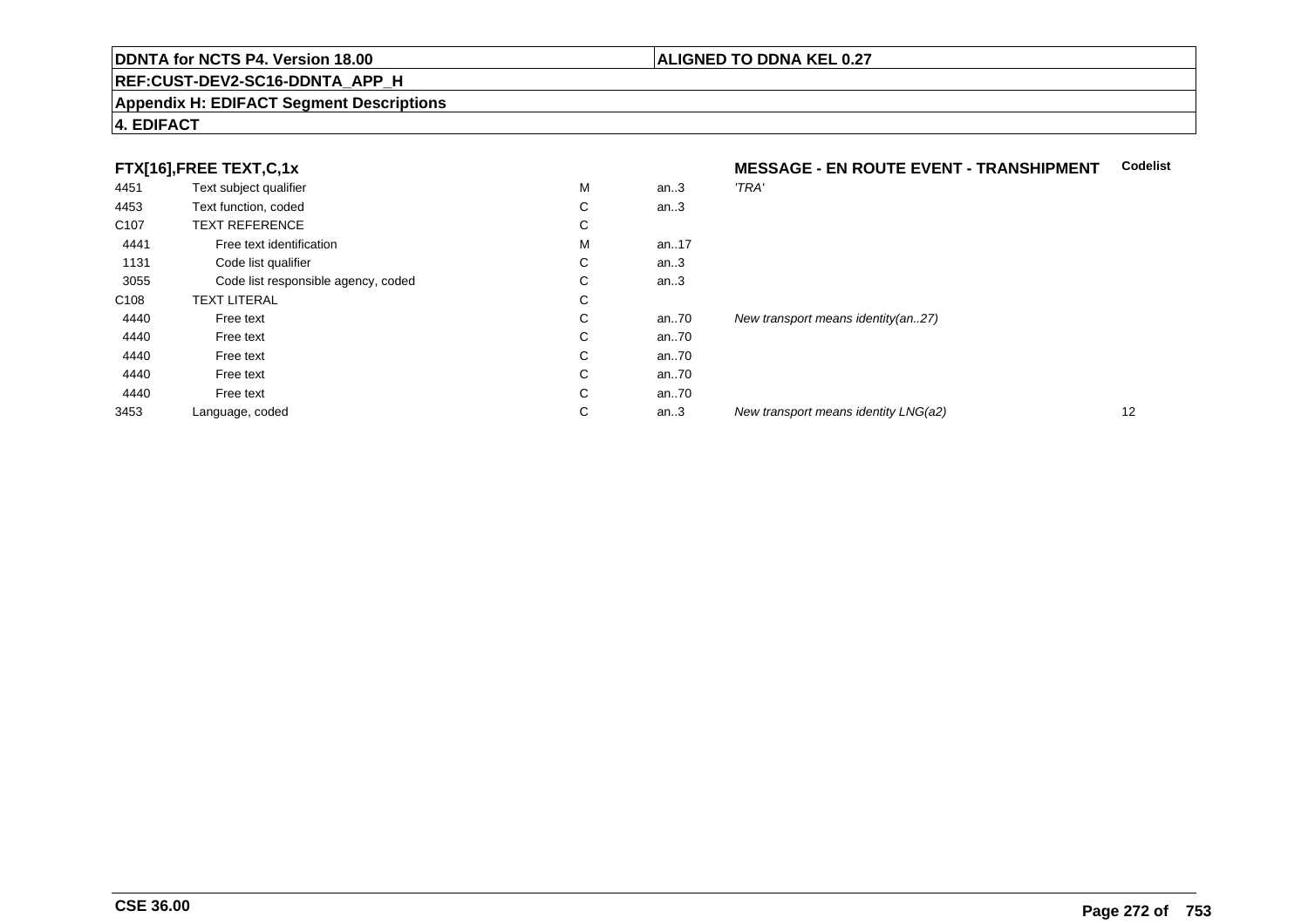**FTX[16],FREE TEXT,C,1x** **MESSAGE - EN ROUTE EVENT - TRANSHIPMENT** **Codelist**

| | | | | | |
|---|---|---|---|---|---|
| 4451 | Text subject qualifier | M | an..3 | *'TRA'* | |
| 4453 | Text function, coded | C | an..3 | | |
| C107 | TEXT REFERENCE | C | | | |
| 4441 | Free text identification | M | an..17 | | |
| 1131 | Code list qualifier | C | an..3 | | |
| 3055 | Code list responsible agency, coded | C | an..3 | | |
| C108 | TEXT LITERAL | C | | | |
| 4440 | Free text | C | an..70 | *New transport means identity(an..27)* | |
| 4440 | Free text | C | an..70 | | |
| 4440 | Free text | C | an..70 | | |
| 4440 | Free text | C | an..70 | | |
| 4440 | Free text | C | an..70 | | |
| 3453 | Language, coded | C | an..3 | *New transport means identity LNG(a2)* | 12 |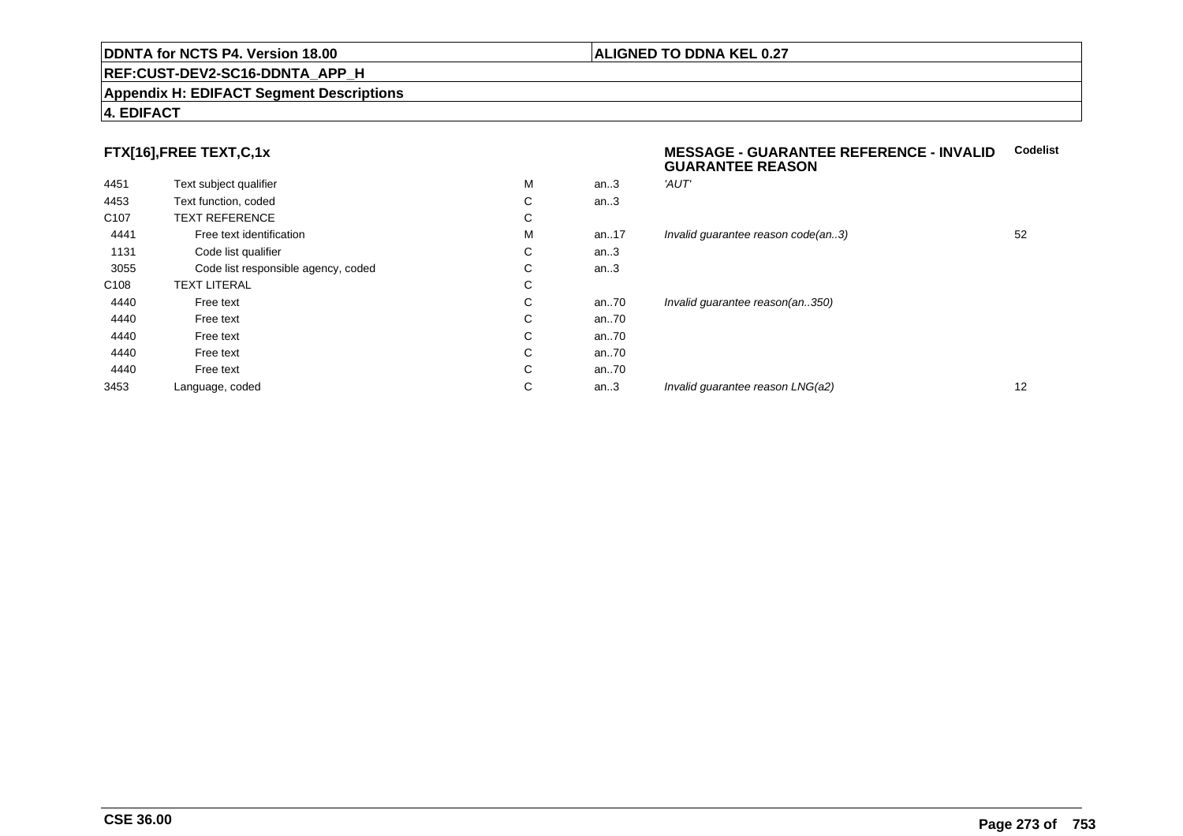## FTX[16],FREE TEXT,C,1x

**MESSAGE - GUARANTEE REFERENCE - INVALID GUARANTEE REASON**

| | | | | | Codelist |
|---|---|---|---|---|---|
| 4451 | Text subject qualifier | M | an..3 | *'AUT'* | |
| 4453 | Text function, coded | C | an..3 | | |
| C107 | TEXT REFERENCE | C | | | |
| 4441 | Free text identification | M | an..17 | *Invalid guarantee reason code(an..3)* | 52 |
| 1131 | Code list qualifier | C | an..3 | | |
| 3055 | Code list responsible agency, coded | C | an..3 | | |
| C108 | TEXT LITERAL | C | | | |
| 4440 | Free text | C | an..70 | *Invalid guarantee reason(an..350)* | |
| 4440 | Free text | C | an..70 | | |
| 4440 | Free text | C | an..70 | | |
| 4440 | Free text | C | an..70 | | |
| 4440 | Free text | C | an..70 | | |
| 3453 | Language, coded | C | an..3 | *Invalid guarantee reason LNG(a2)* | 12 |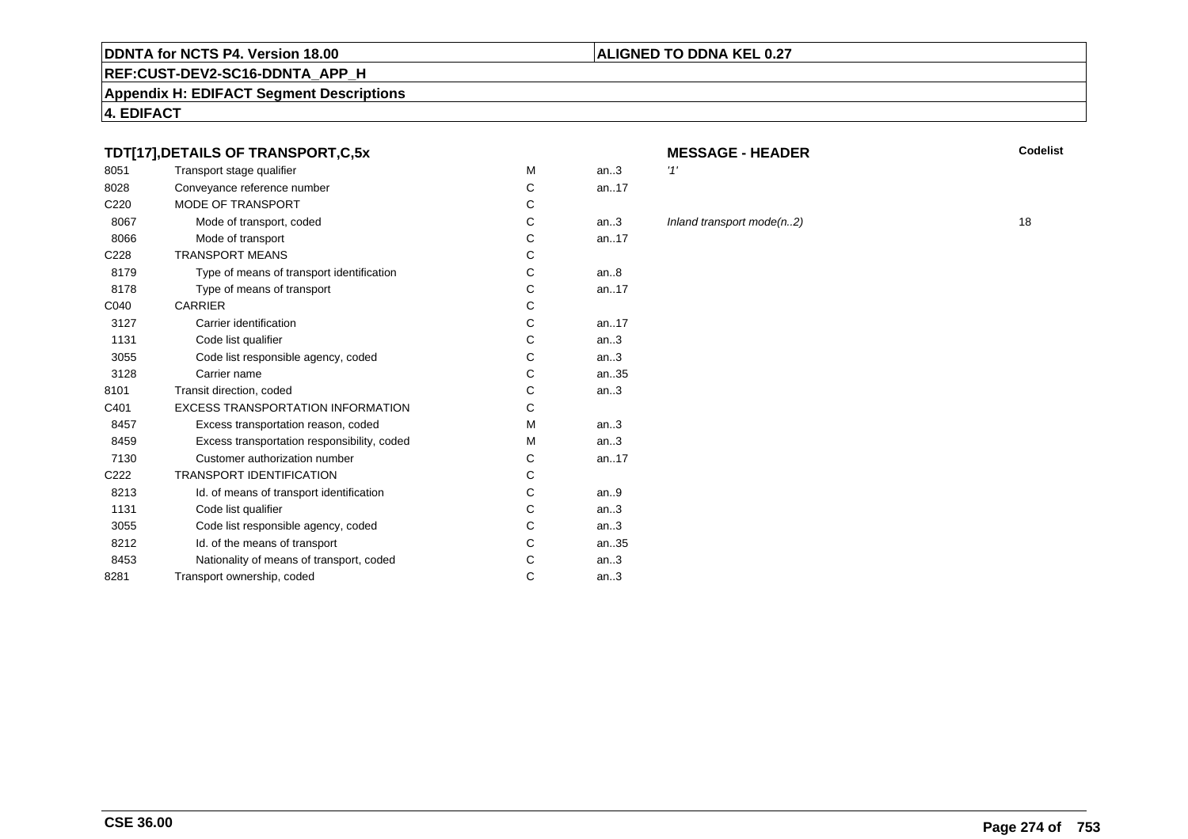**DDNTA for NCTS P4. Version 18.00** | **ALIGNED TO DDNA KEL 0.27**

**REF:CUST-DEV2-SC16-DDNTA_APP_H**

**Appendix H: EDIFACT Segment Descriptions**

**4. EDIFACT**

### TDT[17],DETAILS OF TRANSPORT,C,5x

**MESSAGE - HEADER**

| | | | | | Codelist |
|---|---|---|---|---|---|
| 8051 | Transport stage qualifier | M | an..3 | *'1'* | |
| 8028 | Conveyance reference number | C | an..17 | | |
| C220 | MODE OF TRANSPORT | C | | | |
| 8067 | Mode of transport, coded | C | an..3 | *Inland transport mode(n..2)* | 18 |
| 8066 | Mode of transport | C | an..17 | | |
| C228 | TRANSPORT MEANS | C | | | |
| 8179 | Type of means of transport identification | C | an..8 | | |
| 8178 | Type of means of transport | C | an..17 | | |
| C040 | CARRIER | C | | | |
| 3127 | Carrier identification | C | an..17 | | |
| 1131 | Code list qualifier | C | an..3 | | |
| 3055 | Code list responsible agency, coded | C | an..3 | | |
| 3128 | Carrier name | C | an..35 | | |
| 8101 | Transit direction, coded | C | an..3 | | |
| C401 | EXCESS TRANSPORTATION INFORMATION | C | | | |
| 8457 | Excess transportation reason, coded | M | an..3 | | |
| 8459 | Excess transportation responsibility, coded | M | an..3 | | |
| 7130 | Customer authorization number | C | an..17 | | |
| C222 | TRANSPORT IDENTIFICATION | C | | | |
| 8213 | Id. of means of transport identification | C | an..9 | | |
| 1131 | Code list qualifier | C | an..3 | | |
| 3055 | Code list responsible agency, coded | C | an..3 | | |
| 8212 | Id. of the means of transport | C | an..35 | | |
| 8453 | Nationality of means of transport, coded | C | an..3 | | |
| 8281 | Transport ownership, coded | C | an..3 | | |

**CSE 36.00**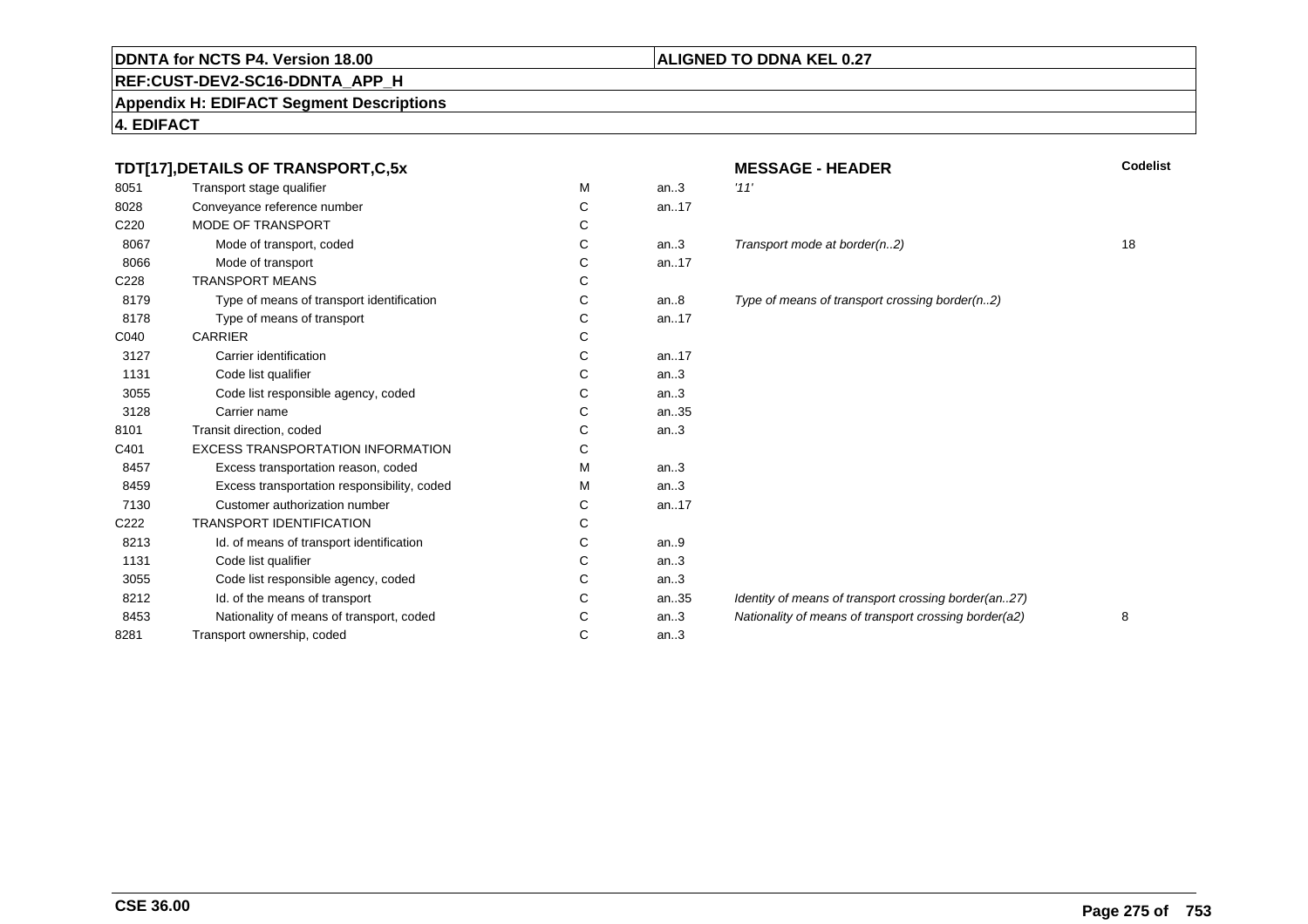**DDNTA for NCTS P4. Version 18.00** | **ALIGNED TO DDNA KEL 0.27**

**REF:CUST-DEV2-SC16-DDNTA_APP_H**

**Appendix H: EDIFACT Segment Descriptions**

**4. EDIFACT**

### TDT[17],DETAILS OF TRANSPORT,C,5x

| | | | | **MESSAGE - HEADER** | **Codelist** |
|---|---|---|---|---|---|
| 8051 | Transport stage qualifier | M | an..3 | *'11'* | |
| 8028 | Conveyance reference number | C | an..17 | | |
| C220 | MODE OF TRANSPORT | C | | | |
| 8067 | Mode of transport, coded | C | an..3 | *Transport mode at border(n..2)* | 18 |
| 8066 | Mode of transport | C | an..17 | | |
| C228 | TRANSPORT MEANS | C | | | |
| 8179 | Type of means of transport identification | C | an..8 | *Type of means of transport crossing border(n..2)* | |
| 8178 | Type of means of transport | C | an..17 | | |
| C040 | CARRIER | C | | | |
| 3127 | Carrier identification | C | an..17 | | |
| 1131 | Code list qualifier | C | an..3 | | |
| 3055 | Code list responsible agency, coded | C | an..3 | | |
| 3128 | Carrier name | C | an..35 | | |
| 8101 | Transit direction, coded | C | an..3 | | |
| C401 | EXCESS TRANSPORTATION INFORMATION | C | | | |
| 8457 | Excess transportation reason, coded | M | an..3 | | |
| 8459 | Excess transportation responsibility, coded | M | an..3 | | |
| 7130 | Customer authorization number | C | an..17 | | |
| C222 | TRANSPORT IDENTIFICATION | C | | | |
| 8213 | Id. of means of transport identification | C | an..9 | | |
| 1131 | Code list qualifier | C | an..3 | | |
| 3055 | Code list responsible agency, coded | C | an..3 | | |
| 8212 | Id. of the means of transport | C | an..35 | *Identity of means of transport crossing border(an..27)* | |
| 8453 | Nationality of means of transport, coded | C | an..3 | *Nationality of means of transport crossing border(a2)* | 8 |
| 8281 | Transport ownership, coded | C | an..3 | | |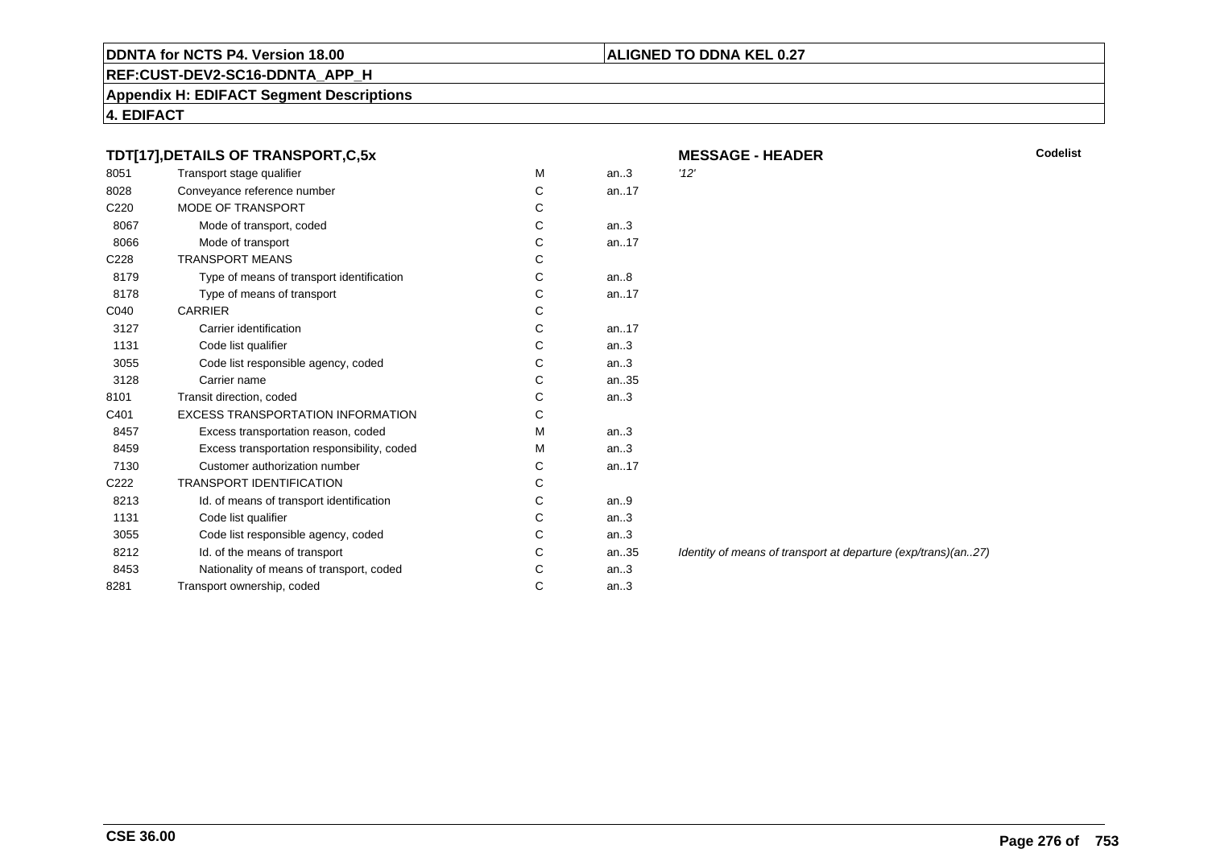**DDNTA for NCTS P4. Version 18.00** | **ALIGNED TO DDNA KEL 0.27**

**REF:CUST-DEV2-SC16-DDNTA_APP_H**

**Appendix H: EDIFACT Segment Descriptions**

**4. EDIFACT**

### TDT[17],DETAILS OF TRANSPORT,C,5x

**MESSAGE - HEADER**

| Tag | Name | Status | Format | Description | Codelist |
|---|---|---|---|---|---|
| 8051 | Transport stage qualifier | M | an..3 | *'12'* | |
| 8028 | Conveyance reference number | C | an..17 | | |
| C220 | MODE OF TRANSPORT | C | | | |
| 8067 | Mode of transport, coded | C | an..3 | | |
| 8066 | Mode of transport | C | an..17 | | |
| C228 | TRANSPORT MEANS | C | | | |
| 8179 | Type of means of transport identification | C | an..8 | | |
| 8178 | Type of means of transport | C | an..17 | | |
| C040 | CARRIER | C | | | |
| 3127 | Carrier identification | C | an..17 | | |
| 1131 | Code list qualifier | C | an..3 | | |
| 3055 | Code list responsible agency, coded | C | an..3 | | |
| 3128 | Carrier name | C | an..35 | | |
| 8101 | Transit direction, coded | C | an..3 | | |
| C401 | EXCESS TRANSPORTATION INFORMATION | C | | | |
| 8457 | Excess transportation reason, coded | M | an..3 | | |
| 8459 | Excess transportation responsibility, coded | M | an..3 | | |
| 7130 | Customer authorization number | C | an..17 | | |
| C222 | TRANSPORT IDENTIFICATION | C | | | |
| 8213 | Id. of means of transport identification | C | an..9 | | |
| 1131 | Code list qualifier | C | an..3 | | |
| 3055 | Code list responsible agency, coded | C | an..3 | | |
| 8212 | Id. of the means of transport | C | an..35 | *Identity of means of transport at departure (exp/trans)(an..27)* | |
| 8453 | Nationality of means of transport, coded | C | an..3 | | |
| 8281 | Transport ownership, coded | C | an..3 | | |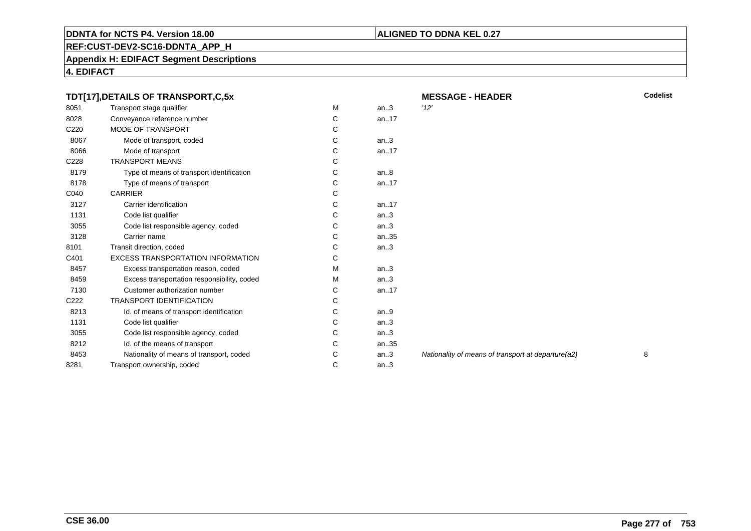**DDNTA for NCTS P4. Version 18.00** | **ALIGNED TO DDNA KEL 0.27**

**REF:CUST-DEV2-SC16-DDNTA_APP_H**

**Appendix H: EDIFACT Segment Descriptions**

**4. EDIFACT**

### TDT[17],DETAILS OF TRANSPORT,C,5x

**MESSAGE - HEADER**

| | | | | | Codelist |
|---|---|---|---|---|---|
| 8051 | Transport stage qualifier | M | an..3 | *'12'* | |
| 8028 | Conveyance reference number | C | an..17 | | |
| C220 | MODE OF TRANSPORT | C | | | |
| 8067 | Mode of transport, coded | C | an..3 | | |
| 8066 | Mode of transport | C | an..17 | | |
| C228 | TRANSPORT MEANS | C | | | |
| 8179 | Type of means of transport identification | C | an..8 | | |
| 8178 | Type of means of transport | C | an..17 | | |
| C040 | CARRIER | C | | | |
| 3127 | Carrier identification | C | an..17 | | |
| 1131 | Code list qualifier | C | an..3 | | |
| 3055 | Code list responsible agency, coded | C | an..3 | | |
| 3128 | Carrier name | C | an..35 | | |
| 8101 | Transit direction, coded | C | an..3 | | |
| C401 | EXCESS TRANSPORTATION INFORMATION | C | | | |
| 8457 | Excess transportation reason, coded | M | an..3 | | |
| 8459 | Excess transportation responsibility, coded | M | an..3 | | |
| 7130 | Customer authorization number | C | an..17 | | |
| C222 | TRANSPORT IDENTIFICATION | C | | | |
| 8213 | Id. of means of transport identification | C | an..9 | | |
| 1131 | Code list qualifier | C | an..3 | | |
| 3055 | Code list responsible agency, coded | C | an..3 | | |
| 8212 | Id. of the means of transport | C | an..35 | | |
| 8453 | Nationality of means of transport, coded | C | an..3 | *Nationality of means of transport at departure(a2)* | 8 |
| 8281 | Transport ownership, coded | C | an..3 | | |

**CSE 36.00**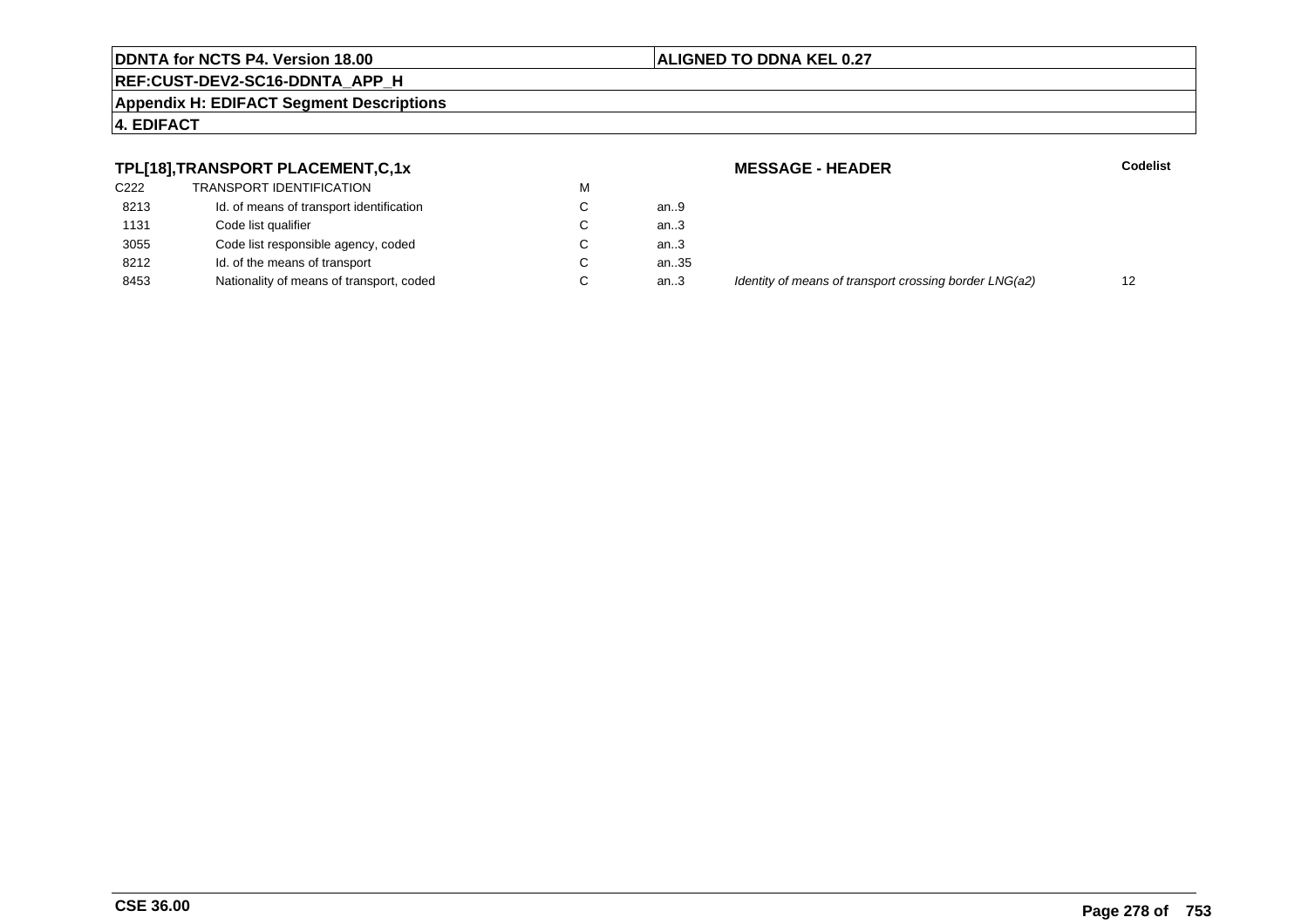**DDNTA for NCTS P4. Version 18.00** | **ALIGNED TO DDNA KEL 0.27**

**REF:CUST-DEV2-SC16-DDNTA_APP_H**

**Appendix H: EDIFACT Segment Descriptions**

**4. EDIFACT**

## TPL[18],TRANSPORT PLACEMENT,C,1x

**MESSAGE - HEADER**

| | | | | | **Codelist** |
|---|---|---|---|---|---|
| C222 | TRANSPORT IDENTIFICATION | M | | | |
| 8213 | Id. of means of transport identification | C | an..9 | | |
| 1131 | Code list qualifier | C | an..3 | | |
| 3055 | Code list responsible agency, coded | C | an..3 | | |
| 8212 | Id. of the means of transport | C | an..35 | | |
| 8453 | Nationality of means of transport, coded | C | an..3 | *Identity of means of transport crossing border LNG(a2)* | 12 |

**CSE 36.00**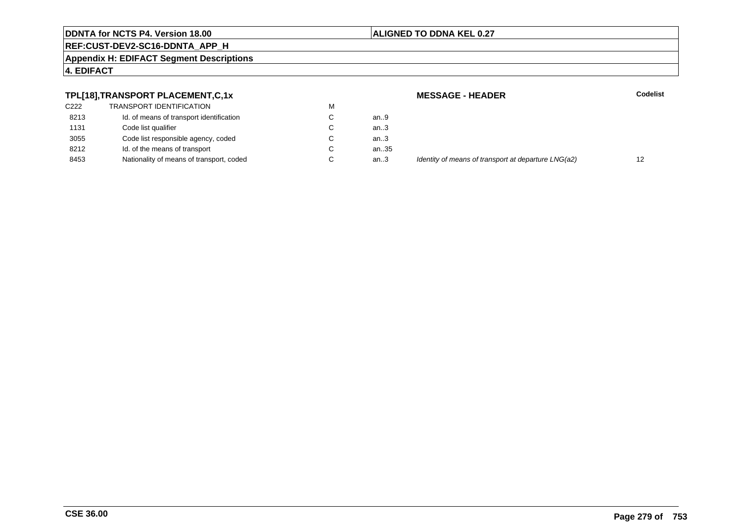**TPL[18],TRANSPORT PLACEMENT,C,1x**

**MESSAGE - HEADER**

| | | | | | Codelist |
|---|---|---|---|---|---|
| C222 | TRANSPORT IDENTIFICATION | M | | | |
| 8213 | Id. of means of transport identification | C | an..9 | | |
| 1131 | Code list qualifier | C | an..3 | | |
| 3055 | Code list responsible agency, coded | C | an..3 | | |
| 8212 | Id. of the means of transport | C | an..35 | | |
| 8453 | Nationality of means of transport, coded | C | an..3 | *Identity of means of transport at departure LNG(a2)* | 12 |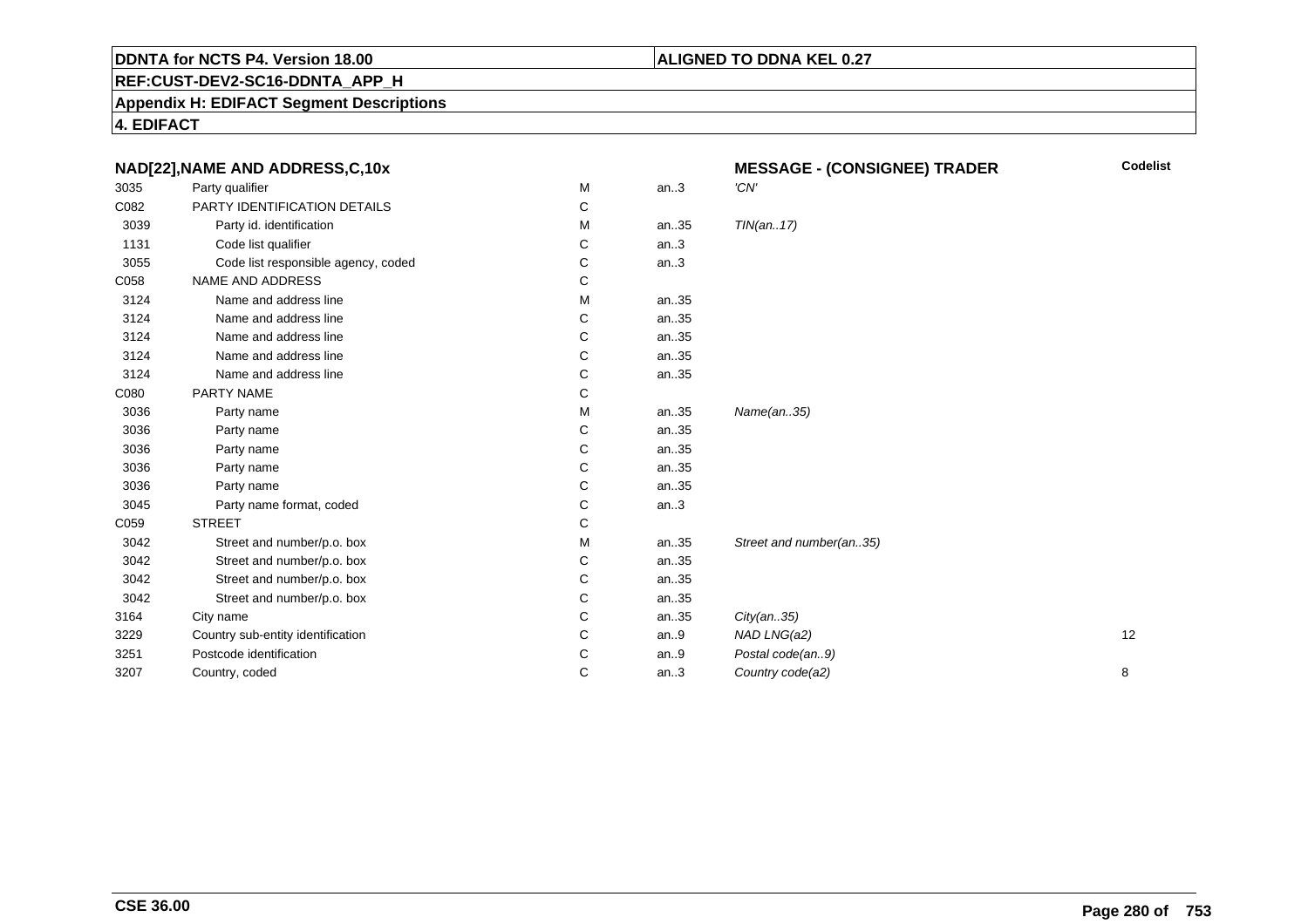**DDNTA for NCTS P4. Version 18.00** | **ALIGNED TO DDNA KEL 0.27**

**REF:CUST-DEV2-SC16-DDNTA_APP_H**

**Appendix H: EDIFACT Segment Descriptions**

**4. EDIFACT**

| NAD[22],NAME AND ADDRESS,C,10x | | | | MESSAGE - (CONSIGNEE) TRADER | Codelist |
|---|---|---|---|---|---|
| 3035 | Party qualifier | M | an..3 | 'CN' | |
| C082 | PARTY IDENTIFICATION DETAILS | C | | | |
| 3039 | Party id. identification | M | an..35 | TIN(an..17) | |
| 1131 | Code list qualifier | C | an..3 | | |
| 3055 | Code list responsible agency, coded | C | an..3 | | |
| C058 | NAME AND ADDRESS | C | | | |
| 3124 | Name and address line | M | an..35 | | |
| 3124 | Name and address line | C | an..35 | | |
| 3124 | Name and address line | C | an..35 | | |
| 3124 | Name and address line | C | an..35 | | |
| 3124 | Name and address line | C | an..35 | | |
| C080 | PARTY NAME | C | | | |
| 3036 | Party name | M | an..35 | Name(an..35) | |
| 3036 | Party name | C | an..35 | | |
| 3036 | Party name | C | an..35 | | |
| 3036 | Party name | C | an..35 | | |
| 3036 | Party name | C | an..35 | | |
| 3045 | Party name format, coded | C | an..3 | | |
| C059 | STREET | C | | | |
| 3042 | Street and number/p.o. box | M | an..35 | Street and number(an..35) | |
| 3042 | Street and number/p.o. box | C | an..35 | | |
| 3042 | Street and number/p.o. box | C | an..35 | | |
| 3042 | Street and number/p.o. box | C | an..35 | | |
| 3164 | City name | C | an..35 | City(an..35) | |
| 3229 | Country sub-entity identification | C | an..9 | NAD LNG(a2) | 12 |
| 3251 | Postcode identification | C | an..9 | Postal code(an..9) | |
| 3207 | Country, coded | C | an..3 | Country code(a2) | 8 |

**CSE 36.00**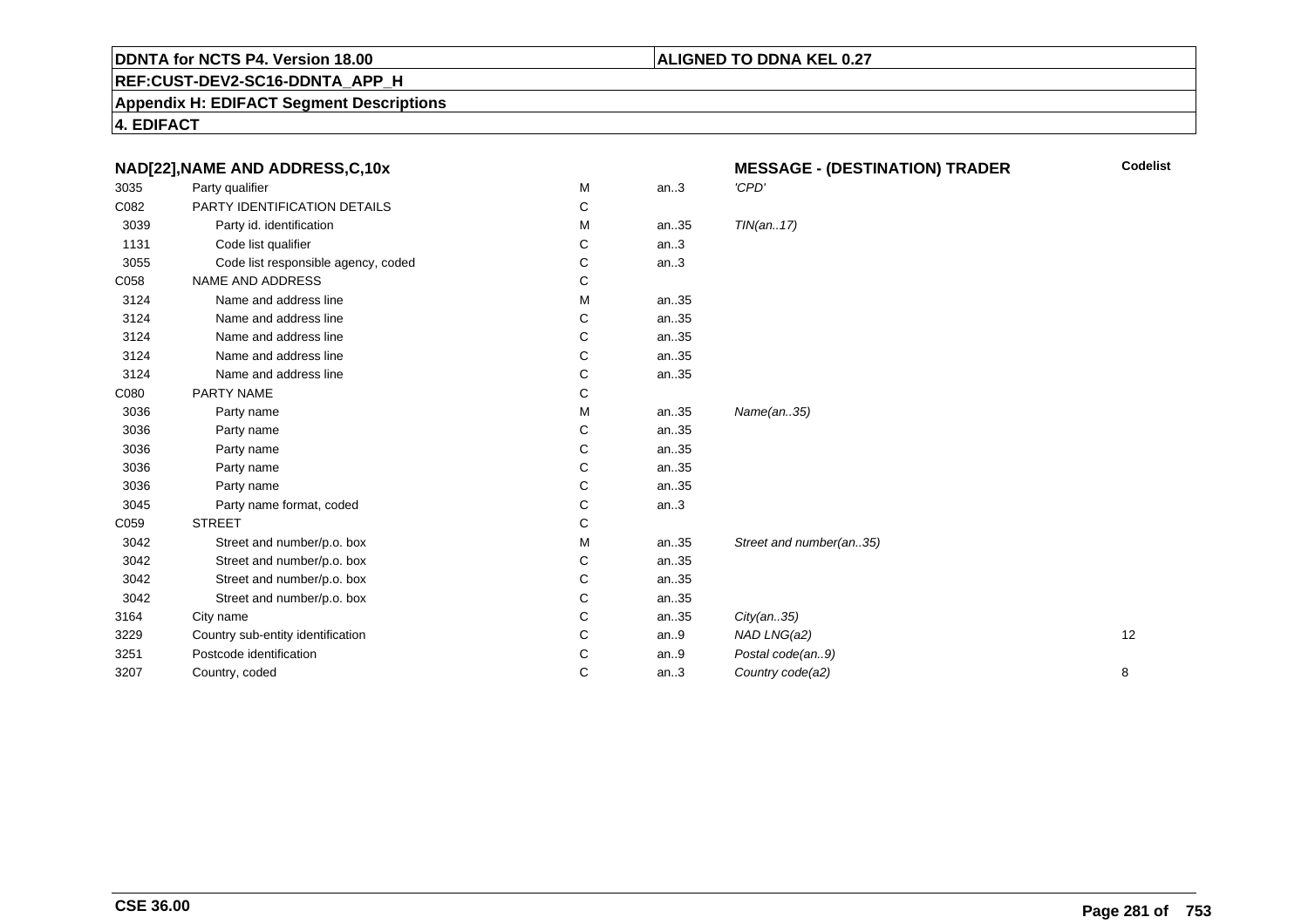**DDNTA for NCTS P4. Version 18.00** | **ALIGNED TO DDNA KEL 0.27**

**REF:CUST-DEV2-SC16-DDNTA_APP_H**

**Appendix H: EDIFACT Segment Descriptions**

**4. EDIFACT**

| NAD[22],NAME AND ADDRESS,C,10x | | | | MESSAGE - (DESTINATION) TRADER | Codelist |
|---|---|---|---|---|---|
| 3035 | Party qualifier | M | an..3 | 'CPD' | |
| C082 | PARTY IDENTIFICATION DETAILS | C | | | |
| 3039 | Party id. identification | M | an..35 | *TIN(an..17)* | |
| 1131 | Code list qualifier | C | an..3 | | |
| 3055 | Code list responsible agency, coded | C | an..3 | | |
| C058 | NAME AND ADDRESS | C | | | |
| 3124 | Name and address line | M | an..35 | | |
| 3124 | Name and address line | C | an..35 | | |
| 3124 | Name and address line | C | an..35 | | |
| 3124 | Name and address line | C | an..35 | | |
| 3124 | Name and address line | C | an..35 | | |
| C080 | PARTY NAME | C | | | |
| 3036 | Party name | M | an..35 | *Name(an..35)* | |
| 3036 | Party name | C | an..35 | | |
| 3036 | Party name | C | an..35 | | |
| 3036 | Party name | C | an..35 | | |
| 3036 | Party name | C | an..35 | | |
| 3045 | Party name format, coded | C | an..3 | | |
| C059 | STREET | C | | | |
| 3042 | Street and number/p.o. box | M | an..35 | *Street and number(an..35)* | |
| 3042 | Street and number/p.o. box | C | an..35 | | |
| 3042 | Street and number/p.o. box | C | an..35 | | |
| 3042 | Street and number/p.o. box | C | an..35 | | |
| 3164 | City name | C | an..35 | *City(an..35)* | |
| 3229 | Country sub-entity identification | C | an..9 | *NAD LNG(a2)* | 12 |
| 3251 | Postcode identification | C | an..9 | *Postal code(an..9)* | |
| 3207 | Country, coded | C | an..3 | *Country code(a2)* | 8 |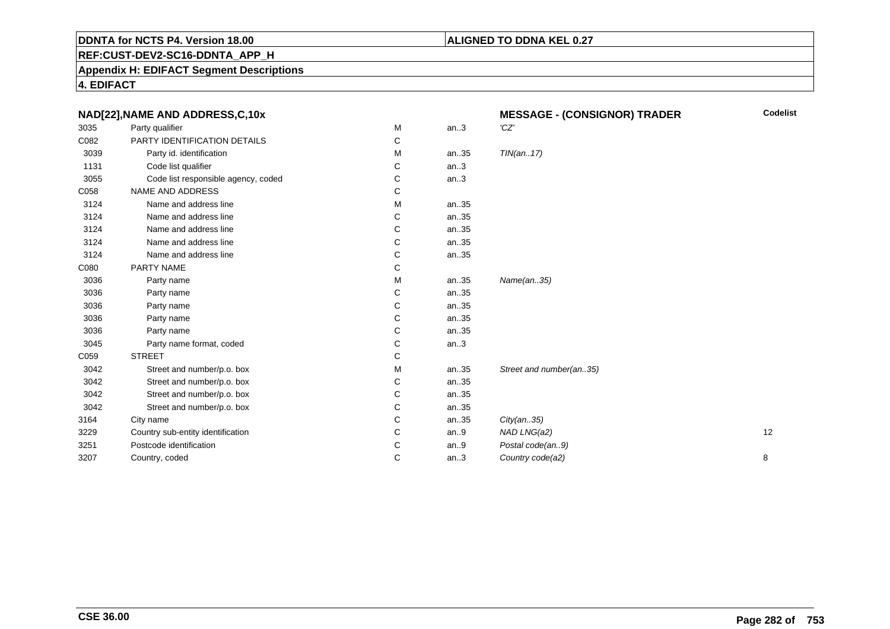**DDNTA for NCTS P4. Version 18.00** | **ALIGNED TO DDNA KEL 0.27**

**REF:CUST-DEV2-SC16-DDNTA_APP_H**

**Appendix H: EDIFACT Segment Descriptions**

**4. EDIFACT**

| NAD[22],NAME AND ADDRESS,C,10x | | | | MESSAGE - (CONSIGNOR) TRADER | Codelist |
|---|---|---|---|---|---|
| 3035 | Party qualifier | M | an..3 | 'CZ' | |
| C082 | PARTY IDENTIFICATION DETAILS | C | | | |
| 3039 | Party id. identification | M | an..35 | TIN(an..17) | |
| 1131 | Code list qualifier | C | an..3 | | |
| 3055 | Code list responsible agency, coded | C | an..3 | | |
| C058 | NAME AND ADDRESS | C | | | |
| 3124 | Name and address line | M | an..35 | | |
| 3124 | Name and address line | C | an..35 | | |
| 3124 | Name and address line | C | an..35 | | |
| 3124 | Name and address line | C | an..35 | | |
| 3124 | Name and address line | C | an..35 | | |
| C080 | PARTY NAME | C | | | |
| 3036 | Party name | M | an..35 | Name(an..35) | |
| 3036 | Party name | C | an..35 | | |
| 3036 | Party name | C | an..35 | | |
| 3036 | Party name | C | an..35 | | |
| 3036 | Party name | C | an..35 | | |
| 3045 | Party name format, coded | C | an..3 | | |
| C059 | STREET | C | | | |
| 3042 | Street and number/p.o. box | M | an..35 | Street and number(an..35) | |
| 3042 | Street and number/p.o. box | C | an..35 | | |
| 3042 | Street and number/p.o. box | C | an..35 | | |
| 3042 | Street and number/p.o. box | C | an..35 | | |
| 3164 | City name | C | an..35 | City(an..35) | |
| 3229 | Country sub-entity identification | C | an..9 | NAD LNG(a2) | 12 |
| 3251 | Postcode identification | C | an..9 | Postal code(an..9) | |
| 3207 | Country, coded | C | an..3 | Country code(a2) | 8 |

**CSE 36.00**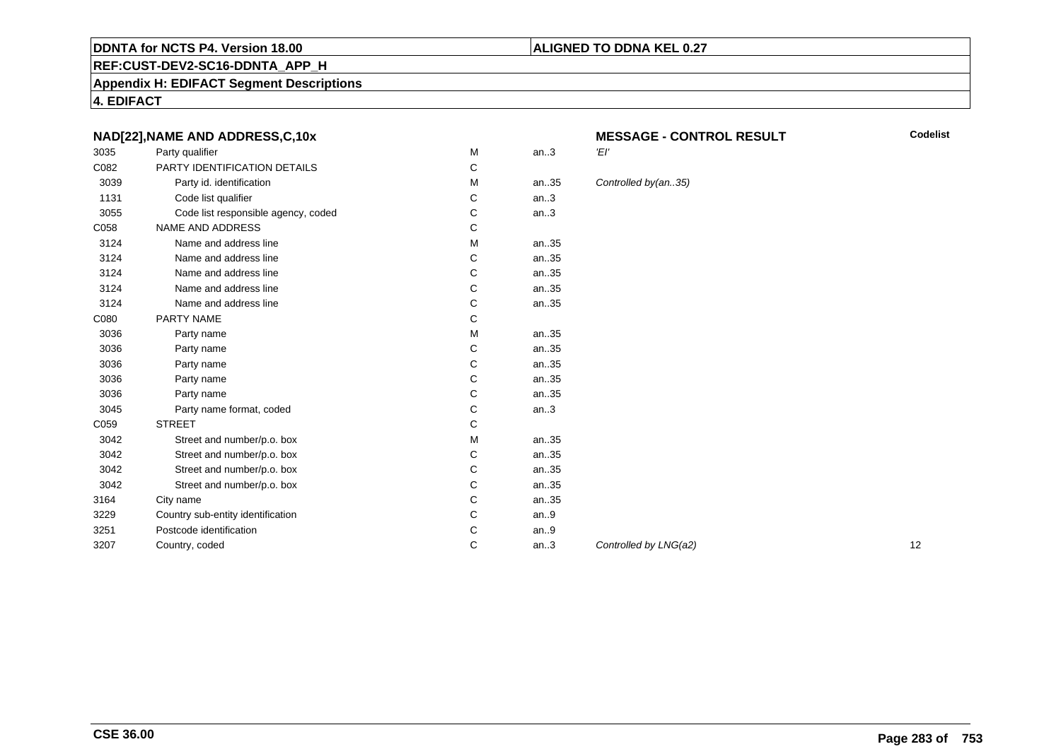**DDNTA for NCTS P4. Version 18.00**

**ALIGNED TO DDNA KEL 0.27**

**REF:CUST-DEV2-SC16-DDNTA_APP_H**

**Appendix H: EDIFACT Segment Descriptions**

**4. EDIFACT**

| NAD[22],NAME AND ADDRESS,C,10x | | | | MESSAGE - CONTROL RESULT | Codelist |
|---|---|---|---|---|---|
| 3035 | Party qualifier | M | an..3 | *'EI'* | |
| C082 | PARTY IDENTIFICATION DETAILS | C | | | |
| 3039 | Party id. identification | M | an..35 | *Controlled by(an..35)* | |
| 1131 | Code list qualifier | C | an..3 | | |
| 3055 | Code list responsible agency, coded | C | an..3 | | |
| C058 | NAME AND ADDRESS | C | | | |
| 3124 | Name and address line | M | an..35 | | |
| 3124 | Name and address line | C | an..35 | | |
| 3124 | Name and address line | C | an..35 | | |
| 3124 | Name and address line | C | an..35 | | |
| 3124 | Name and address line | C | an..35 | | |
| C080 | PARTY NAME | C | | | |
| 3036 | Party name | M | an..35 | | |
| 3036 | Party name | C | an..35 | | |
| 3036 | Party name | C | an..35 | | |
| 3036 | Party name | C | an..35 | | |
| 3036 | Party name | C | an..35 | | |
| 3045 | Party name format, coded | C | an..3 | | |
| C059 | STREET | C | | | |
| 3042 | Street and number/p.o. box | M | an..35 | | |
| 3042 | Street and number/p.o. box | C | an..35 | | |
| 3042 | Street and number/p.o. box | C | an..35 | | |
| 3042 | Street and number/p.o. box | C | an..35 | | |
| 3164 | City name | C | an..35 | | |
| 3229 | Country sub-entity identification | C | an..9 | | |
| 3251 | Postcode identification | C | an..9 | | |
| 3207 | Country, coded | C | an..3 | *Controlled by LNG(a2)* | 12 |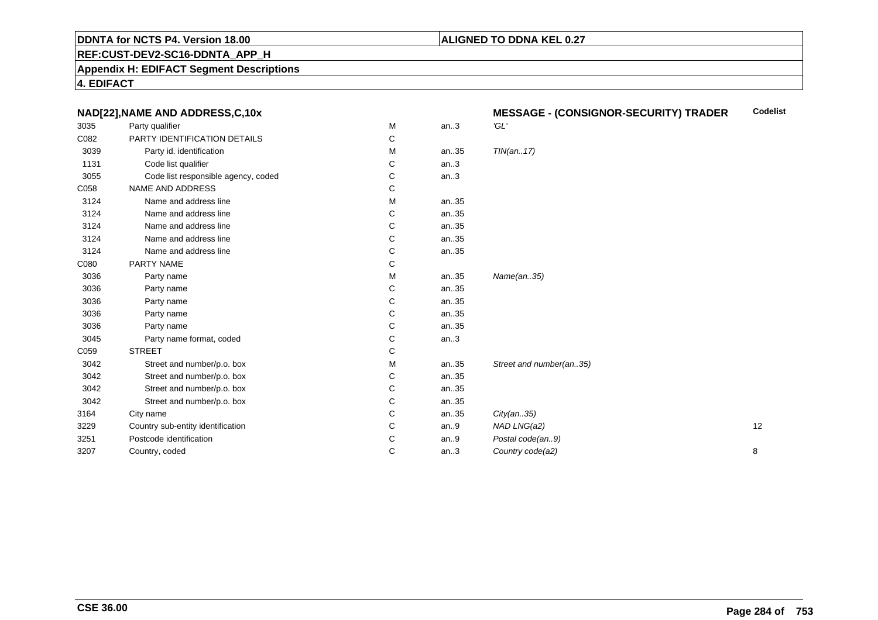**DDNTA for NCTS P4. Version 18.00**

**ALIGNED TO DDNA KEL 0.27**

**REF:CUST-DEV2-SC16-DDNTA_APP_H**

**Appendix H: EDIFACT Segment Descriptions**

**4. EDIFACT**

| NAD[22],NAME AND ADDRESS,C,10x | | | | MESSAGE - (CONSIGNOR-SECURITY) TRADER | Codelist |
|---|---|---|---|---|---|
| 3035 | Party qualifier | M | an..3 | *'GL'* | |
| C082 | PARTY IDENTIFICATION DETAILS | C | | | |
| 3039 | Party id. identification | M | an..35 | *TIN(an..17)* | |
| 1131 | Code list qualifier | C | an..3 | | |
| 3055 | Code list responsible agency, coded | C | an..3 | | |
| C058 | NAME AND ADDRESS | C | | | |
| 3124 | Name and address line | M | an..35 | | |
| 3124 | Name and address line | C | an..35 | | |
| 3124 | Name and address line | C | an..35 | | |
| 3124 | Name and address line | C | an..35 | | |
| 3124 | Name and address line | C | an..35 | | |
| C080 | PARTY NAME | C | | | |
| 3036 | Party name | M | an..35 | *Name(an..35)* | |
| 3036 | Party name | C | an..35 | | |
| 3036 | Party name | C | an..35 | | |
| 3036 | Party name | C | an..35 | | |
| 3036 | Party name | C | an..35 | | |
| 3045 | Party name format, coded | C | an..3 | | |
| C059 | STREET | C | | | |
| 3042 | Street and number/p.o. box | M | an..35 | *Street and number(an..35)* | |
| 3042 | Street and number/p.o. box | C | an..35 | | |
| 3042 | Street and number/p.o. box | C | an..35 | | |
| 3042 | Street and number/p.o. box | C | an..35 | | |
| 3164 | City name | C | an..35 | *City(an..35)* | |
| 3229 | Country sub-entity identification | C | an..9 | *NAD LNG(a2)* | 12 |
| 3251 | Postcode identification | C | an..9 | *Postal code(an..9)* | |
| 3207 | Country, coded | C | an..3 | *Country code(a2)* | 8 |

**CSE 36.00**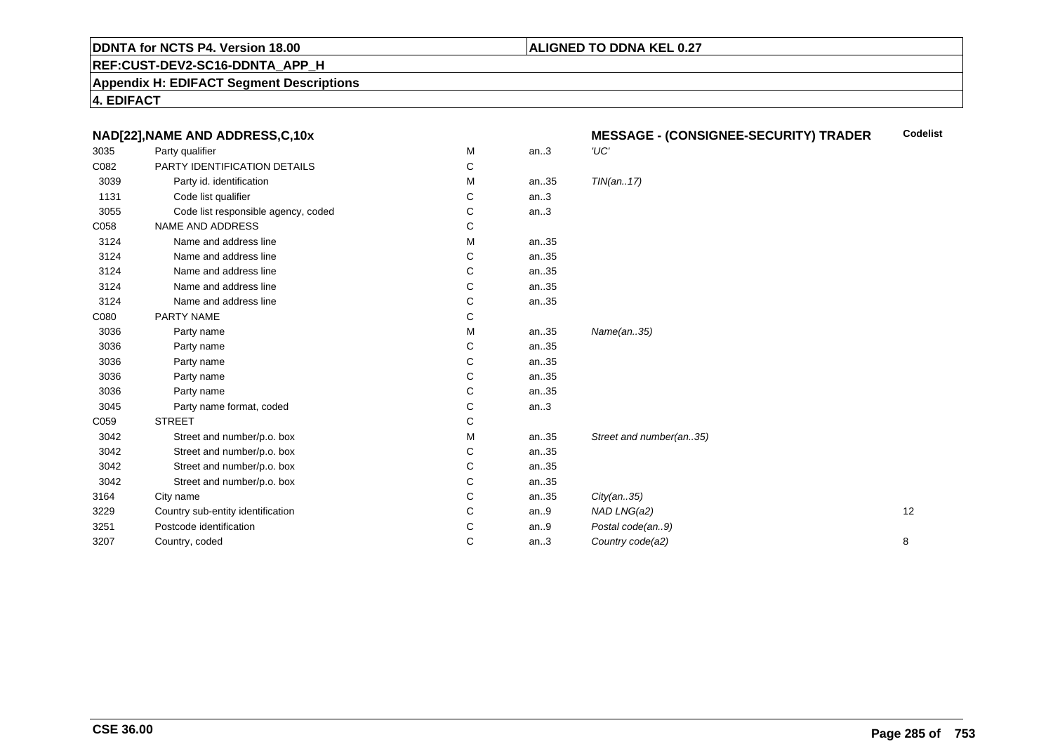**DDNTA for NCTS P4. Version 18.00** | **ALIGNED TO DDNA KEL 0.27**

**REF:CUST-DEV2-SC16-DDNTA_APP_H**

**Appendix H: EDIFACT Segment Descriptions**

**4. EDIFACT**

| NAD[22],NAME AND ADDRESS,C,10x | | | | MESSAGE - (CONSIGNEE-SECURITY) TRADER | Codelist |
|---|---|---|---|---|---|
| 3035 | Party qualifier | M | an..3 | *'UC'* | |
| C082 | PARTY IDENTIFICATION DETAILS | C | | | |
| 3039 | Party id. identification | M | an..35 | *TIN(an..17)* | |
| 1131 | Code list qualifier | C | an..3 | | |
| 3055 | Code list responsible agency, coded | C | an..3 | | |
| C058 | NAME AND ADDRESS | C | | | |
| 3124 | Name and address line | M | an..35 | | |
| 3124 | Name and address line | C | an..35 | | |
| 3124 | Name and address line | C | an..35 | | |
| 3124 | Name and address line | C | an..35 | | |
| 3124 | Name and address line | C | an..35 | | |
| C080 | PARTY NAME | C | | | |
| 3036 | Party name | M | an..35 | *Name(an..35)* | |
| 3036 | Party name | C | an..35 | | |
| 3036 | Party name | C | an..35 | | |
| 3036 | Party name | C | an..35 | | |
| 3036 | Party name | C | an..35 | | |
| 3045 | Party name format, coded | C | an..3 | | |
| C059 | STREET | C | | | |
| 3042 | Street and number/p.o. box | M | an..35 | *Street and number(an..35)* | |
| 3042 | Street and number/p.o. box | C | an..35 | | |
| 3042 | Street and number/p.o. box | C | an..35 | | |
| 3042 | Street and number/p.o. box | C | an..35 | | |
| 3164 | City name | C | an..35 | *City(an..35)* | |
| 3229 | Country sub-entity identification | C | an..9 | *NAD LNG(a2)* | 12 |
| 3251 | Postcode identification | C | an..9 | *Postal code(an..9)* | |
| 3207 | Country, coded | C | an..3 | *Country code(a2)* | 8 |

**CSE 36.00**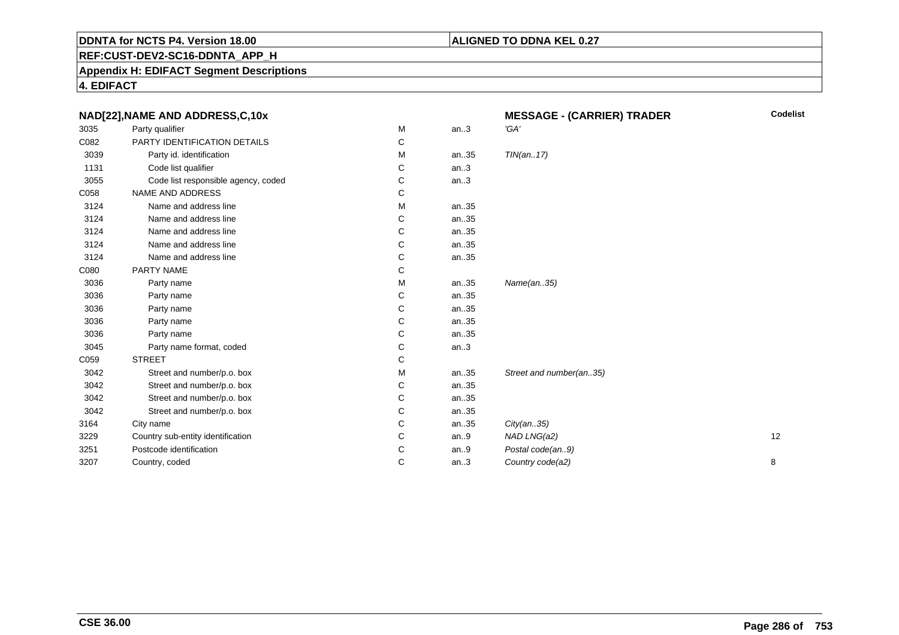**DDNTA for NCTS P4. Version 18.00** | **ALIGNED TO DDNA KEL 0.27**

**REF:CUST-DEV2-SC16-DDNTA_APP_H**

**Appendix H: EDIFACT Segment Descriptions**

**4. EDIFACT**

| **NAD[22],NAME AND ADDRESS,C,10x** | | | | **MESSAGE - (CARRIER) TRADER** | **Codelist** |
|---|---|---|---|---|---|
| 3035 | Party qualifier | M | an..3 | *'GA'* | |
| C082 | PARTY IDENTIFICATION DETAILS | C | | | |
| 3039 | Party id. identification | M | an..35 | *TIN(an..17)* | |
| 1131 | Code list qualifier | C | an..3 | | |
| 3055 | Code list responsible agency, coded | C | an..3 | | |
| C058 | NAME AND ADDRESS | C | | | |
| 3124 | Name and address line | M | an..35 | | |
| 3124 | Name and address line | C | an..35 | | |
| 3124 | Name and address line | C | an..35 | | |
| 3124 | Name and address line | C | an..35 | | |
| 3124 | Name and address line | C | an..35 | | |
| C080 | PARTY NAME | C | | | |
| 3036 | Party name | M | an..35 | *Name(an..35)* | |
| 3036 | Party name | C | an..35 | | |
| 3036 | Party name | C | an..35 | | |
| 3036 | Party name | C | an..35 | | |
| 3036 | Party name | C | an..35 | | |
| 3045 | Party name format, coded | C | an..3 | | |
| C059 | STREET | C | | | |
| 3042 | Street and number/p.o. box | M | an..35 | *Street and number(an..35)* | |
| 3042 | Street and number/p.o. box | C | an..35 | | |
| 3042 | Street and number/p.o. box | C | an..35 | | |
| 3042 | Street and number/p.o. box | C | an..35 | | |
| 3164 | City name | C | an..35 | *City(an..35)* | |
| 3229 | Country sub-entity identification | C | an..9 | *NAD LNG(a2)* | 12 |
| 3251 | Postcode identification | C | an..9 | *Postal code(an..9)* | |
| 3207 | Country, coded | C | an..3 | *Country code(a2)* | 8 |

**CSE 36.00**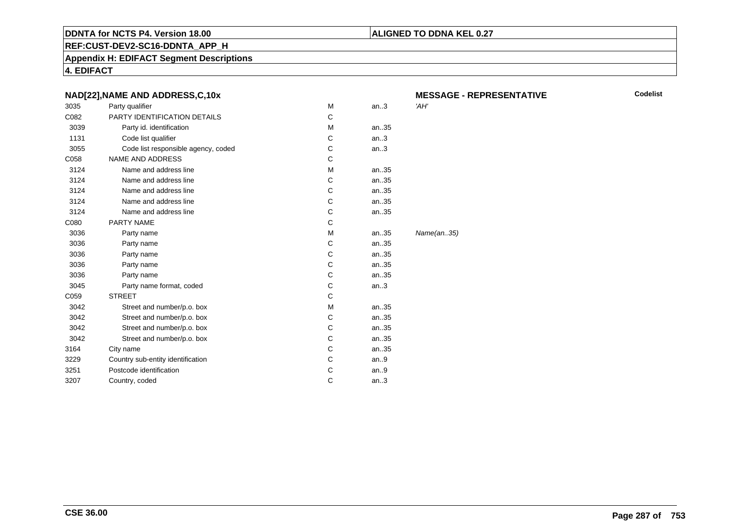**DDNTA for NCTS P4. Version 18.00**

**ALIGNED TO DDNA KEL 0.27**

**REF:CUST-DEV2-SC16-DDNTA_APP_H**

**Appendix H: EDIFACT Segment Descriptions**

**4. EDIFACT**

### NAD[22],NAME AND ADDRESS,C,10x

**MESSAGE - REPRESENTATIVE**

**Codelist**

| | | | | | |
|---|---|---|---|---|---|
| 3035 | Party qualifier | M | an..3 | *'AH'* | |
| C082 | PARTY IDENTIFICATION DETAILS | C | | | |
| 3039 | Party id. identification | M | an..35 | | |
| 1131 | Code list qualifier | C | an..3 | | |
| 3055 | Code list responsible agency, coded | C | an..3 | | |
| C058 | NAME AND ADDRESS | C | | | |
| 3124 | Name and address line | M | an..35 | | |
| 3124 | Name and address line | C | an..35 | | |
| 3124 | Name and address line | C | an..35 | | |
| 3124 | Name and address line | C | an..35 | | |
| 3124 | Name and address line | C | an..35 | | |
| C080 | PARTY NAME | C | | | |
| 3036 | Party name | M | an..35 | *Name(an..35)* | |
| 3036 | Party name | C | an..35 | | |
| 3036 | Party name | C | an..35 | | |
| 3036 | Party name | C | an..35 | | |
| 3036 | Party name | C | an..35 | | |
| 3045 | Party name format, coded | C | an..3 | | |
| C059 | STREET | C | | | |
| 3042 | Street and number/p.o. box | M | an..35 | | |
| 3042 | Street and number/p.o. box | C | an..35 | | |
| 3042 | Street and number/p.o. box | C | an..35 | | |
| 3042 | Street and number/p.o. box | C | an..35 | | |
| 3164 | City name | C | an..35 | | |
| 3229 | Country sub-entity identification | C | an..9 | | |
| 3251 | Postcode identification | C | an..9 | | |
| 3207 | Country, coded | C | an..3 | | |

**CSE 36.00**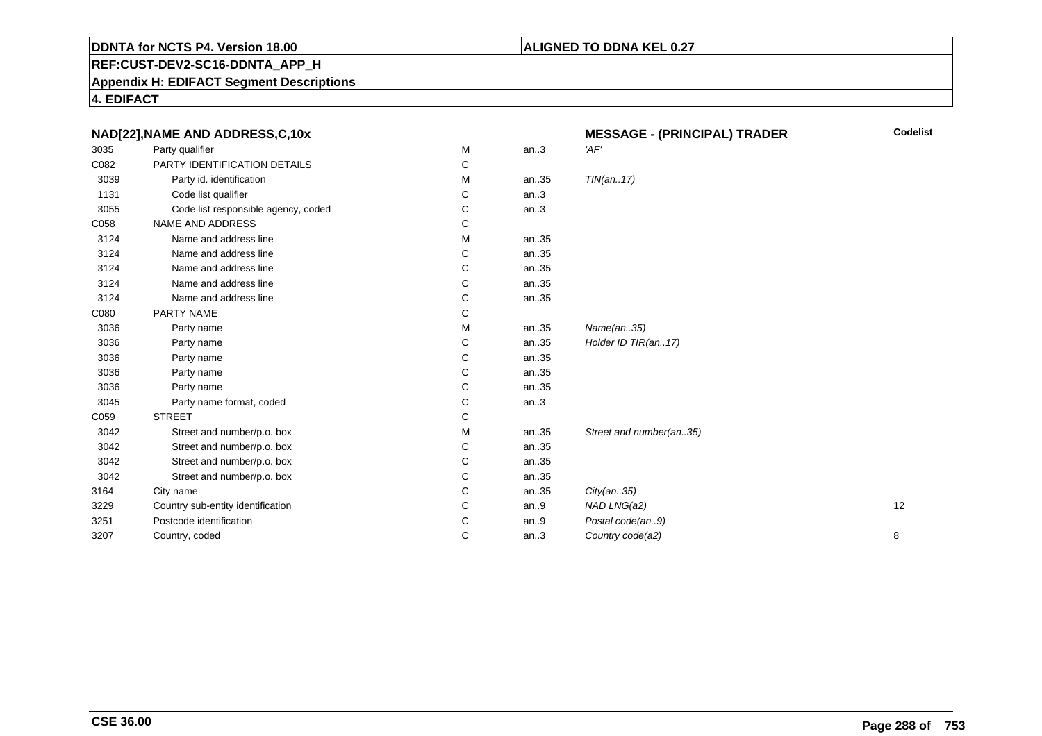**DDNTA for NCTS P4. Version 18.00** | **ALIGNED TO DDNA KEL 0.27**

**REF:CUST-DEV2-SC16-DDNTA_APP_H**

**Appendix H: EDIFACT Segment Descriptions**

**4. EDIFACT**

### NAD[22],NAME AND ADDRESS,C,10x — MESSAGE - (PRINCIPAL) TRADER

| | | | | | Codelist |
|---|---|---|---|---|---|
| 3035 | Party qualifier | M | an..3 | *'AF'* | |
| C082 | PARTY IDENTIFICATION DETAILS | C | | | |
| 3039 | Party id. identification | M | an..35 | *TIN(an..17)* | |
| 1131 | Code list qualifier | C | an..3 | | |
| 3055 | Code list responsible agency, coded | C | an..3 | | |
| C058 | NAME AND ADDRESS | C | | | |
| 3124 | Name and address line | M | an..35 | | |
| 3124 | Name and address line | C | an..35 | | |
| 3124 | Name and address line | C | an..35 | | |
| 3124 | Name and address line | C | an..35 | | |
| 3124 | Name and address line | C | an..35 | | |
| C080 | PARTY NAME | C | | | |
| 3036 | Party name | M | an..35 | *Name(an..35)* | |
| 3036 | Party name | C | an..35 | *Holder ID TIR(an..17)* | |
| 3036 | Party name | C | an..35 | | |
| 3036 | Party name | C | an..35 | | |
| 3036 | Party name | C | an..35 | | |
| 3045 | Party name format, coded | C | an..3 | | |
| C059 | STREET | C | | | |
| 3042 | Street and number/p.o. box | M | an..35 | *Street and number(an..35)* | |
| 3042 | Street and number/p.o. box | C | an..35 | | |
| 3042 | Street and number/p.o. box | C | an..35 | | |
| 3042 | Street and number/p.o. box | C | an..35 | | |
| 3164 | City name | C | an..35 | *City(an..35)* | |
| 3229 | Country sub-entity identification | C | an..9 | *NAD LNG(a2)* | 12 |
| 3251 | Postcode identification | C | an..9 | *Postal code(an..9)* | |
| 3207 | Country, coded | C | an..3 | *Country code(a2)* | 8 |

**CSE 36.00**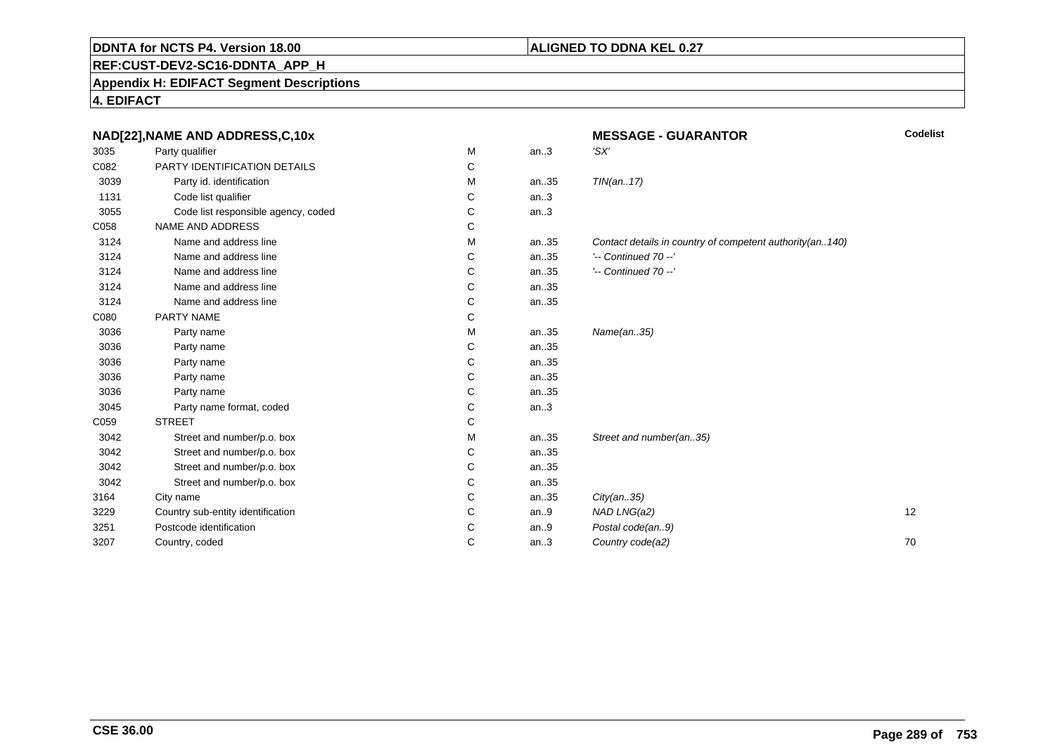**DDNTA for NCTS P4. Version 18.00**

**ALIGNED TO DDNA KEL 0.27**

**REF:CUST-DEV2-SC16-DDNTA_APP_H**

**Appendix H: EDIFACT Segment Descriptions**

**4. EDIFACT**

| **NAD[22],NAME AND ADDRESS,C,10x** | | | | **MESSAGE - GUARANTOR** | **Codelist** |
|---|---|---|---|---|---|
| 3035 | Party qualifier | M | an..3 | *'SX'* | |
| C082 | PARTY IDENTIFICATION DETAILS | C | | | |
| 3039 | Party id. identification | M | an..35 | *TIN(an..17)* | |
| 1131 | Code list qualifier | C | an..3 | | |
| 3055 | Code list responsible agency, coded | C | an..3 | | |
| C058 | NAME AND ADDRESS | C | | | |
| 3124 | Name and address line | M | an..35 | *Contact details in country of competent authority(an..140)* | |
| 3124 | Name and address line | C | an..35 | *'-- Continued 70 --'* | |
| 3124 | Name and address line | C | an..35 | *'-- Continued 70 --'* | |
| 3124 | Name and address line | C | an..35 | | |
| 3124 | Name and address line | C | an..35 | | |
| C080 | PARTY NAME | C | | | |
| 3036 | Party name | M | an..35 | *Name(an..35)* | |
| 3036 | Party name | C | an..35 | | |
| 3036 | Party name | C | an..35 | | |
| 3036 | Party name | C | an..35 | | |
| 3036 | Party name | C | an..35 | | |
| 3045 | Party name format, coded | C | an..3 | | |
| C059 | STREET | C | | | |
| 3042 | Street and number/p.o. box | M | an..35 | *Street and number(an..35)* | |
| 3042 | Street and number/p.o. box | C | an..35 | | |
| 3042 | Street and number/p.o. box | C | an..35 | | |
| 3042 | Street and number/p.o. box | C | an..35 | | |
| 3164 | City name | C | an..35 | *City(an..35)* | |
| 3229 | Country sub-entity identification | C | an..9 | *NAD LNG(a2)* | 12 |
| 3251 | Postcode identification | C | an..9 | *Postal code(an..9)* | |
| 3207 | Country, coded | C | an..3 | *Country code(a2)* | 70 |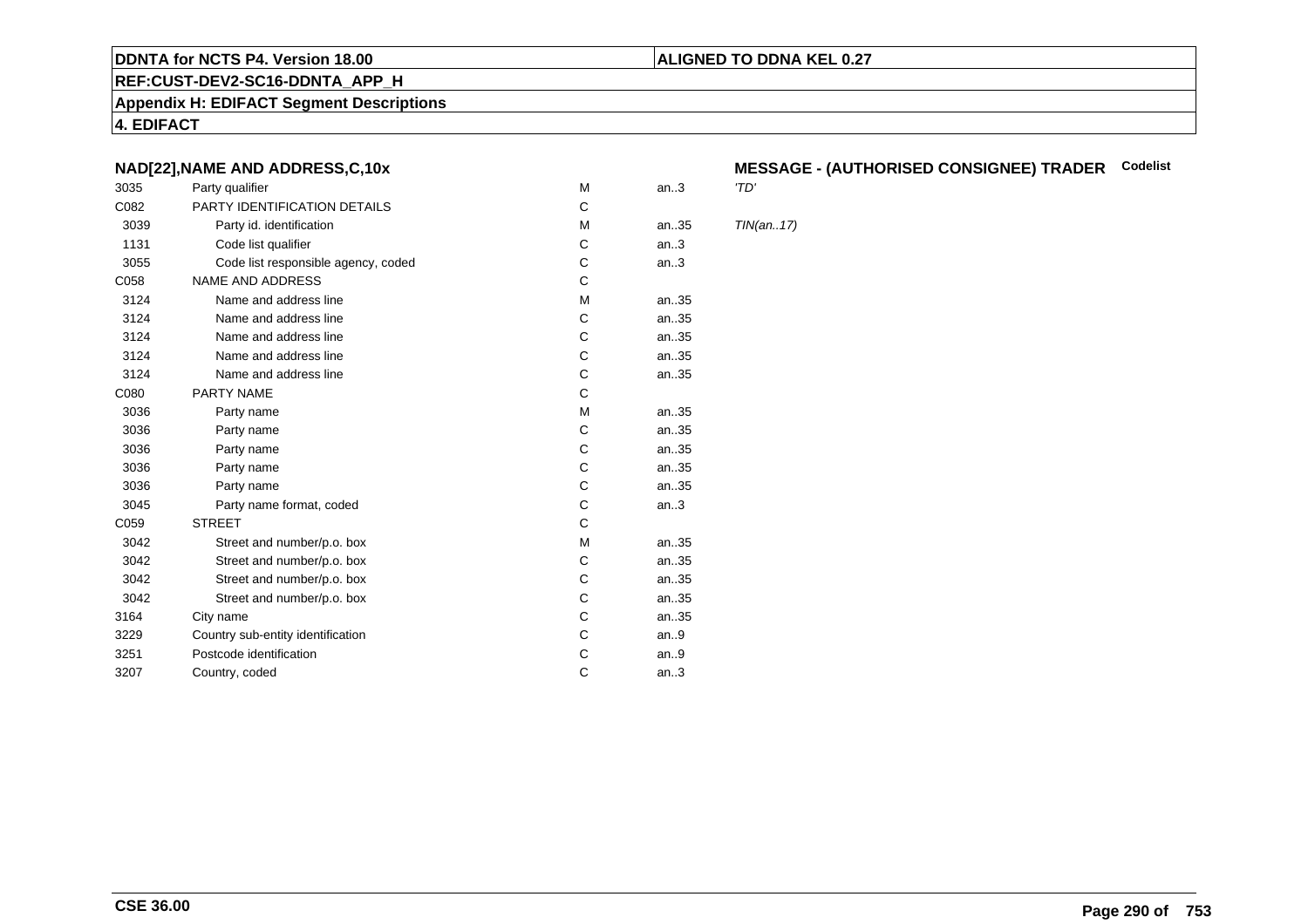**DDNTA for NCTS P4. Version 18.00**

**ALIGNED TO DDNA KEL 0.27**

**REF:CUST-DEV2-SC16-DDNTA_APP_H**

**Appendix H: EDIFACT Segment Descriptions**

**4. EDIFACT**

### NAD[22],NAME AND ADDRESS,C,10x

### MESSAGE - (AUTHORISED CONSIGNEE) TRADER

| | | | | Codelist |
|---|---|---|---|---|
| 3035 | Party qualifier | M | an..3 | 'TD' |
| C082 | PARTY IDENTIFICATION DETAILS | C | | |
| 3039 | Party id. identification | M | an..35 | TIN(an..17) |
| 1131 | Code list qualifier | C | an..3 | |
| 3055 | Code list responsible agency, coded | C | an..3 | |
| C058 | NAME AND ADDRESS | C | | |
| 3124 | Name and address line | M | an..35 | |
| 3124 | Name and address line | C | an..35 | |
| 3124 | Name and address line | C | an..35 | |
| 3124 | Name and address line | C | an..35 | |
| 3124 | Name and address line | C | an..35 | |
| C080 | PARTY NAME | C | | |
| 3036 | Party name | M | an..35 | |
| 3036 | Party name | C | an..35 | |
| 3036 | Party name | C | an..35 | |
| 3036 | Party name | C | an..35 | |
| 3036 | Party name | C | an..35 | |
| 3045 | Party name format, coded | C | an..3 | |
| C059 | STREET | C | | |
| 3042 | Street and number/p.o. box | M | an..35 | |
| 3042 | Street and number/p.o. box | C | an..35 | |
| 3042 | Street and number/p.o. box | C | an..35 | |
| 3042 | Street and number/p.o. box | C | an..35 | |
| 3164 | City name | C | an..35 | |
| 3229 | Country sub-entity identification | C | an..9 | |
| 3251 | Postcode identification | C | an..9 | |
| 3207 | Country, coded | C | an..3 | |

**CSE 36.00**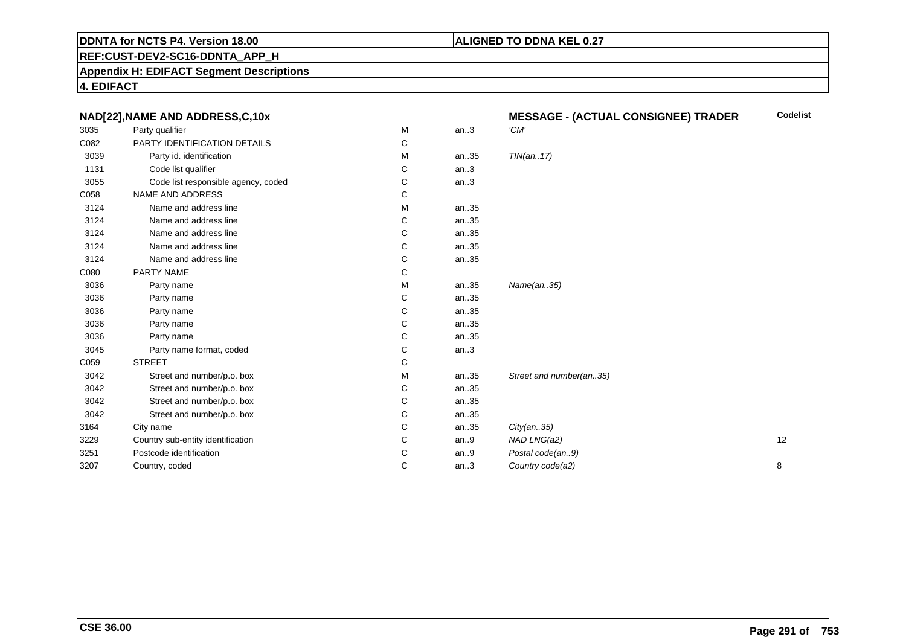**DDNTA for NCTS P4. Version 18.00**

**ALIGNED TO DDNA KEL 0.27**

**REF:CUST-DEV2-SC16-DDNTA_APP_H**

**Appendix H: EDIFACT Segment Descriptions**

**4. EDIFACT**

| NAD[22],NAME AND ADDRESS,C,10x | | | | MESSAGE - (ACTUAL CONSIGNEE) TRADER | Codelist |
|---|---|---|---|---|---|
| 3035 | Party qualifier | M | an..3 | *'CM'* | |
| C082 | PARTY IDENTIFICATION DETAILS | C | | | |
| 3039 | Party id. identification | M | an..35 | *TIN(an..17)* | |
| 1131 | Code list qualifier | C | an..3 | | |
| 3055 | Code list responsible agency, coded | C | an..3 | | |
| C058 | NAME AND ADDRESS | C | | | |
| 3124 | Name and address line | M | an..35 | | |
| 3124 | Name and address line | C | an..35 | | |
| 3124 | Name and address line | C | an..35 | | |
| 3124 | Name and address line | C | an..35 | | |
| 3124 | Name and address line | C | an..35 | | |
| C080 | PARTY NAME | C | | | |
| 3036 | Party name | M | an..35 | *Name(an..35)* | |
| 3036 | Party name | C | an..35 | | |
| 3036 | Party name | C | an..35 | | |
| 3036 | Party name | C | an..35 | | |
| 3036 | Party name | C | an..35 | | |
| 3045 | Party name format, coded | C | an..3 | | |
| C059 | STREET | C | | | |
| 3042 | Street and number/p.o. box | M | an..35 | *Street and number(an..35)* | |
| 3042 | Street and number/p.o. box | C | an..35 | | |
| 3042 | Street and number/p.o. box | C | an..35 | | |
| 3042 | Street and number/p.o. box | C | an..35 | | |
| 3164 | City name | C | an..35 | *City(an..35)* | |
| 3229 | Country sub-entity identification | C | an..9 | *NAD LNG(a2)* | 12 |
| 3251 | Postcode identification | C | an..9 | *Postal code(an..9)* | |
| 3207 | Country, coded | C | an..3 | *Country code(a2)* | 8 |

**CSE 36.00**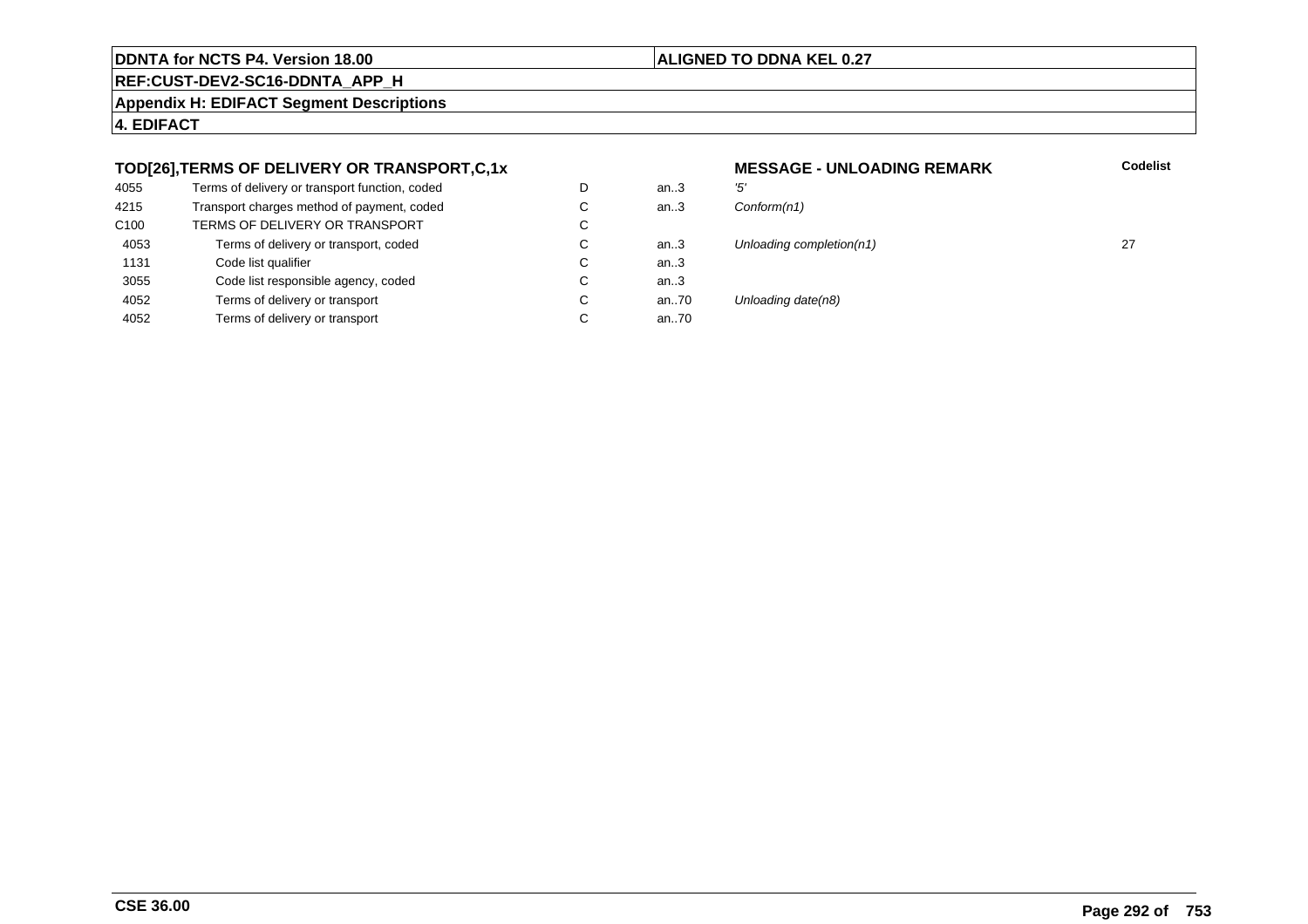**DDNTA for NCTS P4. Version 18.00** | **ALIGNED TO DDNA KEL 0.27**

**REF:CUST-DEV2-SC16-DDNTA_APP_H**

**Appendix H: EDIFACT Segment Descriptions**

**4. EDIFACT**

### TOD[26],TERMS OF DELIVERY OR TRANSPORT,C,1x — MESSAGE - UNLOADING REMARK

| | | | | | Codelist |
|---|---|---|---|---|---|
| 4055 | Terms of delivery or transport function, coded | D | an..3 | *'5'* | |
| 4215 | Transport charges method of payment, coded | C | an..3 | *Conform(n1)* | |
| C100 | TERMS OF DELIVERY OR TRANSPORT | C | | | |
| 4053 | Terms of delivery or transport, coded | C | an..3 | *Unloading completion(n1)* | 27 |
| 1131 | Code list qualifier | C | an..3 | | |
| 3055 | Code list responsible agency, coded | C | an..3 | | |
| 4052 | Terms of delivery or transport | C | an..70 | *Unloading date(n8)* | |
| 4052 | Terms of delivery or transport | C | an..70 | | |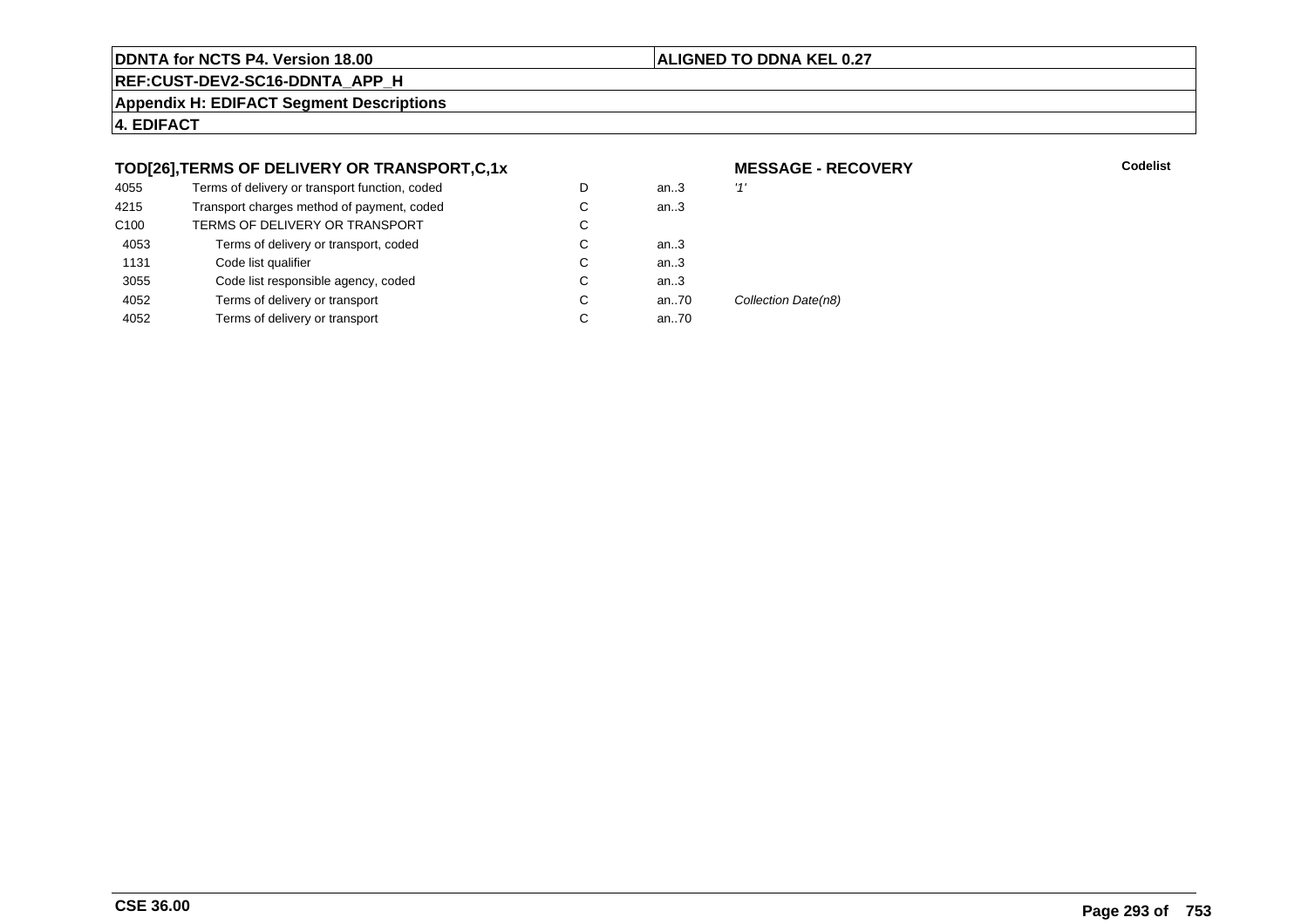**DDNTA for NCTS P4. Version 18.00** | **ALIGNED TO DDNA KEL 0.27**

**REF:CUST-DEV2-SC16-DDNTA_APP_H**

**Appendix H: EDIFACT Segment Descriptions**

**4. EDIFACT**

### TOD[26],TERMS OF DELIVERY OR TRANSPORT,C,1x

**MESSAGE - RECOVERY**

| | | | | | Codelist |
|---|---|---|---|---|---|
| 4055 | Terms of delivery or transport function, coded | D | an..3 | *'1'* | |
| 4215 | Transport charges method of payment, coded | C | an..3 | | |
| C100 | TERMS OF DELIVERY OR TRANSPORT | C | | | |
| 4053 | Terms of delivery or transport, coded | C | an..3 | | |
| 1131 | Code list qualifier | C | an..3 | | |
| 3055 | Code list responsible agency, coded | C | an..3 | | |
| 4052 | Terms of delivery or transport | C | an..70 | *Collection Date(n8)* | |
| 4052 | Terms of delivery or transport | C | an..70 | | |

**CSE 36.00**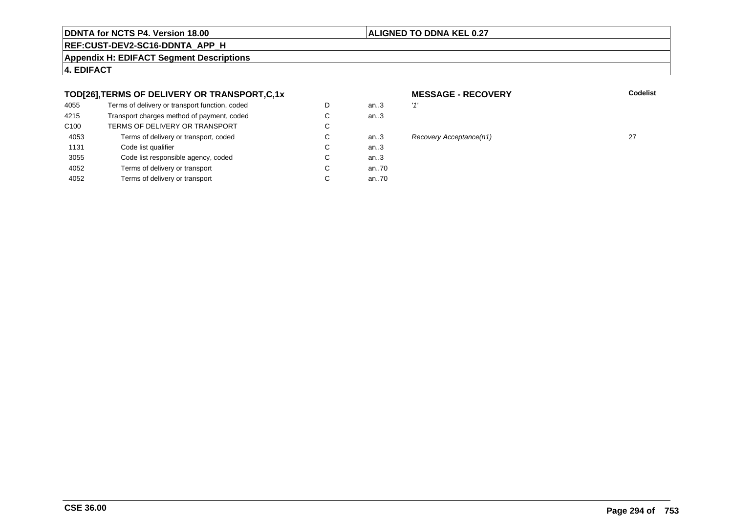**DDNTA for NCTS P4. Version 18.00** | **ALIGNED TO DDNA KEL 0.27**

**REF:CUST-DEV2-SC16-DDNTA_APP_H**

**Appendix H: EDIFACT Segment Descriptions**

**4. EDIFACT**

| TOD[26],TERMS OF DELIVERY OR TRANSPORT,C,1x | | | | MESSAGE - RECOVERY | Codelist |
|---|---|---|---|---|---|
| 4055 | Terms of delivery or transport function, coded | D | an..3 | *'1'* | |
| 4215 | Transport charges method of payment, coded | C | an..3 | | |
| C100 | TERMS OF DELIVERY OR TRANSPORT | C | | | |
| 4053 | Terms of delivery or transport, coded | C | an..3 | *Recovery Acceptance(n1)* | 27 |
| 1131 | Code list qualifier | C | an..3 | | |
| 3055 | Code list responsible agency, coded | C | an..3 | | |
| 4052 | Terms of delivery or transport | C | an..70 | | |
| 4052 | Terms of delivery or transport | C | an..70 | | |

**CSE 36.00**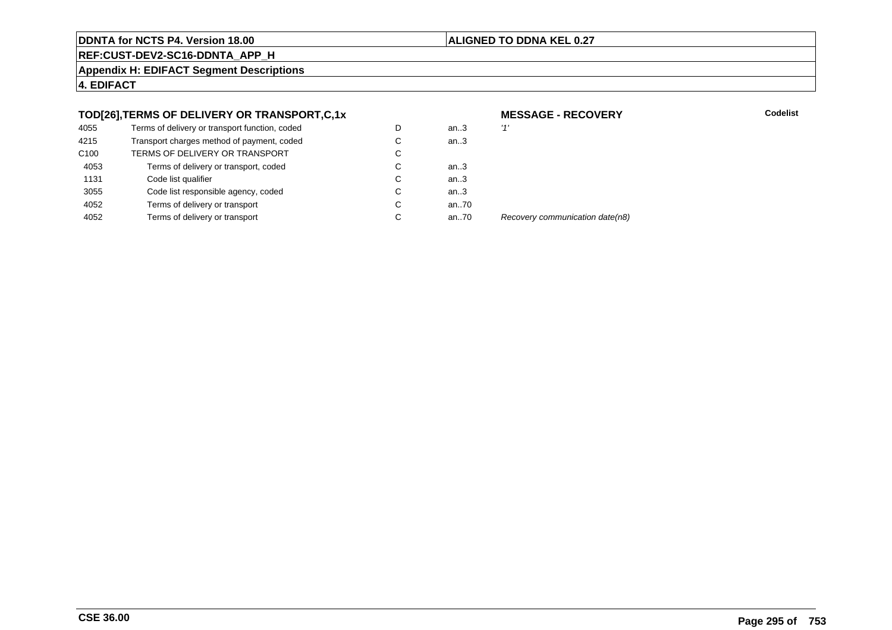**DDNTA for NCTS P4. Version 18.00** | **ALIGNED TO DDNA KEL 0.27**

**REF:CUST-DEV2-SC16-DDNTA_APP_H**

**Appendix H: EDIFACT Segment Descriptions**

**4. EDIFACT**

### TOD[26],TERMS OF DELIVERY OR TRANSPORT,C,1x

**MESSAGE - RECOVERY**

| | | | | | Codelist |
|---|---|---|---|---|---|
| 4055 | Terms of delivery or transport function, coded | D | an..3 | *'1'* | |
| 4215 | Transport charges method of payment, coded | C | an..3 | | |
| C100 | TERMS OF DELIVERY OR TRANSPORT | C | | | |
| 4053 | Terms of delivery or transport, coded | C | an..3 | | |
| 1131 | Code list qualifier | C | an..3 | | |
| 3055 | Code list responsible agency, coded | C | an..3 | | |
| 4052 | Terms of delivery or transport | C | an..70 | | |
| 4052 | Terms of delivery or transport | C | an..70 | *Recovery communication date(n8)* | |

**CSE 36.00**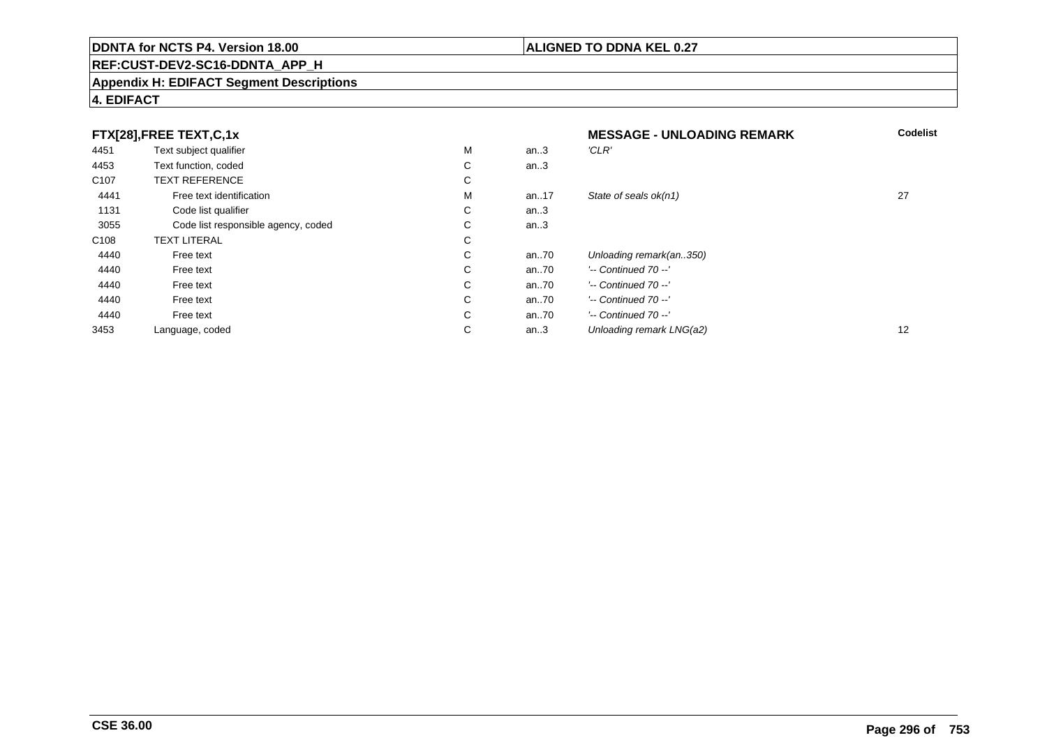**DDNTA for NCTS P4. Version 18.00** | **ALIGNED TO DDNA KEL 0.27**

**REF:CUST-DEV2-SC16-DDNTA_APP_H**

**Appendix H: EDIFACT Segment Descriptions**

**4. EDIFACT**

| FTX[28],FREE TEXT,C,1x | | | | MESSAGE - UNLOADING REMARK | Codelist |
|---|---|---|---|---|---|
| 4451 | Text subject qualifier | M | an..3 | *'CLR'* | |
| 4453 | Text function, coded | C | an..3 | | |
| C107 | TEXT REFERENCE | C | | | |
| 4441 | Free text identification | M | an..17 | *State of seals ok(n1)* | 27 |
| 1131 | Code list qualifier | C | an..3 | | |
| 3055 | Code list responsible agency, coded | C | an..3 | | |
| C108 | TEXT LITERAL | C | | | |
| 4440 | Free text | C | an..70 | *Unloading remark(an..350)* | |
| 4440 | Free text | C | an..70 | *'-- Continued 70 --'* | |
| 4440 | Free text | C | an..70 | *'-- Continued 70 --'* | |
| 4440 | Free text | C | an..70 | *'-- Continued 70 --'* | |
| 4440 | Free text | C | an..70 | *'-- Continued 70 --'* | |
| 3453 | Language, coded | C | an..3 | *Unloading remark LNG(a2)* | 12 |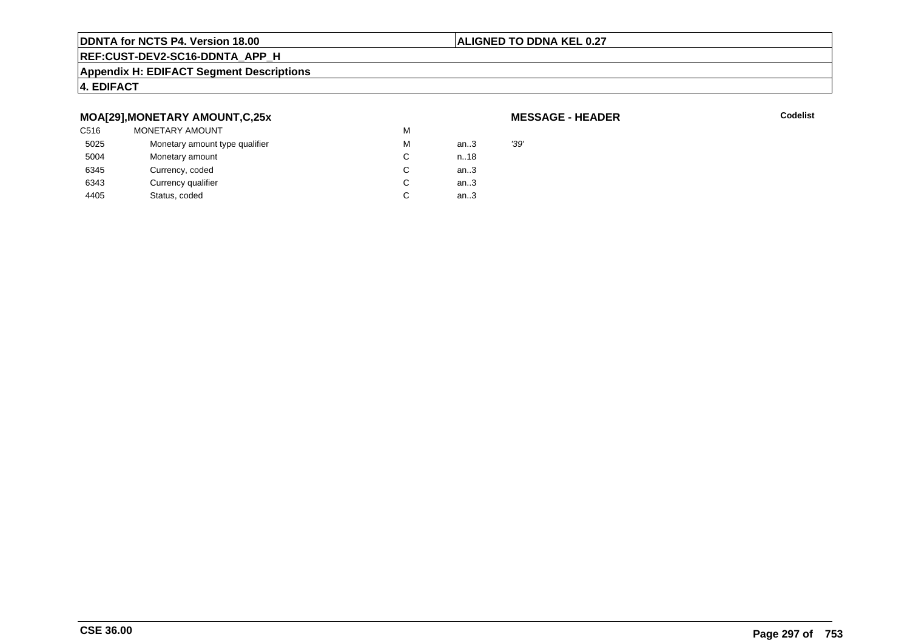**DDNTA for NCTS P4. Version 18.00** | **ALIGNED TO DDNA KEL 0.27**

**REF:CUST-DEV2-SC16-DDNTA_APP_H**

**Appendix H: EDIFACT Segment Descriptions**

**4. EDIFACT**

### MOA[29],MONETARY AMOUNT,C,25x

**MESSAGE - HEADER**

| | | | | Codelist |
|---|---|---|---|---|
| C516 | MONETARY AMOUNT | M | | |
| 5025 | Monetary amount type qualifier | M | an..3 | '39' |
| 5004 | Monetary amount | C | n..18 | |
| 6345 | Currency, coded | C | an..3 | |
| 6343 | Currency qualifier | C | an..3 | |
| 4405 | Status, coded | C | an..3 | |

**CSE 36.00**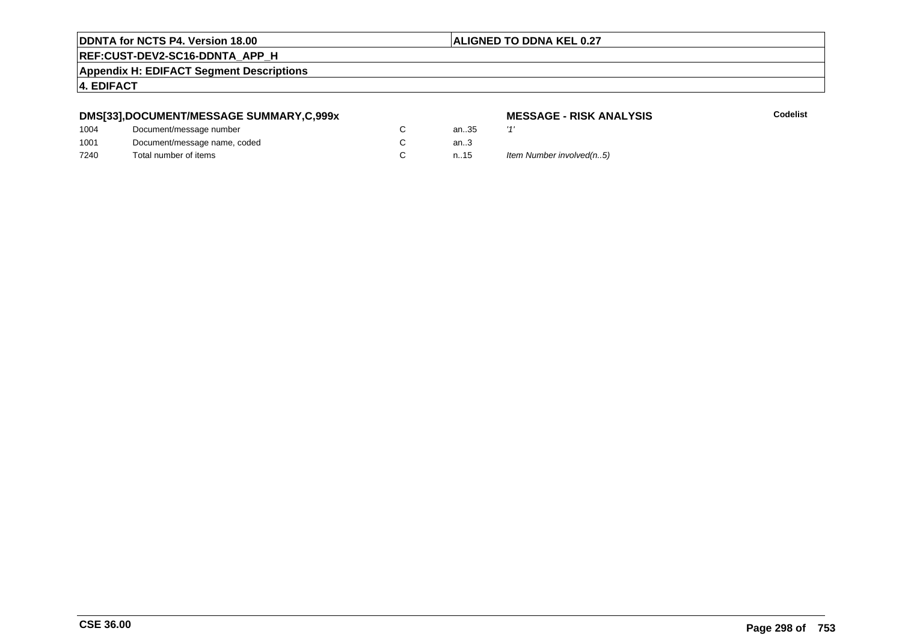### DMS[33],DOCUMENT/MESSAGE SUMMARY,C,999x

**MESSAGE - RISK ANALYSIS**

**Codelist**

| | | | | |
|---|---|---|---|---|
| 1004 | Document/message number | C | an..35 | *'1'* |
| 1001 | Document/message name, coded | C | an..3 | |
| 7240 | Total number of items | C | n..15 | *Item Number involved(n..5)* |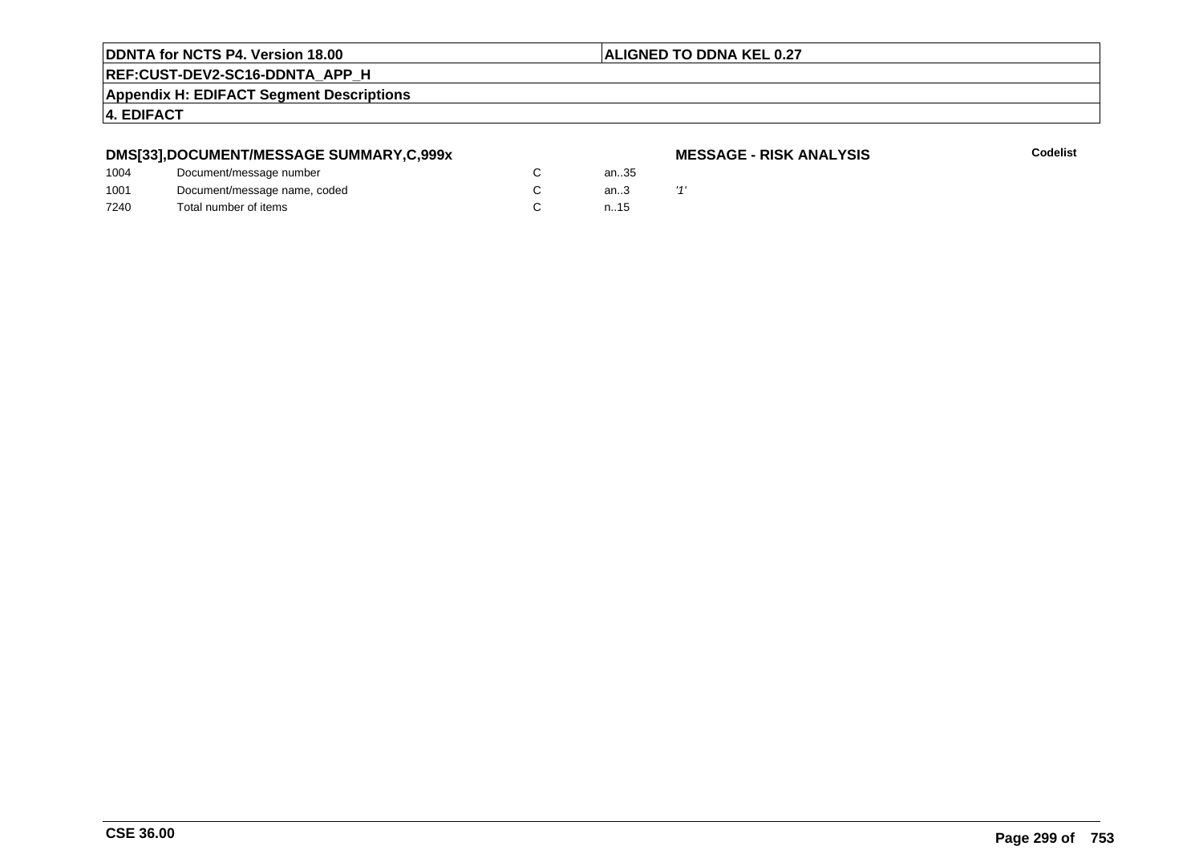**DMS[33],DOCUMENT/MESSAGE SUMMARY,C,999x** **MESSAGE - RISK ANALYSIS** **Codelist**

| | | | | |
|---|---|---|---|---|
| 1004 | Document/message number | C | an..35 | |
| 1001 | Document/message name, coded | C | an..3 | *'1'* |
| 7240 | Total number of items | C | n..15 | |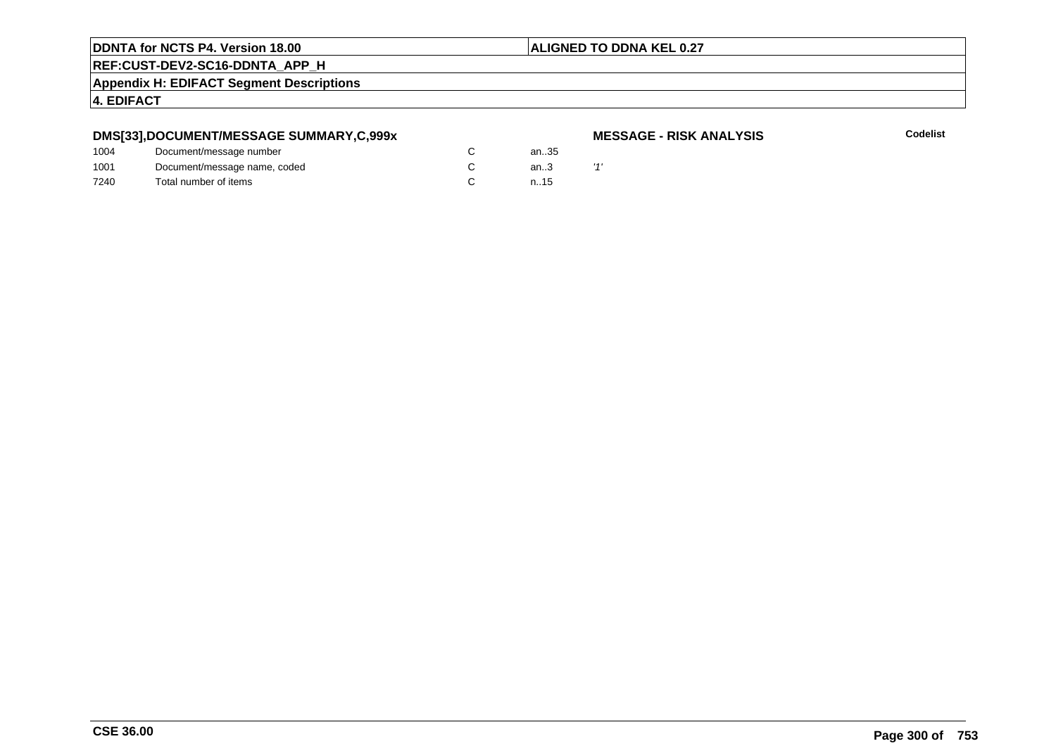**DDNTA for NCTS P4. Version 18.00** | **ALIGNED TO DDNA KEL 0.27**

**REF:CUST-DEV2-SC16-DDNTA_APP_H**

**Appendix H: EDIFACT Segment Descriptions**

**4. EDIFACT**

### DMS[33],DOCUMENT/MESSAGE SUMMARY,C,999x

**MESSAGE - RISK ANALYSIS**

**Codelist**

| | | | | |
|---|---|---|---|---|
| 1004 | Document/message number | C | an..35 | |
| 1001 | Document/message name, coded | C | an..3 | *'1'* |
| 7240 | Total number of items | C | n..15 | |

**CSE 36.00**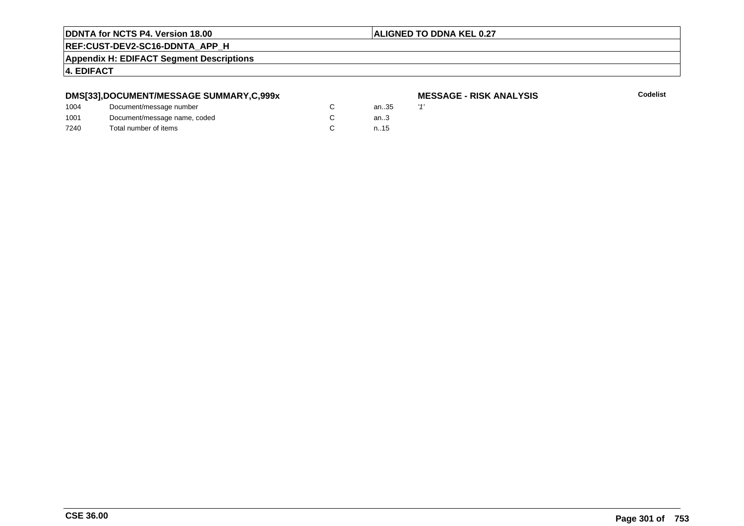**DDNTA for NCTS P4. Version 18.00** | **ALIGNED TO DDNA KEL 0.27**

**REF:CUST-DEV2-SC16-DDNTA_APP_H**

**Appendix H: EDIFACT Segment Descriptions**

**4. EDIFACT**

**DMS[33],DOCUMENT/MESSAGE SUMMARY,C,999x** — **MESSAGE - RISK ANALYSIS** — **Codelist**

| | | | | | |
|---|---|---|---|---|---|
| 1004 | Document/message number | C | an..35 | *'1'* | |
| 1001 | Document/message name, coded | C | an..3 | | |
| 7240 | Total number of items | C | n..15 | | |

**CSE 36.00**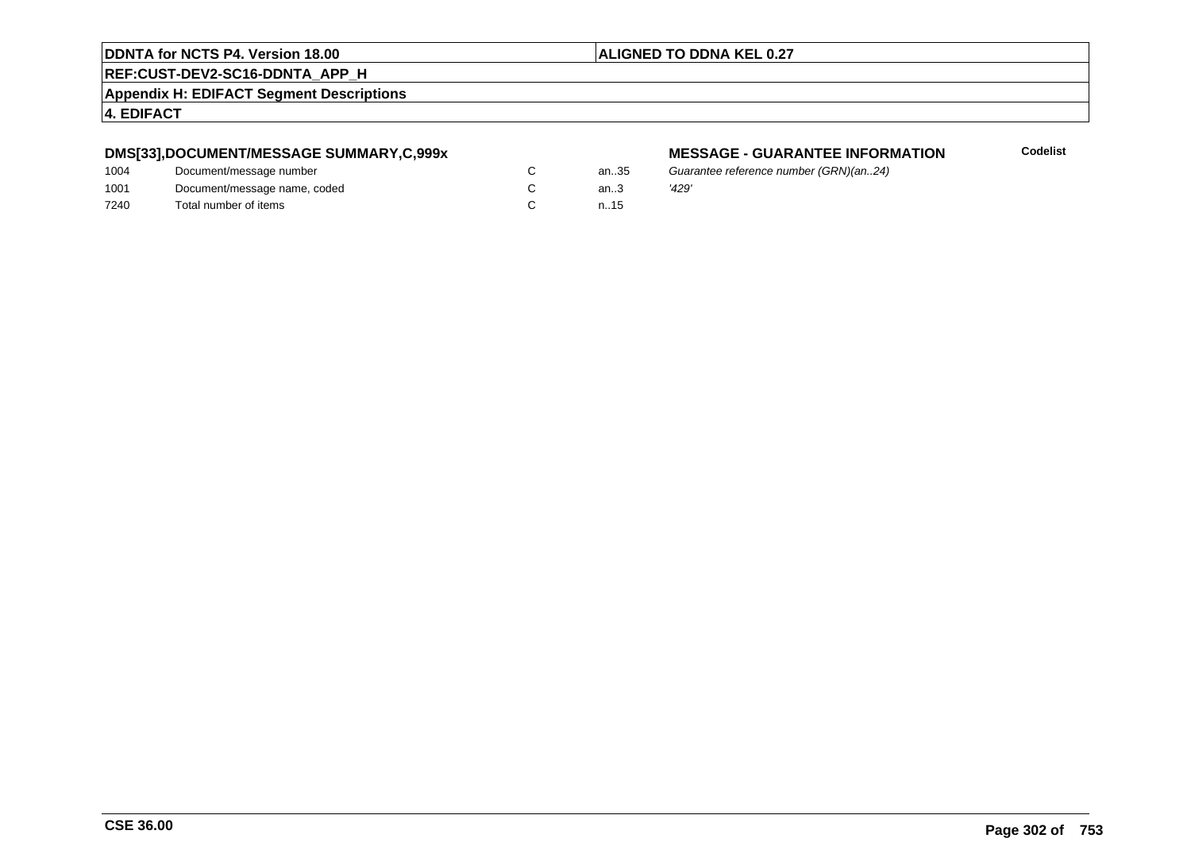**DDNTA for NCTS P4. Version 18.00** | **ALIGNED TO DDNA KEL 0.27**

**REF:CUST-DEV2-SC16-DDNTA_APP_H**

**Appendix H: EDIFACT Segment Descriptions**

**4. EDIFACT**

### DMS[33],DOCUMENT/MESSAGE SUMMARY,C,999x

**MESSAGE - GUARANTEE INFORMATION** — **Codelist**

| | | | | |
|---|---|---|---|---|
| 1004 | Document/message number | C | an..35 | *Guarantee reference number (GRN)(an..24)* |
| 1001 | Document/message name, coded | C | an..3 | *'429'* |
| 7240 | Total number of items | C | n..15 | |

**CSE 36.00**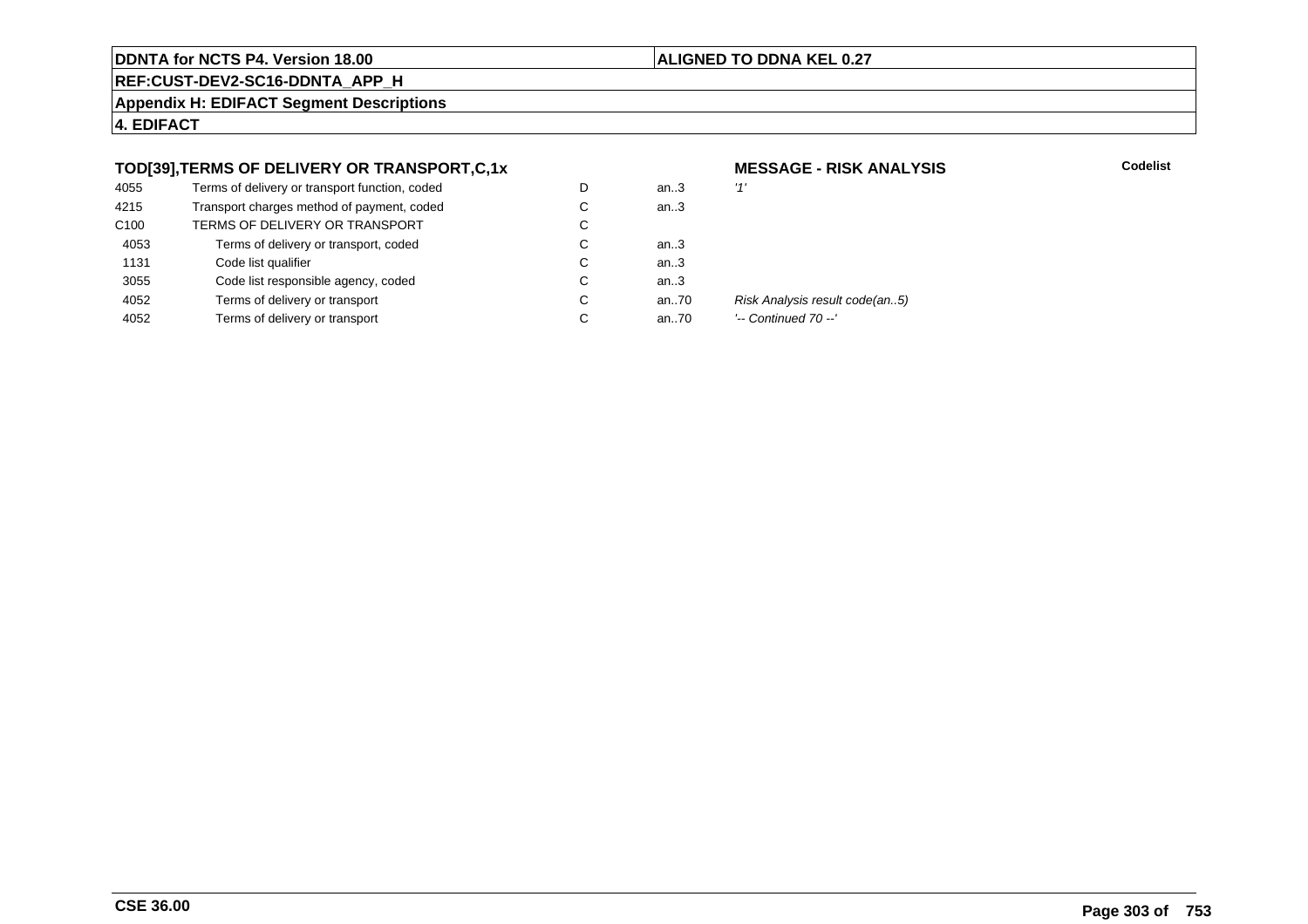**DDNTA for NCTS P4. Version 18.00** | **ALIGNED TO DDNA KEL 0.27**

**REF:CUST-DEV2-SC16-DDNTA_APP_H**

**Appendix H: EDIFACT Segment Descriptions**

**4. EDIFACT**

### TOD[39],TERMS OF DELIVERY OR TRANSPORT,C,1x

**MESSAGE - RISK ANALYSIS** — **Codelist**

| | | | | | |
|---|---|---|---|---|---|
| 4055 | Terms of delivery or transport function, coded | D | an..3 | *'1'* | |
| 4215 | Transport charges method of payment, coded | C | an..3 | | |
| C100 | TERMS OF DELIVERY OR TRANSPORT | C | | | |
| 4053 | Terms of delivery or transport, coded | C | an..3 | | |
| 1131 | Code list qualifier | C | an..3 | | |
| 3055 | Code list responsible agency, coded | C | an..3 | | |
| 4052 | Terms of delivery or transport | C | an..70 | *Risk Analysis result code(an..5)* | |
| 4052 | Terms of delivery or transport | C | an..70 | *'-- Continued 70 --'* | |

**CSE 36.00**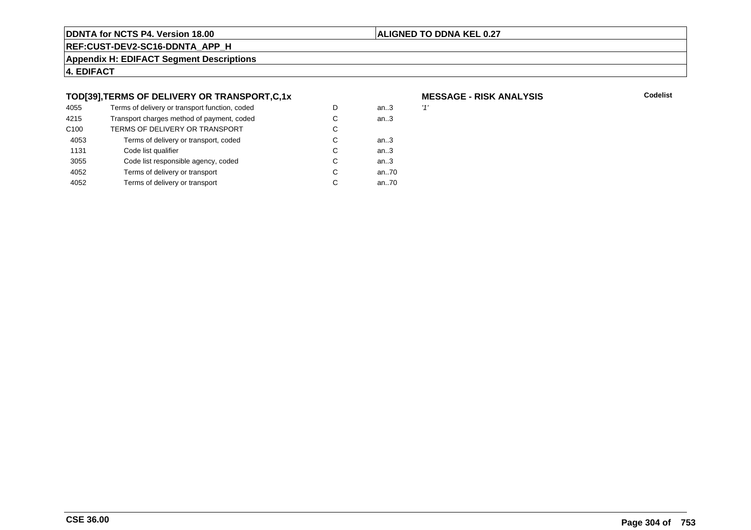**DDNTA for NCTS P4. Version 18.00** | **ALIGNED TO DDNA KEL 0.27**

**REF:CUST-DEV2-SC16-DDNTA_APP_H**

**Appendix H: EDIFACT Segment Descriptions**

**4. EDIFACT**

### TOD[39],TERMS OF DELIVERY OR TRANSPORT,C,1x

**MESSAGE - RISK ANALYSIS**

| | | | | | Codelist |
|---|---|---|---|---|---|
| 4055 | Terms of delivery or transport function, coded | D | an..3 | *'1'* | |
| 4215 | Transport charges method of payment, coded | C | an..3 | | |
| C100 | TERMS OF DELIVERY OR TRANSPORT | C | | | |
| 4053 | Terms of delivery or transport, coded | C | an..3 | | |
| 1131 | Code list qualifier | C | an..3 | | |
| 3055 | Code list responsible agency, coded | C | an..3 | | |
| 4052 | Terms of delivery or transport | C | an..70 | | |
| 4052 | Terms of delivery or transport | C | an..70 | | |

**CSE 36.00**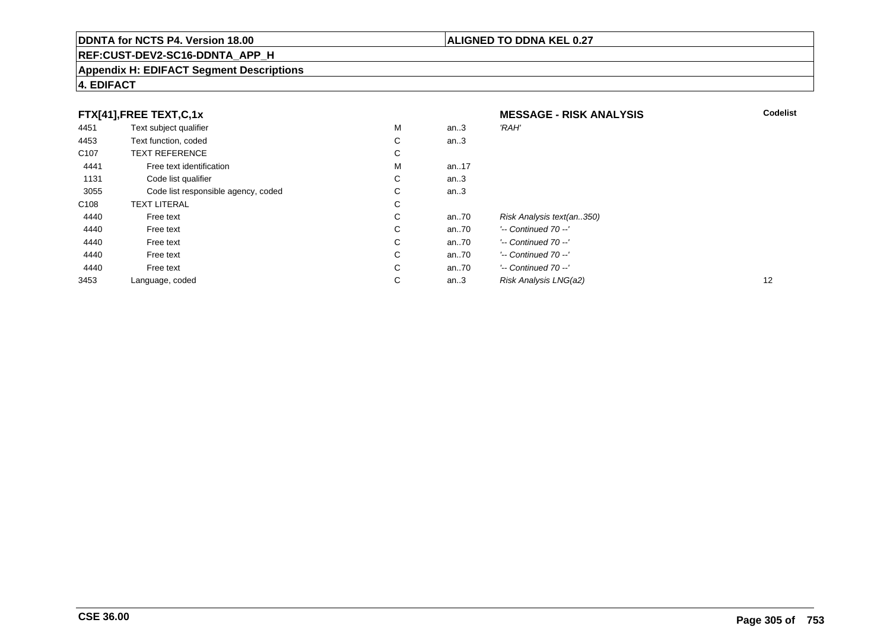**DDNTA for NCTS P4. Version 18.00** | **ALIGNED TO DDNA KEL 0.27**

**REF:CUST-DEV2-SC16-DDNTA_APP_H**

**Appendix H: EDIFACT Segment Descriptions**

**4. EDIFACT**

**FTX[41],FREE TEXT,C,1x** — **MESSAGE - RISK ANALYSIS**

| | | | | | Codelist |
|---|---|---|---|---|---|
| 4451 | Text subject qualifier | M | an..3 | *'RAH'* | |
| 4453 | Text function, coded | C | an..3 | | |
| C107 | TEXT REFERENCE | C | | | |
| 4441 | Free text identification | M | an..17 | | |
| 1131 | Code list qualifier | C | an..3 | | |
| 3055 | Code list responsible agency, coded | C | an..3 | | |
| C108 | TEXT LITERAL | C | | | |
| 4440 | Free text | C | an..70 | *Risk Analysis text(an..350)* | |
| 4440 | Free text | C | an..70 | *'-- Continued 70 --'* | |
| 4440 | Free text | C | an..70 | *'-- Continued 70 --'* | |
| 4440 | Free text | C | an..70 | *'-- Continued 70 --'* | |
| 4440 | Free text | C | an..70 | *'-- Continued 70 --'* | |
| 3453 | Language, coded | C | an..3 | *Risk Analysis LNG(a2)* | 12 |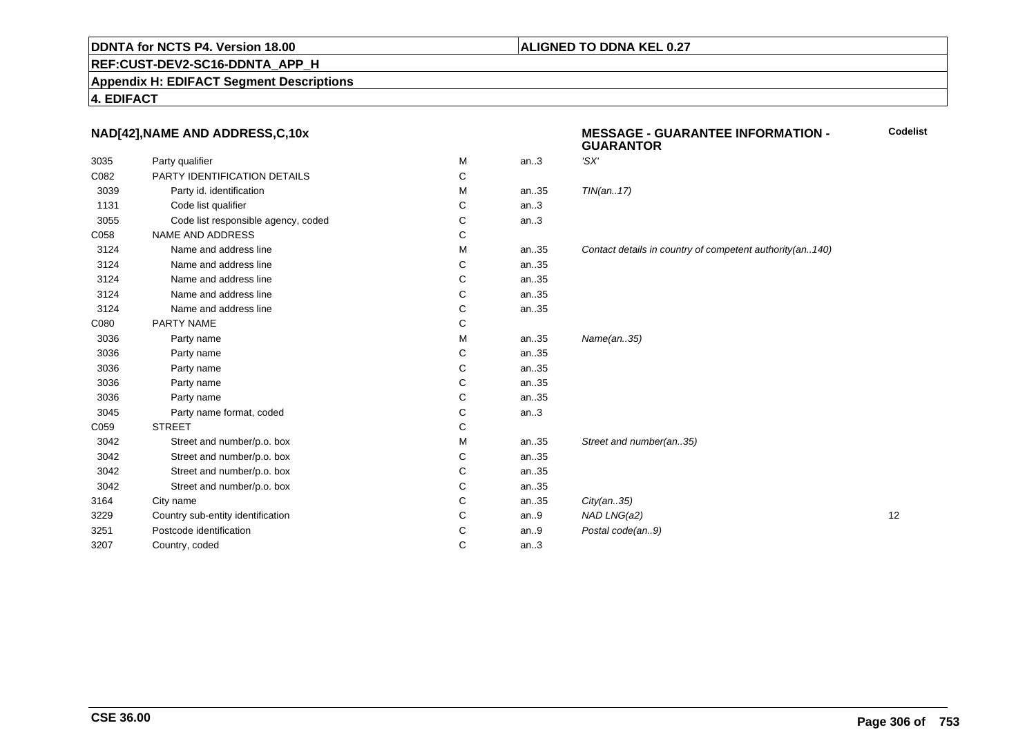**DDNTA for NCTS P4. Version 18.00** | **ALIGNED TO DDNA KEL 0.27**

**REF:CUST-DEV2-SC16-DDNTA_APP_H**

**Appendix H: EDIFACT Segment Descriptions**

**4. EDIFACT**

| NAD[42],NAME AND ADDRESS,C,10x | | | | MESSAGE - GUARANTEE INFORMATION - GUARANTOR | Codelist |
|---|---|---|---|---|---|
| 3035 | Party qualifier | M | an..3 | *'SX'* | |
| C082 | PARTY IDENTIFICATION DETAILS | C | | | |
| 3039 | Party id. identification | M | an..35 | *TIN(an..17)* | |
| 1131 | Code list qualifier | C | an..3 | | |
| 3055 | Code list responsible agency, coded | C | an..3 | | |
| C058 | NAME AND ADDRESS | C | | | |
| 3124 | Name and address line | M | an..35 | *Contact details in country of competent authority(an..140)* | |
| 3124 | Name and address line | C | an..35 | | |
| 3124 | Name and address line | C | an..35 | | |
| 3124 | Name and address line | C | an..35 | | |
| 3124 | Name and address line | C | an..35 | | |
| C080 | PARTY NAME | C | | | |
| 3036 | Party name | M | an..35 | *Name(an..35)* | |
| 3036 | Party name | C | an..35 | | |
| 3036 | Party name | C | an..35 | | |
| 3036 | Party name | C | an..35 | | |
| 3036 | Party name | C | an..35 | | |
| 3045 | Party name format, coded | C | an..3 | | |
| C059 | STREET | C | | | |
| 3042 | Street and number/p.o. box | M | an..35 | *Street and number(an..35)* | |
| 3042 | Street and number/p.o. box | C | an..35 | | |
| 3042 | Street and number/p.o. box | C | an..35 | | |
| 3042 | Street and number/p.o. box | C | an..35 | | |
| 3164 | City name | C | an..35 | *City(an..35)* | |
| 3229 | Country sub-entity identification | C | an..9 | *NAD LNG(a2)* | 12 |
| 3251 | Postcode identification | C | an..9 | *Postal code(an..9)* | |
| 3207 | Country, coded | C | an..3 | | |

**CSE 36.00**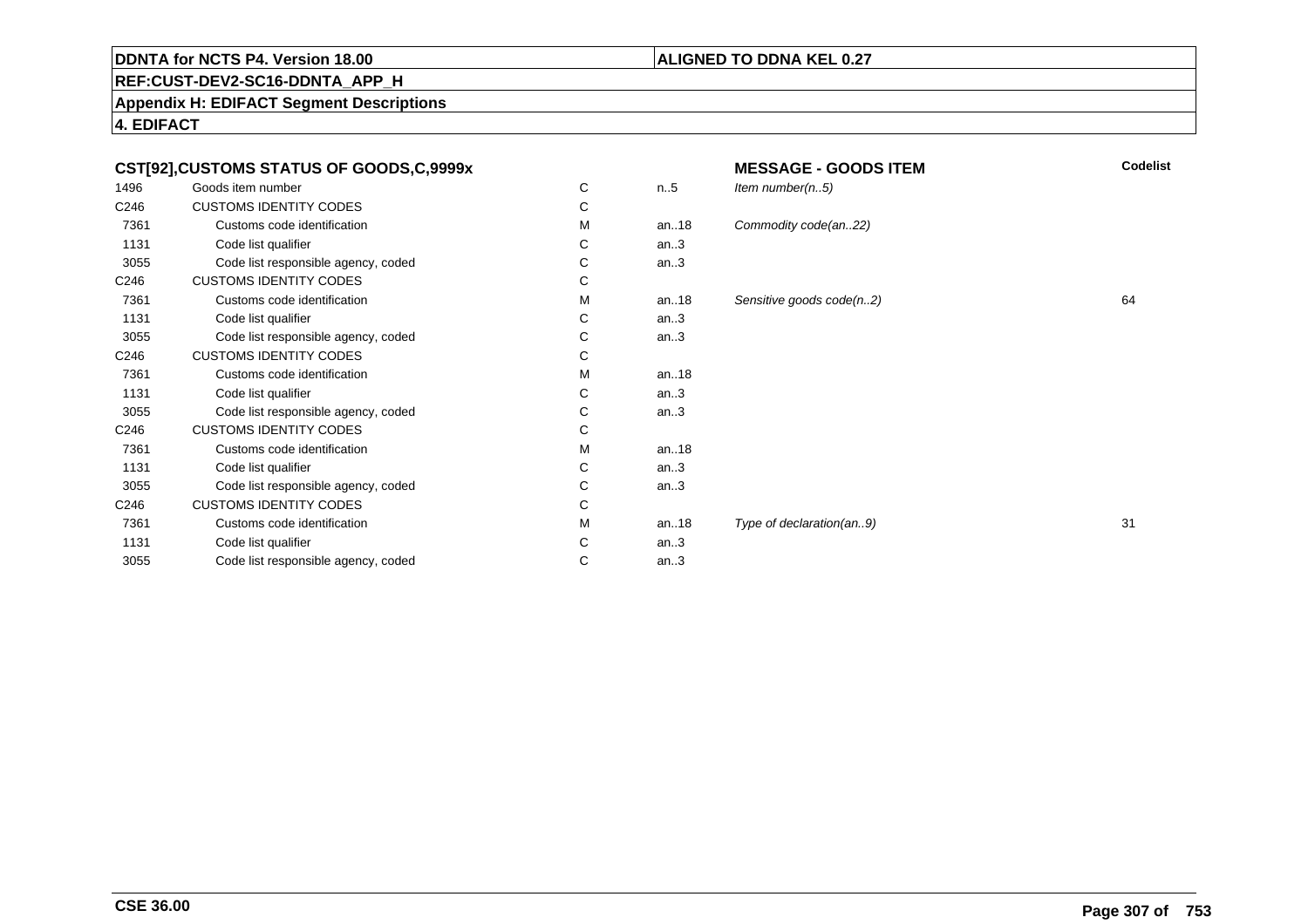**DDNTA for NCTS P4. Version 18.00**

**ALIGNED TO DDNA KEL 0.27**

**REF:CUST-DEV2-SC16-DDNTA_APP_H**

**Appendix H: EDIFACT Segment Descriptions**

**4. EDIFACT**

| CST[92],CUSTOMS STATUS OF GOODS,C,9999x | | | | MESSAGE - GOODS ITEM | Codelist |
|---|---|---|---|---|---|
| 1496 | Goods item number | C | n..5 | *Item number(n..5)* | |
| C246 | CUSTOMS IDENTITY CODES | C | | | |
| 7361 | Customs code identification | M | an..18 | *Commodity code(an..22)* | |
| 1131 | Code list qualifier | C | an..3 | | |
| 3055 | Code list responsible agency, coded | C | an..3 | | |
| C246 | CUSTOMS IDENTITY CODES | C | | | |
| 7361 | Customs code identification | M | an..18 | *Sensitive goods code(n..2)* | 64 |
| 1131 | Code list qualifier | C | an..3 | | |
| 3055 | Code list responsible agency, coded | C | an..3 | | |
| C246 | CUSTOMS IDENTITY CODES | C | | | |
| 7361 | Customs code identification | M | an..18 | | |
| 1131 | Code list qualifier | C | an..3 | | |
| 3055 | Code list responsible agency, coded | C | an..3 | | |
| C246 | CUSTOMS IDENTITY CODES | C | | | |
| 7361 | Customs code identification | M | an..18 | | |
| 1131 | Code list qualifier | C | an..3 | | |
| 3055 | Code list responsible agency, coded | C | an..3 | | |
| C246 | CUSTOMS IDENTITY CODES | C | | | |
| 7361 | Customs code identification | M | an..18 | *Type of declaration(an..9)* | 31 |
| 1131 | Code list qualifier | C | an..3 | | |
| 3055 | Code list responsible agency, coded | C | an..3 | | |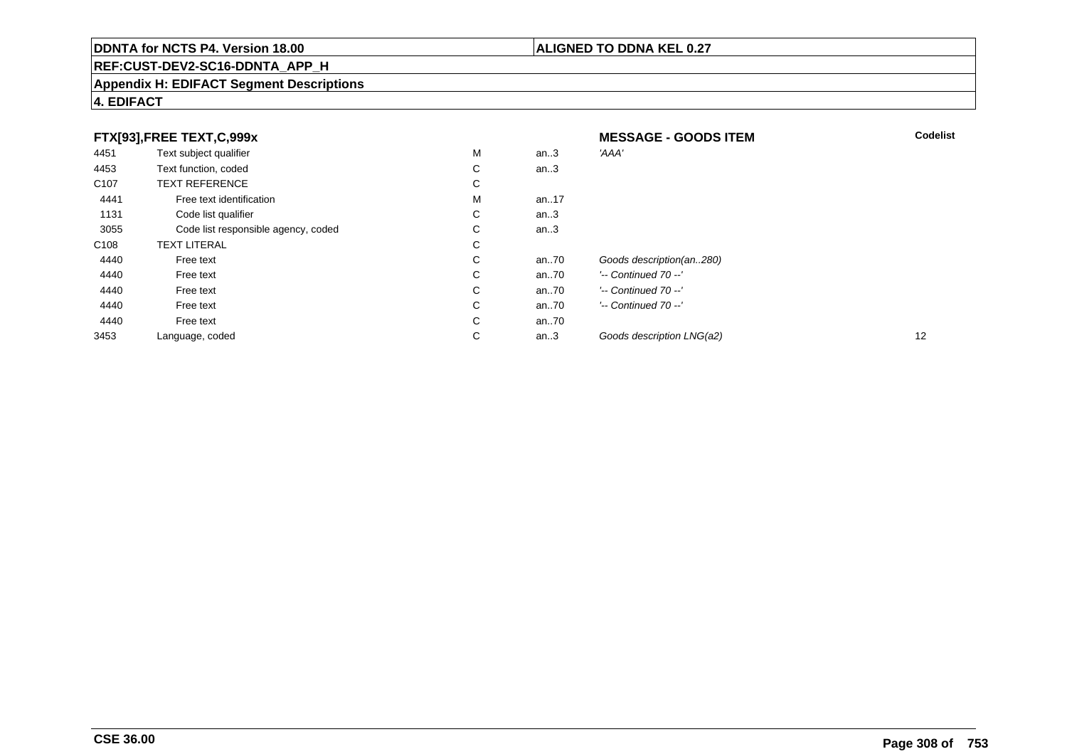**DDNTA for NCTS P4. Version 18.00** | **ALIGNED TO DDNA KEL 0.27**

**REF:CUST-DEV2-SC16-DDNTA_APP_H**

**Appendix H: EDIFACT Segment Descriptions**

**4. EDIFACT**

| **FTX[93],FREE TEXT,C,999x** | | | | **MESSAGE - GOODS ITEM** | **Codelist** |
|---|---|---|---|---|---|
| 4451 | Text subject qualifier | M | an..3 | *'AAA'* | |
| 4453 | Text function, coded | C | an..3 | | |
| C107 | TEXT REFERENCE | C | | | |
| 4441 | Free text identification | M | an..17 | | |
| 1131 | Code list qualifier | C | an..3 | | |
| 3055 | Code list responsible agency, coded | C | an..3 | | |
| C108 | TEXT LITERAL | C | | | |
| 4440 | Free text | C | an..70 | *Goods description(an..280)* | |
| 4440 | Free text | C | an..70 | *'-- Continued 70 --'* | |
| 4440 | Free text | C | an..70 | *'-- Continued 70 --'* | |
| 4440 | Free text | C | an..70 | *'-- Continued 70 --'* | |
| 4440 | Free text | C | an..70 | | |
| 3453 | Language, coded | C | an..3 | *Goods description LNG(a2)* | 12 |

**CSE 36.00**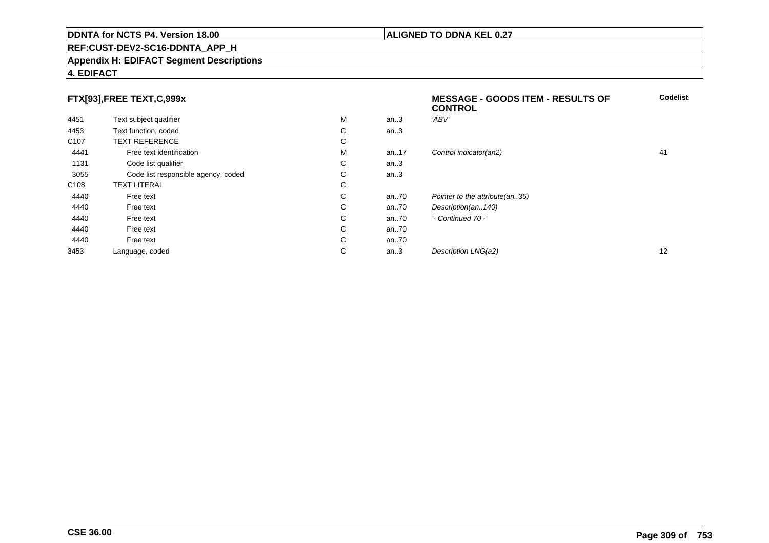**DDNTA for NCTS P4. Version 18.00** | **ALIGNED TO DDNA KEL 0.27**

**REF:CUST-DEV2-SC16-DDNTA_APP_H**

**Appendix H: EDIFACT Segment Descriptions**

**4. EDIFACT**

### FTX[93],FREE TEXT,C,999x — MESSAGE - GOODS ITEM - RESULTS OF CONTROL

| | | | | | Codelist |
|---|---|---|---|---|---|
| 4451 | Text subject qualifier | M | an..3 | *'ABV'* | |
| 4453 | Text function, coded | C | an..3 | | |
| C107 | TEXT REFERENCE | C | | | |
| 4441 | Free text identification | M | an..17 | *Control indicator(an2)* | 41 |
| 1131 | Code list qualifier | C | an..3 | | |
| 3055 | Code list responsible agency, coded | C | an..3 | | |
| C108 | TEXT LITERAL | C | | | |
| 4440 | Free text | C | an..70 | *Pointer to the attribute(an..35)* | |
| 4440 | Free text | C | an..70 | *Description(an..140)* | |
| 4440 | Free text | C | an..70 | *'- Continued 70 -'* | |
| 4440 | Free text | C | an..70 | | |
| 4440 | Free text | C | an..70 | | |
| 3453 | Language, coded | C | an..3 | *Description LNG(a2)* | 12 |

**CSE 36.00**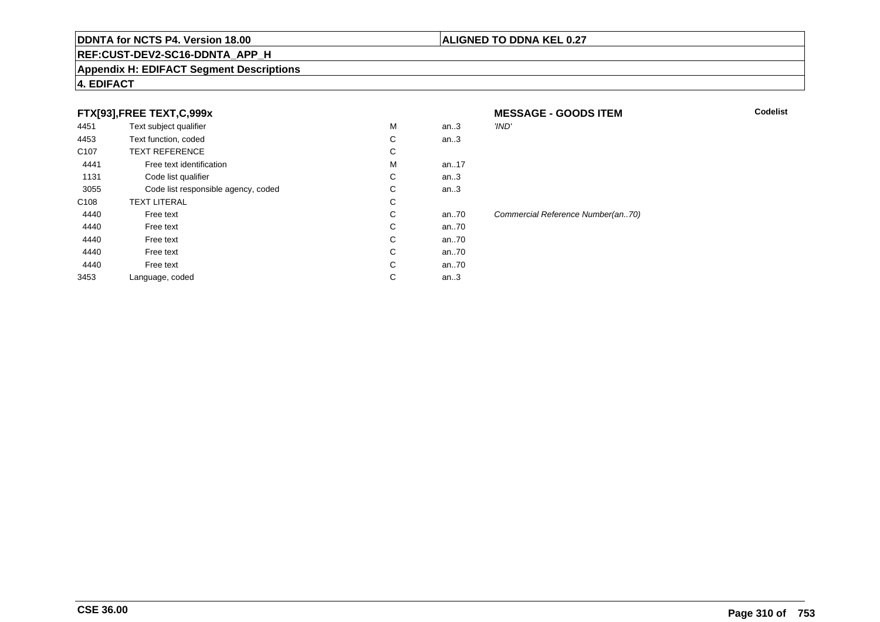**DDNTA for NCTS P4. Version 18.00** | **ALIGNED TO DDNA KEL 0.27**

**REF:CUST-DEV2-SC16-DDNTA_APP_H**

**Appendix H: EDIFACT Segment Descriptions**

**4. EDIFACT**

### FTX[93],FREE TEXT,C,999x

**MESSAGE - GOODS ITEM**

| | | | | | Codelist |
|---|---|---|---|---|---|
| 4451 | Text subject qualifier | M | an..3 | *'IND'* | |
| 4453 | Text function, coded | C | an..3 | | |
| C107 | TEXT REFERENCE | C | | | |
| 4441 | Free text identification | M | an..17 | | |
| 1131 | Code list qualifier | C | an..3 | | |
| 3055 | Code list responsible agency, coded | C | an..3 | | |
| C108 | TEXT LITERAL | C | | | |
| 4440 | Free text | C | an..70 | *Commercial Reference Number(an..70)* | |
| 4440 | Free text | C | an..70 | | |
| 4440 | Free text | C | an..70 | | |
| 4440 | Free text | C | an..70 | | |
| 4440 | Free text | C | an..70 | | |
| 3453 | Language, coded | C | an..3 | | |

**CSE 36.00**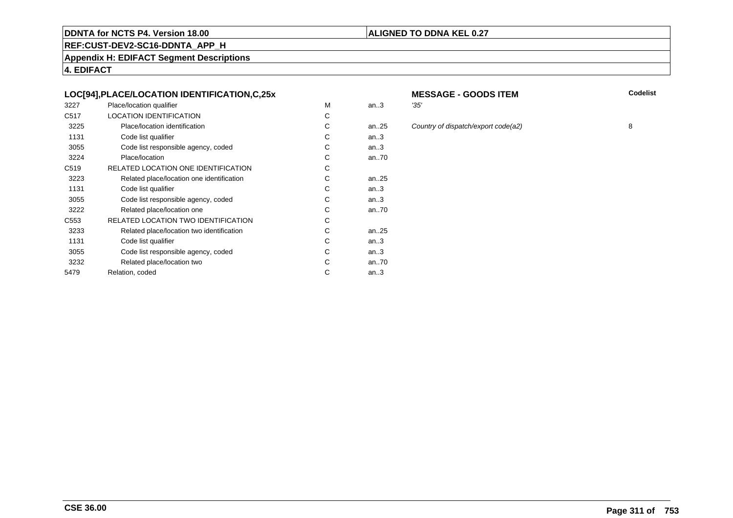**DDNTA for NCTS P4. Version 18.00** | **ALIGNED TO DDNA KEL 0.27**

**REF:CUST-DEV2-SC16-DDNTA_APP_H**

**Appendix H: EDIFACT Segment Descriptions**

**4. EDIFACT**

### LOC[94],PLACE/LOCATION IDENTIFICATION,C,25x

**MESSAGE - GOODS ITEM**

| | | | | | Codelist |
|---|---|---|---|---|---|
| 3227 | Place/location qualifier | M | an..3 | *'35'* | |
| C517 | LOCATION IDENTIFICATION | C | | | |
| 3225 | Place/location identification | C | an..25 | *Country of dispatch/export code(a2)* | 8 |
| 1131 | Code list qualifier | C | an..3 | | |
| 3055 | Code list responsible agency, coded | C | an..3 | | |
| 3224 | Place/location | C | an..70 | | |
| C519 | RELATED LOCATION ONE IDENTIFICATION | C | | | |
| 3223 | Related place/location one identification | C | an..25 | | |
| 1131 | Code list qualifier | C | an..3 | | |
| 3055 | Code list responsible agency, coded | C | an..3 | | |
| 3222 | Related place/location one | C | an..70 | | |
| C553 | RELATED LOCATION TWO IDENTIFICATION | C | | | |
| 3233 | Related place/location two identification | C | an..25 | | |
| 1131 | Code list qualifier | C | an..3 | | |
| 3055 | Code list responsible agency, coded | C | an..3 | | |
| 3232 | Related place/location two | C | an..70 | | |
| 5479 | Relation, coded | C | an..3 | | |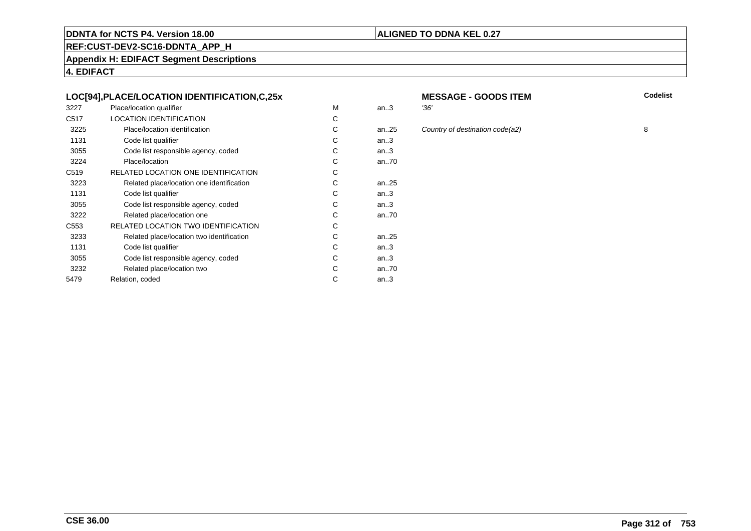**DDNTA for NCTS P4. Version 18.00** | **ALIGNED TO DDNA KEL 0.27**

**REF:CUST-DEV2-SC16-DDNTA_APP_H**

**Appendix H: EDIFACT Segment Descriptions**

**4. EDIFACT**

### LOC[94],PLACE/LOCATION IDENTIFICATION,C,25x

**MESSAGE - GOODS ITEM**

| | | | | | Codelist |
|---|---|---|---|---|---|
| 3227 | Place/location qualifier | M | an..3 | *'36'* | |
| C517 | LOCATION IDENTIFICATION | C | | | |
| 3225 | Place/location identification | C | an..25 | *Country of destination code(a2)* | 8 |
| 1131 | Code list qualifier | C | an..3 | | |
| 3055 | Code list responsible agency, coded | C | an..3 | | |
| 3224 | Place/location | C | an..70 | | |
| C519 | RELATED LOCATION ONE IDENTIFICATION | C | | | |
| 3223 | Related place/location one identification | C | an..25 | | |
| 1131 | Code list qualifier | C | an..3 | | |
| 3055 | Code list responsible agency, coded | C | an..3 | | |
| 3222 | Related place/location one | C | an..70 | | |
| C553 | RELATED LOCATION TWO IDENTIFICATION | C | | | |
| 3233 | Related place/location two identification | C | an..25 | | |
| 1131 | Code list qualifier | C | an..3 | | |
| 3055 | Code list responsible agency, coded | C | an..3 | | |
| 3232 | Related place/location two | C | an..70 | | |
| 5479 | Relation, coded | C | an..3 | | |

**CSE 36.00**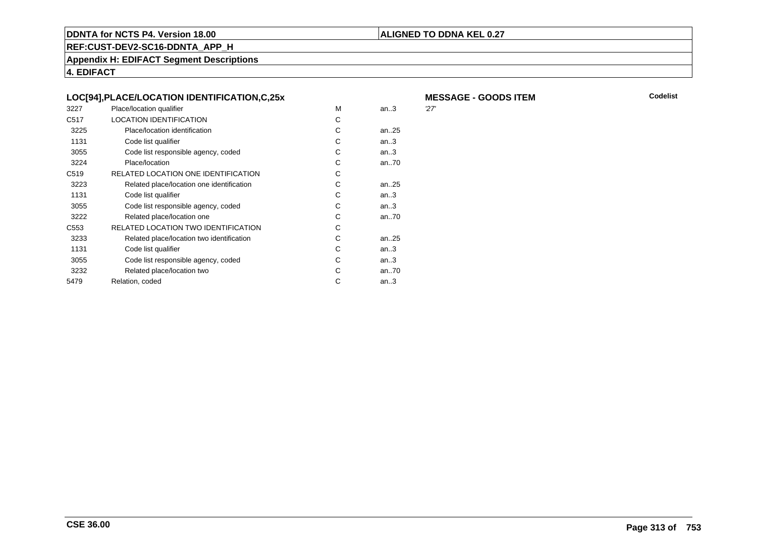## LOC[94],PLACE/LOCATION IDENTIFICATION,C,25x

**MESSAGE - GOODS ITEM** **Codelist**

| | | | | |
|---|---|---|---|---|
| 3227 | Place/location qualifier | M | an..3 | '27' |
| C517 | LOCATION IDENTIFICATION | C | | |
| 3225 | Place/location identification | C | an..25 | |
| 1131 | Code list qualifier | C | an..3 | |
| 3055 | Code list responsible agency, coded | C | an..3 | |
| 3224 | Place/location | C | an..70 | |
| C519 | RELATED LOCATION ONE IDENTIFICATION | C | | |
| 3223 | Related place/location one identification | C | an..25 | |
| 1131 | Code list qualifier | C | an..3 | |
| 3055 | Code list responsible agency, coded | C | an..3 | |
| 3222 | Related place/location one | C | an..70 | |
| C553 | RELATED LOCATION TWO IDENTIFICATION | C | | |
| 3233 | Related place/location two identification | C | an..25 | |
| 1131 | Code list qualifier | C | an..3 | |
| 3055 | Code list responsible agency, coded | C | an..3 | |
| 3232 | Related place/location two | C | an..70 | |
| 5479 | Relation, coded | C | an..3 | |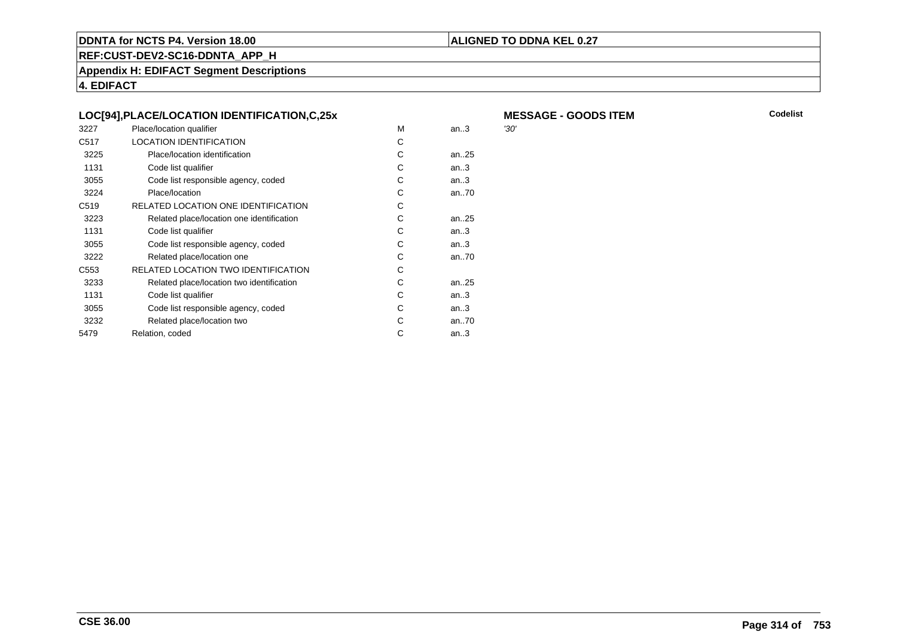**DDNTA for NCTS P4. Version 18.00** | **ALIGNED TO DDNA KEL 0.27**

**REF:CUST-DEV2-SC16-DDNTA_APP_H**

**Appendix H: EDIFACT Segment Descriptions**

**4. EDIFACT**

### LOC[94],PLACE/LOCATION IDENTIFICATION,C,25x

**MESSAGE - GOODS ITEM**

| | | | | Codelist |
|---|---|---|---|---|
| 3227 | Place/location qualifier | M | an..3 | *'30'* |
| C517 | LOCATION IDENTIFICATION | C | | |
| 3225 | Place/location identification | C | an..25 | |
| 1131 | Code list qualifier | C | an..3 | |
| 3055 | Code list responsible agency, coded | C | an..3 | |
| 3224 | Place/location | C | an..70 | |
| C519 | RELATED LOCATION ONE IDENTIFICATION | C | | |
| 3223 | Related place/location one identification | C | an..25 | |
| 1131 | Code list qualifier | C | an..3 | |
| 3055 | Code list responsible agency, coded | C | an..3 | |
| 3222 | Related place/location one | C | an..70 | |
| C553 | RELATED LOCATION TWO IDENTIFICATION | C | | |
| 3233 | Related place/location two identification | C | an..25 | |
| 1131 | Code list qualifier | C | an..3 | |
| 3055 | Code list responsible agency, coded | C | an..3 | |
| 3232 | Related place/location two | C | an..70 | |
| 5479 | Relation, coded | C | an..3 | |

**CSE 36.00**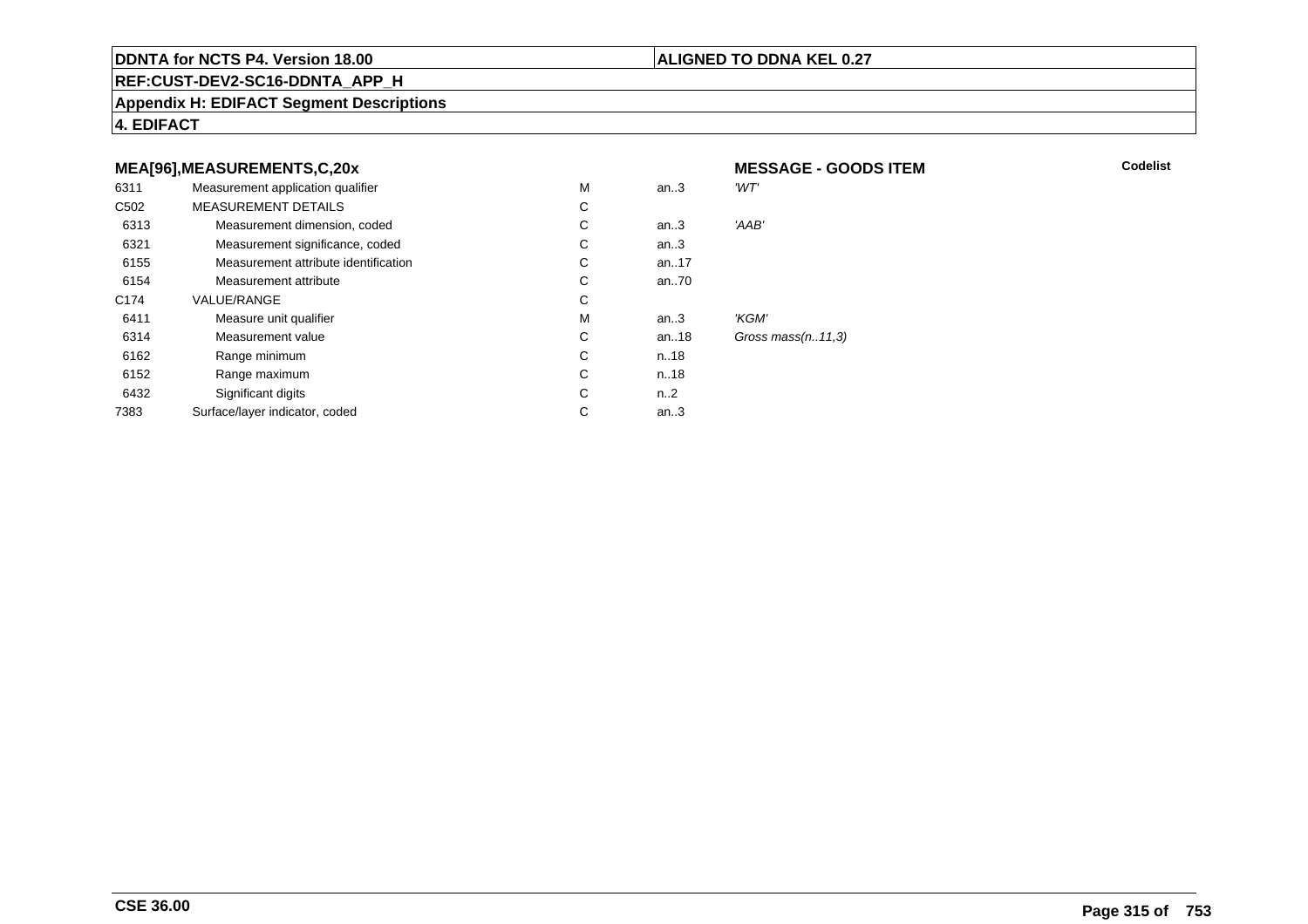**DDNTA for NCTS P4. Version 18.00** | **ALIGNED TO DDNA KEL 0.27**

**REF:CUST-DEV2-SC16-DDNTA_APP_H**

**Appendix H: EDIFACT Segment Descriptions**

**4. EDIFACT**

### MEA[96],MEASUREMENTS,C,20x — MESSAGE - GOODS ITEM

| | | | | | Codelist |
|---|---|---|---|---|---|
| 6311 | Measurement application qualifier | M | an..3 | *'WT'* | |
| C502 | MEASUREMENT DETAILS | C | | | |
| 6313 | Measurement dimension, coded | C | an..3 | *'AAB'* | |
| 6321 | Measurement significance, coded | C | an..3 | | |
| 6155 | Measurement attribute identification | C | an..17 | | |
| 6154 | Measurement attribute | C | an..70 | | |
| C174 | VALUE/RANGE | C | | | |
| 6411 | Measure unit qualifier | M | an..3 | *'KGM'* | |
| 6314 | Measurement value | C | an..18 | *Gross mass(n..11,3)* | |
| 6162 | Range minimum | C | n..18 | | |
| 6152 | Range maximum | C | n..18 | | |
| 6432 | Significant digits | C | n..2 | | |
| 7383 | Surface/layer indicator, coded | C | an..3 | | |

**CSE 36.00**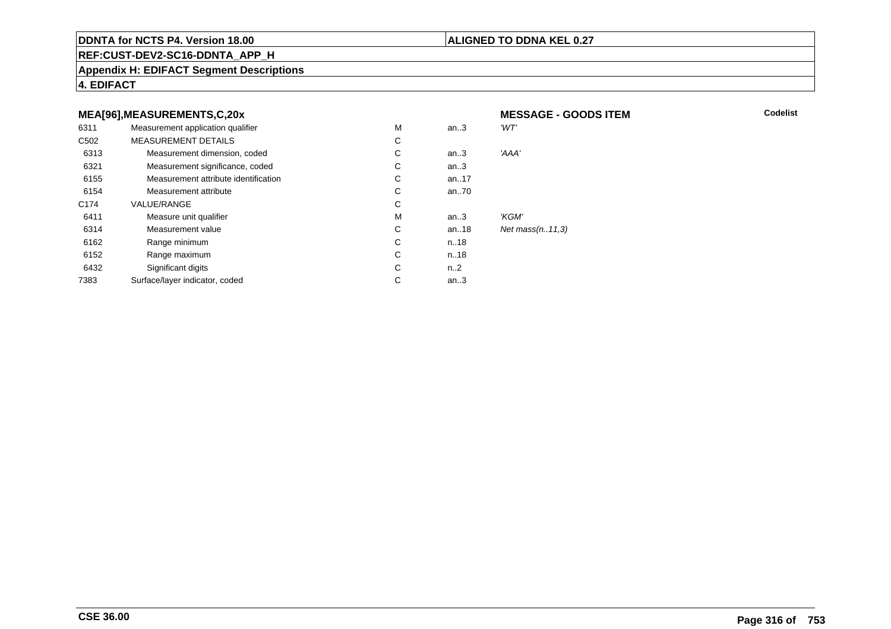**DDNTA for NCTS P4. Version 18.00** | **ALIGNED TO DDNA KEL 0.27**

**REF:CUST-DEV2-SC16-DDNTA_APP_H**

**Appendix H: EDIFACT Segment Descriptions**

**4. EDIFACT**

### MEA[96],MEASUREMENTS,C,20x — MESSAGE - GOODS ITEM

| | | | | | Codelist |
|---|---|---|---|---|---|
| 6311 | Measurement application qualifier | M | an..3 | *'WT'* | |
| C502 | MEASUREMENT DETAILS | C | | | |
| 6313 | Measurement dimension, coded | C | an..3 | *'AAA'* | |
| 6321 | Measurement significance, coded | C | an..3 | | |
| 6155 | Measurement attribute identification | C | an..17 | | |
| 6154 | Measurement attribute | C | an..70 | | |
| C174 | VALUE/RANGE | C | | | |
| 6411 | Measure unit qualifier | M | an..3 | *'KGM'* | |
| 6314 | Measurement value | C | an..18 | *Net mass(n..11,3)* | |
| 6162 | Range minimum | C | n..18 | | |
| 6152 | Range maximum | C | n..18 | | |
| 6432 | Significant digits | C | n..2 | | |
| 7383 | Surface/layer indicator, coded | C | an..3 | | |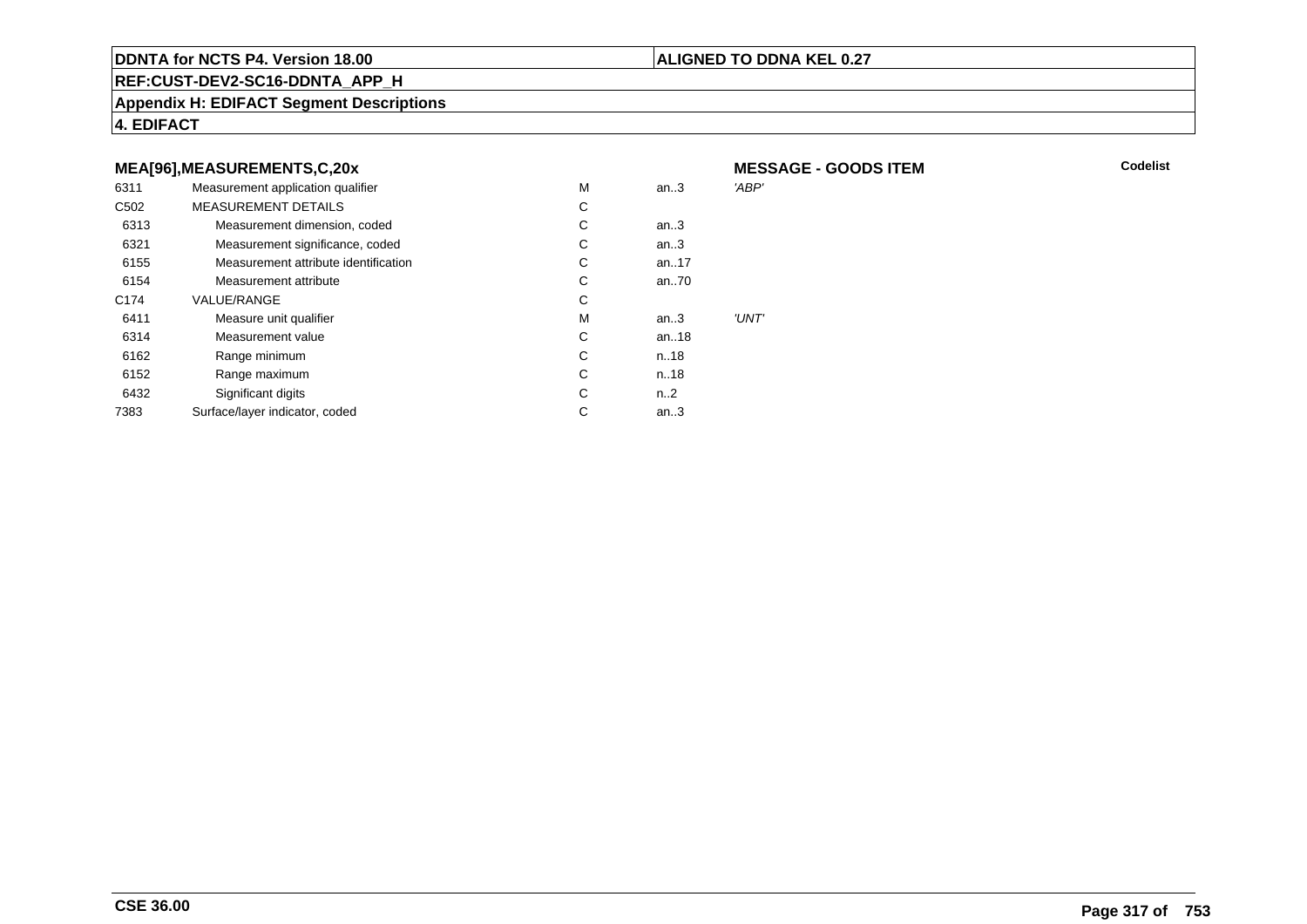## MEA[96],MEASUREMENTS,C,20x

**MESSAGE - GOODS ITEM**

| | | | | | Codelist |
|---|---|---|---|---|---|
| 6311 | Measurement application qualifier | M | an..3 | 'ABP' | |
| C502 | MEASUREMENT DETAILS | C | | | |
| 6313 | Measurement dimension, coded | C | an..3 | | |
| 6321 | Measurement significance, coded | C | an..3 | | |
| 6155 | Measurement attribute identification | C | an..17 | | |
| 6154 | Measurement attribute | C | an..70 | | |
| C174 | VALUE/RANGE | C | | | |
| 6411 | Measure unit qualifier | M | an..3 | 'UNT' | |
| 6314 | Measurement value | C | an..18 | | |
| 6162 | Range minimum | C | n..18 | | |
| 6152 | Range maximum | C | n..18 | | |
| 6432 | Significant digits | C | n..2 | | |
| 7383 | Surface/layer indicator, coded | C | an..3 | | |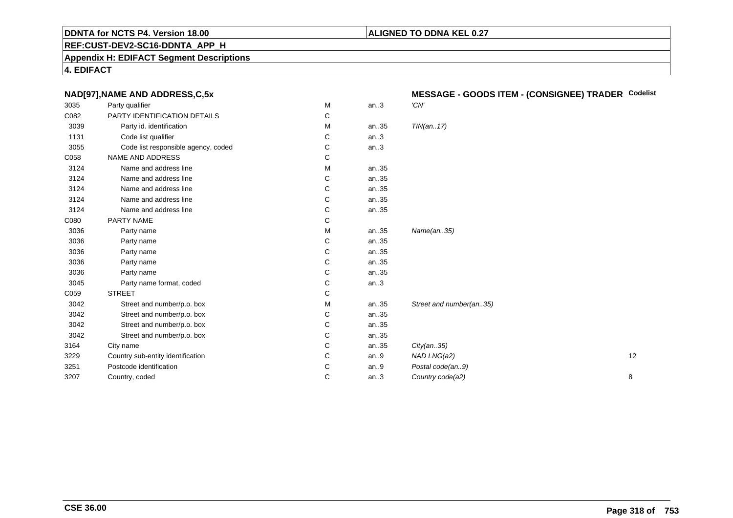**NAD[97],NAME AND ADDRESS,C,5x** — **MESSAGE - GOODS ITEM - (CONSIGNEE) TRADER**

| | | | | | Codelist |
|---|---|---|---|---|---|
| 3035 | Party qualifier | M | an..3 | *'CN'* | |
| C082 | PARTY IDENTIFICATION DETAILS | C | | | |
| 3039 | Party id. identification | M | an..35 | *TIN(an..17)* | |
| 1131 | Code list qualifier | C | an..3 | | |
| 3055 | Code list responsible agency, coded | C | an..3 | | |
| C058 | NAME AND ADDRESS | C | | | |
| 3124 | Name and address line | M | an..35 | | |
| 3124 | Name and address line | C | an..35 | | |
| 3124 | Name and address line | C | an..35 | | |
| 3124 | Name and address line | C | an..35 | | |
| 3124 | Name and address line | C | an..35 | | |
| C080 | PARTY NAME | C | | | |
| 3036 | Party name | M | an..35 | *Name(an..35)* | |
| 3036 | Party name | C | an..35 | | |
| 3036 | Party name | C | an..35 | | |
| 3036 | Party name | C | an..35 | | |
| 3036 | Party name | C | an..35 | | |
| 3045 | Party name format, coded | C | an..3 | | |
| C059 | STREET | C | | | |
| 3042 | Street and number/p.o. box | M | an..35 | *Street and number(an..35)* | |
| 3042 | Street and number/p.o. box | C | an..35 | | |
| 3042 | Street and number/p.o. box | C | an..35 | | |
| 3042 | Street and number/p.o. box | C | an..35 | | |
| 3164 | City name | C | an..35 | *City(an..35)* | |
| 3229 | Country sub-entity identification | C | an..9 | *NAD LNG(a2)* | 12 |
| 3251 | Postcode identification | C | an..9 | *Postal code(an..9)* | |
| 3207 | Country, coded | C | an..3 | *Country code(a2)* | 8 |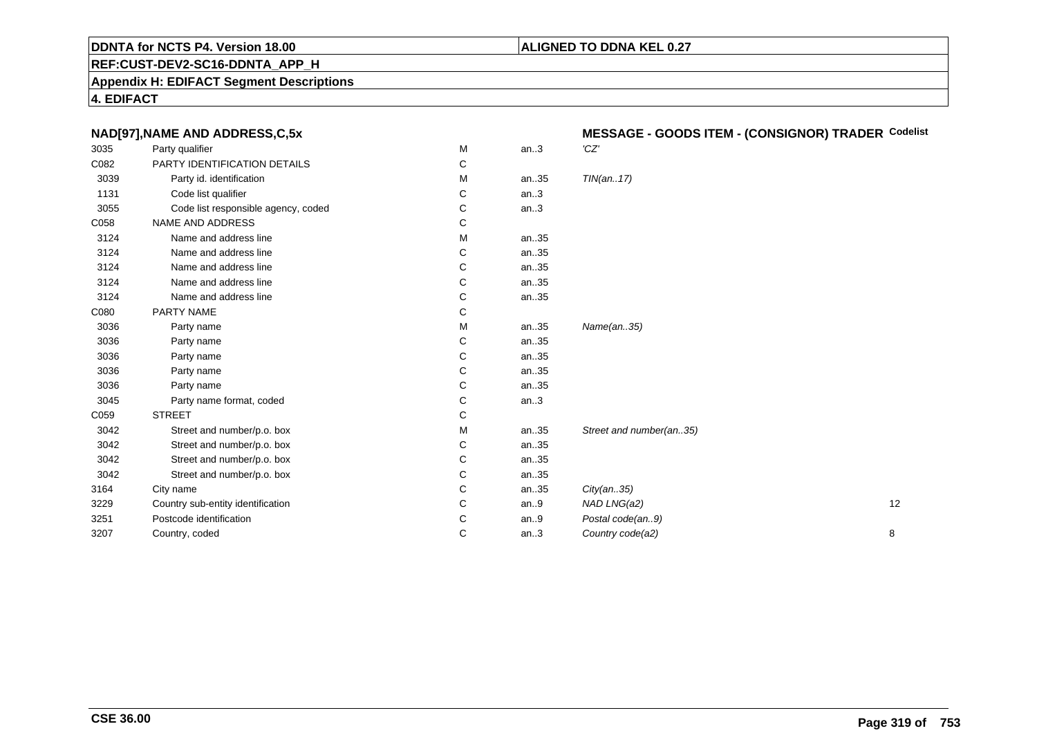**DDNTA for NCTS P4. Version 18.00**

**ALIGNED TO DDNA KEL 0.27**

**REF:CUST-DEV2-SC16-DDNTA_APP_H**

**Appendix H: EDIFACT Segment Descriptions**

**4. EDIFACT**

| NAD[97],NAME AND ADDRESS,C,5x | | | | MESSAGE - GOODS ITEM - (CONSIGNOR) TRADER | Codelist |
|---|---|---|---|---|---|
| 3035 | Party qualifier | M | an..3 | *'CZ'* | |
| C082 | PARTY IDENTIFICATION DETAILS | C | | | |
| 3039 | Party id. identification | M | an..35 | *TIN(an..17)* | |
| 1131 | Code list qualifier | C | an..3 | | |
| 3055 | Code list responsible agency, coded | C | an..3 | | |
| C058 | NAME AND ADDRESS | C | | | |
| 3124 | Name and address line | M | an..35 | | |
| 3124 | Name and address line | C | an..35 | | |
| 3124 | Name and address line | C | an..35 | | |
| 3124 | Name and address line | C | an..35 | | |
| 3124 | Name and address line | C | an..35 | | |
| C080 | PARTY NAME | C | | | |
| 3036 | Party name | M | an..35 | *Name(an..35)* | |
| 3036 | Party name | C | an..35 | | |
| 3036 | Party name | C | an..35 | | |
| 3036 | Party name | C | an..35 | | |
| 3036 | Party name | C | an..35 | | |
| 3045 | Party name format, coded | C | an..3 | | |
| C059 | STREET | C | | | |
| 3042 | Street and number/p.o. box | M | an..35 | *Street and number(an..35)* | |
| 3042 | Street and number/p.o. box | C | an..35 | | |
| 3042 | Street and number/p.o. box | C | an..35 | | |
| 3042 | Street and number/p.o. box | C | an..35 | | |
| 3164 | City name | C | an..35 | *City(an..35)* | |
| 3229 | Country sub-entity identification | C | an..9 | *NAD LNG(a2)* | 12 |
| 3251 | Postcode identification | C | an..9 | *Postal code(an..9)* | |
| 3207 | Country, coded | C | an..3 | *Country code(a2)* | 8 |

**CSE 36.00**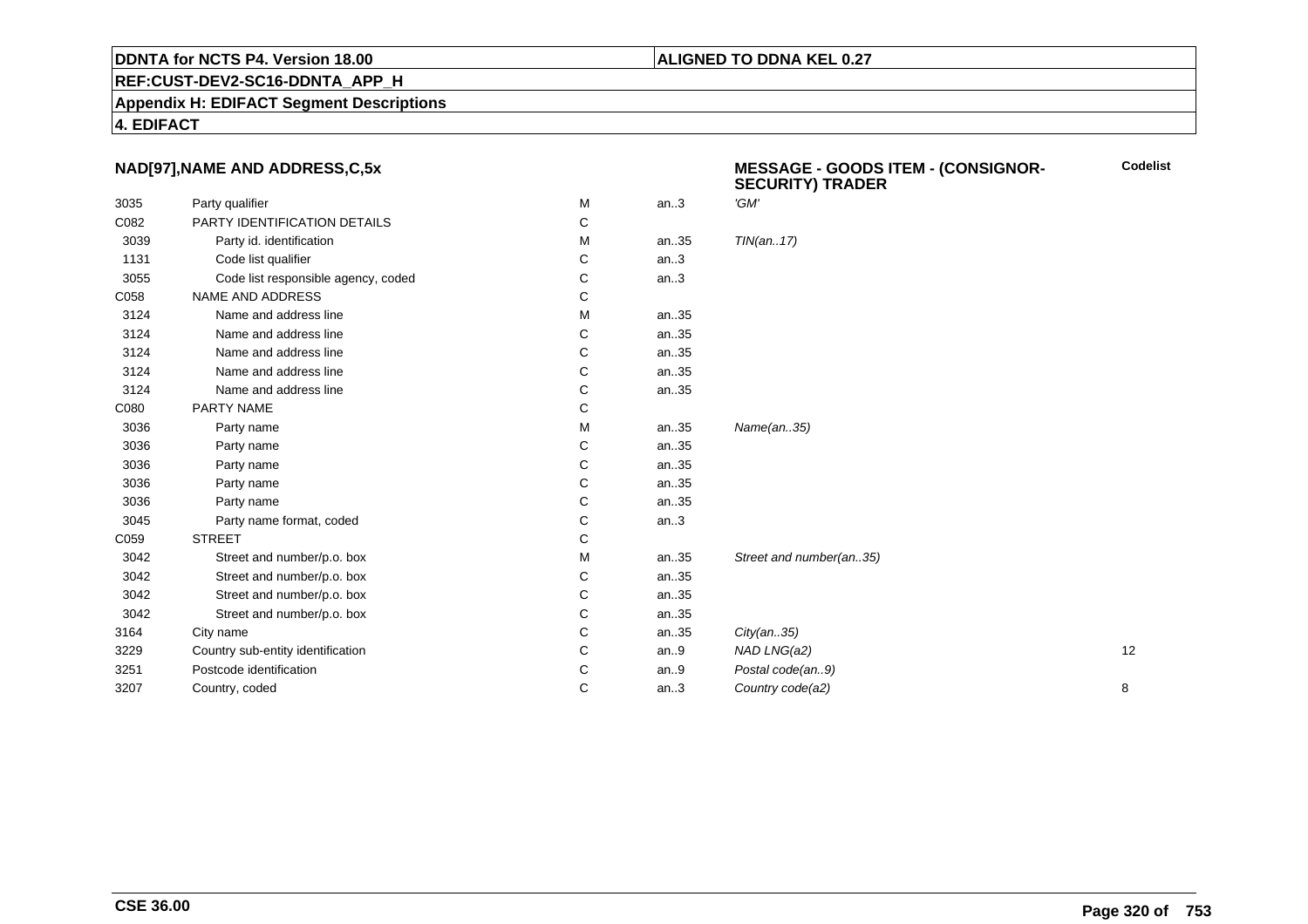**DDNTA for NCTS P4. Version 18.00**

**ALIGNED TO DDNA KEL 0.27**

**REF:CUST-DEV2-SC16-DDNTA_APP_H**

**Appendix H: EDIFACT Segment Descriptions**

**4. EDIFACT**

### NAD[97],NAME AND ADDRESS,C,5x

**MESSAGE - GOODS ITEM - (CONSIGNOR-SECURITY) TRADER**

| | | | | | Codelist |
|---|---|---|---|---|---|
| 3035 | Party qualifier | M | an..3 | *'GM'* | |
| C082 | PARTY IDENTIFICATION DETAILS | C | | | |
| 3039 | Party id. identification | M | an..35 | *TIN(an..17)* | |
| 1131 | Code list qualifier | C | an..3 | | |
| 3055 | Code list responsible agency, coded | C | an..3 | | |
| C058 | NAME AND ADDRESS | C | | | |
| 3124 | Name and address line | M | an..35 | | |
| 3124 | Name and address line | C | an..35 | | |
| 3124 | Name and address line | C | an..35 | | |
| 3124 | Name and address line | C | an..35 | | |
| 3124 | Name and address line | C | an..35 | | |
| C080 | PARTY NAME | C | | | |
| 3036 | Party name | M | an..35 | *Name(an..35)* | |
| 3036 | Party name | C | an..35 | | |
| 3036 | Party name | C | an..35 | | |
| 3036 | Party name | C | an..35 | | |
| 3036 | Party name | C | an..35 | | |
| 3045 | Party name format, coded | C | an..3 | | |
| C059 | STREET | C | | | |
| 3042 | Street and number/p.o. box | M | an..35 | *Street and number(an..35)* | |
| 3042 | Street and number/p.o. box | C | an..35 | | |
| 3042 | Street and number/p.o. box | C | an..35 | | |
| 3042 | Street and number/p.o. box | C | an..35 | | |
| 3164 | City name | C | an..35 | *City(an..35)* | |
| 3229 | Country sub-entity identification | C | an..9 | *NAD LNG(a2)* | 12 |
| 3251 | Postcode identification | C | an..9 | *Postal code(an..9)* | |
| 3207 | Country, coded | C | an..3 | *Country code(a2)* | 8 |

**CSE 36.00**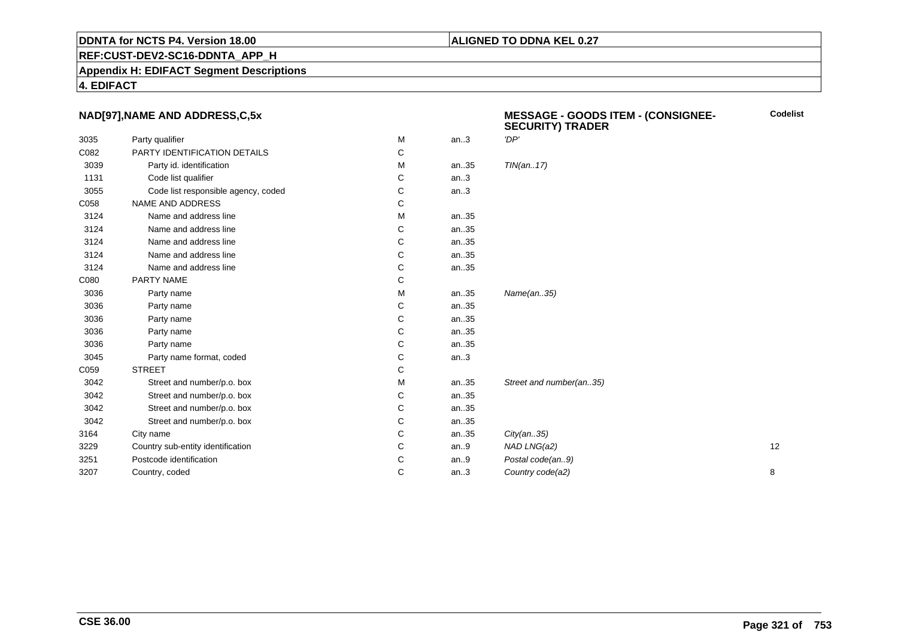**DDNTA for NCTS P4. Version 18.00** | **ALIGNED TO DDNA KEL 0.27**

**REF:CUST-DEV2-SC16-DDNTA_APP_H**

**Appendix H: EDIFACT Segment Descriptions**

**4. EDIFACT**

### NAD[97],NAME AND ADDRESS,C,5x

**MESSAGE - GOODS ITEM - (CONSIGNEE-SECURITY) TRADER**

| | | | | | Codelist |
|---|---|---|---|---|---|
| 3035 | Party qualifier | M | an..3 | *'DP'* | |
| C082 | PARTY IDENTIFICATION DETAILS | C | | | |
| 3039 | Party id. identification | M | an..35 | *TIN(an..17)* | |
| 1131 | Code list qualifier | C | an..3 | | |
| 3055 | Code list responsible agency, coded | C | an..3 | | |
| C058 | NAME AND ADDRESS | C | | | |
| 3124 | Name and address line | M | an..35 | | |
| 3124 | Name and address line | C | an..35 | | |
| 3124 | Name and address line | C | an..35 | | |
| 3124 | Name and address line | C | an..35 | | |
| 3124 | Name and address line | C | an..35 | | |
| C080 | PARTY NAME | C | | | |
| 3036 | Party name | M | an..35 | *Name(an..35)* | |
| 3036 | Party name | C | an..35 | | |
| 3036 | Party name | C | an..35 | | |
| 3036 | Party name | C | an..35 | | |
| 3036 | Party name | C | an..35 | | |
| 3045 | Party name format, coded | C | an..3 | | |
| C059 | STREET | C | | | |
| 3042 | Street and number/p.o. box | M | an..35 | *Street and number(an..35)* | |
| 3042 | Street and number/p.o. box | C | an..35 | | |
| 3042 | Street and number/p.o. box | C | an..35 | | |
| 3042 | Street and number/p.o. box | C | an..35 | | |
| 3164 | City name | C | an..35 | *City(an..35)* | |
| 3229 | Country sub-entity identification | C | an..9 | *NAD LNG(a2)* | 12 |
| 3251 | Postcode identification | C | an..9 | *Postal code(an..9)* | |
| 3207 | Country, coded | C | an..3 | *Country code(a2)* | 8 |

**CSE 36.00**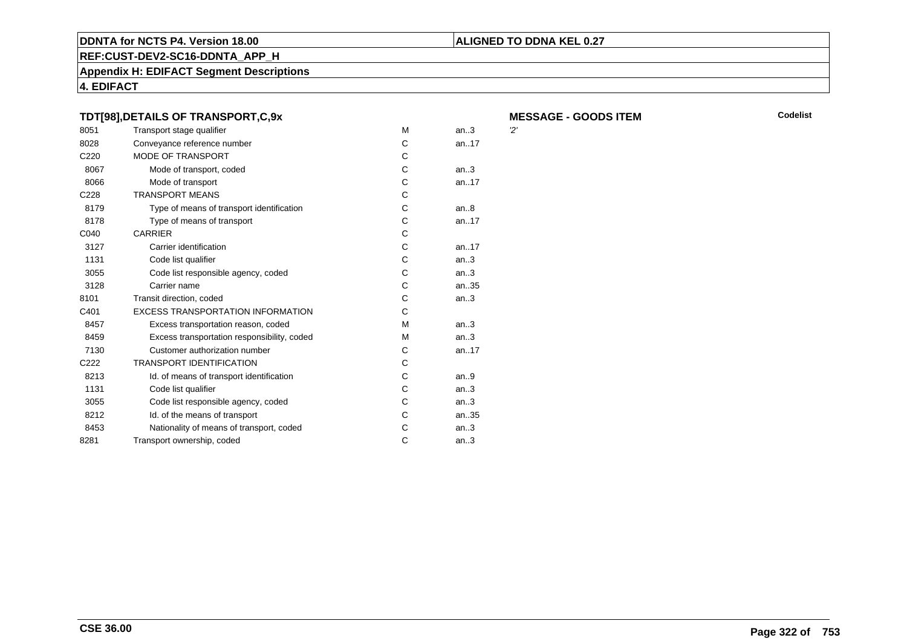**DDNTA for NCTS P4. Version 18.00** | **ALIGNED TO DDNA KEL 0.27**

**REF:CUST-DEV2-SC16-DDNTA_APP_H**

**Appendix H: EDIFACT Segment Descriptions**

**4. EDIFACT**

### TDT[98],DETAILS OF TRANSPORT,C,9x

**MESSAGE - GOODS ITEM**

| Tag | Name | Status | Format | Codelist |
|---|---|---|---|---|
| 8051 | Transport stage qualifier | M | an..3 | '2' |
| 8028 | Conveyance reference number | C | an..17 | |
| C220 | MODE OF TRANSPORT | C | | |
| 8067 | Mode of transport, coded | C | an..3 | |
| 8066 | Mode of transport | C | an..17 | |
| C228 | TRANSPORT MEANS | C | | |
| 8179 | Type of means of transport identification | C | an..8 | |
| 8178 | Type of means of transport | C | an..17 | |
| C040 | CARRIER | C | | |
| 3127 | Carrier identification | C | an..17 | |
| 1131 | Code list qualifier | C | an..3 | |
| 3055 | Code list responsible agency, coded | C | an..3 | |
| 3128 | Carrier name | C | an..35 | |
| 8101 | Transit direction, coded | C | an..3 | |
| C401 | EXCESS TRANSPORTATION INFORMATION | C | | |
| 8457 | Excess transportation reason, coded | M | an..3 | |
| 8459 | Excess transportation responsibility, coded | M | an..3 | |
| 7130 | Customer authorization number | C | an..17 | |
| C222 | TRANSPORT IDENTIFICATION | C | | |
| 8213 | Id. of means of transport identification | C | an..9 | |
| 1131 | Code list qualifier | C | an..3 | |
| 3055 | Code list responsible agency, coded | C | an..3 | |
| 8212 | Id. of the means of transport | C | an..35 | |
| 8453 | Nationality of means of transport, coded | C | an..3 | |
| 8281 | Transport ownership, coded | C | an..3 | |

**CSE 36.00**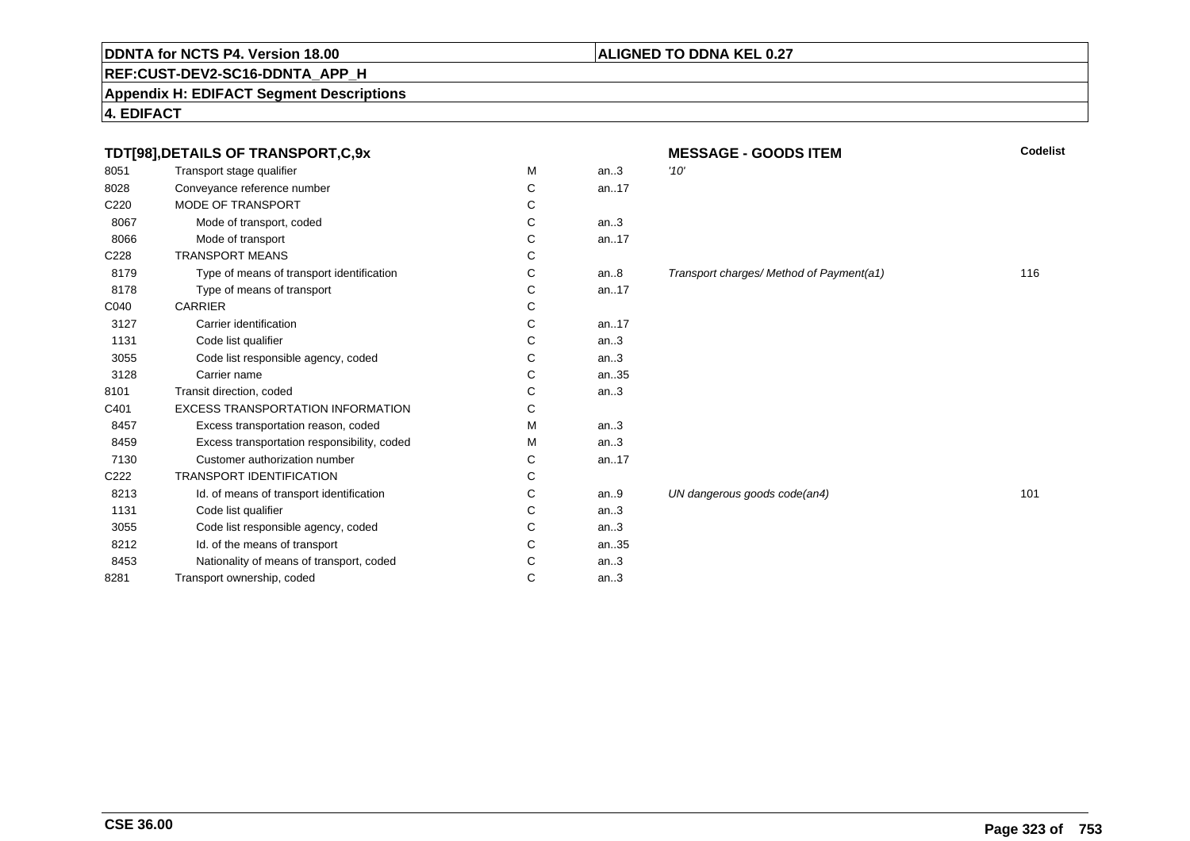**DDNTA for NCTS P4. Version 18.00** | **ALIGNED TO DDNA KEL 0.27**

**REF:CUST-DEV2-SC16-DDNTA_APP_H**

**Appendix H: EDIFACT Segment Descriptions**

**4. EDIFACT**

| **TDT[98],DETAILS OF TRANSPORT,C,9x** | | | | **MESSAGE - GOODS ITEM** | **Codelist** |
|---|---|---|---|---|---|
| 8051 | Transport stage qualifier | M | an..3 | *'10'* | |
| 8028 | Conveyance reference number | C | an..17 | | |
| C220 | MODE OF TRANSPORT | C | | | |
| 8067 | Mode of transport, coded | C | an..3 | | |
| 8066 | Mode of transport | C | an..17 | | |
| C228 | TRANSPORT MEANS | C | | | |
| 8179 | Type of means of transport identification | C | an..8 | *Transport charges/ Method of Payment(a1)* | 116 |
| 8178 | Type of means of transport | C | an..17 | | |
| C040 | CARRIER | C | | | |
| 3127 | Carrier identification | C | an..17 | | |
| 1131 | Code list qualifier | C | an..3 | | |
| 3055 | Code list responsible agency, coded | C | an..3 | | |
| 3128 | Carrier name | C | an..35 | | |
| 8101 | Transit direction, coded | C | an..3 | | |
| C401 | EXCESS TRANSPORTATION INFORMATION | C | | | |
| 8457 | Excess transportation reason, coded | M | an..3 | | |
| 8459 | Excess transportation responsibility, coded | M | an..3 | | |
| 7130 | Customer authorization number | C | an..17 | | |
| C222 | TRANSPORT IDENTIFICATION | C | | | |
| 8213 | Id. of means of transport identification | C | an..9 | *UN dangerous goods code(an4)* | 101 |
| 1131 | Code list qualifier | C | an..3 | | |
| 3055 | Code list responsible agency, coded | C | an..3 | | |
| 8212 | Id. of the means of transport | C | an..35 | | |
| 8453 | Nationality of means of transport, coded | C | an..3 | | |
| 8281 | Transport ownership, coded | C | an..3 | | |

**CSE 36.00**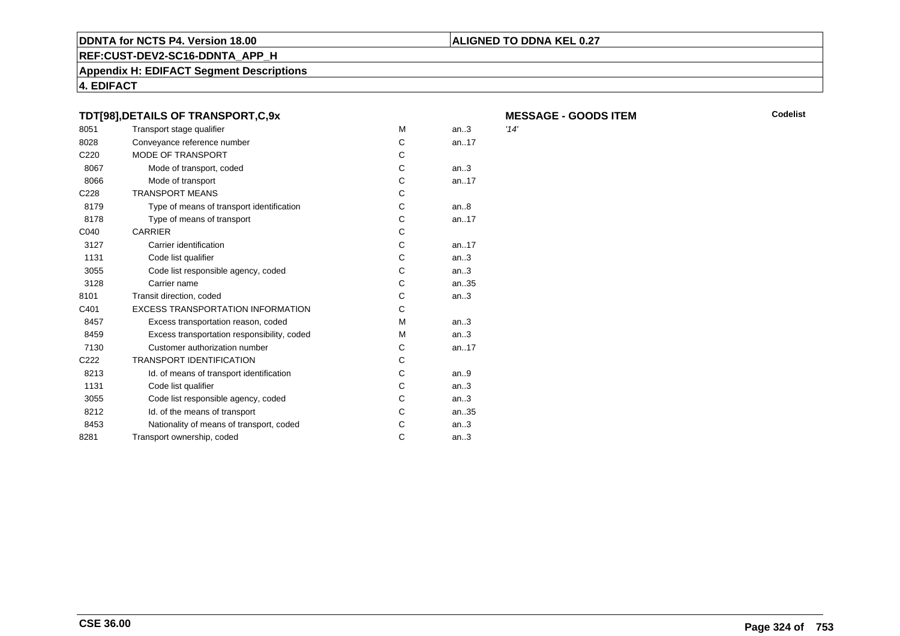**DDNTA for NCTS P4. Version 18.00** | **ALIGNED TO DDNA KEL 0.27**

**REF:CUST-DEV2-SC16-DDNTA_APP_H**

**Appendix H: EDIFACT Segment Descriptions**

**4. EDIFACT**

### TDT[98],DETAILS OF TRANSPORT,C,9x

**MESSAGE - GOODS ITEM**

| | | | | Codelist |
|---|---|---|---|---|
| 8051 | Transport stage qualifier | M | an..3 | *'14'* |
| 8028 | Conveyance reference number | C | an..17 | |
| C220 | MODE OF TRANSPORT | C | | |
| 8067 | Mode of transport, coded | C | an..3 | |
| 8066 | Mode of transport | C | an..17 | |
| C228 | TRANSPORT MEANS | C | | |
| 8179 | Type of means of transport identification | C | an..8 | |
| 8178 | Type of means of transport | C | an..17 | |
| C040 | CARRIER | C | | |
| 3127 | Carrier identification | C | an..17 | |
| 1131 | Code list qualifier | C | an..3 | |
| 3055 | Code list responsible agency, coded | C | an..3 | |
| 3128 | Carrier name | C | an..35 | |
| 8101 | Transit direction, coded | C | an..3 | |
| C401 | EXCESS TRANSPORTATION INFORMATION | C | | |
| 8457 | Excess transportation reason, coded | M | an..3 | |
| 8459 | Excess transportation responsibility, coded | M | an..3 | |
| 7130 | Customer authorization number | C | an..17 | |
| C222 | TRANSPORT IDENTIFICATION | C | | |
| 8213 | Id. of means of transport identification | C | an..9 | |
| 1131 | Code list qualifier | C | an..3 | |
| 3055 | Code list responsible agency, coded | C | an..3 | |
| 8212 | Id. of the means of transport | C | an..35 | |
| 8453 | Nationality of means of transport, coded | C | an..3 | |
| 8281 | Transport ownership, coded | C | an..3 | |

**CSE 36.00**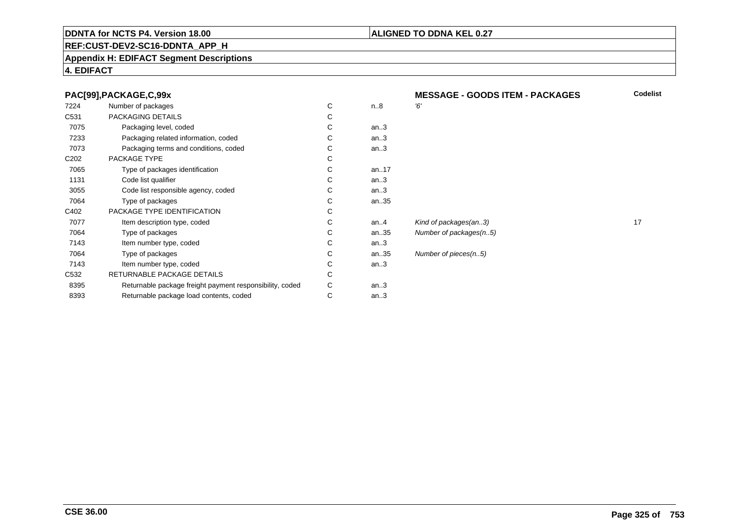**DDNTA for NCTS P4. Version 18.00** | **ALIGNED TO DDNA KEL 0.27**

**REF:CUST-DEV2-SC16-DDNTA_APP_H**

**Appendix H: EDIFACT Segment Descriptions**

**4. EDIFACT**

### PAC[99],PACKAGE,C,99x — MESSAGE - GOODS ITEM - PACKAGES

| | | | | | Codelist |
|---|---|---|---|---|---|
| 7224 | Number of packages | C | n..8 | *'6'* | |
| C531 | PACKAGING DETAILS | C | | | |
| 7075 | Packaging level, coded | C | an..3 | | |
| 7233 | Packaging related information, coded | C | an..3 | | |
| 7073 | Packaging terms and conditions, coded | C | an..3 | | |
| C202 | PACKAGE TYPE | C | | | |
| 7065 | Type of packages identification | C | an..17 | | |
| 1131 | Code list qualifier | C | an..3 | | |
| 3055 | Code list responsible agency, coded | C | an..3 | | |
| 7064 | Type of packages | C | an..35 | | |
| C402 | PACKAGE TYPE IDENTIFICATION | C | | | |
| 7077 | Item description type, coded | C | an..4 | *Kind of packages(an..3)* | 17 |
| 7064 | Type of packages | C | an..35 | *Number of packages(n..5)* | |
| 7143 | Item number type, coded | C | an..3 | | |
| 7064 | Type of packages | C | an..35 | *Number of pieces(n..5)* | |
| 7143 | Item number type, coded | C | an..3 | | |
| C532 | RETURNABLE PACKAGE DETAILS | C | | | |
| 8395 | Returnable package freight payment responsibility, coded | C | an..3 | | |
| 8393 | Returnable package load contents, coded | C | an..3 | | |

**CSE 36.00**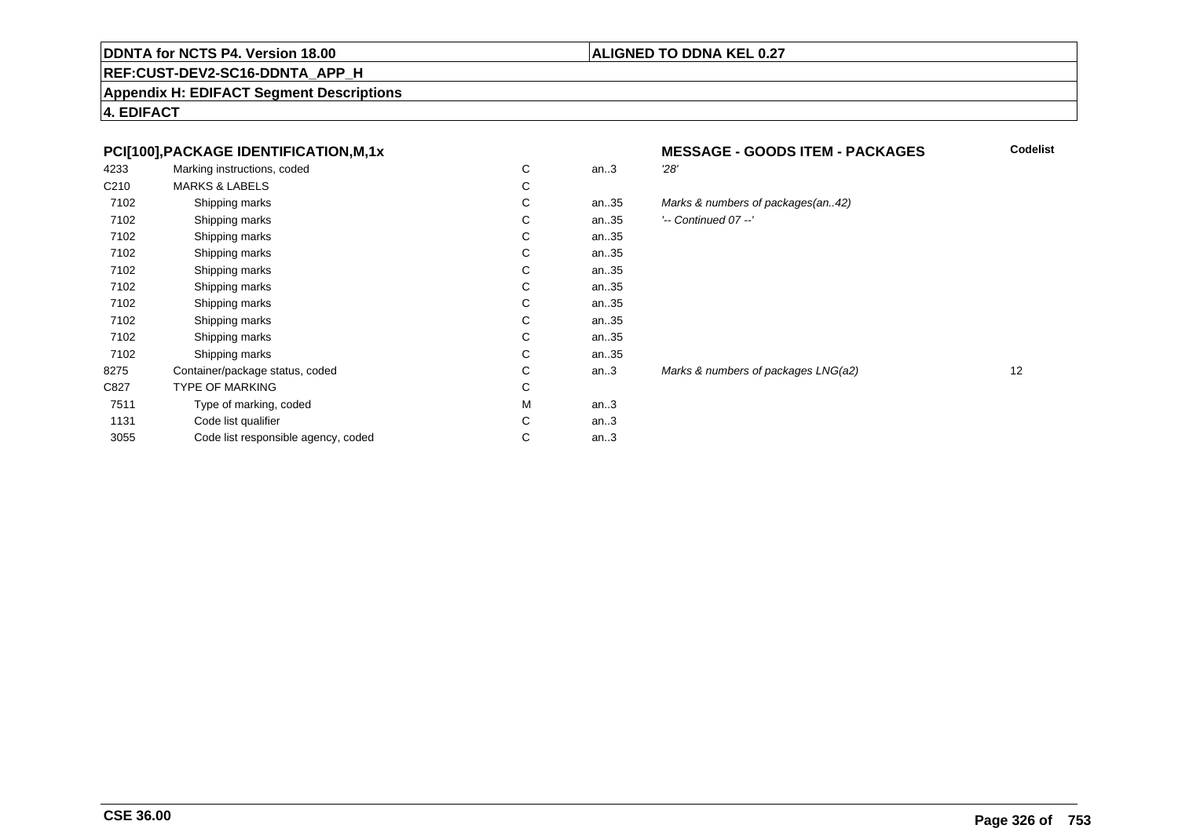**DDNTA for NCTS P4. Version 18.00** | **ALIGNED TO DDNA KEL 0.27**

**REF:CUST-DEV2-SC16-DDNTA_APP_H**

**Appendix H: EDIFACT Segment Descriptions**

**4. EDIFACT**

| PCI[100],PACKAGE IDENTIFICATION,M,1x | | | | MESSAGE - GOODS ITEM - PACKAGES | Codelist |
|---|---|---|---|---|---|
| 4233 | Marking instructions, coded | C | an..3 | *'28'* | |
| C210 | MARKS & LABELS | C | | | |
| 7102 | Shipping marks | C | an..35 | *Marks & numbers of packages(an..42)* | |
| 7102 | Shipping marks | C | an..35 | *'-- Continued 07 --'* | |
| 7102 | Shipping marks | C | an..35 | | |
| 7102 | Shipping marks | C | an..35 | | |
| 7102 | Shipping marks | C | an..35 | | |
| 7102 | Shipping marks | C | an..35 | | |
| 7102 | Shipping marks | C | an..35 | | |
| 7102 | Shipping marks | C | an..35 | | |
| 7102 | Shipping marks | C | an..35 | | |
| 7102 | Shipping marks | C | an..35 | | |
| 8275 | Container/package status, coded | C | an..3 | *Marks & numbers of packages LNG(a2)* | 12 |
| C827 | TYPE OF MARKING | C | | | |
| 7511 | Type of marking, coded | M | an..3 | | |
| 1131 | Code list qualifier | C | an..3 | | |
| 3055 | Code list responsible agency, coded | C | an..3 | | |

**CSE 36.00**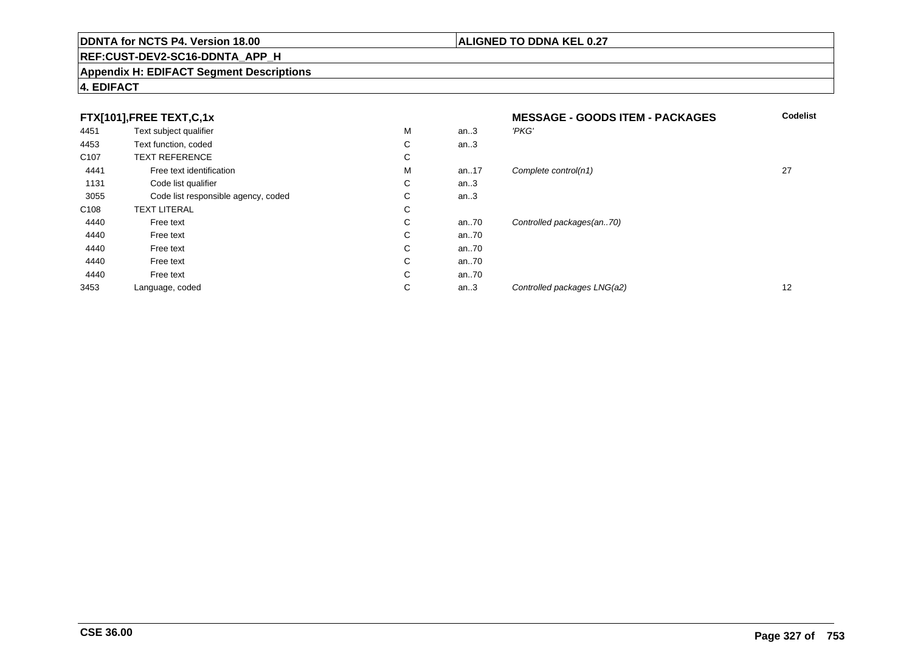**DDNTA for NCTS P4. Version 18.00** | **ALIGNED TO DDNA KEL 0.27**

**REF:CUST-DEV2-SC16-DDNTA_APP_H**

**Appendix H: EDIFACT Segment Descriptions**

**4. EDIFACT**

| **FTX[101],FREE TEXT,C,1x** | | | | **MESSAGE - GOODS ITEM - PACKAGES** | **Codelist** |
|---|---|---|---|---|---|
| 4451 | Text subject qualifier | M | an..3 | *'PKG'* | |
| 4453 | Text function, coded | C | an..3 | | |
| C107 | TEXT REFERENCE | C | | | |
| 4441 | Free text identification | M | an..17 | *Complete control(n1)* | 27 |
| 1131 | Code list qualifier | C | an..3 | | |
| 3055 | Code list responsible agency, coded | C | an..3 | | |
| C108 | TEXT LITERAL | C | | | |
| 4440 | Free text | C | an..70 | *Controlled packages(an..70)* | |
| 4440 | Free text | C | an..70 | | |
| 4440 | Free text | C | an..70 | | |
| 4440 | Free text | C | an..70 | | |
| 4440 | Free text | C | an..70 | | |
| 3453 | Language, coded | C | an..3 | *Controlled packages LNG(a2)* | 12 |

**CSE 36.00**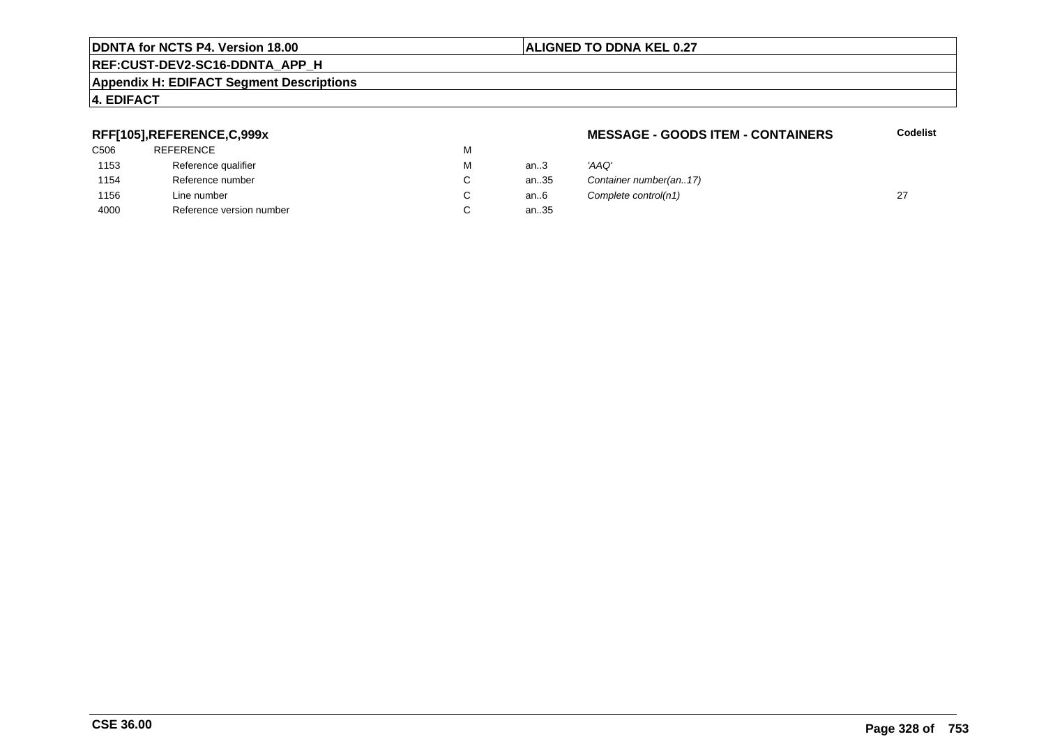**DDNTA for NCTS P4. Version 18.00** | **ALIGNED TO DDNA KEL 0.27**

**REF:CUST-DEV2-SC16-DDNTA_APP_H**

**Appendix H: EDIFACT Segment Descriptions**

**4. EDIFACT**

### RFF[105],REFERENCE,C,999x — MESSAGE - GOODS ITEM - CONTAINERS

| | | | | | Codelist |
|---|---|---|---|---|---|
| C506 | REFERENCE | M | | | |
| 1153 | Reference qualifier | M | an..3 | *'AAQ'* | |
| 1154 | Reference number | C | an..35 | *Container number(an..17)* | |
| 1156 | Line number | C | an..6 | *Complete control(n1)* | 27 |
| 4000 | Reference version number | C | an..35 | | |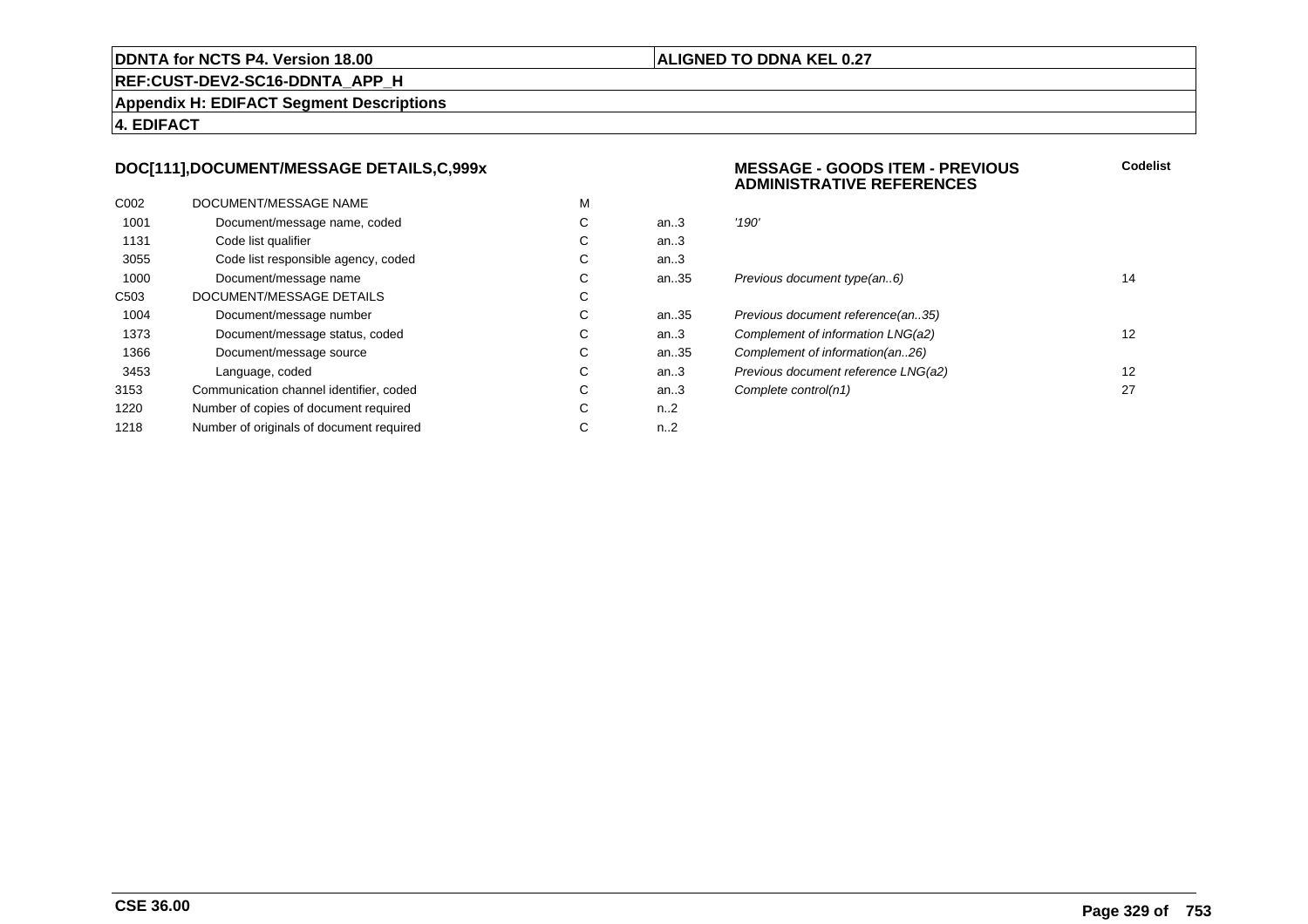## DOC[111],DOCUMENT/MESSAGE DETAILS,C,999x

**MESSAGE - GOODS ITEM - PREVIOUS ADMINISTRATIVE REFERENCES**

| | | | | | **Codelist** |
|---|---|---|---|---|---|
| C002 | DOCUMENT/MESSAGE NAME | M | | | |
| 1001 | Document/message name, coded | C | an..3 | *'190'* | |
| 1131 | Code list qualifier | C | an..3 | | |
| 3055 | Code list responsible agency, coded | C | an..3 | | |
| 1000 | Document/message name | C | an..35 | *Previous document type(an..6)* | 14 |
| C503 | DOCUMENT/MESSAGE DETAILS | C | | | |
| 1004 | Document/message number | C | an..35 | *Previous document reference(an..35)* | |
| 1373 | Document/message status, coded | C | an..3 | *Complement of information LNG(a2)* | 12 |
| 1366 | Document/message source | C | an..35 | *Complement of information(an..26)* | |
| 3453 | Language, coded | C | an..3 | *Previous document reference LNG(a2)* | 12 |
| 3153 | Communication channel identifier, coded | C | an..3 | *Complete control(n1)* | 27 |
| 1220 | Number of copies of document required | C | n..2 | | |
| 1218 | Number of originals of document required | C | n..2 | | |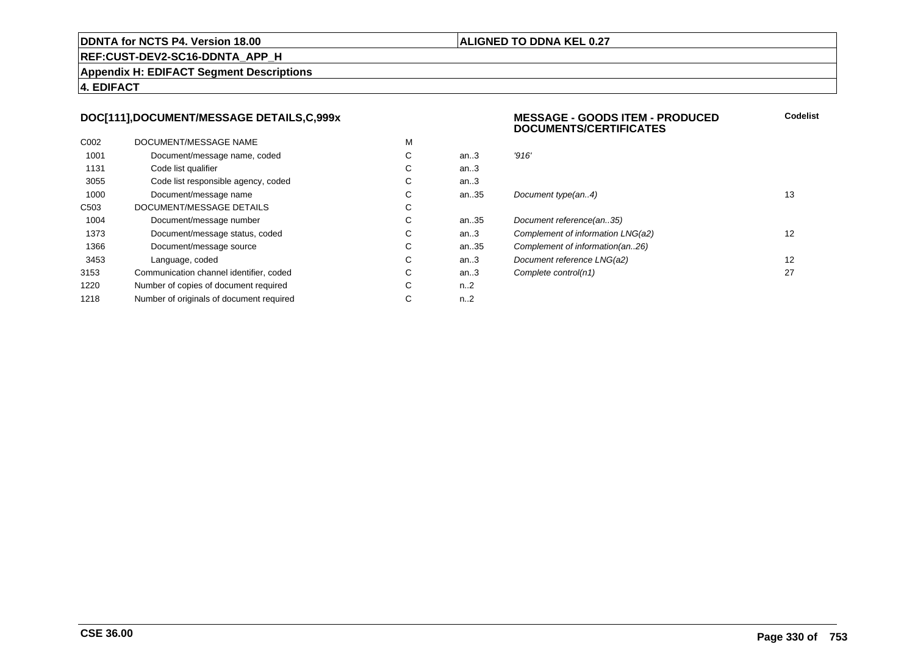**DDNTA for NCTS P4. Version 18.00**

**ALIGNED TO DDNA KEL 0.27**

**REF:CUST-DEV2-SC16-DDNTA_APP_H**

**Appendix H: EDIFACT Segment Descriptions**

**4. EDIFACT**

### DOC[111],DOCUMENT/MESSAGE DETAILS,C,999x

### MESSAGE - GOODS ITEM - PRODUCED DOCUMENTS/CERTIFICATES

| | | | | | Codelist |
|---|---|---|---|---|---|
| C002 | DOCUMENT/MESSAGE NAME | M | | | |
| 1001 | Document/message name, coded | C | an..3 | *'916'* | |
| 1131 | Code list qualifier | C | an..3 | | |
| 3055 | Code list responsible agency, coded | C | an..3 | | |
| 1000 | Document/message name | C | an..35 | *Document type(an..4)* | 13 |
| C503 | DOCUMENT/MESSAGE DETAILS | C | | | |
| 1004 | Document/message number | C | an..35 | *Document reference(an..35)* | |
| 1373 | Document/message status, coded | C | an..3 | *Complement of information LNG(a2)* | 12 |
| 1366 | Document/message source | C | an..35 | *Complement of information(an..26)* | |
| 3453 | Language, coded | C | an..3 | *Document reference LNG(a2)* | 12 |
| 3153 | Communication channel identifier, coded | C | an..3 | *Complete control(n1)* | 27 |
| 1220 | Number of copies of document required | C | n..2 | | |
| 1218 | Number of originals of document required | C | n..2 | | |

**CSE 36.00**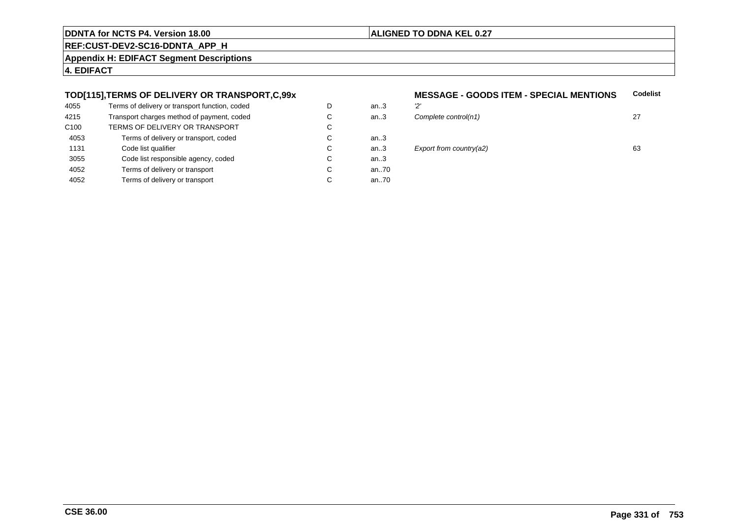## TOD[115],TERMS OF DELIVERY OR TRANSPORT,C,99x

**MESSAGE - GOODS ITEM - SPECIAL MENTIONS**

| | | | | | Codelist |
|---|---|---|---|---|---|
| 4055 | Terms of delivery or transport function, coded | D | an..3 | *'2'* | |
| 4215 | Transport charges method of payment, coded | C | an..3 | *Complete control(n1)* | 27 |
| C100 | TERMS OF DELIVERY OR TRANSPORT | C | | | |
| 4053 | Terms of delivery or transport, coded | C | an..3 | | |
| 1131 | Code list qualifier | C | an..3 | *Export from country(a2)* | 63 |
| 3055 | Code list responsible agency, coded | C | an..3 | | |
| 4052 | Terms of delivery or transport | C | an..70 | | |
| 4052 | Terms of delivery or transport | C | an..70 | | |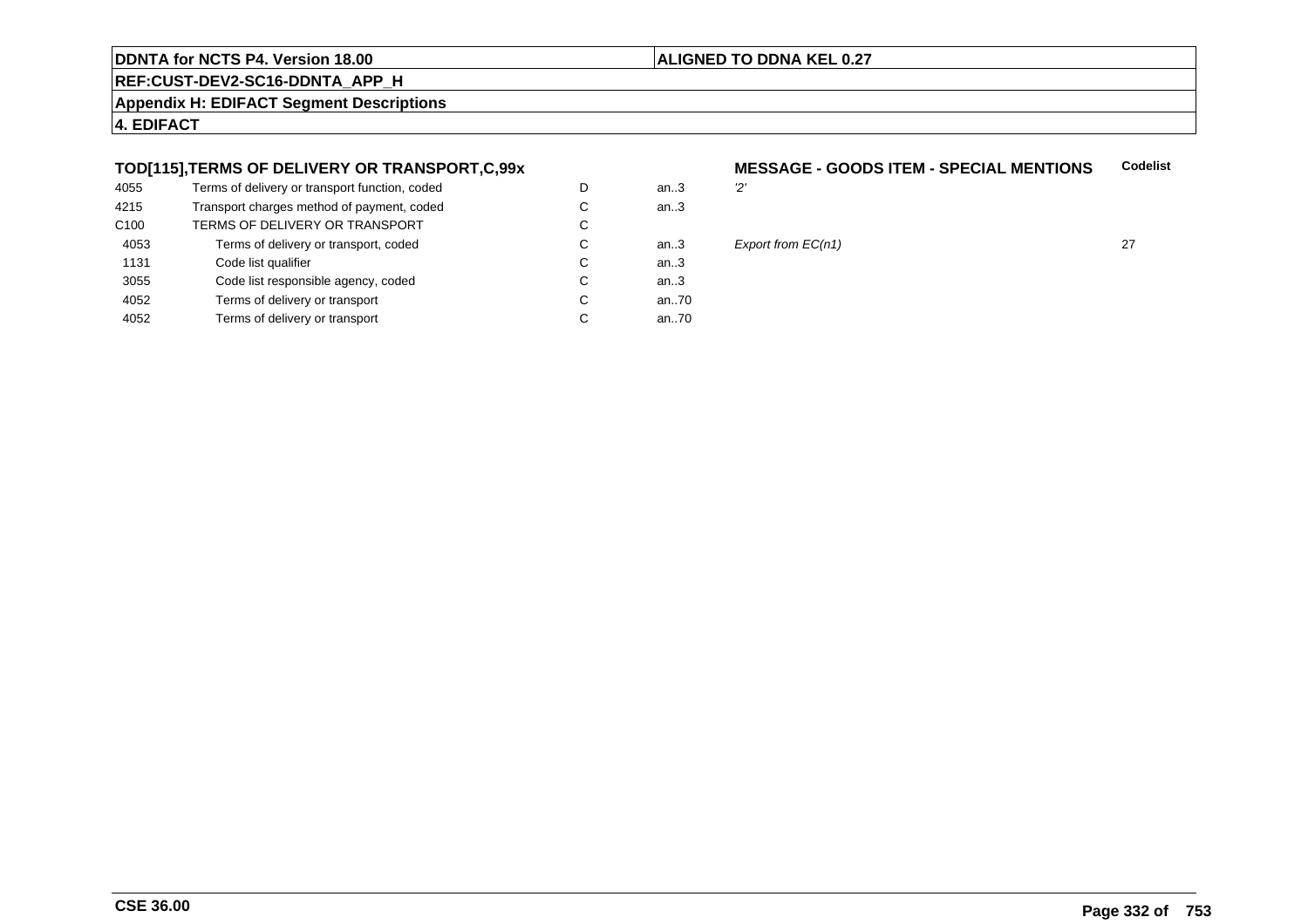**TOD[115],TERMS OF DELIVERY OR TRANSPORT,C,99x**

**MESSAGE - GOODS ITEM - SPECIAL MENTIONS**

| | | | | | Codelist |
|---|---|---|---|---|---|
| 4055 | Terms of delivery or transport function, coded | D | an..3 | *'2'* | |
| 4215 | Transport charges method of payment, coded | C | an..3 | | |
| C100 | TERMS OF DELIVERY OR TRANSPORT | C | | | |
| 4053 | Terms of delivery or transport, coded | C | an..3 | *Export from EC(n1)* | 27 |
| 1131 | Code list qualifier | C | an..3 | | |
| 3055 | Code list responsible agency, coded | C | an..3 | | |
| 4052 | Terms of delivery or transport | C | an..70 | | |
| 4052 | Terms of delivery or transport | C | an..70 | | |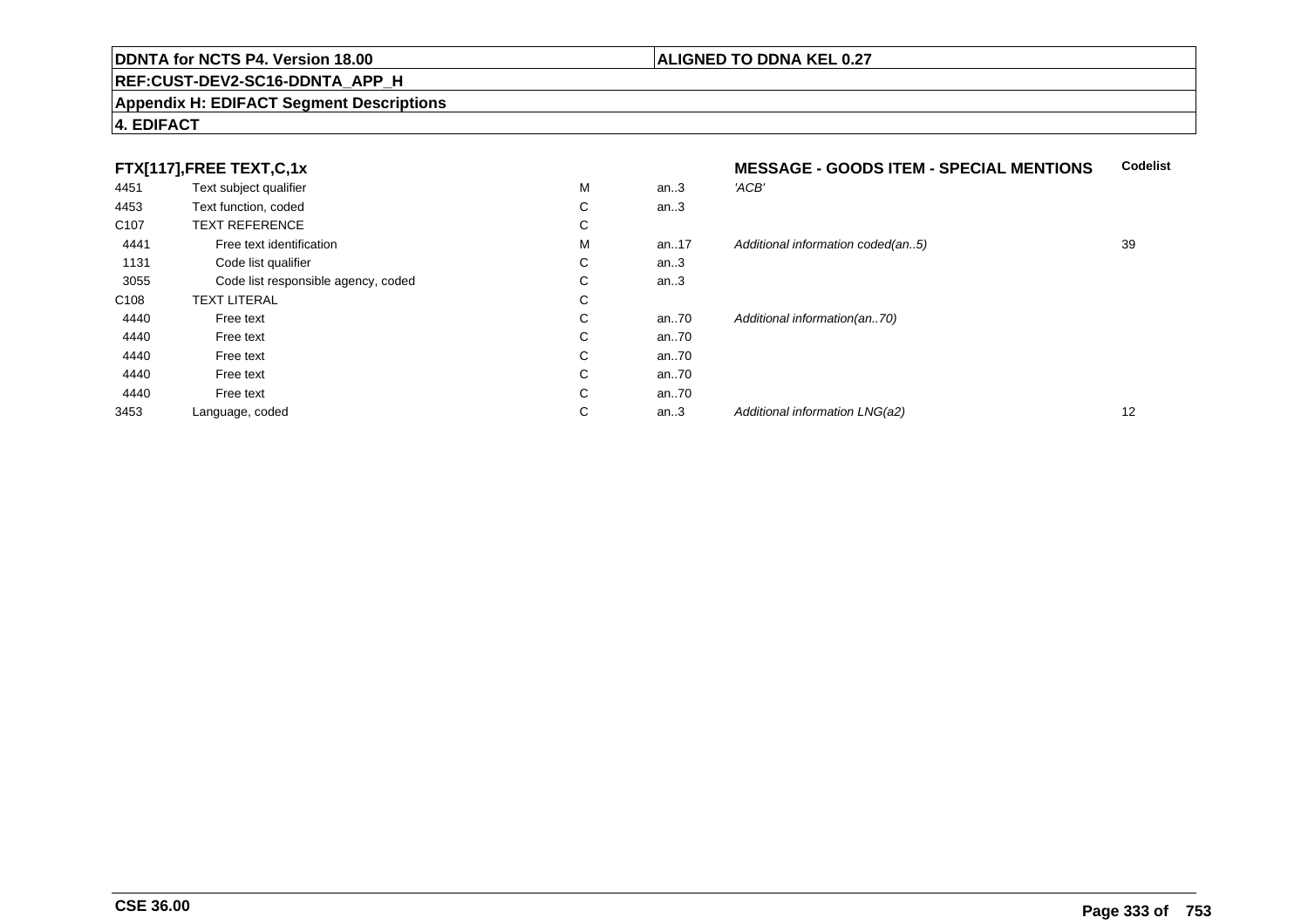**DDNTA for NCTS P4. Version 18.00** | **ALIGNED TO DDNA KEL 0.27**

**REF:CUST-DEV2-SC16-DDNTA_APP_H**

**Appendix H: EDIFACT Segment Descriptions**

**4. EDIFACT**

| **FTX[117],FREE TEXT,C,1x** | | | | **MESSAGE - GOODS ITEM - SPECIAL MENTIONS** | **Codelist** |
|---|---|---|---|---|---|
| 4451 | Text subject qualifier | M | an..3 | *'ACB'* | |
| 4453 | Text function, coded | C | an..3 | | |
| C107 | TEXT REFERENCE | C | | | |
| 4441 | Free text identification | M | an..17 | *Additional information coded(an..5)* | 39 |
| 1131 | Code list qualifier | C | an..3 | | |
| 3055 | Code list responsible agency, coded | C | an..3 | | |
| C108 | TEXT LITERAL | C | | | |
| 4440 | Free text | C | an..70 | *Additional information(an..70)* | |
| 4440 | Free text | C | an..70 | | |
| 4440 | Free text | C | an..70 | | |
| 4440 | Free text | C | an..70 | | |
| 4440 | Free text | C | an..70 | | |
| 3453 | Language, coded | C | an..3 | *Additional information LNG(a2)* | 12 |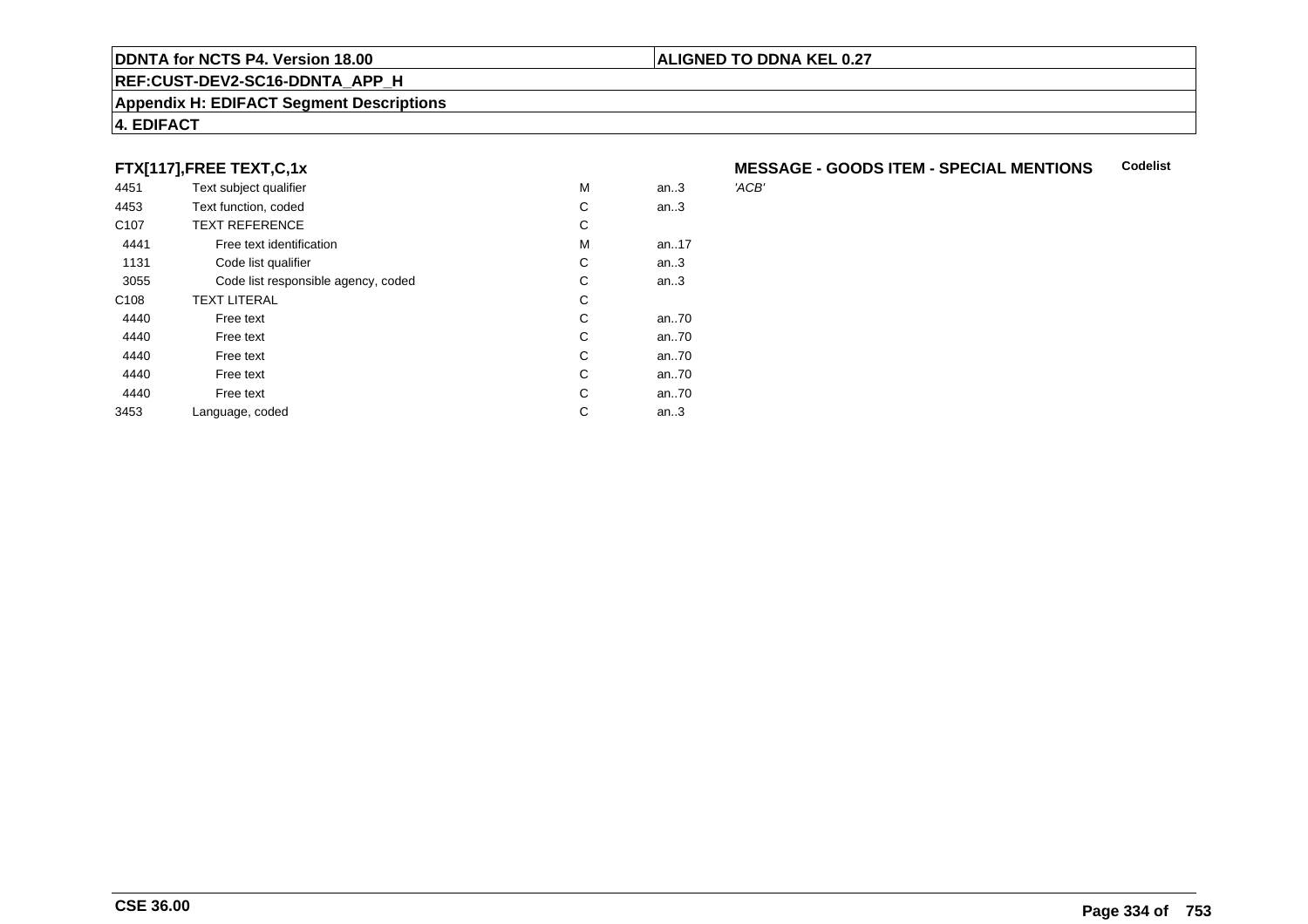**FTX[117],FREE TEXT,C,1x** **MESSAGE - GOODS ITEM - SPECIAL MENTIONS** **Codelist**

| | | | | |
|---|---|---|---|---|
| 4451 | Text subject qualifier | M | an..3 | *'ACB'* |
| 4453 | Text function, coded | C | an..3 | |
| C107 | TEXT REFERENCE | C | | |
| 4441 | Free text identification | M | an..17 | |
| 1131 | Code list qualifier | C | an..3 | |
| 3055 | Code list responsible agency, coded | C | an..3 | |
| C108 | TEXT LITERAL | C | | |
| 4440 | Free text | C | an..70 | |
| 4440 | Free text | C | an..70 | |
| 4440 | Free text | C | an..70 | |
| 4440 | Free text | C | an..70 | |
| 4440 | Free text | C | an..70 | |
| 3453 | Language, coded | C | an..3 | |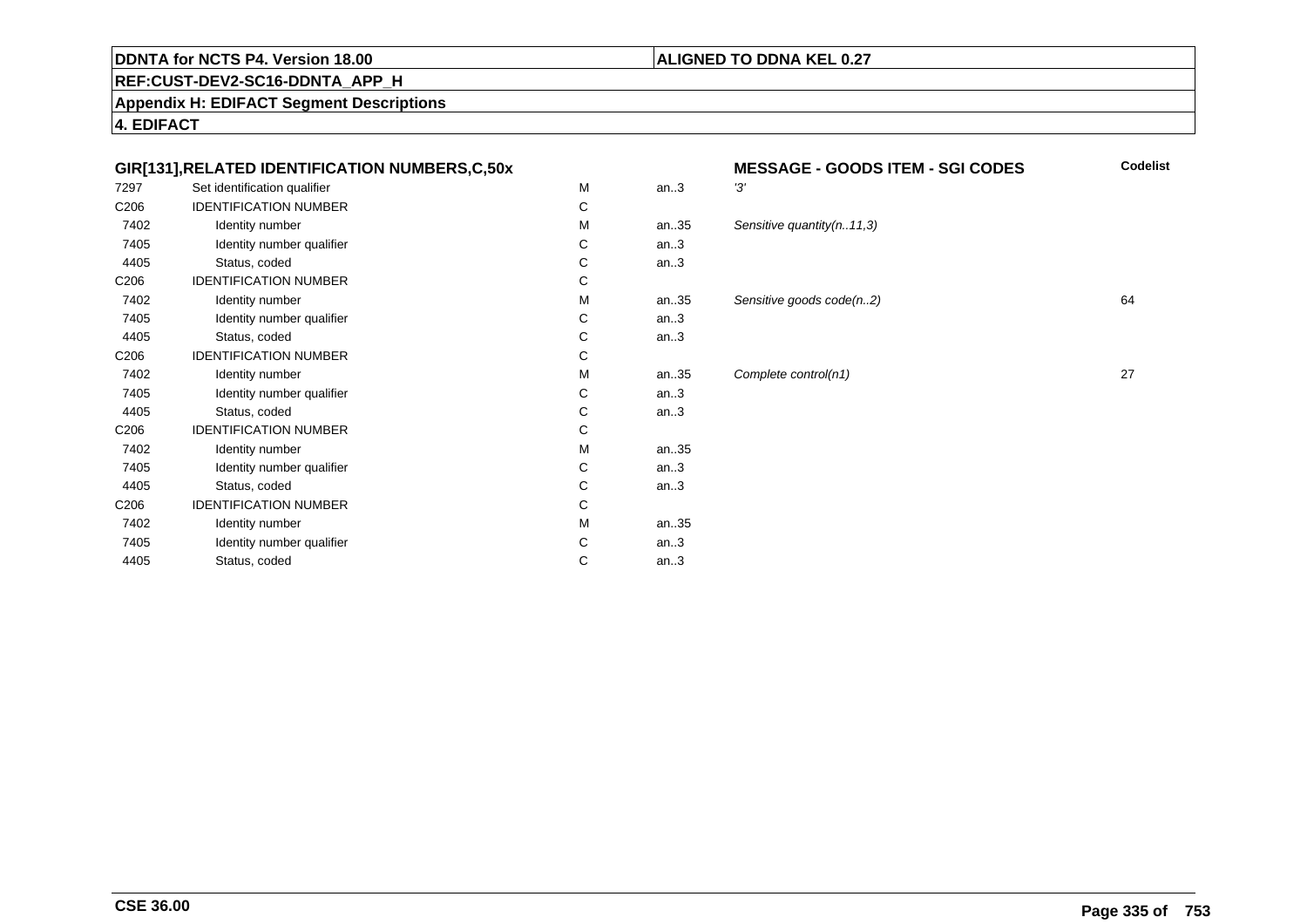**DDNTA for NCTS P4. Version 18.00** | **ALIGNED TO DDNA KEL 0.27**

**REF:CUST-DEV2-SC16-DDNTA_APP_H**

**Appendix H: EDIFACT Segment Descriptions**

**4. EDIFACT**

| GIR[131],RELATED IDENTIFICATION NUMBERS,C,50x | | | | MESSAGE - GOODS ITEM - SGI CODES | Codelist |
|---|---|---|---|---|---|
| 7297 | Set identification qualifier | M | an..3 | *'3'* | |
| C206 | IDENTIFICATION NUMBER | C | | | |
| 7402 | Identity number | M | an..35 | *Sensitive quantity(n..11,3)* | |
| 7405 | Identity number qualifier | C | an..3 | | |
| 4405 | Status, coded | C | an..3 | | |
| C206 | IDENTIFICATION NUMBER | C | | | |
| 7402 | Identity number | M | an..35 | *Sensitive goods code(n..2)* | 64 |
| 7405 | Identity number qualifier | C | an..3 | | |
| 4405 | Status, coded | C | an..3 | | |
| C206 | IDENTIFICATION NUMBER | C | | | |
| 7402 | Identity number | M | an..35 | *Complete control(n1)* | 27 |
| 7405 | Identity number qualifier | C | an..3 | | |
| 4405 | Status, coded | C | an..3 | | |
| C206 | IDENTIFICATION NUMBER | C | | | |
| 7402 | Identity number | M | an..35 | | |
| 7405 | Identity number qualifier | C | an..3 | | |
| 4405 | Status, coded | C | an..3 | | |
| C206 | IDENTIFICATION NUMBER | C | | | |
| 7402 | Identity number | M | an..35 | | |
| 7405 | Identity number qualifier | C | an..3 | | |
| 4405 | Status, coded | C | an..3 | | |

**CSE 36.00**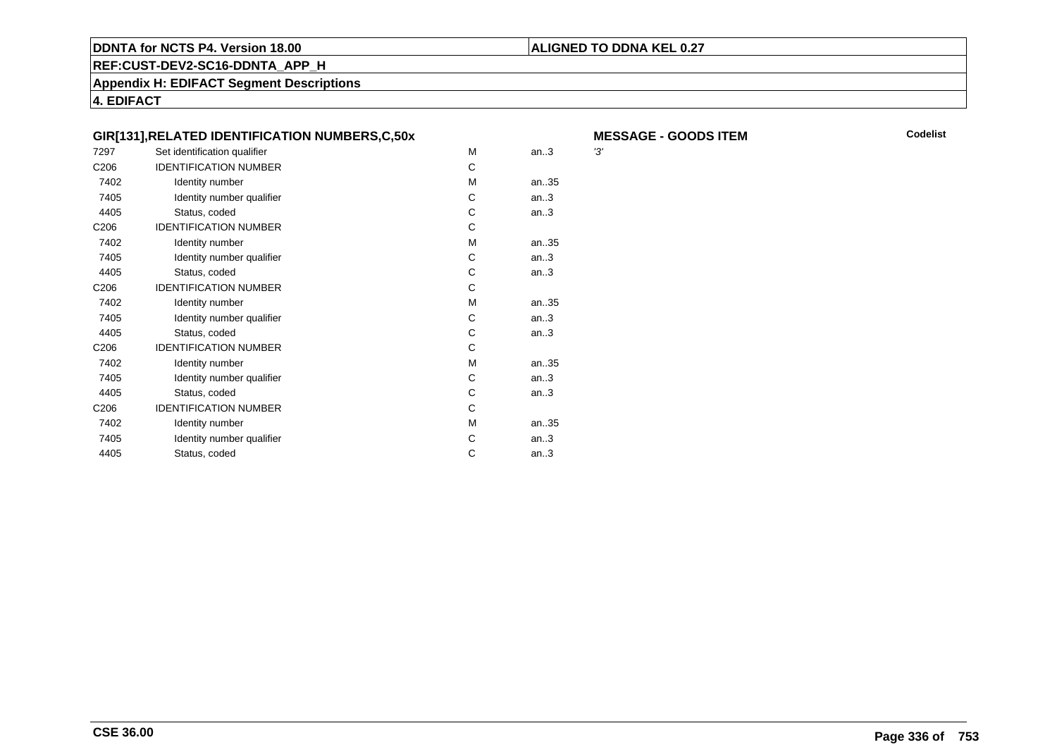**DDNTA for NCTS P4. Version 18.00** | **ALIGNED TO DDNA KEL 0.27**

**REF:CUST-DEV2-SC16-DDNTA_APP_H**

**Appendix H: EDIFACT Segment Descriptions**

**4. EDIFACT**

### GIR[131],RELATED IDENTIFICATION NUMBERS,C,50x

**MESSAGE - GOODS ITEM**

| | | | | Codelist |
|---|---|---|---|---|
| 7297 | Set identification qualifier | M | an..3 | '3' |
| C206 | IDENTIFICATION NUMBER | C | | |
| 7402 | Identity number | M | an..35 | |
| 7405 | Identity number qualifier | C | an..3 | |
| 4405 | Status, coded | C | an..3 | |
| C206 | IDENTIFICATION NUMBER | C | | |
| 7402 | Identity number | M | an..35 | |
| 7405 | Identity number qualifier | C | an..3 | |
| 4405 | Status, coded | C | an..3 | |
| C206 | IDENTIFICATION NUMBER | C | | |
| 7402 | Identity number | M | an..35 | |
| 7405 | Identity number qualifier | C | an..3 | |
| 4405 | Status, coded | C | an..3 | |
| C206 | IDENTIFICATION NUMBER | C | | |
| 7402 | Identity number | M | an..35 | |
| 7405 | Identity number qualifier | C | an..3 | |
| 4405 | Status, coded | C | an..3 | |
| C206 | IDENTIFICATION NUMBER | C | | |
| 7402 | Identity number | M | an..35 | |
| 7405 | Identity number qualifier | C | an..3 | |
| 4405 | Status, coded | C | an..3 | |

**CSE 36.00**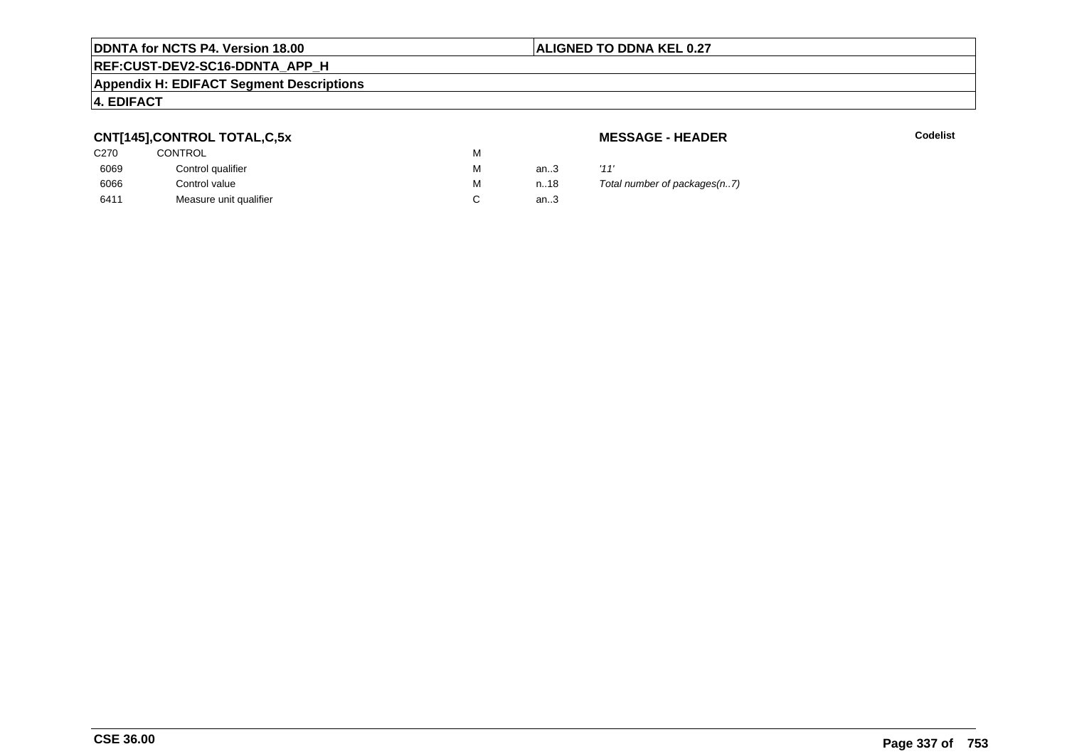**CNT[145],CONTROL TOTAL,C,5x**

**MESSAGE - HEADER**

**Codelist**

| | | | | |
|---|---|---|---|---|
| C270 | CONTROL | M | | |
| 6069 | Control qualifier | M | an..3 | *'11'* |
| 6066 | Control value | M | n..18 | *Total number of packages(n..7)* |
| 6411 | Measure unit qualifier | C | an..3 | |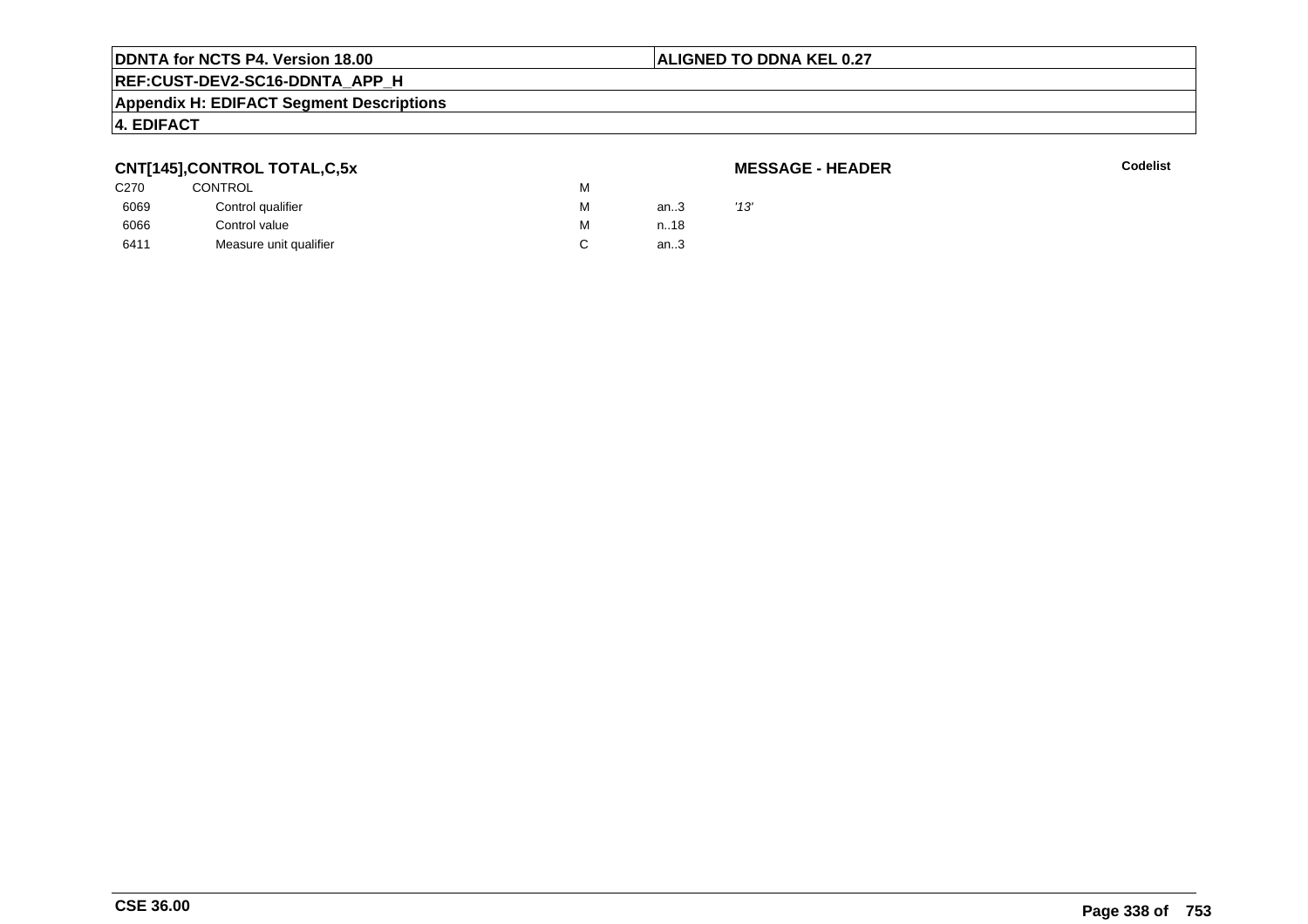**DDNTA for NCTS P4. Version 18.00** | **ALIGNED TO DDNA KEL 0.27**

**REF:CUST-DEV2-SC16-DDNTA_APP_H**

**Appendix H: EDIFACT Segment Descriptions**

**4. EDIFACT**

### CNT[145],CONTROL TOTAL,C,5x

**MESSAGE - HEADER**

**Codelist**

| | | | | |
|---|---|---|---|---|
| C270 | CONTROL | M | | |
| 6069 | Control qualifier | M | an..3 | *'13'* |
| 6066 | Control value | M | n..18 | |
| 6411 | Measure unit qualifier | C | an..3 | |

**CSE 36.00**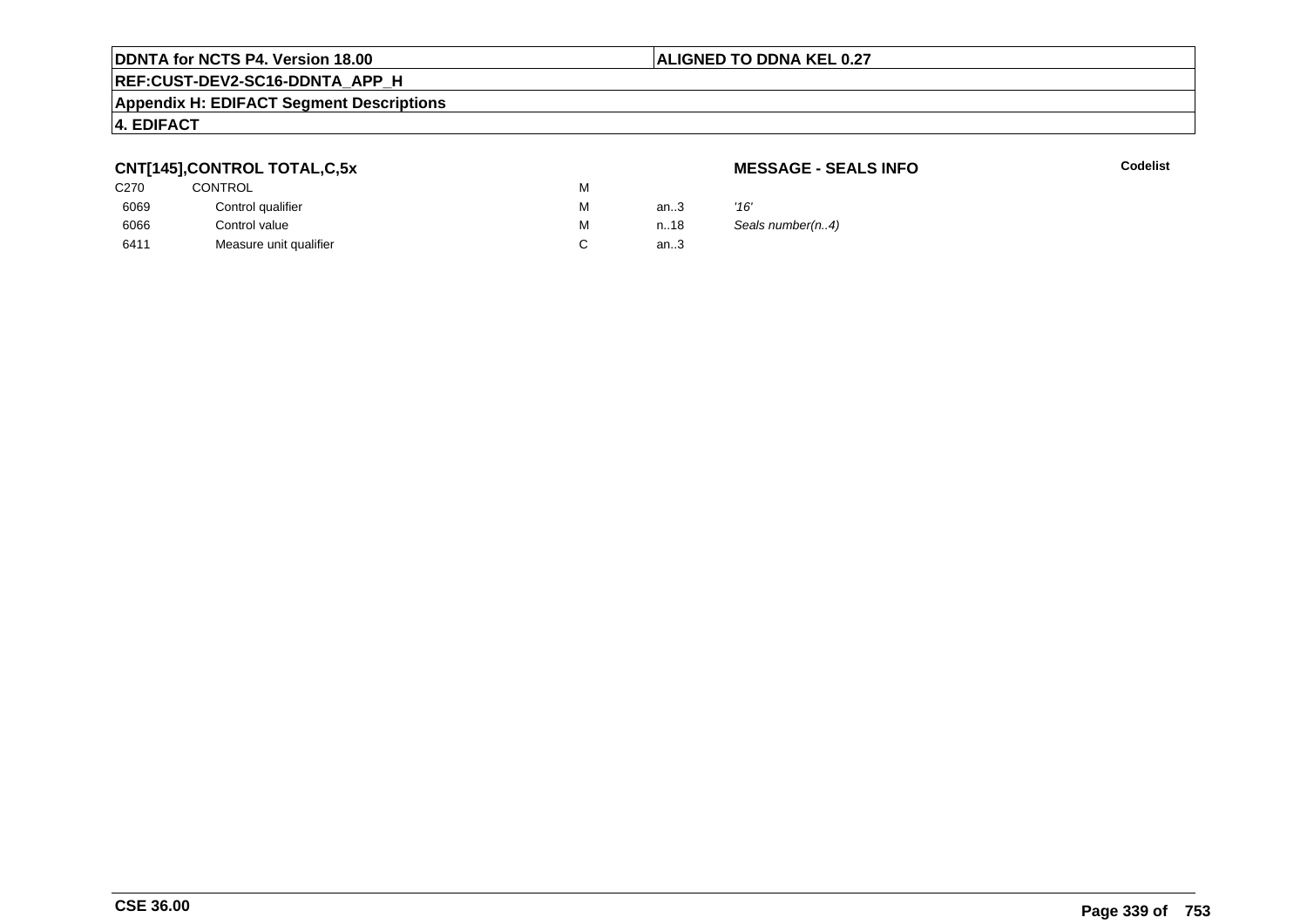## CNT[145],CONTROL TOTAL,C,5x

**MESSAGE - SEALS INFO**

**Codelist**

| | | | | |
|---|---|---|---|---|
| C270 | CONTROL | M | | |
| 6069 | Control qualifier | M | an..3 | *'16'* |
| 6066 | Control value | M | n..18 | *Seals number(n..4)* |
| 6411 | Measure unit qualifier | C | an..3 | |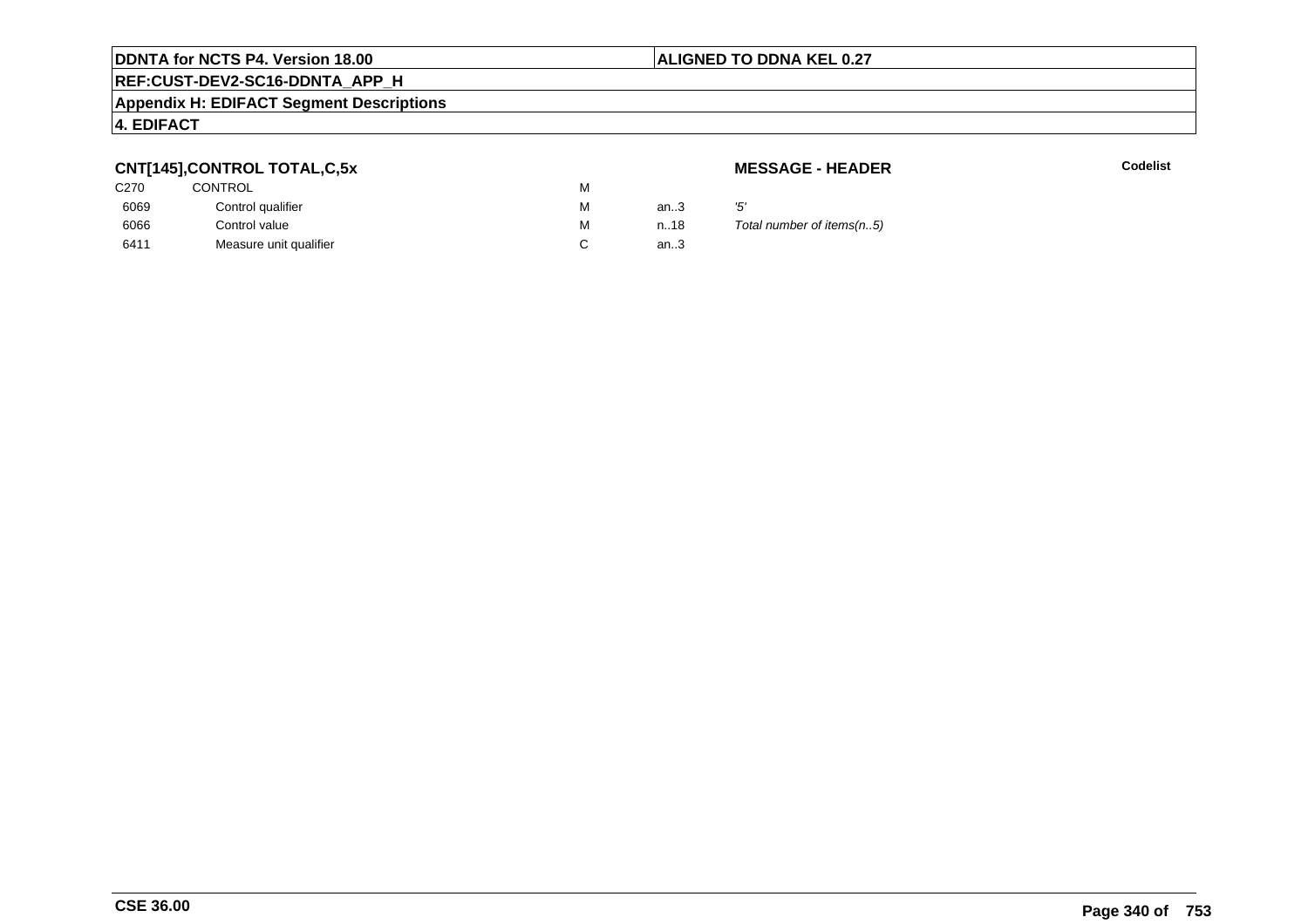**CNT[145],CONTROL TOTAL,C,5x**

**MESSAGE - HEADER**

**Codelist**

| | | | | |
|---|---|---|---|---|
| C270 | CONTROL | M | | |
| 6069 | Control qualifier | M | an..3 | *'5'* |
| 6066 | Control value | M | n..18 | *Total number of items(n..5)* |
| 6411 | Measure unit qualifier | C | an..3 | |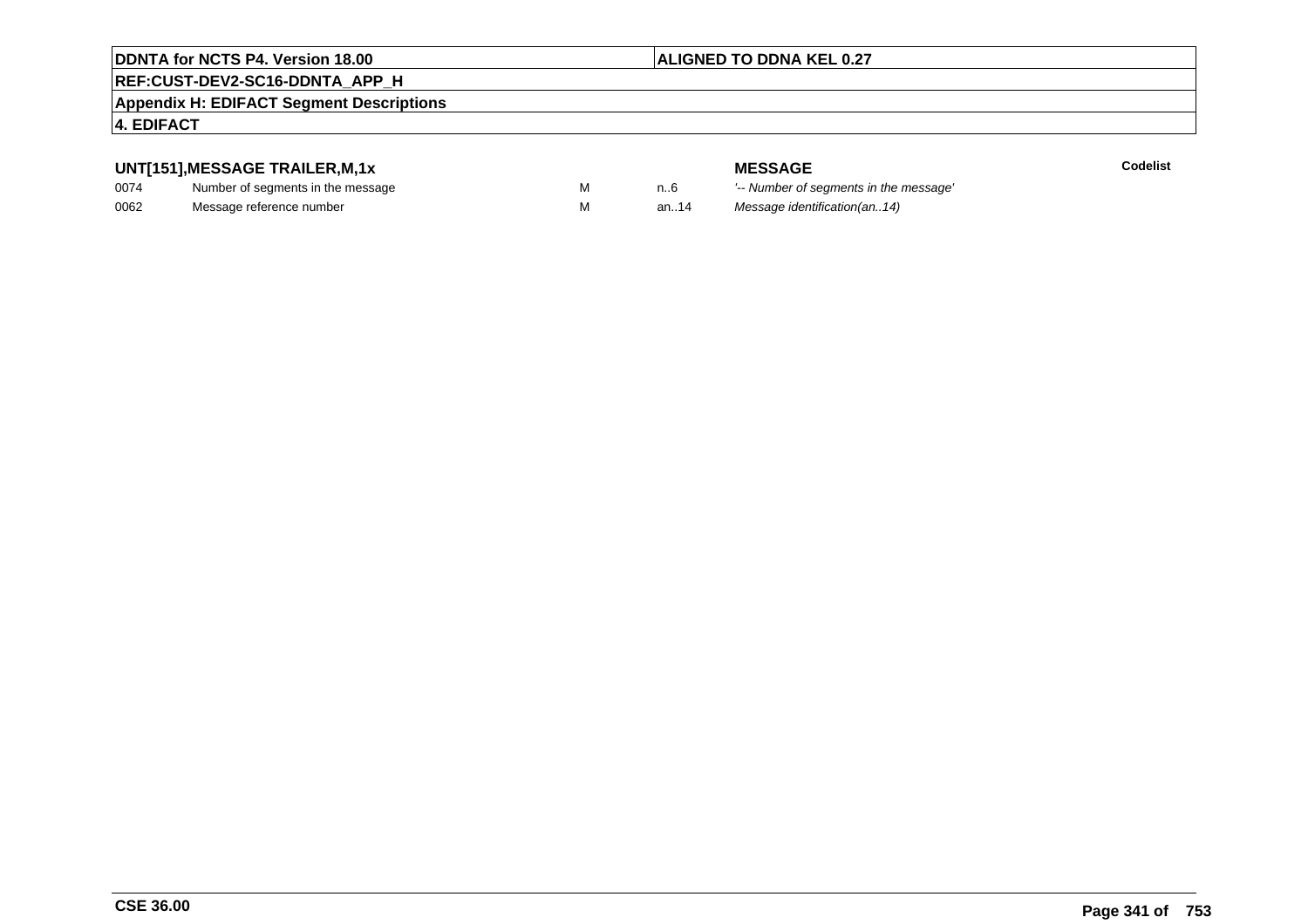## UNT[151],MESSAGE TRAILER,M,1x

| | | | | MESSAGE | Codelist |
|---|---|---|---|---|---|
| 0074 | Number of segments in the message | M | n..6 | *'-- Number of segments in the message'* | |
| 0062 | Message reference number | M | an..14 | *Message identification(an..14)* | |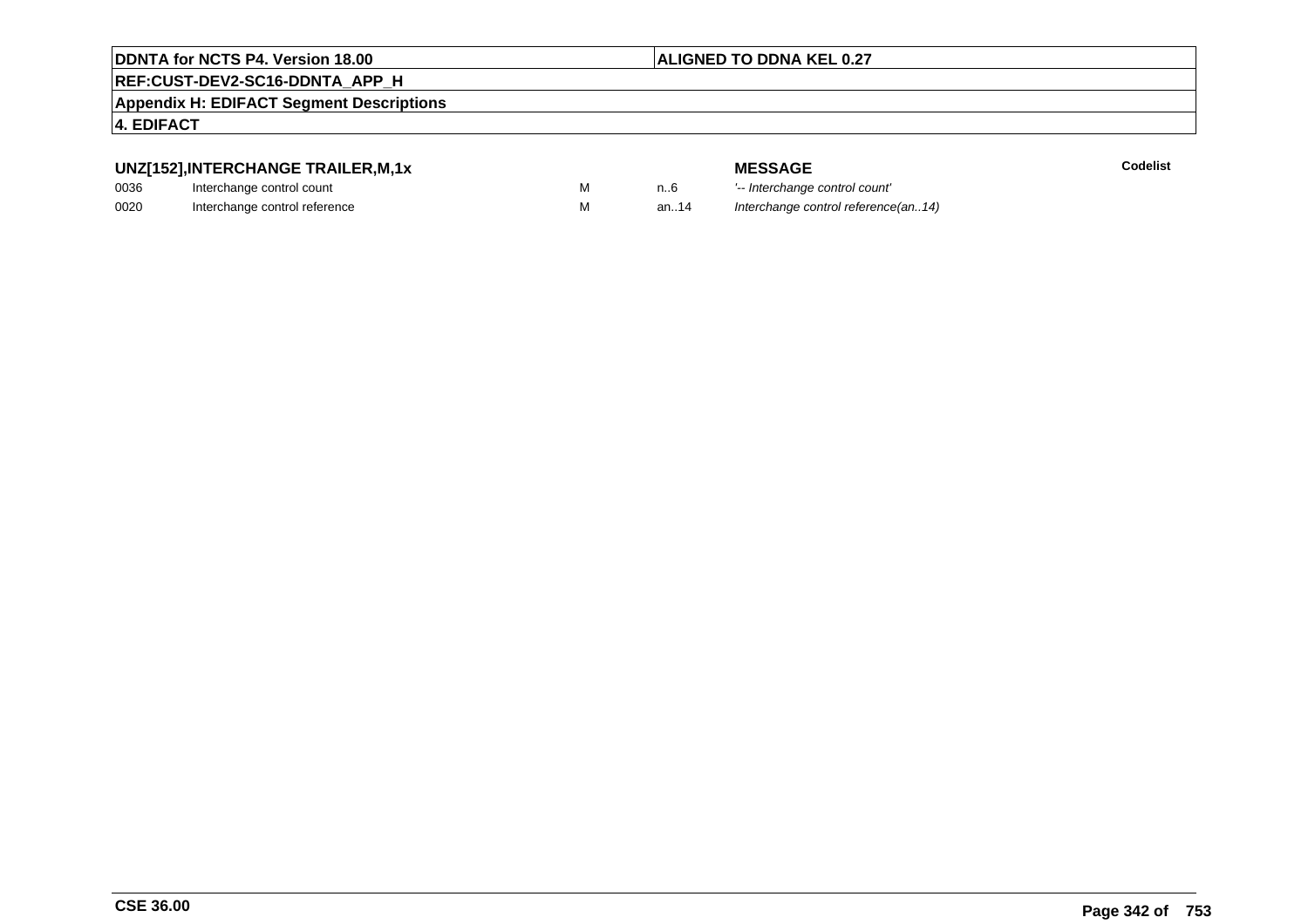**DDNTA for NCTS P4. Version 18.00** | **ALIGNED TO DDNA KEL 0.27**

**REF:CUST-DEV2-SC16-DDNTA_APP_H**

**Appendix H: EDIFACT Segment Descriptions**

**4. EDIFACT**

### UNZ[152],INTERCHANGE TRAILER,M,1x

| | | | | MESSAGE | Codelist |
|---|---|---|---|---|---|
| 0036 | Interchange control count | M | n..6 | *'-- Interchange control count'* | |
| 0020 | Interchange control reference | M | an..14 | *Interchange control reference(an..14)* | |

**CSE 36.00**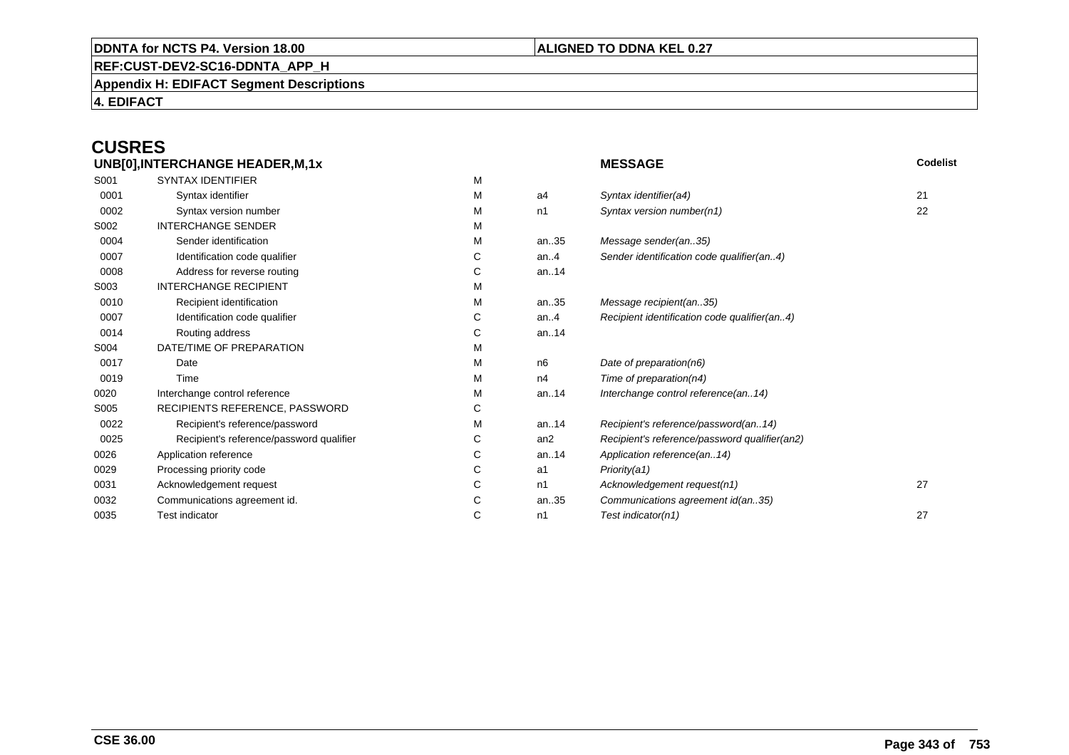# CUSRES

| UNB[0],INTERCHANGE HEADER,M,1x | | | | MESSAGE | Codelist |
|---|---|---|---|---|---|
| S001 | SYNTAX IDENTIFIER | M | | | |
| 0001 | Syntax identifier | M | a4 | *Syntax identifier(a4)* | 21 |
| 0002 | Syntax version number | M | n1 | *Syntax version number(n1)* | 22 |
| S002 | INTERCHANGE SENDER | M | | | |
| 0004 | Sender identification | M | an..35 | *Message sender(an..35)* | |
| 0007 | Identification code qualifier | C | an..4 | *Sender identification code qualifier(an..4)* | |
| 0008 | Address for reverse routing | C | an..14 | | |
| S003 | INTERCHANGE RECIPIENT | M | | | |
| 0010 | Recipient identification | M | an..35 | *Message recipient(an..35)* | |
| 0007 | Identification code qualifier | C | an..4 | *Recipient identification code qualifier(an..4)* | |
| 0014 | Routing address | C | an..14 | | |
| S004 | DATE/TIME OF PREPARATION | M | | | |
| 0017 | Date | M | n6 | *Date of preparation(n6)* | |
| 0019 | Time | M | n4 | *Time of preparation(n4)* | |
| 0020 | Interchange control reference | M | an..14 | *Interchange control reference(an..14)* | |
| S005 | RECIPIENTS REFERENCE, PASSWORD | C | | | |
| 0022 | Recipient's reference/password | M | an..14 | *Recipient's reference/password(an..14)* | |
| 0025 | Recipient's reference/password qualifier | C | an2 | *Recipient's reference/password qualifier(an2)* | |
| 0026 | Application reference | C | an..14 | *Application reference(an..14)* | |
| 0029 | Processing priority code | C | a1 | *Priority(a1)* | |
| 0031 | Acknowledgement request | C | n1 | *Acknowledgement request(n1)* | 27 |
| 0032 | Communications agreement id. | C | an..35 | *Communications agreement id(an..35)* | |
| 0035 | Test indicator | C | n1 | *Test indicator(n1)* | 27 |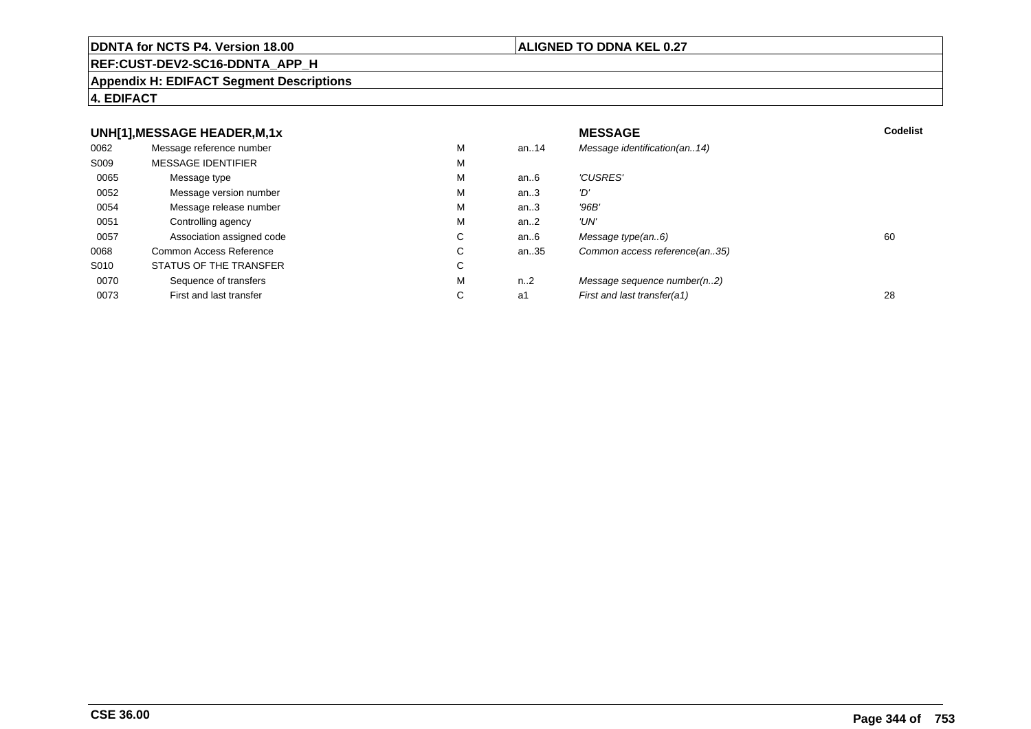**DDNTA for NCTS P4. Version 18.00** | **ALIGNED TO DDNA KEL 0.27**

**REF:CUST-DEV2-SC16-DDNTA_APP_H**

**Appendix H: EDIFACT Segment Descriptions**

**4. EDIFACT**

| UNH[1],MESSAGE HEADER,M,1x | | | | MESSAGE | Codelist |
|---|---|---|---|---|---|
| 0062 | Message reference number | M | an..14 | *Message identification(an..14)* | |
| S009 | MESSAGE IDENTIFIER | M | | | |
| 0065 | Message type | M | an..6 | *'CUSRES'* | |
| 0052 | Message version number | M | an..3 | *'D'* | |
| 0054 | Message release number | M | an..3 | *'96B'* | |
| 0051 | Controlling agency | M | an..2 | *'UN'* | |
| 0057 | Association assigned code | C | an..6 | *Message type(an..6)* | 60 |
| 0068 | Common Access Reference | C | an..35 | *Common access reference(an..35)* | |
| S010 | STATUS OF THE TRANSFER | C | | | |
| 0070 | Sequence of transfers | M | n..2 | *Message sequence number(n..2)* | |
| 0073 | First and last transfer | C | a1 | *First and last transfer(a1)* | 28 |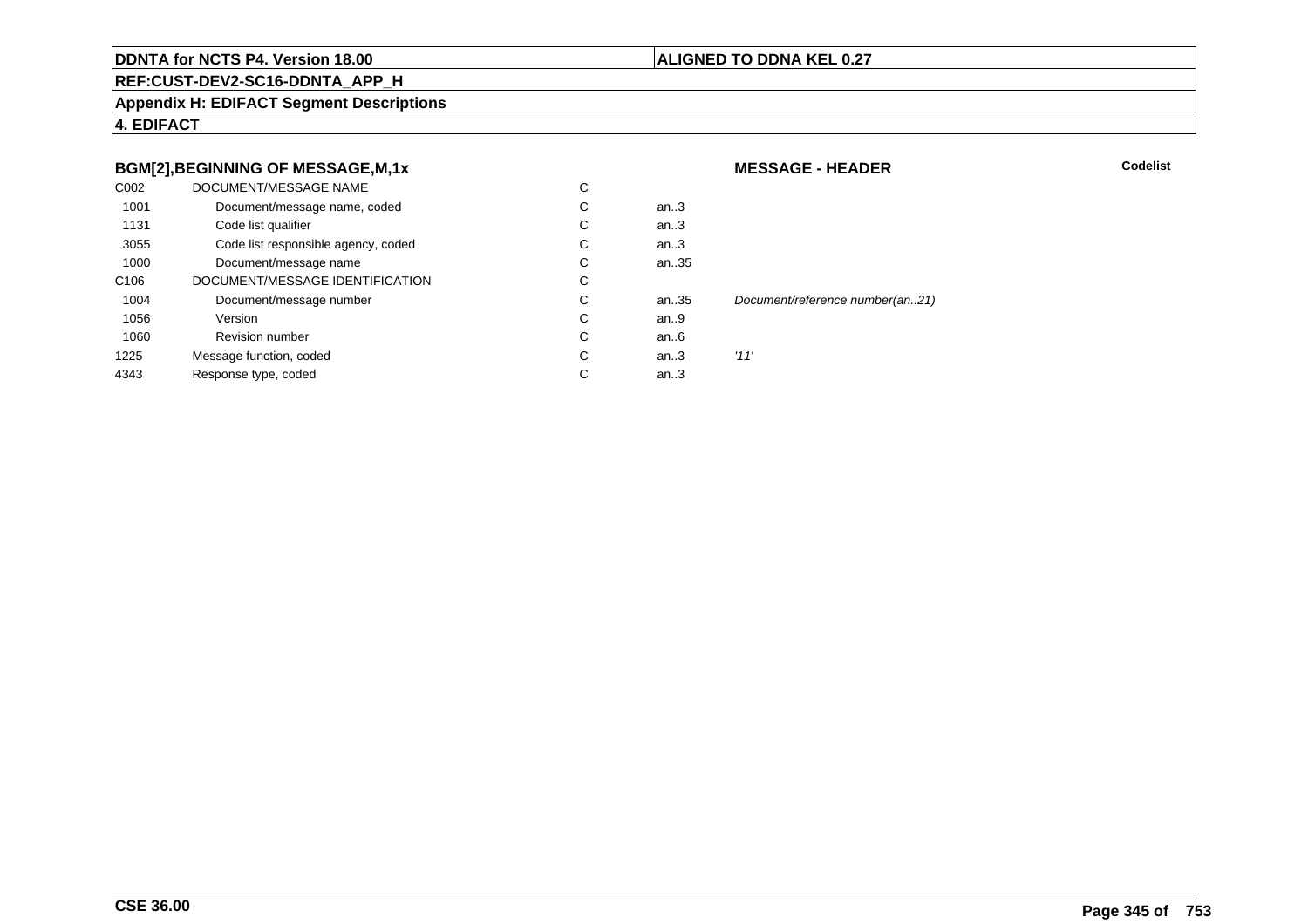**DDNTA for NCTS P4. Version 18.00**

**ALIGNED TO DDNA KEL 0.27**

**REF:CUST-DEV2-SC16-DDNTA_APP_H**

**Appendix H: EDIFACT Segment Descriptions**

**4. EDIFACT**

### BGM[2],BEGINNING OF MESSAGE,M,1x

**MESSAGE - HEADER**

**Codelist**

| | | | | | |
|---|---|---|---|---|---|
| C002 | DOCUMENT/MESSAGE NAME | C | | | |
| 1001 | Document/message name, coded | C | an..3 | | |
| 1131 | Code list qualifier | C | an..3 | | |
| 3055 | Code list responsible agency, coded | C | an..3 | | |
| 1000 | Document/message name | C | an..35 | | |
| C106 | DOCUMENT/MESSAGE IDENTIFICATION | C | | | |
| 1004 | Document/message number | C | an..35 | *Document/reference number(an..21)* | |
| 1056 | Version | C | an..9 | | |
| 1060 | Revision number | C | an..6 | | |
| 1225 | Message function, coded | C | an..3 | *'11'* | |
| 4343 | Response type, coded | C | an..3 | | |

**CSE 36.00**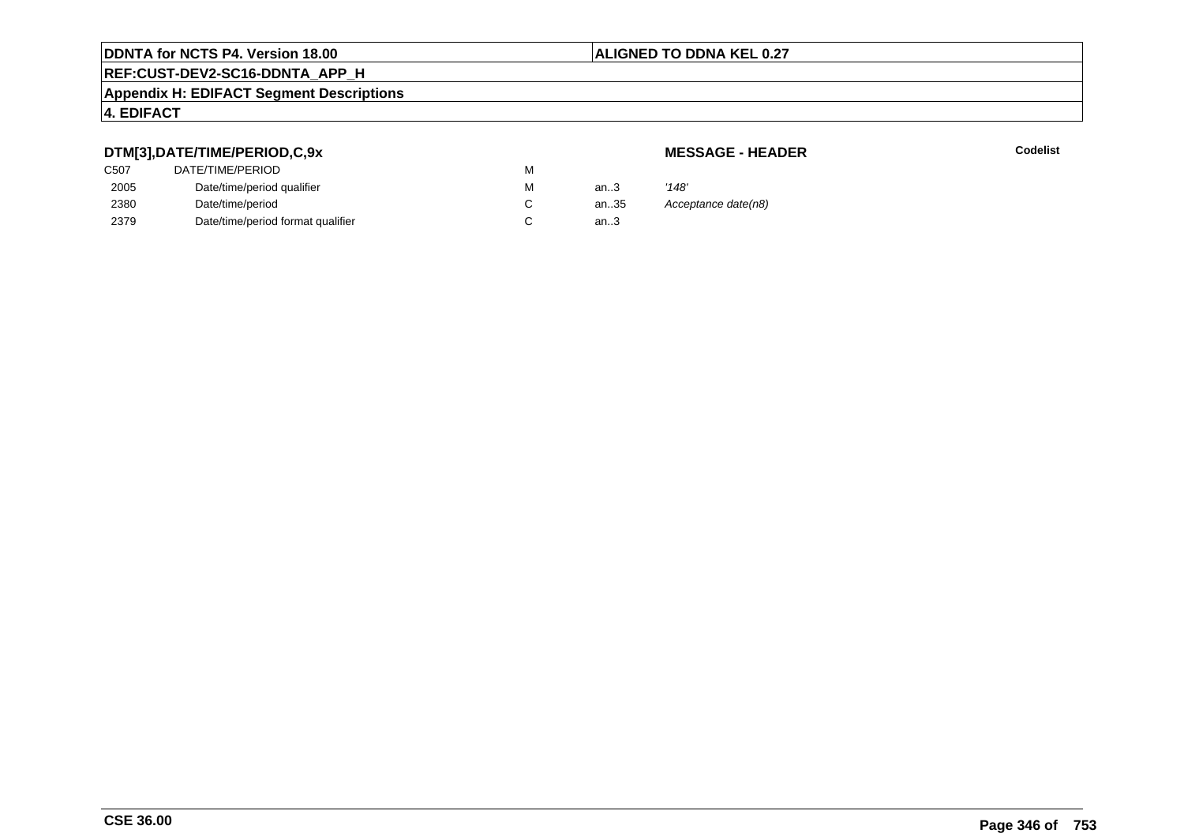**DTM[3],DATE/TIME/PERIOD,C,9x** — **MESSAGE - HEADER** — **Codelist**

| | | | | |
|---|---|---|---|---|
| C507 | DATE/TIME/PERIOD | M | | |
| 2005 | Date/time/period qualifier | M | an..3 | *'148'* |
| 2380 | Date/time/period | C | an..35 | *Acceptance date(n8)* |
| 2379 | Date/time/period format qualifier | C | an..3 | |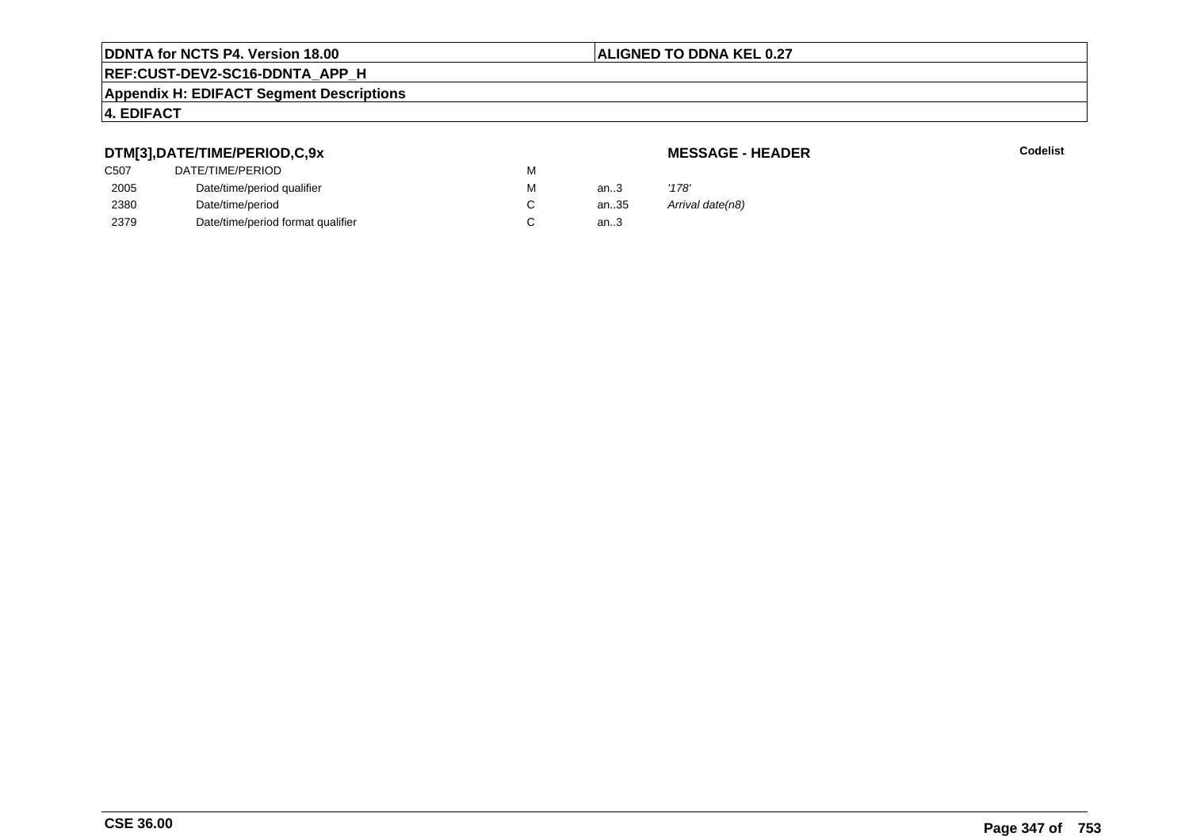**DTM[3],DATE/TIME/PERIOD,C,9x**

**MESSAGE - HEADER**

**Codelist**

| | | | | |
|---|---|---|---|---|
| C507 | DATE/TIME/PERIOD | M | | |
| 2005 | Date/time/period qualifier | M | an..3 | *'178'* |
| 2380 | Date/time/period | C | an..35 | *Arrival date(n8)* |
| 2379 | Date/time/period format qualifier | C | an..3 | |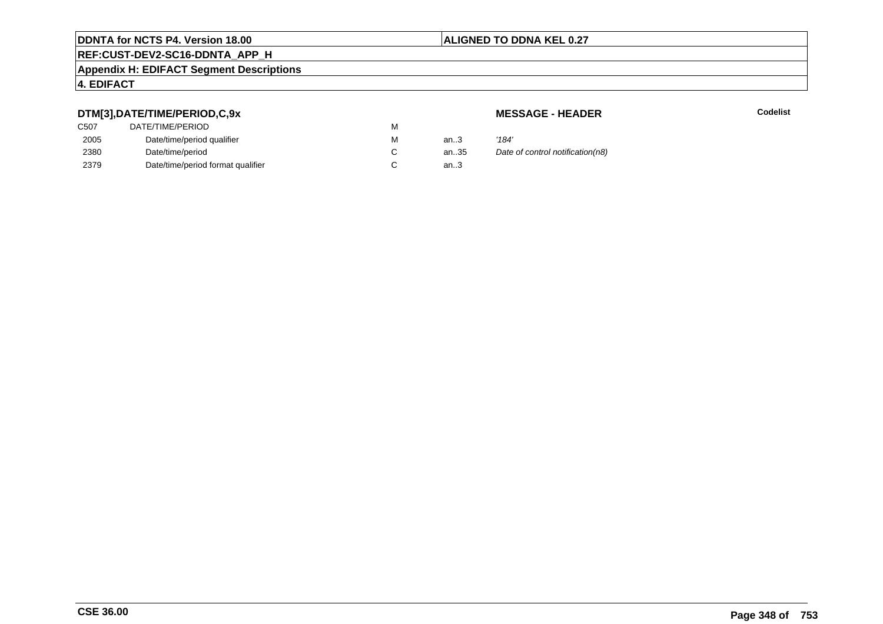**DTM[3],DATE/TIME/PERIOD,C,9x** **MESSAGE - HEADER** **Codelist**

| | | | | |
|---|---|---|---|---|
| C507 | DATE/TIME/PERIOD | M | | |
| 2005 | Date/time/period qualifier | M | an..3 | *'184'* |
| 2380 | Date/time/period | C | an..35 | *Date of control notification(n8)* |
| 2379 | Date/time/period format qualifier | C | an..3 | |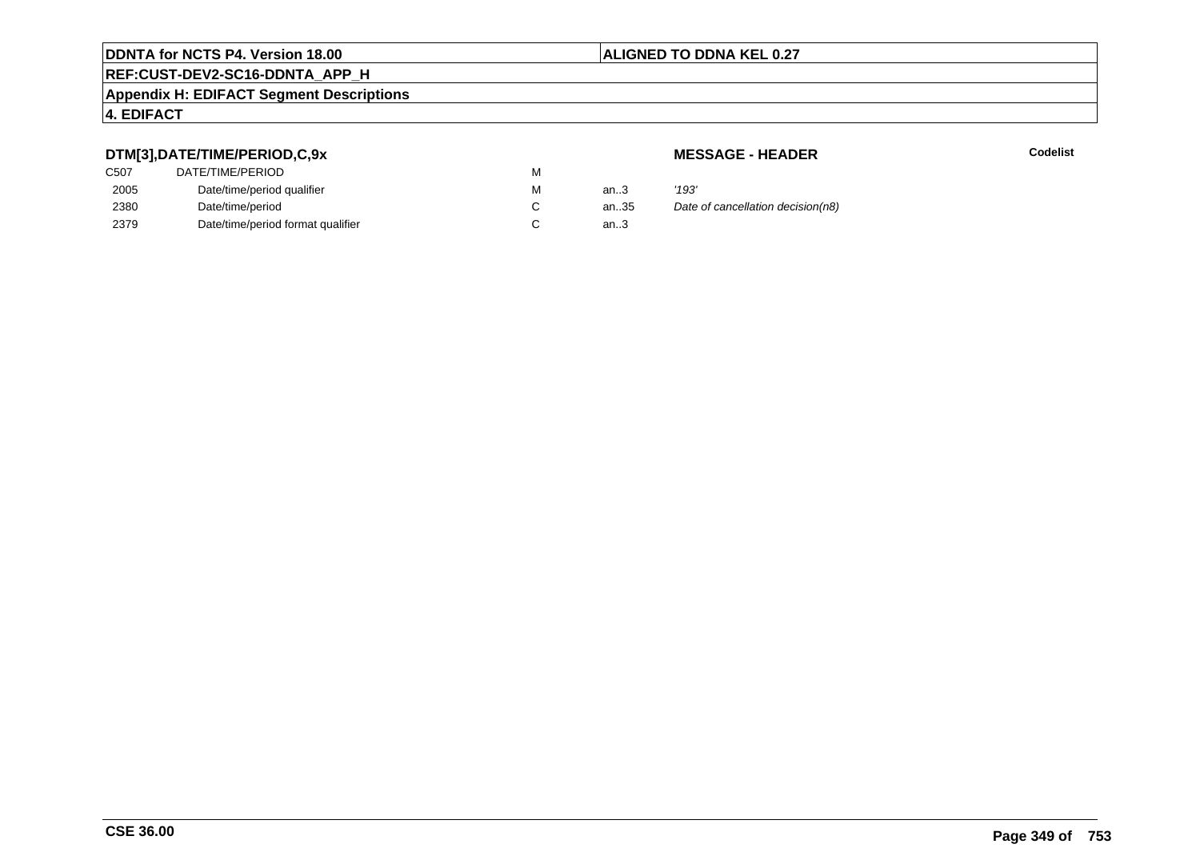**DDNTA for NCTS P4. Version 18.00** | **ALIGNED TO DDNA KEL 0.27**

**REF:CUST-DEV2-SC16-DDNTA_APP_H**

**Appendix H: EDIFACT Segment Descriptions**

**4. EDIFACT**

### DTM[3],DATE/TIME/PERIOD,C,9x

**MESSAGE - HEADER** **Codelist**

| | | | | |
|---|---|---|---|---|
| C507 | DATE/TIME/PERIOD | M | | |
| 2005 | Date/time/period qualifier | M | an..3 | *'193'* |
| 2380 | Date/time/period | C | an..35 | *Date of cancellation decision(n8)* |
| 2379 | Date/time/period format qualifier | C | an..3 | |

**CSE 36.00**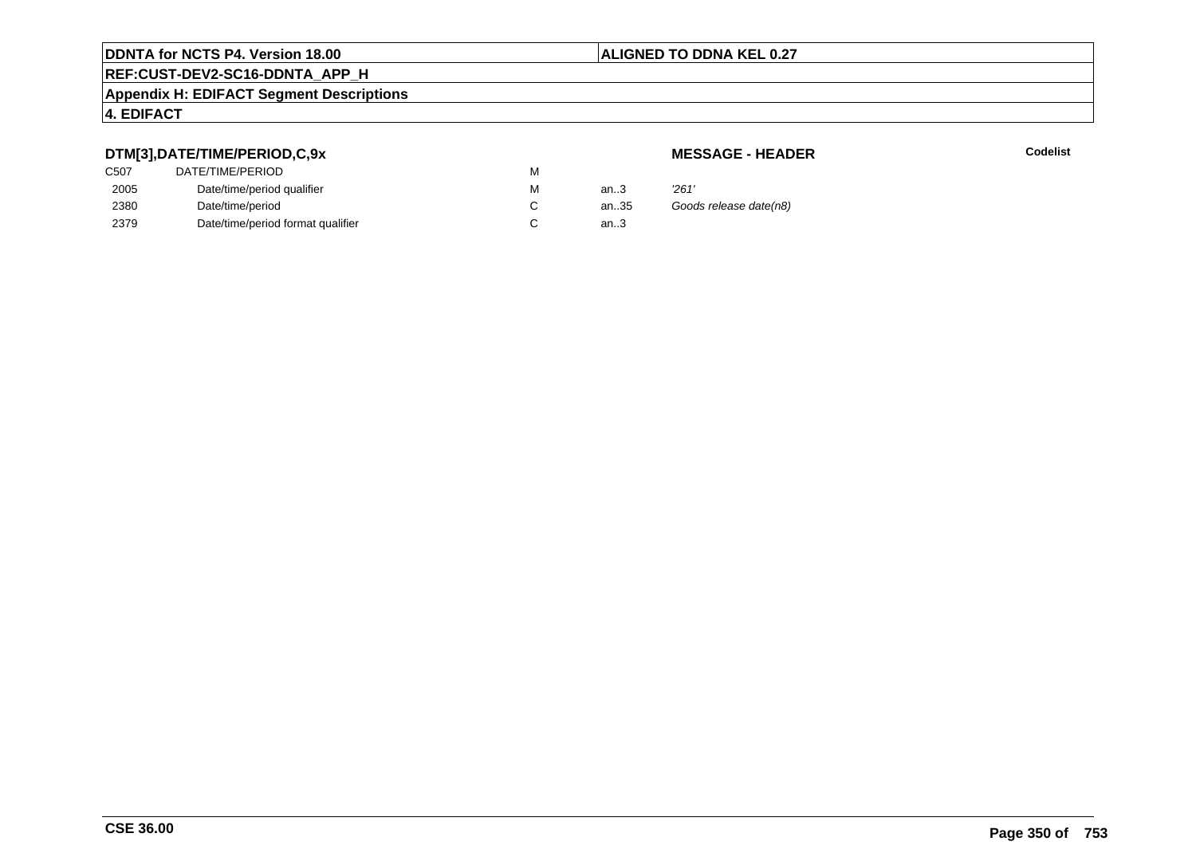**DTM[3],DATE/TIME/PERIOD,C,9x**

**MESSAGE - HEADER**

**Codelist**

| | | | | |
|---|---|---|---|---|
| C507 | DATE/TIME/PERIOD | M | | |
| 2005 | Date/time/period qualifier | M | an..3 | *'261'* |
| 2380 | Date/time/period | C | an..35 | *Goods release date(n8)* |
| 2379 | Date/time/period format qualifier | C | an..3 | |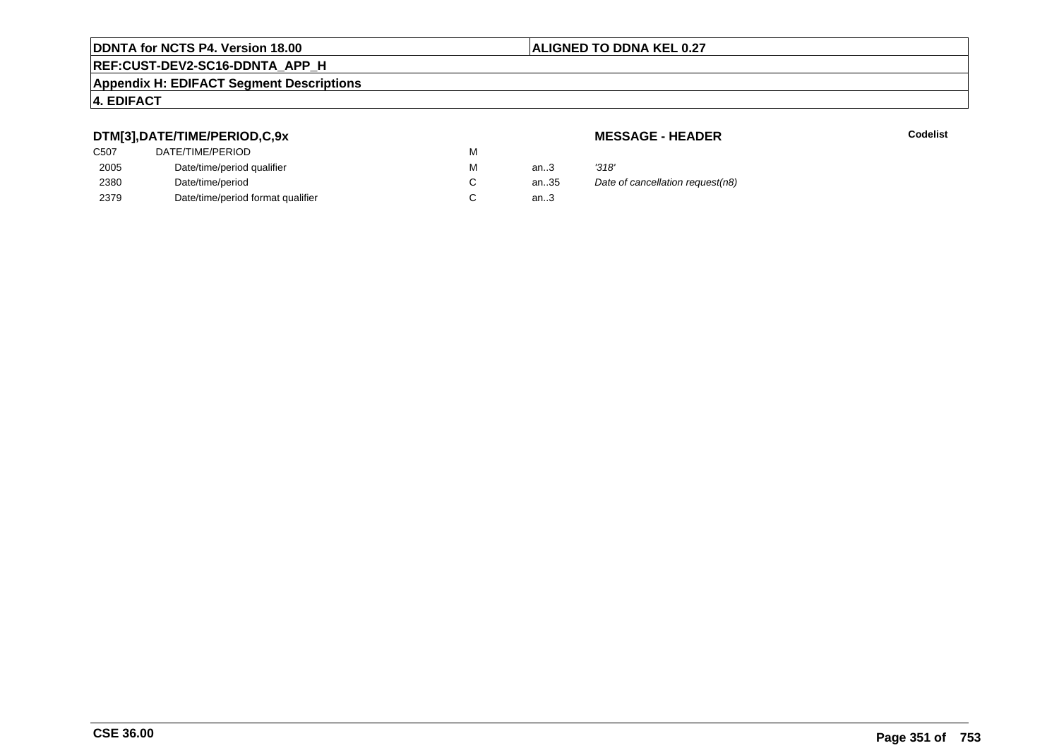**DDNTA for NCTS P4. Version 18.00** | **ALIGNED TO DDNA KEL 0.27**

**REF:CUST-DEV2-SC16-DDNTA_APP_H**

**Appendix H: EDIFACT Segment Descriptions**

**4. EDIFACT**

### DTM[3],DATE/TIME/PERIOD,C,9x

**MESSAGE - HEADER** | **Codelist**

| | | | | | |
|---|---|---|---|---|---|
| C507 | DATE/TIME/PERIOD | M | | | |
| 2005 | Date/time/period qualifier | M | an..3 | *'318'* | |
| 2380 | Date/time/period | C | an..35 | *Date of cancellation request(n8)* | |
| 2379 | Date/time/period format qualifier | C | an..3 | | |

**CSE 36.00**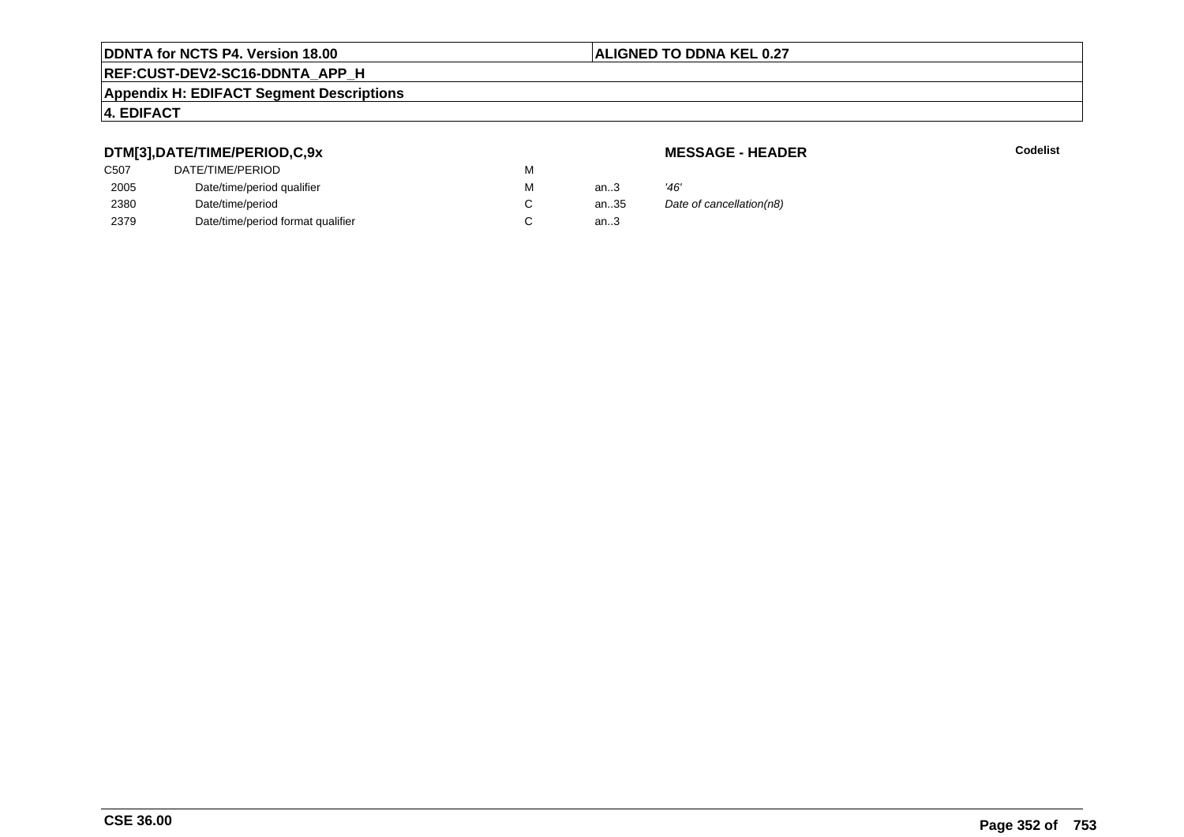**DDNTA for NCTS P4. Version 18.00** | **ALIGNED TO DDNA KEL 0.27**

**REF:CUST-DEV2-SC16-DDNTA_APP_H**

**Appendix H: EDIFACT Segment Descriptions**

**4. EDIFACT**

### DTM[3],DATE/TIME/PERIOD,C,9x

**MESSAGE - HEADER** — **Codelist**

| | | | | | |
|---|---|---|---|---|---|
| C507 | DATE/TIME/PERIOD | M | | | |
| 2005 | Date/time/period qualifier | M | an..3 | *'46'* | |
| 2380 | Date/time/period | C | an..35 | *Date of cancellation(n8)* | |
| 2379 | Date/time/period format qualifier | C | an..3 | | |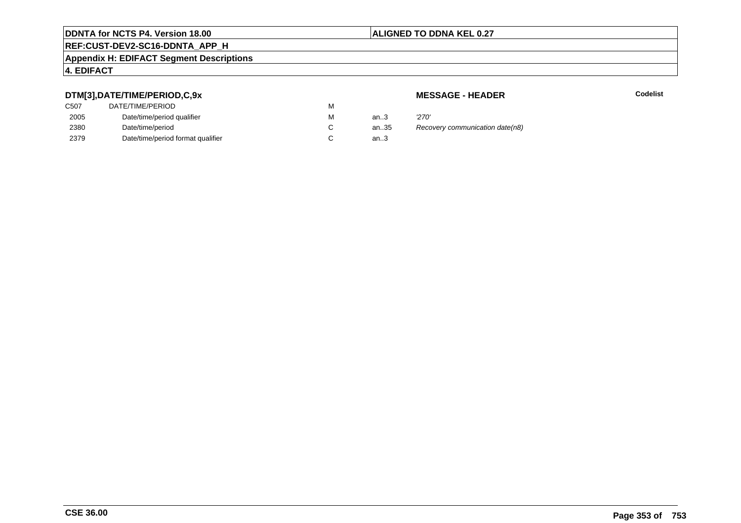**DDNTA for NCTS P4. Version 18.00** | **ALIGNED TO DDNA KEL 0.27**

**REF:CUST-DEV2-SC16-DDNTA_APP_H**

**Appendix H: EDIFACT Segment Descriptions**

**4. EDIFACT**

### DTM[3],DATE/TIME/PERIOD,C,9x

**MESSAGE - HEADER** **Codelist**

| | | | | | |
|---|---|---|---|---|---|
| C507 | DATE/TIME/PERIOD | M | | | |
| 2005 | Date/time/period qualifier | M | an..3 | *'270'* | |
| 2380 | Date/time/period | C | an..35 | *Recovery communication date(n8)* | |
| 2379 | Date/time/period format qualifier | C | an..3 | | |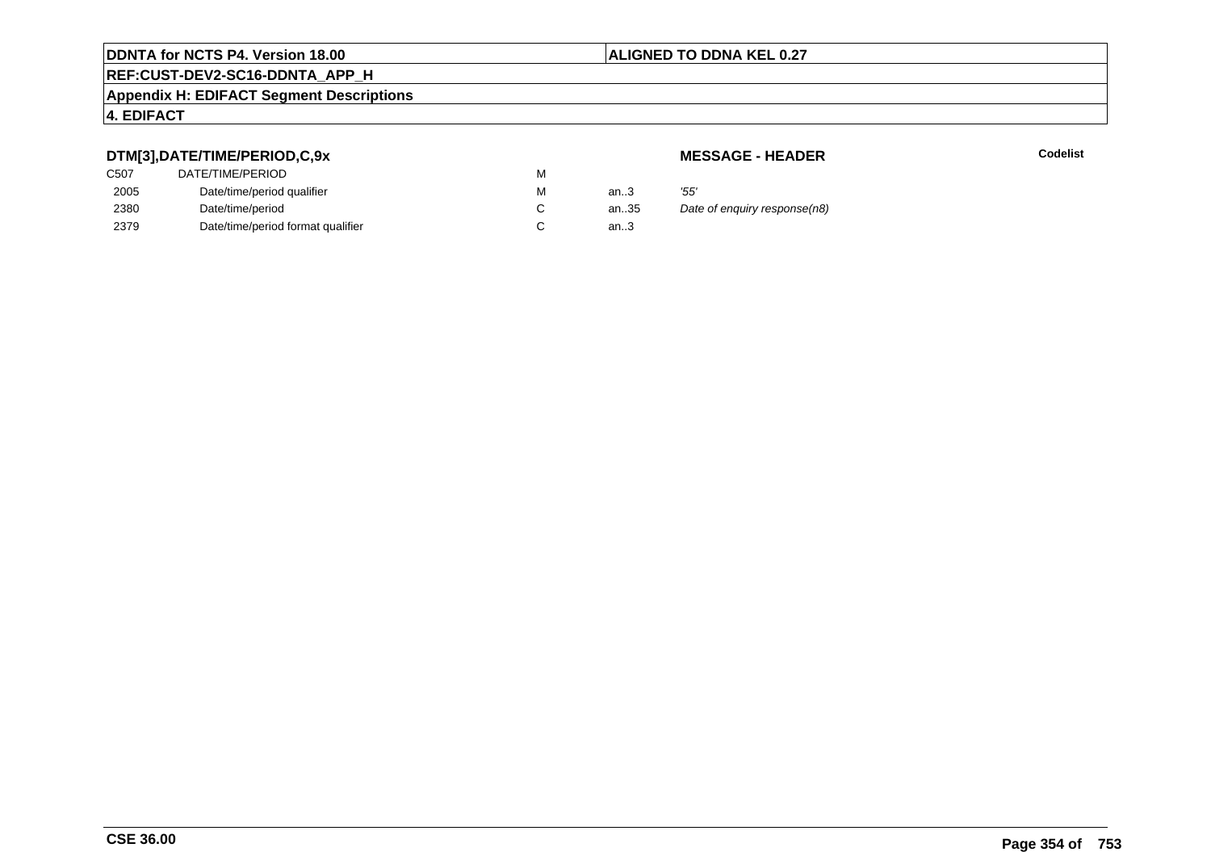**DTM[3],DATE/TIME/PERIOD,C,9x**

**MESSAGE - HEADER**

**Codelist**

| | | | | |
|---|---|---|---|---|
| C507 | DATE/TIME/PERIOD | M | | |
| 2005 | Date/time/period qualifier | M | an..3 | *'55'* |
| 2380 | Date/time/period | C | an..35 | *Date of enquiry response(n8)* |
| 2379 | Date/time/period format qualifier | C | an..3 | |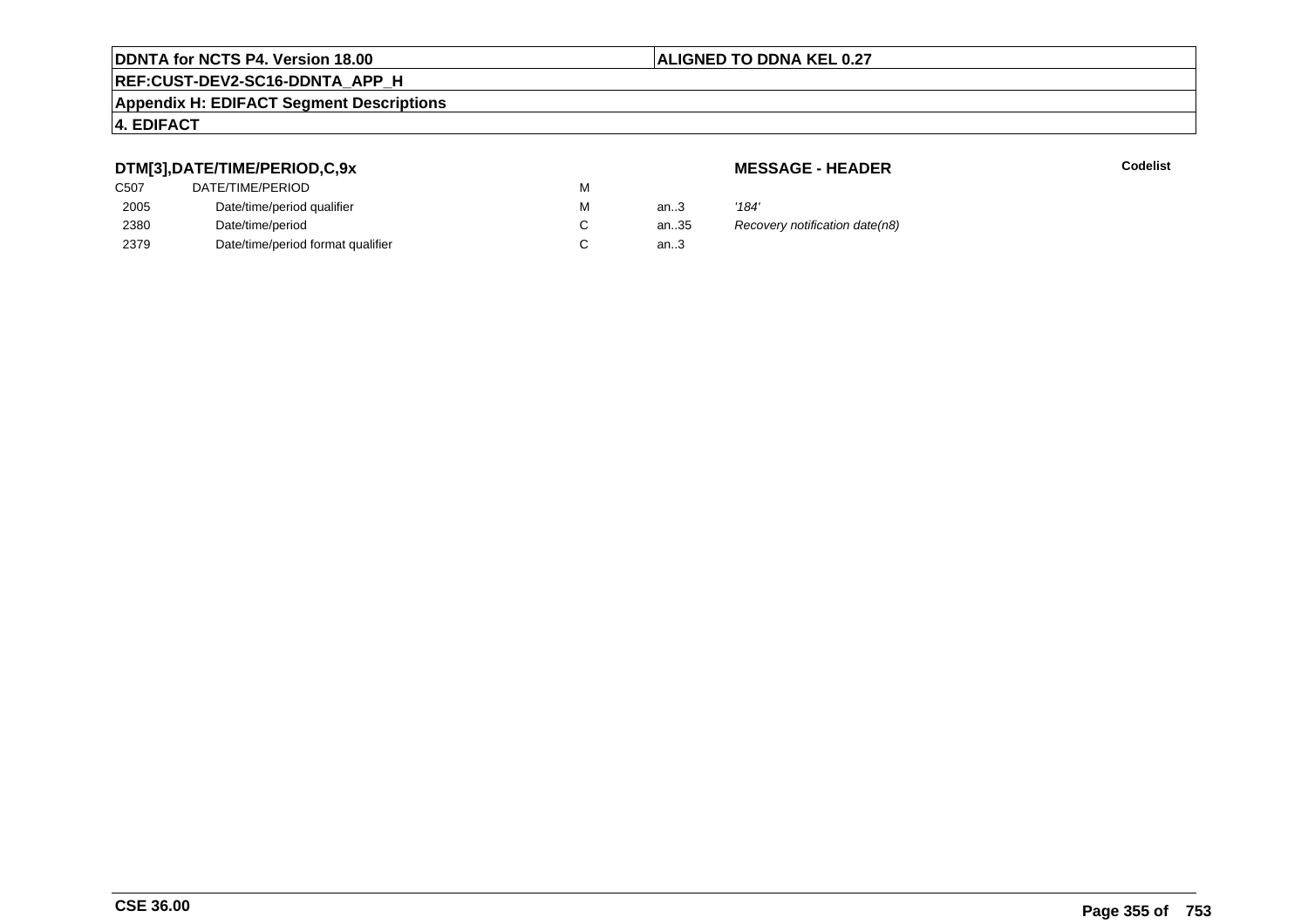**DTM[3],DATE/TIME/PERIOD,C,9x**

**MESSAGE - HEADER**

**Codelist**

| | | | | |
|---|---|---|---|---|
| C507 | DATE/TIME/PERIOD | M | | |
| 2005 | Date/time/period qualifier | M | an..3 | *'184'* |
| 2380 | Date/time/period | C | an..35 | *Recovery notification date(n8)* |
| 2379 | Date/time/period format qualifier | C | an..3 | |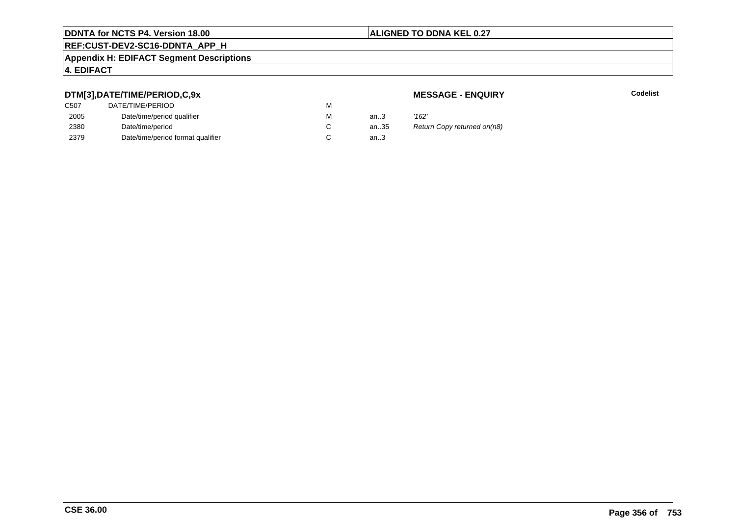**DDNTA for NCTS P4. Version 18.00** | **ALIGNED TO DDNA KEL 0.27**

**REF:CUST-DEV2-SC16-DDNTA_APP_H**

**Appendix H: EDIFACT Segment Descriptions**

**4. EDIFACT**

### DTM[3],DATE/TIME/PERIOD,C,9x

**MESSAGE - ENQUIRY** **Codelist**

| | | | | |
|---|---|---|---|---|
| C507 | DATE/TIME/PERIOD | M | | |
| 2005 | Date/time/period qualifier | M | an..3 | *'162'* |
| 2380 | Date/time/period | C | an..35 | *Return Copy returned on(n8)* |
| 2379 | Date/time/period format qualifier | C | an..3 | |

**CSE 36.00**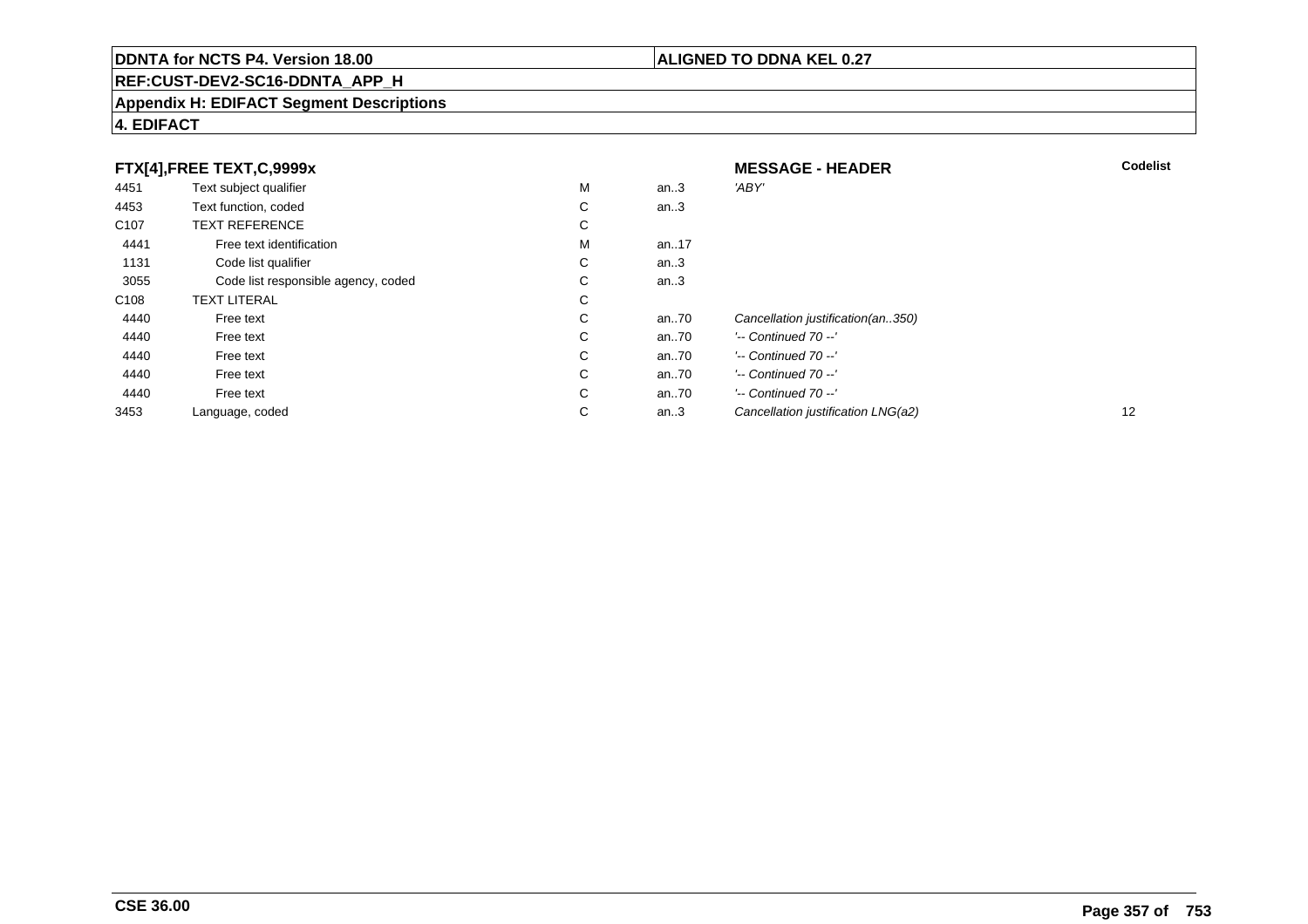**DDNTA for NCTS P4. Version 18.00**

**ALIGNED TO DDNA KEL 0.27**

**REF:CUST-DEV2-SC16-DDNTA_APP_H**

**Appendix H: EDIFACT Segment Descriptions**

**4. EDIFACT**

| FTX[4],FREE TEXT,C,9999x | | | | MESSAGE - HEADER | Codelist |
|---|---|---|---|---|---|
| 4451 | Text subject qualifier | M | an..3 | *'ABY'* | |
| 4453 | Text function, coded | C | an..3 | | |
| C107 | TEXT REFERENCE | C | | | |
| 4441 | Free text identification | M | an..17 | | |
| 1131 | Code list qualifier | C | an..3 | | |
| 3055 | Code list responsible agency, coded | C | an..3 | | |
| C108 | TEXT LITERAL | C | | | |
| 4440 | Free text | C | an..70 | *Cancellation justification(an..350)* | |
| 4440 | Free text | C | an..70 | *'-- Continued 70 --'* | |
| 4440 | Free text | C | an..70 | *'-- Continued 70 --'* | |
| 4440 | Free text | C | an..70 | *'-- Continued 70 --'* | |
| 4440 | Free text | C | an..70 | *'-- Continued 70 --'* | |
| 3453 | Language, coded | C | an..3 | *Cancellation justification LNG(a2)* | 12 |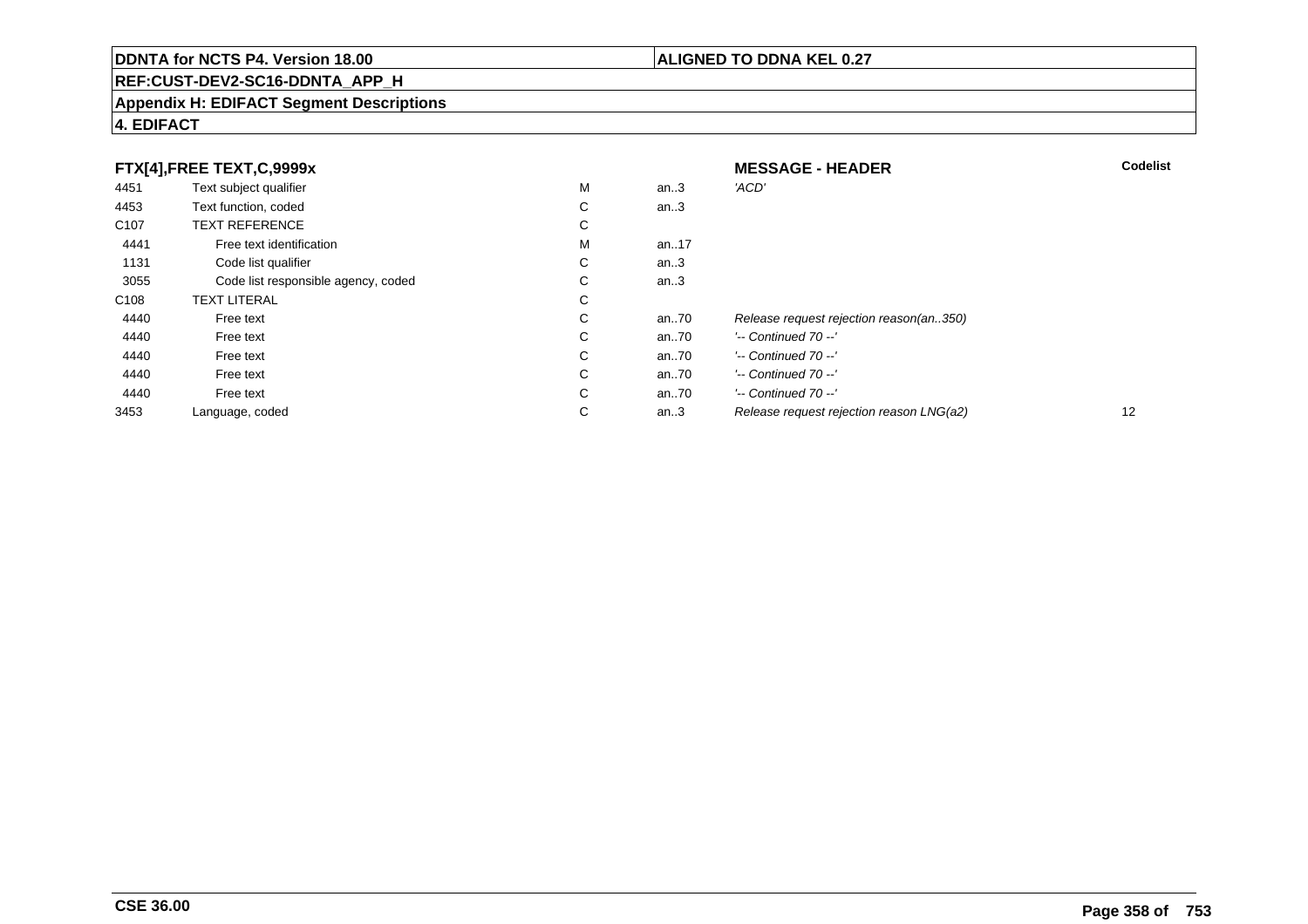**DDNTA for NCTS P4. Version 18.00** | **ALIGNED TO DDNA KEL 0.27**

**REF:CUST-DEV2-SC16-DDNTA_APP_H**

**Appendix H: EDIFACT Segment Descriptions**

**4. EDIFACT**

**FTX[4],FREE TEXT,C,9999x** — **MESSAGE - HEADER**

| | | | | | Codelist |
|---|---|---|---|---|---|
| 4451 | Text subject qualifier | M | an..3 | *'ACD'* | |
| 4453 | Text function, coded | C | an..3 | | |
| C107 | TEXT REFERENCE | C | | | |
| 4441 | Free text identification | M | an..17 | | |
| 1131 | Code list qualifier | C | an..3 | | |
| 3055 | Code list responsible agency, coded | C | an..3 | | |
| C108 | TEXT LITERAL | C | | | |
| 4440 | Free text | C | an..70 | *Release request rejection reason(an..350)* | |
| 4440 | Free text | C | an..70 | *'-- Continued 70 --'* | |
| 4440 | Free text | C | an..70 | *'-- Continued 70 --'* | |
| 4440 | Free text | C | an..70 | *'-- Continued 70 --'* | |
| 4440 | Free text | C | an..70 | *'-- Continued 70 --'* | |
| 3453 | Language, coded | C | an..3 | *Release request rejection reason LNG(a2)* | 12 |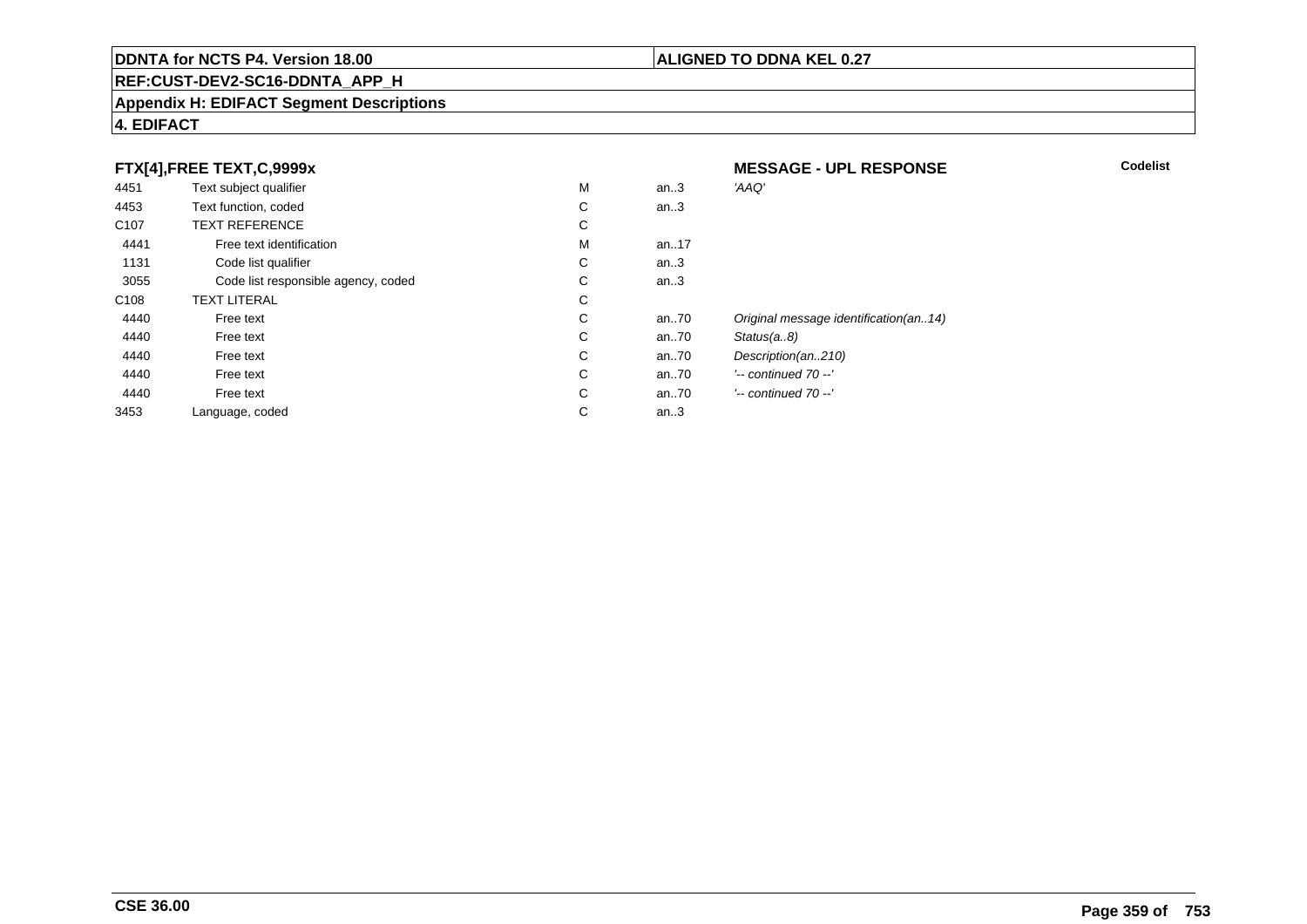## FTX[4],FREE TEXT,C,9999x

**MESSAGE - UPL RESPONSE**

**Codelist**

| | | | | |
|---|---|---|---|---|
| 4451 | Text subject qualifier | M | an..3 | *'AAQ'* |
| 4453 | Text function, coded | C | an..3 | |
| C107 | TEXT REFERENCE | C | | |
| 4441 | Free text identification | M | an..17 | |
| 1131 | Code list qualifier | C | an..3 | |
| 3055 | Code list responsible agency, coded | C | an..3 | |
| C108 | TEXT LITERAL | C | | |
| 4440 | Free text | C | an..70 | *Original message identification(an..14)* |
| 4440 | Free text | C | an..70 | *Status(a..8)* |
| 4440 | Free text | C | an..70 | *Description(an..210)* |
| 4440 | Free text | C | an..70 | *'-- continued 70 --'* |
| 4440 | Free text | C | an..70 | *'-- continued 70 --'* |
| 3453 | Language, coded | C | an..3 | |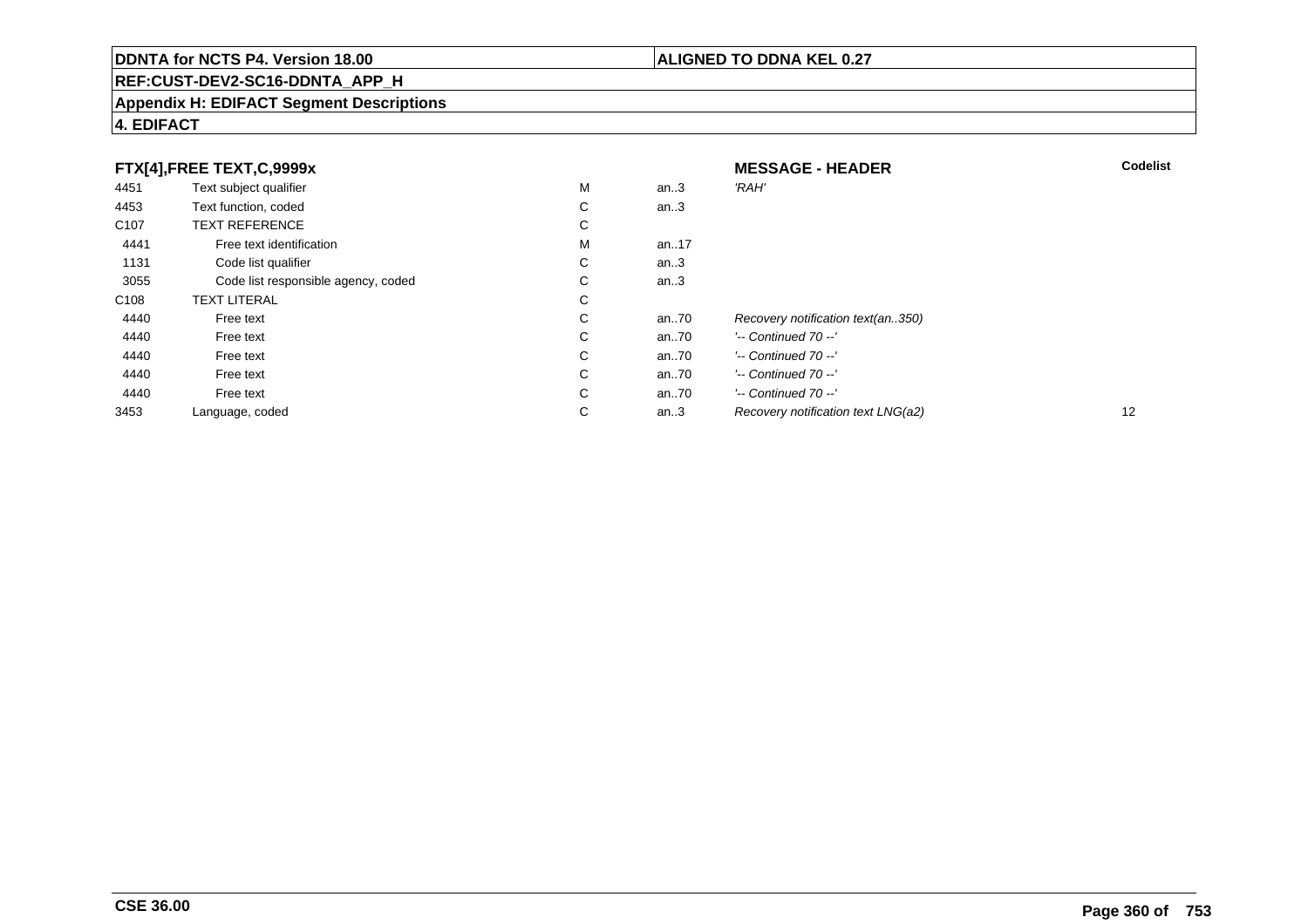**DDNTA for NCTS P4. Version 18.00** | **ALIGNED TO DDNA KEL 0.27**

**REF:CUST-DEV2-SC16-DDNTA_APP_H**

**Appendix H: EDIFACT Segment Descriptions**

**4. EDIFACT**

### FTX[4],FREE TEXT,C,9999x

**MESSAGE - HEADER**

| | | | | | Codelist |
|---|---|---|---|---|---|
| 4451 | Text subject qualifier | M | an..3 | *'RAH'* | |
| 4453 | Text function, coded | C | an..3 | | |
| C107 | TEXT REFERENCE | C | | | |
| 4441 | Free text identification | M | an..17 | | |
| 1131 | Code list qualifier | C | an..3 | | |
| 3055 | Code list responsible agency, coded | C | an..3 | | |
| C108 | TEXT LITERAL | C | | | |
| 4440 | Free text | C | an..70 | *Recovery notification text(an..350)* | |
| 4440 | Free text | C | an..70 | *'-- Continued 70 --'* | |
| 4440 | Free text | C | an..70 | *'-- Continued 70 --'* | |
| 4440 | Free text | C | an..70 | *'-- Continued 70 --'* | |
| 4440 | Free text | C | an..70 | *'-- Continued 70 --'* | |
| 3453 | Language, coded | C | an..3 | *Recovery notification text LNG(a2)* | 12 |

**CSE 36.00**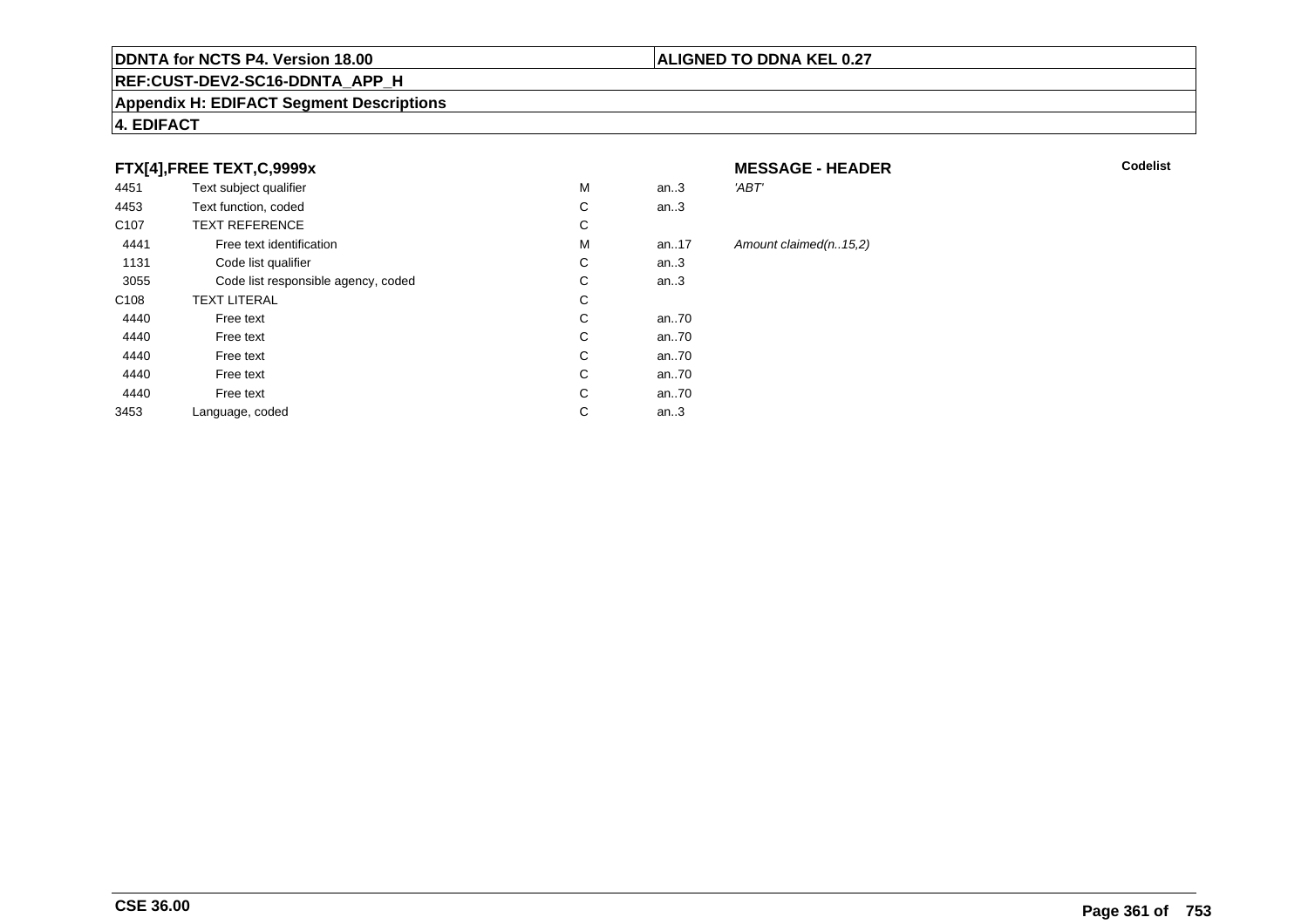**DDNTA for NCTS P4. Version 18.00** | **ALIGNED TO DDNA KEL 0.27**

**REF:CUST-DEV2-SC16-DDNTA_APP_H**

**Appendix H: EDIFACT Segment Descriptions**

**4. EDIFACT**

### FTX[4],FREE TEXT,C,9999x

**MESSAGE - HEADER**

| | | | | | Codelist |
|---|---|---|---|---|---|
| 4451 | Text subject qualifier | M | an..3 | *'ABT'* | |
| 4453 | Text function, coded | C | an..3 | | |
| C107 | TEXT REFERENCE | C | | | |
| 4441 | Free text identification | M | an..17 | *Amount claimed(n..15,2)* | |
| 1131 | Code list qualifier | C | an..3 | | |
| 3055 | Code list responsible agency, coded | C | an..3 | | |
| C108 | TEXT LITERAL | C | | | |
| 4440 | Free text | C | an..70 | | |
| 4440 | Free text | C | an..70 | | |
| 4440 | Free text | C | an..70 | | |
| 4440 | Free text | C | an..70 | | |
| 4440 | Free text | C | an..70 | | |
| 3453 | Language, coded | C | an..3 | | |

**CSE 36.00**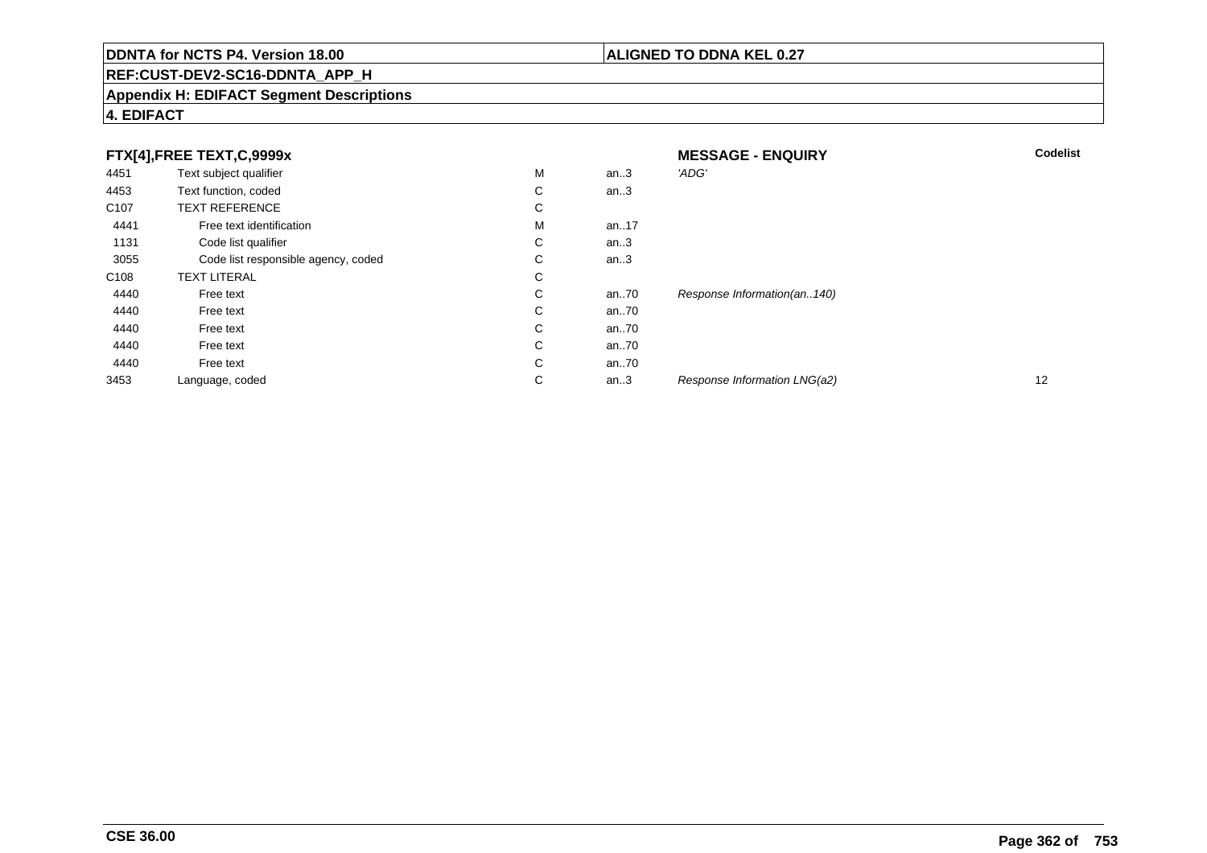**DDNTA for NCTS P4. Version 18.00** | **ALIGNED TO DDNA KEL 0.27**

**REF:CUST-DEV2-SC16-DDNTA_APP_H**

**Appendix H: EDIFACT Segment Descriptions**

**4. EDIFACT**

| **FTX[4],FREE TEXT,C,9999x** | | | | **MESSAGE - ENQUIRY** | **Codelist** |
|---|---|---|---|---|---|
| 4451 | Text subject qualifier | M | an..3 | *'ADG'* | |
| 4453 | Text function, coded | C | an..3 | | |
| C107 | TEXT REFERENCE | C | | | |
| 4441 | Free text identification | M | an..17 | | |
| 1131 | Code list qualifier | C | an..3 | | |
| 3055 | Code list responsible agency, coded | C | an..3 | | |
| C108 | TEXT LITERAL | C | | | |
| 4440 | Free text | C | an..70 | *Response Information(an..140)* | |
| 4440 | Free text | C | an..70 | | |
| 4440 | Free text | C | an..70 | | |
| 4440 | Free text | C | an..70 | | |
| 4440 | Free text | C | an..70 | | |
| 3453 | Language, coded | C | an..3 | *Response Information LNG(a2)* | 12 |

**CSE 36.00**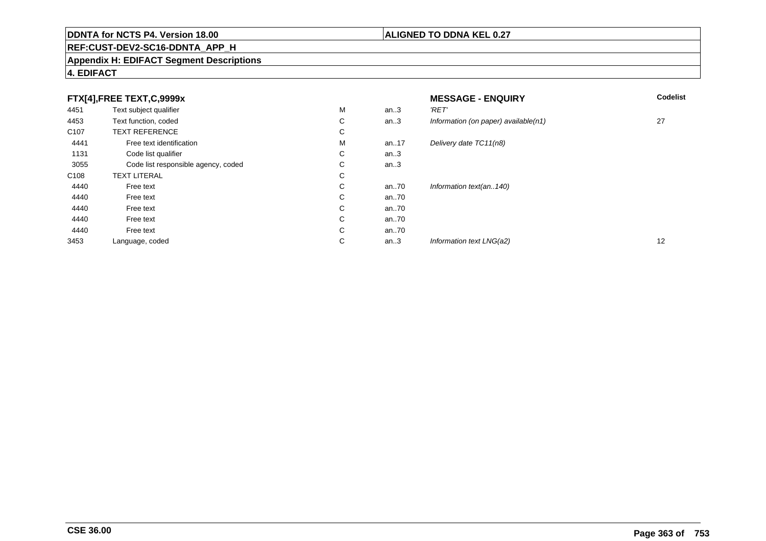**DDNTA for NCTS P4. Version 18.00** | **ALIGNED TO DDNA KEL 0.27**

**REF:CUST-DEV2-SC16-DDNTA_APP_H**

**Appendix H: EDIFACT Segment Descriptions**

**4. EDIFACT**

| **FTX[4],FREE TEXT,C,9999x** | | | | **MESSAGE - ENQUIRY** | **Codelist** |
|---|---|---|---|---|---|
| 4451 | Text subject qualifier | M | an..3 | *'RET'* | |
| 4453 | Text function, coded | C | an..3 | *Information (on paper) available(n1)* | 27 |
| C107 | TEXT REFERENCE | C | | | |
| 4441 | Free text identification | M | an..17 | *Delivery date TC11(n8)* | |
| 1131 | Code list qualifier | C | an..3 | | |
| 3055 | Code list responsible agency, coded | C | an..3 | | |
| C108 | TEXT LITERAL | C | | | |
| 4440 | Free text | C | an..70 | *Information text(an..140)* | |
| 4440 | Free text | C | an..70 | | |
| 4440 | Free text | C | an..70 | | |
| 4440 | Free text | C | an..70 | | |
| 4440 | Free text | C | an..70 | | |
| 3453 | Language, coded | C | an..3 | *Information text LNG(a2)* | 12 |

**CSE 36.00**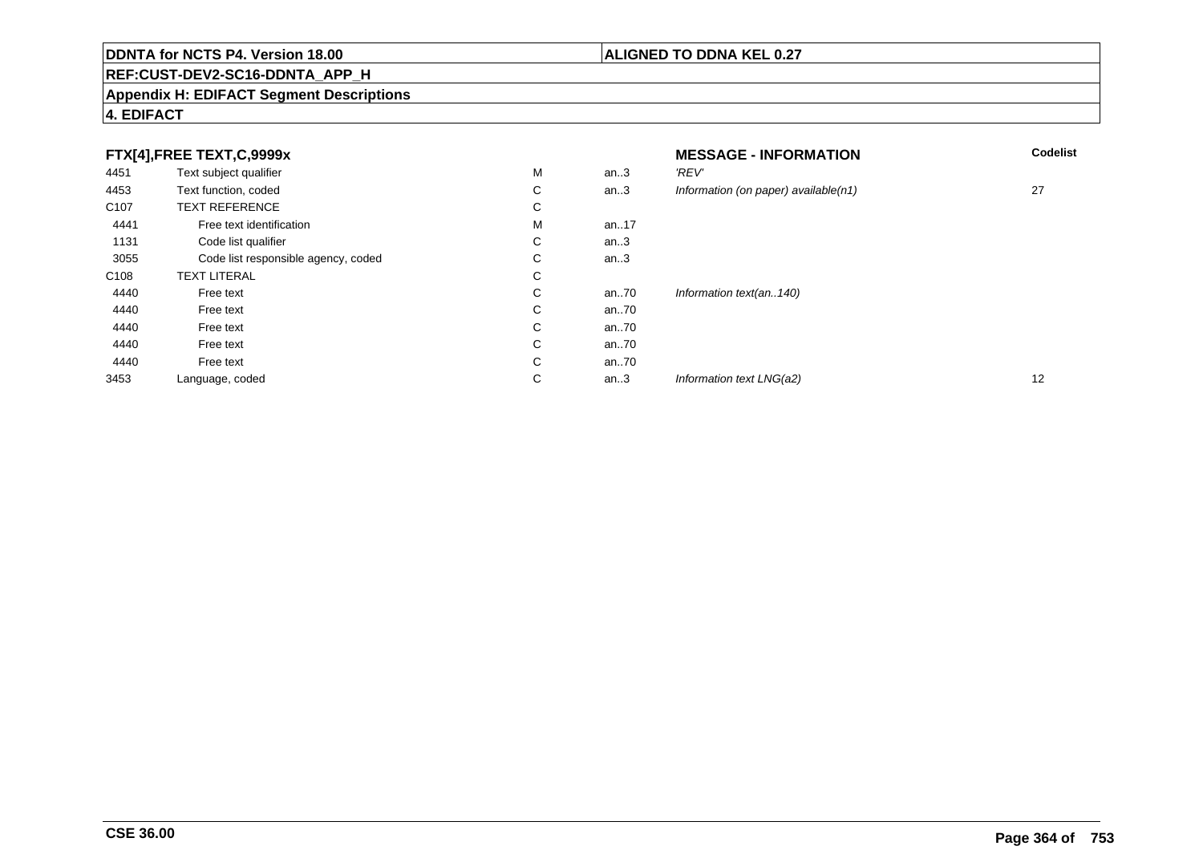**DDNTA for NCTS P4. Version 18.00** | **ALIGNED TO DDNA KEL 0.27**

**REF:CUST-DEV2-SC16-DDNTA_APP_H**

**Appendix H: EDIFACT Segment Descriptions**

**4. EDIFACT**

| **FTX[4],FREE TEXT,C,9999x** | | | | **MESSAGE - INFORMATION** | **Codelist** |
|---|---|---|---|---|---|
| 4451 | Text subject qualifier | M | an..3 | *'REV'* | |
| 4453 | Text function, coded | C | an..3 | *Information (on paper) available(n1)* | 27 |
| C107 | TEXT REFERENCE | C | | | |
| 4441 | Free text identification | M | an..17 | | |
| 1131 | Code list qualifier | C | an..3 | | |
| 3055 | Code list responsible agency, coded | C | an..3 | | |
| C108 | TEXT LITERAL | C | | | |
| 4440 | Free text | C | an..70 | *Information text(an..140)* | |
| 4440 | Free text | C | an..70 | | |
| 4440 | Free text | C | an..70 | | |
| 4440 | Free text | C | an..70 | | |
| 4440 | Free text | C | an..70 | | |
| 3453 | Language, coded | C | an..3 | *Information text LNG(a2)* | 12 |

**CSE 36.00**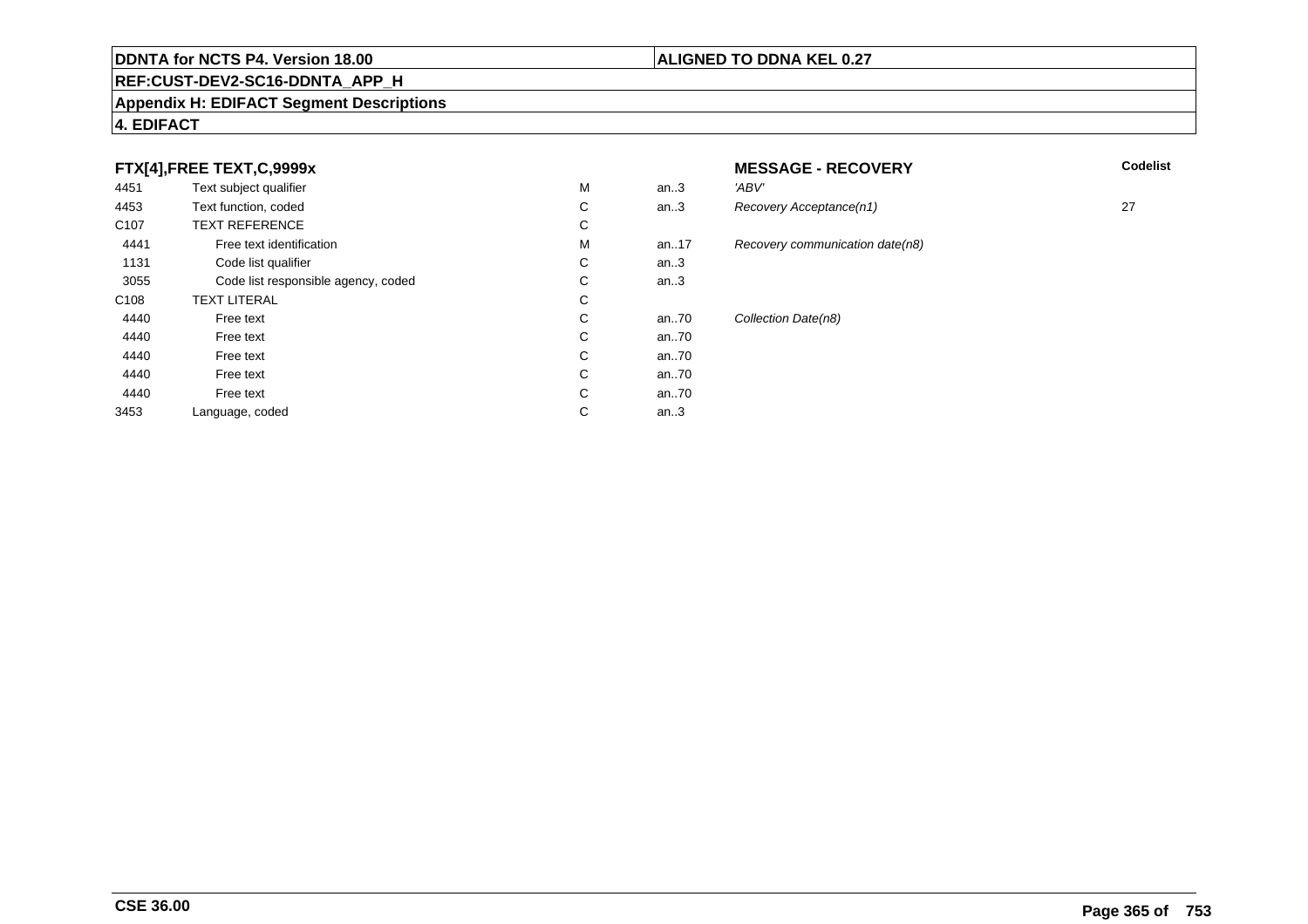**DDNTA for NCTS P4. Version 18.00** | **ALIGNED TO DDNA KEL 0.27**

**REF:CUST-DEV2-SC16-DDNTA_APP_H**

**Appendix H: EDIFACT Segment Descriptions**

**4. EDIFACT**

### FTX[4],FREE TEXT,C,9999x

**MESSAGE - RECOVERY**

| | | | | | Codelist |
|---|---|---|---|---|---|
| 4451 | Text subject qualifier | M | an..3 | *'ABV'* | |
| 4453 | Text function, coded | C | an..3 | *Recovery Acceptance(n1)* | 27 |
| C107 | TEXT REFERENCE | C | | | |
| 4441 | Free text identification | M | an..17 | *Recovery communication date(n8)* | |
| 1131 | Code list qualifier | C | an..3 | | |
| 3055 | Code list responsible agency, coded | C | an..3 | | |
| C108 | TEXT LITERAL | C | | | |
| 4440 | Free text | C | an..70 | *Collection Date(n8)* | |
| 4440 | Free text | C | an..70 | | |
| 4440 | Free text | C | an..70 | | |
| 4440 | Free text | C | an..70 | | |
| 4440 | Free text | C | an..70 | | |
| 3453 | Language, coded | C | an..3 | | |

**CSE 36.00**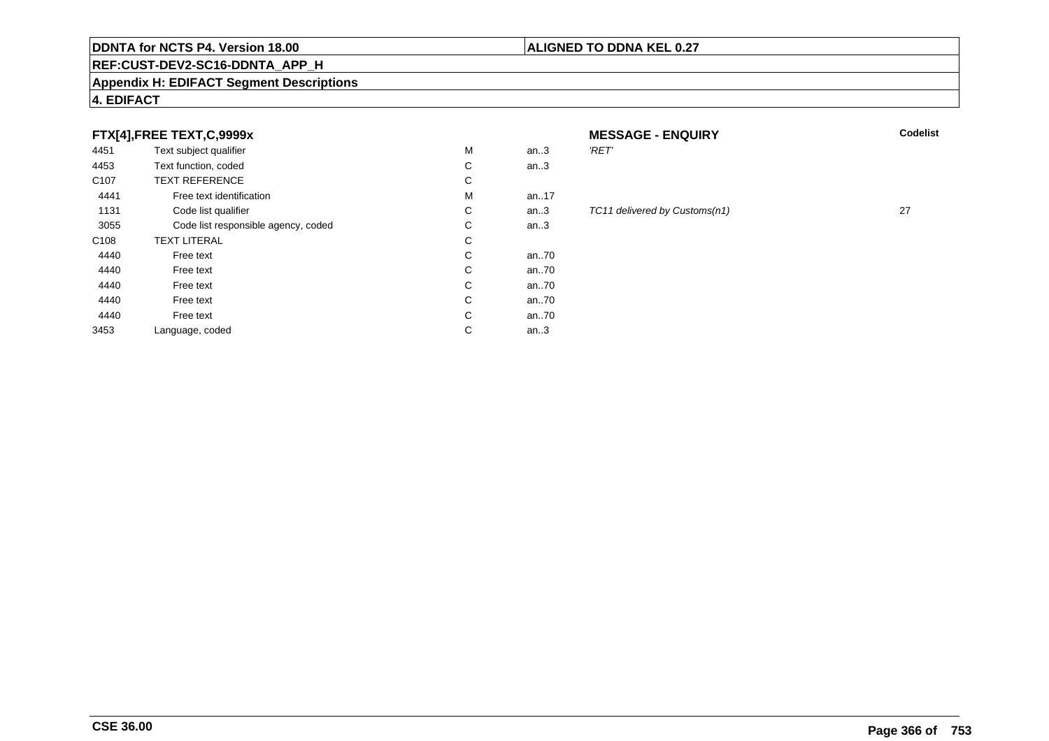**DDNTA for NCTS P4. Version 18.00** | **ALIGNED TO DDNA KEL 0.27**

**REF:CUST-DEV2-SC16-DDNTA_APP_H**

**Appendix H: EDIFACT Segment Descriptions**

**4. EDIFACT**

### FTX[4],FREE TEXT,C,9999x

**MESSAGE - ENQUIRY**

| | | | | | Codelist |
|---|---|---|---|---|---|
| 4451 | Text subject qualifier | M | an..3 | *'RET'* | |
| 4453 | Text function, coded | C | an..3 | | |
| C107 | TEXT REFERENCE | C | | | |
| 4441 | Free text identification | M | an..17 | | |
| 1131 | Code list qualifier | C | an..3 | *TC11 delivered by Customs(n1)* | 27 |
| 3055 | Code list responsible agency, coded | C | an..3 | | |
| C108 | TEXT LITERAL | C | | | |
| 4440 | Free text | C | an..70 | | |
| 4440 | Free text | C | an..70 | | |
| 4440 | Free text | C | an..70 | | |
| 4440 | Free text | C | an..70 | | |
| 4440 | Free text | C | an..70 | | |
| 3453 | Language, coded | C | an..3 | | |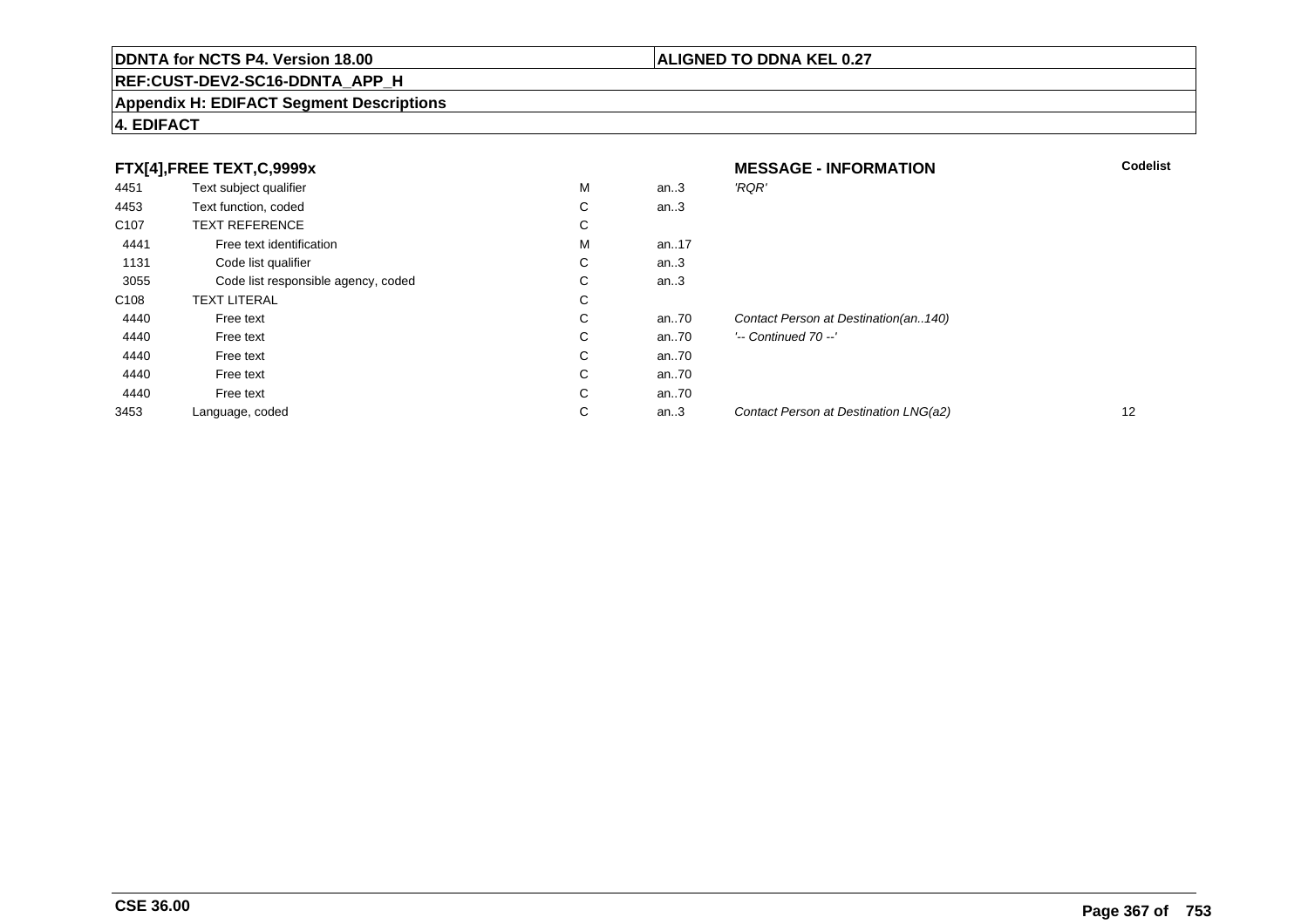**DDNTA for NCTS P4. Version 18.00** | **ALIGNED TO DDNA KEL 0.27**

**REF:CUST-DEV2-SC16-DDNTA_APP_H**

**Appendix H: EDIFACT Segment Descriptions**

**4. EDIFACT**

**FTX[4],FREE TEXT,C,9999x** — **MESSAGE - INFORMATION**

| | | | | | Codelist |
|---|---|---|---|---|---|
| 4451 | Text subject qualifier | M | an..3 | *'RQR'* | |
| 4453 | Text function, coded | C | an..3 | | |
| C107 | TEXT REFERENCE | C | | | |
| 4441 | Free text identification | M | an..17 | | |
| 1131 | Code list qualifier | C | an..3 | | |
| 3055 | Code list responsible agency, coded | C | an..3 | | |
| C108 | TEXT LITERAL | C | | | |
| 4440 | Free text | C | an..70 | *Contact Person at Destination(an..140)* | |
| 4440 | Free text | C | an..70 | *'-- Continued 70 --'* | |
| 4440 | Free text | C | an..70 | | |
| 4440 | Free text | C | an..70 | | |
| 4440 | Free text | C | an..70 | | |
| 3453 | Language, coded | C | an..3 | *Contact Person at Destination LNG(a2)* | 12 |

**CSE 36.00**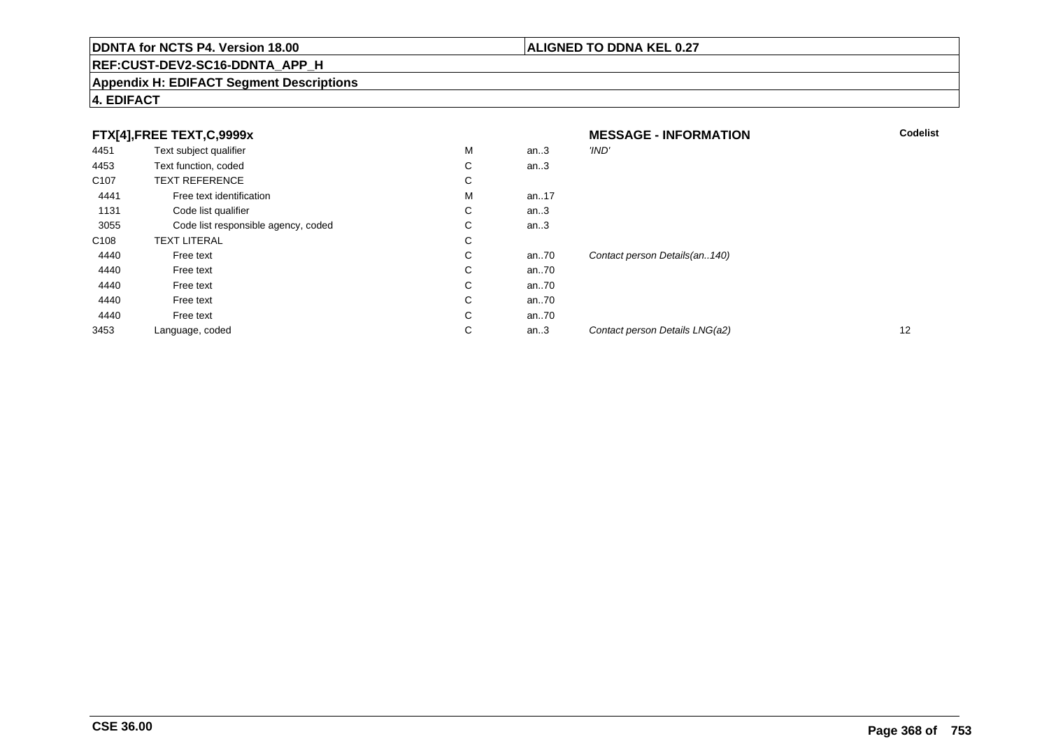**DDNTA for NCTS P4. Version 18.00** | **ALIGNED TO DDNA KEL 0.27**

**REF:CUST-DEV2-SC16-DDNTA_APP_H**

**Appendix H: EDIFACT Segment Descriptions**

**4. EDIFACT**

| **FTX[4],FREE TEXT,C,9999x** | | | | **MESSAGE - INFORMATION** | **Codelist** |
|---|---|---|---|---|---|
| 4451 | Text subject qualifier | M | an..3 | *'IND'* | |
| 4453 | Text function, coded | C | an..3 | | |
| C107 | TEXT REFERENCE | C | | | |
| 4441 | Free text identification | M | an..17 | | |
| 1131 | Code list qualifier | C | an..3 | | |
| 3055 | Code list responsible agency, coded | C | an..3 | | |
| C108 | TEXT LITERAL | C | | | |
| 4440 | Free text | C | an..70 | *Contact person Details(an..140)* | |
| 4440 | Free text | C | an..70 | | |
| 4440 | Free text | C | an..70 | | |
| 4440 | Free text | C | an..70 | | |
| 4440 | Free text | C | an..70 | | |
| 3453 | Language, coded | C | an..3 | *Contact person Details LNG(a2)* | 12 |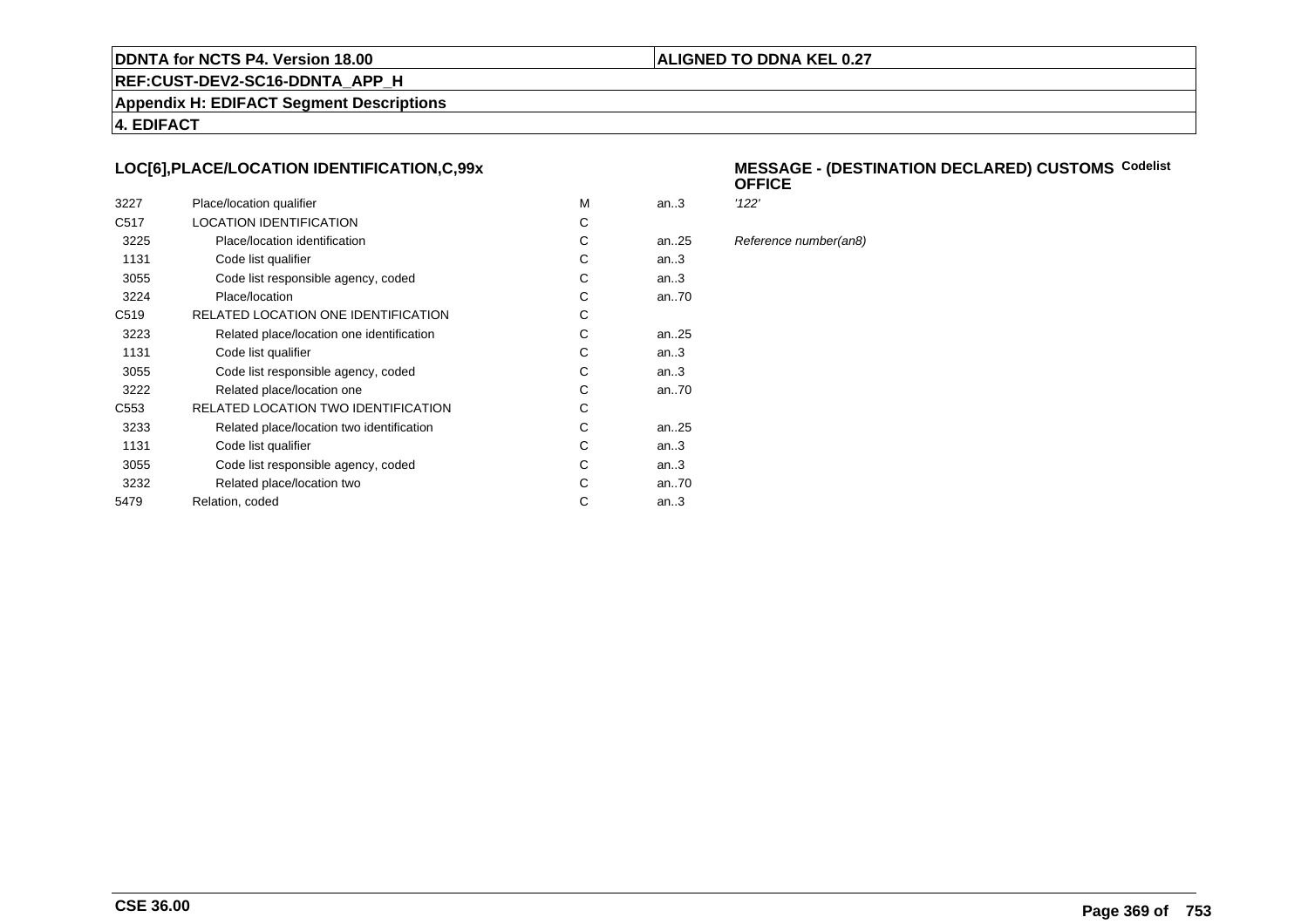**LOC[6],PLACE/LOCATION IDENTIFICATION,C,99x**

**MESSAGE - (DESTINATION DECLARED) CUSTOMS OFFICE** **Codelist**

| | | | | |
|---|---|---|---|---|
| 3227 | Place/location qualifier | M | an..3 | *'122'* |
| C517 | LOCATION IDENTIFICATION | C | | |
| 3225 | Place/location identification | C | an..25 | *Reference number(an8)* |
| 1131 | Code list qualifier | C | an..3 | |
| 3055 | Code list responsible agency, coded | C | an..3 | |
| 3224 | Place/location | C | an..70 | |
| C519 | RELATED LOCATION ONE IDENTIFICATION | C | | |
| 3223 | Related place/location one identification | C | an..25 | |
| 1131 | Code list qualifier | C | an..3 | |
| 3055 | Code list responsible agency, coded | C | an..3 | |
| 3222 | Related place/location one | C | an..70 | |
| C553 | RELATED LOCATION TWO IDENTIFICATION | C | | |
| 3233 | Related place/location two identification | C | an..25 | |
| 1131 | Code list qualifier | C | an..3 | |
| 3055 | Code list responsible agency, coded | C | an..3 | |
| 3232 | Related place/location two | C | an..70 | |
| 5479 | Relation, coded | C | an..3 | |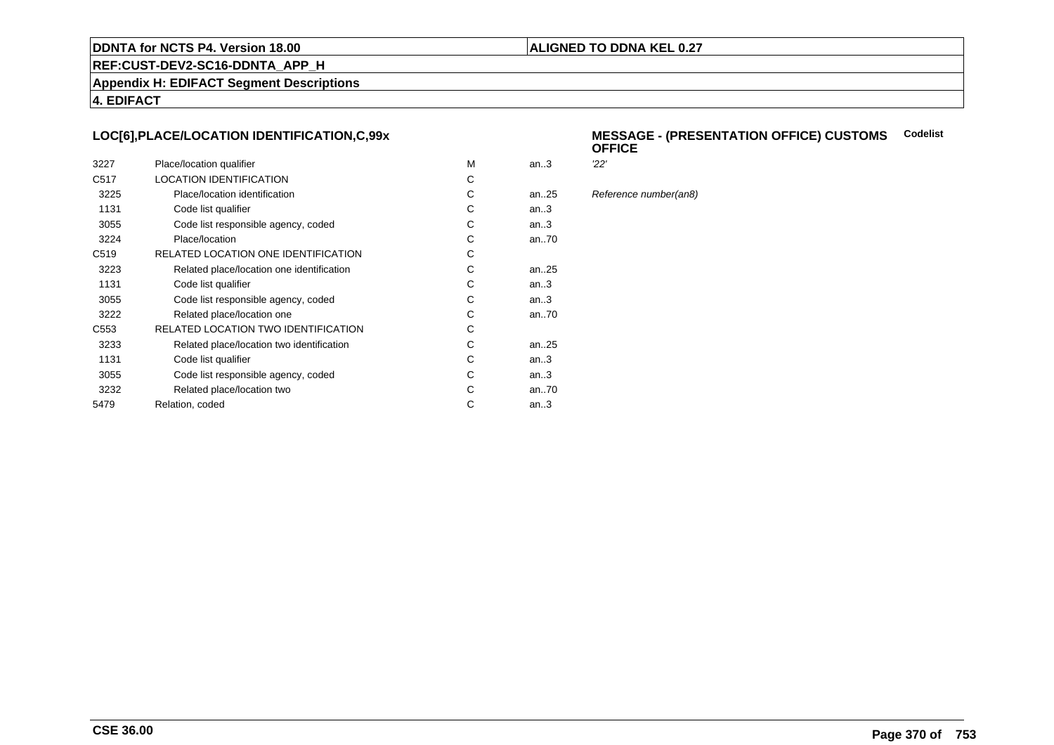**DDNTA for NCTS P4. Version 18.00** | **ALIGNED TO DDNA KEL 0.27**

**REF:CUST-DEV2-SC16-DDNTA_APP_H**

**Appendix H: EDIFACT Segment Descriptions**

**4. EDIFACT**

## LOC[6],PLACE/LOCATION IDENTIFICATION,C,99x

**MESSAGE - (PRESENTATION OFFICE) CUSTOMS OFFICE** — **Codelist**

| | | | | |
|---|---|---|---|---|
| 3227 | Place/location qualifier | M | an..3 | *'22'* |
| C517 | LOCATION IDENTIFICATION | C | | |
| 3225 | Place/location identification | C | an..25 | *Reference number(an8)* |
| 1131 | Code list qualifier | C | an..3 | |
| 3055 | Code list responsible agency, coded | C | an..3 | |
| 3224 | Place/location | C | an..70 | |
| C519 | RELATED LOCATION ONE IDENTIFICATION | C | | |
| 3223 | Related place/location one identification | C | an..25 | |
| 1131 | Code list qualifier | C | an..3 | |
| 3055 | Code list responsible agency, coded | C | an..3 | |
| 3222 | Related place/location one | C | an..70 | |
| C553 | RELATED LOCATION TWO IDENTIFICATION | C | | |
| 3233 | Related place/location two identification | C | an..25 | |
| 1131 | Code list qualifier | C | an..3 | |
| 3055 | Code list responsible agency, coded | C | an..3 | |
| 3232 | Related place/location two | C | an..70 | |
| 5479 | Relation, coded | C | an..3 | |

**CSE 36.00**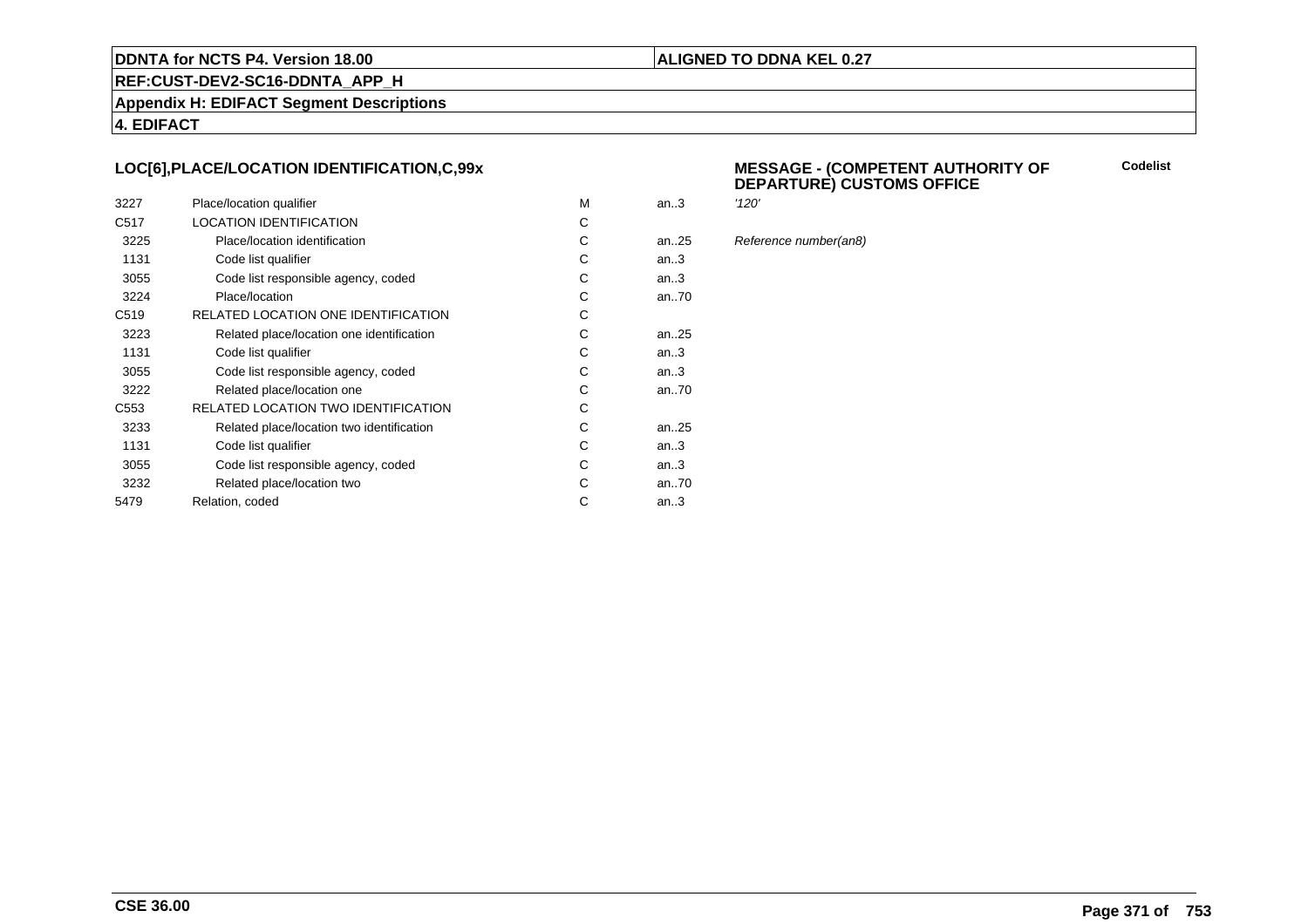**DDNTA for NCTS P4. Version 18.00** | **ALIGNED TO DDNA KEL 0.27**

**REF:CUST-DEV2-SC16-DDNTA_APP_H**

**Appendix H: EDIFACT Segment Descriptions**

**4. EDIFACT**

### LOC[6],PLACE/LOCATION IDENTIFICATION,C,99x

**MESSAGE - (COMPETENT AUTHORITY OF DEPARTURE) CUSTOMS OFFICE**

| | | | | | Codelist |
|---|---|---|---|---|---|
| 3227 | Place/location qualifier | M | an..3 | *'120'* | |
| C517 | LOCATION IDENTIFICATION | C | | | |
| 3225 | Place/location identification | C | an..25 | *Reference number(an8)* | |
| 1131 | Code list qualifier | C | an..3 | | |
| 3055 | Code list responsible agency, coded | C | an..3 | | |
| 3224 | Place/location | C | an..70 | | |
| C519 | RELATED LOCATION ONE IDENTIFICATION | C | | | |
| 3223 | Related place/location one identification | C | an..25 | | |
| 1131 | Code list qualifier | C | an..3 | | |
| 3055 | Code list responsible agency, coded | C | an..3 | | |
| 3222 | Related place/location one | C | an..70 | | |
| C553 | RELATED LOCATION TWO IDENTIFICATION | C | | | |
| 3233 | Related place/location two identification | C | an..25 | | |
| 1131 | Code list qualifier | C | an..3 | | |
| 3055 | Code list responsible agency, coded | C | an..3 | | |
| 3232 | Related place/location two | C | an..70 | | |
| 5479 | Relation, coded | C | an..3 | | |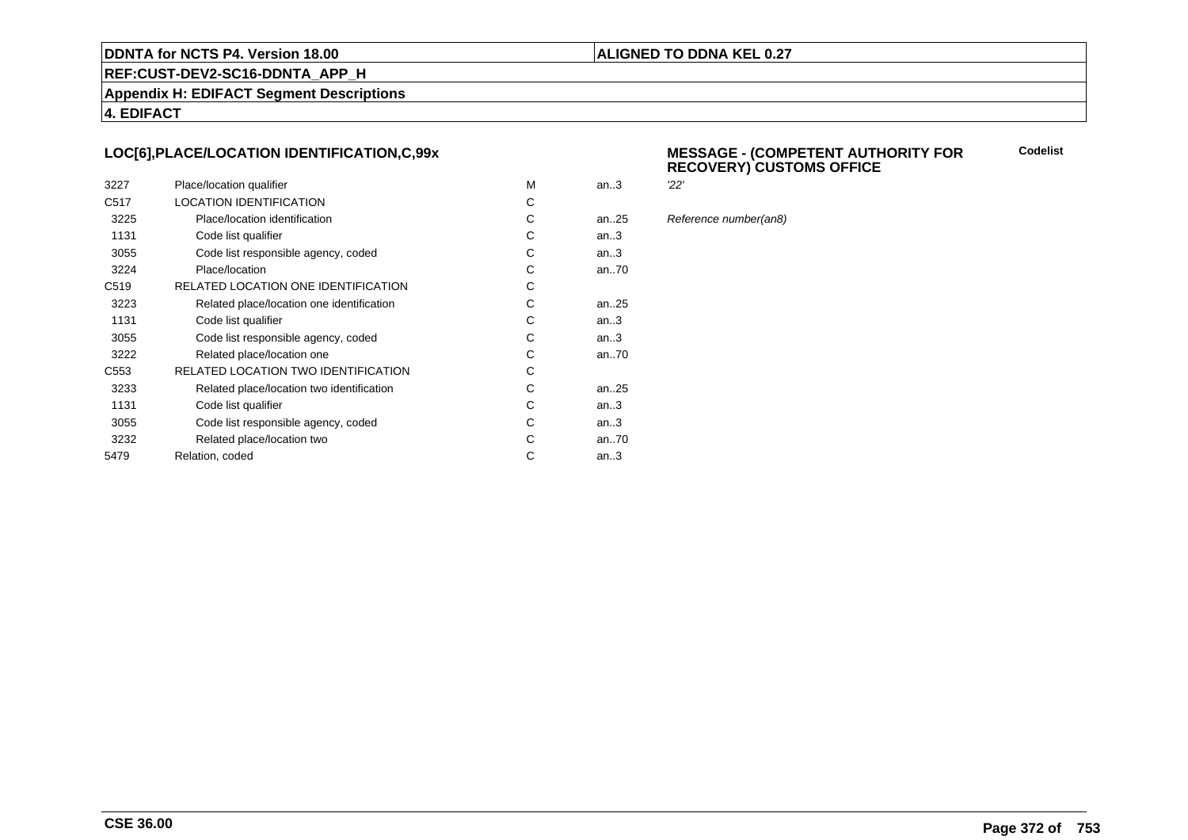**DDNTA for NCTS P4. Version 18.00** | **ALIGNED TO DDNA KEL 0.27**

**REF:CUST-DEV2-SC16-DDNTA_APP_H**

**Appendix H: EDIFACT Segment Descriptions**

**4. EDIFACT**

### LOC[6],PLACE/LOCATION IDENTIFICATION,C,99x

**MESSAGE - (COMPETENT AUTHORITY FOR RECOVERY) CUSTOMS OFFICE**

| | | | | | Codelist |
|---|---|---|---|---|---|
| 3227 | Place/location qualifier | M | an..3 | *'22'* | |
| C517 | LOCATION IDENTIFICATION | C | | | |
| 3225 | Place/location identification | C | an..25 | *Reference number(an8)* | |
| 1131 | Code list qualifier | C | an..3 | | |
| 3055 | Code list responsible agency, coded | C | an..3 | | |
| 3224 | Place/location | C | an..70 | | |
| C519 | RELATED LOCATION ONE IDENTIFICATION | C | | | |
| 3223 | Related place/location one identification | C | an..25 | | |
| 1131 | Code list qualifier | C | an..3 | | |
| 3055 | Code list responsible agency, coded | C | an..3 | | |
| 3222 | Related place/location one | C | an..70 | | |
| C553 | RELATED LOCATION TWO IDENTIFICATION | C | | | |
| 3233 | Related place/location two identification | C | an..25 | | |
| 1131 | Code list qualifier | C | an..3 | | |
| 3055 | Code list responsible agency, coded | C | an..3 | | |
| 3232 | Related place/location two | C | an..70 | | |
| 5479 | Relation, coded | C | an..3 | | |

**CSE 36.00**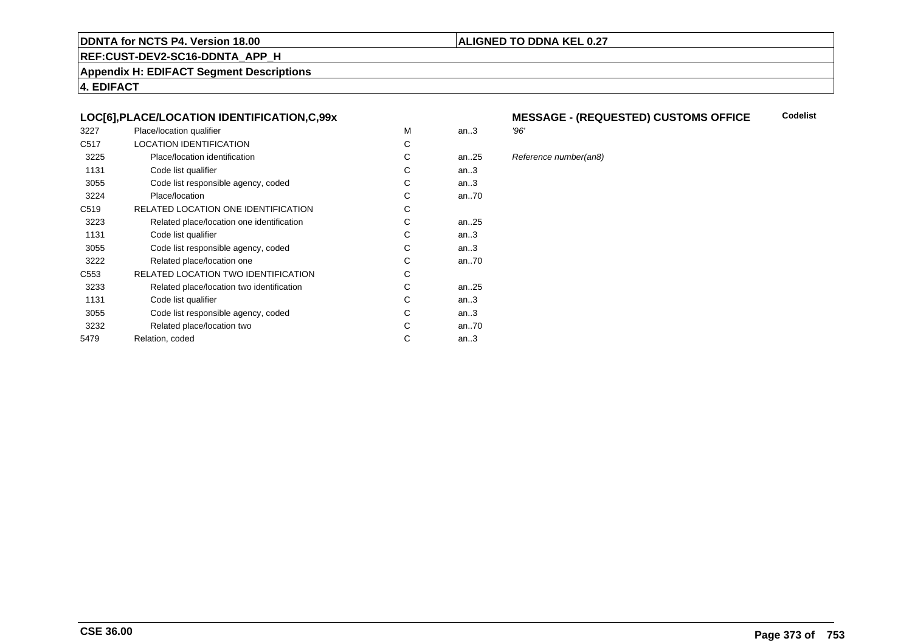## LOC[6],PLACE/LOCATION IDENTIFICATION,C,99x

**MESSAGE - (REQUESTED) CUSTOMS OFFICE** **Codelist**

| | | | | |
|---|---|---|---|---|
| 3227 | Place/location qualifier | M | an..3 | *'96'* |
| C517 | LOCATION IDENTIFICATION | C | | |
| 3225 | Place/location identification | C | an..25 | *Reference number(an8)* |
| 1131 | Code list qualifier | C | an..3 | |
| 3055 | Code list responsible agency, coded | C | an..3 | |
| 3224 | Place/location | C | an..70 | |
| C519 | RELATED LOCATION ONE IDENTIFICATION | C | | |
| 3223 | Related place/location one identification | C | an..25 | |
| 1131 | Code list qualifier | C | an..3 | |
| 3055 | Code list responsible agency, coded | C | an..3 | |
| 3222 | Related place/location one | C | an..70 | |
| C553 | RELATED LOCATION TWO IDENTIFICATION | C | | |
| 3233 | Related place/location two identification | C | an..25 | |
| 1131 | Code list qualifier | C | an..3 | |
| 3055 | Code list responsible agency, coded | C | an..3 | |
| 3232 | Related place/location two | C | an..70 | |
| 5479 | Relation, coded | C | an..3 | |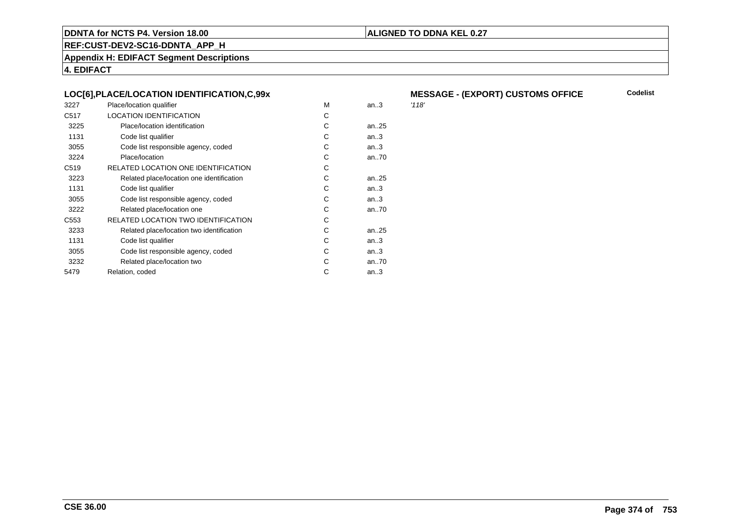**DDNTA for NCTS P4. Version 18.00** | **ALIGNED TO DDNA KEL 0.27**

**REF:CUST-DEV2-SC16-DDNTA_APP_H**

**Appendix H: EDIFACT Segment Descriptions**

**4. EDIFACT**

### LOC[6],PLACE/LOCATION IDENTIFICATION,C,99x

**MESSAGE - (EXPORT) CUSTOMS OFFICE** | **Codelist**

| | | | | |
|---|---|---|---|---|
| 3227 | Place/location qualifier | M | an..3 | *'118'* |
| C517 | LOCATION IDENTIFICATION | C | | |
| 3225 | Place/location identification | C | an..25 | |
| 1131 | Code list qualifier | C | an..3 | |
| 3055 | Code list responsible agency, coded | C | an..3 | |
| 3224 | Place/location | C | an..70 | |
| C519 | RELATED LOCATION ONE IDENTIFICATION | C | | |
| 3223 | Related place/location one identification | C | an..25 | |
| 1131 | Code list qualifier | C | an..3 | |
| 3055 | Code list responsible agency, coded | C | an..3 | |
| 3222 | Related place/location one | C | an..70 | |
| C553 | RELATED LOCATION TWO IDENTIFICATION | C | | |
| 3233 | Related place/location two identification | C | an..25 | |
| 1131 | Code list qualifier | C | an..3 | |
| 3055 | Code list responsible agency, coded | C | an..3 | |
| 3232 | Related place/location two | C | an..70 | |
| 5479 | Relation, coded | C | an..3 | |

**CSE 36.00**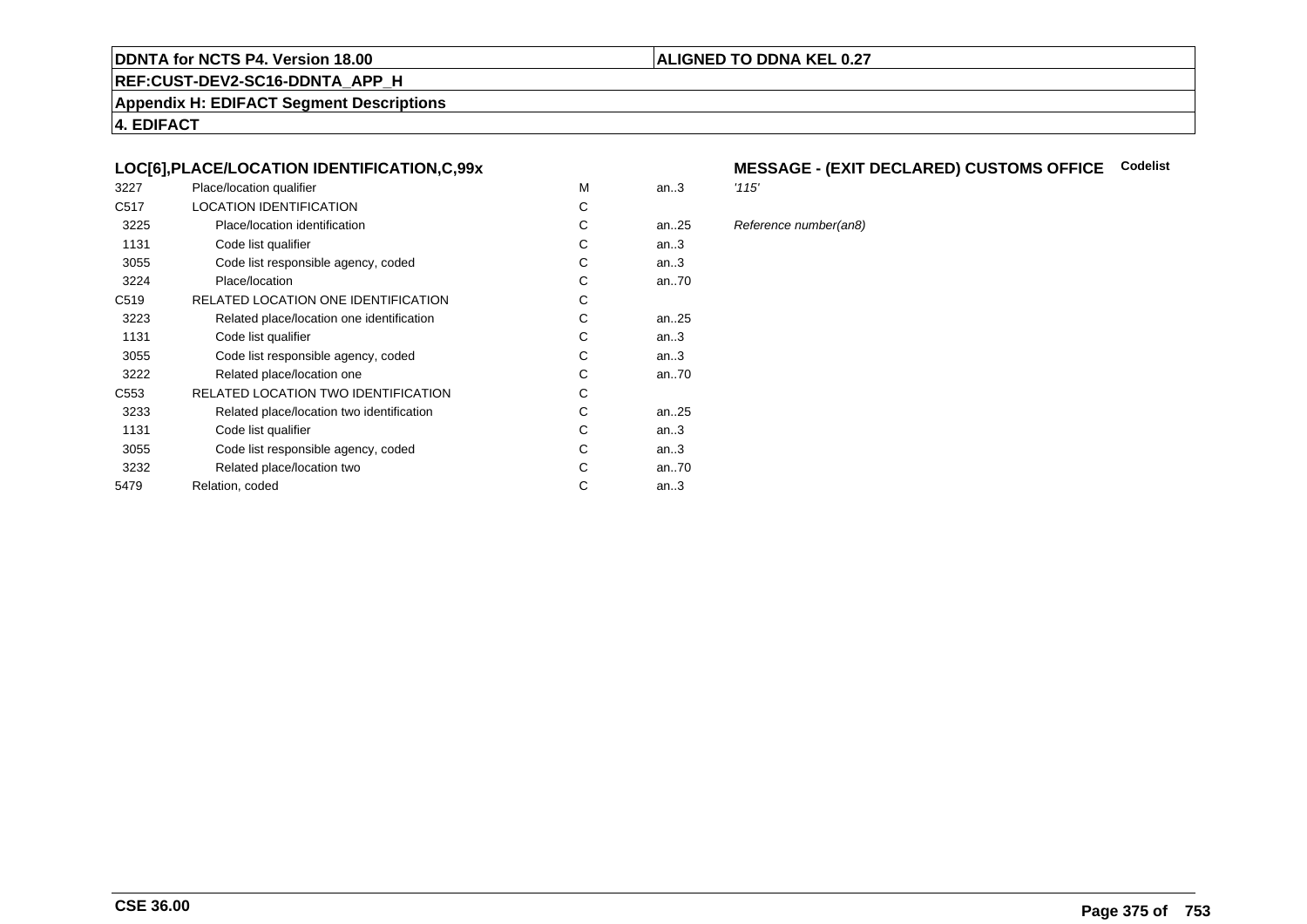**DDNTA for NCTS P4. Version 18.00** | **ALIGNED TO DDNA KEL 0.27**

**REF:CUST-DEV2-SC16-DDNTA_APP_H**

**Appendix H: EDIFACT Segment Descriptions**

**4. EDIFACT**

### LOC[6],PLACE/LOCATION IDENTIFICATION,C,99x

**MESSAGE - (EXIT DECLARED) CUSTOMS OFFICE** **Codelist**

| | | | | |
|---|---|---|---|---|
| 3227 | Place/location qualifier | M | an..3 | *'115'* |
| C517 | LOCATION IDENTIFICATION | C | | |
| 3225 | Place/location identification | C | an..25 | *Reference number(an8)* |
| 1131 | Code list qualifier | C | an..3 | |
| 3055 | Code list responsible agency, coded | C | an..3 | |
| 3224 | Place/location | C | an..70 | |
| C519 | RELATED LOCATION ONE IDENTIFICATION | C | | |
| 3223 | Related place/location one identification | C | an..25 | |
| 1131 | Code list qualifier | C | an..3 | |
| 3055 | Code list responsible agency, coded | C | an..3 | |
| 3222 | Related place/location one | C | an..70 | |
| C553 | RELATED LOCATION TWO IDENTIFICATION | C | | |
| 3233 | Related place/location two identification | C | an..25 | |
| 1131 | Code list qualifier | C | an..3 | |
| 3055 | Code list responsible agency, coded | C | an..3 | |
| 3232 | Related place/location two | C | an..70 | |
| 5479 | Relation, coded | C | an..3 | |

**CSE 36.00**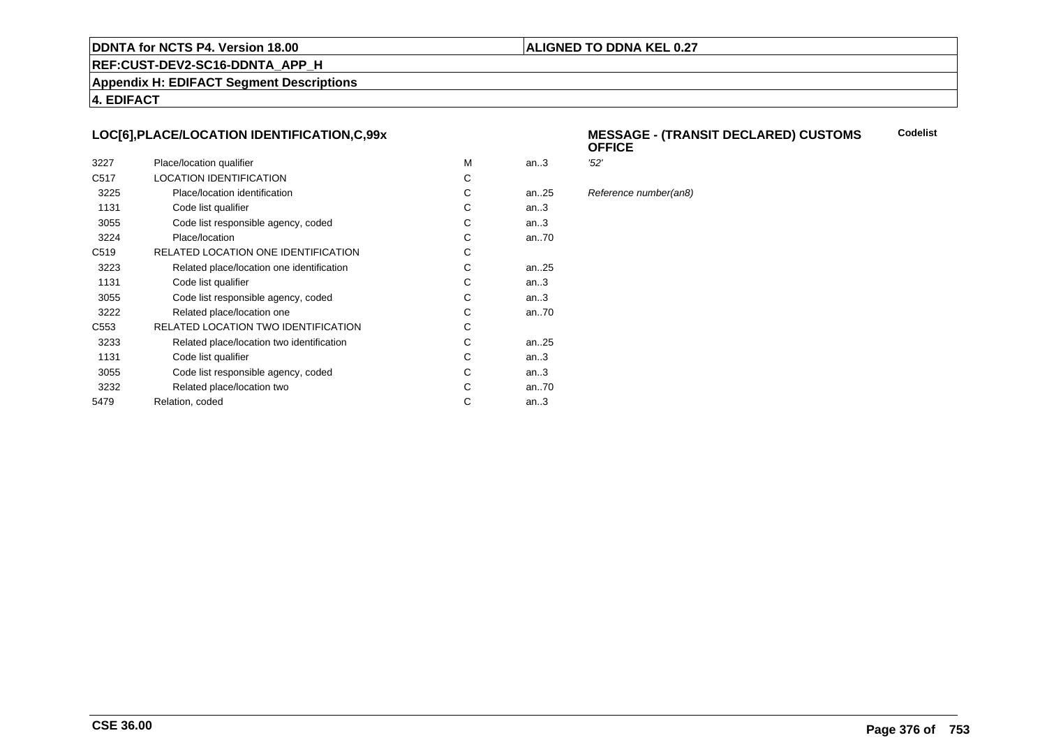**DDNTA for NCTS P4. Version 18.00** | **ALIGNED TO DDNA KEL 0.27**

**REF:CUST-DEV2-SC16-DDNTA_APP_H**

**Appendix H: EDIFACT Segment Descriptions**

**4. EDIFACT**

### LOC[6],PLACE/LOCATION IDENTIFICATION,C,99x

**MESSAGE - (TRANSIT DECLARED) CUSTOMS OFFICE**

| | | | | | Codelist |
|---|---|---|---|---|---|
| 3227 | Place/location qualifier | M | an..3 | *'52'* | |
| C517 | LOCATION IDENTIFICATION | C | | | |
| 3225 | Place/location identification | C | an..25 | *Reference number(an8)* | |
| 1131 | Code list qualifier | C | an..3 | | |
| 3055 | Code list responsible agency, coded | C | an..3 | | |
| 3224 | Place/location | C | an..70 | | |
| C519 | RELATED LOCATION ONE IDENTIFICATION | C | | | |
| 3223 | Related place/location one identification | C | an..25 | | |
| 1131 | Code list qualifier | C | an..3 | | |
| 3055 | Code list responsible agency, coded | C | an..3 | | |
| 3222 | Related place/location one | C | an..70 | | |
| C553 | RELATED LOCATION TWO IDENTIFICATION | C | | | |
| 3233 | Related place/location two identification | C | an..25 | | |
| 1131 | Code list qualifier | C | an..3 | | |
| 3055 | Code list responsible agency, coded | C | an..3 | | |
| 3232 | Related place/location two | C | an..70 | | |
| 5479 | Relation, coded | C | an..3 | | |

**CSE 36.00**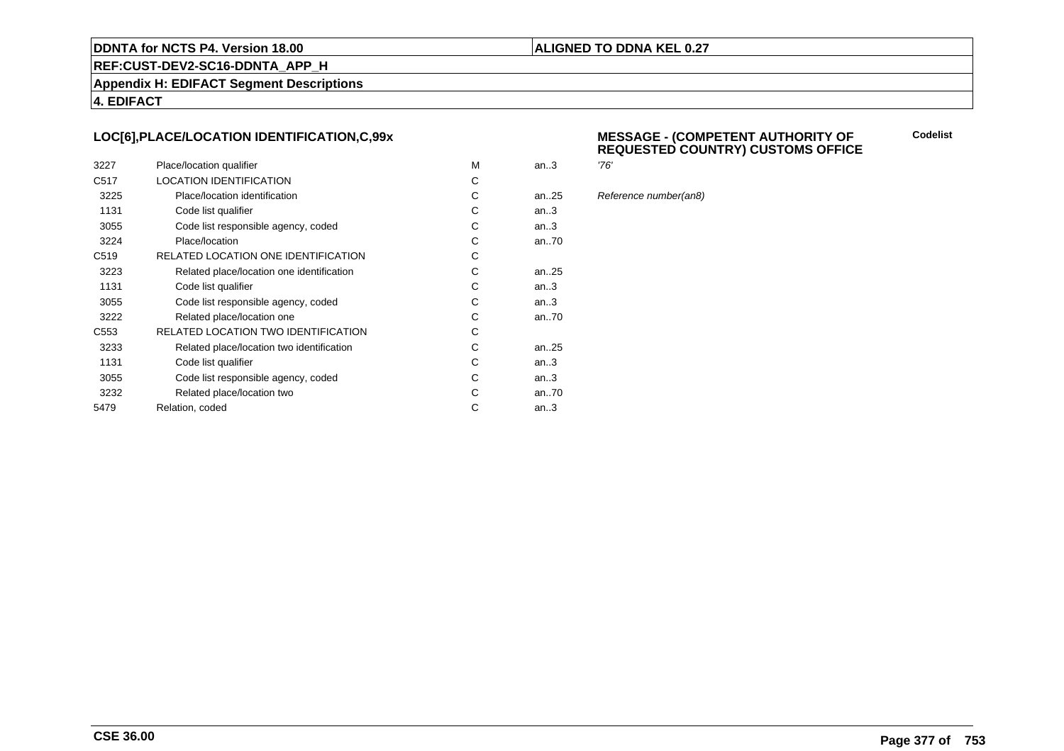## LOC[6],PLACE/LOCATION IDENTIFICATION,C,99x

**MESSAGE - (COMPETENT AUTHORITY OF REQUESTED COUNTRY) CUSTOMS OFFICE**

**Codelist**

| | | | | |
|---|---|---|---|---|
| 3227 | Place/location qualifier | M | an..3 | *'76'* |
| C517 | LOCATION IDENTIFICATION | C | | |
| 3225 | Place/location identification | C | an..25 | *Reference number(an8)* |
| 1131 | Code list qualifier | C | an..3 | |
| 3055 | Code list responsible agency, coded | C | an..3 | |
| 3224 | Place/location | C | an..70 | |
| C519 | RELATED LOCATION ONE IDENTIFICATION | C | | |
| 3223 | Related place/location one identification | C | an..25 | |
| 1131 | Code list qualifier | C | an..3 | |
| 3055 | Code list responsible agency, coded | C | an..3 | |
| 3222 | Related place/location one | C | an..70 | |
| C553 | RELATED LOCATION TWO IDENTIFICATION | C | | |
| 3233 | Related place/location two identification | C | an..25 | |
| 1131 | Code list qualifier | C | an..3 | |
| 3055 | Code list responsible agency, coded | C | an..3 | |
| 3232 | Related place/location two | C | an..70 | |
| 5479 | Relation, coded | C | an..3 | |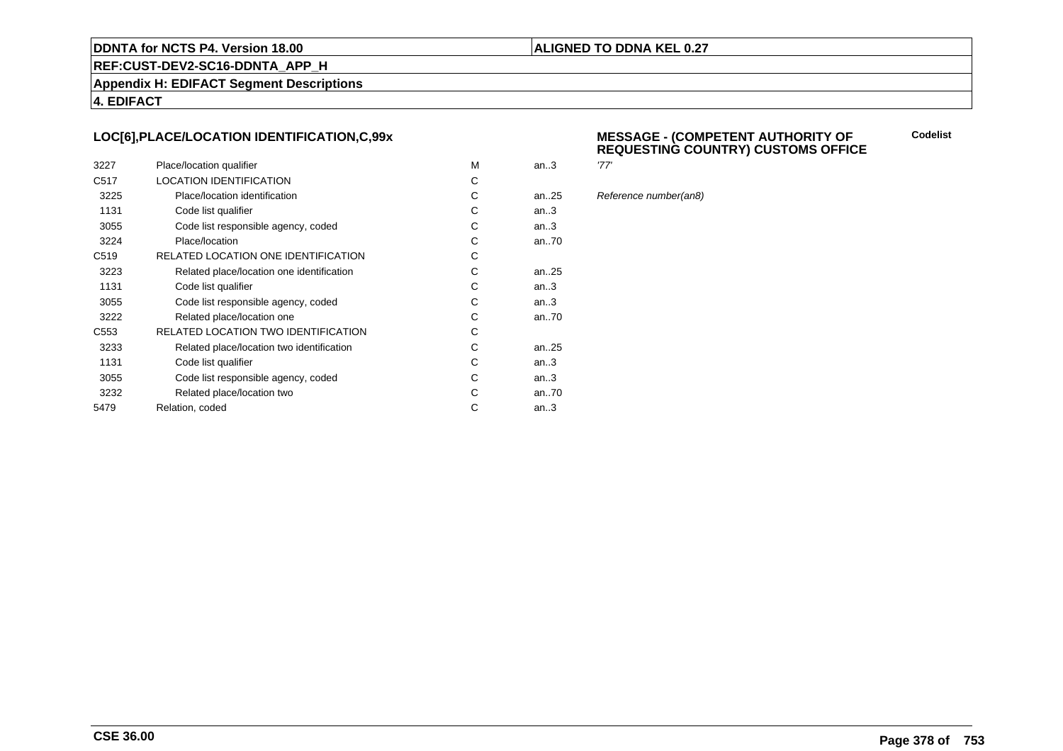**DDNTA for NCTS P4. Version 18.00** | **ALIGNED TO DDNA KEL 0.27**

**REF:CUST-DEV2-SC16-DDNTA_APP_H**

**Appendix H: EDIFACT Segment Descriptions**

**4. EDIFACT**

### LOC[6],PLACE/LOCATION IDENTIFICATION,C,99x

### MESSAGE - (COMPETENT AUTHORITY OF REQUESTING COUNTRY) CUSTOMS OFFICE

| | | | | | Codelist |
|---|---|---|---|---|---|
| 3227 | Place/location qualifier | M | an..3 | *'77'* | |
| C517 | LOCATION IDENTIFICATION | C | | | |
| 3225 | Place/location identification | C | an..25 | *Reference number(an8)* | |
| 1131 | Code list qualifier | C | an..3 | | |
| 3055 | Code list responsible agency, coded | C | an..3 | | |
| 3224 | Place/location | C | an..70 | | |
| C519 | RELATED LOCATION ONE IDENTIFICATION | C | | | |
| 3223 | Related place/location one identification | C | an..25 | | |
| 1131 | Code list qualifier | C | an..3 | | |
| 3055 | Code list responsible agency, coded | C | an..3 | | |
| 3222 | Related place/location one | C | an..70 | | |
| C553 | RELATED LOCATION TWO IDENTIFICATION | C | | | |
| 3233 | Related place/location two identification | C | an..25 | | |
| 1131 | Code list qualifier | C | an..3 | | |
| 3055 | Code list responsible agency, coded | C | an..3 | | |
| 3232 | Related place/location two | C | an..70 | | |
| 5479 | Relation, coded | C | an..3 | | |

**CSE 36.00**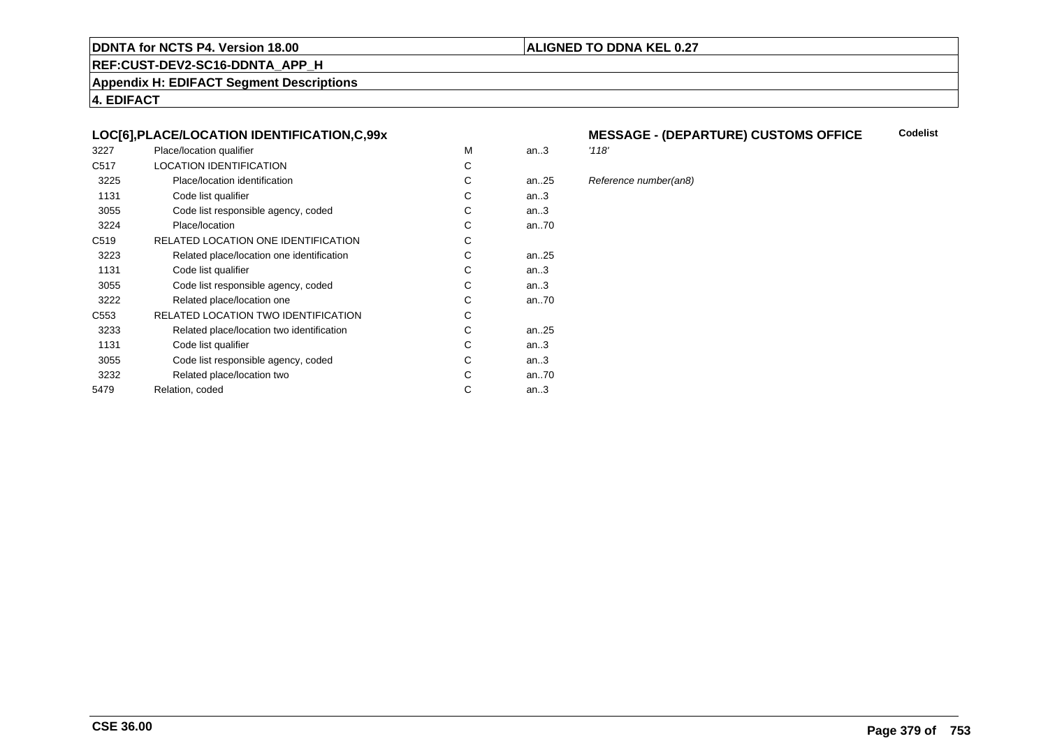**DDNTA for NCTS P4. Version 18.00** | **ALIGNED TO DDNA KEL 0.27**

**REF:CUST-DEV2-SC16-DDNTA_APP_H**

**Appendix H: EDIFACT Segment Descriptions**

**4. EDIFACT**

### LOC[6],PLACE/LOCATION IDENTIFICATION,C,99x

**MESSAGE - (DEPARTURE) CUSTOMS OFFICE** — **Codelist**

| | | | | |
|---|---|---|---|---|
| 3227 | Place/location qualifier | M | an..3 | *'118'* |
| C517 | LOCATION IDENTIFICATION | C | | |
| 3225 | Place/location identification | C | an..25 | *Reference number(an8)* |
| 1131 | Code list qualifier | C | an..3 | |
| 3055 | Code list responsible agency, coded | C | an..3 | |
| 3224 | Place/location | C | an..70 | |
| C519 | RELATED LOCATION ONE IDENTIFICATION | C | | |
| 3223 | Related place/location one identification | C | an..25 | |
| 1131 | Code list qualifier | C | an..3 | |
| 3055 | Code list responsible agency, coded | C | an..3 | |
| 3222 | Related place/location one | C | an..70 | |
| C553 | RELATED LOCATION TWO IDENTIFICATION | C | | |
| 3233 | Related place/location two identification | C | an..25 | |
| 1131 | Code list qualifier | C | an..3 | |
| 3055 | Code list responsible agency, coded | C | an..3 | |
| 3232 | Related place/location two | C | an..70 | |
| 5479 | Relation, coded | C | an..3 | |

**CSE 36.00**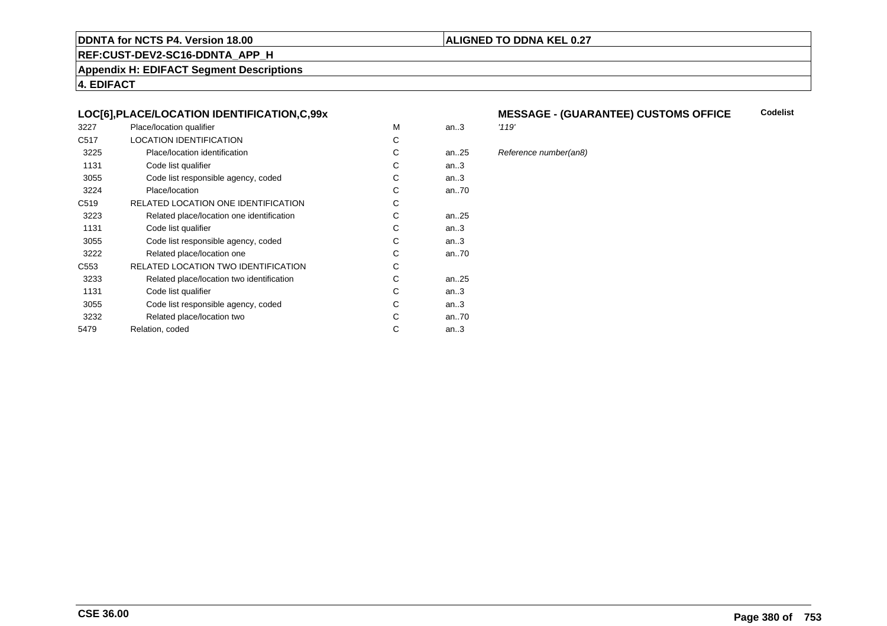**LOC[6],PLACE/LOCATION IDENTIFICATION,C,99x**

**MESSAGE - (GUARANTEE) CUSTOMS OFFICE** — **Codelist**

| | | | | |
|---|---|---|---|---|
| 3227 | Place/location qualifier | M | an..3 | *'119'* |
| C517 | LOCATION IDENTIFICATION | C | | |
| 3225 | Place/location identification | C | an..25 | *Reference number(an8)* |
| 1131 | Code list qualifier | C | an..3 | |
| 3055 | Code list responsible agency, coded | C | an..3 | |
| 3224 | Place/location | C | an..70 | |
| C519 | RELATED LOCATION ONE IDENTIFICATION | C | | |
| 3223 | Related place/location one identification | C | an..25 | |
| 1131 | Code list qualifier | C | an..3 | |
| 3055 | Code list responsible agency, coded | C | an..3 | |
| 3222 | Related place/location one | C | an..70 | |
| C553 | RELATED LOCATION TWO IDENTIFICATION | C | | |
| 3233 | Related place/location two identification | C | an..25 | |
| 1131 | Code list qualifier | C | an..3 | |
| 3055 | Code list responsible agency, coded | C | an..3 | |
| 3232 | Related place/location two | C | an..70 | |
| 5479 | Relation, coded | C | an..3 | |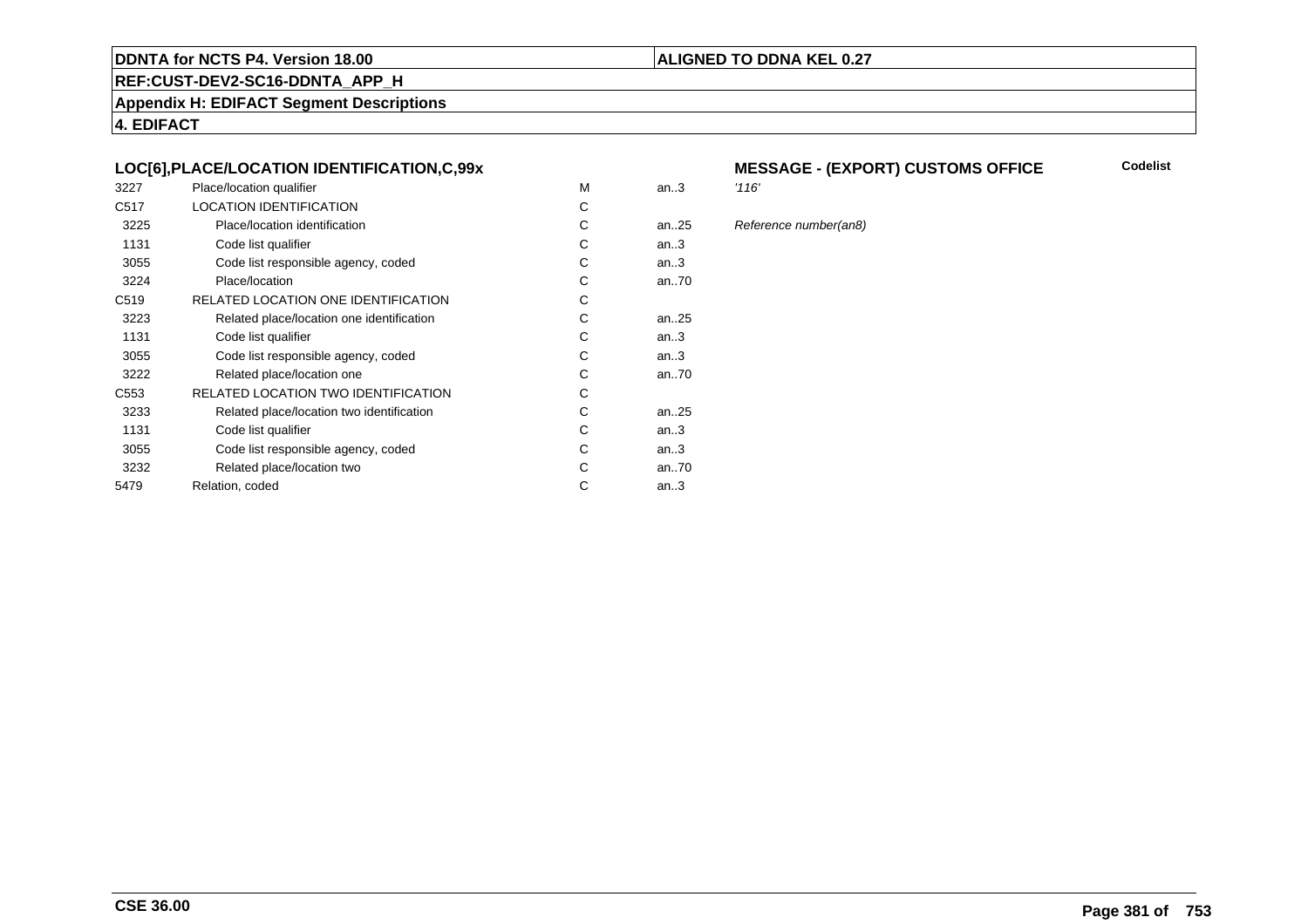**DDNTA for NCTS P4. Version 18.00** | **ALIGNED TO DDNA KEL 0.27**

**REF:CUST-DEV2-SC16-DDNTA_APP_H**

**Appendix H: EDIFACT Segment Descriptions**

**4. EDIFACT**

### LOC[6],PLACE/LOCATION IDENTIFICATION,C,99x

**MESSAGE - (EXPORT) CUSTOMS OFFICE** — **Codelist**

| | | | | |
|---|---|---|---|---|
| 3227 | Place/location qualifier | M | an..3 | *'116'* |
| C517 | LOCATION IDENTIFICATION | C | | |
| 3225 | Place/location identification | C | an..25 | *Reference number(an8)* |
| 1131 | Code list qualifier | C | an..3 | |
| 3055 | Code list responsible agency, coded | C | an..3 | |
| 3224 | Place/location | C | an..70 | |
| C519 | RELATED LOCATION ONE IDENTIFICATION | C | | |
| 3223 | Related place/location one identification | C | an..25 | |
| 1131 | Code list qualifier | C | an..3 | |
| 3055 | Code list responsible agency, coded | C | an..3 | |
| 3222 | Related place/location one | C | an..70 | |
| C553 | RELATED LOCATION TWO IDENTIFICATION | C | | |
| 3233 | Related place/location two identification | C | an..25 | |
| 1131 | Code list qualifier | C | an..3 | |
| 3055 | Code list responsible agency, coded | C | an..3 | |
| 3232 | Related place/location two | C | an..70 | |
| 5479 | Relation, coded | C | an..3 | |

**CSE 36.00**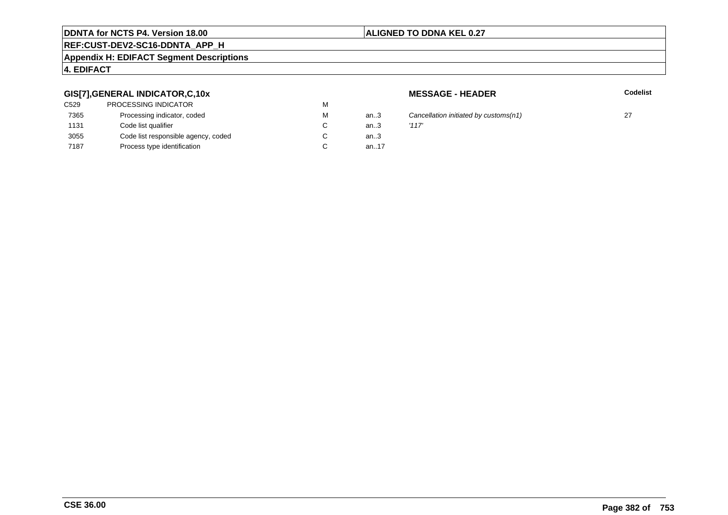**DDNTA for NCTS P4. Version 18.00** | **ALIGNED TO DDNA KEL 0.27**

**REF:CUST-DEV2-SC16-DDNTA_APP_H**

**Appendix H: EDIFACT Segment Descriptions**

**4. EDIFACT**

### GIS[7],GENERAL INDICATOR,C,10x

**MESSAGE - HEADER**

| | | | | | **Codelist** |
|---|---|---|---|---|---|
| C529 | PROCESSING INDICATOR | M | | | |
| 7365 | Processing indicator, coded | M | an..3 | *Cancellation initiated by customs(n1)* | 27 |
| 1131 | Code list qualifier | C | an..3 | *'117'* | |
| 3055 | Code list responsible agency, coded | C | an..3 | | |
| 7187 | Process type identification | C | an..17 | | |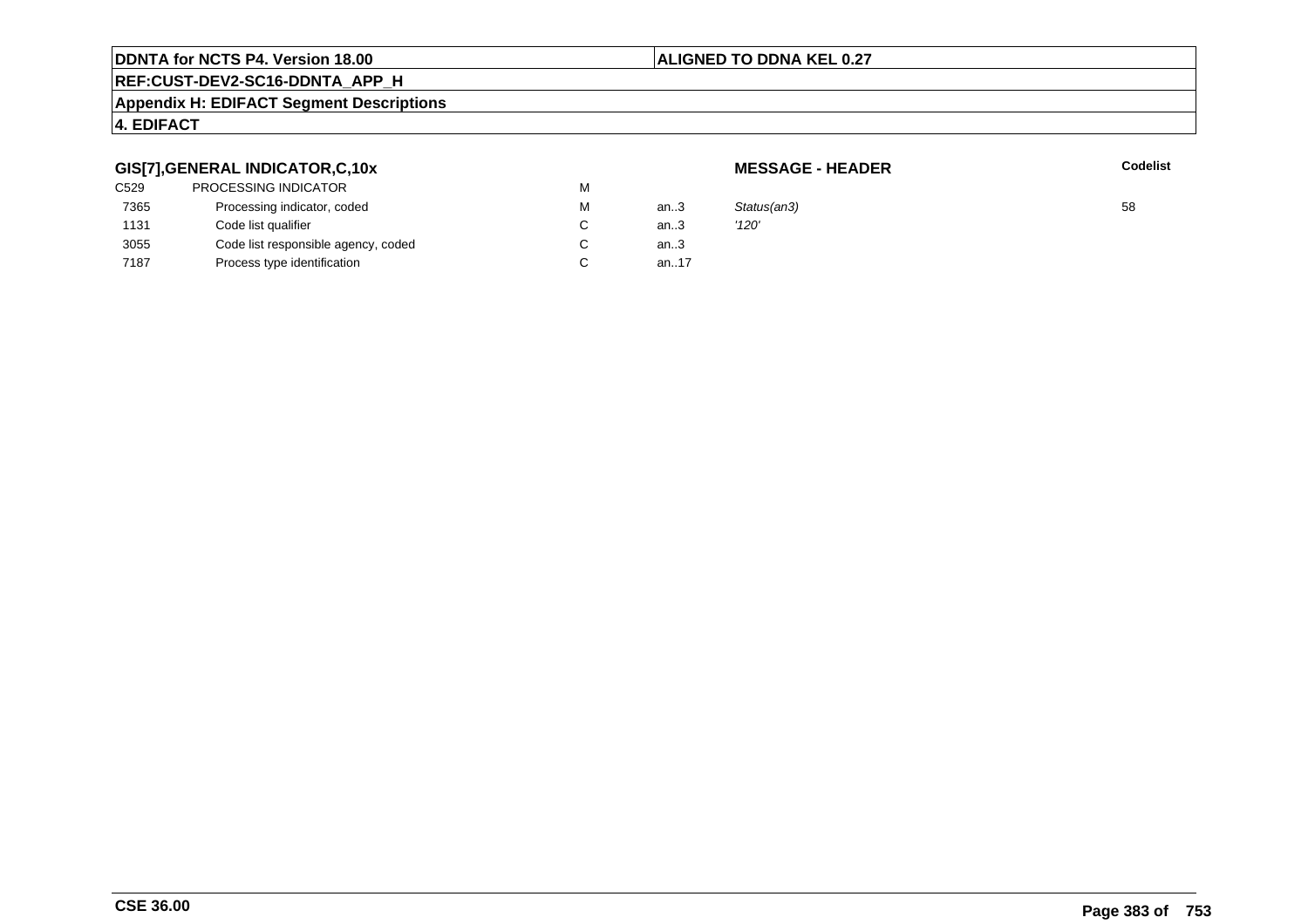**DDNTA for NCTS P4. Version 18.00** | **ALIGNED TO DDNA KEL 0.27**

**REF:CUST-DEV2-SC16-DDNTA_APP_H**

**Appendix H: EDIFACT Segment Descriptions**

**4. EDIFACT**

### GIS[7],GENERAL INDICATOR,C,10x

**MESSAGE - HEADER**

| | | | | | Codelist |
|---|---|---|---|---|---|
| C529 | PROCESSING INDICATOR | M | | | |
| 7365 | Processing indicator, coded | M | an..3 | *Status(an3)* | 58 |
| 1131 | Code list qualifier | C | an..3 | *'120'* | |
| 3055 | Code list responsible agency, coded | C | an..3 | | |
| 7187 | Process type identification | C | an..17 | | |

**CSE 36.00**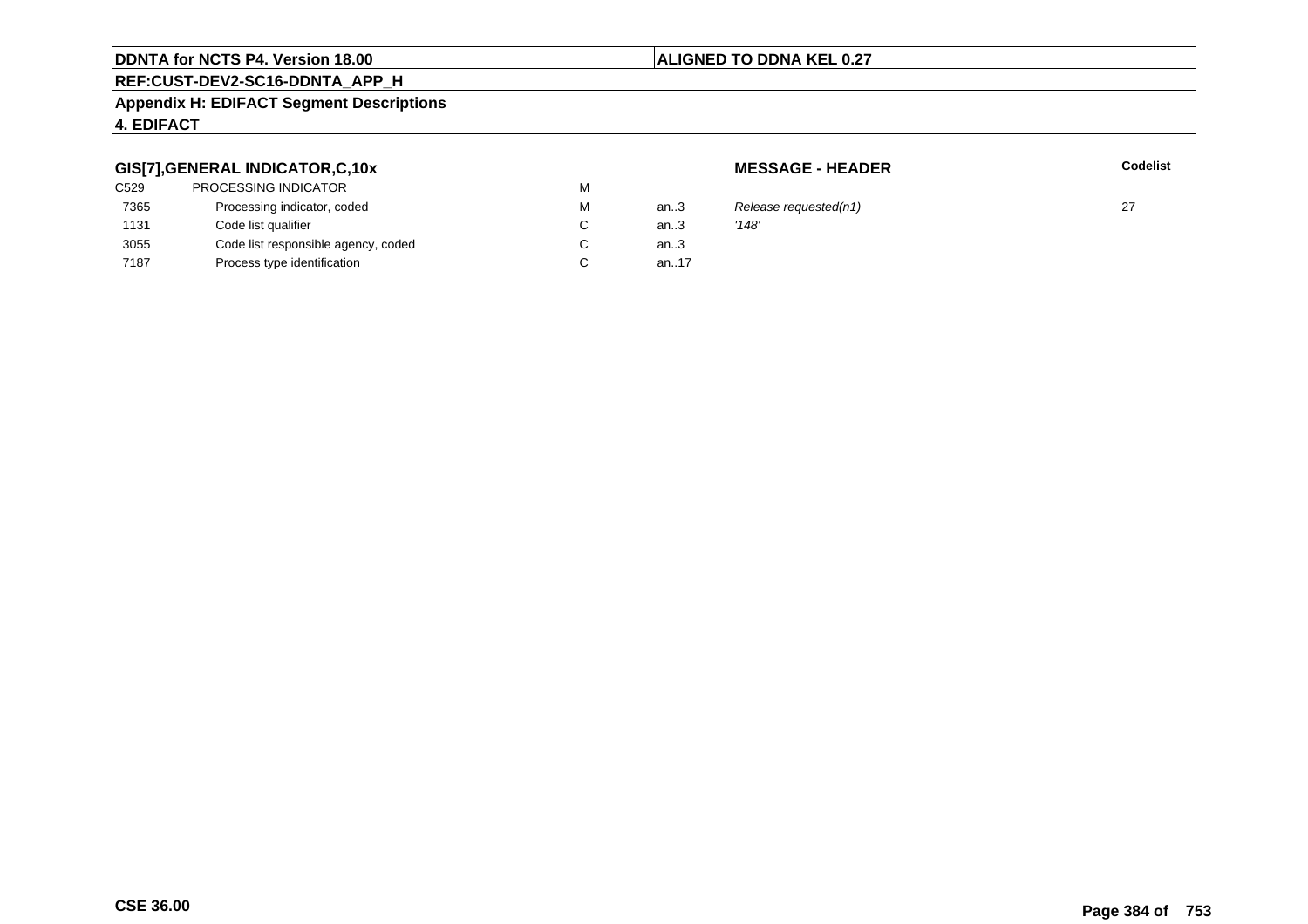**GIS[7],GENERAL INDICATOR,C,10x** **MESSAGE - HEADER**

| | | | | | Codelist |
|---|---|---|---|---|---|
| C529 | PROCESSING INDICATOR | M | | | |
| 7365 | Processing indicator, coded | M | an..3 | *Release requested(n1)* | 27 |
| 1131 | Code list qualifier | C | an..3 | *'148'* | |
| 3055 | Code list responsible agency, coded | C | an..3 | | |
| 7187 | Process type identification | C | an..17 | | |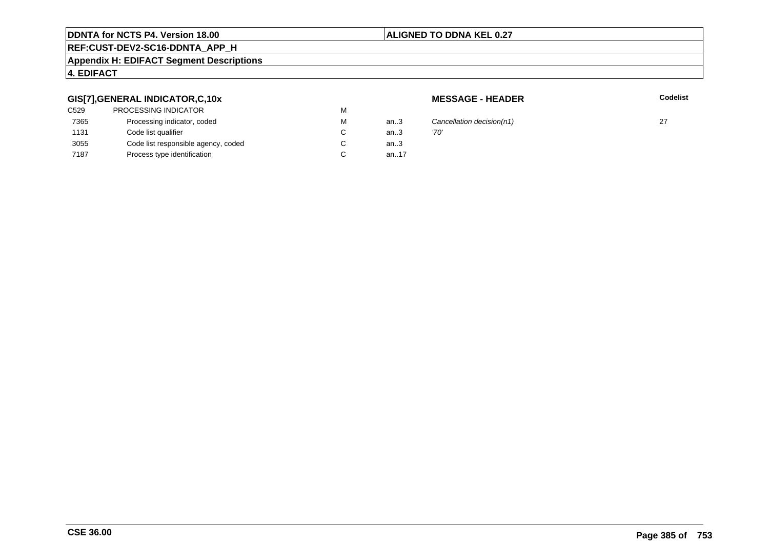**DDNTA for NCTS P4. Version 18.00** | **ALIGNED TO DDNA KEL 0.27**

**REF:CUST-DEV2-SC16-DDNTA_APP_H**

**Appendix H: EDIFACT Segment Descriptions**

**4. EDIFACT**

### GIS[7],GENERAL INDICATOR,C,10x

**MESSAGE - HEADER**

| | | | | | **Codelist** |
|---|---|---|---|---|---|
| C529 | PROCESSING INDICATOR | M | | | |
| 7365 | Processing indicator, coded | M | an..3 | *Cancellation decision(n1)* | 27 |
| 1131 | Code list qualifier | C | an..3 | *'70'* | |
| 3055 | Code list responsible agency, coded | C | an..3 | | |
| 7187 | Process type identification | C | an..17 | | |

**CSE 36.00**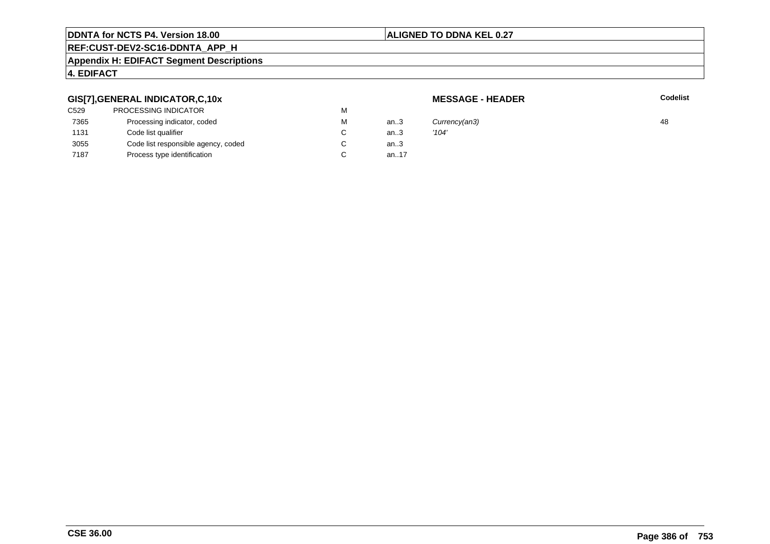**DDNTA for NCTS P4. Version 18.00** | **ALIGNED TO DDNA KEL 0.27**

**REF:CUST-DEV2-SC16-DDNTA_APP_H**

**Appendix H: EDIFACT Segment Descriptions**

**4. EDIFACT**

### GIS[7],GENERAL INDICATOR,C,10x

**MESSAGE - HEADER**

| | | | | | Codelist |
|---|---|---|---|---|---|
| C529 | PROCESSING INDICATOR | M | | | |
| 7365 | Processing indicator, coded | M | an..3 | *Currency(an3)* | 48 |
| 1131 | Code list qualifier | C | an..3 | *'104'* | |
| 3055 | Code list responsible agency, coded | C | an..3 | | |
| 7187 | Process type identification | C | an..17 | | |

**CSE 36.00**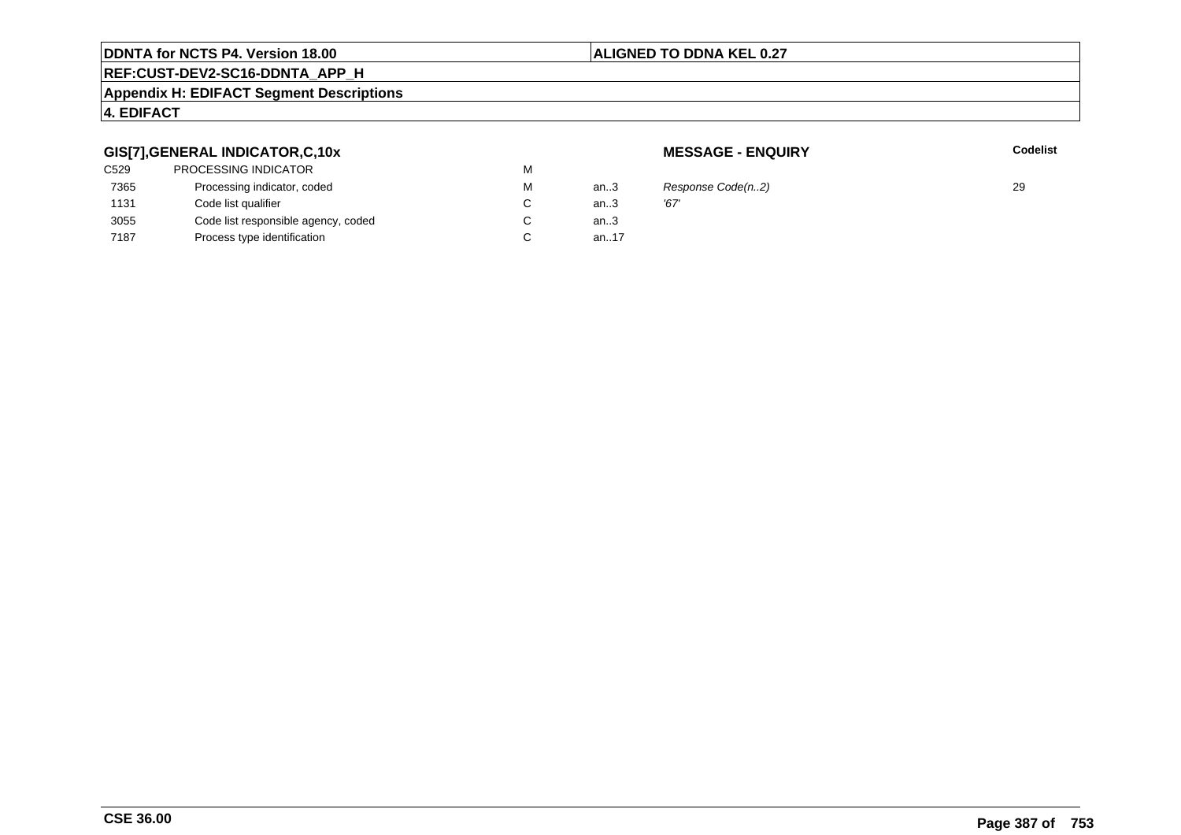**GIS[7],GENERAL INDICATOR,C,10x**

**MESSAGE - ENQUIRY**

| | | | | | **Codelist** |
|---|---|---|---|---|---|
| C529 | PROCESSING INDICATOR | M | | | |
| 7365 | Processing indicator, coded | M | an..3 | *Response Code(n..2)* | 29 |
| 1131 | Code list qualifier | C | an..3 | *'67'* | |
| 3055 | Code list responsible agency, coded | C | an..3 | | |
| 7187 | Process type identification | C | an..17 | | |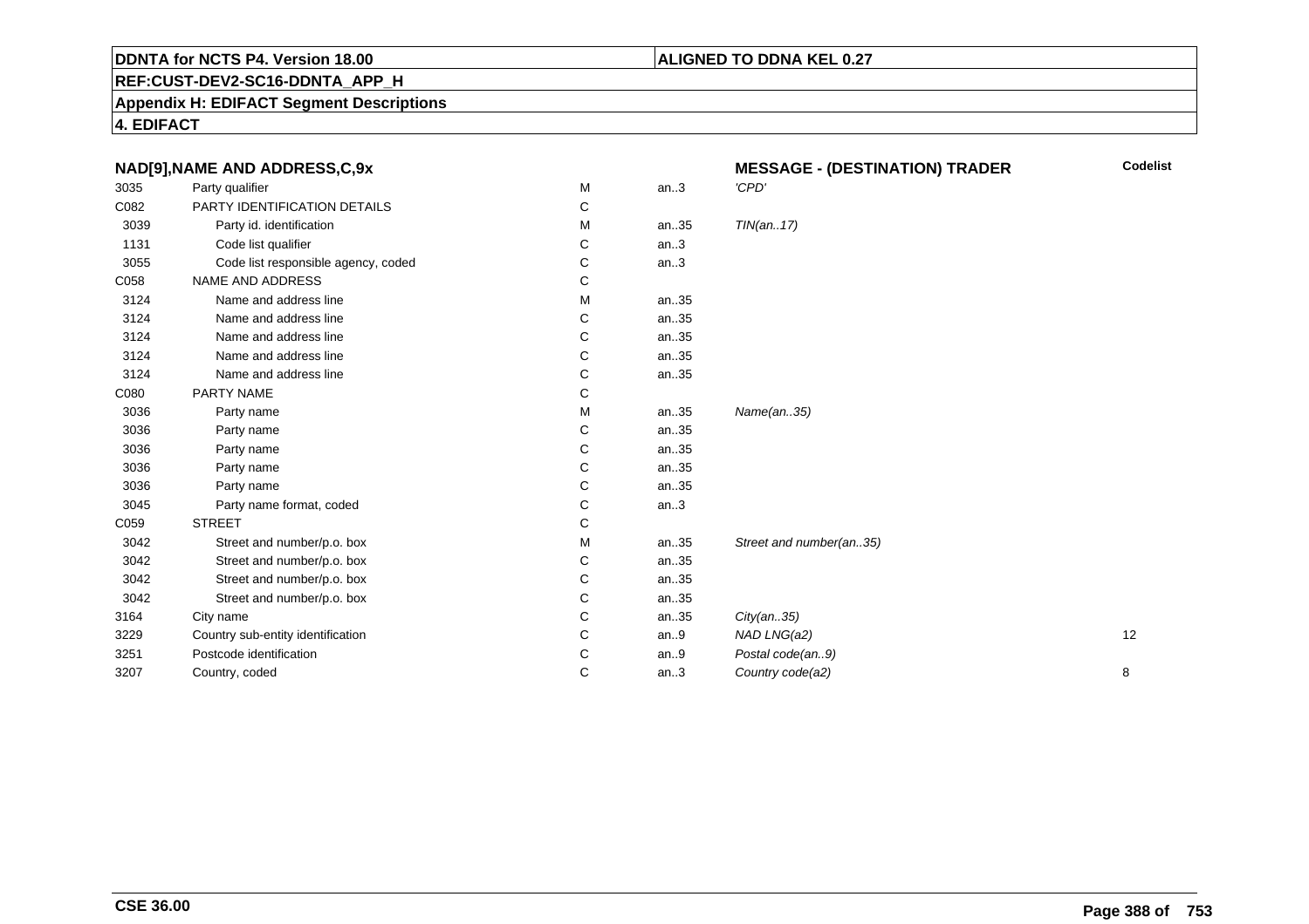DDNTA for NCTS P4. Version 18.00

ALIGNED TO DDNA KEL 0.27

REF:CUST-DEV2-SC16-DDNTA_APP_H

Appendix H: EDIFACT Segment Descriptions

4. EDIFACT

| NAD[9],NAME AND ADDRESS,C,9x | | | | MESSAGE - (DESTINATION) TRADER | Codelist |
|---|---|---|---|---|---|
| 3035 | Party qualifier | M | an..3 | 'CPD' | |
| C082 | PARTY IDENTIFICATION DETAILS | C | | | |
| 3039 | Party id. identification | M | an..35 | TIN(an..17) | |
| 1131 | Code list qualifier | C | an..3 | | |
| 3055 | Code list responsible agency, coded | C | an..3 | | |
| C058 | NAME AND ADDRESS | C | | | |
| 3124 | Name and address line | M | an..35 | | |
| 3124 | Name and address line | C | an..35 | | |
| 3124 | Name and address line | C | an..35 | | |
| 3124 | Name and address line | C | an..35 | | |
| 3124 | Name and address line | C | an..35 | | |
| C080 | PARTY NAME | C | | | |
| 3036 | Party name | M | an..35 | Name(an..35) | |
| 3036 | Party name | C | an..35 | | |
| 3036 | Party name | C | an..35 | | |
| 3036 | Party name | C | an..35 | | |
| 3036 | Party name | C | an..35 | | |
| 3045 | Party name format, coded | C | an..3 | | |
| C059 | STREET | C | | | |
| 3042 | Street and number/p.o. box | M | an..35 | Street and number(an..35) | |
| 3042 | Street and number/p.o. box | C | an..35 | | |
| 3042 | Street and number/p.o. box | C | an..35 | | |
| 3042 | Street and number/p.o. box | C | an..35 | | |
| 3164 | City name | C | an..35 | City(an..35) | |
| 3229 | Country sub-entity identification | C | an..9 | NAD LNG(a2) | 12 |
| 3251 | Postcode identification | C | an..9 | Postal code(an..9) | |
| 3207 | Country, coded | C | an..3 | Country code(a2) | 8 |

CSE 36.00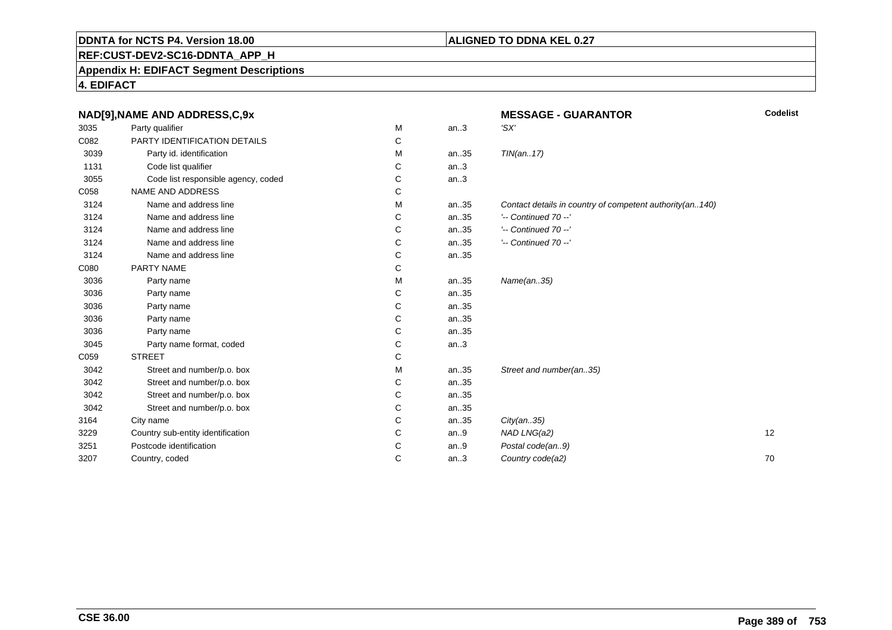**DDNTA for NCTS P4. Version 18.00**

**ALIGNED TO DDNA KEL 0.27**

**REF:CUST-DEV2-SC16-DDNTA_APP_H**

**Appendix H: EDIFACT Segment Descriptions**

**4. EDIFACT**

| NAD[9],NAME AND ADDRESS,C,9x | | | | MESSAGE - GUARANTOR | Codelist |
|---|---|---|---|---|---|
| 3035 | Party qualifier | M | an..3 | 'SX' | |
| C082 | PARTY IDENTIFICATION DETAILS | C | | | |
| 3039 | Party id. identification | M | an..35 | TIN(an..17) | |
| 1131 | Code list qualifier | C | an..3 | | |
| 3055 | Code list responsible agency, coded | C | an..3 | | |
| C058 | NAME AND ADDRESS | C | | | |
| 3124 | Name and address line | M | an..35 | Contact details in country of competent authority(an..140) | |
| 3124 | Name and address line | C | an..35 | '-- Continued 70 --' | |
| 3124 | Name and address line | C | an..35 | '-- Continued 70 --' | |
| 3124 | Name and address line | C | an..35 | '-- Continued 70 --' | |
| 3124 | Name and address line | C | an..35 | | |
| C080 | PARTY NAME | C | | | |
| 3036 | Party name | M | an..35 | Name(an..35) | |
| 3036 | Party name | C | an..35 | | |
| 3036 | Party name | C | an..35 | | |
| 3036 | Party name | C | an..35 | | |
| 3036 | Party name | C | an..35 | | |
| 3045 | Party name format, coded | C | an..3 | | |
| C059 | STREET | C | | | |
| 3042 | Street and number/p.o. box | M | an..35 | Street and number(an..35) | |
| 3042 | Street and number/p.o. box | C | an..35 | | |
| 3042 | Street and number/p.o. box | C | an..35 | | |
| 3042 | Street and number/p.o. box | C | an..35 | | |
| 3164 | City name | C | an..35 | City(an..35) | |
| 3229 | Country sub-entity identification | C | an..9 | NAD LNG(a2) | 12 |
| 3251 | Postcode identification | C | an..9 | Postal code(an..9) | |
| 3207 | Country, coded | C | an..3 | Country code(a2) | 70 |

**CSE 36.00**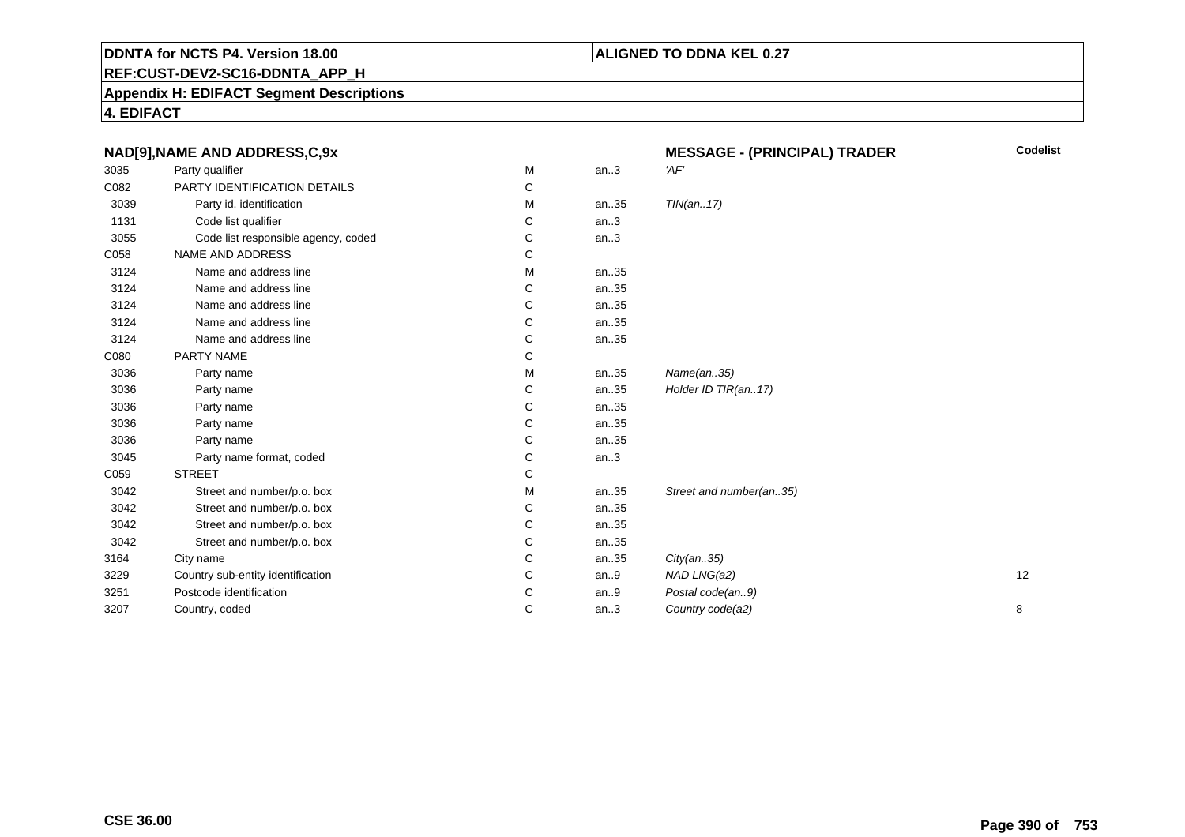**DDNTA for NCTS P4. Version 18.00**

**ALIGNED TO DDNA KEL 0.27**

**REF:CUST-DEV2-SC16-DDNTA_APP_H**

**Appendix H: EDIFACT Segment Descriptions**

**4. EDIFACT**

| NAD[9],NAME AND ADDRESS,C,9x | | | | MESSAGE - (PRINCIPAL) TRADER | Codelist |
|---|---|---|---|---|---|
| 3035 | Party qualifier | M | an..3 | *'AF'* | |
| C082 | PARTY IDENTIFICATION DETAILS | C | | | |
| 3039 | Party id. identification | M | an..35 | *TIN(an..17)* | |
| 1131 | Code list qualifier | C | an..3 | | |
| 3055 | Code list responsible agency, coded | C | an..3 | | |
| C058 | NAME AND ADDRESS | C | | | |
| 3124 | Name and address line | M | an..35 | | |
| 3124 | Name and address line | C | an..35 | | |
| 3124 | Name and address line | C | an..35 | | |
| 3124 | Name and address line | C | an..35 | | |
| 3124 | Name and address line | C | an..35 | | |
| C080 | PARTY NAME | C | | | |
| 3036 | Party name | M | an..35 | *Name(an..35)* | |
| 3036 | Party name | C | an..35 | *Holder ID TIR(an..17)* | |
| 3036 | Party name | C | an..35 | | |
| 3036 | Party name | C | an..35 | | |
| 3036 | Party name | C | an..35 | | |
| 3045 | Party name format, coded | C | an..3 | | |
| C059 | STREET | C | | | |
| 3042 | Street and number/p.o. box | M | an..35 | *Street and number(an..35)* | |
| 3042 | Street and number/p.o. box | C | an..35 | | |
| 3042 | Street and number/p.o. box | C | an..35 | | |
| 3042 | Street and number/p.o. box | C | an..35 | | |
| 3164 | City name | C | an..35 | *City(an..35)* | |
| 3229 | Country sub-entity identification | C | an..9 | *NAD LNG(a2)* | 12 |
| 3251 | Postcode identification | C | an..9 | *Postal code(an..9)* | |
| 3207 | Country, coded | C | an..3 | *Country code(a2)* | 8 |

**CSE 36.00**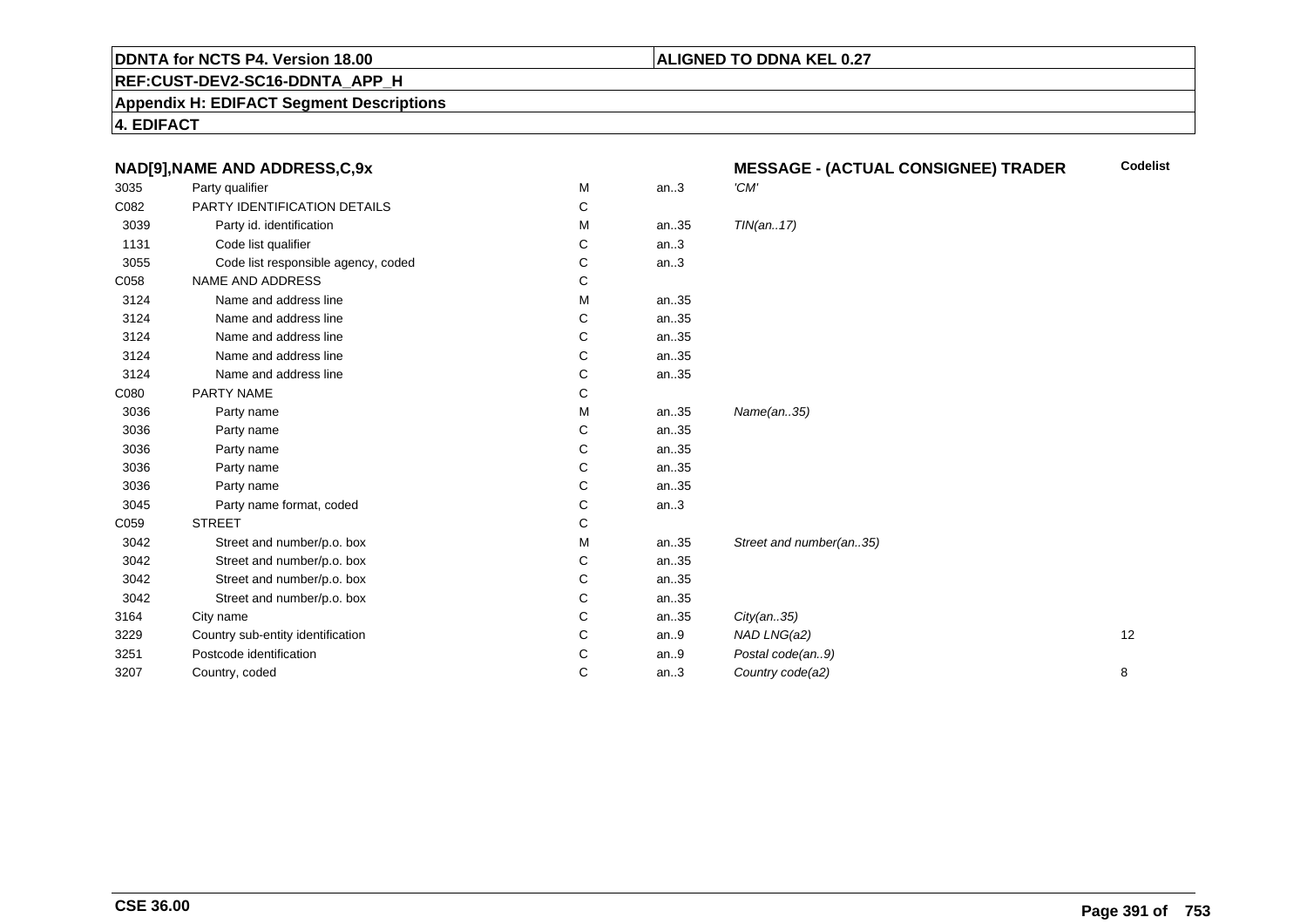**DDNTA for NCTS P4. Version 18.00**

**ALIGNED TO DDNA KEL 0.27**

**REF:CUST-DEV2-SC16-DDNTA_APP_H**

**Appendix H: EDIFACT Segment Descriptions**

**4. EDIFACT**

**NAD[9],NAME AND ADDRESS,C,9x** — **MESSAGE - (ACTUAL CONSIGNEE) TRADER**

| | | | | | Codelist |
|---|---|---|---|---|---|
| 3035 | Party qualifier | M | an..3 | *'CM'* | |
| C082 | PARTY IDENTIFICATION DETAILS | C | | | |
| 3039 | Party id. identification | M | an..35 | *TIN(an..17)* | |
| 1131 | Code list qualifier | C | an..3 | | |
| 3055 | Code list responsible agency, coded | C | an..3 | | |
| C058 | NAME AND ADDRESS | C | | | |
| 3124 | Name and address line | M | an..35 | | |
| 3124 | Name and address line | C | an..35 | | |
| 3124 | Name and address line | C | an..35 | | |
| 3124 | Name and address line | C | an..35 | | |
| 3124 | Name and address line | C | an..35 | | |
| C080 | PARTY NAME | C | | | |
| 3036 | Party name | M | an..35 | *Name(an..35)* | |
| 3036 | Party name | C | an..35 | | |
| 3036 | Party name | C | an..35 | | |
| 3036 | Party name | C | an..35 | | |
| 3036 | Party name | C | an..35 | | |
| 3045 | Party name format, coded | C | an..3 | | |
| C059 | STREET | C | | | |
| 3042 | Street and number/p.o. box | M | an..35 | *Street and number(an..35)* | |
| 3042 | Street and number/p.o. box | C | an..35 | | |
| 3042 | Street and number/p.o. box | C | an..35 | | |
| 3042 | Street and number/p.o. box | C | an..35 | | |
| 3164 | City name | C | an..35 | *City(an..35)* | |
| 3229 | Country sub-entity identification | C | an..9 | *NAD LNG(a2)* | 12 |
| 3251 | Postcode identification | C | an..9 | *Postal code(an..9)* | |
| 3207 | Country, coded | C | an..3 | *Country code(a2)* | 8 |

**CSE 36.00**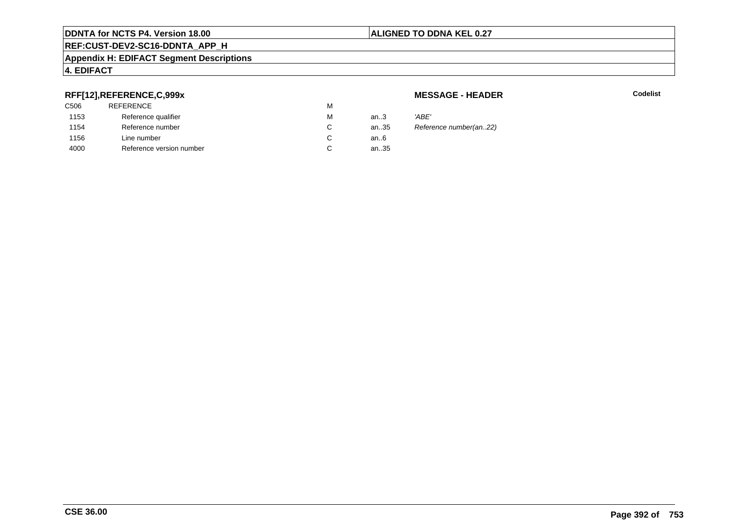**RFF[12],REFERENCE,C,999x**

**MESSAGE - HEADER**

**Codelist**

| | | | | |
|---|---|---|---|---|
| C506 | REFERENCE | M | | |
| 1153 | Reference qualifier | M | an..3 | *'ABE'* |
| 1154 | Reference number | C | an..35 | *Reference number(an..22)* |
| 1156 | Line number | C | an..6 | |
| 4000 | Reference version number | C | an..35 | |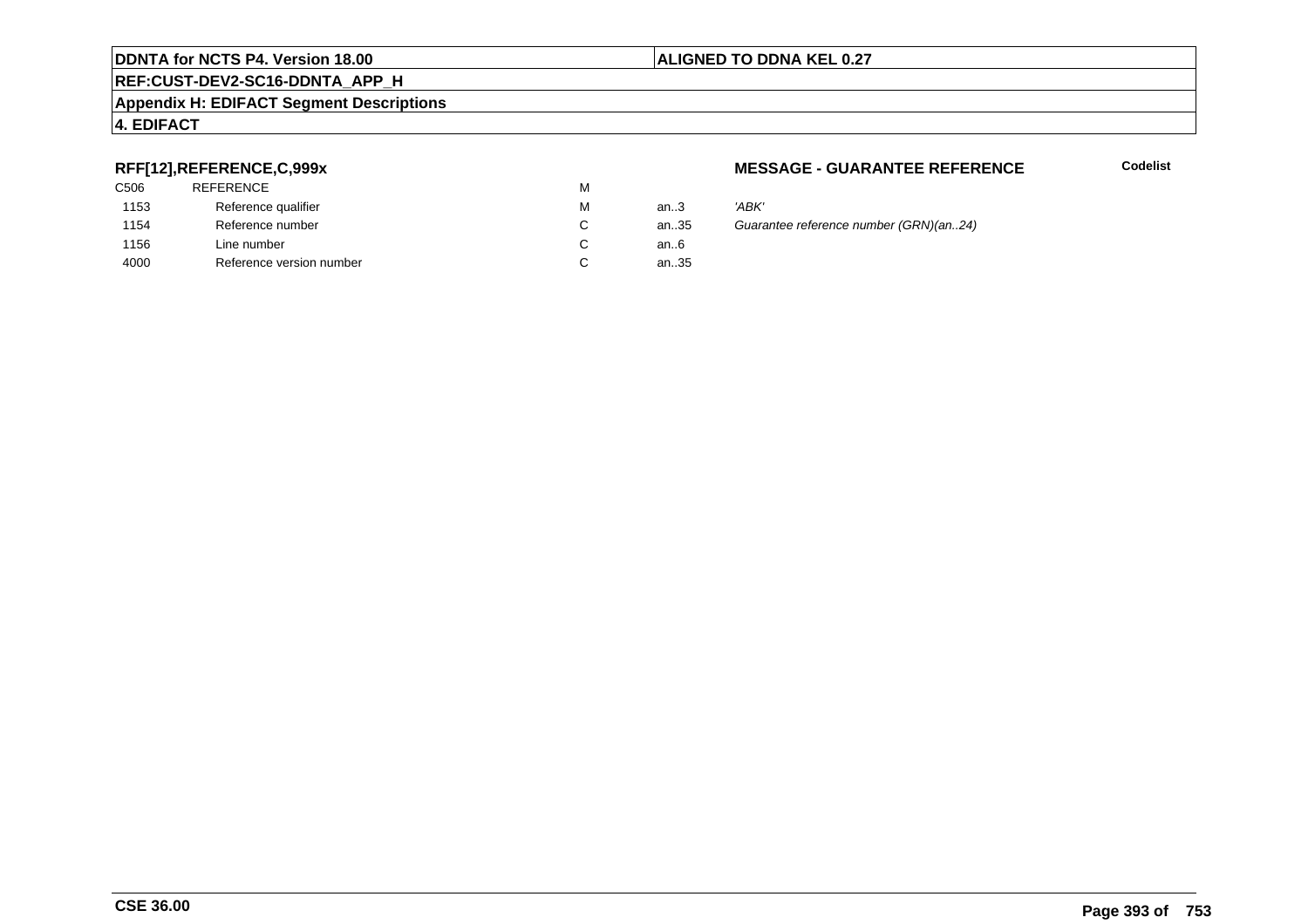**DDNTA for NCTS P4. Version 18.00** | **ALIGNED TO DDNA KEL 0.27**

**REF:CUST-DEV2-SC16-DDNTA_APP_H**

**Appendix H: EDIFACT Segment Descriptions**

**4. EDIFACT**

### RFF[12],REFERENCE,C,999x

**MESSAGE - GUARANTEE REFERENCE** — **Codelist**

| | | | | |
|---|---|---|---|---|
| C506 | REFERENCE | M | | |
| 1153 | Reference qualifier | M | an..3 | *'ABK'* |
| 1154 | Reference number | C | an..35 | *Guarantee reference number (GRN)(an..24)* |
| 1156 | Line number | C | an..6 | |
| 4000 | Reference version number | C | an..35 | |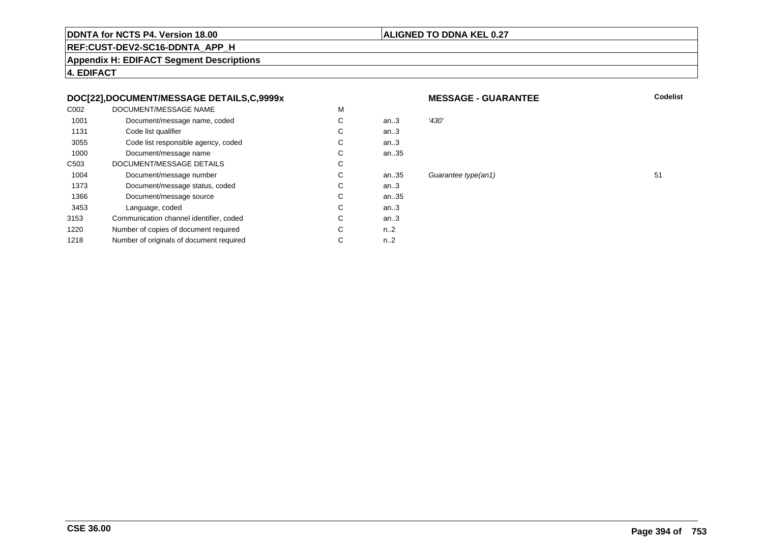DDNTA for NCTS P4. Version 18.00

ALIGNED TO DDNA KEL 0.27

REF:CUST-DEV2-SC16-DDNTA_APP_H

Appendix H: EDIFACT Segment Descriptions

4. EDIFACT

## DOC[22],DOCUMENT/MESSAGE DETAILS,C,9999x

**MESSAGE - GUARANTEE**

| | | | | | Codelist |
|---|---|---|---|---|---|
| C002 | DOCUMENT/MESSAGE NAME | M | | | |
| 1001 | Document/message name, coded | C | an..3 | *'430'* | |
| 1131 | Code list qualifier | C | an..3 | | |
| 3055 | Code list responsible agency, coded | C | an..3 | | |
| 1000 | Document/message name | C | an..35 | | |
| C503 | DOCUMENT/MESSAGE DETAILS | C | | | |
| 1004 | Document/message number | C | an..35 | *Guarantee type(an1)* | 51 |
| 1373 | Document/message status, coded | C | an..3 | | |
| 1366 | Document/message source | C | an..35 | | |
| 3453 | Language, coded | C | an..3 | | |
| 3153 | Communication channel identifier, coded | C | an..3 | | |
| 1220 | Number of copies of document required | C | n..2 | | |
| 1218 | Number of originals of document required | C | n..2 | | |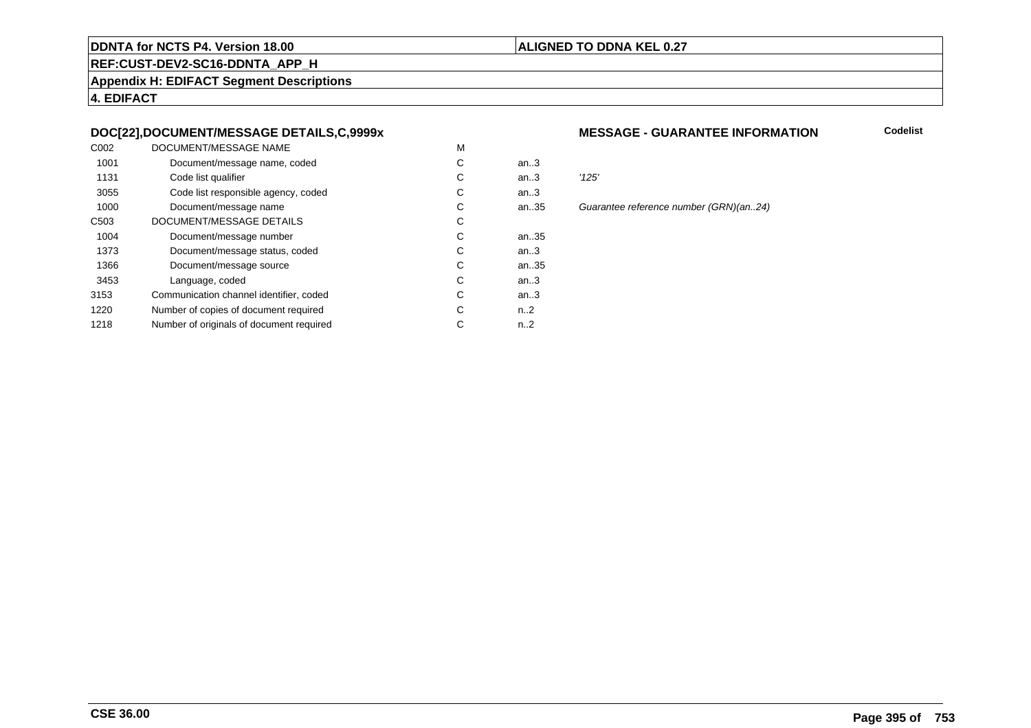## DOC[22],DOCUMENT/MESSAGE DETAILS,C,9999x

**MESSAGE - GUARANTEE INFORMATION** **Codelist**

| | | | | |
|---|---|---|---|---|
| C002 | DOCUMENT/MESSAGE NAME | M | | |
| 1001 | Document/message name, coded | C | an..3 | |
| 1131 | Code list qualifier | C | an..3 | *'125'* |
| 3055 | Code list responsible agency, coded | C | an..3 | |
| 1000 | Document/message name | C | an..35 | *Guarantee reference number (GRN)(an..24)* |
| C503 | DOCUMENT/MESSAGE DETAILS | C | | |
| 1004 | Document/message number | C | an..35 | |
| 1373 | Document/message status, coded | C | an..3 | |
| 1366 | Document/message source | C | an..35 | |
| 3453 | Language, coded | C | an..3 | |
| 3153 | Communication channel identifier, coded | C | an..3 | |
| 1220 | Number of copies of document required | C | n..2 | |
| 1218 | Number of originals of document required | C | n..2 | |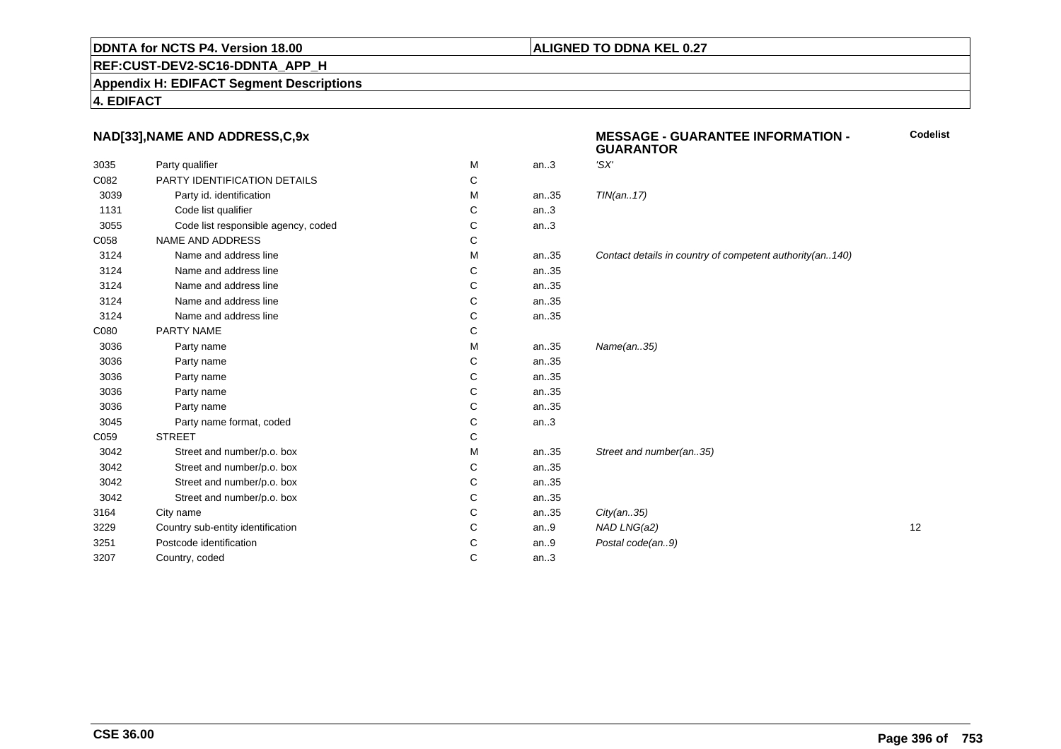**DDNTA for NCTS P4. Version 18.00** | **ALIGNED TO DDNA KEL 0.27**

**REF:CUST-DEV2-SC16-DDNTA_APP_H**

**Appendix H: EDIFACT Segment Descriptions**

**4. EDIFACT**

### NAD[33],NAME AND ADDRESS,C,9x

**MESSAGE - GUARANTEE INFORMATION - GUARANTOR**

| | | | | | Codelist |
|---|---|---|---|---|---|
| 3035 | Party qualifier | M | an..3 | *'SX'* | |
| C082 | PARTY IDENTIFICATION DETAILS | C | | | |
| 3039 | Party id. identification | M | an..35 | *TIN(an..17)* | |
| 1131 | Code list qualifier | C | an..3 | | |
| 3055 | Code list responsible agency, coded | C | an..3 | | |
| C058 | NAME AND ADDRESS | C | | | |
| 3124 | Name and address line | M | an..35 | *Contact details in country of competent authority(an..140)* | |
| 3124 | Name and address line | C | an..35 | | |
| 3124 | Name and address line | C | an..35 | | |
| 3124 | Name and address line | C | an..35 | | |
| 3124 | Name and address line | C | an..35 | | |
| C080 | PARTY NAME | C | | | |
| 3036 | Party name | M | an..35 | *Name(an..35)* | |
| 3036 | Party name | C | an..35 | | |
| 3036 | Party name | C | an..35 | | |
| 3036 | Party name | C | an..35 | | |
| 3036 | Party name | C | an..35 | | |
| 3045 | Party name format, coded | C | an..3 | | |
| C059 | STREET | C | | | |
| 3042 | Street and number/p.o. box | M | an..35 | *Street and number(an..35)* | |
| 3042 | Street and number/p.o. box | C | an..35 | | |
| 3042 | Street and number/p.o. box | C | an..35 | | |
| 3042 | Street and number/p.o. box | C | an..35 | | |
| 3164 | City name | C | an..35 | *City(an..35)* | |
| 3229 | Country sub-entity identification | C | an..9 | *NAD LNG(a2)* | 12 |
| 3251 | Postcode identification | C | an..9 | *Postal code(an..9)* | |
| 3207 | Country, coded | C | an..3 | | |

**CSE 36.00**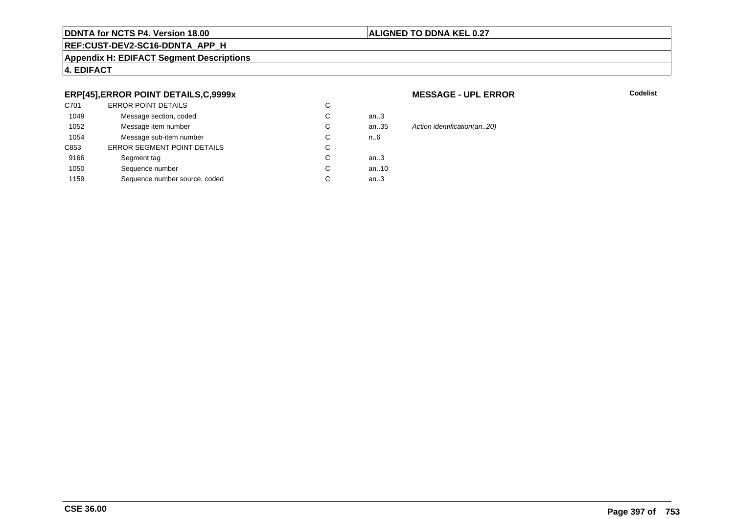**ERP[45],ERROR POINT DETAILS,C,9999x**

**MESSAGE - UPL ERROR**

**Codelist**

| | | | | |
|---|---|---|---|---|
| C701 | ERROR POINT DETAILS | C | | |
| 1049 | Message section, coded | C | an..3 | |
| 1052 | Message item number | C | an..35 | *Action identification(an..20)* |
| 1054 | Message sub-item number | C | n..6 | |
| C853 | ERROR SEGMENT POINT DETAILS | C | | |
| 9166 | Segment tag | C | an..3 | |
| 1050 | Sequence number | C | an..10 | |
| 1159 | Sequence number source, coded | C | an..3 | |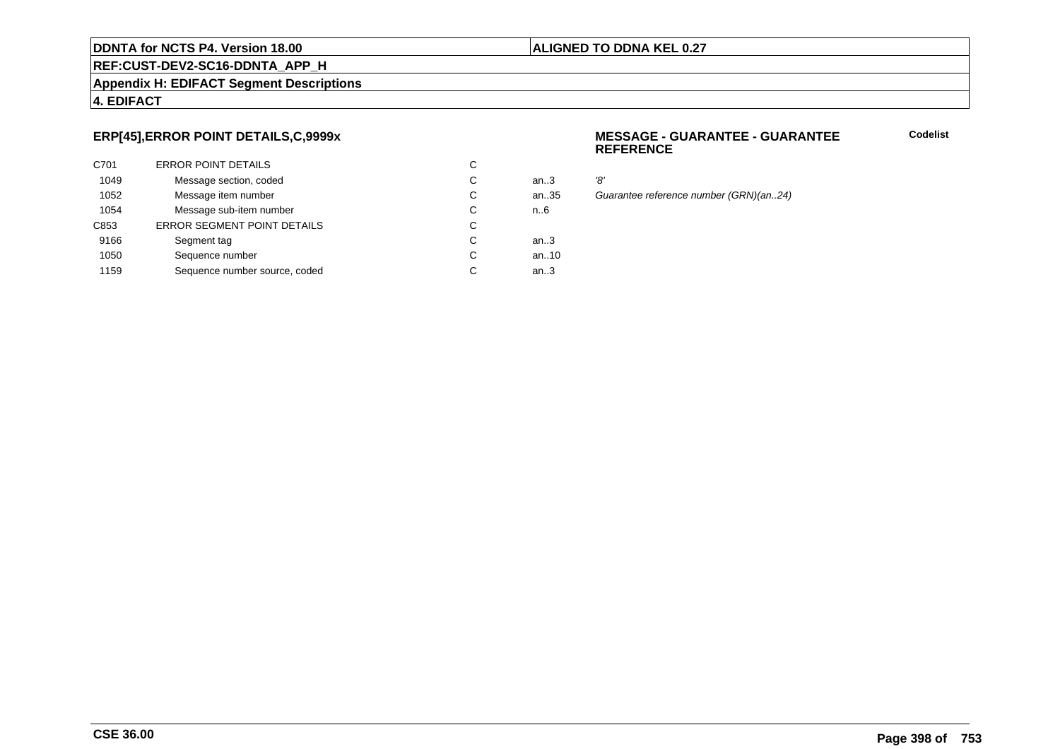**DDNTA for NCTS P4. Version 18.00** | **ALIGNED TO DDNA KEL 0.27**

**REF:CUST-DEV2-SC16-DDNTA_APP_H**

**Appendix H: EDIFACT Segment Descriptions**

**4. EDIFACT**

### ERP[45],ERROR POINT DETAILS,C,9999x

**MESSAGE - GUARANTEE - GUARANTEE REFERENCE** — **Codelist**

| | | | | |
|---|---|---|---|---|
| C701 | ERROR POINT DETAILS | C | | |
| 1049 | Message section, coded | C | an..3 | *'8'* |
| 1052 | Message item number | C | an..35 | *Guarantee reference number (GRN)(an..24)* |
| 1054 | Message sub-item number | C | n..6 | |
| C853 | ERROR SEGMENT POINT DETAILS | C | | |
| 9166 | Segment tag | C | an..3 | |
| 1050 | Sequence number | C | an..10 | |
| 1159 | Sequence number source, coded | C | an..3 | |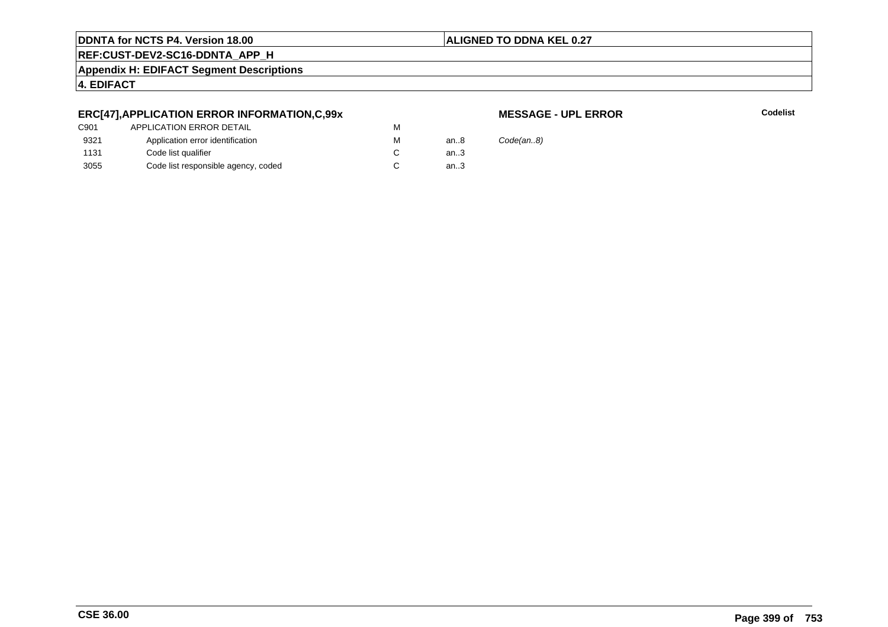## ERC[47],APPLICATION ERROR INFORMATION,C,99x

**MESSAGE - UPL ERROR**

**Codelist**

| | | | | |
|---|---|---|---|---|
| C901 | APPLICATION ERROR DETAIL | M | | |
| 9321 | Application error identification | M | an..8 | *Code(an..8)* |
| 1131 | Code list qualifier | C | an..3 | |
| 3055 | Code list responsible agency, coded | C | an..3 | |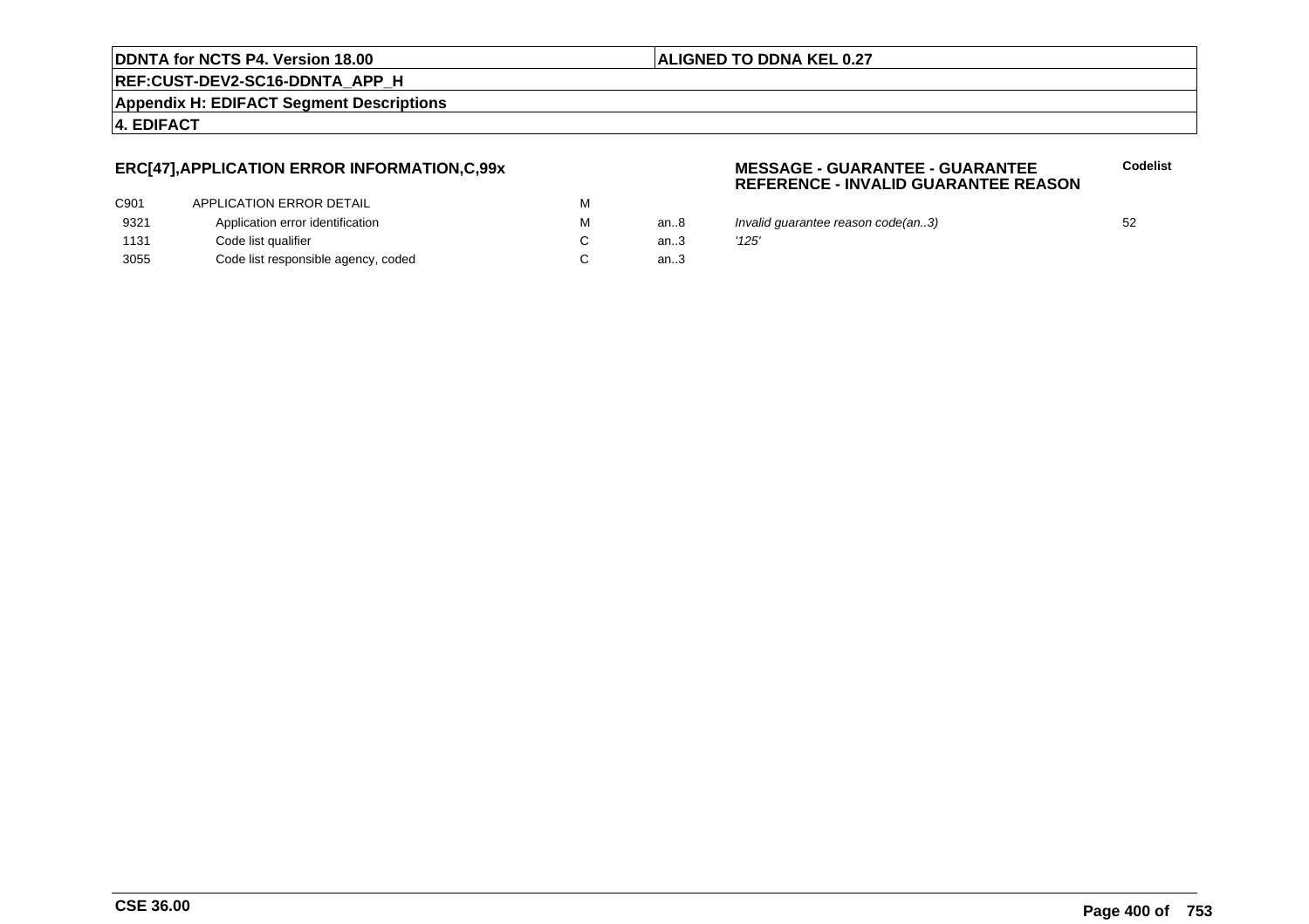## ERC[47],APPLICATION ERROR INFORMATION,C,99x

**MESSAGE - GUARANTEE - GUARANTEE REFERENCE - INVALID GUARANTEE REASON**

| | | | | | Codelist |
|---|---|---|---|---|---|
| C901 | APPLICATION ERROR DETAIL | M | | | |
| 9321 | Application error identification | M | an..8 | *Invalid guarantee reason code(an..3)* | 52 |
| 1131 | Code list qualifier | C | an..3 | *'125'* | |
| 3055 | Code list responsible agency, coded | C | an..3 | | |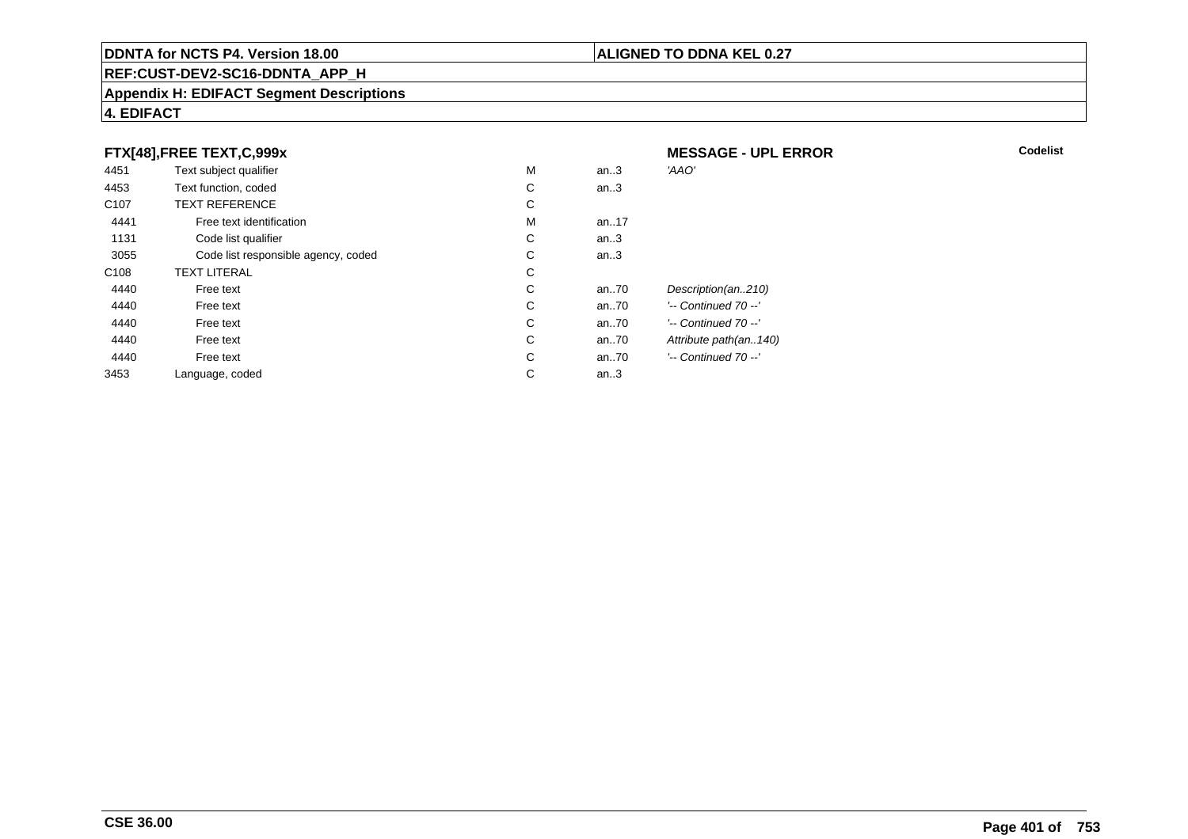**DDNTA for NCTS P4. Version 18.00** | **ALIGNED TO DDNA KEL 0.27**

**REF:CUST-DEV2-SC16-DDNTA_APP_H**

**Appendix H: EDIFACT Segment Descriptions**

**4. EDIFACT**

### FTX[48],FREE TEXT,C,999x

**MESSAGE - UPL ERROR** — **Codelist**

| | | | | |
|---|---|---|---|---|
| 4451 | Text subject qualifier | M | an..3 | *'AAO'* |
| 4453 | Text function, coded | C | an..3 | |
| C107 | TEXT REFERENCE | C | | |
| 4441 | Free text identification | M | an..17 | |
| 1131 | Code list qualifier | C | an..3 | |
| 3055 | Code list responsible agency, coded | C | an..3 | |
| C108 | TEXT LITERAL | C | | |
| 4440 | Free text | C | an..70 | *Description(an..210)* |
| 4440 | Free text | C | an..70 | *'-- Continued 70 --'* |
| 4440 | Free text | C | an..70 | *'-- Continued 70 --'* |
| 4440 | Free text | C | an..70 | *Attribute path(an..140)* |
| 4440 | Free text | C | an..70 | *'-- Continued 70 --'* |
| 3453 | Language, coded | C | an..3 | |

**CSE 36.00**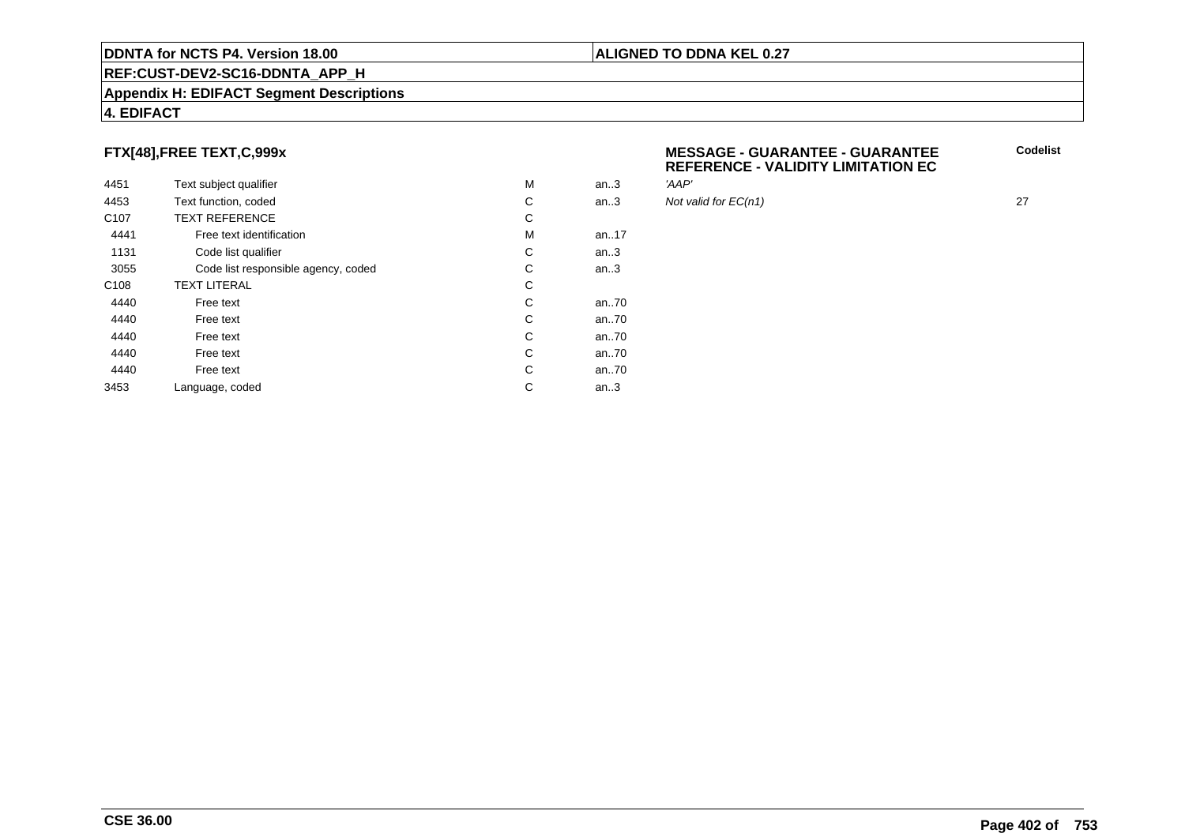**DDNTA for NCTS P4. Version 18.00** | **ALIGNED TO DDNA KEL 0.27**

**REF:CUST-DEV2-SC16-DDNTA_APP_H**

**Appendix H: EDIFACT Segment Descriptions**

**4. EDIFACT**

### FTX[48],FREE TEXT,C,999x

**MESSAGE - GUARANTEE - GUARANTEE REFERENCE - VALIDITY LIMITATION EC**

| | | | | | Codelist |
|---|---|---|---|---|---|
| 4451 | Text subject qualifier | M | an..3 | *'AAP'* | |
| 4453 | Text function, coded | C | an..3 | *Not valid for EC(n1)* | 27 |
| C107 | TEXT REFERENCE | C | | | |
| 4441 | Free text identification | M | an..17 | | |
| 1131 | Code list qualifier | C | an..3 | | |
| 3055 | Code list responsible agency, coded | C | an..3 | | |
| C108 | TEXT LITERAL | C | | | |
| 4440 | Free text | C | an..70 | | |
| 4440 | Free text | C | an..70 | | |
| 4440 | Free text | C | an..70 | | |
| 4440 | Free text | C | an..70 | | |
| 4440 | Free text | C | an..70 | | |
| 3453 | Language, coded | C | an..3 | | |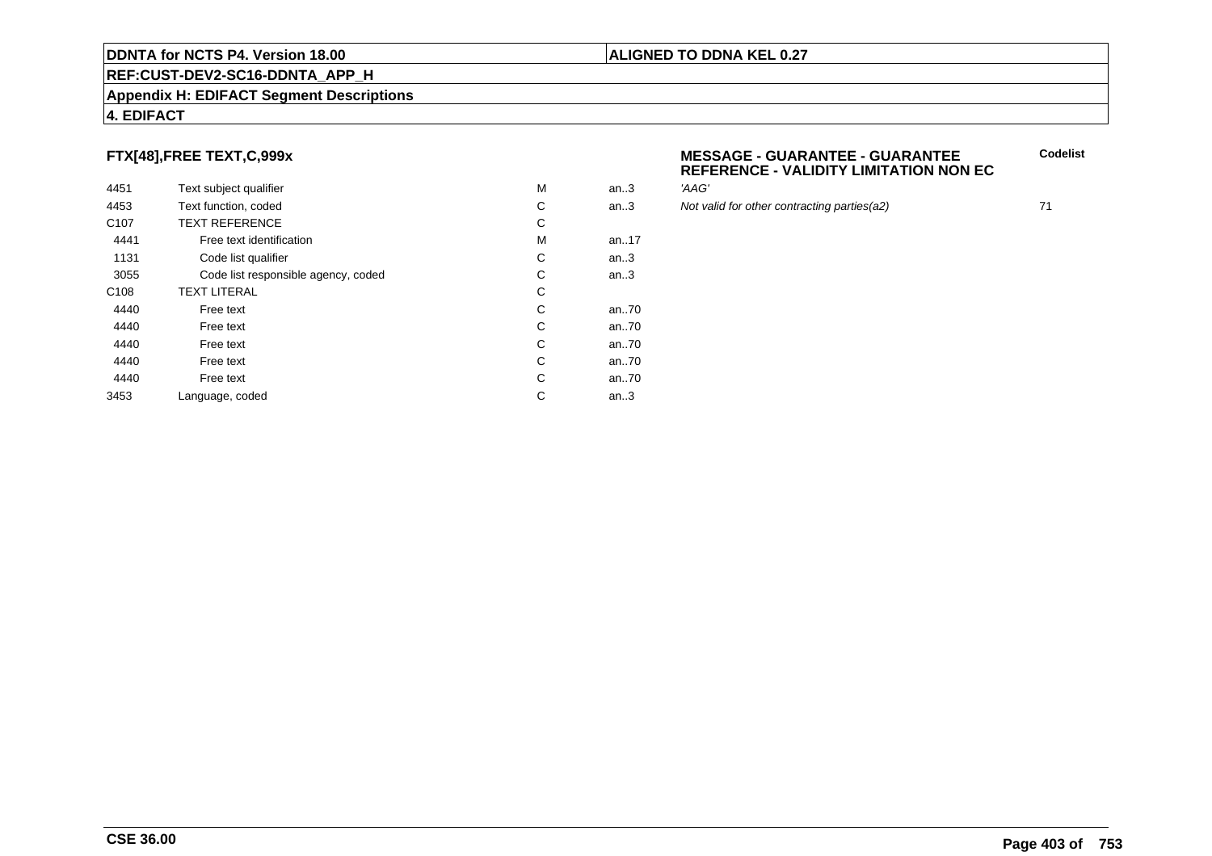**DDNTA for NCTS P4. Version 18.00** | **ALIGNED TO DDNA KEL 0.27**

**REF:CUST-DEV2-SC16-DDNTA_APP_H**

**Appendix H: EDIFACT Segment Descriptions**

**4. EDIFACT**

### FTX[48],FREE TEXT,C,999x

**MESSAGE - GUARANTEE - GUARANTEE REFERENCE - VALIDITY LIMITATION NON EC**

| | | | | | Codelist |
|---|---|---|---|---|---|
| 4451 | Text subject qualifier | M | an..3 | *'AAG'* | |
| 4453 | Text function, coded | C | an..3 | *Not valid for other contracting parties(a2)* | 71 |
| C107 | TEXT REFERENCE | C | | | |
| 4441 | Free text identification | M | an..17 | | |
| 1131 | Code list qualifier | C | an..3 | | |
| 3055 | Code list responsible agency, coded | C | an..3 | | |
| C108 | TEXT LITERAL | C | | | |
| 4440 | Free text | C | an..70 | | |
| 4440 | Free text | C | an..70 | | |
| 4440 | Free text | C | an..70 | | |
| 4440 | Free text | C | an..70 | | |
| 4440 | Free text | C | an..70 | | |
| 3453 | Language, coded | C | an..3 | | |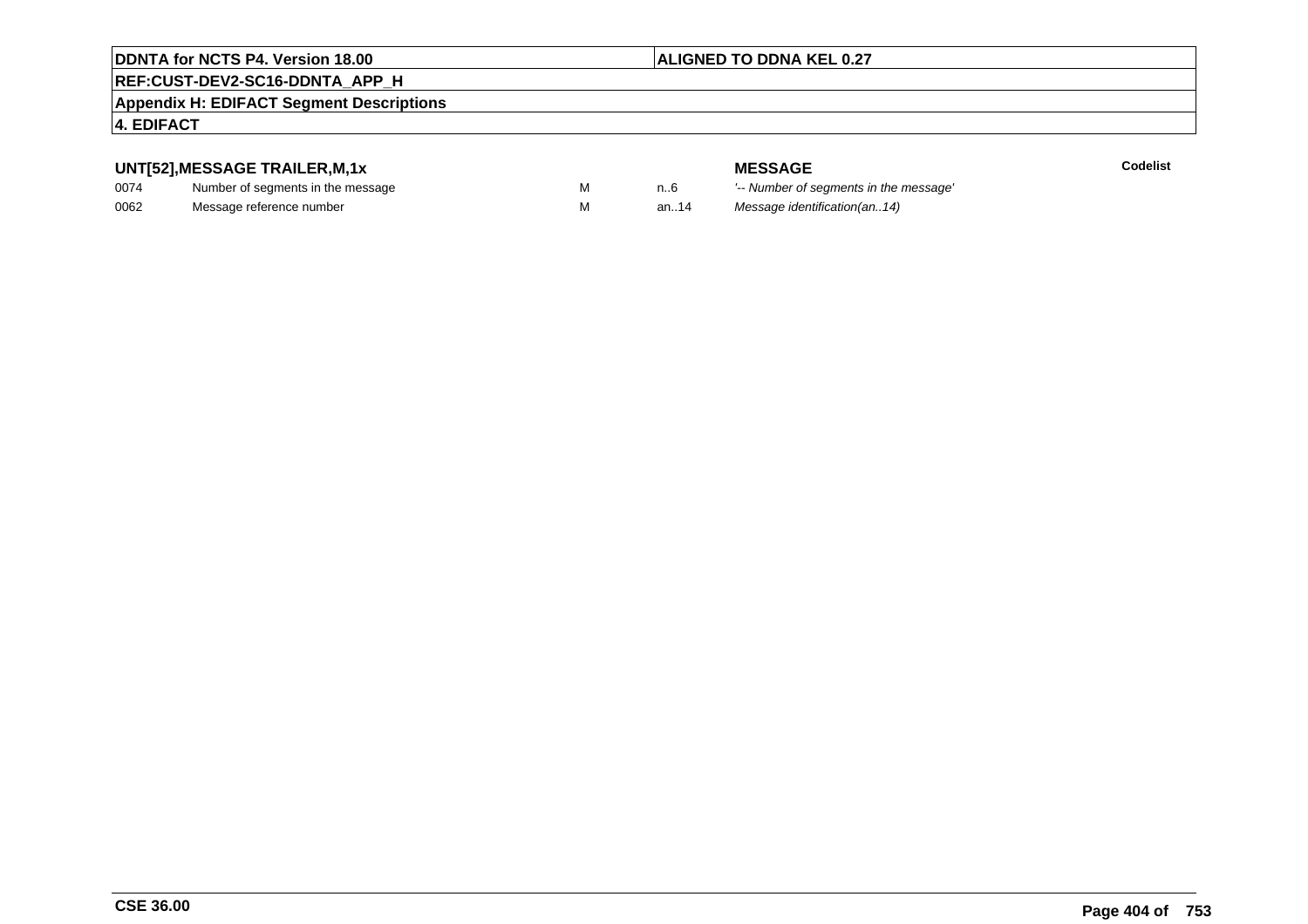### UNT[52],MESSAGE TRAILER,M,1x

| | | | | MESSAGE | Codelist |
|---|---|---|---|---|---|
| 0074 | Number of segments in the message | M | n..6 | *'-- Number of segments in the message'* | |
| 0062 | Message reference number | M | an..14 | *Message identification(an..14)* | |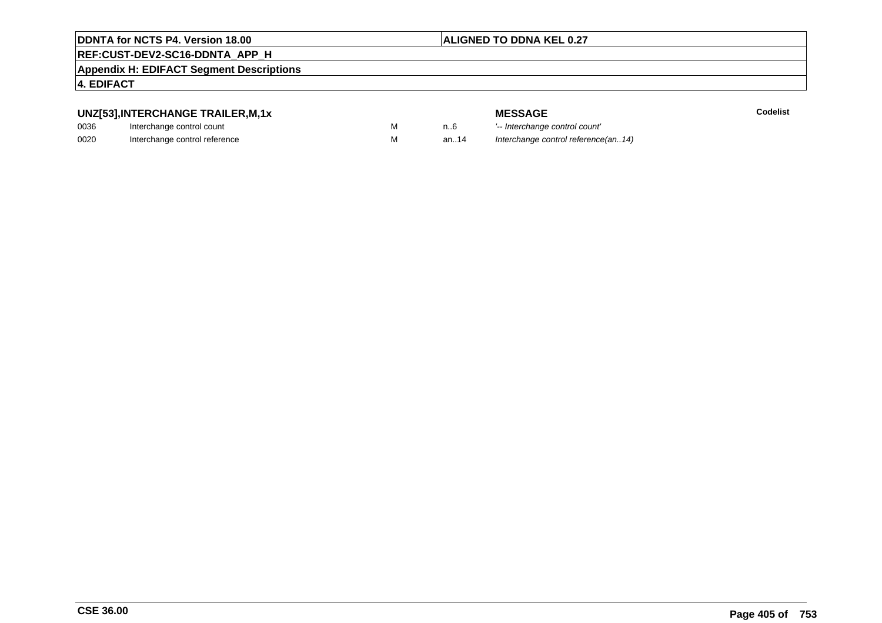**DDNTA for NCTS P4. Version 18.00** | **ALIGNED TO DDNA KEL 0.27**

**REF:CUST-DEV2-SC16-DDNTA_APP_H**

**Appendix H: EDIFACT Segment Descriptions**

**4. EDIFACT**

| **UNZ[53],INTERCHANGE TRAILER,M,1x** | | | | **MESSAGE** | **Codelist** |
|---|---|---|---|---|---|
| 0036 | Interchange control count | M | n..6 | *'-- Interchange control count'* | |
| 0020 | Interchange control reference | M | an..14 | *Interchange control reference(an..14)* | |

**CSE 36.00**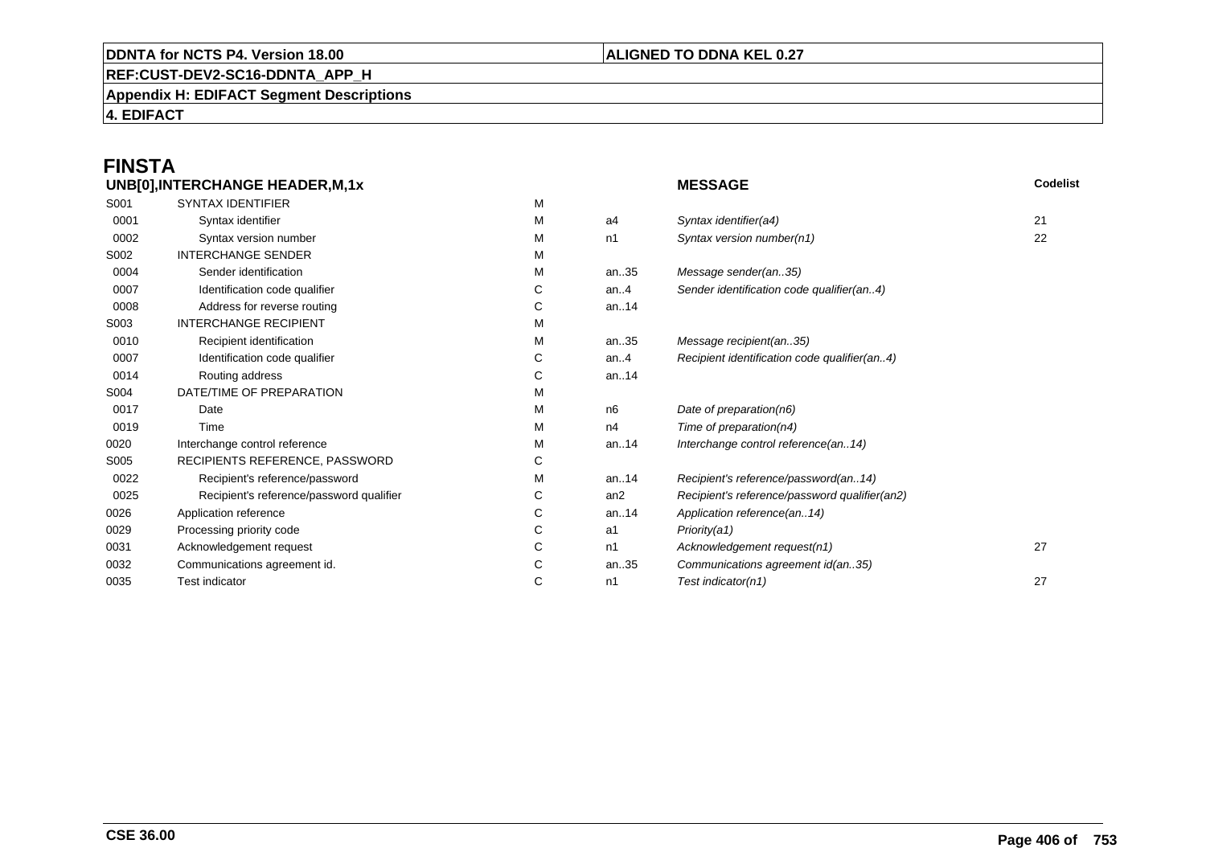# FINSTA

## UNB[0],INTERCHANGE HEADER,M,1x

| | | | | MESSAGE | Codelist |
|---|---|---|---|---|---|
| S001 | SYNTAX IDENTIFIER | M | | | |
| 0001 | Syntax identifier | M | a4 | *Syntax identifier(a4)* | 21 |
| 0002 | Syntax version number | M | n1 | *Syntax version number(n1)* | 22 |
| S002 | INTERCHANGE SENDER | M | | | |
| 0004 | Sender identification | M | an..35 | *Message sender(an..35)* | |
| 0007 | Identification code qualifier | C | an..4 | *Sender identification code qualifier(an..4)* | |
| 0008 | Address for reverse routing | C | an..14 | | |
| S003 | INTERCHANGE RECIPIENT | M | | | |
| 0010 | Recipient identification | M | an..35 | *Message recipient(an..35)* | |
| 0007 | Identification code qualifier | C | an..4 | *Recipient identification code qualifier(an..4)* | |
| 0014 | Routing address | C | an..14 | | |
| S004 | DATE/TIME OF PREPARATION | M | | | |
| 0017 | Date | M | n6 | *Date of preparation(n6)* | |
| 0019 | Time | M | n4 | *Time of preparation(n4)* | |
| 0020 | Interchange control reference | M | an..14 | *Interchange control reference(an..14)* | |
| S005 | RECIPIENTS REFERENCE, PASSWORD | C | | | |
| 0022 | Recipient's reference/password | M | an..14 | *Recipient's reference/password(an..14)* | |
| 0025 | Recipient's reference/password qualifier | C | an2 | *Recipient's reference/password qualifier(an2)* | |
| 0026 | Application reference | C | an..14 | *Application reference(an..14)* | |
| 0029 | Processing priority code | C | a1 | *Priority(a1)* | |
| 0031 | Acknowledgement request | C | n1 | *Acknowledgement request(n1)* | 27 |
| 0032 | Communications agreement id. | C | an..35 | *Communications agreement id(an..35)* | |
| 0035 | Test indicator | C | n1 | *Test indicator(n1)* | 27 |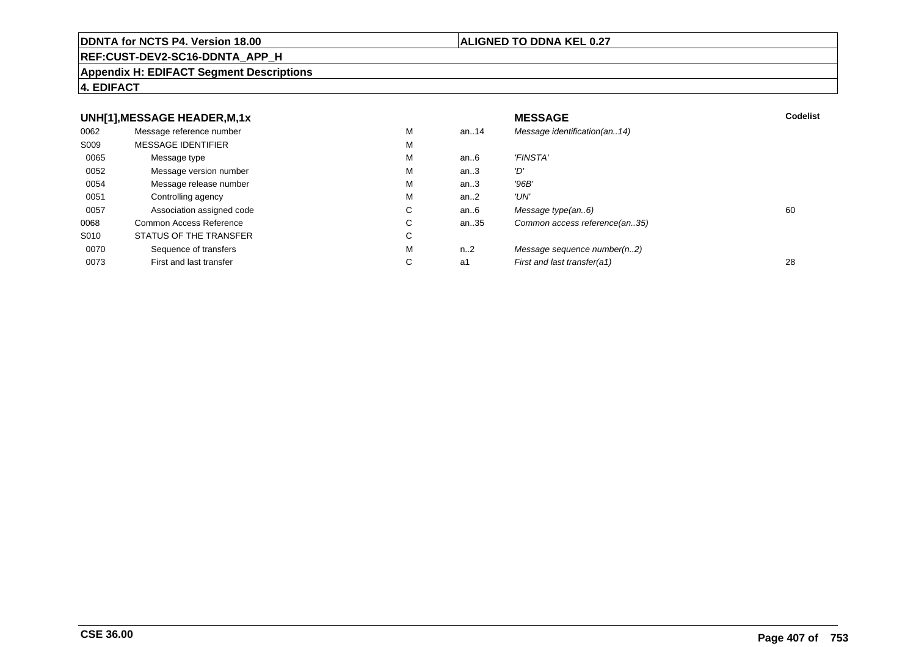**DDNTA for NCTS P4. Version 18.00** | **ALIGNED TO DDNA KEL 0.27**

**REF:CUST-DEV2-SC16-DDNTA_APP_H**

**Appendix H: EDIFACT Segment Descriptions**

**4. EDIFACT**

### UNH[1],MESSAGE HEADER,M,1x

| | | | | **MESSAGE** | **Codelist** |
|---|---|---|---|---|---|
| 0062 | Message reference number | M | an..14 | *Message identification(an..14)* | |
| S009 | MESSAGE IDENTIFIER | M | | | |
| 0065 | Message type | M | an..6 | *'FINSTA'* | |
| 0052 | Message version number | M | an..3 | *'D'* | |
| 0054 | Message release number | M | an..3 | *'96B'* | |
| 0051 | Controlling agency | M | an..2 | *'UN'* | |
| 0057 | Association assigned code | C | an..6 | *Message type(an..6)* | 60 |
| 0068 | Common Access Reference | C | an..35 | *Common access reference(an..35)* | |
| S010 | STATUS OF THE TRANSFER | C | | | |
| 0070 | Sequence of transfers | M | n..2 | *Message sequence number(n..2)* | |
| 0073 | First and last transfer | C | a1 | *First and last transfer(a1)* | 28 |

**CSE 36.00**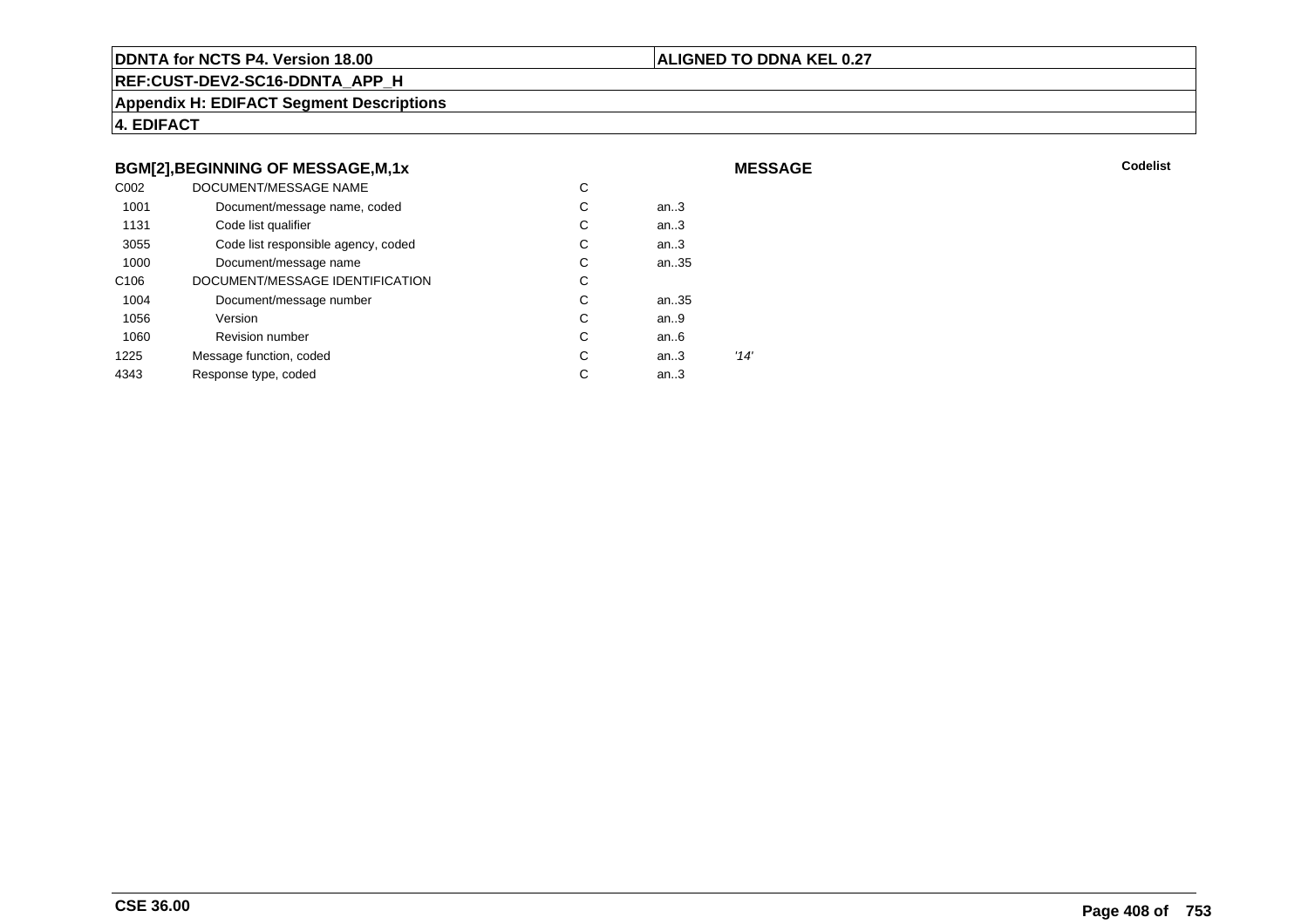**DDNTA for NCTS P4. Version 18.00** | **ALIGNED TO DDNA KEL 0.27**

**REF:CUST-DEV2-SC16-DDNTA_APP_H**

**Appendix H: EDIFACT Segment Descriptions**

**4. EDIFACT**

### BGM[2],BEGINNING OF MESSAGE,M,1x

**MESSAGE** | **Codelist**

| | | | | | |
|---|---|---|---|---|---|
| C002 | DOCUMENT/MESSAGE NAME | C | | | |
| 1001 | Document/message name, coded | C | an..3 | | |
| 1131 | Code list qualifier | C | an..3 | | |
| 3055 | Code list responsible agency, coded | C | an..3 | | |
| 1000 | Document/message name | C | an..35 | | |
| C106 | DOCUMENT/MESSAGE IDENTIFICATION | C | | | |
| 1004 | Document/message number | C | an..35 | | |
| 1056 | Version | C | an..9 | | |
| 1060 | Revision number | C | an..6 | | |
| 1225 | Message function, coded | C | an..3 | *'14'* | |
| 4343 | Response type, coded | C | an..3 | | |

**CSE 36.00**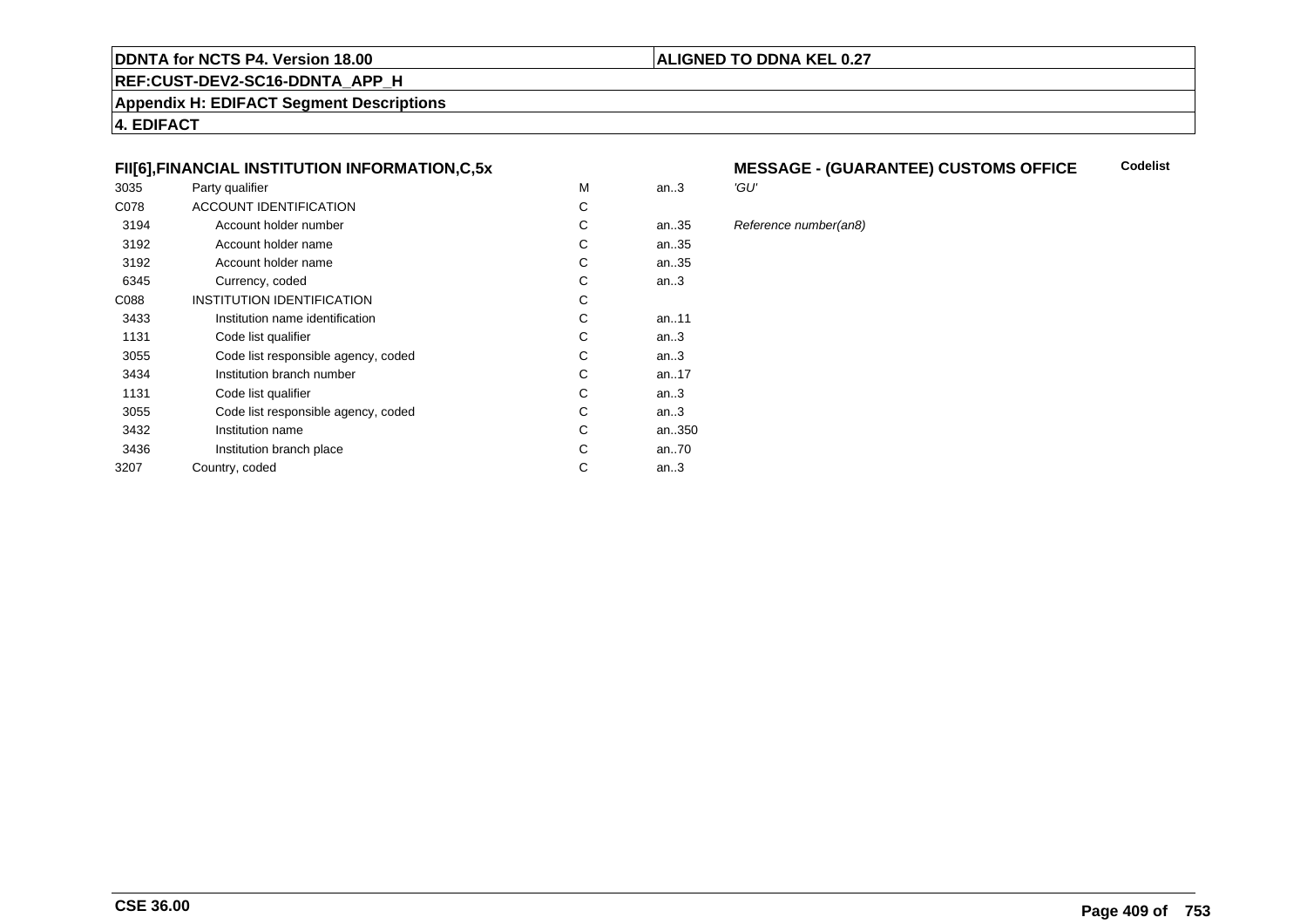**DDNTA for NCTS P4. Version 18.00** | **ALIGNED TO DDNA KEL 0.27**

**REF:CUST-DEV2-SC16-DDNTA_APP_H**

**Appendix H: EDIFACT Segment Descriptions**

**4. EDIFACT**

### FII[6],FINANCIAL INSTITUTION INFORMATION,C,5x — MESSAGE - (GUARANTEE) CUSTOMS OFFICE

| | | | | Codelist |
|---|---|---|---|---|
| 3035 | Party qualifier | M | an..3 | *'GU'* |
| C078 | ACCOUNT IDENTIFICATION | C | | |
| 3194 | Account holder number | C | an..35 | *Reference number(an8)* |
| 3192 | Account holder name | C | an..35 | |
| 3192 | Account holder name | C | an..35 | |
| 6345 | Currency, coded | C | an..3 | |
| C088 | INSTITUTION IDENTIFICATION | C | | |
| 3433 | Institution name identification | C | an..11 | |
| 1131 | Code list qualifier | C | an..3 | |
| 3055 | Code list responsible agency, coded | C | an..3 | |
| 3434 | Institution branch number | C | an..17 | |
| 1131 | Code list qualifier | C | an..3 | |
| 3055 | Code list responsible agency, coded | C | an..3 | |
| 3432 | Institution name | C | an..350 | |
| 3436 | Institution branch place | C | an..70 | |
| 3207 | Country, coded | C | an..3 | |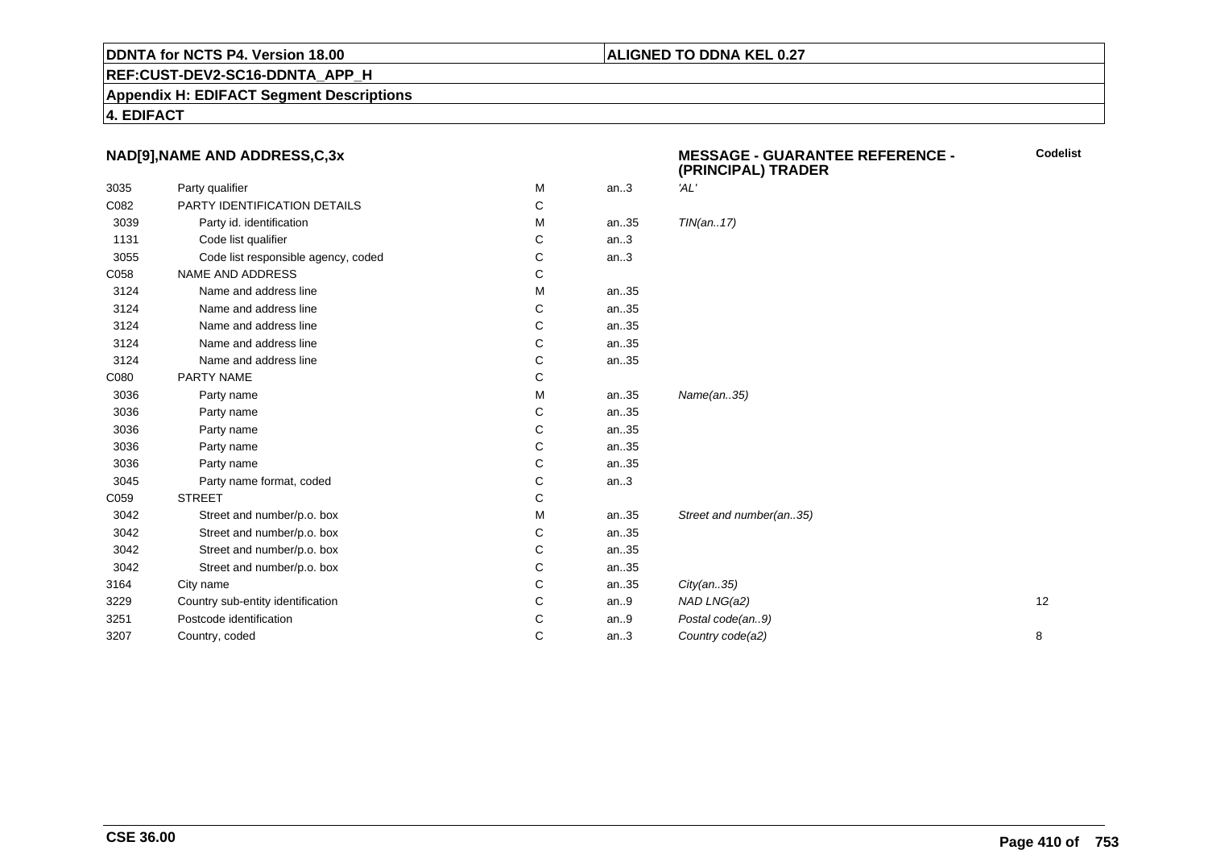**DDNTA for NCTS P4. Version 18.00**

**ALIGNED TO DDNA KEL 0.27**

**REF:CUST-DEV2-SC16-DDNTA_APP_H**

**Appendix H: EDIFACT Segment Descriptions**

**4. EDIFACT**

### NAD[9],NAME AND ADDRESS,C,3x

**MESSAGE - GUARANTEE REFERENCE - (PRINCIPAL) TRADER**

| | | | | | Codelist |
|---|---|---|---|---|---|
| 3035 | Party qualifier | M | an..3 | *'AL'* | |
| C082 | PARTY IDENTIFICATION DETAILS | C | | | |
| 3039 | Party id. identification | M | an..35 | *TIN(an..17)* | |
| 1131 | Code list qualifier | C | an..3 | | |
| 3055 | Code list responsible agency, coded | C | an..3 | | |
| C058 | NAME AND ADDRESS | C | | | |
| 3124 | Name and address line | M | an..35 | | |
| 3124 | Name and address line | C | an..35 | | |
| 3124 | Name and address line | C | an..35 | | |
| 3124 | Name and address line | C | an..35 | | |
| 3124 | Name and address line | C | an..35 | | |
| C080 | PARTY NAME | C | | | |
| 3036 | Party name | M | an..35 | *Name(an..35)* | |
| 3036 | Party name | C | an..35 | | |
| 3036 | Party name | C | an..35 | | |
| 3036 | Party name | C | an..35 | | |
| 3036 | Party name | C | an..35 | | |
| 3045 | Party name format, coded | C | an..3 | | |
| C059 | STREET | C | | | |
| 3042 | Street and number/p.o. box | M | an..35 | *Street and number(an..35)* | |
| 3042 | Street and number/p.o. box | C | an..35 | | |
| 3042 | Street and number/p.o. box | C | an..35 | | |
| 3042 | Street and number/p.o. box | C | an..35 | | |
| 3164 | City name | C | an..35 | *City(an..35)* | |
| 3229 | Country sub-entity identification | C | an..9 | *NAD LNG(a2)* | 12 |
| 3251 | Postcode identification | C | an..9 | *Postal code(an..9)* | |
| 3207 | Country, coded | C | an..3 | *Country code(a2)* | 8 |

**CSE 36.00**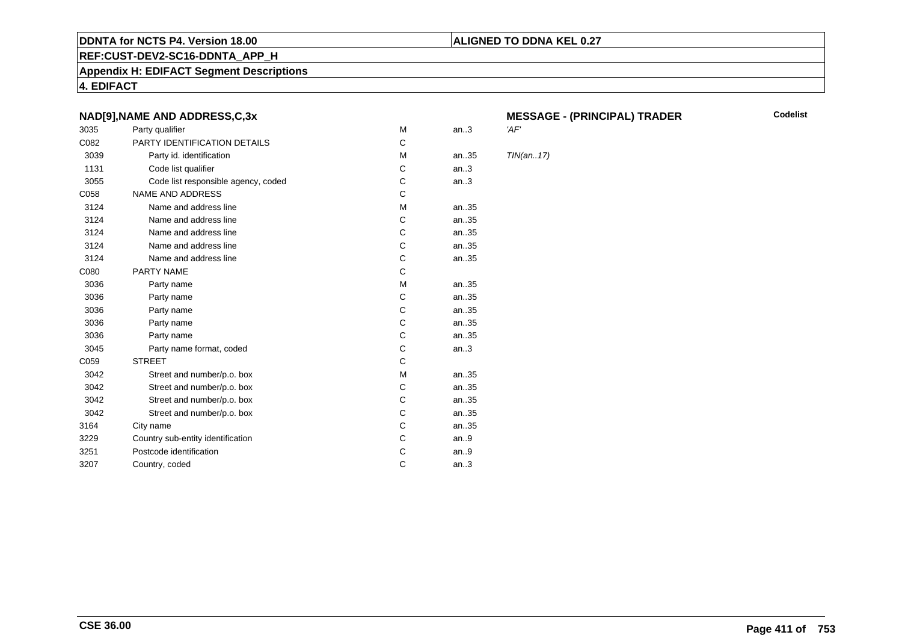**DDNTA for NCTS P4. Version 18.00**

**ALIGNED TO DDNA KEL 0.27**

**REF:CUST-DEV2-SC16-DDNTA_APP_H**

**Appendix H: EDIFACT Segment Descriptions**

**4. EDIFACT**

### NAD[9],NAME AND ADDRESS,C,3x

**MESSAGE - (PRINCIPAL) TRADER**

| | | | | | Codelist |
|---|---|---|---|---|---|
| 3035 | Party qualifier | M | an..3 | *'AF'* | |
| C082 | PARTY IDENTIFICATION DETAILS | C | | | |
| 3039 | Party id. identification | M | an..35 | *TIN(an..17)* | |
| 1131 | Code list qualifier | C | an..3 | | |
| 3055 | Code list responsible agency, coded | C | an..3 | | |
| C058 | NAME AND ADDRESS | C | | | |
| 3124 | Name and address line | M | an..35 | | |
| 3124 | Name and address line | C | an..35 | | |
| 3124 | Name and address line | C | an..35 | | |
| 3124 | Name and address line | C | an..35 | | |
| 3124 | Name and address line | C | an..35 | | |
| C080 | PARTY NAME | C | | | |
| 3036 | Party name | M | an..35 | | |
| 3036 | Party name | C | an..35 | | |
| 3036 | Party name | C | an..35 | | |
| 3036 | Party name | C | an..35 | | |
| 3036 | Party name | C | an..35 | | |
| 3045 | Party name format, coded | C | an..3 | | |
| C059 | STREET | C | | | |
| 3042 | Street and number/p.o. box | M | an..35 | | |
| 3042 | Street and number/p.o. box | C | an..35 | | |
| 3042 | Street and number/p.o. box | C | an..35 | | |
| 3042 | Street and number/p.o. box | C | an..35 | | |
| 3164 | City name | C | an..35 | | |
| 3229 | Country sub-entity identification | C | an..9 | | |
| 3251 | Postcode identification | C | an..9 | | |
| 3207 | Country, coded | C | an..3 | | |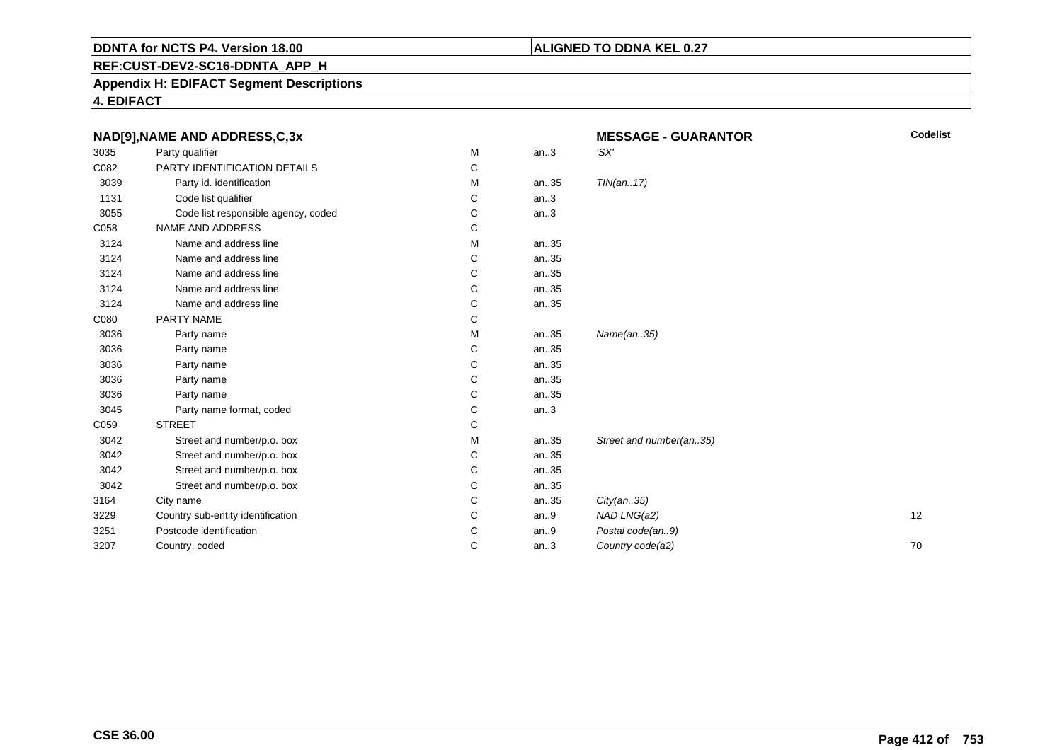**DDNTA for NCTS P4. Version 18.00** | **ALIGNED TO DDNA KEL 0.27**

**REF:CUST-DEV2-SC16-DDNTA_APP_H**

**Appendix H: EDIFACT Segment Descriptions**

**4. EDIFACT**

| NAD[9],NAME AND ADDRESS,C,3x | | | | MESSAGE - GUARANTOR | Codelist |
|---|---|---|---|---|---|
| 3035 | Party qualifier | M | an..3 | *'SX'* | |
| C082 | PARTY IDENTIFICATION DETAILS | C | | | |
| 3039 | Party id. identification | M | an..35 | *TIN(an..17)* | |
| 1131 | Code list qualifier | C | an..3 | | |
| 3055 | Code list responsible agency, coded | C | an..3 | | |
| C058 | NAME AND ADDRESS | C | | | |
| 3124 | Name and address line | M | an..35 | | |
| 3124 | Name and address line | C | an..35 | | |
| 3124 | Name and address line | C | an..35 | | |
| 3124 | Name and address line | C | an..35 | | |
| 3124 | Name and address line | C | an..35 | | |
| C080 | PARTY NAME | C | | | |
| 3036 | Party name | M | an..35 | *Name(an..35)* | |
| 3036 | Party name | C | an..35 | | |
| 3036 | Party name | C | an..35 | | |
| 3036 | Party name | C | an..35 | | |
| 3036 | Party name | C | an..35 | | |
| 3045 | Party name format, coded | C | an..3 | | |
| C059 | STREET | C | | | |
| 3042 | Street and number/p.o. box | M | an..35 | *Street and number(an..35)* | |
| 3042 | Street and number/p.o. box | C | an..35 | | |
| 3042 | Street and number/p.o. box | C | an..35 | | |
| 3042 | Street and number/p.o. box | C | an..35 | | |
| 3164 | City name | C | an..35 | *City(an..35)* | |
| 3229 | Country sub-entity identification | C | an..9 | *NAD LNG(a2)* | 12 |
| 3251 | Postcode identification | C | an..9 | *Postal code(an..9)* | |
| 3207 | Country, coded | C | an..3 | *Country code(a2)* | 70 |

**CSE 36.00**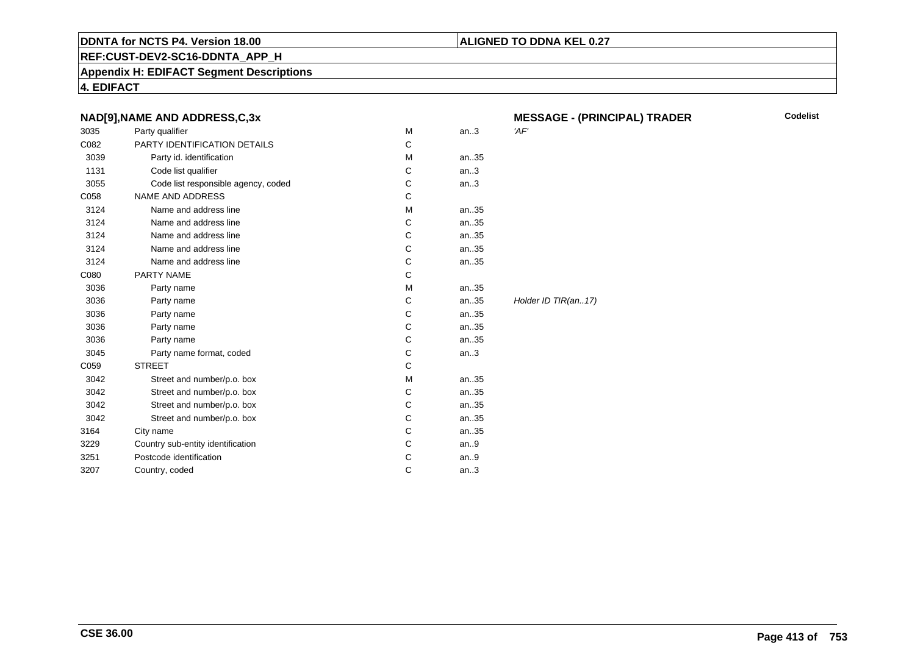**DDNTA for NCTS P4. Version 18.00** | **ALIGNED TO DDNA KEL 0.27**

**REF:CUST-DEV2-SC16-DDNTA_APP_H**

**Appendix H: EDIFACT Segment Descriptions**

**4. EDIFACT**

### NAD[9],NAME AND ADDRESS,C,3x

**MESSAGE - (PRINCIPAL) TRADER**

| | | | | | Codelist |
|---|---|---|---|---|---|
| 3035 | Party qualifier | M | an..3 | *'AF'* | |
| C082 | PARTY IDENTIFICATION DETAILS | C | | | |
| 3039 | Party id. identification | M | an..35 | | |
| 1131 | Code list qualifier | C | an..3 | | |
| 3055 | Code list responsible agency, coded | C | an..3 | | |
| C058 | NAME AND ADDRESS | C | | | |
| 3124 | Name and address line | M | an..35 | | |
| 3124 | Name and address line | C | an..35 | | |
| 3124 | Name and address line | C | an..35 | | |
| 3124 | Name and address line | C | an..35 | | |
| 3124 | Name and address line | C | an..35 | | |
| C080 | PARTY NAME | C | | | |
| 3036 | Party name | M | an..35 | | |
| 3036 | Party name | C | an..35 | *Holder ID TIR(an..17)* | |
| 3036 | Party name | C | an..35 | | |
| 3036 | Party name | C | an..35 | | |
| 3036 | Party name | C | an..35 | | |
| 3045 | Party name format, coded | C | an..3 | | |
| C059 | STREET | C | | | |
| 3042 | Street and number/p.o. box | M | an..35 | | |
| 3042 | Street and number/p.o. box | C | an..35 | | |
| 3042 | Street and number/p.o. box | C | an..35 | | |
| 3042 | Street and number/p.o. box | C | an..35 | | |
| 3164 | City name | C | an..35 | | |
| 3229 | Country sub-entity identification | C | an..9 | | |
| 3251 | Postcode identification | C | an..9 | | |
| 3207 | Country, coded | C | an..3 | | |

**CSE 36.00**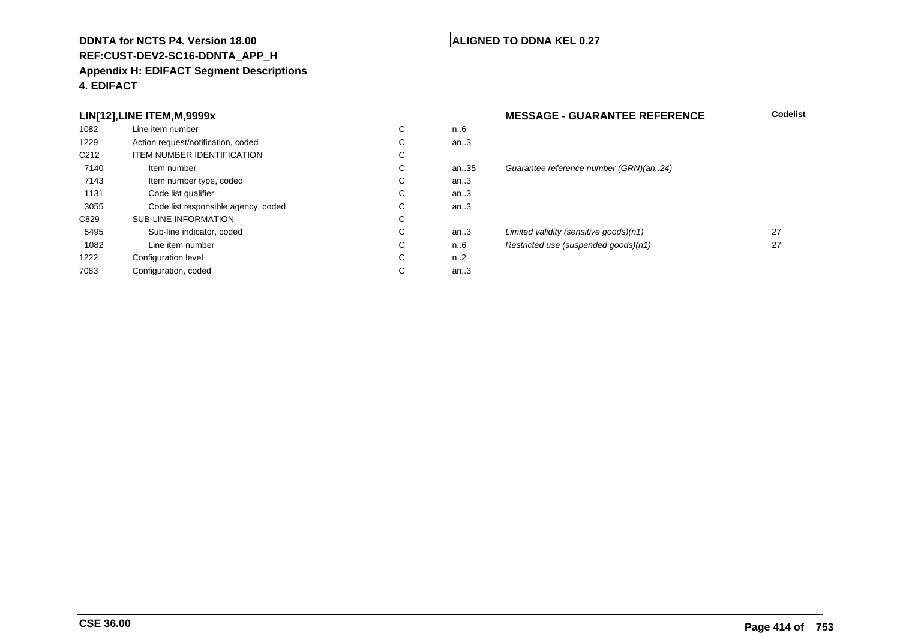**DDNTA for NCTS P4. Version 18.00** | **ALIGNED TO DDNA KEL 0.27**

**REF:CUST-DEV2-SC16-DDNTA_APP_H**

**Appendix H: EDIFACT Segment Descriptions**

**4. EDIFACT**

### LIN[12],LINE ITEM,M,9999x — MESSAGE - GUARANTEE REFERENCE

| | | | | | Codelist |
|---|---|---|---|---|---|
| 1082 | Line item number | C | n..6 | | |
| 1229 | Action request/notification, coded | C | an..3 | | |
| C212 | ITEM NUMBER IDENTIFICATION | C | | | |
| 7140 | Item number | C | an..35 | *Guarantee reference number (GRN)(an..24)* | |
| 7143 | Item number type, coded | C | an..3 | | |
| 1131 | Code list qualifier | C | an..3 | | |
| 3055 | Code list responsible agency, coded | C | an..3 | | |
| C829 | SUB-LINE INFORMATION | C | | | |
| 5495 | Sub-line indicator, coded | C | an..3 | *Limited validity (sensitive goods)(n1)* | 27 |
| 1082 | Line item number | C | n..6 | *Restricted use (suspended goods)(n1)* | 27 |
| 1222 | Configuration level | C | n..2 | | |
| 7083 | Configuration, coded | C | an..3 | | |

**CSE 36.00**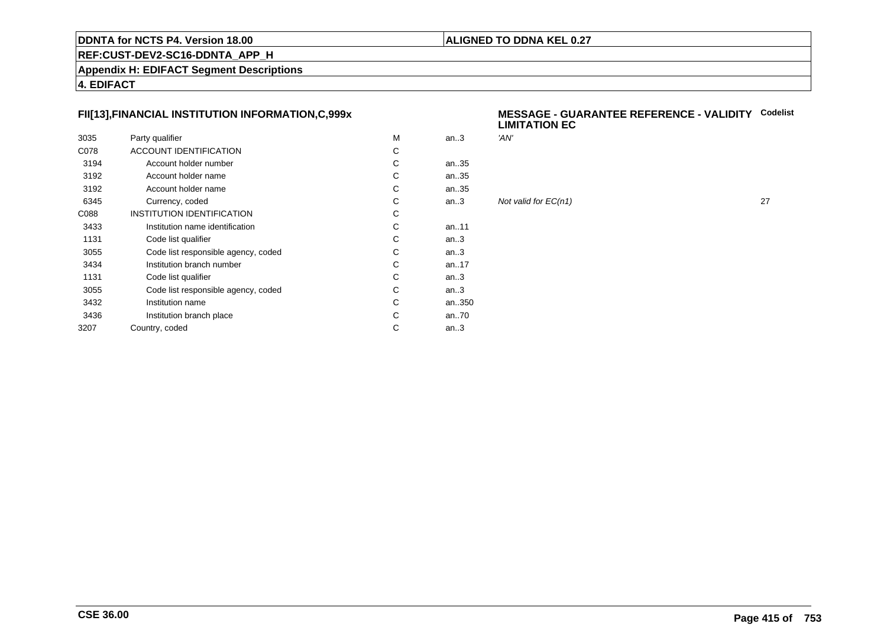**DDNTA for NCTS P4. Version 18.00** | **ALIGNED TO DDNA KEL 0.27**

**REF:CUST-DEV2-SC16-DDNTA_APP_H**

**Appendix H: EDIFACT Segment Descriptions**

**4. EDIFACT**

### FII[13],FINANCIAL INSTITUTION INFORMATION,C,999x

**MESSAGE - GUARANTEE REFERENCE - VALIDITY LIMITATION EC**

| | | | | | Codelist |
|---|---|---|---|---|---|
| 3035 | Party qualifier | M | an..3 | *'AN'* | |
| C078 | ACCOUNT IDENTIFICATION | C | | | |
| 3194 | Account holder number | C | an..35 | | |
| 3192 | Account holder name | C | an..35 | | |
| 3192 | Account holder name | C | an..35 | | |
| 6345 | Currency, coded | C | an..3 | *Not valid for EC(n1)* | 27 |
| C088 | INSTITUTION IDENTIFICATION | C | | | |
| 3433 | Institution name identification | C | an..11 | | |
| 1131 | Code list qualifier | C | an..3 | | |
| 3055 | Code list responsible agency, coded | C | an..3 | | |
| 3434 | Institution branch number | C | an..17 | | |
| 1131 | Code list qualifier | C | an..3 | | |
| 3055 | Code list responsible agency, coded | C | an..3 | | |
| 3432 | Institution name | C | an..350 | | |
| 3436 | Institution branch place | C | an..70 | | |
| 3207 | Country, coded | C | an..3 | | |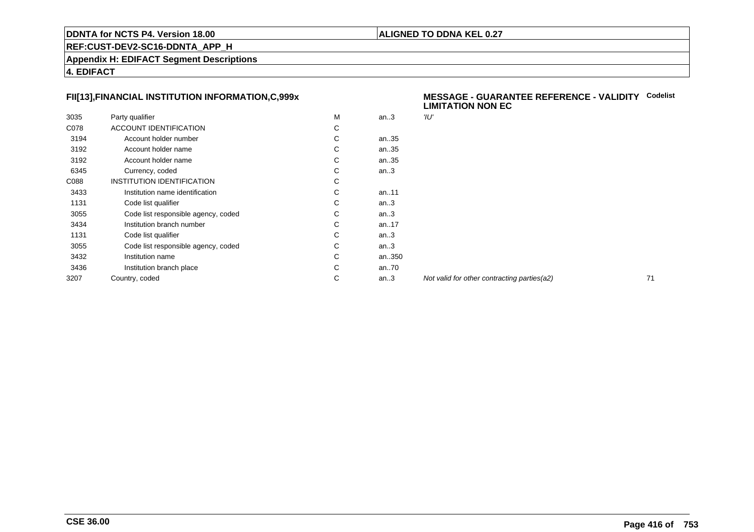## FII[13],FINANCIAL INSTITUTION INFORMATION,C,999x

**MESSAGE - GUARANTEE REFERENCE - VALIDITY LIMITATION NON EC**

| | | | | | Codelist |
|---|---|---|---|---|---|
| 3035 | Party qualifier | M | an..3 | *'IU'* | |
| C078 | ACCOUNT IDENTIFICATION | C | | | |
| 3194 | Account holder number | C | an..35 | | |
| 3192 | Account holder name | C | an..35 | | |
| 3192 | Account holder name | C | an..35 | | |
| 6345 | Currency, coded | C | an..3 | | |
| C088 | INSTITUTION IDENTIFICATION | C | | | |
| 3433 | Institution name identification | C | an..11 | | |
| 1131 | Code list qualifier | C | an..3 | | |
| 3055 | Code list responsible agency, coded | C | an..3 | | |
| 3434 | Institution branch number | C | an..17 | | |
| 1131 | Code list qualifier | C | an..3 | | |
| 3055 | Code list responsible agency, coded | C | an..3 | | |
| 3432 | Institution name | C | an..350 | | |
| 3436 | Institution branch place | C | an..70 | | |
| 3207 | Country, coded | C | an..3 | *Not valid for other contracting parties(a2)* | 71 |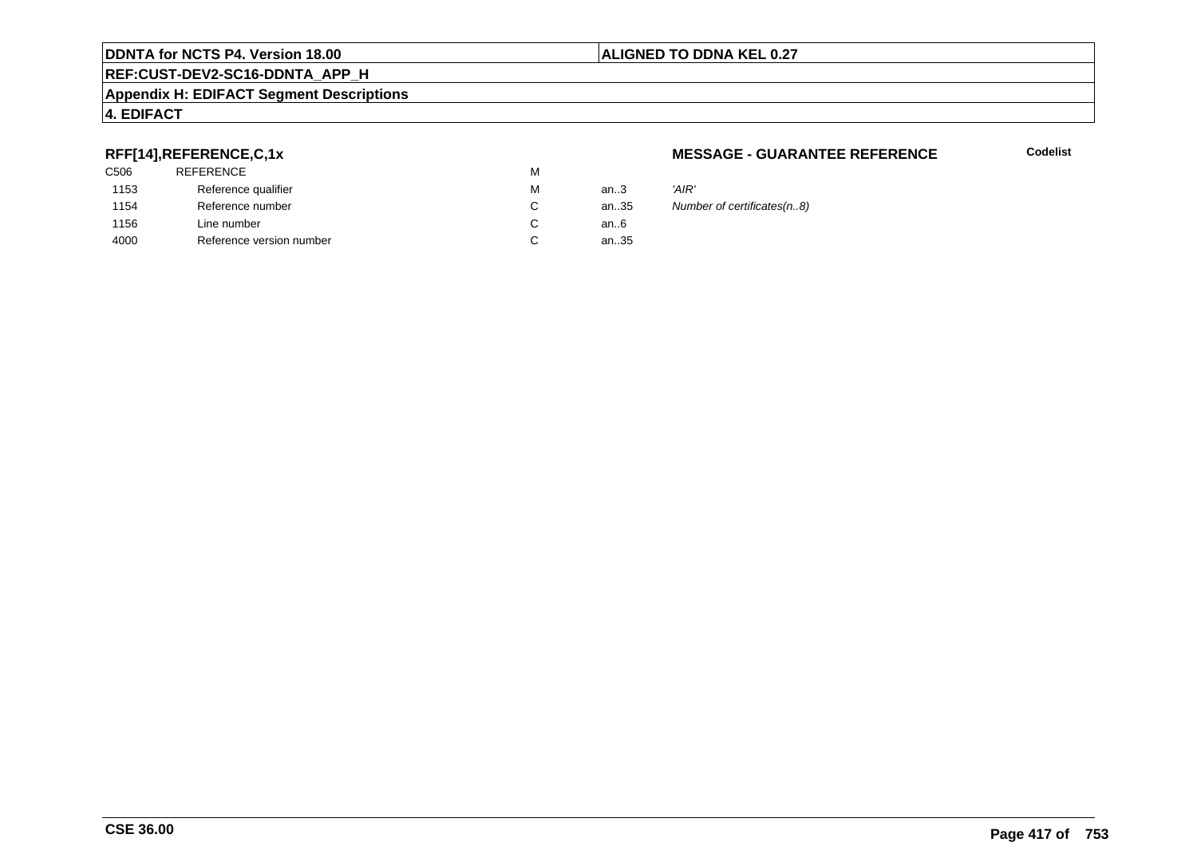**RFF[14],REFERENCE,C,1x**

**MESSAGE - GUARANTEE REFERENCE**

**Codelist**

| | | | | |
|---|---|---|---|---|
| C506 | REFERENCE | M | | |
| 1153 | Reference qualifier | M | an..3 | *'AIR'* |
| 1154 | Reference number | C | an..35 | *Number of certificates(n..8)* |
| 1156 | Line number | C | an..6 | |
| 4000 | Reference version number | C | an..35 | |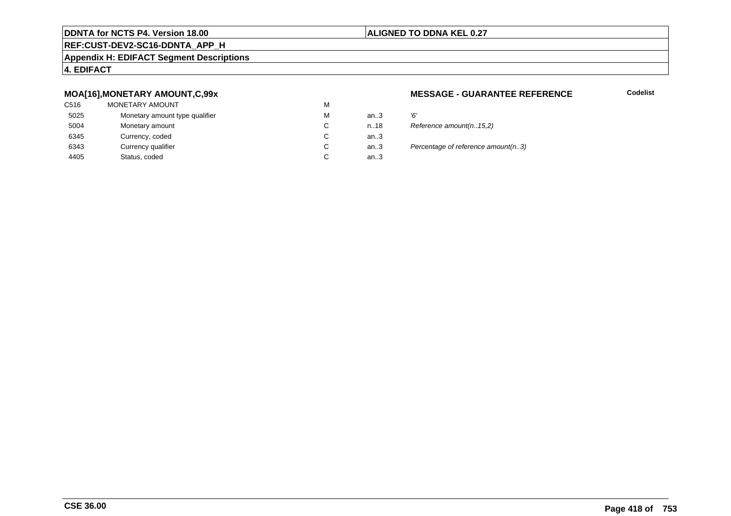**DDNTA for NCTS P4. Version 18.00** | **ALIGNED TO DDNA KEL 0.27**

**REF:CUST-DEV2-SC16-DDNTA_APP_H**

**Appendix H: EDIFACT Segment Descriptions**

**4. EDIFACT**

### MOA[16],MONETARY AMOUNT,C,99x

**MESSAGE - GUARANTEE REFERENCE** **Codelist**

| | | | | |
|---|---|---|---|---|
| C516 | MONETARY AMOUNT | M | | |
| 5025 | Monetary amount type qualifier | M | an..3 | *'6'* |
| 5004 | Monetary amount | C | n..18 | *Reference amount(n..15,2)* |
| 6345 | Currency, coded | C | an..3 | |
| 6343 | Currency qualifier | C | an..3 | *Percentage of reference amount(n..3)* |
| 4405 | Status, coded | C | an..3 | |

**CSE 36.00**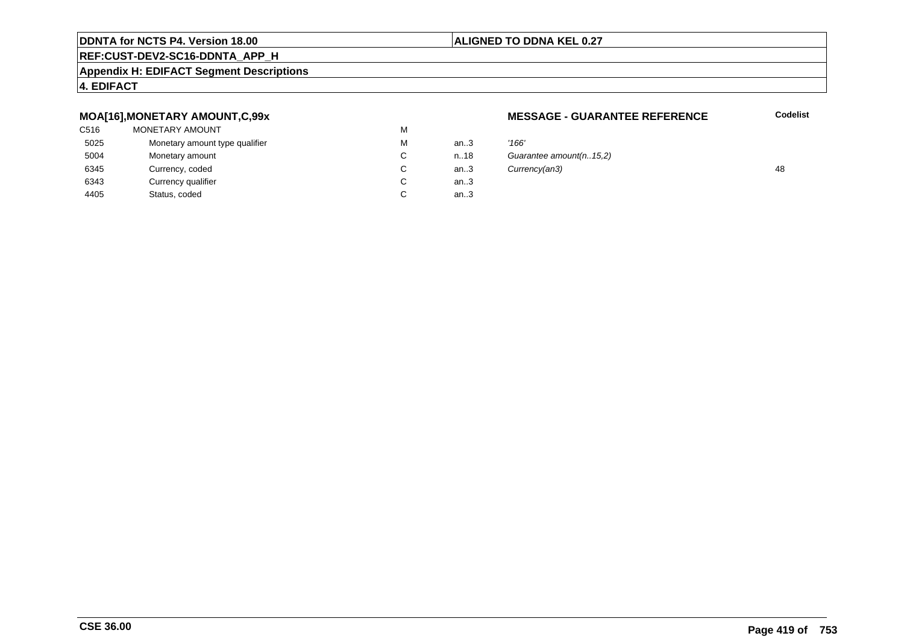**DDNTA for NCTS P4. Version 18.00** | **ALIGNED TO DDNA KEL 0.27**

**REF:CUST-DEV2-SC16-DDNTA_APP_H**

**Appendix H: EDIFACT Segment Descriptions**

**4. EDIFACT**

### MOA[16],MONETARY AMOUNT,C,99x

**MESSAGE - GUARANTEE REFERENCE**

| | | | | | Codelist |
|---|---|---|---|---|---|
| C516 | MONETARY AMOUNT | M | | | |
| 5025 | Monetary amount type qualifier | M | an..3 | *'166'* | |
| 5004 | Monetary amount | C | n..18 | *Guarantee amount(n..15,2)* | |
| 6345 | Currency, coded | C | an..3 | *Currency(an3)* | 48 |
| 6343 | Currency qualifier | C | an..3 | | |
| 4405 | Status, coded | C | an..3 | | |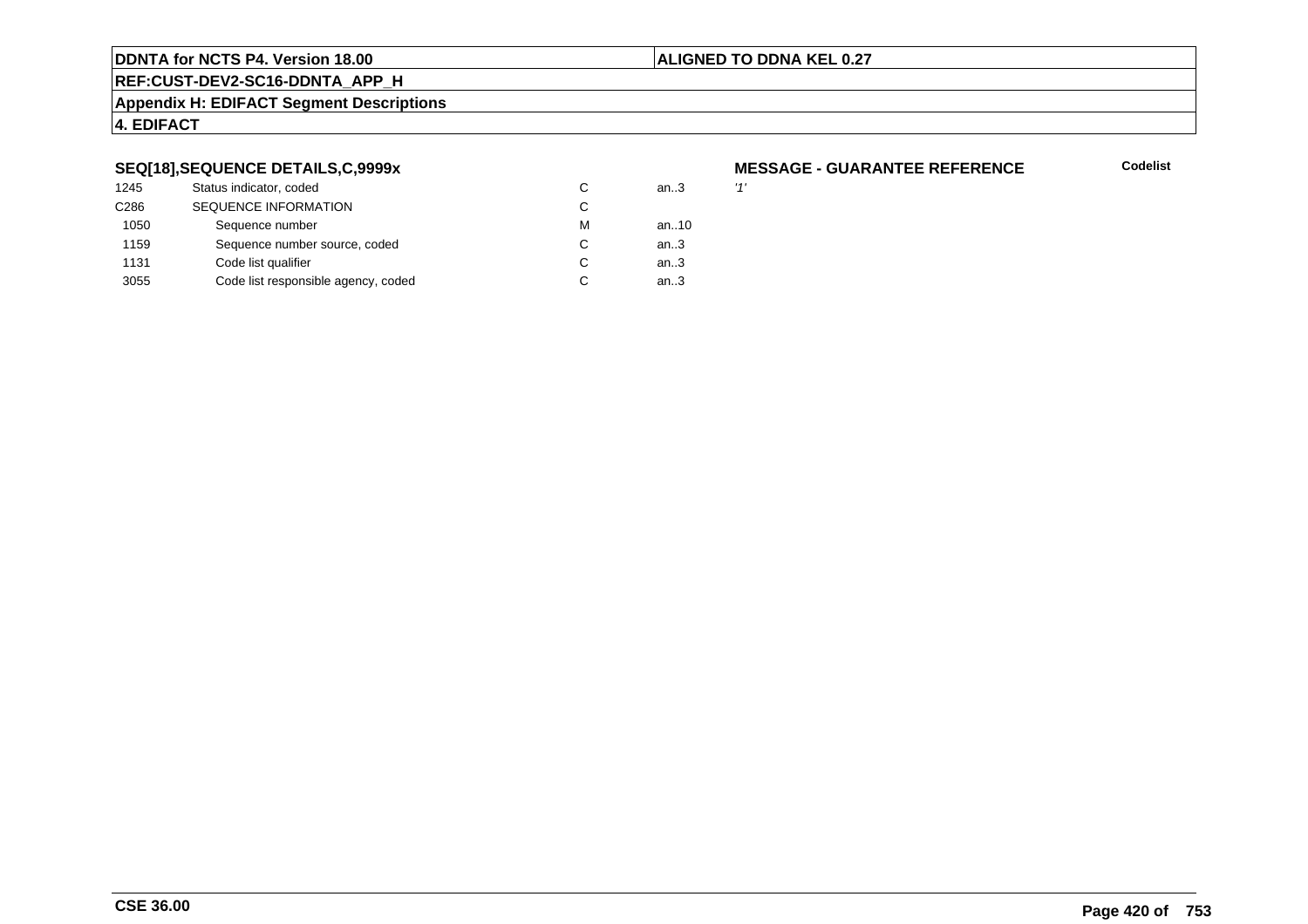## SEQ[18],SEQUENCE DETAILS,C,9999x

**MESSAGE - GUARANTEE REFERENCE**

| | | | | | Codelist |
|---|---|---|---|---|---|
| 1245 | Status indicator, coded | C | an..3 | '1' | |
| C286 | SEQUENCE INFORMATION | C | | | |
| 1050 | Sequence number | M | an..10 | | |
| 1159 | Sequence number source, coded | C | an..3 | | |
| 1131 | Code list qualifier | C | an..3 | | |
| 3055 | Code list responsible agency, coded | C | an..3 | | |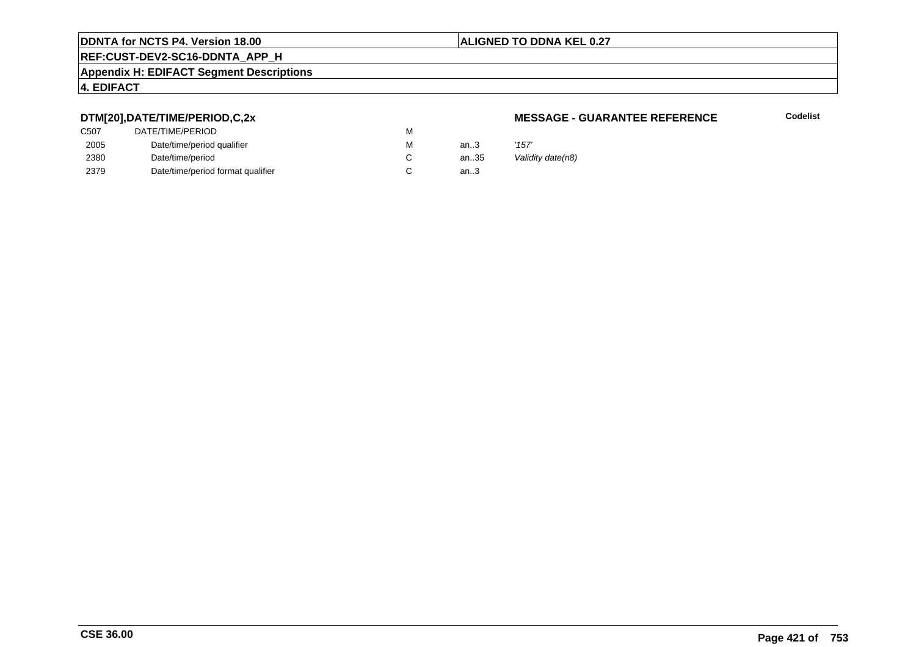### DTM[20],DATE/TIME/PERIOD,C,2x

**MESSAGE - GUARANTEE REFERENCE**

**Codelist**

| | | | | |
|---|---|---|---|---|
| C507 | DATE/TIME/PERIOD | M | | |
| 2005 | Date/time/period qualifier | M | an..3 | *'157'* |
| 2380 | Date/time/period | C | an..35 | *Validity date(n8)* |
| 2379 | Date/time/period format qualifier | C | an..3 | |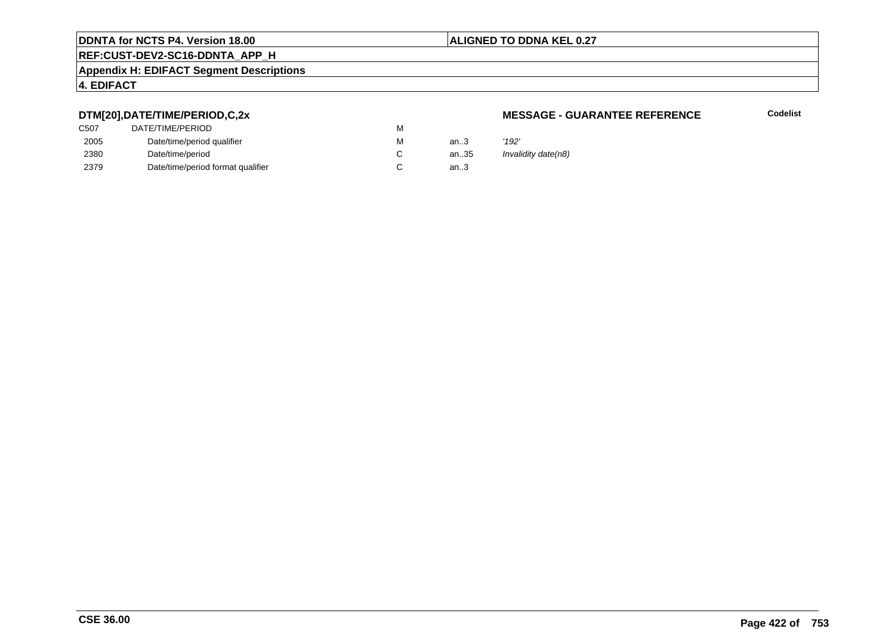**DDNTA for NCTS P4. Version 18.00** | **ALIGNED TO DDNA KEL 0.27**

**REF:CUST-DEV2-SC16-DDNTA_APP_H**

**Appendix H: EDIFACT Segment Descriptions**

**4. EDIFACT**

### DTM[20],DATE/TIME/PERIOD,C,2x

**MESSAGE - GUARANTEE REFERENCE** — **Codelist**

| | | | | |
|---|---|---|---|---|
| C507 | DATE/TIME/PERIOD | M | | |
| 2005 | Date/time/period qualifier | M | an..3 | *'192'* |
| 2380 | Date/time/period | C | an..35 | *Invalidity date(n8)* |
| 2379 | Date/time/period format qualifier | C | an..3 | |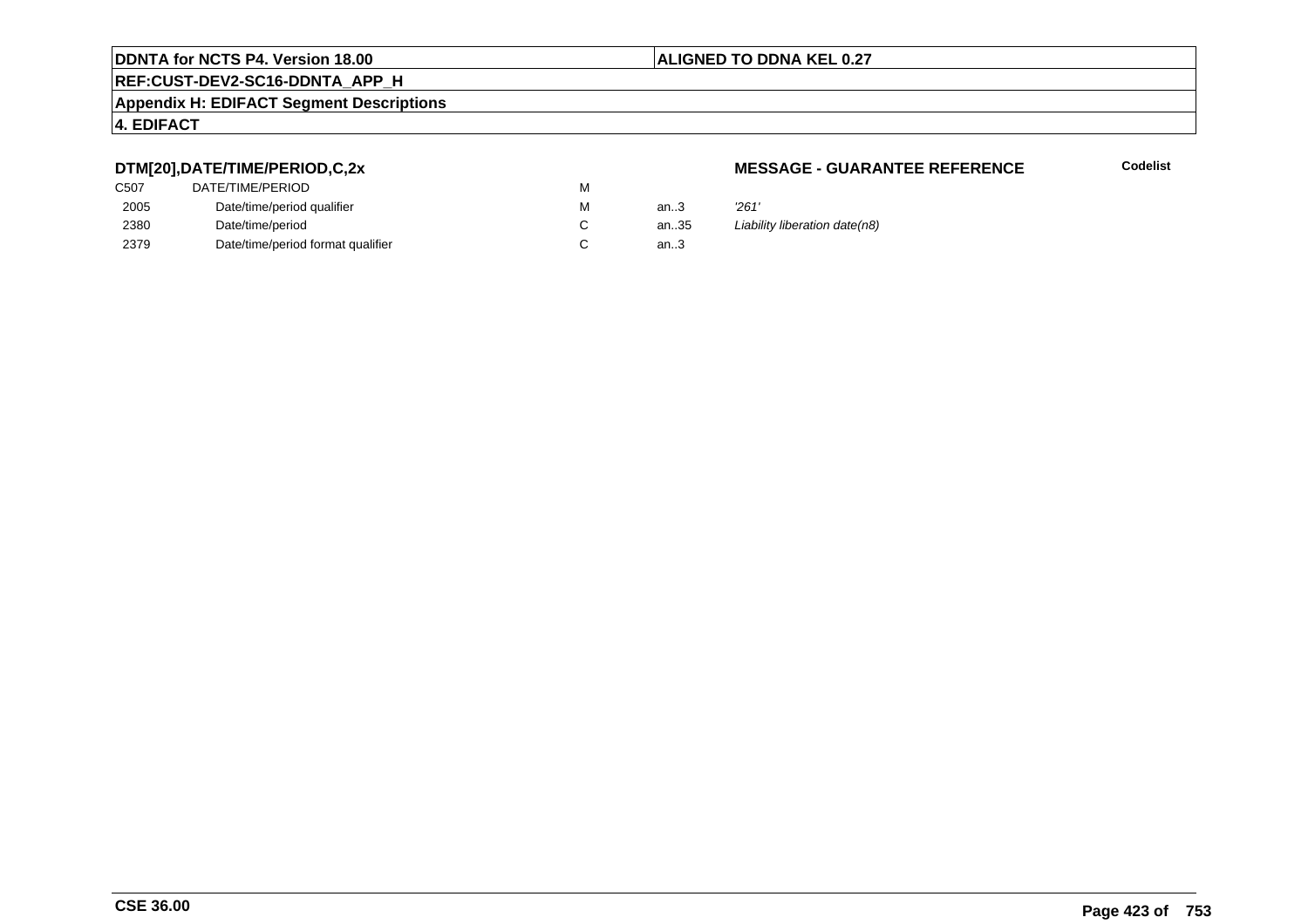## DTM[20],DATE/TIME/PERIOD,C,2x

**MESSAGE - GUARANTEE REFERENCE** **Codelist**

| | | | | |
|---|---|---|---|---|
| C507 | DATE/TIME/PERIOD | M | | |
| 2005 | Date/time/period qualifier | M | an..3 | *'261'* |
| 2380 | Date/time/period | C | an..35 | *Liability liberation date(n8)* |
| 2379 | Date/time/period format qualifier | C | an..3 | |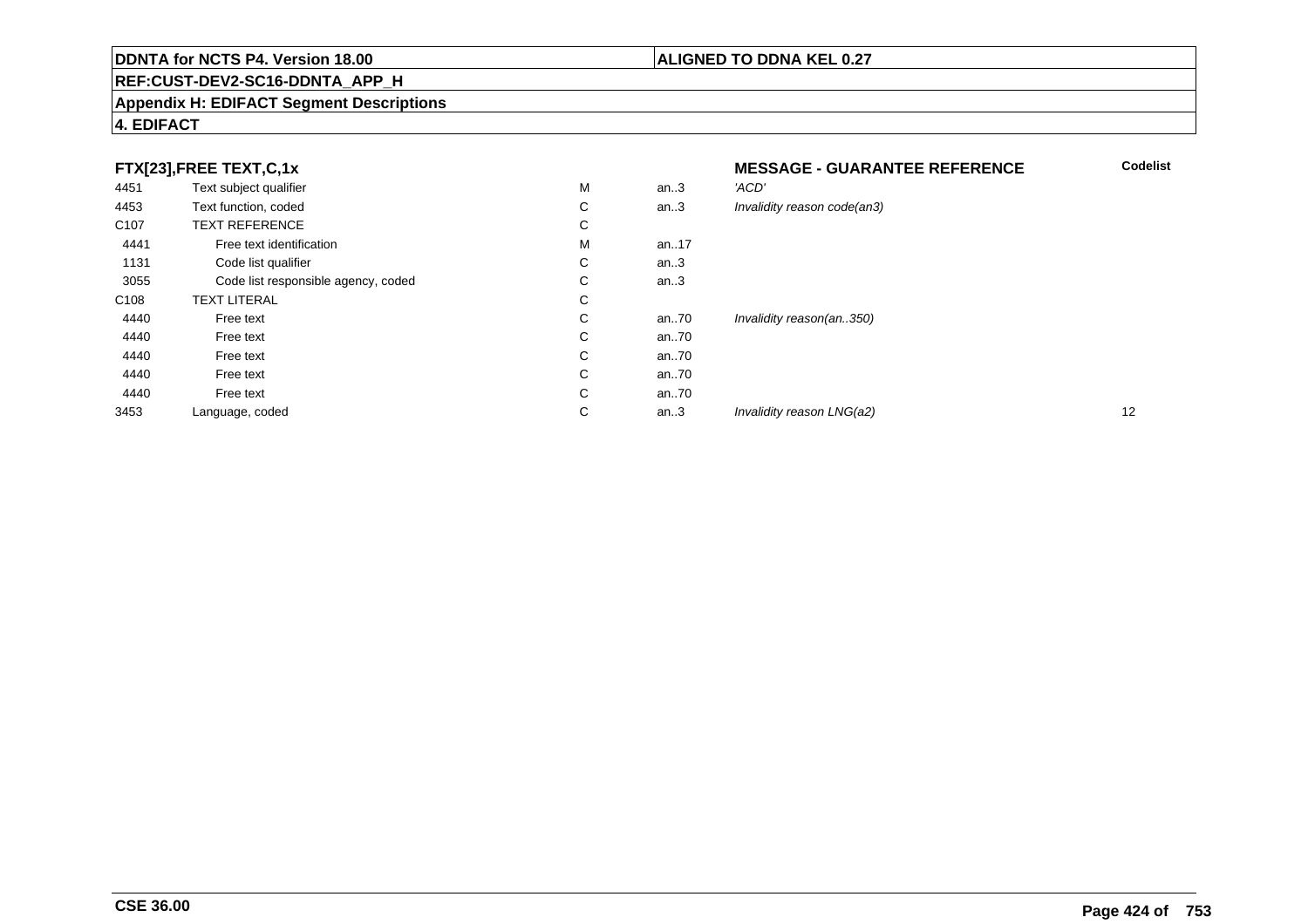**DDNTA for NCTS P4. Version 18.00** | **ALIGNED TO DDNA KEL 0.27**

**REF:CUST-DEV2-SC16-DDNTA_APP_H**

**Appendix H: EDIFACT Segment Descriptions**

**4. EDIFACT**

| **FTX[23],FREE TEXT,C,1x** | | | | **MESSAGE - GUARANTEE REFERENCE** | **Codelist** |
|---|---|---|---|---|---|
| 4451 | Text subject qualifier | M | an..3 | *'ACD'* | |
| 4453 | Text function, coded | C | an..3 | *Invalidity reason code(an3)* | |
| C107 | TEXT REFERENCE | C | | | |
| 4441 | Free text identification | M | an..17 | | |
| 1131 | Code list qualifier | C | an..3 | | |
| 3055 | Code list responsible agency, coded | C | an..3 | | |
| C108 | TEXT LITERAL | C | | | |
| 4440 | Free text | C | an..70 | *Invalidity reason(an..350)* | |
| 4440 | Free text | C | an..70 | | |
| 4440 | Free text | C | an..70 | | |
| 4440 | Free text | C | an..70 | | |
| 4440 | Free text | C | an..70 | | |
| 3453 | Language, coded | C | an..3 | *Invalidity reason LNG(a2)* | 12 |

**CSE 36.00**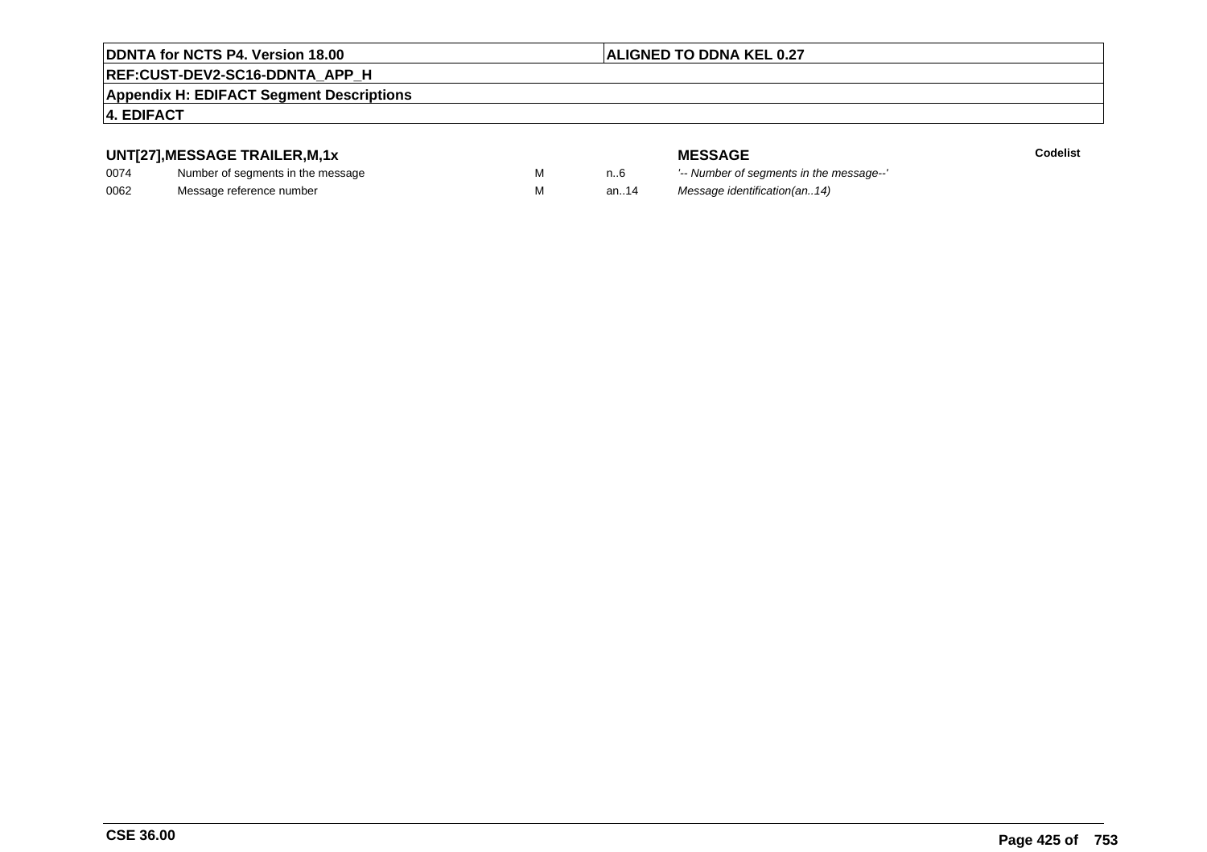**UNT[27],MESSAGE TRAILER,M,1x**

**MESSAGE** | **Codelist**

| | | | | | |
|---|---|---|---|---|---|
| 0074 | Number of segments in the message | M | n..6 | *'-- Number of segments in the message--'* | |
| 0062 | Message reference number | M | an..14 | *Message identification(an..14)* | |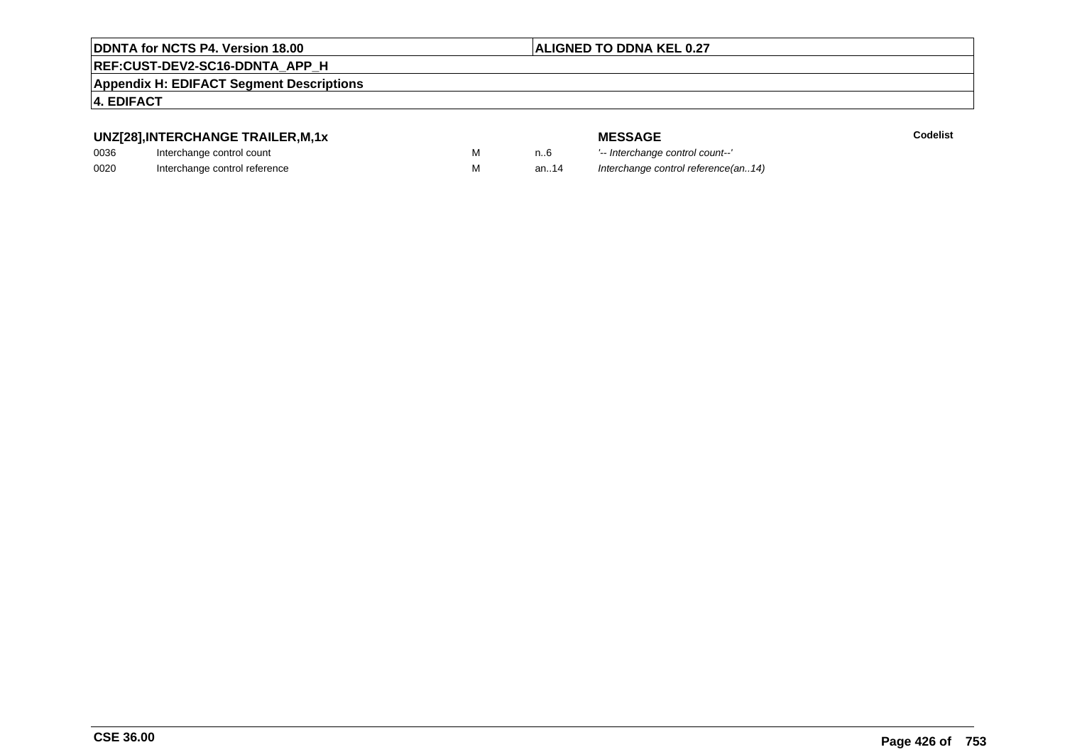## UNZ[28],INTERCHANGE TRAILER,M,1x

| | | | | MESSAGE | Codelist |
|---|---|---|---|---|---|
| 0036 | Interchange control count | M | n..6 | *'-- Interchange control count--'* | |
| 0020 | Interchange control reference | M | an..14 | *Interchange control reference(an..14)* | |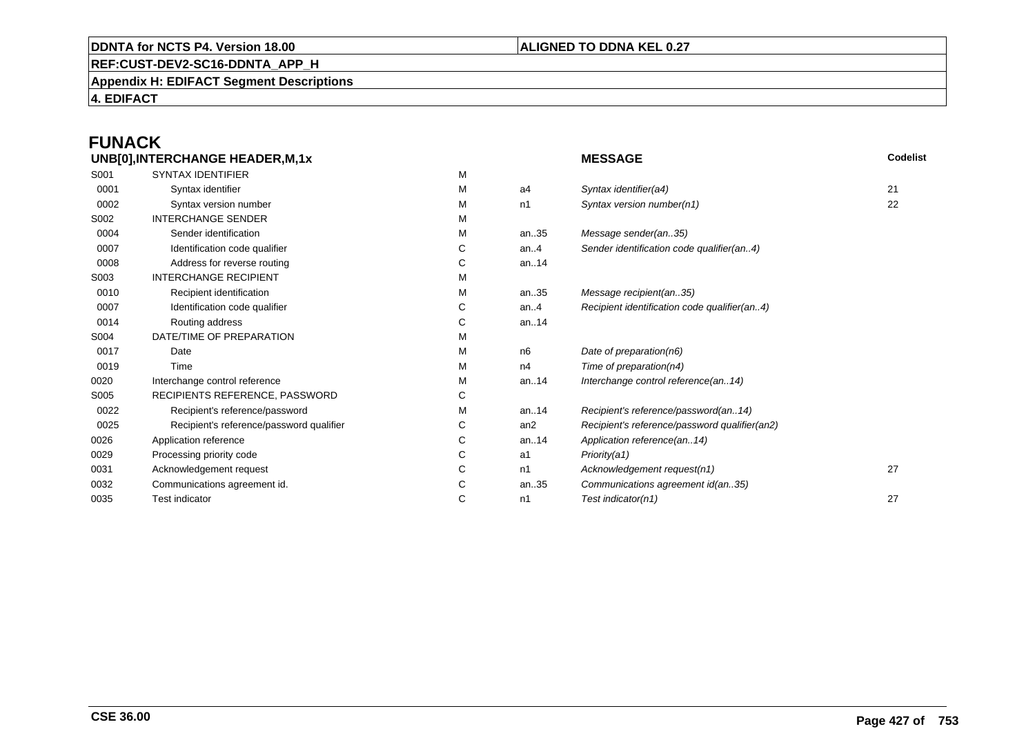# FUNACK

| UNB[0],INTERCHANGE HEADER,M,1x | | | | MESSAGE | Codelist |
|---|---|---|---|---|---|
| S001 | SYNTAX IDENTIFIER | M | | | |
| 0001 | Syntax identifier | M | a4 | *Syntax identifier(a4)* | 21 |
| 0002 | Syntax version number | M | n1 | *Syntax version number(n1)* | 22 |
| S002 | INTERCHANGE SENDER | M | | | |
| 0004 | Sender identification | M | an..35 | *Message sender(an..35)* | |
| 0007 | Identification code qualifier | C | an..4 | *Sender identification code qualifier(an..4)* | |
| 0008 | Address for reverse routing | C | an..14 | | |
| S003 | INTERCHANGE RECIPIENT | M | | | |
| 0010 | Recipient identification | M | an..35 | *Message recipient(an..35)* | |
| 0007 | Identification code qualifier | C | an..4 | *Recipient identification code qualifier(an..4)* | |
| 0014 | Routing address | C | an..14 | | |
| S004 | DATE/TIME OF PREPARATION | M | | | |
| 0017 | Date | M | n6 | *Date of preparation(n6)* | |
| 0019 | Time | M | n4 | *Time of preparation(n4)* | |
| 0020 | Interchange control reference | M | an..14 | *Interchange control reference(an..14)* | |
| S005 | RECIPIENTS REFERENCE, PASSWORD | C | | | |
| 0022 | Recipient's reference/password | M | an..14 | *Recipient's reference/password(an..14)* | |
| 0025 | Recipient's reference/password qualifier | C | an2 | *Recipient's reference/password qualifier(an2)* | |
| 0026 | Application reference | C | an..14 | *Application reference(an..14)* | |
| 0029 | Processing priority code | C | a1 | *Priority(a1)* | |
| 0031 | Acknowledgement request | C | n1 | *Acknowledgement request(n1)* | 27 |
| 0032 | Communications agreement id. | C | an..35 | *Communications agreement id(an..35)* | |
| 0035 | Test indicator | C | n1 | *Test indicator(n1)* | 27 |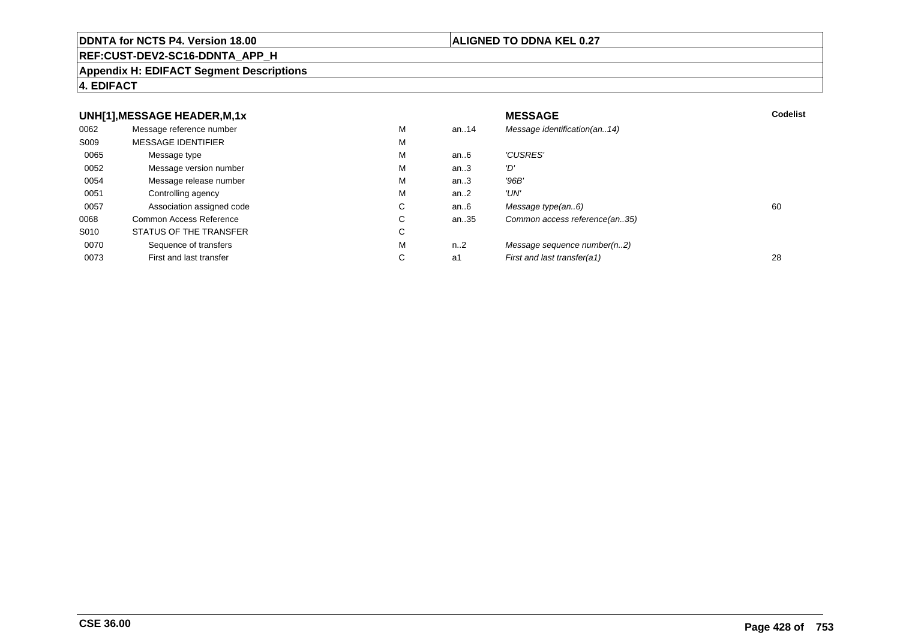**DDNTA for NCTS P4. Version 18.00** | **ALIGNED TO DDNA KEL 0.27**

**REF:CUST-DEV2-SC16-DDNTA_APP_H**

**Appendix H: EDIFACT Segment Descriptions**

**4. EDIFACT**

### UNH[1],MESSAGE HEADER,M,1x

| | | | | MESSAGE | Codelist |
|---|---|---|---|---|---|
| 0062 | Message reference number | M | an..14 | *Message identification(an..14)* | |
| S009 | MESSAGE IDENTIFIER | M | | | |
| 0065 | Message type | M | an..6 | *'CUSRES'* | |
| 0052 | Message version number | M | an..3 | *'D'* | |
| 0054 | Message release number | M | an..3 | *'96B'* | |
| 0051 | Controlling agency | M | an..2 | *'UN'* | |
| 0057 | Association assigned code | C | an..6 | *Message type(an..6)* | 60 |
| 0068 | Common Access Reference | C | an..35 | *Common access reference(an..35)* | |
| S010 | STATUS OF THE TRANSFER | C | | | |
| 0070 | Sequence of transfers | M | n..2 | *Message sequence number(n..2)* | |
| 0073 | First and last transfer | C | a1 | *First and last transfer(a1)* | 28 |

**CSE 36.00**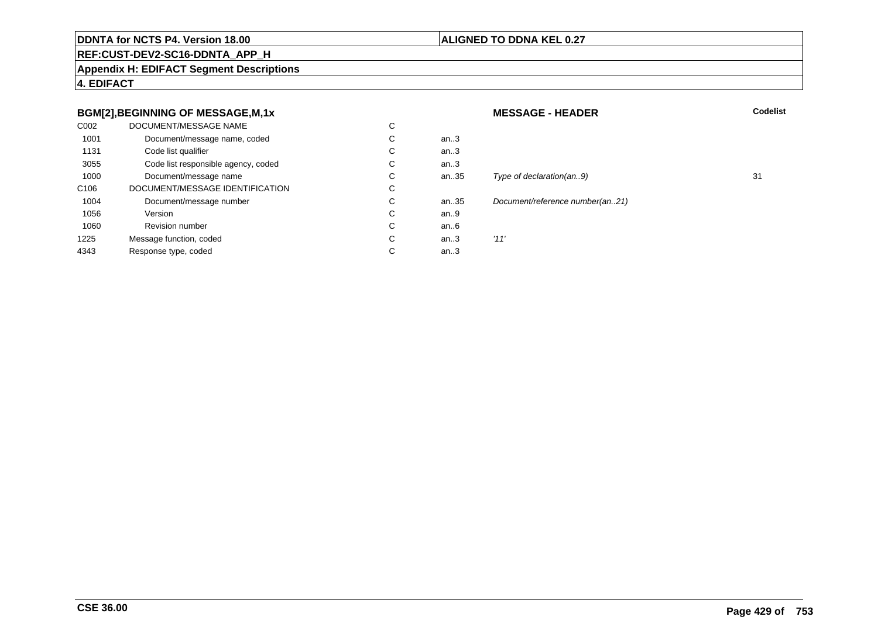**DDNTA for NCTS P4. Version 18.00** | **ALIGNED TO DDNA KEL 0.27**

**REF:CUST-DEV2-SC16-DDNTA_APP_H**

**Appendix H: EDIFACT Segment Descriptions**

**4. EDIFACT**

| BGM[2],BEGINNING OF MESSAGE,M,1x | | | | MESSAGE - HEADER | Codelist |
|---|---|---|---|---|---|
| C002 | DOCUMENT/MESSAGE NAME | C | | | |
| 1001 | Document/message name, coded | C | an..3 | | |
| 1131 | Code list qualifier | C | an..3 | | |
| 3055 | Code list responsible agency, coded | C | an..3 | | |
| 1000 | Document/message name | C | an..35 | *Type of declaration(an..9)* | 31 |
| C106 | DOCUMENT/MESSAGE IDENTIFICATION | C | | | |
| 1004 | Document/message number | C | an..35 | *Document/reference number(an..21)* | |
| 1056 | Version | C | an..9 | | |
| 1060 | Revision number | C | an..6 | | |
| 1225 | Message function, coded | C | an..3 | *'11'* | |
| 4343 | Response type, coded | C | an..3 | | |

**CSE 36.00**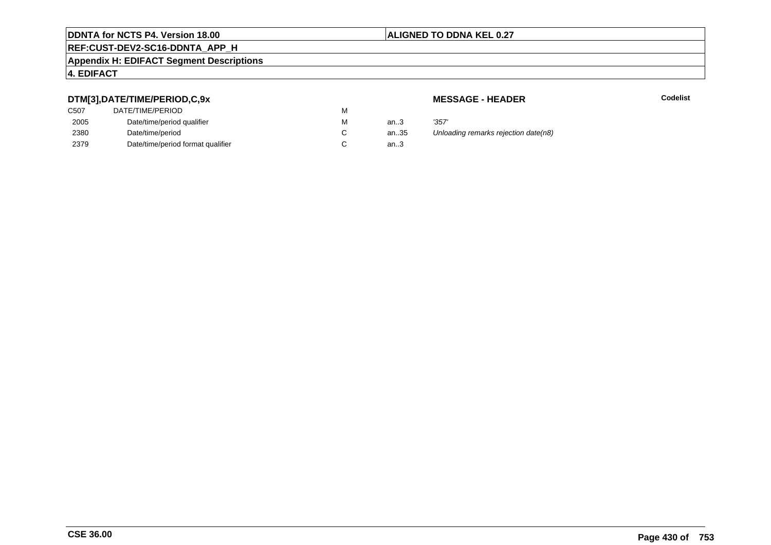**DDNTA for NCTS P4. Version 18.00** | **ALIGNED TO DDNA KEL 0.27**

**REF:CUST-DEV2-SC16-DDNTA_APP_H**

**Appendix H: EDIFACT Segment Descriptions**

**4. EDIFACT**

### DTM[3],DATE/TIME/PERIOD,C,9x

**MESSAGE - HEADER** **Codelist**

| | | | | |
|---|---|---|---|---|
| C507 | DATE/TIME/PERIOD | M | | |
| 2005 | Date/time/period qualifier | M | an..3 | *'357'* |
| 2380 | Date/time/period | C | an..35 | *Unloading remarks rejection date(n8)* |
| 2379 | Date/time/period format qualifier | C | an..3 | |

**CSE 36.00**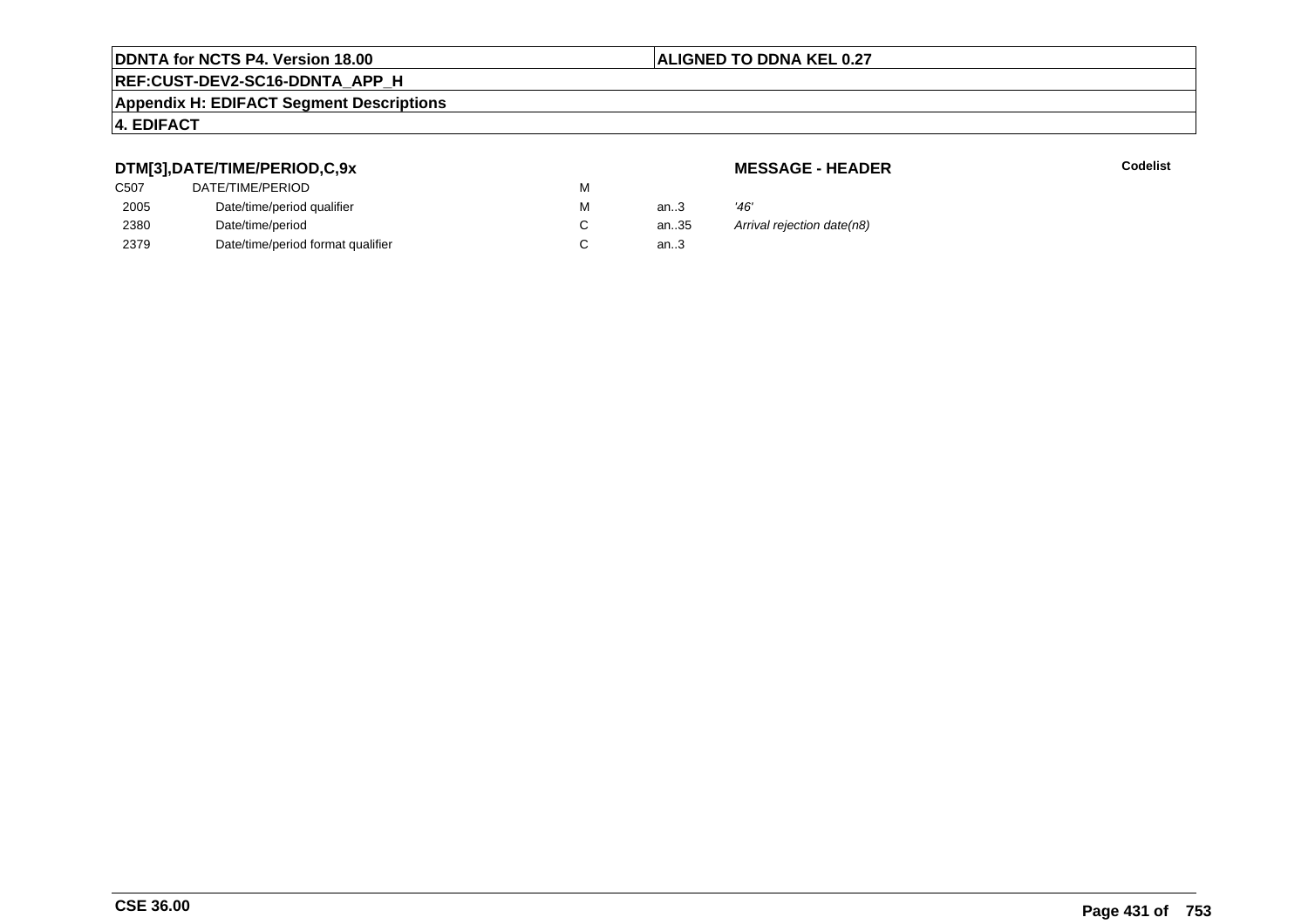**DDNTA for NCTS P4. Version 18.00** | **ALIGNED TO DDNA KEL 0.27**

**REF:CUST-DEV2-SC16-DDNTA_APP_H**

**Appendix H: EDIFACT Segment Descriptions**

**4. EDIFACT**

### DTM[3],DATE/TIME/PERIOD,C,9x

**MESSAGE - HEADER** | **Codelist**

| | | | | |
|---|---|---|---|---|
| C507 | DATE/TIME/PERIOD | M | | |
| 2005 | Date/time/period qualifier | M | an..3 | *'46'* |
| 2380 | Date/time/period | C | an..35 | *Arrival rejection date(n8)* |
| 2379 | Date/time/period format qualifier | C | an..3 | |

**CSE 36.00**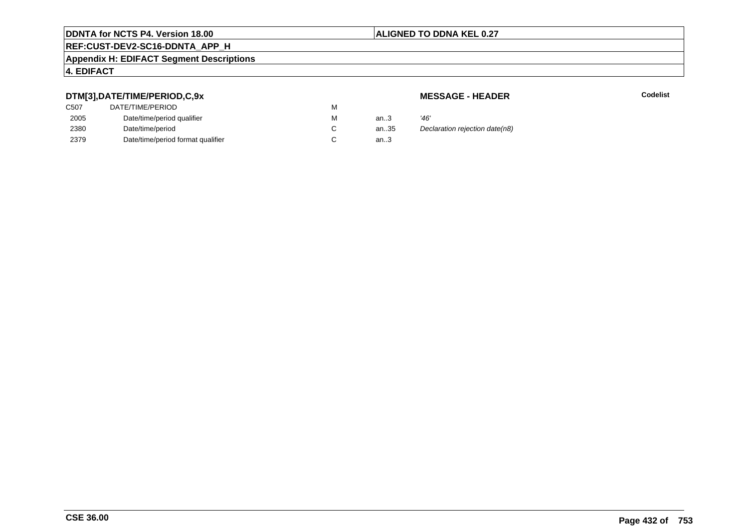### DTM[3],DATE/TIME/PERIOD,C,9x

**MESSAGE - HEADER**

**Codelist**

| | | | | |
|---|---|---|---|---|
| C507 | DATE/TIME/PERIOD | M | | |
| 2005 | Date/time/period qualifier | M | an..3 | *'46'* |
| 2380 | Date/time/period | C | an..35 | *Declaration rejection date(n8)* |
| 2379 | Date/time/period format qualifier | C | an..3 | |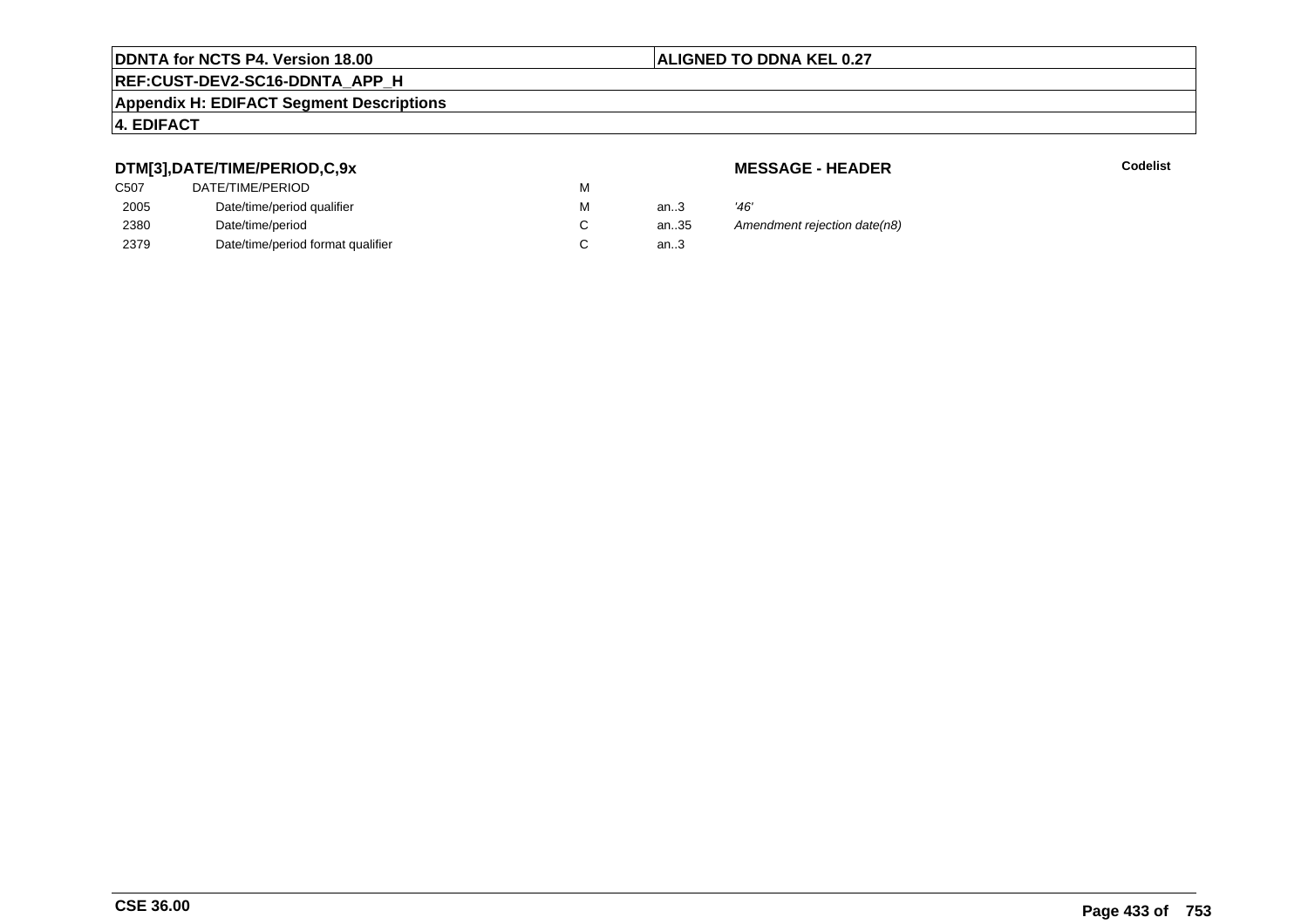## DTM[3],DATE/TIME/PERIOD,C,9x

**MESSAGE - HEADER**

**Codelist**

| | | | | |
|---|---|---|---|---|
| C507 | DATE/TIME/PERIOD | M | | |
| 2005 | Date/time/period qualifier | M | an..3 | *'46'* |
| 2380 | Date/time/period | C | an..35 | *Amendment rejection date(n8)* |
| 2379 | Date/time/period format qualifier | C | an..3 | |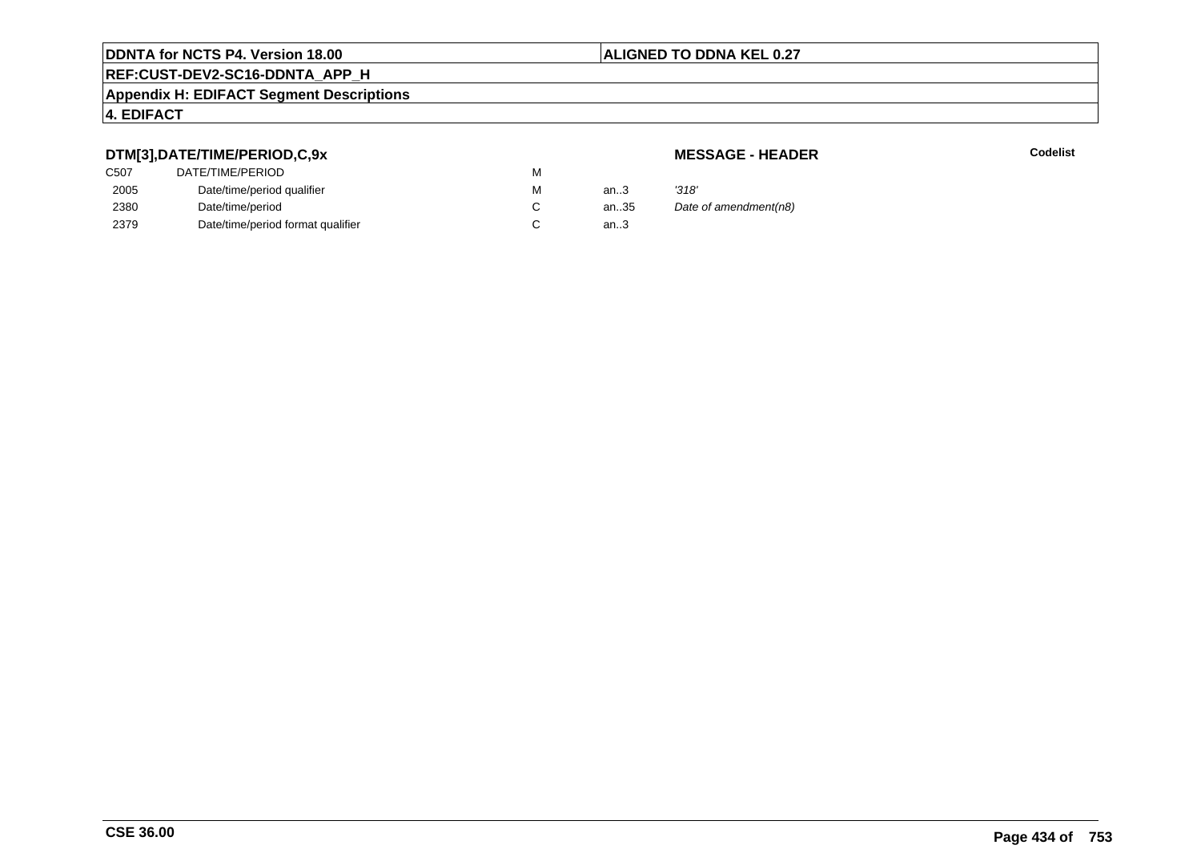**DDNTA for NCTS P4. Version 18.00** | **ALIGNED TO DDNA KEL 0.27**

**REF:CUST-DEV2-SC16-DDNTA_APP_H**

**Appendix H: EDIFACT Segment Descriptions**

**4. EDIFACT**

### DTM[3],DATE/TIME/PERIOD,C,9x

**MESSAGE - HEADER**

| | | | | | Codelist |
|---|---|---|---|---|---|
| C507 | DATE/TIME/PERIOD | M | | | |
| 2005 | Date/time/period qualifier | M | an..3 | *'318'* | |
| 2380 | Date/time/period | C | an..35 | *Date of amendment(n8)* | |
| 2379 | Date/time/period format qualifier | C | an..3 | | |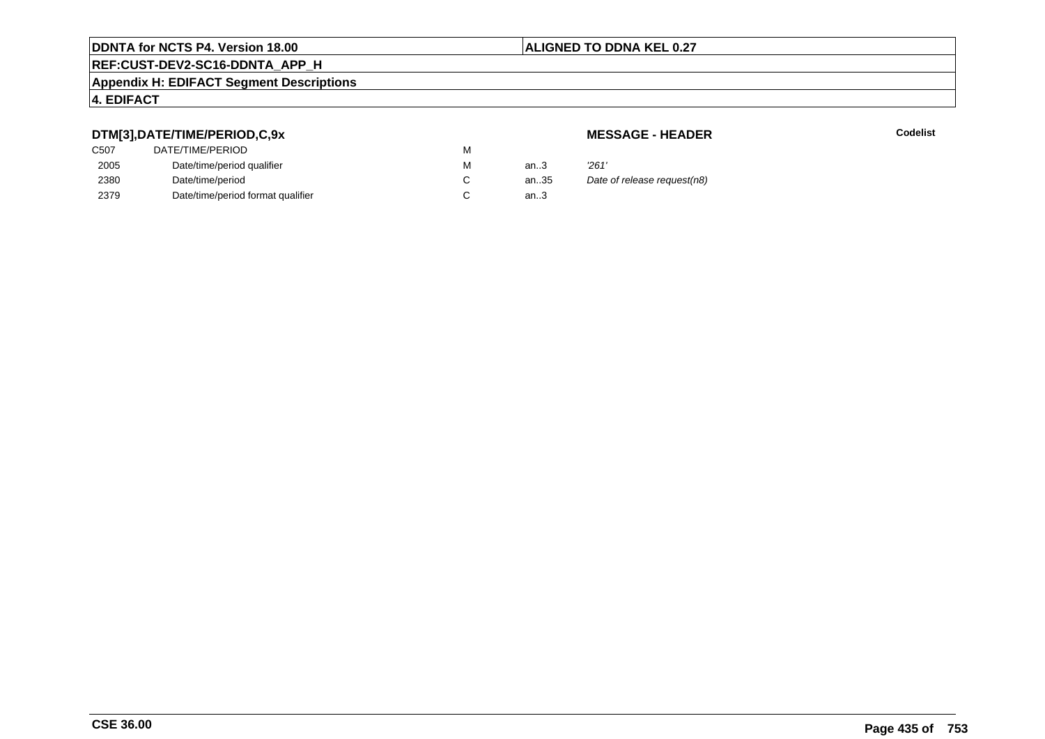### DTM[3],DATE/TIME/PERIOD,C,9x

**MESSAGE - HEADER**

**Codelist**

| | | | | |
|---|---|---|---|---|
| C507 | DATE/TIME/PERIOD | M | | |
| 2005 | Date/time/period qualifier | M | an..3 | *'261'* |
| 2380 | Date/time/period | C | an..35 | *Date of release request(n8)* |
| 2379 | Date/time/period format qualifier | C | an..3 | |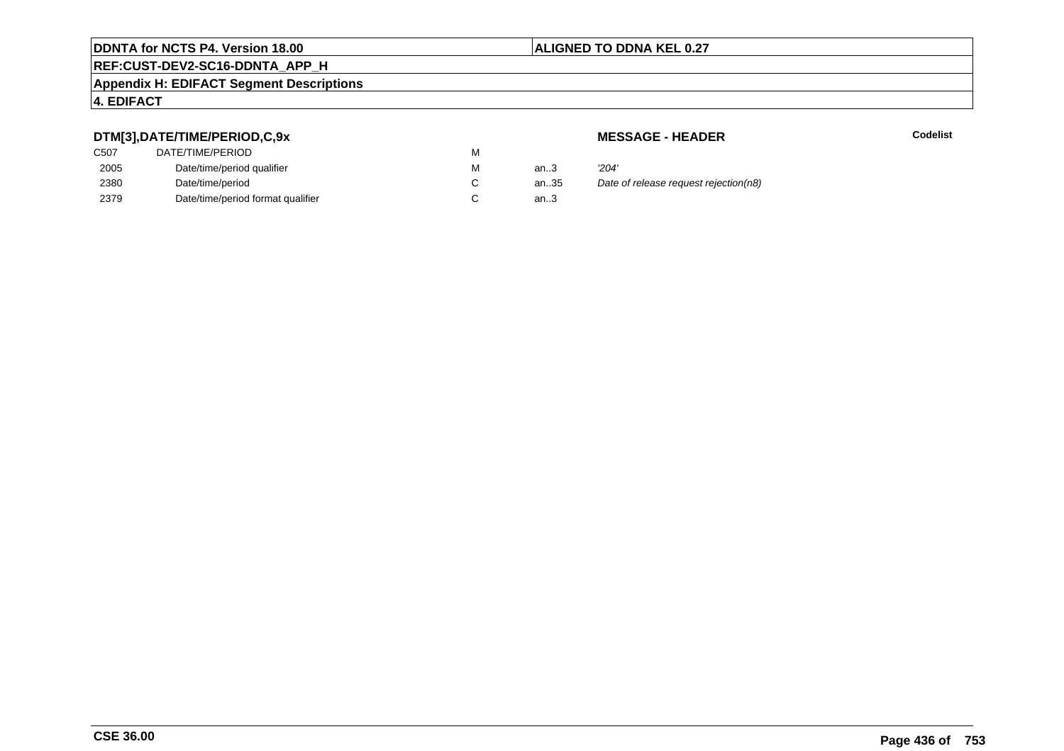### DTM[3],DATE/TIME/PERIOD,C,9x

**MESSAGE - HEADER**

**Codelist**

| | | | | |
|---|---|---|---|---|
| C507 | DATE/TIME/PERIOD | M | | |
| 2005 | Date/time/period qualifier | M | an..3 | *'204'* |
| 2380 | Date/time/period | C | an..35 | *Date of release request rejection(n8)* |
| 2379 | Date/time/period format qualifier | C | an..3 | |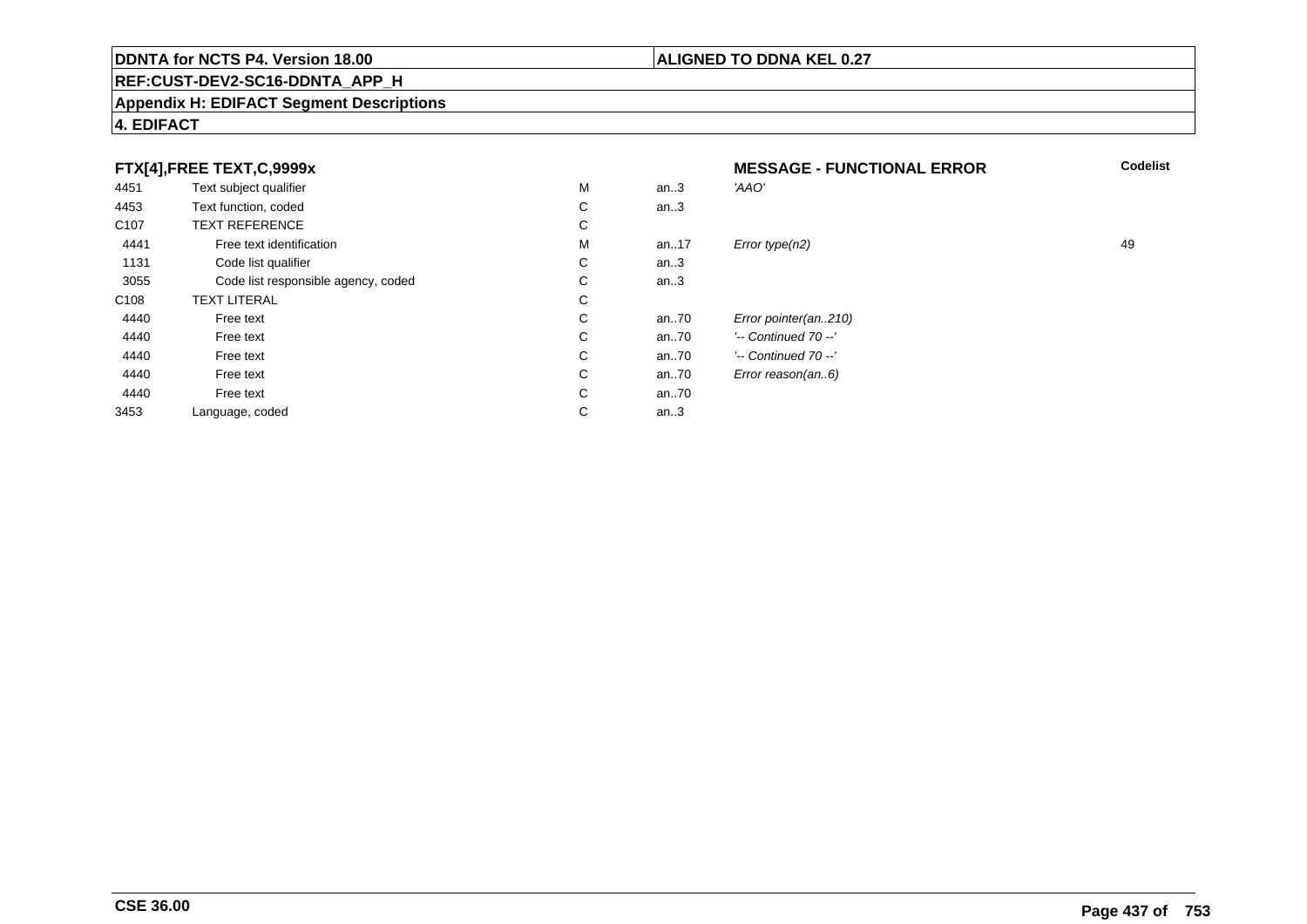**DDNTA for NCTS P4. Version 18.00** | **ALIGNED TO DDNA KEL 0.27**

**REF:CUST-DEV2-SC16-DDNTA_APP_H**

**Appendix H: EDIFACT Segment Descriptions**

**4. EDIFACT**

### FTX[4],FREE TEXT,C,9999x — MESSAGE - FUNCTIONAL ERROR

| | | | | | Codelist |
|---|---|---|---|---|---|
| 4451 | Text subject qualifier | M | an..3 | *'AAO'* | |
| 4453 | Text function, coded | C | an..3 | | |
| C107 | TEXT REFERENCE | C | | | |
| 4441 | Free text identification | M | an..17 | *Error type(n2)* | 49 |
| 1131 | Code list qualifier | C | an..3 | | |
| 3055 | Code list responsible agency, coded | C | an..3 | | |
| C108 | TEXT LITERAL | C | | | |
| 4440 | Free text | C | an..70 | *Error pointer(an..210)* | |
| 4440 | Free text | C | an..70 | *'-- Continued 70 --'* | |
| 4440 | Free text | C | an..70 | *'-- Continued 70 --'* | |
| 4440 | Free text | C | an..70 | *Error reason(an..6)* | |
| 4440 | Free text | C | an..70 | | |
| 3453 | Language, coded | C | an..3 | | |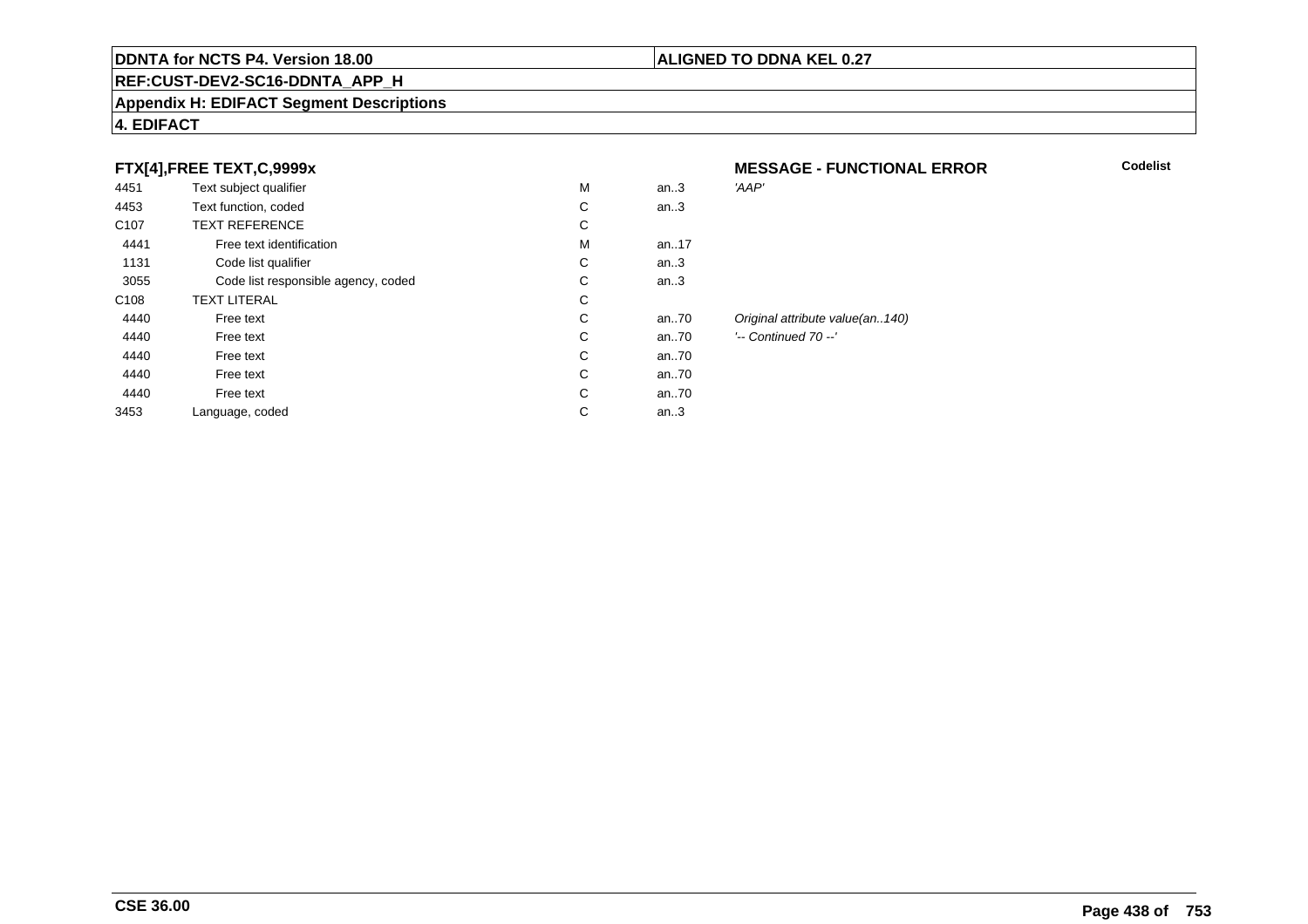**DDNTA for NCTS P4. Version 18.00** | **ALIGNED TO DDNA KEL 0.27**

**REF:CUST-DEV2-SC16-DDNTA_APP_H**

**Appendix H: EDIFACT Segment Descriptions**

**4. EDIFACT**

**FTX[4],FREE TEXT,C,9999x** — **MESSAGE - FUNCTIONAL ERROR** — **Codelist**

| | | | | | |
|---|---|---|---|---|---|
| 4451 | Text subject qualifier | M | an..3 | *'AAP'* | |
| 4453 | Text function, coded | C | an..3 | | |
| C107 | TEXT REFERENCE | C | | | |
| 4441 | Free text identification | M | an..17 | | |
| 1131 | Code list qualifier | C | an..3 | | |
| 3055 | Code list responsible agency, coded | C | an..3 | | |
| C108 | TEXT LITERAL | C | | | |
| 4440 | Free text | C | an..70 | *Original attribute value(an..140)* | |
| 4440 | Free text | C | an..70 | *'-- Continued 70 --'* | |
| 4440 | Free text | C | an..70 | | |
| 4440 | Free text | C | an..70 | | |
| 4440 | Free text | C | an..70 | | |
| 3453 | Language, coded | C | an..3 | | |

**CSE 36.00**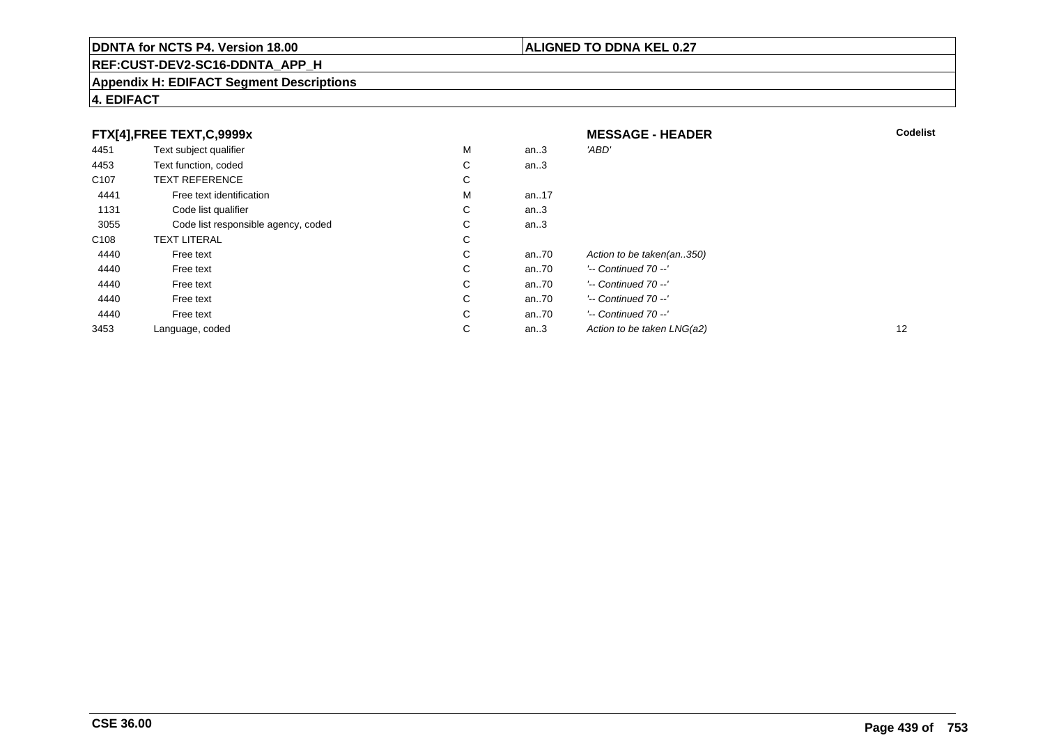**DDNTA for NCTS P4. Version 18.00** | **ALIGNED TO DDNA KEL 0.27**

**REF:CUST-DEV2-SC16-DDNTA_APP_H**

**Appendix H: EDIFACT Segment Descriptions**

**4. EDIFACT**

### FTX[4],FREE TEXT,C,9999x — MESSAGE - HEADER

| | | | | | Codelist |
|---|---|---|---|---|---|
| 4451 | Text subject qualifier | M | an..3 | *'ABD'* | |
| 4453 | Text function, coded | C | an..3 | | |
| C107 | TEXT REFERENCE | C | | | |
| 4441 | Free text identification | M | an..17 | | |
| 1131 | Code list qualifier | C | an..3 | | |
| 3055 | Code list responsible agency, coded | C | an..3 | | |
| C108 | TEXT LITERAL | C | | | |
| 4440 | Free text | C | an..70 | *Action to be taken(an..350)* | |
| 4440 | Free text | C | an..70 | *'-- Continued 70 --'* | |
| 4440 | Free text | C | an..70 | *'-- Continued 70 --'* | |
| 4440 | Free text | C | an..70 | *'-- Continued 70 --'* | |
| 4440 | Free text | C | an..70 | *'-- Continued 70 --'* | |
| 3453 | Language, coded | C | an..3 | *Action to be taken LNG(a2)* | 12 |

**CSE 36.00**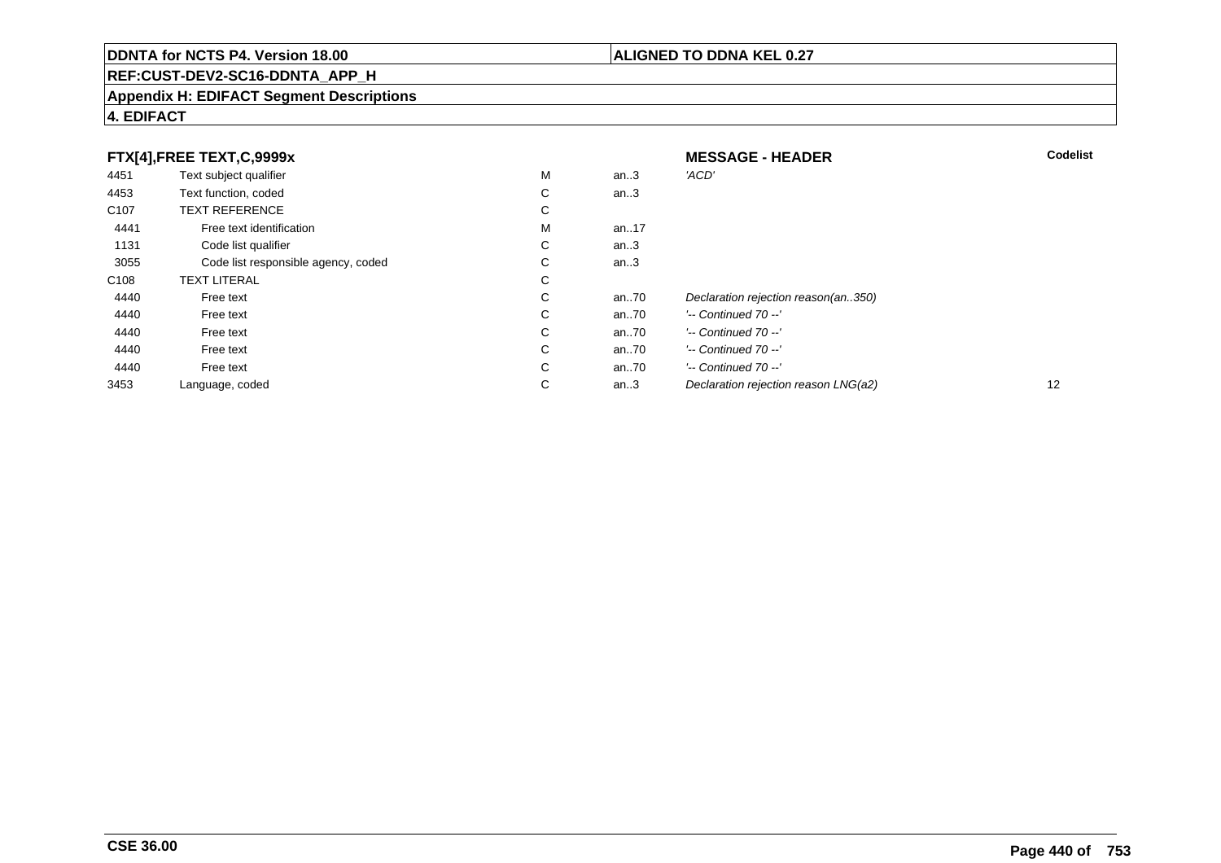**DDNTA for NCTS P4. Version 18.00** | **ALIGNED TO DDNA KEL 0.27**

**REF:CUST-DEV2-SC16-DDNTA_APP_H**

**Appendix H: EDIFACT Segment Descriptions**

**4. EDIFACT**

| **FTX[4],FREE TEXT,C,9999x** | | | | **MESSAGE - HEADER** | **Codelist** |
|---|---|---|---|---|---|
| 4451 | Text subject qualifier | M | an..3 | *'ACD'* | |
| 4453 | Text function, coded | C | an..3 | | |
| C107 | TEXT REFERENCE | C | | | |
| 4441 | Free text identification | M | an..17 | | |
| 1131 | Code list qualifier | C | an..3 | | |
| 3055 | Code list responsible agency, coded | C | an..3 | | |
| C108 | TEXT LITERAL | C | | | |
| 4440 | Free text | C | an..70 | *Declaration rejection reason(an..350)* | |
| 4440 | Free text | C | an..70 | *'-- Continued 70 --'* | |
| 4440 | Free text | C | an..70 | *'-- Continued 70 --'* | |
| 4440 | Free text | C | an..70 | *'-- Continued 70 --'* | |
| 4440 | Free text | C | an..70 | *'-- Continued 70 --'* | |
| 3453 | Language, coded | C | an..3 | *Declaration rejection reason LNG(a2)* | 12 |

**CSE 36.00**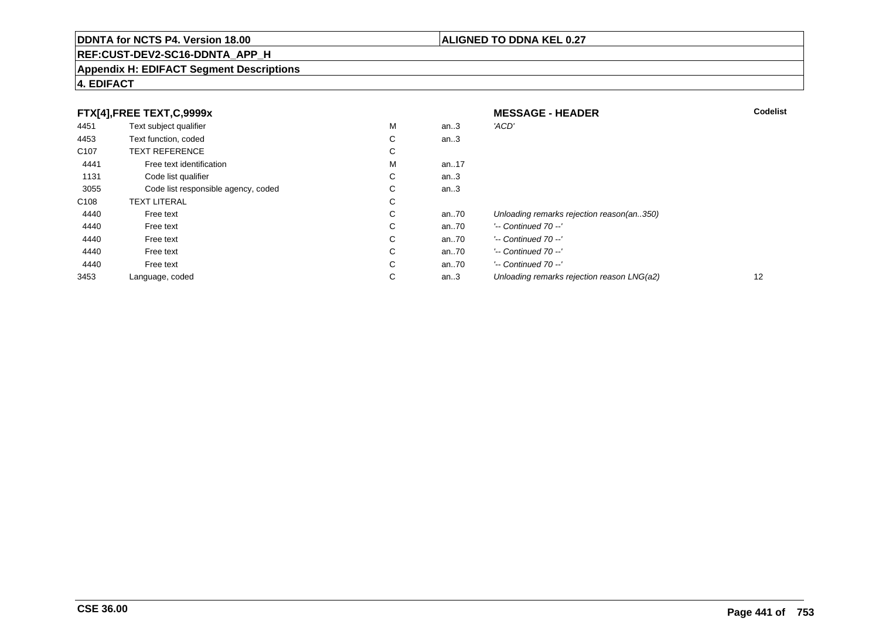**DDNTA for NCTS P4. Version 18.00**

**ALIGNED TO DDNA KEL 0.27**

**REF:CUST-DEV2-SC16-DDNTA_APP_H**

**Appendix H: EDIFACT Segment Descriptions**

**4. EDIFACT**

| FTX[4],FREE TEXT,C,9999x | | | | MESSAGE - HEADER | Codelist |
|---|---|---|---|---|---|
| 4451 | Text subject qualifier | M | an..3 | *'ACD'* | |
| 4453 | Text function, coded | C | an..3 | | |
| C107 | TEXT REFERENCE | C | | | |
| 4441 | Free text identification | M | an..17 | | |
| 1131 | Code list qualifier | C | an..3 | | |
| 3055 | Code list responsible agency, coded | C | an..3 | | |
| C108 | TEXT LITERAL | C | | | |
| 4440 | Free text | C | an..70 | *Unloading remarks rejection reason(an..350)* | |
| 4440 | Free text | C | an..70 | *'-- Continued 70 --'* | |
| 4440 | Free text | C | an..70 | *'-- Continued 70 --'* | |
| 4440 | Free text | C | an..70 | *'-- Continued 70 --'* | |
| 4440 | Free text | C | an..70 | *'-- Continued 70 --'* | |
| 3453 | Language, coded | C | an..3 | *Unloading remarks rejection reason LNG(a2)* | 12 |

**CSE 36.00**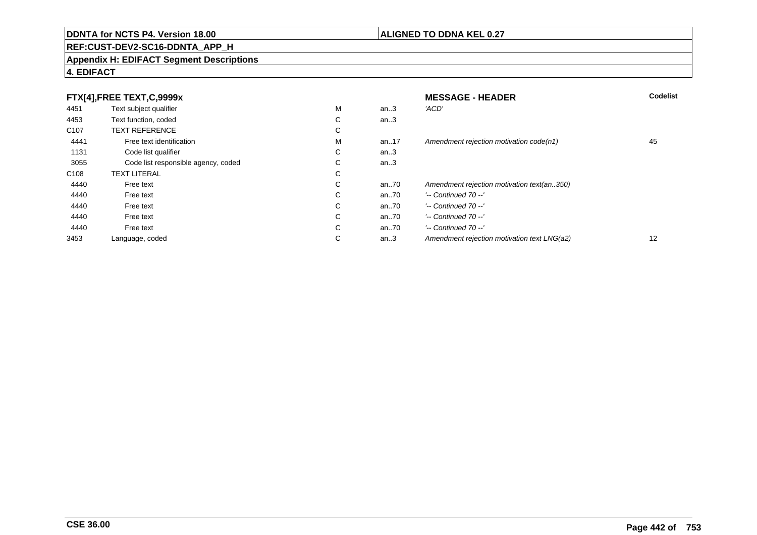**DDNTA for NCTS P4. Version 18.00** | **ALIGNED TO DDNA KEL 0.27**

**REF:CUST-DEV2-SC16-DDNTA_APP_H**

**Appendix H: EDIFACT Segment Descriptions**

**4. EDIFACT**

| **FTX[4],FREE TEXT,C,9999x** | | | | **MESSAGE - HEADER** | **Codelist** |
|---|---|---|---|---|---|
| 4451 | Text subject qualifier | M | an..3 | *'ACD'* | |
| 4453 | Text function, coded | C | an..3 | | |
| C107 | TEXT REFERENCE | C | | | |
| 4441 | Free text identification | M | an..17 | *Amendment rejection motivation code(n1)* | 45 |
| 1131 | Code list qualifier | C | an..3 | | |
| 3055 | Code list responsible agency, coded | C | an..3 | | |
| C108 | TEXT LITERAL | C | | | |
| 4440 | Free text | C | an..70 | *Amendment rejection motivation text(an..350)* | |
| 4440 | Free text | C | an..70 | *'-- Continued 70 --'* | |
| 4440 | Free text | C | an..70 | *'-- Continued 70 --'* | |
| 4440 | Free text | C | an..70 | *'-- Continued 70 --'* | |
| 4440 | Free text | C | an..70 | *'-- Continued 70 --'* | |
| 3453 | Language, coded | C | an..3 | *Amendment rejection motivation text LNG(a2)* | 12 |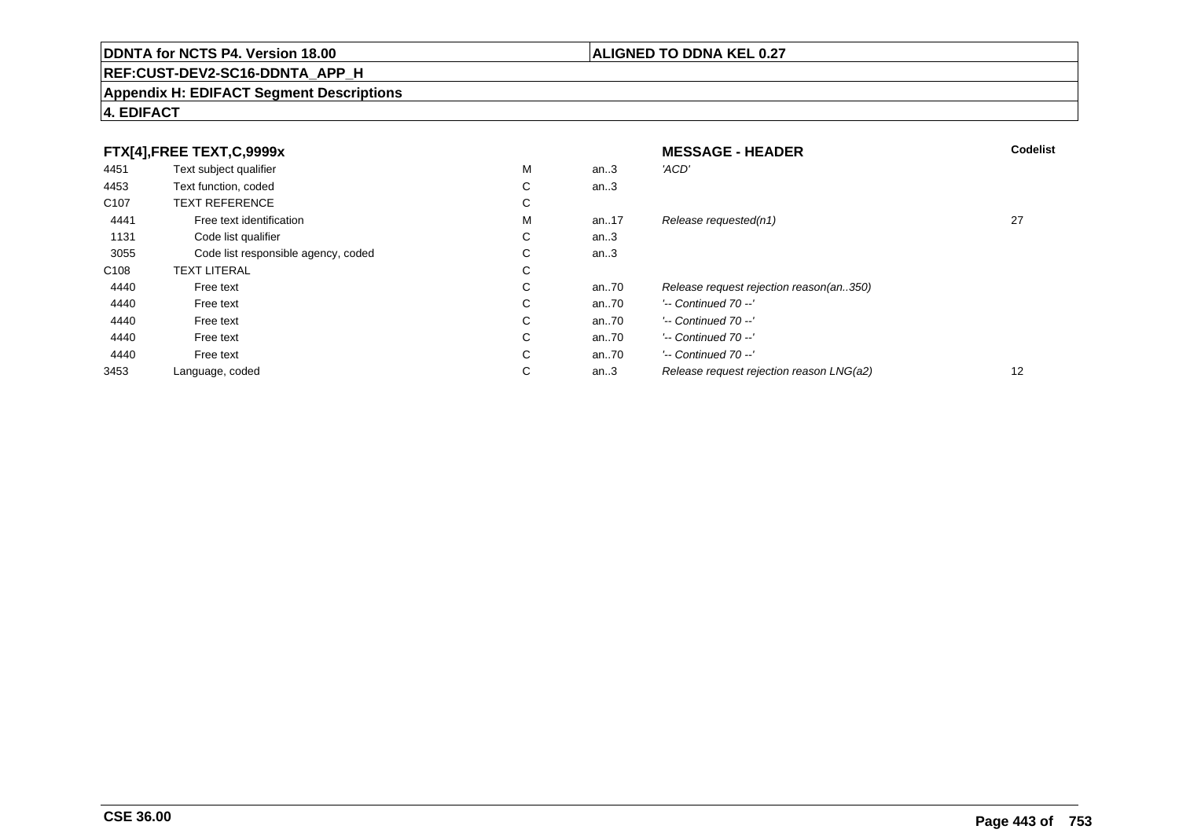**DDNTA for NCTS P4. Version 18.00**

**ALIGNED TO DDNA KEL 0.27**

**REF:CUST-DEV2-SC16-DDNTA_APP_H**

**Appendix H: EDIFACT Segment Descriptions**

**4. EDIFACT**

| **FTX[4],FREE TEXT,C,9999x** | | | | **MESSAGE - HEADER** | **Codelist** |
|---|---|---|---|---|---|
| 4451 | Text subject qualifier | M | an..3 | *'ACD'* | |
| 4453 | Text function, coded | C | an..3 | | |
| C107 | TEXT REFERENCE | C | | | |
| 4441 | Free text identification | M | an..17 | *Release requested(n1)* | 27 |
| 1131 | Code list qualifier | C | an..3 | | |
| 3055 | Code list responsible agency, coded | C | an..3 | | |
| C108 | TEXT LITERAL | C | | | |
| 4440 | Free text | C | an..70 | *Release request rejection reason(an..350)* | |
| 4440 | Free text | C | an..70 | *'-- Continued 70 --'* | |
| 4440 | Free text | C | an..70 | *'-- Continued 70 --'* | |
| 4440 | Free text | C | an..70 | *'-- Continued 70 --'* | |
| 4440 | Free text | C | an..70 | *'-- Continued 70 --'* | |
| 3453 | Language, coded | C | an..3 | *Release request rejection reason LNG(a2)* | 12 |

**CSE 36.00**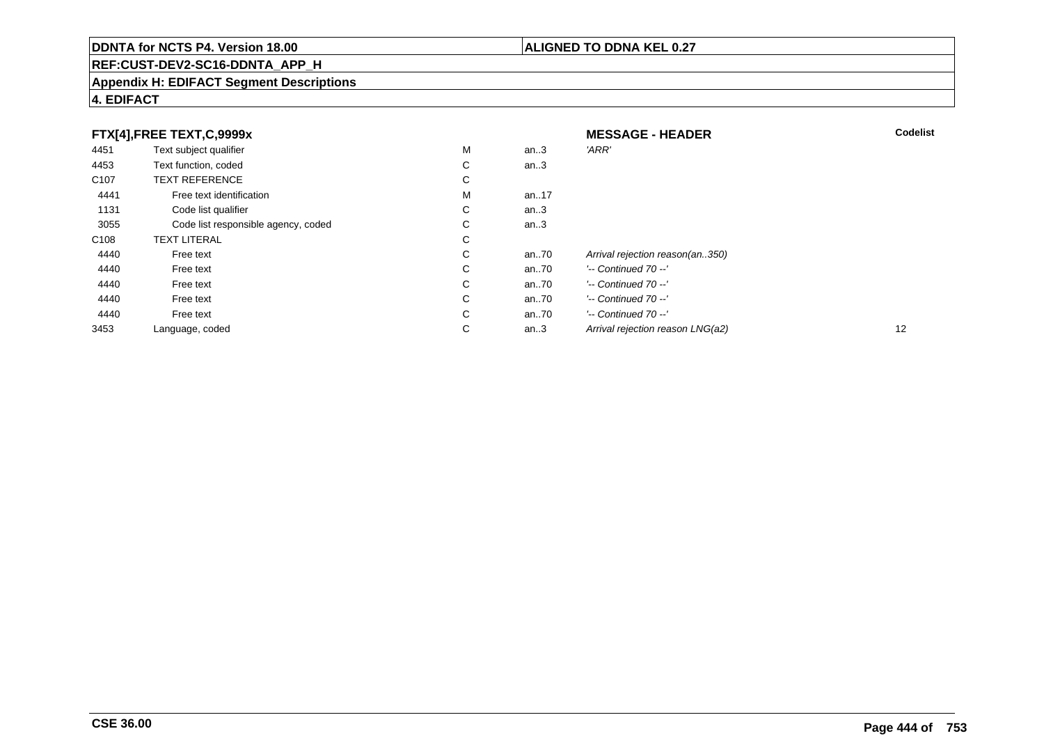**DDNTA for NCTS P4. Version 18.00** | **ALIGNED TO DDNA KEL 0.27**

**REF:CUST-DEV2-SC16-DDNTA_APP_H**

**Appendix H: EDIFACT Segment Descriptions**

**4. EDIFACT**

| FTX[4],FREE TEXT,C,9999x | | | | MESSAGE - HEADER | Codelist |
|---|---|---|---|---|---|
| 4451 | Text subject qualifier | M | an..3 | *'ARR'* | |
| 4453 | Text function, coded | C | an..3 | | |
| C107 | TEXT REFERENCE | C | | | |
| 4441 | Free text identification | M | an..17 | | |
| 1131 | Code list qualifier | C | an..3 | | |
| 3055 | Code list responsible agency, coded | C | an..3 | | |
| C108 | TEXT LITERAL | C | | | |
| 4440 | Free text | C | an..70 | *Arrival rejection reason(an..350)* | |
| 4440 | Free text | C | an..70 | *'-- Continued 70 --'* | |
| 4440 | Free text | C | an..70 | *'-- Continued 70 --'* | |
| 4440 | Free text | C | an..70 | *'-- Continued 70 --'* | |
| 4440 | Free text | C | an..70 | *'-- Continued 70 --'* | |
| 3453 | Language, coded | C | an..3 | *Arrival rejection reason LNG(a2)* | 12 |

**CSE 36.00**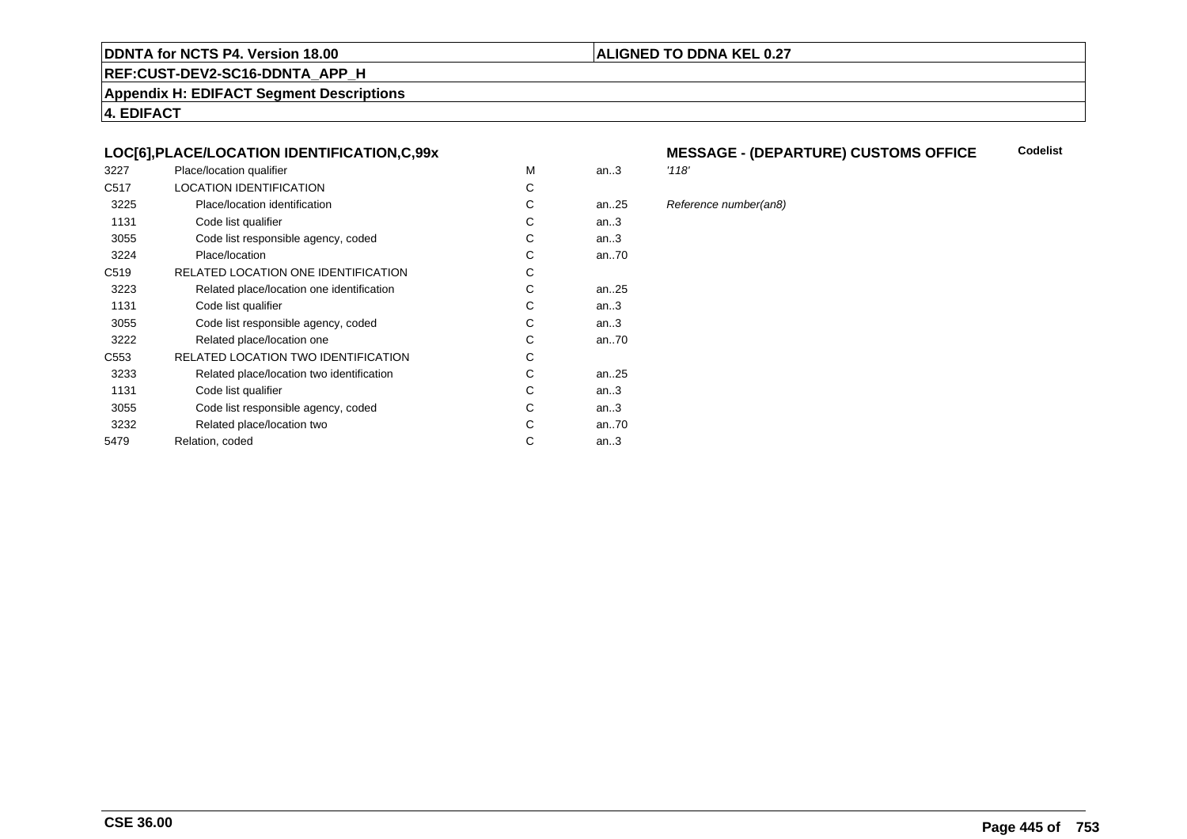**DDNTA for NCTS P4. Version 18.00** | **ALIGNED TO DDNA KEL 0.27**

**REF:CUST-DEV2-SC16-DDNTA_APP_H**

**Appendix H: EDIFACT Segment Descriptions**

**4. EDIFACT**

### LOC[6],PLACE/LOCATION IDENTIFICATION,C,99x

**MESSAGE - (DEPARTURE) CUSTOMS OFFICE** — **Codelist**

| | | | | |
|---|---|---|---|---|
| 3227 | Place/location qualifier | M | an..3 | *'118'* |
| C517 | LOCATION IDENTIFICATION | C | | |
| 3225 | Place/location identification | C | an..25 | *Reference number(an8)* |
| 1131 | Code list qualifier | C | an..3 | |
| 3055 | Code list responsible agency, coded | C | an..3 | |
| 3224 | Place/location | C | an..70 | |
| C519 | RELATED LOCATION ONE IDENTIFICATION | C | | |
| 3223 | Related place/location one identification | C | an..25 | |
| 1131 | Code list qualifier | C | an..3 | |
| 3055 | Code list responsible agency, coded | C | an..3 | |
| 3222 | Related place/location one | C | an..70 | |
| C553 | RELATED LOCATION TWO IDENTIFICATION | C | | |
| 3233 | Related place/location two identification | C | an..25 | |
| 1131 | Code list qualifier | C | an..3 | |
| 3055 | Code list responsible agency, coded | C | an..3 | |
| 3232 | Related place/location two | C | an..70 | |
| 5479 | Relation, coded | C | an..3 | |

**CSE 36.00**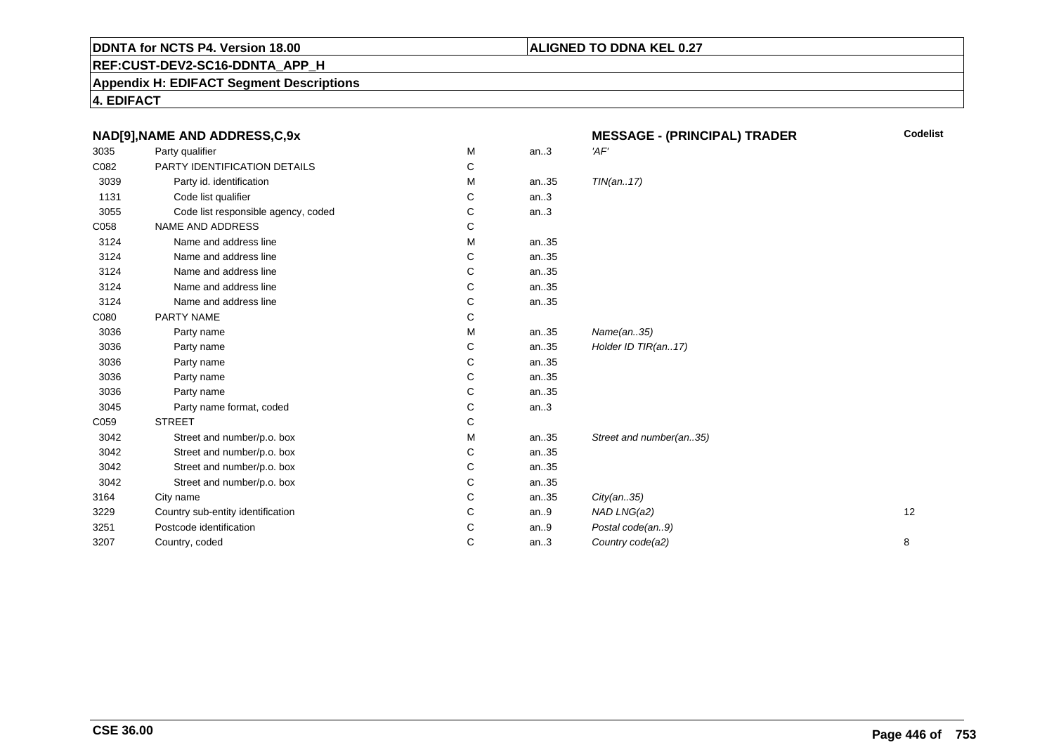## NAD[9],NAME AND ADDRESS,C,9x

**MESSAGE - (PRINCIPAL) TRADER**

| | | | | | Codelist |
|---|---|---|---|---|---|
| 3035 | Party qualifier | M | an..3 | *'AF'* | |
| C082 | PARTY IDENTIFICATION DETAILS | C | | | |
| 3039 | Party id. identification | M | an..35 | *TIN(an..17)* | |
| 1131 | Code list qualifier | C | an..3 | | |
| 3055 | Code list responsible agency, coded | C | an..3 | | |
| C058 | NAME AND ADDRESS | C | | | |
| 3124 | Name and address line | M | an..35 | | |
| 3124 | Name and address line | C | an..35 | | |
| 3124 | Name and address line | C | an..35 | | |
| 3124 | Name and address line | C | an..35 | | |
| 3124 | Name and address line | C | an..35 | | |
| C080 | PARTY NAME | C | | | |
| 3036 | Party name | M | an..35 | *Name(an..35)* | |
| 3036 | Party name | C | an..35 | *Holder ID TIR(an..17)* | |
| 3036 | Party name | C | an..35 | | |
| 3036 | Party name | C | an..35 | | |
| 3036 | Party name | C | an..35 | | |
| 3045 | Party name format, coded | C | an..3 | | |
| C059 | STREET | C | | | |
| 3042 | Street and number/p.o. box | M | an..35 | *Street and number(an..35)* | |
| 3042 | Street and number/p.o. box | C | an..35 | | |
| 3042 | Street and number/p.o. box | C | an..35 | | |
| 3042 | Street and number/p.o. box | C | an..35 | | |
| 3164 | City name | C | an..35 | *City(an..35)* | |
| 3229 | Country sub-entity identification | C | an..9 | *NAD LNG(a2)* | 12 |
| 3251 | Postcode identification | C | an..9 | *Postal code(an..9)* | |
| 3207 | Country, coded | C | an..3 | *Country code(a2)* | 8 |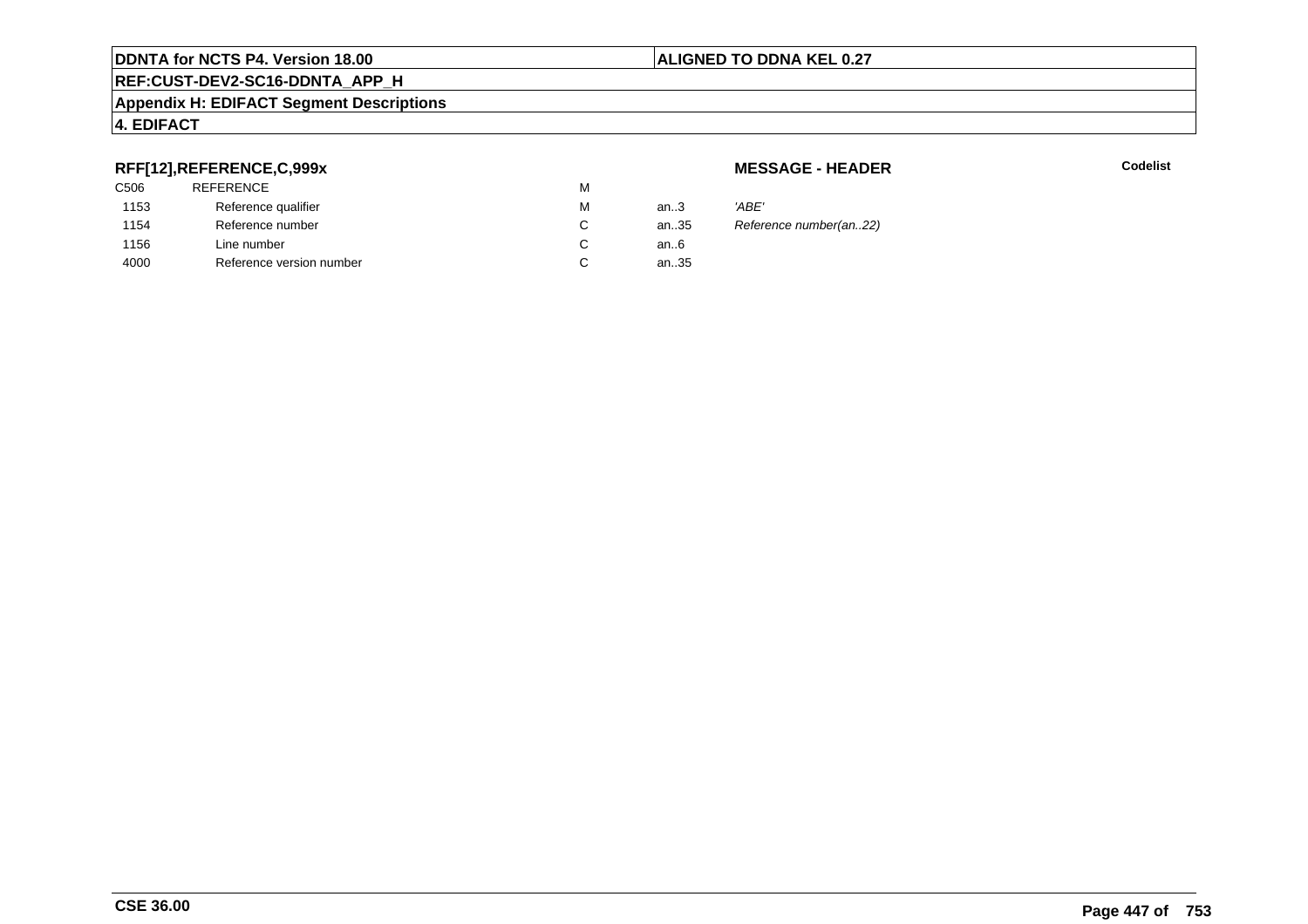**RFF[12],REFERENCE,C,999x**

**MESSAGE - HEADER**

**Codelist**

| | | | | |
|---|---|---|---|---|
| C506 | REFERENCE | M | | |
| 1153 | Reference qualifier | M | an..3 | *'ABE'* |
| 1154 | Reference number | C | an..35 | *Reference number(an..22)* |
| 1156 | Line number | C | an..6 | |
| 4000 | Reference version number | C | an..35 | |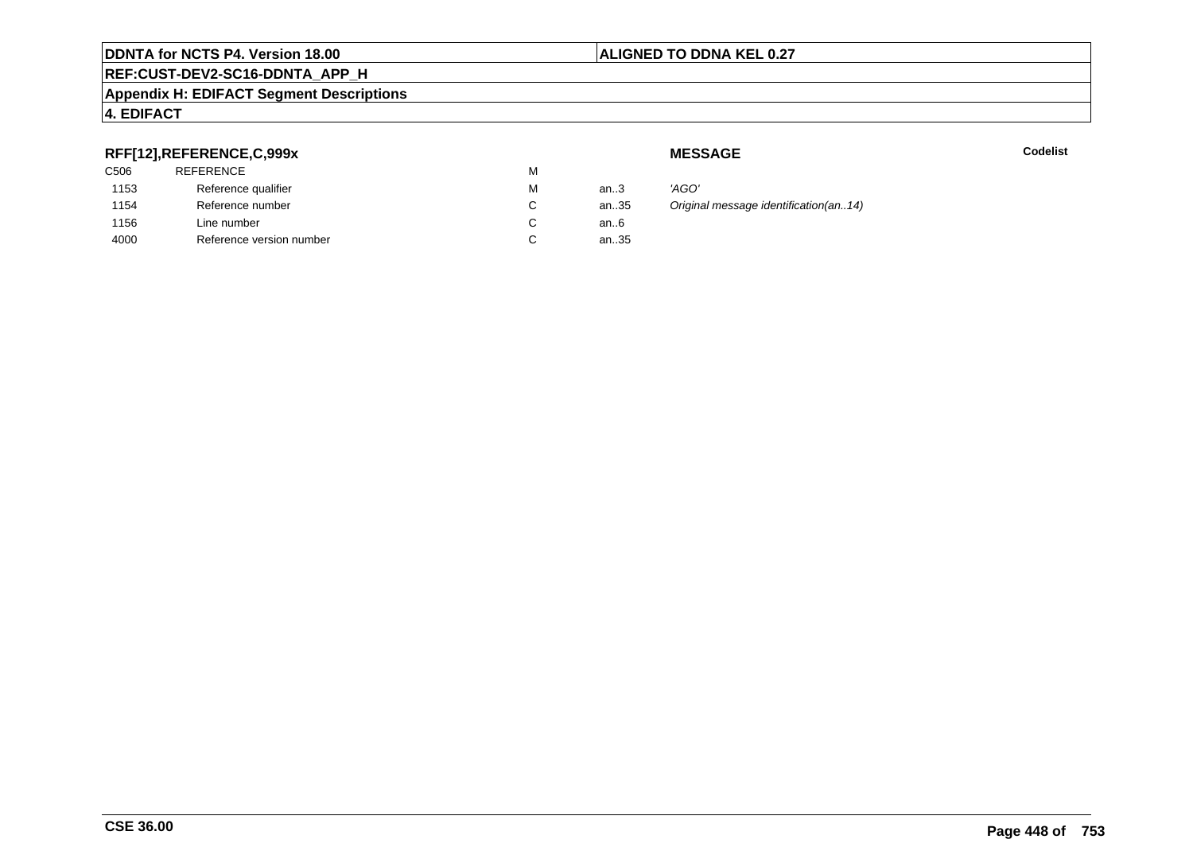**RFF[12],REFERENCE,C,999x**

**MESSAGE**

**Codelist**

| | | | | |
|---|---|---|---|---|
| C506 | REFERENCE | M | | |
| 1153 | Reference qualifier | M | an..3 | *'AGO'* |
| 1154 | Reference number | C | an..35 | *Original message identification(an..14)* |
| 1156 | Line number | C | an..6 | |
| 4000 | Reference version number | C | an..35 | |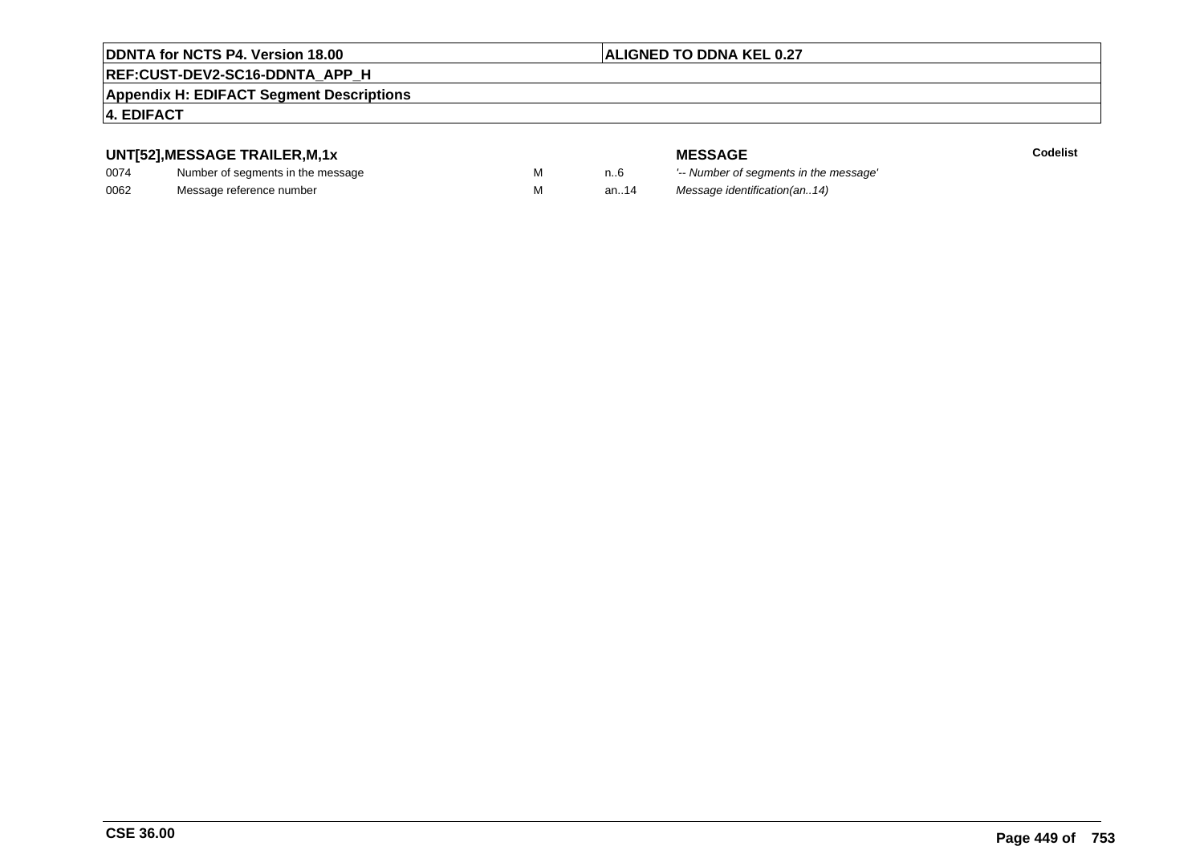**UNT[52],MESSAGE TRAILER,M,1x** **MESSAGE** **Codelist**

| | | | | | |
|---|---|---|---|---|---|
| 0074 | Number of segments in the message | M | n..6 | *'-- Number of segments in the message'* | |
| 0062 | Message reference number | M | an..14 | *Message identification(an..14)* | |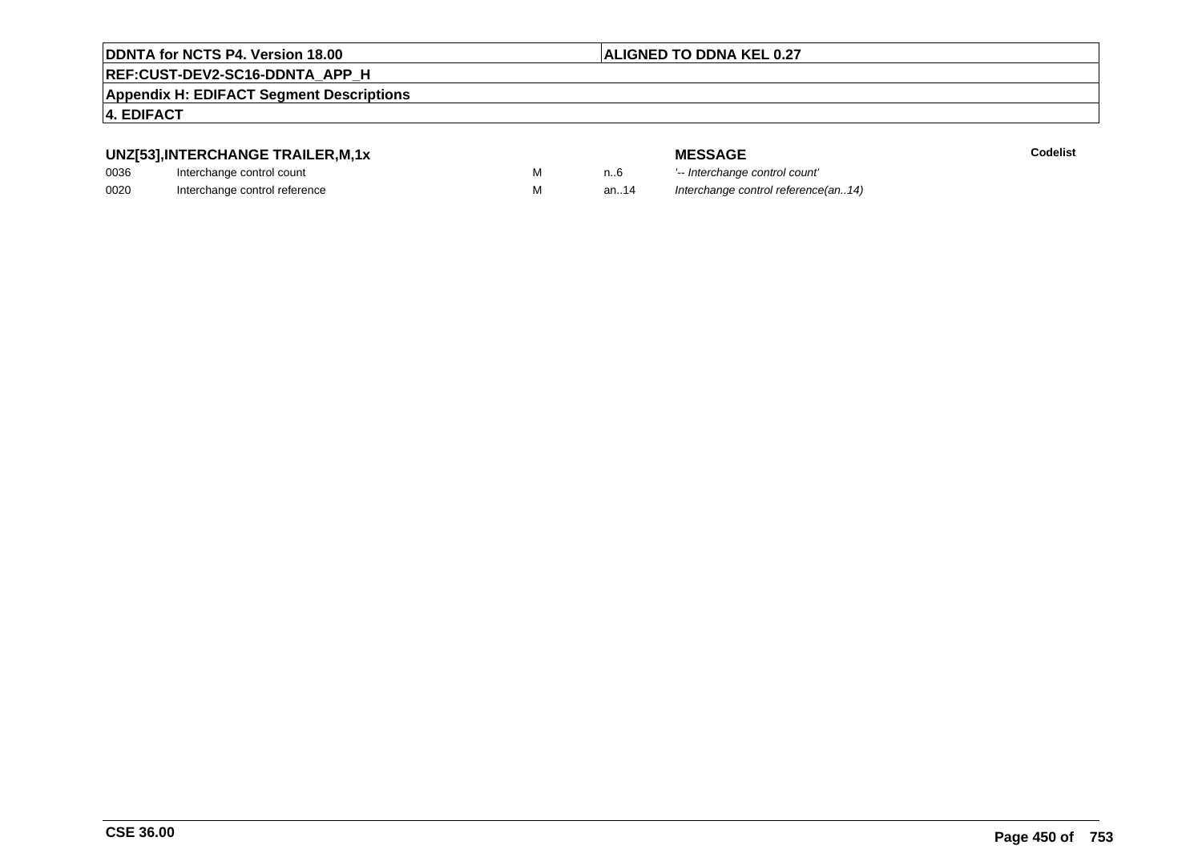## UNZ[53],INTERCHANGE TRAILER,M,1x

| | | | | MESSAGE | Codelist |
|---|---|---|---|---|---|
| 0036 | Interchange control count | M | n..6 | *'-- Interchange control count'* | |
| 0020 | Interchange control reference | M | an..14 | *Interchange control reference(an..14)* | |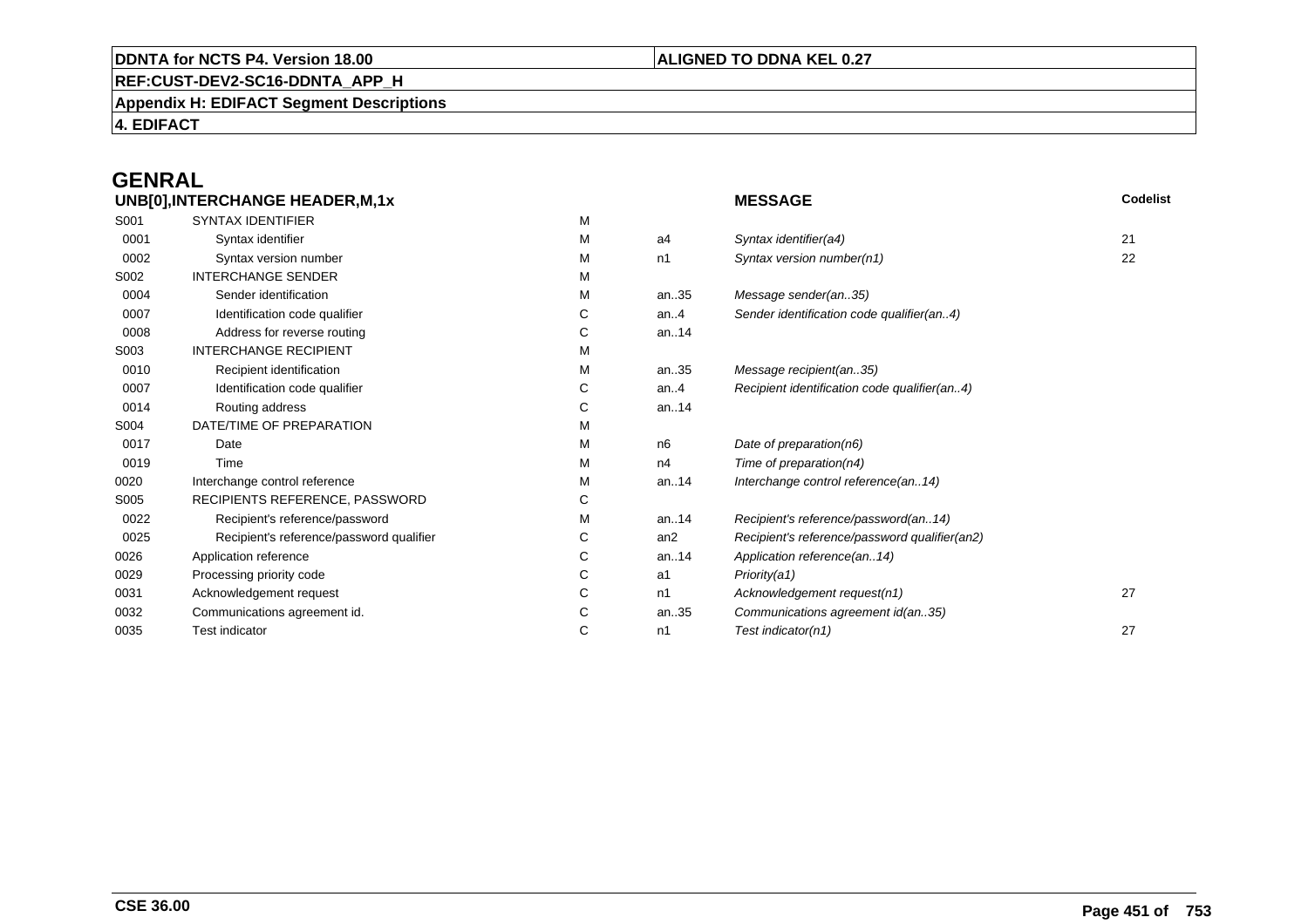## GENRAL

| UNB[0],INTERCHANGE HEADER,M,1x | | | | MESSAGE | Codelist |
|---|---|---|---|---|---|
| S001 | SYNTAX IDENTIFIER | M | | | |
| 0001 | Syntax identifier | M | a4 | *Syntax identifier(a4)* | 21 |
| 0002 | Syntax version number | M | n1 | *Syntax version number(n1)* | 22 |
| S002 | INTERCHANGE SENDER | M | | | |
| 0004 | Sender identification | M | an..35 | *Message sender(an..35)* | |
| 0007 | Identification code qualifier | C | an..4 | *Sender identification code qualifier(an..4)* | |
| 0008 | Address for reverse routing | C | an..14 | | |
| S003 | INTERCHANGE RECIPIENT | M | | | |
| 0010 | Recipient identification | M | an..35 | *Message recipient(an..35)* | |
| 0007 | Identification code qualifier | C | an..4 | *Recipient identification code qualifier(an..4)* | |
| 0014 | Routing address | C | an..14 | | |
| S004 | DATE/TIME OF PREPARATION | M | | | |
| 0017 | Date | M | n6 | *Date of preparation(n6)* | |
| 0019 | Time | M | n4 | *Time of preparation(n4)* | |
| 0020 | Interchange control reference | M | an..14 | *Interchange control reference(an..14)* | |
| S005 | RECIPIENTS REFERENCE, PASSWORD | C | | | |
| 0022 | Recipient's reference/password | M | an..14 | *Recipient's reference/password(an..14)* | |
| 0025 | Recipient's reference/password qualifier | C | an2 | *Recipient's reference/password qualifier(an2)* | |
| 0026 | Application reference | C | an..14 | *Application reference(an..14)* | |
| 0029 | Processing priority code | C | a1 | *Priority(a1)* | |
| 0031 | Acknowledgement request | C | n1 | *Acknowledgement request(n1)* | 27 |
| 0032 | Communications agreement id. | C | an..35 | *Communications agreement id(an..35)* | |
| 0035 | Test indicator | C | n1 | *Test indicator(n1)* | 27 |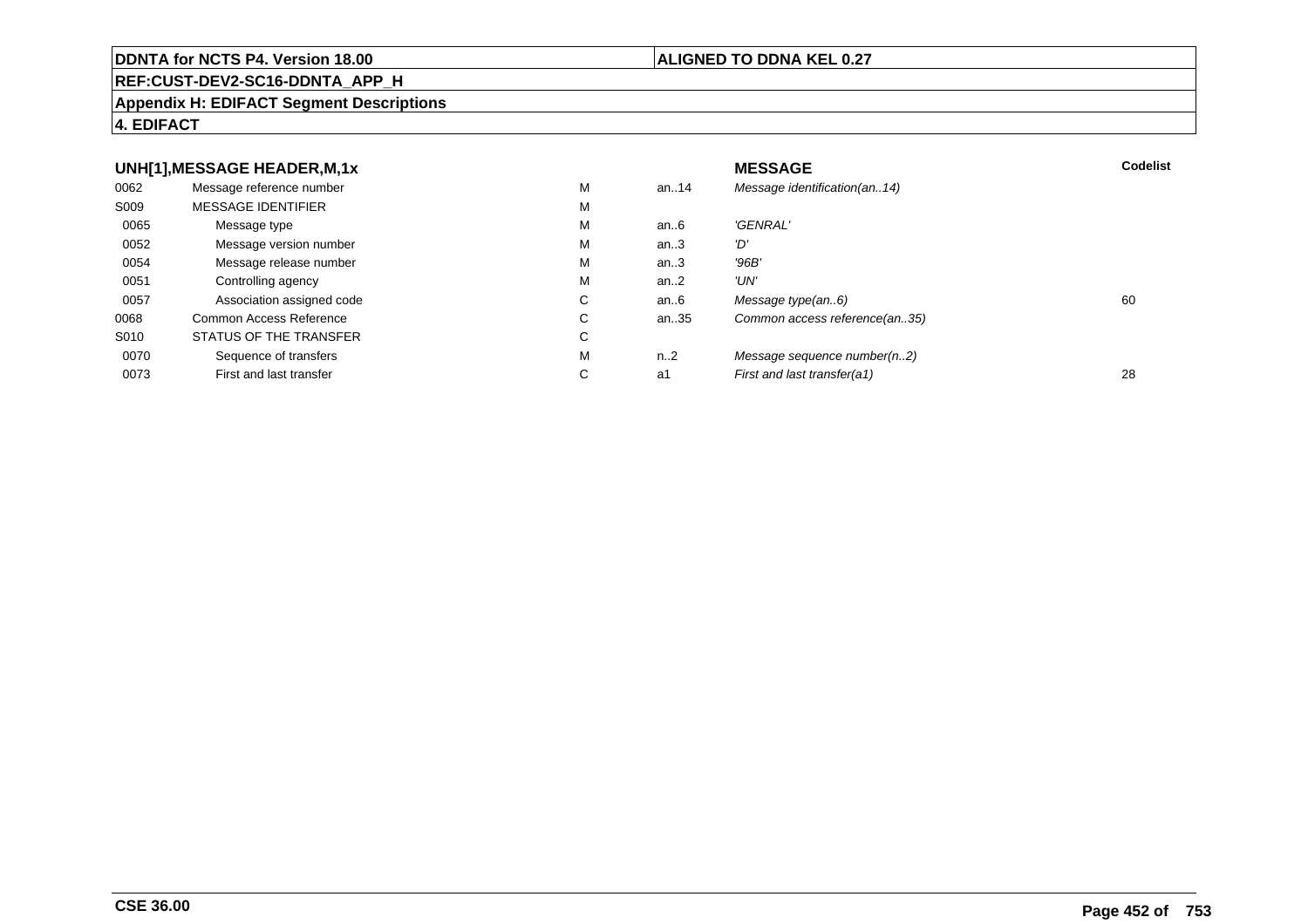**DDNTA for NCTS P4. Version 18.00** | **ALIGNED TO DDNA KEL 0.27**

**REF:CUST-DEV2-SC16-DDNTA_APP_H**

**Appendix H: EDIFACT Segment Descriptions**

**4. EDIFACT**

### UNH[1],MESSAGE HEADER,M,1x

| | | | | MESSAGE | Codelist |
|---|---|---|---|---|---|
| 0062 | Message reference number | M | an..14 | *Message identification(an..14)* | |
| S009 | MESSAGE IDENTIFIER | M | | | |
| 0065 | Message type | M | an..6 | *'GENRAL'* | |
| 0052 | Message version number | M | an..3 | *'D'* | |
| 0054 | Message release number | M | an..3 | *'96B'* | |
| 0051 | Controlling agency | M | an..2 | *'UN'* | |
| 0057 | Association assigned code | C | an..6 | *Message type(an..6)* | 60 |
| 0068 | Common Access Reference | C | an..35 | *Common access reference(an..35)* | |
| S010 | STATUS OF THE TRANSFER | C | | | |
| 0070 | Sequence of transfers | M | n..2 | *Message sequence number(n..2)* | |
| 0073 | First and last transfer | C | a1 | *First and last transfer(a1)* | 28 |

**CSE 36.00**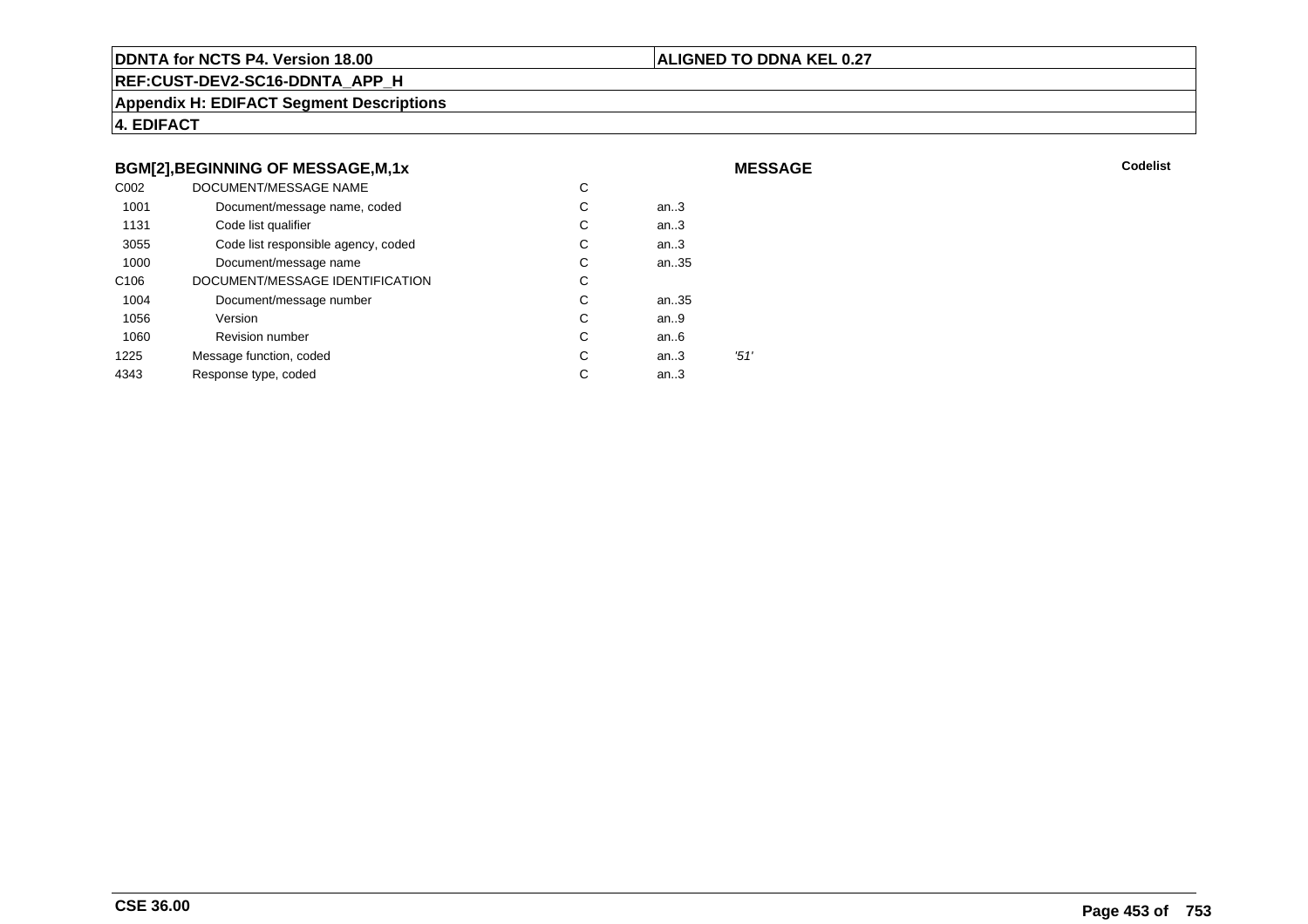**DDNTA for NCTS P4. Version 18.00** | **ALIGNED TO DDNA KEL 0.27**

**REF:CUST-DEV2-SC16-DDNTA_APP_H**

**Appendix H: EDIFACT Segment Descriptions**

**4. EDIFACT**

### BGM[2],BEGINNING OF MESSAGE,M,1x

**MESSAGE** | **Codelist**

| | | | | | |
|---|---|---|---|---|---|
| C002 | DOCUMENT/MESSAGE NAME | C | | | |
| 1001 | Document/message name, coded | C | an..3 | | |
| 1131 | Code list qualifier | C | an..3 | | |
| 3055 | Code list responsible agency, coded | C | an..3 | | |
| 1000 | Document/message name | C | an..35 | | |
| C106 | DOCUMENT/MESSAGE IDENTIFICATION | C | | | |
| 1004 | Document/message number | C | an..35 | | |
| 1056 | Version | C | an..9 | | |
| 1060 | Revision number | C | an..6 | | |
| 1225 | Message function, coded | C | an..3 | *'51'* | |
| 4343 | Response type, coded | C | an..3 | | |

**CSE 36.00**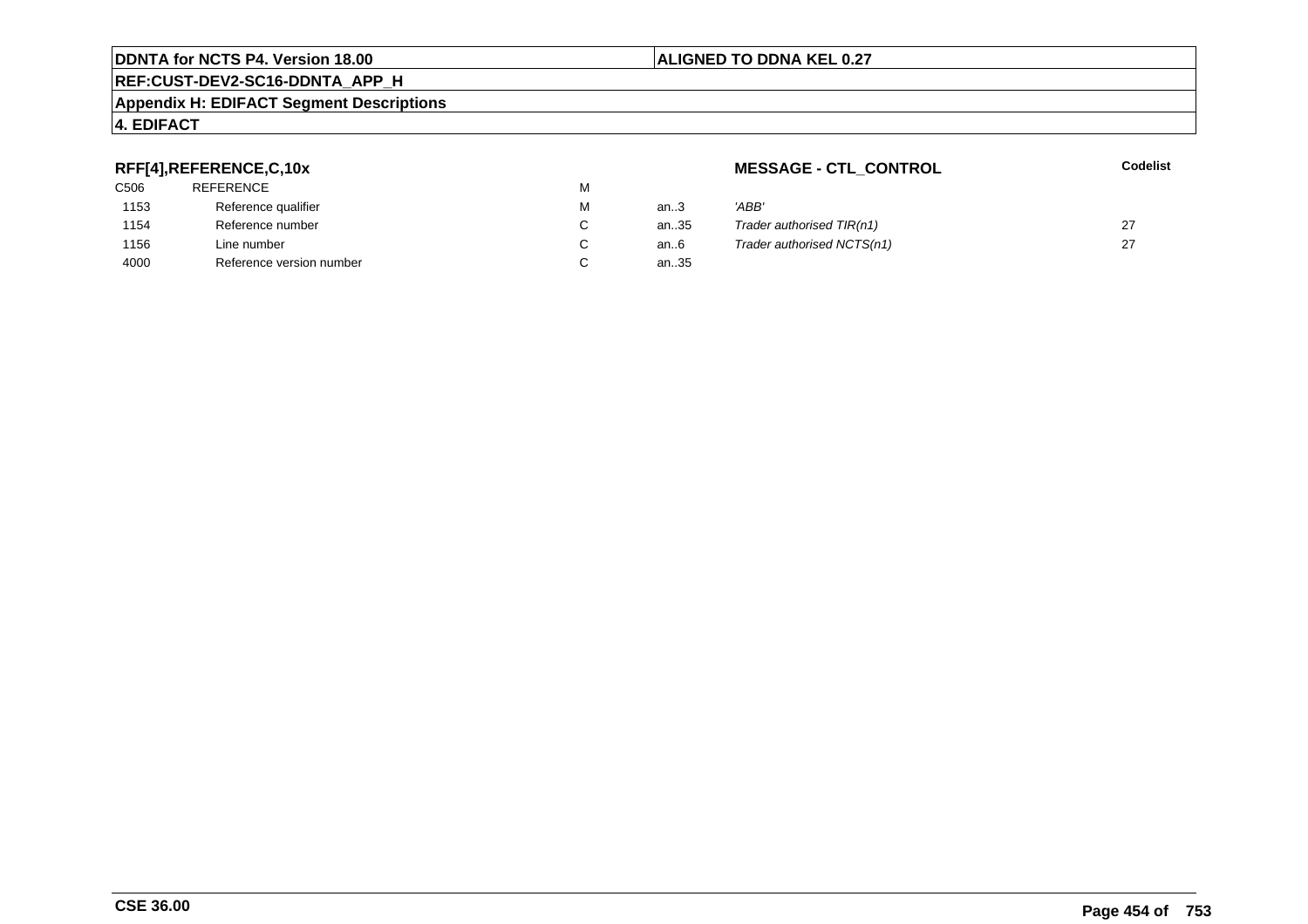**DDNTA for NCTS P4. Version 18.00** | **ALIGNED TO DDNA KEL 0.27**

**REF:CUST-DEV2-SC16-DDNTA_APP_H**

**Appendix H: EDIFACT Segment Descriptions**

**4. EDIFACT**

### RFF[4],REFERENCE,C,10x

### MESSAGE - CTL_CONTROL

| | | | | | Codelist |
|---|---|---|---|---|---|
| C506 | REFERENCE | M | | | |
| 1153 | Reference qualifier | M | an..3 | *'ABB'* | |
| 1154 | Reference number | C | an..35 | *Trader authorised TIR(n1)* | 27 |
| 1156 | Line number | C | an..6 | *Trader authorised NCTS(n1)* | 27 |
| 4000 | Reference version number | C | an..35 | | |

**CSE 36.00**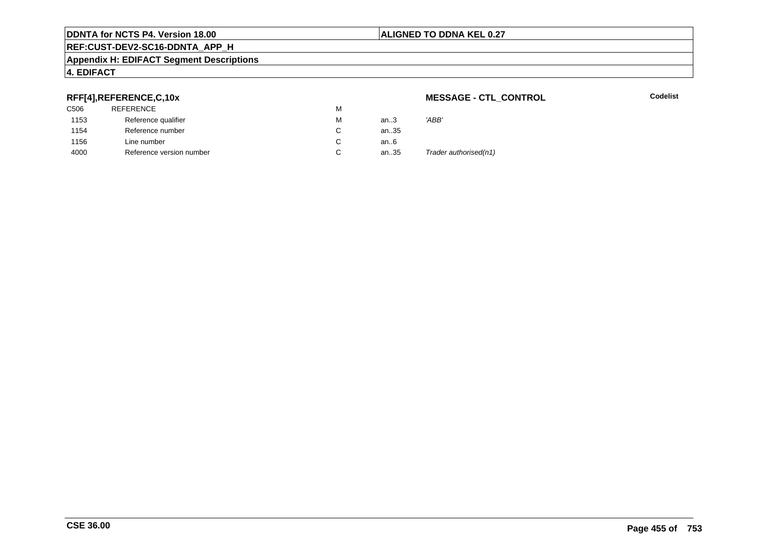## RFF[4],REFERENCE,C,10x

**MESSAGE - CTL_CONTROL**

**Codelist**

| | | | | |
|---|---|---|---|---|
| C506 | REFERENCE | M | | |
| 1153 | Reference qualifier | M | an..3 | *'ABB'* |
| 1154 | Reference number | C | an..35 | |
| 1156 | Line number | C | an..6 | |
| 4000 | Reference version number | C | an..35 | *Trader authorised(n1)* |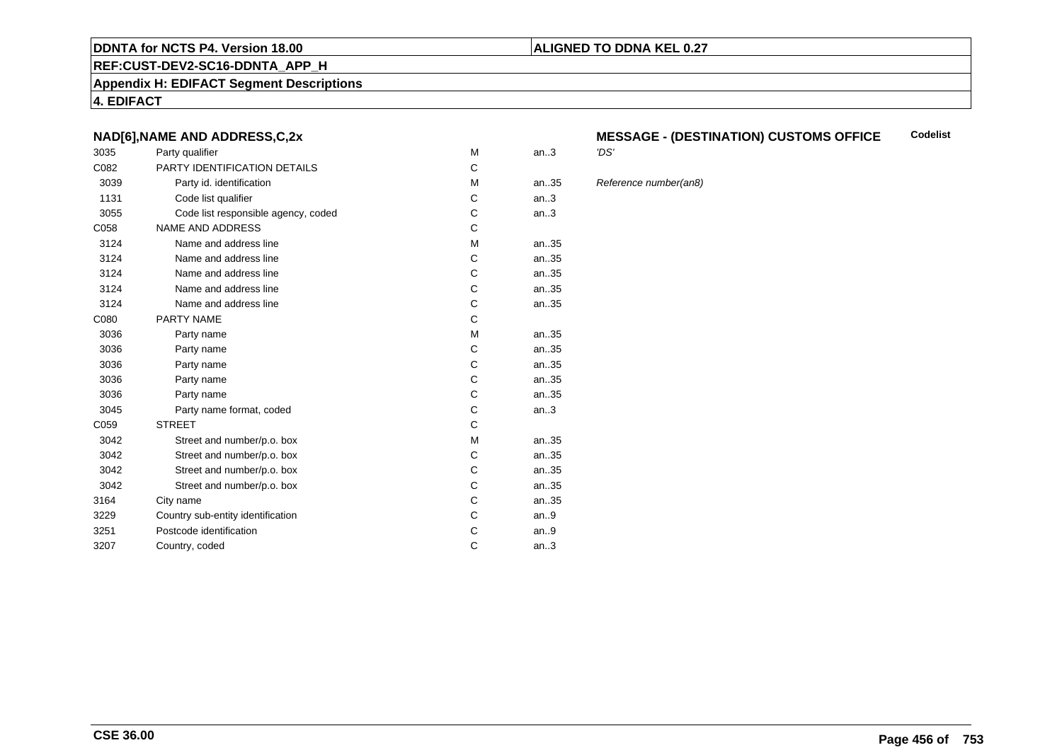## NAD[6],NAME AND ADDRESS,C,2x

**MESSAGE - (DESTINATION) CUSTOMS OFFICE** **Codelist**

| | | | | |
|---|---|---|---|---|
| 3035 | Party qualifier | M | an..3 | *'DS'* |
| C082 | PARTY IDENTIFICATION DETAILS | C | | |
| 3039 | Party id. identification | M | an..35 | *Reference number(an8)* |
| 1131 | Code list qualifier | C | an..3 | |
| 3055 | Code list responsible agency, coded | C | an..3 | |
| C058 | NAME AND ADDRESS | C | | |
| 3124 | Name and address line | M | an..35 | |
| 3124 | Name and address line | C | an..35 | |
| 3124 | Name and address line | C | an..35 | |
| 3124 | Name and address line | C | an..35 | |
| 3124 | Name and address line | C | an..35 | |
| C080 | PARTY NAME | C | | |
| 3036 | Party name | M | an..35 | |
| 3036 | Party name | C | an..35 | |
| 3036 | Party name | C | an..35 | |
| 3036 | Party name | C | an..35 | |
| 3036 | Party name | C | an..35 | |
| 3045 | Party name format, coded | C | an..3 | |
| C059 | STREET | C | | |
| 3042 | Street and number/p.o. box | M | an..35 | |
| 3042 | Street and number/p.o. box | C | an..35 | |
| 3042 | Street and number/p.o. box | C | an..35 | |
| 3042 | Street and number/p.o. box | C | an..35 | |
| 3164 | City name | C | an..35 | |
| 3229 | Country sub-entity identification | C | an..9 | |
| 3251 | Postcode identification | C | an..9 | |
| 3207 | Country, coded | C | an..3 | |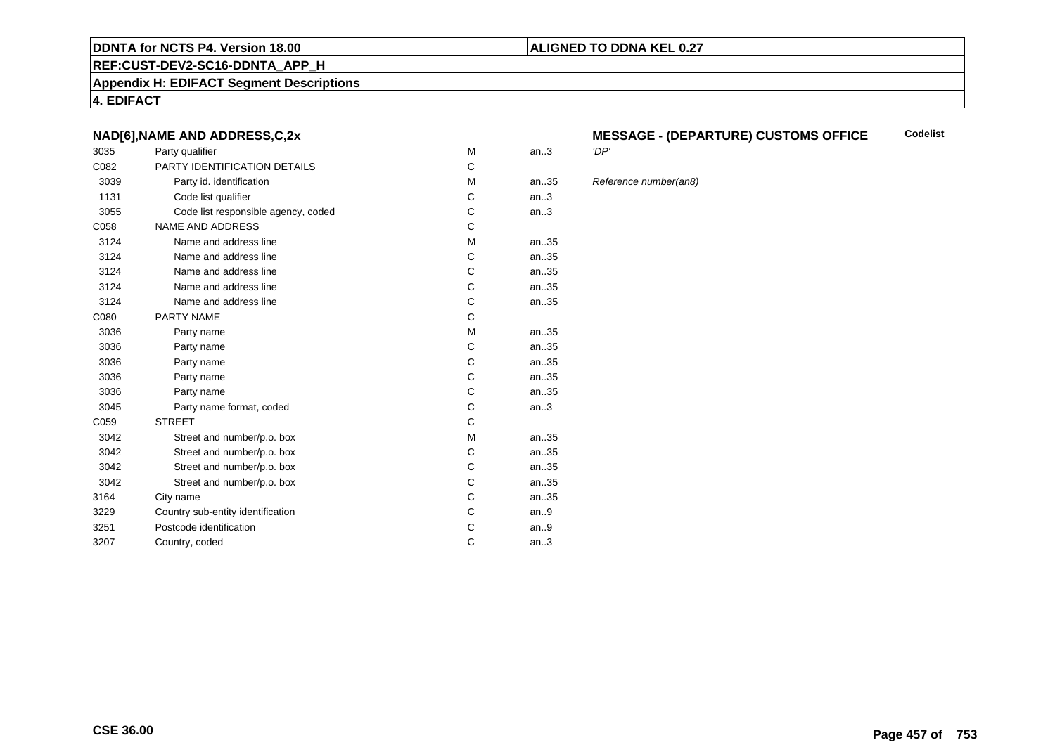**DDNTA for NCTS P4. Version 18.00** | **ALIGNED TO DDNA KEL 0.27**

**REF:CUST-DEV2-SC16-DDNTA_APP_H**

**Appendix H: EDIFACT Segment Descriptions**

**4. EDIFACT**

### NAD[6],NAME AND ADDRESS,C,2x

**MESSAGE - (DEPARTURE) CUSTOMS OFFICE** — **Codelist**

| | | | | | |
|---|---|---|---|---|---|
| 3035 | Party qualifier | M | an..3 | *'DP'* | |
| C082 | PARTY IDENTIFICATION DETAILS | C | | | |
| 3039 | Party id. identification | M | an..35 | *Reference number(an8)* | |
| 1131 | Code list qualifier | C | an..3 | | |
| 3055 | Code list responsible agency, coded | C | an..3 | | |
| C058 | NAME AND ADDRESS | C | | | |
| 3124 | Name and address line | M | an..35 | | |
| 3124 | Name and address line | C | an..35 | | |
| 3124 | Name and address line | C | an..35 | | |
| 3124 | Name and address line | C | an..35 | | |
| 3124 | Name and address line | C | an..35 | | |
| C080 | PARTY NAME | C | | | |
| 3036 | Party name | M | an..35 | | |
| 3036 | Party name | C | an..35 | | |
| 3036 | Party name | C | an..35 | | |
| 3036 | Party name | C | an..35 | | |
| 3036 | Party name | C | an..35 | | |
| 3045 | Party name format, coded | C | an..3 | | |
| C059 | STREET | C | | | |
| 3042 | Street and number/p.o. box | M | an..35 | | |
| 3042 | Street and number/p.o. box | C | an..35 | | |
| 3042 | Street and number/p.o. box | C | an..35 | | |
| 3042 | Street and number/p.o. box | C | an..35 | | |
| 3164 | City name | C | an..35 | | |
| 3229 | Country sub-entity identification | C | an..9 | | |
| 3251 | Postcode identification | C | an..9 | | |
| 3207 | Country, coded | C | an..3 | | |

**CSE 36.00**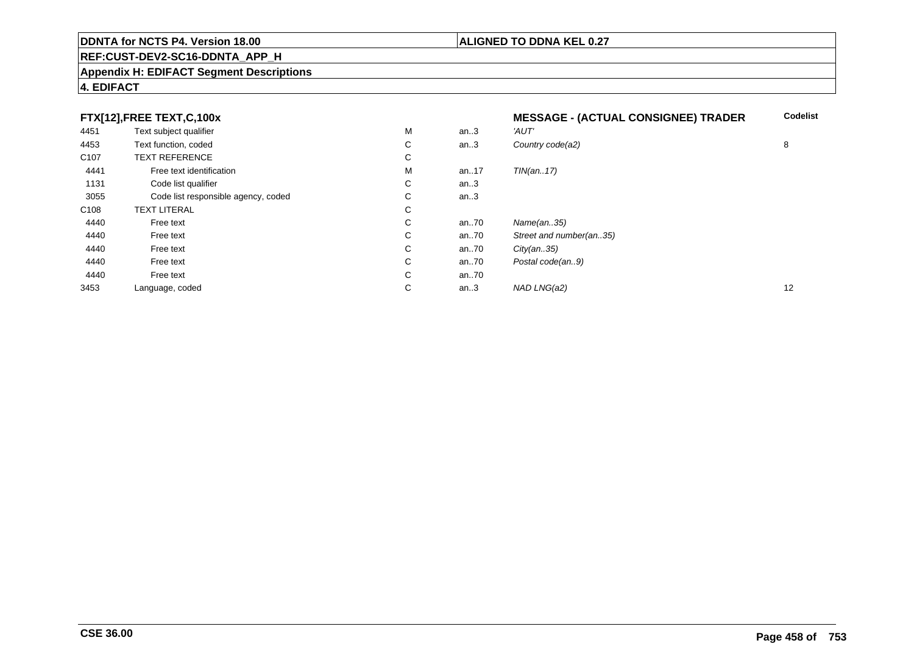**DDNTA for NCTS P4. Version 18.00** | **ALIGNED TO DDNA KEL 0.27**

**REF:CUST-DEV2-SC16-DDNTA_APP_H**

**Appendix H: EDIFACT Segment Descriptions**

**4. EDIFACT**

| FTX[12],FREE TEXT,C,100x | | | | MESSAGE - (ACTUAL CONSIGNEE) TRADER | Codelist |
|---|---|---|---|---|---|
| 4451 | Text subject qualifier | M | an..3 | *'AUT'* | |
| 4453 | Text function, coded | C | an..3 | *Country code(a2)* | 8 |
| C107 | TEXT REFERENCE | C | | | |
| 4441 | Free text identification | M | an..17 | *TIN(an..17)* | |
| 1131 | Code list qualifier | C | an..3 | | |
| 3055 | Code list responsible agency, coded | C | an..3 | | |
| C108 | TEXT LITERAL | C | | | |
| 4440 | Free text | C | an..70 | *Name(an..35)* | |
| 4440 | Free text | C | an..70 | *Street and number(an..35)* | |
| 4440 | Free text | C | an..70 | *City(an..35)* | |
| 4440 | Free text | C | an..70 | *Postal code(an..9)* | |
| 4440 | Free text | C | an..70 | | |
| 3453 | Language, coded | C | an..3 | *NAD LNG(a2)* | 12 |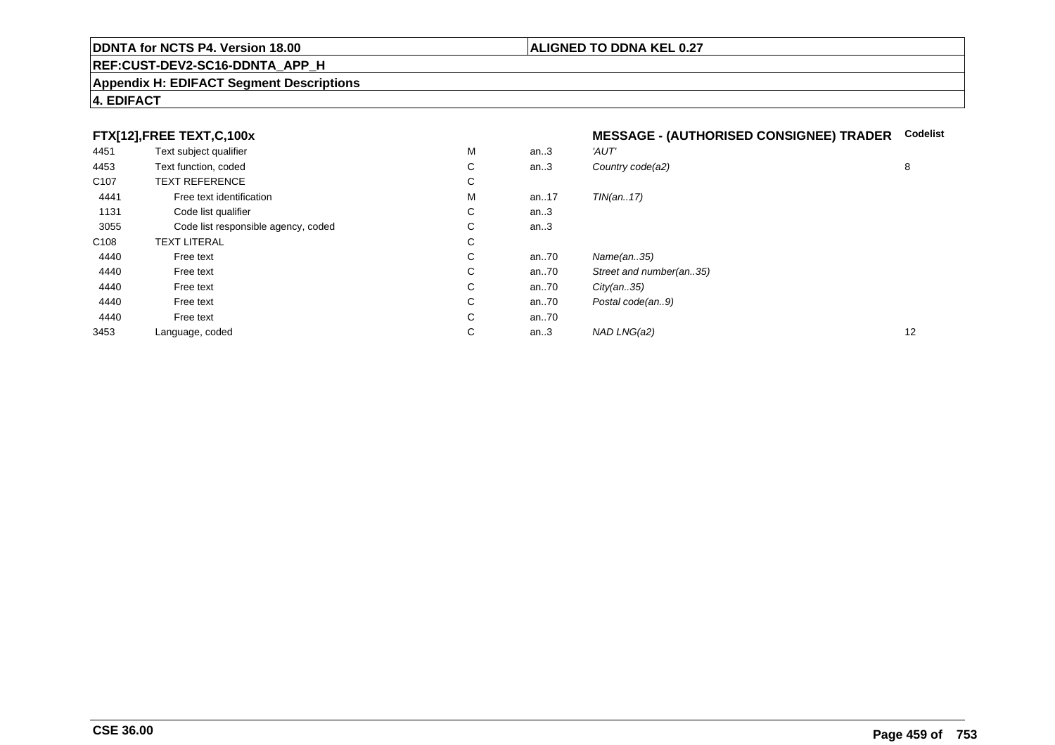**DDNTA for NCTS P4. Version 18.00** | **ALIGNED TO DDNA KEL 0.27**

**REF:CUST-DEV2-SC16-DDNTA_APP_H**

**Appendix H: EDIFACT Segment Descriptions**

**4. EDIFACT**

| **FTX[12],FREE TEXT,C,100x** | | | | **MESSAGE - (AUTHORISED CONSIGNEE) TRADER** | **Codelist** |
|---|---|---|---|---|---|
| 4451 | Text subject qualifier | M | an..3 | *'AUT'* | |
| 4453 | Text function, coded | C | an..3 | *Country code(a2)* | 8 |
| C107 | TEXT REFERENCE | C | | | |
| 4441 | Free text identification | M | an..17 | *TIN(an..17)* | |
| 1131 | Code list qualifier | C | an..3 | | |
| 3055 | Code list responsible agency, coded | C | an..3 | | |
| C108 | TEXT LITERAL | C | | | |
| 4440 | Free text | C | an..70 | *Name(an..35)* | |
| 4440 | Free text | C | an..70 | *Street and number(an..35)* | |
| 4440 | Free text | C | an..70 | *City(an..35)* | |
| 4440 | Free text | C | an..70 | *Postal code(an..9)* | |
| 4440 | Free text | C | an..70 | | |
| 3453 | Language, coded | C | an..3 | *NAD LNG(a2)* | 12 |

**CSE 36.00**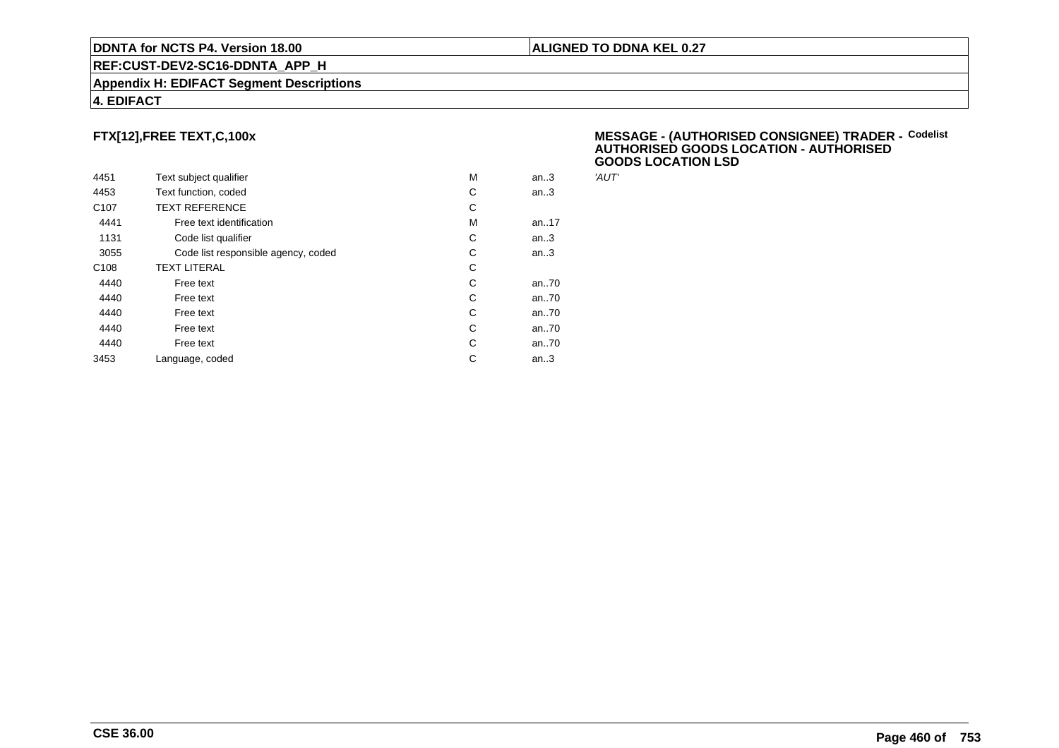## FTX[12],FREE TEXT,C,100x

**MESSAGE - (AUTHORISED CONSIGNEE) TRADER - AUTHORISED GOODS LOCATION - AUTHORISED GOODS LOCATION LSD** Codelist

| | | | | |
|---|---|---|---|---|
| 4451 | Text subject qualifier | M | an..3 | *'AUT'* |
| 4453 | Text function, coded | C | an..3 | |
| C107 | TEXT REFERENCE | C | | |
| 4441 | Free text identification | M | an..17 | |
| 1131 | Code list qualifier | C | an..3 | |
| 3055 | Code list responsible agency, coded | C | an..3 | |
| C108 | TEXT LITERAL | C | | |
| 4440 | Free text | C | an..70 | |
| 4440 | Free text | C | an..70 | |
| 4440 | Free text | C | an..70 | |
| 4440 | Free text | C | an..70 | |
| 4440 | Free text | C | an..70 | |
| 3453 | Language, coded | C | an..3 | |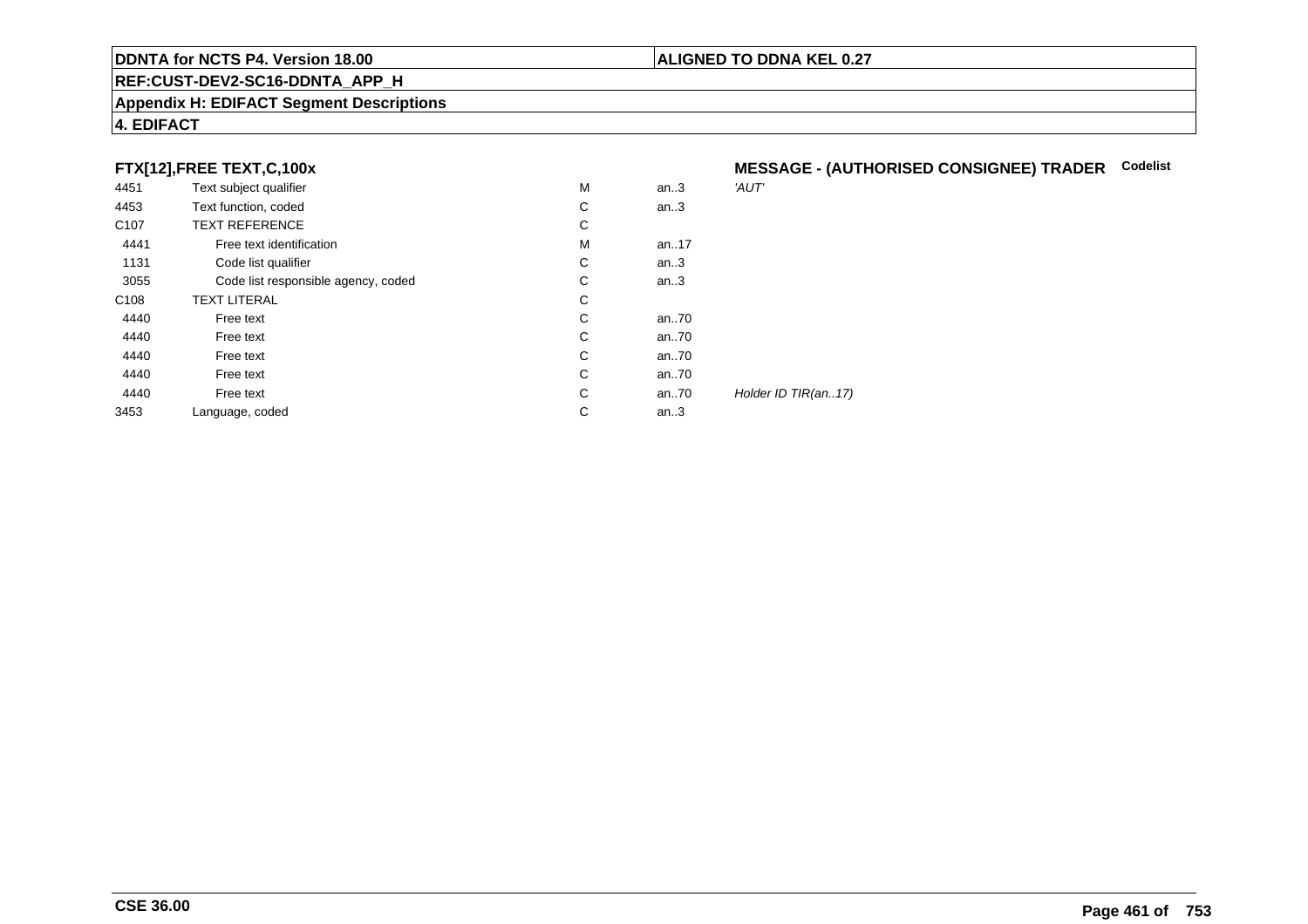**DDNTA for NCTS P4. Version 18.00** | **ALIGNED TO DDNA KEL 0.27**

**REF:CUST-DEV2-SC16-DDNTA_APP_H**

**Appendix H: EDIFACT Segment Descriptions**

**4. EDIFACT**

### FTX[12],FREE TEXT,C,100x

**MESSAGE - (AUTHORISED CONSIGNEE) TRADER** **Codelist**

| | | | | |
|---|---|---|---|---|
| 4451 | Text subject qualifier | M | an..3 | *'AUT'* |
| 4453 | Text function, coded | C | an..3 | |
| C107 | TEXT REFERENCE | C | | |
| 4441 | Free text identification | M | an..17 | |
| 1131 | Code list qualifier | C | an..3 | |
| 3055 | Code list responsible agency, coded | C | an..3 | |
| C108 | TEXT LITERAL | C | | |
| 4440 | Free text | C | an..70 | |
| 4440 | Free text | C | an..70 | |
| 4440 | Free text | C | an..70 | |
| 4440 | Free text | C | an..70 | |
| 4440 | Free text | C | an..70 | *Holder ID TIR(an..17)* |
| 3453 | Language, coded | C | an..3 | |

**CSE 36.00**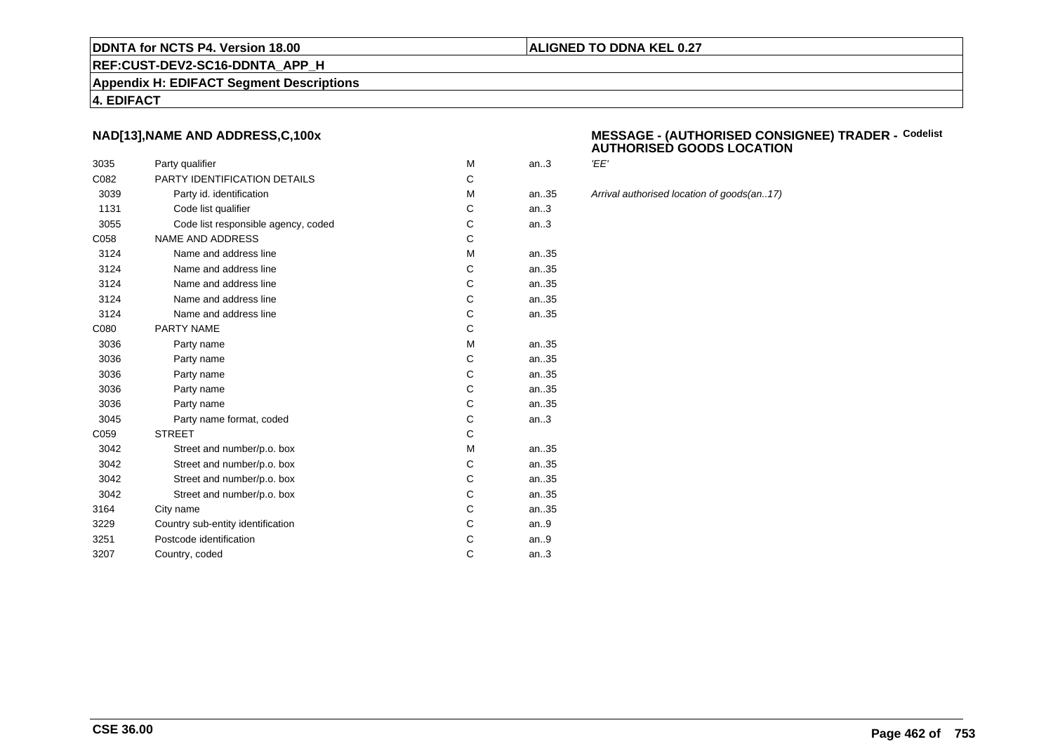**DDNTA for NCTS P4. Version 18.00** | **ALIGNED TO DDNA KEL 0.27**

**REF:CUST-DEV2-SC16-DDNTA_APP_H**

**Appendix H: EDIFACT Segment Descriptions**

**4. EDIFACT**

### NAD[13],NAME AND ADDRESS,C,100x

### MESSAGE - (AUTHORISED CONSIGNEE) TRADER - AUTHORISED GOODS LOCATION

Codelist

| | | | | |
|---|---|---|---|---|
| 3035 | Party qualifier | M | an..3 | *'EE'* |
| C082 | PARTY IDENTIFICATION DETAILS | C | | |
| 3039 | Party id. identification | M | an..35 | *Arrival authorised location of goods(an..17)* |
| 1131 | Code list qualifier | C | an..3 | |
| 3055 | Code list responsible agency, coded | C | an..3 | |
| C058 | NAME AND ADDRESS | C | | |
| 3124 | Name and address line | M | an..35 | |
| 3124 | Name and address line | C | an..35 | |
| 3124 | Name and address line | C | an..35 | |
| 3124 | Name and address line | C | an..35 | |
| 3124 | Name and address line | C | an..35 | |
| C080 | PARTY NAME | C | | |
| 3036 | Party name | M | an..35 | |
| 3036 | Party name | C | an..35 | |
| 3036 | Party name | C | an..35 | |
| 3036 | Party name | C | an..35 | |
| 3036 | Party name | C | an..35 | |
| 3045 | Party name format, coded | C | an..3 | |
| C059 | STREET | C | | |
| 3042 | Street and number/p.o. box | M | an..35 | |
| 3042 | Street and number/p.o. box | C | an..35 | |
| 3042 | Street and number/p.o. box | C | an..35 | |
| 3042 | Street and number/p.o. box | C | an..35 | |
| 3164 | City name | C | an..35 | |
| 3229 | Country sub-entity identification | C | an..9 | |
| 3251 | Postcode identification | C | an..9 | |
| 3207 | Country, coded | C | an..3 | |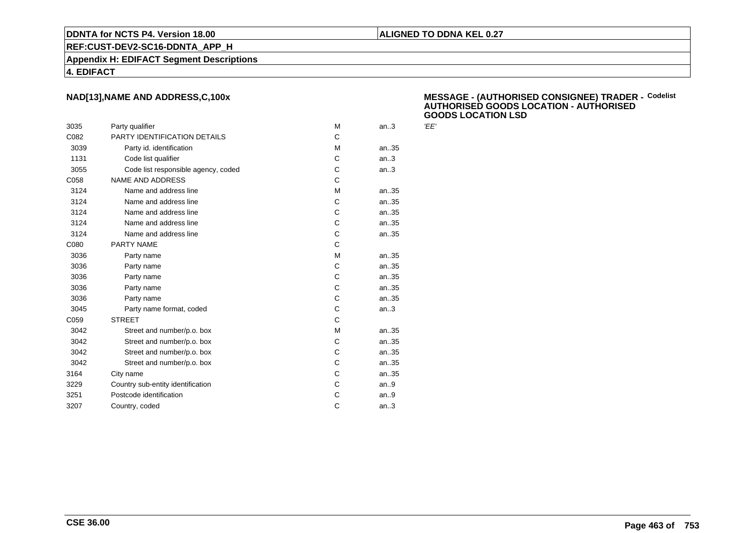**DDNTA for NCTS P4. Version 18.00** | **ALIGNED TO DDNA KEL 0.27**

**REF:CUST-DEV2-SC16-DDNTA_APP_H**

**Appendix H: EDIFACT Segment Descriptions**

**4. EDIFACT**

### NAD[13],NAME AND ADDRESS,C,100x

### MESSAGE - (AUTHORISED CONSIGNEE) TRADER - AUTHORISED GOODS LOCATION - AUTHORISED GOODS LOCATION LSD

Codelist

| | | | | |
|---|---|---|---|---|
| 3035 | Party qualifier | M | an..3 | 'EE' |
| C082 | PARTY IDENTIFICATION DETAILS | C | | |
| 3039 | Party id. identification | M | an..35 | |
| 1131 | Code list qualifier | C | an..3 | |
| 3055 | Code list responsible agency, coded | C | an..3 | |
| C058 | NAME AND ADDRESS | C | | |
| 3124 | Name and address line | M | an..35 | |
| 3124 | Name and address line | C | an..35 | |
| 3124 | Name and address line | C | an..35 | |
| 3124 | Name and address line | C | an..35 | |
| 3124 | Name and address line | C | an..35 | |
| C080 | PARTY NAME | C | | |
| 3036 | Party name | M | an..35 | |
| 3036 | Party name | C | an..35 | |
| 3036 | Party name | C | an..35 | |
| 3036 | Party name | C | an..35 | |
| 3036 | Party name | C | an..35 | |
| 3045 | Party name format, coded | C | an..3 | |
| C059 | STREET | C | | |
| 3042 | Street and number/p.o. box | M | an..35 | |
| 3042 | Street and number/p.o. box | C | an..35 | |
| 3042 | Street and number/p.o. box | C | an..35 | |
| 3042 | Street and number/p.o. box | C | an..35 | |
| 3164 | City name | C | an..35 | |
| 3229 | Country sub-entity identification | C | an..9 | |
| 3251 | Postcode identification | C | an..9 | |
| 3207 | Country, coded | C | an..3 | |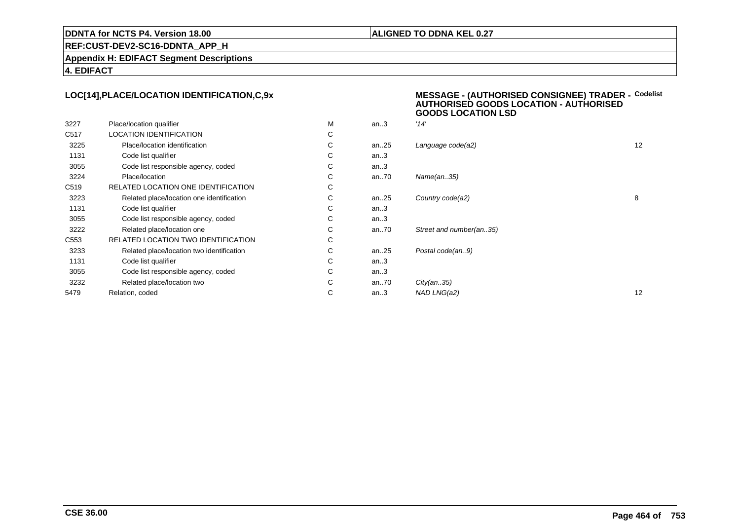**DDNTA for NCTS P4. Version 18.00**

**ALIGNED TO DDNA KEL 0.27**

**REF:CUST-DEV2-SC16-DDNTA_APP_H**

**Appendix H: EDIFACT Segment Descriptions**

**4. EDIFACT**

### LOC[14],PLACE/LOCATION IDENTIFICATION,C,9x

### MESSAGE - (AUTHORISED CONSIGNEE) TRADER - AUTHORISED GOODS LOCATION - AUTHORISED GOODS LOCATION LSD

| | | | | | Codelist |
|---|---|---|---|---|---|
| 3227 | Place/location qualifier | M | an..3 | *'14'* | |
| C517 | LOCATION IDENTIFICATION | C | | | |
| 3225 | Place/location identification | C | an..25 | *Language code(a2)* | 12 |
| 1131 | Code list qualifier | C | an..3 | | |
| 3055 | Code list responsible agency, coded | C | an..3 | | |
| 3224 | Place/location | C | an..70 | *Name(an..35)* | |
| C519 | RELATED LOCATION ONE IDENTIFICATION | C | | | |
| 3223 | Related place/location one identification | C | an..25 | *Country code(a2)* | 8 |
| 1131 | Code list qualifier | C | an..3 | | |
| 3055 | Code list responsible agency, coded | C | an..3 | | |
| 3222 | Related place/location one | C | an..70 | *Street and number(an..35)* | |
| C553 | RELATED LOCATION TWO IDENTIFICATION | C | | | |
| 3233 | Related place/location two identification | C | an..25 | *Postal code(an..9)* | |
| 1131 | Code list qualifier | C | an..3 | | |
| 3055 | Code list responsible agency, coded | C | an..3 | | |
| 3232 | Related place/location two | C | an..70 | *City(an..35)* | |
| 5479 | Relation, coded | C | an..3 | *NAD LNG(a2)* | 12 |

**CSE 36.00**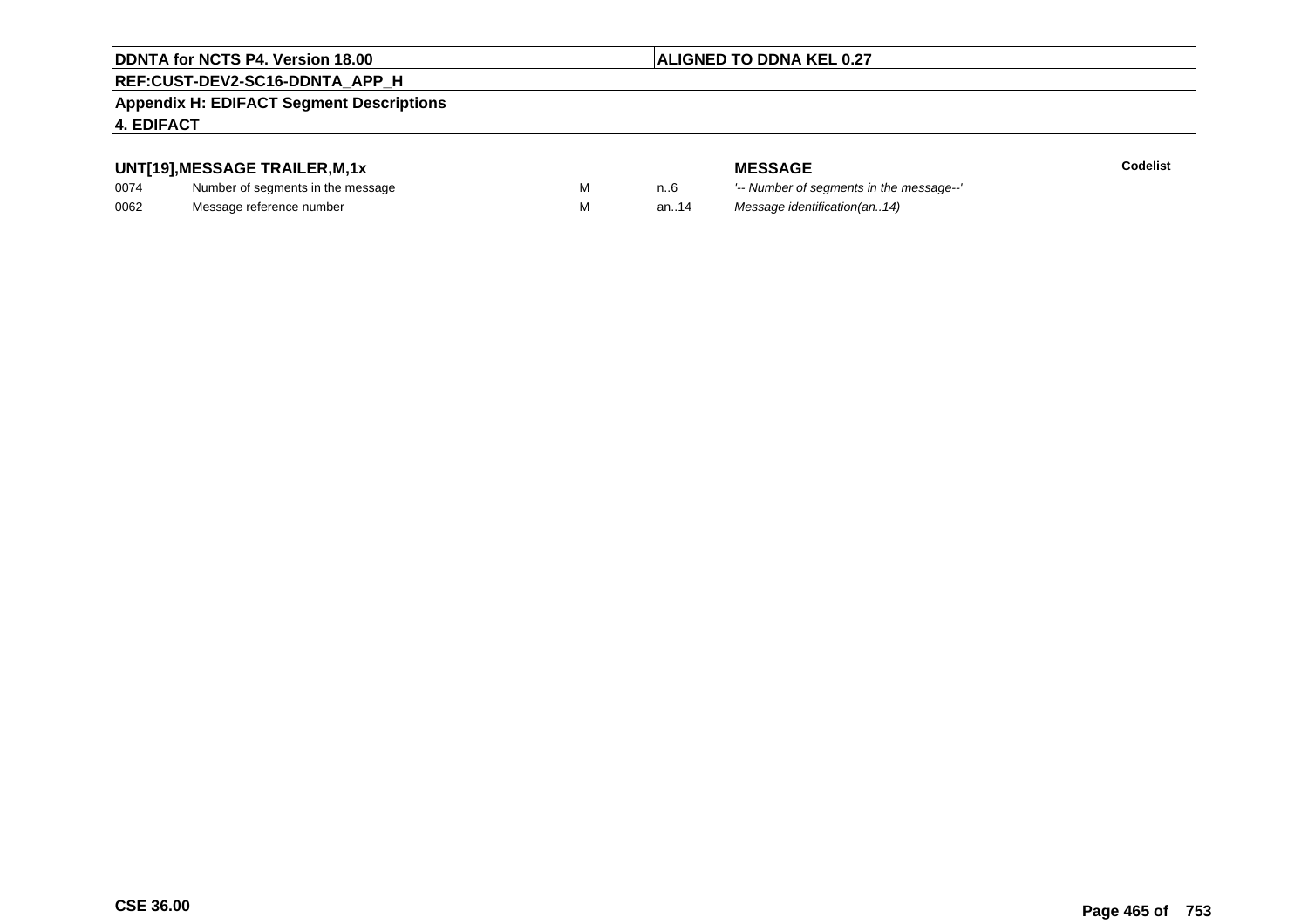**UNT[19],MESSAGE TRAILER,M,1x**

| | | | | MESSAGE | Codelist |
|---|---|---|---|---|---|
| 0074 | Number of segments in the message | M | n..6 | *'-- Number of segments in the message--'* | |
| 0062 | Message reference number | M | an..14 | *Message identification(an..14)* | |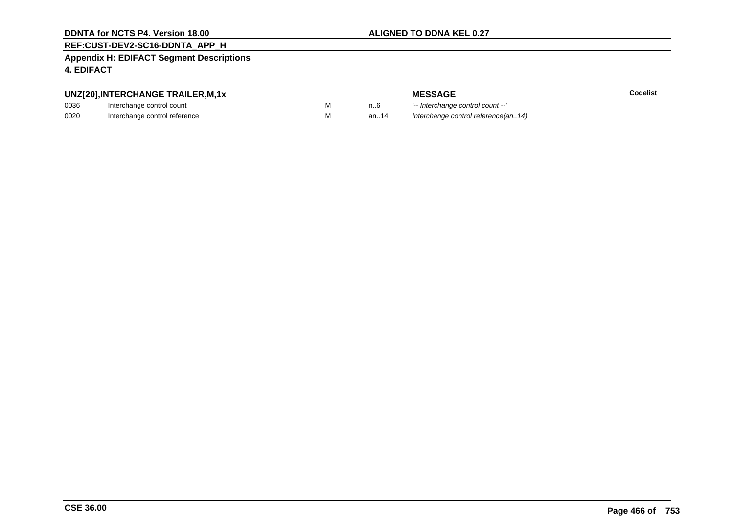### UNZ[20],INTERCHANGE TRAILER,M,1x

| | | | | MESSAGE | Codelist |
|---|---|---|---|---|---|
| 0036 | Interchange control count | M | n..6 | *'-- Interchange control count --'* | |
| 0020 | Interchange control reference | M | an..14 | *Interchange control reference(an..14)* | |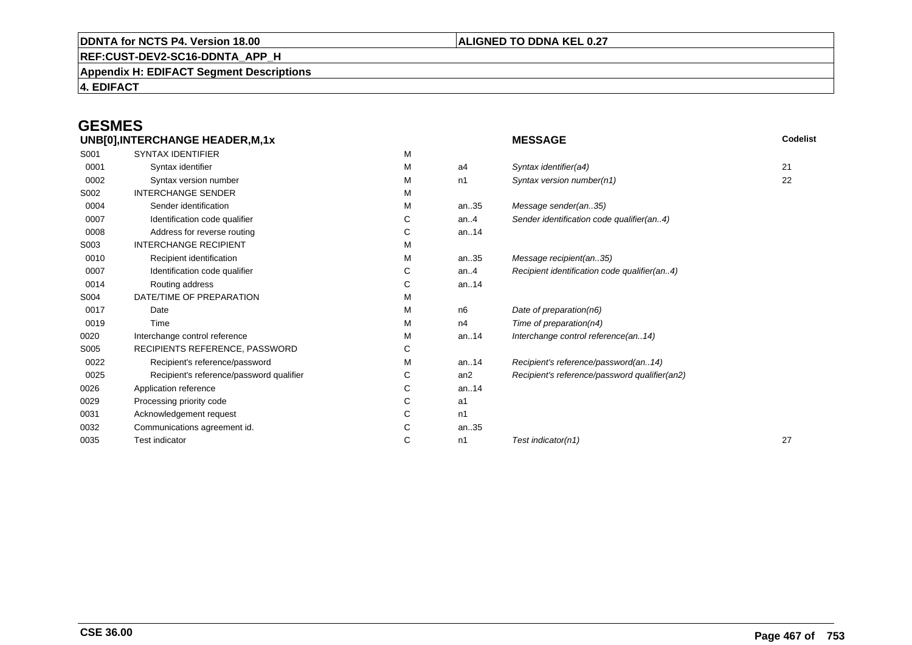# GESMES

## UNB[0],INTERCHANGE HEADER,M,1x

| | | | | MESSAGE | Codelist |
|---|---|---|---|---|---|
| S001 | SYNTAX IDENTIFIER | M | | | |
| 0001 | Syntax identifier | M | a4 | *Syntax identifier(a4)* | 21 |
| 0002 | Syntax version number | M | n1 | *Syntax version number(n1)* | 22 |
| S002 | INTERCHANGE SENDER | M | | | |
| 0004 | Sender identification | M | an..35 | *Message sender(an..35)* | |
| 0007 | Identification code qualifier | C | an..4 | *Sender identification code qualifier(an..4)* | |
| 0008 | Address for reverse routing | C | an..14 | | |
| S003 | INTERCHANGE RECIPIENT | M | | | |
| 0010 | Recipient identification | M | an..35 | *Message recipient(an..35)* | |
| 0007 | Identification code qualifier | C | an..4 | *Recipient identification code qualifier(an..4)* | |
| 0014 | Routing address | C | an..14 | | |
| S004 | DATE/TIME OF PREPARATION | M | | | |
| 0017 | Date | M | n6 | *Date of preparation(n6)* | |
| 0019 | Time | M | n4 | *Time of preparation(n4)* | |
| 0020 | Interchange control reference | M | an..14 | *Interchange control reference(an..14)* | |
| S005 | RECIPIENTS REFERENCE, PASSWORD | C | | | |
| 0022 | Recipient's reference/password | M | an..14 | *Recipient's reference/password(an..14)* | |
| 0025 | Recipient's reference/password qualifier | C | an2 | *Recipient's reference/password qualifier(an2)* | |
| 0026 | Application reference | C | an..14 | | |
| 0029 | Processing priority code | C | a1 | | |
| 0031 | Acknowledgement request | C | n1 | | |
| 0032 | Communications agreement id. | C | an..35 | | |
| 0035 | Test indicator | C | n1 | *Test indicator(n1)* | 27 |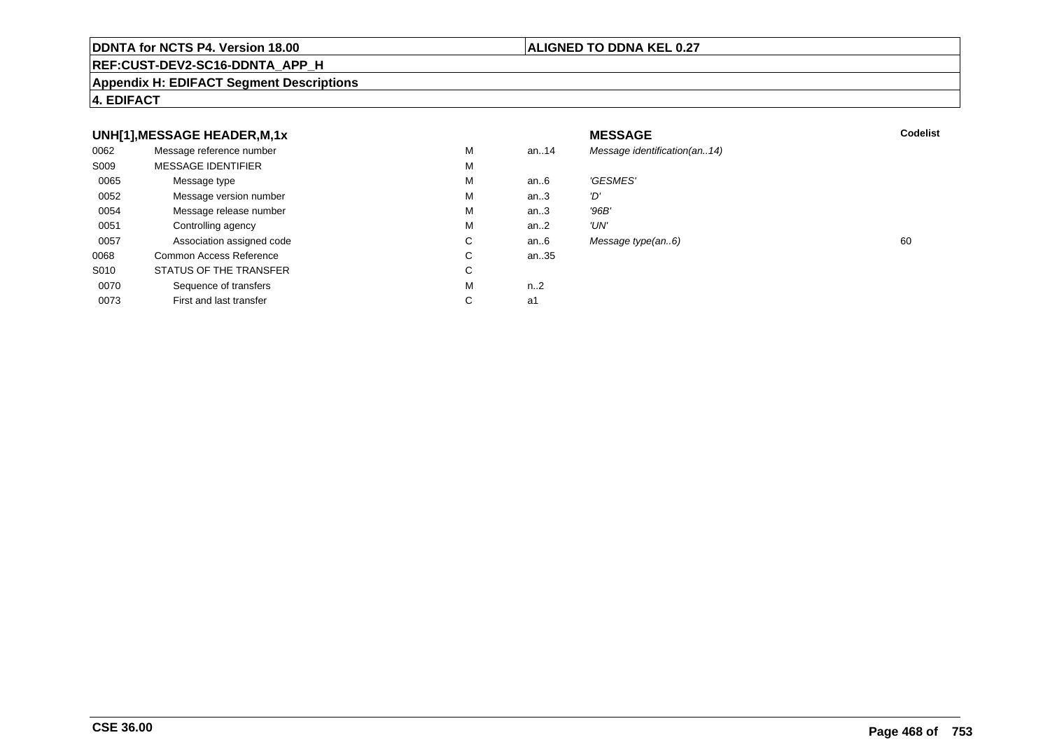**DDNTA for NCTS P4. Version 18.00** | **ALIGNED TO DDNA KEL 0.27**

**REF:CUST-DEV2-SC16-DDNTA_APP_H**

**Appendix H: EDIFACT Segment Descriptions**

**4. EDIFACT**

### UNH[1],MESSAGE HEADER,M,1x

| | | | | MESSAGE | Codelist |
|---|---|---|---|---|---|
| 0062 | Message reference number | M | an..14 | *Message identification(an..14)* | |
| S009 | MESSAGE IDENTIFIER | M | | | |
| 0065 | Message type | M | an..6 | *'GESMES'* | |
| 0052 | Message version number | M | an..3 | *'D'* | |
| 0054 | Message release number | M | an..3 | *'96B'* | |
| 0051 | Controlling agency | M | an..2 | *'UN'* | |
| 0057 | Association assigned code | C | an..6 | *Message type(an..6)* | 60 |
| 0068 | Common Access Reference | C | an..35 | | |
| S010 | STATUS OF THE TRANSFER | C | | | |
| 0070 | Sequence of transfers | M | n..2 | | |
| 0073 | First and last transfer | C | a1 | | |

**CSE 36.00**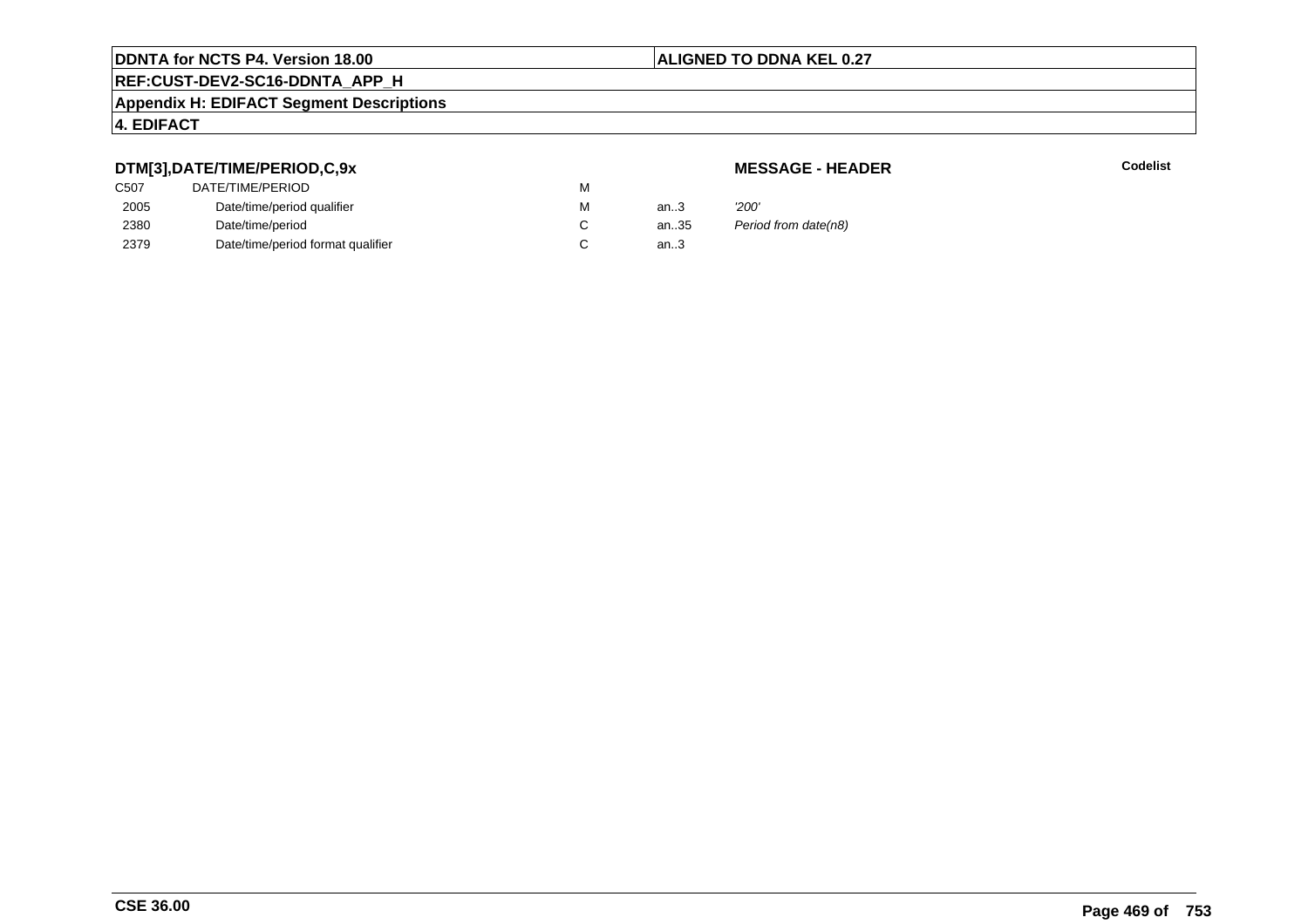**DDNTA for NCTS P4. Version 18.00** | **ALIGNED TO DDNA KEL 0.27**

**REF:CUST-DEV2-SC16-DDNTA_APP_H**

**Appendix H: EDIFACT Segment Descriptions**

**4. EDIFACT**

### DTM[3],DATE/TIME/PERIOD,C,9x

**MESSAGE - HEADER** **Codelist**

| | | | | |
|---|---|---|---|---|
| C507 | DATE/TIME/PERIOD | M | | |
| 2005 | Date/time/period qualifier | M | an..3 | *'200'* |
| 2380 | Date/time/period | C | an..35 | *Period from date(n8)* |
| 2379 | Date/time/period format qualifier | C | an..3 | |

**CSE 36.00**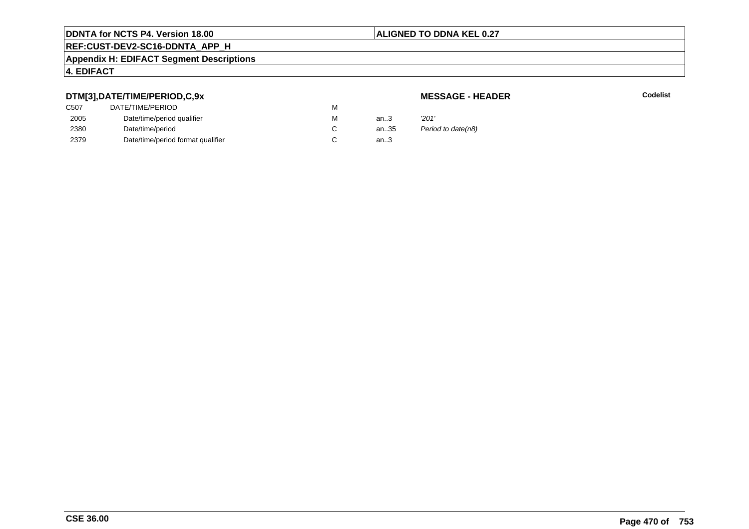**DDNTA for NCTS P4. Version 18.00** | **ALIGNED TO DDNA KEL 0.27**

**REF:CUST-DEV2-SC16-DDNTA_APP_H**

**Appendix H: EDIFACT Segment Descriptions**

**4. EDIFACT**

### DTM[3],DATE/TIME/PERIOD,C,9x

**MESSAGE - HEADER** | **Codelist**

| | | | | | |
|---|---|---|---|---|---|
| C507 | DATE/TIME/PERIOD | M | | | |
| 2005 | Date/time/period qualifier | M | an..3 | *'201'* | |
| 2380 | Date/time/period | C | an..35 | *Period to date(n8)* | |
| 2379 | Date/time/period format qualifier | C | an..3 | | |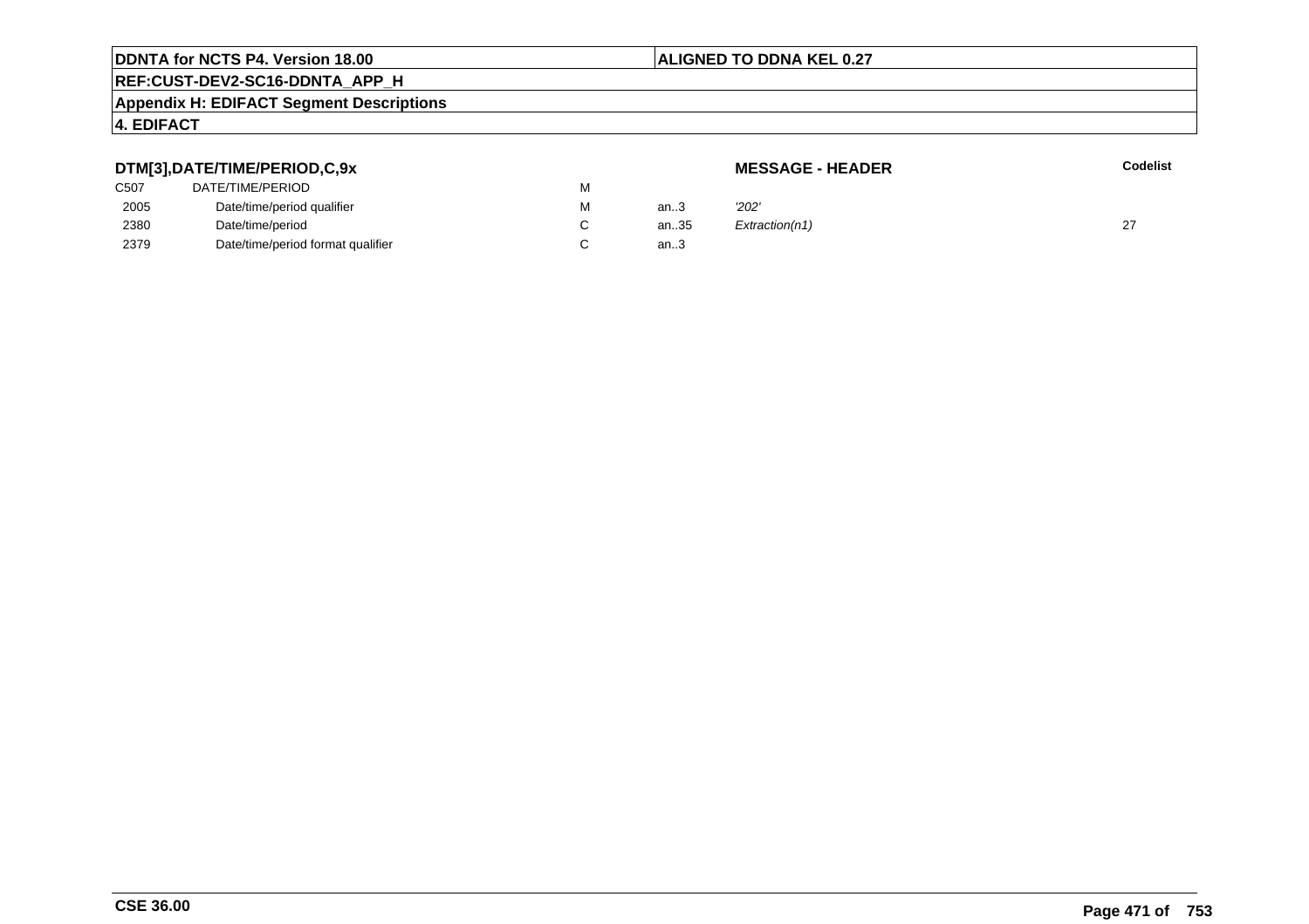**DTM[3],DATE/TIME/PERIOD,C,9x** — **MESSAGE - HEADER**

| | | | | | Codelist |
|---|---|---|---|---|---|
| C507 | DATE/TIME/PERIOD | M | | | |
| 2005 | Date/time/period qualifier | M | an..3 | *'202'* | |
| 2380 | Date/time/period | C | an..35 | *Extraction(n1)* | 27 |
| 2379 | Date/time/period format qualifier | C | an..3 | | |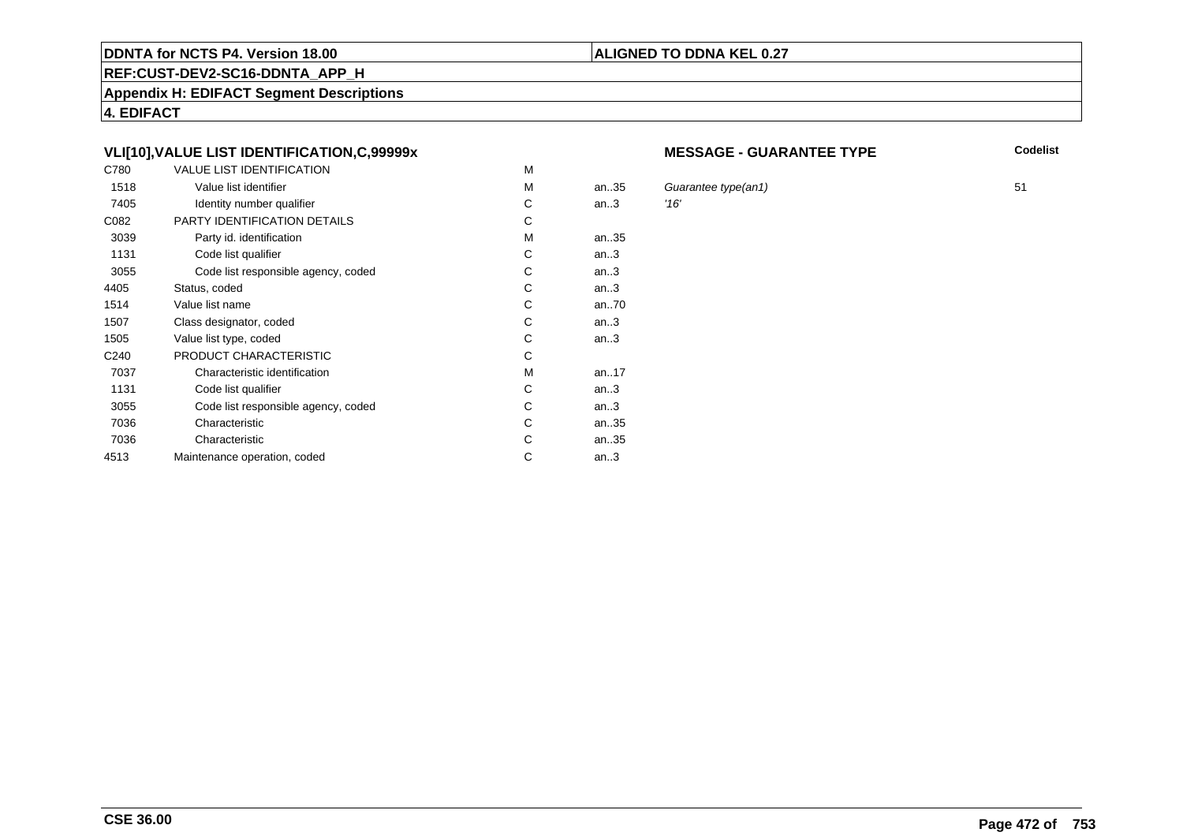**DDNTA for NCTS P4. Version 18.00** | **ALIGNED TO DDNA KEL 0.27**

**REF:CUST-DEV2-SC16-DDNTA_APP_H**

**Appendix H: EDIFACT Segment Descriptions**

**4. EDIFACT**

### VLI[10],VALUE LIST IDENTIFICATION,C,99999x

**MESSAGE - GUARANTEE TYPE**

| | | | | | Codelist |
|---|---|---|---|---|---|
| C780 | VALUE LIST IDENTIFICATION | M | | | |
| 1518 | Value list identifier | M | an..35 | *Guarantee type(an1)* | 51 |
| 7405 | Identity number qualifier | C | an..3 | *'16'* | |
| C082 | PARTY IDENTIFICATION DETAILS | C | | | |
| 3039 | Party id. identification | M | an..35 | | |
| 1131 | Code list qualifier | C | an..3 | | |
| 3055 | Code list responsible agency, coded | C | an..3 | | |
| 4405 | Status, coded | C | an..3 | | |
| 1514 | Value list name | C | an..70 | | |
| 1507 | Class designator, coded | C | an..3 | | |
| 1505 | Value list type, coded | C | an..3 | | |
| C240 | PRODUCT CHARACTERISTIC | C | | | |
| 7037 | Characteristic identification | M | an..17 | | |
| 1131 | Code list qualifier | C | an..3 | | |
| 3055 | Code list responsible agency, coded | C | an..3 | | |
| 7036 | Characteristic | C | an..35 | | |
| 7036 | Characteristic | C | an..35 | | |
| 4513 | Maintenance operation, coded | C | an..3 | | |

**CSE 36.00**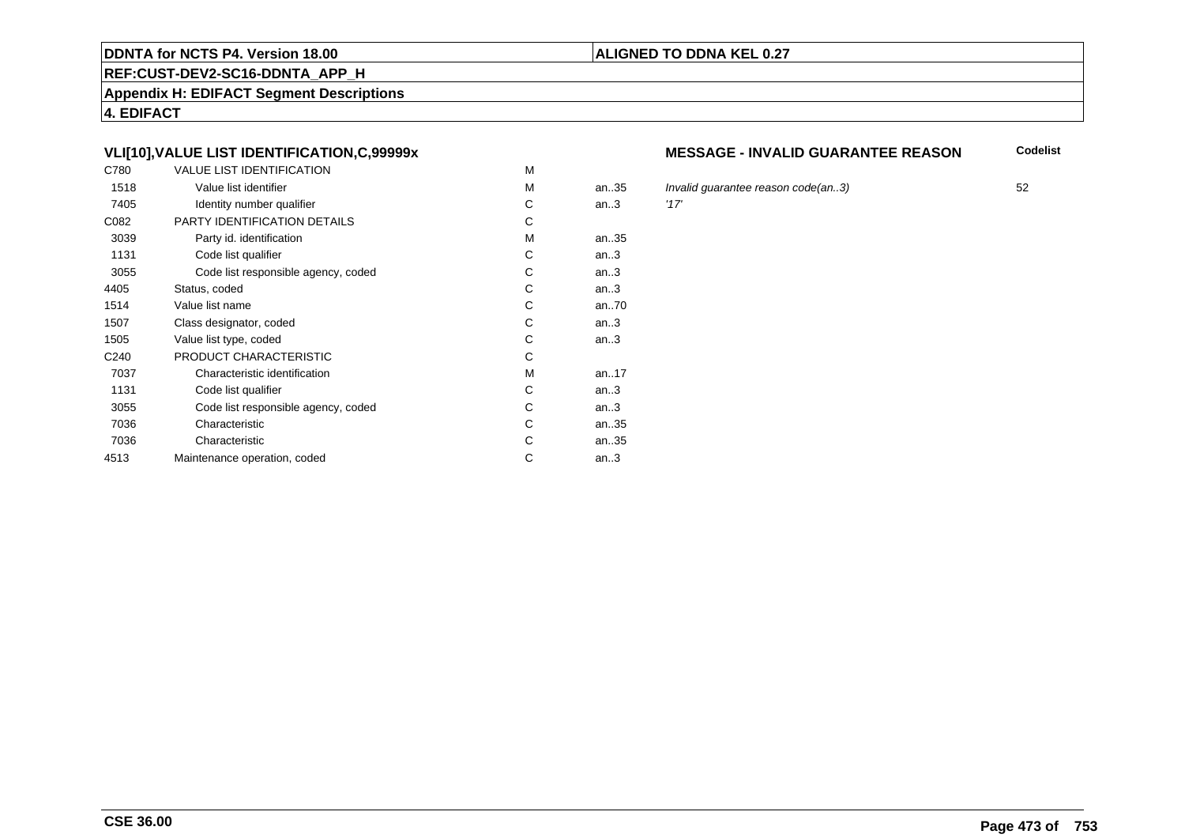**DDNTA for NCTS P4. Version 18.00** | **ALIGNED TO DDNA KEL 0.27**

**REF:CUST-DEV2-SC16-DDNTA_APP_H**

**Appendix H: EDIFACT Segment Descriptions**

**4. EDIFACT**

### VLI[10],VALUE LIST IDENTIFICATION,C,99999x

**MESSAGE - INVALID GUARANTEE REASON**

| | | | | | Codelist |
|---|---|---|---|---|---|
| C780 | VALUE LIST IDENTIFICATION | M | | | |
| 1518 | Value list identifier | M | an..35 | *Invalid guarantee reason code(an..3)* | 52 |
| 7405 | Identity number qualifier | C | an..3 | *'17'* | |
| C082 | PARTY IDENTIFICATION DETAILS | C | | | |
| 3039 | Party id. identification | M | an..35 | | |
| 1131 | Code list qualifier | C | an..3 | | |
| 3055 | Code list responsible agency, coded | C | an..3 | | |
| 4405 | Status, coded | C | an..3 | | |
| 1514 | Value list name | C | an..70 | | |
| 1507 | Class designator, coded | C | an..3 | | |
| 1505 | Value list type, coded | C | an..3 | | |
| C240 | PRODUCT CHARACTERISTIC | C | | | |
| 7037 | Characteristic identification | M | an..17 | | |
| 1131 | Code list qualifier | C | an..3 | | |
| 3055 | Code list responsible agency, coded | C | an..3 | | |
| 7036 | Characteristic | C | an..35 | | |
| 7036 | Characteristic | C | an..35 | | |
| 4513 | Maintenance operation, coded | C | an..3 | | |

**CSE 36.00**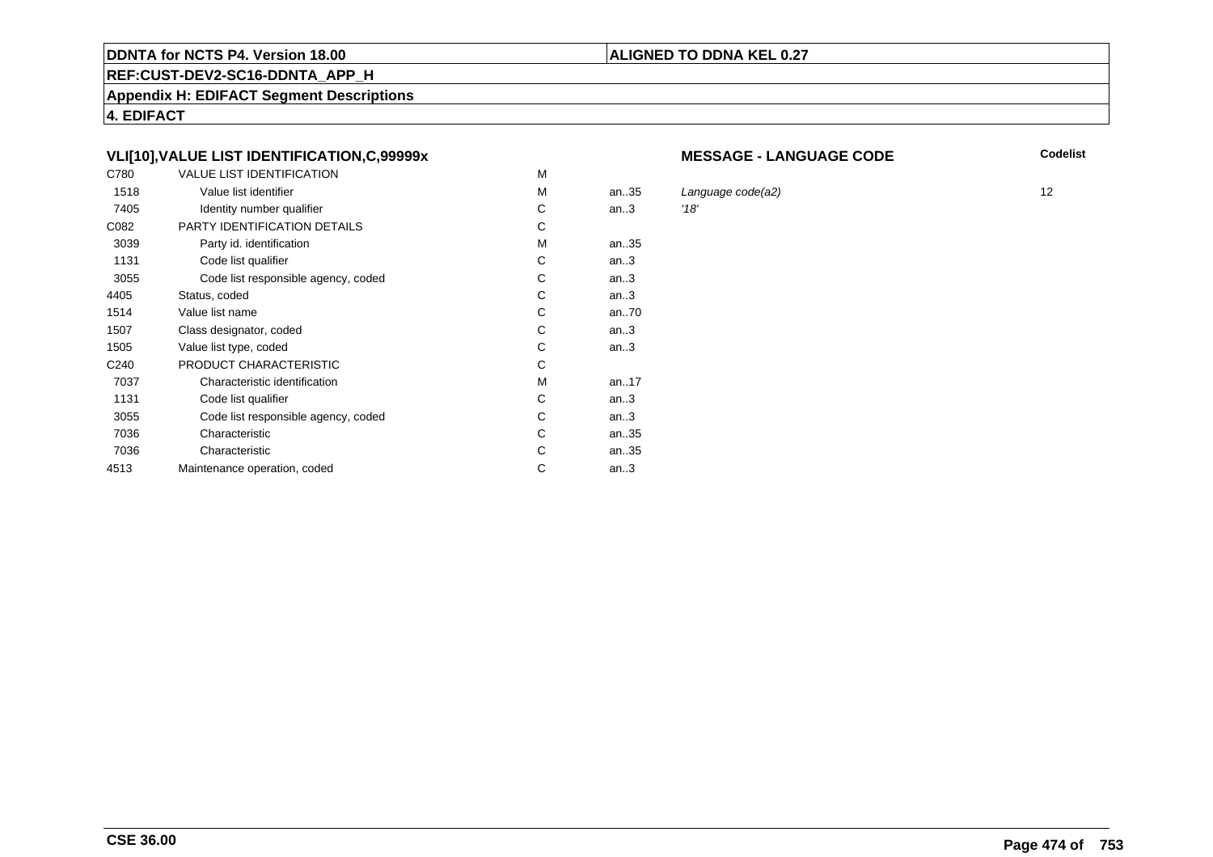**DDNTA for NCTS P4. Version 18.00** | **ALIGNED TO DDNA KEL 0.27**

**REF:CUST-DEV2-SC16-DDNTA_APP_H**

**Appendix H: EDIFACT Segment Descriptions**

**4. EDIFACT**

### VLI[10],VALUE LIST IDENTIFICATION,C,99999x

**MESSAGE - LANGUAGE CODE**

| | | | | | Codelist |
|---|---|---|---|---|---|
| C780 | VALUE LIST IDENTIFICATION | M | | | |
| 1518 | Value list identifier | M | an..35 | *Language code(a2)* | 12 |
| 7405 | Identity number qualifier | C | an..3 | *'18'* | |
| C082 | PARTY IDENTIFICATION DETAILS | C | | | |
| 3039 | Party id. identification | M | an..35 | | |
| 1131 | Code list qualifier | C | an..3 | | |
| 3055 | Code list responsible agency, coded | C | an..3 | | |
| 4405 | Status, coded | C | an..3 | | |
| 1514 | Value list name | C | an..70 | | |
| 1507 | Class designator, coded | C | an..3 | | |
| 1505 | Value list type, coded | C | an..3 | | |
| C240 | PRODUCT CHARACTERISTIC | C | | | |
| 7037 | Characteristic identification | M | an..17 | | |
| 1131 | Code list qualifier | C | an..3 | | |
| 3055 | Code list responsible agency, coded | C | an..3 | | |
| 7036 | Characteristic | C | an..35 | | |
| 7036 | Characteristic | C | an..35 | | |
| 4513 | Maintenance operation, coded | C | an..3 | | |

**CSE 36.00**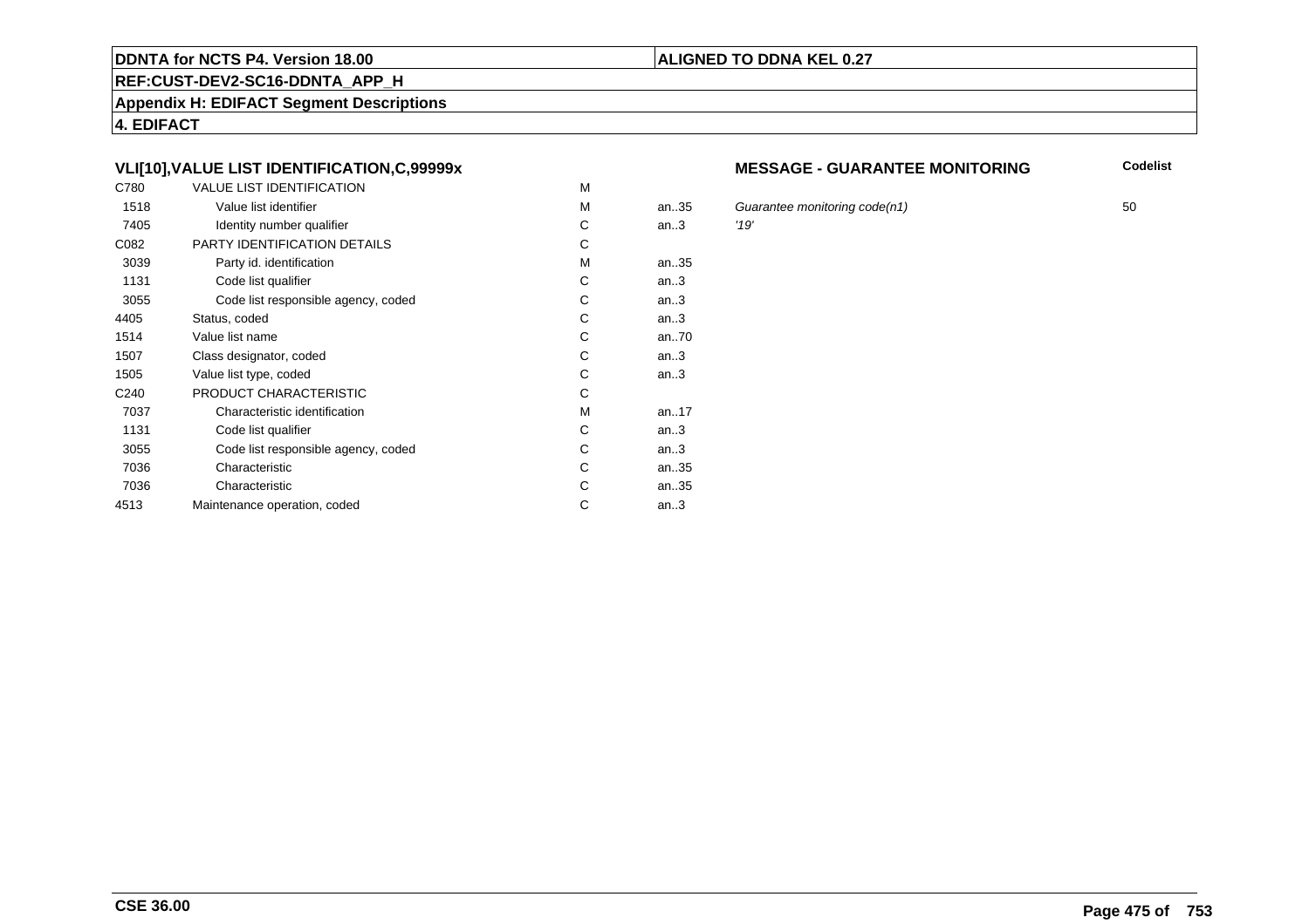**DDNTA for NCTS P4. Version 18.00**

**ALIGNED TO DDNA KEL 0.27**

**REF:CUST-DEV2-SC16-DDNTA_APP_H**

**Appendix H: EDIFACT Segment Descriptions**

**4. EDIFACT**

### VLI[10],VALUE LIST IDENTIFICATION,C,99999x

**MESSAGE - GUARANTEE MONITORING**

| | | | | | Codelist |
|---|---|---|---|---|---|
| C780 | VALUE LIST IDENTIFICATION | M | | | |
| 1518 | Value list identifier | M | an..35 | *Guarantee monitoring code(n1)* | 50 |
| 7405 | Identity number qualifier | C | an..3 | *'19'* | |
| C082 | PARTY IDENTIFICATION DETAILS | C | | | |
| 3039 | Party id. identification | M | an..35 | | |
| 1131 | Code list qualifier | C | an..3 | | |
| 3055 | Code list responsible agency, coded | C | an..3 | | |
| 4405 | Status, coded | C | an..3 | | |
| 1514 | Value list name | C | an..70 | | |
| 1507 | Class designator, coded | C | an..3 | | |
| 1505 | Value list type, coded | C | an..3 | | |
| C240 | PRODUCT CHARACTERISTIC | C | | | |
| 7037 | Characteristic identification | M | an..17 | | |
| 1131 | Code list qualifier | C | an..3 | | |
| 3055 | Code list responsible agency, coded | C | an..3 | | |
| 7036 | Characteristic | C | an..35 | | |
| 7036 | Characteristic | C | an..35 | | |
| 4513 | Maintenance operation, coded | C | an..3 | | |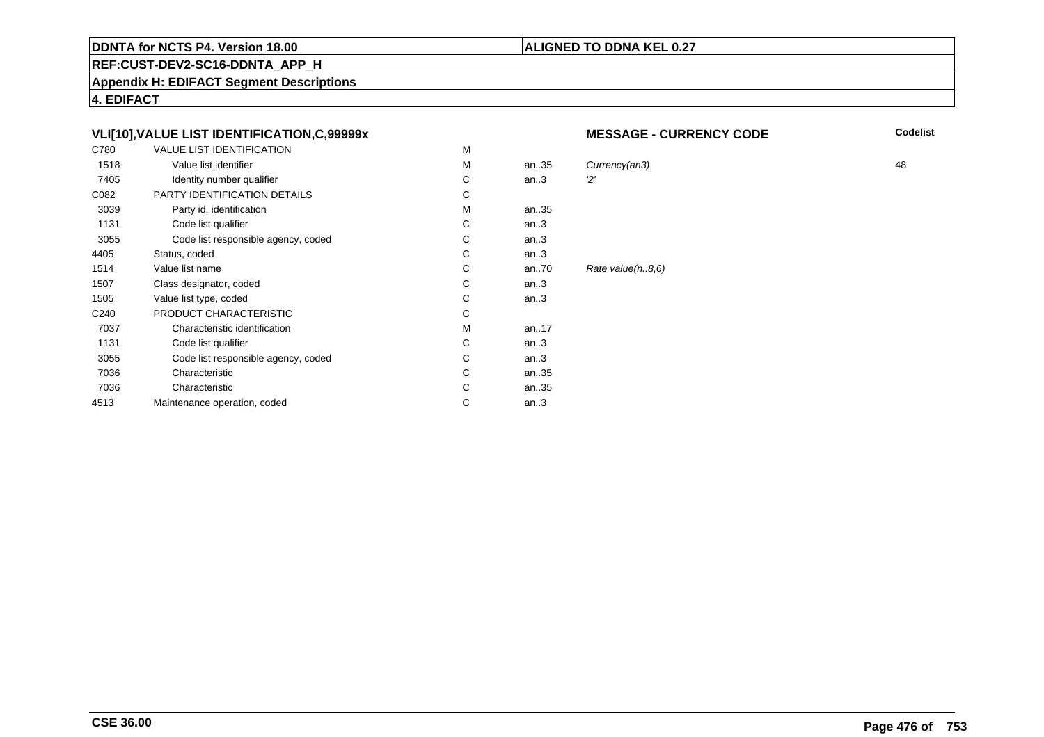### VLI[10],VALUE LIST IDENTIFICATION,C,99999x

**MESSAGE - CURRENCY CODE**

| | | | | | **Codelist** |
|---|---|---|---|---|---|
| C780 | VALUE LIST IDENTIFICATION | M | | | |
| 1518 | Value list identifier | M | an..35 | *Currency(an3)* | 48 |
| 7405 | Identity number qualifier | C | an..3 | *'2'* | |
| C082 | PARTY IDENTIFICATION DETAILS | C | | | |
| 3039 | Party id. identification | M | an..35 | | |
| 1131 | Code list qualifier | C | an..3 | | |
| 3055 | Code list responsible agency, coded | C | an..3 | | |
| 4405 | Status, coded | C | an..3 | | |
| 1514 | Value list name | C | an..70 | *Rate value(n..8,6)* | |
| 1507 | Class designator, coded | C | an..3 | | |
| 1505 | Value list type, coded | C | an..3 | | |
| C240 | PRODUCT CHARACTERISTIC | C | | | |
| 7037 | Characteristic identification | M | an..17 | | |
| 1131 | Code list qualifier | C | an..3 | | |
| 3055 | Code list responsible agency, coded | C | an..3 | | |
| 7036 | Characteristic | C | an..35 | | |
| 7036 | Characteristic | C | an..35 | | |
| 4513 | Maintenance operation, coded | C | an..3 | | |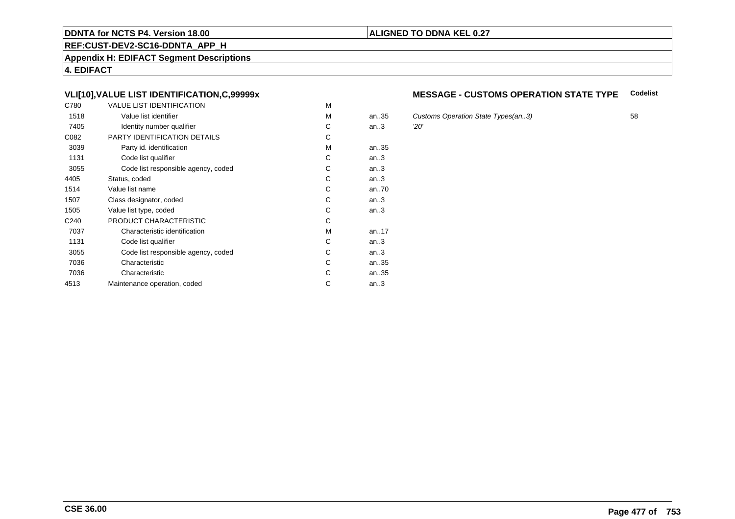**DDNTA for NCTS P4. Version 18.00**

**ALIGNED TO DDNA KEL 0.27**

**REF:CUST-DEV2-SC16-DDNTA_APP_H**

**Appendix H: EDIFACT Segment Descriptions**

**4. EDIFACT**

### VLI[10],VALUE LIST IDENTIFICATION,C,99999x

**MESSAGE - CUSTOMS OPERATION STATE TYPE** **Codelist**

| | | | | | |
|---|---|---|---|---|---|
| C780 | VALUE LIST IDENTIFICATION | M | | | |
| 1518 | Value list identifier | M | an..35 | *Customs Operation State Types(an..3)* | 58 |
| 7405 | Identity number qualifier | C | an..3 | *'20'* | |
| C082 | PARTY IDENTIFICATION DETAILS | C | | | |
| 3039 | Party id. identification | M | an..35 | | |
| 1131 | Code list qualifier | C | an..3 | | |
| 3055 | Code list responsible agency, coded | C | an..3 | | |
| 4405 | Status, coded | C | an..3 | | |
| 1514 | Value list name | C | an..70 | | |
| 1507 | Class designator, coded | C | an..3 | | |
| 1505 | Value list type, coded | C | an..3 | | |
| C240 | PRODUCT CHARACTERISTIC | C | | | |
| 7037 | Characteristic identification | M | an..17 | | |
| 1131 | Code list qualifier | C | an..3 | | |
| 3055 | Code list responsible agency, coded | C | an..3 | | |
| 7036 | Characteristic | C | an..35 | | |
| 7036 | Characteristic | C | an..35 | | |
| 4513 | Maintenance operation, coded | C | an..3 | | |

**CSE 36.00**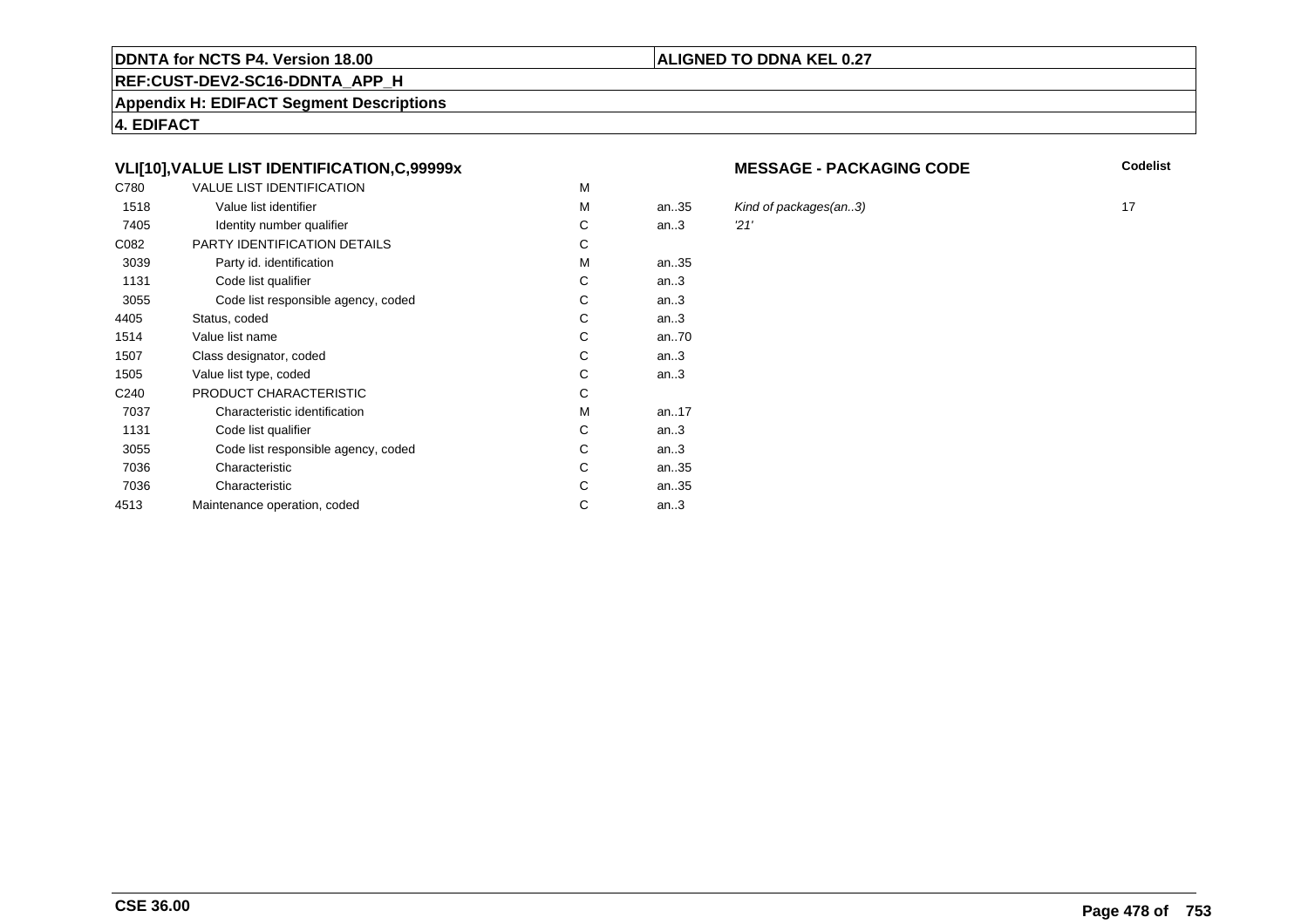**DDNTA for NCTS P4. Version 18.00** | **ALIGNED TO DDNA KEL 0.27**

**REF:CUST-DEV2-SC16-DDNTA_APP_H**

**Appendix H: EDIFACT Segment Descriptions**

**4. EDIFACT**

### VLI[10],VALUE LIST IDENTIFICATION,C,99999x

**MESSAGE - PACKAGING CODE**

| | | | | | Codelist |
|---|---|---|---|---|---|
| C780 | VALUE LIST IDENTIFICATION | M | | | |
| 1518 | Value list identifier | M | an..35 | *Kind of packages(an..3)* | 17 |
| 7405 | Identity number qualifier | C | an..3 | *'21'* | |
| C082 | PARTY IDENTIFICATION DETAILS | C | | | |
| 3039 | Party id. identification | M | an..35 | | |
| 1131 | Code list qualifier | C | an..3 | | |
| 3055 | Code list responsible agency, coded | C | an..3 | | |
| 4405 | Status, coded | C | an..3 | | |
| 1514 | Value list name | C | an..70 | | |
| 1507 | Class designator, coded | C | an..3 | | |
| 1505 | Value list type, coded | C | an..3 | | |
| C240 | PRODUCT CHARACTERISTIC | C | | | |
| 7037 | Characteristic identification | M | an..17 | | |
| 1131 | Code list qualifier | C | an..3 | | |
| 3055 | Code list responsible agency, coded | C | an..3 | | |
| 7036 | Characteristic | C | an..35 | | |
| 7036 | Characteristic | C | an..35 | | |
| 4513 | Maintenance operation, coded | C | an..3 | | |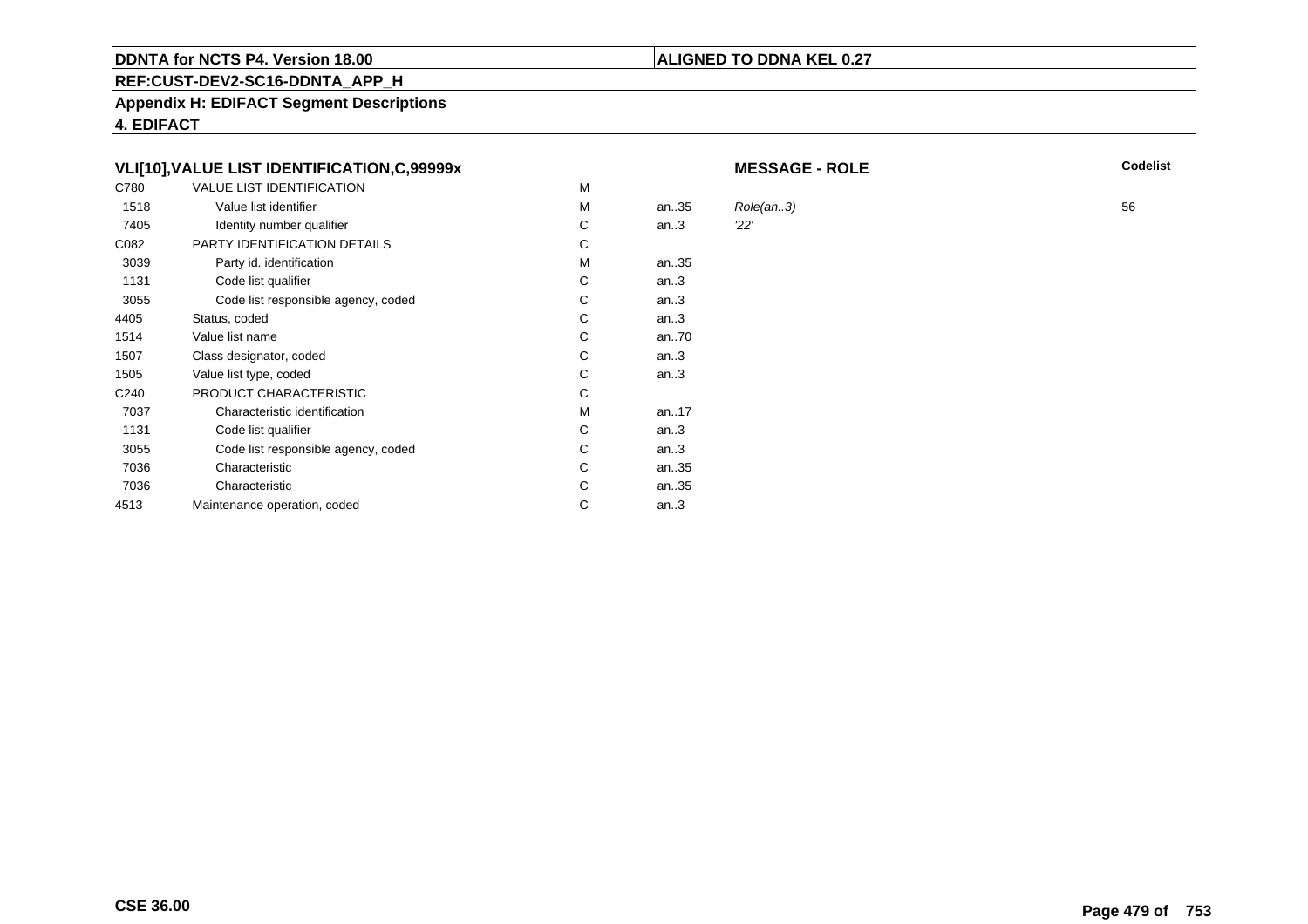**DDNTA for NCTS P4. Version 18.00** | **ALIGNED TO DDNA KEL 0.27**

**REF:CUST-DEV2-SC16-DDNTA_APP_H**

**Appendix H: EDIFACT Segment Descriptions**

**4. EDIFACT**

### VLI[10],VALUE LIST IDENTIFICATION,C,99999x

**MESSAGE - ROLE**

| | | | | | Codelist |
|---|---|---|---|---|---|
| C780 | VALUE LIST IDENTIFICATION | M | | | |
| 1518 | Value list identifier | M | an..35 | *Role(an..3)* | 56 |
| 7405 | Identity number qualifier | C | an..3 | *'22'* | |
| C082 | PARTY IDENTIFICATION DETAILS | C | | | |
| 3039 | Party id. identification | M | an..35 | | |
| 1131 | Code list qualifier | C | an..3 | | |
| 3055 | Code list responsible agency, coded | C | an..3 | | |
| 4405 | Status, coded | C | an..3 | | |
| 1514 | Value list name | C | an..70 | | |
| 1507 | Class designator, coded | C | an..3 | | |
| 1505 | Value list type, coded | C | an..3 | | |
| C240 | PRODUCT CHARACTERISTIC | C | | | |
| 7037 | Characteristic identification | M | an..17 | | |
| 1131 | Code list qualifier | C | an..3 | | |
| 3055 | Code list responsible agency, coded | C | an..3 | | |
| 7036 | Characteristic | C | an..35 | | |
| 7036 | Characteristic | C | an..35 | | |
| 4513 | Maintenance operation, coded | C | an..3 | | |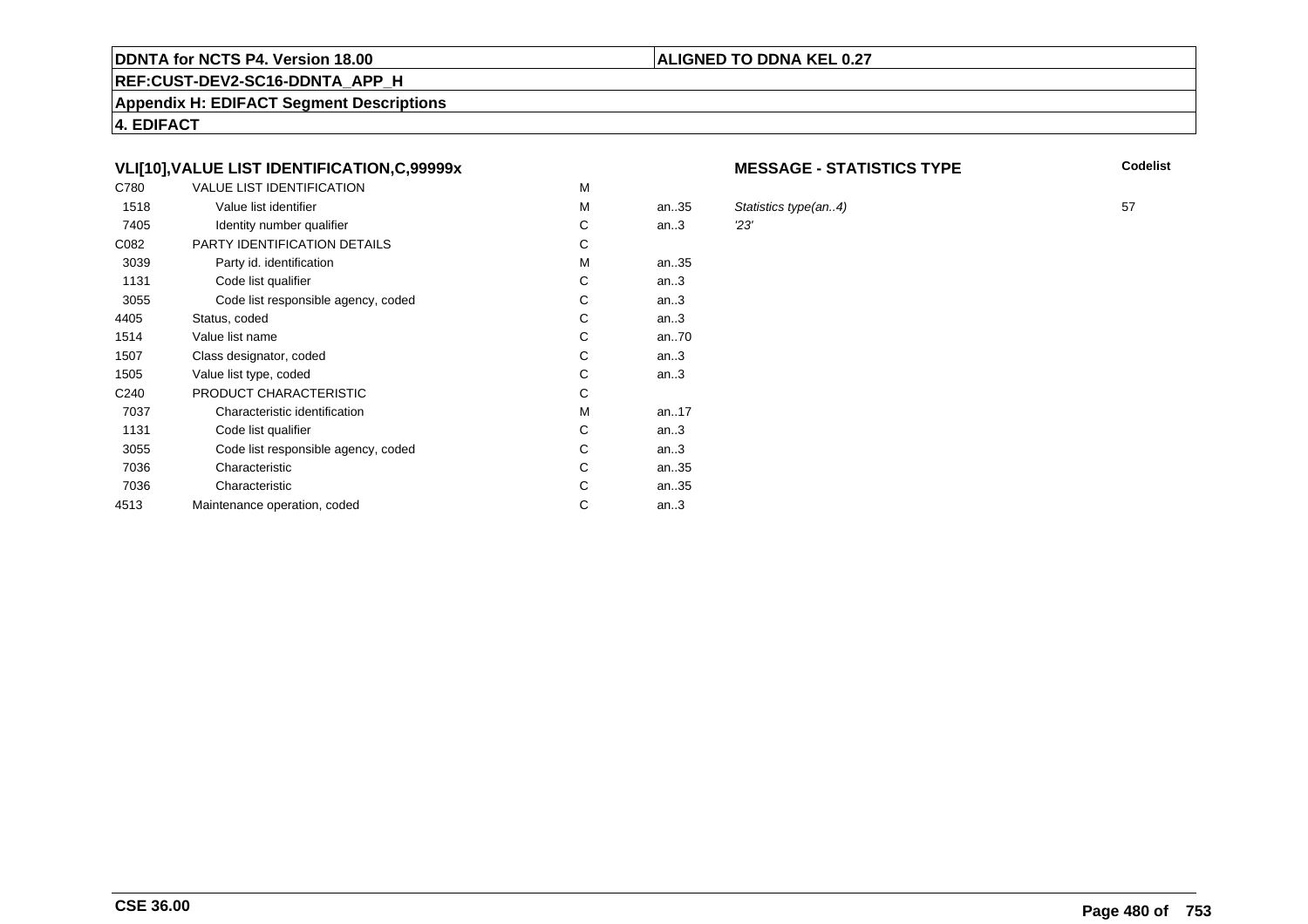**DDNTA for NCTS P4. Version 18.00**

**ALIGNED TO DDNA KEL 0.27**

**REF:CUST-DEV2-SC16-DDNTA_APP_H**

**Appendix H: EDIFACT Segment Descriptions**

**4. EDIFACT**

### VLI[10],VALUE LIST IDENTIFICATION,C,99999x

**MESSAGE - STATISTICS TYPE**

| | | | | | Codelist |
|---|---|---|---|---|---|
| C780 | VALUE LIST IDENTIFICATION | M | | | |
| 1518 | Value list identifier | M | an..35 | *Statistics type(an..4)* | 57 |
| 7405 | Identity number qualifier | C | an..3 | *'23'* | |
| C082 | PARTY IDENTIFICATION DETAILS | C | | | |
| 3039 | Party id. identification | M | an..35 | | |
| 1131 | Code list qualifier | C | an..3 | | |
| 3055 | Code list responsible agency, coded | C | an..3 | | |
| 4405 | Status, coded | C | an..3 | | |
| 1514 | Value list name | C | an..70 | | |
| 1507 | Class designator, coded | C | an..3 | | |
| 1505 | Value list type, coded | C | an..3 | | |
| C240 | PRODUCT CHARACTERISTIC | C | | | |
| 7037 | Characteristic identification | M | an..17 | | |
| 1131 | Code list qualifier | C | an..3 | | |
| 3055 | Code list responsible agency, coded | C | an..3 | | |
| 7036 | Characteristic | C | an..35 | | |
| 7036 | Characteristic | C | an..35 | | |
| 4513 | Maintenance operation, coded | C | an..3 | | |

**CSE 36.00**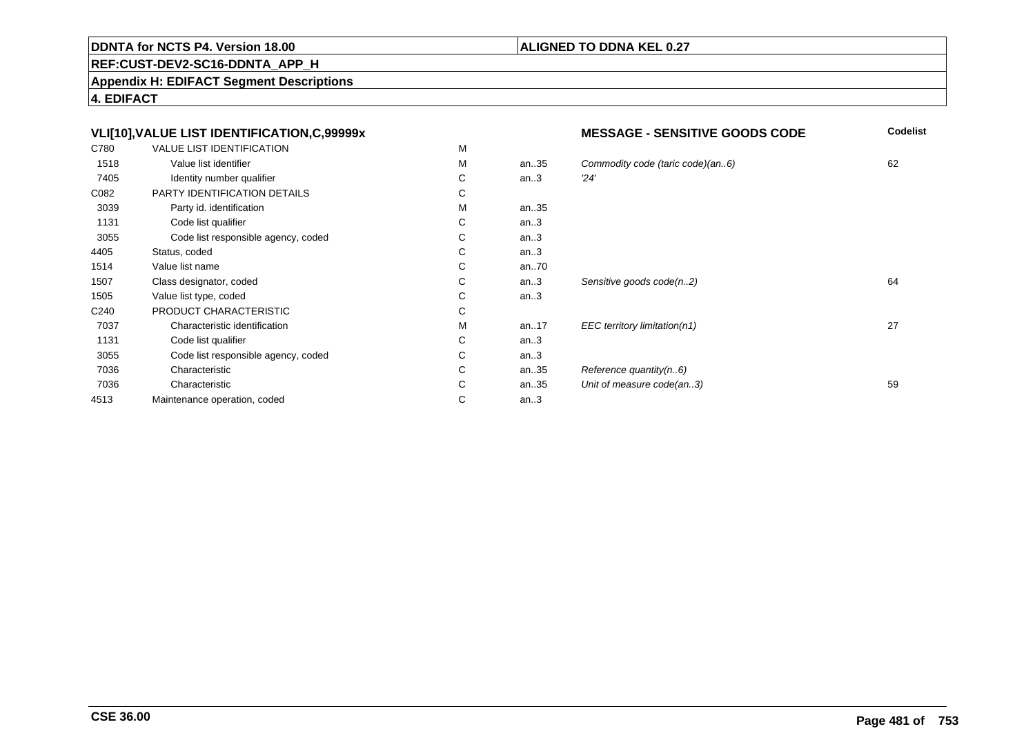**DDNTA for NCTS P4. Version 18.00** | **ALIGNED TO DDNA KEL 0.27**

**REF:CUST-DEV2-SC16-DDNTA_APP_H**

**Appendix H: EDIFACT Segment Descriptions**

**4. EDIFACT**

| VLI[10],VALUE LIST IDENTIFICATION,C,99999x | | | | MESSAGE - SENSITIVE GOODS CODE | Codelist |
|---|---|---|---|---|---|
| C780 | VALUE LIST IDENTIFICATION | M | | | |
| 1518 | Value list identifier | M | an..35 | *Commodity code (taric code)(an..6)* | 62 |
| 7405 | Identity number qualifier | C | an..3 | *'24'* | |
| C082 | PARTY IDENTIFICATION DETAILS | C | | | |
| 3039 | Party id. identification | M | an..35 | | |
| 1131 | Code list qualifier | C | an..3 | | |
| 3055 | Code list responsible agency, coded | C | an..3 | | |
| 4405 | Status, coded | C | an..3 | | |
| 1514 | Value list name | C | an..70 | | |
| 1507 | Class designator, coded | C | an..3 | *Sensitive goods code(n..2)* | 64 |
| 1505 | Value list type, coded | C | an..3 | | |
| C240 | PRODUCT CHARACTERISTIC | C | | | |
| 7037 | Characteristic identification | M | an..17 | *EEC territory limitation(n1)* | 27 |
| 1131 | Code list qualifier | C | an..3 | | |
| 3055 | Code list responsible agency, coded | C | an..3 | | |
| 7036 | Characteristic | C | an..35 | *Reference quantity(n..6)* | |
| 7036 | Characteristic | C | an..35 | *Unit of measure code(an..3)* | 59 |
| 4513 | Maintenance operation, coded | C | an..3 | | |

**CSE 36.00**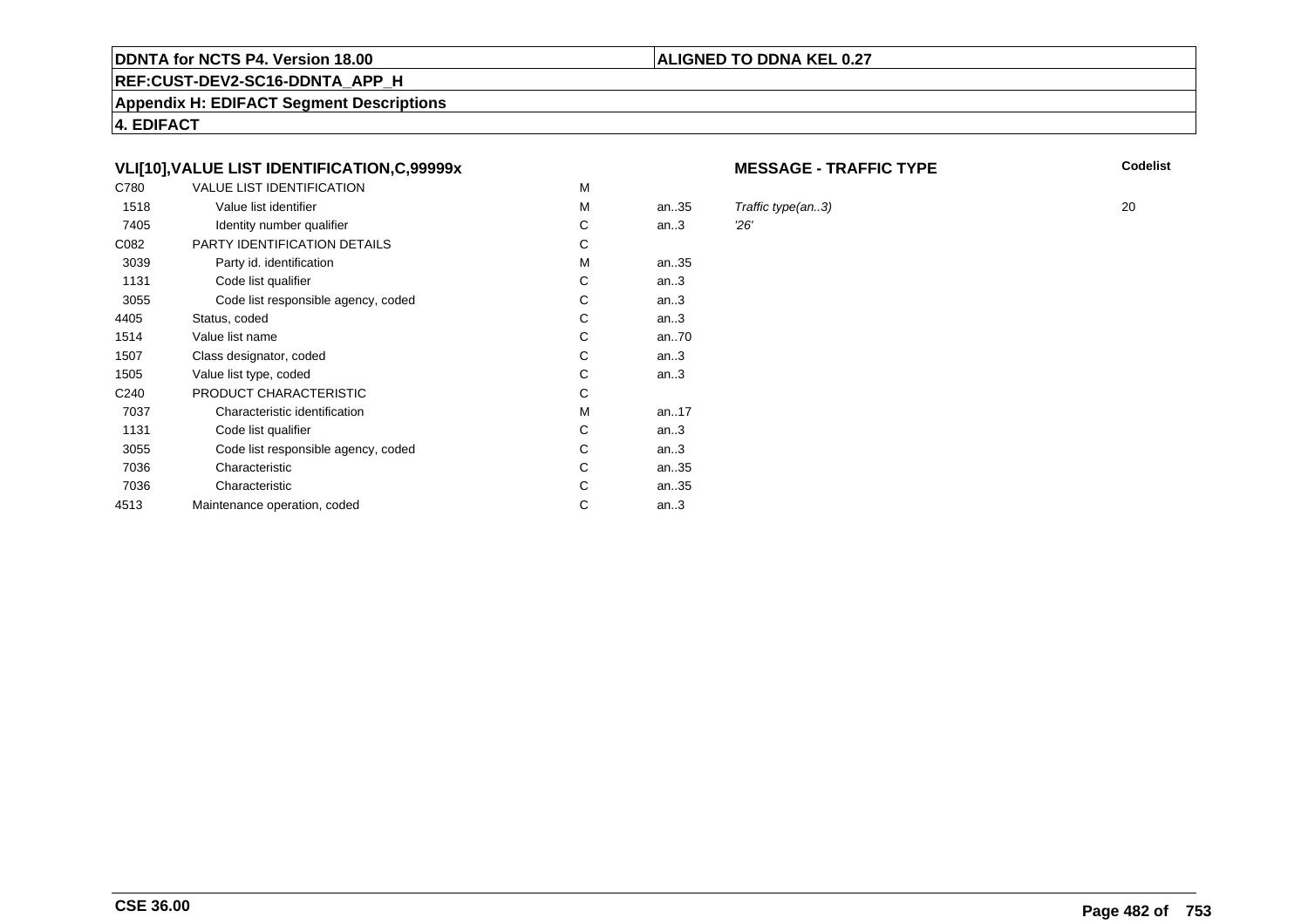**DDNTA for NCTS P4. Version 18.00** | **ALIGNED TO DDNA KEL 0.27**

**REF:CUST-DEV2-SC16-DDNTA_APP_H**

**Appendix H: EDIFACT Segment Descriptions**

**4. EDIFACT**

### VLI[10],VALUE LIST IDENTIFICATION,C,99999x

**MESSAGE - TRAFFIC TYPE**

| | | | | | Codelist |
|---|---|---|---|---|---|
| C780 | VALUE LIST IDENTIFICATION | M | | | |
| 1518 | Value list identifier | M | an..35 | *Traffic type(an..3)* | 20 |
| 7405 | Identity number qualifier | C | an..3 | *'26'* | |
| C082 | PARTY IDENTIFICATION DETAILS | C | | | |
| 3039 | Party id. identification | M | an..35 | | |
| 1131 | Code list qualifier | C | an..3 | | |
| 3055 | Code list responsible agency, coded | C | an..3 | | |
| 4405 | Status, coded | C | an..3 | | |
| 1514 | Value list name | C | an..70 | | |
| 1507 | Class designator, coded | C | an..3 | | |
| 1505 | Value list type, coded | C | an..3 | | |
| C240 | PRODUCT CHARACTERISTIC | C | | | |
| 7037 | Characteristic identification | M | an..17 | | |
| 1131 | Code list qualifier | C | an..3 | | |
| 3055 | Code list responsible agency, coded | C | an..3 | | |
| 7036 | Characteristic | C | an..35 | | |
| 7036 | Characteristic | C | an..35 | | |
| 4513 | Maintenance operation, coded | C | an..3 | | |

**CSE 36.00**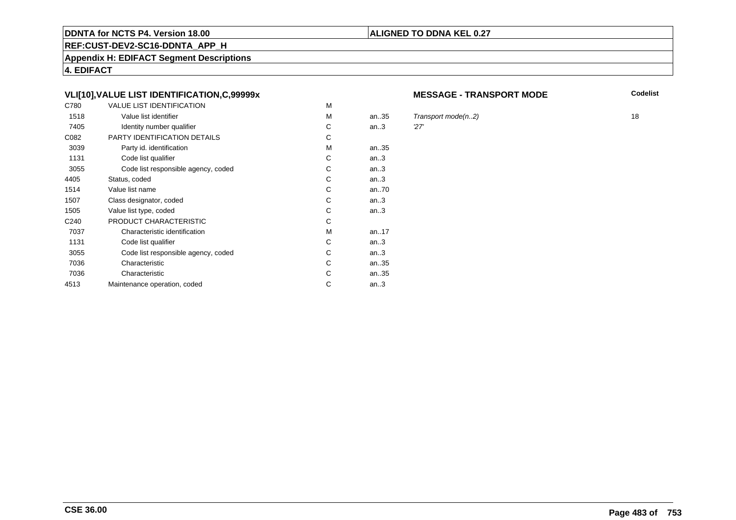**DDNTA for NCTS P4. Version 18.00** | **ALIGNED TO DDNA KEL 0.27**

**REF:CUST-DEV2-SC16-DDNTA_APP_H**

**Appendix H: EDIFACT Segment Descriptions**

**4. EDIFACT**

### VLI[10],VALUE LIST IDENTIFICATION,C,99999x

**MESSAGE - TRANSPORT MODE**

| | | | | | Codelist |
|---|---|---|---|---|---|
| C780 | VALUE LIST IDENTIFICATION | M | | | |
| 1518 | Value list identifier | M | an..35 | *Transport mode(n..2)* | 18 |
| 7405 | Identity number qualifier | C | an..3 | *'27'* | |
| C082 | PARTY IDENTIFICATION DETAILS | C | | | |
| 3039 | Party id. identification | M | an..35 | | |
| 1131 | Code list qualifier | C | an..3 | | |
| 3055 | Code list responsible agency, coded | C | an..3 | | |
| 4405 | Status, coded | C | an..3 | | |
| 1514 | Value list name | C | an..70 | | |
| 1507 | Class designator, coded | C | an..3 | | |
| 1505 | Value list type, coded | C | an..3 | | |
| C240 | PRODUCT CHARACTERISTIC | C | | | |
| 7037 | Characteristic identification | M | an..17 | | |
| 1131 | Code list qualifier | C | an..3 | | |
| 3055 | Code list responsible agency, coded | C | an..3 | | |
| 7036 | Characteristic | C | an..35 | | |
| 7036 | Characteristic | C | an..35 | | |
| 4513 | Maintenance operation, coded | C | an..3 | | |

**CSE 36.00**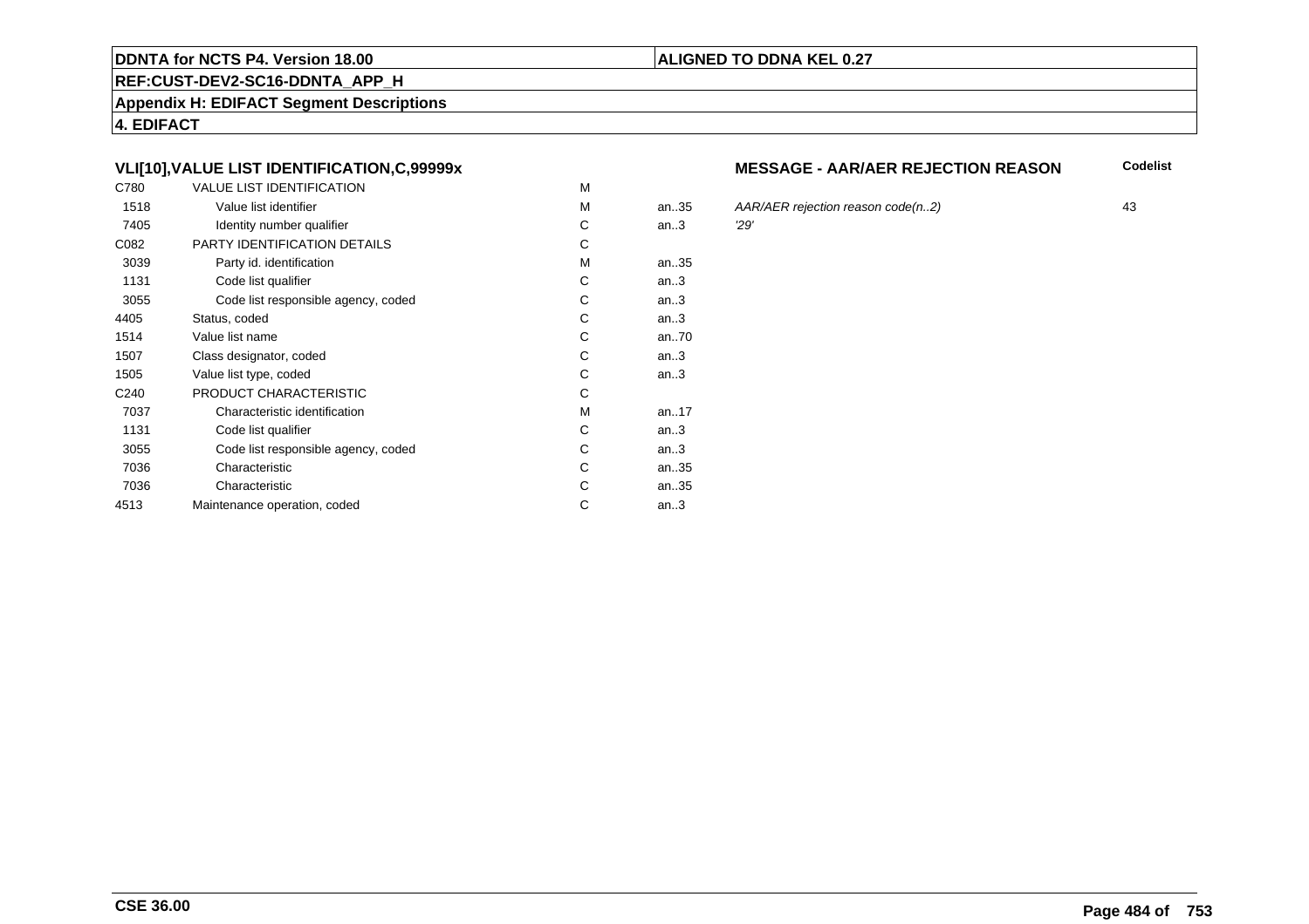## VLI[10],VALUE LIST IDENTIFICATION,C,99999x

**MESSAGE - AAR/AER REJECTION REASON**

| | | | | | Codelist |
|---|---|---|---|---|---|
| C780 | VALUE LIST IDENTIFICATION | M | | | |
| 1518 | Value list identifier | M | an..35 | *AAR/AER rejection reason code(n..2)* | 43 |
| 7405 | Identity number qualifier | C | an..3 | *'29'* | |
| C082 | PARTY IDENTIFICATION DETAILS | C | | | |
| 3039 | Party id. identification | M | an..35 | | |
| 1131 | Code list qualifier | C | an..3 | | |
| 3055 | Code list responsible agency, coded | C | an..3 | | |
| 4405 | Status, coded | C | an..3 | | |
| 1514 | Value list name | C | an..70 | | |
| 1507 | Class designator, coded | C | an..3 | | |
| 1505 | Value list type, coded | C | an..3 | | |
| C240 | PRODUCT CHARACTERISTIC | C | | | |
| 7037 | Characteristic identification | M | an..17 | | |
| 1131 | Code list qualifier | C | an..3 | | |
| 3055 | Code list responsible agency, coded | C | an..3 | | |
| 7036 | Characteristic | C | an..35 | | |
| 7036 | Characteristic | C | an..35 | | |
| 4513 | Maintenance operation, coded | C | an..3 | | |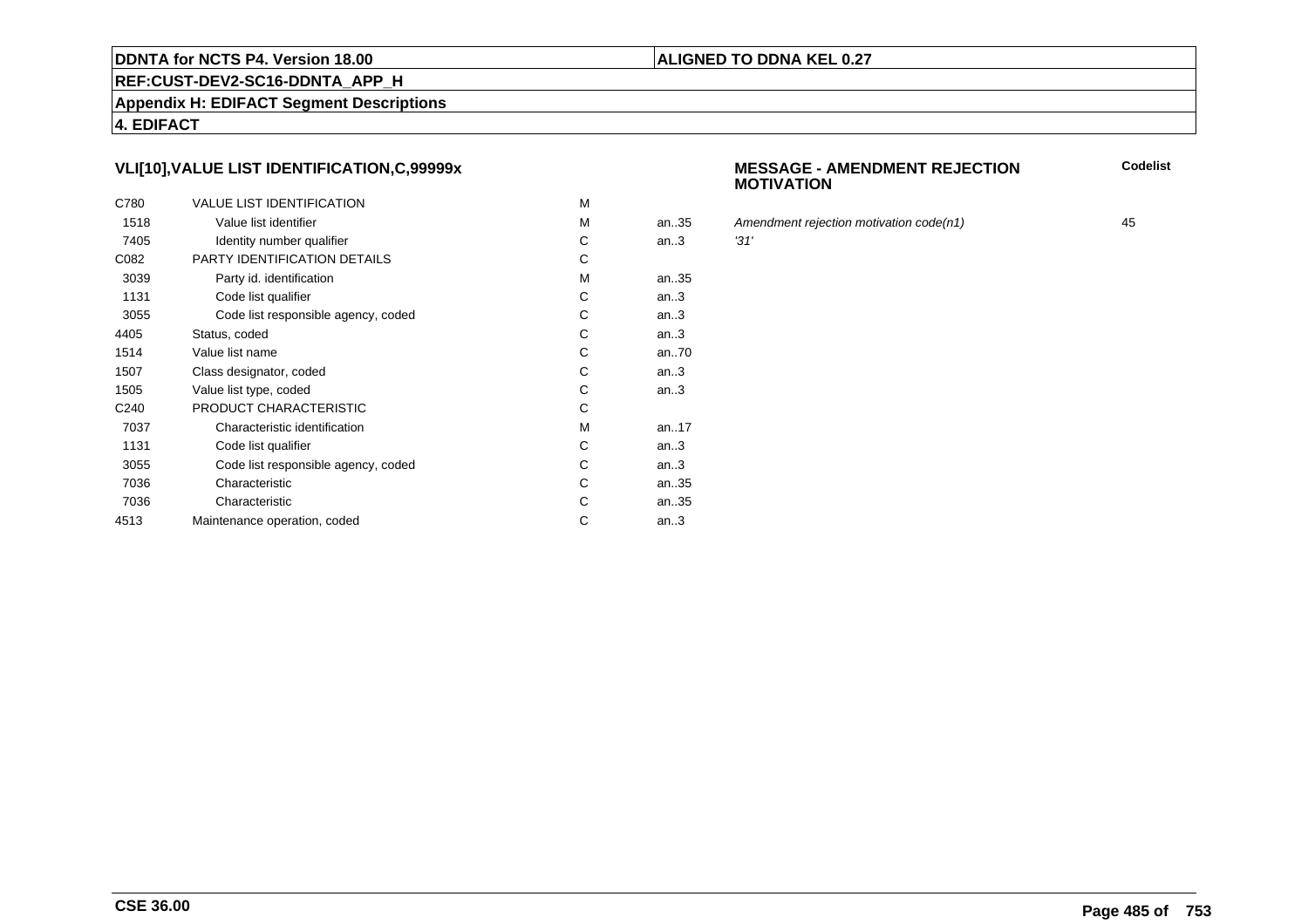## VLI[10],VALUE LIST IDENTIFICATION,C,99999x

**MESSAGE - AMENDMENT REJECTION MOTIVATION**

| | | | | | Codelist |
|---|---|---|---|---|---|
| C780 | VALUE LIST IDENTIFICATION | M | | | |
| 1518 | Value list identifier | M | an..35 | *Amendment rejection motivation code(n1)* | 45 |
| 7405 | Identity number qualifier | C | an..3 | *'31'* | |
| C082 | PARTY IDENTIFICATION DETAILS | C | | | |
| 3039 | Party id. identification | M | an..35 | | |
| 1131 | Code list qualifier | C | an..3 | | |
| 3055 | Code list responsible agency, coded | C | an..3 | | |
| 4405 | Status, coded | C | an..3 | | |
| 1514 | Value list name | C | an..70 | | |
| 1507 | Class designator, coded | C | an..3 | | |
| 1505 | Value list type, coded | C | an..3 | | |
| C240 | PRODUCT CHARACTERISTIC | C | | | |
| 7037 | Characteristic identification | M | an..17 | | |
| 1131 | Code list qualifier | C | an..3 | | |
| 3055 | Code list responsible agency, coded | C | an..3 | | |
| 7036 | Characteristic | C | an..35 | | |
| 7036 | Characteristic | C | an..35 | | |
| 4513 | Maintenance operation, coded | C | an..3 | | |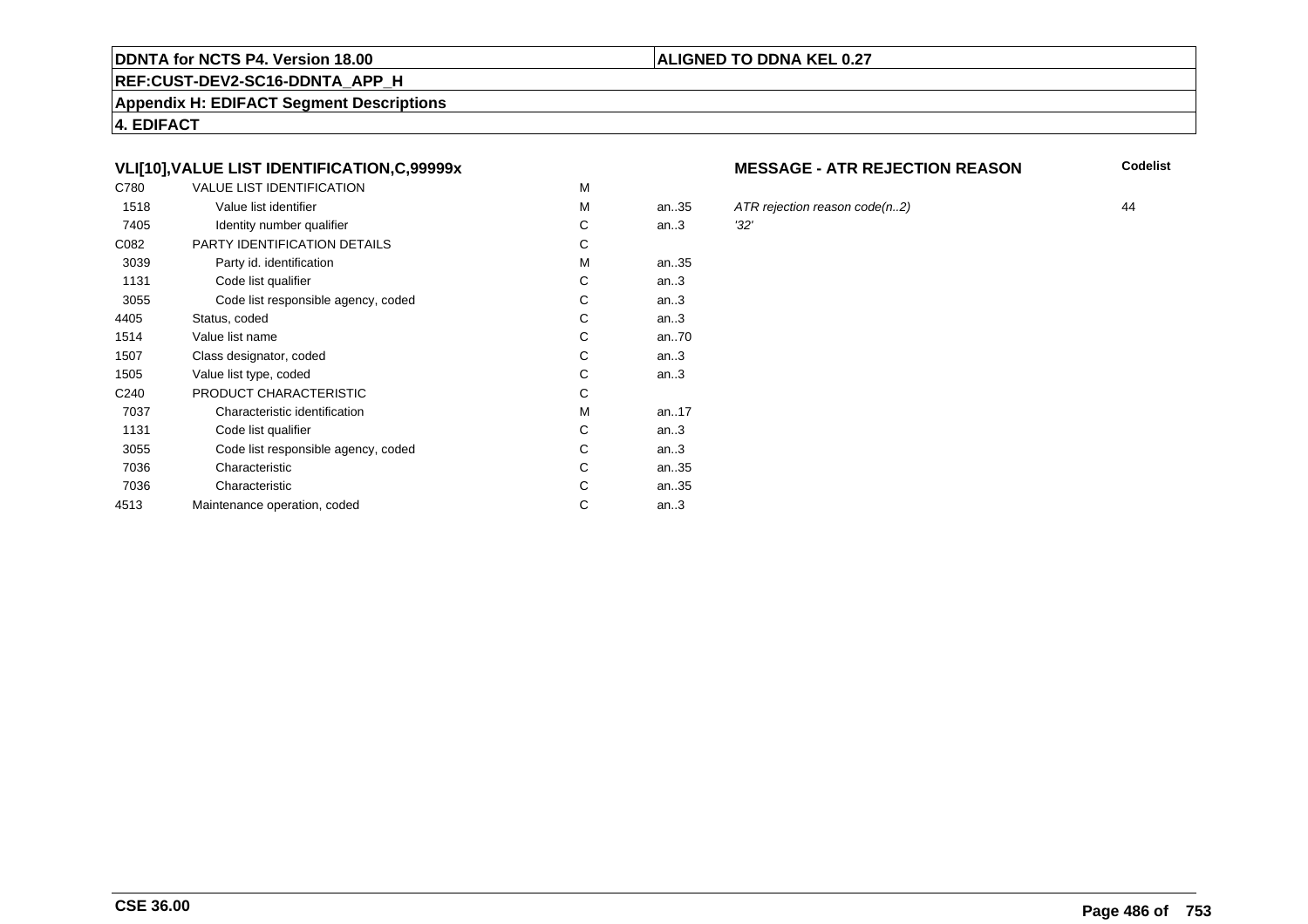**DDNTA for NCTS P4. Version 18.00** | **ALIGNED TO DDNA KEL 0.27**

**REF:CUST-DEV2-SC16-DDNTA_APP_H**

**Appendix H: EDIFACT Segment Descriptions**

**4. EDIFACT**

### VLI[10],VALUE LIST IDENTIFICATION,C,99999x

**MESSAGE - ATR REJECTION REASON**

| | | | | | Codelist |
|---|---|---|---|---|---|
| C780 | VALUE LIST IDENTIFICATION | M | | | |
| 1518 | Value list identifier | M | an..35 | *ATR rejection reason code(n..2)* | 44 |
| 7405 | Identity number qualifier | C | an..3 | *'32'* | |
| C082 | PARTY IDENTIFICATION DETAILS | C | | | |
| 3039 | Party id. identification | M | an..35 | | |
| 1131 | Code list qualifier | C | an..3 | | |
| 3055 | Code list responsible agency, coded | C | an..3 | | |
| 4405 | Status, coded | C | an..3 | | |
| 1514 | Value list name | C | an..70 | | |
| 1507 | Class designator, coded | C | an..3 | | |
| 1505 | Value list type, coded | C | an..3 | | |
| C240 | PRODUCT CHARACTERISTIC | C | | | |
| 7037 | Characteristic identification | M | an..17 | | |
| 1131 | Code list qualifier | C | an..3 | | |
| 3055 | Code list responsible agency, coded | C | an..3 | | |
| 7036 | Characteristic | C | an..35 | | |
| 7036 | Characteristic | C | an..35 | | |
| 4513 | Maintenance operation, coded | C | an..3 | | |

**CSE 36.00**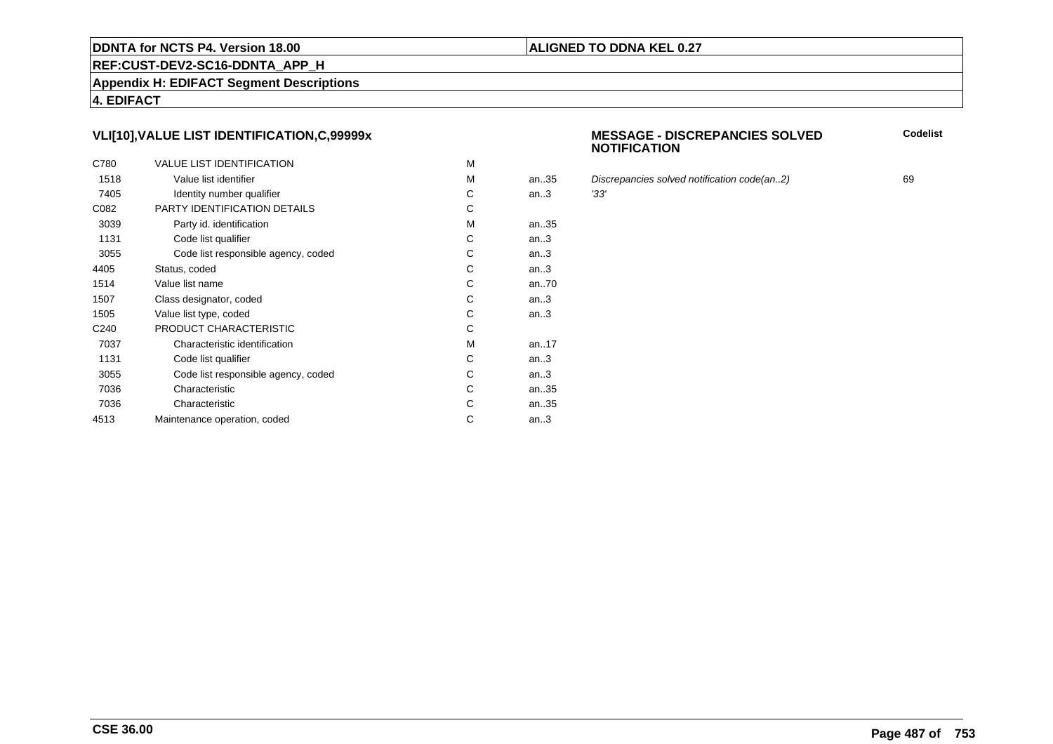**DDNTA for NCTS P4. Version 18.00**

**ALIGNED TO DDNA KEL 0.27**

**REF:CUST-DEV2-SC16-DDNTA_APP_H**

**Appendix H: EDIFACT Segment Descriptions**

**4. EDIFACT**

### VLI[10],VALUE LIST IDENTIFICATION,C,99999x

| | | | | MESSAGE - DISCREPANCIES SOLVED NOTIFICATION | Codelist |
|---|---|---|---|---|---|
| C780 | VALUE LIST IDENTIFICATION | M | | | |
| 1518 | Value list identifier | M | an..35 | *Discrepancies solved notification code(an..2)* | 69 |
| 7405 | Identity number qualifier | C | an..3 | *'33'* | |
| C082 | PARTY IDENTIFICATION DETAILS | C | | | |
| 3039 | Party id. identification | M | an..35 | | |
| 1131 | Code list qualifier | C | an..3 | | |
| 3055 | Code list responsible agency, coded | C | an..3 | | |
| 4405 | Status, coded | C | an..3 | | |
| 1514 | Value list name | C | an..70 | | |
| 1507 | Class designator, coded | C | an..3 | | |
| 1505 | Value list type, coded | C | an..3 | | |
| C240 | PRODUCT CHARACTERISTIC | C | | | |
| 7037 | Characteristic identification | M | an..17 | | |
| 1131 | Code list qualifier | C | an..3 | | |
| 3055 | Code list responsible agency, coded | C | an..3 | | |
| 7036 | Characteristic | C | an..35 | | |
| 7036 | Characteristic | C | an..35 | | |
| 4513 | Maintenance operation, coded | C | an..3 | | |

**CSE 36.00**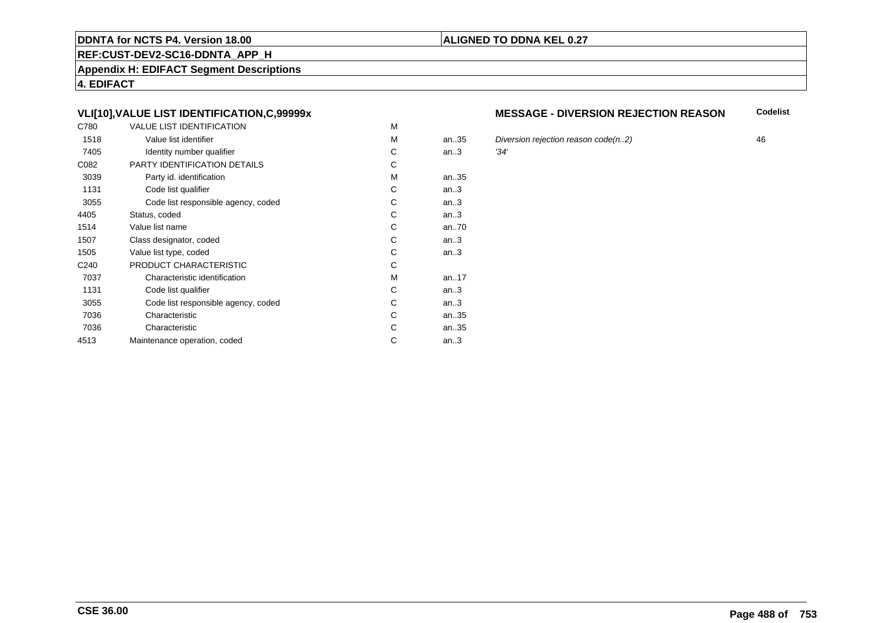**DDNTA for NCTS P4. Version 18.00**

**ALIGNED TO DDNA KEL 0.27**

**REF:CUST-DEV2-SC16-DDNTA_APP_H**

**Appendix H: EDIFACT Segment Descriptions**

**4. EDIFACT**

### VLI[10],VALUE LIST IDENTIFICATION,C,99999x

### MESSAGE - DIVERSION REJECTION REASON

| | | | | | Codelist |
|---|---|---|---|---|---|
| C780 | VALUE LIST IDENTIFICATION | M | | | |
| 1518 | Value list identifier | M | an..35 | *Diversion rejection reason code(n..2)* | 46 |
| 7405 | Identity number qualifier | C | an..3 | *'34'* | |
| C082 | PARTY IDENTIFICATION DETAILS | C | | | |
| 3039 | Party id. identification | M | an..35 | | |
| 1131 | Code list qualifier | C | an..3 | | |
| 3055 | Code list responsible agency, coded | C | an..3 | | |
| 4405 | Status, coded | C | an..3 | | |
| 1514 | Value list name | C | an..70 | | |
| 1507 | Class designator, coded | C | an..3 | | |
| 1505 | Value list type, coded | C | an..3 | | |
| C240 | PRODUCT CHARACTERISTIC | C | | | |
| 7037 | Characteristic identification | M | an..17 | | |
| 1131 | Code list qualifier | C | an..3 | | |
| 3055 | Code list responsible agency, coded | C | an..3 | | |
| 7036 | Characteristic | C | an..35 | | |
| 7036 | Characteristic | C | an..35 | | |
| 4513 | Maintenance operation, coded | C | an..3 | | |

**CSE 36.00**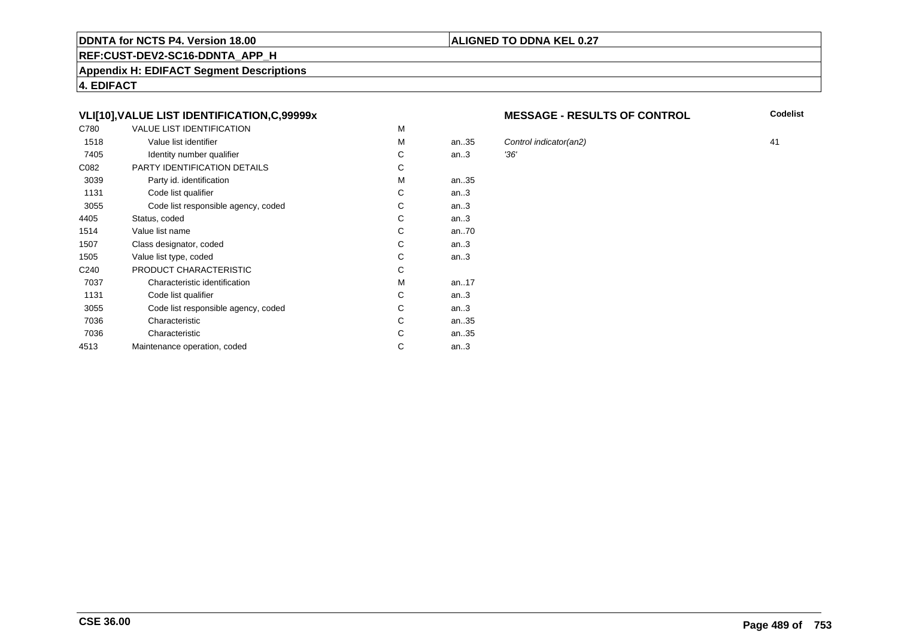**DDNTA for NCTS P4. Version 18.00**

**ALIGNED TO DDNA KEL 0.27**

**REF:CUST-DEV2-SC16-DDNTA_APP_H**

**Appendix H: EDIFACT Segment Descriptions**

**4. EDIFACT**

### VLI[10],VALUE LIST IDENTIFICATION,C,99999x

**MESSAGE - RESULTS OF CONTROL**

| | | | | | **Codelist** |
|---|---|---|---|---|---|
| C780 | VALUE LIST IDENTIFICATION | M | | | |
| 1518 | Value list identifier | M | an..35 | *Control indicator(an2)* | 41 |
| 7405 | Identity number qualifier | C | an..3 | *'36'* | |
| C082 | PARTY IDENTIFICATION DETAILS | C | | | |
| 3039 | Party id. identification | M | an..35 | | |
| 1131 | Code list qualifier | C | an..3 | | |
| 3055 | Code list responsible agency, coded | C | an..3 | | |
| 4405 | Status, coded | C | an..3 | | |
| 1514 | Value list name | C | an..70 | | |
| 1507 | Class designator, coded | C | an..3 | | |
| 1505 | Value list type, coded | C | an..3 | | |
| C240 | PRODUCT CHARACTERISTIC | C | | | |
| 7037 | Characteristic identification | M | an..17 | | |
| 1131 | Code list qualifier | C | an..3 | | |
| 3055 | Code list responsible agency, coded | C | an..3 | | |
| 7036 | Characteristic | C | an..35 | | |
| 7036 | Characteristic | C | an..35 | | |
| 4513 | Maintenance operation, coded | C | an..3 | | |

**CSE 36.00**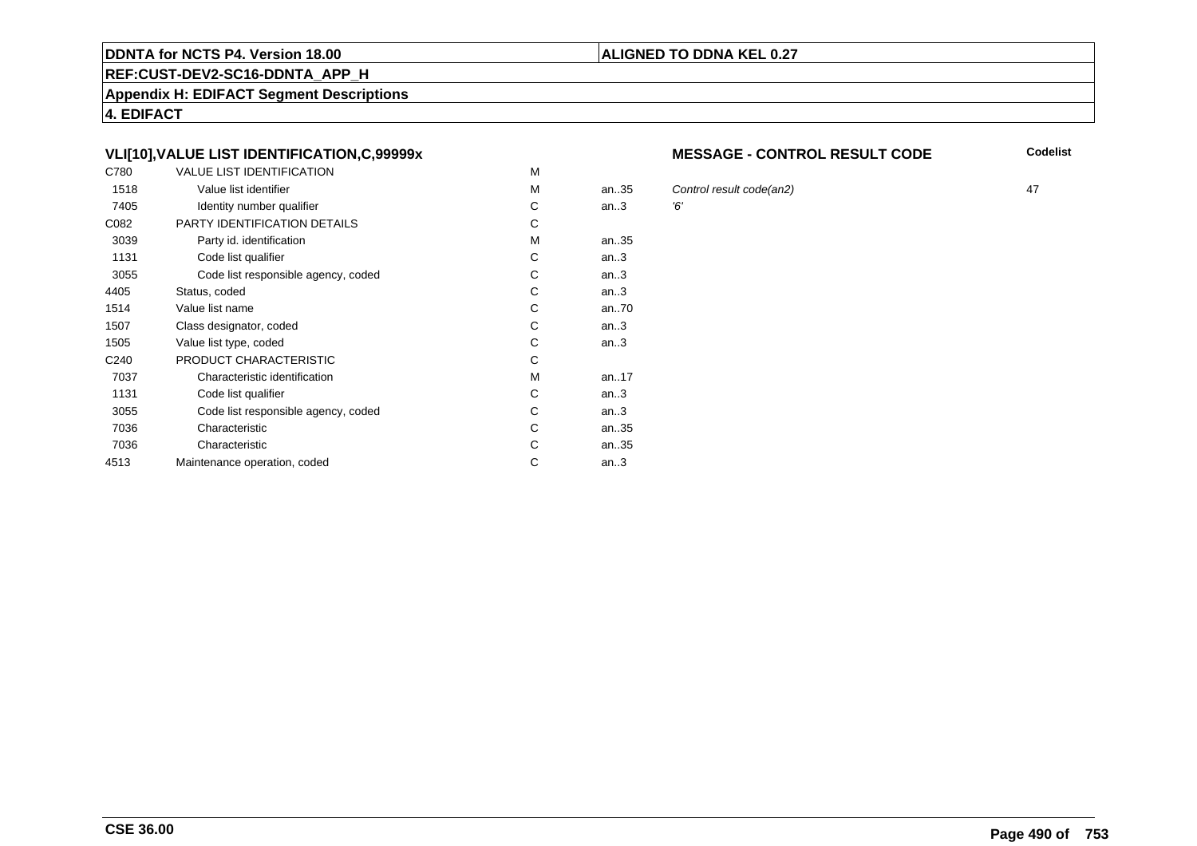## VLI[10],VALUE LIST IDENTIFICATION,C,99999x

**MESSAGE - CONTROL RESULT CODE**

| | | | | | Codelist |
|---|---|---|---|---|---|
| C780 | VALUE LIST IDENTIFICATION | M | | | |
| 1518 | Value list identifier | M | an..35 | *Control result code(an2)* | 47 |
| 7405 | Identity number qualifier | C | an..3 | *'6'* | |
| C082 | PARTY IDENTIFICATION DETAILS | C | | | |
| 3039 | Party id. identification | M | an..35 | | |
| 1131 | Code list qualifier | C | an..3 | | |
| 3055 | Code list responsible agency, coded | C | an..3 | | |
| 4405 | Status, coded | C | an..3 | | |
| 1514 | Value list name | C | an..70 | | |
| 1507 | Class designator, coded | C | an..3 | | |
| 1505 | Value list type, coded | C | an..3 | | |
| C240 | PRODUCT CHARACTERISTIC | C | | | |
| 7037 | Characteristic identification | M | an..17 | | |
| 1131 | Code list qualifier | C | an..3 | | |
| 3055 | Code list responsible agency, coded | C | an..3 | | |
| 7036 | Characteristic | C | an..35 | | |
| 7036 | Characteristic | C | an..35 | | |
| 4513 | Maintenance operation, coded | C | an..3 | | |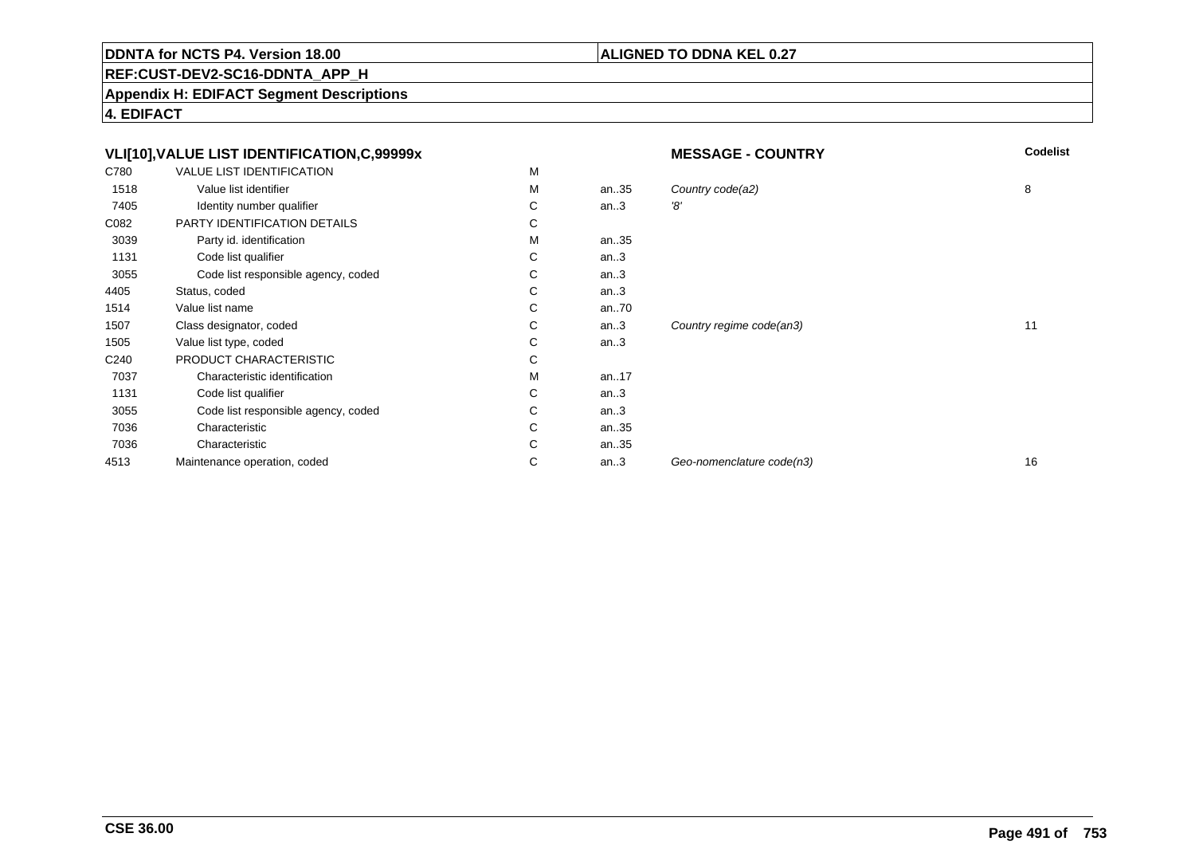**DDNTA for NCTS P4. Version 18.00** | **ALIGNED TO DDNA KEL 0.27**

**REF:CUST-DEV2-SC16-DDNTA_APP_H**

**Appendix H: EDIFACT Segment Descriptions**

**4. EDIFACT**

| VLI[10],VALUE LIST IDENTIFICATION,C,99999x | | | | MESSAGE - COUNTRY | Codelist |
|---|---|---|---|---|---|
| C780 | VALUE LIST IDENTIFICATION | M | | | |
| 1518 | Value list identifier | M | an..35 | *Country code(a2)* | 8 |
| 7405 | Identity number qualifier | C | an..3 | *'8'* | |
| C082 | PARTY IDENTIFICATION DETAILS | C | | | |
| 3039 | Party id. identification | M | an..35 | | |
| 1131 | Code list qualifier | C | an..3 | | |
| 3055 | Code list responsible agency, coded | C | an..3 | | |
| 4405 | Status, coded | C | an..3 | | |
| 1514 | Value list name | C | an..70 | | |
| 1507 | Class designator, coded | C | an..3 | *Country regime code(an3)* | 11 |
| 1505 | Value list type, coded | C | an..3 | | |
| C240 | PRODUCT CHARACTERISTIC | C | | | |
| 7037 | Characteristic identification | M | an..17 | | |
| 1131 | Code list qualifier | C | an..3 | | |
| 3055 | Code list responsible agency, coded | C | an..3 | | |
| 7036 | Characteristic | C | an..35 | | |
| 7036 | Characteristic | C | an..35 | | |
| 4513 | Maintenance operation, coded | C | an..3 | *Geo-nomenclature code(n3)* | 16 |

**CSE 36.00**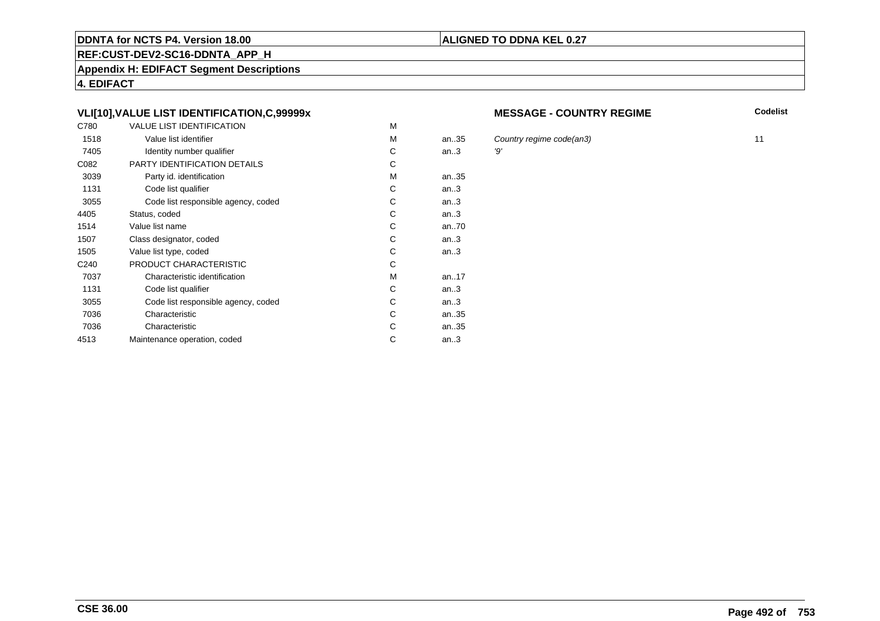**DDNTA for NCTS P4. Version 18.00**

**ALIGNED TO DDNA KEL 0.27**

**REF:CUST-DEV2-SC16-DDNTA_APP_H**

**Appendix H: EDIFACT Segment Descriptions**

**4. EDIFACT**

### VLI[10],VALUE LIST IDENTIFICATION,C,99999x

**MESSAGE - COUNTRY REGIME**

| | | | | | Codelist |
|---|---|---|---|---|---|
| C780 | VALUE LIST IDENTIFICATION | M | | | |
| 1518 | Value list identifier | M | an..35 | *Country regime code(an3)* | 11 |
| 7405 | Identity number qualifier | C | an..3 | *'9'* | |
| C082 | PARTY IDENTIFICATION DETAILS | C | | | |
| 3039 | Party id. identification | M | an..35 | | |
| 1131 | Code list qualifier | C | an..3 | | |
| 3055 | Code list responsible agency, coded | C | an..3 | | |
| 4405 | Status, coded | C | an..3 | | |
| 1514 | Value list name | C | an..70 | | |
| 1507 | Class designator, coded | C | an..3 | | |
| 1505 | Value list type, coded | C | an..3 | | |
| C240 | PRODUCT CHARACTERISTIC | C | | | |
| 7037 | Characteristic identification | M | an..17 | | |
| 1131 | Code list qualifier | C | an..3 | | |
| 3055 | Code list responsible agency, coded | C | an..3 | | |
| 7036 | Characteristic | C | an..35 | | |
| 7036 | Characteristic | C | an..35 | | |
| 4513 | Maintenance operation, coded | C | an..3 | | |

**CSE 36.00**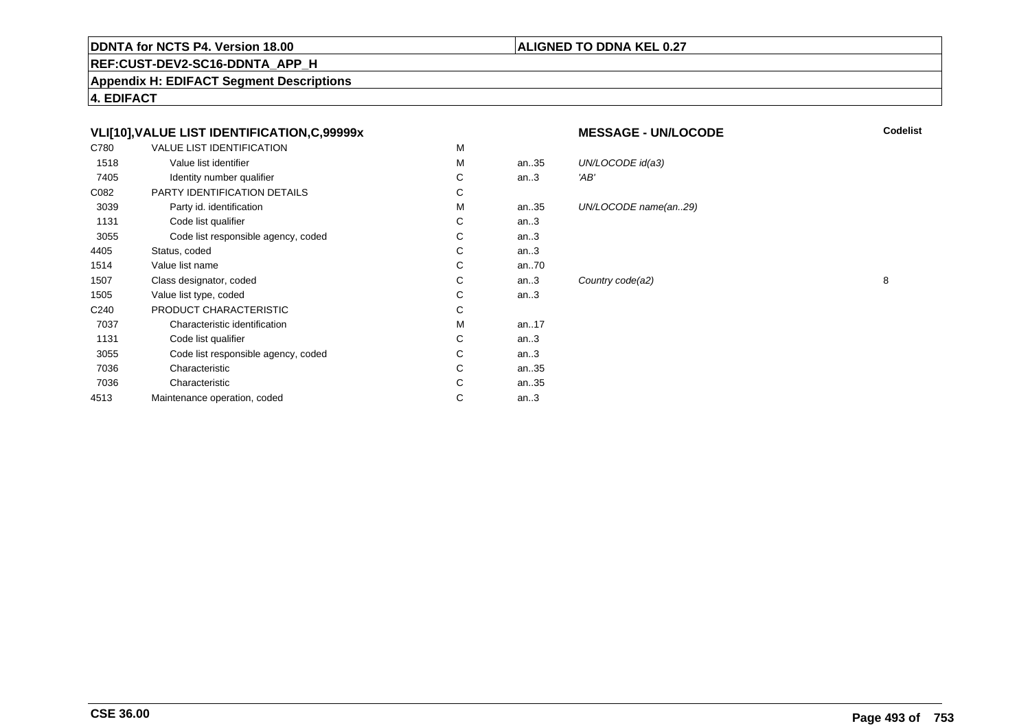## VLI[10],VALUE LIST IDENTIFICATION,C,99999x

**MESSAGE - UN/LOCODE**

| Tag | Name | Status | Format | Description | Codelist |
|---|---|---|---|---|---|
| C780 | VALUE LIST IDENTIFICATION | M | | | |
| 1518 | Value list identifier | M | an..35 | *UN/LOCODE id(a3)* | |
| 7405 | Identity number qualifier | C | an..3 | *'AB'* | |
| C082 | PARTY IDENTIFICATION DETAILS | C | | | |
| 3039 | Party id. identification | M | an..35 | *UN/LOCODE name(an..29)* | |
| 1131 | Code list qualifier | C | an..3 | | |
| 3055 | Code list responsible agency, coded | C | an..3 | | |
| 4405 | Status, coded | C | an..3 | | |
| 1514 | Value list name | C | an..70 | | |
| 1507 | Class designator, coded | C | an..3 | *Country code(a2)* | 8 |
| 1505 | Value list type, coded | C | an..3 | | |
| C240 | PRODUCT CHARACTERISTIC | C | | | |
| 7037 | Characteristic identification | M | an..17 | | |
| 1131 | Code list qualifier | C | an..3 | | |
| 3055 | Code list responsible agency, coded | C | an..3 | | |
| 7036 | Characteristic | C | an..35 | | |
| 7036 | Characteristic | C | an..35 | | |
| 4513 | Maintenance operation, coded | C | an..3 | | |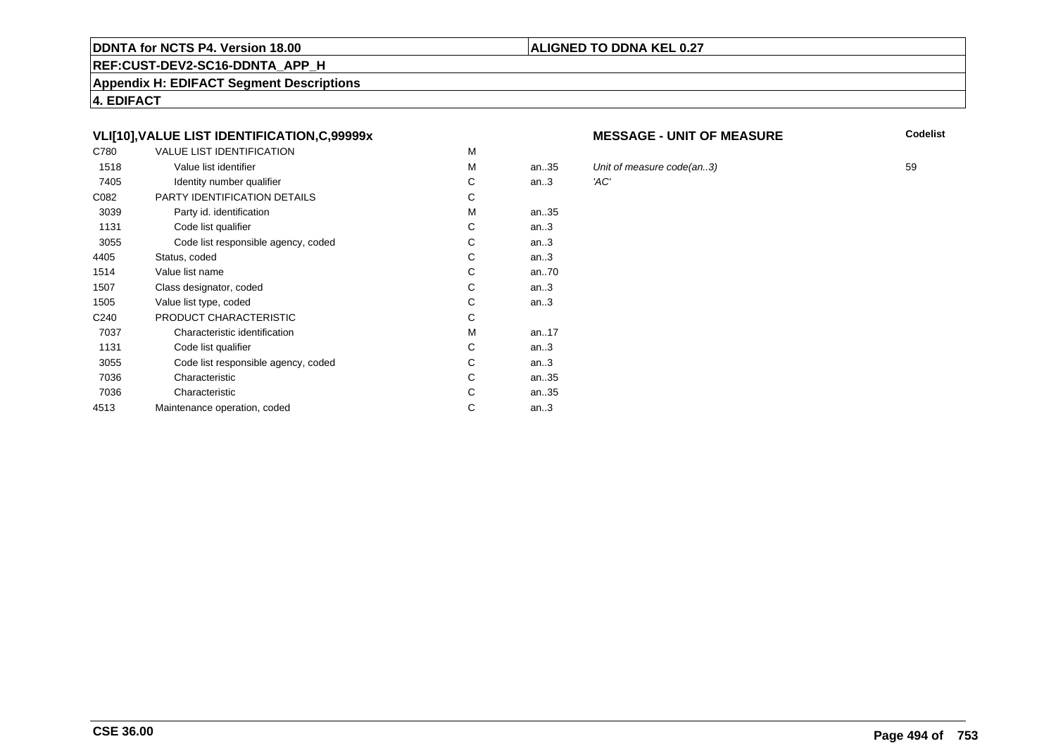**DDNTA for NCTS P4. Version 18.00** | **ALIGNED TO DDNA KEL 0.27**

**REF:CUST-DEV2-SC16-DDNTA_APP_H**

**Appendix H: EDIFACT Segment Descriptions**

**4. EDIFACT**

### VLI[10],VALUE LIST IDENTIFICATION,C,99999x

**MESSAGE - UNIT OF MEASURE**

| | | | | | Codelist |
|---|---|---|---|---|---|
| C780 | VALUE LIST IDENTIFICATION | M | | | |
| 1518 | Value list identifier | M | an..35 | *Unit of measure code(an..3)* | 59 |
| 7405 | Identity number qualifier | C | an..3 | *'AC'* | |
| C082 | PARTY IDENTIFICATION DETAILS | C | | | |
| 3039 | Party id. identification | M | an..35 | | |
| 1131 | Code list qualifier | C | an..3 | | |
| 3055 | Code list responsible agency, coded | C | an..3 | | |
| 4405 | Status, coded | C | an..3 | | |
| 1514 | Value list name | C | an..70 | | |
| 1507 | Class designator, coded | C | an..3 | | |
| 1505 | Value list type, coded | C | an..3 | | |
| C240 | PRODUCT CHARACTERISTIC | C | | | |
| 7037 | Characteristic identification | M | an..17 | | |
| 1131 | Code list qualifier | C | an..3 | | |
| 3055 | Code list responsible agency, coded | C | an..3 | | |
| 7036 | Characteristic | C | an..35 | | |
| 7036 | Characteristic | C | an..35 | | |
| 4513 | Maintenance operation, coded | C | an..3 | | |

**CSE 36.00**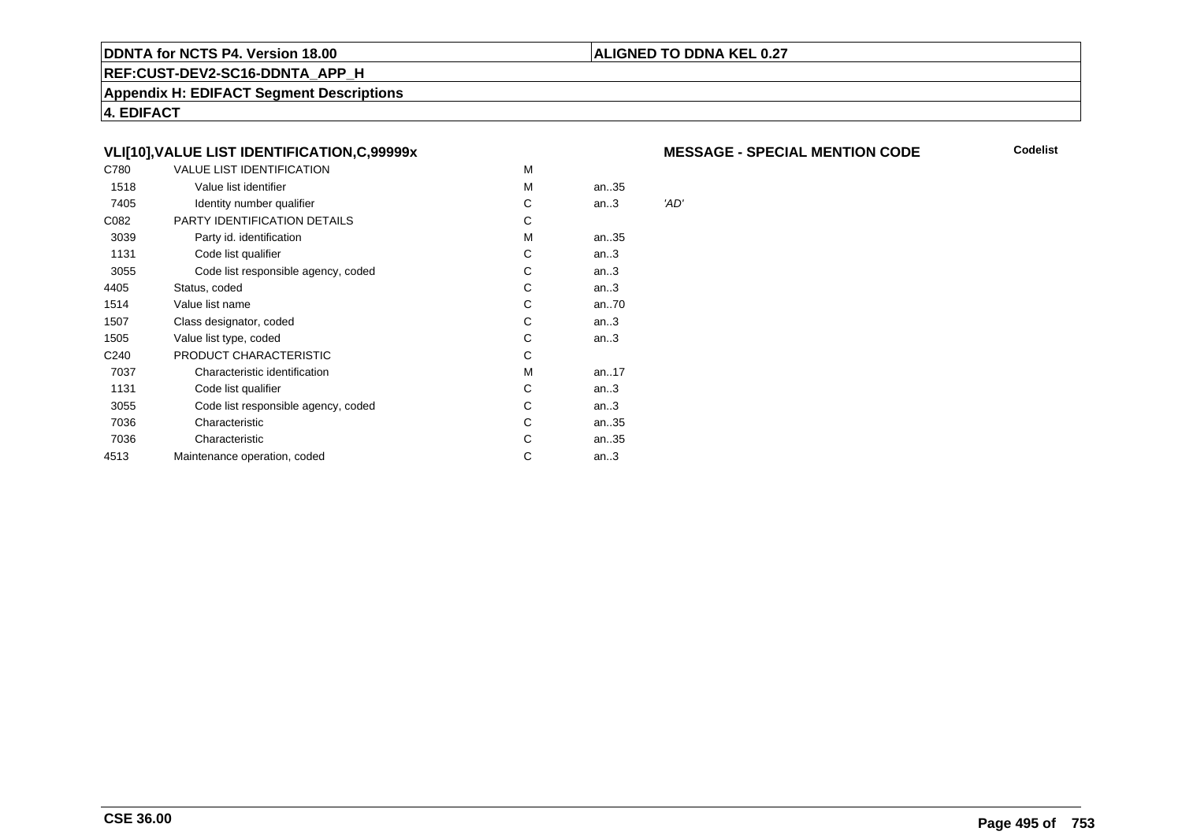**DDNTA for NCTS P4. Version 18.00** | **ALIGNED TO DDNA KEL 0.27**

**REF:CUST-DEV2-SC16-DDNTA_APP_H**

**Appendix H: EDIFACT Segment Descriptions**

**4. EDIFACT**

### VLI[10],VALUE LIST IDENTIFICATION,C,99999x

**MESSAGE - SPECIAL MENTION CODE** — **Codelist**

| | | | | |
|---|---|---|---|---|
| C780 | VALUE LIST IDENTIFICATION | M | | |
| 1518 | Value list identifier | M | an..35 | |
| 7405 | Identity number qualifier | C | an..3 | *'AD'* |
| C082 | PARTY IDENTIFICATION DETAILS | C | | |
| 3039 | Party id. identification | M | an..35 | |
| 1131 | Code list qualifier | C | an..3 | |
| 3055 | Code list responsible agency, coded | C | an..3 | |
| 4405 | Status, coded | C | an..3 | |
| 1514 | Value list name | C | an..70 | |
| 1507 | Class designator, coded | C | an..3 | |
| 1505 | Value list type, coded | C | an..3 | |
| C240 | PRODUCT CHARACTERISTIC | C | | |
| 7037 | Characteristic identification | M | an..17 | |
| 1131 | Code list qualifier | C | an..3 | |
| 3055 | Code list responsible agency, coded | C | an..3 | |
| 7036 | Characteristic | C | an..35 | |
| 7036 | Characteristic | C | an..35 | |
| 4513 | Maintenance operation, coded | C | an..3 | |

**CSE 36.00**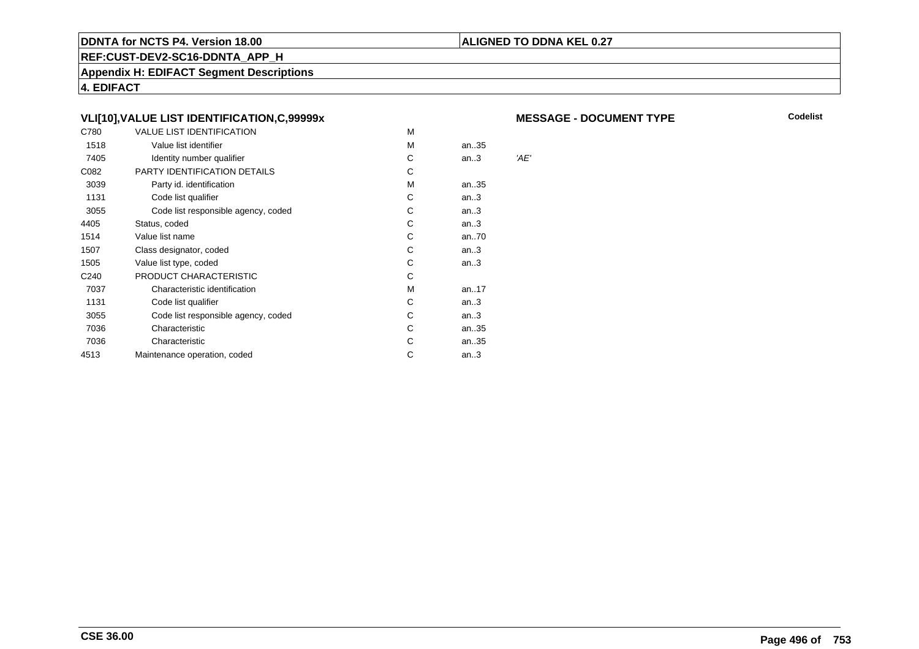**DDNTA for NCTS P4. Version 18.00** | **ALIGNED TO DDNA KEL 0.27**

**REF:CUST-DEV2-SC16-DDNTA_APP_H**

**Appendix H: EDIFACT Segment Descriptions**

**4. EDIFACT**

### VLI[10],VALUE LIST IDENTIFICATION,C,99999x

**MESSAGE - DOCUMENT TYPE** — Codelist

| Tag | Name | Status | Format | Value |
|---|---|---|---|---|
| C780 | VALUE LIST IDENTIFICATION | M | | |
| 1518 | Value list identifier | M | an..35 | |
| 7405 | Identity number qualifier | C | an..3 | *'AE'* |
| C082 | PARTY IDENTIFICATION DETAILS | C | | |
| 3039 | Party id. identification | M | an..35 | |
| 1131 | Code list qualifier | C | an..3 | |
| 3055 | Code list responsible agency, coded | C | an..3 | |
| 4405 | Status, coded | C | an..3 | |
| 1514 | Value list name | C | an..70 | |
| 1507 | Class designator, coded | C | an..3 | |
| 1505 | Value list type, coded | C | an..3 | |
| C240 | PRODUCT CHARACTERISTIC | C | | |
| 7037 | Characteristic identification | M | an..17 | |
| 1131 | Code list qualifier | C | an..3 | |
| 3055 | Code list responsible agency, coded | C | an..3 | |
| 7036 | Characteristic | C | an..35 | |
| 7036 | Characteristic | C | an..35 | |
| 4513 | Maintenance operation, coded | C | an..3 | |

**CSE 36.00**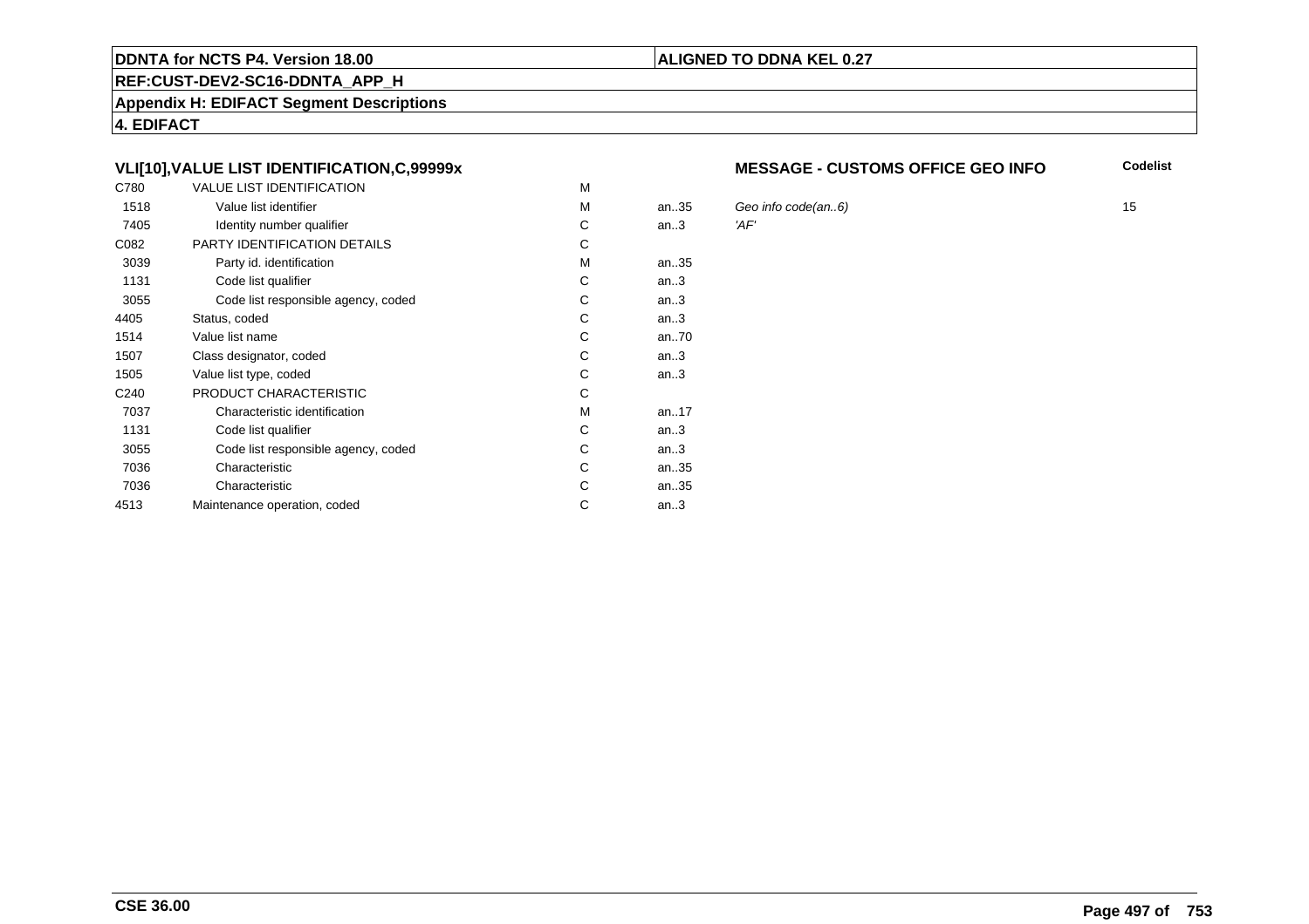**DDNTA for NCTS P4. Version 18.00** | **ALIGNED TO DDNA KEL 0.27**

**REF:CUST-DEV2-SC16-DDNTA_APP_H**

**Appendix H: EDIFACT Segment Descriptions**

**4. EDIFACT**

### VLI[10],VALUE LIST IDENTIFICATION,C,99999x

**MESSAGE - CUSTOMS OFFICE GEO INFO**

| | | | | | Codelist |
|---|---|---|---|---|---|
| C780 | VALUE LIST IDENTIFICATION | M | | | |
| 1518 | Value list identifier | M | an..35 | *Geo info code(an..6)* | 15 |
| 7405 | Identity number qualifier | C | an..3 | *'AF'* | |
| C082 | PARTY IDENTIFICATION DETAILS | C | | | |
| 3039 | Party id. identification | M | an..35 | | |
| 1131 | Code list qualifier | C | an..3 | | |
| 3055 | Code list responsible agency, coded | C | an..3 | | |
| 4405 | Status, coded | C | an..3 | | |
| 1514 | Value list name | C | an..70 | | |
| 1507 | Class designator, coded | C | an..3 | | |
| 1505 | Value list type, coded | C | an..3 | | |
| C240 | PRODUCT CHARACTERISTIC | C | | | |
| 7037 | Characteristic identification | M | an..17 | | |
| 1131 | Code list qualifier | C | an..3 | | |
| 3055 | Code list responsible agency, coded | C | an..3 | | |
| 7036 | Characteristic | C | an..35 | | |
| 7036 | Characteristic | C | an..35 | | |
| 4513 | Maintenance operation, coded | C | an..3 | | |

**CSE 36.00**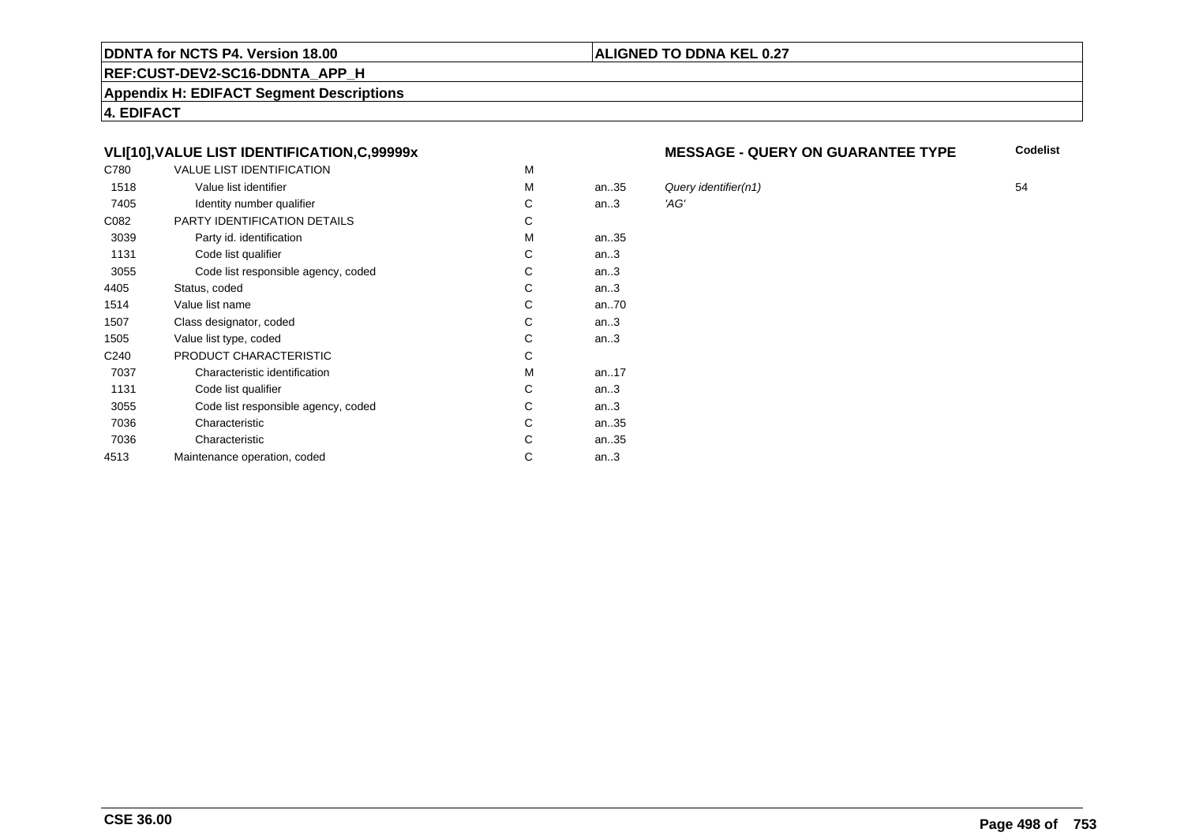**DDNTA for NCTS P4. Version 18.00** | **ALIGNED TO DDNA KEL 0.27**

**REF:CUST-DEV2-SC16-DDNTA_APP_H**

**Appendix H: EDIFACT Segment Descriptions**

**4. EDIFACT**

### VLI[10],VALUE LIST IDENTIFICATION,C,99999x

**MESSAGE - QUERY ON GUARANTEE TYPE**

| Tag | Name | Status | Format | Description | Codelist |
|---|---|---|---|---|---|
| C780 | VALUE LIST IDENTIFICATION | M | | | |
| 1518 | Value list identifier | M | an..35 | *Query identifier(n1)* | 54 |
| 7405 | Identity number qualifier | C | an..3 | *'AG'* | |
| C082 | PARTY IDENTIFICATION DETAILS | C | | | |
| 3039 | Party id. identification | M | an..35 | | |
| 1131 | Code list qualifier | C | an..3 | | |
| 3055 | Code list responsible agency, coded | C | an..3 | | |
| 4405 | Status, coded | C | an..3 | | |
| 1514 | Value list name | C | an..70 | | |
| 1507 | Class designator, coded | C | an..3 | | |
| 1505 | Value list type, coded | C | an..3 | | |
| C240 | PRODUCT CHARACTERISTIC | C | | | |
| 7037 | Characteristic identification | M | an..17 | | |
| 1131 | Code list qualifier | C | an..3 | | |
| 3055 | Code list responsible agency, coded | C | an..3 | | |
| 7036 | Characteristic | C | an..35 | | |
| 7036 | Characteristic | C | an..35 | | |
| 4513 | Maintenance operation, coded | C | an..3 | | |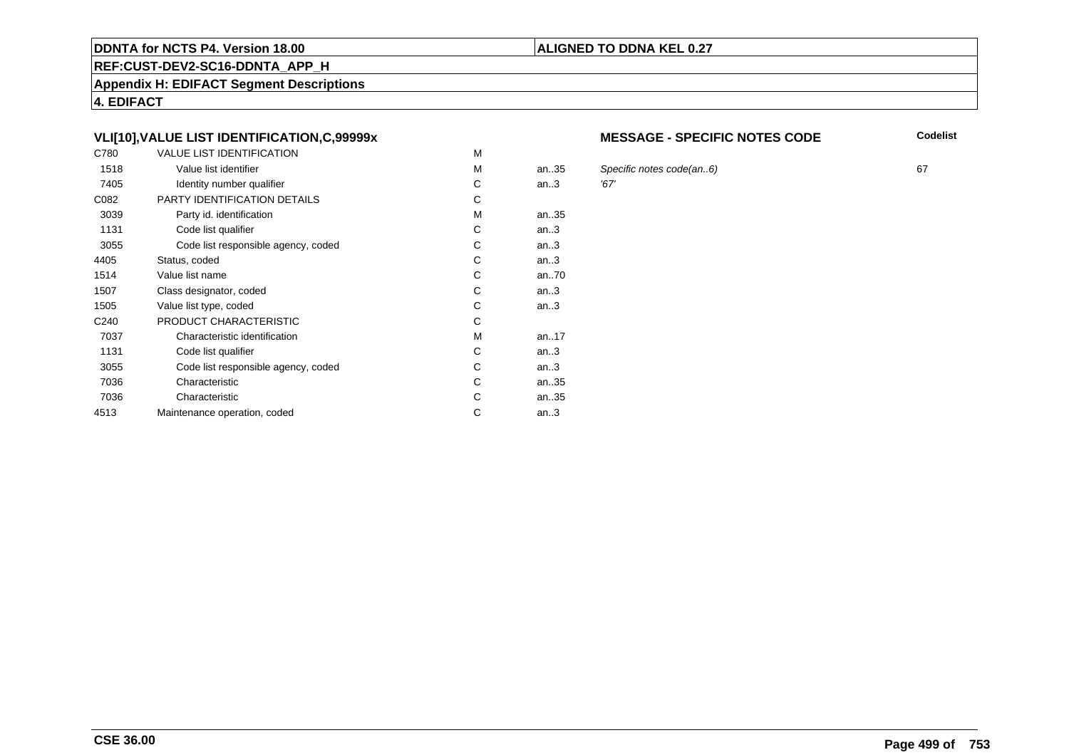**DDNTA for NCTS P4. Version 18.00** | **ALIGNED TO DDNA KEL 0.27**

**REF:CUST-DEV2-SC16-DDNTA_APP_H**

**Appendix H: EDIFACT Segment Descriptions**

**4. EDIFACT**

### VLI[10],VALUE LIST IDENTIFICATION,C,99999x

**MESSAGE - SPECIFIC NOTES CODE**

| | | | | | Codelist |
|---|---|---|---|---|---|
| C780 | VALUE LIST IDENTIFICATION | M | | | |
| 1518 | Value list identifier | M | an..35 | *Specific notes code(an..6)* | 67 |
| 7405 | Identity number qualifier | C | an..3 | *'67'* | |
| C082 | PARTY IDENTIFICATION DETAILS | C | | | |
| 3039 | Party id. identification | M | an..35 | | |
| 1131 | Code list qualifier | C | an..3 | | |
| 3055 | Code list responsible agency, coded | C | an..3 | | |
| 4405 | Status, coded | C | an..3 | | |
| 1514 | Value list name | C | an..70 | | |
| 1507 | Class designator, coded | C | an..3 | | |
| 1505 | Value list type, coded | C | an..3 | | |
| C240 | PRODUCT CHARACTERISTIC | C | | | |
| 7037 | Characteristic identification | M | an..17 | | |
| 1131 | Code list qualifier | C | an..3 | | |
| 3055 | Code list responsible agency, coded | C | an..3 | | |
| 7036 | Characteristic | C | an..35 | | |
| 7036 | Characteristic | C | an..35 | | |
| 4513 | Maintenance operation, coded | C | an..3 | | |

**CSE 36.00**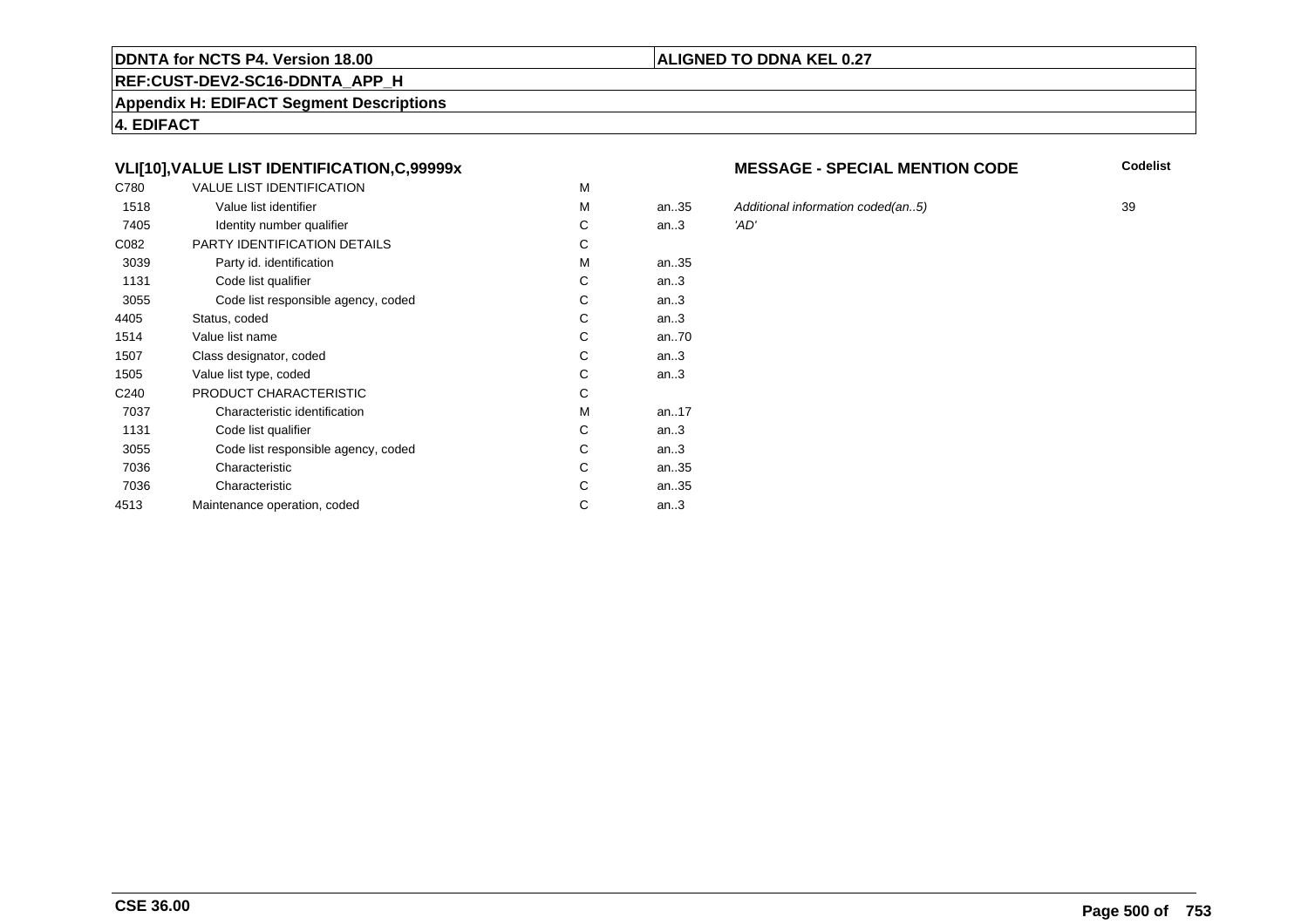**DDNTA for NCTS P4. Version 18.00** | **ALIGNED TO DDNA KEL 0.27**

**REF:CUST-DEV2-SC16-DDNTA_APP_H**

**Appendix H: EDIFACT Segment Descriptions**

**4. EDIFACT**

### VLI[10],VALUE LIST IDENTIFICATION,C,99999x

**MESSAGE - SPECIAL MENTION CODE**

| | | | | | Codelist |
|---|---|---|---|---|---|
| C780 | VALUE LIST IDENTIFICATION | M | | | |
| 1518 | Value list identifier | M | an..35 | *Additional information coded(an..5)* | 39 |
| 7405 | Identity number qualifier | C | an..3 | *'AD'* | |
| C082 | PARTY IDENTIFICATION DETAILS | C | | | |
| 3039 | Party id. identification | M | an..35 | | |
| 1131 | Code list qualifier | C | an..3 | | |
| 3055 | Code list responsible agency, coded | C | an..3 | | |
| 4405 | Status, coded | C | an..3 | | |
| 1514 | Value list name | C | an..70 | | |
| 1507 | Class designator, coded | C | an..3 | | |
| 1505 | Value list type, coded | C | an..3 | | |
| C240 | PRODUCT CHARACTERISTIC | C | | | |
| 7037 | Characteristic identification | M | an..17 | | |
| 1131 | Code list qualifier | C | an..3 | | |
| 3055 | Code list responsible agency, coded | C | an..3 | | |
| 7036 | Characteristic | C | an..35 | | |
| 7036 | Characteristic | C | an..35 | | |
| 4513 | Maintenance operation, coded | C | an..3 | | |

**CSE 36.00**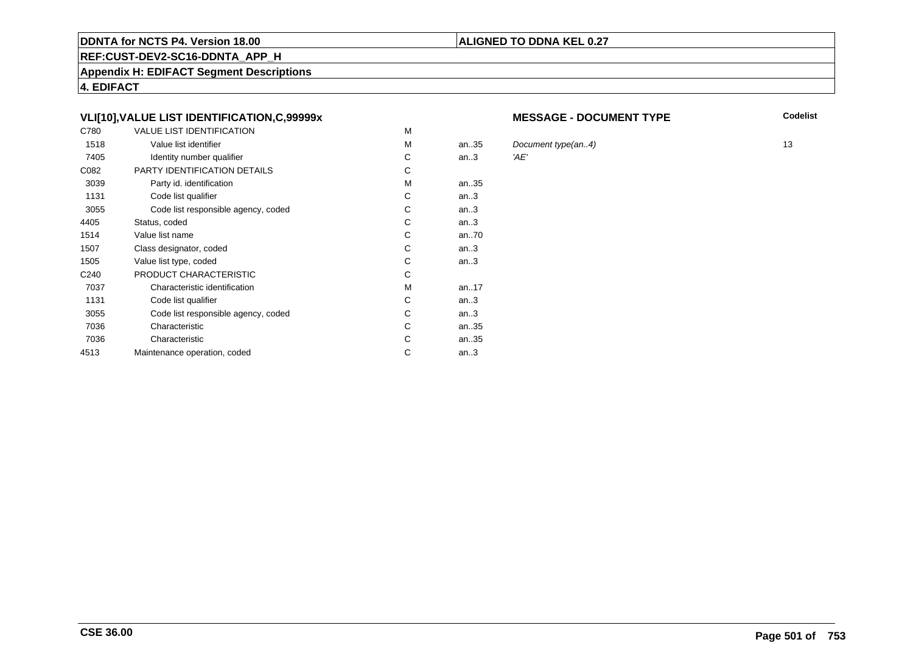**DDNTA for NCTS P4. Version 18.00**

**ALIGNED TO DDNA KEL 0.27**

**REF:CUST-DEV2-SC16-DDNTA_APP_H**

**Appendix H: EDIFACT Segment Descriptions**

**4. EDIFACT**

## VLI[10],VALUE LIST IDENTIFICATION,C,99999x

**MESSAGE - DOCUMENT TYPE**

| | | | | | Codelist |
|---|---|---|---|---|---|
| C780 | VALUE LIST IDENTIFICATION | M | | | |
| 1518 | Value list identifier | M | an..35 | *Document type(an..4)* | 13 |
| 7405 | Identity number qualifier | C | an..3 | *'AE'* | |
| C082 | PARTY IDENTIFICATION DETAILS | C | | | |
| 3039 | Party id. identification | M | an..35 | | |
| 1131 | Code list qualifier | C | an..3 | | |
| 3055 | Code list responsible agency, coded | C | an..3 | | |
| 4405 | Status, coded | C | an..3 | | |
| 1514 | Value list name | C | an..70 | | |
| 1507 | Class designator, coded | C | an..3 | | |
| 1505 | Value list type, coded | C | an..3 | | |
| C240 | PRODUCT CHARACTERISTIC | C | | | |
| 7037 | Characteristic identification | M | an..17 | | |
| 1131 | Code list qualifier | C | an..3 | | |
| 3055 | Code list responsible agency, coded | C | an..3 | | |
| 7036 | Characteristic | C | an..35 | | |
| 7036 | Characteristic | C | an..35 | | |
| 4513 | Maintenance operation, coded | C | an..3 | | |

**CSE 36.00**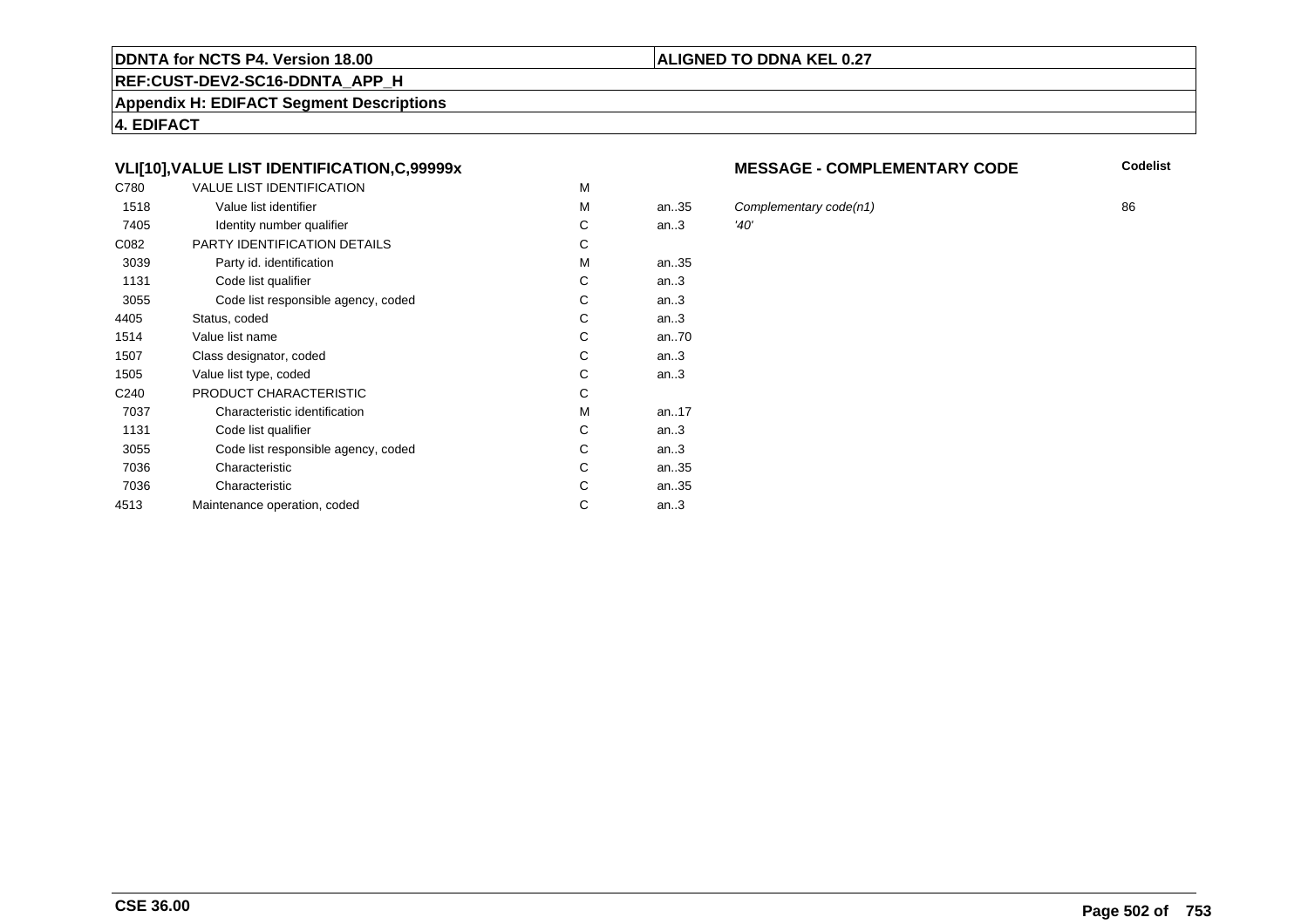**DDNTA for NCTS P4. Version 18.00** | **ALIGNED TO DDNA KEL 0.27**

**REF:CUST-DEV2-SC16-DDNTA_APP_H**

**Appendix H: EDIFACT Segment Descriptions**

**4. EDIFACT**

### VLI[10],VALUE LIST IDENTIFICATION,C,99999x

**MESSAGE - COMPLEMENTARY CODE**

| | | | | | Codelist |
|---|---|---|---|---|---|
| C780 | VALUE LIST IDENTIFICATION | M | | | |
| 1518 | Value list identifier | M | an..35 | *Complementary code(n1)* | 86 |
| 7405 | Identity number qualifier | C | an..3 | *'40'* | |
| C082 | PARTY IDENTIFICATION DETAILS | C | | | |
| 3039 | Party id. identification | M | an..35 | | |
| 1131 | Code list qualifier | C | an..3 | | |
| 3055 | Code list responsible agency, coded | C | an..3 | | |
| 4405 | Status, coded | C | an..3 | | |
| 1514 | Value list name | C | an..70 | | |
| 1507 | Class designator, coded | C | an..3 | | |
| 1505 | Value list type, coded | C | an..3 | | |
| C240 | PRODUCT CHARACTERISTIC | C | | | |
| 7037 | Characteristic identification | M | an..17 | | |
| 1131 | Code list qualifier | C | an..3 | | |
| 3055 | Code list responsible agency, coded | C | an..3 | | |
| 7036 | Characteristic | C | an..35 | | |
| 7036 | Characteristic | C | an..35 | | |
| 4513 | Maintenance operation, coded | C | an..3 | | |

**CSE 36.00**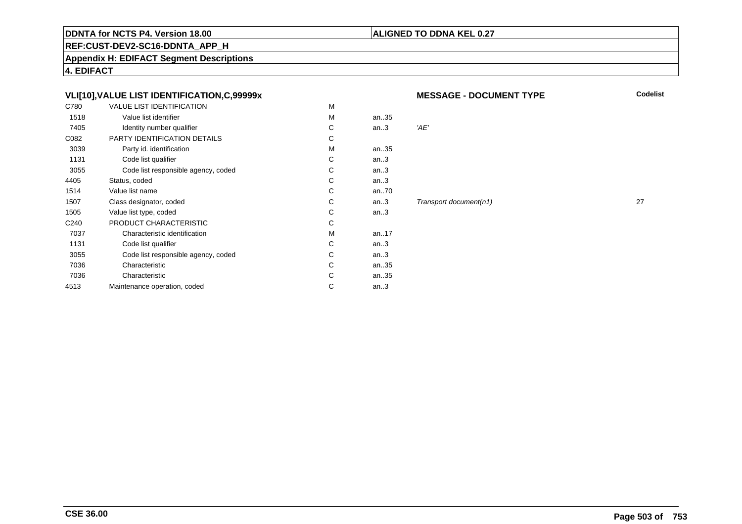**DDNTA for NCTS P4. Version 18.00** | **ALIGNED TO DDNA KEL 0.27**

**REF:CUST-DEV2-SC16-DDNTA_APP_H**

**Appendix H: EDIFACT Segment Descriptions**

**4. EDIFACT**

### VLI[10],VALUE LIST IDENTIFICATION,C,99999x

**MESSAGE - DOCUMENT TYPE**

| | | | | | Codelist |
|---|---|---|---|---|---|
| C780 | VALUE LIST IDENTIFICATION | M | | | |
| 1518 | Value list identifier | M | an..35 | | |
| 7405 | Identity number qualifier | C | an..3 | *'AE'* | |
| C082 | PARTY IDENTIFICATION DETAILS | C | | | |
| 3039 | Party id. identification | M | an..35 | | |
| 1131 | Code list qualifier | C | an..3 | | |
| 3055 | Code list responsible agency, coded | C | an..3 | | |
| 4405 | Status, coded | C | an..3 | | |
| 1514 | Value list name | C | an..70 | | |
| 1507 | Class designator, coded | C | an..3 | *Transport document(n1)* | 27 |
| 1505 | Value list type, coded | C | an..3 | | |
| C240 | PRODUCT CHARACTERISTIC | C | | | |
| 7037 | Characteristic identification | M | an..17 | | |
| 1131 | Code list qualifier | C | an..3 | | |
| 3055 | Code list responsible agency, coded | C | an..3 | | |
| 7036 | Characteristic | C | an..35 | | |
| 7036 | Characteristic | C | an..35 | | |
| 4513 | Maintenance operation, coded | C | an..3 | | |

**CSE 36.00**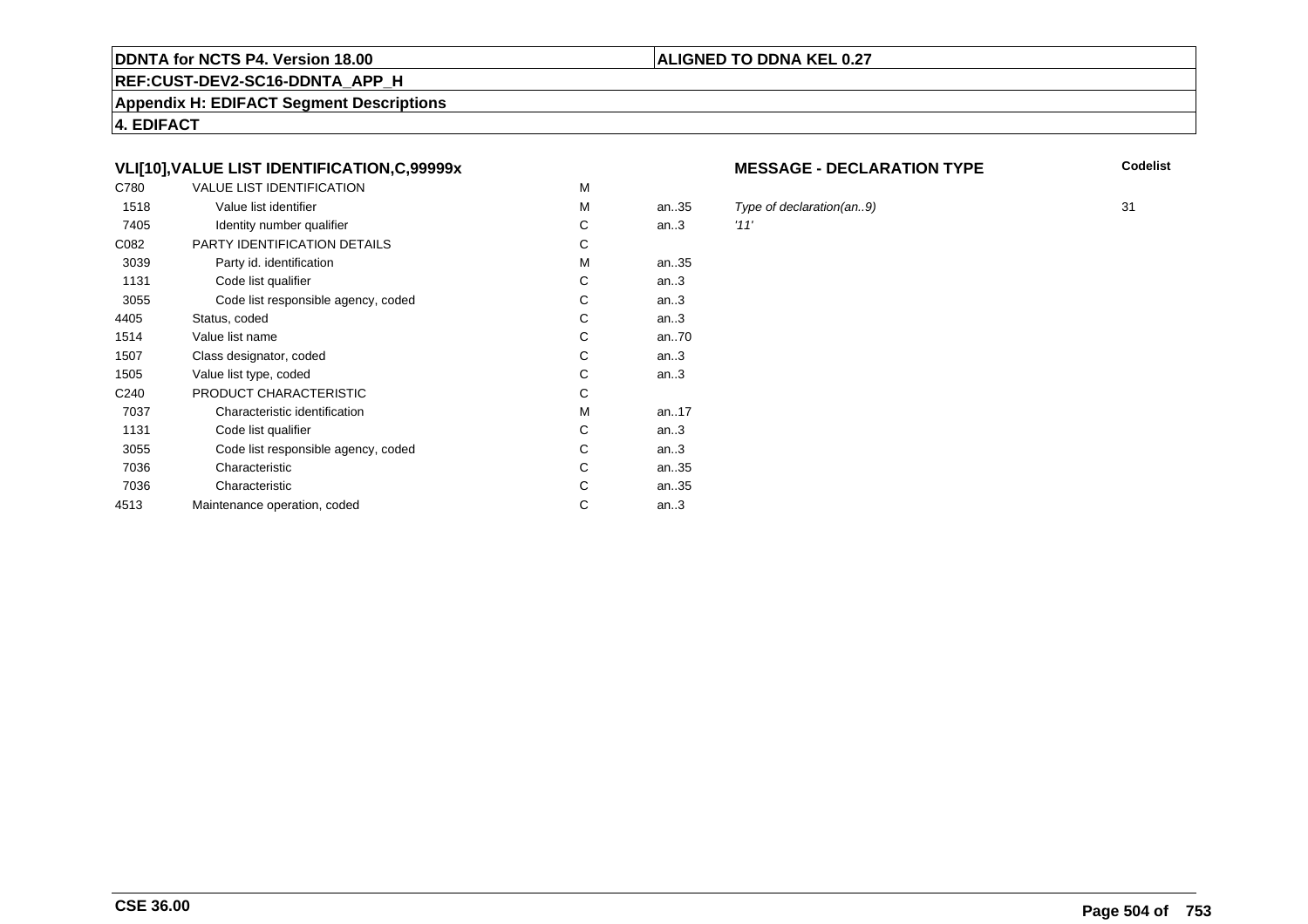**DDNTA for NCTS P4. Version 18.00** | **ALIGNED TO DDNA KEL 0.27**

**REF:CUST-DEV2-SC16-DDNTA_APP_H**

**Appendix H: EDIFACT Segment Descriptions**

**4. EDIFACT**

### VLI[10],VALUE LIST IDENTIFICATION,C,99999x

**MESSAGE - DECLARATION TYPE**

| | | | | | Codelist |
|---|---|---|---|---|---|
| C780 | VALUE LIST IDENTIFICATION | M | | | |
| 1518 | Value list identifier | M | an..35 | *Type of declaration(an..9)* | 31 |
| 7405 | Identity number qualifier | C | an..3 | *'11'* | |
| C082 | PARTY IDENTIFICATION DETAILS | C | | | |
| 3039 | Party id. identification | M | an..35 | | |
| 1131 | Code list qualifier | C | an..3 | | |
| 3055 | Code list responsible agency, coded | C | an..3 | | |
| 4405 | Status, coded | C | an..3 | | |
| 1514 | Value list name | C | an..70 | | |
| 1507 | Class designator, coded | C | an..3 | | |
| 1505 | Value list type, coded | C | an..3 | | |
| C240 | PRODUCT CHARACTERISTIC | C | | | |
| 7037 | Characteristic identification | M | an..17 | | |
| 1131 | Code list qualifier | C | an..3 | | |
| 3055 | Code list responsible agency, coded | C | an..3 | | |
| 7036 | Characteristic | C | an..35 | | |
| 7036 | Characteristic | C | an..35 | | |
| 4513 | Maintenance operation, coded | C | an..3 | | |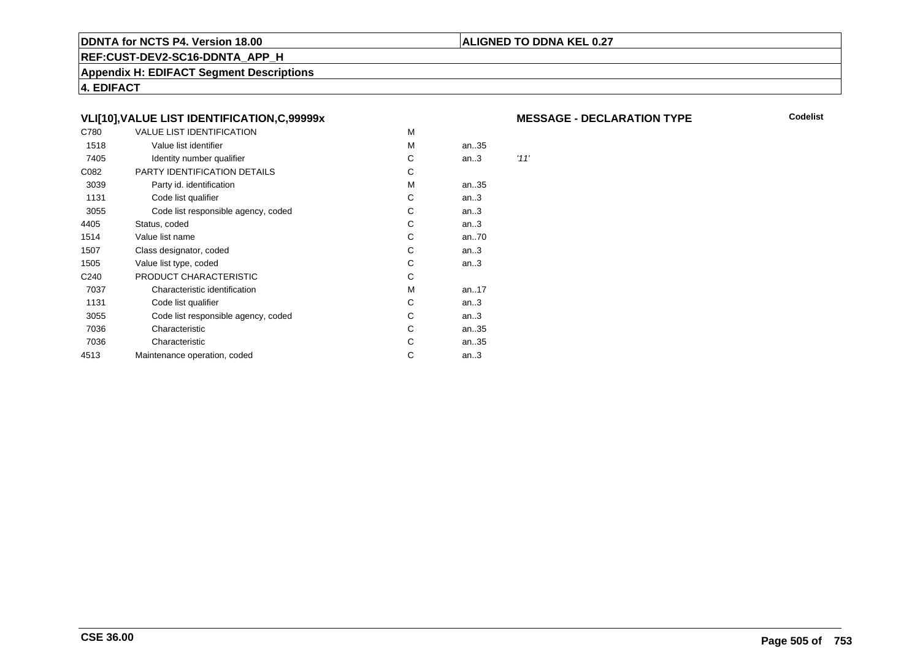**DDNTA for NCTS P4. Version 18.00** | **ALIGNED TO DDNA KEL 0.27**

**REF:CUST-DEV2-SC16-DDNTA_APP_H**

**Appendix H: EDIFACT Segment Descriptions**

**4. EDIFACT**

### VLI[10],VALUE LIST IDENTIFICATION,C,99999x

**MESSAGE - DECLARATION TYPE** — **Codelist**

| | | | | |
|---|---|---|---|---|
| C780 | VALUE LIST IDENTIFICATION | M | | |
| 1518 | Value list identifier | M | an..35 | |
| 7405 | Identity number qualifier | C | an..3 | *'11'* |
| C082 | PARTY IDENTIFICATION DETAILS | C | | |
| 3039 | Party id. identification | M | an..35 | |
| 1131 | Code list qualifier | C | an..3 | |
| 3055 | Code list responsible agency, coded | C | an..3 | |
| 4405 | Status, coded | C | an..3 | |
| 1514 | Value list name | C | an..70 | |
| 1507 | Class designator, coded | C | an..3 | |
| 1505 | Value list type, coded | C | an..3 | |
| C240 | PRODUCT CHARACTERISTIC | C | | |
| 7037 | Characteristic identification | M | an..17 | |
| 1131 | Code list qualifier | C | an..3 | |
| 3055 | Code list responsible agency, coded | C | an..3 | |
| 7036 | Characteristic | C | an..35 | |
| 7036 | Characteristic | C | an..35 | |
| 4513 | Maintenance operation, coded | C | an..3 | |

**CSE 36.00**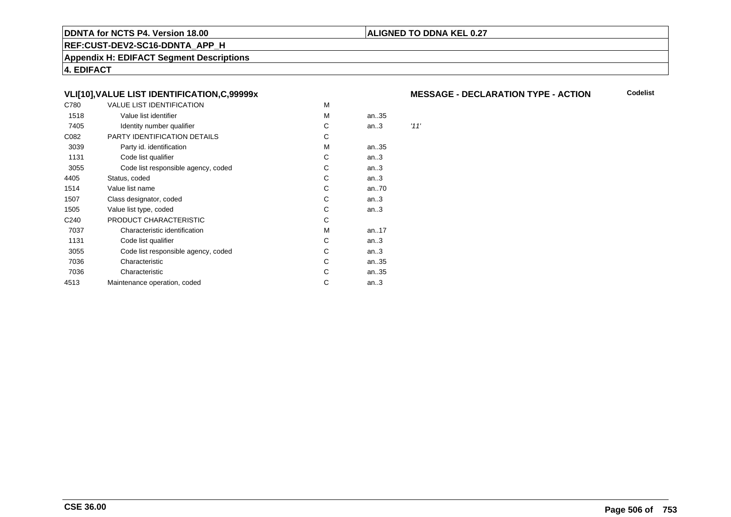### VLI[10],VALUE LIST IDENTIFICATION,C,99999x

**MESSAGE - DECLARATION TYPE - ACTION** **Codelist**

| | | | | |
|---|---|---|---|---|
| C780 | VALUE LIST IDENTIFICATION | M | | |
| 1518 | Value list identifier | M | an..35 | |
| 7405 | Identity number qualifier | C | an..3 | *'11'* |
| C082 | PARTY IDENTIFICATION DETAILS | C | | |
| 3039 | Party id. identification | M | an..35 | |
| 1131 | Code list qualifier | C | an..3 | |
| 3055 | Code list responsible agency, coded | C | an..3 | |
| 4405 | Status, coded | C | an..3 | |
| 1514 | Value list name | C | an..70 | |
| 1507 | Class designator, coded | C | an..3 | |
| 1505 | Value list type, coded | C | an..3 | |
| C240 | PRODUCT CHARACTERISTIC | C | | |
| 7037 | Characteristic identification | M | an..17 | |
| 1131 | Code list qualifier | C | an..3 | |
| 3055 | Code list responsible agency, coded | C | an..3 | |
| 7036 | Characteristic | C | an..35 | |
| 7036 | Characteristic | C | an..35 | |
| 4513 | Maintenance operation, coded | C | an..3 | |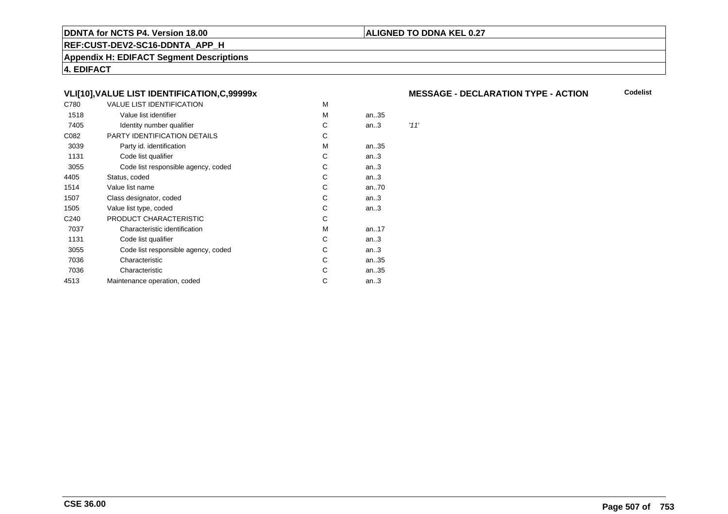**DDNTA for NCTS P4. Version 18.00** | **ALIGNED TO DDNA KEL 0.27**

**REF:CUST-DEV2-SC16-DDNTA_APP_H**

**Appendix H: EDIFACT Segment Descriptions**

**4. EDIFACT**

### VLI[10],VALUE LIST IDENTIFICATION,C,99999x

**MESSAGE - DECLARATION TYPE - ACTION** **Codelist**

| | | | | |
|---|---|---|---|---|
| C780 | VALUE LIST IDENTIFICATION | M | | |
| 1518 | Value list identifier | M | an..35 | |
| 7405 | Identity number qualifier | C | an..3 | *'11'* |
| C082 | PARTY IDENTIFICATION DETAILS | C | | |
| 3039 | Party id. identification | M | an..35 | |
| 1131 | Code list qualifier | C | an..3 | |
| 3055 | Code list responsible agency, coded | C | an..3 | |
| 4405 | Status, coded | C | an..3 | |
| 1514 | Value list name | C | an..70 | |
| 1507 | Class designator, coded | C | an..3 | |
| 1505 | Value list type, coded | C | an..3 | |
| C240 | PRODUCT CHARACTERISTIC | C | | |
| 7037 | Characteristic identification | M | an..17 | |
| 1131 | Code list qualifier | C | an..3 | |
| 3055 | Code list responsible agency, coded | C | an..3 | |
| 7036 | Characteristic | C | an..35 | |
| 7036 | Characteristic | C | an..35 | |
| 4513 | Maintenance operation, coded | C | an..3 | |

**CSE 36.00**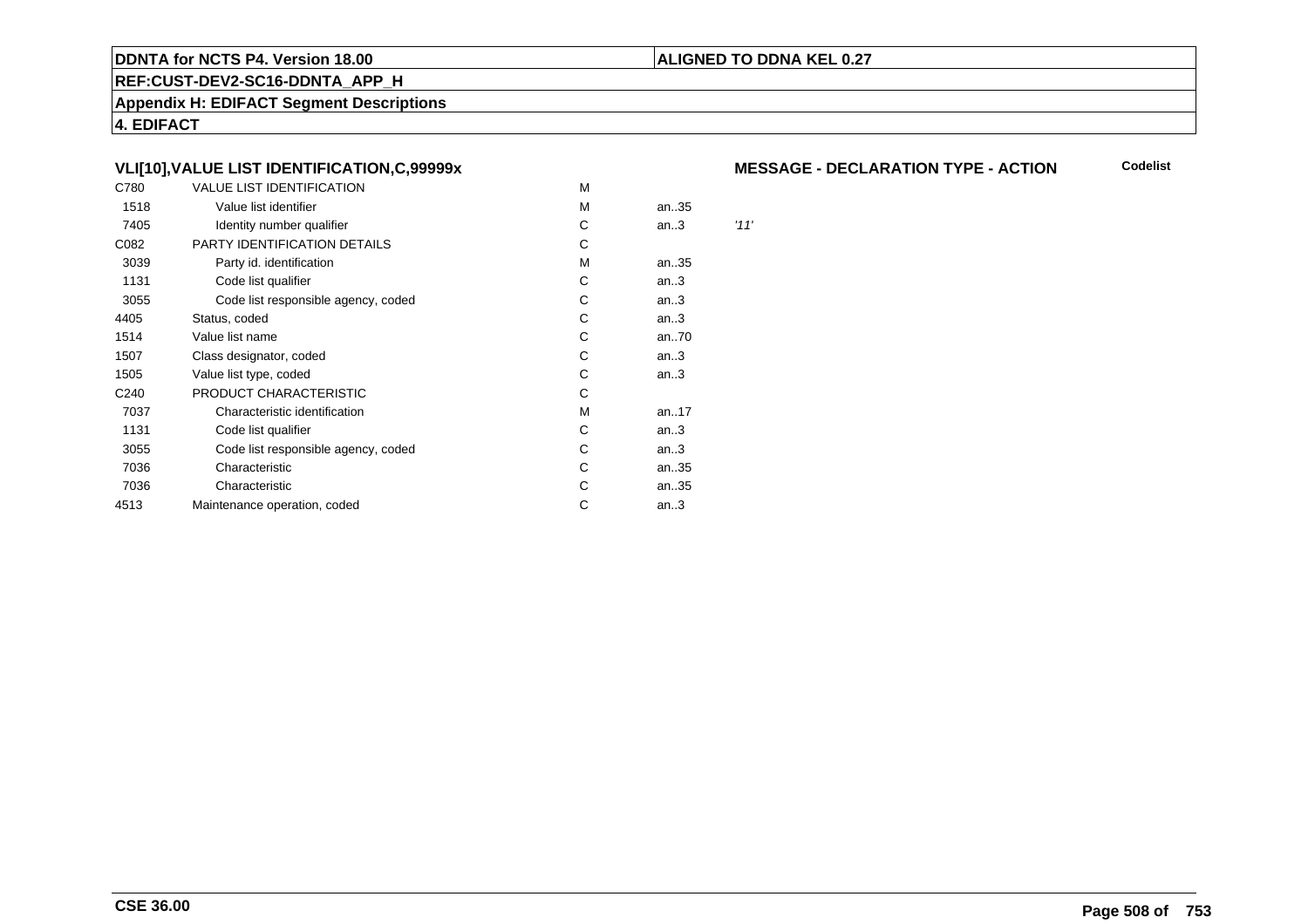**DDNTA for NCTS P4. Version 18.00** | **ALIGNED TO DDNA KEL 0.27**

**REF:CUST-DEV2-SC16-DDNTA_APP_H**

**Appendix H: EDIFACT Segment Descriptions**

**4. EDIFACT**

### VLI[10],VALUE LIST IDENTIFICATION,C,99999x

**MESSAGE - DECLARATION TYPE - ACTION** — **Codelist**

| | | | | |
|---|---|---|---|---|
| C780 | VALUE LIST IDENTIFICATION | M | | |
| 1518 | Value list identifier | M | an..35 | |
| 7405 | Identity number qualifier | C | an..3 | *'11'* |
| C082 | PARTY IDENTIFICATION DETAILS | C | | |
| 3039 | Party id. identification | M | an..35 | |
| 1131 | Code list qualifier | C | an..3 | |
| 3055 | Code list responsible agency, coded | C | an..3 | |
| 4405 | Status, coded | C | an..3 | |
| 1514 | Value list name | C | an..70 | |
| 1507 | Class designator, coded | C | an..3 | |
| 1505 | Value list type, coded | C | an..3 | |
| C240 | PRODUCT CHARACTERISTIC | C | | |
| 7037 | Characteristic identification | M | an..17 | |
| 1131 | Code list qualifier | C | an..3 | |
| 3055 | Code list responsible agency, coded | C | an..3 | |
| 7036 | Characteristic | C | an..35 | |
| 7036 | Characteristic | C | an..35 | |
| 4513 | Maintenance operation, coded | C | an..3 | |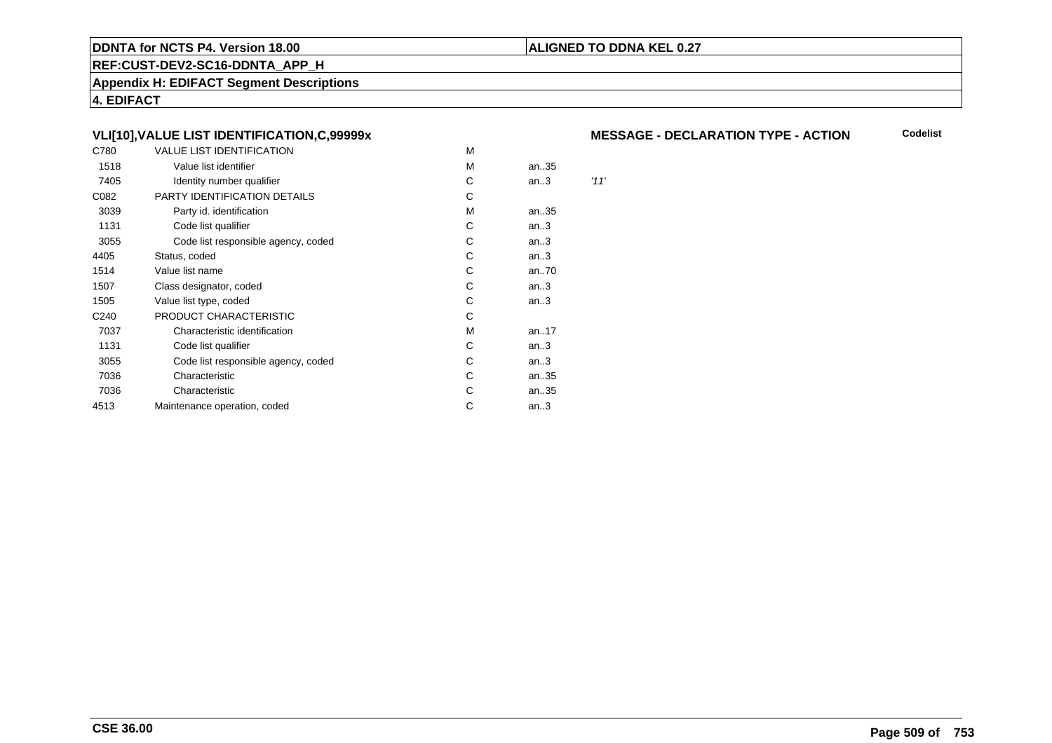## VLI[10],VALUE LIST IDENTIFICATION,C,99999x

**MESSAGE - DECLARATION TYPE - ACTION** **Codelist**

| | | | | |
|---|---|---|---|---|
| C780 | VALUE LIST IDENTIFICATION | M | | |
| 1518 | Value list identifier | M | an..35 | |
| 7405 | Identity number qualifier | C | an..3 | *'11'* |
| C082 | PARTY IDENTIFICATION DETAILS | C | | |
| 3039 | Party id. identification | M | an..35 | |
| 1131 | Code list qualifier | C | an..3 | |
| 3055 | Code list responsible agency, coded | C | an..3 | |
| 4405 | Status, coded | C | an..3 | |
| 1514 | Value list name | C | an..70 | |
| 1507 | Class designator, coded | C | an..3 | |
| 1505 | Value list type, coded | C | an..3 | |
| C240 | PRODUCT CHARACTERISTIC | C | | |
| 7037 | Characteristic identification | M | an..17 | |
| 1131 | Code list qualifier | C | an..3 | |
| 3055 | Code list responsible agency, coded | C | an..3 | |
| 7036 | Characteristic | C | an..35 | |
| 7036 | Characteristic | C | an..35 | |
| 4513 | Maintenance operation, coded | C | an..3 | |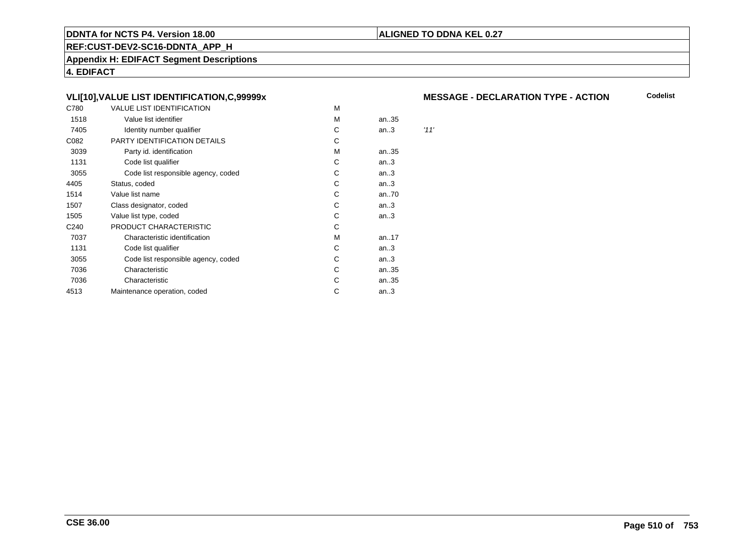**DDNTA for NCTS P4. Version 18.00** | **ALIGNED TO DDNA KEL 0.27**

**REF:CUST-DEV2-SC16-DDNTA_APP_H**

**Appendix H: EDIFACT Segment Descriptions**

**4. EDIFACT**

### VLI[10],VALUE LIST IDENTIFICATION,C,99999x

**MESSAGE - DECLARATION TYPE - ACTION** — **Codelist**

| Tag | Name | Status | Format | Value |
|---|---|---|---|---|
| C780 | VALUE LIST IDENTIFICATION | M | | |
| 1518 | Value list identifier | M | an..35 | |
| 7405 | Identity number qualifier | C | an..3 | *'11'* |
| C082 | PARTY IDENTIFICATION DETAILS | C | | |
| 3039 | Party id. identification | M | an..35 | |
| 1131 | Code list qualifier | C | an..3 | |
| 3055 | Code list responsible agency, coded | C | an..3 | |
| 4405 | Status, coded | C | an..3 | |
| 1514 | Value list name | C | an..70 | |
| 1507 | Class designator, coded | C | an..3 | |
| 1505 | Value list type, coded | C | an..3 | |
| C240 | PRODUCT CHARACTERISTIC | C | | |
| 7037 | Characteristic identification | M | an..17 | |
| 1131 | Code list qualifier | C | an..3 | |
| 3055 | Code list responsible agency, coded | C | an..3 | |
| 7036 | Characteristic | C | an..35 | |
| 7036 | Characteristic | C | an..35 | |
| 4513 | Maintenance operation, coded | C | an..3 | |

**CSE 36.00**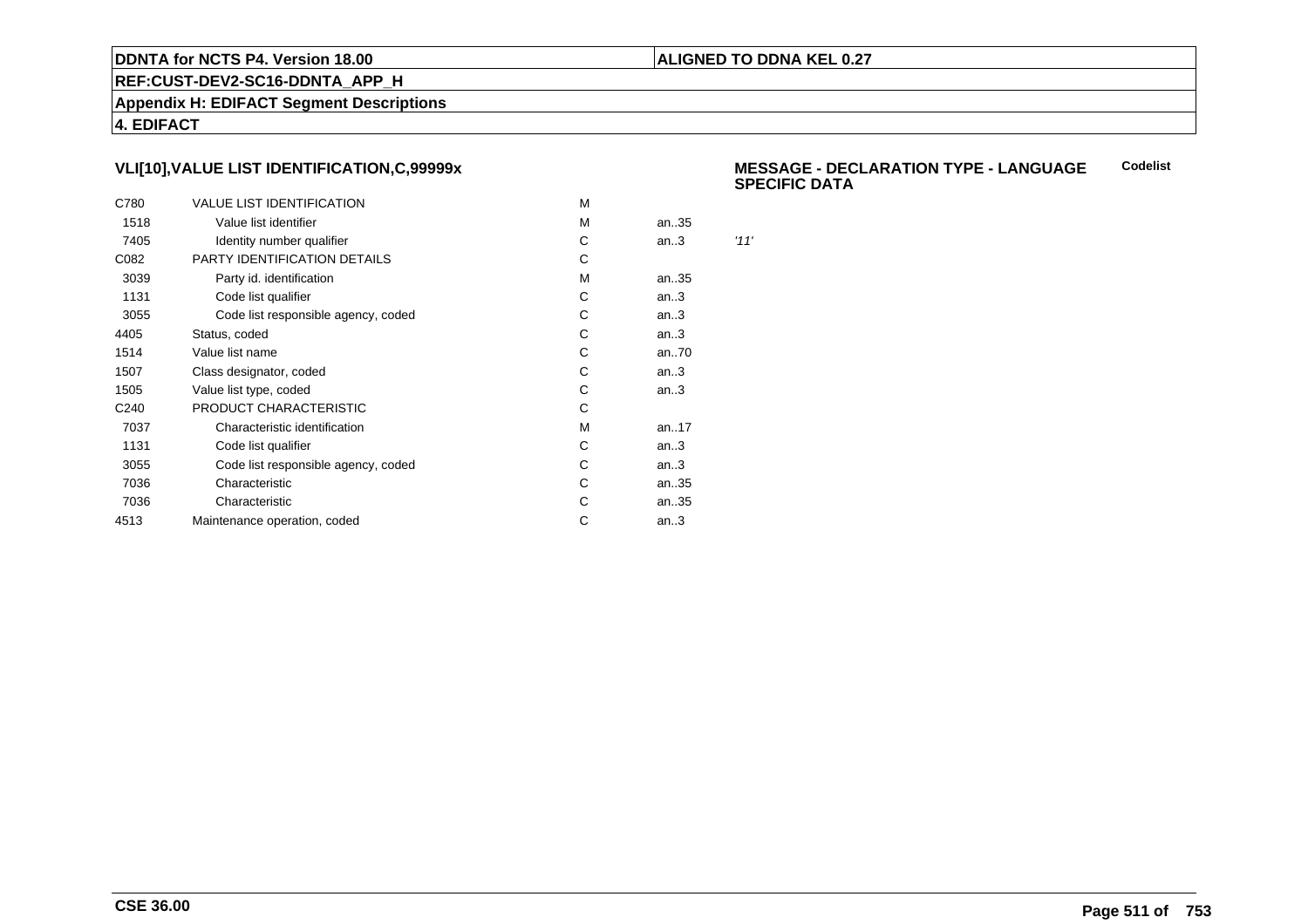**DDNTA for NCTS P4. Version 18.00** | **ALIGNED TO DDNA KEL 0.27**

**REF:CUST-DEV2-SC16-DDNTA_APP_H**

**Appendix H: EDIFACT Segment Descriptions**

**4. EDIFACT**

### VLI[10],VALUE LIST IDENTIFICATION,C,99999x

**MESSAGE - DECLARATION TYPE - LANGUAGE SPECIFIC DATA** — **Codelist**

| | | | | |
|---|---|---|---|---|
| C780 | VALUE LIST IDENTIFICATION | M | | |
| 1518 | Value list identifier | M | an..35 | |
| 7405 | Identity number qualifier | C | an..3 | *'11'* |
| C082 | PARTY IDENTIFICATION DETAILS | C | | |
| 3039 | Party id. identification | M | an..35 | |
| 1131 | Code list qualifier | C | an..3 | |
| 3055 | Code list responsible agency, coded | C | an..3 | |
| 4405 | Status, coded | C | an..3 | |
| 1514 | Value list name | C | an..70 | |
| 1507 | Class designator, coded | C | an..3 | |
| 1505 | Value list type, coded | C | an..3 | |
| C240 | PRODUCT CHARACTERISTIC | C | | |
| 7037 | Characteristic identification | M | an..17 | |
| 1131 | Code list qualifier | C | an..3 | |
| 3055 | Code list responsible agency, coded | C | an..3 | |
| 7036 | Characteristic | C | an..35 | |
| 7036 | Characteristic | C | an..35 | |
| 4513 | Maintenance operation, coded | C | an..3 | |

**CSE 36.00**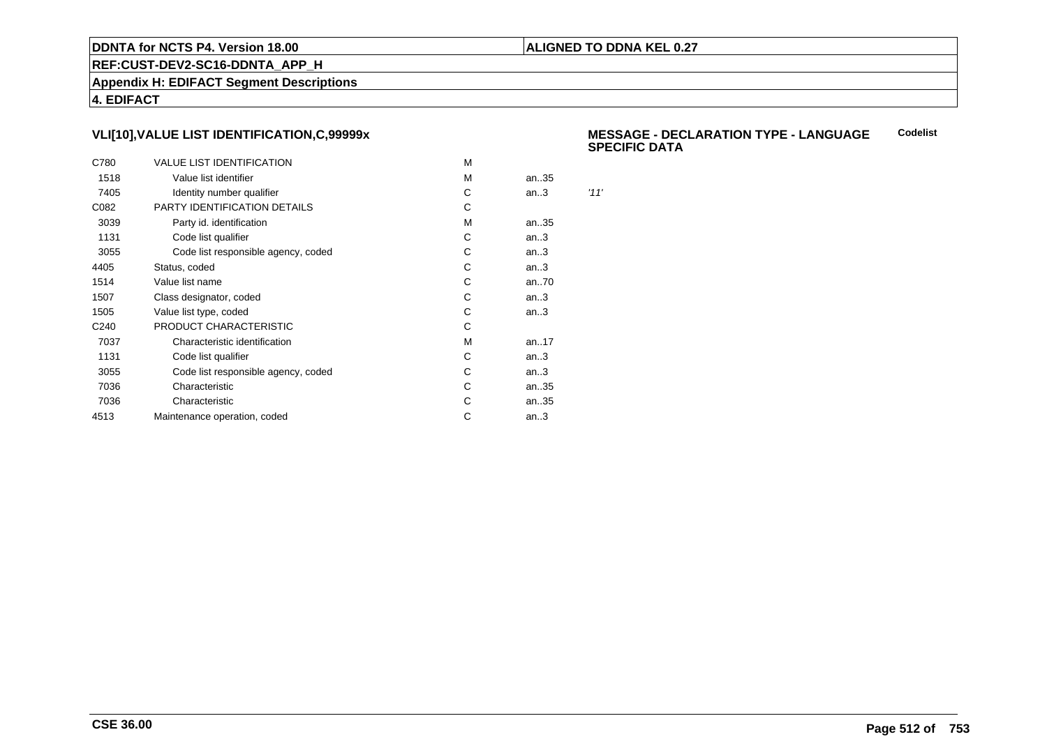**DDNTA for NCTS P4. Version 18.00** | **ALIGNED TO DDNA KEL 0.27**

**REF:CUST-DEV2-SC16-DDNTA_APP_H**

**Appendix H: EDIFACT Segment Descriptions**

**4. EDIFACT**

### VLI[10],VALUE LIST IDENTIFICATION,C,99999x

**MESSAGE - DECLARATION TYPE - LANGUAGE SPECIFIC DATA** — **Codelist**

| Code | Name | Status | Format | Value |
|---|---|---|---|---|
| C780 | VALUE LIST IDENTIFICATION | M | | |
| 1518 | Value list identifier | M | an..35 | |
| 7405 | Identity number qualifier | C | an..3 | *'11'* |
| C082 | PARTY IDENTIFICATION DETAILS | C | | |
| 3039 | Party id. identification | M | an..35 | |
| 1131 | Code list qualifier | C | an..3 | |
| 3055 | Code list responsible agency, coded | C | an..3 | |
| 4405 | Status, coded | C | an..3 | |
| 1514 | Value list name | C | an..70 | |
| 1507 | Class designator, coded | C | an..3 | |
| 1505 | Value list type, coded | C | an..3 | |
| C240 | PRODUCT CHARACTERISTIC | C | | |
| 7037 | Characteristic identification | M | an..17 | |
| 1131 | Code list qualifier | C | an..3 | |
| 3055 | Code list responsible agency, coded | C | an..3 | |
| 7036 | Characteristic | C | an..35 | |
| 7036 | Characteristic | C | an..35 | |
| 4513 | Maintenance operation, coded | C | an..3 | |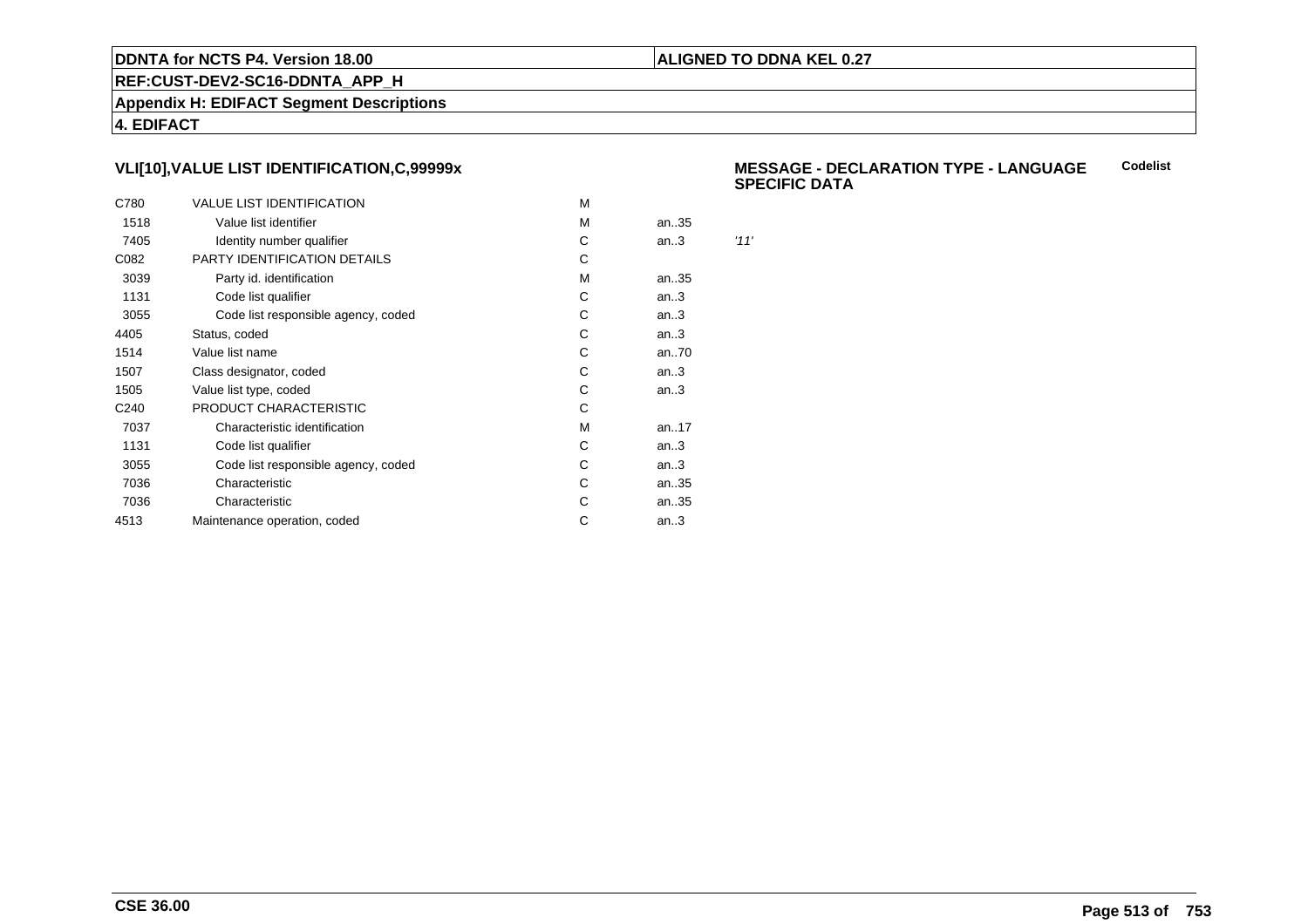## VLI[10],VALUE LIST IDENTIFICATION,C,99999x

**MESSAGE - DECLARATION TYPE - LANGUAGE SPECIFIC DATA**

**Codelist**

| | | | | |
|---|---|---|---|---|
| C780 | VALUE LIST IDENTIFICATION | M | | |
| 1518 | Value list identifier | M | an..35 | |
| 7405 | Identity number qualifier | C | an..3 | *'11'* |
| C082 | PARTY IDENTIFICATION DETAILS | C | | |
| 3039 | Party id. identification | M | an..35 | |
| 1131 | Code list qualifier | C | an..3 | |
| 3055 | Code list responsible agency, coded | C | an..3 | |
| 4405 | Status, coded | C | an..3 | |
| 1514 | Value list name | C | an..70 | |
| 1507 | Class designator, coded | C | an..3 | |
| 1505 | Value list type, coded | C | an..3 | |
| C240 | PRODUCT CHARACTERISTIC | C | | |
| 7037 | Characteristic identification | M | an..17 | |
| 1131 | Code list qualifier | C | an..3 | |
| 3055 | Code list responsible agency, coded | C | an..3 | |
| 7036 | Characteristic | C | an..35 | |
| 7036 | Characteristic | C | an..35 | |
| 4513 | Maintenance operation, coded | C | an..3 | |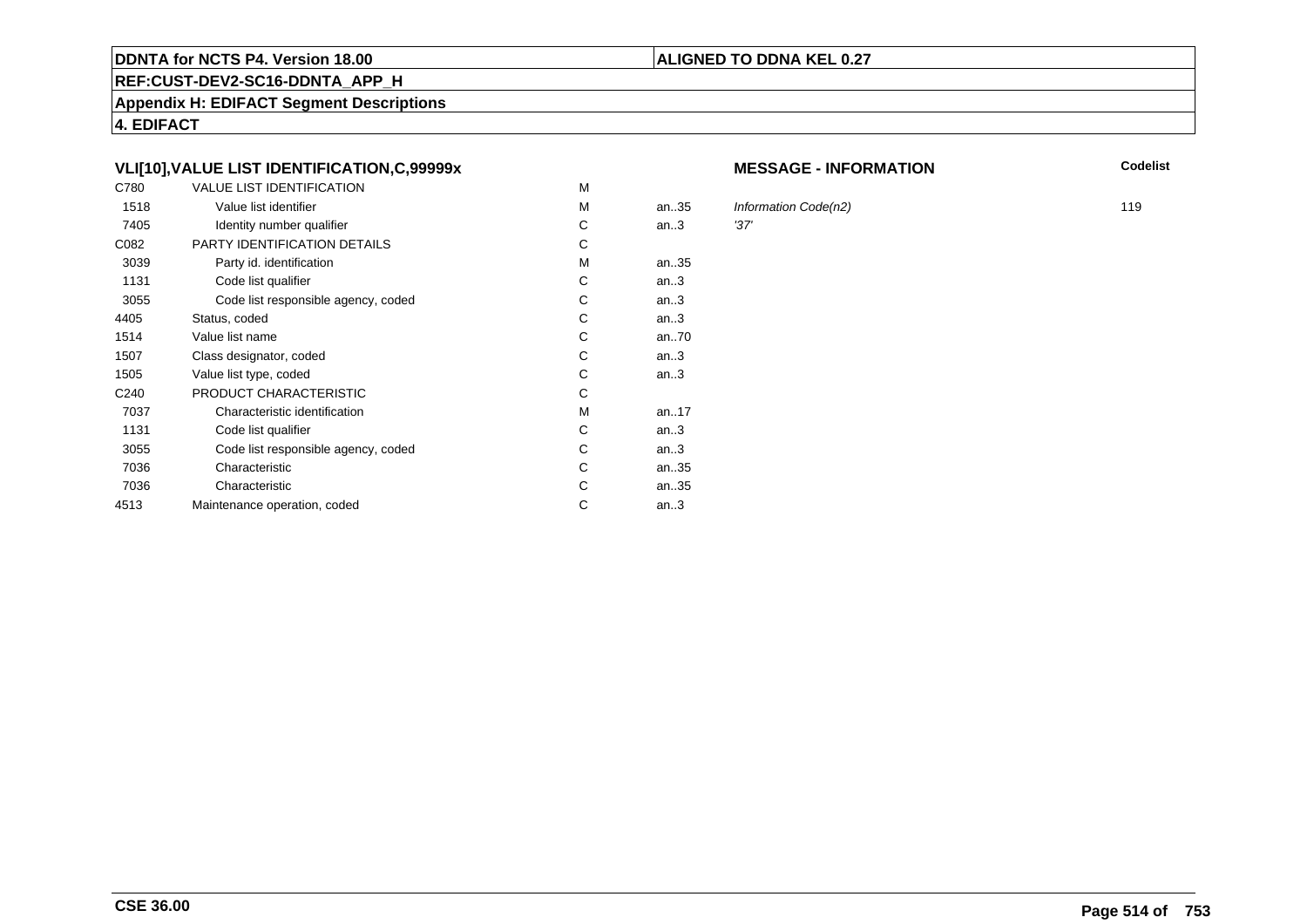**DDNTA for NCTS P4. Version 18.00** | **ALIGNED TO DDNA KEL 0.27**

**REF:CUST-DEV2-SC16-DDNTA_APP_H**

**Appendix H: EDIFACT Segment Descriptions**

**4. EDIFACT**

### VLI[10],VALUE LIST IDENTIFICATION,C,99999x

| | | | | **MESSAGE - INFORMATION** | **Codelist** |
|---|---|---|---|---|---|
| C780 | VALUE LIST IDENTIFICATION | M | | | |
| 1518 | Value list identifier | M | an..35 | *Information Code(n2)* | 119 |
| 7405 | Identity number qualifier | C | an..3 | *'37'* | |
| C082 | PARTY IDENTIFICATION DETAILS | C | | | |
| 3039 | Party id. identification | M | an..35 | | |
| 1131 | Code list qualifier | C | an..3 | | |
| 3055 | Code list responsible agency, coded | C | an..3 | | |
| 4405 | Status, coded | C | an..3 | | |
| 1514 | Value list name | C | an..70 | | |
| 1507 | Class designator, coded | C | an..3 | | |
| 1505 | Value list type, coded | C | an..3 | | |
| C240 | PRODUCT CHARACTERISTIC | C | | | |
| 7037 | Characteristic identification | M | an..17 | | |
| 1131 | Code list qualifier | C | an..3 | | |
| 3055 | Code list responsible agency, coded | C | an..3 | | |
| 7036 | Characteristic | C | an..35 | | |
| 7036 | Characteristic | C | an..35 | | |
| 4513 | Maintenance operation, coded | C | an..3 | | |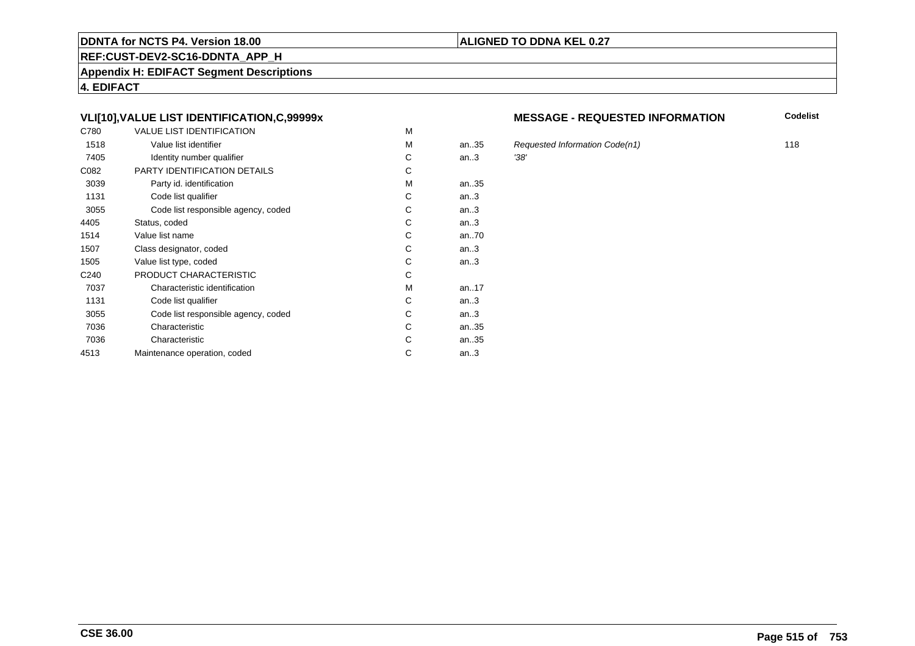**DDNTA for NCTS P4. Version 18.00** **ALIGNED TO DDNA KEL 0.27**

**REF:CUST-DEV2-SC16-DDNTA_APP_H**

**Appendix H: EDIFACT Segment Descriptions**

**4. EDIFACT**

### VLI[10],VALUE LIST IDENTIFICATION,C,99999x

**MESSAGE - REQUESTED INFORMATION**

| | | | | | Codelist |
|---|---|---|---|---|---|
| C780 | VALUE LIST IDENTIFICATION | M | | | |
| 1518 | Value list identifier | M | an..35 | *Requested Information Code(n1)* | 118 |
| 7405 | Identity number qualifier | C | an..3 | *'38'* | |
| C082 | PARTY IDENTIFICATION DETAILS | C | | | |
| 3039 | Party id. identification | M | an..35 | | |
| 1131 | Code list qualifier | C | an..3 | | |
| 3055 | Code list responsible agency, coded | C | an..3 | | |
| 4405 | Status, coded | C | an..3 | | |
| 1514 | Value list name | C | an..70 | | |
| 1507 | Class designator, coded | C | an..3 | | |
| 1505 | Value list type, coded | C | an..3 | | |
| C240 | PRODUCT CHARACTERISTIC | C | | | |
| 7037 | Characteristic identification | M | an..17 | | |
| 1131 | Code list qualifier | C | an..3 | | |
| 3055 | Code list responsible agency, coded | C | an..3 | | |
| 7036 | Characteristic | C | an..35 | | |
| 7036 | Characteristic | C | an..35 | | |
| 4513 | Maintenance operation, coded | C | an..3 | | |

**CSE 36.00**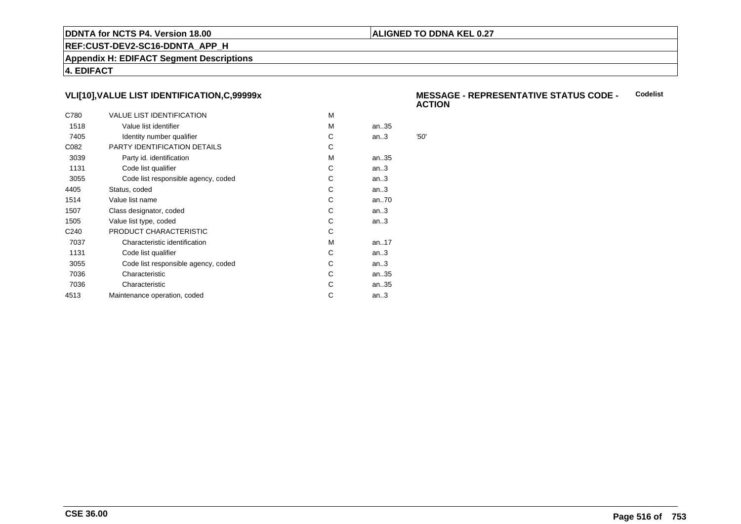## VLI[10],VALUE LIST IDENTIFICATION,C,99999x

**MESSAGE - REPRESENTATIVE STATUS CODE - ACTION** **Codelist**

| | | | | |
|---|---|---|---|---|
| C780 | VALUE LIST IDENTIFICATION | M | | |
| 1518 | Value list identifier | M | an..35 | |
| 7405 | Identity number qualifier | C | an..3 | *'50'* |
| C082 | PARTY IDENTIFICATION DETAILS | C | | |
| 3039 | Party id. identification | M | an..35 | |
| 1131 | Code list qualifier | C | an..3 | |
| 3055 | Code list responsible agency, coded | C | an..3 | |
| 4405 | Status, coded | C | an..3 | |
| 1514 | Value list name | C | an..70 | |
| 1507 | Class designator, coded | C | an..3 | |
| 1505 | Value list type, coded | C | an..3 | |
| C240 | PRODUCT CHARACTERISTIC | C | | |
| 7037 | Characteristic identification | M | an..17 | |
| 1131 | Code list qualifier | C | an..3 | |
| 3055 | Code list responsible agency, coded | C | an..3 | |
| 7036 | Characteristic | C | an..35 | |
| 7036 | Characteristic | C | an..35 | |
| 4513 | Maintenance operation, coded | C | an..3 | |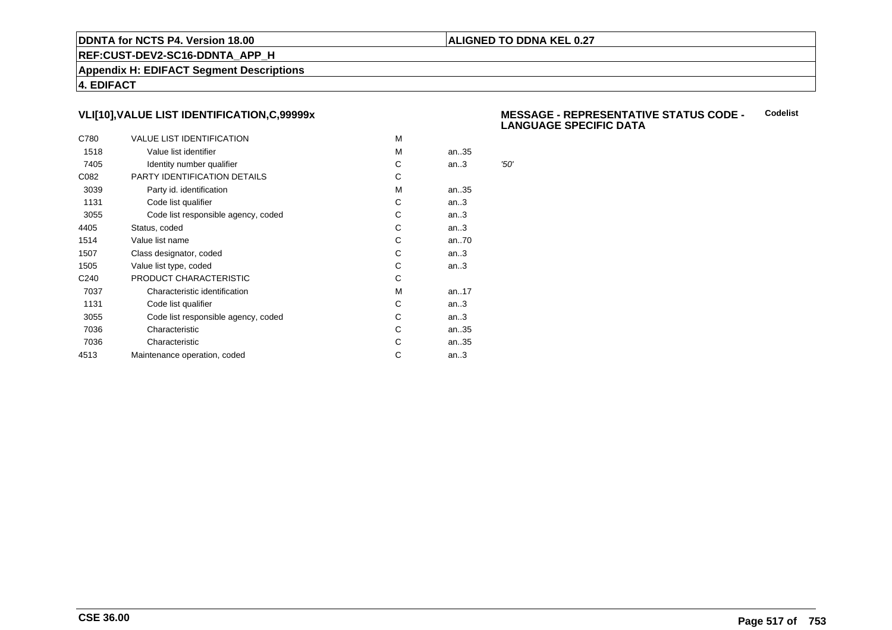## VLI[10],VALUE LIST IDENTIFICATION,C,99999x

**MESSAGE - REPRESENTATIVE STATUS CODE - LANGUAGE SPECIFIC DATA** **Codelist**

| | | | | |
|---|---|---|---|---|
| C780 | VALUE LIST IDENTIFICATION | M | | |
| 1518 | Value list identifier | M | an..35 | |
| 7405 | Identity number qualifier | C | an..3 | *'50'* |
| C082 | PARTY IDENTIFICATION DETAILS | C | | |
| 3039 | Party id. identification | M | an..35 | |
| 1131 | Code list qualifier | C | an..3 | |
| 3055 | Code list responsible agency, coded | C | an..3 | |
| 4405 | Status, coded | C | an..3 | |
| 1514 | Value list name | C | an..70 | |
| 1507 | Class designator, coded | C | an..3 | |
| 1505 | Value list type, coded | C | an..3 | |
| C240 | PRODUCT CHARACTERISTIC | C | | |
| 7037 | Characteristic identification | M | an..17 | |
| 1131 | Code list qualifier | C | an..3 | |
| 3055 | Code list responsible agency, coded | C | an..3 | |
| 7036 | Characteristic | C | an..35 | |
| 7036 | Characteristic | C | an..35 | |
| 4513 | Maintenance operation, coded | C | an..3 | |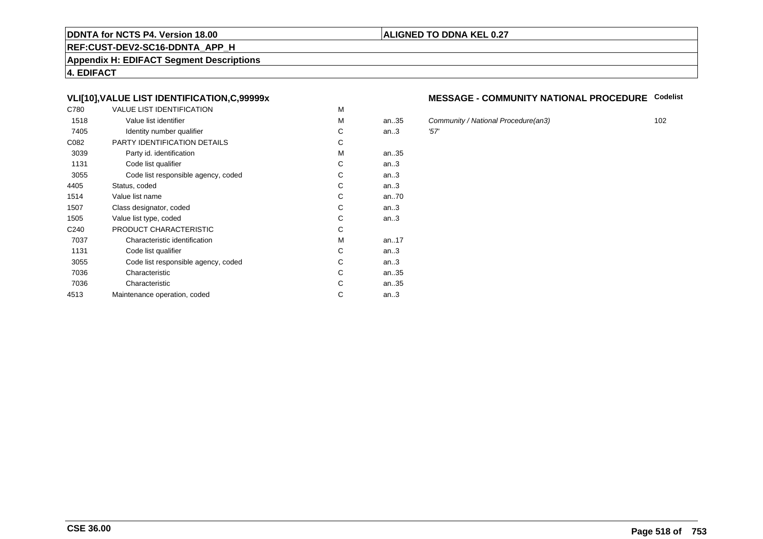**DDNTA for NCTS P4. Version 18.00**

**ALIGNED TO DDNA KEL 0.27**

**REF:CUST-DEV2-SC16-DDNTA_APP_H**

**Appendix H: EDIFACT Segment Descriptions**

**4. EDIFACT**

### VLI[10],VALUE LIST IDENTIFICATION,C,99999x

### MESSAGE - COMMUNITY NATIONAL PROCEDURE

| Code | Name | Status | Format | Description | Codelist |
|---|---|---|---|---|---|
| C780 | VALUE LIST IDENTIFICATION | M | | | |
| 1518 | Value list identifier | M | an..35 | *Community / National Procedure(an3)* | 102 |
| 7405 | Identity number qualifier | C | an..3 | *'57'* | |
| C082 | PARTY IDENTIFICATION DETAILS | C | | | |
| 3039 | Party id. identification | M | an..35 | | |
| 1131 | Code list qualifier | C | an..3 | | |
| 3055 | Code list responsible agency, coded | C | an..3 | | |
| 4405 | Status, coded | C | an..3 | | |
| 1514 | Value list name | C | an..70 | | |
| 1507 | Class designator, coded | C | an..3 | | |
| 1505 | Value list type, coded | C | an..3 | | |
| C240 | PRODUCT CHARACTERISTIC | C | | | |
| 7037 | Characteristic identification | M | an..17 | | |
| 1131 | Code list qualifier | C | an..3 | | |
| 3055 | Code list responsible agency, coded | C | an..3 | | |
| 7036 | Characteristic | C | an..35 | | |
| 7036 | Characteristic | C | an..35 | | |
| 4513 | Maintenance operation, coded | C | an..3 | | |

**CSE 36.00**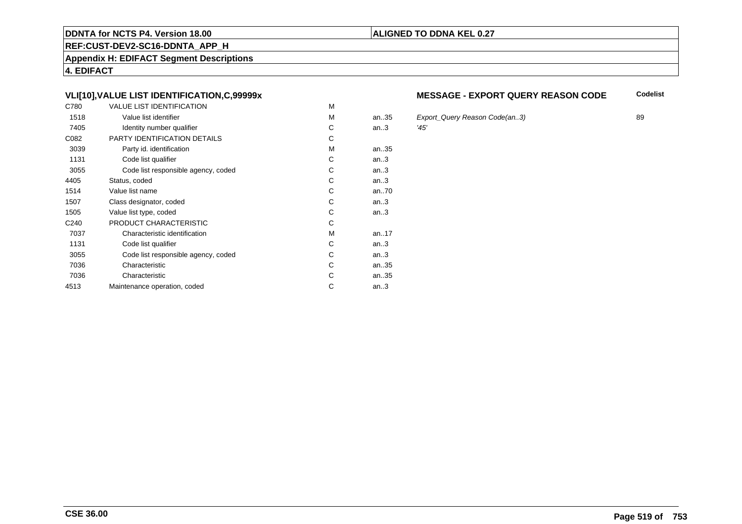**DDNTA for NCTS P4. Version 18.00** | **ALIGNED TO DDNA KEL 0.27**

**REF:CUST-DEV2-SC16-DDNTA_APP_H**

**Appendix H: EDIFACT Segment Descriptions**

**4. EDIFACT**

### VLI[10],VALUE LIST IDENTIFICATION,C,99999x

**MESSAGE - EXPORT QUERY REASON CODE**

| | | | | | Codelist |
|---|---|---|---|---|---|
| C780 | VALUE LIST IDENTIFICATION | M | | | |
| 1518 | Value list identifier | M | an..35 | *Export_Query Reason Code(an..3)* | 89 |
| 7405 | Identity number qualifier | C | an..3 | *'45'* | |
| C082 | PARTY IDENTIFICATION DETAILS | C | | | |
| 3039 | Party id. identification | M | an..35 | | |
| 1131 | Code list qualifier | C | an..3 | | |
| 3055 | Code list responsible agency, coded | C | an..3 | | |
| 4405 | Status, coded | C | an..3 | | |
| 1514 | Value list name | C | an..70 | | |
| 1507 | Class designator, coded | C | an..3 | | |
| 1505 | Value list type, coded | C | an..3 | | |
| C240 | PRODUCT CHARACTERISTIC | C | | | |
| 7037 | Characteristic identification | M | an..17 | | |
| 1131 | Code list qualifier | C | an..3 | | |
| 3055 | Code list responsible agency, coded | C | an..3 | | |
| 7036 | Characteristic | C | an..35 | | |
| 7036 | Characteristic | C | an..35 | | |
| 4513 | Maintenance operation, coded | C | an..3 | | |

**CSE 36.00**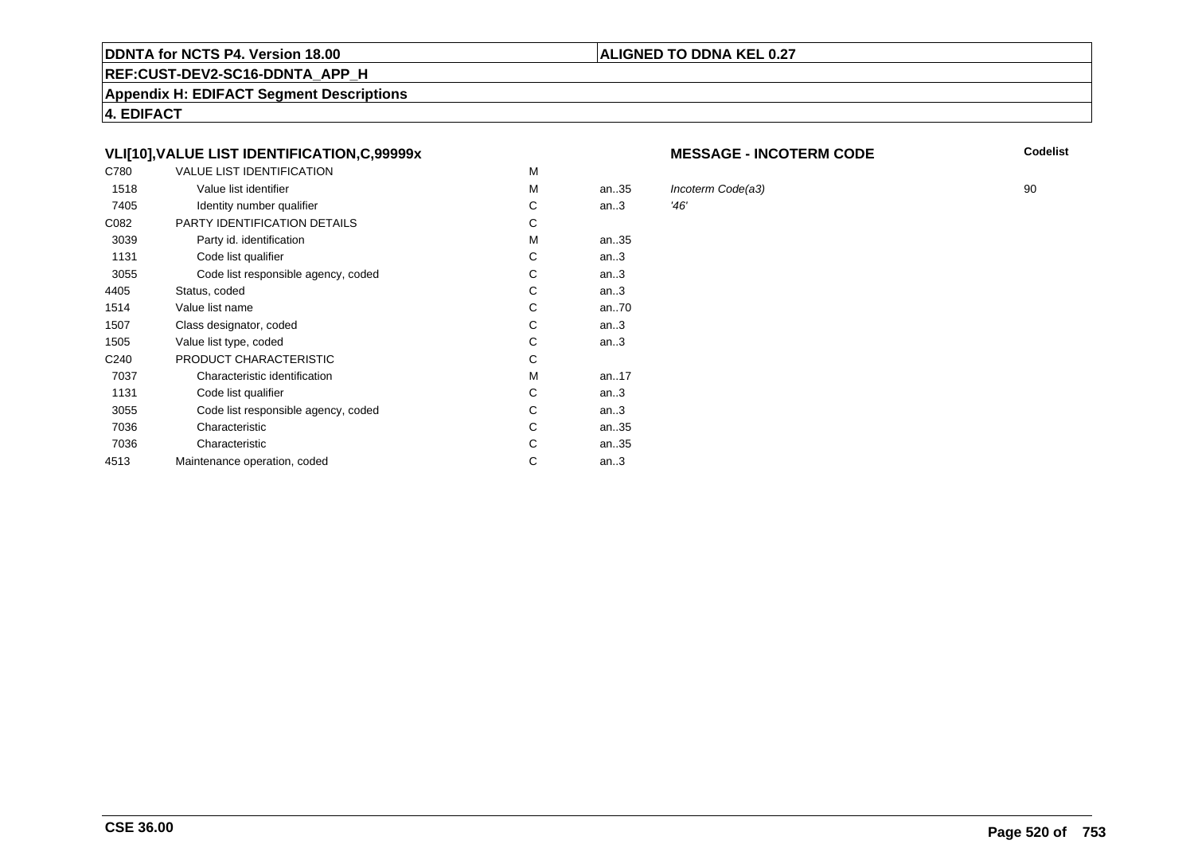**DDNTA for NCTS P4. Version 18.00** | **ALIGNED TO DDNA KEL 0.27**

**REF:CUST-DEV2-SC16-DDNTA_APP_H**

**Appendix H: EDIFACT Segment Descriptions**

**4. EDIFACT**

### VLI[10],VALUE LIST IDENTIFICATION,C,99999x

**MESSAGE - INCOTERM CODE**

| | | | | | Codelist |
|---|---|---|---|---|---|
| C780 | VALUE LIST IDENTIFICATION | M | | | |
| 1518 | Value list identifier | M | an..35 | *Incoterm Code(a3)* | 90 |
| 7405 | Identity number qualifier | C | an..3 | *'46'* | |
| C082 | PARTY IDENTIFICATION DETAILS | C | | | |
| 3039 | Party id. identification | M | an..35 | | |
| 1131 | Code list qualifier | C | an..3 | | |
| 3055 | Code list responsible agency, coded | C | an..3 | | |
| 4405 | Status, coded | C | an..3 | | |
| 1514 | Value list name | C | an..70 | | |
| 1507 | Class designator, coded | C | an..3 | | |
| 1505 | Value list type, coded | C | an..3 | | |
| C240 | PRODUCT CHARACTERISTIC | C | | | |
| 7037 | Characteristic identification | M | an..17 | | |
| 1131 | Code list qualifier | C | an..3 | | |
| 3055 | Code list responsible agency, coded | C | an..3 | | |
| 7036 | Characteristic | C | an..35 | | |
| 7036 | Characteristic | C | an..35 | | |
| 4513 | Maintenance operation, coded | C | an..3 | | |

**CSE 36.00**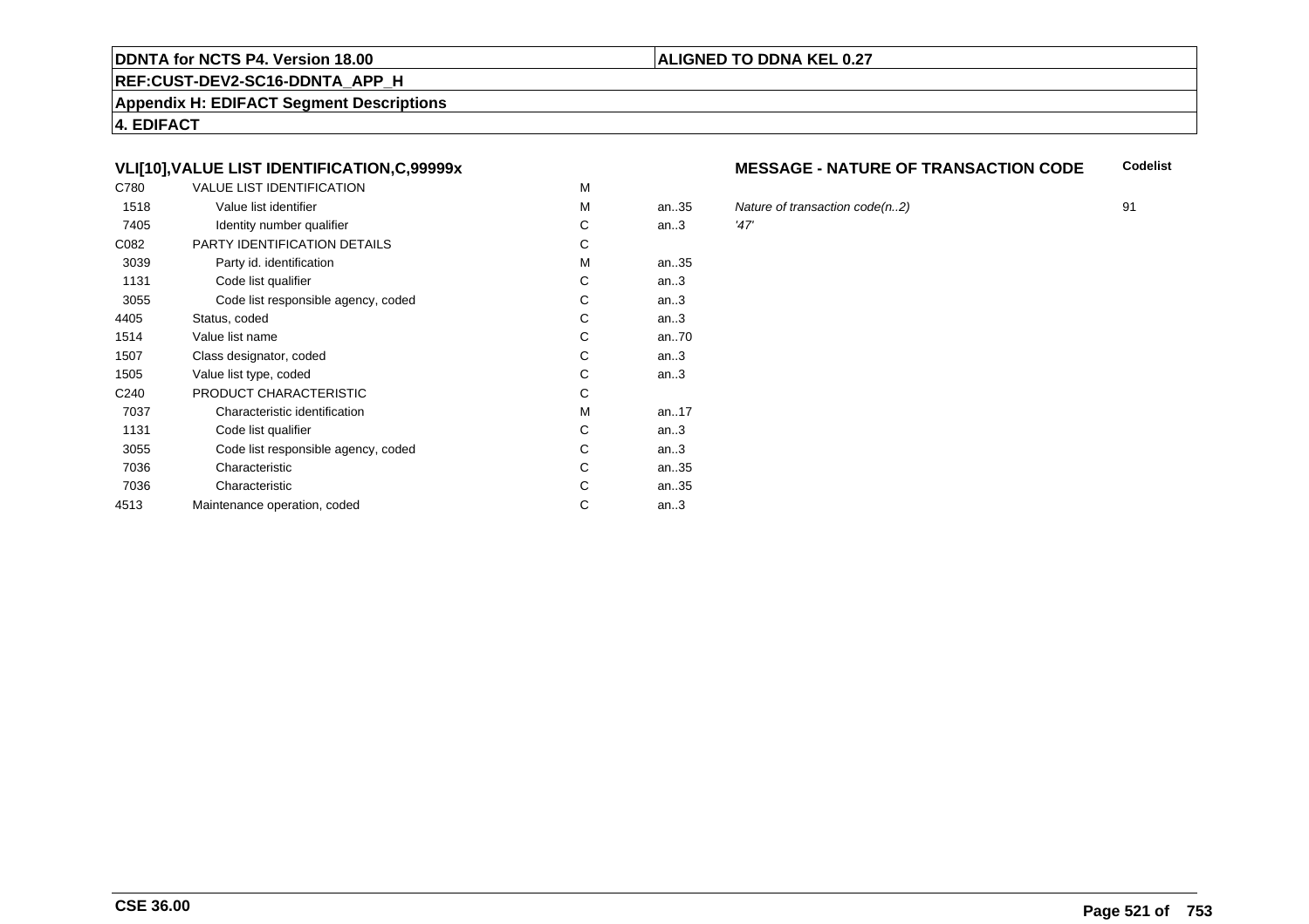**DDNTA for NCTS P4. Version 18.00** | **ALIGNED TO DDNA KEL 0.27**

**REF:CUST-DEV2-SC16-DDNTA_APP_H**

**Appendix H: EDIFACT Segment Descriptions**

**4. EDIFACT**

### VLI[10],VALUE LIST IDENTIFICATION,C,99999x

**MESSAGE - NATURE OF TRANSACTION CODE** — **Codelist**

| | | | | | |
|---|---|---|---|---|---|
| C780 | VALUE LIST IDENTIFICATION | M | | | |
| 1518 | Value list identifier | M | an..35 | *Nature of transaction code(n..2)* | 91 |
| 7405 | Identity number qualifier | C | an..3 | *'47'* | |
| C082 | PARTY IDENTIFICATION DETAILS | C | | | |
| 3039 | Party id. identification | M | an..35 | | |
| 1131 | Code list qualifier | C | an..3 | | |
| 3055 | Code list responsible agency, coded | C | an..3 | | |
| 4405 | Status, coded | C | an..3 | | |
| 1514 | Value list name | C | an..70 | | |
| 1507 | Class designator, coded | C | an..3 | | |
| 1505 | Value list type, coded | C | an..3 | | |
| C240 | PRODUCT CHARACTERISTIC | C | | | |
| 7037 | Characteristic identification | M | an..17 | | |
| 1131 | Code list qualifier | C | an..3 | | |
| 3055 | Code list responsible agency, coded | C | an..3 | | |
| 7036 | Characteristic | C | an..35 | | |
| 7036 | Characteristic | C | an..35 | | |
| 4513 | Maintenance operation, coded | C | an..3 | | |

**CSE 36.00**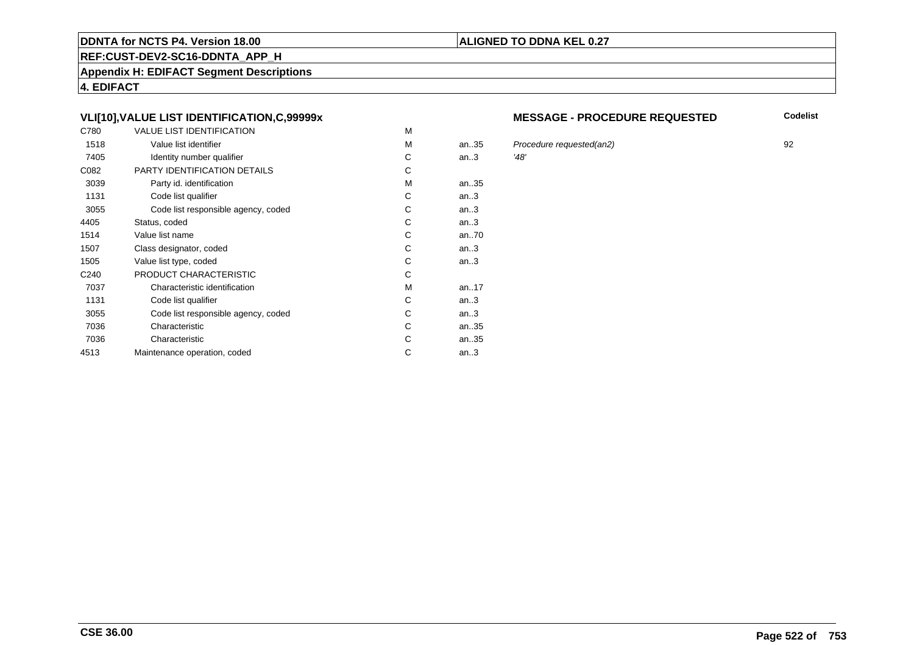**DDNTA for NCTS P4. Version 18.00** | **ALIGNED TO DDNA KEL 0.27**

**REF:CUST-DEV2-SC16-DDNTA_APP_H**

**Appendix H: EDIFACT Segment Descriptions**

**4. EDIFACT**

### VLI[10],VALUE LIST IDENTIFICATION,C,99999x

### MESSAGE - PROCEDURE REQUESTED

| | | | | | Codelist |
|---|---|---|---|---|---|
| C780 | VALUE LIST IDENTIFICATION | M | | | |
| 1518 | Value list identifier | M | an..35 | *Procedure requested(an2)* | 92 |
| 7405 | Identity number qualifier | C | an..3 | *'48'* | |
| C082 | PARTY IDENTIFICATION DETAILS | C | | | |
| 3039 | Party id. identification | M | an..35 | | |
| 1131 | Code list qualifier | C | an..3 | | |
| 3055 | Code list responsible agency, coded | C | an..3 | | |
| 4405 | Status, coded | C | an..3 | | |
| 1514 | Value list name | C | an..70 | | |
| 1507 | Class designator, coded | C | an..3 | | |
| 1505 | Value list type, coded | C | an..3 | | |
| C240 | PRODUCT CHARACTERISTIC | C | | | |
| 7037 | Characteristic identification | M | an..17 | | |
| 1131 | Code list qualifier | C | an..3 | | |
| 3055 | Code list responsible agency, coded | C | an..3 | | |
| 7036 | Characteristic | C | an..35 | | |
| 7036 | Characteristic | C | an..35 | | |
| 4513 | Maintenance operation, coded | C | an..3 | | |

**CSE 36.00**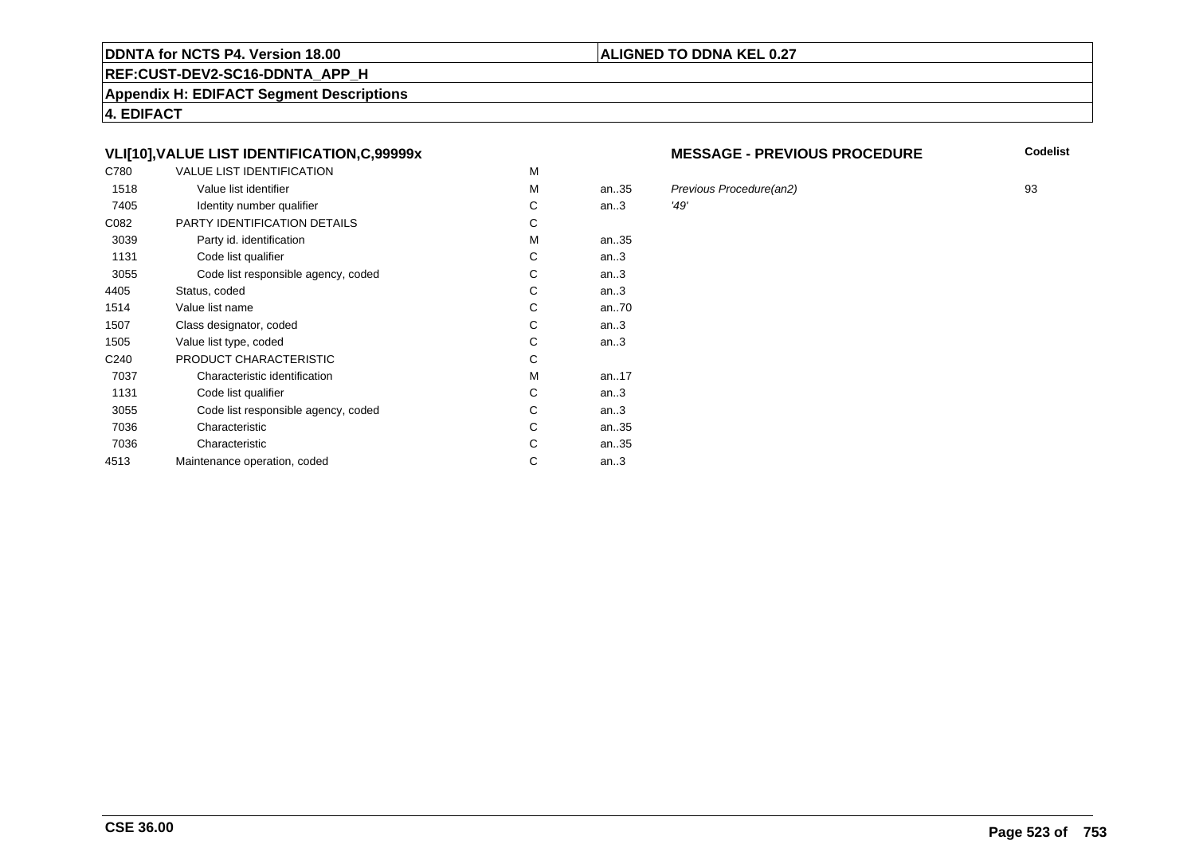**DDNTA for NCTS P4. Version 18.00** | **ALIGNED TO DDNA KEL 0.27**

**REF:CUST-DEV2-SC16-DDNTA_APP_H**

**Appendix H: EDIFACT Segment Descriptions**

**4. EDIFACT**

### VLI[10],VALUE LIST IDENTIFICATION,C,99999x

**MESSAGE - PREVIOUS PROCEDURE**

| | | | | | Codelist |
|---|---|---|---|---|---|
| C780 | VALUE LIST IDENTIFICATION | M | | | |
| 1518 | Value list identifier | M | an..35 | *Previous Procedure(an2)* | 93 |
| 7405 | Identity number qualifier | C | an..3 | *'49'* | |
| C082 | PARTY IDENTIFICATION DETAILS | C | | | |
| 3039 | Party id. identification | M | an..35 | | |
| 1131 | Code list qualifier | C | an..3 | | |
| 3055 | Code list responsible agency, coded | C | an..3 | | |
| 4405 | Status, coded | C | an..3 | | |
| 1514 | Value list name | C | an..70 | | |
| 1507 | Class designator, coded | C | an..3 | | |
| 1505 | Value list type, coded | C | an..3 | | |
| C240 | PRODUCT CHARACTERISTIC | C | | | |
| 7037 | Characteristic identification | M | an..17 | | |
| 1131 | Code list qualifier | C | an..3 | | |
| 3055 | Code list responsible agency, coded | C | an..3 | | |
| 7036 | Characteristic | C | an..35 | | |
| 7036 | Characteristic | C | an..35 | | |
| 4513 | Maintenance operation, coded | C | an..3 | | |

**CSE 36.00**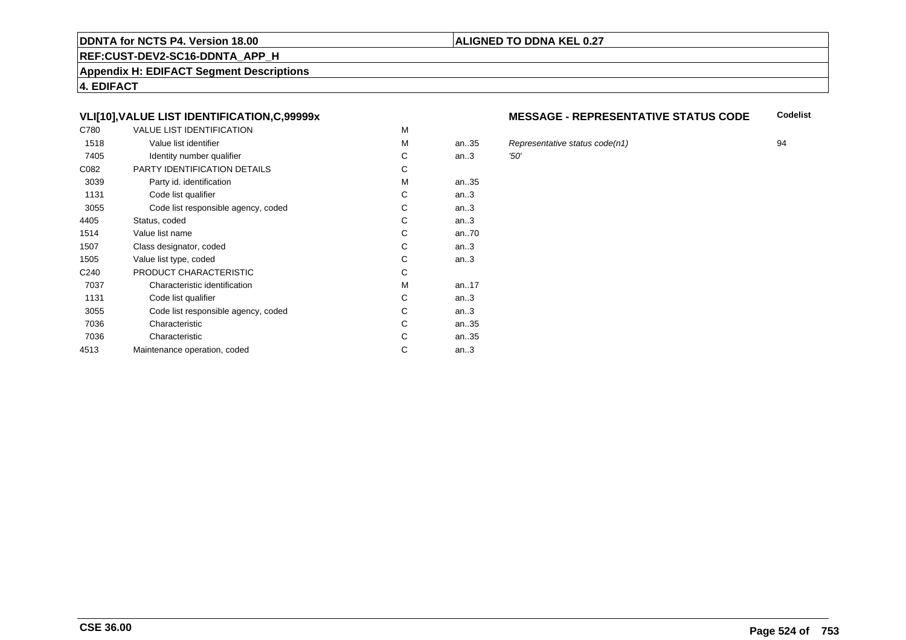**DDNTA for NCTS P4. Version 18.00** | **ALIGNED TO DDNA KEL 0.27**

**REF:CUST-DEV2-SC16-DDNTA_APP_H**

**Appendix H: EDIFACT Segment Descriptions**

**4. EDIFACT**

### VLI[10],VALUE LIST IDENTIFICATION,C,99999x

**MESSAGE - REPRESENTATIVE STATUS CODE** — **Codelist**

| | | | | | |
|---|---|---|---|---|---|
| C780 | VALUE LIST IDENTIFICATION | M | | | |
| 1518 | Value list identifier | M | an..35 | *Representative status code(n1)* | 94 |
| 7405 | Identity number qualifier | C | an..3 | *'50'* | |
| C082 | PARTY IDENTIFICATION DETAILS | C | | | |
| 3039 | Party id. identification | M | an..35 | | |
| 1131 | Code list qualifier | C | an..3 | | |
| 3055 | Code list responsible agency, coded | C | an..3 | | |
| 4405 | Status, coded | C | an..3 | | |
| 1514 | Value list name | C | an..70 | | |
| 1507 | Class designator, coded | C | an..3 | | |
| 1505 | Value list type, coded | C | an..3 | | |
| C240 | PRODUCT CHARACTERISTIC | C | | | |
| 7037 | Characteristic identification | M | an..17 | | |
| 1131 | Code list qualifier | C | an..3 | | |
| 3055 | Code list responsible agency, coded | C | an..3 | | |
| 7036 | Characteristic | C | an..35 | | |
| 7036 | Characteristic | C | an..35 | | |
| 4513 | Maintenance operation, coded | C | an..3 | | |

**CSE 36.00**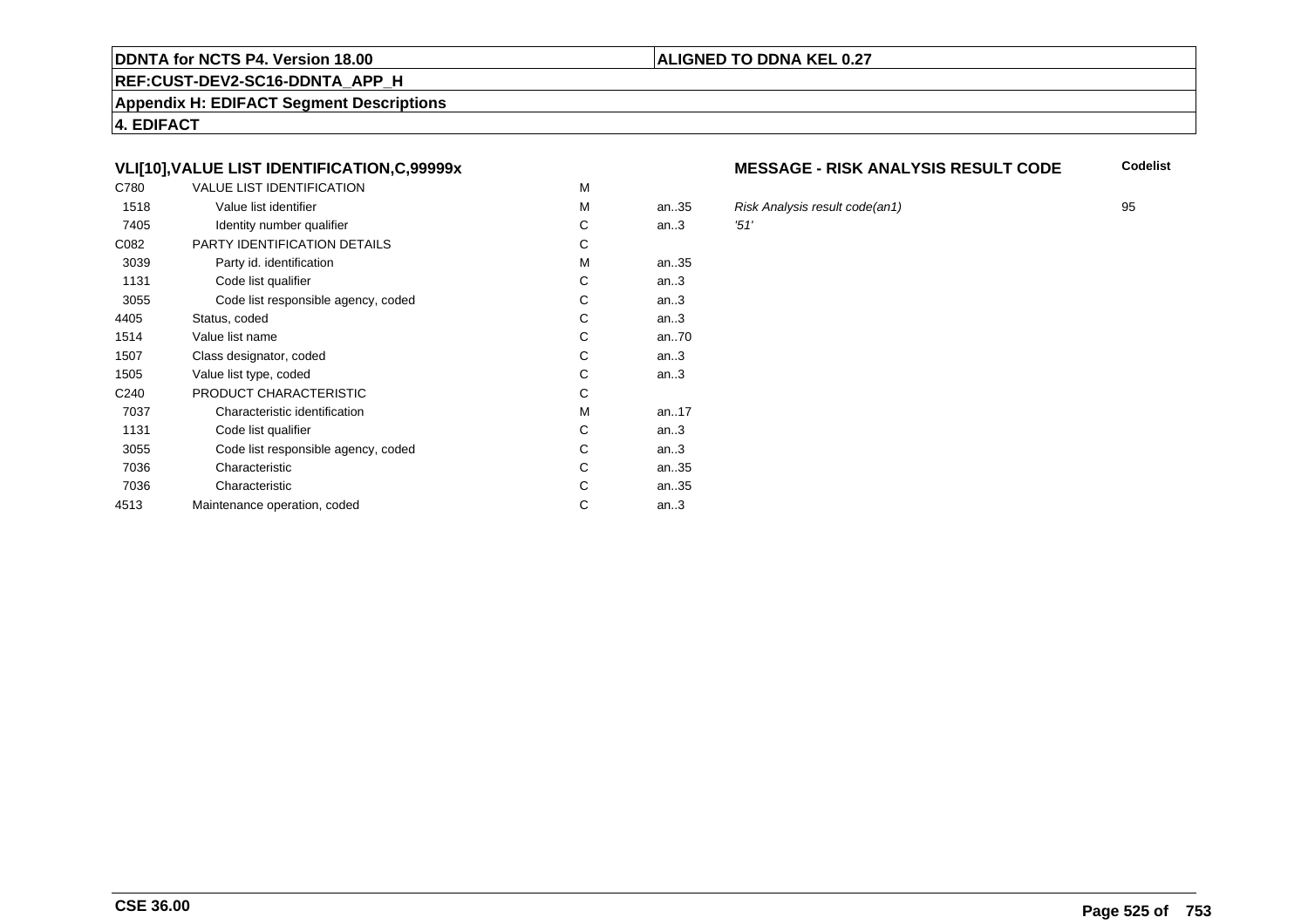## VLI[10],VALUE LIST IDENTIFICATION,C,99999x

### MESSAGE - RISK ANALYSIS RESULT CODE

| | | | | | Codelist |
|---|---|---|---|---|---|
| C780 | VALUE LIST IDENTIFICATION | M | | | |
| 1518 | Value list identifier | M | an..35 | *Risk Analysis result code(an1)* | 95 |
| 7405 | Identity number qualifier | C | an..3 | *'51'* | |
| C082 | PARTY IDENTIFICATION DETAILS | C | | | |
| 3039 | Party id. identification | M | an..35 | | |
| 1131 | Code list qualifier | C | an..3 | | |
| 3055 | Code list responsible agency, coded | C | an..3 | | |
| 4405 | Status, coded | C | an..3 | | |
| 1514 | Value list name | C | an..70 | | |
| 1507 | Class designator, coded | C | an..3 | | |
| 1505 | Value list type, coded | C | an..3 | | |
| C240 | PRODUCT CHARACTERISTIC | C | | | |
| 7037 | Characteristic identification | M | an..17 | | |
| 1131 | Code list qualifier | C | an..3 | | |
| 3055 | Code list responsible agency, coded | C | an..3 | | |
| 7036 | Characteristic | C | an..35 | | |
| 7036 | Characteristic | C | an..35 | | |
| 4513 | Maintenance operation, coded | C | an..3 | | |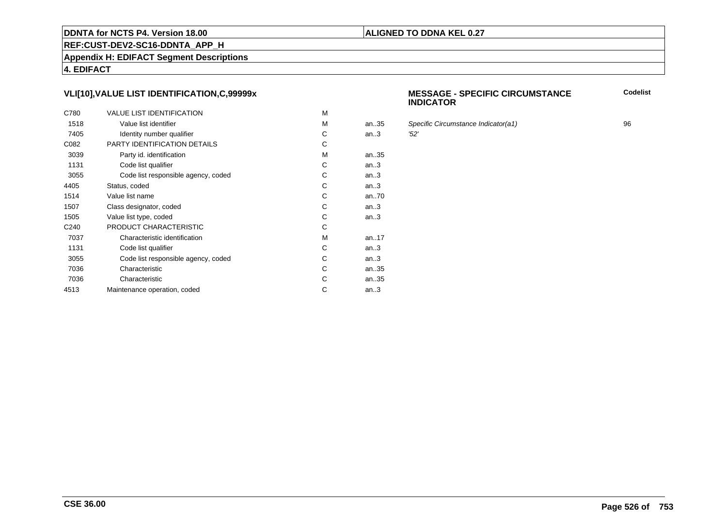**DDNTA for NCTS P4. Version 18.00** | **ALIGNED TO DDNA KEL 0.27**

**REF:CUST-DEV2-SC16-DDNTA_APP_H**

**Appendix H: EDIFACT Segment Descriptions**

**4. EDIFACT**

### VLI[10],VALUE LIST IDENTIFICATION,C,99999x

| | | | | MESSAGE - SPECIFIC CIRCUMSTANCE INDICATOR | Codelist |
|---|---|---|---|---|---|
| C780 | VALUE LIST IDENTIFICATION | M | | | |
| 1518 | Value list identifier | M | an..35 | *Specific Circumstance Indicator(a1)* | 96 |
| 7405 | Identity number qualifier | C | an..3 | *'52'* | |
| C082 | PARTY IDENTIFICATION DETAILS | C | | | |
| 3039 | Party id. identification | M | an..35 | | |
| 1131 | Code list qualifier | C | an..3 | | |
| 3055 | Code list responsible agency, coded | C | an..3 | | |
| 4405 | Status, coded | C | an..3 | | |
| 1514 | Value list name | C | an..70 | | |
| 1507 | Class designator, coded | C | an..3 | | |
| 1505 | Value list type, coded | C | an..3 | | |
| C240 | PRODUCT CHARACTERISTIC | C | | | |
| 7037 | Characteristic identification | M | an..17 | | |
| 1131 | Code list qualifier | C | an..3 | | |
| 3055 | Code list responsible agency, coded | C | an..3 | | |
| 7036 | Characteristic | C | an..35 | | |
| 7036 | Characteristic | C | an..35 | | |
| 4513 | Maintenance operation, coded | C | an..3 | | |

**CSE 36.00**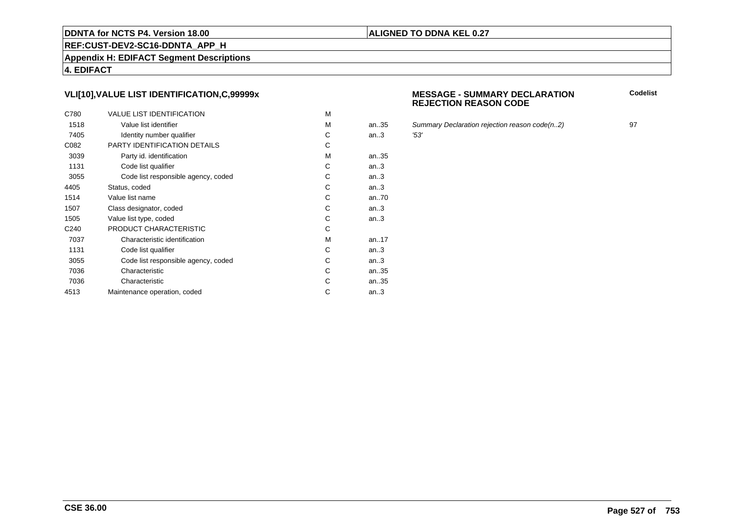## VLI[10],VALUE LIST IDENTIFICATION,C,99999x

### MESSAGE - SUMMARY DECLARATION REJECTION REASON CODE

| | | | | | Codelist |
|---|---|---|---|---|---|
| C780 | VALUE LIST IDENTIFICATION | M | | | |
| 1518 | Value list identifier | M | an..35 | *Summary Declaration rejection reason code(n..2)* | 97 |
| 7405 | Identity number qualifier | C | an..3 | *'53'* | |
| C082 | PARTY IDENTIFICATION DETAILS | C | | | |
| 3039 | Party id. identification | M | an..35 | | |
| 1131 | Code list qualifier | C | an..3 | | |
| 3055 | Code list responsible agency, coded | C | an..3 | | |
| 4405 | Status, coded | C | an..3 | | |
| 1514 | Value list name | C | an..70 | | |
| 1507 | Class designator, coded | C | an..3 | | |
| 1505 | Value list type, coded | C | an..3 | | |
| C240 | PRODUCT CHARACTERISTIC | C | | | |
| 7037 | Characteristic identification | M | an..17 | | |
| 1131 | Code list qualifier | C | an..3 | | |
| 3055 | Code list responsible agency, coded | C | an..3 | | |
| 7036 | Characteristic | C | an..35 | | |
| 7036 | Characteristic | C | an..35 | | |
| 4513 | Maintenance operation, coded | C | an..3 | | |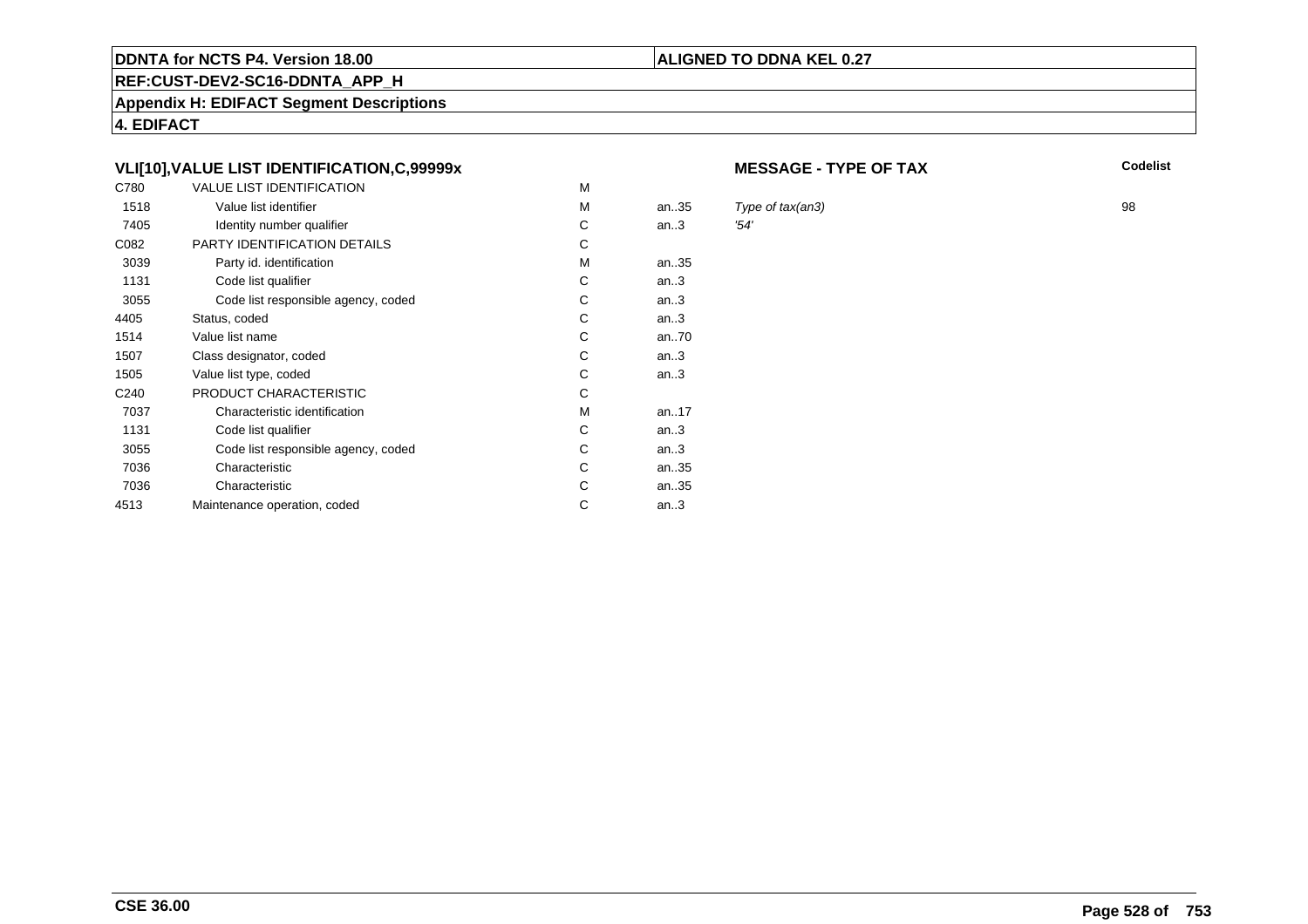**Appendix H: EDIFACT Segment Descriptions**

**4. EDIFACT**

## VLI[10],VALUE LIST IDENTIFICATION,C,99999x

**MESSAGE - TYPE OF TAX**

| | | | | | Codelist |
|---|---|---|---|---|---|
| C780 | VALUE LIST IDENTIFICATION | M | | | |
| 1518 | Value list identifier | M | an..35 | *Type of tax(an3)* | 98 |
| 7405 | Identity number qualifier | C | an..3 | *'54'* | |
| C082 | PARTY IDENTIFICATION DETAILS | C | | | |
| 3039 | Party id. identification | M | an..35 | | |
| 1131 | Code list qualifier | C | an..3 | | |
| 3055 | Code list responsible agency, coded | C | an..3 | | |
| 4405 | Status, coded | C | an..3 | | |
| 1514 | Value list name | C | an..70 | | |
| 1507 | Class designator, coded | C | an..3 | | |
| 1505 | Value list type, coded | C | an..3 | | |
| C240 | PRODUCT CHARACTERISTIC | C | | | |
| 7037 | Characteristic identification | M | an..17 | | |
| 1131 | Code list qualifier | C | an..3 | | |
| 3055 | Code list responsible agency, coded | C | an..3 | | |
| 7036 | Characteristic | C | an..35 | | |
| 7036 | Characteristic | C | an..35 | | |
| 4513 | Maintenance operation, coded | C | an..3 | | |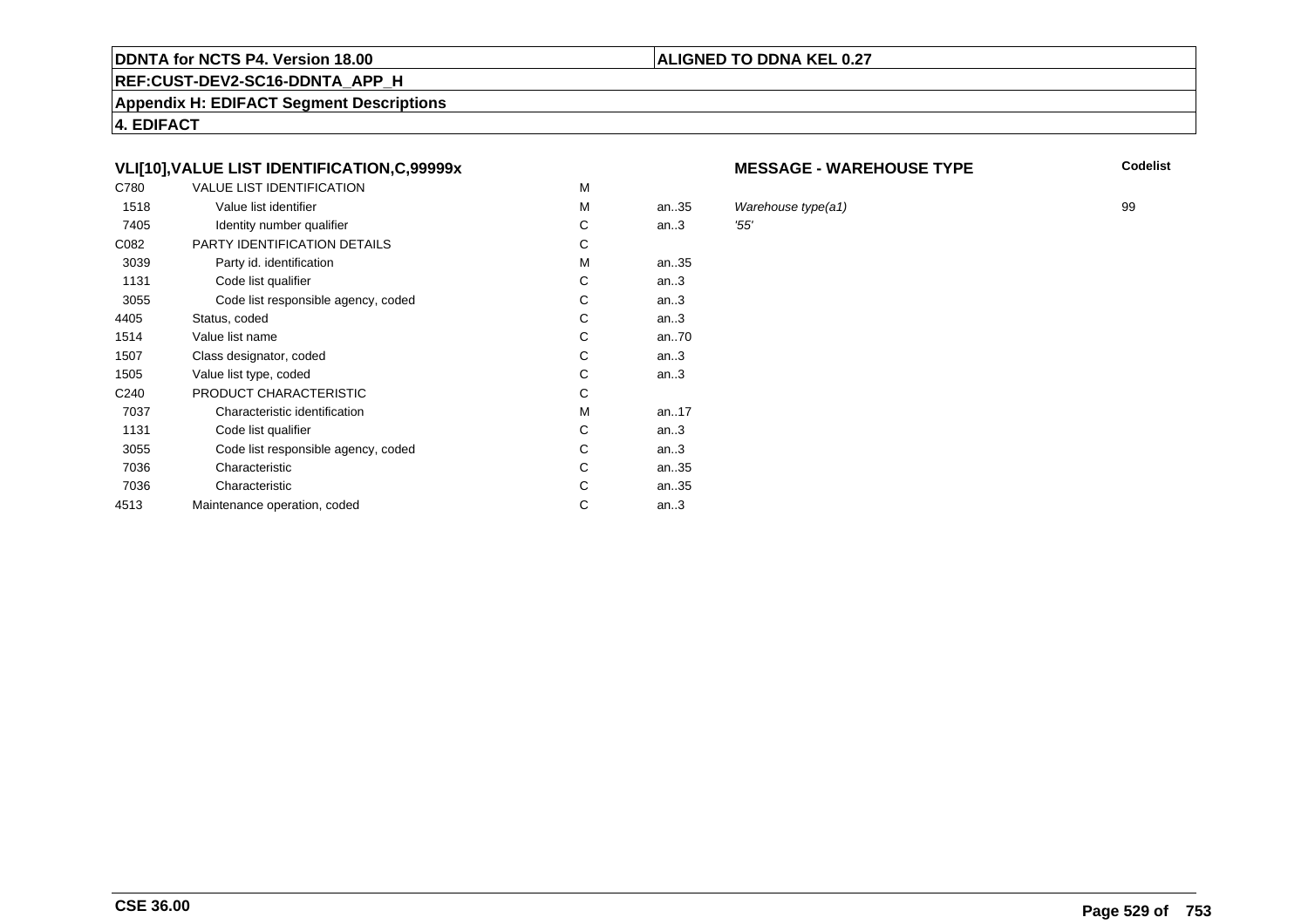**DDNTA for NCTS P4. Version 18.00** | **ALIGNED TO DDNA KEL 0.27**

**REF:CUST-DEV2-SC16-DDNTA_APP_H**

**Appendix H: EDIFACT Segment Descriptions**

**4. EDIFACT**

### VLI[10],VALUE LIST IDENTIFICATION,C,99999x

**MESSAGE - WAREHOUSE TYPE**

| | | | | | Codelist |
|---|---|---|---|---|---|
| C780 | VALUE LIST IDENTIFICATION | M | | | |
| 1518 | Value list identifier | M | an..35 | *Warehouse type(a1)* | 99 |
| 7405 | Identity number qualifier | C | an..3 | *'55'* | |
| C082 | PARTY IDENTIFICATION DETAILS | C | | | |
| 3039 | Party id. identification | M | an..35 | | |
| 1131 | Code list qualifier | C | an..3 | | |
| 3055 | Code list responsible agency, coded | C | an..3 | | |
| 4405 | Status, coded | C | an..3 | | |
| 1514 | Value list name | C | an..70 | | |
| 1507 | Class designator, coded | C | an..3 | | |
| 1505 | Value list type, coded | C | an..3 | | |
| C240 | PRODUCT CHARACTERISTIC | C | | | |
| 7037 | Characteristic identification | M | an..17 | | |
| 1131 | Code list qualifier | C | an..3 | | |
| 3055 | Code list responsible agency, coded | C | an..3 | | |
| 7036 | Characteristic | C | an..35 | | |
| 7036 | Characteristic | C | an..35 | | |
| 4513 | Maintenance operation, coded | C | an..3 | | |

**CSE 36.00**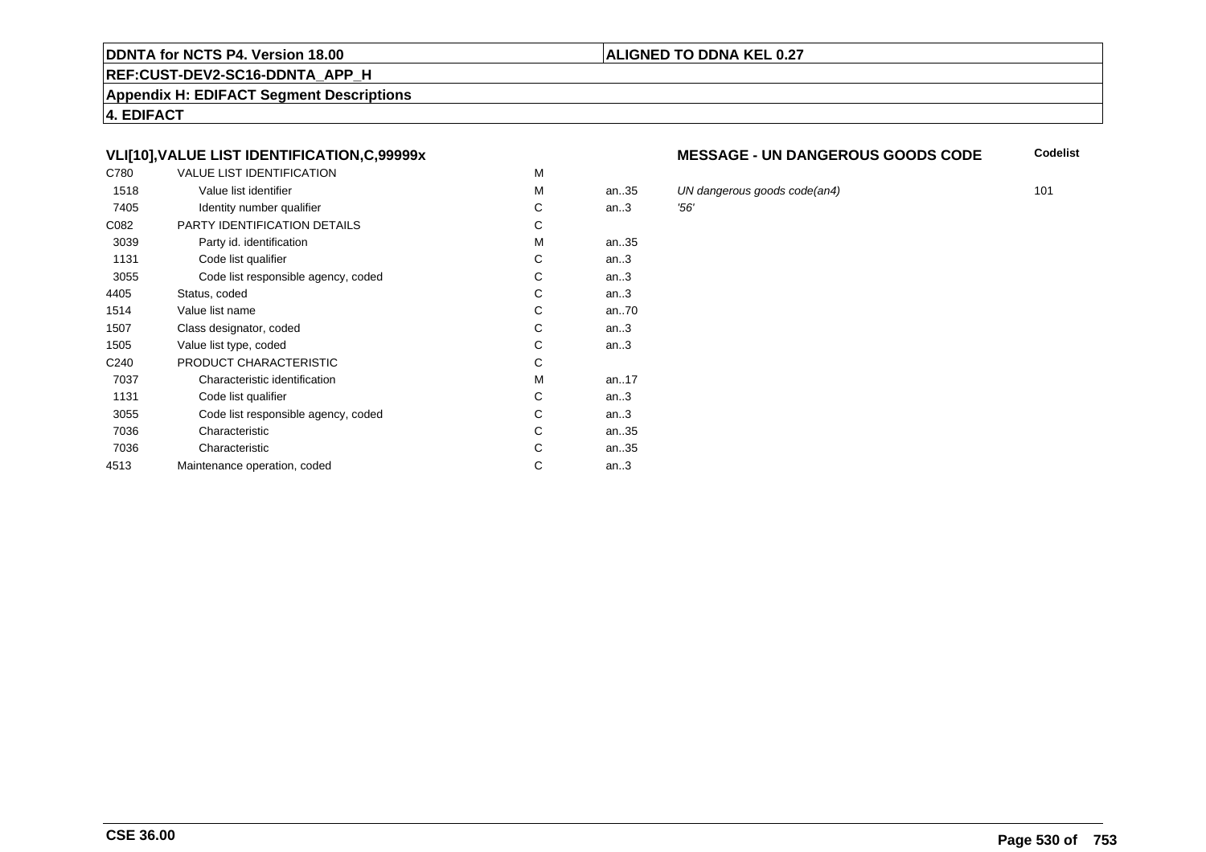**DDNTA for NCTS P4. Version 18.00** | **ALIGNED TO DDNA KEL 0.27**

**REF:CUST-DEV2-SC16-DDNTA_APP_H**

**Appendix H: EDIFACT Segment Descriptions**

**4. EDIFACT**

### VLI[10],VALUE LIST IDENTIFICATION,C,99999x

**MESSAGE - UN DANGEROUS GOODS CODE**

| | | | | | Codelist |
|---|---|---|---|---|---|
| C780 | VALUE LIST IDENTIFICATION | M | | | |
| 1518 | Value list identifier | M | an..35 | *UN dangerous goods code(an4)* | 101 |
| 7405 | Identity number qualifier | C | an..3 | *'56'* | |
| C082 | PARTY IDENTIFICATION DETAILS | C | | | |
| 3039 | Party id. identification | M | an..35 | | |
| 1131 | Code list qualifier | C | an..3 | | |
| 3055 | Code list responsible agency, coded | C | an..3 | | |
| 4405 | Status, coded | C | an..3 | | |
| 1514 | Value list name | C | an..70 | | |
| 1507 | Class designator, coded | C | an..3 | | |
| 1505 | Value list type, coded | C | an..3 | | |
| C240 | PRODUCT CHARACTERISTIC | C | | | |
| 7037 | Characteristic identification | M | an..17 | | |
| 1131 | Code list qualifier | C | an..3 | | |
| 3055 | Code list responsible agency, coded | C | an..3 | | |
| 7036 | Characteristic | C | an..35 | | |
| 7036 | Characteristic | C | an..35 | | |
| 4513 | Maintenance operation, coded | C | an..3 | | |

**CSE 36.00**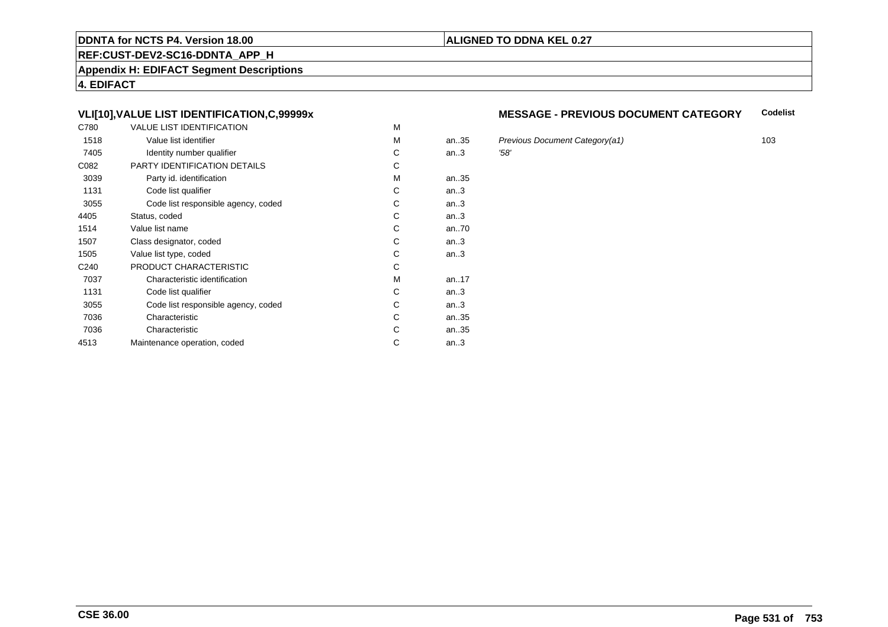**DDNTA for NCTS P4. Version 18.00** | **ALIGNED TO DDNA KEL 0.27**

**REF:CUST-DEV2-SC16-DDNTA_APP_H**

**Appendix H: EDIFACT Segment Descriptions**

**4. EDIFACT**

### VLI[10],VALUE LIST IDENTIFICATION,C,99999x

**MESSAGE - PREVIOUS DOCUMENT CATEGORY**

| Tag | Name | M/C | Format | Description | Codelist |
|---|---|---|---|---|---|
| C780 | VALUE LIST IDENTIFICATION | M | | | |
| 1518 | Value list identifier | M | an..35 | *Previous Document Category(a1)* | 103 |
| 7405 | Identity number qualifier | C | an..3 | *'58'* | |
| C082 | PARTY IDENTIFICATION DETAILS | C | | | |
| 3039 | Party id. identification | M | an..35 | | |
| 1131 | Code list qualifier | C | an..3 | | |
| 3055 | Code list responsible agency, coded | C | an..3 | | |
| 4405 | Status, coded | C | an..3 | | |
| 1514 | Value list name | C | an..70 | | |
| 1507 | Class designator, coded | C | an..3 | | |
| 1505 | Value list type, coded | C | an..3 | | |
| C240 | PRODUCT CHARACTERISTIC | C | | | |
| 7037 | Characteristic identification | M | an..17 | | |
| 1131 | Code list qualifier | C | an..3 | | |
| 3055 | Code list responsible agency, coded | C | an..3 | | |
| 7036 | Characteristic | C | an..35 | | |
| 7036 | Characteristic | C | an..35 | | |
| 4513 | Maintenance operation, coded | C | an..3 | | |

**CSE 36.00**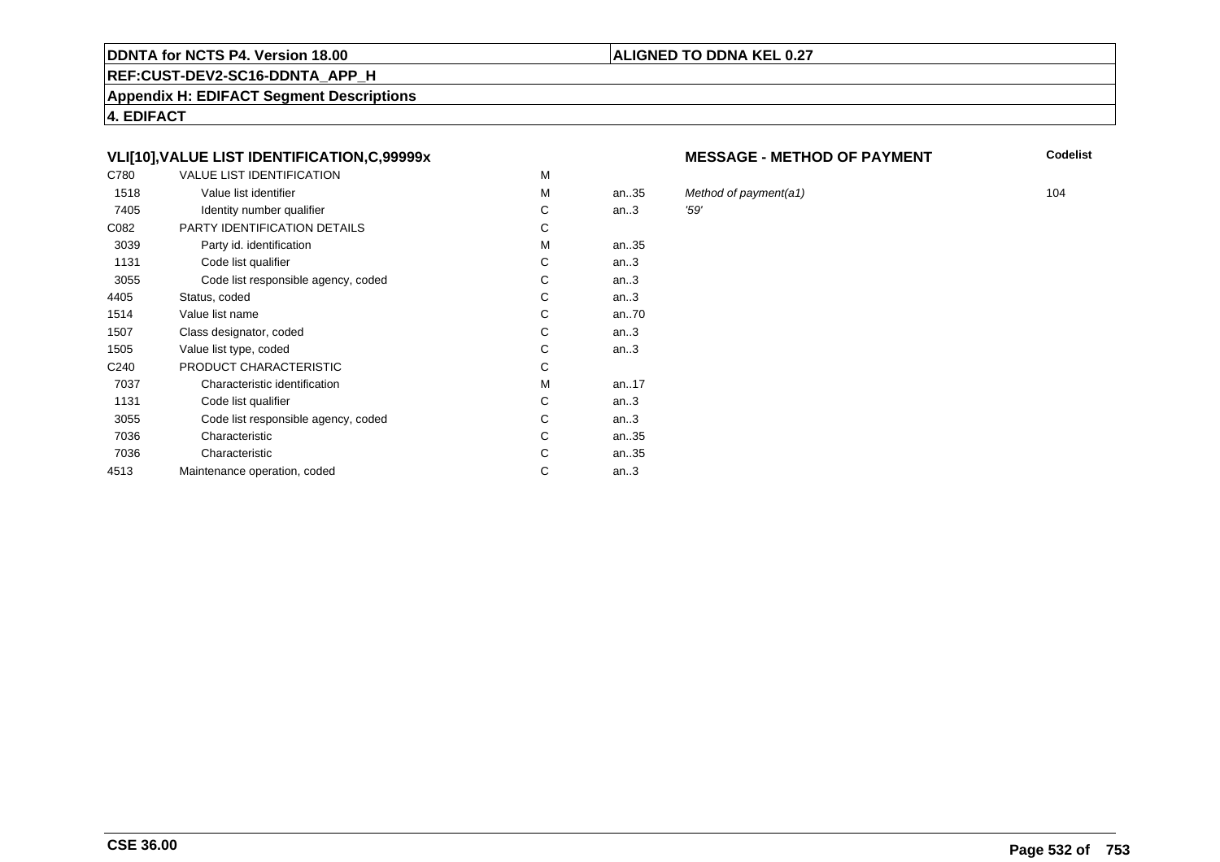**DDNTA for NCTS P4. Version 18.00** | **ALIGNED TO DDNA KEL 0.27**

**REF:CUST-DEV2-SC16-DDNTA_APP_H**

**Appendix H: EDIFACT Segment Descriptions**

**4. EDIFACT**

### VLI[10],VALUE LIST IDENTIFICATION,C,99999x

**MESSAGE - METHOD OF PAYMENT**

| | | | | | Codelist |
|---|---|---|---|---|---|
| C780 | VALUE LIST IDENTIFICATION | M | | | |
| 1518 | Value list identifier | M | an..35 | *Method of payment(a1)* | 104 |
| 7405 | Identity number qualifier | C | an..3 | *'59'* | |
| C082 | PARTY IDENTIFICATION DETAILS | C | | | |
| 3039 | Party id. identification | M | an..35 | | |
| 1131 | Code list qualifier | C | an..3 | | |
| 3055 | Code list responsible agency, coded | C | an..3 | | |
| 4405 | Status, coded | C | an..3 | | |
| 1514 | Value list name | C | an..70 | | |
| 1507 | Class designator, coded | C | an..3 | | |
| 1505 | Value list type, coded | C | an..3 | | |
| C240 | PRODUCT CHARACTERISTIC | C | | | |
| 7037 | Characteristic identification | M | an..17 | | |
| 1131 | Code list qualifier | C | an..3 | | |
| 3055 | Code list responsible agency, coded | C | an..3 | | |
| 7036 | Characteristic | C | an..35 | | |
| 7036 | Characteristic | C | an..35 | | |
| 4513 | Maintenance operation, coded | C | an..3 | | |

**CSE 36.00**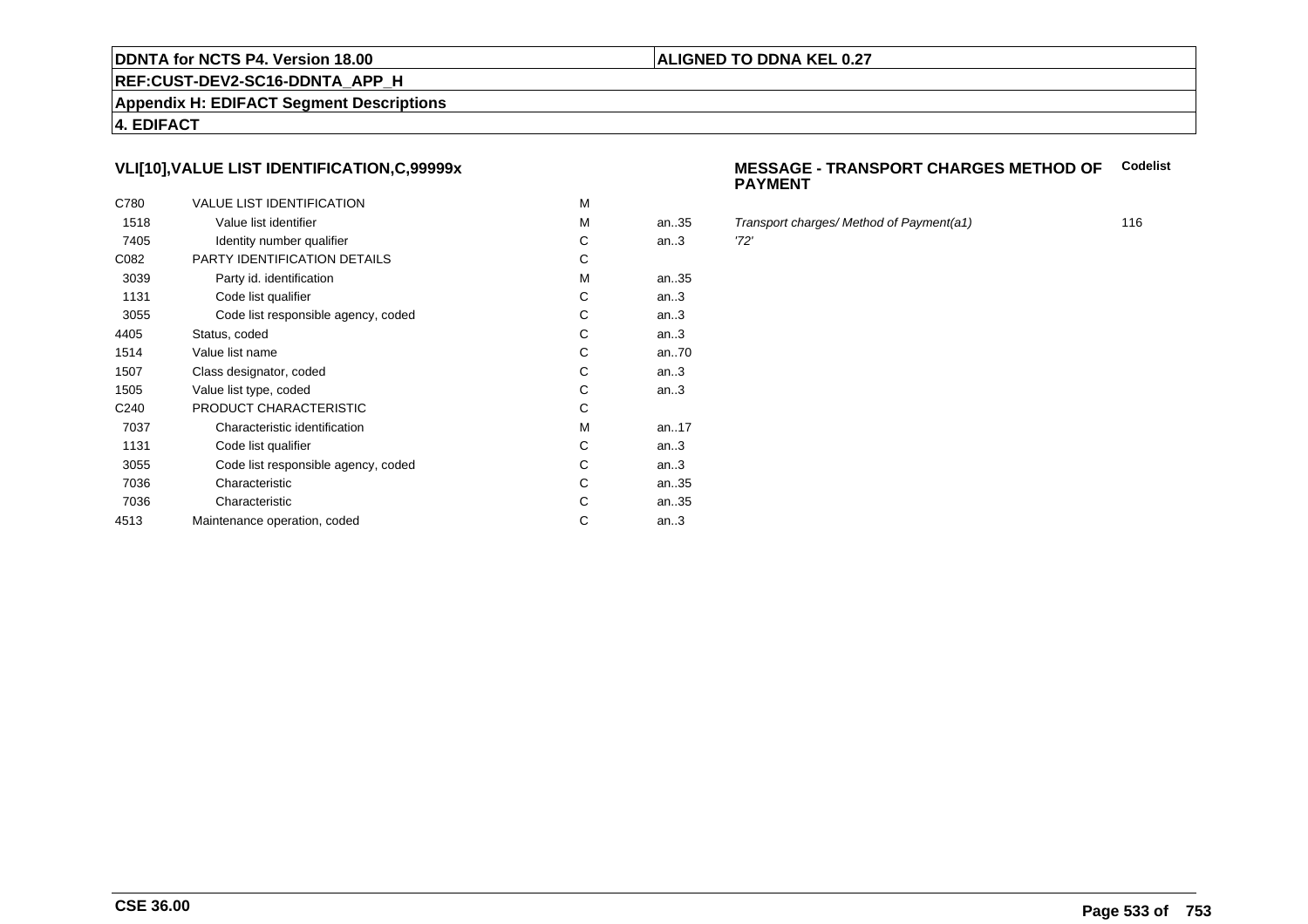## VLI[10],VALUE LIST IDENTIFICATION,C,99999x

**MESSAGE - TRANSPORT CHARGES METHOD OF PAYMENT** — **Codelist**

| | | | | | |
|---|---|---|---|---|---|
| C780 | VALUE LIST IDENTIFICATION | M | | | |
| 1518 | Value list identifier | M | an..35 | *Transport charges/ Method of Payment(a1)* | 116 |
| 7405 | Identity number qualifier | C | an..3 | *'72'* | |
| C082 | PARTY IDENTIFICATION DETAILS | C | | | |
| 3039 | Party id. identification | M | an..35 | | |
| 1131 | Code list qualifier | C | an..3 | | |
| 3055 | Code list responsible agency, coded | C | an..3 | | |
| 4405 | Status, coded | C | an..3 | | |
| 1514 | Value list name | C | an..70 | | |
| 1507 | Class designator, coded | C | an..3 | | |
| 1505 | Value list type, coded | C | an..3 | | |
| C240 | PRODUCT CHARACTERISTIC | C | | | |
| 7037 | Characteristic identification | M | an..17 | | |
| 1131 | Code list qualifier | C | an..3 | | |
| 3055 | Code list responsible agency, coded | C | an..3 | | |
| 7036 | Characteristic | C | an..35 | | |
| 7036 | Characteristic | C | an..35 | | |
| 4513 | Maintenance operation, coded | C | an..3 | | |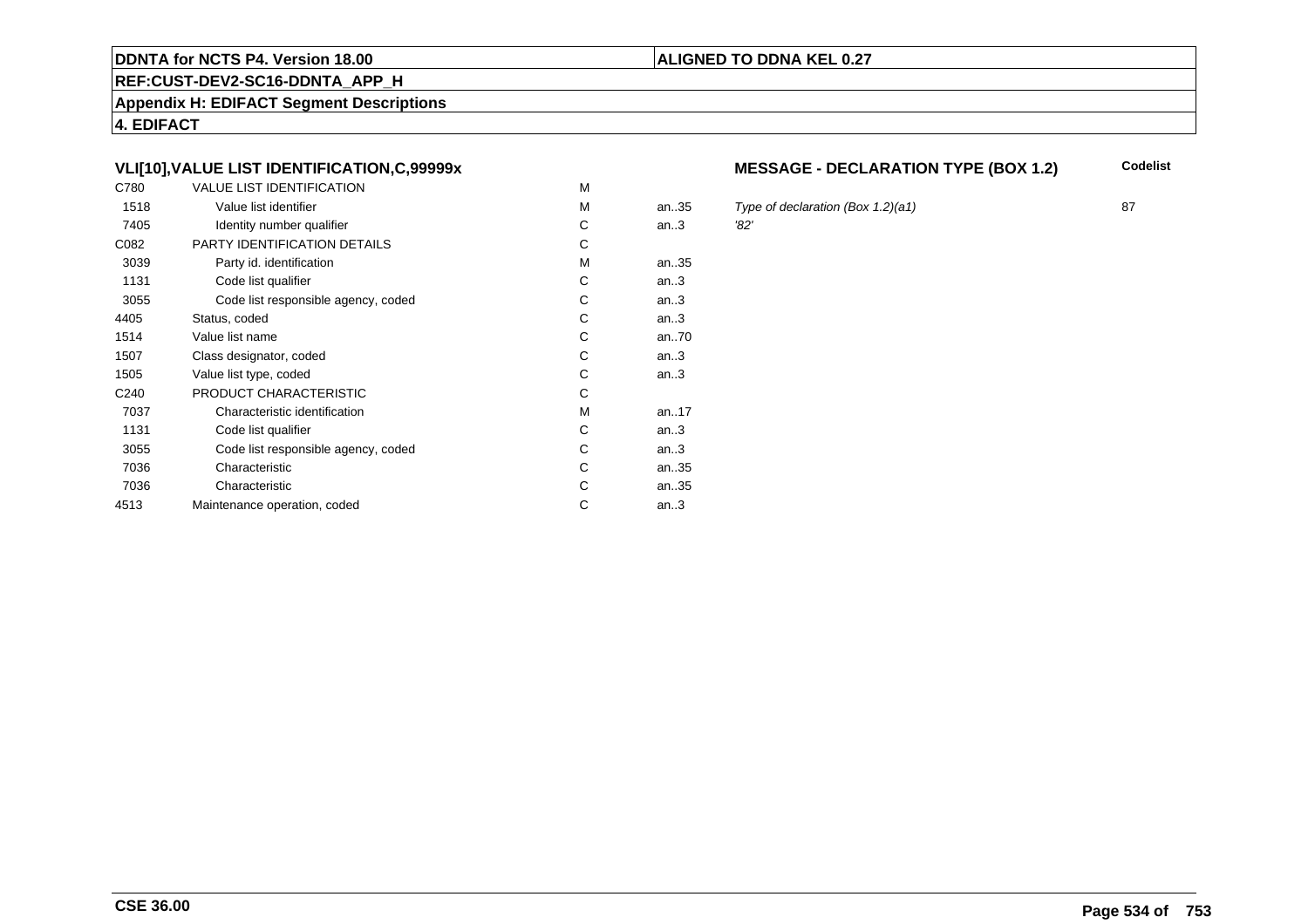**DDNTA for NCTS P4. Version 18.00**

**ALIGNED TO DDNA KEL 0.27**

**REF:CUST-DEV2-SC16-DDNTA_APP_H**

**Appendix H: EDIFACT Segment Descriptions**

**4. EDIFACT**

### VLI[10],VALUE LIST IDENTIFICATION,C,99999x

### MESSAGE - DECLARATION TYPE (BOX 1.2)

| | | | | | Codelist |
|---|---|---|---|---|---|
| C780 | VALUE LIST IDENTIFICATION | M | | | |
| 1518 | Value list identifier | M | an..35 | *Type of declaration (Box 1.2)(a1)* | 87 |
| 7405 | Identity number qualifier | C | an..3 | *'82'* | |
| C082 | PARTY IDENTIFICATION DETAILS | C | | | |
| 3039 | Party id. identification | M | an..35 | | |
| 1131 | Code list qualifier | C | an..3 | | |
| 3055 | Code list responsible agency, coded | C | an..3 | | |
| 4405 | Status, coded | C | an..3 | | |
| 1514 | Value list name | C | an..70 | | |
| 1507 | Class designator, coded | C | an..3 | | |
| 1505 | Value list type, coded | C | an..3 | | |
| C240 | PRODUCT CHARACTERISTIC | C | | | |
| 7037 | Characteristic identification | M | an..17 | | |
| 1131 | Code list qualifier | C | an..3 | | |
| 3055 | Code list responsible agency, coded | C | an..3 | | |
| 7036 | Characteristic | C | an..35 | | |
| 7036 | Characteristic | C | an..35 | | |
| 4513 | Maintenance operation, coded | C | an..3 | | |

**CSE 36.00**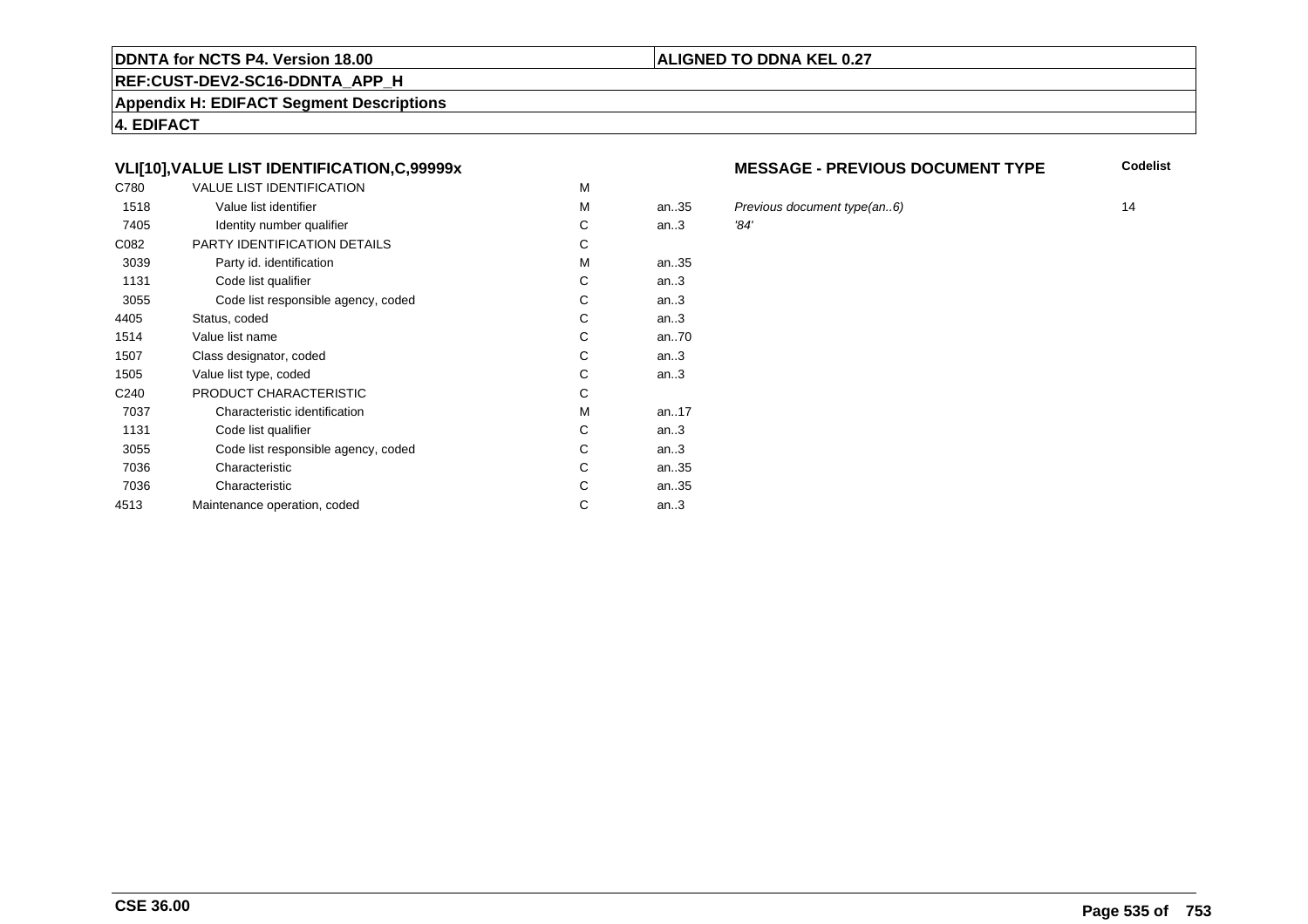**DDNTA for NCTS P4. Version 18.00**

**ALIGNED TO DDNA KEL 0.27**

**REF:CUST-DEV2-SC16-DDNTA_APP_H**

**Appendix H: EDIFACT Segment Descriptions**

**4. EDIFACT**

### VLI[10],VALUE LIST IDENTIFICATION,C,99999x

### MESSAGE - PREVIOUS DOCUMENT TYPE

| | | | | | Codelist |
|---|---|---|---|---|---|
| C780 | VALUE LIST IDENTIFICATION | M | | | |
| 1518 | Value list identifier | M | an..35 | *Previous document type(an..6)* | 14 |
| 7405 | Identity number qualifier | C | an..3 | *'84'* | |
| C082 | PARTY IDENTIFICATION DETAILS | C | | | |
| 3039 | Party id. identification | M | an..35 | | |
| 1131 | Code list qualifier | C | an..3 | | |
| 3055 | Code list responsible agency, coded | C | an..3 | | |
| 4405 | Status, coded | C | an..3 | | |
| 1514 | Value list name | C | an..70 | | |
| 1507 | Class designator, coded | C | an..3 | | |
| 1505 | Value list type, coded | C | an..3 | | |
| C240 | PRODUCT CHARACTERISTIC | C | | | |
| 7037 | Characteristic identification | M | an..17 | | |
| 1131 | Code list qualifier | C | an..3 | | |
| 3055 | Code list responsible agency, coded | C | an..3 | | |
| 7036 | Characteristic | C | an..35 | | |
| 7036 | Characteristic | C | an..35 | | |
| 4513 | Maintenance operation, coded | C | an..3 | | |

**CSE 36.00**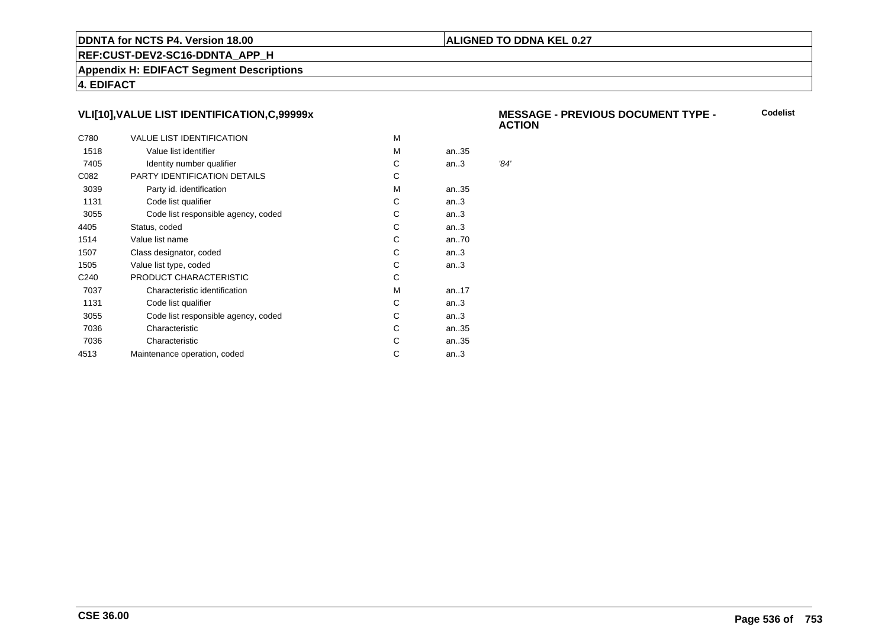**DDNTA for NCTS P4. Version 18.00** | **ALIGNED TO DDNA KEL 0.27**

**REF:CUST-DEV2-SC16-DDNTA_APP_H**

**Appendix H: EDIFACT Segment Descriptions**

**4. EDIFACT**

### VLI[10],VALUE LIST IDENTIFICATION,C,99999x

**MESSAGE - PREVIOUS DOCUMENT TYPE - ACTION** — **Codelist**

| | | | | |
|---|---|---|---|---|
| C780 | VALUE LIST IDENTIFICATION | M | | |
| 1518 | Value list identifier | M | an..35 | |
| 7405 | Identity number qualifier | C | an..3 | *'84'* |
| C082 | PARTY IDENTIFICATION DETAILS | C | | |
| 3039 | Party id. identification | M | an..35 | |
| 1131 | Code list qualifier | C | an..3 | |
| 3055 | Code list responsible agency, coded | C | an..3 | |
| 4405 | Status, coded | C | an..3 | |
| 1514 | Value list name | C | an..70 | |
| 1507 | Class designator, coded | C | an..3 | |
| 1505 | Value list type, coded | C | an..3 | |
| C240 | PRODUCT CHARACTERISTIC | C | | |
| 7037 | Characteristic identification | M | an..17 | |
| 1131 | Code list qualifier | C | an..3 | |
| 3055 | Code list responsible agency, coded | C | an..3 | |
| 7036 | Characteristic | C | an..35 | |
| 7036 | Characteristic | C | an..35 | |
| 4513 | Maintenance operation, coded | C | an..3 | |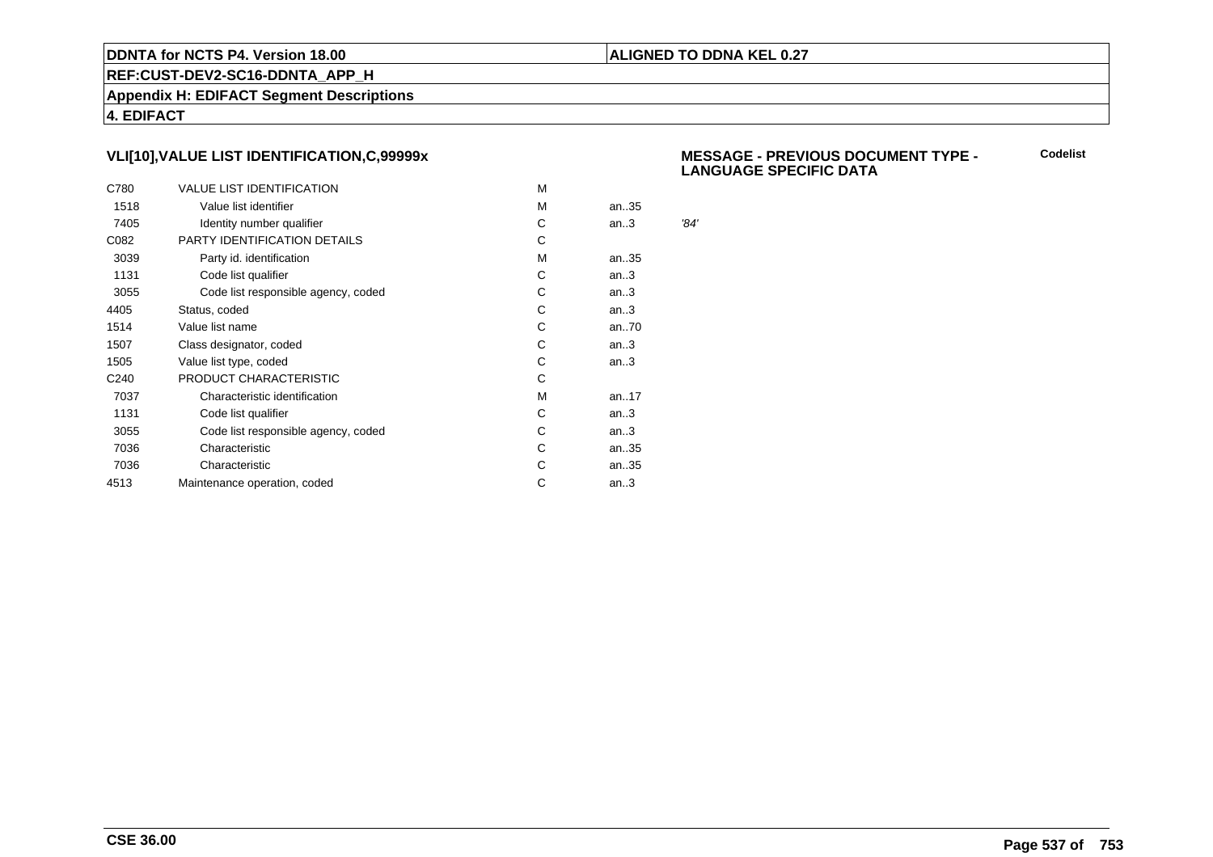DDNTA for NCTS P4. Version 18.00

ALIGNED TO DDNA KEL 0.27

REF:CUST-DEV2-SC16-DDNTA_APP_H

Appendix H: EDIFACT Segment Descriptions

4. EDIFACT

### VLI[10],VALUE LIST IDENTIFICATION,C,99999x

### MESSAGE - PREVIOUS DOCUMENT TYPE - LANGUAGE SPECIFIC DATA

Codelist

| | | | | |
|---|---|---|---|---|
| C780 | VALUE LIST IDENTIFICATION | M | | |
| 1518 | Value list identifier | M | an..35 | |
| 7405 | Identity number qualifier | C | an..3 | *'84'* |
| C082 | PARTY IDENTIFICATION DETAILS | C | | |
| 3039 | Party id. identification | M | an..35 | |
| 1131 | Code list qualifier | C | an..3 | |
| 3055 | Code list responsible agency, coded | C | an..3 | |
| 4405 | Status, coded | C | an..3 | |
| 1514 | Value list name | C | an..70 | |
| 1507 | Class designator, coded | C | an..3 | |
| 1505 | Value list type, coded | C | an..3 | |
| C240 | PRODUCT CHARACTERISTIC | C | | |
| 7037 | Characteristic identification | M | an..17 | |
| 1131 | Code list qualifier | C | an..3 | |
| 3055 | Code list responsible agency, coded | C | an..3 | |
| 7036 | Characteristic | C | an..35 | |
| 7036 | Characteristic | C | an..35 | |
| 4513 | Maintenance operation, coded | C | an..3 | |

CSE 36.00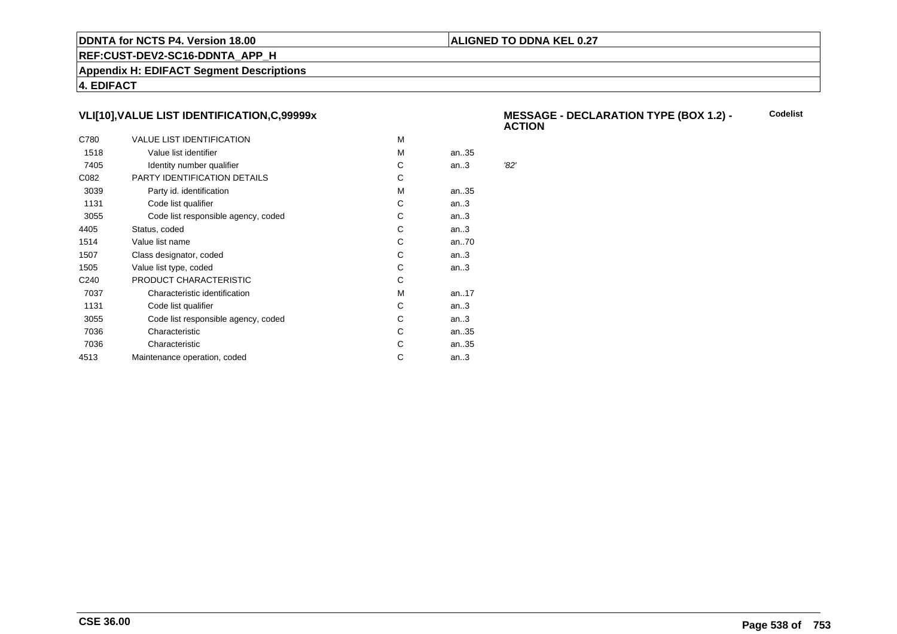## VLI[10],VALUE LIST IDENTIFICATION,C,99999x

**MESSAGE - DECLARATION TYPE (BOX 1.2) - ACTION**

**Codelist**

| | | | | |
|---|---|---|---|---|
| C780 | VALUE LIST IDENTIFICATION | M | | |
| 1518 | Value list identifier | M | an..35 | |
| 7405 | Identity number qualifier | C | an..3 | *'82'* |
| C082 | PARTY IDENTIFICATION DETAILS | C | | |
| 3039 | Party id. identification | M | an..35 | |
| 1131 | Code list qualifier | C | an..3 | |
| 3055 | Code list responsible agency, coded | C | an..3 | |
| 4405 | Status, coded | C | an..3 | |
| 1514 | Value list name | C | an..70 | |
| 1507 | Class designator, coded | C | an..3 | |
| 1505 | Value list type, coded | C | an..3 | |
| C240 | PRODUCT CHARACTERISTIC | C | | |
| 7037 | Characteristic identification | M | an..17 | |
| 1131 | Code list qualifier | C | an..3 | |
| 3055 | Code list responsible agency, coded | C | an..3 | |
| 7036 | Characteristic | C | an..35 | |
| 7036 | Characteristic | C | an..35 | |
| 4513 | Maintenance operation, coded | C | an..3 | |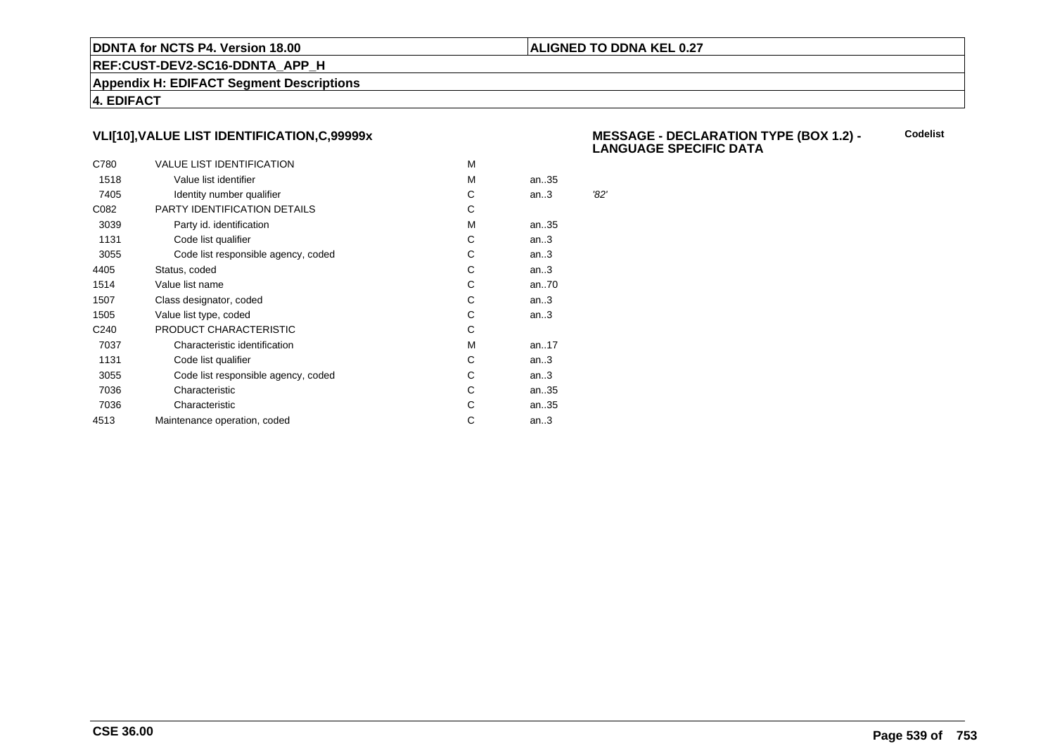### VLI[10],VALUE LIST IDENTIFICATION,C,99999x

**MESSAGE - DECLARATION TYPE (BOX 1.2) - LANGUAGE SPECIFIC DATA** **Codelist**

| | | | | |
|---|---|---|---|---|
| C780 | VALUE LIST IDENTIFICATION | M | | |
| 1518 | Value list identifier | M | an..35 | |
| 7405 | Identity number qualifier | C | an..3 | *'82'* |
| C082 | PARTY IDENTIFICATION DETAILS | C | | |
| 3039 | Party id. identification | M | an..35 | |
| 1131 | Code list qualifier | C | an..3 | |
| 3055 | Code list responsible agency, coded | C | an..3 | |
| 4405 | Status, coded | C | an..3 | |
| 1514 | Value list name | C | an..70 | |
| 1507 | Class designator, coded | C | an..3 | |
| 1505 | Value list type, coded | C | an..3 | |
| C240 | PRODUCT CHARACTERISTIC | C | | |
| 7037 | Characteristic identification | M | an..17 | |
| 1131 | Code list qualifier | C | an..3 | |
| 3055 | Code list responsible agency, coded | C | an..3 | |
| 7036 | Characteristic | C | an..35 | |
| 7036 | Characteristic | C | an..35 | |
| 4513 | Maintenance operation, coded | C | an..3 | |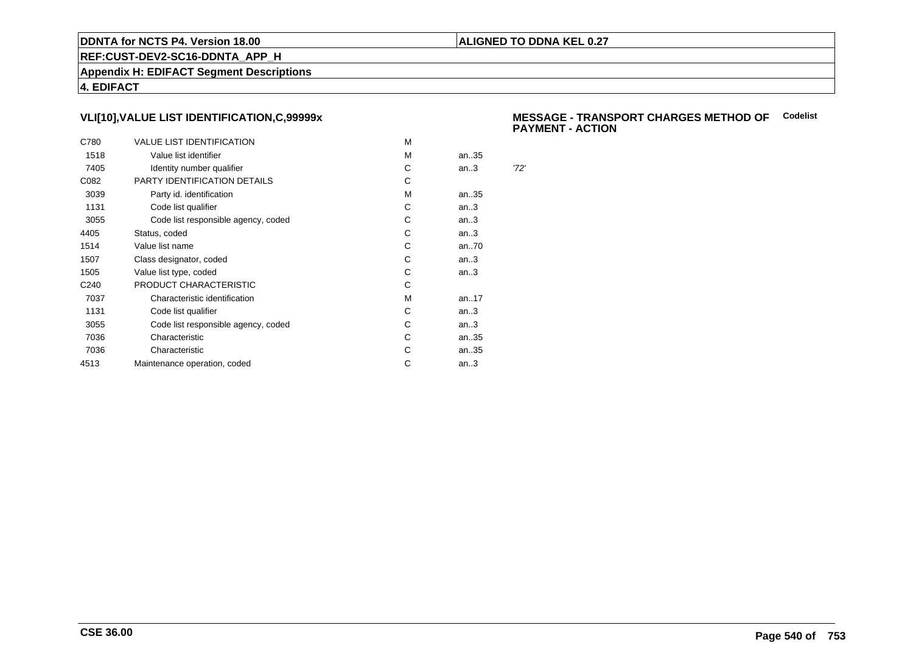## VLI[10],VALUE LIST IDENTIFICATION,C,99999x

**MESSAGE - TRANSPORT CHARGES METHOD OF PAYMENT - ACTION** **Codelist**

| | | | | |
|---|---|---|---|---|
| C780 | VALUE LIST IDENTIFICATION | M | | |
| 1518 | Value list identifier | M | an..35 | |
| 7405 | Identity number qualifier | C | an..3 | *'72'* |
| C082 | PARTY IDENTIFICATION DETAILS | C | | |
| 3039 | Party id. identification | M | an..35 | |
| 1131 | Code list qualifier | C | an..3 | |
| 3055 | Code list responsible agency, coded | C | an..3 | |
| 4405 | Status, coded | C | an..3 | |
| 1514 | Value list name | C | an..70 | |
| 1507 | Class designator, coded | C | an..3 | |
| 1505 | Value list type, coded | C | an..3 | |
| C240 | PRODUCT CHARACTERISTIC | C | | |
| 7037 | Characteristic identification | M | an..17 | |
| 1131 | Code list qualifier | C | an..3 | |
| 3055 | Code list responsible agency, coded | C | an..3 | |
| 7036 | Characteristic | C | an..35 | |
| 7036 | Characteristic | C | an..35 | |
| 4513 | Maintenance operation, coded | C | an..3 | |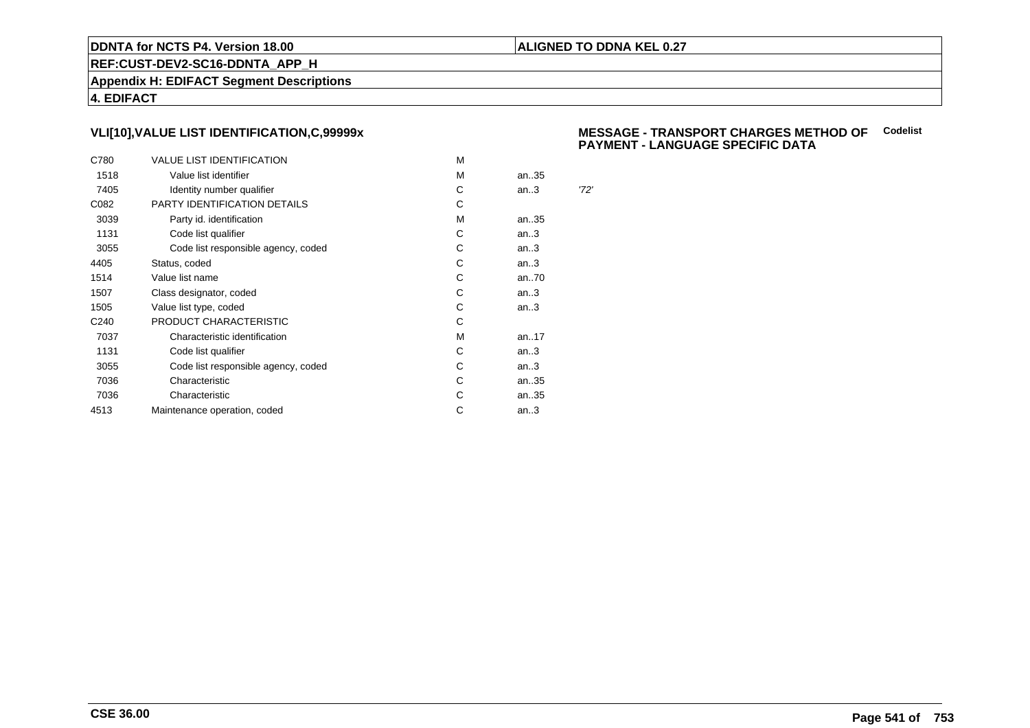**DDNTA for NCTS P4. Version 18.00** | **ALIGNED TO DDNA KEL 0.27**

**REF:CUST-DEV2-SC16-DDNTA_APP_H**

**Appendix H: EDIFACT Segment Descriptions**

**4. EDIFACT**

### VLI[10],VALUE LIST IDENTIFICATION,C,99999x

**MESSAGE - TRANSPORT CHARGES METHOD OF PAYMENT - LANGUAGE SPECIFIC DATA** — **Codelist**

| | | | | |
|---|---|---|---|---|
| C780 | VALUE LIST IDENTIFICATION | M | | |
| 1518 | Value list identifier | M | an..35 | |
| 7405 | Identity number qualifier | C | an..3 | '72' |
| C082 | PARTY IDENTIFICATION DETAILS | C | | |
| 3039 | Party id. identification | M | an..35 | |
| 1131 | Code list qualifier | C | an..3 | |
| 3055 | Code list responsible agency, coded | C | an..3 | |
| 4405 | Status, coded | C | an..3 | |
| 1514 | Value list name | C | an..70 | |
| 1507 | Class designator, coded | C | an..3 | |
| 1505 | Value list type, coded | C | an..3 | |
| C240 | PRODUCT CHARACTERISTIC | C | | |
| 7037 | Characteristic identification | M | an..17 | |
| 1131 | Code list qualifier | C | an..3 | |
| 3055 | Code list responsible agency, coded | C | an..3 | |
| 7036 | Characteristic | C | an..35 | |
| 7036 | Characteristic | C | an..35 | |
| 4513 | Maintenance operation, coded | C | an..3 | |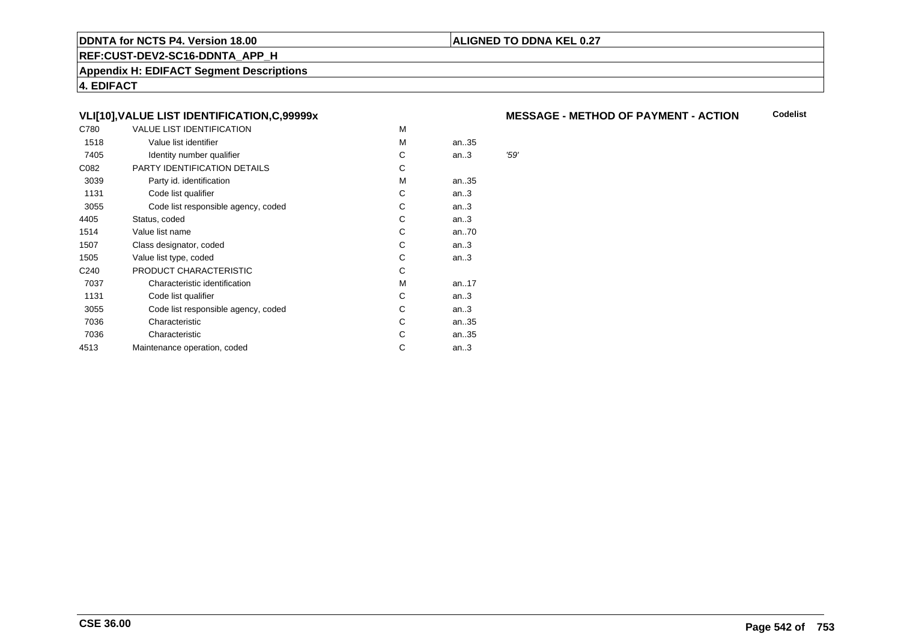**DDNTA for NCTS P4. Version 18.00** | **ALIGNED TO DDNA KEL 0.27**

**REF:CUST-DEV2-SC16-DDNTA_APP_H**

**Appendix H: EDIFACT Segment Descriptions**

**4. EDIFACT**

### VLI[10],VALUE LIST IDENTIFICATION,C,99999x

**MESSAGE - METHOD OF PAYMENT - ACTION** — **Codelist**

| | | | | |
|---|---|---|---|---|
| C780 | VALUE LIST IDENTIFICATION | M | | |
| 1518 | Value list identifier | M | an..35 | |
| 7405 | Identity number qualifier | C | an..3 | *'59'* |
| C082 | PARTY IDENTIFICATION DETAILS | C | | |
| 3039 | Party id. identification | M | an..35 | |
| 1131 | Code list qualifier | C | an..3 | |
| 3055 | Code list responsible agency, coded | C | an..3 | |
| 4405 | Status, coded | C | an..3 | |
| 1514 | Value list name | C | an..70 | |
| 1507 | Class designator, coded | C | an..3 | |
| 1505 | Value list type, coded | C | an..3 | |
| C240 | PRODUCT CHARACTERISTIC | C | | |
| 7037 | Characteristic identification | M | an..17 | |
| 1131 | Code list qualifier | C | an..3 | |
| 3055 | Code list responsible agency, coded | C | an..3 | |
| 7036 | Characteristic | C | an..35 | |
| 7036 | Characteristic | C | an..35 | |
| 4513 | Maintenance operation, coded | C | an..3 | |

**CSE 36.00**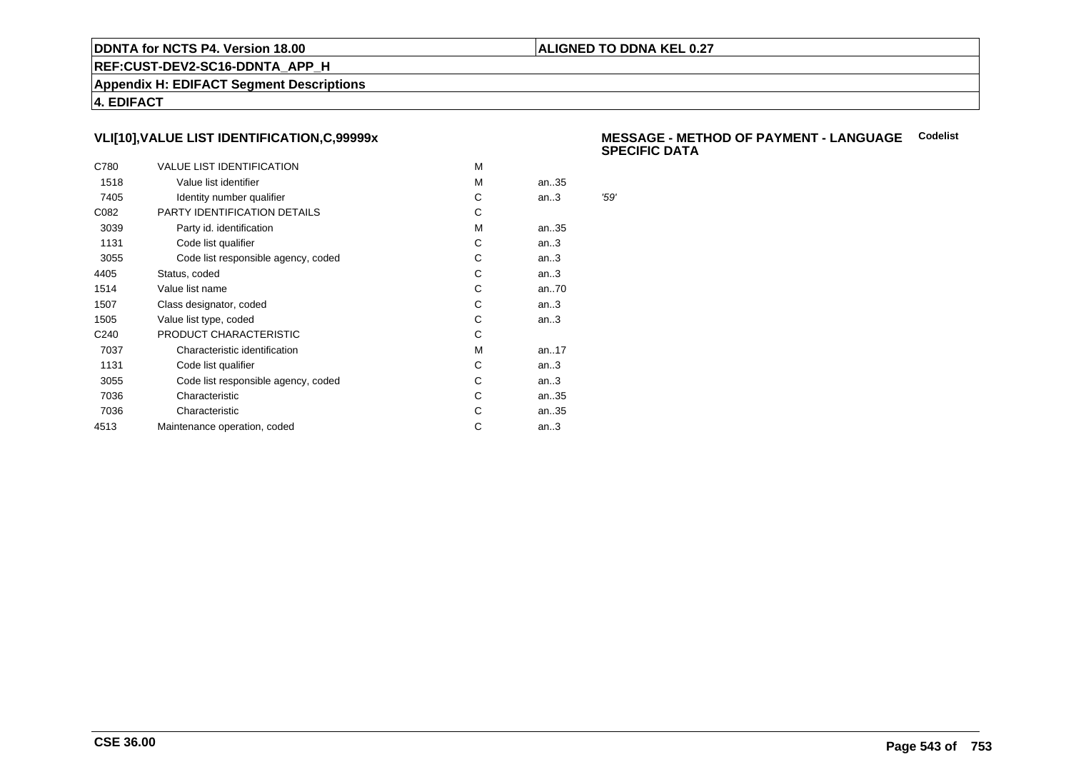**DDNTA for NCTS P4. Version 18.00** | **ALIGNED TO DDNA KEL 0.27**

**REF:CUST-DEV2-SC16-DDNTA_APP_H**

**Appendix H: EDIFACT Segment Descriptions**

**4. EDIFACT**

### VLI[10],VALUE LIST IDENTIFICATION,C,99999x

**MESSAGE - METHOD OF PAYMENT - LANGUAGE SPECIFIC DATA** **Codelist**

| | | | | |
|---|---|---|---|---|
| C780 | VALUE LIST IDENTIFICATION | M | | |
| 1518 | Value list identifier | M | an..35 | |
| 7405 | Identity number qualifier | C | an..3 | *'59'* |
| C082 | PARTY IDENTIFICATION DETAILS | C | | |
| 3039 | Party id. identification | M | an..35 | |
| 1131 | Code list qualifier | C | an..3 | |
| 3055 | Code list responsible agency, coded | C | an..3 | |
| 4405 | Status, coded | C | an..3 | |
| 1514 | Value list name | C | an..70 | |
| 1507 | Class designator, coded | C | an..3 | |
| 1505 | Value list type, coded | C | an..3 | |
| C240 | PRODUCT CHARACTERISTIC | C | | |
| 7037 | Characteristic identification | M | an..17 | |
| 1131 | Code list qualifier | C | an..3 | |
| 3055 | Code list responsible agency, coded | C | an..3 | |
| 7036 | Characteristic | C | an..35 | |
| 7036 | Characteristic | C | an..35 | |
| 4513 | Maintenance operation, coded | C | an..3 | |

**CSE 36.00**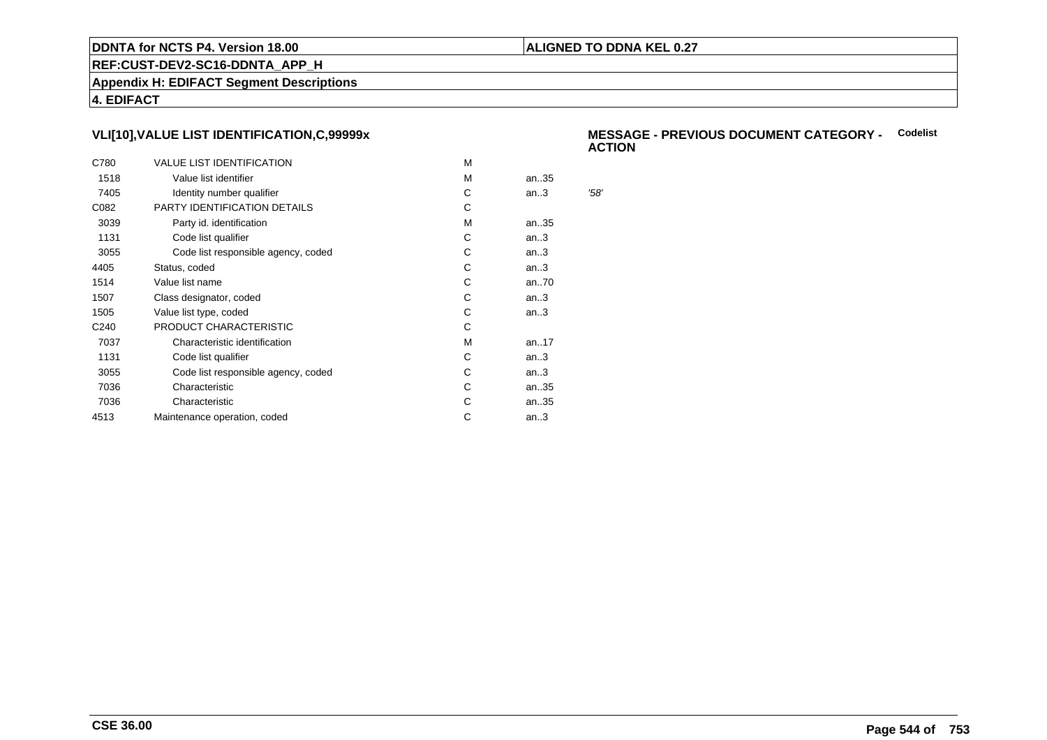**DDNTA for NCTS P4. Version 18.00**

**ALIGNED TO DDNA KEL 0.27**

**REF:CUST-DEV2-SC16-DDNTA_APP_H**

**Appendix H: EDIFACT Segment Descriptions**

**4. EDIFACT**

### VLI[10],VALUE LIST IDENTIFICATION,C,99999x

**MESSAGE - PREVIOUS DOCUMENT CATEGORY - ACTION** **Codelist**

| | | | | |
|---|---|---|---|---|
| C780 | VALUE LIST IDENTIFICATION | M | | |
| 1518 | Value list identifier | M | an..35 | |
| 7405 | Identity number qualifier | C | an..3 | *'58'* |
| C082 | PARTY IDENTIFICATION DETAILS | C | | |
| 3039 | Party id. identification | M | an..35 | |
| 1131 | Code list qualifier | C | an..3 | |
| 3055 | Code list responsible agency, coded | C | an..3 | |
| 4405 | Status, coded | C | an..3 | |
| 1514 | Value list name | C | an..70 | |
| 1507 | Class designator, coded | C | an..3 | |
| 1505 | Value list type, coded | C | an..3 | |
| C240 | PRODUCT CHARACTERISTIC | C | | |
| 7037 | Characteristic identification | M | an..17 | |
| 1131 | Code list qualifier | C | an..3 | |
| 3055 | Code list responsible agency, coded | C | an..3 | |
| 7036 | Characteristic | C | an..35 | |
| 7036 | Characteristic | C | an..35 | |
| 4513 | Maintenance operation, coded | C | an..3 | |

**CSE 36.00**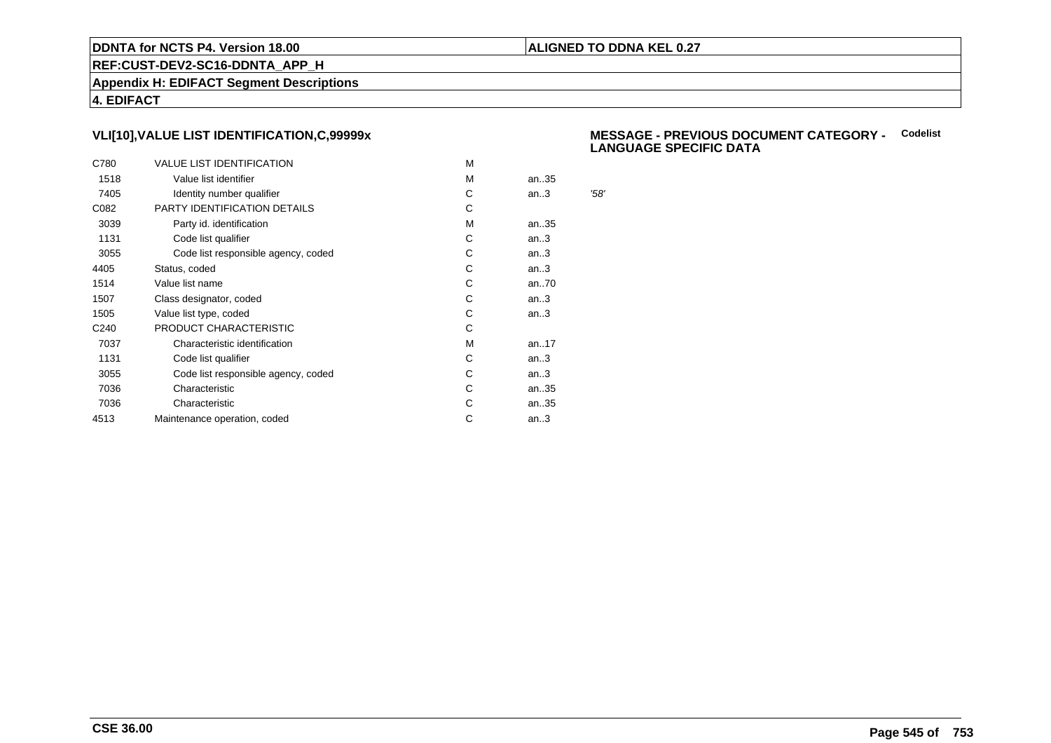## VLI[10],VALUE LIST IDENTIFICATION,C,99999x

**MESSAGE - PREVIOUS DOCUMENT CATEGORY - LANGUAGE SPECIFIC DATA** **Codelist**

| | | | | |
|---|---|---|---|---|
| C780 | VALUE LIST IDENTIFICATION | M | | |
| 1518 | Value list identifier | M | an..35 | |
| 7405 | Identity number qualifier | C | an..3 | *'58'* |
| C082 | PARTY IDENTIFICATION DETAILS | C | | |
| 3039 | Party id. identification | M | an..35 | |
| 1131 | Code list qualifier | C | an..3 | |
| 3055 | Code list responsible agency, coded | C | an..3 | |
| 4405 | Status, coded | C | an..3 | |
| 1514 | Value list name | C | an..70 | |
| 1507 | Class designator, coded | C | an..3 | |
| 1505 | Value list type, coded | C | an..3 | |
| C240 | PRODUCT CHARACTERISTIC | C | | |
| 7037 | Characteristic identification | M | an..17 | |
| 1131 | Code list qualifier | C | an..3 | |
| 3055 | Code list responsible agency, coded | C | an..3 | |
| 7036 | Characteristic | C | an..35 | |
| 7036 | Characteristic | C | an..35 | |
| 4513 | Maintenance operation, coded | C | an..3 | |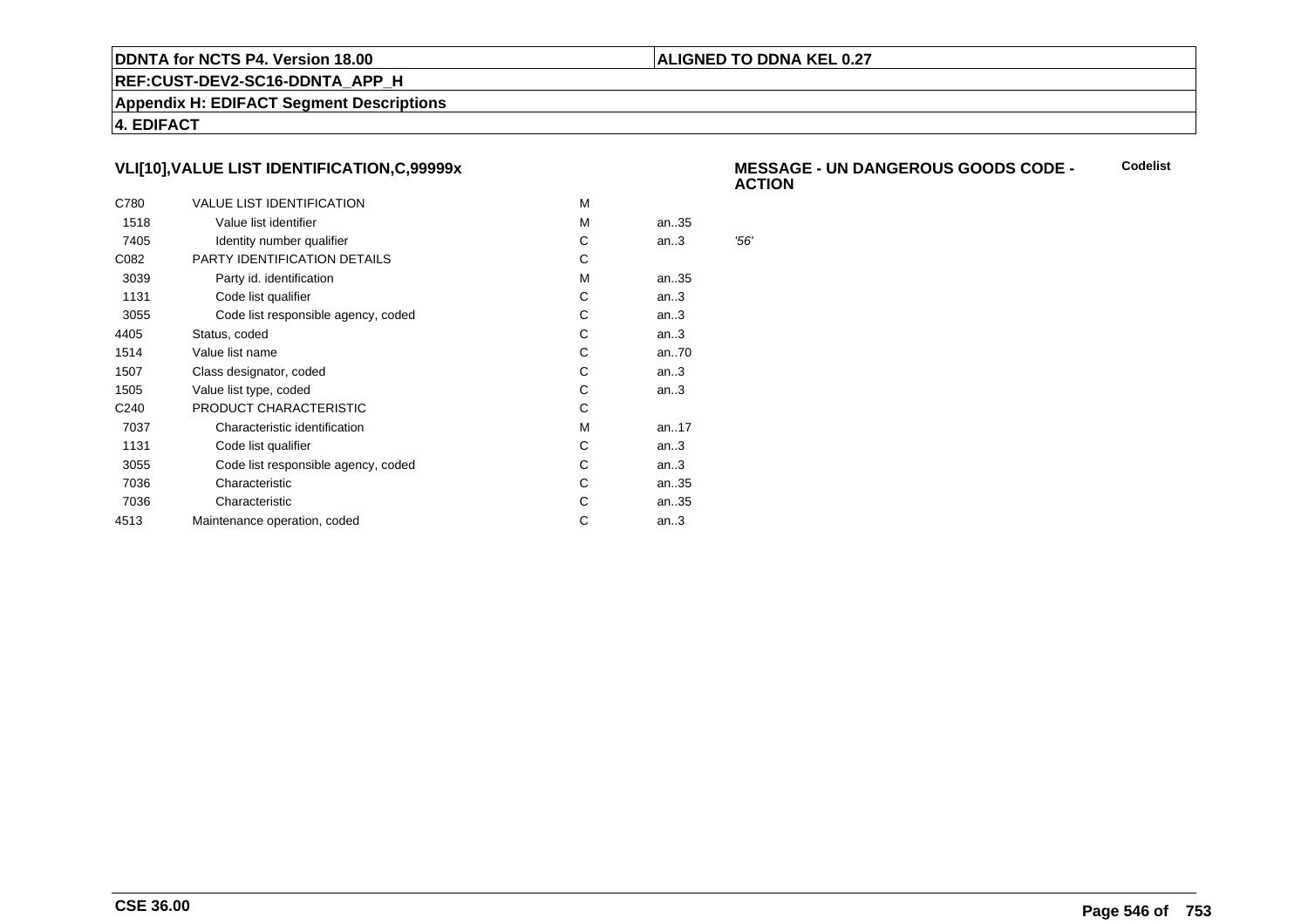**DDNTA for NCTS P4. Version 18.00** | **ALIGNED TO DDNA KEL 0.27**

**REF:CUST-DEV2-SC16-DDNTA_APP_H**

**Appendix H: EDIFACT Segment Descriptions**

**4. EDIFACT**

### VLI[10],VALUE LIST IDENTIFICATION,C,99999x

**MESSAGE - UN DANGEROUS GOODS CODE - ACTION** — **Codelist**

| Code | Name | Status | Format | Value |
|---|---|---|---|---|
| C780 | VALUE LIST IDENTIFICATION | M | | |
| 1518 | Value list identifier | M | an..35 | |
| 7405 | Identity number qualifier | C | an..3 | *'56'* |
| C082 | PARTY IDENTIFICATION DETAILS | C | | |
| 3039 | Party id. identification | M | an..35 | |
| 1131 | Code list qualifier | C | an..3 | |
| 3055 | Code list responsible agency, coded | C | an..3 | |
| 4405 | Status, coded | C | an..3 | |
| 1514 | Value list name | C | an..70 | |
| 1507 | Class designator, coded | C | an..3 | |
| 1505 | Value list type, coded | C | an..3 | |
| C240 | PRODUCT CHARACTERISTIC | C | | |
| 7037 | Characteristic identification | M | an..17 | |
| 1131 | Code list qualifier | C | an..3 | |
| 3055 | Code list responsible agency, coded | C | an..3 | |
| 7036 | Characteristic | C | an..35 | |
| 7036 | Characteristic | C | an..35 | |
| 4513 | Maintenance operation, coded | C | an..3 | |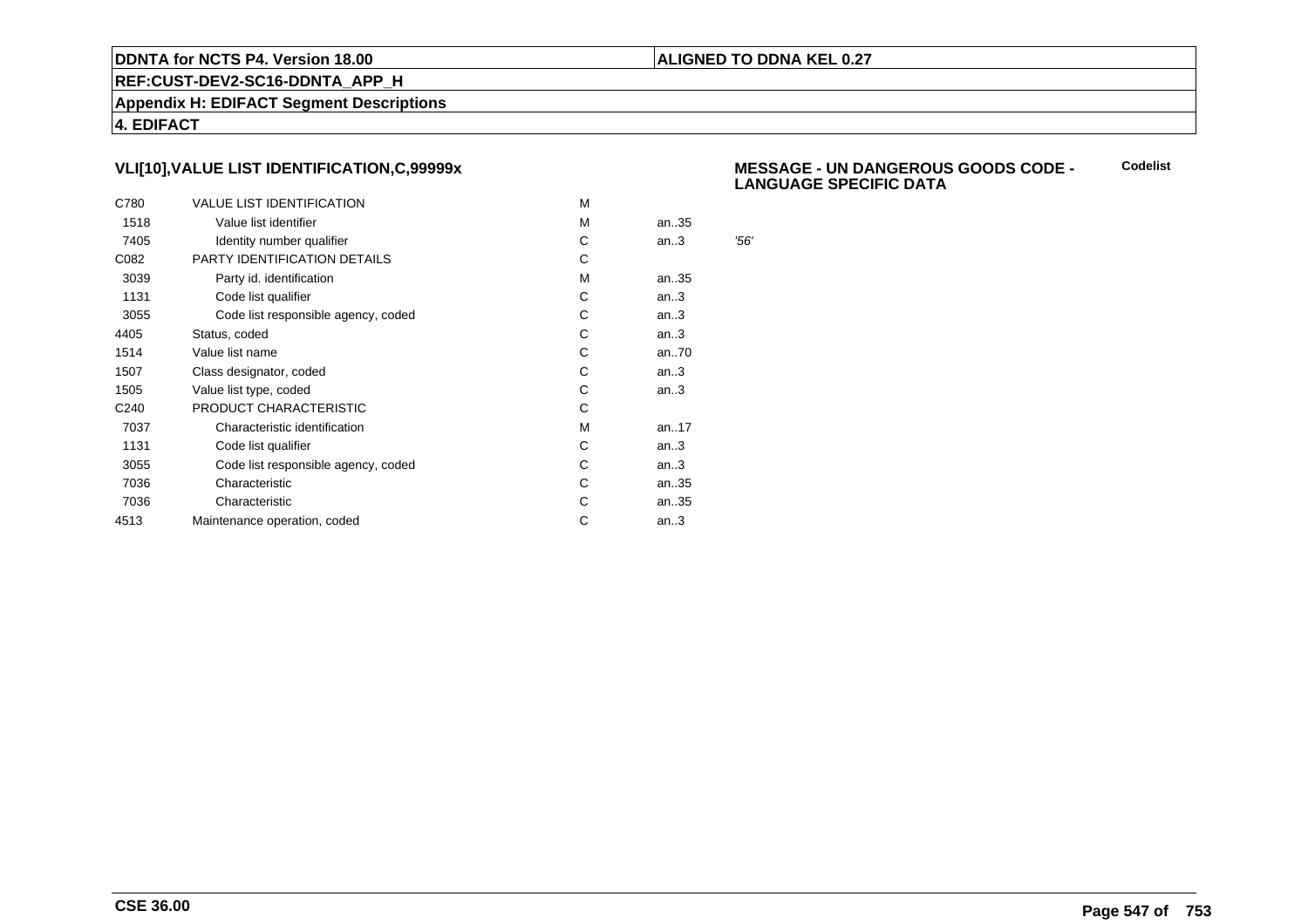**DDNTA for NCTS P4. Version 18.00** | **ALIGNED TO DDNA KEL 0.27**

**REF:CUST-DEV2-SC16-DDNTA_APP_H**

**Appendix H: EDIFACT Segment Descriptions**

**4. EDIFACT**

### VLI[10],VALUE LIST IDENTIFICATION,C,99999x

**MESSAGE - UN DANGEROUS GOODS CODE - LANGUAGE SPECIFIC DATA** — **Codelist**

| | | | | |
|---|---|---|---|---|
| C780 | VALUE LIST IDENTIFICATION | M | | |
| 1518 | Value list identifier | M | an..35 | |
| 7405 | Identity number qualifier | C | an..3 | *'56'* |
| C082 | PARTY IDENTIFICATION DETAILS | C | | |
| 3039 | Party id. identification | M | an..35 | |
| 1131 | Code list qualifier | C | an..3 | |
| 3055 | Code list responsible agency, coded | C | an..3 | |
| 4405 | Status, coded | C | an..3 | |
| 1514 | Value list name | C | an..70 | |
| 1507 | Class designator, coded | C | an..3 | |
| 1505 | Value list type, coded | C | an..3 | |
| C240 | PRODUCT CHARACTERISTIC | C | | |
| 7037 | Characteristic identification | M | an..17 | |
| 1131 | Code list qualifier | C | an..3 | |
| 3055 | Code list responsible agency, coded | C | an..3 | |
| 7036 | Characteristic | C | an..35 | |
| 7036 | Characteristic | C | an..35 | |
| 4513 | Maintenance operation, coded | C | an..3 | |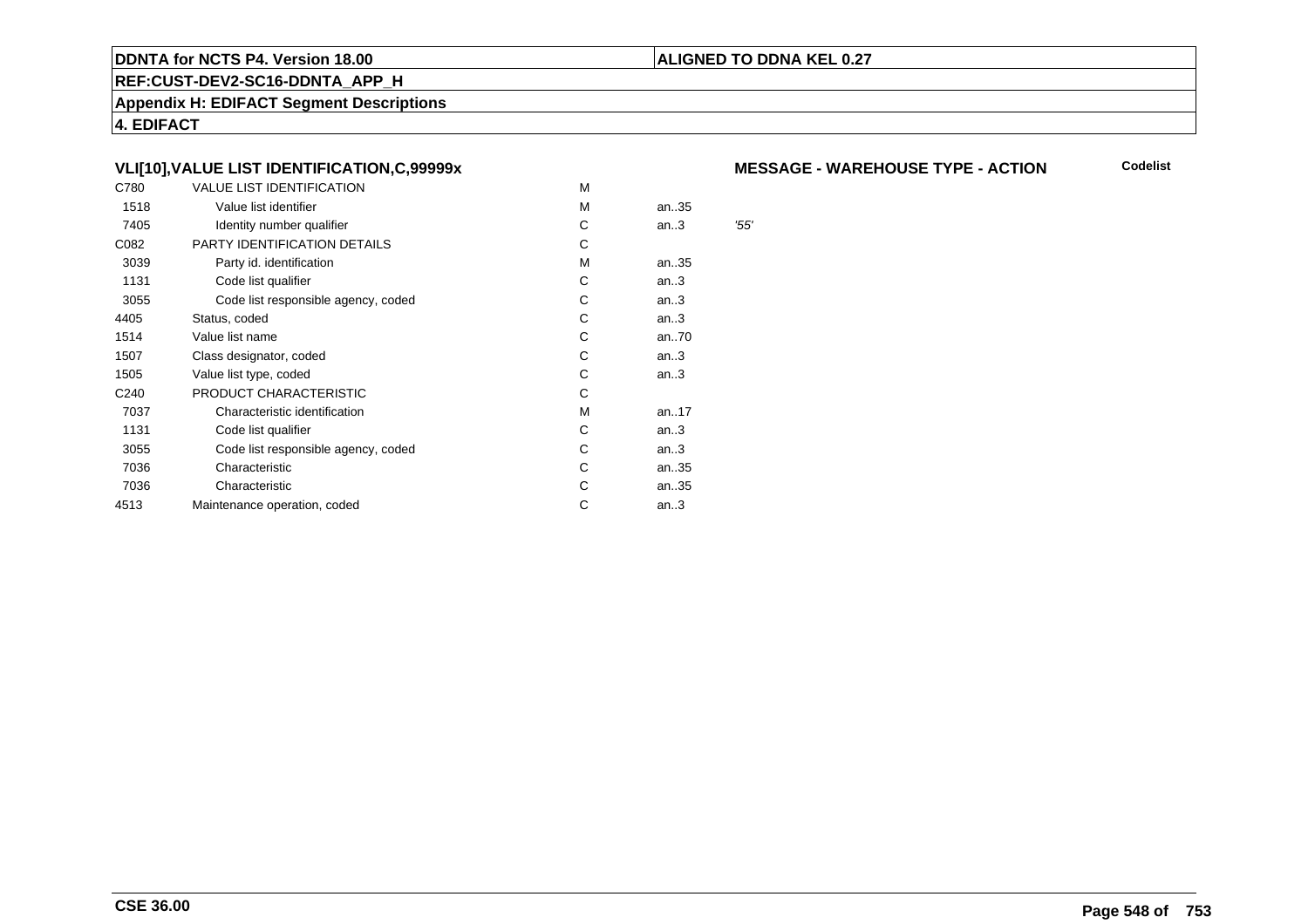**VLI[10],VALUE LIST IDENTIFICATION,C,99999x**

**MESSAGE - WAREHOUSE TYPE - ACTION**

**Codelist**

| | | | | |
|---|---|---|---|---|
| C780 | VALUE LIST IDENTIFICATION | M | | |
| 1518 | Value list identifier | M | an..35 | |
| 7405 | Identity number qualifier | C | an..3 | *'55'* |
| C082 | PARTY IDENTIFICATION DETAILS | C | | |
| 3039 | Party id. identification | M | an..35 | |
| 1131 | Code list qualifier | C | an..3 | |
| 3055 | Code list responsible agency, coded | C | an..3 | |
| 4405 | Status, coded | C | an..3 | |
| 1514 | Value list name | C | an..70 | |
| 1507 | Class designator, coded | C | an..3 | |
| 1505 | Value list type, coded | C | an..3 | |
| C240 | PRODUCT CHARACTERISTIC | C | | |
| 7037 | Characteristic identification | M | an..17 | |
| 1131 | Code list qualifier | C | an..3 | |
| 3055 | Code list responsible agency, coded | C | an..3 | |
| 7036 | Characteristic | C | an..35 | |
| 7036 | Characteristic | C | an..35 | |
| 4513 | Maintenance operation, coded | C | an..3 | |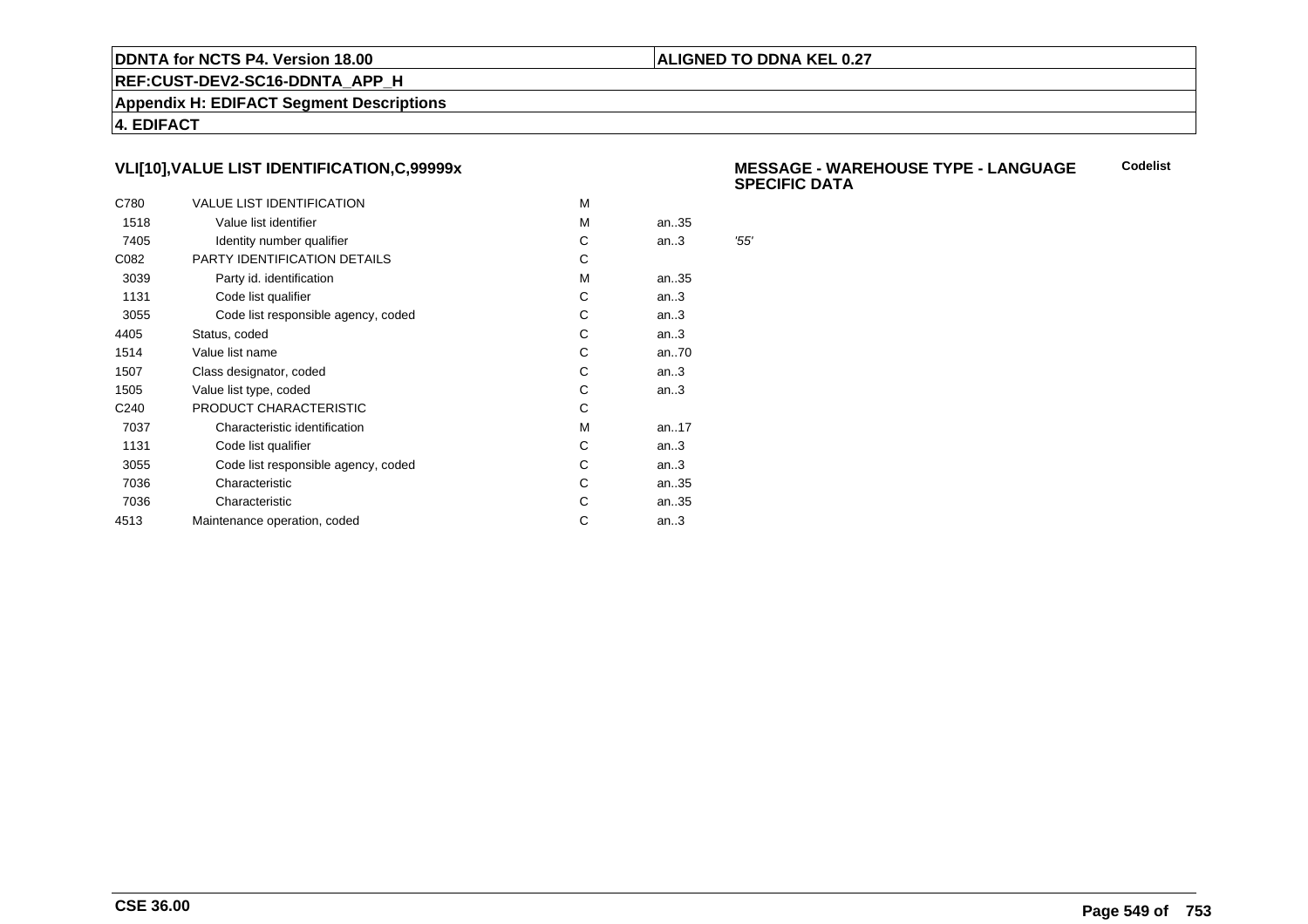**DDNTA for NCTS P4. Version 18.00** | **ALIGNED TO DDNA KEL 0.27**

**REF:CUST-DEV2-SC16-DDNTA_APP_H**

**Appendix H: EDIFACT Segment Descriptions**

**4. EDIFACT**

### VLI[10],VALUE LIST IDENTIFICATION,C,99999x

**MESSAGE - WAREHOUSE TYPE - LANGUAGE SPECIFIC DATA** **Codelist**

| | | | | |
|---|---|---|---|---|
| C780 | VALUE LIST IDENTIFICATION | M | | |
| 1518 | Value list identifier | M | an..35 | |
| 7405 | Identity number qualifier | C | an..3 | *'55'* |
| C082 | PARTY IDENTIFICATION DETAILS | C | | |
| 3039 | Party id. identification | M | an..35 | |
| 1131 | Code list qualifier | C | an..3 | |
| 3055 | Code list responsible agency, coded | C | an..3 | |
| 4405 | Status, coded | C | an..3 | |
| 1514 | Value list name | C | an..70 | |
| 1507 | Class designator, coded | C | an..3 | |
| 1505 | Value list type, coded | C | an..3 | |
| C240 | PRODUCT CHARACTERISTIC | C | | |
| 7037 | Characteristic identification | M | an..17 | |
| 1131 | Code list qualifier | C | an..3 | |
| 3055 | Code list responsible agency, coded | C | an..3 | |
| 7036 | Characteristic | C | an..35 | |
| 7036 | Characteristic | C | an..35 | |
| 4513 | Maintenance operation, coded | C | an..3 | |

**CSE 36.00**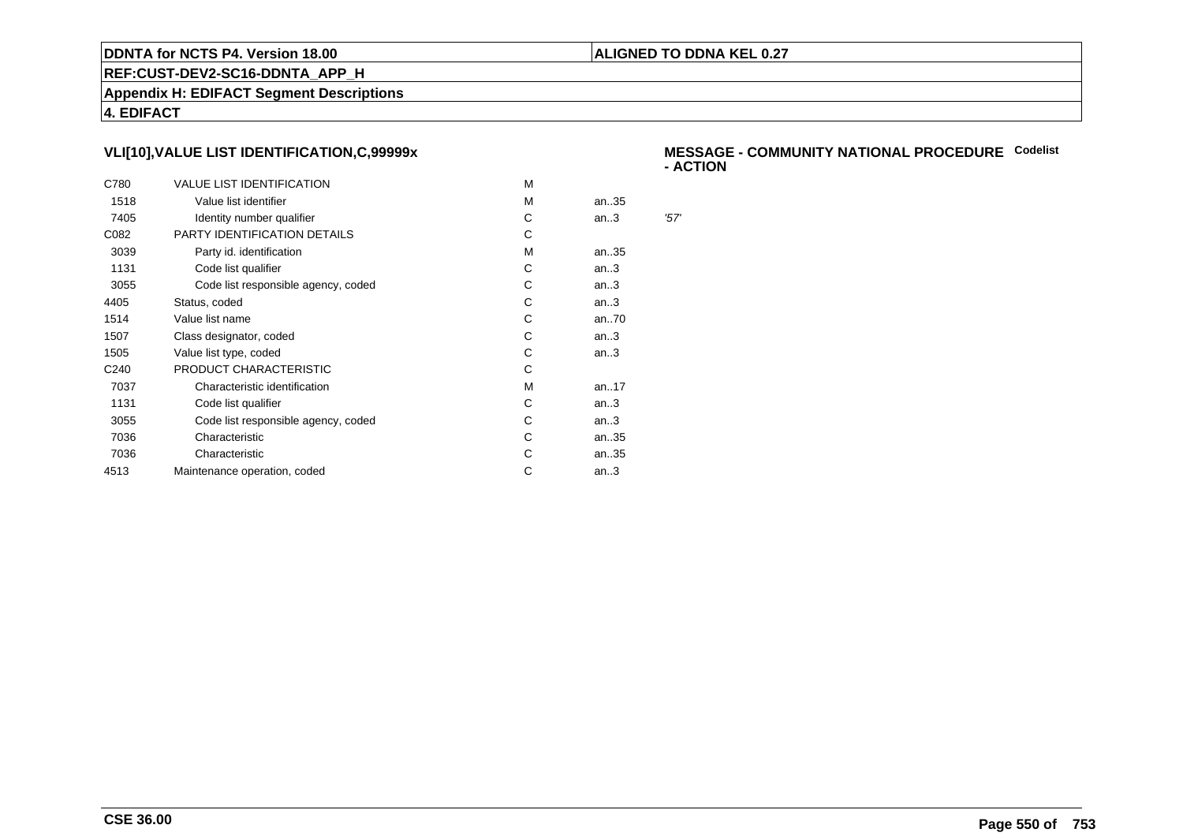**DDNTA for NCTS P4. Version 18.00** | **ALIGNED TO DDNA KEL 0.27**

**REF:CUST-DEV2-SC16-DDNTA_APP_H**

**Appendix H: EDIFACT Segment Descriptions**

**4. EDIFACT**

## VLI[10],VALUE LIST IDENTIFICATION,C,99999x

**MESSAGE - COMMUNITY NATIONAL PROCEDURE - ACTION** **Codelist**

| | | | | |
|---|---|---|---|---|
| C780 | VALUE LIST IDENTIFICATION | M | | |
| 1518 | Value list identifier | M | an..35 | |
| 7405 | Identity number qualifier | C | an..3 | *'57'* |
| C082 | PARTY IDENTIFICATION DETAILS | C | | |
| 3039 | Party id. identification | M | an..35 | |
| 1131 | Code list qualifier | C | an..3 | |
| 3055 | Code list responsible agency, coded | C | an..3 | |
| 4405 | Status, coded | C | an..3 | |
| 1514 | Value list name | C | an..70 | |
| 1507 | Class designator, coded | C | an..3 | |
| 1505 | Value list type, coded | C | an..3 | |
| C240 | PRODUCT CHARACTERISTIC | C | | |
| 7037 | Characteristic identification | M | an..17 | |
| 1131 | Code list qualifier | C | an..3 | |
| 3055 | Code list responsible agency, coded | C | an..3 | |
| 7036 | Characteristic | C | an..35 | |
| 7036 | Characteristic | C | an..35 | |
| 4513 | Maintenance operation, coded | C | an..3 | |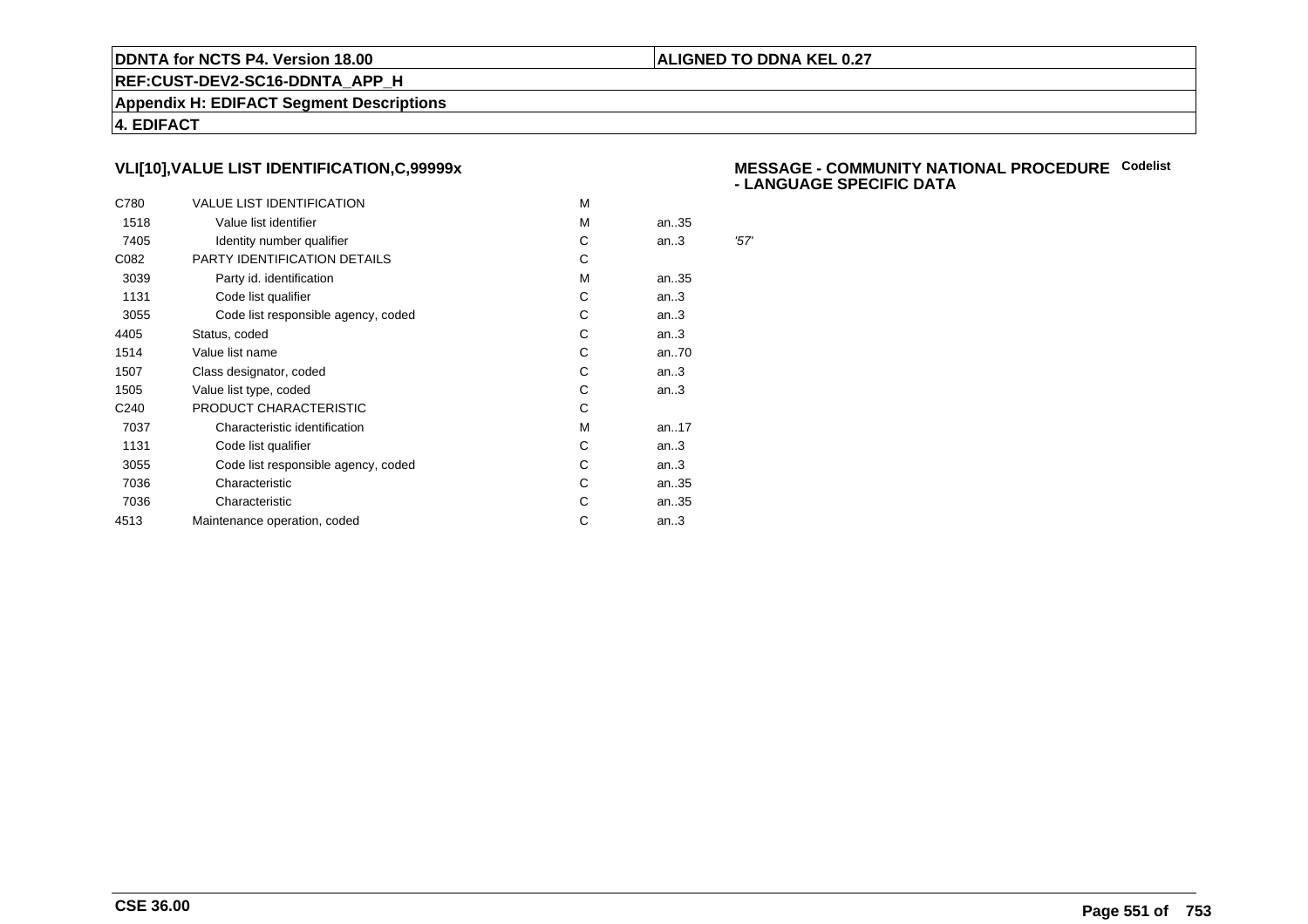## VLI[10],VALUE LIST IDENTIFICATION,C,99999x

**MESSAGE - COMMUNITY NATIONAL PROCEDURE - LANGUAGE SPECIFIC DATA** **Codelist**

| | | | | |
|---|---|---|---|---|
| C780 | VALUE LIST IDENTIFICATION | M | | |
| 1518 | Value list identifier | M | an..35 | |
| 7405 | Identity number qualifier | C | an..3 | '57' |
| C082 | PARTY IDENTIFICATION DETAILS | C | | |
| 3039 | Party id. identification | M | an..35 | |
| 1131 | Code list qualifier | C | an..3 | |
| 3055 | Code list responsible agency, coded | C | an..3 | |
| 4405 | Status, coded | C | an..3 | |
| 1514 | Value list name | C | an..70 | |
| 1507 | Class designator, coded | C | an..3 | |
| 1505 | Value list type, coded | C | an..3 | |
| C240 | PRODUCT CHARACTERISTIC | C | | |
| 7037 | Characteristic identification | M | an..17 | |
| 1131 | Code list qualifier | C | an..3 | |
| 3055 | Code list responsible agency, coded | C | an..3 | |
| 7036 | Characteristic | C | an..35 | |
| 7036 | Characteristic | C | an..35 | |
| 4513 | Maintenance operation, coded | C | an..3 | |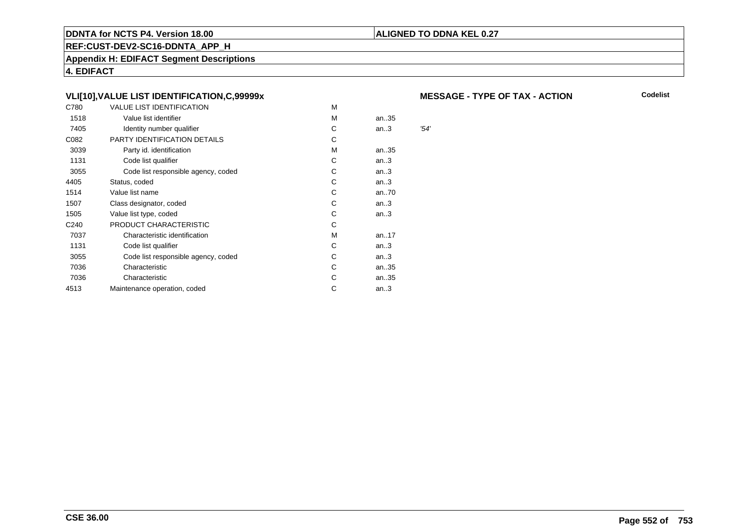**VLI[10],VALUE LIST IDENTIFICATION,C,99999x**

**MESSAGE - TYPE OF TAX - ACTION**

**Codelist**

| | | | | |
|---|---|---|---|---|
| C780 | VALUE LIST IDENTIFICATION | M | | |
| 1518 | Value list identifier | M | an..35 | |
| 7405 | Identity number qualifier | C | an..3 | *'54'* |
| C082 | PARTY IDENTIFICATION DETAILS | C | | |
| 3039 | Party id. identification | M | an..35 | |
| 1131 | Code list qualifier | C | an..3 | |
| 3055 | Code list responsible agency, coded | C | an..3 | |
| 4405 | Status, coded | C | an..3 | |
| 1514 | Value list name | C | an..70 | |
| 1507 | Class designator, coded | C | an..3 | |
| 1505 | Value list type, coded | C | an..3 | |
| C240 | PRODUCT CHARACTERISTIC | C | | |
| 7037 | Characteristic identification | M | an..17 | |
| 1131 | Code list qualifier | C | an..3 | |
| 3055 | Code list responsible agency, coded | C | an..3 | |
| 7036 | Characteristic | C | an..35 | |
| 7036 | Characteristic | C | an..35 | |
| 4513 | Maintenance operation, coded | C | an..3 | |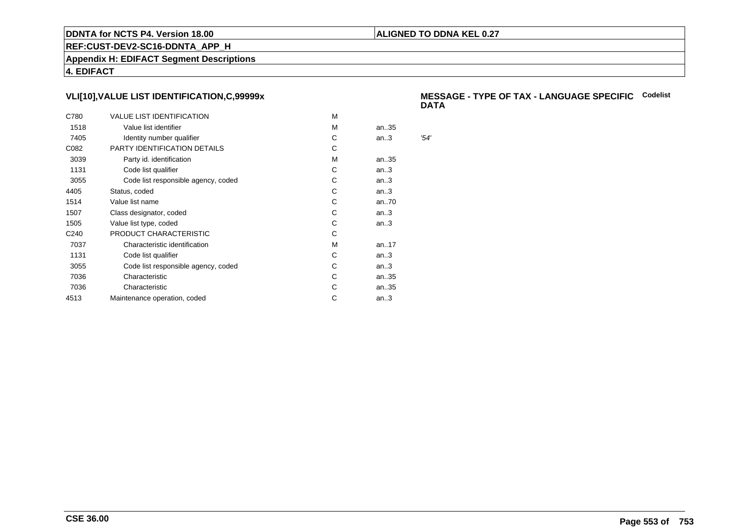## VLI[10],VALUE LIST IDENTIFICATION,C,99999x

**MESSAGE - TYPE OF TAX - LANGUAGE SPECIFIC DATA** **Codelist**

| | | | | |
|---|---|---|---|---|
| C780 | VALUE LIST IDENTIFICATION | M | | |
| 1518 | Value list identifier | M | an..35 | |
| 7405 | Identity number qualifier | C | an..3 | *'54'* |
| C082 | PARTY IDENTIFICATION DETAILS | C | | |
| 3039 | Party id. identification | M | an..35 | |
| 1131 | Code list qualifier | C | an..3 | |
| 3055 | Code list responsible agency, coded | C | an..3 | |
| 4405 | Status, coded | C | an..3 | |
| 1514 | Value list name | C | an..70 | |
| 1507 | Class designator, coded | C | an..3 | |
| 1505 | Value list type, coded | C | an..3 | |
| C240 | PRODUCT CHARACTERISTIC | C | | |
| 7037 | Characteristic identification | M | an..17 | |
| 1131 | Code list qualifier | C | an..3 | |
| 3055 | Code list responsible agency, coded | C | an..3 | |
| 7036 | Characteristic | C | an..35 | |
| 7036 | Characteristic | C | an..35 | |
| 4513 | Maintenance operation, coded | C | an..3 | |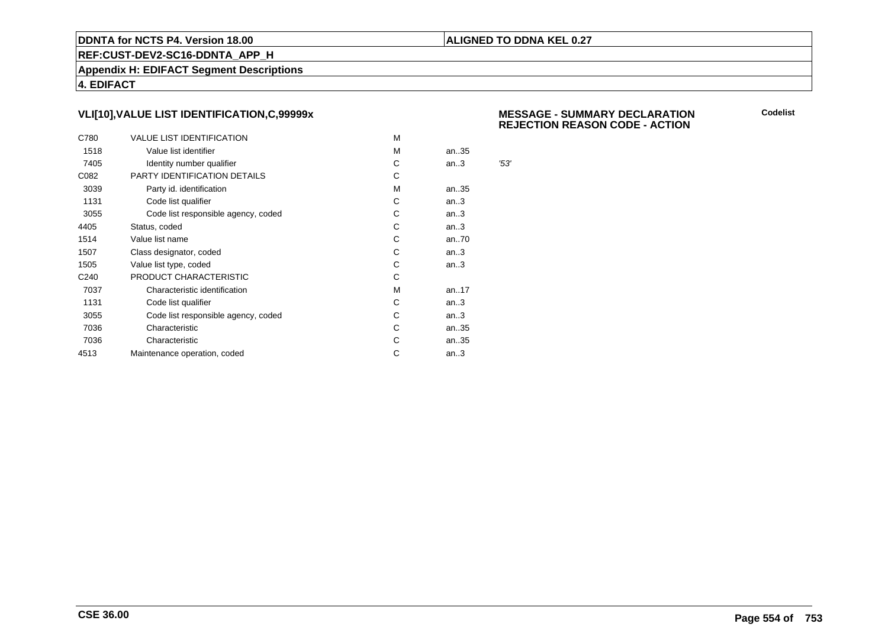## VLI[10],VALUE LIST IDENTIFICATION,C,99999x

**MESSAGE - SUMMARY DECLARATION REJECTION REASON CODE - ACTION**

**Codelist**

| | | | | |
|---|---|---|---|---|
| C780 | VALUE LIST IDENTIFICATION | M | | |
| 1518 | Value list identifier | M | an..35 | |
| 7405 | Identity number qualifier | C | an..3 | *'53'* |
| C082 | PARTY IDENTIFICATION DETAILS | C | | |
| 3039 | Party id. identification | M | an..35 | |
| 1131 | Code list qualifier | C | an..3 | |
| 3055 | Code list responsible agency, coded | C | an..3 | |
| 4405 | Status, coded | C | an..3 | |
| 1514 | Value list name | C | an..70 | |
| 1507 | Class designator, coded | C | an..3 | |
| 1505 | Value list type, coded | C | an..3 | |
| C240 | PRODUCT CHARACTERISTIC | C | | |
| 7037 | Characteristic identification | M | an..17 | |
| 1131 | Code list qualifier | C | an..3 | |
| 3055 | Code list responsible agency, coded | C | an..3 | |
| 7036 | Characteristic | C | an..35 | |
| 7036 | Characteristic | C | an..35 | |
| 4513 | Maintenance operation, coded | C | an..3 | |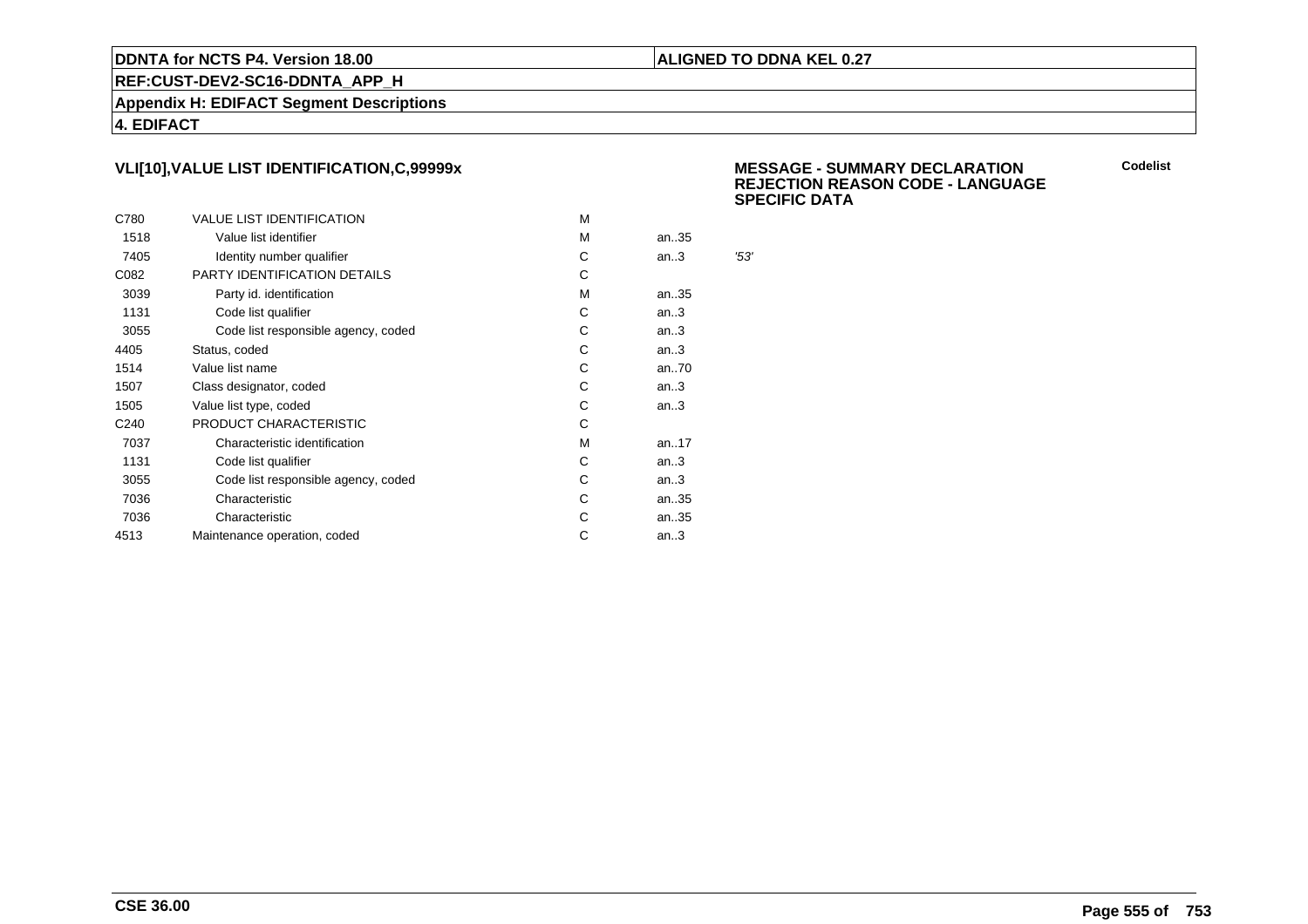## VLI[10],VALUE LIST IDENTIFICATION,C,99999x

**MESSAGE - SUMMARY DECLARATION REJECTION REASON CODE - LANGUAGE SPECIFIC DATA**

**Codelist**

| | | | | |
|---|---|---|---|---|
| C780 | VALUE LIST IDENTIFICATION | M | | |
| 1518 | Value list identifier | M | an..35 | |
| 7405 | Identity number qualifier | C | an..3 | *'53'* |
| C082 | PARTY IDENTIFICATION DETAILS | C | | |
| 3039 | Party id. identification | M | an..35 | |
| 1131 | Code list qualifier | C | an..3 | |
| 3055 | Code list responsible agency, coded | C | an..3 | |
| 4405 | Status, coded | C | an..3 | |
| 1514 | Value list name | C | an..70 | |
| 1507 | Class designator, coded | C | an..3 | |
| 1505 | Value list type, coded | C | an..3 | |
| C240 | PRODUCT CHARACTERISTIC | C | | |
| 7037 | Characteristic identification | M | an..17 | |
| 1131 | Code list qualifier | C | an..3 | |
| 3055 | Code list responsible agency, coded | C | an..3 | |
| 7036 | Characteristic | C | an..35 | |
| 7036 | Characteristic | C | an..35 | |
| 4513 | Maintenance operation, coded | C | an..3 | |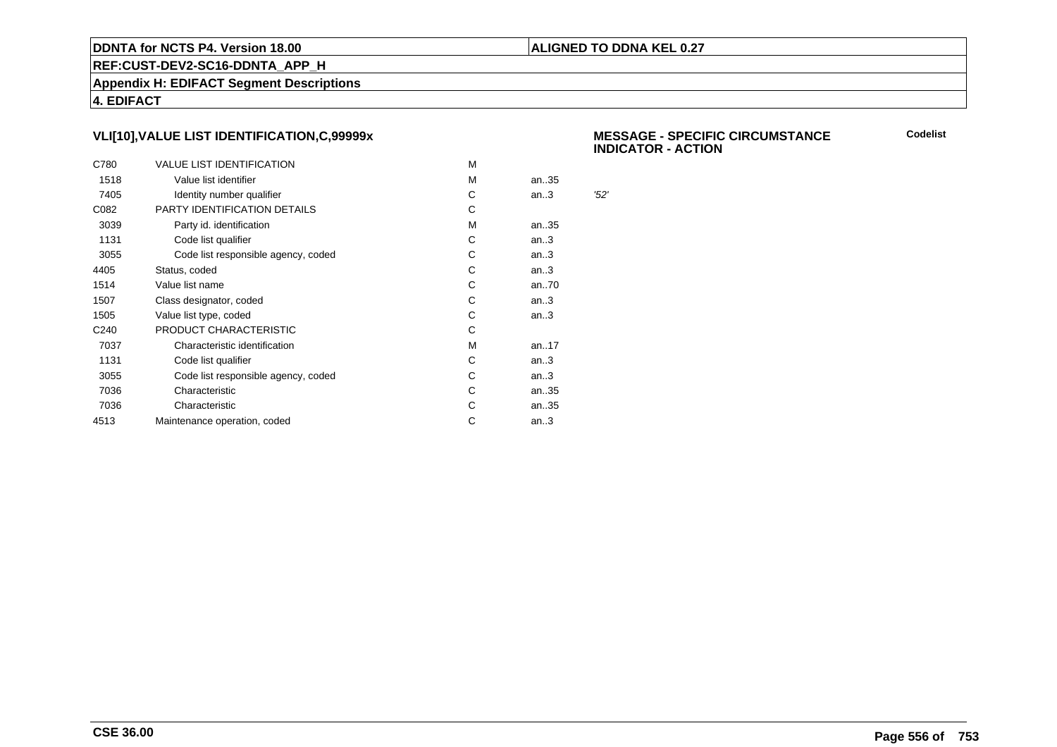**DDNTA for NCTS P4. Version 18.00** | **ALIGNED TO DDNA KEL 0.27**

**REF:CUST-DEV2-SC16-DDNTA_APP_H**

**Appendix H: EDIFACT Segment Descriptions**

**4. EDIFACT**

### VLI[10],VALUE LIST IDENTIFICATION,C,99999x

**MESSAGE - SPECIFIC CIRCUMSTANCE INDICATOR - ACTION**

**Codelist**

| | | | | |
|---|---|---|---|---|
| C780 | VALUE LIST IDENTIFICATION | M | | |
| 1518 | Value list identifier | M | an..35 | |
| 7405 | Identity number qualifier | C | an..3 | *'52'* |
| C082 | PARTY IDENTIFICATION DETAILS | C | | |
| 3039 | Party id. identification | M | an..35 | |
| 1131 | Code list qualifier | C | an..3 | |
| 3055 | Code list responsible agency, coded | C | an..3 | |
| 4405 | Status, coded | C | an..3 | |
| 1514 | Value list name | C | an..70 | |
| 1507 | Class designator, coded | C | an..3 | |
| 1505 | Value list type, coded | C | an..3 | |
| C240 | PRODUCT CHARACTERISTIC | C | | |
| 7037 | Characteristic identification | M | an..17 | |
| 1131 | Code list qualifier | C | an..3 | |
| 3055 | Code list responsible agency, coded | C | an..3 | |
| 7036 | Characteristic | C | an..35 | |
| 7036 | Characteristic | C | an..35 | |
| 4513 | Maintenance operation, coded | C | an..3 | |

**CSE 36.00**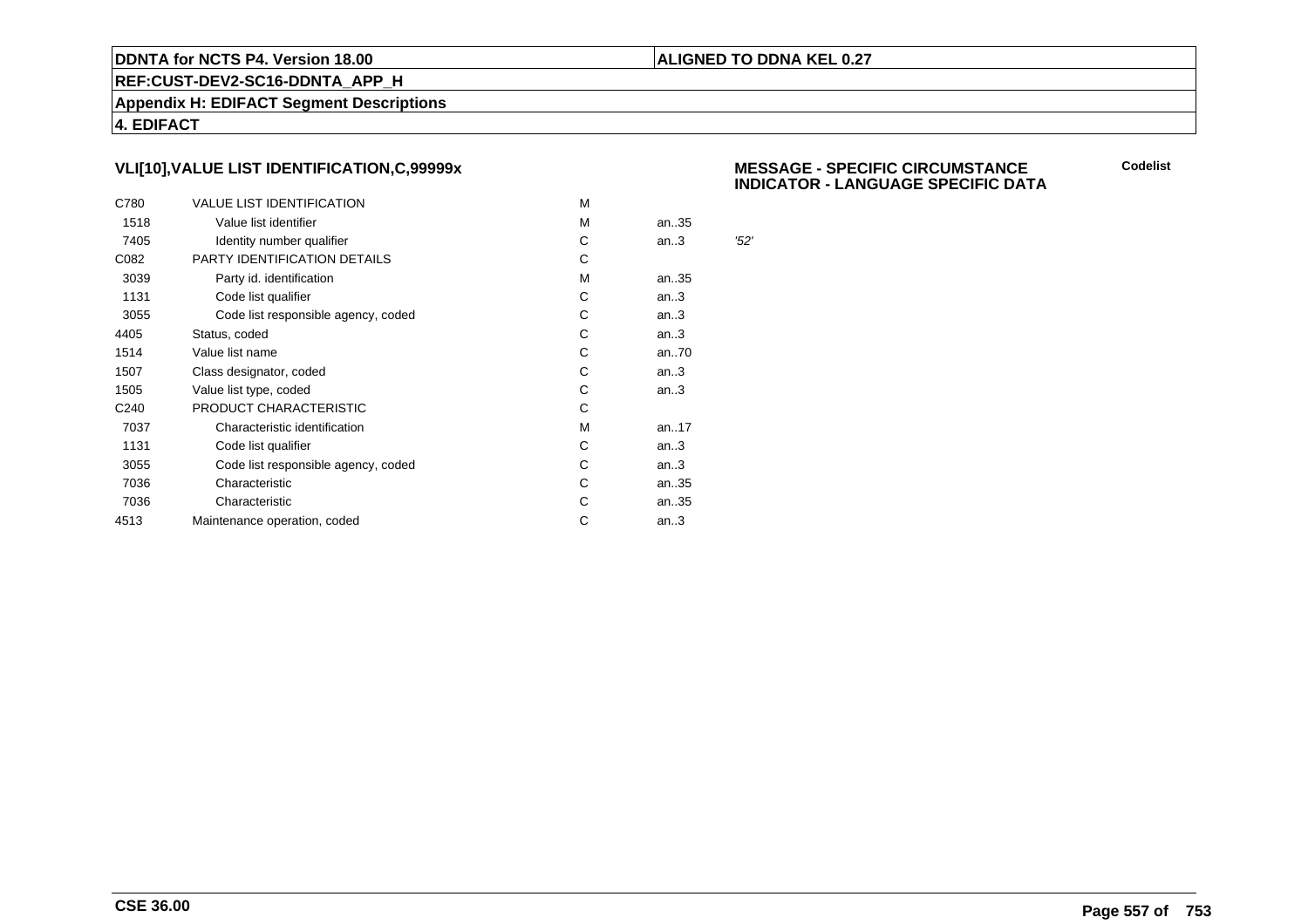**DDNTA for NCTS P4. Version 18.00** | **ALIGNED TO DDNA KEL 0.27**

**REF:CUST-DEV2-SC16-DDNTA_APP_H**

**Appendix H: EDIFACT Segment Descriptions**

**4. EDIFACT**

### VLI[10],VALUE LIST IDENTIFICATION,C,99999x

**MESSAGE - SPECIFIC CIRCUMSTANCE INDICATOR - LANGUAGE SPECIFIC DATA**

**Codelist**

| | | | | |
|---|---|---|---|---|
| C780 | VALUE LIST IDENTIFICATION | M | | |
| 1518 | Value list identifier | M | an..35 | |
| 7405 | Identity number qualifier | C | an..3 | *'52'* |
| C082 | PARTY IDENTIFICATION DETAILS | C | | |
| 3039 | Party id. identification | M | an..35 | |
| 1131 | Code list qualifier | C | an..3 | |
| 3055 | Code list responsible agency, coded | C | an..3 | |
| 4405 | Status, coded | C | an..3 | |
| 1514 | Value list name | C | an..70 | |
| 1507 | Class designator, coded | C | an..3 | |
| 1505 | Value list type, coded | C | an..3 | |
| C240 | PRODUCT CHARACTERISTIC | C | | |
| 7037 | Characteristic identification | M | an..17 | |
| 1131 | Code list qualifier | C | an..3 | |
| 3055 | Code list responsible agency, coded | C | an..3 | |
| 7036 | Characteristic | C | an..35 | |
| 7036 | Characteristic | C | an..35 | |
| 4513 | Maintenance operation, coded | C | an..3 | |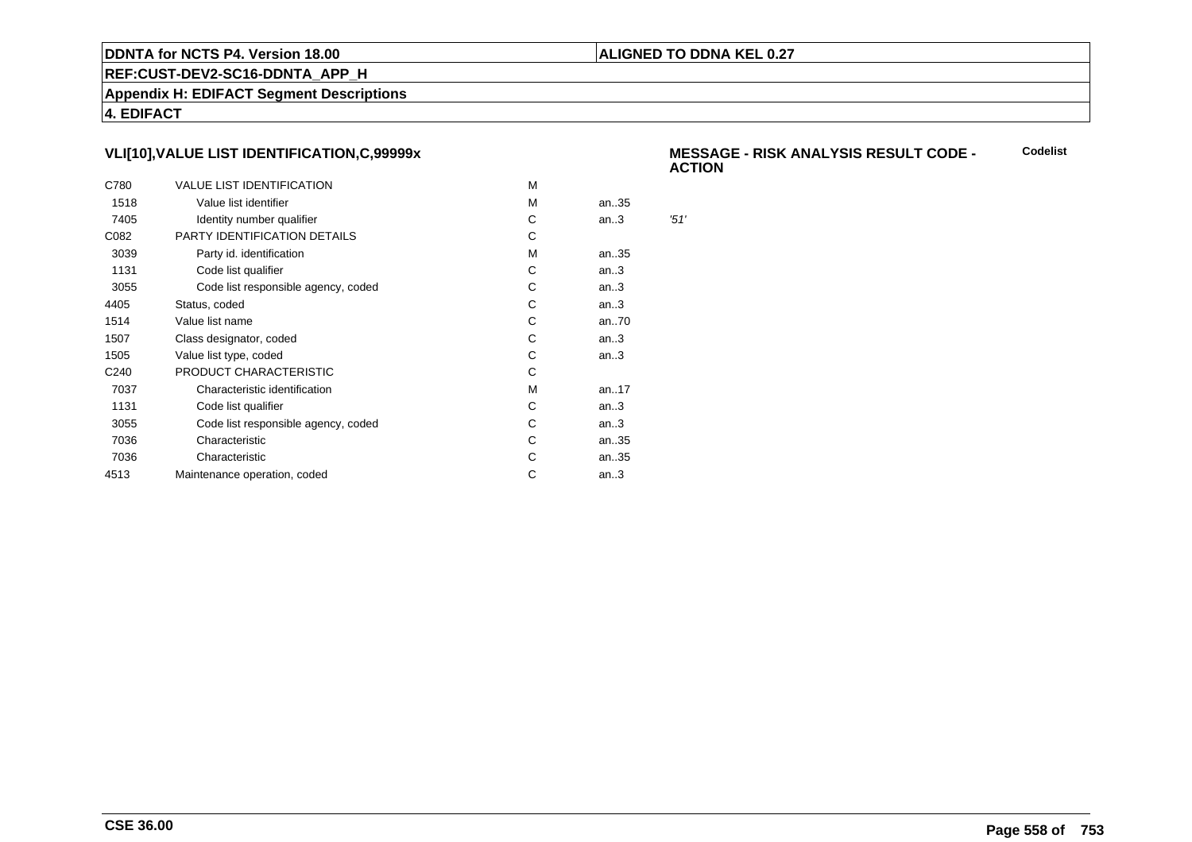## VLI[10],VALUE LIST IDENTIFICATION,C,99999x

**MESSAGE - RISK ANALYSIS RESULT CODE - ACTION** — **Codelist**

| | | | | |
|---|---|---|---|---|
| C780 | VALUE LIST IDENTIFICATION | M | | |
| 1518 | Value list identifier | M | an..35 | |
| 7405 | Identity number qualifier | C | an..3 | *'51'* |
| C082 | PARTY IDENTIFICATION DETAILS | C | | |
| 3039 | Party id. identification | M | an..35 | |
| 1131 | Code list qualifier | C | an..3 | |
| 3055 | Code list responsible agency, coded | C | an..3 | |
| 4405 | Status, coded | C | an..3 | |
| 1514 | Value list name | C | an..70 | |
| 1507 | Class designator, coded | C | an..3 | |
| 1505 | Value list type, coded | C | an..3 | |
| C240 | PRODUCT CHARACTERISTIC | C | | |
| 7037 | Characteristic identification | M | an..17 | |
| 1131 | Code list qualifier | C | an..3 | |
| 3055 | Code list responsible agency, coded | C | an..3 | |
| 7036 | Characteristic | C | an..35 | |
| 7036 | Characteristic | C | an..35 | |
| 4513 | Maintenance operation, coded | C | an..3 | |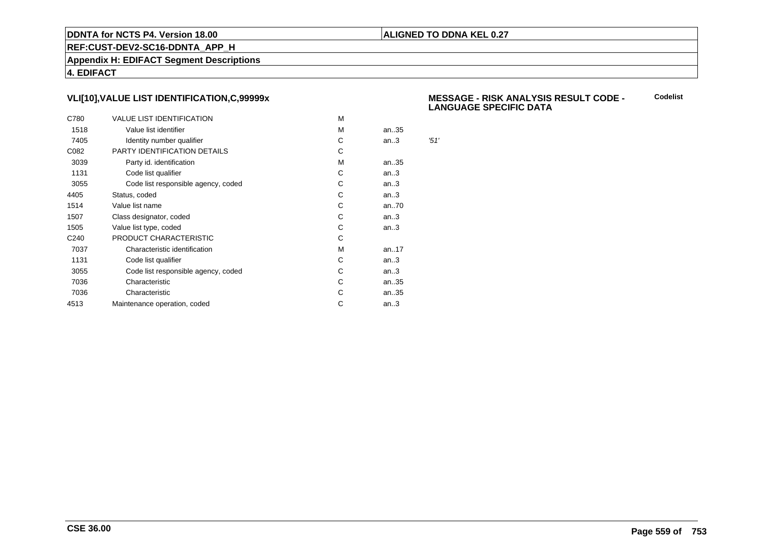## VLI[10],VALUE LIST IDENTIFICATION,C,99999x

**MESSAGE - RISK ANALYSIS RESULT CODE - LANGUAGE SPECIFIC DATA** — **Codelist**

| | | | | |
|---|---|---|---|---|
| C780 | VALUE LIST IDENTIFICATION | M | | |
| 1518 | Value list identifier | M | an..35 | |
| 7405 | Identity number qualifier | C | an..3 | *'51'* |
| C082 | PARTY IDENTIFICATION DETAILS | C | | |
| 3039 | Party id. identification | M | an..35 | |
| 1131 | Code list qualifier | C | an..3 | |
| 3055 | Code list responsible agency, coded | C | an..3 | |
| 4405 | Status, coded | C | an..3 | |
| 1514 | Value list name | C | an..70 | |
| 1507 | Class designator, coded | C | an..3 | |
| 1505 | Value list type, coded | C | an..3 | |
| C240 | PRODUCT CHARACTERISTIC | C | | |
| 7037 | Characteristic identification | M | an..17 | |
| 1131 | Code list qualifier | C | an..3 | |
| 3055 | Code list responsible agency, coded | C | an..3 | |
| 7036 | Characteristic | C | an..35 | |
| 7036 | Characteristic | C | an..35 | |
| 4513 | Maintenance operation, coded | C | an..3 | |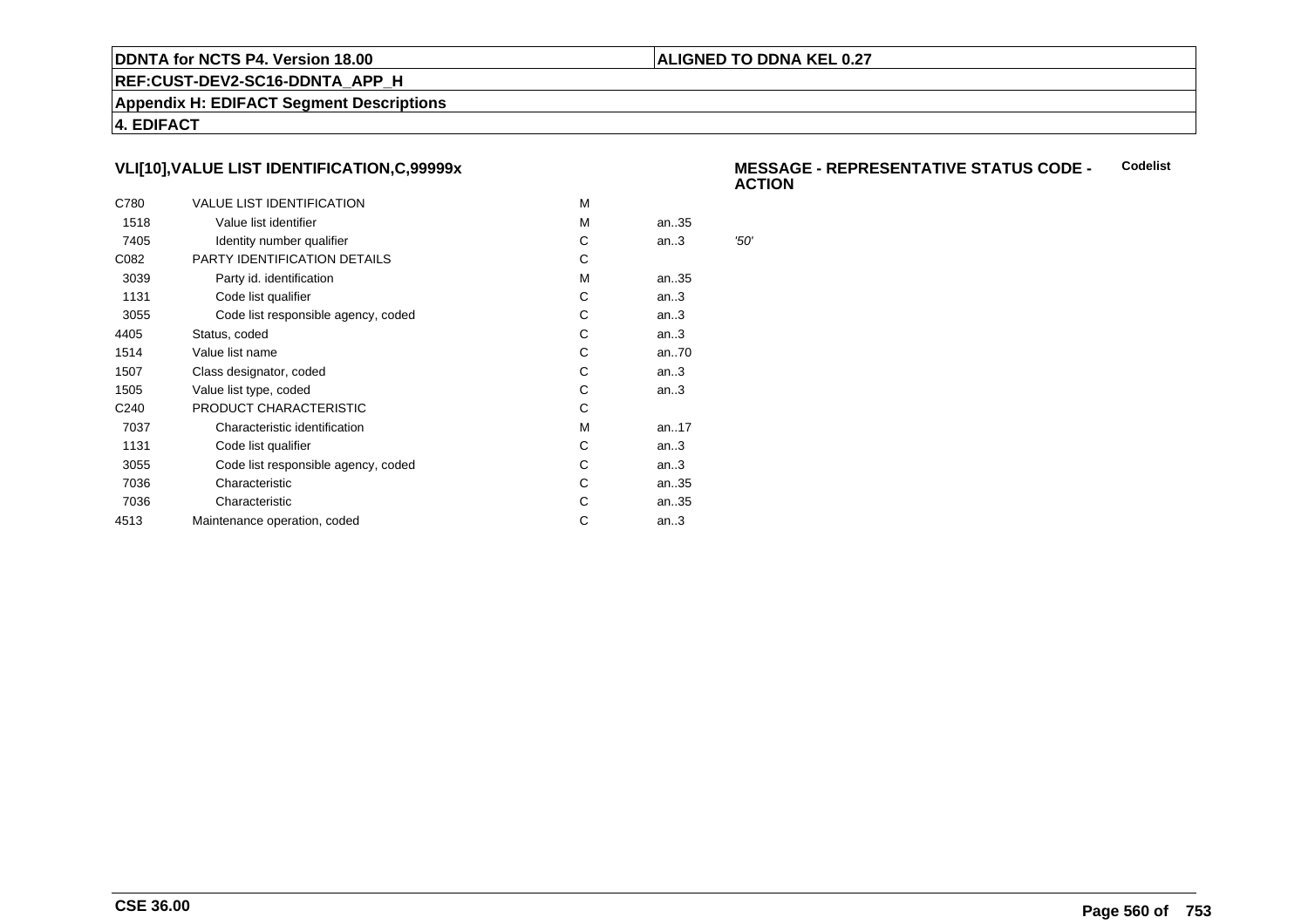## VLI[10],VALUE LIST IDENTIFICATION,C,99999x

**MESSAGE - REPRESENTATIVE STATUS CODE - ACTION** — **Codelist**

| | | | | |
|---|---|---|---|---|
| C780 | VALUE LIST IDENTIFICATION | M | | |
| 1518 | Value list identifier | M | an..35 | |
| 7405 | Identity number qualifier | C | an..3 | *'50'* |
| C082 | PARTY IDENTIFICATION DETAILS | C | | |
| 3039 | Party id. identification | M | an..35 | |
| 1131 | Code list qualifier | C | an..3 | |
| 3055 | Code list responsible agency, coded | C | an..3 | |
| 4405 | Status, coded | C | an..3 | |
| 1514 | Value list name | C | an..70 | |
| 1507 | Class designator, coded | C | an..3 | |
| 1505 | Value list type, coded | C | an..3 | |
| C240 | PRODUCT CHARACTERISTIC | C | | |
| 7037 | Characteristic identification | M | an..17 | |
| 1131 | Code list qualifier | C | an..3 | |
| 3055 | Code list responsible agency, coded | C | an..3 | |
| 7036 | Characteristic | C | an..35 | |
| 7036 | Characteristic | C | an..35 | |
| 4513 | Maintenance operation, coded | C | an..3 | |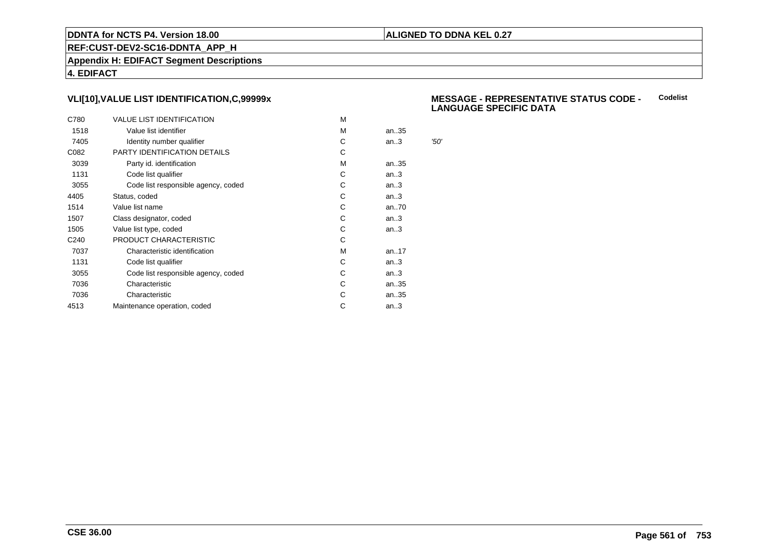## VLI[10],VALUE LIST IDENTIFICATION,C,99999x

**MESSAGE - REPRESENTATIVE STATUS CODE - LANGUAGE SPECIFIC DATA** **Codelist**

| | | | | |
|---|---|---|---|---|
| C780 | VALUE LIST IDENTIFICATION | M | | |
| 1518 | Value list identifier | M | an..35 | |
| 7405 | Identity number qualifier | C | an..3 | *'50'* |
| C082 | PARTY IDENTIFICATION DETAILS | C | | |
| 3039 | Party id. identification | M | an..35 | |
| 1131 | Code list qualifier | C | an..3 | |
| 3055 | Code list responsible agency, coded | C | an..3 | |
| 4405 | Status, coded | C | an..3 | |
| 1514 | Value list name | C | an..70 | |
| 1507 | Class designator, coded | C | an..3 | |
| 1505 | Value list type, coded | C | an..3 | |
| C240 | PRODUCT CHARACTERISTIC | C | | |
| 7037 | Characteristic identification | M | an..17 | |
| 1131 | Code list qualifier | C | an..3 | |
| 3055 | Code list responsible agency, coded | C | an..3 | |
| 7036 | Characteristic | C | an..35 | |
| 7036 | Characteristic | C | an..35 | |
| 4513 | Maintenance operation, coded | C | an..3 | |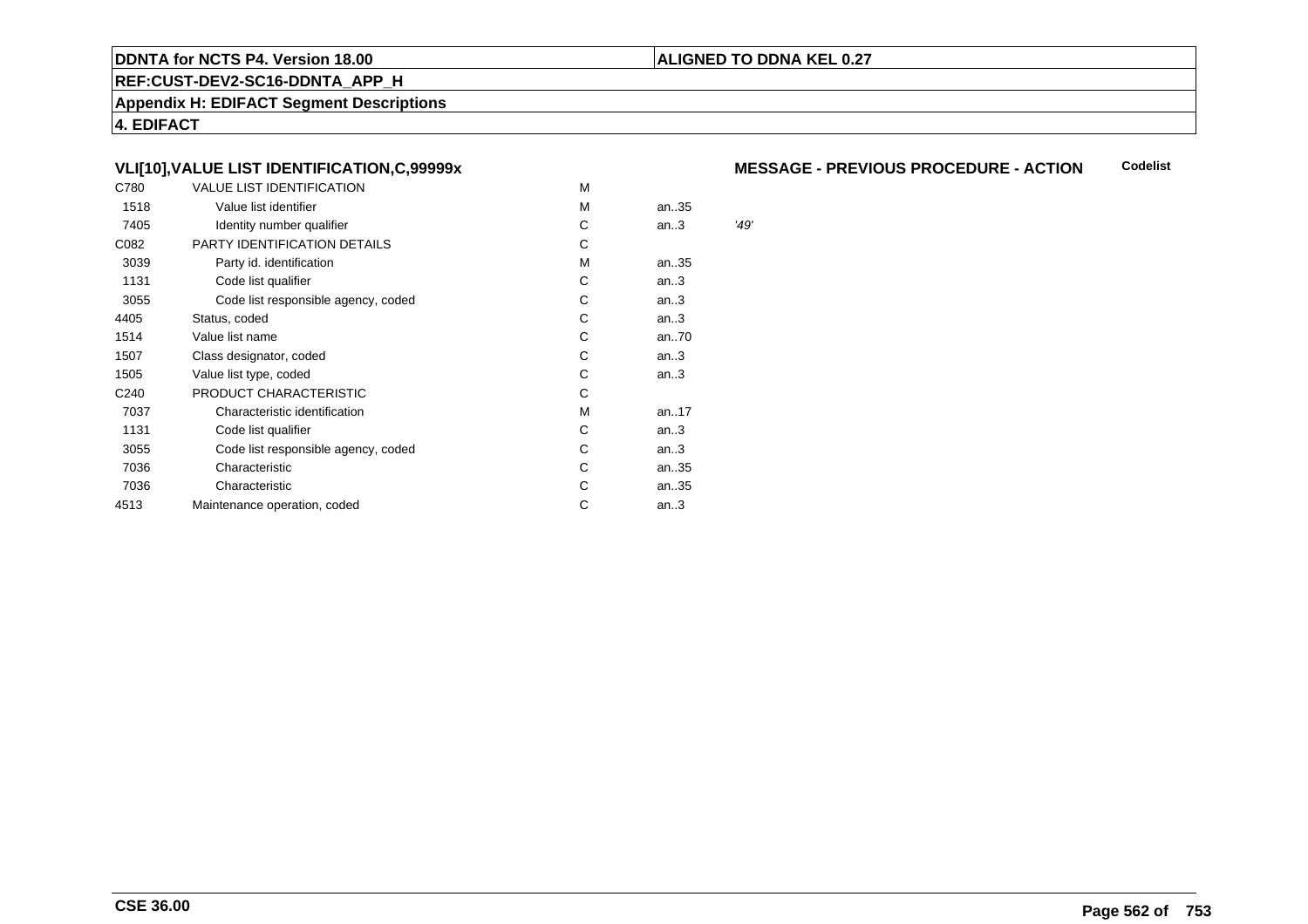**DDNTA for NCTS P4. Version 18.00** | **ALIGNED TO DDNA KEL 0.27**

**REF:CUST-DEV2-SC16-DDNTA_APP_H**

**Appendix H: EDIFACT Segment Descriptions**

**4. EDIFACT**

### VLI[10],VALUE LIST IDENTIFICATION,C,99999x

**MESSAGE - PREVIOUS PROCEDURE - ACTION** **Codelist**

| | | | | |
|---|---|---|---|---|
| C780 | VALUE LIST IDENTIFICATION | M | | |
| 1518 | Value list identifier | M | an..35 | |
| 7405 | Identity number qualifier | C | an..3 | *'49'* |
| C082 | PARTY IDENTIFICATION DETAILS | C | | |
| 3039 | Party id. identification | M | an..35 | |
| 1131 | Code list qualifier | C | an..3 | |
| 3055 | Code list responsible agency, coded | C | an..3 | |
| 4405 | Status, coded | C | an..3 | |
| 1514 | Value list name | C | an..70 | |
| 1507 | Class designator, coded | C | an..3 | |
| 1505 | Value list type, coded | C | an..3 | |
| C240 | PRODUCT CHARACTERISTIC | C | | |
| 7037 | Characteristic identification | M | an..17 | |
| 1131 | Code list qualifier | C | an..3 | |
| 3055 | Code list responsible agency, coded | C | an..3 | |
| 7036 | Characteristic | C | an..35 | |
| 7036 | Characteristic | C | an..35 | |
| 4513 | Maintenance operation, coded | C | an..3 | |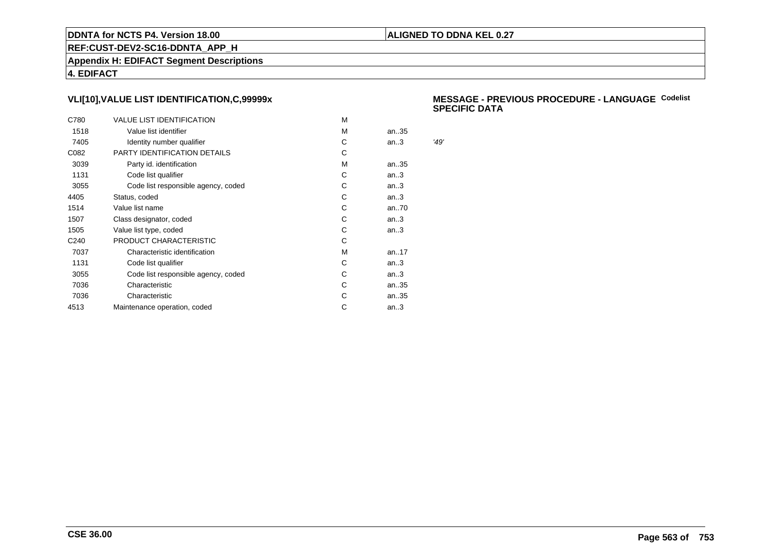## VLI[10],VALUE LIST IDENTIFICATION,C,99999x

**MESSAGE - PREVIOUS PROCEDURE - LANGUAGE SPECIFIC DATA** **Codelist**

| | | | | |
|---|---|---|---|---|
| C780 | VALUE LIST IDENTIFICATION | M | | |
| 1518 | Value list identifier | M | an..35 | |
| 7405 | Identity number qualifier | C | an..3 | *'49'* |
| C082 | PARTY IDENTIFICATION DETAILS | C | | |
| 3039 | Party id. identification | M | an..35 | |
| 1131 | Code list qualifier | C | an..3 | |
| 3055 | Code list responsible agency, coded | C | an..3 | |
| 4405 | Status, coded | C | an..3 | |
| 1514 | Value list name | C | an..70 | |
| 1507 | Class designator, coded | C | an..3 | |
| 1505 | Value list type, coded | C | an..3 | |
| C240 | PRODUCT CHARACTERISTIC | C | | |
| 7037 | Characteristic identification | M | an..17 | |
| 1131 | Code list qualifier | C | an..3 | |
| 3055 | Code list responsible agency, coded | C | an..3 | |
| 7036 | Characteristic | C | an..35 | |
| 7036 | Characteristic | C | an..35 | |
| 4513 | Maintenance operation, coded | C | an..3 | |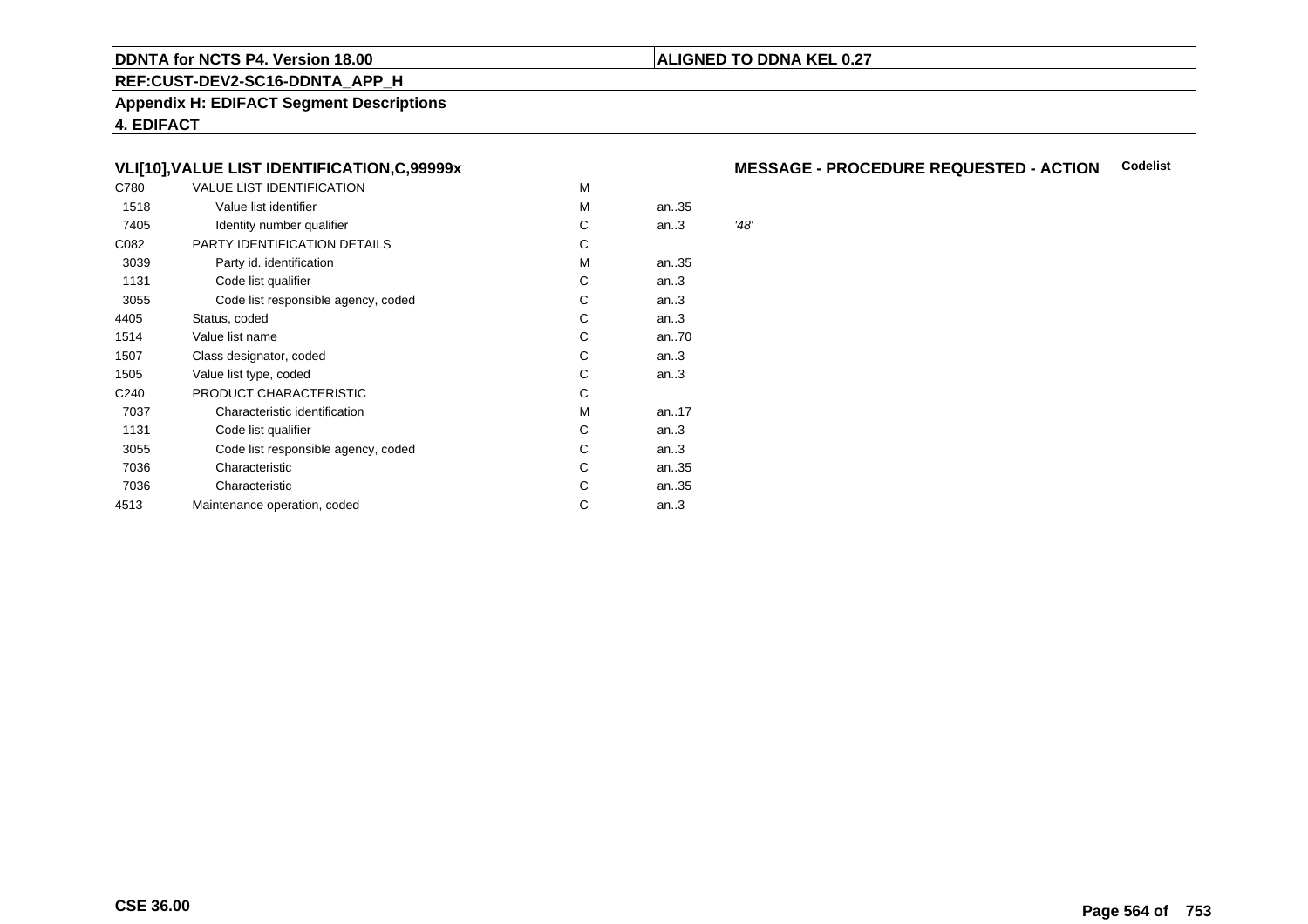## VLI[10],VALUE LIST IDENTIFICATION,C,99999x

**MESSAGE - PROCEDURE REQUESTED - ACTION** **Codelist**

| | | | | |
|---|---|---|---|---|
| C780 | VALUE LIST IDENTIFICATION | M | | |
| 1518 | Value list identifier | M | an..35 | |
| 7405 | Identity number qualifier | C | an..3 | *'48'* |
| C082 | PARTY IDENTIFICATION DETAILS | C | | |
| 3039 | Party id. identification | M | an..35 | |
| 1131 | Code list qualifier | C | an..3 | |
| 3055 | Code list responsible agency, coded | C | an..3 | |
| 4405 | Status, coded | C | an..3 | |
| 1514 | Value list name | C | an..70 | |
| 1507 | Class designator, coded | C | an..3 | |
| 1505 | Value list type, coded | C | an..3 | |
| C240 | PRODUCT CHARACTERISTIC | C | | |
| 7037 | Characteristic identification | M | an..17 | |
| 1131 | Code list qualifier | C | an..3 | |
| 3055 | Code list responsible agency, coded | C | an..3 | |
| 7036 | Characteristic | C | an..35 | |
| 7036 | Characteristic | C | an..35 | |
| 4513 | Maintenance operation, coded | C | an..3 | |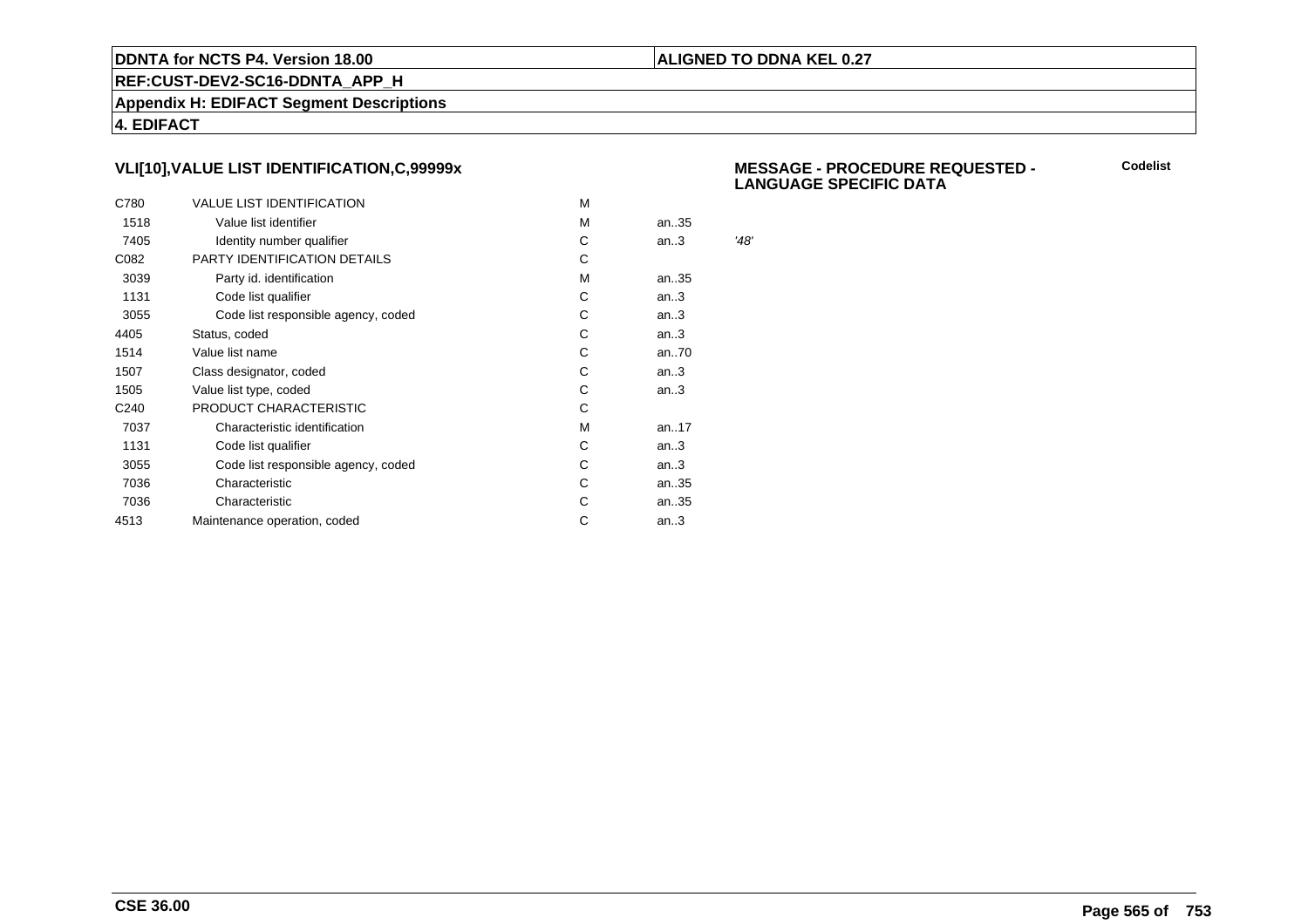## VLI[10],VALUE LIST IDENTIFICATION,C,99999x

**MESSAGE - PROCEDURE REQUESTED - LANGUAGE SPECIFIC DATA**

**Codelist**

| | | | | |
|---|---|---|---|---|
| C780 | VALUE LIST IDENTIFICATION | M | | |
| 1518 | Value list identifier | M | an..35 | |
| 7405 | Identity number qualifier | C | an..3 | *'48'* |
| C082 | PARTY IDENTIFICATION DETAILS | C | | |
| 3039 | Party id. identification | M | an..35 | |
| 1131 | Code list qualifier | C | an..3 | |
| 3055 | Code list responsible agency, coded | C | an..3 | |
| 4405 | Status, coded | C | an..3 | |
| 1514 | Value list name | C | an..70 | |
| 1507 | Class designator, coded | C | an..3 | |
| 1505 | Value list type, coded | C | an..3 | |
| C240 | PRODUCT CHARACTERISTIC | C | | |
| 7037 | Characteristic identification | M | an..17 | |
| 1131 | Code list qualifier | C | an..3 | |
| 3055 | Code list responsible agency, coded | C | an..3 | |
| 7036 | Characteristic | C | an..35 | |
| 7036 | Characteristic | C | an..35 | |
| 4513 | Maintenance operation, coded | C | an..3 | |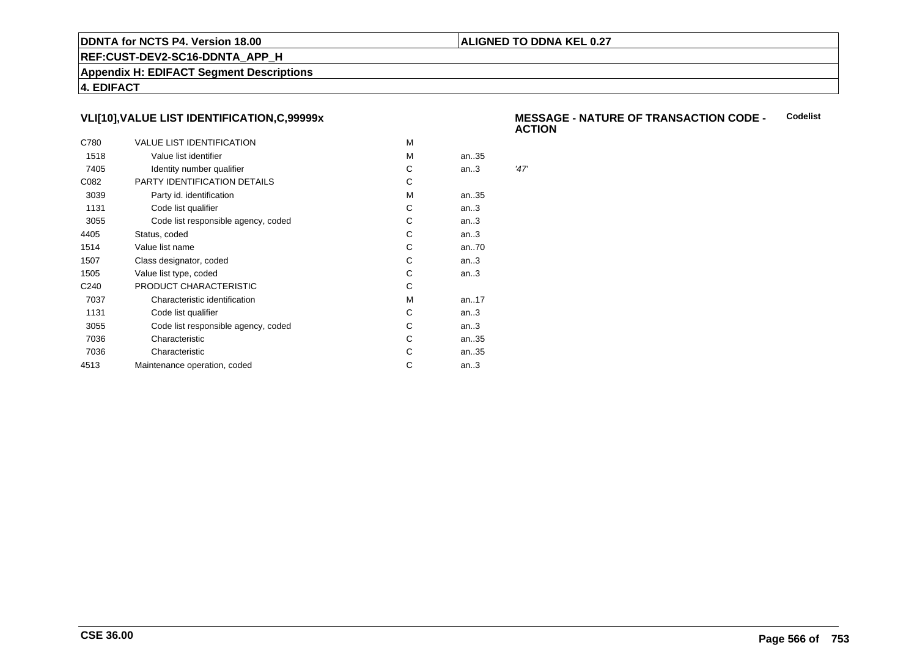**DDNTA for NCTS P4. Version 18.00** | **ALIGNED TO DDNA KEL 0.27**

**REF:CUST-DEV2-SC16-DDNTA_APP_H**

**Appendix H: EDIFACT Segment Descriptions**

**4. EDIFACT**

### VLI[10],VALUE LIST IDENTIFICATION,C,99999x

**MESSAGE - NATURE OF TRANSACTION CODE - ACTION** — **Codelist**

| Code | Name | Status | Format | Value |
|---|---|---|---|---|
| C780 | VALUE LIST IDENTIFICATION | M | | |
| 1518 | Value list identifier | M | an..35 | |
| 7405 | Identity number qualifier | C | an..3 | '47' |
| C082 | PARTY IDENTIFICATION DETAILS | C | | |
| 3039 | Party id. identification | M | an..35 | |
| 1131 | Code list qualifier | C | an..3 | |
| 3055 | Code list responsible agency, coded | C | an..3 | |
| 4405 | Status, coded | C | an..3 | |
| 1514 | Value list name | C | an..70 | |
| 1507 | Class designator, coded | C | an..3 | |
| 1505 | Value list type, coded | C | an..3 | |
| C240 | PRODUCT CHARACTERISTIC | C | | |
| 7037 | Characteristic identification | M | an..17 | |
| 1131 | Code list qualifier | C | an..3 | |
| 3055 | Code list responsible agency, coded | C | an..3 | |
| 7036 | Characteristic | C | an..35 | |
| 7036 | Characteristic | C | an..35 | |
| 4513 | Maintenance operation, coded | C | an..3 | |

**CSE 36.00**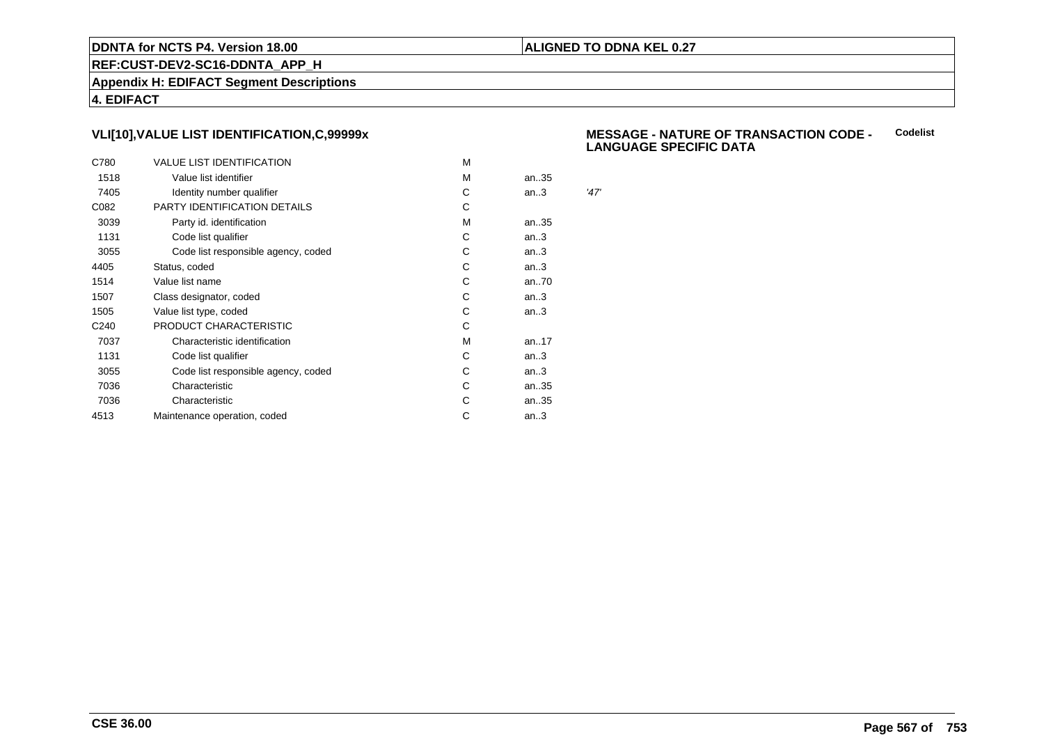**DDNTA for NCTS P4. Version 18.00** | **ALIGNED TO DDNA KEL 0.27**

**REF:CUST-DEV2-SC16-DDNTA_APP_H**

**Appendix H: EDIFACT Segment Descriptions**

**4. EDIFACT**

### VLI[10],VALUE LIST IDENTIFICATION,C,99999x

**MESSAGE - NATURE OF TRANSACTION CODE - LANGUAGE SPECIFIC DATA** — **Codelist**

| | | | | |
|---|---|---|---|---|
| C780 | VALUE LIST IDENTIFICATION | M | | |
| 1518 | Value list identifier | M | an..35 | |
| 7405 | Identity number qualifier | C | an..3 | *'47'* |
| C082 | PARTY IDENTIFICATION DETAILS | C | | |
| 3039 | Party id. identification | M | an..35 | |
| 1131 | Code list qualifier | C | an..3 | |
| 3055 | Code list responsible agency, coded | C | an..3 | |
| 4405 | Status, coded | C | an..3 | |
| 1514 | Value list name | C | an..70 | |
| 1507 | Class designator, coded | C | an..3 | |
| 1505 | Value list type, coded | C | an..3 | |
| C240 | PRODUCT CHARACTERISTIC | C | | |
| 7037 | Characteristic identification | M | an..17 | |
| 1131 | Code list qualifier | C | an..3 | |
| 3055 | Code list responsible agency, coded | C | an..3 | |
| 7036 | Characteristic | C | an..35 | |
| 7036 | Characteristic | C | an..35 | |
| 4513 | Maintenance operation, coded | C | an..3 | |

**CSE 36.00**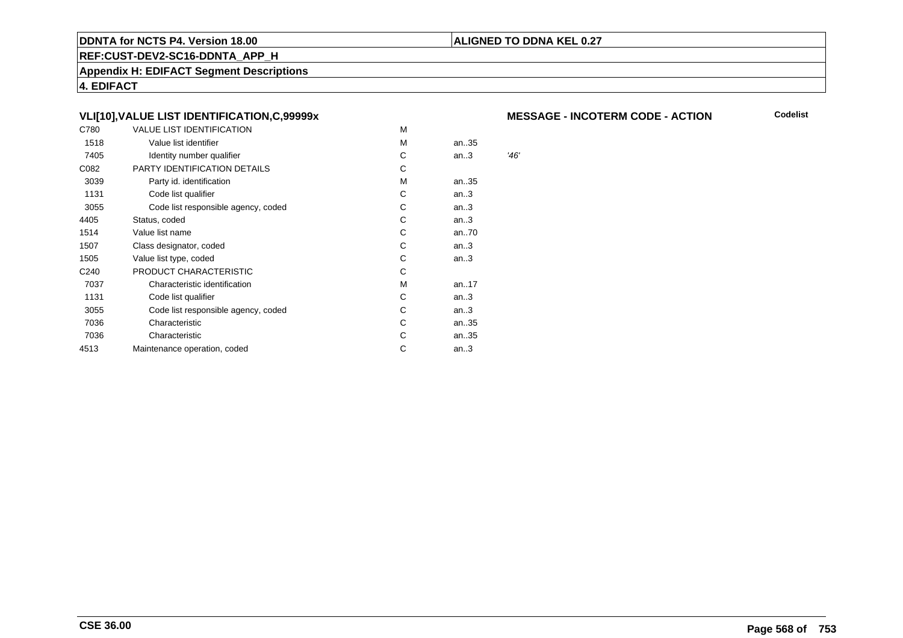**DDNTA for NCTS P4. Version 18.00** | **ALIGNED TO DDNA KEL 0.27**

**REF:CUST-DEV2-SC16-DDNTA_APP_H**

**Appendix H: EDIFACT Segment Descriptions**

**4. EDIFACT**

### VLI[10],VALUE LIST IDENTIFICATION,C,99999x — MESSAGE - INCOTERM CODE - ACTION — Codelist

| | | | | |
|---|---|---|---|---|
| C780 | VALUE LIST IDENTIFICATION | M | | |
| 1518 | Value list identifier | M | an..35 | |
| 7405 | Identity number qualifier | C | an..3 | *'46'* |
| C082 | PARTY IDENTIFICATION DETAILS | C | | |
| 3039 | Party id. identification | M | an..35 | |
| 1131 | Code list qualifier | C | an..3 | |
| 3055 | Code list responsible agency, coded | C | an..3 | |
| 4405 | Status, coded | C | an..3 | |
| 1514 | Value list name | C | an..70 | |
| 1507 | Class designator, coded | C | an..3 | |
| 1505 | Value list type, coded | C | an..3 | |
| C240 | PRODUCT CHARACTERISTIC | C | | |
| 7037 | Characteristic identification | M | an..17 | |
| 1131 | Code list qualifier | C | an..3 | |
| 3055 | Code list responsible agency, coded | C | an..3 | |
| 7036 | Characteristic | C | an..35 | |
| 7036 | Characteristic | C | an..35 | |
| 4513 | Maintenance operation, coded | C | an..3 | |

**CSE 36.00**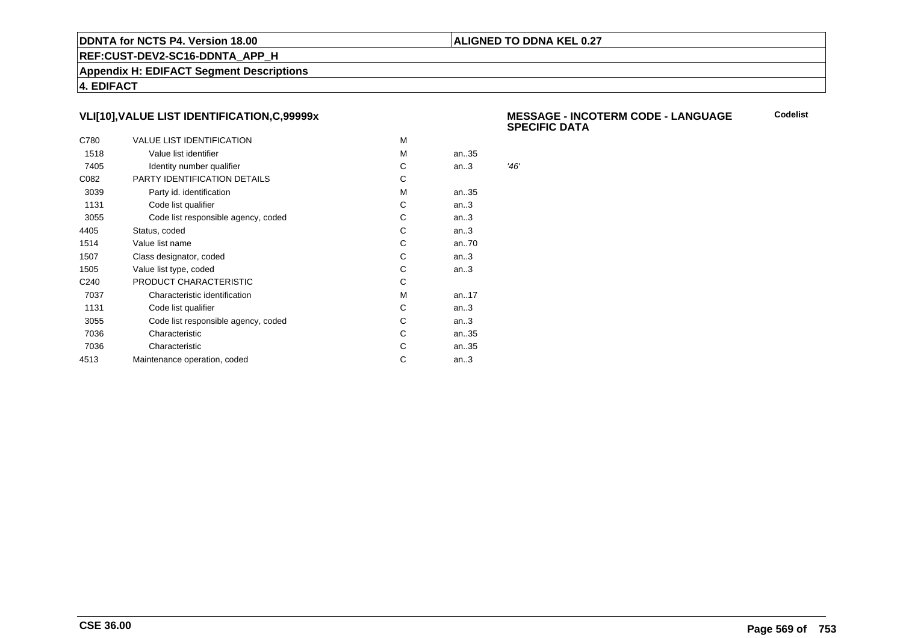## VLI[10],VALUE LIST IDENTIFICATION,C,99999x

**MESSAGE - INCOTERM CODE - LANGUAGE SPECIFIC DATA**

**Codelist**

| | | | | |
|---|---|---|---|---|
| C780 | VALUE LIST IDENTIFICATION | M | | |
| 1518 | Value list identifier | M | an..35 | |
| 7405 | Identity number qualifier | C | an..3 | *'46'* |
| C082 | PARTY IDENTIFICATION DETAILS | C | | |
| 3039 | Party id. identification | M | an..35 | |
| 1131 | Code list qualifier | C | an..3 | |
| 3055 | Code list responsible agency, coded | C | an..3 | |
| 4405 | Status, coded | C | an..3 | |
| 1514 | Value list name | C | an..70 | |
| 1507 | Class designator, coded | C | an..3 | |
| 1505 | Value list type, coded | C | an..3 | |
| C240 | PRODUCT CHARACTERISTIC | C | | |
| 7037 | Characteristic identification | M | an..17 | |
| 1131 | Code list qualifier | C | an..3 | |
| 3055 | Code list responsible agency, coded | C | an..3 | |
| 7036 | Characteristic | C | an..35 | |
| 7036 | Characteristic | C | an..35 | |
| 4513 | Maintenance operation, coded | C | an..3 | |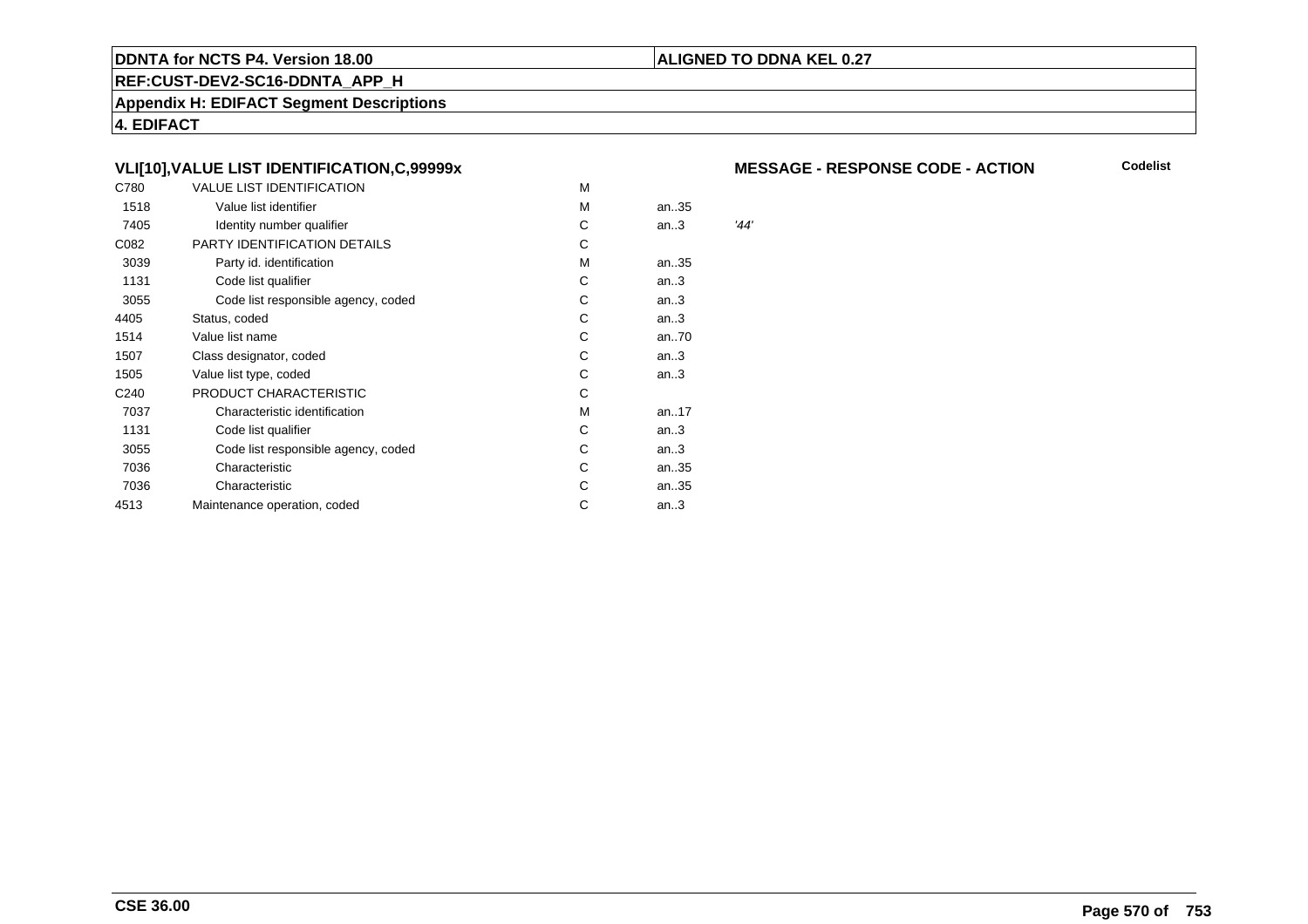**DDNTA for NCTS P4. Version 18.00**

**ALIGNED TO DDNA KEL 0.27**

**REF:CUST-DEV2-SC16-DDNTA_APP_H**

**Appendix H: EDIFACT Segment Descriptions**

**4. EDIFACT**

### VLI[10],VALUE LIST IDENTIFICATION,C,99999x

**MESSAGE - RESPONSE CODE - ACTION** **Codelist**

| | | | | |
|---|---|---|---|---|
| C780 | VALUE LIST IDENTIFICATION | M | | |
| 1518 | Value list identifier | M | an..35 | |
| 7405 | Identity number qualifier | C | an..3 | *'44'* |
| C082 | PARTY IDENTIFICATION DETAILS | C | | |
| 3039 | Party id. identification | M | an..35 | |
| 1131 | Code list qualifier | C | an..3 | |
| 3055 | Code list responsible agency, coded | C | an..3 | |
| 4405 | Status, coded | C | an..3 | |
| 1514 | Value list name | C | an..70 | |
| 1507 | Class designator, coded | C | an..3 | |
| 1505 | Value list type, coded | C | an..3 | |
| C240 | PRODUCT CHARACTERISTIC | C | | |
| 7037 | Characteristic identification | M | an..17 | |
| 1131 | Code list qualifier | C | an..3 | |
| 3055 | Code list responsible agency, coded | C | an..3 | |
| 7036 | Characteristic | C | an..35 | |
| 7036 | Characteristic | C | an..35 | |
| 4513 | Maintenance operation, coded | C | an..3 | |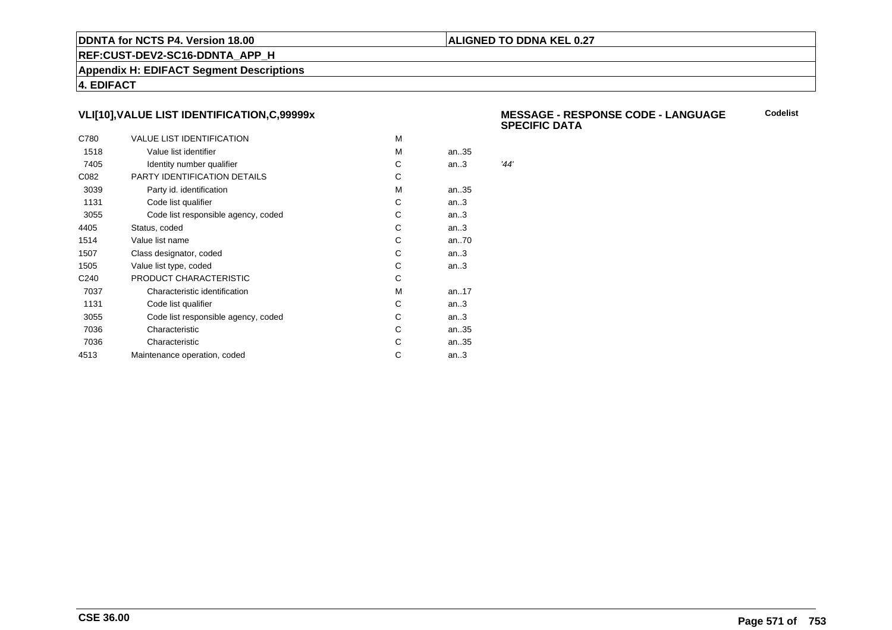## VLI[10],VALUE LIST IDENTIFICATION,C,99999x

**MESSAGE - RESPONSE CODE - LANGUAGE SPECIFIC DATA**

**Codelist**

| | | | | |
|---|---|---|---|---|
| C780 | VALUE LIST IDENTIFICATION | M | | |
| 1518 | Value list identifier | M | an..35 | |
| 7405 | Identity number qualifier | C | an..3 | *'44'* |
| C082 | PARTY IDENTIFICATION DETAILS | C | | |
| 3039 | Party id. identification | M | an..35 | |
| 1131 | Code list qualifier | C | an..3 | |
| 3055 | Code list responsible agency, coded | C | an..3 | |
| 4405 | Status, coded | C | an..3 | |
| 1514 | Value list name | C | an..70 | |
| 1507 | Class designator, coded | C | an..3 | |
| 1505 | Value list type, coded | C | an..3 | |
| C240 | PRODUCT CHARACTERISTIC | C | | |
| 7037 | Characteristic identification | M | an..17 | |
| 1131 | Code list qualifier | C | an..3 | |
| 3055 | Code list responsible agency, coded | C | an..3 | |
| 7036 | Characteristic | C | an..35 | |
| 7036 | Characteristic | C | an..35 | |
| 4513 | Maintenance operation, coded | C | an..3 | |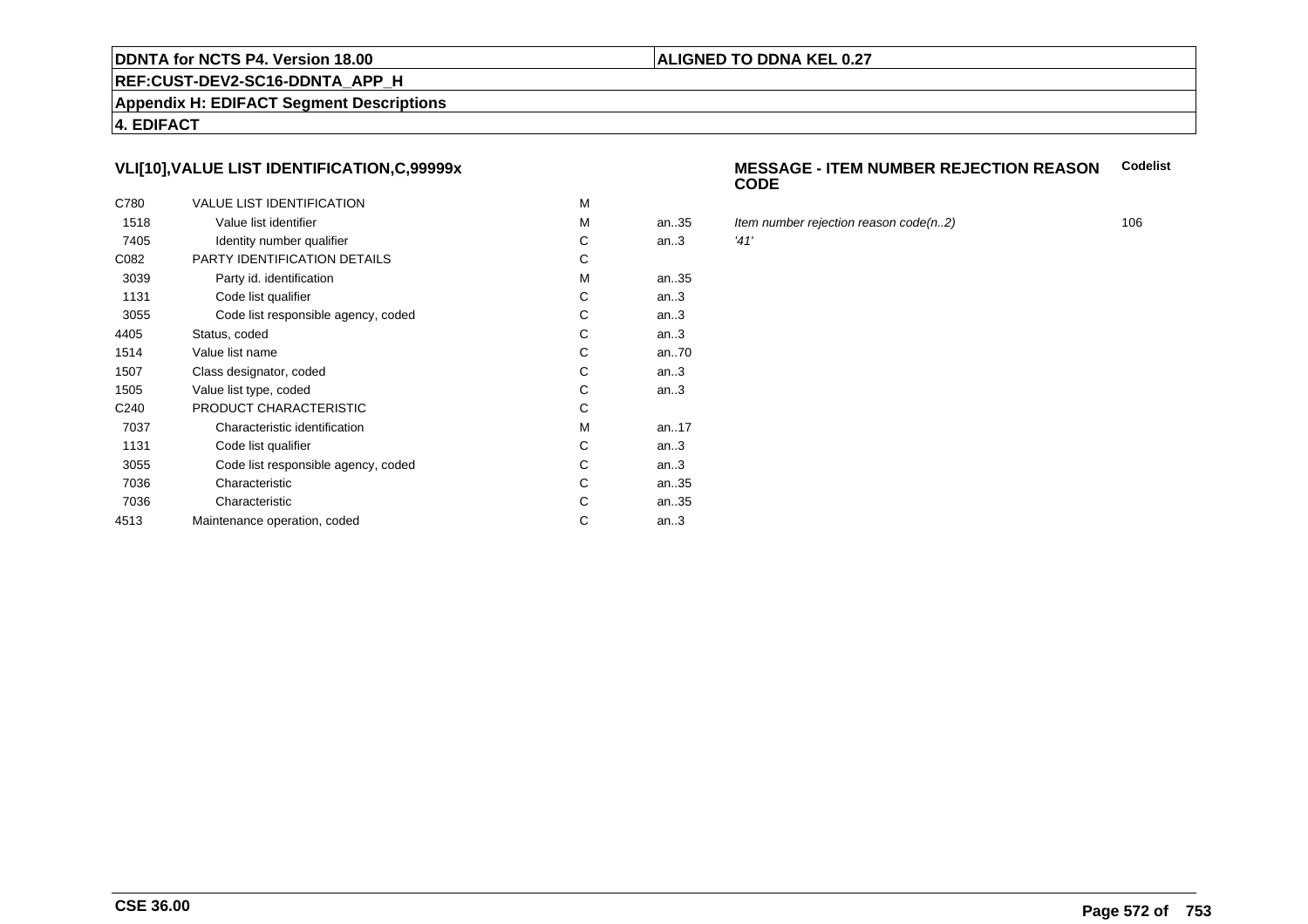**DDNTA for NCTS P4. Version 18.00** | **ALIGNED TO DDNA KEL 0.27**

**REF:CUST-DEV2-SC16-DDNTA_APP_H**

**Appendix H: EDIFACT Segment Descriptions**

**4. EDIFACT**

### VLI[10],VALUE LIST IDENTIFICATION,C,99999x

**MESSAGE - ITEM NUMBER REJECTION REASON CODE** — **Codelist**

| | | | | | |
|---|---|---|---|---|---|
| C780 | VALUE LIST IDENTIFICATION | M | | | |
| 1518 | Value list identifier | M | an..35 | *Item number rejection reason code(n..2)* | 106 |
| 7405 | Identity number qualifier | C | an..3 | *'41'* | |
| C082 | PARTY IDENTIFICATION DETAILS | C | | | |
| 3039 | Party id. identification | M | an..35 | | |
| 1131 | Code list qualifier | C | an..3 | | |
| 3055 | Code list responsible agency, coded | C | an..3 | | |
| 4405 | Status, coded | C | an..3 | | |
| 1514 | Value list name | C | an..70 | | |
| 1507 | Class designator, coded | C | an..3 | | |
| 1505 | Value list type, coded | C | an..3 | | |
| C240 | PRODUCT CHARACTERISTIC | C | | | |
| 7037 | Characteristic identification | M | an..17 | | |
| 1131 | Code list qualifier | C | an..3 | | |
| 3055 | Code list responsible agency, coded | C | an..3 | | |
| 7036 | Characteristic | C | an..35 | | |
| 7036 | Characteristic | C | an..35 | | |
| 4513 | Maintenance operation, coded | C | an..3 | | |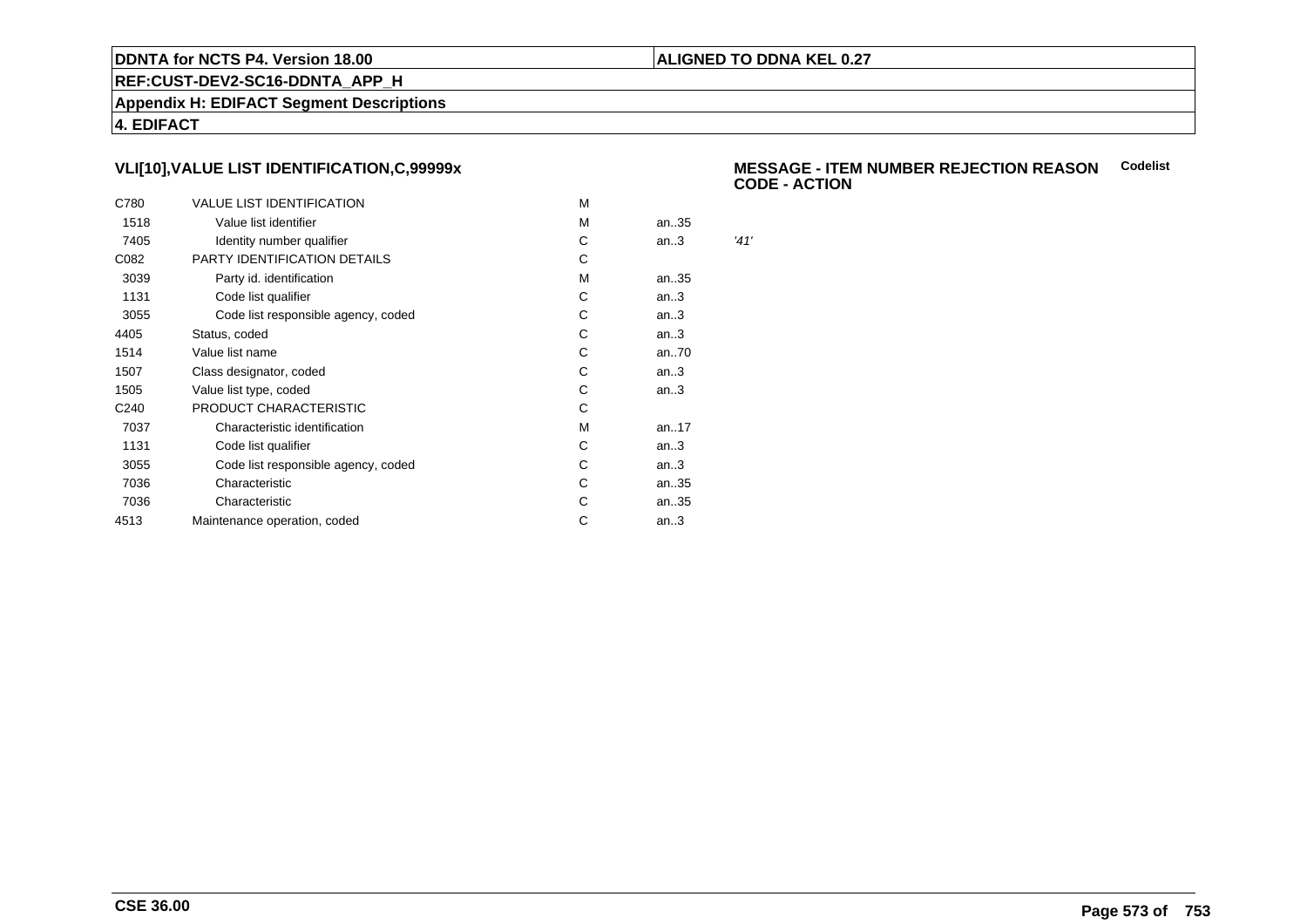## VLI[10],VALUE LIST IDENTIFICATION,C,99999x

**MESSAGE - ITEM NUMBER REJECTION REASON CODE - ACTION** **Codelist**

| | | | | |
|---|---|---|---|---|
| C780 | VALUE LIST IDENTIFICATION | M | | |
| 1518 | Value list identifier | M | an..35 | |
| 7405 | Identity number qualifier | C | an..3 | *'41'* |
| C082 | PARTY IDENTIFICATION DETAILS | C | | |
| 3039 | Party id. identification | M | an..35 | |
| 1131 | Code list qualifier | C | an..3 | |
| 3055 | Code list responsible agency, coded | C | an..3 | |
| 4405 | Status, coded | C | an..3 | |
| 1514 | Value list name | C | an..70 | |
| 1507 | Class designator, coded | C | an..3 | |
| 1505 | Value list type, coded | C | an..3 | |
| C240 | PRODUCT CHARACTERISTIC | C | | |
| 7037 | Characteristic identification | M | an..17 | |
| 1131 | Code list qualifier | C | an..3 | |
| 3055 | Code list responsible agency, coded | C | an..3 | |
| 7036 | Characteristic | C | an..35 | |
| 7036 | Characteristic | C | an..35 | |
| 4513 | Maintenance operation, coded | C | an..3 | |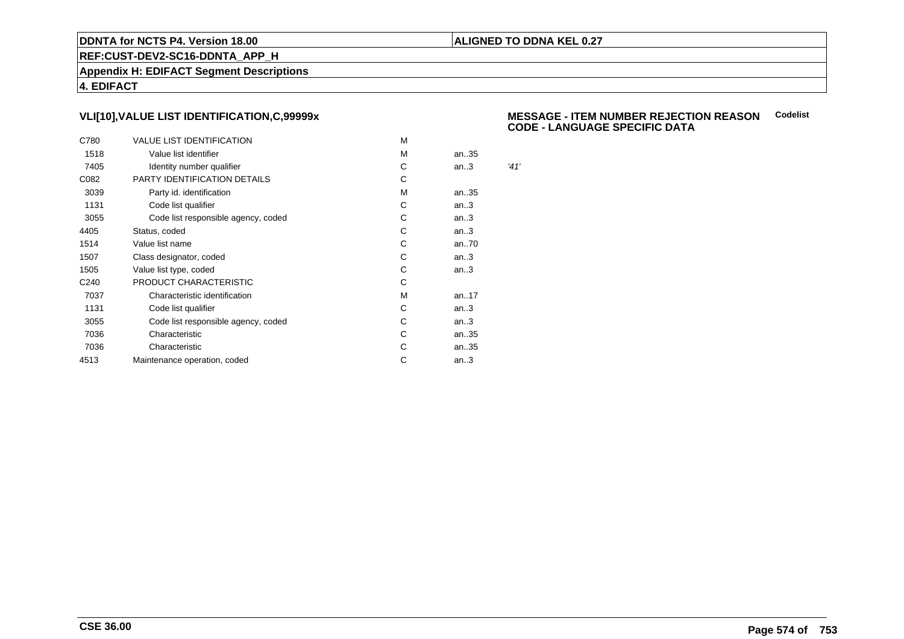## VLI[10],VALUE LIST IDENTIFICATION,C,99999x

**MESSAGE - ITEM NUMBER REJECTION REASON CODE - LANGUAGE SPECIFIC DATA** **Codelist**

| | | | | |
|---|---|---|---|---|
| C780 | VALUE LIST IDENTIFICATION | M | | |
| 1518 | Value list identifier | M | an..35 | |
| 7405 | Identity number qualifier | C | an..3 | *'41'* |
| C082 | PARTY IDENTIFICATION DETAILS | C | | |
| 3039 | Party id. identification | M | an..35 | |
| 1131 | Code list qualifier | C | an..3 | |
| 3055 | Code list responsible agency, coded | C | an..3 | |
| 4405 | Status, coded | C | an..3 | |
| 1514 | Value list name | C | an..70 | |
| 1507 | Class designator, coded | C | an..3 | |
| 1505 | Value list type, coded | C | an..3 | |
| C240 | PRODUCT CHARACTERISTIC | C | | |
| 7037 | Characteristic identification | M | an..17 | |
| 1131 | Code list qualifier | C | an..3 | |
| 3055 | Code list responsible agency, coded | C | an..3 | |
| 7036 | Characteristic | C | an..35 | |
| 7036 | Characteristic | C | an..35 | |
| 4513 | Maintenance operation, coded | C | an..3 | |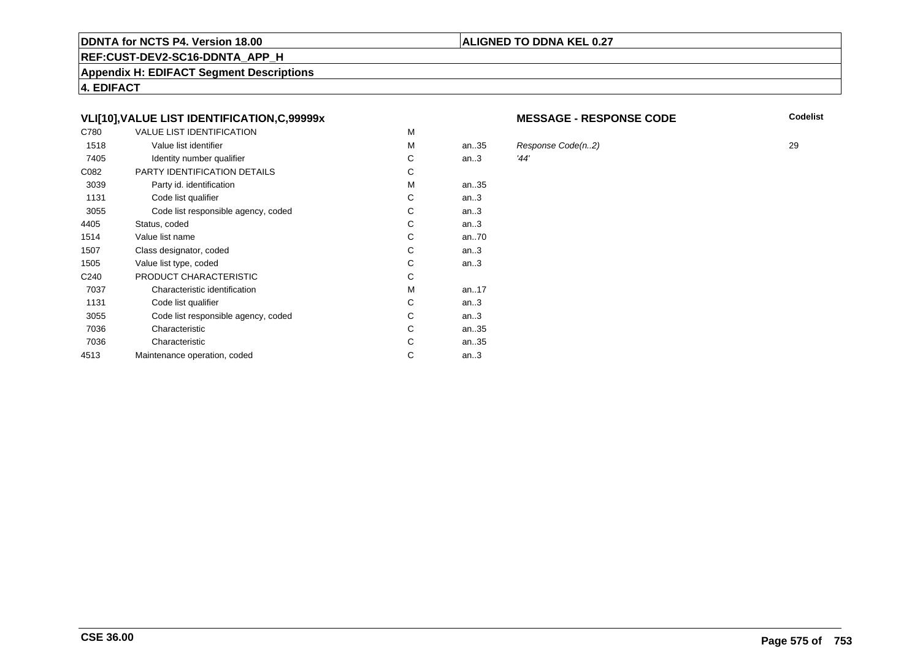**DDNTA for NCTS P4. Version 18.00** | **ALIGNED TO DDNA KEL 0.27**

**REF:CUST-DEV2-SC16-DDNTA_APP_H**

**Appendix H: EDIFACT Segment Descriptions**

**4. EDIFACT**

### VLI[10],VALUE LIST IDENTIFICATION,C,99999x

**MESSAGE - RESPONSE CODE**

| | | | | | Codelist |
|---|---|---|---|---|---|
| C780 | VALUE LIST IDENTIFICATION | M | | | |
| 1518 | Value list identifier | M | an..35 | *Response Code(n..2)* | 29 |
| 7405 | Identity number qualifier | C | an..3 | *'44'* | |
| C082 | PARTY IDENTIFICATION DETAILS | C | | | |
| 3039 | Party id. identification | M | an..35 | | |
| 1131 | Code list qualifier | C | an..3 | | |
| 3055 | Code list responsible agency, coded | C | an..3 | | |
| 4405 | Status, coded | C | an..3 | | |
| 1514 | Value list name | C | an..70 | | |
| 1507 | Class designator, coded | C | an..3 | | |
| 1505 | Value list type, coded | C | an..3 | | |
| C240 | PRODUCT CHARACTERISTIC | C | | | |
| 7037 | Characteristic identification | M | an..17 | | |
| 1131 | Code list qualifier | C | an..3 | | |
| 3055 | Code list responsible agency, coded | C | an..3 | | |
| 7036 | Characteristic | C | an..35 | | |
| 7036 | Characteristic | C | an..35 | | |
| 4513 | Maintenance operation, coded | C | an..3 | | |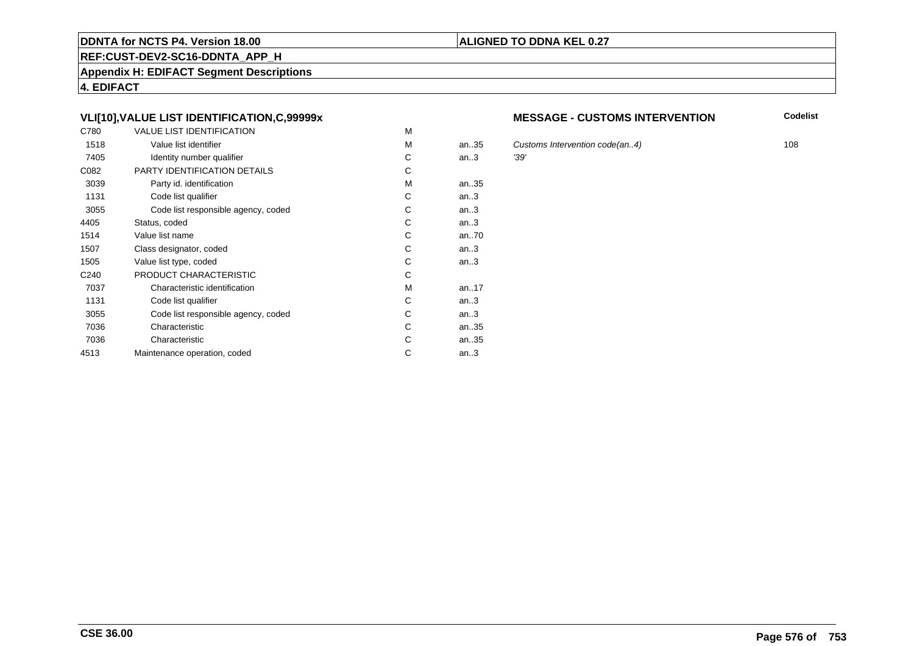**DDNTA for NCTS P4. Version 18.00**

**ALIGNED TO DDNA KEL 0.27**

**REF:CUST-DEV2-SC16-DDNTA_APP_H**

**Appendix H: EDIFACT Segment Descriptions**

**4. EDIFACT**

### VLI[10],VALUE LIST IDENTIFICATION,C,99999x

**MESSAGE - CUSTOMS INTERVENTION**

| | | | | | Codelist |
|---|---|---|---|---|---|
| C780 | VALUE LIST IDENTIFICATION | M | | | |
| 1518 | Value list identifier | M | an..35 | *Customs Intervention code(an..4)* | 108 |
| 7405 | Identity number qualifier | C | an..3 | *'39'* | |
| C082 | PARTY IDENTIFICATION DETAILS | C | | | |
| 3039 | Party id. identification | M | an..35 | | |
| 1131 | Code list qualifier | C | an..3 | | |
| 3055 | Code list responsible agency, coded | C | an..3 | | |
| 4405 | Status, coded | C | an..3 | | |
| 1514 | Value list name | C | an..70 | | |
| 1507 | Class designator, coded | C | an..3 | | |
| 1505 | Value list type, coded | C | an..3 | | |
| C240 | PRODUCT CHARACTERISTIC | C | | | |
| 7037 | Characteristic identification | M | an..17 | | |
| 1131 | Code list qualifier | C | an..3 | | |
| 3055 | Code list responsible agency, coded | C | an..3 | | |
| 7036 | Characteristic | C | an..35 | | |
| 7036 | Characteristic | C | an..35 | | |
| 4513 | Maintenance operation, coded | C | an..3 | | |

**CSE 36.00**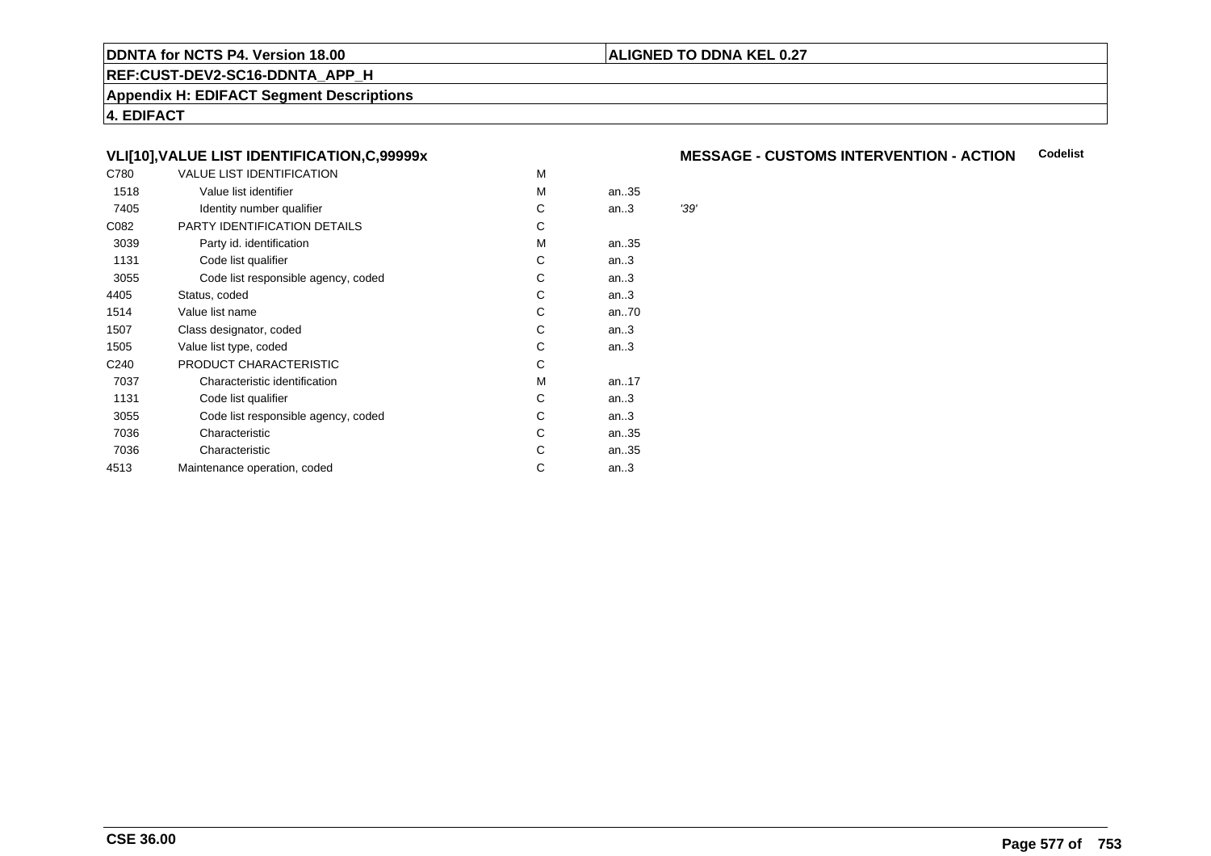**DDNTA for NCTS P4. Version 18.00** | **ALIGNED TO DDNA KEL 0.27**

**REF:CUST-DEV2-SC16-DDNTA_APP_H**

**Appendix H: EDIFACT Segment Descriptions**

**4. EDIFACT**

### VLI[10],VALUE LIST IDENTIFICATION,C,99999x

**MESSAGE - CUSTOMS INTERVENTION - ACTION** **Codelist**

| | | | | |
|---|---|---|---|---|
| C780 | VALUE LIST IDENTIFICATION | M | | |
| 1518 | Value list identifier | M | an..35 | |
| 7405 | Identity number qualifier | C | an..3 | *'39'* |
| C082 | PARTY IDENTIFICATION DETAILS | C | | |
| 3039 | Party id. identification | M | an..35 | |
| 1131 | Code list qualifier | C | an..3 | |
| 3055 | Code list responsible agency, coded | C | an..3 | |
| 4405 | Status, coded | C | an..3 | |
| 1514 | Value list name | C | an..70 | |
| 1507 | Class designator, coded | C | an..3 | |
| 1505 | Value list type, coded | C | an..3 | |
| C240 | PRODUCT CHARACTERISTIC | C | | |
| 7037 | Characteristic identification | M | an..17 | |
| 1131 | Code list qualifier | C | an..3 | |
| 3055 | Code list responsible agency, coded | C | an..3 | |
| 7036 | Characteristic | C | an..35 | |
| 7036 | Characteristic | C | an..35 | |
| 4513 | Maintenance operation, coded | C | an..3 | |

**CSE 36.00**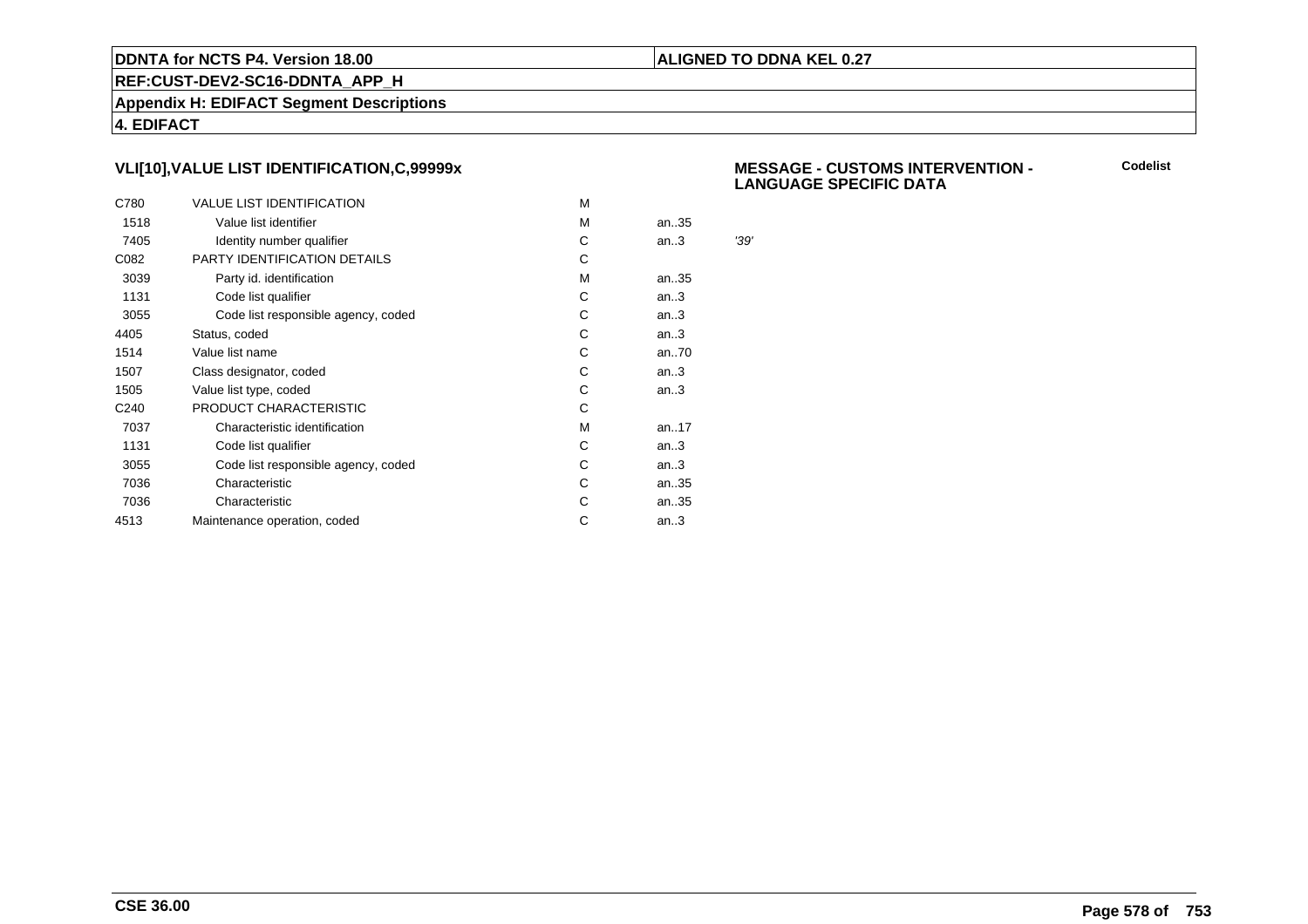## VLI[10],VALUE LIST IDENTIFICATION,C,99999x

**MESSAGE - CUSTOMS INTERVENTION - LANGUAGE SPECIFIC DATA**

**Codelist**

| | | | | |
|---|---|---|---|---|
| C780 | VALUE LIST IDENTIFICATION | M | | |
| 1518 | Value list identifier | M | an..35 | |
| 7405 | Identity number qualifier | C | an..3 | *'39'* |
| C082 | PARTY IDENTIFICATION DETAILS | C | | |
| 3039 | Party id. identification | M | an..35 | |
| 1131 | Code list qualifier | C | an..3 | |
| 3055 | Code list responsible agency, coded | C | an..3 | |
| 4405 | Status, coded | C | an..3 | |
| 1514 | Value list name | C | an..70 | |
| 1507 | Class designator, coded | C | an..3 | |
| 1505 | Value list type, coded | C | an..3 | |
| C240 | PRODUCT CHARACTERISTIC | C | | |
| 7037 | Characteristic identification | M | an..17 | |
| 1131 | Code list qualifier | C | an..3 | |
| 3055 | Code list responsible agency, coded | C | an..3 | |
| 7036 | Characteristic | C | an..35 | |
| 7036 | Characteristic | C | an..35 | |
| 4513 | Maintenance operation, coded | C | an..3 | |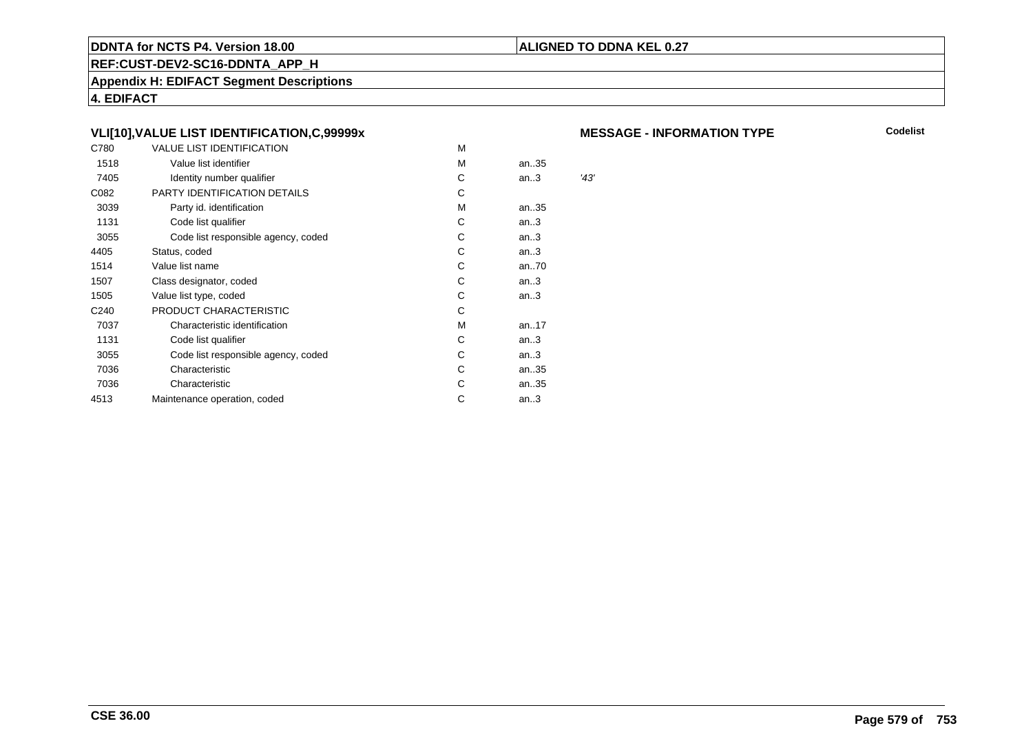**DDNTA for NCTS P4. Version 18.00**

**ALIGNED TO DDNA KEL 0.27**

**REF:CUST-DEV2-SC16-DDNTA_APP_H**

**Appendix H: EDIFACT Segment Descriptions**

**4. EDIFACT**

### VLI[10],VALUE LIST IDENTIFICATION,C,99999x

**MESSAGE - INFORMATION TYPE**

**Codelist**

| | | | | |
|---|---|---|---|---|
| C780 | VALUE LIST IDENTIFICATION | M | | |
| 1518 | Value list identifier | M | an..35 | |
| 7405 | Identity number qualifier | C | an..3 | *'43'* |
| C082 | PARTY IDENTIFICATION DETAILS | C | | |
| 3039 | Party id. identification | M | an..35 | |
| 1131 | Code list qualifier | C | an..3 | |
| 3055 | Code list responsible agency, coded | C | an..3 | |
| 4405 | Status, coded | C | an..3 | |
| 1514 | Value list name | C | an..70 | |
| 1507 | Class designator, coded | C | an..3 | |
| 1505 | Value list type, coded | C | an..3 | |
| C240 | PRODUCT CHARACTERISTIC | C | | |
| 7037 | Characteristic identification | M | an..17 | |
| 1131 | Code list qualifier | C | an..3 | |
| 3055 | Code list responsible agency, coded | C | an..3 | |
| 7036 | Characteristic | C | an..35 | |
| 7036 | Characteristic | C | an..35 | |
| 4513 | Maintenance operation, coded | C | an..3 | |

**CSE 36.00**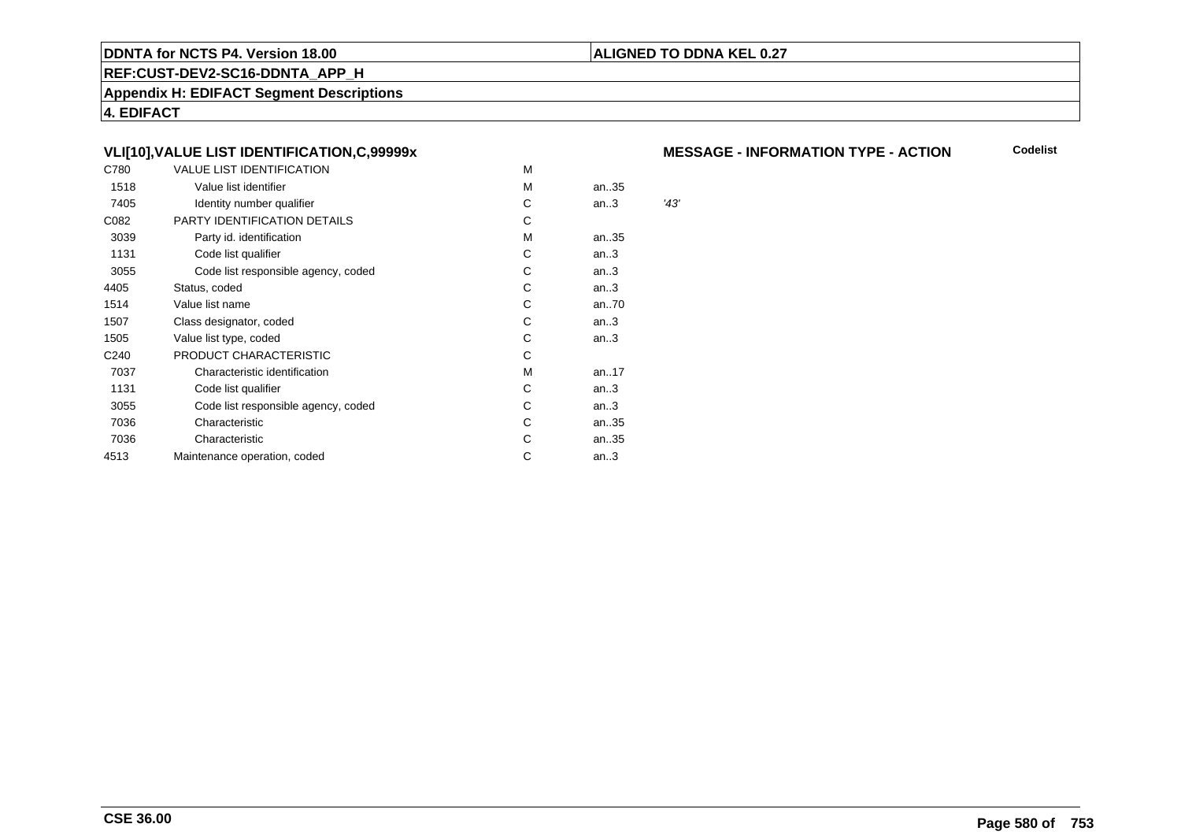**DDNTA for NCTS P4. Version 18.00** | **ALIGNED TO DDNA KEL 0.27**

**REF:CUST-DEV2-SC16-DDNTA_APP_H**

**Appendix H: EDIFACT Segment Descriptions**

**4. EDIFACT**

### VLI[10],VALUE LIST IDENTIFICATION,C,99999x

**MESSAGE - INFORMATION TYPE - ACTION** — **Codelist**

| | | | | |
|---|---|---|---|---|
| C780 | VALUE LIST IDENTIFICATION | M | | |
| 1518 | Value list identifier | M | an..35 | |
| 7405 | Identity number qualifier | C | an..3 | *'43'* |
| C082 | PARTY IDENTIFICATION DETAILS | C | | |
| 3039 | Party id. identification | M | an..35 | |
| 1131 | Code list qualifier | C | an..3 | |
| 3055 | Code list responsible agency, coded | C | an..3 | |
| 4405 | Status, coded | C | an..3 | |
| 1514 | Value list name | C | an..70 | |
| 1507 | Class designator, coded | C | an..3 | |
| 1505 | Value list type, coded | C | an..3 | |
| C240 | PRODUCT CHARACTERISTIC | C | | |
| 7037 | Characteristic identification | M | an..17 | |
| 1131 | Code list qualifier | C | an..3 | |
| 3055 | Code list responsible agency, coded | C | an..3 | |
| 7036 | Characteristic | C | an..35 | |
| 7036 | Characteristic | C | an..35 | |
| 4513 | Maintenance operation, coded | C | an..3 | |

**CSE 36.00**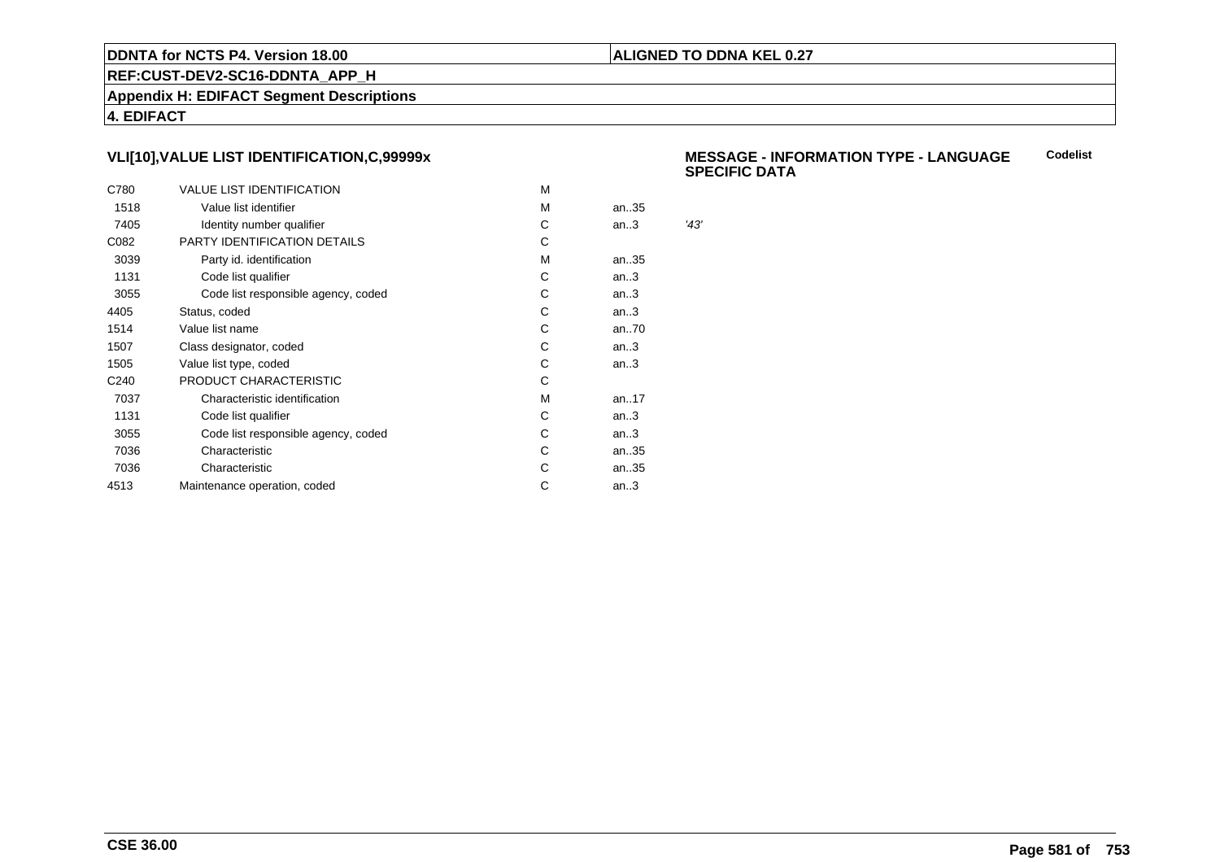### VLI[10],VALUE LIST IDENTIFICATION,C,99999x

**MESSAGE - INFORMATION TYPE - LANGUAGE SPECIFIC DATA** — Codelist

| | | | | |
|---|---|---|---|---|
| C780 | VALUE LIST IDENTIFICATION | M | | |
| 1518 | Value list identifier | M | an..35 | |
| 7405 | Identity number qualifier | C | an..3 | *'43'* |
| C082 | PARTY IDENTIFICATION DETAILS | C | | |
| 3039 | Party id. identification | M | an..35 | |
| 1131 | Code list qualifier | C | an..3 | |
| 3055 | Code list responsible agency, coded | C | an..3 | |
| 4405 | Status, coded | C | an..3 | |
| 1514 | Value list name | C | an..70 | |
| 1507 | Class designator, coded | C | an..3 | |
| 1505 | Value list type, coded | C | an..3 | |
| C240 | PRODUCT CHARACTERISTIC | C | | |
| 7037 | Characteristic identification | M | an..17 | |
| 1131 | Code list qualifier | C | an..3 | |
| 3055 | Code list responsible agency, coded | C | an..3 | |
| 7036 | Characteristic | C | an..35 | |
| 7036 | Characteristic | C | an..35 | |
| 4513 | Maintenance operation, coded | C | an..3 | |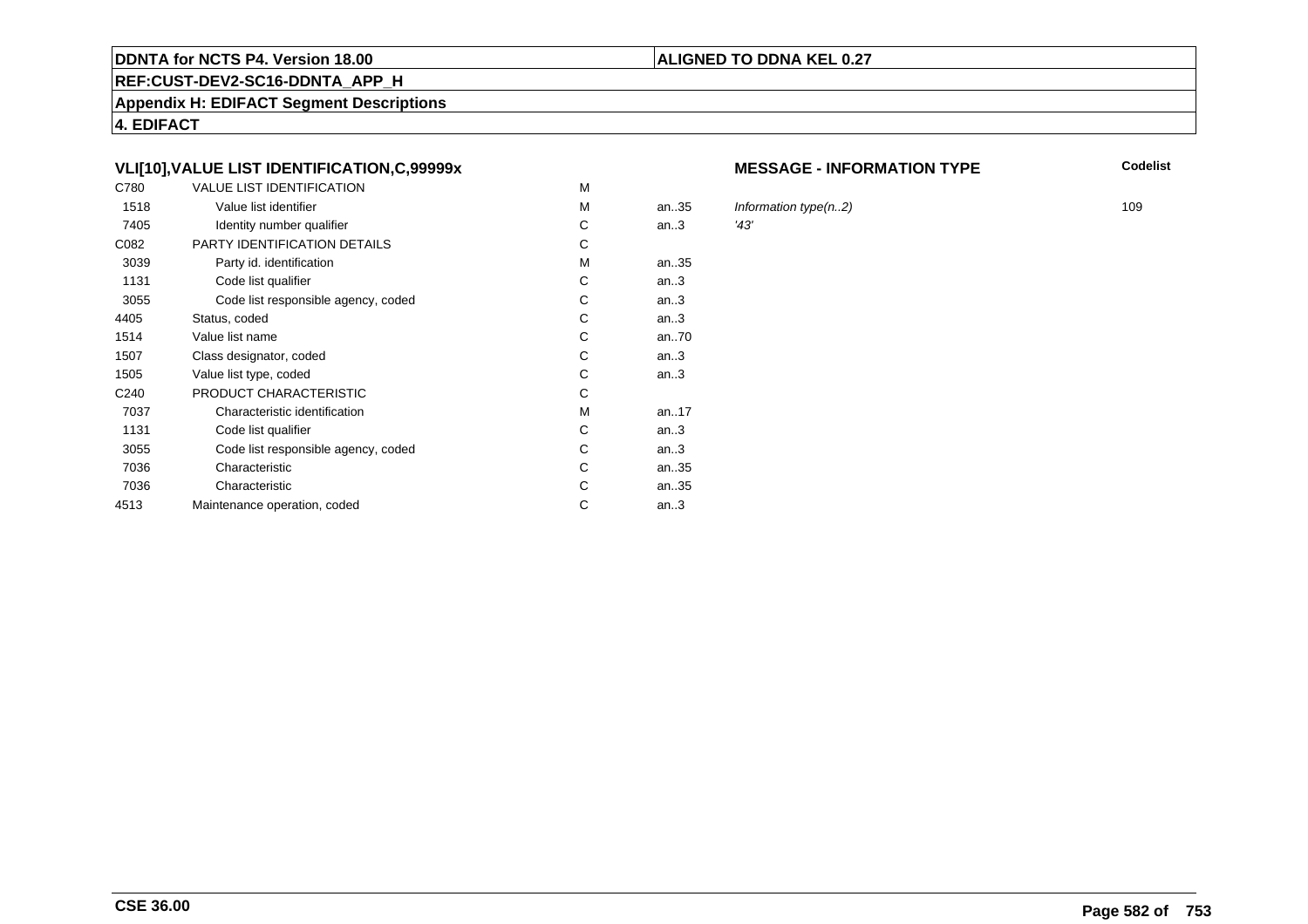**DDNTA for NCTS P4. Version 18.00**

**ALIGNED TO DDNA KEL 0.27**

**REF:CUST-DEV2-SC16-DDNTA_APP_H**

**Appendix H: EDIFACT Segment Descriptions**

**4. EDIFACT**

### VLI[10],VALUE LIST IDENTIFICATION,C,99999x

**MESSAGE - INFORMATION TYPE**

| | | | | | Codelist |
|---|---|---|---|---|---|
| C780 | VALUE LIST IDENTIFICATION | M | | | |
| 1518 | Value list identifier | M | an..35 | *Information type(n..2)* | 109 |
| 7405 | Identity number qualifier | C | an..3 | *'43'* | |
| C082 | PARTY IDENTIFICATION DETAILS | C | | | |
| 3039 | Party id. identification | M | an..35 | | |
| 1131 | Code list qualifier | C | an..3 | | |
| 3055 | Code list responsible agency, coded | C | an..3 | | |
| 4405 | Status, coded | C | an..3 | | |
| 1514 | Value list name | C | an..70 | | |
| 1507 | Class designator, coded | C | an..3 | | |
| 1505 | Value list type, coded | C | an..3 | | |
| C240 | PRODUCT CHARACTERISTIC | C | | | |
| 7037 | Characteristic identification | M | an..17 | | |
| 1131 | Code list qualifier | C | an..3 | | |
| 3055 | Code list responsible agency, coded | C | an..3 | | |
| 7036 | Characteristic | C | an..35 | | |
| 7036 | Characteristic | C | an..35 | | |
| 4513 | Maintenance operation, coded | C | an..3 | | |

**CSE 36.00**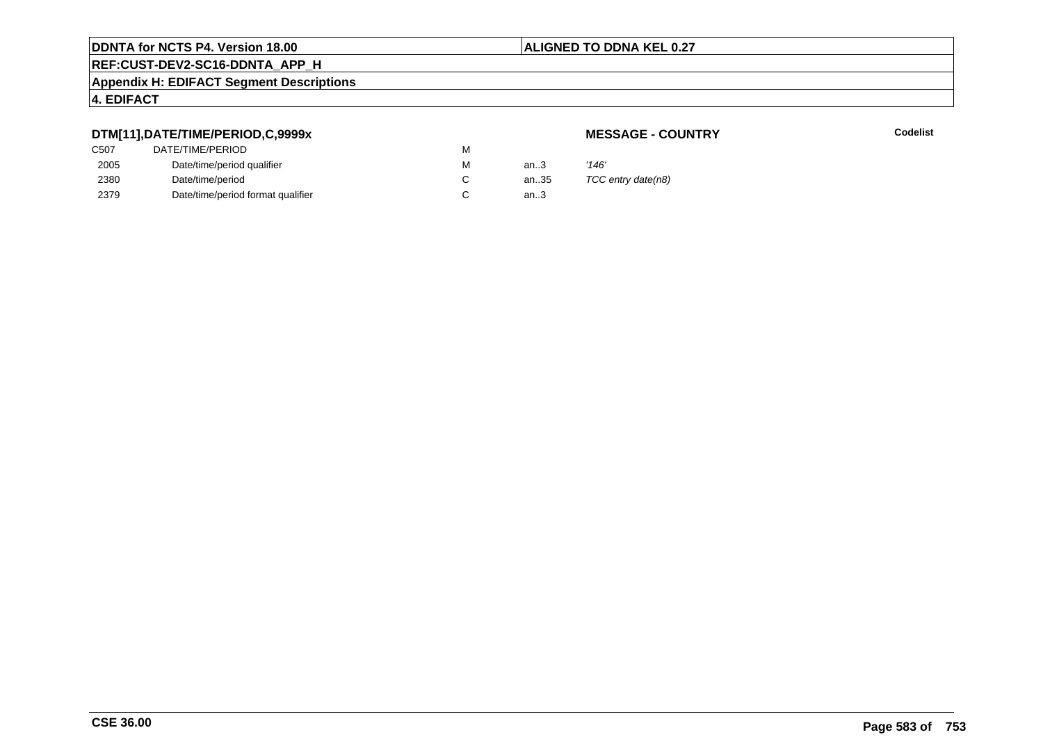### DTM[11],DATE/TIME/PERIOD,C,9999x

**MESSAGE - COUNTRY**

**Codelist**

| | | | | |
|---|---|---|---|---|
| C507 | DATE/TIME/PERIOD | M | | |
| 2005 | Date/time/period qualifier | M | an..3 | *'146'* |
| 2380 | Date/time/period | C | an..35 | *TCC entry date(n8)* |
| 2379 | Date/time/period format qualifier | C | an..3 | |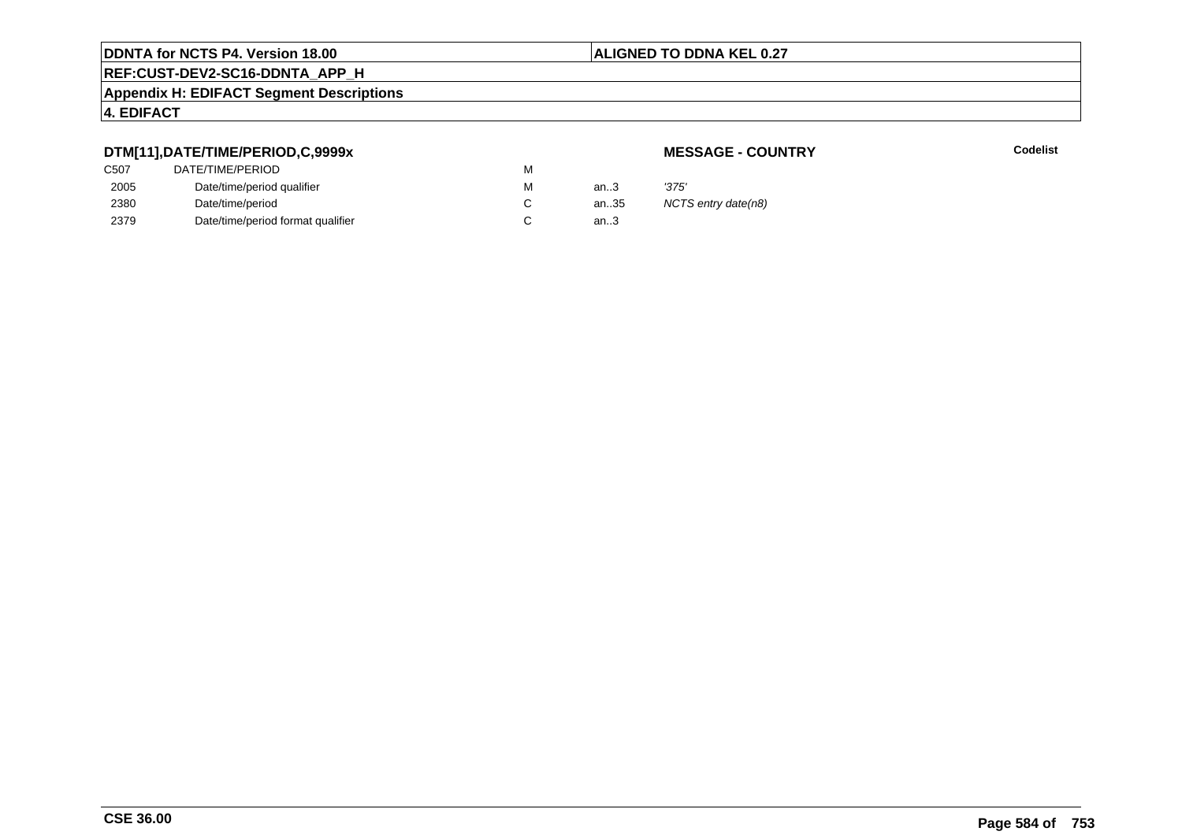**DTM[11],DATE/TIME/PERIOD,C,9999x**

**MESSAGE - COUNTRY**

**Codelist**

| | | | | |
|---|---|---|---|---|
| C507 | DATE/TIME/PERIOD | M | | |
| 2005 | Date/time/period qualifier | M | an..3 | *'375'* |
| 2380 | Date/time/period | C | an..35 | *NCTS entry date(n8)* |
| 2379 | Date/time/period format qualifier | C | an..3 | |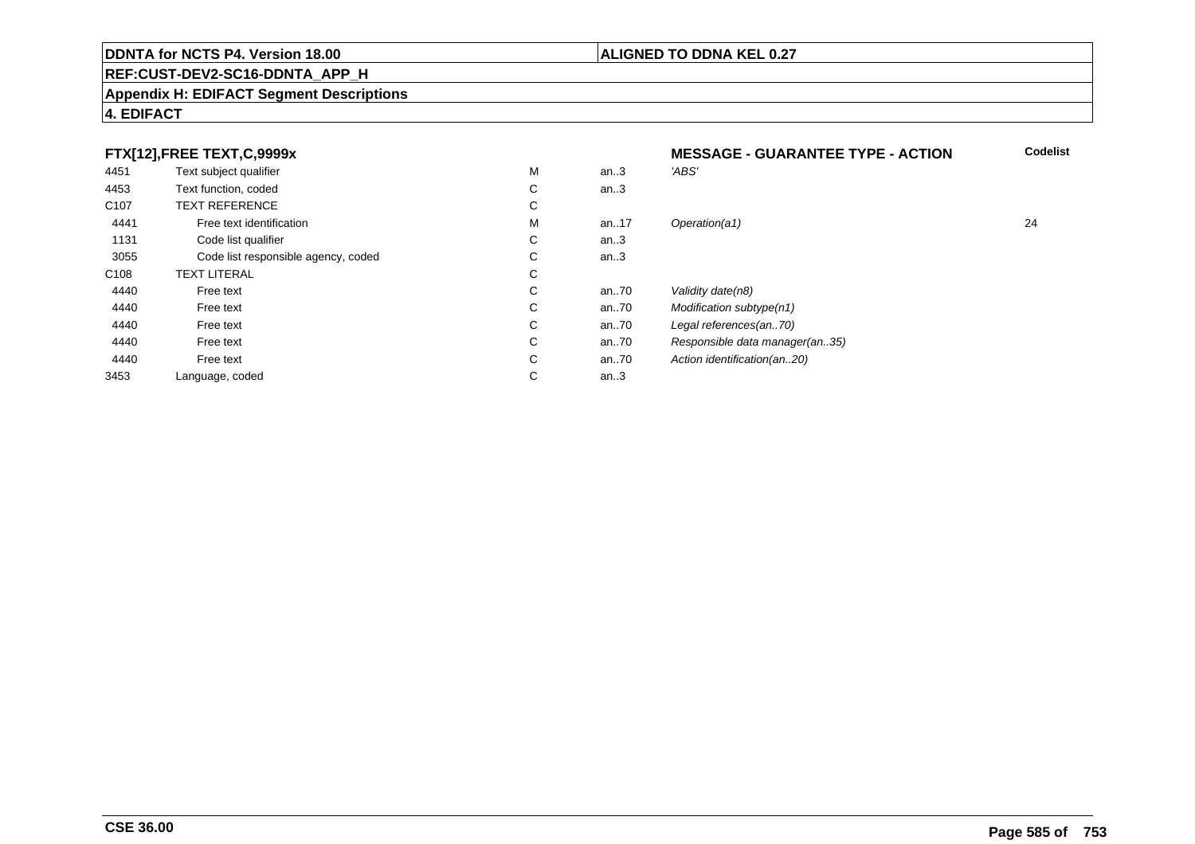**DDNTA for NCTS P4. Version 18.00** | **ALIGNED TO DDNA KEL 0.27**

**REF:CUST-DEV2-SC16-DDNTA_APP_H**

**Appendix H: EDIFACT Segment Descriptions**

**4. EDIFACT**

| FTX[12],FREE TEXT,C,9999x | | | | MESSAGE - GUARANTEE TYPE - ACTION | Codelist |
|---|---|---|---|---|---|
| 4451 | Text subject qualifier | M | an..3 | *'ABS'* | |
| 4453 | Text function, coded | C | an..3 | | |
| C107 | TEXT REFERENCE | C | | | |
| 4441 | Free text identification | M | an..17 | *Operation(a1)* | 24 |
| 1131 | Code list qualifier | C | an..3 | | |
| 3055 | Code list responsible agency, coded | C | an..3 | | |
| C108 | TEXT LITERAL | C | | | |
| 4440 | Free text | C | an..70 | *Validity date(n8)* | |
| 4440 | Free text | C | an..70 | *Modification subtype(n1)* | |
| 4440 | Free text | C | an..70 | *Legal references(an..70)* | |
| 4440 | Free text | C | an..70 | *Responsible data manager(an..35)* | |
| 4440 | Free text | C | an..70 | *Action identification(an..20)* | |
| 3453 | Language, coded | C | an..3 | | |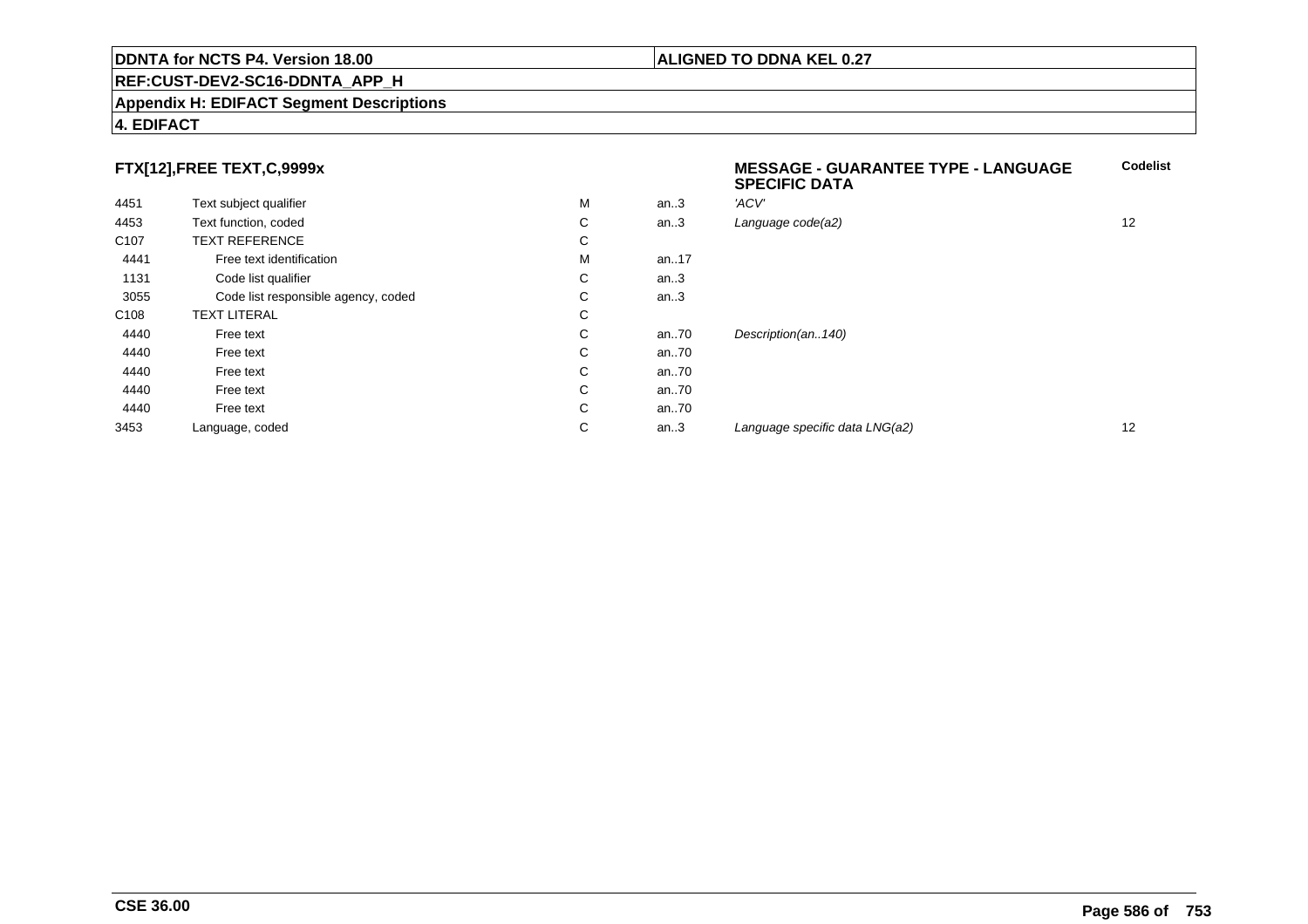**DDNTA for NCTS P4. Version 18.00** | **ALIGNED TO DDNA KEL 0.27**

**REF:CUST-DEV2-SC16-DDNTA_APP_H**

**Appendix H: EDIFACT Segment Descriptions**

**4. EDIFACT**

### FTX[12],FREE TEXT,C,9999x

| | | | | **MESSAGE - GUARANTEE TYPE - LANGUAGE SPECIFIC DATA** | **Codelist** |
|---|---|---|---|---|---|
| 4451 | Text subject qualifier | M | an..3 | *'ACV'* | |
| 4453 | Text function, coded | C | an..3 | *Language code(a2)* | 12 |
| C107 | TEXT REFERENCE | C | | | |
| 4441 | Free text identification | M | an..17 | | |
| 1131 | Code list qualifier | C | an..3 | | |
| 3055 | Code list responsible agency, coded | C | an..3 | | |
| C108 | TEXT LITERAL | C | | | |
| 4440 | Free text | C | an..70 | *Description(an..140)* | |
| 4440 | Free text | C | an..70 | | |
| 4440 | Free text | C | an..70 | | |
| 4440 | Free text | C | an..70 | | |
| 4440 | Free text | C | an..70 | | |
| 3453 | Language, coded | C | an..3 | *Language specific data LNG(a2)* | 12 |

**CSE 36.00**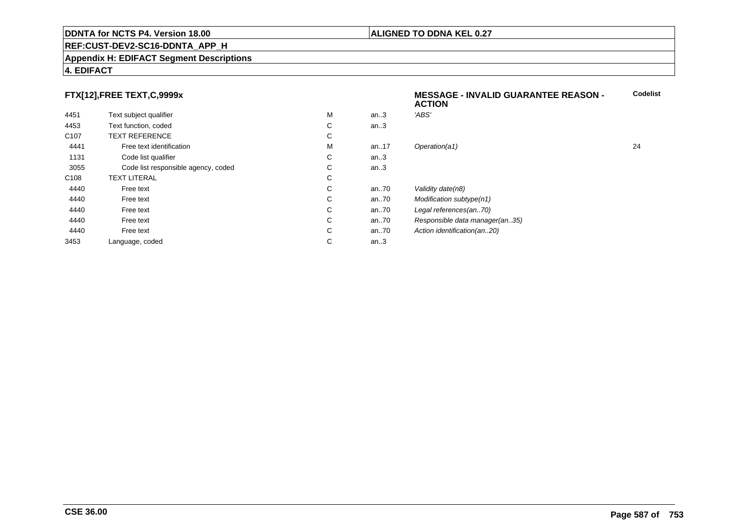**DDNTA for NCTS P4. Version 18.00** | **ALIGNED TO DDNA KEL 0.27**

**REF:CUST-DEV2-SC16-DDNTA_APP_H**

**Appendix H: EDIFACT Segment Descriptions**

**4. EDIFACT**

### FTX[12],FREE TEXT,C,9999x

| | | | | **MESSAGE - INVALID GUARANTEE REASON - ACTION** | **Codelist** |
|---|---|---|---|---|---|
| 4451 | Text subject qualifier | M | an..3 | *'ABS'* | |
| 4453 | Text function, coded | C | an..3 | | |
| C107 | TEXT REFERENCE | C | | | |
| 4441 | Free text identification | M | an..17 | *Operation(a1)* | 24 |
| 1131 | Code list qualifier | C | an..3 | | |
| 3055 | Code list responsible agency, coded | C | an..3 | | |
| C108 | TEXT LITERAL | C | | | |
| 4440 | Free text | C | an..70 | *Validity date(n8)* | |
| 4440 | Free text | C | an..70 | *Modification subtype(n1)* | |
| 4440 | Free text | C | an..70 | *Legal references(an..70)* | |
| 4440 | Free text | C | an..70 | *Responsible data manager(an..35)* | |
| 4440 | Free text | C | an..70 | *Action identification(an..20)* | |
| 3453 | Language, coded | C | an..3 | | |

**CSE 36.00**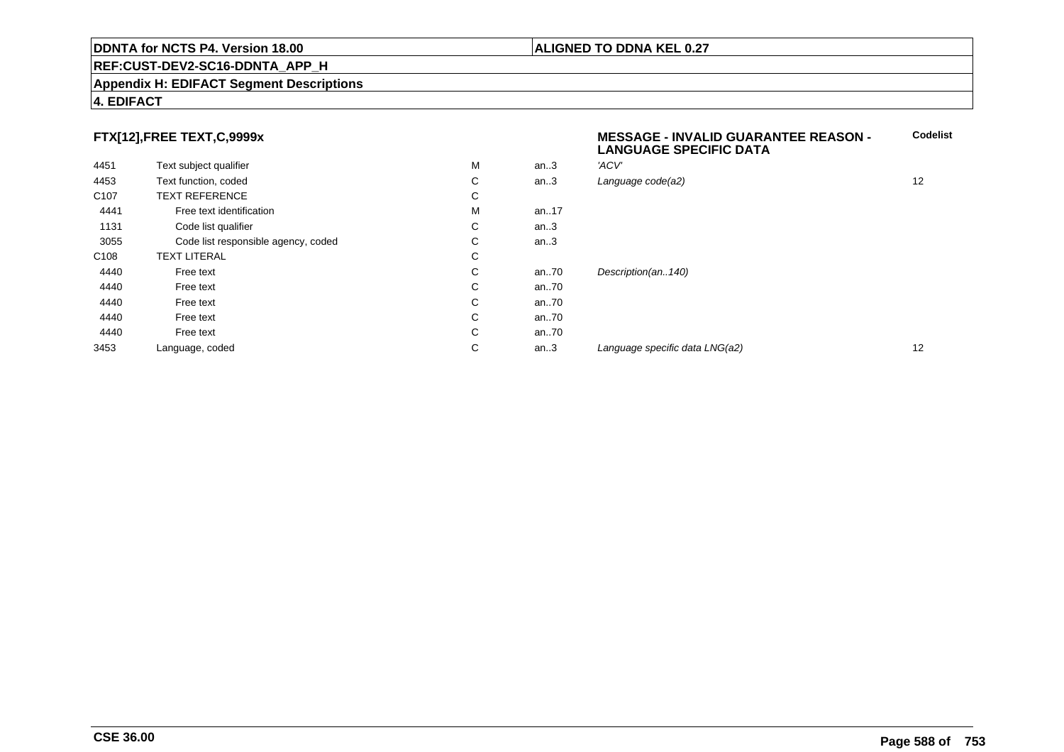**DDNTA for NCTS P4. Version 18.00** | **ALIGNED TO DDNA KEL 0.27**

**REF:CUST-DEV2-SC16-DDNTA_APP_H**

**Appendix H: EDIFACT Segment Descriptions**

**4. EDIFACT**

| **FTX[12],FREE TEXT,C,9999x** | | | | **MESSAGE - INVALID GUARANTEE REASON - LANGUAGE SPECIFIC DATA** | **Codelist** |
|---|---|---|---|---|---|
| 4451 | Text subject qualifier | M | an..3 | *'ACV'* | |
| 4453 | Text function, coded | C | an..3 | *Language code(a2)* | 12 |
| C107 | TEXT REFERENCE | C | | | |
| 4441 | Free text identification | M | an..17 | | |
| 1131 | Code list qualifier | C | an..3 | | |
| 3055 | Code list responsible agency, coded | C | an..3 | | |
| C108 | TEXT LITERAL | C | | | |
| 4440 | Free text | C | an..70 | *Description(an..140)* | |
| 4440 | Free text | C | an..70 | | |
| 4440 | Free text | C | an..70 | | |
| 4440 | Free text | C | an..70 | | |
| 4440 | Free text | C | an..70 | | |
| 3453 | Language, coded | C | an..3 | *Language specific data LNG(a2)* | 12 |

**CSE 36.00**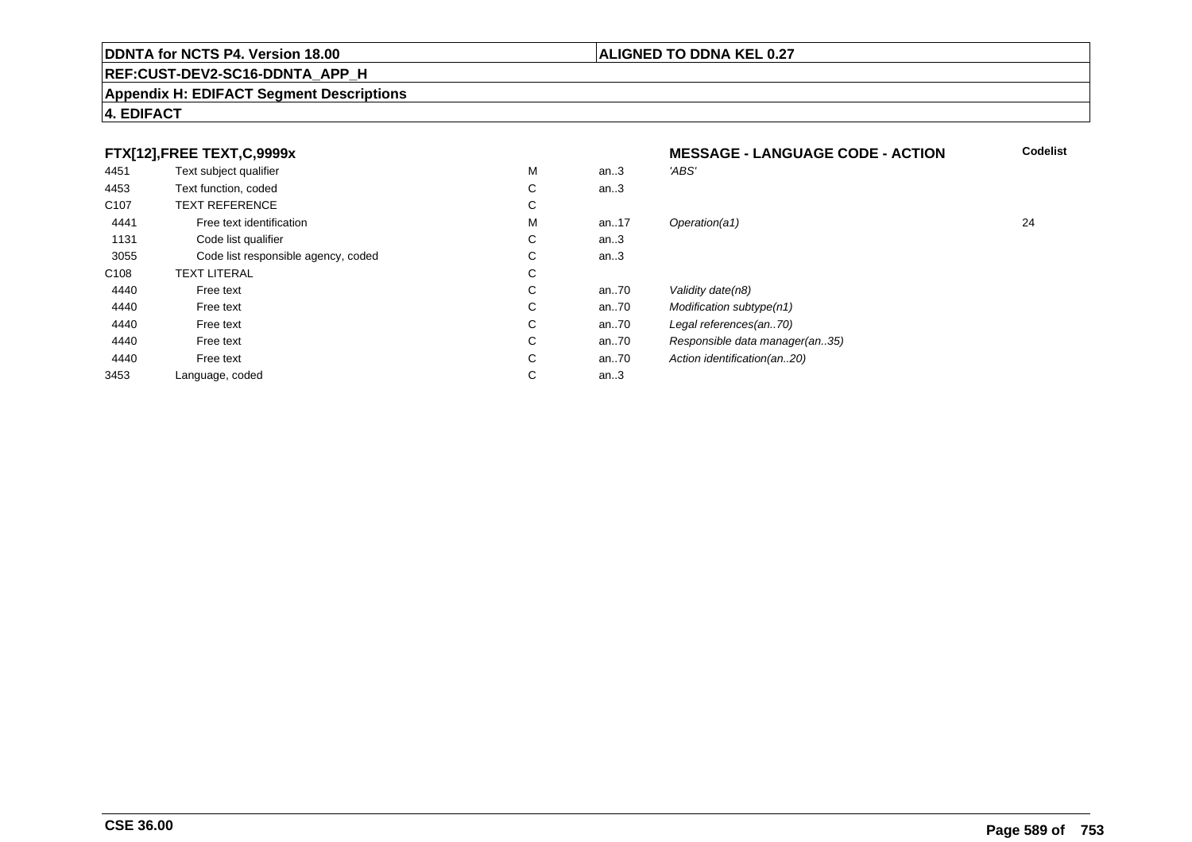**DDNTA for NCTS P4. Version 18.00** | **ALIGNED TO DDNA KEL 0.27**

**REF:CUST-DEV2-SC16-DDNTA_APP_H**

**Appendix H: EDIFACT Segment Descriptions**

**4. EDIFACT**

**FTX[12],FREE TEXT,C,9999x** — **MESSAGE - LANGUAGE CODE - ACTION**

| | | | | | Codelist |
|---|---|---|---|---|---|
| 4451 | Text subject qualifier | M | an..3 | *'ABS'* | |
| 4453 | Text function, coded | C | an..3 | | |
| C107 | TEXT REFERENCE | C | | | |
| 4441 | Free text identification | M | an..17 | *Operation(a1)* | 24 |
| 1131 | Code list qualifier | C | an..3 | | |
| 3055 | Code list responsible agency, coded | C | an..3 | | |
| C108 | TEXT LITERAL | C | | | |
| 4440 | Free text | C | an..70 | *Validity date(n8)* | |
| 4440 | Free text | C | an..70 | *Modification subtype(n1)* | |
| 4440 | Free text | C | an..70 | *Legal references(an..70)* | |
| 4440 | Free text | C | an..70 | *Responsible data manager(an..35)* | |
| 4440 | Free text | C | an..70 | *Action identification(an..20)* | |
| 3453 | Language, coded | C | an..3 | | |

**CSE 36.00**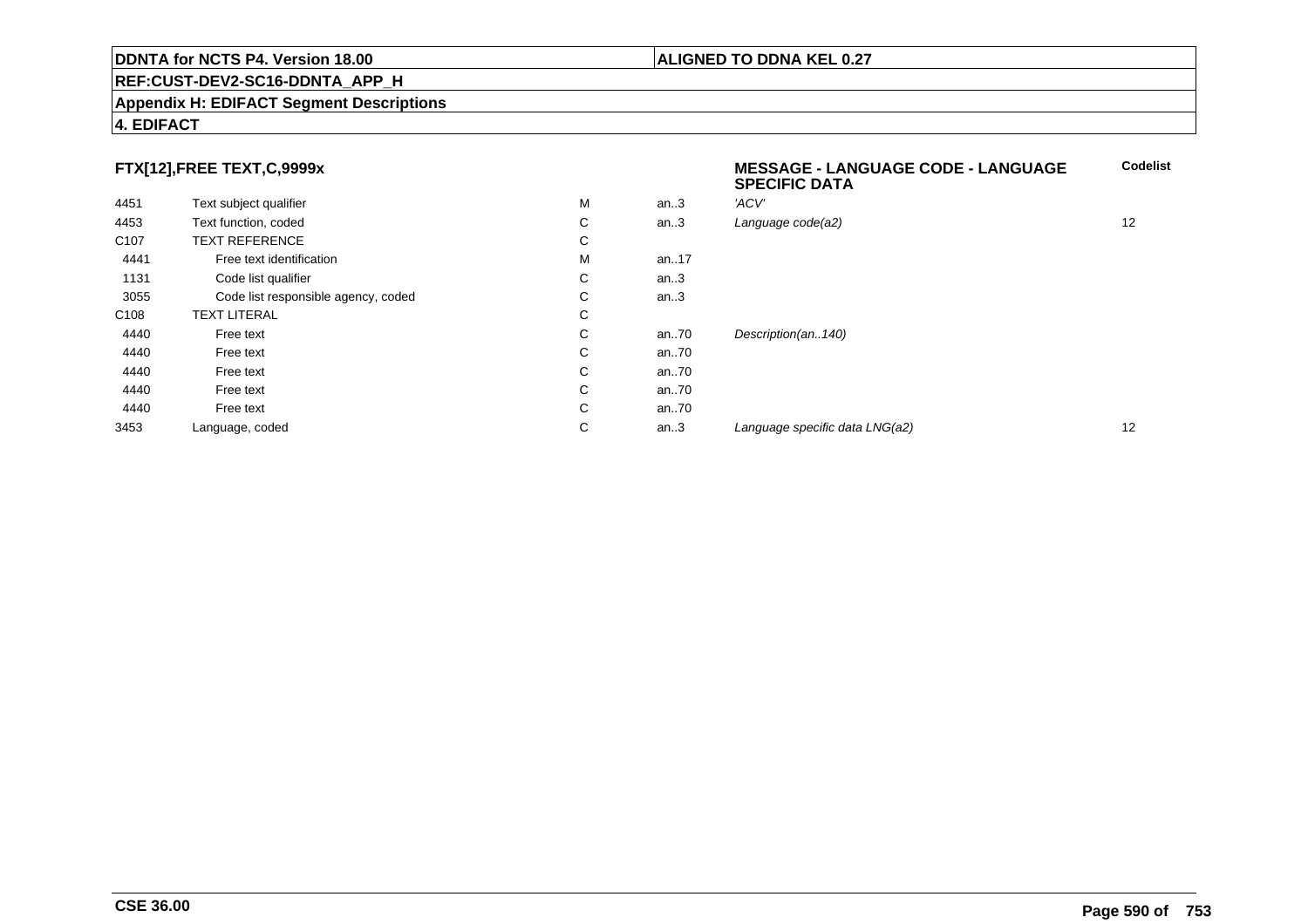**DDNTA for NCTS P4. Version 18.00** | **ALIGNED TO DDNA KEL 0.27**

**REF:CUST-DEV2-SC16-DDNTA_APP_H**

**Appendix H: EDIFACT Segment Descriptions**

**4. EDIFACT**

### FTX[12],FREE TEXT,C,9999x

| | | | | **MESSAGE - LANGUAGE CODE - LANGUAGE SPECIFIC DATA** | **Codelist** |
|---|---|---|---|---|---|
| 4451 | Text subject qualifier | M | an..3 | *'ACV'* | |
| 4453 | Text function, coded | C | an..3 | *Language code(a2)* | 12 |
| C107 | TEXT REFERENCE | C | | | |
| 4441 | Free text identification | M | an..17 | | |
| 1131 | Code list qualifier | C | an..3 | | |
| 3055 | Code list responsible agency, coded | C | an..3 | | |
| C108 | TEXT LITERAL | C | | | |
| 4440 | Free text | C | an..70 | *Description(an..140)* | |
| 4440 | Free text | C | an..70 | | |
| 4440 | Free text | C | an..70 | | |
| 4440 | Free text | C | an..70 | | |
| 4440 | Free text | C | an..70 | | |
| 3453 | Language, coded | C | an..3 | *Language specific data LNG(a2)* | 12 |

**CSE 36.00**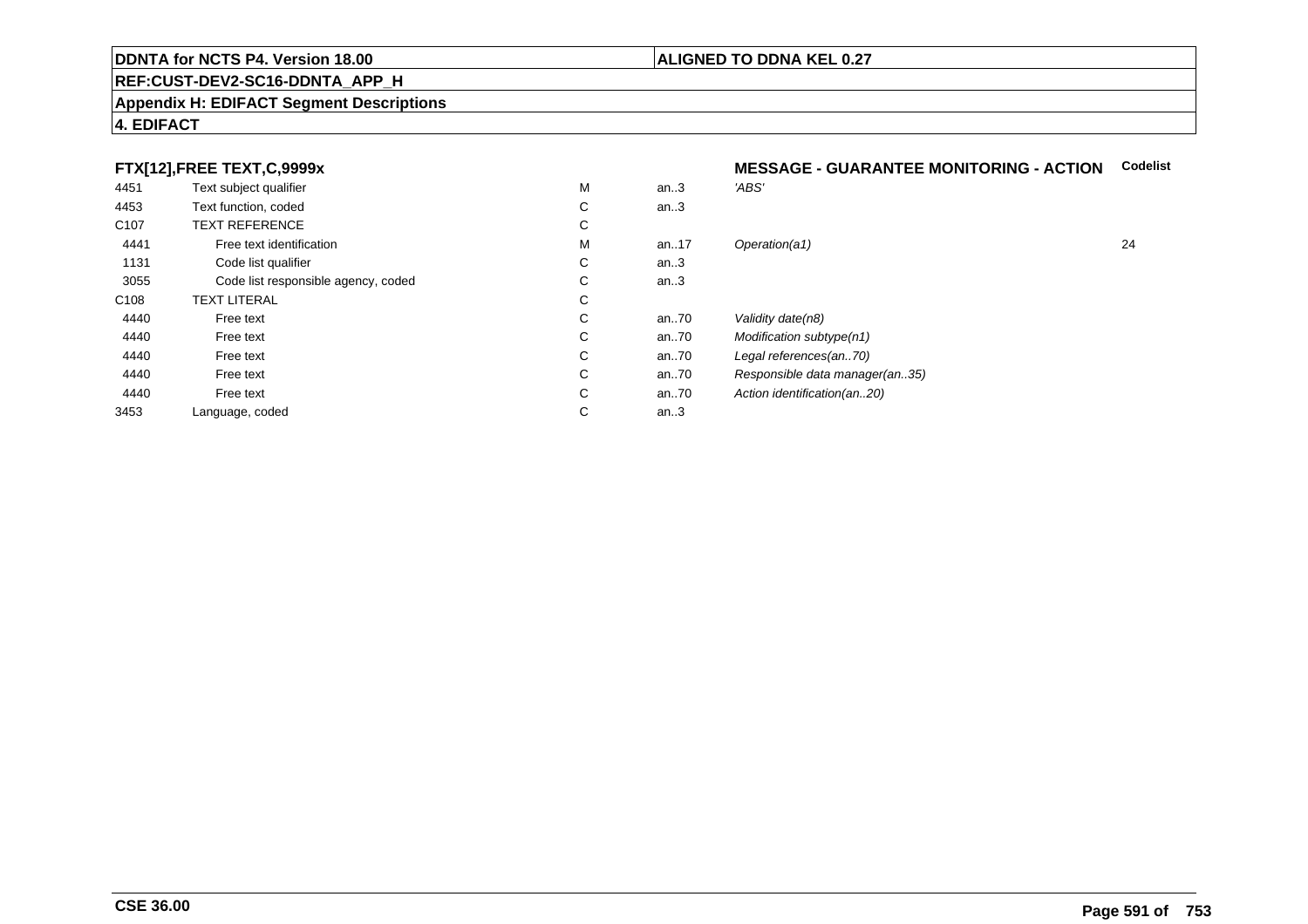**DDNTA for NCTS P4. Version 18.00** | **ALIGNED TO DDNA KEL 0.27**

**REF:CUST-DEV2-SC16-DDNTA_APP_H**

**Appendix H: EDIFACT Segment Descriptions**

**4. EDIFACT**

| **FTX[12],FREE TEXT,C,9999x** | | | | **MESSAGE - GUARANTEE MONITORING - ACTION** | **Codelist** |
|---|---|---|---|---|---|
| 4451 | Text subject qualifier | M | an..3 | *'ABS'* | |
| 4453 | Text function, coded | C | an..3 | | |
| C107 | TEXT REFERENCE | C | | | |
| 4441 | Free text identification | M | an..17 | *Operation(a1)* | 24 |
| 1131 | Code list qualifier | C | an..3 | | |
| 3055 | Code list responsible agency, coded | C | an..3 | | |
| C108 | TEXT LITERAL | C | | | |
| 4440 | Free text | C | an..70 | *Validity date(n8)* | |
| 4440 | Free text | C | an..70 | *Modification subtype(n1)* | |
| 4440 | Free text | C | an..70 | *Legal references(an..70)* | |
| 4440 | Free text | C | an..70 | *Responsible data manager(an..35)* | |
| 4440 | Free text | C | an..70 | *Action identification(an..20)* | |
| 3453 | Language, coded | C | an..3 | | |

**CSE 36.00**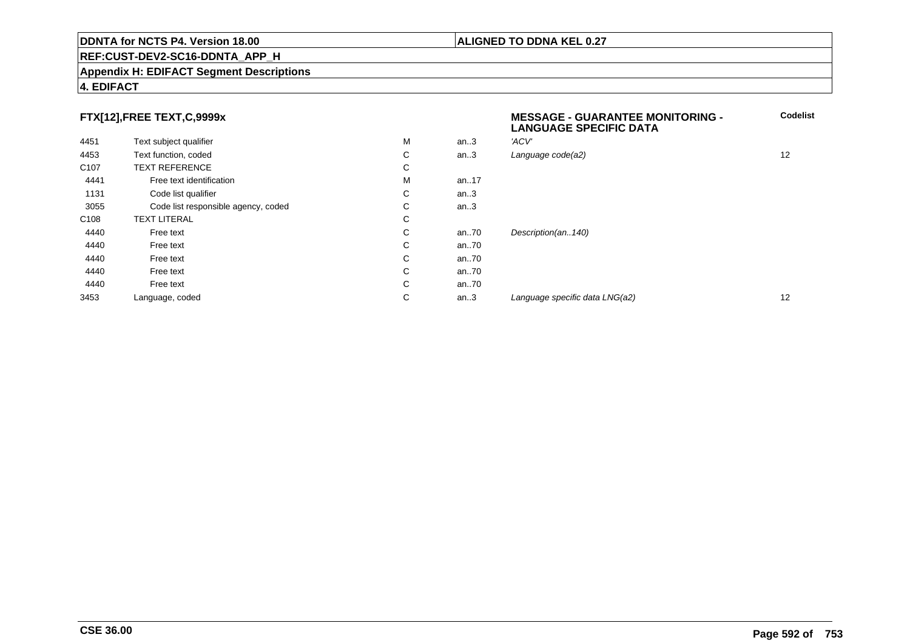**DDNTA for NCTS P4. Version 18.00** | **ALIGNED TO DDNA KEL 0.27**

**REF:CUST-DEV2-SC16-DDNTA_APP_H**

**Appendix H: EDIFACT Segment Descriptions**

**4. EDIFACT**

### FTX[12],FREE TEXT,C,9999x

| | | | | **MESSAGE - GUARANTEE MONITORING - LANGUAGE SPECIFIC DATA** | **Codelist** |
|---|---|---|---|---|---|
| 4451 | Text subject qualifier | M | an..3 | *'ACV'* | |
| 4453 | Text function, coded | C | an..3 | *Language code(a2)* | 12 |
| C107 | TEXT REFERENCE | C | | | |
| 4441 | Free text identification | M | an..17 | | |
| 1131 | Code list qualifier | C | an..3 | | |
| 3055 | Code list responsible agency, coded | C | an..3 | | |
| C108 | TEXT LITERAL | C | | | |
| 4440 | Free text | C | an..70 | *Description(an..140)* | |
| 4440 | Free text | C | an..70 | | |
| 4440 | Free text | C | an..70 | | |
| 4440 | Free text | C | an..70 | | |
| 4440 | Free text | C | an..70 | | |
| 3453 | Language, coded | C | an..3 | *Language specific data LNG(a2)* | 12 |

**CSE 36.00**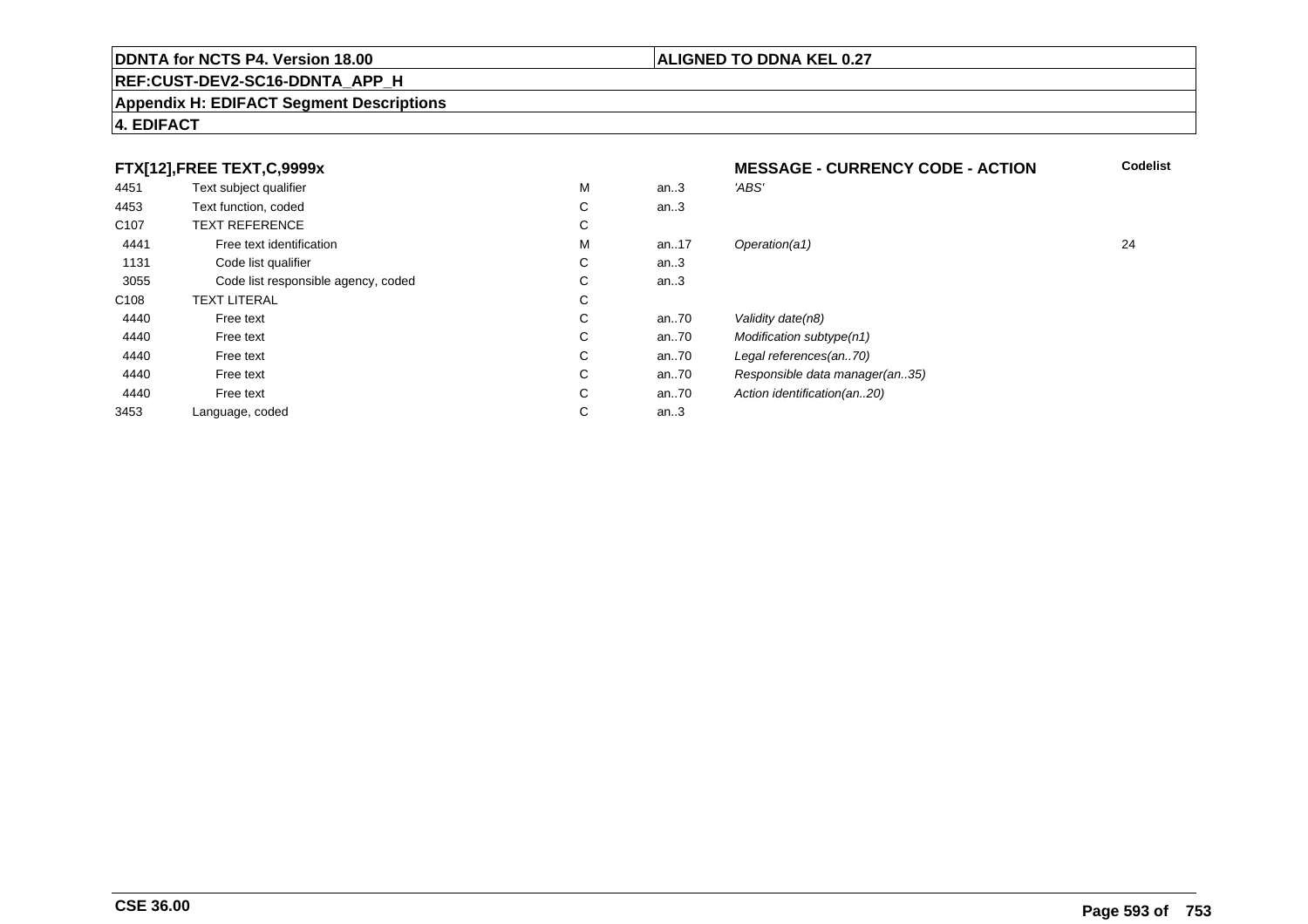**DDNTA for NCTS P4. Version 18.00** | **ALIGNED TO DDNA KEL 0.27**

**REF:CUST-DEV2-SC16-DDNTA_APP_H**

**Appendix H: EDIFACT Segment Descriptions**

**4. EDIFACT**

| **FTX[12],FREE TEXT,C,9999x** | | | | **MESSAGE - CURRENCY CODE - ACTION** | **Codelist** |
|---|---|---|---|---|---|
| 4451 | Text subject qualifier | M | an..3 | *'ABS'* | |
| 4453 | Text function, coded | C | an..3 | | |
| C107 | TEXT REFERENCE | C | | | |
| 4441 | Free text identification | M | an..17 | *Operation(a1)* | 24 |
| 1131 | Code list qualifier | C | an..3 | | |
| 3055 | Code list responsible agency, coded | C | an..3 | | |
| C108 | TEXT LITERAL | C | | | |
| 4440 | Free text | C | an..70 | *Validity date(n8)* | |
| 4440 | Free text | C | an..70 | *Modification subtype(n1)* | |
| 4440 | Free text | C | an..70 | *Legal references(an..70)* | |
| 4440 | Free text | C | an..70 | *Responsible data manager(an..35)* | |
| 4440 | Free text | C | an..70 | *Action identification(an..20)* | |
| 3453 | Language, coded | C | an..3 | | |

**CSE 36.00**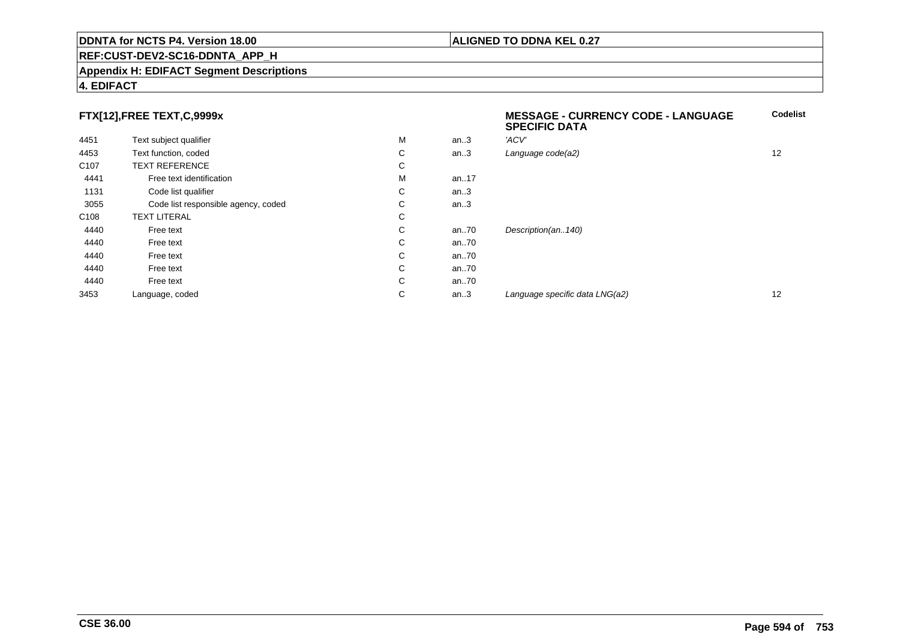**DDNTA for NCTS P4. Version 18.00** | **ALIGNED TO DDNA KEL 0.27**

**REF:CUST-DEV2-SC16-DDNTA_APP_H**

**Appendix H: EDIFACT Segment Descriptions**

**4. EDIFACT**

### FTX[12],FREE TEXT,C,9999x

| | | | | MESSAGE - CURRENCY CODE - LANGUAGE SPECIFIC DATA | Codelist |
|---|---|---|---|---|---|
| 4451 | Text subject qualifier | M | an..3 | *'ACV'* | |
| 4453 | Text function, coded | C | an..3 | *Language code(a2)* | 12 |
| C107 | TEXT REFERENCE | C | | | |
| 4441 | Free text identification | M | an..17 | | |
| 1131 | Code list qualifier | C | an..3 | | |
| 3055 | Code list responsible agency, coded | C | an..3 | | |
| C108 | TEXT LITERAL | C | | | |
| 4440 | Free text | C | an..70 | *Description(an..140)* | |
| 4440 | Free text | C | an..70 | | |
| 4440 | Free text | C | an..70 | | |
| 4440 | Free text | C | an..70 | | |
| 4440 | Free text | C | an..70 | | |
| 3453 | Language, coded | C | an..3 | *Language specific data LNG(a2)* | 12 |

**CSE 36.00**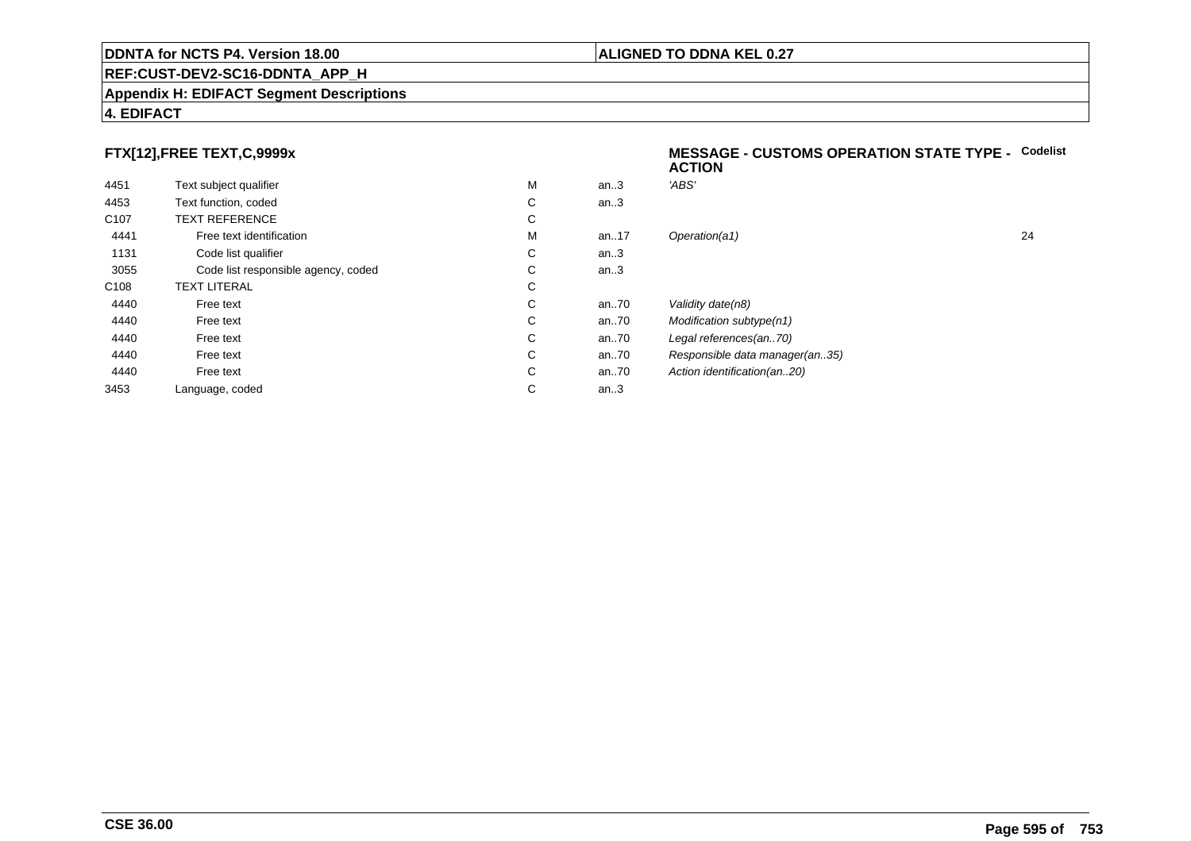## FTX[12],FREE TEXT,C,9999x

**MESSAGE - CUSTOMS OPERATION STATE TYPE - ACTION** **Codelist**

| | | | | | |
|---|---|---|---|---|---|
| 4451 | Text subject qualifier | M | an..3 | *'ABS'* | |
| 4453 | Text function, coded | C | an..3 | | |
| C107 | TEXT REFERENCE | C | | | |
| 4441 | Free text identification | M | an..17 | *Operation(a1)* | 24 |
| 1131 | Code list qualifier | C | an..3 | | |
| 3055 | Code list responsible agency, coded | C | an..3 | | |
| C108 | TEXT LITERAL | C | | | |
| 4440 | Free text | C | an..70 | *Validity date(n8)* | |
| 4440 | Free text | C | an..70 | *Modification subtype(n1)* | |
| 4440 | Free text | C | an..70 | *Legal references(an..70)* | |
| 4440 | Free text | C | an..70 | *Responsible data manager(an..35)* | |
| 4440 | Free text | C | an..70 | *Action identification(an..20)* | |
| 3453 | Language, coded | C | an..3 | | |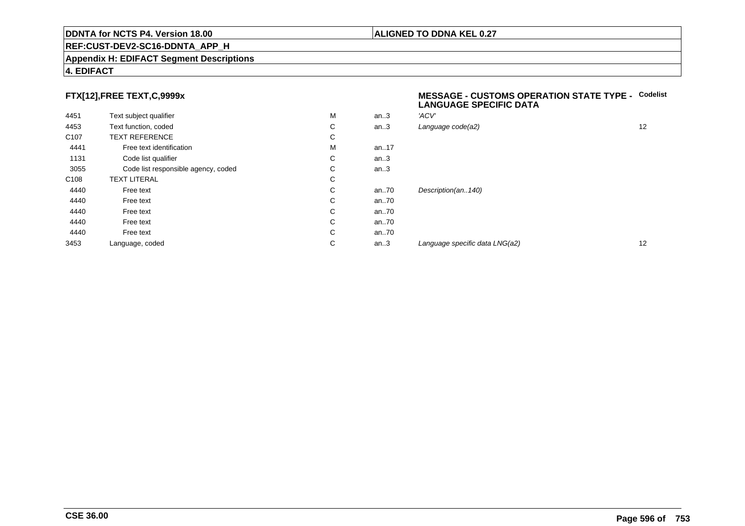**DDNTA for NCTS P4. Version 18.00** | **ALIGNED TO DDNA KEL 0.27**

**REF:CUST-DEV2-SC16-DDNTA_APP_H**

**Appendix H: EDIFACT Segment Descriptions**

**4. EDIFACT**

### FTX[12],FREE TEXT,C,9999x

| | | | | **MESSAGE - CUSTOMS OPERATION STATE TYPE - LANGUAGE SPECIFIC DATA** | **Codelist** |
|---|---|---|---|---|---|
| 4451 | Text subject qualifier | M | an..3 | *'ACV'* | |
| 4453 | Text function, coded | C | an..3 | *Language code(a2)* | 12 |
| C107 | TEXT REFERENCE | C | | | |
| 4441 | Free text identification | M | an..17 | | |
| 1131 | Code list qualifier | C | an..3 | | |
| 3055 | Code list responsible agency, coded | C | an..3 | | |
| C108 | TEXT LITERAL | C | | | |
| 4440 | Free text | C | an..70 | *Description(an..140)* | |
| 4440 | Free text | C | an..70 | | |
| 4440 | Free text | C | an..70 | | |
| 4440 | Free text | C | an..70 | | |
| 4440 | Free text | C | an..70 | | |
| 3453 | Language, coded | C | an..3 | *Language specific data LNG(a2)* | 12 |

**CSE 36.00**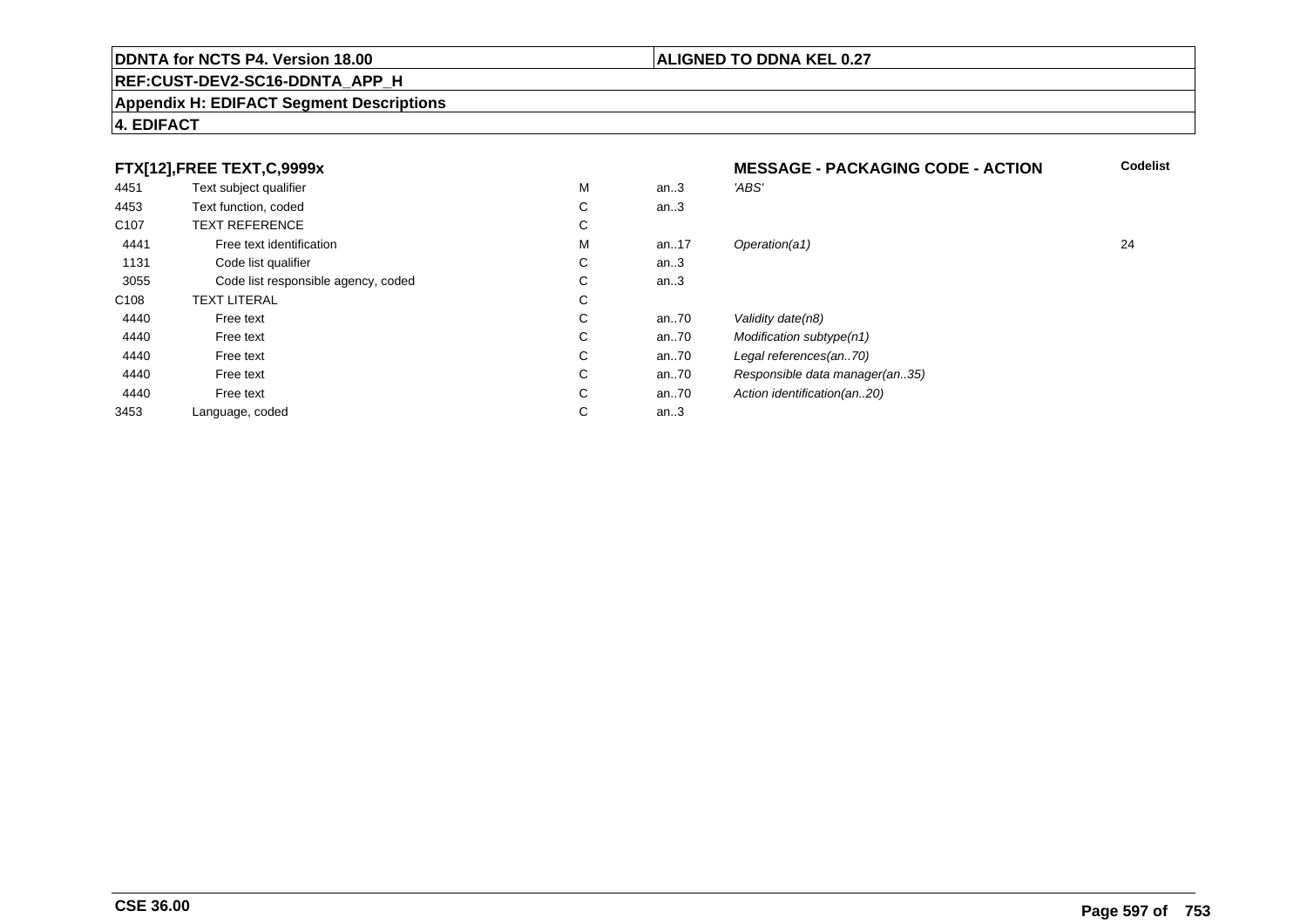**DDNTA for NCTS P4. Version 18.00** | **ALIGNED TO DDNA KEL 0.27**

**REF:CUST-DEV2-SC16-DDNTA_APP_H**

**Appendix H: EDIFACT Segment Descriptions**

**4. EDIFACT**

| **FTX[12],FREE TEXT,C,9999x** | | | | **MESSAGE - PACKAGING CODE - ACTION** | **Codelist** |
|---|---|---|---|---|---|
| 4451 | Text subject qualifier | M | an..3 | *'ABS'* | |
| 4453 | Text function, coded | C | an..3 | | |
| C107 | TEXT REFERENCE | C | | | |
| 4441 | Free text identification | M | an..17 | *Operation(a1)* | 24 |
| 1131 | Code list qualifier | C | an..3 | | |
| 3055 | Code list responsible agency, coded | C | an..3 | | |
| C108 | TEXT LITERAL | C | | | |
| 4440 | Free text | C | an..70 | *Validity date(n8)* | |
| 4440 | Free text | C | an..70 | *Modification subtype(n1)* | |
| 4440 | Free text | C | an..70 | *Legal references(an..70)* | |
| 4440 | Free text | C | an..70 | *Responsible data manager(an..35)* | |
| 4440 | Free text | C | an..70 | *Action identification(an..20)* | |
| 3453 | Language, coded | C | an..3 | | |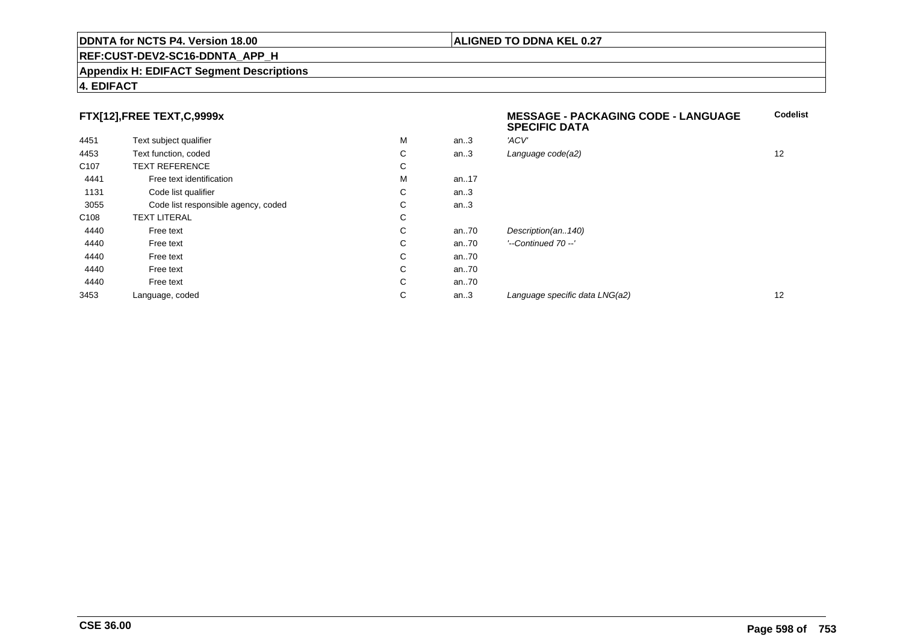**DDNTA for NCTS P4. Version 18.00** | **ALIGNED TO DDNA KEL 0.27**

**REF:CUST-DEV2-SC16-DDNTA_APP_H**

**Appendix H: EDIFACT Segment Descriptions**

**4. EDIFACT**

### FTX[12],FREE TEXT,C,9999x

| | | | | **MESSAGE - PACKAGING CODE - LANGUAGE SPECIFIC DATA** | **Codelist** |
|---|---|---|---|---|---|
| 4451 | Text subject qualifier | M | an..3 | *'ACV'* | |
| 4453 | Text function, coded | C | an..3 | *Language code(a2)* | 12 |
| C107 | TEXT REFERENCE | C | | | |
| 4441 | Free text identification | M | an..17 | | |
| 1131 | Code list qualifier | C | an..3 | | |
| 3055 | Code list responsible agency, coded | C | an..3 | | |
| C108 | TEXT LITERAL | C | | | |
| 4440 | Free text | C | an..70 | *Description(an..140)* | |
| 4440 | Free text | C | an..70 | *'--Continued 70 --'* | |
| 4440 | Free text | C | an..70 | | |
| 4440 | Free text | C | an..70 | | |
| 4440 | Free text | C | an..70 | | |
| 3453 | Language, coded | C | an..3 | *Language specific data LNG(a2)* | 12 |

**CSE 36.00**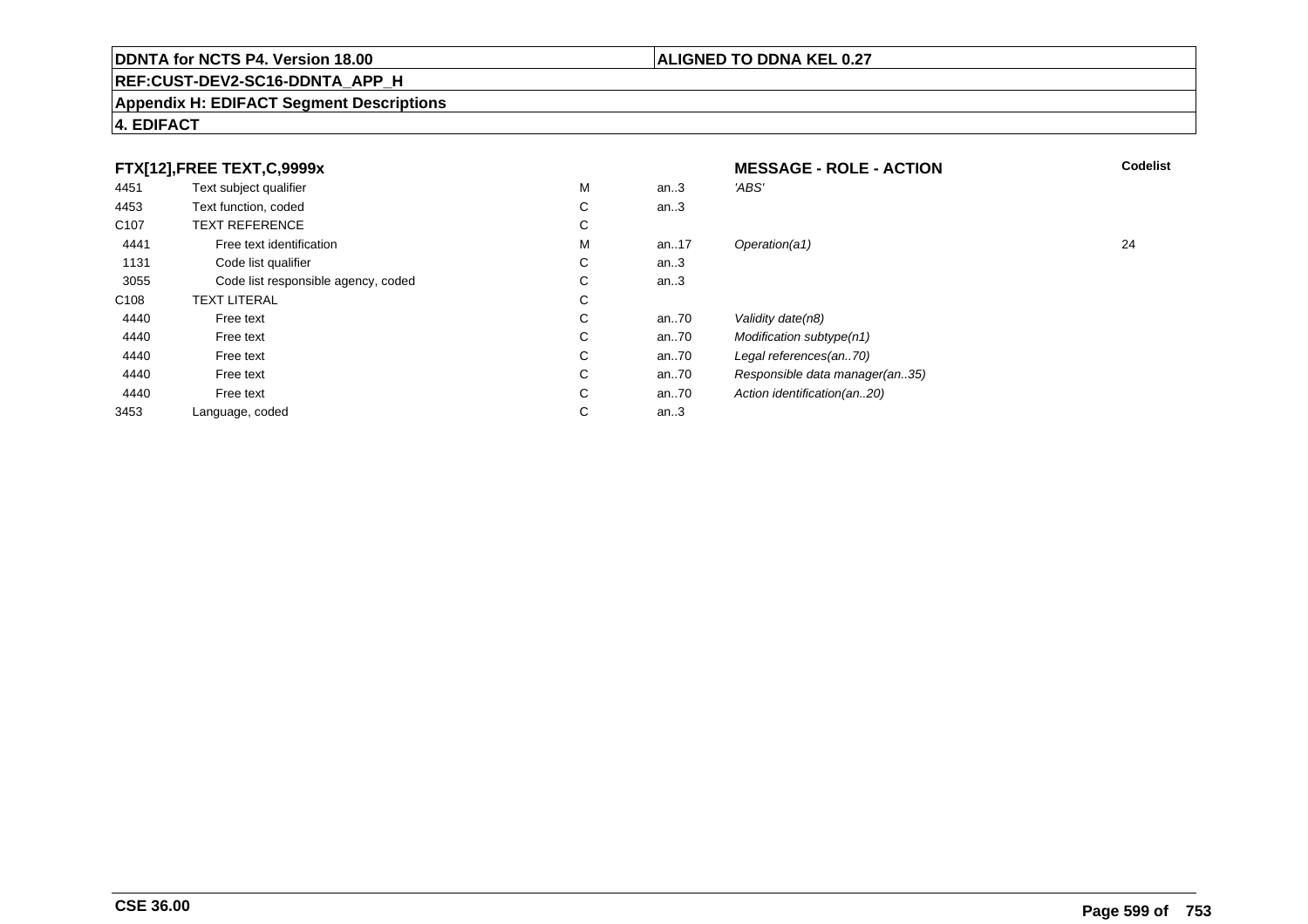**DDNTA for NCTS P4. Version 18.00** | **ALIGNED TO DDNA KEL 0.27**

**REF:CUST-DEV2-SC16-DDNTA_APP_H**

**Appendix H: EDIFACT Segment Descriptions**

**4. EDIFACT**

| **FTX[12],FREE TEXT,C,9999x** | | | | **MESSAGE - ROLE - ACTION** | **Codelist** |
|---|---|---|---|---|---|
| 4451 | Text subject qualifier | M | an..3 | *'ABS'* | |
| 4453 | Text function, coded | C | an..3 | | |
| C107 | TEXT REFERENCE | C | | | |
| 4441 | Free text identification | M | an..17 | *Operation(a1)* | 24 |
| 1131 | Code list qualifier | C | an..3 | | |
| 3055 | Code list responsible agency, coded | C | an..3 | | |
| C108 | TEXT LITERAL | C | | | |
| 4440 | Free text | C | an..70 | *Validity date(n8)* | |
| 4440 | Free text | C | an..70 | *Modification subtype(n1)* | |
| 4440 | Free text | C | an..70 | *Legal references(an..70)* | |
| 4440 | Free text | C | an..70 | *Responsible data manager(an..35)* | |
| 4440 | Free text | C | an..70 | *Action identification(an..20)* | |
| 3453 | Language, coded | C | an..3 | | |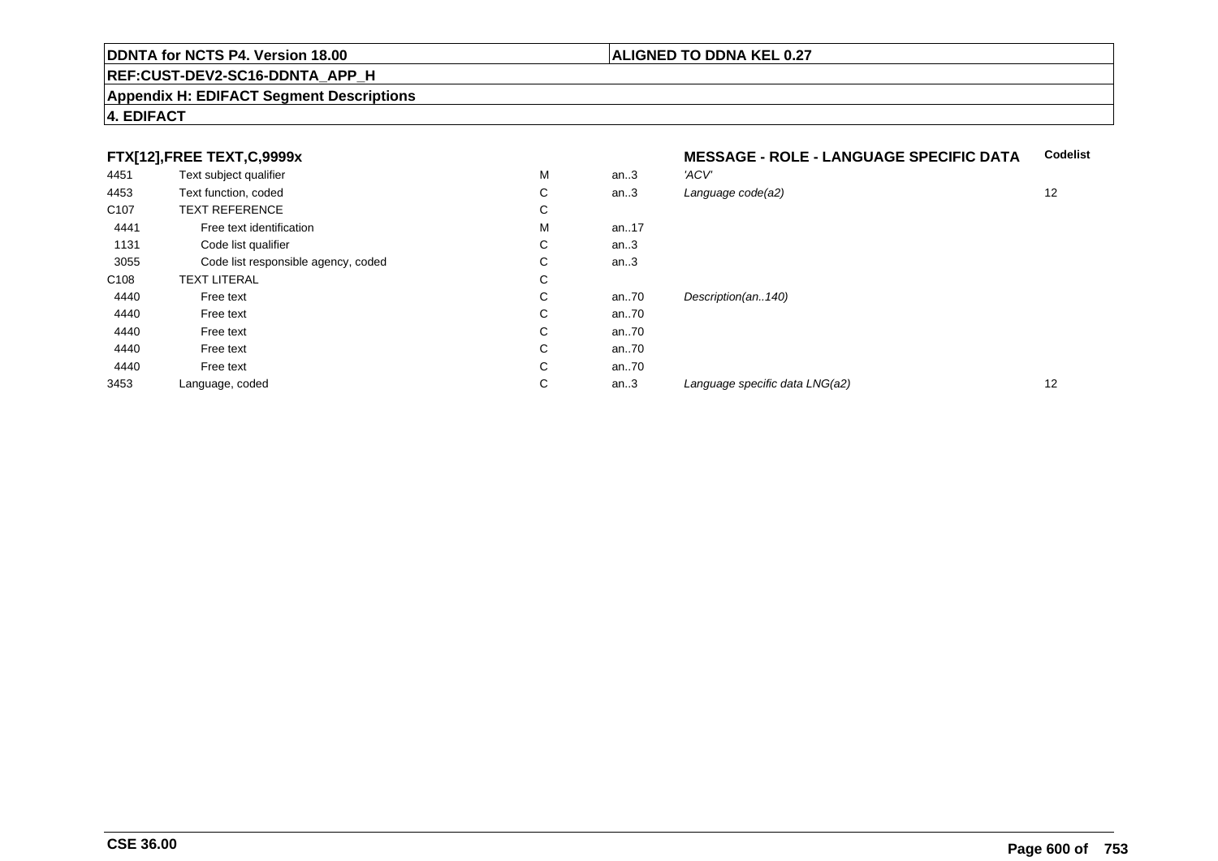**DDNTA for NCTS P4. Version 18.00**

**ALIGNED TO DDNA KEL 0.27**

**REF:CUST-DEV2-SC16-DDNTA_APP_H**

**Appendix H: EDIFACT Segment Descriptions**

**4. EDIFACT**

### FTX[12],FREE TEXT,C,9999x

**MESSAGE - ROLE - LANGUAGE SPECIFIC DATA**

| | | | | | Codelist |
|---|---|---|---|---|---|
| 4451 | Text subject qualifier | M | an..3 | *'ACV'* | |
| 4453 | Text function, coded | C | an..3 | *Language code(a2)* | 12 |
| C107 | TEXT REFERENCE | C | | | |
| 4441 | Free text identification | M | an..17 | | |
| 1131 | Code list qualifier | C | an..3 | | |
| 3055 | Code list responsible agency, coded | C | an..3 | | |
| C108 | TEXT LITERAL | C | | | |
| 4440 | Free text | C | an..70 | *Description(an..140)* | |
| 4440 | Free text | C | an..70 | | |
| 4440 | Free text | C | an..70 | | |
| 4440 | Free text | C | an..70 | | |
| 4440 | Free text | C | an..70 | | |
| 3453 | Language, coded | C | an..3 | *Language specific data LNG(a2)* | 12 |

**CSE 36.00**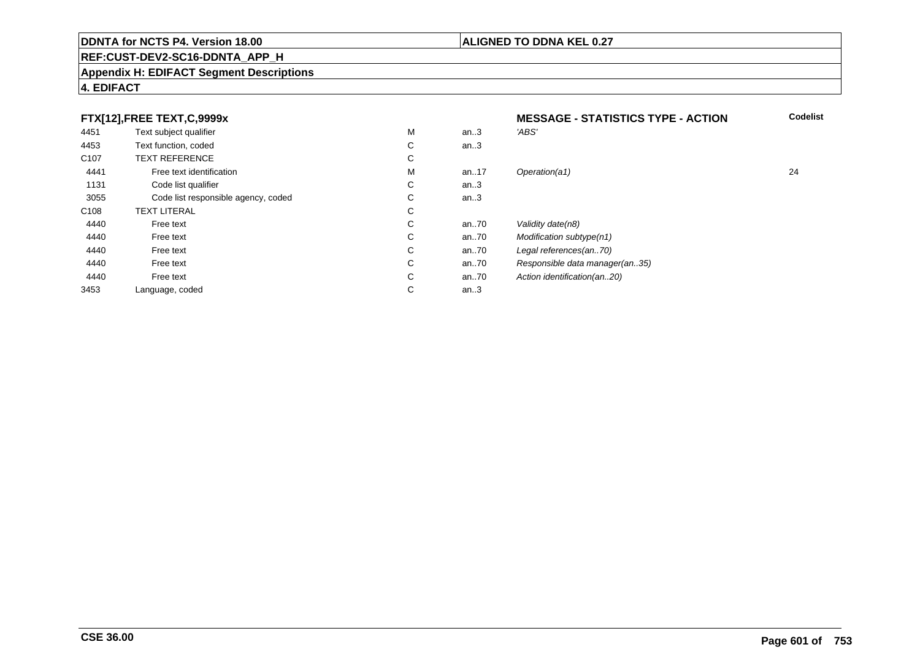**DDNTA for NCTS P4. Version 18.00** | **ALIGNED TO DDNA KEL 0.27**

**REF:CUST-DEV2-SC16-DDNTA_APP_H**

**Appendix H: EDIFACT Segment Descriptions**

**4. EDIFACT**

### FTX[12],FREE TEXT,C,9999x

**MESSAGE - STATISTICS TYPE - ACTION**

| | | | | | Codelist |
|---|---|---|---|---|---|
| 4451 | Text subject qualifier | M | an..3 | *'ABS'* | |
| 4453 | Text function, coded | C | an..3 | | |
| C107 | TEXT REFERENCE | C | | | |
| 4441 | Free text identification | M | an..17 | *Operation(a1)* | 24 |
| 1131 | Code list qualifier | C | an..3 | | |
| 3055 | Code list responsible agency, coded | C | an..3 | | |
| C108 | TEXT LITERAL | C | | | |
| 4440 | Free text | C | an..70 | *Validity date(n8)* | |
| 4440 | Free text | C | an..70 | *Modification subtype(n1)* | |
| 4440 | Free text | C | an..70 | *Legal references(an..70)* | |
| 4440 | Free text | C | an..70 | *Responsible data manager(an..35)* | |
| 4440 | Free text | C | an..70 | *Action identification(an..20)* | |
| 3453 | Language, coded | C | an..3 | | |

**CSE 36.00**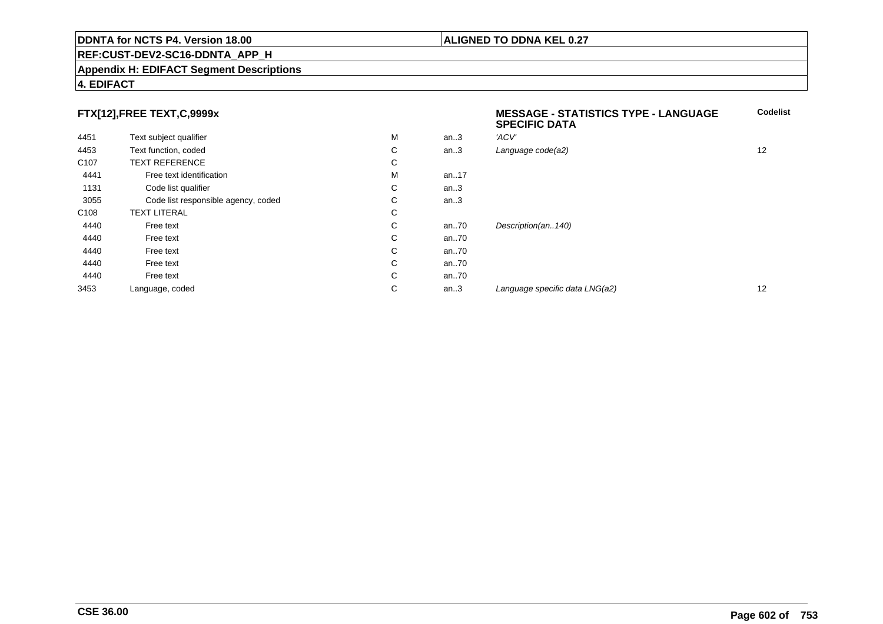**DDNTA for NCTS P4. Version 18.00** | **ALIGNED TO DDNA KEL 0.27**

**REF:CUST-DEV2-SC16-DDNTA_APP_H**

**Appendix H: EDIFACT Segment Descriptions**

**4. EDIFACT**

| FTX[12],FREE TEXT,C,9999x | | | | MESSAGE - STATISTICS TYPE - LANGUAGE SPECIFIC DATA | Codelist |
|---|---|---|---|---|---|
| 4451 | Text subject qualifier | M | an..3 | *'ACV'* | |
| 4453 | Text function, coded | C | an..3 | *Language code(a2)* | 12 |
| C107 | TEXT REFERENCE | C | | | |
| 4441 | Free text identification | M | an..17 | | |
| 1131 | Code list qualifier | C | an..3 | | |
| 3055 | Code list responsible agency, coded | C | an..3 | | |
| C108 | TEXT LITERAL | C | | | |
| 4440 | Free text | C | an..70 | *Description(an..140)* | |
| 4440 | Free text | C | an..70 | | |
| 4440 | Free text | C | an..70 | | |
| 4440 | Free text | C | an..70 | | |
| 4440 | Free text | C | an..70 | | |
| 3453 | Language, coded | C | an..3 | *Language specific data LNG(a2)* | 12 |

**CSE 36.00**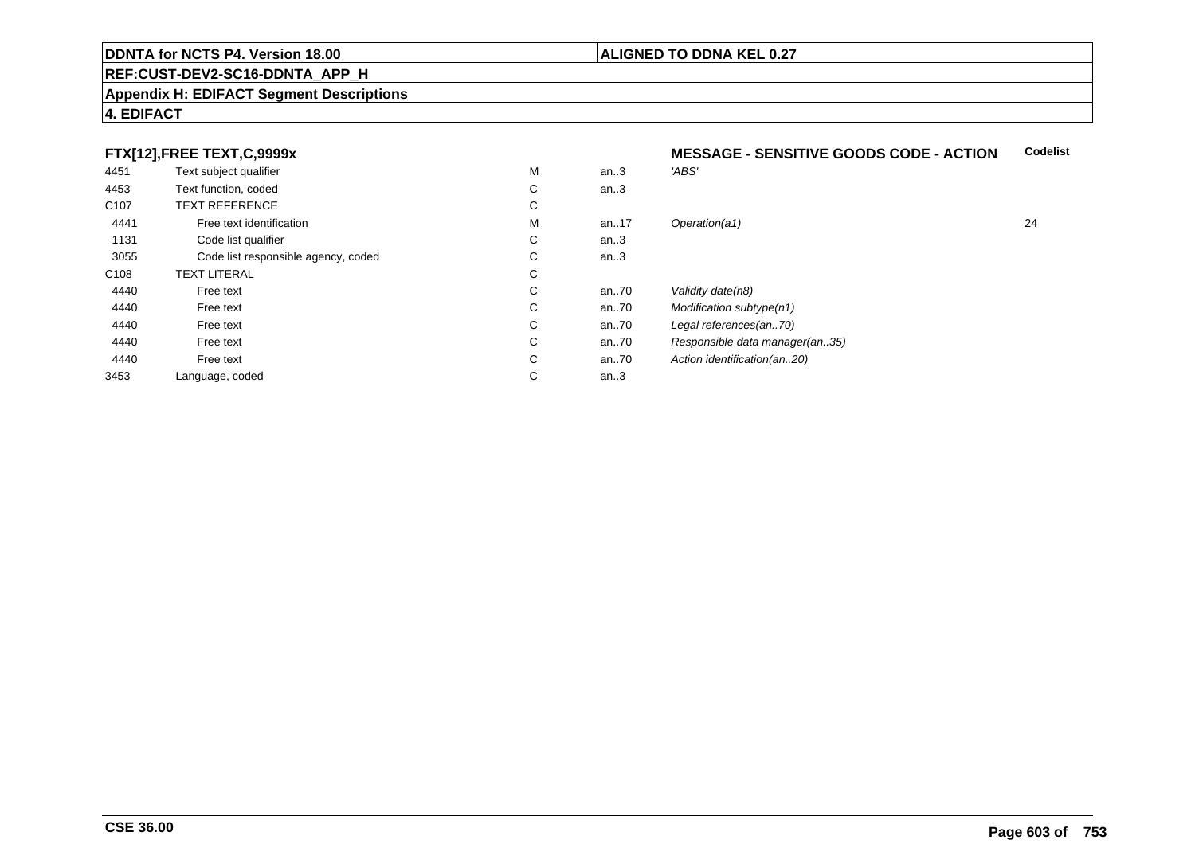**DDNTA for NCTS P4. Version 18.00** | **ALIGNED TO DDNA KEL 0.27**

**REF:CUST-DEV2-SC16-DDNTA_APP_H**

**Appendix H: EDIFACT Segment Descriptions**

**4. EDIFACT**

**FTX[12],FREE TEXT,C,9999x** — **MESSAGE - SENSITIVE GOODS CODE - ACTION**

| | | | | | **Codelist** |
|---|---|---|---|---|---|
| 4451 | Text subject qualifier | M | an..3 | *'ABS'* | |
| 4453 | Text function, coded | C | an..3 | | |
| C107 | TEXT REFERENCE | C | | | |
| 4441 | Free text identification | M | an..17 | *Operation(a1)* | 24 |
| 1131 | Code list qualifier | C | an..3 | | |
| 3055 | Code list responsible agency, coded | C | an..3 | | |
| C108 | TEXT LITERAL | C | | | |
| 4440 | Free text | C | an..70 | *Validity date(n8)* | |
| 4440 | Free text | C | an..70 | *Modification subtype(n1)* | |
| 4440 | Free text | C | an..70 | *Legal references(an..70)* | |
| 4440 | Free text | C | an..70 | *Responsible data manager(an..35)* | |
| 4440 | Free text | C | an..70 | *Action identification(an..20)* | |
| 3453 | Language, coded | C | an..3 | | |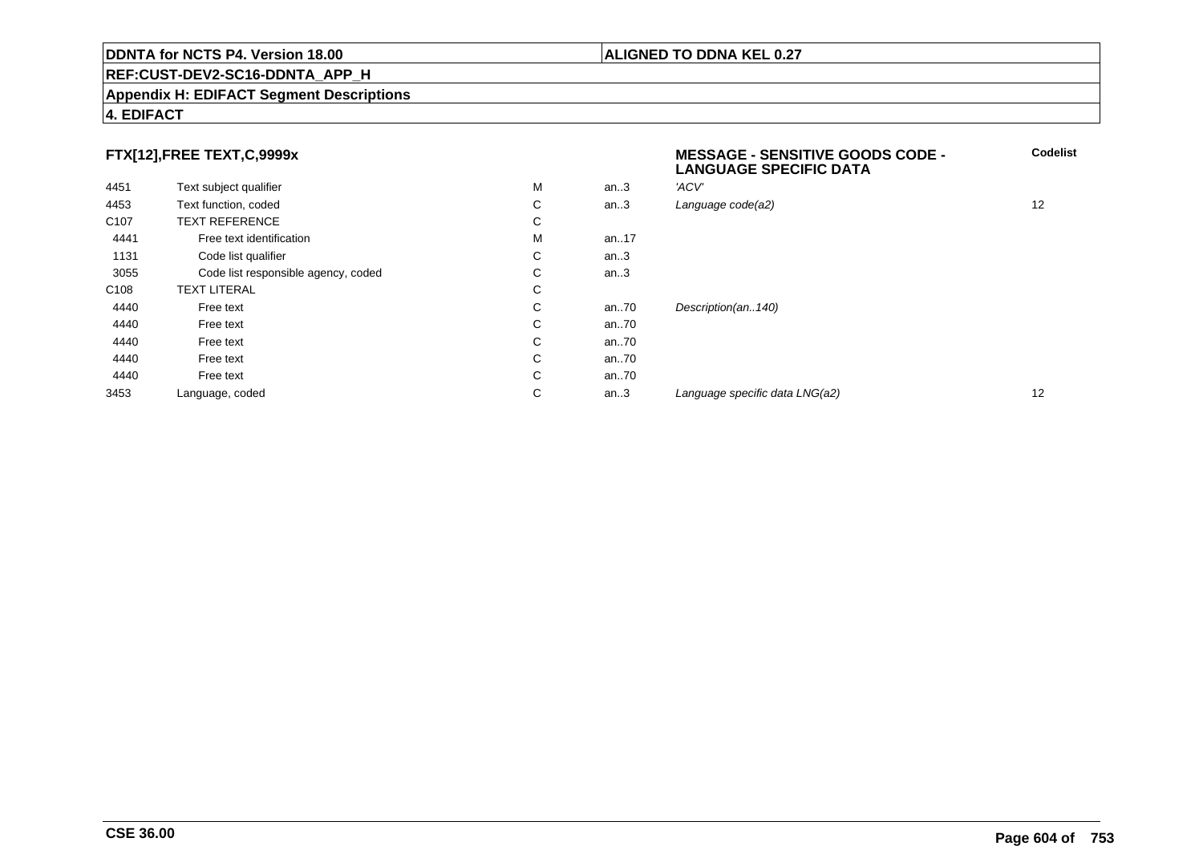**DDNTA for NCTS P4. Version 18.00** | **ALIGNED TO DDNA KEL 0.27**

**REF:CUST-DEV2-SC16-DDNTA_APP_H**

**Appendix H: EDIFACT Segment Descriptions**

**4. EDIFACT**

| FTX[12],FREE TEXT,C,9999x | | | | MESSAGE - SENSITIVE GOODS CODE - LANGUAGE SPECIFIC DATA | Codelist |
|---|---|---|---|---|---|
| 4451 | Text subject qualifier | M | an..3 | *'ACV'* | |
| 4453 | Text function, coded | C | an..3 | *Language code(a2)* | 12 |
| C107 | TEXT REFERENCE | C | | | |
| 4441 | Free text identification | M | an..17 | | |
| 1131 | Code list qualifier | C | an..3 | | |
| 3055 | Code list responsible agency, coded | C | an..3 | | |
| C108 | TEXT LITERAL | C | | | |
| 4440 | Free text | C | an..70 | *Description(an..140)* | |
| 4440 | Free text | C | an..70 | | |
| 4440 | Free text | C | an..70 | | |
| 4440 | Free text | C | an..70 | | |
| 4440 | Free text | C | an..70 | | |
| 3453 | Language, coded | C | an..3 | *Language specific data LNG(a2)* | 12 |

**CSE 36.00**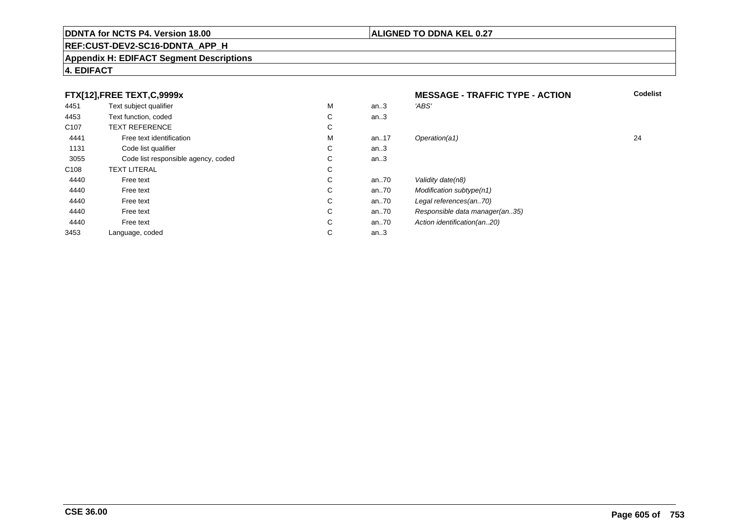**FTX[12],FREE TEXT,C,9999x** — **MESSAGE - TRAFFIC TYPE - ACTION**

| | | | | | Codelist |
|---|---|---|---|---|---|
| 4451 | Text subject qualifier | M | an..3 | *'ABS'* | |
| 4453 | Text function, coded | C | an..3 | | |
| C107 | TEXT REFERENCE | C | | | |
| 4441 | Free text identification | M | an..17 | *Operation(a1)* | 24 |
| 1131 | Code list qualifier | C | an..3 | | |
| 3055 | Code list responsible agency, coded | C | an..3 | | |
| C108 | TEXT LITERAL | C | | | |
| 4440 | Free text | C | an..70 | *Validity date(n8)* | |
| 4440 | Free text | C | an..70 | *Modification subtype(n1)* | |
| 4440 | Free text | C | an..70 | *Legal references(an..70)* | |
| 4440 | Free text | C | an..70 | *Responsible data manager(an..35)* | |
| 4440 | Free text | C | an..70 | *Action identification(an..20)* | |
| 3453 | Language, coded | C | an..3 | | |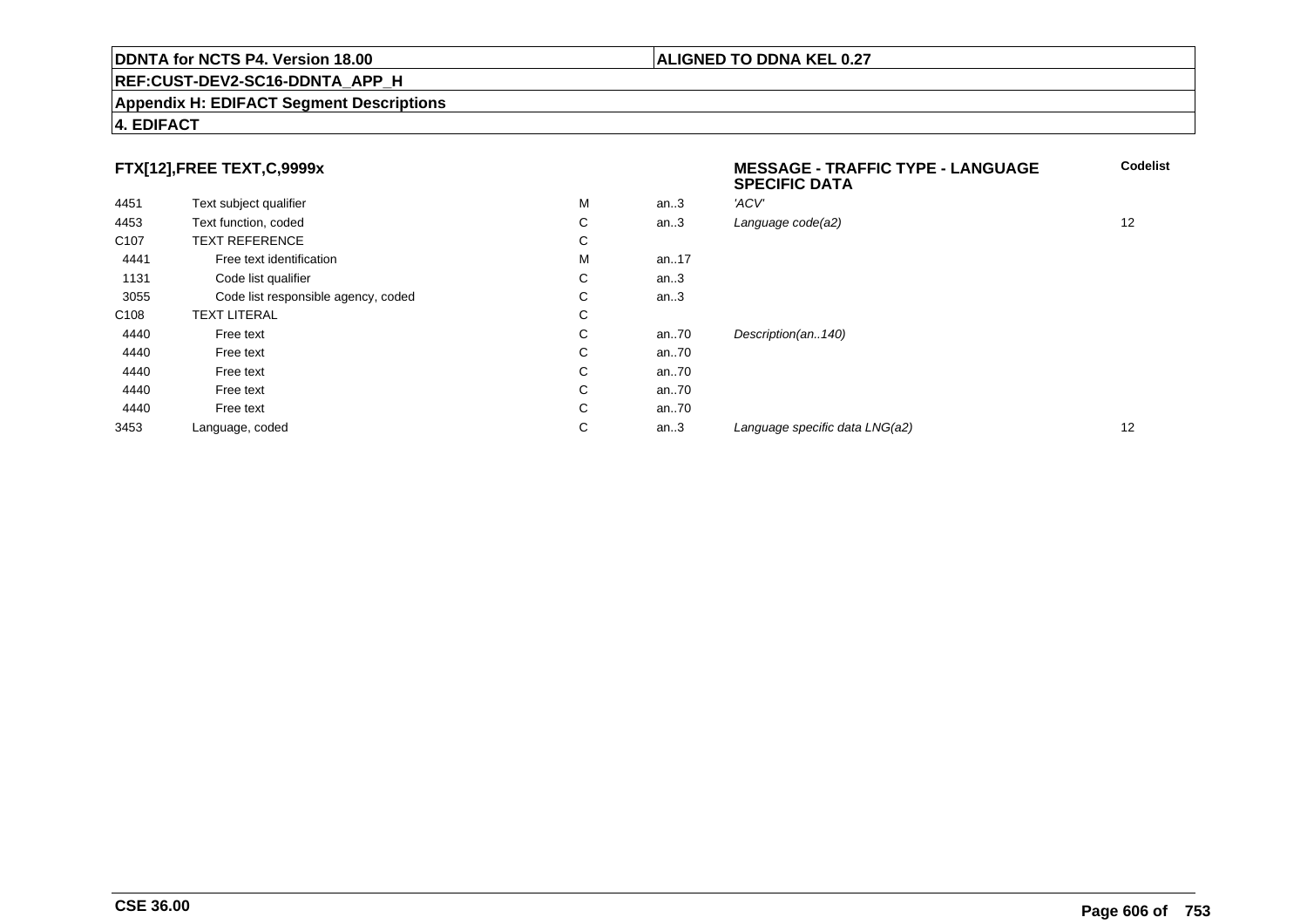## FTX[12],FREE TEXT,C,9999x

**MESSAGE - TRAFFIC TYPE - LANGUAGE SPECIFIC DATA**

| | | | | | Codelist |
|---|---|---|---|---|---|
| 4451 | Text subject qualifier | M | an..3 | *'ACV'* | |
| 4453 | Text function, coded | C | an..3 | *Language code(a2)* | 12 |
| C107 | TEXT REFERENCE | C | | | |
| 4441 | Free text identification | M | an..17 | | |
| 1131 | Code list qualifier | C | an..3 | | |
| 3055 | Code list responsible agency, coded | C | an..3 | | |
| C108 | TEXT LITERAL | C | | | |
| 4440 | Free text | C | an..70 | *Description(an..140)* | |
| 4440 | Free text | C | an..70 | | |
| 4440 | Free text | C | an..70 | | |
| 4440 | Free text | C | an..70 | | |
| 4440 | Free text | C | an..70 | | |
| 3453 | Language, coded | C | an..3 | *Language specific data LNG(a2)* | 12 |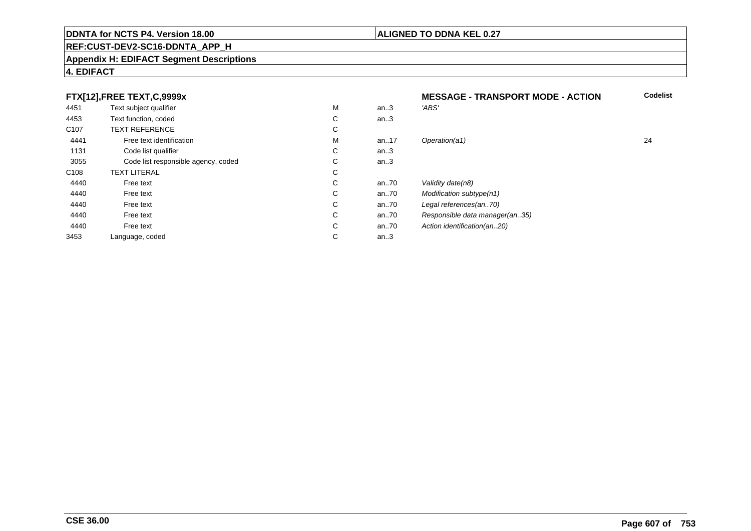**DDNTA for NCTS P4. Version 18.00** | **ALIGNED TO DDNA KEL 0.27**

**REF:CUST-DEV2-SC16-DDNTA_APP_H**

**Appendix H: EDIFACT Segment Descriptions**

**4. EDIFACT**

| **FTX[12],FREE TEXT,C,9999x** | | | | **MESSAGE - TRANSPORT MODE - ACTION** | **Codelist** |
|---|---|---|---|---|---|
| 4451 | Text subject qualifier | M | an..3 | *'ABS'* | |
| 4453 | Text function, coded | C | an..3 | | |
| C107 | TEXT REFERENCE | C | | | |
| 4441 | Free text identification | M | an..17 | *Operation(a1)* | 24 |
| 1131 | Code list qualifier | C | an..3 | | |
| 3055 | Code list responsible agency, coded | C | an..3 | | |
| C108 | TEXT LITERAL | C | | | |
| 4440 | Free text | C | an..70 | *Validity date(n8)* | |
| 4440 | Free text | C | an..70 | *Modification subtype(n1)* | |
| 4440 | Free text | C | an..70 | *Legal references(an..70)* | |
| 4440 | Free text | C | an..70 | *Responsible data manager(an..35)* | |
| 4440 | Free text | C | an..70 | *Action identification(an..20)* | |
| 3453 | Language, coded | C | an..3 | | |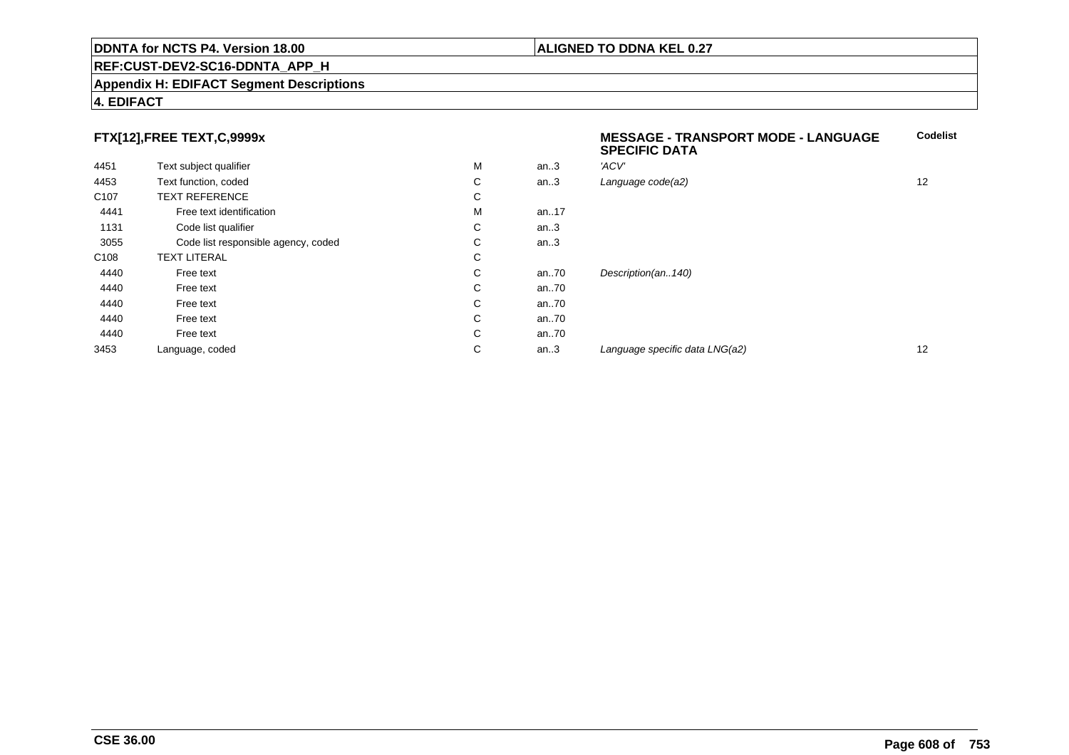**DDNTA for NCTS P4. Version 18.00** | **ALIGNED TO DDNA KEL 0.27**

**REF:CUST-DEV2-SC16-DDNTA_APP_H**

**Appendix H: EDIFACT Segment Descriptions**

**4. EDIFACT**

### FTX[12],FREE TEXT,C,9999x

| | | | | MESSAGE - TRANSPORT MODE - LANGUAGE SPECIFIC DATA | Codelist |
|---|---|---|---|---|---|
| 4451 | Text subject qualifier | M | an..3 | *'ACV'* | |
| 4453 | Text function, coded | C | an..3 | *Language code(a2)* | 12 |
| C107 | TEXT REFERENCE | C | | | |
| 4441 | Free text identification | M | an..17 | | |
| 1131 | Code list qualifier | C | an..3 | | |
| 3055 | Code list responsible agency, coded | C | an..3 | | |
| C108 | TEXT LITERAL | C | | | |
| 4440 | Free text | C | an..70 | *Description(an..140)* | |
| 4440 | Free text | C | an..70 | | |
| 4440 | Free text | C | an..70 | | |
| 4440 | Free text | C | an..70 | | |
| 4440 | Free text | C | an..70 | | |
| 3453 | Language, coded | C | an..3 | *Language specific data LNG(a2)* | 12 |

**CSE 36.00**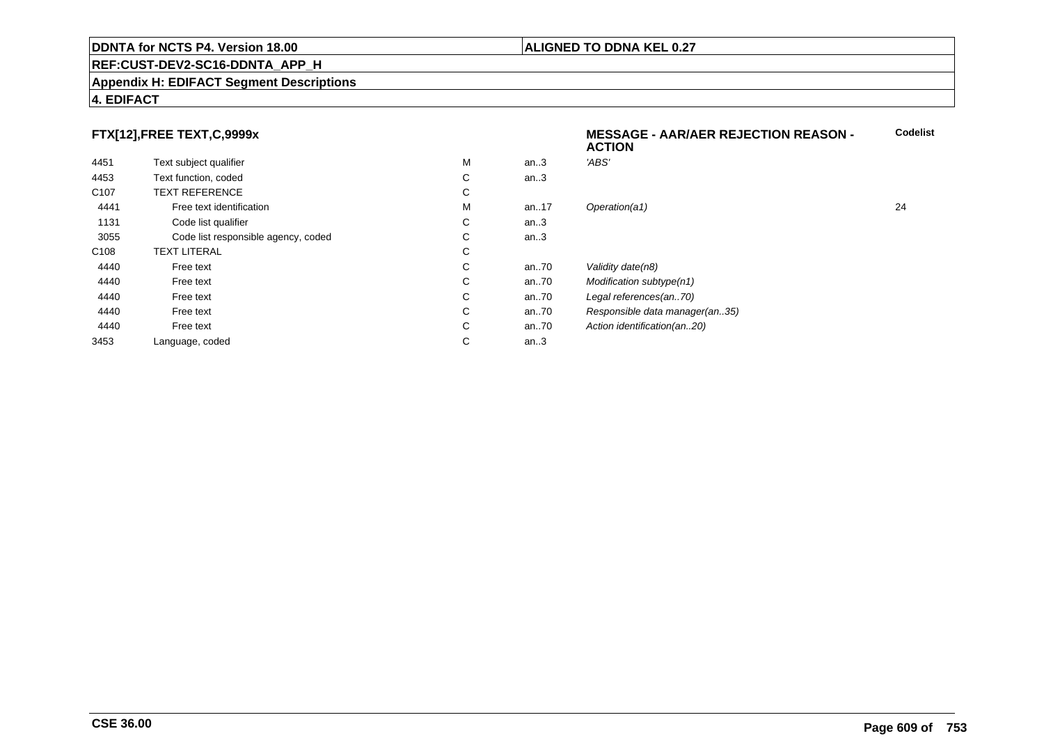## FTX[12],FREE TEXT,C,9999x

**MESSAGE - AAR/AER REJECTION REASON - ACTION**

| | | | | | Codelist |
|---|---|---|---|---|---|
| 4451 | Text subject qualifier | M | an..3 | *'ABS'* | |
| 4453 | Text function, coded | C | an..3 | | |
| C107 | TEXT REFERENCE | C | | | |
| 4441 | Free text identification | M | an..17 | *Operation(a1)* | 24 |
| 1131 | Code list qualifier | C | an..3 | | |
| 3055 | Code list responsible agency, coded | C | an..3 | | |
| C108 | TEXT LITERAL | C | | | |
| 4440 | Free text | C | an..70 | *Validity date(n8)* | |
| 4440 | Free text | C | an..70 | *Modification subtype(n1)* | |
| 4440 | Free text | C | an..70 | *Legal references(an..70)* | |
| 4440 | Free text | C | an..70 | *Responsible data manager(an..35)* | |
| 4440 | Free text | C | an..70 | *Action identification(an..20)* | |
| 3453 | Language, coded | C | an..3 | | |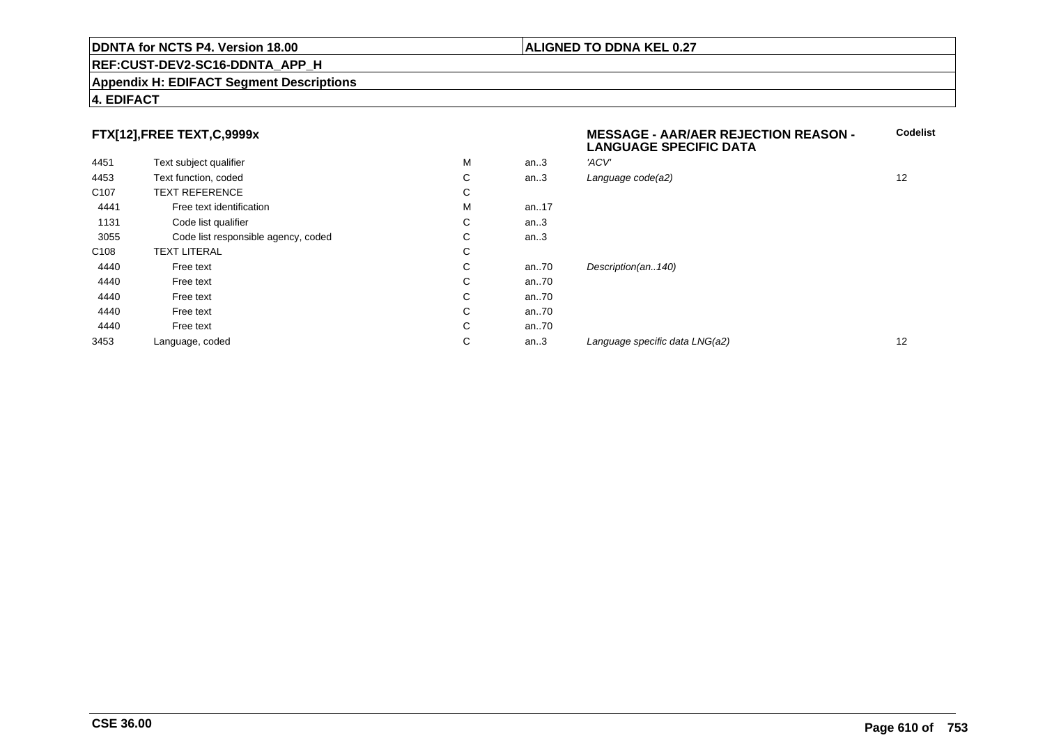**DDNTA for NCTS P4. Version 18.00** | **ALIGNED TO DDNA KEL 0.27**

**REF:CUST-DEV2-SC16-DDNTA_APP_H**

**Appendix H: EDIFACT Segment Descriptions**

**4. EDIFACT**

### FTX[12],FREE TEXT,C,9999x

**MESSAGE - AAR/AER REJECTION REASON - LANGUAGE SPECIFIC DATA**

| | | | | | Codelist |
|---|---|---|---|---|---|
| 4451 | Text subject qualifier | M | an..3 | *'ACV'* | |
| 4453 | Text function, coded | C | an..3 | *Language code(a2)* | 12 |
| C107 | TEXT REFERENCE | C | | | |
| 4441 | Free text identification | M | an..17 | | |
| 1131 | Code list qualifier | C | an..3 | | |
| 3055 | Code list responsible agency, coded | C | an..3 | | |
| C108 | TEXT LITERAL | C | | | |
| 4440 | Free text | C | an..70 | *Description(an..140)* | |
| 4440 | Free text | C | an..70 | | |
| 4440 | Free text | C | an..70 | | |
| 4440 | Free text | C | an..70 | | |
| 4440 | Free text | C | an..70 | | |
| 3453 | Language, coded | C | an..3 | *Language specific data LNG(a2)* | 12 |

**CSE 36.00**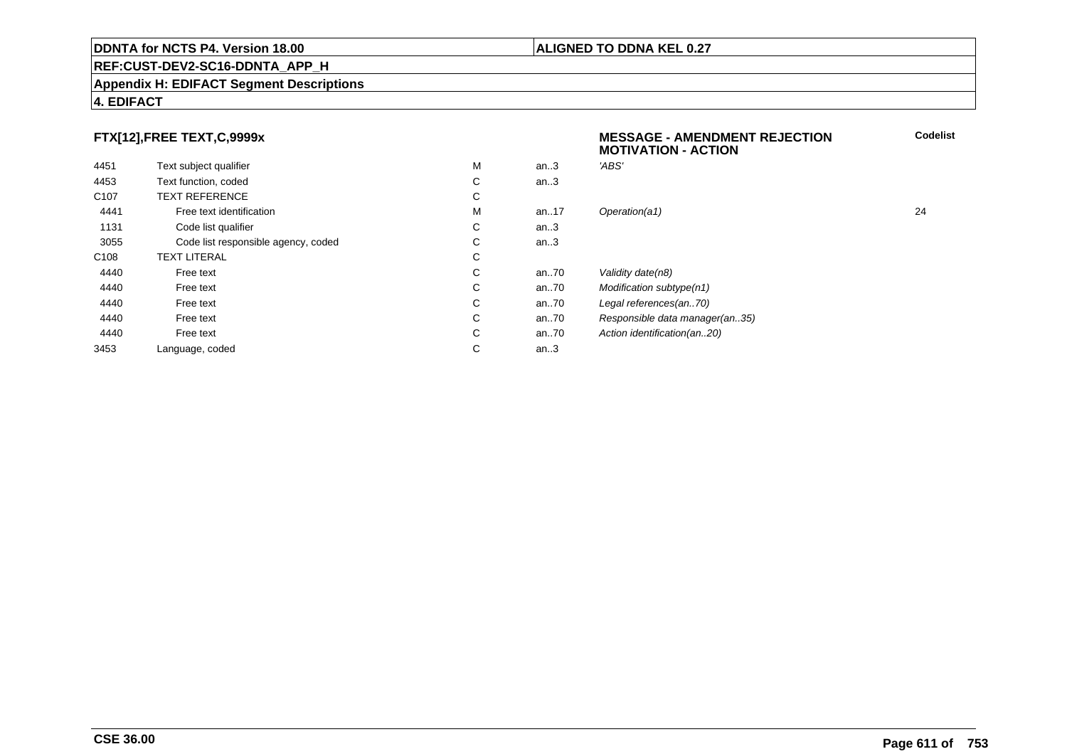## FTX[12],FREE TEXT,C,9999x

**MESSAGE - AMENDMENT REJECTION MOTIVATION - ACTION**

| | | | | | Codelist |
|---|---|---|---|---|---|
| 4451 | Text subject qualifier | M | an..3 | *'ABS'* | |
| 4453 | Text function, coded | C | an..3 | | |
| C107 | TEXT REFERENCE | C | | | |
| 4441 | Free text identification | M | an..17 | *Operation(a1)* | 24 |
| 1131 | Code list qualifier | C | an..3 | | |
| 3055 | Code list responsible agency, coded | C | an..3 | | |
| C108 | TEXT LITERAL | C | | | |
| 4440 | Free text | C | an..70 | *Validity date(n8)* | |
| 4440 | Free text | C | an..70 | *Modification subtype(n1)* | |
| 4440 | Free text | C | an..70 | *Legal references(an..70)* | |
| 4440 | Free text | C | an..70 | *Responsible data manager(an..35)* | |
| 4440 | Free text | C | an..70 | *Action identification(an..20)* | |
| 3453 | Language, coded | C | an..3 | | |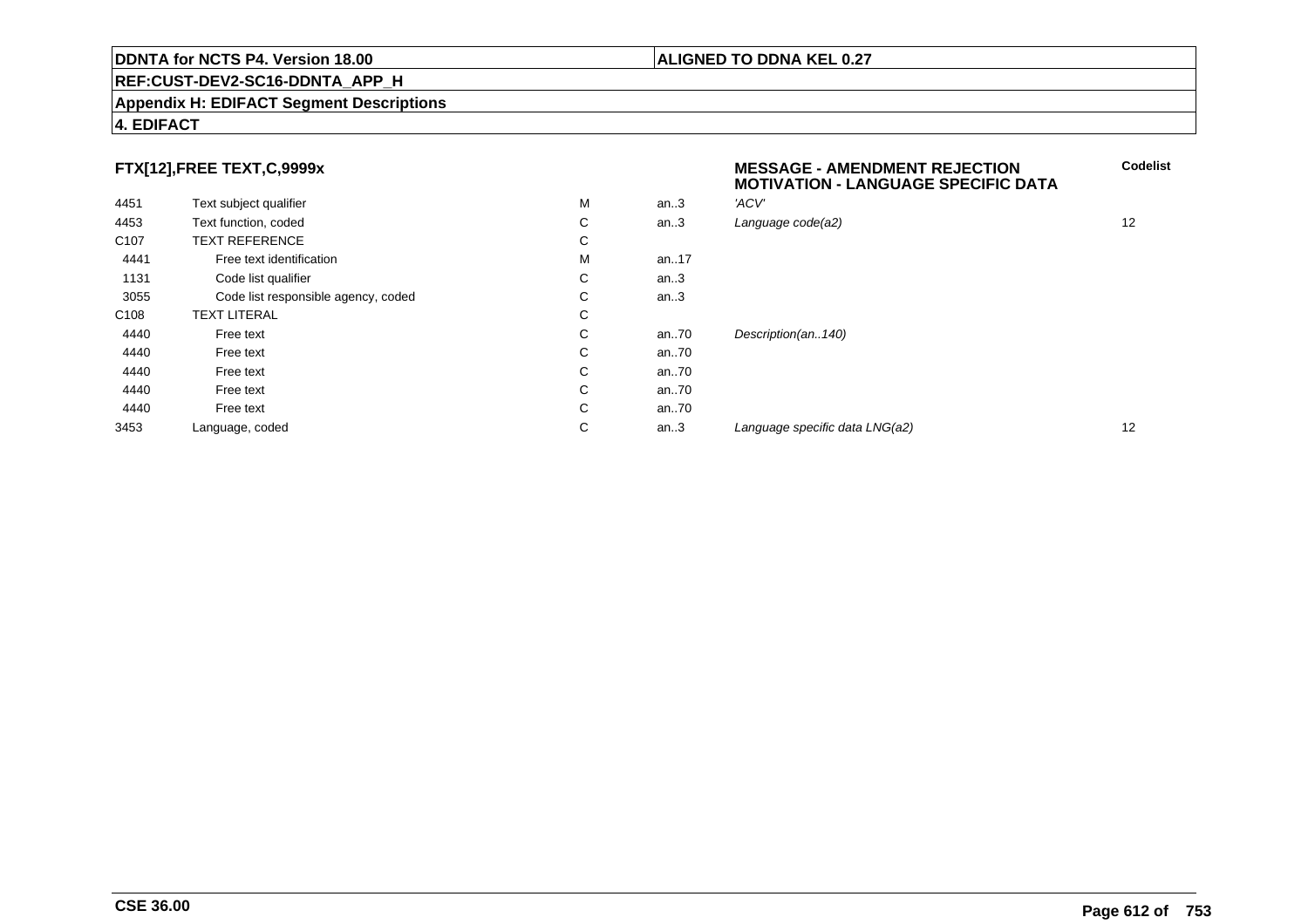**DDNTA for NCTS P4. Version 18.00** | **ALIGNED TO DDNA KEL 0.27**

**REF:CUST-DEV2-SC16-DDNTA_APP_H**

**Appendix H: EDIFACT Segment Descriptions**

**4. EDIFACT**

### FTX[12],FREE TEXT,C,9999x

**MESSAGE - AMENDMENT REJECTION MOTIVATION - LANGUAGE SPECIFIC DATA**

| | | | | | Codelist |
|---|---|---|---|---|---|
| 4451 | Text subject qualifier | M | an..3 | *'ACV'* | |
| 4453 | Text function, coded | C | an..3 | *Language code(a2)* | 12 |
| C107 | TEXT REFERENCE | C | | | |
| 4441 | Free text identification | M | an..17 | | |
| 1131 | Code list qualifier | C | an..3 | | |
| 3055 | Code list responsible agency, coded | C | an..3 | | |
| C108 | TEXT LITERAL | C | | | |
| 4440 | Free text | C | an..70 | *Description(an..140)* | |
| 4440 | Free text | C | an..70 | | |
| 4440 | Free text | C | an..70 | | |
| 4440 | Free text | C | an..70 | | |
| 4440 | Free text | C | an..70 | | |
| 3453 | Language, coded | C | an..3 | *Language specific data LNG(a2)* | 12 |

**CSE 36.00**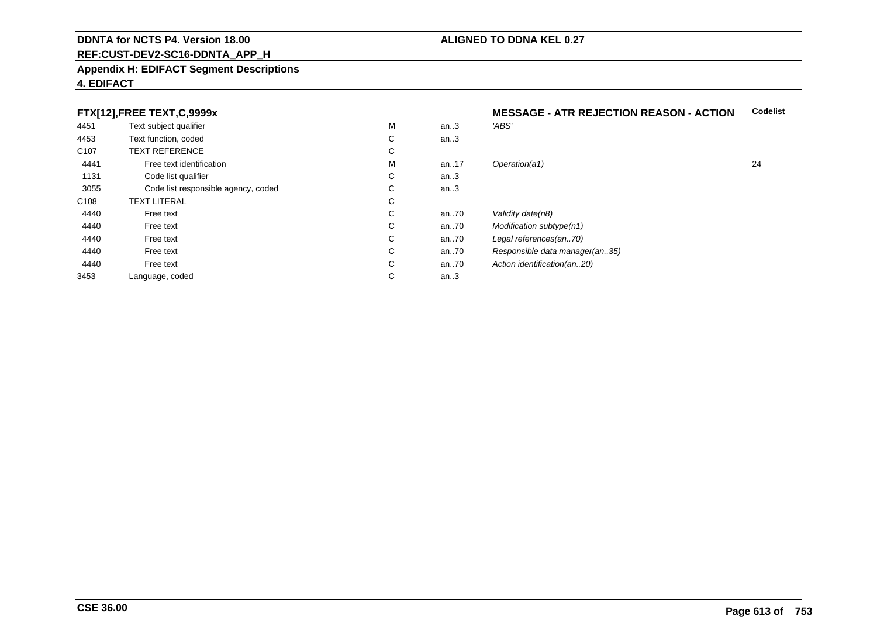**DDNTA for NCTS P4. Version 18.00** | **ALIGNED TO DDNA KEL 0.27**

**REF:CUST-DEV2-SC16-DDNTA_APP_H**

**Appendix H: EDIFACT Segment Descriptions**

**4. EDIFACT**

| FTX[12],FREE TEXT,C,9999x | | | | MESSAGE - ATR REJECTION REASON - ACTION | Codelist |
|---|---|---|---|---|---|
| 4451 | Text subject qualifier | M | an..3 | *'ABS'* | |
| 4453 | Text function, coded | C | an..3 | | |
| C107 | TEXT REFERENCE | C | | | |
| 4441 | Free text identification | M | an..17 | *Operation(a1)* | 24 |
| 1131 | Code list qualifier | C | an..3 | | |
| 3055 | Code list responsible agency, coded | C | an..3 | | |
| C108 | TEXT LITERAL | C | | | |
| 4440 | Free text | C | an..70 | *Validity date(n8)* | |
| 4440 | Free text | C | an..70 | *Modification subtype(n1)* | |
| 4440 | Free text | C | an..70 | *Legal references(an..70)* | |
| 4440 | Free text | C | an..70 | *Responsible data manager(an..35)* | |
| 4440 | Free text | C | an..70 | *Action identification(an..20)* | |
| 3453 | Language, coded | C | an..3 | | |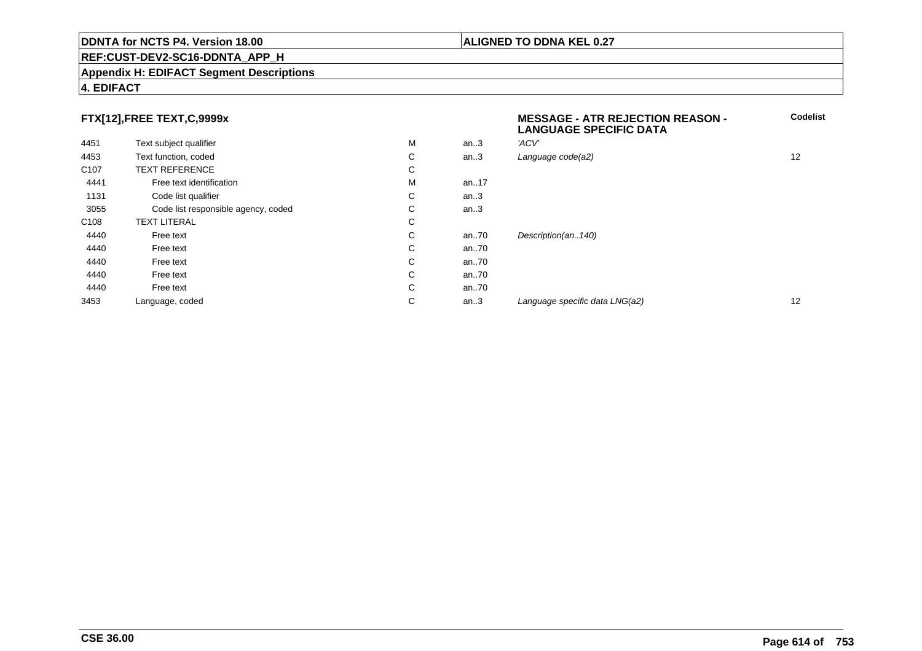**DDNTA for NCTS P4. Version 18.00** | **ALIGNED TO DDNA KEL 0.27**

**REF:CUST-DEV2-SC16-DDNTA_APP_H**

**Appendix H: EDIFACT Segment Descriptions**

**4. EDIFACT**

### FTX[12],FREE TEXT,C,9999x

| | | | | **MESSAGE - ATR REJECTION REASON - LANGUAGE SPECIFIC DATA** | **Codelist** |
|---|---|---|---|---|---|
| 4451 | Text subject qualifier | M | an..3 | *'ACV'* | |
| 4453 | Text function, coded | C | an..3 | *Language code(a2)* | 12 |
| C107 | TEXT REFERENCE | C | | | |
| 4441 | Free text identification | M | an..17 | | |
| 1131 | Code list qualifier | C | an..3 | | |
| 3055 | Code list responsible agency, coded | C | an..3 | | |
| C108 | TEXT LITERAL | C | | | |
| 4440 | Free text | C | an..70 | *Description(an..140)* | |
| 4440 | Free text | C | an..70 | | |
| 4440 | Free text | C | an..70 | | |
| 4440 | Free text | C | an..70 | | |
| 4440 | Free text | C | an..70 | | |
| 3453 | Language, coded | C | an..3 | *Language specific data LNG(a2)* | 12 |

**CSE 36.00**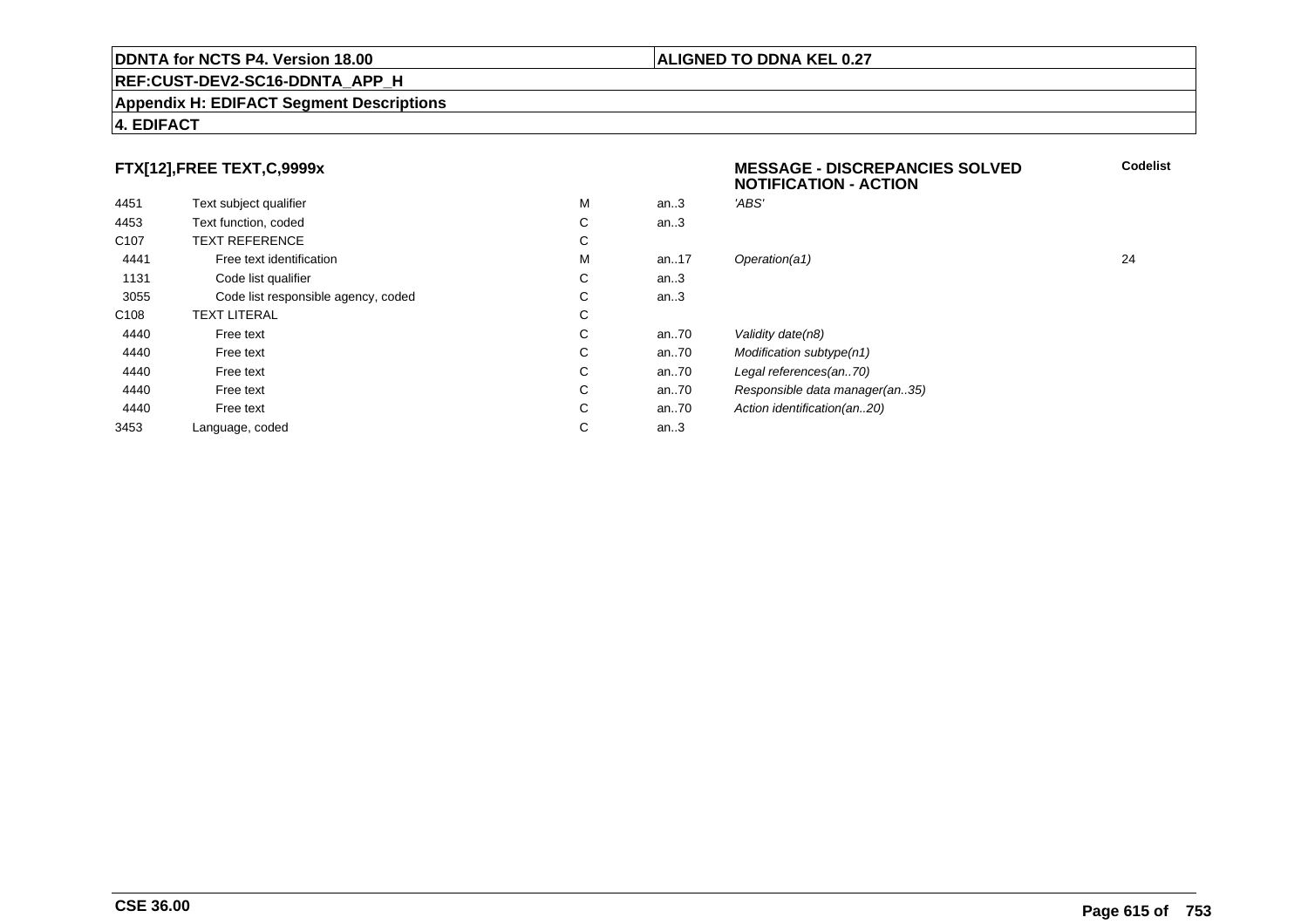**DDNTA for NCTS P4. Version 18.00** | **ALIGNED TO DDNA KEL 0.27**

**REF:CUST-DEV2-SC16-DDNTA_APP_H**

**Appendix H: EDIFACT Segment Descriptions**

**4. EDIFACT**

**FTX[12],FREE TEXT,C,9999x**

**MESSAGE - DISCREPANCIES SOLVED NOTIFICATION - ACTION**

| | | | | | Codelist |
|---|---|---|---|---|---|
| 4451 | Text subject qualifier | M | an..3 | *'ABS'* | |
| 4453 | Text function, coded | C | an..3 | | |
| C107 | TEXT REFERENCE | C | | | |
| 4441 | Free text identification | M | an..17 | *Operation(a1)* | 24 |
| 1131 | Code list qualifier | C | an..3 | | |
| 3055 | Code list responsible agency, coded | C | an..3 | | |
| C108 | TEXT LITERAL | C | | | |
| 4440 | Free text | C | an..70 | *Validity date(n8)* | |
| 4440 | Free text | C | an..70 | *Modification subtype(n1)* | |
| 4440 | Free text | C | an..70 | *Legal references(an..70)* | |
| 4440 | Free text | C | an..70 | *Responsible data manager(an..35)* | |
| 4440 | Free text | C | an..70 | *Action identification(an..20)* | |
| 3453 | Language, coded | C | an..3 | | |

**CSE 36.00**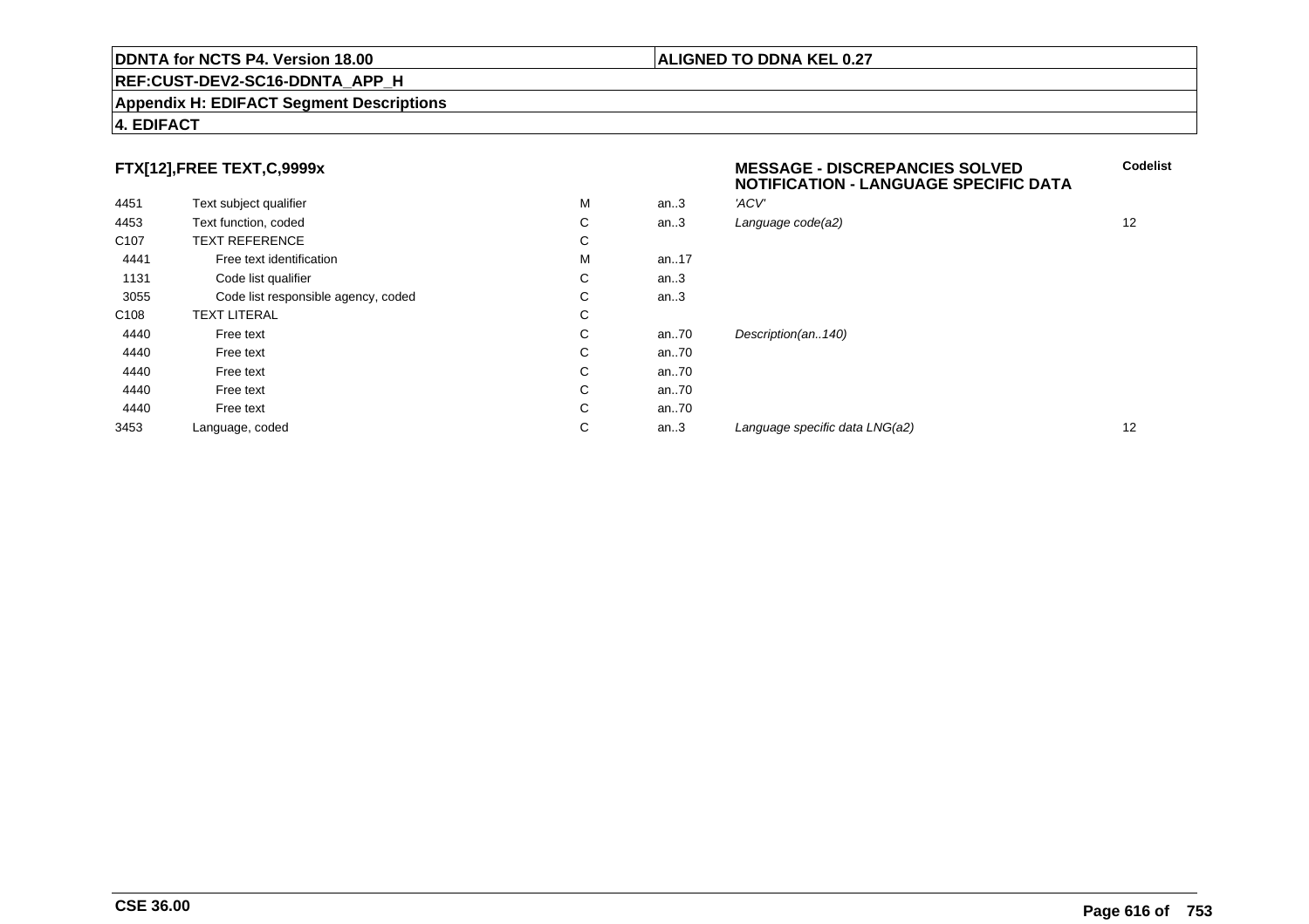**DDNTA for NCTS P4. Version 18.00** | **ALIGNED TO DDNA KEL 0.27**

**REF:CUST-DEV2-SC16-DDNTA_APP_H**

**Appendix H: EDIFACT Segment Descriptions**

**4. EDIFACT**

## FTX[12],FREE TEXT,C,9999x

**MESSAGE - DISCREPANCIES SOLVED NOTIFICATION - LANGUAGE SPECIFIC DATA**

| | | | | | Codelist |
|---|---|---|---|---|---|
| 4451 | Text subject qualifier | M | an..3 | *'ACV'* | |
| 4453 | Text function, coded | C | an..3 | *Language code(a2)* | 12 |
| C107 | TEXT REFERENCE | C | | | |
| 4441 | Free text identification | M | an..17 | | |
| 1131 | Code list qualifier | C | an..3 | | |
| 3055 | Code list responsible agency, coded | C | an..3 | | |
| C108 | TEXT LITERAL | C | | | |
| 4440 | Free text | C | an..70 | *Description(an..140)* | |
| 4440 | Free text | C | an..70 | | |
| 4440 | Free text | C | an..70 | | |
| 4440 | Free text | C | an..70 | | |
| 4440 | Free text | C | an..70 | | |
| 3453 | Language, coded | C | an..3 | *Language specific data LNG(a2)* | 12 |

**CSE 36.00**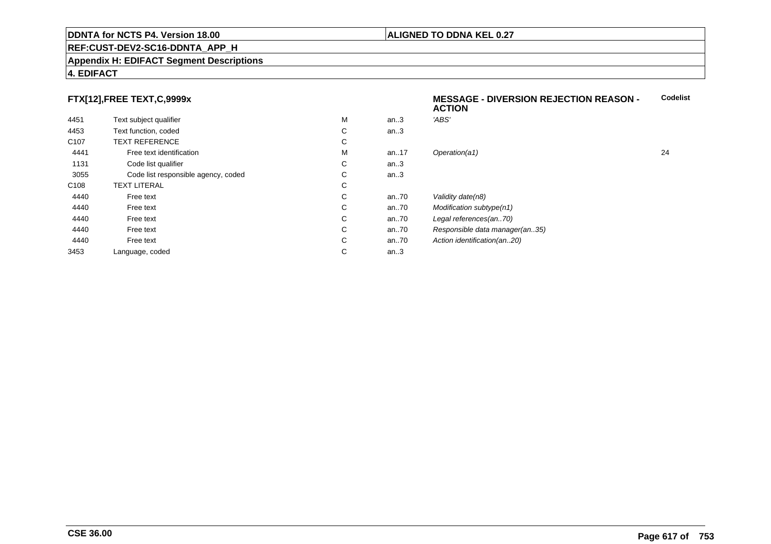**DDNTA for NCTS P4. Version 18.00** | **ALIGNED TO DDNA KEL 0.27**

**REF:CUST-DEV2-SC16-DDNTA_APP_H**

**Appendix H: EDIFACT Segment Descriptions**

**4. EDIFACT**

### FTX[12],FREE TEXT,C,9999x

**MESSAGE - DIVERSION REJECTION REASON - ACTION**

| | | | | | Codelist |
|---|---|---|---|---|---|
| 4451 | Text subject qualifier | M | an..3 | *'ABS'* | |
| 4453 | Text function, coded | C | an..3 | | |
| C107 | TEXT REFERENCE | C | | | |
| 4441 | Free text identification | M | an..17 | *Operation(a1)* | 24 |
| 1131 | Code list qualifier | C | an..3 | | |
| 3055 | Code list responsible agency, coded | C | an..3 | | |
| C108 | TEXT LITERAL | C | | | |
| 4440 | Free text | C | an..70 | *Validity date(n8)* | |
| 4440 | Free text | C | an..70 | *Modification subtype(n1)* | |
| 4440 | Free text | C | an..70 | *Legal references(an..70)* | |
| 4440 | Free text | C | an..70 | *Responsible data manager(an..35)* | |
| 4440 | Free text | C | an..70 | *Action identification(an..20)* | |
| 3453 | Language, coded | C | an..3 | | |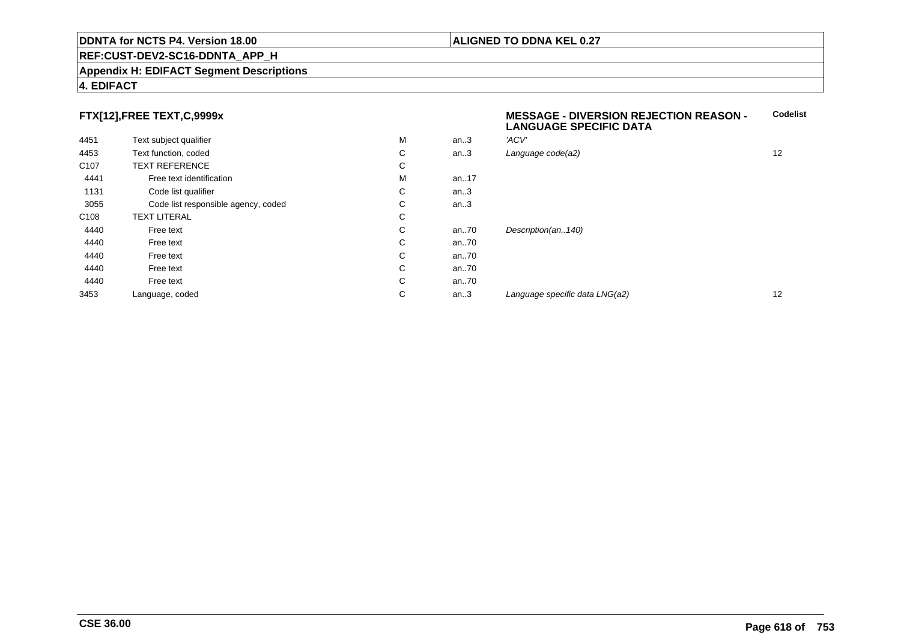**DDNTA for NCTS P4. Version 18.00**

**ALIGNED TO DDNA KEL 0.27**

**REF:CUST-DEV2-SC16-DDNTA_APP_H**

**Appendix H: EDIFACT Segment Descriptions**

**4. EDIFACT**

| FTX[12],FREE TEXT,C,9999x | | | | MESSAGE - DIVERSION REJECTION REASON - LANGUAGE SPECIFIC DATA | Codelist |
|---|---|---|---|---|---|
| 4451 | Text subject qualifier | M | an..3 | *'ACV'* | |
| 4453 | Text function, coded | C | an..3 | *Language code(a2)* | 12 |
| C107 | TEXT REFERENCE | C | | | |
| 4441 | Free text identification | M | an..17 | | |
| 1131 | Code list qualifier | C | an..3 | | |
| 3055 | Code list responsible agency, coded | C | an..3 | | |
| C108 | TEXT LITERAL | C | | | |
| 4440 | Free text | C | an..70 | *Description(an..140)* | |
| 4440 | Free text | C | an..70 | | |
| 4440 | Free text | C | an..70 | | |
| 4440 | Free text | C | an..70 | | |
| 4440 | Free text | C | an..70 | | |
| 3453 | Language, coded | C | an..3 | *Language specific data LNG(a2)* | 12 |

**CSE 36.00**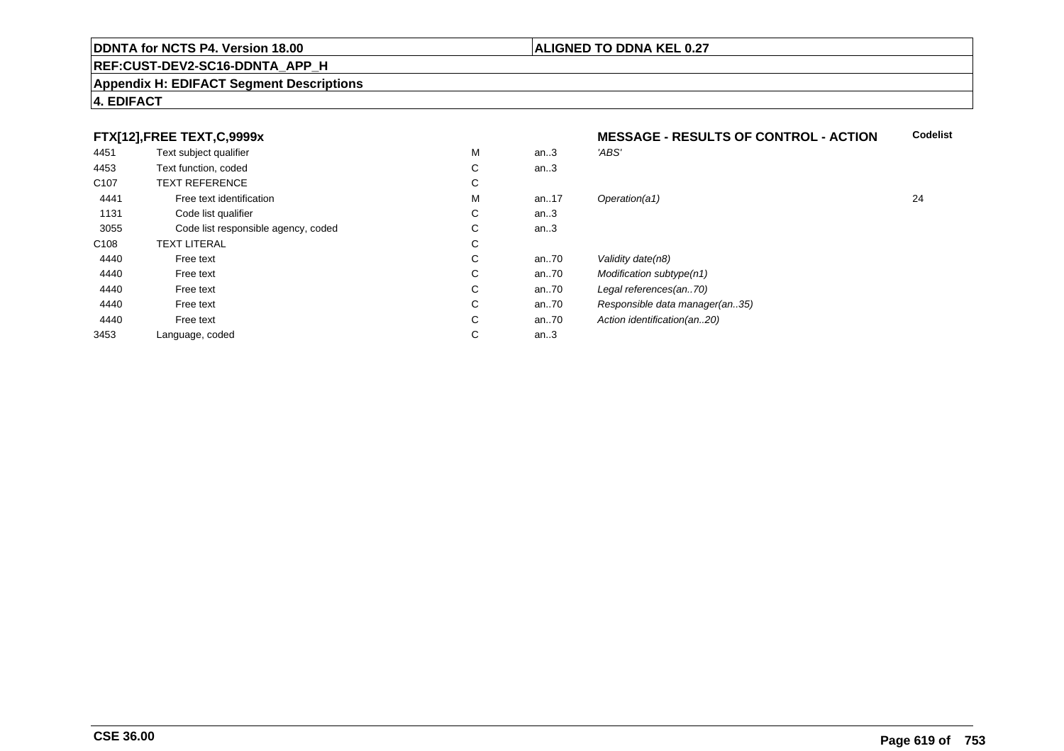**DDNTA for NCTS P4. Version 18.00** | **ALIGNED TO DDNA KEL 0.27**

**REF:CUST-DEV2-SC16-DDNTA_APP_H**

**Appendix H: EDIFACT Segment Descriptions**

**4. EDIFACT**

| FTX[12],FREE TEXT,C,9999x | | | | MESSAGE - RESULTS OF CONTROL - ACTION | Codelist |
|---|---|---|---|---|---|
| 4451 | Text subject qualifier | M | an..3 | 'ABS' | |
| 4453 | Text function, coded | C | an..3 | | |
| C107 | TEXT REFERENCE | C | | | |
| 4441 | Free text identification | M | an..17 | Operation(a1) | 24 |
| 1131 | Code list qualifier | C | an..3 | | |
| 3055 | Code list responsible agency, coded | C | an..3 | | |
| C108 | TEXT LITERAL | C | | | |
| 4440 | Free text | C | an..70 | Validity date(n8) | |
| 4440 | Free text | C | an..70 | Modification subtype(n1) | |
| 4440 | Free text | C | an..70 | Legal references(an..70) | |
| 4440 | Free text | C | an..70 | Responsible data manager(an..35) | |
| 4440 | Free text | C | an..70 | Action identification(an..20) | |
| 3453 | Language, coded | C | an..3 | | |

**CSE 36.00**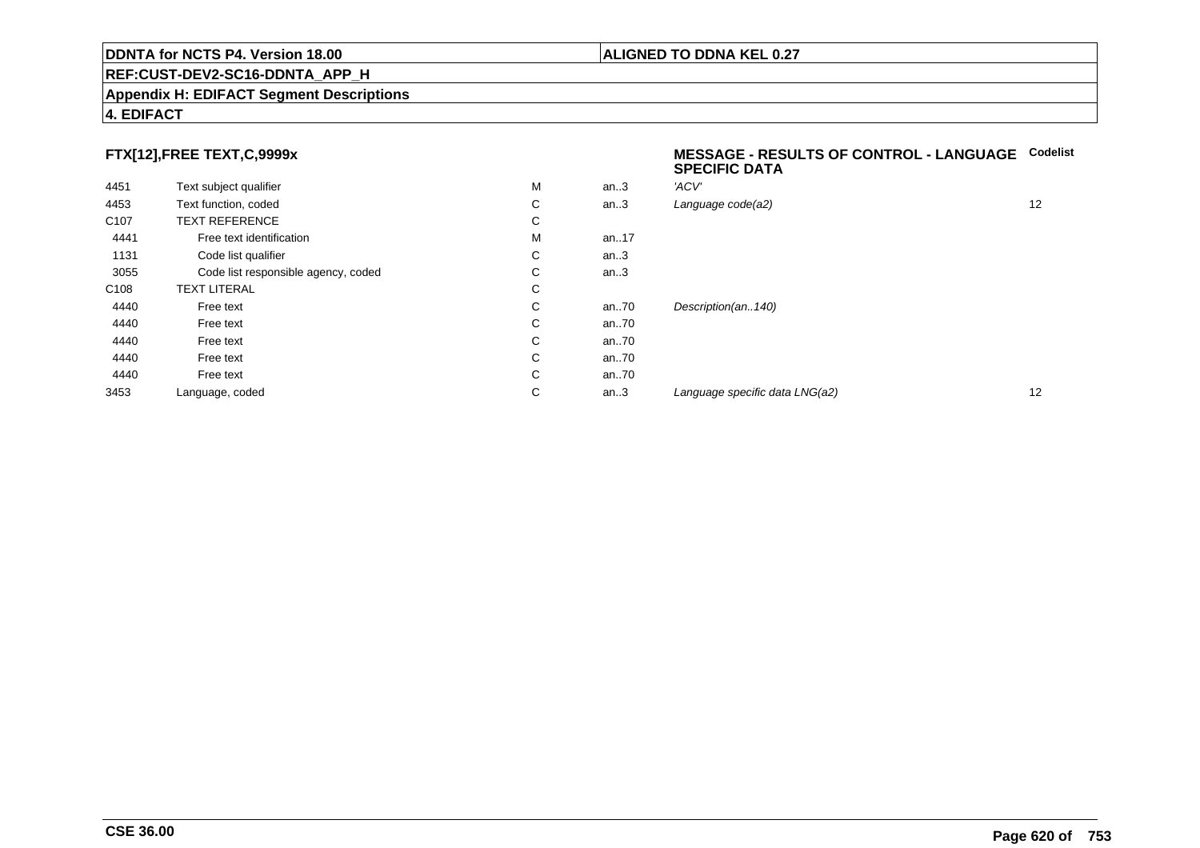**DDNTA for NCTS P4. Version 18.00** | **ALIGNED TO DDNA KEL 0.27**

**REF:CUST-DEV2-SC16-DDNTA_APP_H**

**Appendix H: EDIFACT Segment Descriptions**

**4. EDIFACT**

### FTX[12],FREE TEXT,C,9999x

**MESSAGE - RESULTS OF CONTROL - LANGUAGE SPECIFIC DATA**

| | | | | | Codelist |
|---|---|---|---|---|---|
| 4451 | Text subject qualifier | M | an..3 | *'ACV'* | |
| 4453 | Text function, coded | C | an..3 | *Language code(a2)* | 12 |
| C107 | TEXT REFERENCE | C | | | |
| 4441 | Free text identification | M | an..17 | | |
| 1131 | Code list qualifier | C | an..3 | | |
| 3055 | Code list responsible agency, coded | C | an..3 | | |
| C108 | TEXT LITERAL | C | | | |
| 4440 | Free text | C | an..70 | *Description(an..140)* | |
| 4440 | Free text | C | an..70 | | |
| 4440 | Free text | C | an..70 | | |
| 4440 | Free text | C | an..70 | | |
| 4440 | Free text | C | an..70 | | |
| 3453 | Language, coded | C | an..3 | *Language specific data LNG(a2)* | 12 |

**CSE 36.00**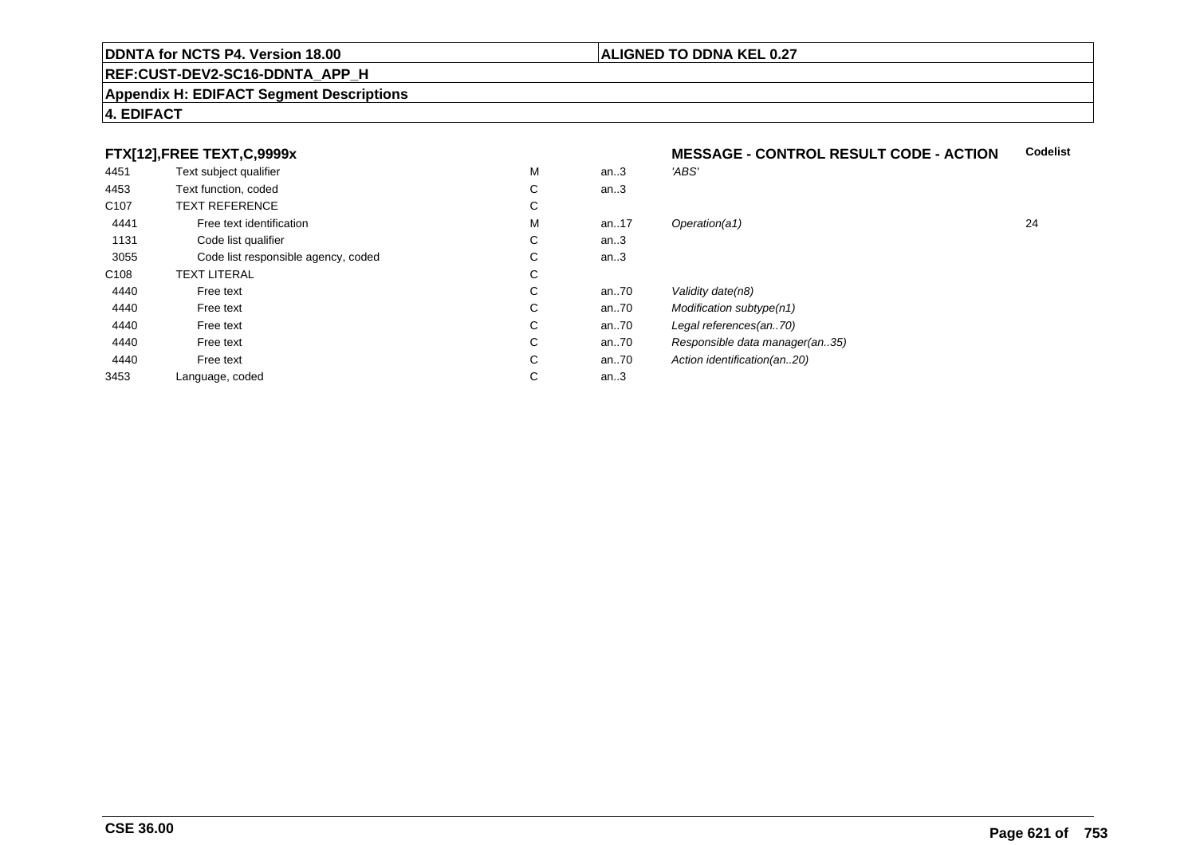**DDNTA for NCTS P4. Version 18.00** | **ALIGNED TO DDNA KEL 0.27**

**REF:CUST-DEV2-SC16-DDNTA_APP_H**

**Appendix H: EDIFACT Segment Descriptions**

**4. EDIFACT**

| **FTX[12],FREE TEXT,C,9999x** | | | | **MESSAGE - CONTROL RESULT CODE - ACTION** | **Codelist** |
|---|---|---|---|---|---|
| 4451 | Text subject qualifier | M | an..3 | *'ABS'* | |
| 4453 | Text function, coded | C | an..3 | | |
| C107 | TEXT REFERENCE | C | | | |
| 4441 | Free text identification | M | an..17 | *Operation(a1)* | 24 |
| 1131 | Code list qualifier | C | an..3 | | |
| 3055 | Code list responsible agency, coded | C | an..3 | | |
| C108 | TEXT LITERAL | C | | | |
| 4440 | Free text | C | an..70 | *Validity date(n8)* | |
| 4440 | Free text | C | an..70 | *Modification subtype(n1)* | |
| 4440 | Free text | C | an..70 | *Legal references(an..70)* | |
| 4440 | Free text | C | an..70 | *Responsible data manager(an..35)* | |
| 4440 | Free text | C | an..70 | *Action identification(an..20)* | |
| 3453 | Language, coded | C | an..3 | | |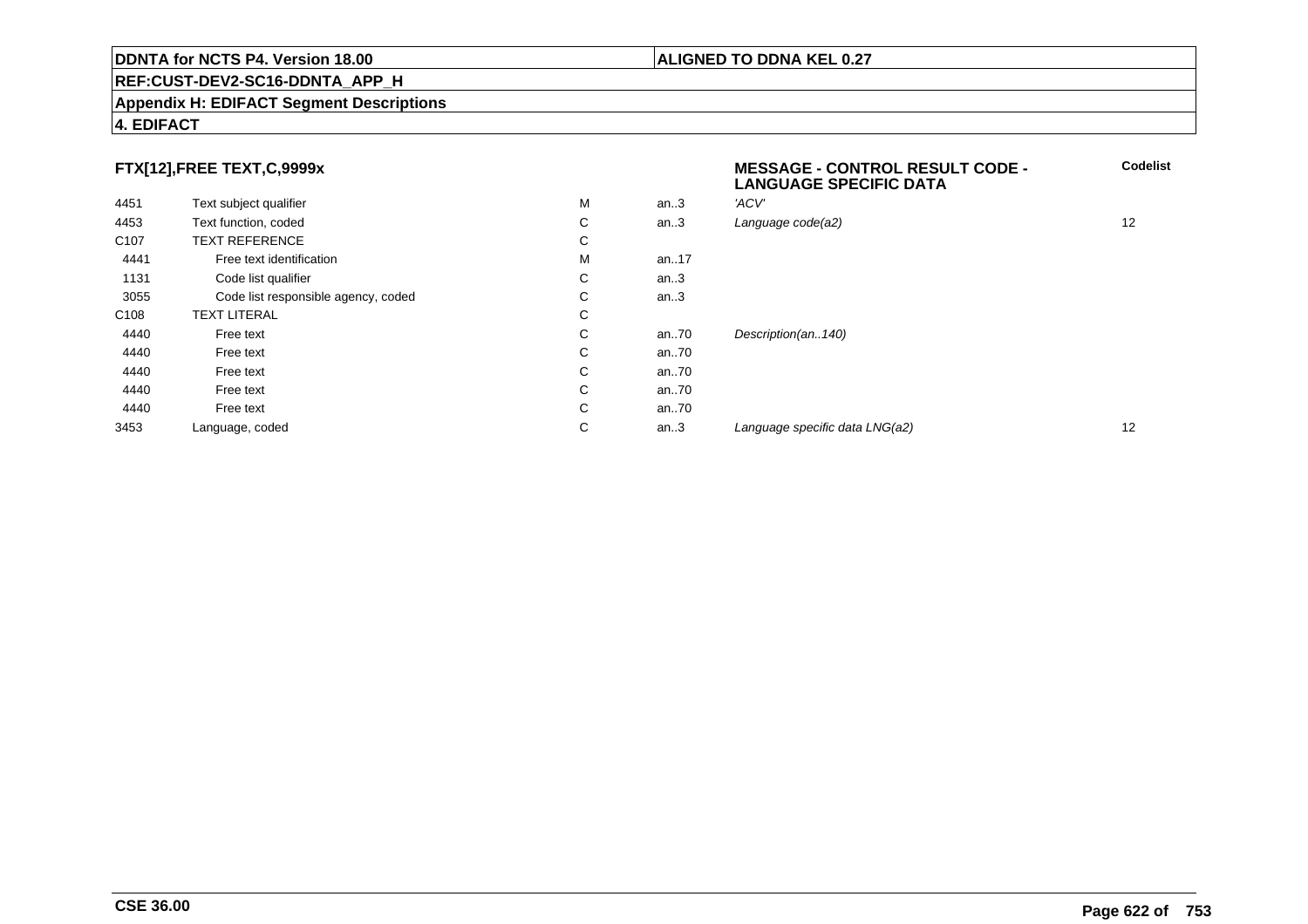**DDNTA for NCTS P4. Version 18.00**

**ALIGNED TO DDNA KEL 0.27**

**REF:CUST-DEV2-SC16-DDNTA_APP_H**

**Appendix H: EDIFACT Segment Descriptions**

**4. EDIFACT**

### FTX[12],FREE TEXT,C,9999x

| | | | | **MESSAGE - CONTROL RESULT CODE - LANGUAGE SPECIFIC DATA** | **Codelist** |
|---|---|---|---|---|---|
| 4451 | Text subject qualifier | M | an..3 | *'ACV'* | |
| 4453 | Text function, coded | C | an..3 | *Language code(a2)* | 12 |
| C107 | TEXT REFERENCE | C | | | |
| 4441 | Free text identification | M | an..17 | | |
| 1131 | Code list qualifier | C | an..3 | | |
| 3055 | Code list responsible agency, coded | C | an..3 | | |
| C108 | TEXT LITERAL | C | | | |
| 4440 | Free text | C | an..70 | *Description(an..140)* | |
| 4440 | Free text | C | an..70 | | |
| 4440 | Free text | C | an..70 | | |
| 4440 | Free text | C | an..70 | | |
| 4440 | Free text | C | an..70 | | |
| 3453 | Language, coded | C | an..3 | *Language specific data LNG(a2)* | 12 |

**CSE 36.00**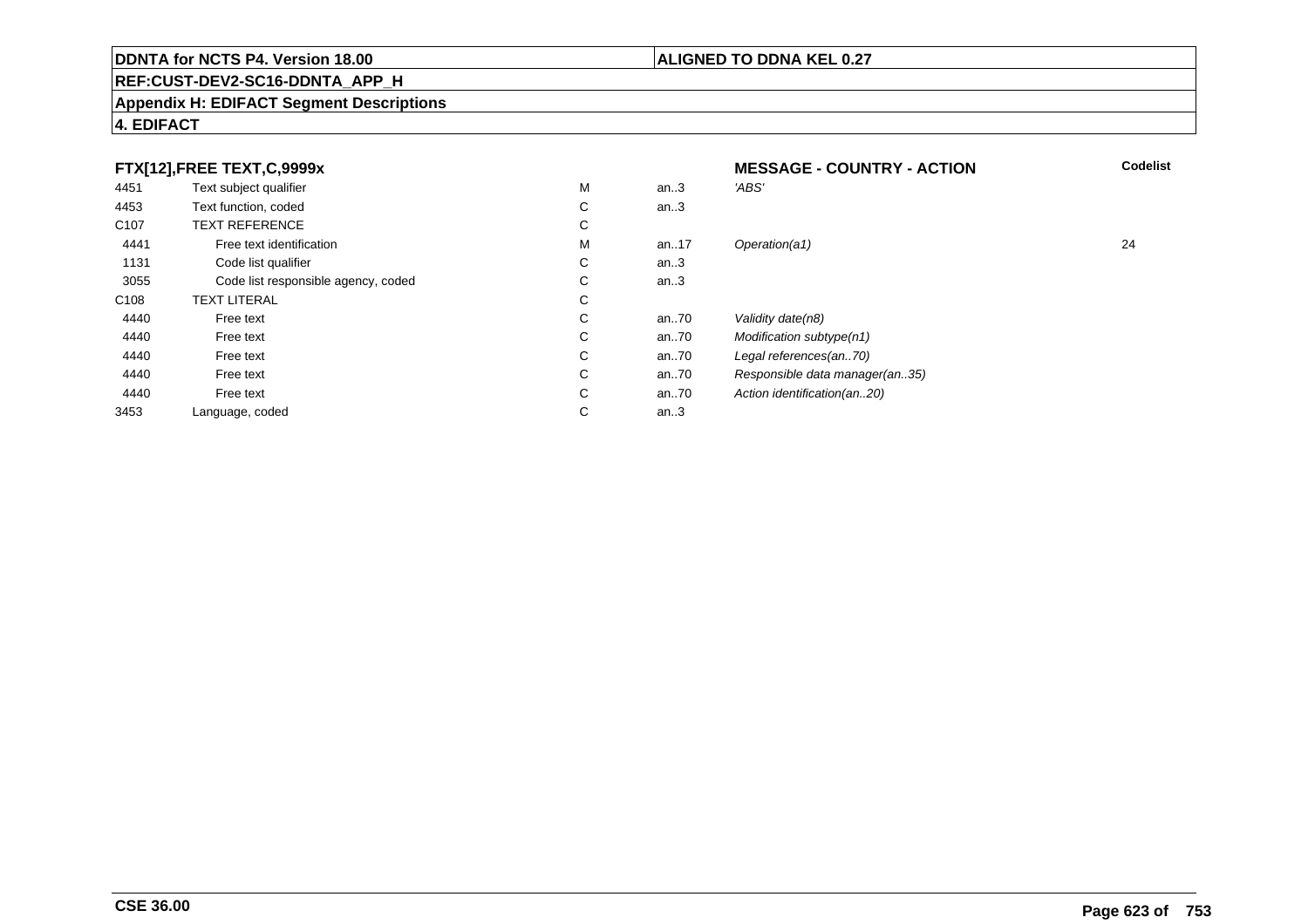**DDNTA for NCTS P4. Version 18.00**

**ALIGNED TO DDNA KEL 0.27**

**REF:CUST-DEV2-SC16-DDNTA_APP_H**

**Appendix H: EDIFACT Segment Descriptions**

**4. EDIFACT**

| **FTX[12],FREE TEXT,C,9999x** | | | | **MESSAGE - COUNTRY - ACTION** | **Codelist** |
|---|---|---|---|---|---|
| 4451 | Text subject qualifier | M | an..3 | *'ABS'* | |
| 4453 | Text function, coded | C | an..3 | | |
| C107 | TEXT REFERENCE | C | | | |
| 4441 | Free text identification | M | an..17 | *Operation(a1)* | 24 |
| 1131 | Code list qualifier | C | an..3 | | |
| 3055 | Code list responsible agency, coded | C | an..3 | | |
| C108 | TEXT LITERAL | C | | | |
| 4440 | Free text | C | an..70 | *Validity date(n8)* | |
| 4440 | Free text | C | an..70 | *Modification subtype(n1)* | |
| 4440 | Free text | C | an..70 | *Legal references(an..70)* | |
| 4440 | Free text | C | an..70 | *Responsible data manager(an..35)* | |
| 4440 | Free text | C | an..70 | *Action identification(an..20)* | |
| 3453 | Language, coded | C | an..3 | | |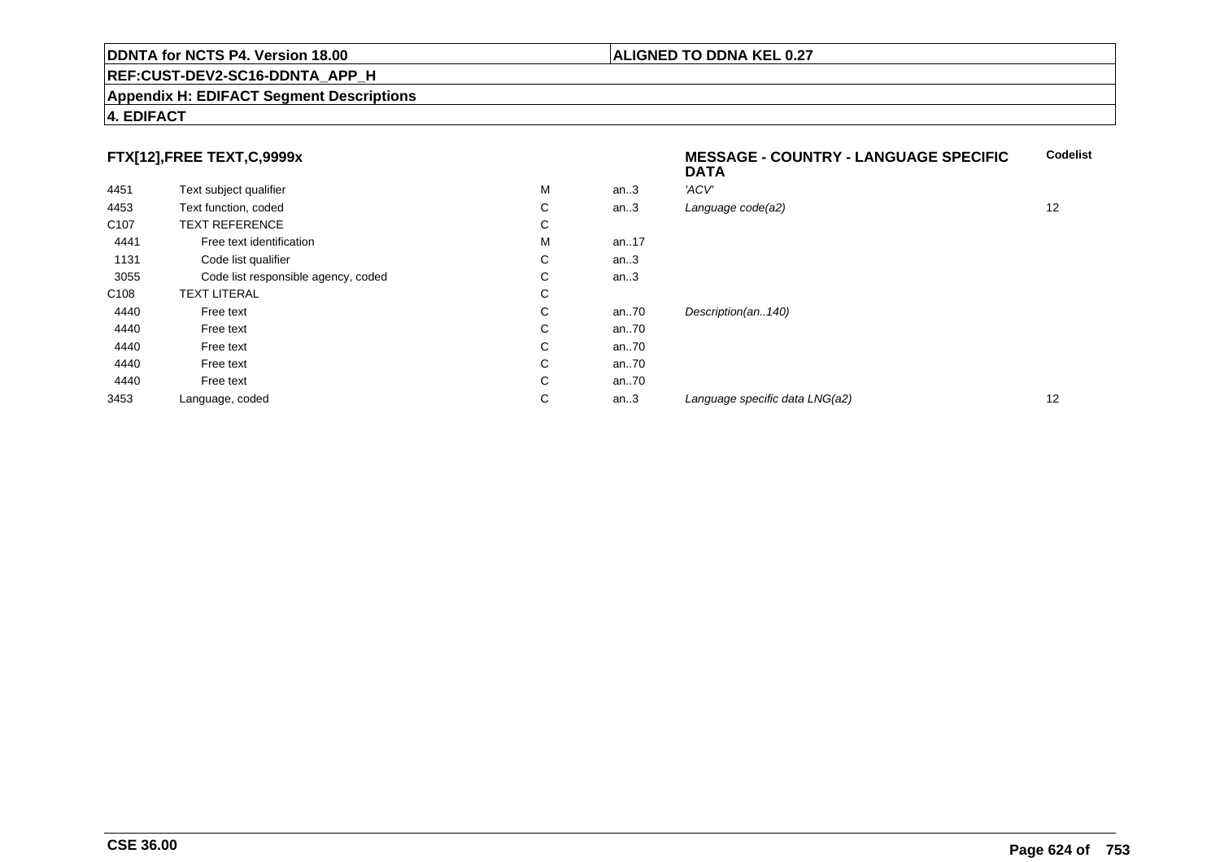**DDNTA for NCTS P4. Version 18.00** | **ALIGNED TO DDNA KEL 0.27**

**REF:CUST-DEV2-SC16-DDNTA_APP_H**

**Appendix H: EDIFACT Segment Descriptions**

**4. EDIFACT**

### FTX[12],FREE TEXT,C,9999x

| | | | | MESSAGE - COUNTRY - LANGUAGE SPECIFIC DATA | Codelist |
|---|---|---|---|---|---|
| 4451 | Text subject qualifier | M | an..3 | *'ACV'* | |
| 4453 | Text function, coded | C | an..3 | *Language code(a2)* | 12 |
| C107 | TEXT REFERENCE | C | | | |
| 4441 | Free text identification | M | an..17 | | |
| 1131 | Code list qualifier | C | an..3 | | |
| 3055 | Code list responsible agency, coded | C | an..3 | | |
| C108 | TEXT LITERAL | C | | | |
| 4440 | Free text | C | an..70 | *Description(an..140)* | |
| 4440 | Free text | C | an..70 | | |
| 4440 | Free text | C | an..70 | | |
| 4440 | Free text | C | an..70 | | |
| 4440 | Free text | C | an..70 | | |
| 3453 | Language, coded | C | an..3 | *Language specific data LNG(a2)* | 12 |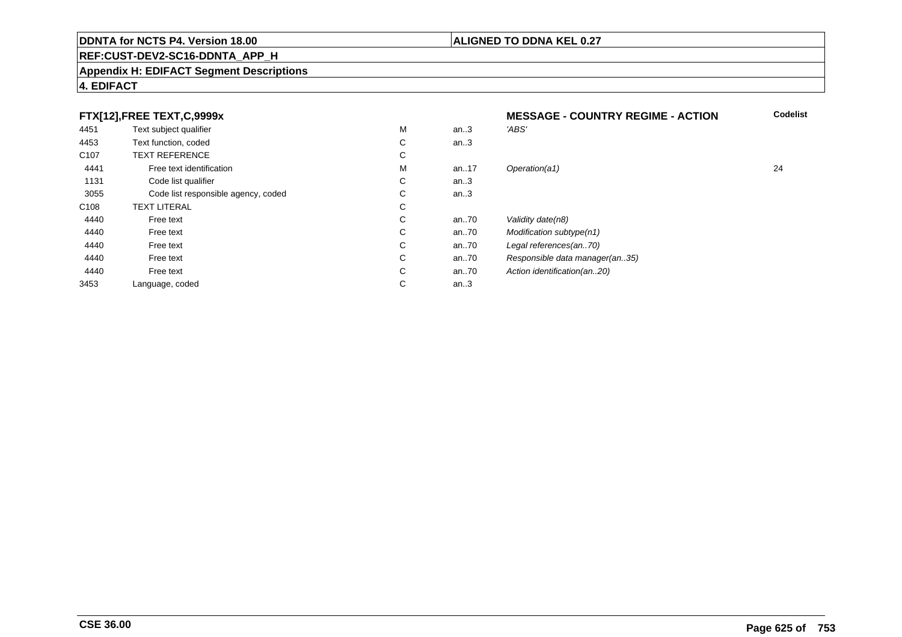**DDNTA for NCTS P4. Version 18.00** | **ALIGNED TO DDNA KEL 0.27**

**REF:CUST-DEV2-SC16-DDNTA_APP_H**

**Appendix H: EDIFACT Segment Descriptions**

**4. EDIFACT**

| **FTX[12],FREE TEXT,C,9999x** | | | | **MESSAGE - COUNTRY REGIME - ACTION** | **Codelist** |
|---|---|---|---|---|---|
| 4451 | Text subject qualifier | M | an..3 | *'ABS'* | |
| 4453 | Text function, coded | C | an..3 | | |
| C107 | TEXT REFERENCE | C | | | |
| 4441 | Free text identification | M | an..17 | *Operation(a1)* | 24 |
| 1131 | Code list qualifier | C | an..3 | | |
| 3055 | Code list responsible agency, coded | C | an..3 | | |
| C108 | TEXT LITERAL | C | | | |
| 4440 | Free text | C | an..70 | *Validity date(n8)* | |
| 4440 | Free text | C | an..70 | *Modification subtype(n1)* | |
| 4440 | Free text | C | an..70 | *Legal references(an..70)* | |
| 4440 | Free text | C | an..70 | *Responsible data manager(an..35)* | |
| 4440 | Free text | C | an..70 | *Action identification(an..20)* | |
| 3453 | Language, coded | C | an..3 | | |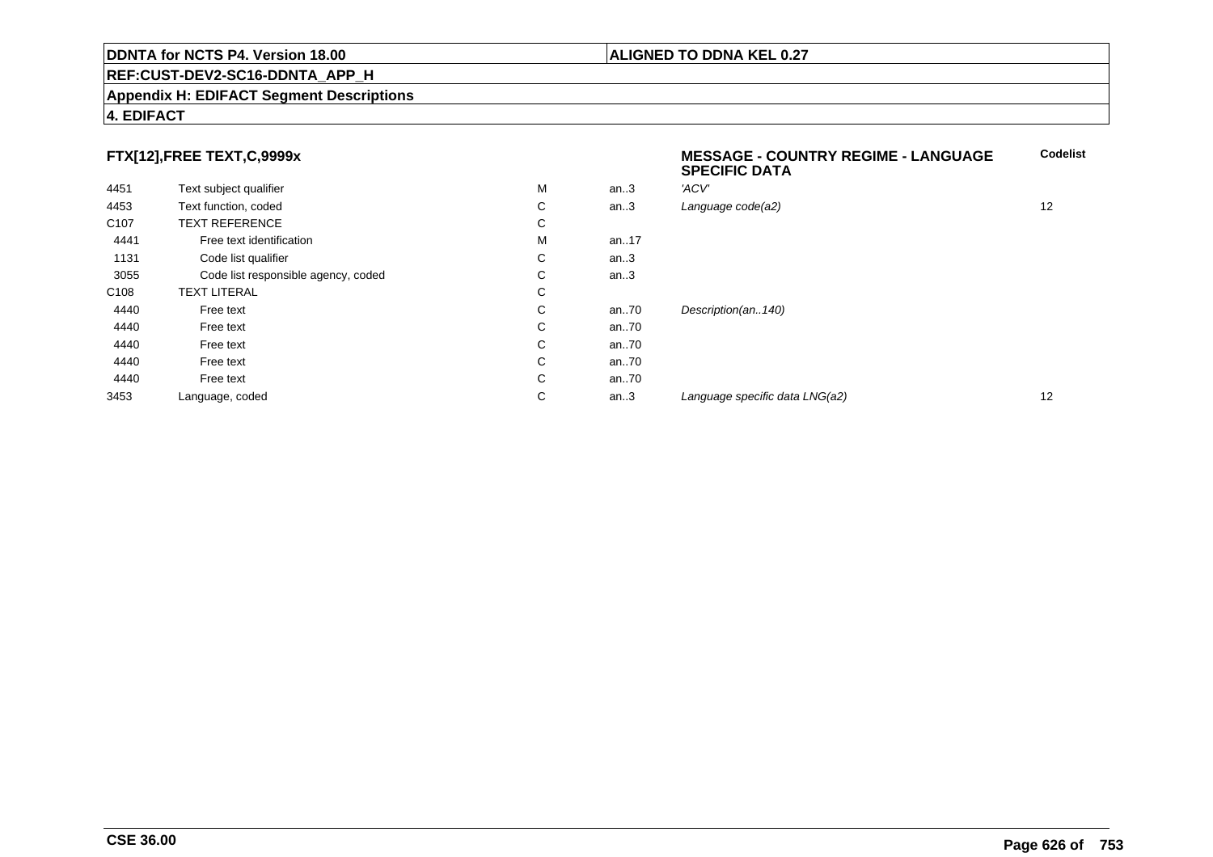**DDNTA for NCTS P4. Version 18.00** | **ALIGNED TO DDNA KEL 0.27**

**REF:CUST-DEV2-SC16-DDNTA_APP_H**

**Appendix H: EDIFACT Segment Descriptions**

**4. EDIFACT**

### FTX[12],FREE TEXT,C,9999x

**MESSAGE - COUNTRY REGIME - LANGUAGE SPECIFIC DATA**

| | | | | | Codelist |
|---|---|---|---|---|---|
| 4451 | Text subject qualifier | M | an..3 | *'ACV'* | |
| 4453 | Text function, coded | C | an..3 | *Language code(a2)* | 12 |
| C107 | TEXT REFERENCE | C | | | |
| 4441 | Free text identification | M | an..17 | | |
| 1131 | Code list qualifier | C | an..3 | | |
| 3055 | Code list responsible agency, coded | C | an..3 | | |
| C108 | TEXT LITERAL | C | | | |
| 4440 | Free text | C | an..70 | *Description(an..140)* | |
| 4440 | Free text | C | an..70 | | |
| 4440 | Free text | C | an..70 | | |
| 4440 | Free text | C | an..70 | | |
| 4440 | Free text | C | an..70 | | |
| 3453 | Language, coded | C | an..3 | *Language specific data LNG(a2)* | 12 |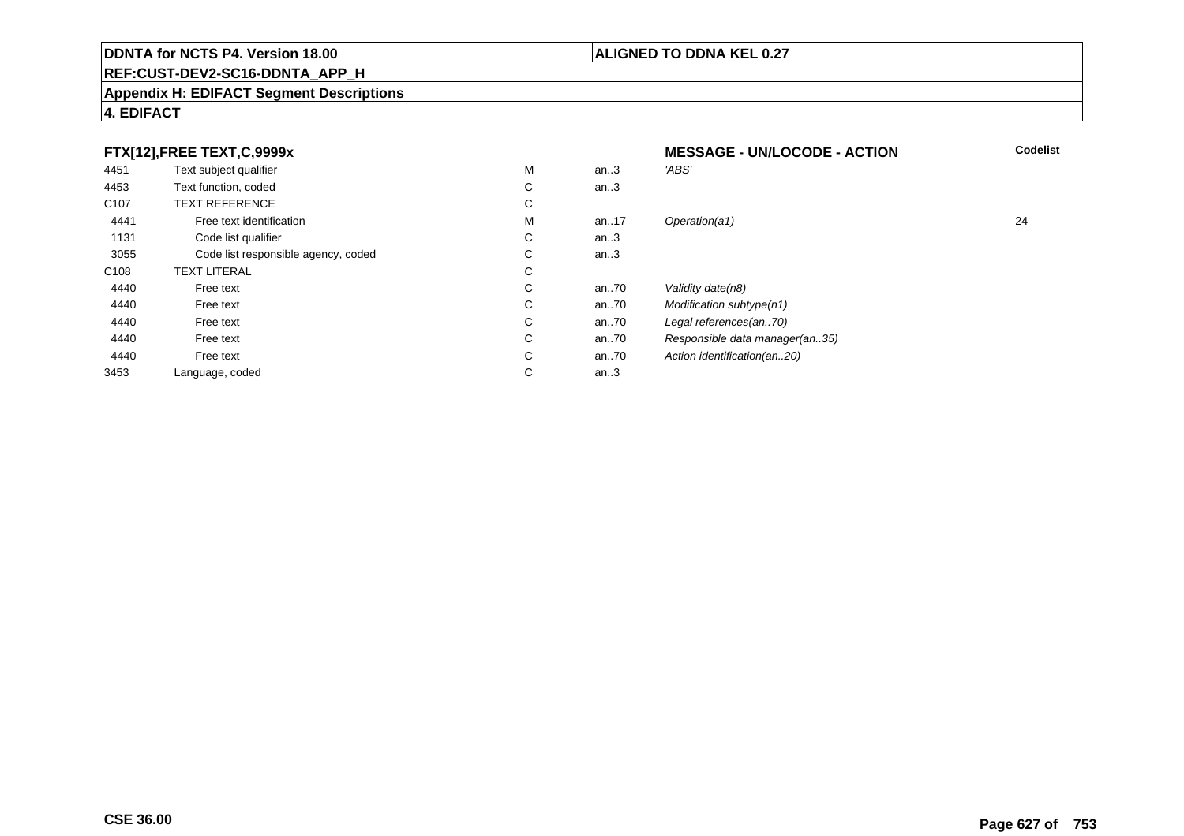**DDNTA for NCTS P4. Version 18.00** | **ALIGNED TO DDNA KEL 0.27**

**REF:CUST-DEV2-SC16-DDNTA_APP_H**

**Appendix H: EDIFACT Segment Descriptions**

**4. EDIFACT**

### FTX[12],FREE TEXT,C,9999x

**MESSAGE - UN/LOCODE - ACTION**

| | | | | | Codelist |
|---|---|---|---|---|---|
| 4451 | Text subject qualifier | M | an..3 | *'ABS'* | |
| 4453 | Text function, coded | C | an..3 | | |
| C107 | TEXT REFERENCE | C | | | |
| 4441 | Free text identification | M | an..17 | *Operation(a1)* | 24 |
| 1131 | Code list qualifier | C | an..3 | | |
| 3055 | Code list responsible agency, coded | C | an..3 | | |
| C108 | TEXT LITERAL | C | | | |
| 4440 | Free text | C | an..70 | *Validity date(n8)* | |
| 4440 | Free text | C | an..70 | *Modification subtype(n1)* | |
| 4440 | Free text | C | an..70 | *Legal references(an..70)* | |
| 4440 | Free text | C | an..70 | *Responsible data manager(an..35)* | |
| 4440 | Free text | C | an..70 | *Action identification(an..20)* | |
| 3453 | Language, coded | C | an..3 | | |

**CSE 36.00**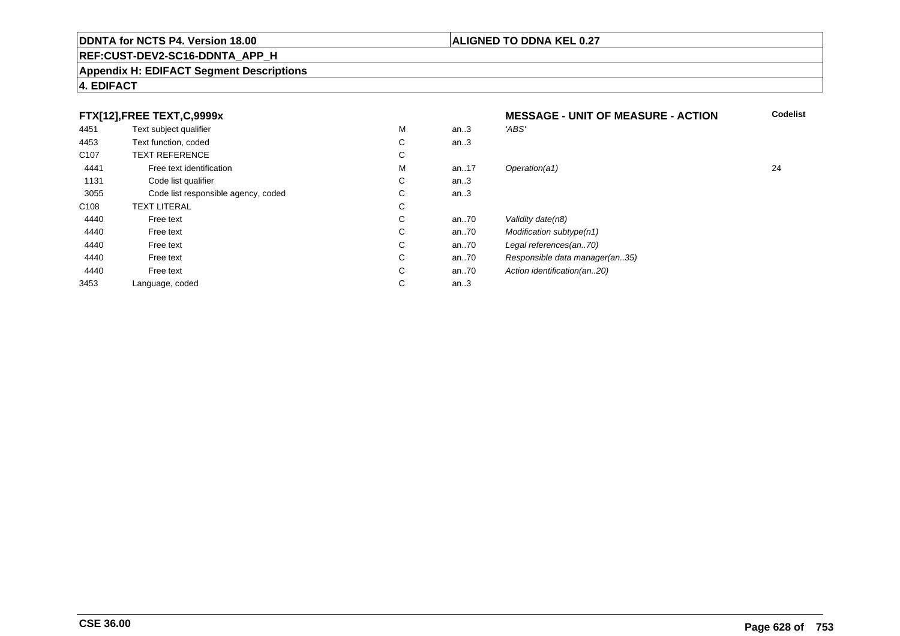**DDNTA for NCTS P4. Version 18.00** | **ALIGNED TO DDNA KEL 0.27**

**REF:CUST-DEV2-SC16-DDNTA_APP_H**

**Appendix H: EDIFACT Segment Descriptions**

**4. EDIFACT**

### FTX[12],FREE TEXT,C,9999x — MESSAGE - UNIT OF MEASURE - ACTION

| | | | | | Codelist |
|---|---|---|---|---|---|
| 4451 | Text subject qualifier | M | an..3 | *'ABS'* | |
| 4453 | Text function, coded | C | an..3 | | |
| C107 | TEXT REFERENCE | C | | | |
| 4441 | Free text identification | M | an..17 | *Operation(a1)* | 24 |
| 1131 | Code list qualifier | C | an..3 | | |
| 3055 | Code list responsible agency, coded | C | an..3 | | |
| C108 | TEXT LITERAL | C | | | |
| 4440 | Free text | C | an..70 | *Validity date(n8)* | |
| 4440 | Free text | C | an..70 | *Modification subtype(n1)* | |
| 4440 | Free text | C | an..70 | *Legal references(an..70)* | |
| 4440 | Free text | C | an..70 | *Responsible data manager(an..35)* | |
| 4440 | Free text | C | an..70 | *Action identification(an..20)* | |
| 3453 | Language, coded | C | an..3 | | |

**CSE 36.00**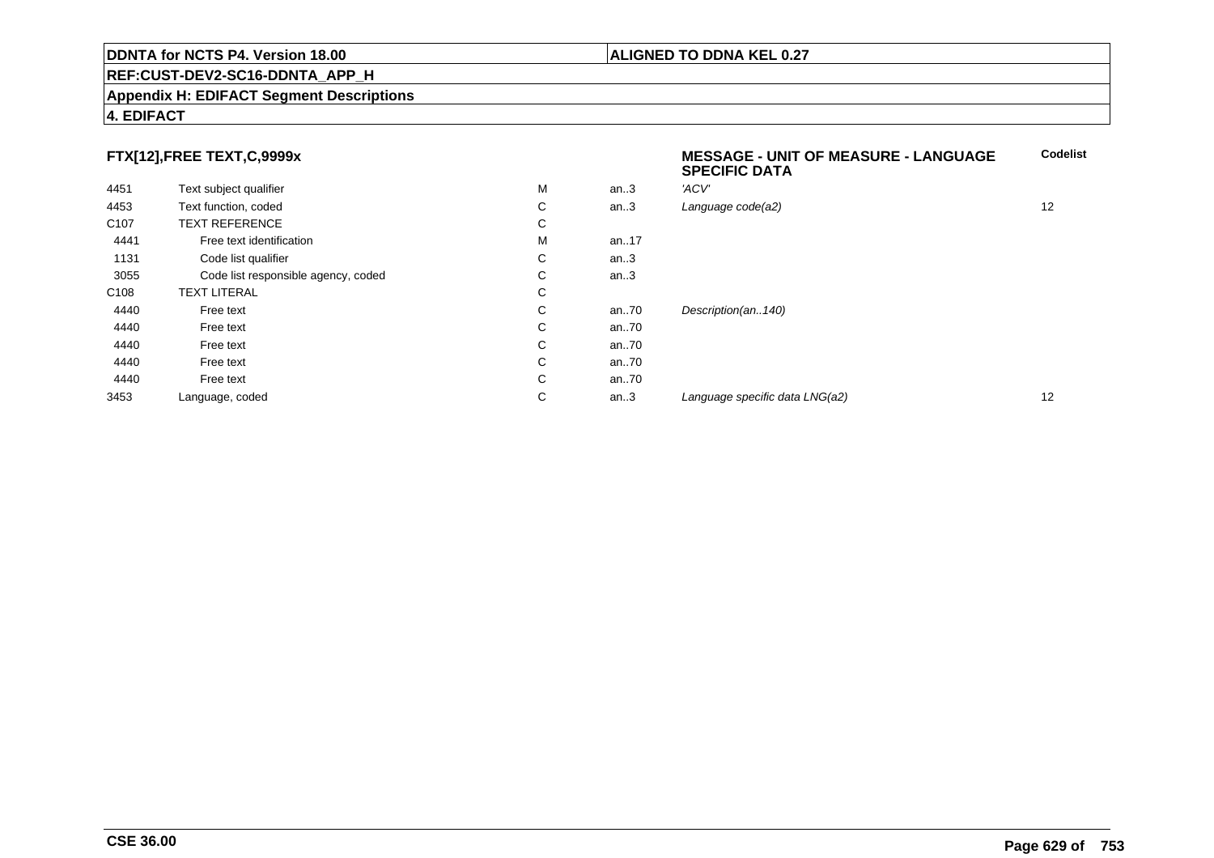**DDNTA for NCTS P4. Version 18.00** | **ALIGNED TO DDNA KEL 0.27**

**REF:CUST-DEV2-SC16-DDNTA_APP_H**

**Appendix H: EDIFACT Segment Descriptions**

**4. EDIFACT**

### FTX[12],FREE TEXT,C,9999x

| | | | | MESSAGE - UNIT OF MEASURE - LANGUAGE SPECIFIC DATA | Codelist |
|---|---|---|---|---|---|
| 4451 | Text subject qualifier | M | an..3 | *'ACV'* | |
| 4453 | Text function, coded | C | an..3 | *Language code(a2)* | 12 |
| C107 | TEXT REFERENCE | C | | | |
| 4441 | Free text identification | M | an..17 | | |
| 1131 | Code list qualifier | C | an..3 | | |
| 3055 | Code list responsible agency, coded | C | an..3 | | |
| C108 | TEXT LITERAL | C | | | |
| 4440 | Free text | C | an..70 | *Description(an..140)* | |
| 4440 | Free text | C | an..70 | | |
| 4440 | Free text | C | an..70 | | |
| 4440 | Free text | C | an..70 | | |
| 4440 | Free text | C | an..70 | | |
| 3453 | Language, coded | C | an..3 | *Language specific data LNG(a2)* | 12 |

**CSE 36.00**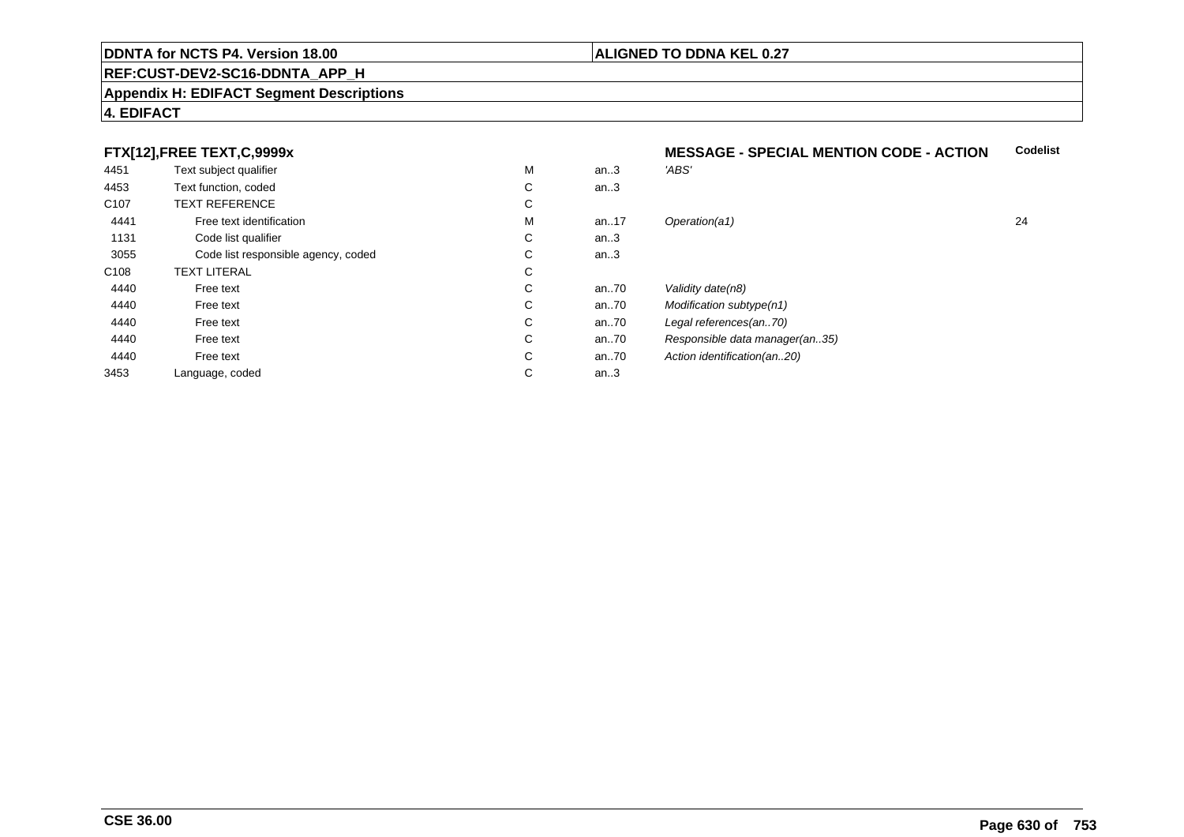**DDNTA for NCTS P4. Version 18.00** | **ALIGNED TO DDNA KEL 0.27**

**REF:CUST-DEV2-SC16-DDNTA_APP_H**

**Appendix H: EDIFACT Segment Descriptions**

**4. EDIFACT**

| **FTX[12],FREE TEXT,C,9999x** | | | | **MESSAGE - SPECIAL MENTION CODE - ACTION** | **Codelist** |
|---|---|---|---|---|---|
| 4451 | Text subject qualifier | M | an..3 | *'ABS'* | |
| 4453 | Text function, coded | C | an..3 | | |
| C107 | TEXT REFERENCE | C | | | |
| 4441 | Free text identification | M | an..17 | *Operation(a1)* | 24 |
| 1131 | Code list qualifier | C | an..3 | | |
| 3055 | Code list responsible agency, coded | C | an..3 | | |
| C108 | TEXT LITERAL | C | | | |
| 4440 | Free text | C | an..70 | *Validity date(n8)* | |
| 4440 | Free text | C | an..70 | *Modification subtype(n1)* | |
| 4440 | Free text | C | an..70 | *Legal references(an..70)* | |
| 4440 | Free text | C | an..70 | *Responsible data manager(an..35)* | |
| 4440 | Free text | C | an..70 | *Action identification(an..20)* | |
| 3453 | Language, coded | C | an..3 | | |

**CSE 36.00**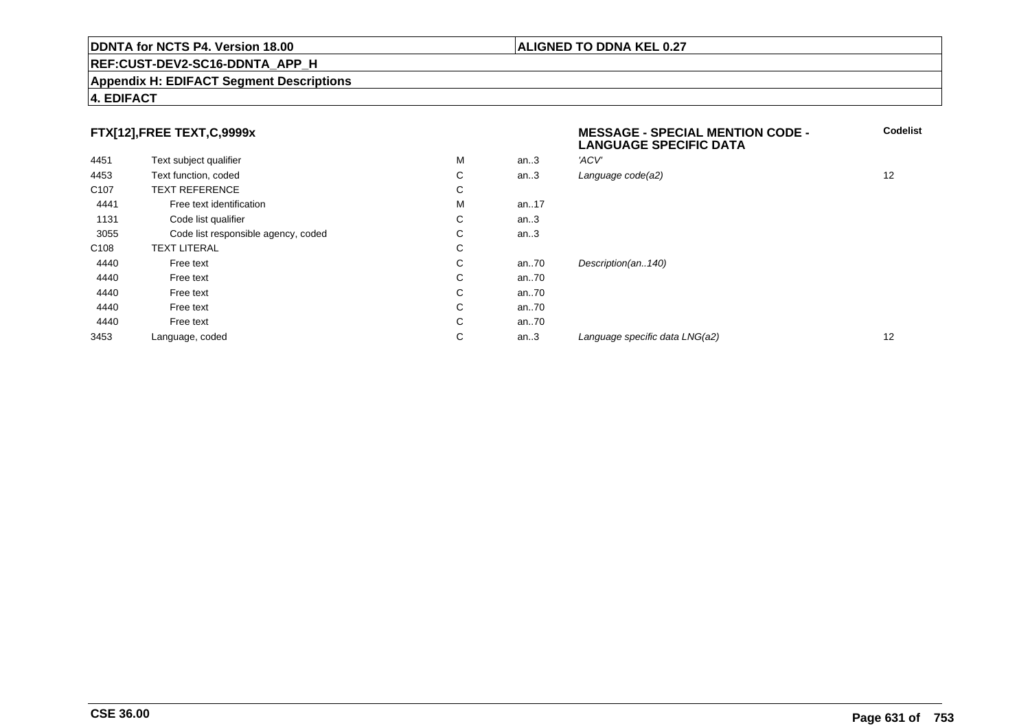**FTX[12],FREE TEXT,C,9999x**

**MESSAGE - SPECIAL MENTION CODE - LANGUAGE SPECIFIC DATA**

| | | | | | Codelist |
|---|---|---|---|---|---|
| 4451 | Text subject qualifier | M | an..3 | *'ACV'* | |
| 4453 | Text function, coded | C | an..3 | *Language code(a2)* | 12 |
| C107 | TEXT REFERENCE | C | | | |
| 4441 | Free text identification | M | an..17 | | |
| 1131 | Code list qualifier | C | an..3 | | |
| 3055 | Code list responsible agency, coded | C | an..3 | | |
| C108 | TEXT LITERAL | C | | | |
| 4440 | Free text | C | an..70 | *Description(an..140)* | |
| 4440 | Free text | C | an..70 | | |
| 4440 | Free text | C | an..70 | | |
| 4440 | Free text | C | an..70 | | |
| 4440 | Free text | C | an..70 | | |
| 3453 | Language, coded | C | an..3 | *Language specific data LNG(a2)* | 12 |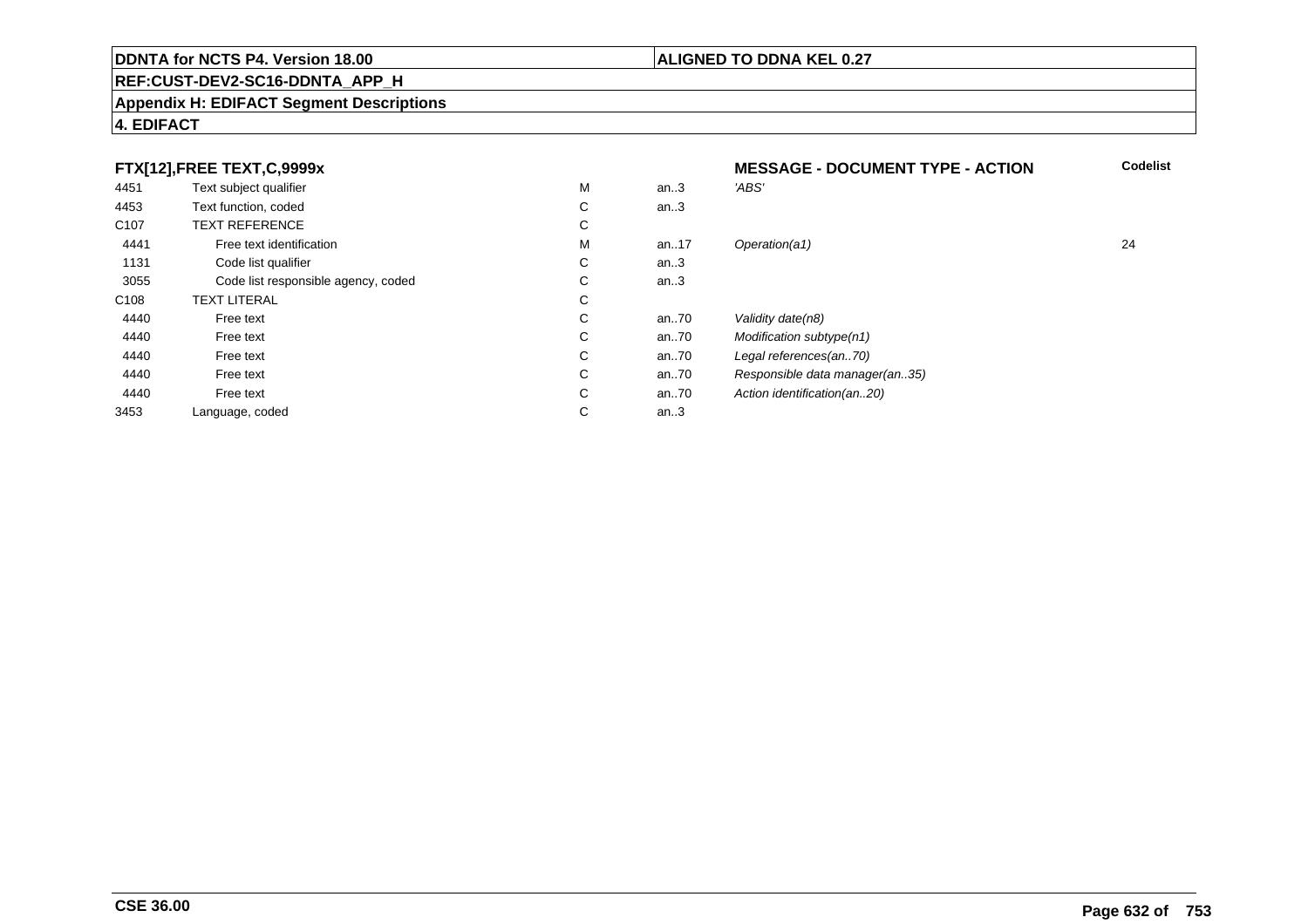**DDNTA for NCTS P4. Version 18.00** | **ALIGNED TO DDNA KEL 0.27**

**REF:CUST-DEV2-SC16-DDNTA_APP_H**

**Appendix H: EDIFACT Segment Descriptions**

**4. EDIFACT**

| FTX[12],FREE TEXT,C,9999x | | | | MESSAGE - DOCUMENT TYPE - ACTION | Codelist |
|---|---|---|---|---|---|
| 4451 | Text subject qualifier | M | an..3 | *'ABS'* | |
| 4453 | Text function, coded | C | an..3 | | |
| C107 | TEXT REFERENCE | C | | | |
| 4441 | Free text identification | M | an..17 | *Operation(a1)* | 24 |
| 1131 | Code list qualifier | C | an..3 | | |
| 3055 | Code list responsible agency, coded | C | an..3 | | |
| C108 | TEXT LITERAL | C | | | |
| 4440 | Free text | C | an..70 | *Validity date(n8)* | |
| 4440 | Free text | C | an..70 | *Modification subtype(n1)* | |
| 4440 | Free text | C | an..70 | *Legal references(an..70)* | |
| 4440 | Free text | C | an..70 | *Responsible data manager(an..35)* | |
| 4440 | Free text | C | an..70 | *Action identification(an..20)* | |
| 3453 | Language, coded | C | an..3 | | |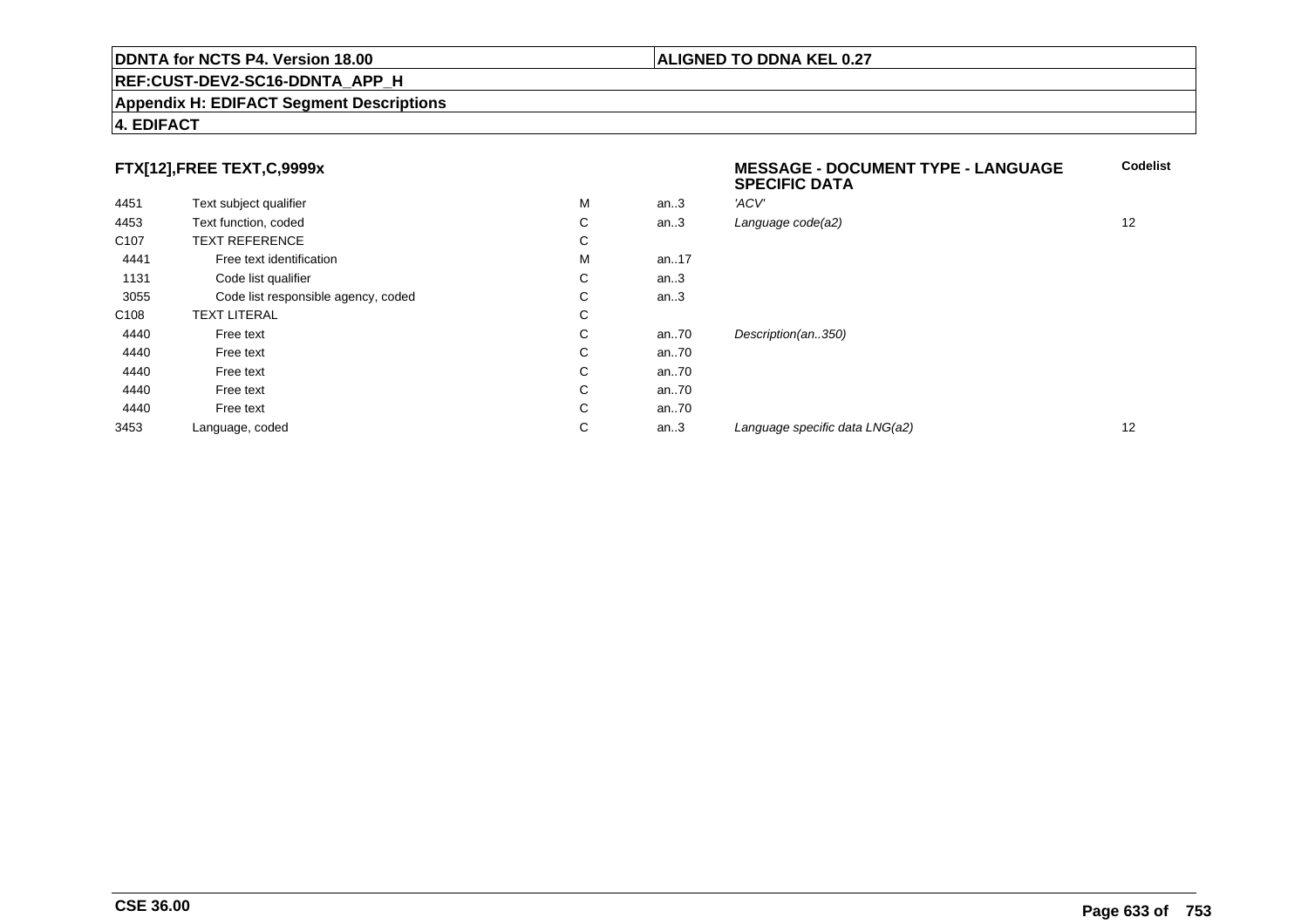**DDNTA for NCTS P4. Version 18.00** | **ALIGNED TO DDNA KEL 0.27**

**REF:CUST-DEV2-SC16-DDNTA_APP_H**

**Appendix H: EDIFACT Segment Descriptions**

**4. EDIFACT**

| **FTX[12],FREE TEXT,C,9999x** | | | | **MESSAGE - DOCUMENT TYPE - LANGUAGE SPECIFIC DATA** | **Codelist** |
|---|---|---|---|---|---|
| 4451 | Text subject qualifier | M | an..3 | *'ACV'* | |
| 4453 | Text function, coded | C | an..3 | *Language code(a2)* | 12 |
| C107 | TEXT REFERENCE | C | | | |
| 4441 | Free text identification | M | an..17 | | |
| 1131 | Code list qualifier | C | an..3 | | |
| 3055 | Code list responsible agency, coded | C | an..3 | | |
| C108 | TEXT LITERAL | C | | | |
| 4440 | Free text | C | an..70 | *Description(an..350)* | |
| 4440 | Free text | C | an..70 | | |
| 4440 | Free text | C | an..70 | | |
| 4440 | Free text | C | an..70 | | |
| 4440 | Free text | C | an..70 | | |
| 3453 | Language, coded | C | an..3 | *Language specific data LNG(a2)* | 12 |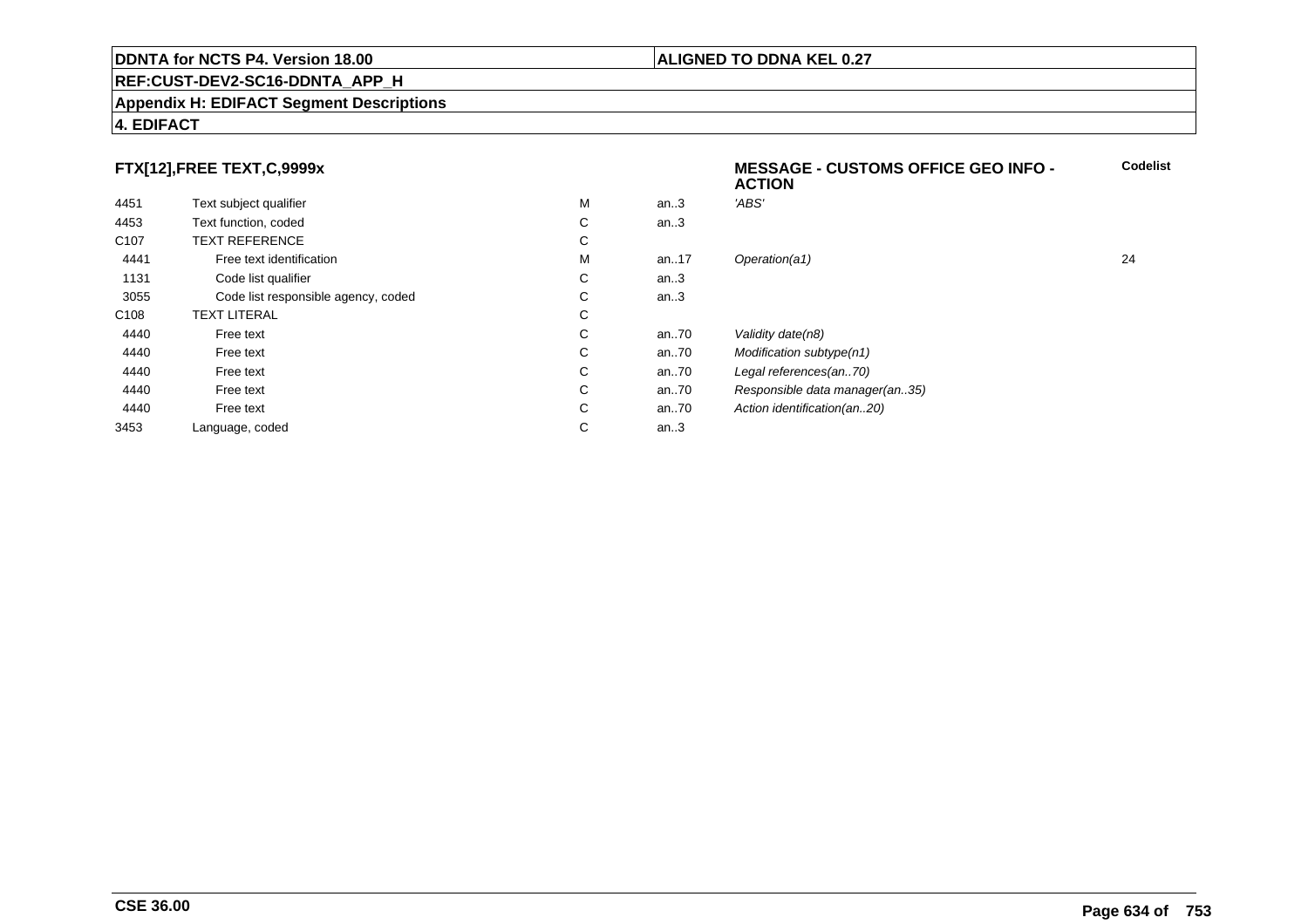**DDNTA for NCTS P4. Version 18.00** | **ALIGNED TO DDNA KEL 0.27**

**REF:CUST-DEV2-SC16-DDNTA_APP_H**

**Appendix H: EDIFACT Segment Descriptions**

**4. EDIFACT**

### FTX[12],FREE TEXT,C,9999x

**MESSAGE - CUSTOMS OFFICE GEO INFO - ACTION**

| | | | | | Codelist |
|---|---|---|---|---|---|
| 4451 | Text subject qualifier | M | an..3 | *'ABS'* | |
| 4453 | Text function, coded | C | an..3 | | |
| C107 | TEXT REFERENCE | C | | | |
| 4441 | Free text identification | M | an..17 | *Operation(a1)* | 24 |
| 1131 | Code list qualifier | C | an..3 | | |
| 3055 | Code list responsible agency, coded | C | an..3 | | |
| C108 | TEXT LITERAL | C | | | |
| 4440 | Free text | C | an..70 | *Validity date(n8)* | |
| 4440 | Free text | C | an..70 | *Modification subtype(n1)* | |
| 4440 | Free text | C | an..70 | *Legal references(an..70)* | |
| 4440 | Free text | C | an..70 | *Responsible data manager(an..35)* | |
| 4440 | Free text | C | an..70 | *Action identification(an..20)* | |
| 3453 | Language, coded | C | an..3 | | |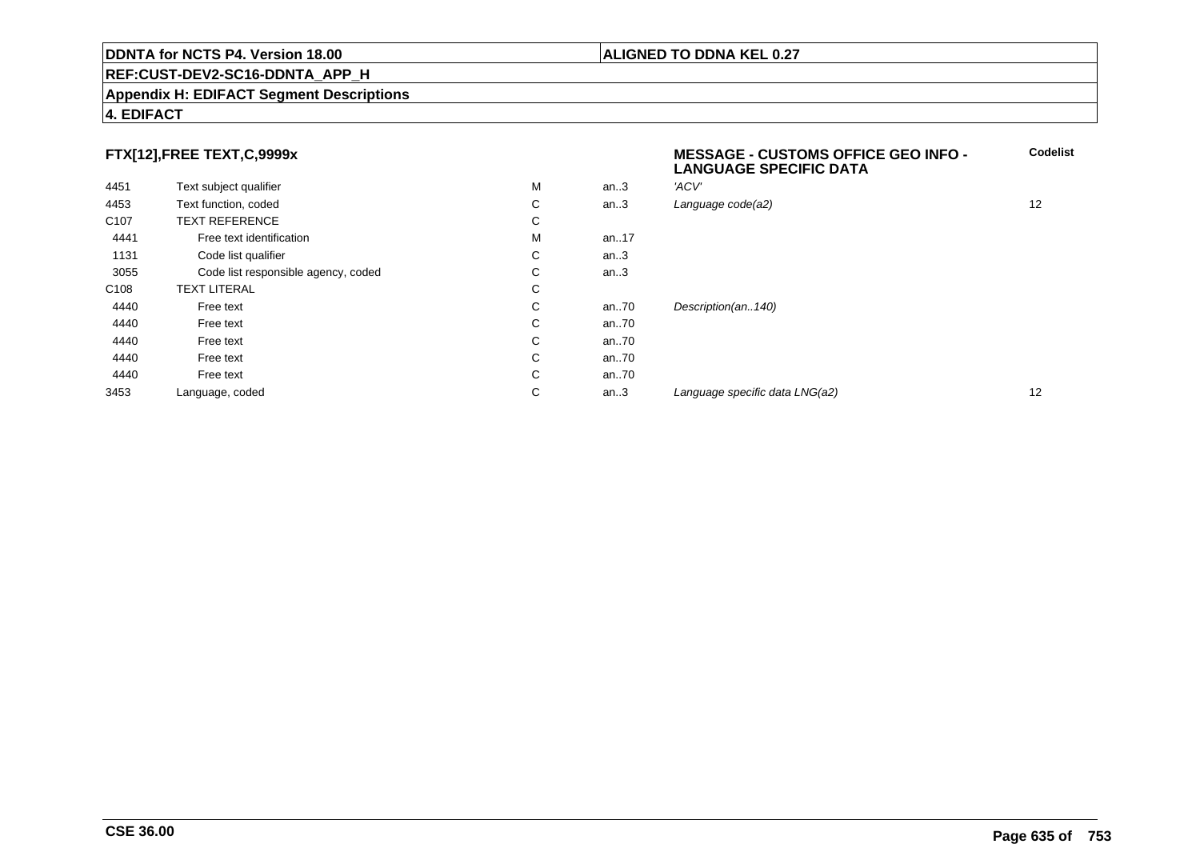**DDNTA for NCTS P4. Version 18.00** | **ALIGNED TO DDNA KEL 0.27**

**REF:CUST-DEV2-SC16-DDNTA_APP_H**

**Appendix H: EDIFACT Segment Descriptions**

**4. EDIFACT**

**FTX[12],FREE TEXT,C,9999x** — **MESSAGE - CUSTOMS OFFICE GEO INFO - LANGUAGE SPECIFIC DATA**

| | | | | | Codelist |
|---|---|---|---|---|---|
| 4451 | Text subject qualifier | M | an..3 | *'ACV'* | |
| 4453 | Text function, coded | C | an..3 | *Language code(a2)* | 12 |
| C107 | TEXT REFERENCE | C | | | |
| 4441 | Free text identification | M | an..17 | | |
| 1131 | Code list qualifier | C | an..3 | | |
| 3055 | Code list responsible agency, coded | C | an..3 | | |
| C108 | TEXT LITERAL | C | | | |
| 4440 | Free text | C | an..70 | *Description(an..140)* | |
| 4440 | Free text | C | an..70 | | |
| 4440 | Free text | C | an..70 | | |
| 4440 | Free text | C | an..70 | | |
| 4440 | Free text | C | an..70 | | |
| 3453 | Language, coded | C | an..3 | *Language specific data LNG(a2)* | 12 |

**CSE 36.00**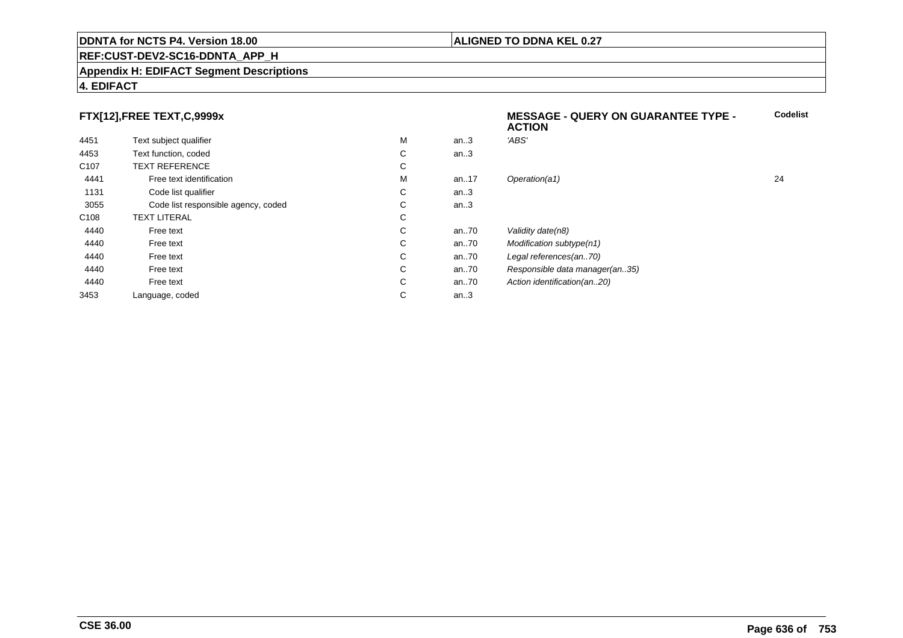**DDNTA for NCTS P4. Version 18.00** | **ALIGNED TO DDNA KEL 0.27**

**REF:CUST-DEV2-SC16-DDNTA_APP_H**

**Appendix H: EDIFACT Segment Descriptions**

**4. EDIFACT**

### FTX[12],FREE TEXT,C,9999x

**MESSAGE - QUERY ON GUARANTEE TYPE - ACTION**

| | | | | | Codelist |
|---|---|---|---|---|---|
| 4451 | Text subject qualifier | M | an..3 | *'ABS'* | |
| 4453 | Text function, coded | C | an..3 | | |
| C107 | TEXT REFERENCE | C | | | |
| 4441 | Free text identification | M | an..17 | *Operation(a1)* | 24 |
| 1131 | Code list qualifier | C | an..3 | | |
| 3055 | Code list responsible agency, coded | C | an..3 | | |
| C108 | TEXT LITERAL | C | | | |
| 4440 | Free text | C | an..70 | *Validity date(n8)* | |
| 4440 | Free text | C | an..70 | *Modification subtype(n1)* | |
| 4440 | Free text | C | an..70 | *Legal references(an..70)* | |
| 4440 | Free text | C | an..70 | *Responsible data manager(an..35)* | |
| 4440 | Free text | C | an..70 | *Action identification(an..20)* | |
| 3453 | Language, coded | C | an..3 | | |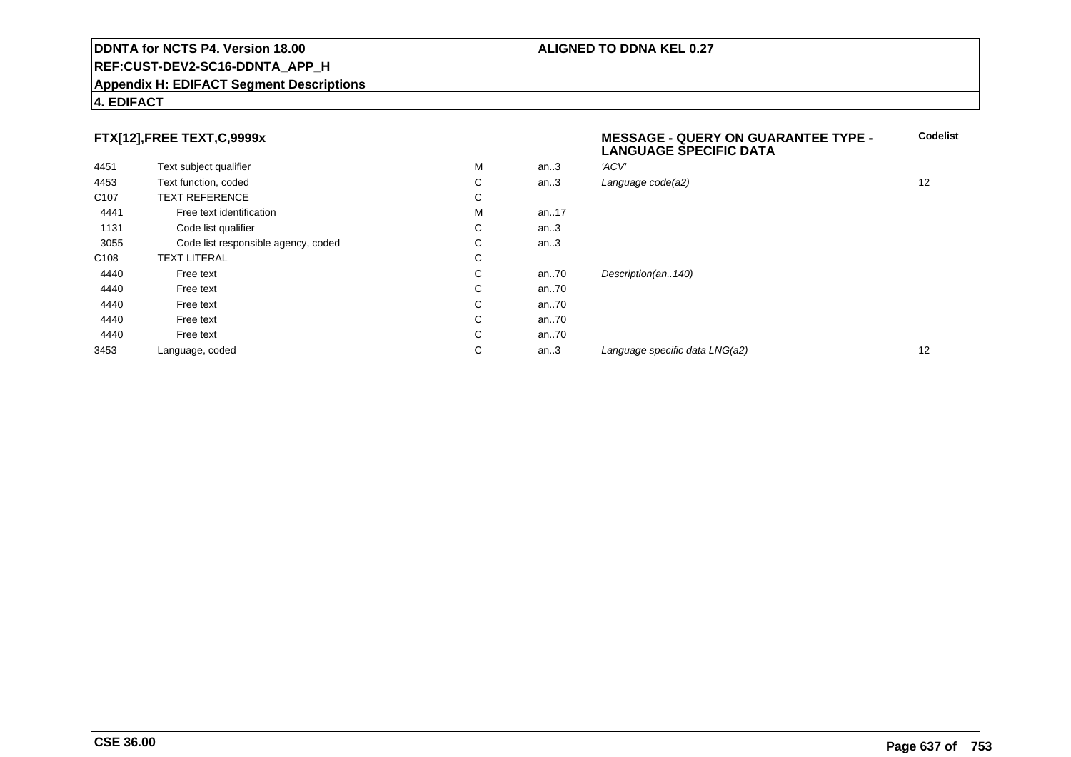**DDNTA for NCTS P4. Version 18.00** | **ALIGNED TO DDNA KEL 0.27**

**REF:CUST-DEV2-SC16-DDNTA_APP_H**

**Appendix H: EDIFACT Segment Descriptions**

**4. EDIFACT**

| **FTX[12],FREE TEXT,C,9999x** | | | | **MESSAGE - QUERY ON GUARANTEE TYPE - LANGUAGE SPECIFIC DATA** | **Codelist** |
|---|---|---|---|---|---|
| 4451 | Text subject qualifier | M | an..3 | *'ACV'* | |
| 4453 | Text function, coded | C | an..3 | *Language code(a2)* | 12 |
| C107 | TEXT REFERENCE | C | | | |
| 4441 | Free text identification | M | an..17 | | |
| 1131 | Code list qualifier | C | an..3 | | |
| 3055 | Code list responsible agency, coded | C | an..3 | | |
| C108 | TEXT LITERAL | C | | | |
| 4440 | Free text | C | an..70 | *Description(an..140)* | |
| 4440 | Free text | C | an..70 | | |
| 4440 | Free text | C | an..70 | | |
| 4440 | Free text | C | an..70 | | |
| 4440 | Free text | C | an..70 | | |
| 3453 | Language, coded | C | an..3 | *Language specific data LNG(a2)* | 12 |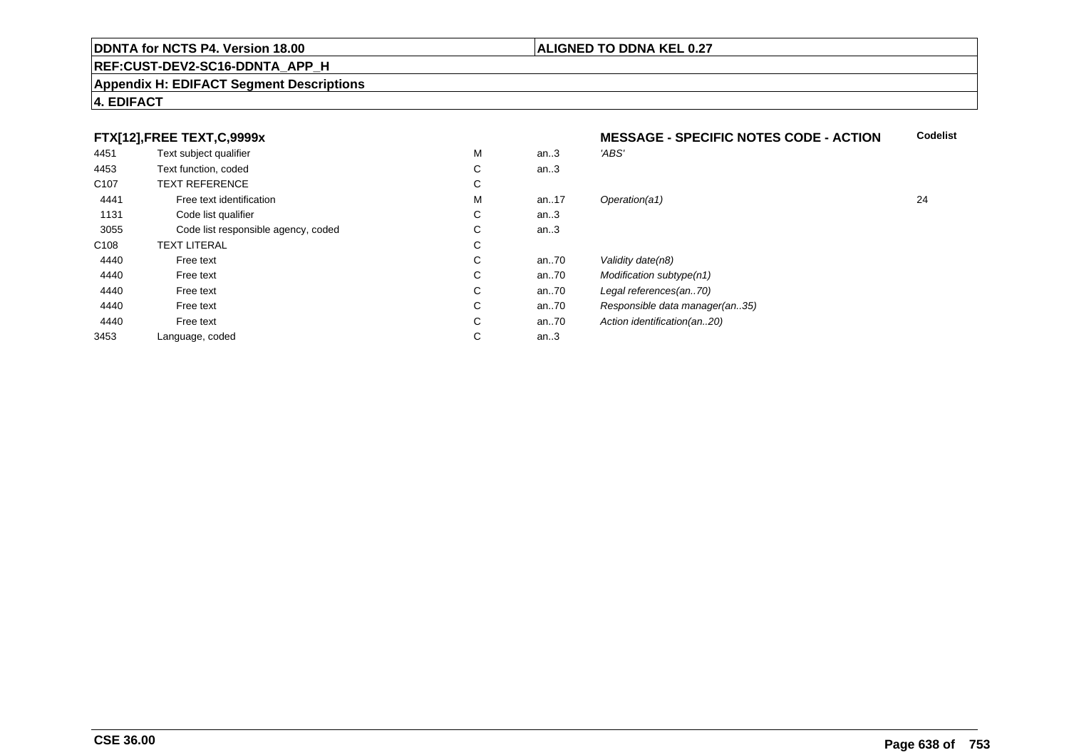**DDNTA for NCTS P4. Version 18.00** | **ALIGNED TO DDNA KEL 0.27**

**REF:CUST-DEV2-SC16-DDNTA_APP_H**

**Appendix H: EDIFACT Segment Descriptions**

**4. EDIFACT**

| FTX[12],FREE TEXT,C,9999x | | | | MESSAGE - SPECIFIC NOTES CODE - ACTION | Codelist |
|---|---|---|---|---|---|
| 4451 | Text subject qualifier | M | an..3 | *'ABS'* | |
| 4453 | Text function, coded | C | an..3 | | |
| C107 | TEXT REFERENCE | C | | | |
| 4441 | Free text identification | M | an..17 | *Operation(a1)* | 24 |
| 1131 | Code list qualifier | C | an..3 | | |
| 3055 | Code list responsible agency, coded | C | an..3 | | |
| C108 | TEXT LITERAL | C | | | |
| 4440 | Free text | C | an..70 | *Validity date(n8)* | |
| 4440 | Free text | C | an..70 | *Modification subtype(n1)* | |
| 4440 | Free text | C | an..70 | *Legal references(an..70)* | |
| 4440 | Free text | C | an..70 | *Responsible data manager(an..35)* | |
| 4440 | Free text | C | an..70 | *Action identification(an..20)* | |
| 3453 | Language, coded | C | an..3 | | |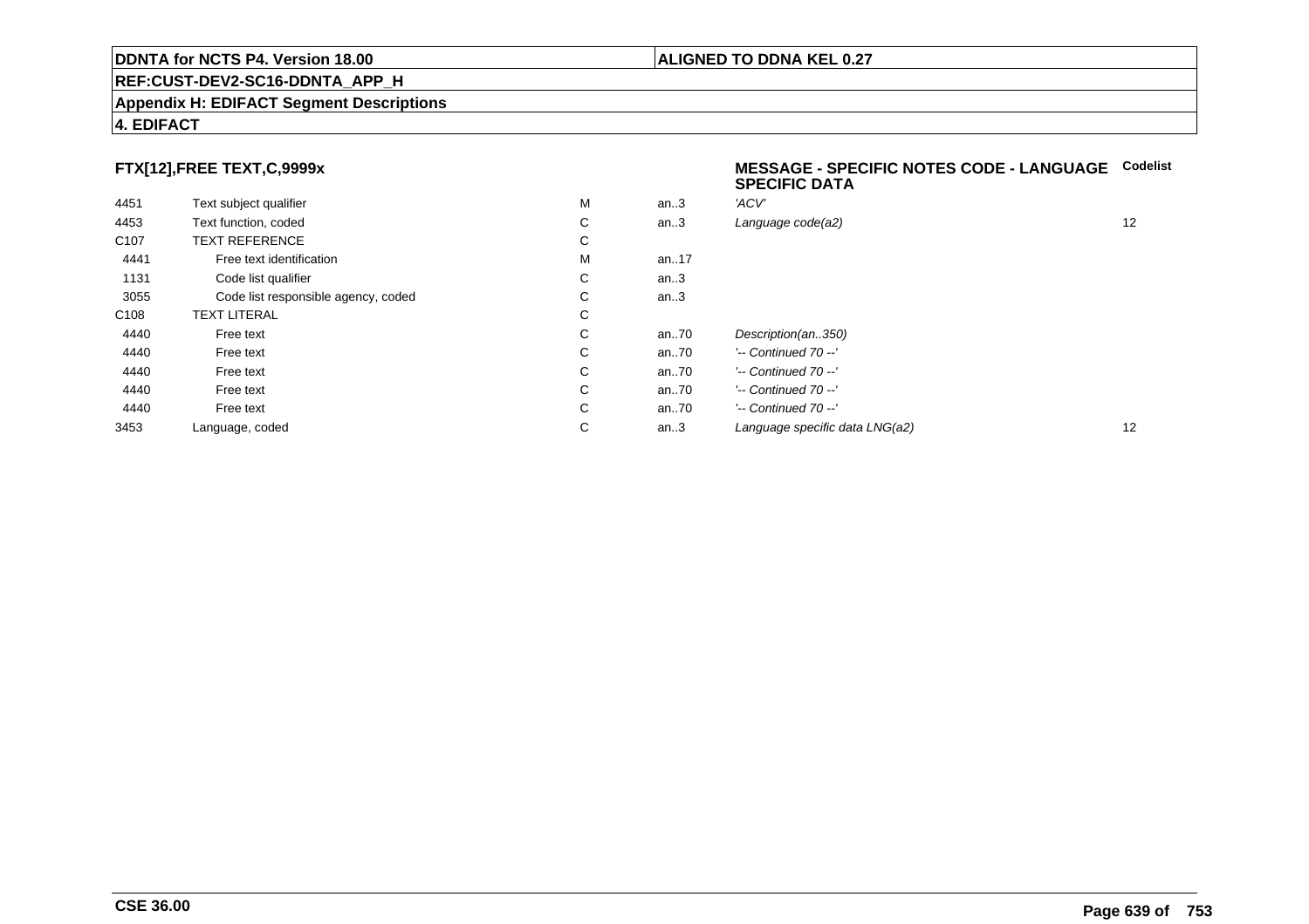**DDNTA for NCTS P4. Version 18.00** | **ALIGNED TO DDNA KEL 0.27**

**REF:CUST-DEV2-SC16-DDNTA_APP_H**

**Appendix H: EDIFACT Segment Descriptions**

**4. EDIFACT**

### FTX[12],FREE TEXT,C,9999x

**MESSAGE - SPECIFIC NOTES CODE - LANGUAGE SPECIFIC DATA**

| | | | | | Codelist |
|---|---|---|---|---|---|
| 4451 | Text subject qualifier | M | an..3 | *'ACV'* | |
| 4453 | Text function, coded | C | an..3 | *Language code(a2)* | 12 |
| C107 | TEXT REFERENCE | C | | | |
| 4441 | Free text identification | M | an..17 | | |
| 1131 | Code list qualifier | C | an..3 | | |
| 3055 | Code list responsible agency, coded | C | an..3 | | |
| C108 | TEXT LITERAL | C | | | |
| 4440 | Free text | C | an..70 | *Description(an..350)* | |
| 4440 | Free text | C | an..70 | *'-- Continued 70 --'* | |
| 4440 | Free text | C | an..70 | *'-- Continued 70 --'* | |
| 4440 | Free text | C | an..70 | *'-- Continued 70 --'* | |
| 4440 | Free text | C | an..70 | *'-- Continued 70 --'* | |
| 3453 | Language, coded | C | an..3 | *Language specific data LNG(a2)* | 12 |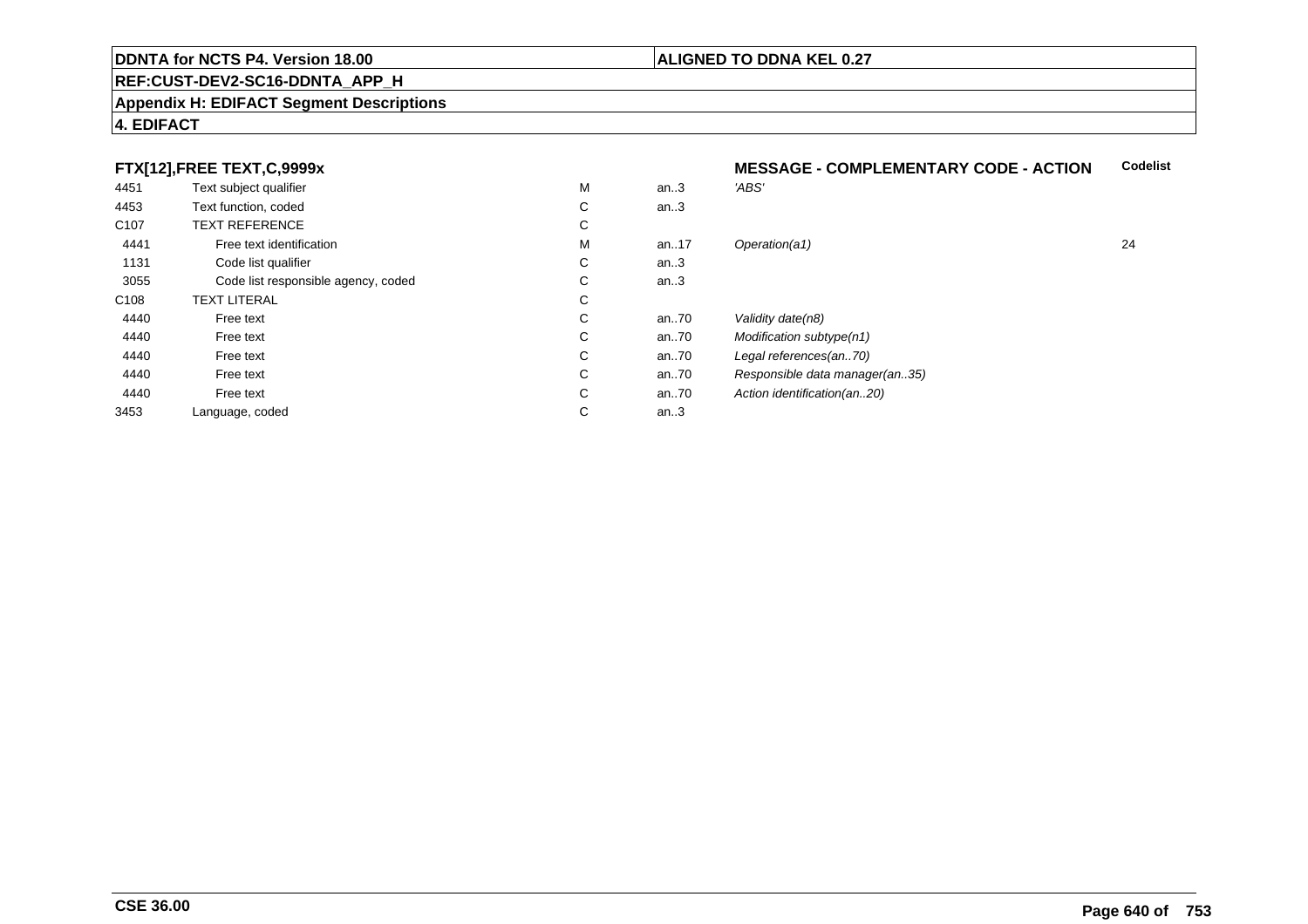DDNTA for NCTS P4. Version 18.00

ALIGNED TO DDNA KEL 0.27

REF:CUST-DEV2-SC16-DDNTA_APP_H

**Appendix H: EDIFACT Segment Descriptions**

**4. EDIFACT**

**FTX[12],FREE TEXT,C,9999x** — **MESSAGE - COMPLEMENTARY CODE - ACTION**

| Code | Name | Status | Format | Description | Codelist |
|---|---|---|---|---|---|
| 4451 | Text subject qualifier | M | an..3 | *'ABS'* | |
| 4453 | Text function, coded | C | an..3 | | |
| C107 | TEXT REFERENCE | C | | | |
| 4441 | Free text identification | M | an..17 | *Operation(a1)* | 24 |
| 1131 | Code list qualifier | C | an..3 | | |
| 3055 | Code list responsible agency, coded | C | an..3 | | |
| C108 | TEXT LITERAL | C | | | |
| 4440 | Free text | C | an..70 | *Validity date(n8)* | |
| 4440 | Free text | C | an..70 | *Modification subtype(n1)* | |
| 4440 | Free text | C | an..70 | *Legal references(an..70)* | |
| 4440 | Free text | C | an..70 | *Responsible data manager(an..35)* | |
| 4440 | Free text | C | an..70 | *Action identification(an..20)* | |
| 3453 | Language, coded | C | an..3 | | |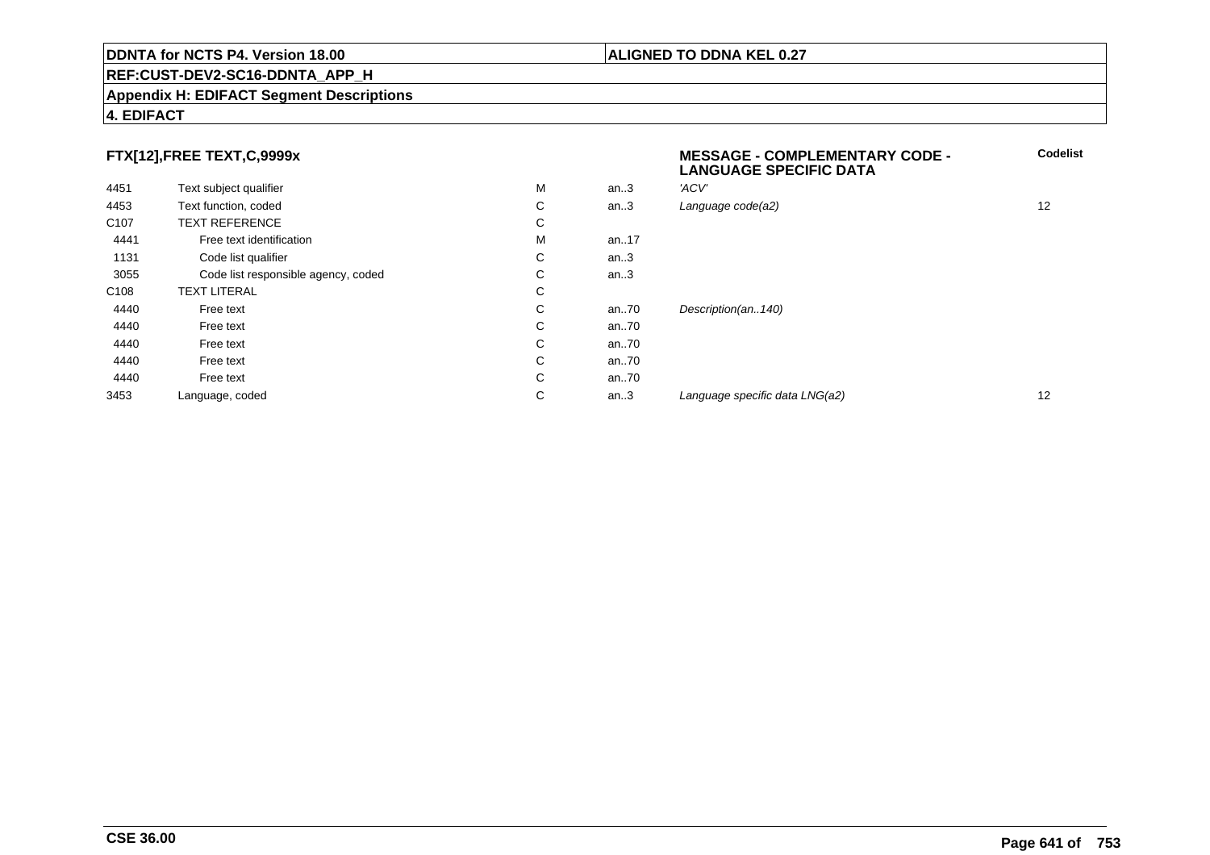**DDNTA for NCTS P4. Version 18.00** | **ALIGNED TO DDNA KEL 0.27**

**REF:CUST-DEV2-SC16-DDNTA_APP_H**

**Appendix H: EDIFACT Segment Descriptions**

**4. EDIFACT**

### FTX[12],FREE TEXT,C,9999x

**MESSAGE - COMPLEMENTARY CODE - LANGUAGE SPECIFIC DATA**

| | | | | | Codelist |
|---|---|---|---|---|---|
| 4451 | Text subject qualifier | M | an..3 | *'ACV'* | |
| 4453 | Text function, coded | C | an..3 | *Language code(a2)* | 12 |
| C107 | TEXT REFERENCE | C | | | |
| 4441 | Free text identification | M | an..17 | | |
| 1131 | Code list qualifier | C | an..3 | | |
| 3055 | Code list responsible agency, coded | C | an..3 | | |
| C108 | TEXT LITERAL | C | | | |
| 4440 | Free text | C | an..70 | *Description(an..140)* | |
| 4440 | Free text | C | an..70 | | |
| 4440 | Free text | C | an..70 | | |
| 4440 | Free text | C | an..70 | | |
| 4440 | Free text | C | an..70 | | |
| 3453 | Language, coded | C | an..3 | *Language specific data LNG(a2)* | 12 |

**CSE 36.00**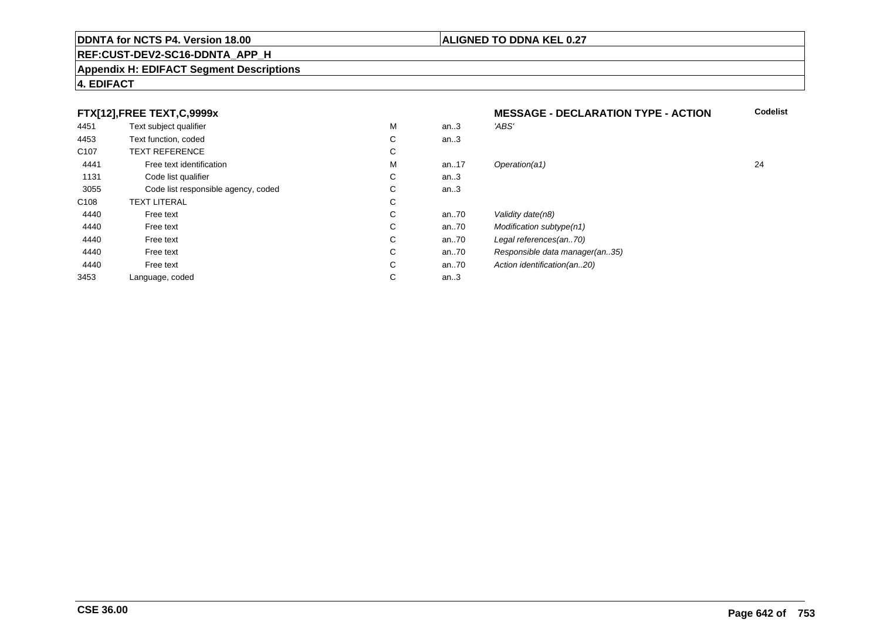**DDNTA for NCTS P4. Version 18.00**

**ALIGNED TO DDNA KEL 0.27**

**REF:CUST-DEV2-SC16-DDNTA_APP_H**

**Appendix H: EDIFACT Segment Descriptions**

**4. EDIFACT**

| **FTX[12],FREE TEXT,C,9999x** | | | | **MESSAGE - DECLARATION TYPE - ACTION** | **Codelist** |
|---|---|---|---|---|---|
| 4451 | Text subject qualifier | M | an..3 | *'ABS'* | |
| 4453 | Text function, coded | C | an..3 | | |
| C107 | TEXT REFERENCE | C | | | |
| 4441 | Free text identification | M | an..17 | *Operation(a1)* | 24 |
| 1131 | Code list qualifier | C | an..3 | | |
| 3055 | Code list responsible agency, coded | C | an..3 | | |
| C108 | TEXT LITERAL | C | | | |
| 4440 | Free text | C | an..70 | *Validity date(n8)* | |
| 4440 | Free text | C | an..70 | *Modification subtype(n1)* | |
| 4440 | Free text | C | an..70 | *Legal references(an..70)* | |
| 4440 | Free text | C | an..70 | *Responsible data manager(an..35)* | |
| 4440 | Free text | C | an..70 | *Action identification(an..20)* | |
| 3453 | Language, coded | C | an..3 | | |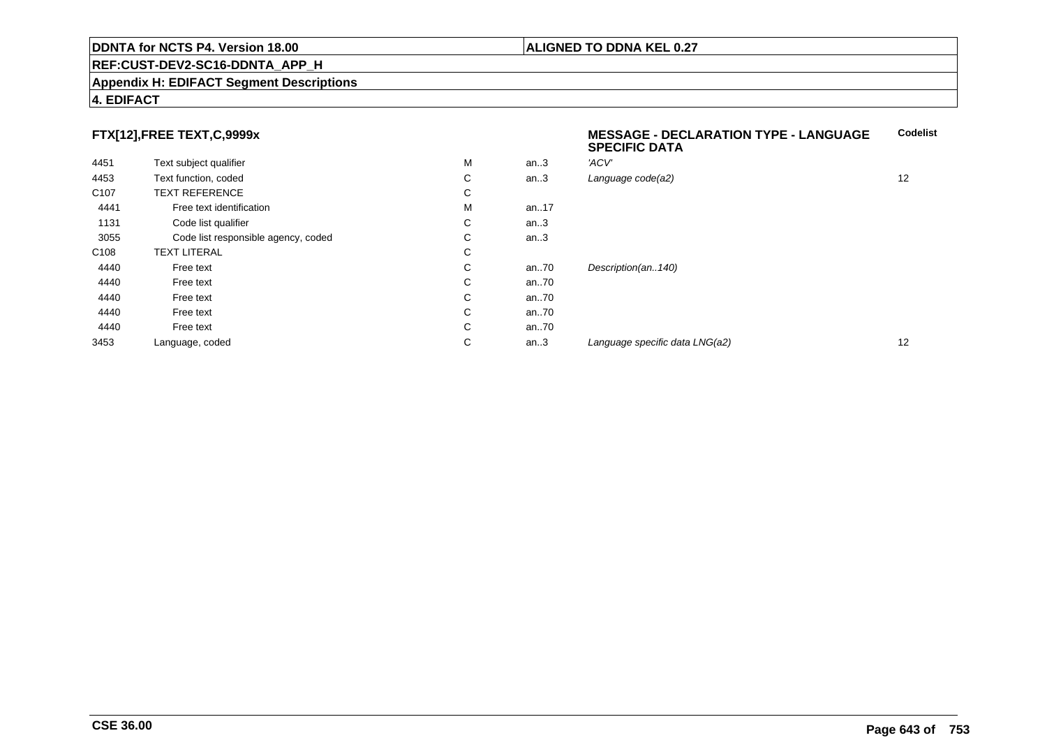**DDNTA for NCTS P4. Version 18.00** | **ALIGNED TO DDNA KEL 0.27**

**REF:CUST-DEV2-SC16-DDNTA_APP_H**

**Appendix H: EDIFACT Segment Descriptions**

**4. EDIFACT**

### FTX[12],FREE TEXT,C,9999x

**MESSAGE - DECLARATION TYPE - LANGUAGE SPECIFIC DATA**

| | | | | | Codelist |
|---|---|---|---|---|---|
| 4451 | Text subject qualifier | M | an..3 | *'ACV'* | |
| 4453 | Text function, coded | C | an..3 | *Language code(a2)* | 12 |
| C107 | TEXT REFERENCE | C | | | |
| 4441 | Free text identification | M | an..17 | | |
| 1131 | Code list qualifier | C | an..3 | | |
| 3055 | Code list responsible agency, coded | C | an..3 | | |
| C108 | TEXT LITERAL | C | | | |
| 4440 | Free text | C | an..70 | *Description(an..140)* | |
| 4440 | Free text | C | an..70 | | |
| 4440 | Free text | C | an..70 | | |
| 4440 | Free text | C | an..70 | | |
| 4440 | Free text | C | an..70 | | |
| 3453 | Language, coded | C | an..3 | *Language specific data LNG(a2)* | 12 |

**CSE 36.00**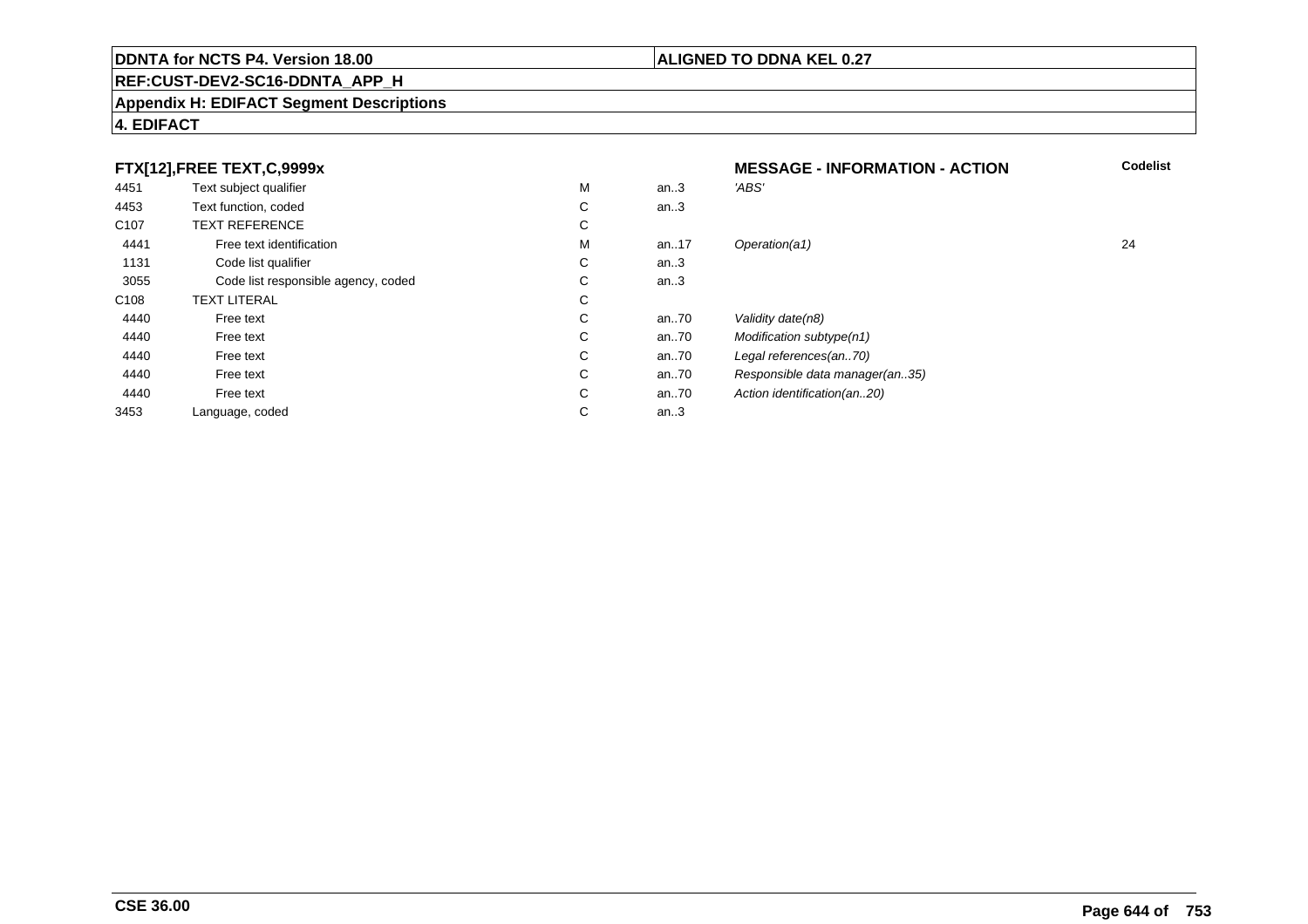**DDNTA for NCTS P4. Version 18.00** | **ALIGNED TO DDNA KEL 0.27**

**REF:CUST-DEV2-SC16-DDNTA_APP_H**

**Appendix H: EDIFACT Segment Descriptions**

**4. EDIFACT**

| **FTX[12],FREE TEXT,C,9999x** | | | | **MESSAGE - INFORMATION - ACTION** | **Codelist** |
|---|---|---|---|---|---|
| 4451 | Text subject qualifier | M | an..3 | *'ABS'* | |
| 4453 | Text function, coded | C | an..3 | | |
| C107 | TEXT REFERENCE | C | | | |
| 4441 | Free text identification | M | an..17 | *Operation(a1)* | 24 |
| 1131 | Code list qualifier | C | an..3 | | |
| 3055 | Code list responsible agency, coded | C | an..3 | | |
| C108 | TEXT LITERAL | C | | | |
| 4440 | Free text | C | an..70 | *Validity date(n8)* | |
| 4440 | Free text | C | an..70 | *Modification subtype(n1)* | |
| 4440 | Free text | C | an..70 | *Legal references(an..70)* | |
| 4440 | Free text | C | an..70 | *Responsible data manager(an..35)* | |
| 4440 | Free text | C | an..70 | *Action identification(an..20)* | |
| 3453 | Language, coded | C | an..3 | | |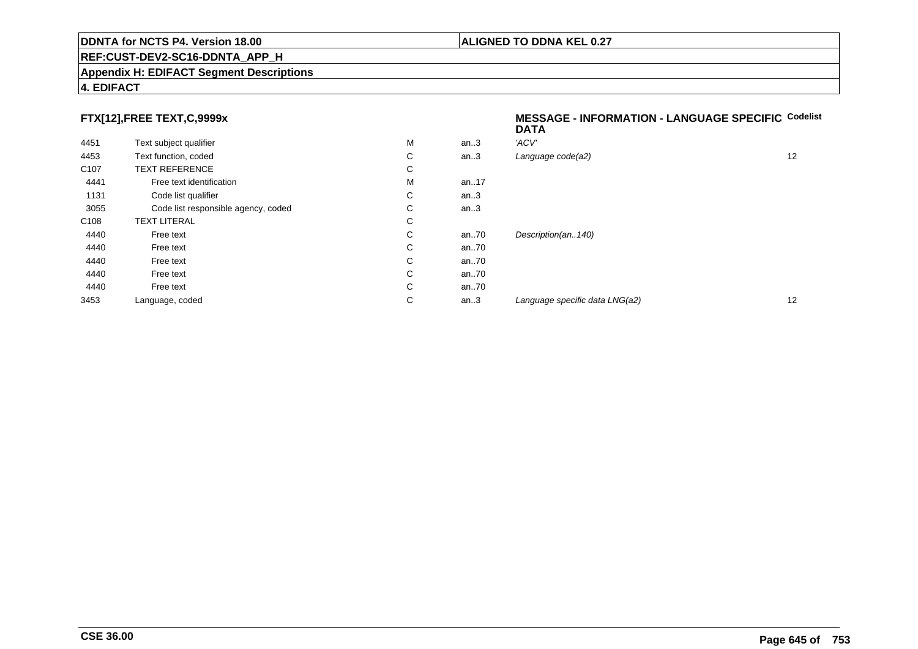**DDNTA for NCTS P4. Version 18.00** | **ALIGNED TO DDNA KEL 0.27**

**REF:CUST-DEV2-SC16-DDNTA_APP_H**

**Appendix H: EDIFACT Segment Descriptions**

**4. EDIFACT**

### FTX[12],FREE TEXT,C,9999x

**MESSAGE - INFORMATION - LANGUAGE SPECIFIC DATA**

| | | | | | Codelist |
|---|---|---|---|---|---|
| 4451 | Text subject qualifier | M | an..3 | *'ACV'* | |
| 4453 | Text function, coded | C | an..3 | *Language code(a2)* | 12 |
| C107 | TEXT REFERENCE | C | | | |
| 4441 | Free text identification | M | an..17 | | |
| 1131 | Code list qualifier | C | an..3 | | |
| 3055 | Code list responsible agency, coded | C | an..3 | | |
| C108 | TEXT LITERAL | C | | | |
| 4440 | Free text | C | an..70 | *Description(an..140)* | |
| 4440 | Free text | C | an..70 | | |
| 4440 | Free text | C | an..70 | | |
| 4440 | Free text | C | an..70 | | |
| 4440 | Free text | C | an..70 | | |
| 3453 | Language, coded | C | an..3 | *Language specific data LNG(a2)* | 12 |

**CSE 36.00**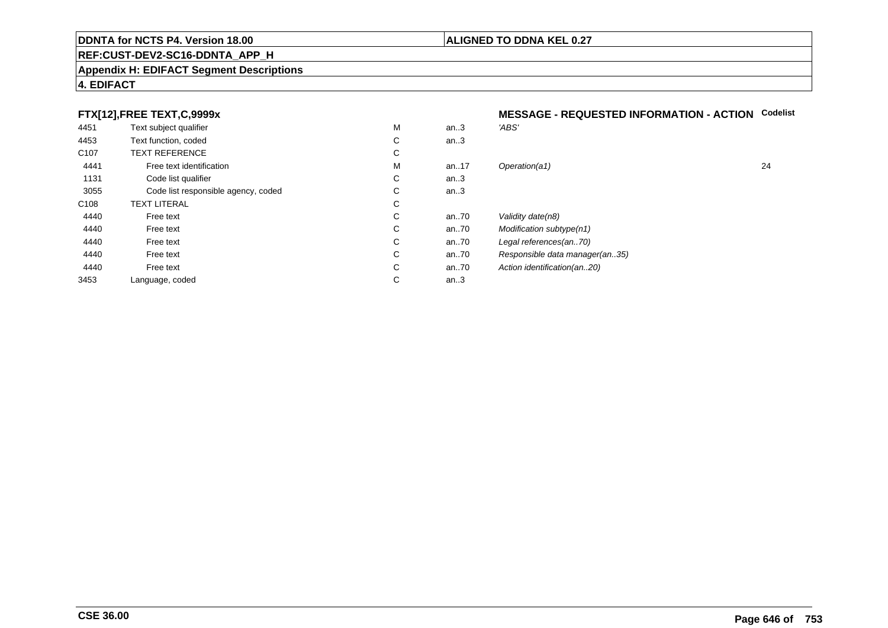**DDNTA for NCTS P4. Version 18.00** | **ALIGNED TO DDNA KEL 0.27**

**REF:CUST-DEV2-SC16-DDNTA_APP_H**

**Appendix H: EDIFACT Segment Descriptions**

**4. EDIFACT**

### FTX[12],FREE TEXT,C,9999x — MESSAGE - REQUESTED INFORMATION - ACTION

| | | | | | Codelist |
|---|---|---|---|---|---|
| 4451 | Text subject qualifier | M | an..3 | *'ABS'* | |
| 4453 | Text function, coded | C | an..3 | | |
| C107 | TEXT REFERENCE | C | | | |
| 4441 | Free text identification | M | an..17 | *Operation(a1)* | 24 |
| 1131 | Code list qualifier | C | an..3 | | |
| 3055 | Code list responsible agency, coded | C | an..3 | | |
| C108 | TEXT LITERAL | C | | | |
| 4440 | Free text | C | an..70 | *Validity date(n8)* | |
| 4440 | Free text | C | an..70 | *Modification subtype(n1)* | |
| 4440 | Free text | C | an..70 | *Legal references(an..70)* | |
| 4440 | Free text | C | an..70 | *Responsible data manager(an..35)* | |
| 4440 | Free text | C | an..70 | *Action identification(an..20)* | |
| 3453 | Language, coded | C | an..3 | | |

**CSE 36.00**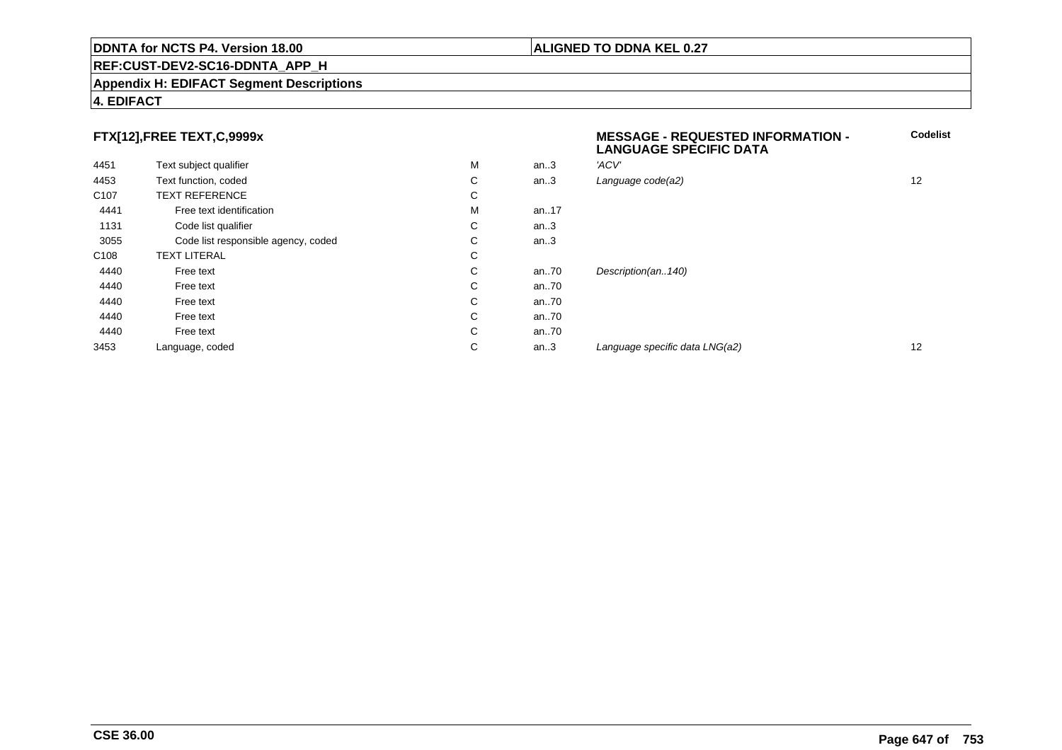**DDNTA for NCTS P4. Version 18.00** | **ALIGNED TO DDNA KEL 0.27**

**REF:CUST-DEV2-SC16-DDNTA_APP_H**

**Appendix H: EDIFACT Segment Descriptions**

**4. EDIFACT**

### FTX[12],FREE TEXT,C,9999x

| | | | | **MESSAGE - REQUESTED INFORMATION - LANGUAGE SPECIFIC DATA** | **Codelist** |
|---|---|---|---|---|---|
| 4451 | Text subject qualifier | M | an..3 | *'ACV'* | |
| 4453 | Text function, coded | C | an..3 | *Language code(a2)* | 12 |
| C107 | TEXT REFERENCE | C | | | |
| 4441 | Free text identification | M | an..17 | | |
| 1131 | Code list qualifier | C | an..3 | | |
| 3055 | Code list responsible agency, coded | C | an..3 | | |
| C108 | TEXT LITERAL | C | | | |
| 4440 | Free text | C | an..70 | *Description(an..140)* | |
| 4440 | Free text | C | an..70 | | |
| 4440 | Free text | C | an..70 | | |
| 4440 | Free text | C | an..70 | | |
| 4440 | Free text | C | an..70 | | |
| 3453 | Language, coded | C | an..3 | *Language specific data LNG(a2)* | 12 |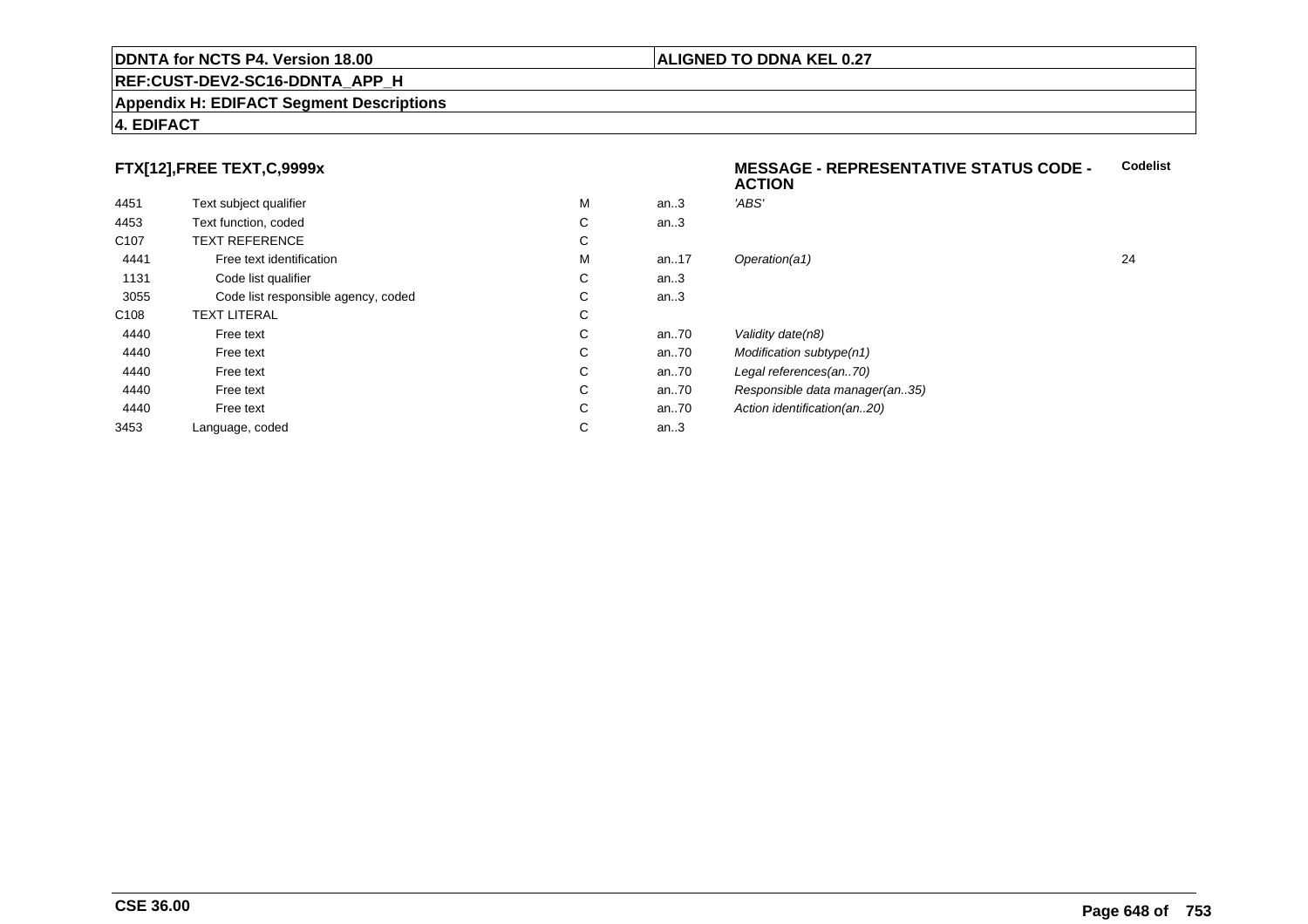**DDNTA for NCTS P4. Version 18.00** | **ALIGNED TO DDNA KEL 0.27**

**REF:CUST-DEV2-SC16-DDNTA_APP_H**

**Appendix H: EDIFACT Segment Descriptions**

**4. EDIFACT**

## FTX[12],FREE TEXT,C,9999x

**MESSAGE - REPRESENTATIVE STATUS CODE - ACTION**

| | | | | | Codelist |
|---|---|---|---|---|---|
| 4451 | Text subject qualifier | M | an..3 | *'ABS'* | |
| 4453 | Text function, coded | C | an..3 | | |
| C107 | TEXT REFERENCE | C | | | |
| 4441 | Free text identification | M | an..17 | *Operation(a1)* | 24 |
| 1131 | Code list qualifier | C | an..3 | | |
| 3055 | Code list responsible agency, coded | C | an..3 | | |
| C108 | TEXT LITERAL | C | | | |
| 4440 | Free text | C | an..70 | *Validity date(n8)* | |
| 4440 | Free text | C | an..70 | *Modification subtype(n1)* | |
| 4440 | Free text | C | an..70 | *Legal references(an..70)* | |
| 4440 | Free text | C | an..70 | *Responsible data manager(an..35)* | |
| 4440 | Free text | C | an..70 | *Action identification(an..20)* | |
| 3453 | Language, coded | C | an..3 | | |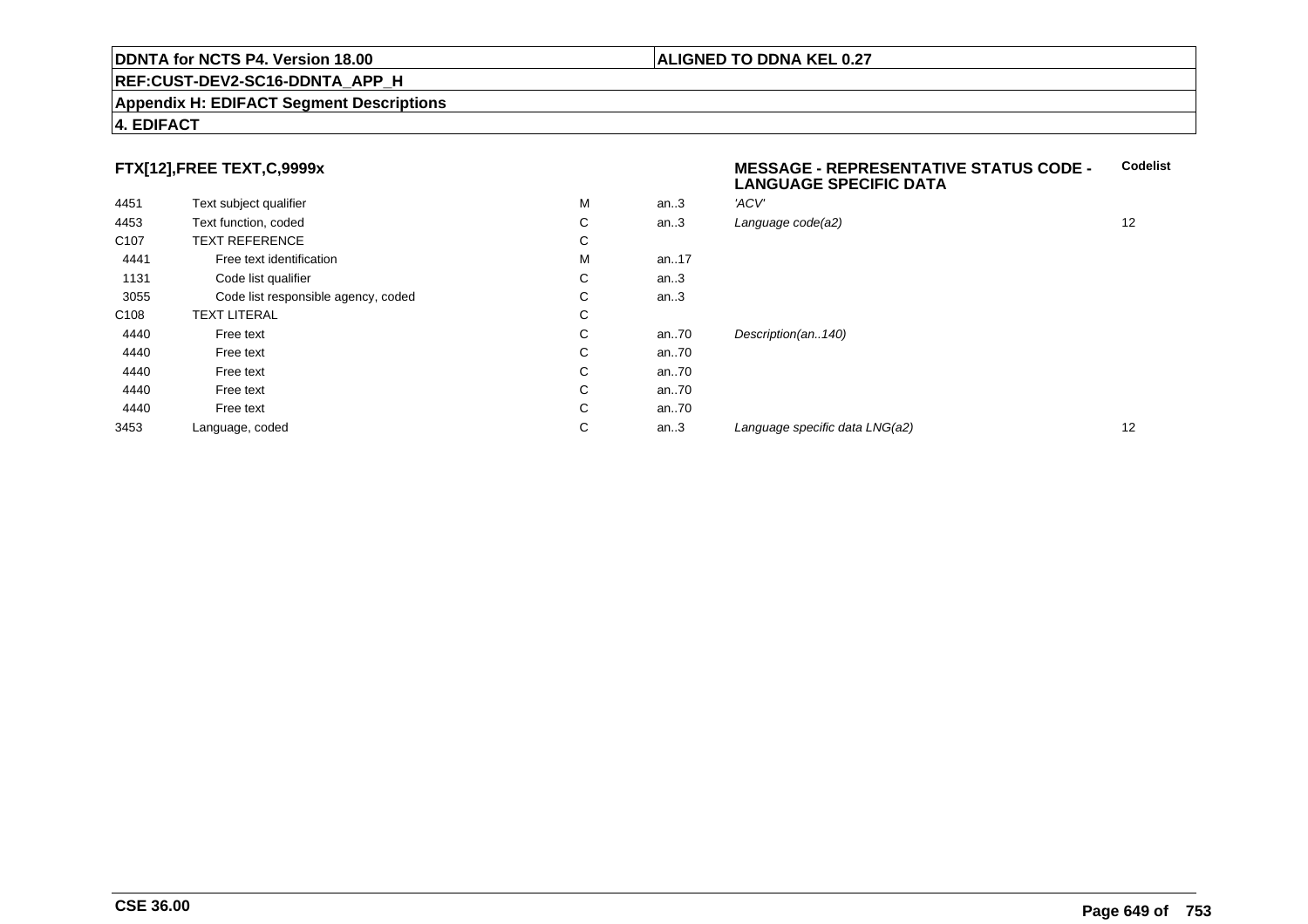**DDNTA for NCTS P4. Version 18.00** | **ALIGNED TO DDNA KEL 0.27**

**REF:CUST-DEV2-SC16-DDNTA_APP_H**

**Appendix H: EDIFACT Segment Descriptions**

**4. EDIFACT**

### FTX[12],FREE TEXT,C,9999x

**MESSAGE - REPRESENTATIVE STATUS CODE - LANGUAGE SPECIFIC DATA**

| | | | | | Codelist |
|---|---|---|---|---|---|
| 4451 | Text subject qualifier | M | an..3 | *'ACV'* | |
| 4453 | Text function, coded | C | an..3 | *Language code(a2)* | 12 |
| C107 | TEXT REFERENCE | C | | | |
| 4441 | Free text identification | M | an..17 | | |
| 1131 | Code list qualifier | C | an..3 | | |
| 3055 | Code list responsible agency, coded | C | an..3 | | |
| C108 | TEXT LITERAL | C | | | |
| 4440 | Free text | C | an..70 | *Description(an..140)* | |
| 4440 | Free text | C | an..70 | | |
| 4440 | Free text | C | an..70 | | |
| 4440 | Free text | C | an..70 | | |
| 4440 | Free text | C | an..70 | | |
| 3453 | Language, coded | C | an..3 | *Language specific data LNG(a2)* | 12 |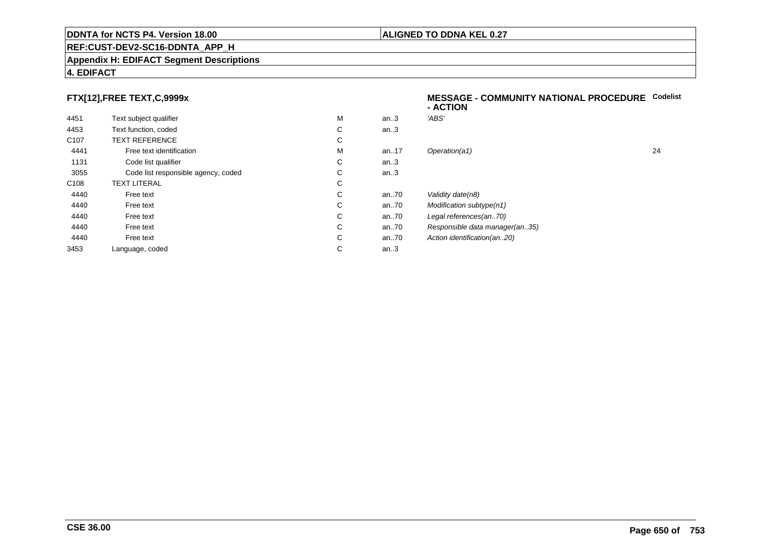DDNTA for NCTS P4. Version 18.00

ALIGNED TO DDNA KEL 0.27

REF:CUST-DEV2-SC16-DDNTA_APP_H

Appendix H: EDIFACT Segment Descriptions

4. EDIFACT

**FTX[12],FREE TEXT,C,9999x**

**MESSAGE - COMMUNITY NATIONAL PROCEDURE - ACTION**

| | | | | | Codelist |
|---|---|---|---|---|---|
| 4451 | Text subject qualifier | M | an..3 | *'ABS'* | |
| 4453 | Text function, coded | C | an..3 | | |
| C107 | TEXT REFERENCE | C | | | |
| 4441 | Free text identification | M | an..17 | *Operation(a1)* | 24 |
| 1131 | Code list qualifier | C | an..3 | | |
| 3055 | Code list responsible agency, coded | C | an..3 | | |
| C108 | TEXT LITERAL | C | | | |
| 4440 | Free text | C | an..70 | *Validity date(n8)* | |
| 4440 | Free text | C | an..70 | *Modification subtype(n1)* | |
| 4440 | Free text | C | an..70 | *Legal references(an..70)* | |
| 4440 | Free text | C | an..70 | *Responsible data manager(an..35)* | |
| 4440 | Free text | C | an..70 | *Action identification(an..20)* | |
| 3453 | Language, coded | C | an..3 | | |

CSE 36.00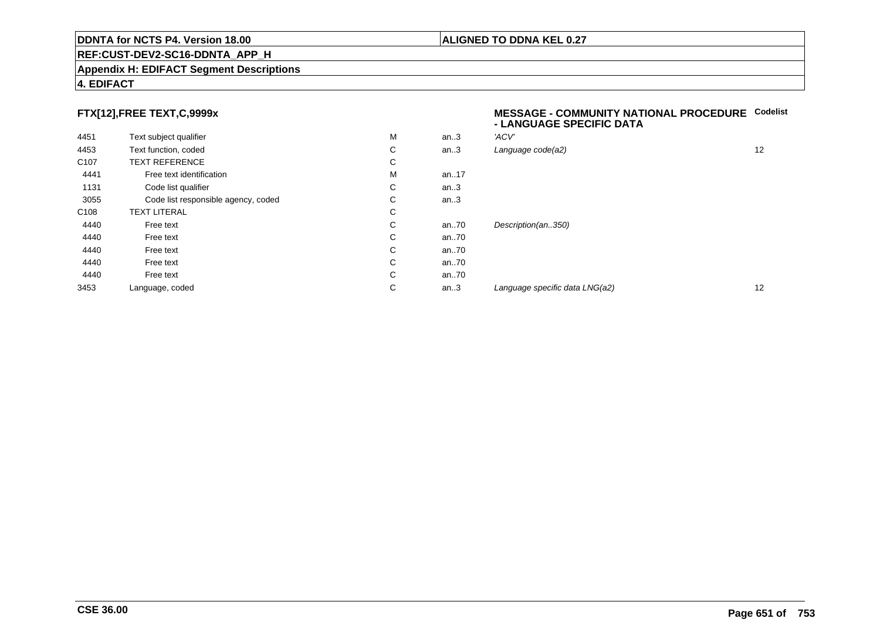**DDNTA for NCTS P4. Version 18.00** | **ALIGNED TO DDNA KEL 0.27**

**REF:CUST-DEV2-SC16-DDNTA_APP_H**

**Appendix H: EDIFACT Segment Descriptions**

**4. EDIFACT**

### FTX[12],FREE TEXT,C,9999x

**MESSAGE - COMMUNITY NATIONAL PROCEDURE - LANGUAGE SPECIFIC DATA**

| | | | | | Codelist |
|---|---|---|---|---|---|
| 4451 | Text subject qualifier | M | an..3 | *'ACV'* | |
| 4453 | Text function, coded | C | an..3 | *Language code(a2)* | 12 |
| C107 | TEXT REFERENCE | C | | | |
| 4441 | Free text identification | M | an..17 | | |
| 1131 | Code list qualifier | C | an..3 | | |
| 3055 | Code list responsible agency, coded | C | an..3 | | |
| C108 | TEXT LITERAL | C | | | |
| 4440 | Free text | C | an..70 | *Description(an..350)* | |
| 4440 | Free text | C | an..70 | | |
| 4440 | Free text | C | an..70 | | |
| 4440 | Free text | C | an..70 | | |
| 4440 | Free text | C | an..70 | | |
| 3453 | Language, coded | C | an..3 | *Language specific data LNG(a2)* | 12 |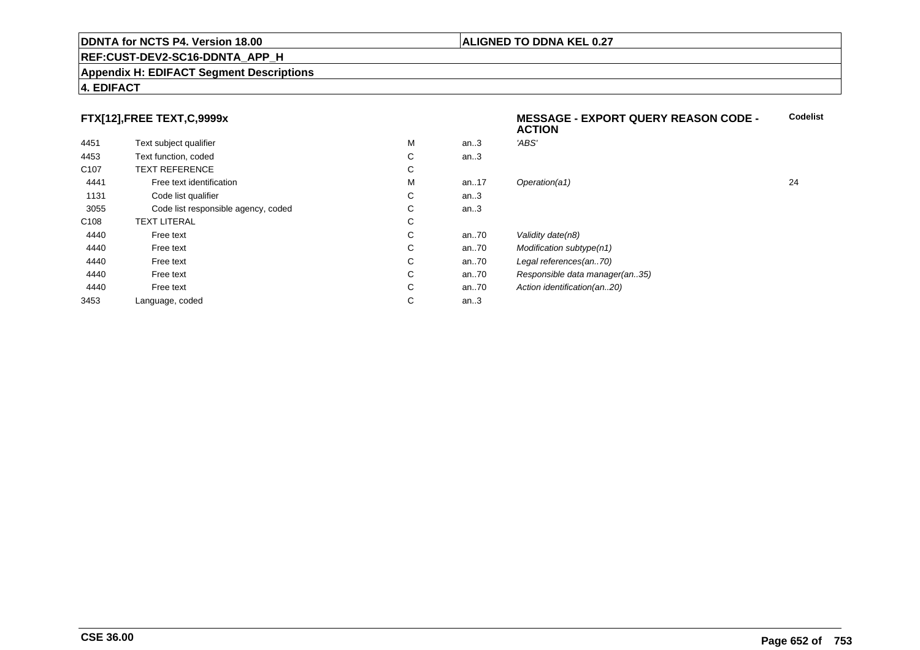## FTX[12],FREE TEXT,C,9999x

**MESSAGE - EXPORT QUERY REASON CODE - ACTION**

| | | | | | Codelist |
|---|---|---|---|---|---|
| 4451 | Text subject qualifier | M | an..3 | *'ABS'* | |
| 4453 | Text function, coded | C | an..3 | | |
| C107 | TEXT REFERENCE | C | | | |
| 4441 | Free text identification | M | an..17 | *Operation(a1)* | 24 |
| 1131 | Code list qualifier | C | an..3 | | |
| 3055 | Code list responsible agency, coded | C | an..3 | | |
| C108 | TEXT LITERAL | C | | | |
| 4440 | Free text | C | an..70 | *Validity date(n8)* | |
| 4440 | Free text | C | an..70 | *Modification subtype(n1)* | |
| 4440 | Free text | C | an..70 | *Legal references(an..70)* | |
| 4440 | Free text | C | an..70 | *Responsible data manager(an..35)* | |
| 4440 | Free text | C | an..70 | *Action identification(an..20)* | |
| 3453 | Language, coded | C | an..3 | | |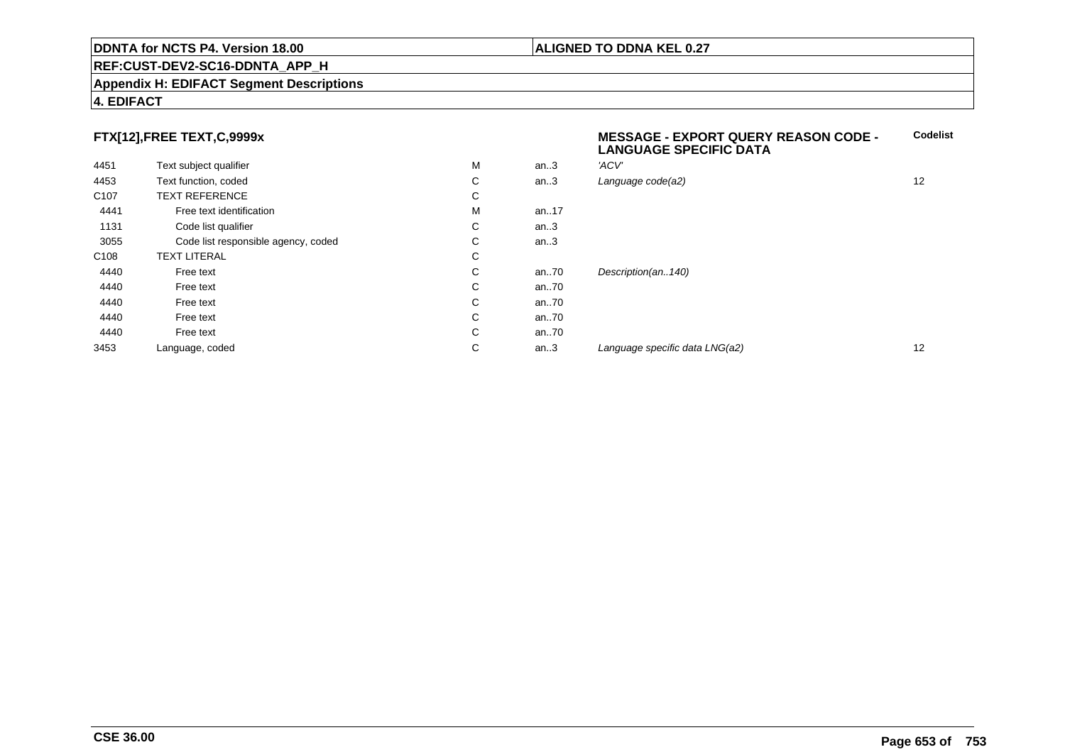## FTX[12],FREE TEXT,C,9999x

**MESSAGE - EXPORT QUERY REASON CODE - LANGUAGE SPECIFIC DATA**

| | | | | | Codelist |
|---|---|---|---|---|---|
| 4451 | Text subject qualifier | M | an..3 | *'ACV'* | |
| 4453 | Text function, coded | C | an..3 | *Language code(a2)* | 12 |
| C107 | TEXT REFERENCE | C | | | |
| 4441 | Free text identification | M | an..17 | | |
| 1131 | Code list qualifier | C | an..3 | | |
| 3055 | Code list responsible agency, coded | C | an..3 | | |
| C108 | TEXT LITERAL | C | | | |
| 4440 | Free text | C | an..70 | *Description(an..140)* | |
| 4440 | Free text | C | an..70 | | |
| 4440 | Free text | C | an..70 | | |
| 4440 | Free text | C | an..70 | | |
| 4440 | Free text | C | an..70 | | |
| 3453 | Language, coded | C | an..3 | *Language specific data LNG(a2)* | 12 |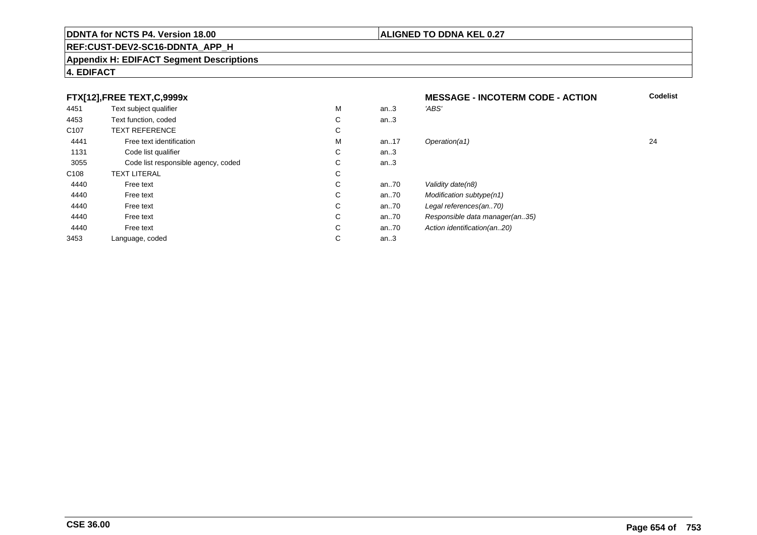**DDNTA for NCTS P4. Version 18.00** | **ALIGNED TO DDNA KEL 0.27**

**REF:CUST-DEV2-SC16-DDNTA_APP_H**

**Appendix H: EDIFACT Segment Descriptions**

**4. EDIFACT**

### FTX[12],FREE TEXT,C,9999x — MESSAGE - INCOTERM CODE - ACTION

| | | | | | Codelist |
|---|---|---|---|---|---|
| 4451 | Text subject qualifier | M | an..3 | *'ABS'* | |
| 4453 | Text function, coded | C | an..3 | | |
| C107 | TEXT REFERENCE | C | | | |
| 4441 | Free text identification | M | an..17 | *Operation(a1)* | 24 |
| 1131 | Code list qualifier | C | an..3 | | |
| 3055 | Code list responsible agency, coded | C | an..3 | | |
| C108 | TEXT LITERAL | C | | | |
| 4440 | Free text | C | an..70 | *Validity date(n8)* | |
| 4440 | Free text | C | an..70 | *Modification subtype(n1)* | |
| 4440 | Free text | C | an..70 | *Legal references(an..70)* | |
| 4440 | Free text | C | an..70 | *Responsible data manager(an..35)* | |
| 4440 | Free text | C | an..70 | *Action identification(an..20)* | |
| 3453 | Language, coded | C | an..3 | | |

**CSE 36.00**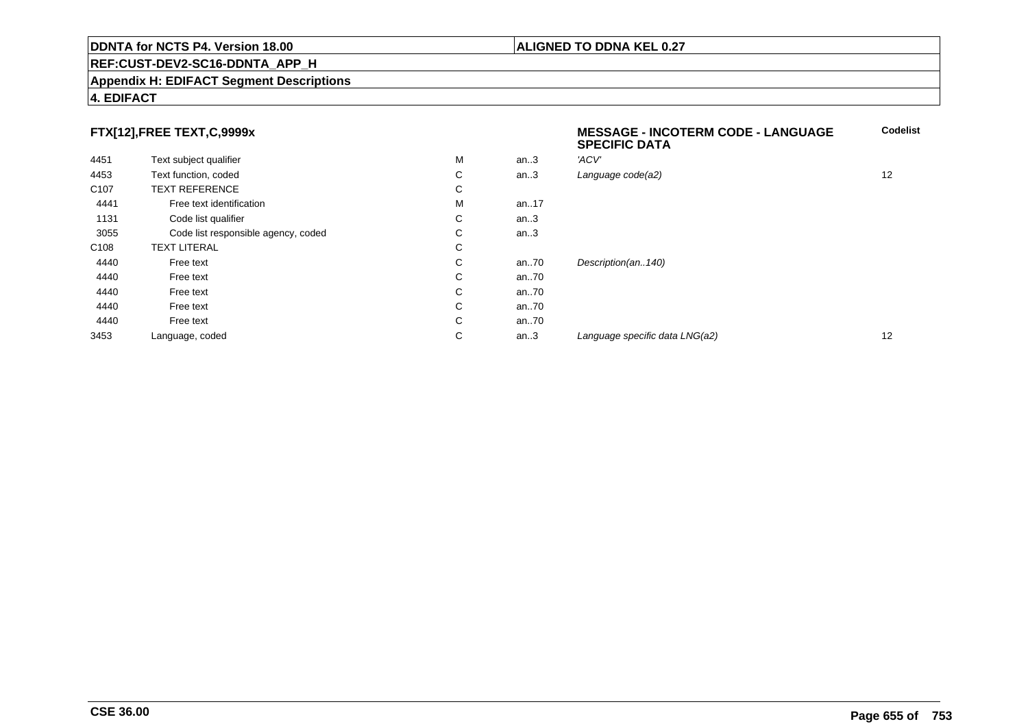**DDNTA for NCTS P4. Version 18.00** | **ALIGNED TO DDNA KEL 0.27**

**REF:CUST-DEV2-SC16-DDNTA_APP_H**

**Appendix H: EDIFACT Segment Descriptions**

**4. EDIFACT**

### FTX[12],FREE TEXT,C,9999x

**MESSAGE - INCOTERM CODE - LANGUAGE SPECIFIC DATA**

| | | | | | Codelist |
|---|---|---|---|---|---|
| 4451 | Text subject qualifier | M | an..3 | *'ACV'* | |
| 4453 | Text function, coded | C | an..3 | *Language code(a2)* | 12 |
| C107 | TEXT REFERENCE | C | | | |
| 4441 | Free text identification | M | an..17 | | |
| 1131 | Code list qualifier | C | an..3 | | |
| 3055 | Code list responsible agency, coded | C | an..3 | | |
| C108 | TEXT LITERAL | C | | | |
| 4440 | Free text | C | an..70 | *Description(an..140)* | |
| 4440 | Free text | C | an..70 | | |
| 4440 | Free text | C | an..70 | | |
| 4440 | Free text | C | an..70 | | |
| 4440 | Free text | C | an..70 | | |
| 3453 | Language, coded | C | an..3 | *Language specific data LNG(a2)* | 12 |

**CSE 36.00**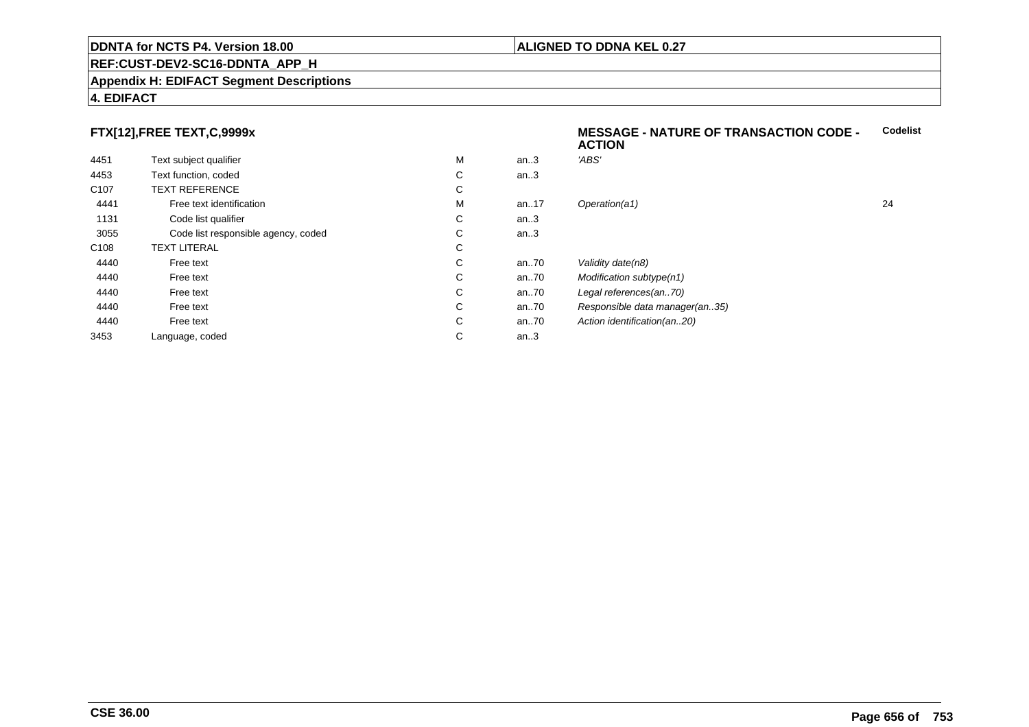## FTX[12],FREE TEXT,C,9999x

**MESSAGE - NATURE OF TRANSACTION CODE - ACTION**

| | | | | | Codelist |
|---|---|---|---|---|---|
| 4451 | Text subject qualifier | M | an..3 | *'ABS'* | |
| 4453 | Text function, coded | C | an..3 | | |
| C107 | TEXT REFERENCE | C | | | |
| 4441 | Free text identification | M | an..17 | *Operation(a1)* | 24 |
| 1131 | Code list qualifier | C | an..3 | | |
| 3055 | Code list responsible agency, coded | C | an..3 | | |
| C108 | TEXT LITERAL | C | | | |
| 4440 | Free text | C | an..70 | *Validity date(n8)* | |
| 4440 | Free text | C | an..70 | *Modification subtype(n1)* | |
| 4440 | Free text | C | an..70 | *Legal references(an..70)* | |
| 4440 | Free text | C | an..70 | *Responsible data manager(an..35)* | |
| 4440 | Free text | C | an..70 | *Action identification(an..20)* | |
| 3453 | Language, coded | C | an..3 | | |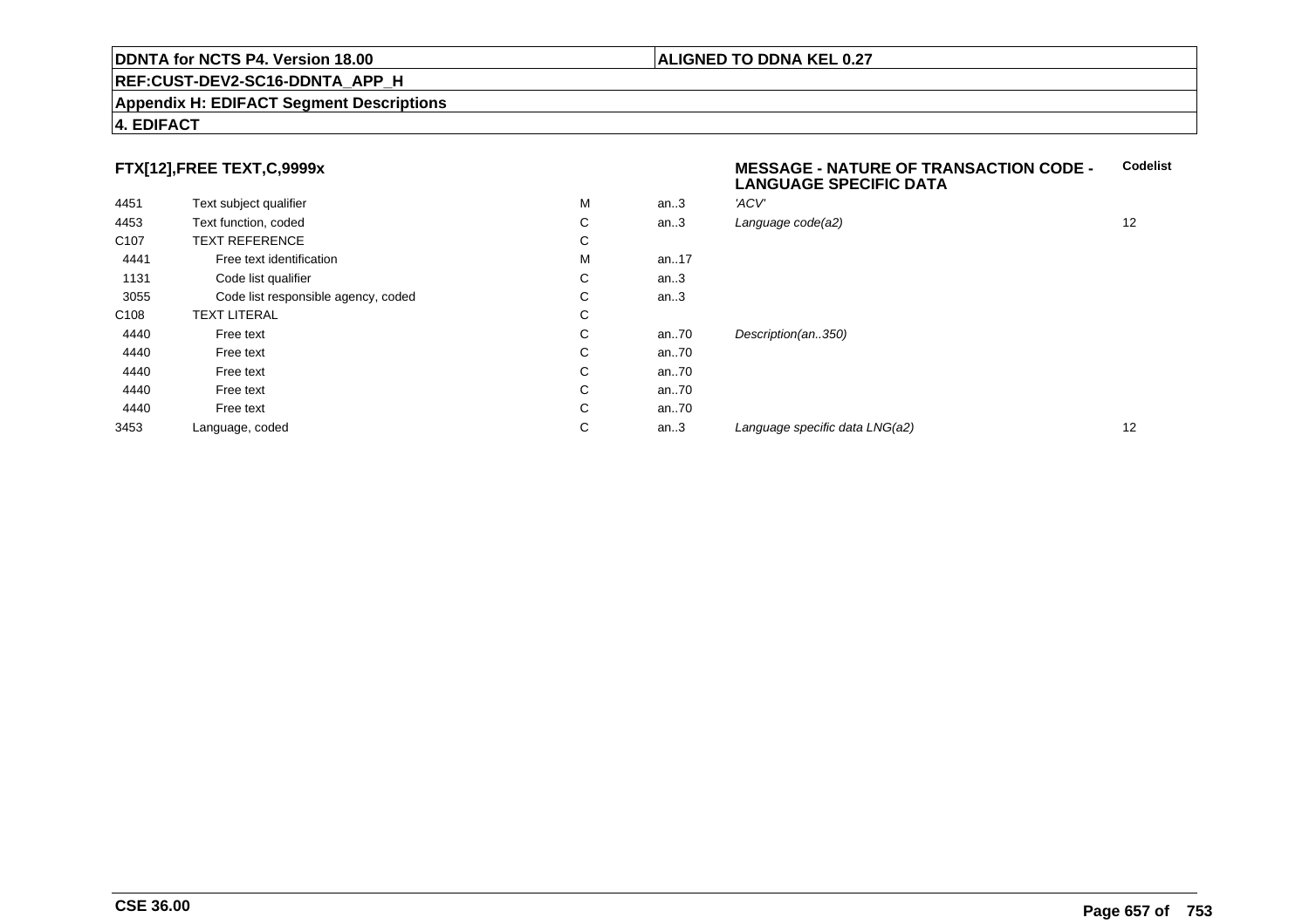**DDNTA for NCTS P4. Version 18.00** | **ALIGNED TO DDNA KEL 0.27**

**REF:CUST-DEV2-SC16-DDNTA_APP_H**

**Appendix H: EDIFACT Segment Descriptions**

**4. EDIFACT**

### FTX[12],FREE TEXT,C,9999x

**MESSAGE - NATURE OF TRANSACTION CODE - LANGUAGE SPECIFIC DATA**

| | | | | | Codelist |
|---|---|---|---|---|---|
| 4451 | Text subject qualifier | M | an..3 | *'ACV'* | |
| 4453 | Text function, coded | C | an..3 | *Language code(a2)* | 12 |
| C107 | TEXT REFERENCE | C | | | |
| 4441 | Free text identification | M | an..17 | | |
| 1131 | Code list qualifier | C | an..3 | | |
| 3055 | Code list responsible agency, coded | C | an..3 | | |
| C108 | TEXT LITERAL | C | | | |
| 4440 | Free text | C | an..70 | *Description(an..350)* | |
| 4440 | Free text | C | an..70 | | |
| 4440 | Free text | C | an..70 | | |
| 4440 | Free text | C | an..70 | | |
| 4440 | Free text | C | an..70 | | |
| 3453 | Language, coded | C | an..3 | *Language specific data LNG(a2)* | 12 |

**CSE 36.00**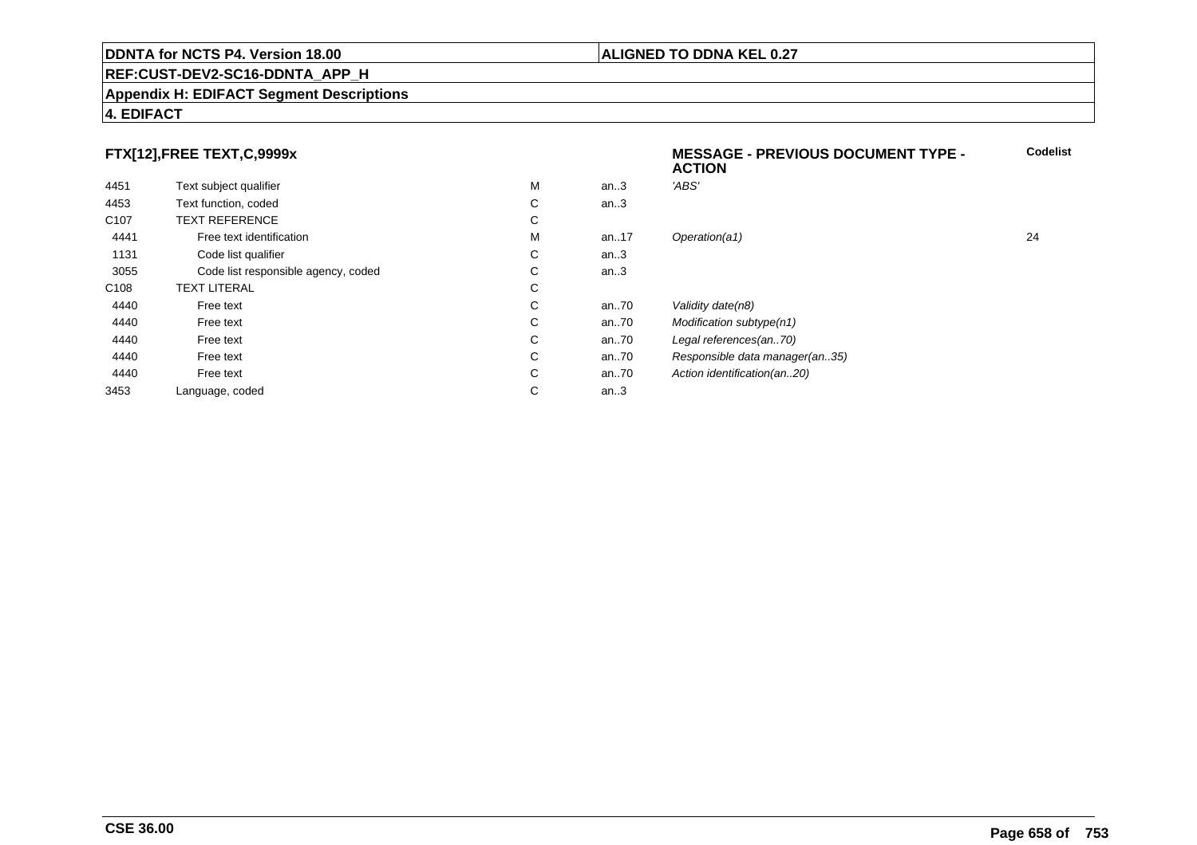**DDNTA for NCTS P4. Version 18.00** | **ALIGNED TO DDNA KEL 0.27**

**REF:CUST-DEV2-SC16-DDNTA_APP_H**

**Appendix H: EDIFACT Segment Descriptions**

**4. EDIFACT**

### FTX[12],FREE TEXT,C,9999x

**MESSAGE - PREVIOUS DOCUMENT TYPE - ACTION**

| | | | | | Codelist |
|---|---|---|---|---|---|
| 4451 | Text subject qualifier | M | an..3 | *'ABS'* | |
| 4453 | Text function, coded | C | an..3 | | |
| C107 | TEXT REFERENCE | C | | | |
| 4441 | Free text identification | M | an..17 | *Operation(a1)* | 24 |
| 1131 | Code list qualifier | C | an..3 | | |
| 3055 | Code list responsible agency, coded | C | an..3 | | |
| C108 | TEXT LITERAL | C | | | |
| 4440 | Free text | C | an..70 | *Validity date(n8)* | |
| 4440 | Free text | C | an..70 | *Modification subtype(n1)* | |
| 4440 | Free text | C | an..70 | *Legal references(an..70)* | |
| 4440 | Free text | C | an..70 | *Responsible data manager(an..35)* | |
| 4440 | Free text | C | an..70 | *Action identification(an..20)* | |
| 3453 | Language, coded | C | an..3 | | |

**CSE 36.00**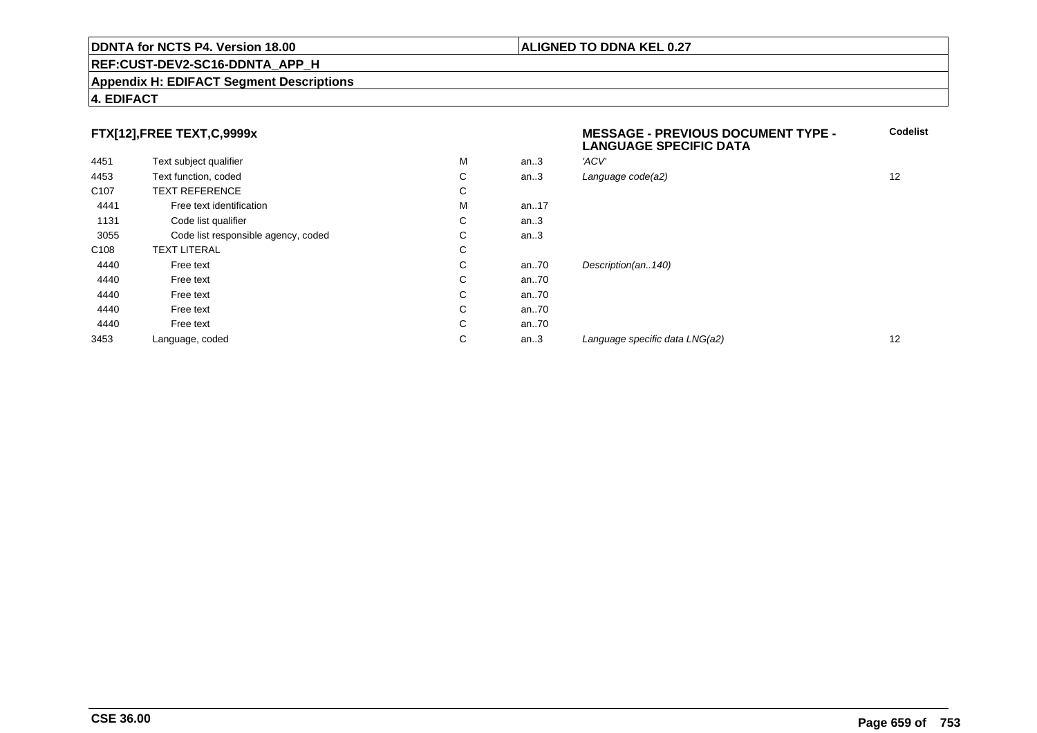**DDNTA for NCTS P4. Version 18.00** | **ALIGNED TO DDNA KEL 0.27**

**REF:CUST-DEV2-SC16-DDNTA_APP_H**

**Appendix H: EDIFACT Segment Descriptions**

**4. EDIFACT**

### FTX[12],FREE TEXT,C,9999x

**MESSAGE - PREVIOUS DOCUMENT TYPE - LANGUAGE SPECIFIC DATA**

| | | | | | Codelist |
|---|---|---|---|---|---|
| 4451 | Text subject qualifier | M | an..3 | *'ACV'* | |
| 4453 | Text function, coded | C | an..3 | *Language code(a2)* | 12 |
| C107 | TEXT REFERENCE | C | | | |
| 4441 | Free text identification | M | an..17 | | |
| 1131 | Code list qualifier | C | an..3 | | |
| 3055 | Code list responsible agency, coded | C | an..3 | | |
| C108 | TEXT LITERAL | C | | | |
| 4440 | Free text | C | an..70 | *Description(an..140)* | |
| 4440 | Free text | C | an..70 | | |
| 4440 | Free text | C | an..70 | | |
| 4440 | Free text | C | an..70 | | |
| 4440 | Free text | C | an..70 | | |
| 3453 | Language, coded | C | an..3 | *Language specific data LNG(a2)* | 12 |

**CSE 36.00**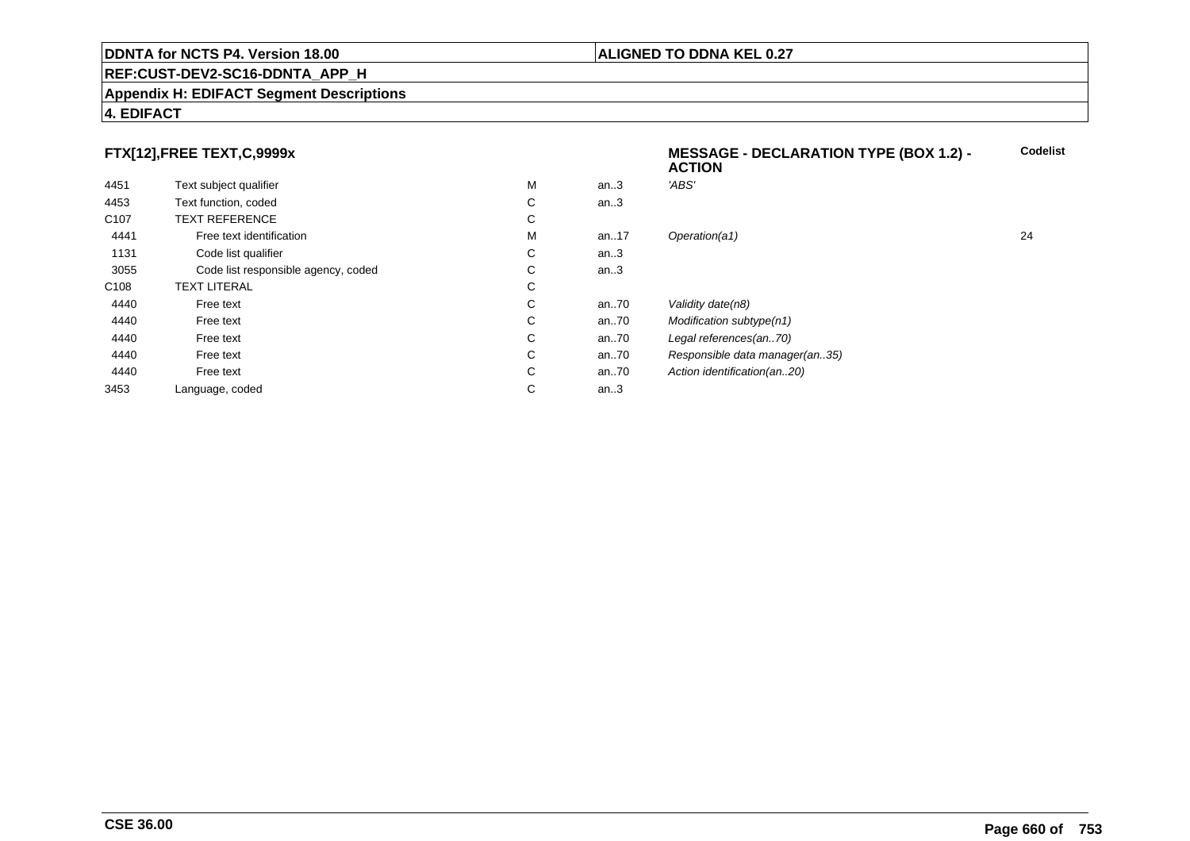**FTX[12],FREE TEXT,C,9999x**

**MESSAGE - DECLARATION TYPE (BOX 1.2) - ACTION**

| | | | | | Codelist |
|---|---|---|---|---|---|
| 4451 | Text subject qualifier | M | an..3 | *'ABS'* | |
| 4453 | Text function, coded | C | an..3 | | |
| C107 | TEXT REFERENCE | C | | | |
| 4441 | Free text identification | M | an..17 | *Operation(a1)* | 24 |
| 1131 | Code list qualifier | C | an..3 | | |
| 3055 | Code list responsible agency, coded | C | an..3 | | |
| C108 | TEXT LITERAL | C | | | |
| 4440 | Free text | C | an..70 | *Validity date(n8)* | |
| 4440 | Free text | C | an..70 | *Modification subtype(n1)* | |
| 4440 | Free text | C | an..70 | *Legal references(an..70)* | |
| 4440 | Free text | C | an..70 | *Responsible data manager(an..35)* | |
| 4440 | Free text | C | an..70 | *Action identification(an..20)* | |
| 3453 | Language, coded | C | an..3 | | |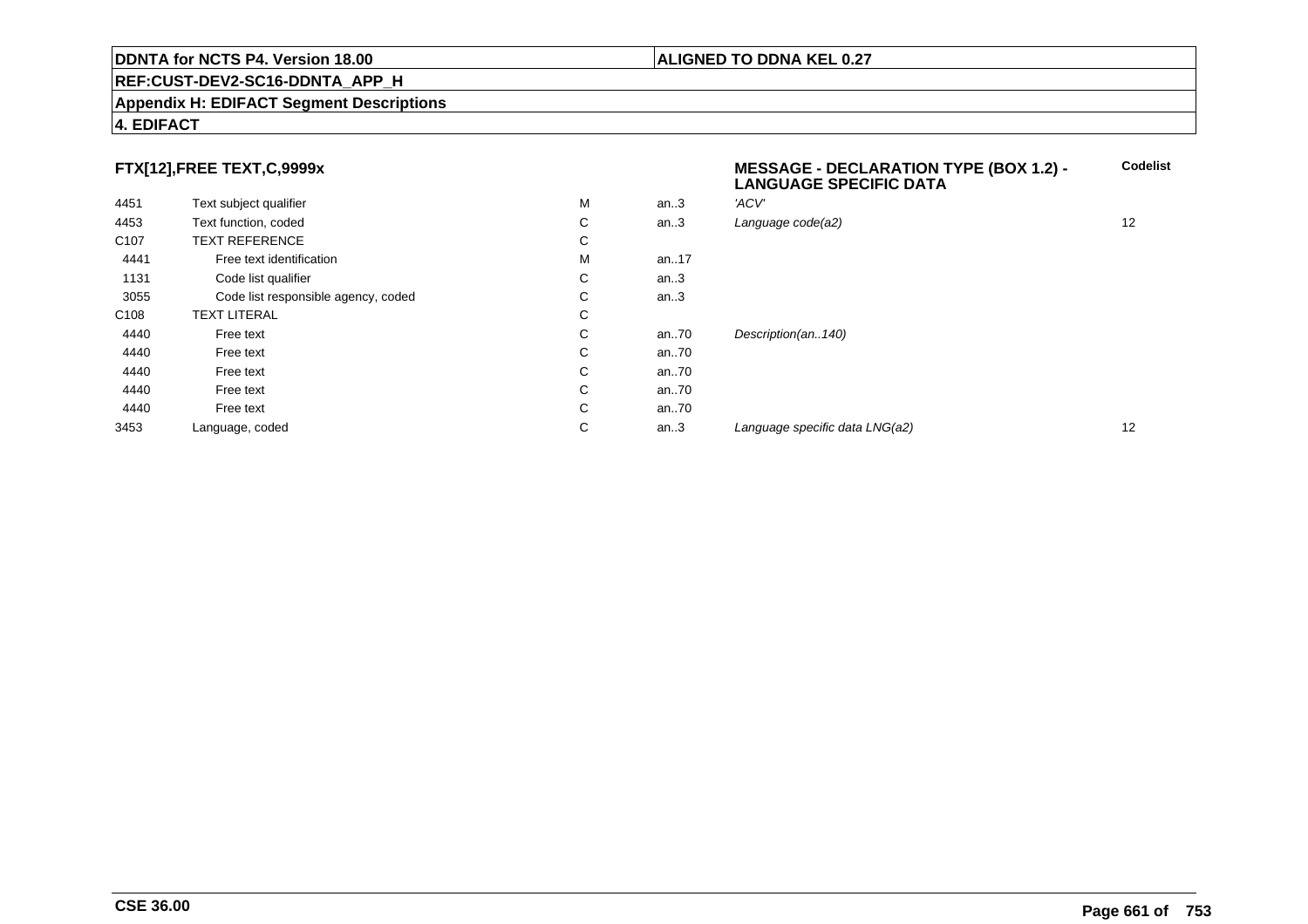**DDNTA for NCTS P4. Version 18.00** | **ALIGNED TO DDNA KEL 0.27**

**REF:CUST-DEV2-SC16-DDNTA_APP_H**

**Appendix H: EDIFACT Segment Descriptions**

**4. EDIFACT**

### FTX[12],FREE TEXT,C,9999x

**MESSAGE - DECLARATION TYPE (BOX 1.2) - LANGUAGE SPECIFIC DATA**

| | | | | | Codelist |
|---|---|---|---|---|---|
| 4451 | Text subject qualifier | M | an..3 | *'ACV'* | |
| 4453 | Text function, coded | C | an..3 | *Language code(a2)* | 12 |
| C107 | TEXT REFERENCE | C | | | |
| 4441 | Free text identification | M | an..17 | | |
| 1131 | Code list qualifier | C | an..3 | | |
| 3055 | Code list responsible agency, coded | C | an..3 | | |
| C108 | TEXT LITERAL | C | | | |
| 4440 | Free text | C | an..70 | *Description(an..140)* | |
| 4440 | Free text | C | an..70 | | |
| 4440 | Free text | C | an..70 | | |
| 4440 | Free text | C | an..70 | | |
| 4440 | Free text | C | an..70 | | |
| 3453 | Language, coded | C | an..3 | *Language specific data LNG(a2)* | 12 |

**CSE 36.00**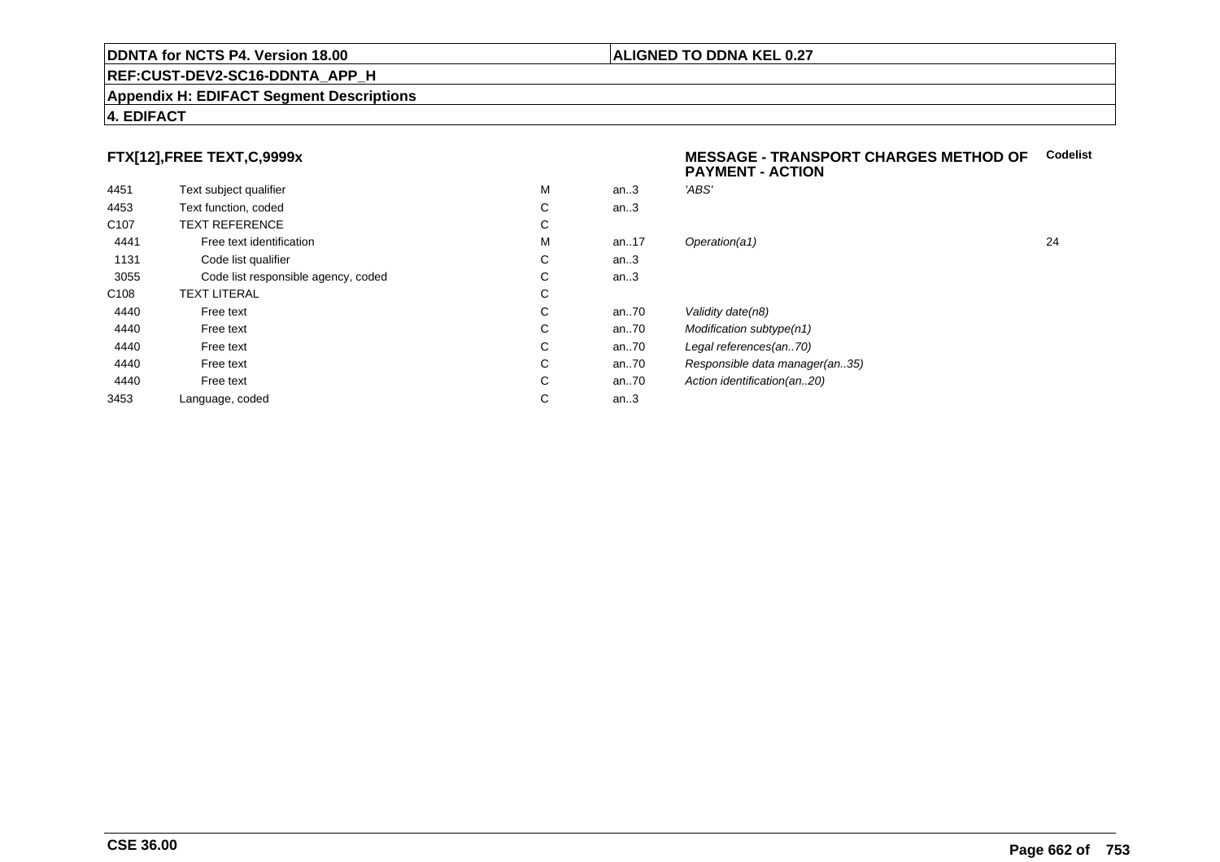**FTX[12],FREE TEXT,C,9999x**

**MESSAGE - TRANSPORT CHARGES METHOD OF PAYMENT - ACTION**

| | | | | | Codelist |
|---|---|---|---|---|---|
| 4451 | Text subject qualifier | M | an..3 | *'ABS'* | |
| 4453 | Text function, coded | C | an..3 | | |
| C107 | TEXT REFERENCE | C | | | |
| 4441 | Free text identification | M | an..17 | *Operation(a1)* | 24 |
| 1131 | Code list qualifier | C | an..3 | | |
| 3055 | Code list responsible agency, coded | C | an..3 | | |
| C108 | TEXT LITERAL | C | | | |
| 4440 | Free text | C | an..70 | *Validity date(n8)* | |
| 4440 | Free text | C | an..70 | *Modification subtype(n1)* | |
| 4440 | Free text | C | an..70 | *Legal references(an..70)* | |
| 4440 | Free text | C | an..70 | *Responsible data manager(an..35)* | |
| 4440 | Free text | C | an..70 | *Action identification(an..20)* | |
| 3453 | Language, coded | C | an..3 | | |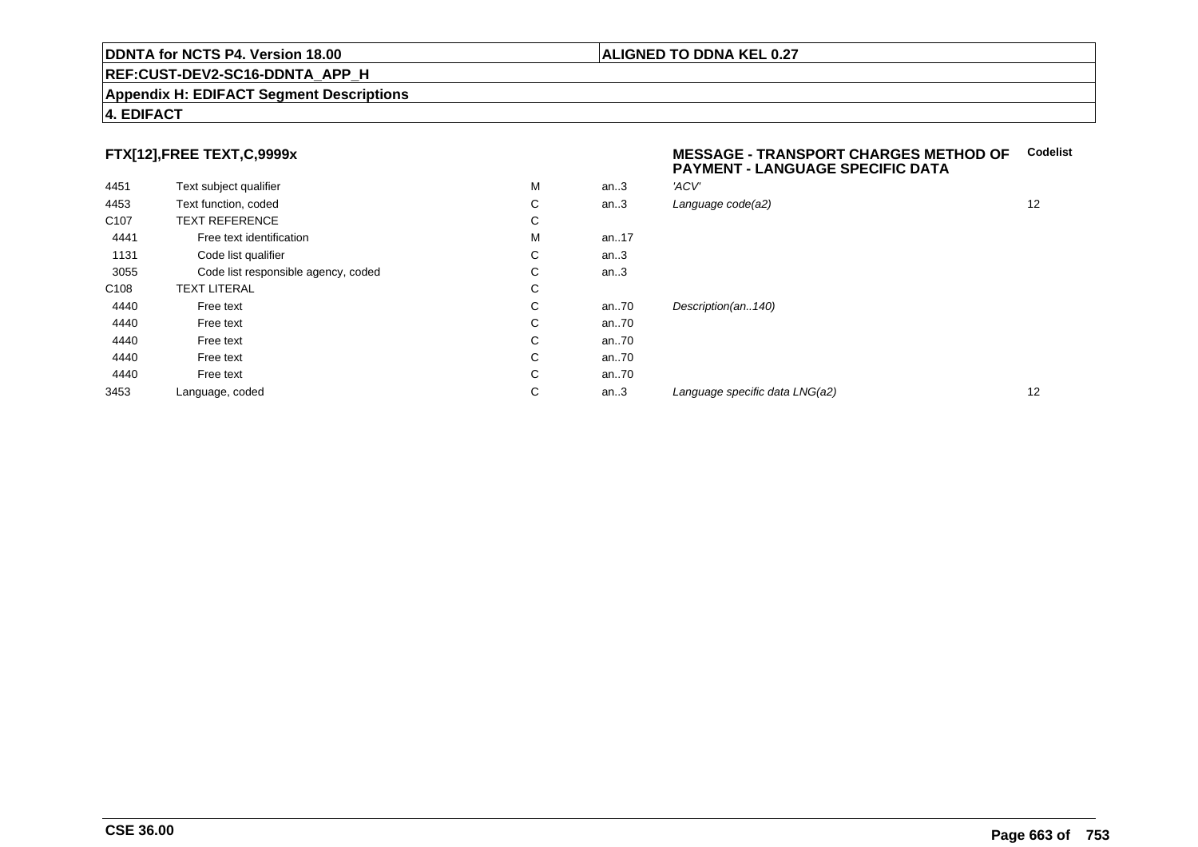**DDNTA for NCTS P4. Version 18.00** | **ALIGNED TO DDNA KEL 0.27**

**REF:CUST-DEV2-SC16-DDNTA_APP_H**

**Appendix H: EDIFACT Segment Descriptions**

**4. EDIFACT**

### FTX[12],FREE TEXT,C,9999x

**MESSAGE - TRANSPORT CHARGES METHOD OF PAYMENT - LANGUAGE SPECIFIC DATA**

| | | | | | Codelist |
|---|---|---|---|---|---|
| 4451 | Text subject qualifier | M | an..3 | *'ACV'* | |
| 4453 | Text function, coded | C | an..3 | *Language code(a2)* | 12 |
| C107 | TEXT REFERENCE | C | | | |
| 4441 | Free text identification | M | an..17 | | |
| 1131 | Code list qualifier | C | an..3 | | |
| 3055 | Code list responsible agency, coded | C | an..3 | | |
| C108 | TEXT LITERAL | C | | | |
| 4440 | Free text | C | an..70 | *Description(an..140)* | |
| 4440 | Free text | C | an..70 | | |
| 4440 | Free text | C | an..70 | | |
| 4440 | Free text | C | an..70 | | |
| 4440 | Free text | C | an..70 | | |
| 3453 | Language, coded | C | an..3 | *Language specific data LNG(a2)* | 12 |

**CSE 36.00**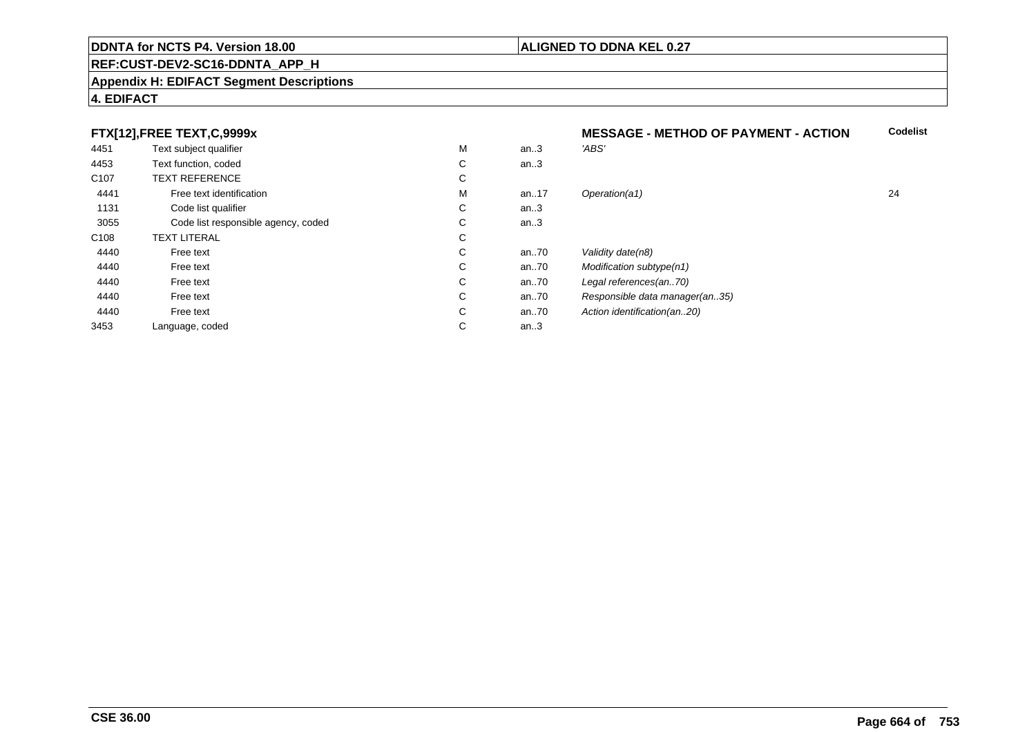## FTX[12],FREE TEXT,C,9999x

**MESSAGE - METHOD OF PAYMENT - ACTION**

| | | | | | Codelist |
|---|---|---|---|---|---|
| 4451 | Text subject qualifier | M | an..3 | *'ABS'* | |
| 4453 | Text function, coded | C | an..3 | | |
| C107 | TEXT REFERENCE | C | | | |
| 4441 | Free text identification | M | an..17 | *Operation(a1)* | 24 |
| 1131 | Code list qualifier | C | an..3 | | |
| 3055 | Code list responsible agency, coded | C | an..3 | | |
| C108 | TEXT LITERAL | C | | | |
| 4440 | Free text | C | an..70 | *Validity date(n8)* | |
| 4440 | Free text | C | an..70 | *Modification subtype(n1)* | |
| 4440 | Free text | C | an..70 | *Legal references(an..70)* | |
| 4440 | Free text | C | an..70 | *Responsible data manager(an..35)* | |
| 4440 | Free text | C | an..70 | *Action identification(an..20)* | |
| 3453 | Language, coded | C | an..3 | | |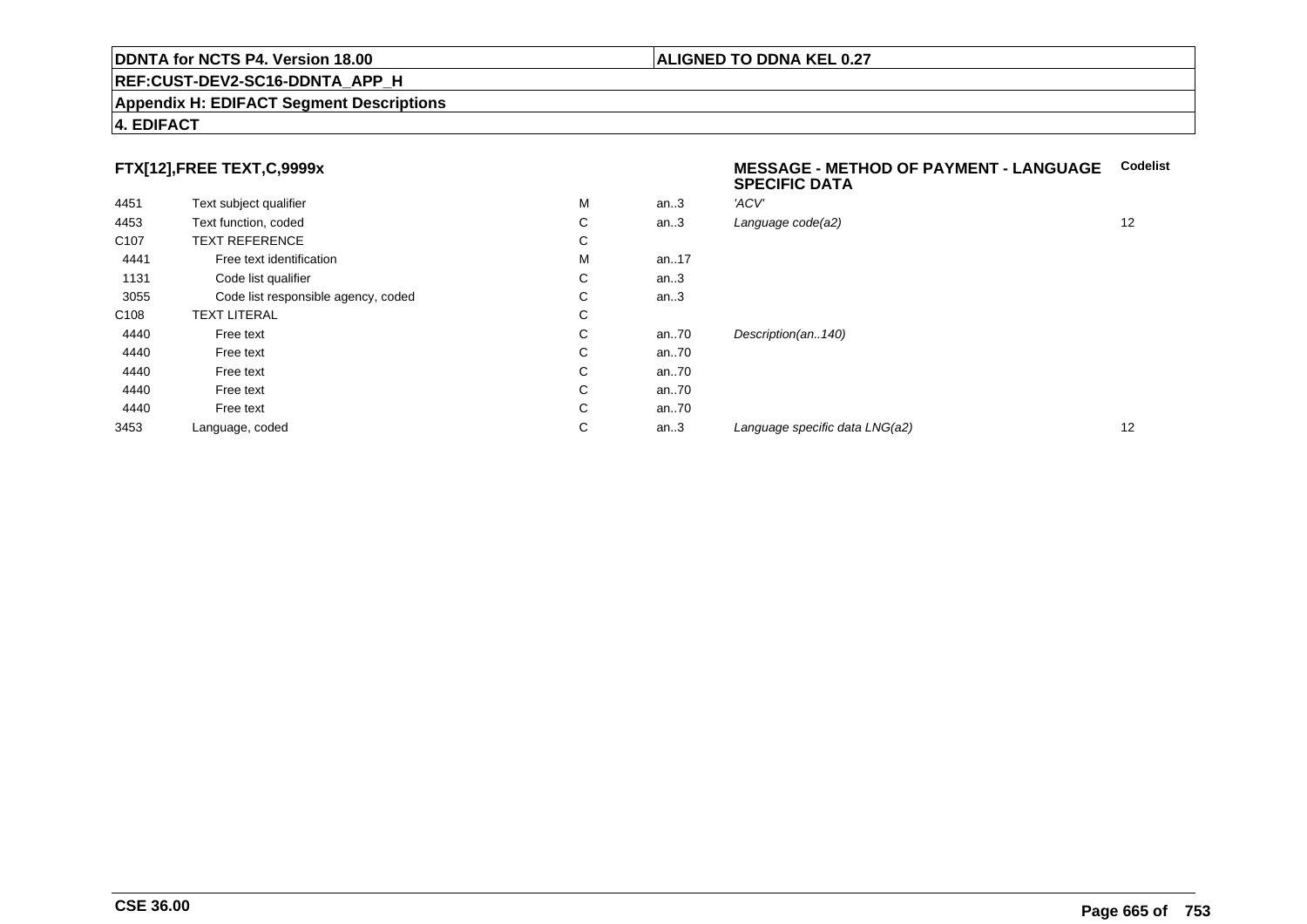**DDNTA for NCTS P4. Version 18.00** | **ALIGNED TO DDNA KEL 0.27**

**REF:CUST-DEV2-SC16-DDNTA_APP_H**

**Appendix H: EDIFACT Segment Descriptions**

**4. EDIFACT**

### FTX[12],FREE TEXT,C,9999x — MESSAGE - METHOD OF PAYMENT - LANGUAGE SPECIFIC DATA

| | | | | | Codelist |
|---|---|---|---|---|---|
| 4451 | Text subject qualifier | M | an..3 | *'ACV'* | |
| 4453 | Text function, coded | C | an..3 | *Language code(a2)* | 12 |
| C107 | TEXT REFERENCE | C | | | |
| 4441 | Free text identification | M | an..17 | | |
| 1131 | Code list qualifier | C | an..3 | | |
| 3055 | Code list responsible agency, coded | C | an..3 | | |
| C108 | TEXT LITERAL | C | | | |
| 4440 | Free text | C | an..70 | *Description(an..140)* | |
| 4440 | Free text | C | an..70 | | |
| 4440 | Free text | C | an..70 | | |
| 4440 | Free text | C | an..70 | | |
| 4440 | Free text | C | an..70 | | |
| 3453 | Language, coded | C | an..3 | *Language specific data LNG(a2)* | 12 |

**CSE 36.00**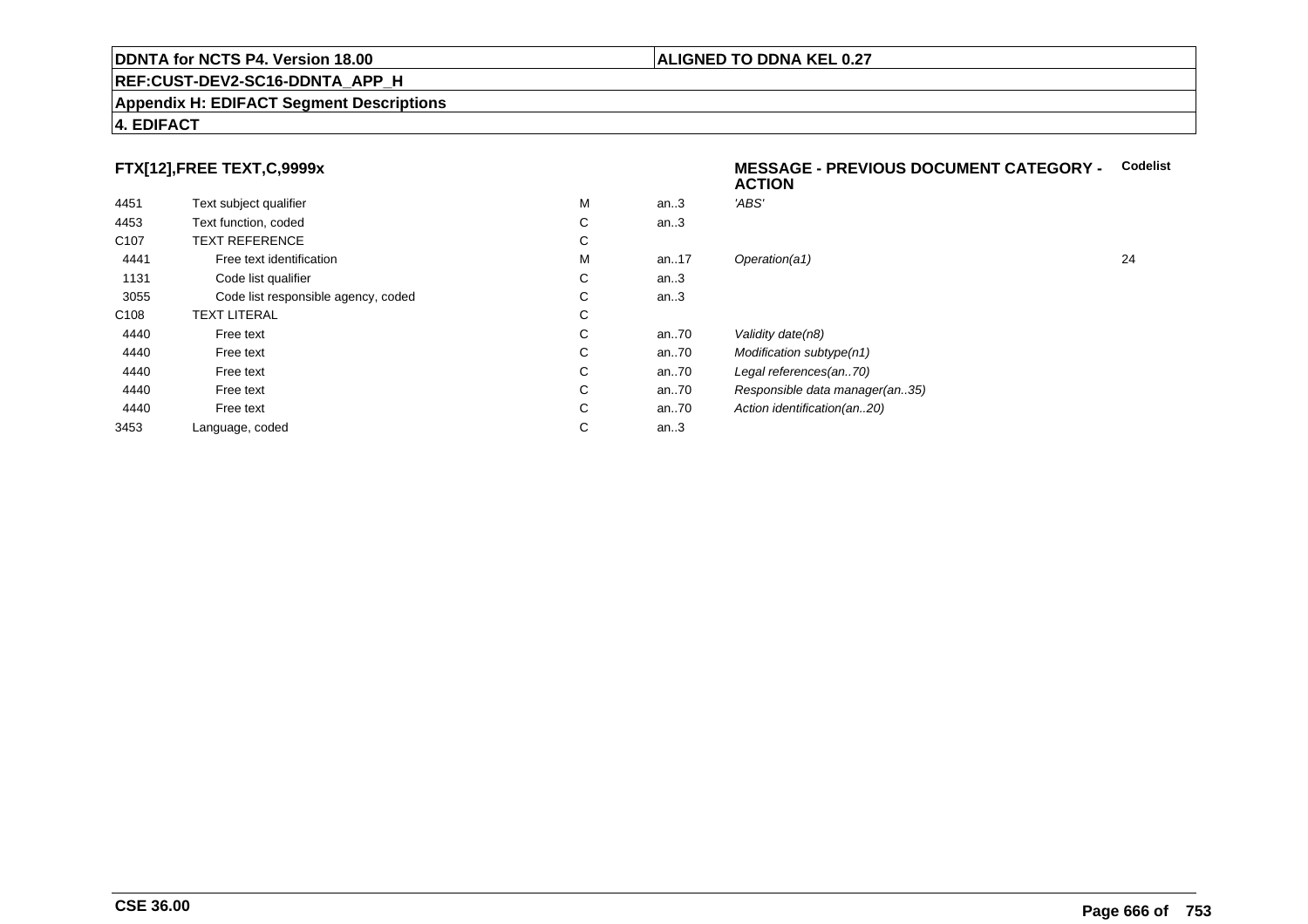## FTX[12],FREE TEXT,C,9999x

**MESSAGE - PREVIOUS DOCUMENT CATEGORY - ACTION**

| | | | | | Codelist |
|---|---|---|---|---|---|
| 4451 | Text subject qualifier | M | an..3 | *'ABS'* | |
| 4453 | Text function, coded | C | an..3 | | |
| C107 | TEXT REFERENCE | C | | | |
| 4441 | Free text identification | M | an..17 | *Operation(a1)* | 24 |
| 1131 | Code list qualifier | C | an..3 | | |
| 3055 | Code list responsible agency, coded | C | an..3 | | |
| C108 | TEXT LITERAL | C | | | |
| 4440 | Free text | C | an..70 | *Validity date(n8)* | |
| 4440 | Free text | C | an..70 | *Modification subtype(n1)* | |
| 4440 | Free text | C | an..70 | *Legal references(an..70)* | |
| 4440 | Free text | C | an..70 | *Responsible data manager(an..35)* | |
| 4440 | Free text | C | an..70 | *Action identification(an..20)* | |
| 3453 | Language, coded | C | an..3 | | |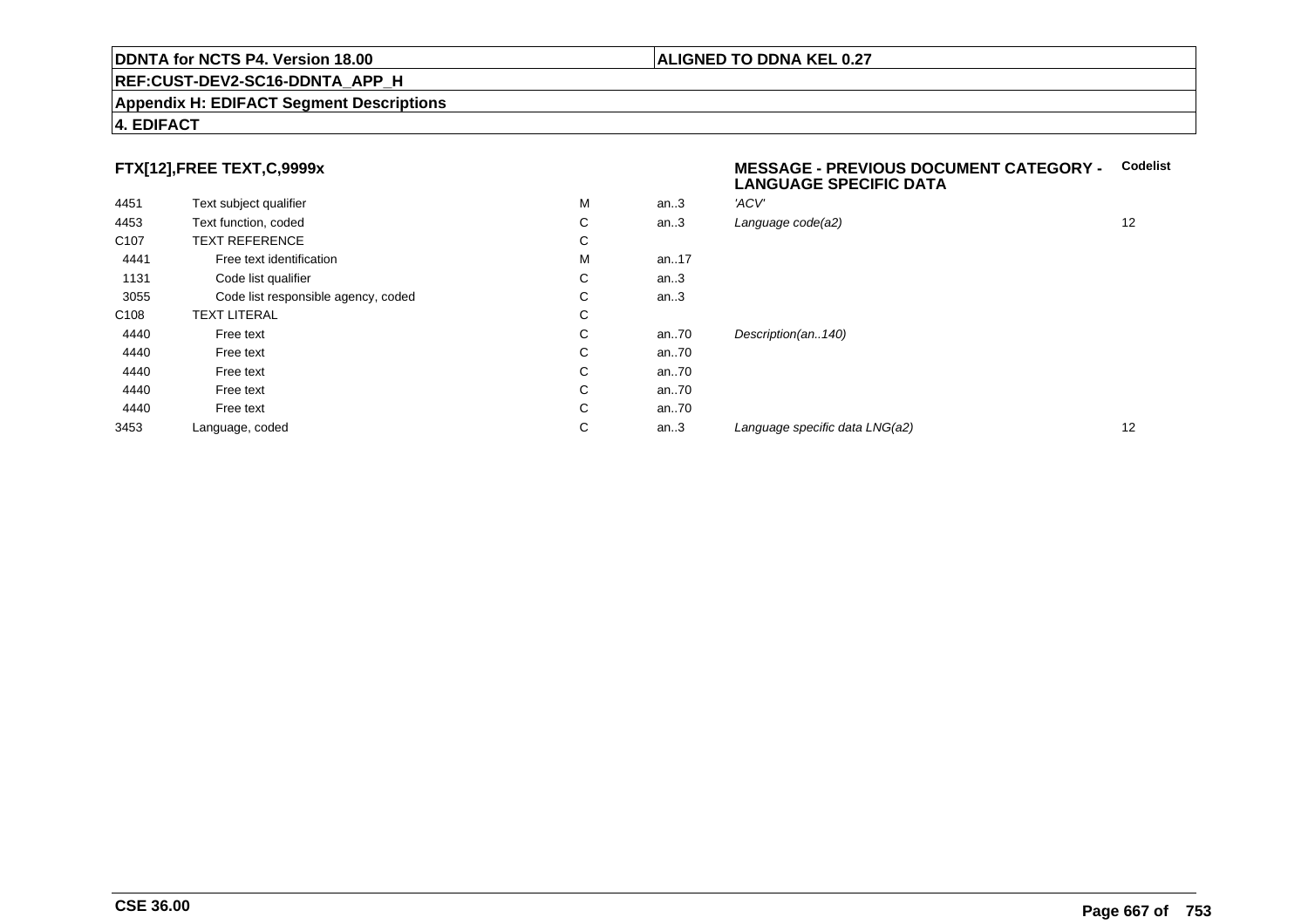**DDNTA for NCTS P4. Version 18.00** | **ALIGNED TO DDNA KEL 0.27**

**REF:CUST-DEV2-SC16-DDNTA_APP_H**

**Appendix H: EDIFACT Segment Descriptions**

**4. EDIFACT**

### FTX[12],FREE TEXT,C,9999x

**MESSAGE - PREVIOUS DOCUMENT CATEGORY - LANGUAGE SPECIFIC DATA**

| | | | | | Codelist |
|---|---|---|---|---|---|
| 4451 | Text subject qualifier | M | an..3 | *'ACV'* | |
| 4453 | Text function, coded | C | an..3 | *Language code(a2)* | 12 |
| C107 | TEXT REFERENCE | C | | | |
| 4441 | Free text identification | M | an..17 | | |
| 1131 | Code list qualifier | C | an..3 | | |
| 3055 | Code list responsible agency, coded | C | an..3 | | |
| C108 | TEXT LITERAL | C | | | |
| 4440 | Free text | C | an..70 | *Description(an..140)* | |
| 4440 | Free text | C | an..70 | | |
| 4440 | Free text | C | an..70 | | |
| 4440 | Free text | C | an..70 | | |
| 4440 | Free text | C | an..70 | | |
| 3453 | Language, coded | C | an..3 | *Language specific data LNG(a2)* | 12 |

**CSE 36.00**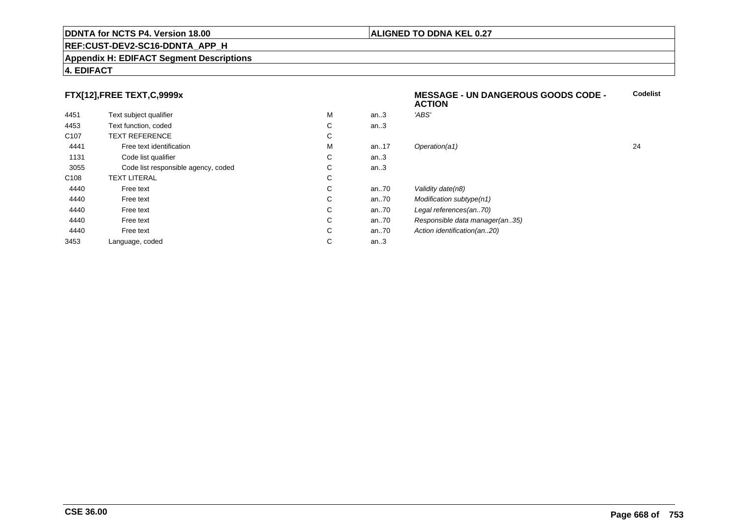## FTX[12],FREE TEXT,C,9999x

**MESSAGE - UN DANGEROUS GOODS CODE - ACTION**

| | | | | | Codelist |
|---|---|---|---|---|---|
| 4451 | Text subject qualifier | M | an..3 | *'ABS'* | |
| 4453 | Text function, coded | C | an..3 | | |
| C107 | TEXT REFERENCE | C | | | |
| 4441 | Free text identification | M | an..17 | *Operation(a1)* | 24 |
| 1131 | Code list qualifier | C | an..3 | | |
| 3055 | Code list responsible agency, coded | C | an..3 | | |
| C108 | TEXT LITERAL | C | | | |
| 4440 | Free text | C | an..70 | *Validity date(n8)* | |
| 4440 | Free text | C | an..70 | *Modification subtype(n1)* | |
| 4440 | Free text | C | an..70 | *Legal references(an..70)* | |
| 4440 | Free text | C | an..70 | *Responsible data manager(an..35)* | |
| 4440 | Free text | C | an..70 | *Action identification(an..20)* | |
| 3453 | Language, coded | C | an..3 | | |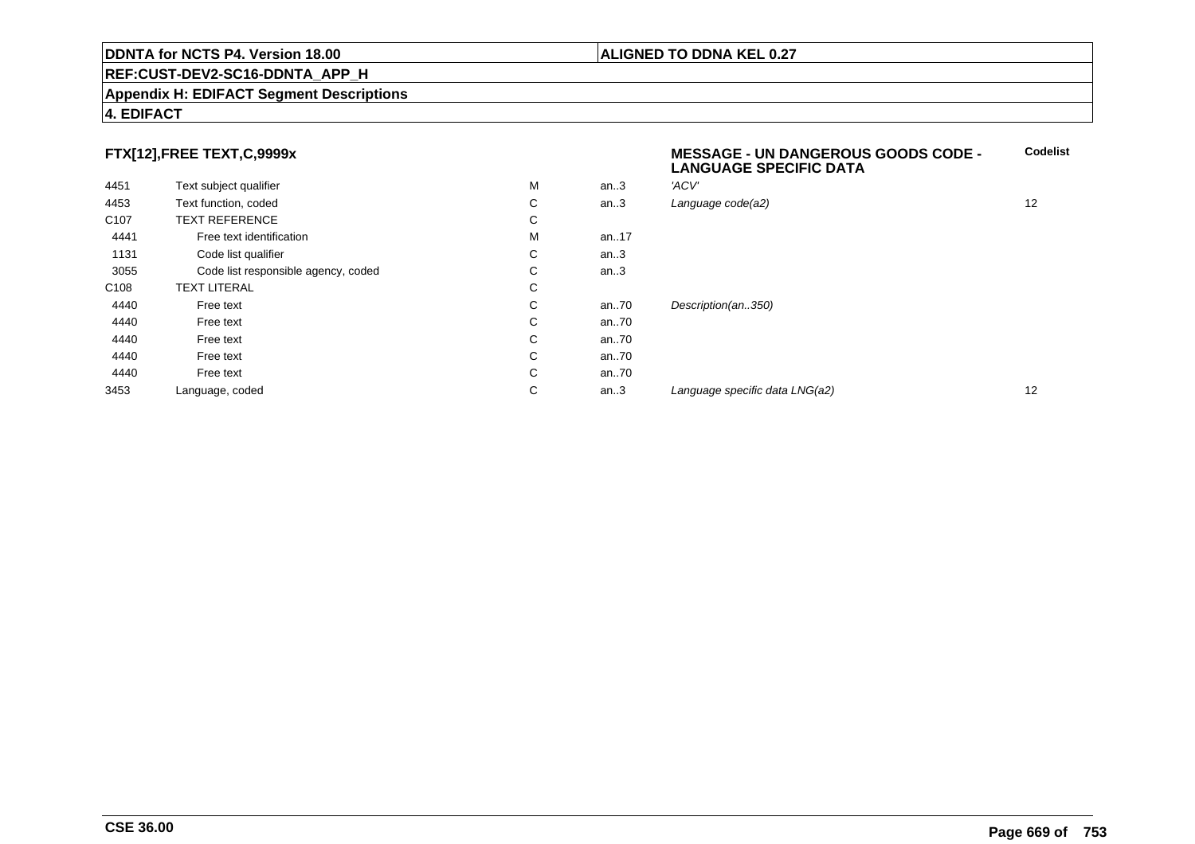**DDNTA for NCTS P4. Version 18.00** | **ALIGNED TO DDNA KEL 0.27**

**REF:CUST-DEV2-SC16-DDNTA_APP_H**

**Appendix H: EDIFACT Segment Descriptions**

**4. EDIFACT**

### FTX[12],FREE TEXT,C,9999x

**MESSAGE - UN DANGEROUS GOODS CODE - LANGUAGE SPECIFIC DATA**

| | | | | | Codelist |
|---|---|---|---|---|---|
| 4451 | Text subject qualifier | M | an..3 | *'ACV'* | |
| 4453 | Text function, coded | C | an..3 | *Language code(a2)* | 12 |
| C107 | TEXT REFERENCE | C | | | |
| 4441 | Free text identification | M | an..17 | | |
| 1131 | Code list qualifier | C | an..3 | | |
| 3055 | Code list responsible agency, coded | C | an..3 | | |
| C108 | TEXT LITERAL | C | | | |
| 4440 | Free text | C | an..70 | *Description(an..350)* | |
| 4440 | Free text | C | an..70 | | |
| 4440 | Free text | C | an..70 | | |
| 4440 | Free text | C | an..70 | | |
| 4440 | Free text | C | an..70 | | |
| 3453 | Language, coded | C | an..3 | *Language specific data LNG(a2)* | 12 |

**CSE 36.00**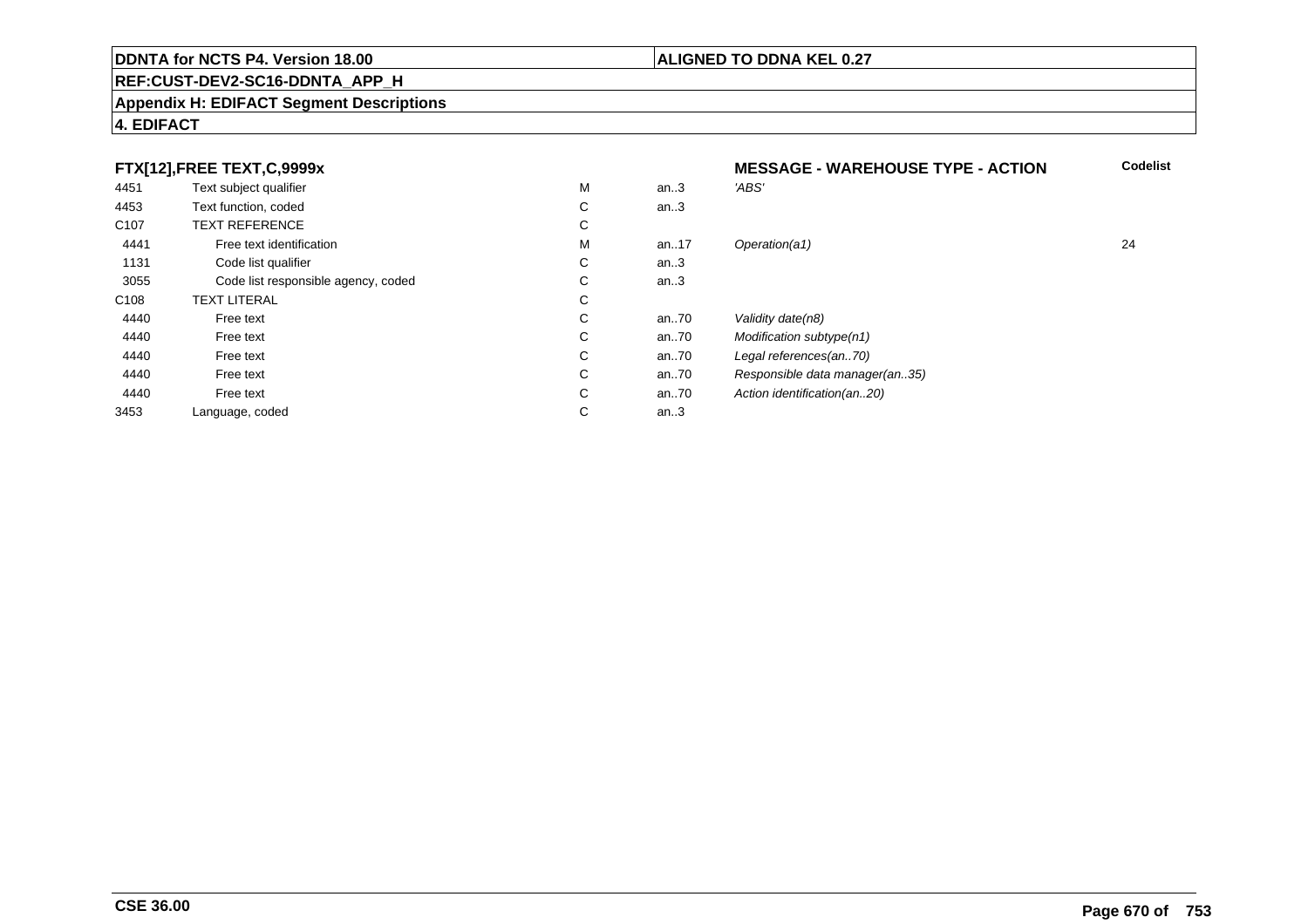**DDNTA for NCTS P4. Version 18.00** | **ALIGNED TO DDNA KEL 0.27**

**REF:CUST-DEV2-SC16-DDNTA_APP_H**

**Appendix H: EDIFACT Segment Descriptions**

**4. EDIFACT**

**FTX[12],FREE TEXT,C,9999x** — **MESSAGE - WAREHOUSE TYPE - ACTION**

| | | | | | Codelist |
|---|---|---|---|---|---|
| 4451 | Text subject qualifier | M | an..3 | *'ABS'* | |
| 4453 | Text function, coded | C | an..3 | | |
| C107 | TEXT REFERENCE | C | | | |
| 4441 | Free text identification | M | an..17 | *Operation(a1)* | 24 |
| 1131 | Code list qualifier | C | an..3 | | |
| 3055 | Code list responsible agency, coded | C | an..3 | | |
| C108 | TEXT LITERAL | C | | | |
| 4440 | Free text | C | an..70 | *Validity date(n8)* | |
| 4440 | Free text | C | an..70 | *Modification subtype(n1)* | |
| 4440 | Free text | C | an..70 | *Legal references(an..70)* | |
| 4440 | Free text | C | an..70 | *Responsible data manager(an..35)* | |
| 4440 | Free text | C | an..70 | *Action identification(an..20)* | |
| 3453 | Language, coded | C | an..3 | | |

**CSE 36.00**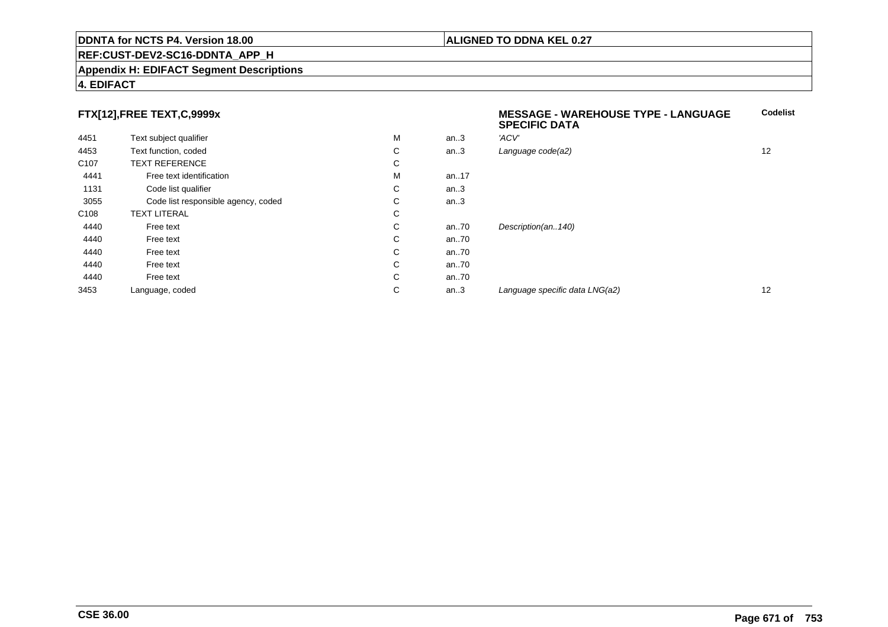**DDNTA for NCTS P4. Version 18.00** | **ALIGNED TO DDNA KEL 0.27**

**REF:CUST-DEV2-SC16-DDNTA_APP_H**

**Appendix H: EDIFACT Segment Descriptions**

**4. EDIFACT**

**FTX[12],FREE TEXT,C,9999x** — **MESSAGE - WAREHOUSE TYPE - LANGUAGE SPECIFIC DATA**

| | | | | | Codelist |
|---|---|---|---|---|---|
| 4451 | Text subject qualifier | M | an..3 | *'ACV'* | |
| 4453 | Text function, coded | C | an..3 | *Language code(a2)* | 12 |
| C107 | TEXT REFERENCE | C | | | |
| 4441 | Free text identification | M | an..17 | | |
| 1131 | Code list qualifier | C | an..3 | | |
| 3055 | Code list responsible agency, coded | C | an..3 | | |
| C108 | TEXT LITERAL | C | | | |
| 4440 | Free text | C | an..70 | *Description(an..140)* | |
| 4440 | Free text | C | an..70 | | |
| 4440 | Free text | C | an..70 | | |
| 4440 | Free text | C | an..70 | | |
| 4440 | Free text | C | an..70 | | |
| 3453 | Language, coded | C | an..3 | *Language specific data LNG(a2)* | 12 |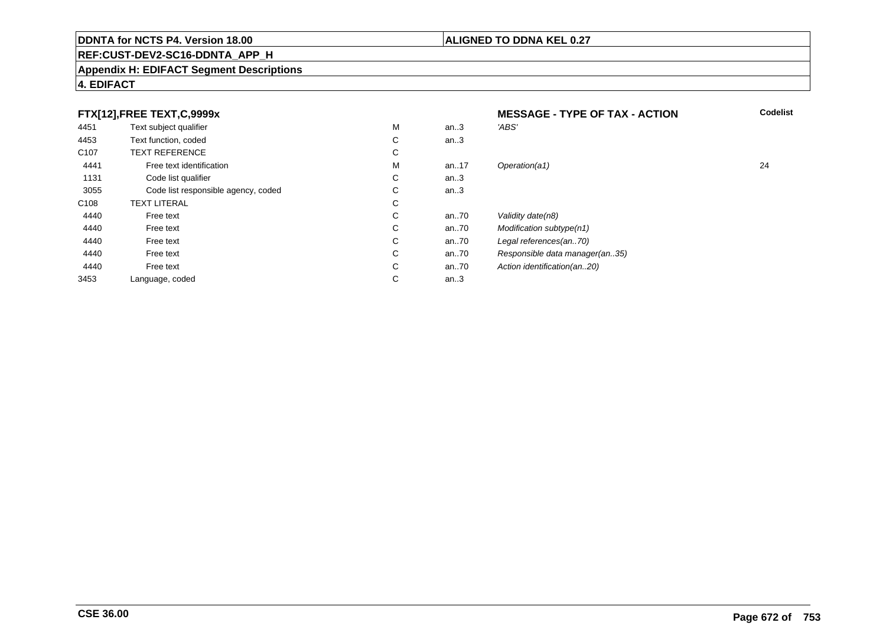**DDNTA for NCTS P4. Version 18.00** | **ALIGNED TO DDNA KEL 0.27**

**REF:CUST-DEV2-SC16-DDNTA_APP_H**

**Appendix H: EDIFACT Segment Descriptions**

**4. EDIFACT**

| **FTX[12],FREE TEXT,C,9999x** | | | | **MESSAGE - TYPE OF TAX - ACTION** | **Codelist** |
|---|---|---|---|---|---|
| 4451 | Text subject qualifier | M | an..3 | *'ABS'* | |
| 4453 | Text function, coded | C | an..3 | | |
| C107 | TEXT REFERENCE | C | | | |
| 4441 | Free text identification | M | an..17 | *Operation(a1)* | 24 |
| 1131 | Code list qualifier | C | an..3 | | |
| 3055 | Code list responsible agency, coded | C | an..3 | | |
| C108 | TEXT LITERAL | C | | | |
| 4440 | Free text | C | an..70 | *Validity date(n8)* | |
| 4440 | Free text | C | an..70 | *Modification subtype(n1)* | |
| 4440 | Free text | C | an..70 | *Legal references(an..70)* | |
| 4440 | Free text | C | an..70 | *Responsible data manager(an..35)* | |
| 4440 | Free text | C | an..70 | *Action identification(an..20)* | |
| 3453 | Language, coded | C | an..3 | | |

**CSE 36.00**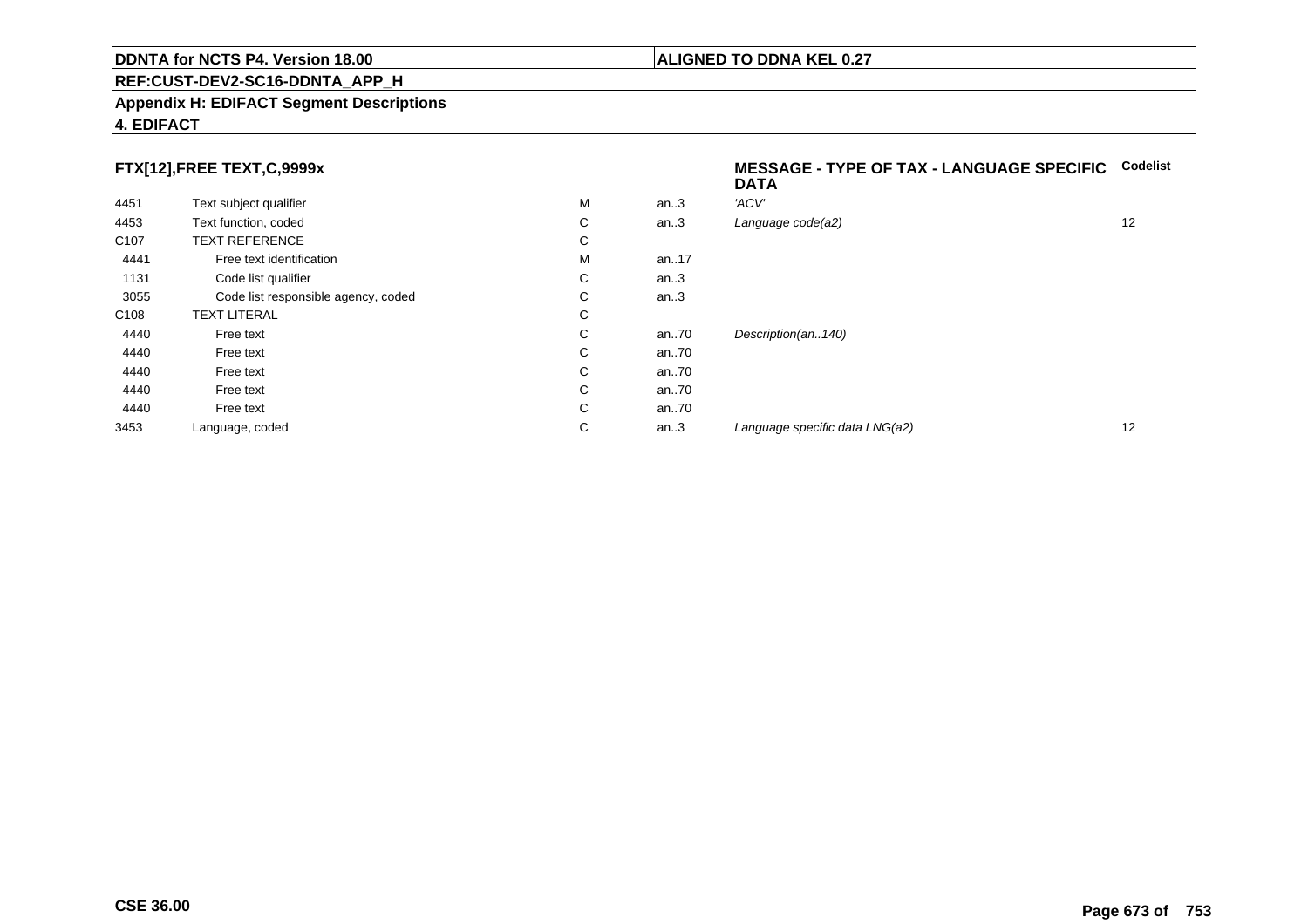**DDNTA for NCTS P4. Version 18.00**

**ALIGNED TO DDNA KEL 0.27**

**REF:CUST-DEV2-SC16-DDNTA_APP_H**

**Appendix H: EDIFACT Segment Descriptions**

**4. EDIFACT**

### FTX[12],FREE TEXT,C,9999x

| | | | | MESSAGE - TYPE OF TAX - LANGUAGE SPECIFIC DATA | Codelist |
|---|---|---|---|---|---|
| 4451 | Text subject qualifier | M | an..3 | *'ACV'* | |
| 4453 | Text function, coded | C | an..3 | *Language code(a2)* | 12 |
| C107 | TEXT REFERENCE | C | | | |
| 4441 | Free text identification | M | an..17 | | |
| 1131 | Code list qualifier | C | an..3 | | |
| 3055 | Code list responsible agency, coded | C | an..3 | | |
| C108 | TEXT LITERAL | C | | | |
| 4440 | Free text | C | an..70 | *Description(an..140)* | |
| 4440 | Free text | C | an..70 | | |
| 4440 | Free text | C | an..70 | | |
| 4440 | Free text | C | an..70 | | |
| 4440 | Free text | C | an..70 | | |
| 3453 | Language, coded | C | an..3 | *Language specific data LNG(a2)* | 12 |

**CSE 36.00**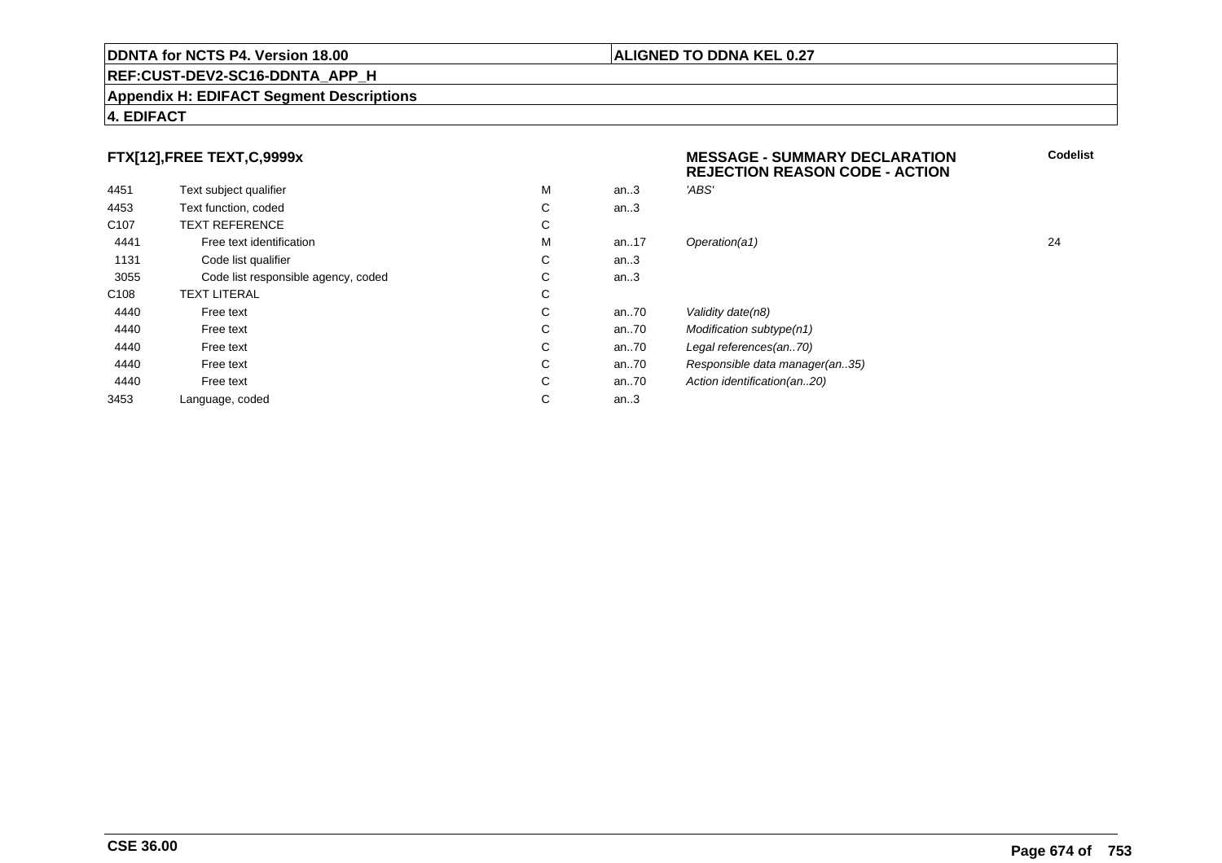**DDNTA for NCTS P4. Version 18.00**

**ALIGNED TO DDNA KEL 0.27**

**REF:CUST-DEV2-SC16-DDNTA_APP_H**

**Appendix H: EDIFACT Segment Descriptions**

**4. EDIFACT**

### FTX[12],FREE TEXT,C,9999x

**MESSAGE - SUMMARY DECLARATION REJECTION REASON CODE - ACTION**

| | | | | | Codelist |
|---|---|---|---|---|---|
| 4451 | Text subject qualifier | M | an..3 | *'ABS'* | |
| 4453 | Text function, coded | C | an..3 | | |
| C107 | TEXT REFERENCE | C | | | |
| 4441 | Free text identification | M | an..17 | *Operation(a1)* | 24 |
| 1131 | Code list qualifier | C | an..3 | | |
| 3055 | Code list responsible agency, coded | C | an..3 | | |
| C108 | TEXT LITERAL | C | | | |
| 4440 | Free text | C | an..70 | *Validity date(n8)* | |
| 4440 | Free text | C | an..70 | *Modification subtype(n1)* | |
| 4440 | Free text | C | an..70 | *Legal references(an..70)* | |
| 4440 | Free text | C | an..70 | *Responsible data manager(an..35)* | |
| 4440 | Free text | C | an..70 | *Action identification(an..20)* | |
| 3453 | Language, coded | C | an..3 | | |

**CSE 36.00**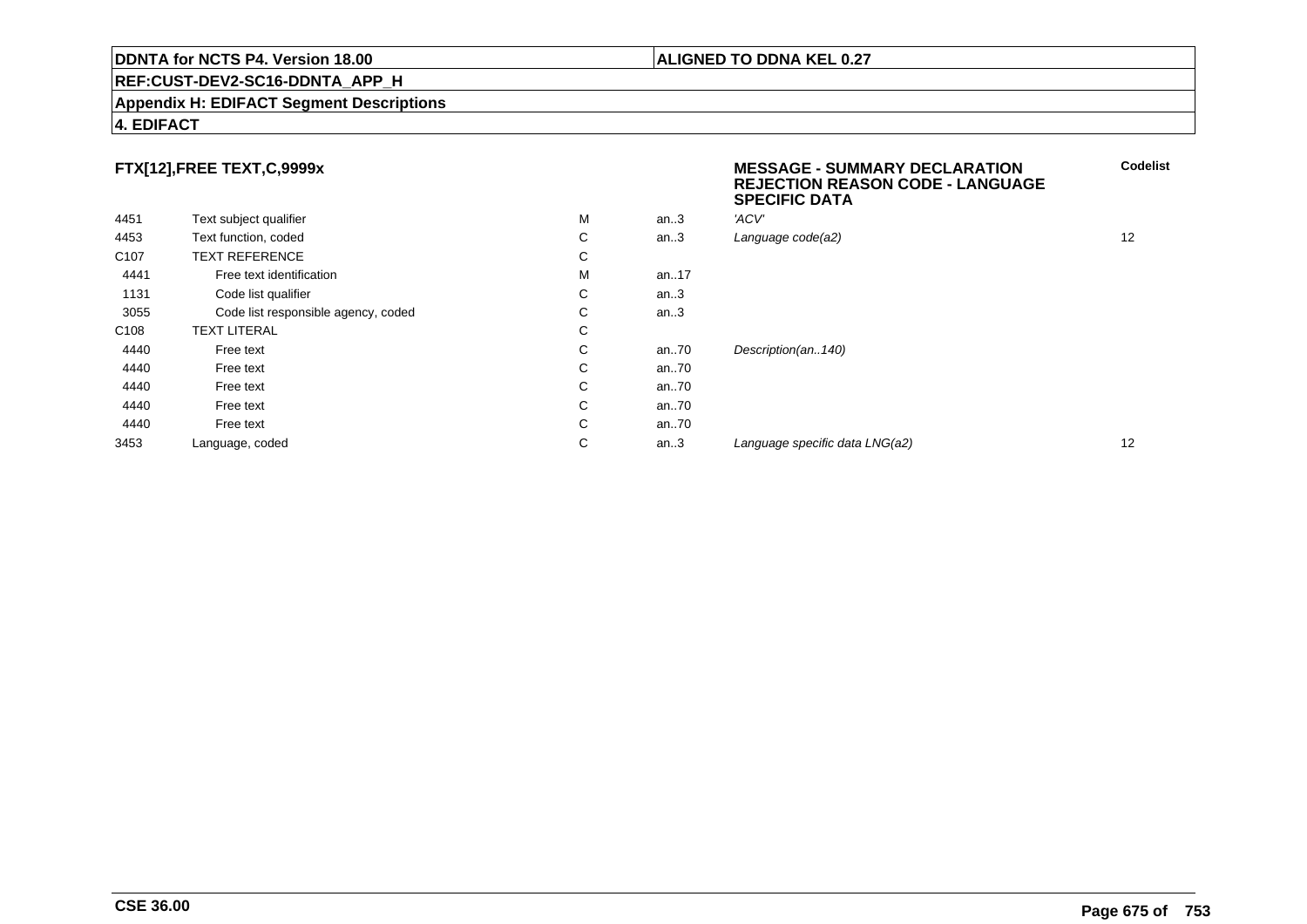**DDNTA for NCTS P4. Version 18.00** | **ALIGNED TO DDNA KEL 0.27**

**REF:CUST-DEV2-SC16-DDNTA_APP_H**

**Appendix H: EDIFACT Segment Descriptions**

**4. EDIFACT**

### FTX[12],FREE TEXT,C,9999x

**MESSAGE - SUMMARY DECLARATION REJECTION REASON CODE - LANGUAGE SPECIFIC DATA**

| | | | | | Codelist |
|---|---|---|---|---|---|
| 4451 | Text subject qualifier | M | an..3 | *'ACV'* | |
| 4453 | Text function, coded | C | an..3 | *Language code(a2)* | 12 |
| C107 | TEXT REFERENCE | C | | | |
| 4441 | Free text identification | M | an..17 | | |
| 1131 | Code list qualifier | C | an..3 | | |
| 3055 | Code list responsible agency, coded | C | an..3 | | |
| C108 | TEXT LITERAL | C | | | |
| 4440 | Free text | C | an..70 | *Description(an..140)* | |
| 4440 | Free text | C | an..70 | | |
| 4440 | Free text | C | an..70 | | |
| 4440 | Free text | C | an..70 | | |
| 4440 | Free text | C | an..70 | | |
| 3453 | Language, coded | C | an..3 | *Language specific data LNG(a2)* | 12 |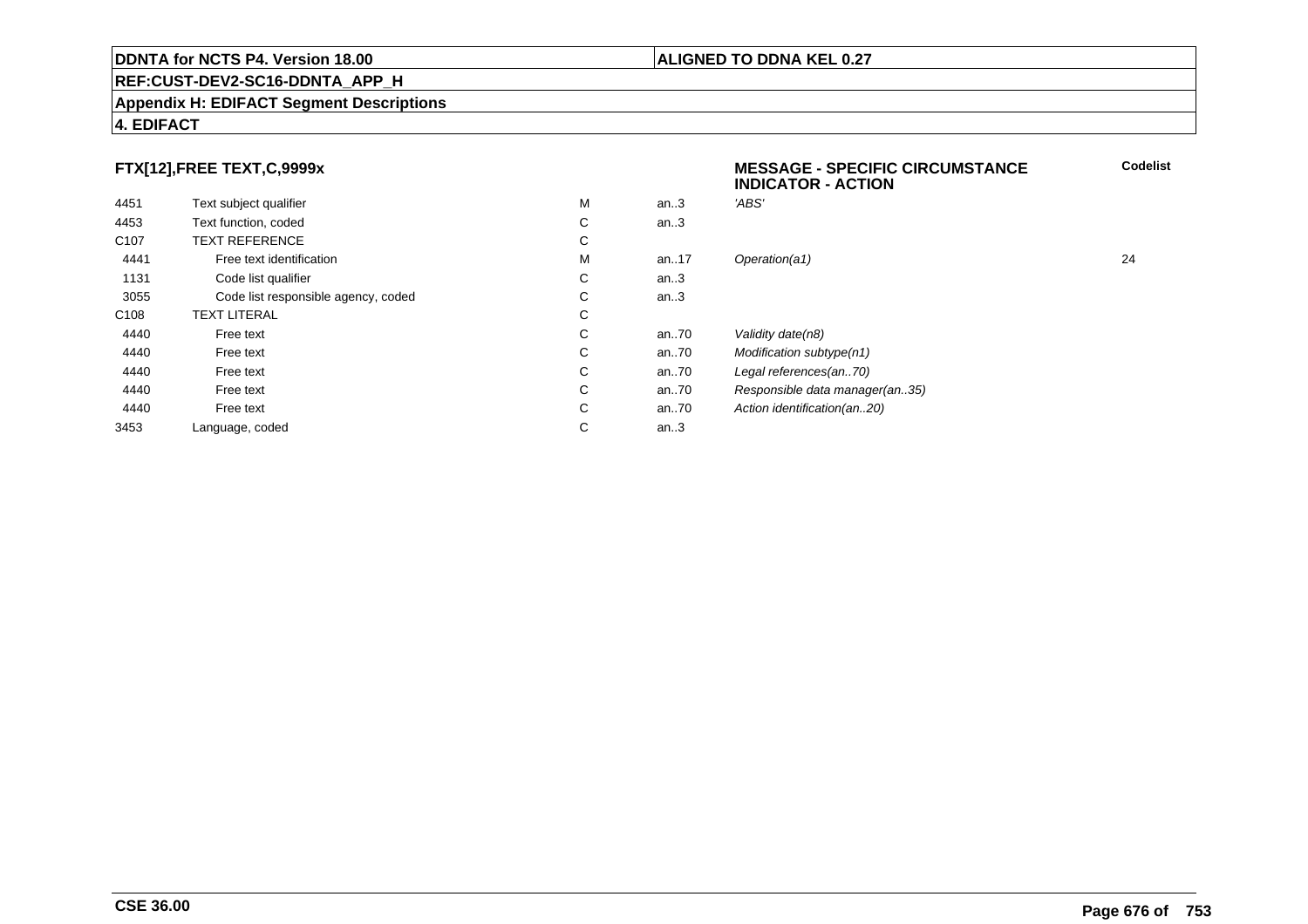**DDNTA for NCTS P4. Version 18.00** | **ALIGNED TO DDNA KEL 0.27**

**REF:CUST-DEV2-SC16-DDNTA_APP_H**

**Appendix H: EDIFACT Segment Descriptions**

**4. EDIFACT**

### FTX[12],FREE TEXT,C,9999x

**MESSAGE - SPECIFIC CIRCUMSTANCE INDICATOR - ACTION**

| | | | | | Codelist |
|---|---|---|---|---|---|
| 4451 | Text subject qualifier | M | an..3 | *'ABS'* | |
| 4453 | Text function, coded | C | an..3 | | |
| C107 | TEXT REFERENCE | C | | | |
| 4441 | Free text identification | M | an..17 | *Operation(a1)* | 24 |
| 1131 | Code list qualifier | C | an..3 | | |
| 3055 | Code list responsible agency, coded | C | an..3 | | |
| C108 | TEXT LITERAL | C | | | |
| 4440 | Free text | C | an..70 | *Validity date(n8)* | |
| 4440 | Free text | C | an..70 | *Modification subtype(n1)* | |
| 4440 | Free text | C | an..70 | *Legal references(an..70)* | |
| 4440 | Free text | C | an..70 | *Responsible data manager(an..35)* | |
| 4440 | Free text | C | an..70 | *Action identification(an..20)* | |
| 3453 | Language, coded | C | an..3 | | |

**CSE 36.00**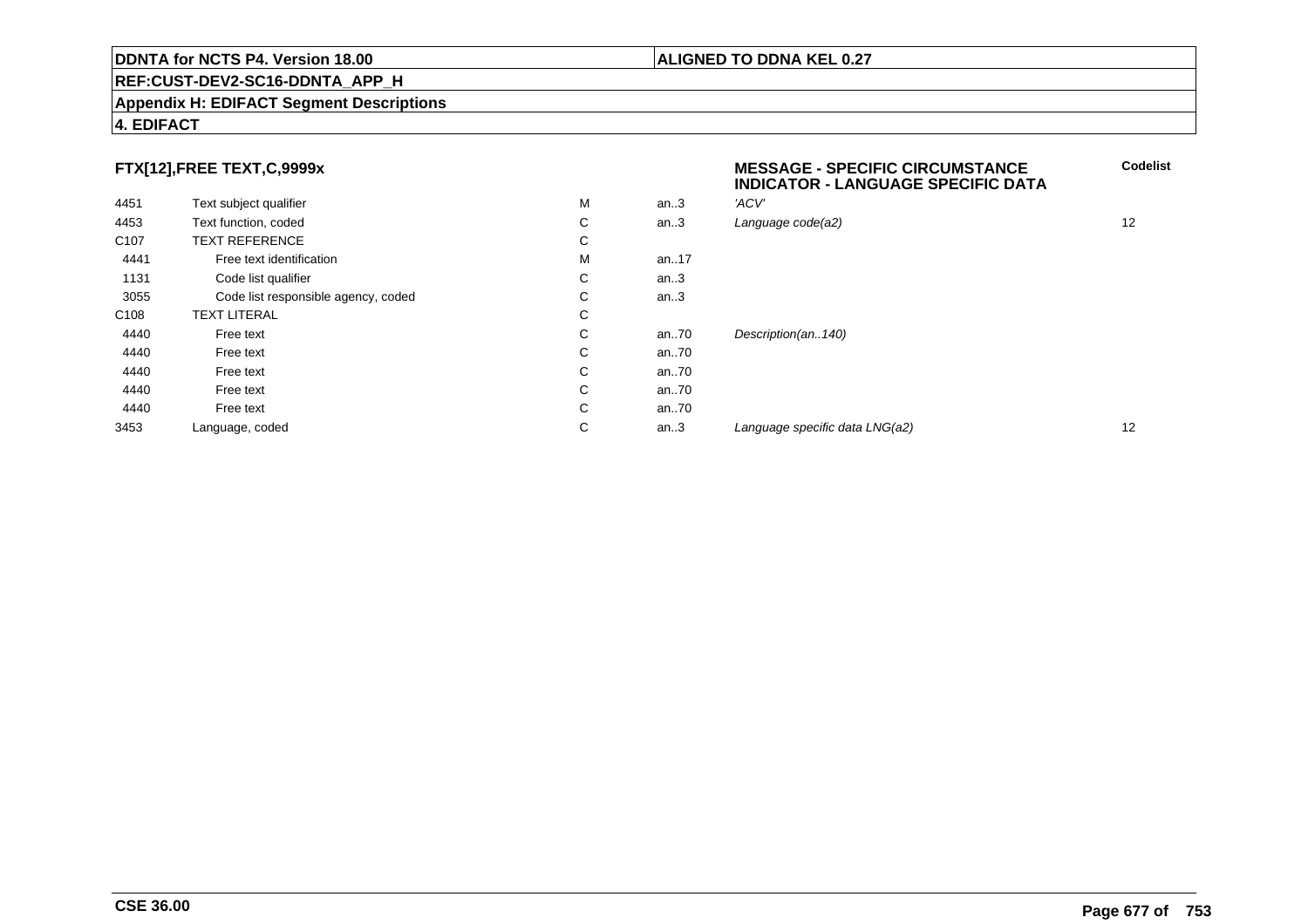**DDNTA for NCTS P4. Version 18.00** | **ALIGNED TO DDNA KEL 0.27**

**REF:CUST-DEV2-SC16-DDNTA_APP_H**

**Appendix H: EDIFACT Segment Descriptions**

**4. EDIFACT**

### FTX[12],FREE TEXT,C,9999x

**MESSAGE - SPECIFIC CIRCUMSTANCE INDICATOR - LANGUAGE SPECIFIC DATA**

| | | | | | Codelist |
|---|---|---|---|---|---|
| 4451 | Text subject qualifier | M | an..3 | *'ACV'* | |
| 4453 | Text function, coded | C | an..3 | *Language code(a2)* | 12 |
| C107 | TEXT REFERENCE | C | | | |
| 4441 | Free text identification | M | an..17 | | |
| 1131 | Code list qualifier | C | an..3 | | |
| 3055 | Code list responsible agency, coded | C | an..3 | | |
| C108 | TEXT LITERAL | C | | | |
| 4440 | Free text | C | an..70 | *Description(an..140)* | |
| 4440 | Free text | C | an..70 | | |
| 4440 | Free text | C | an..70 | | |
| 4440 | Free text | C | an..70 | | |
| 4440 | Free text | C | an..70 | | |
| 3453 | Language, coded | C | an..3 | *Language specific data LNG(a2)* | 12 |

**CSE 36.00**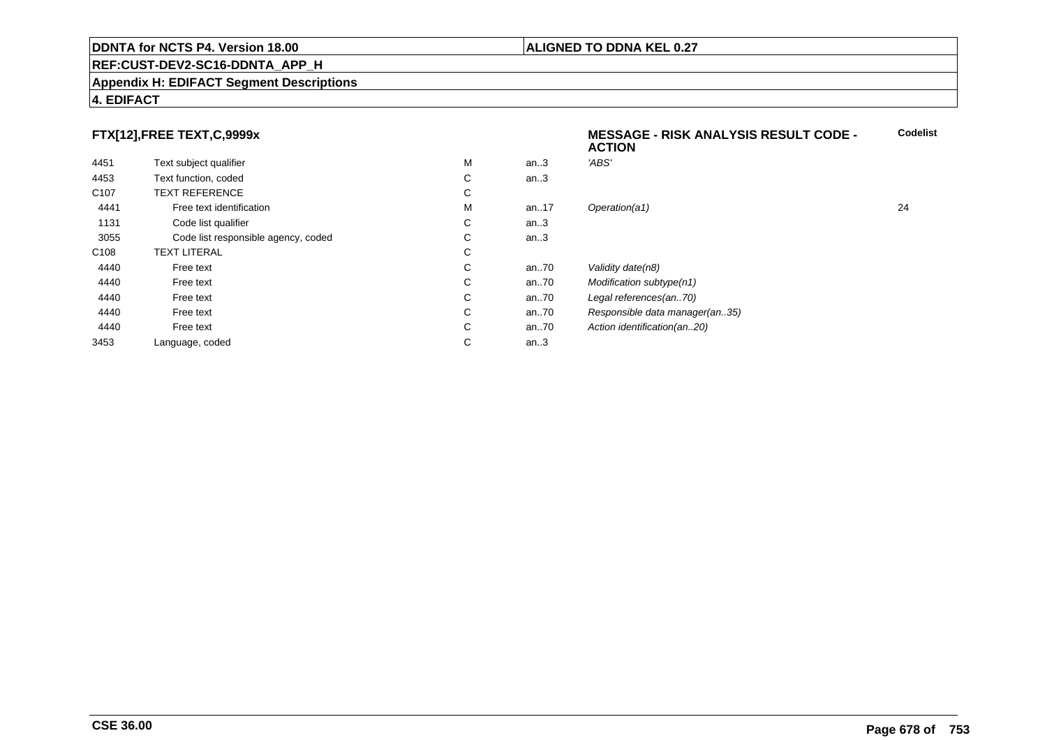**FTX[12],FREE TEXT,C,9999x**

**MESSAGE - RISK ANALYSIS RESULT CODE - ACTION**

| | | | | | Codelist |
|---|---|---|---|---|---|
| 4451 | Text subject qualifier | M | an..3 | *'ABS'* | |
| 4453 | Text function, coded | C | an..3 | | |
| C107 | TEXT REFERENCE | C | | | |
| 4441 | Free text identification | M | an..17 | *Operation(a1)* | 24 |
| 1131 | Code list qualifier | C | an..3 | | |
| 3055 | Code list responsible agency, coded | C | an..3 | | |
| C108 | TEXT LITERAL | C | | | |
| 4440 | Free text | C | an..70 | *Validity date(n8)* | |
| 4440 | Free text | C | an..70 | *Modification subtype(n1)* | |
| 4440 | Free text | C | an..70 | *Legal references(an..70)* | |
| 4440 | Free text | C | an..70 | *Responsible data manager(an..35)* | |
| 4440 | Free text | C | an..70 | *Action identification(an..20)* | |
| 3453 | Language, coded | C | an..3 | | |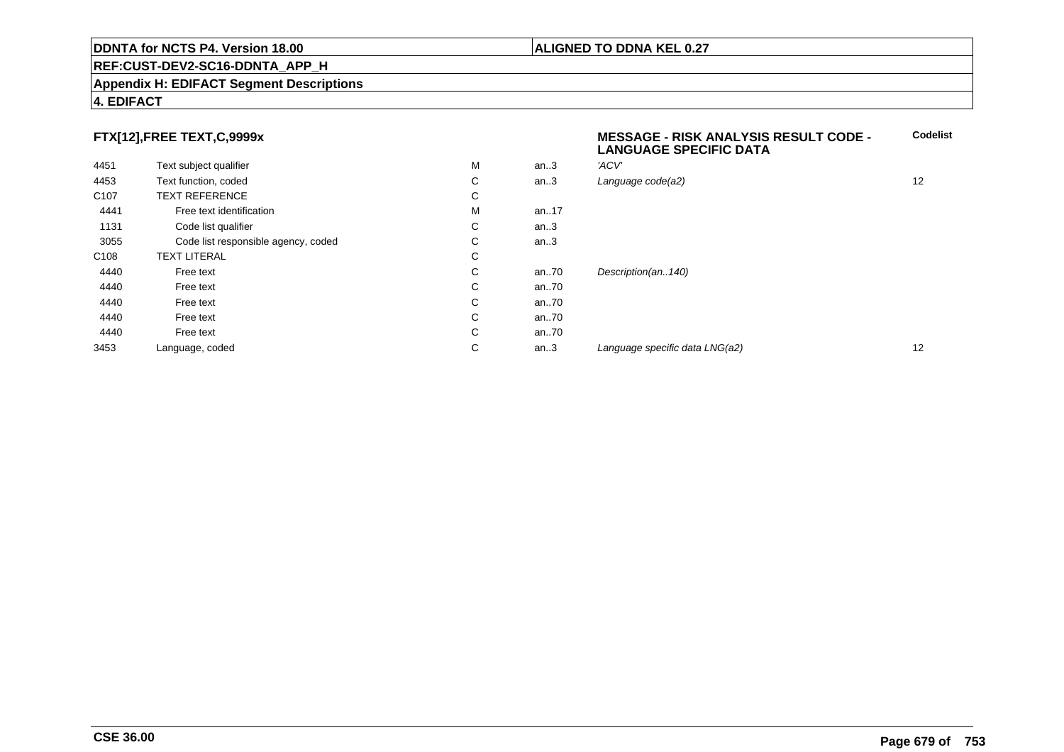**DDNTA for NCTS P4. Version 18.00** | **ALIGNED TO DDNA KEL 0.27**

**REF:CUST-DEV2-SC16-DDNTA_APP_H**

**Appendix H: EDIFACT Segment Descriptions**

**4. EDIFACT**

**FTX[12],FREE TEXT,C,9999x** — **MESSAGE - RISK ANALYSIS RESULT CODE - LANGUAGE SPECIFIC DATA**

| | | | | | Codelist |
|---|---|---|---|---|---|
| 4451 | Text subject qualifier | M | an..3 | *'ACV'* | |
| 4453 | Text function, coded | C | an..3 | *Language code(a2)* | 12 |
| C107 | TEXT REFERENCE | C | | | |
| 4441 | Free text identification | M | an..17 | | |
| 1131 | Code list qualifier | C | an..3 | | |
| 3055 | Code list responsible agency, coded | C | an..3 | | |
| C108 | TEXT LITERAL | C | | | |
| 4440 | Free text | C | an..70 | *Description(an..140)* | |
| 4440 | Free text | C | an..70 | | |
| 4440 | Free text | C | an..70 | | |
| 4440 | Free text | C | an..70 | | |
| 4440 | Free text | C | an..70 | | |
| 3453 | Language, coded | C | an..3 | *Language specific data LNG(a2)* | 12 |

**CSE 36.00**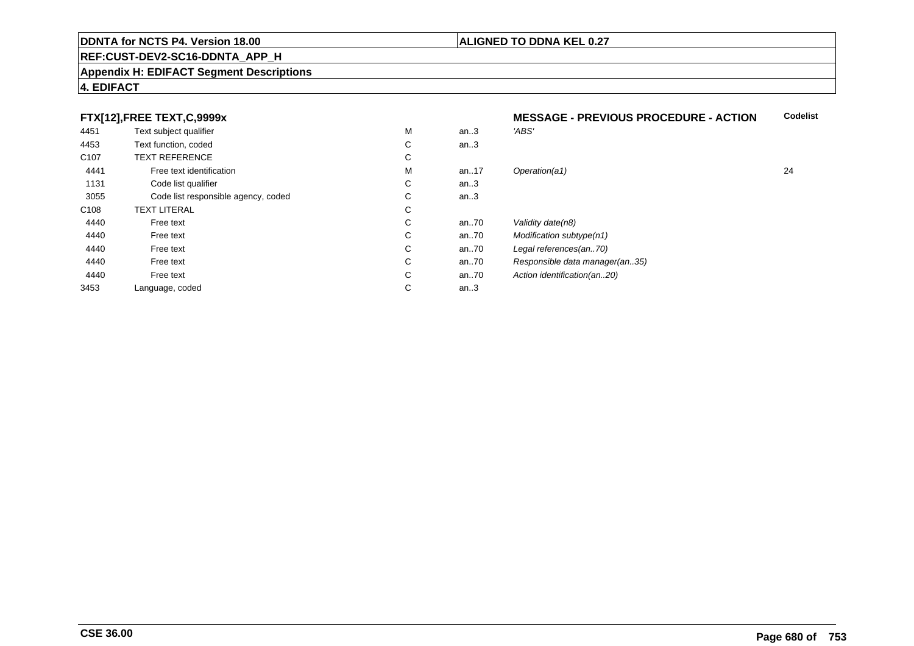**DDNTA for NCTS P4. Version 18.00** | **ALIGNED TO DDNA KEL 0.27**

**REF:CUST-DEV2-SC16-DDNTA_APP_H**

**Appendix H: EDIFACT Segment Descriptions**

**4. EDIFACT**

| **FTX[12],FREE TEXT,C,9999x** | | | | **MESSAGE - PREVIOUS PROCEDURE - ACTION** | **Codelist** |
|---|---|---|---|---|---|
| 4451 | Text subject qualifier | M | an..3 | *'ABS'* | |
| 4453 | Text function, coded | C | an..3 | | |
| C107 | TEXT REFERENCE | C | | | |
| 4441 | Free text identification | M | an..17 | *Operation(a1)* | 24 |
| 1131 | Code list qualifier | C | an..3 | | |
| 3055 | Code list responsible agency, coded | C | an..3 | | |
| C108 | TEXT LITERAL | C | | | |
| 4440 | Free text | C | an..70 | *Validity date(n8)* | |
| 4440 | Free text | C | an..70 | *Modification subtype(n1)* | |
| 4440 | Free text | C | an..70 | *Legal references(an..70)* | |
| 4440 | Free text | C | an..70 | *Responsible data manager(an..35)* | |
| 4440 | Free text | C | an..70 | *Action identification(an..20)* | |
| 3453 | Language, coded | C | an..3 | | |

**CSE 36.00**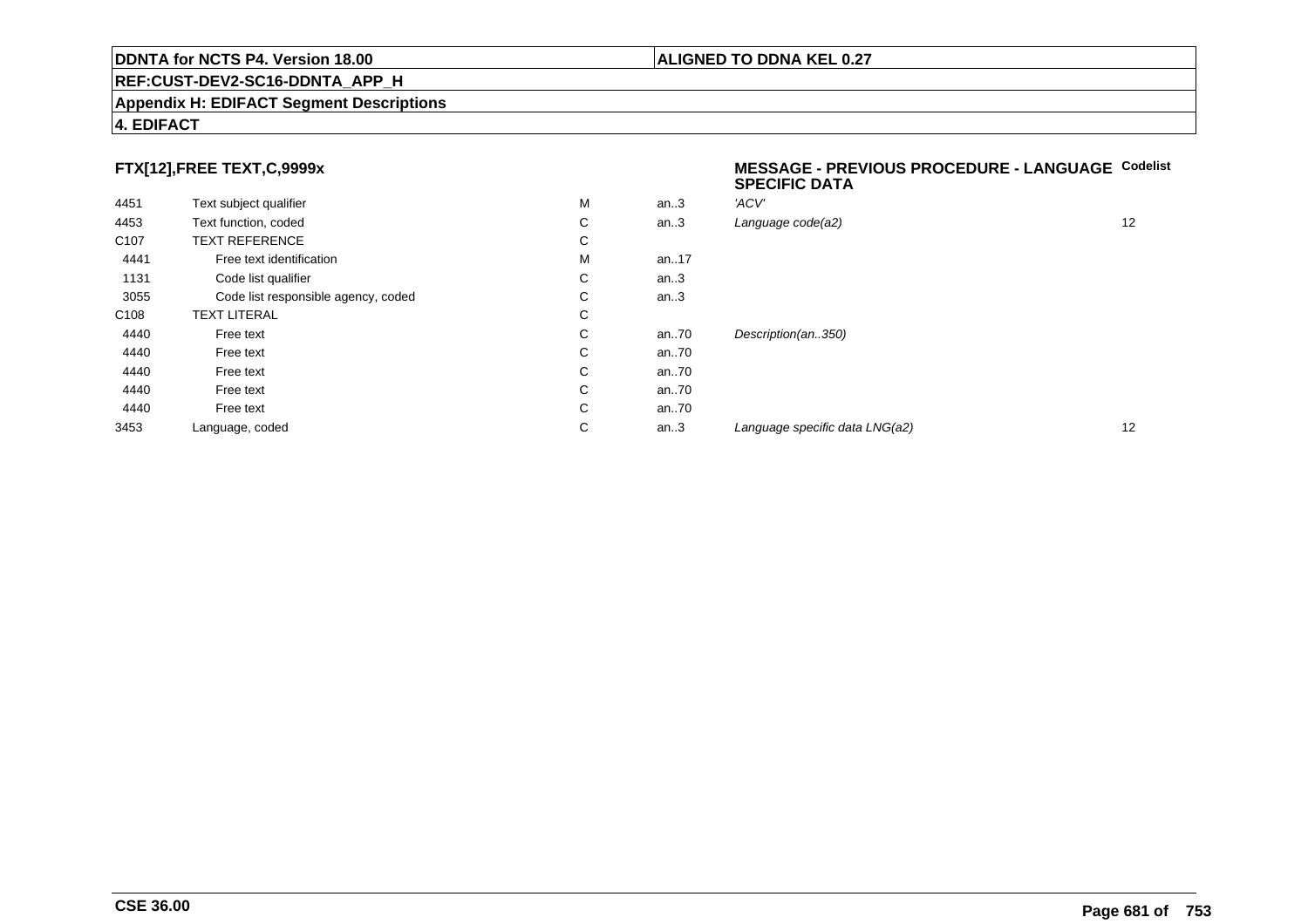**DDNTA for NCTS P4. Version 18.00** | **ALIGNED TO DDNA KEL 0.27**

**REF:CUST-DEV2-SC16-DDNTA_APP_H**

**Appendix H: EDIFACT Segment Descriptions**

**4. EDIFACT**

### FTX[12],FREE TEXT,C,9999x

### MESSAGE - PREVIOUS PROCEDURE - LANGUAGE SPECIFIC DATA

| | | | | | Codelist |
|---|---|---|---|---|---|
| 4451 | Text subject qualifier | M | an..3 | *'ACV'* | |
| 4453 | Text function, coded | C | an..3 | *Language code(a2)* | 12 |
| C107 | TEXT REFERENCE | C | | | |
| 4441 | Free text identification | M | an..17 | | |
| 1131 | Code list qualifier | C | an..3 | | |
| 3055 | Code list responsible agency, coded | C | an..3 | | |
| C108 | TEXT LITERAL | C | | | |
| 4440 | Free text | C | an..70 | *Description(an..350)* | |
| 4440 | Free text | C | an..70 | | |
| 4440 | Free text | C | an..70 | | |
| 4440 | Free text | C | an..70 | | |
| 4440 | Free text | C | an..70 | | |
| 3453 | Language, coded | C | an..3 | *Language specific data LNG(a2)* | 12 |

**CSE 36.00**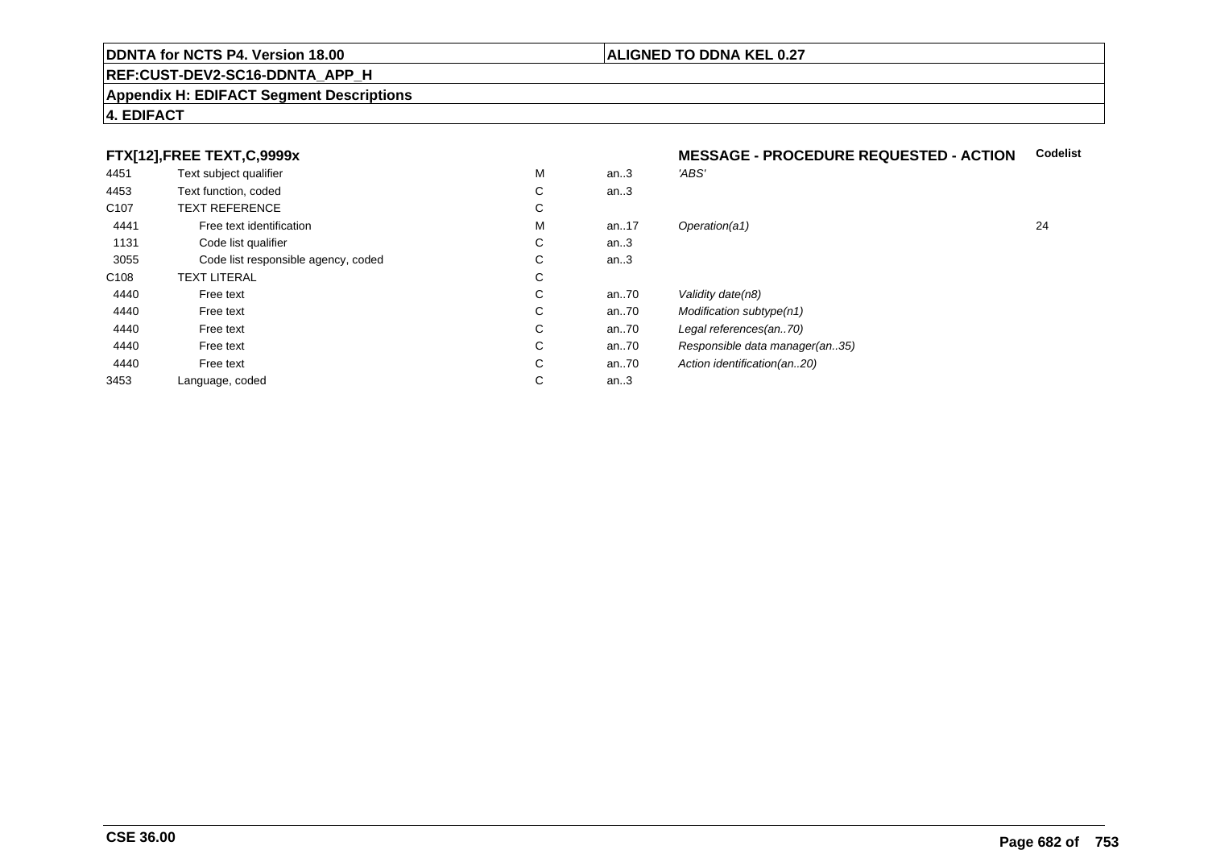**DDNTA for NCTS P4. Version 18.00** | **ALIGNED TO DDNA KEL 0.27**

**REF:CUST-DEV2-SC16-DDNTA_APP_H**

**Appendix H: EDIFACT Segment Descriptions**

**4. EDIFACT**

| FTX[12],FREE TEXT,C,9999x | | | | MESSAGE - PROCEDURE REQUESTED - ACTION | Codelist |
|---|---|---|---|---|---|
| 4451 | Text subject qualifier | M | an..3 | *'ABS'* | |
| 4453 | Text function, coded | C | an..3 | | |
| C107 | TEXT REFERENCE | C | | | |
| 4441 | Free text identification | M | an..17 | *Operation(a1)* | 24 |
| 1131 | Code list qualifier | C | an..3 | | |
| 3055 | Code list responsible agency, coded | C | an..3 | | |
| C108 | TEXT LITERAL | C | | | |
| 4440 | Free text | C | an..70 | *Validity date(n8)* | |
| 4440 | Free text | C | an..70 | *Modification subtype(n1)* | |
| 4440 | Free text | C | an..70 | *Legal references(an..70)* | |
| 4440 | Free text | C | an..70 | *Responsible data manager(an..35)* | |
| 4440 | Free text | C | an..70 | *Action identification(an..20)* | |
| 3453 | Language, coded | C | an..3 | | |

**CSE 36.00**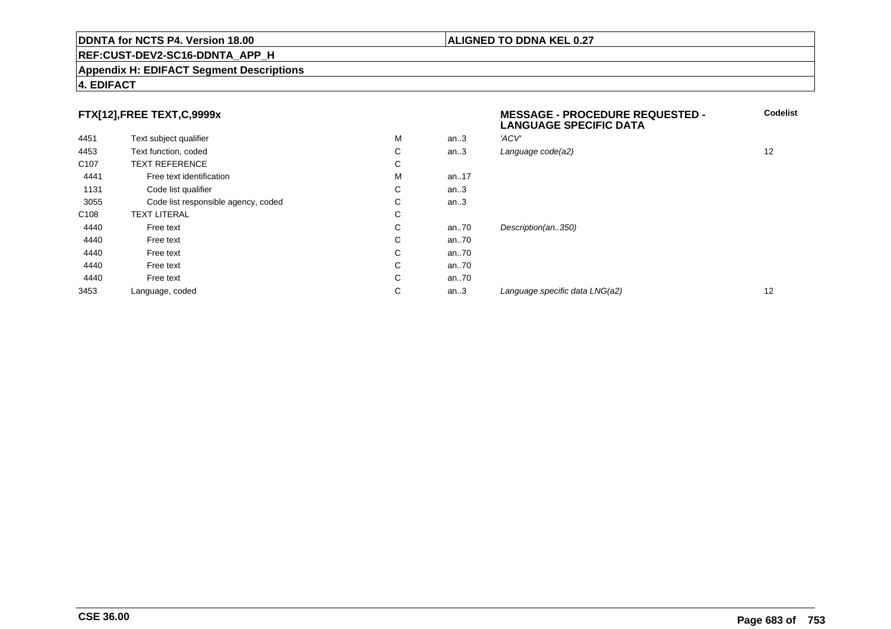**DDNTA for NCTS P4. Version 18.00**

**ALIGNED TO DDNA KEL 0.27**

**REF:CUST-DEV2-SC16-DDNTA_APP_H**

**Appendix H: EDIFACT Segment Descriptions**

**4. EDIFACT**

| **FTX[12],FREE TEXT,C,9999x** | | | | **MESSAGE - PROCEDURE REQUESTED - LANGUAGE SPECIFIC DATA** | **Codelist** |
|---|---|---|---|---|---|
| 4451 | Text subject qualifier | M | an..3 | *'ACV'* | |
| 4453 | Text function, coded | C | an..3 | *Language code(a2)* | 12 |
| C107 | TEXT REFERENCE | C | | | |
| 4441 | Free text identification | M | an..17 | | |
| 1131 | Code list qualifier | C | an..3 | | |
| 3055 | Code list responsible agency, coded | C | an..3 | | |
| C108 | TEXT LITERAL | C | | | |
| 4440 | Free text | C | an..70 | *Description(an..350)* | |
| 4440 | Free text | C | an..70 | | |
| 4440 | Free text | C | an..70 | | |
| 4440 | Free text | C | an..70 | | |
| 4440 | Free text | C | an..70 | | |
| 3453 | Language, coded | C | an..3 | *Language specific data LNG(a2)* | 12 |

**CSE 36.00**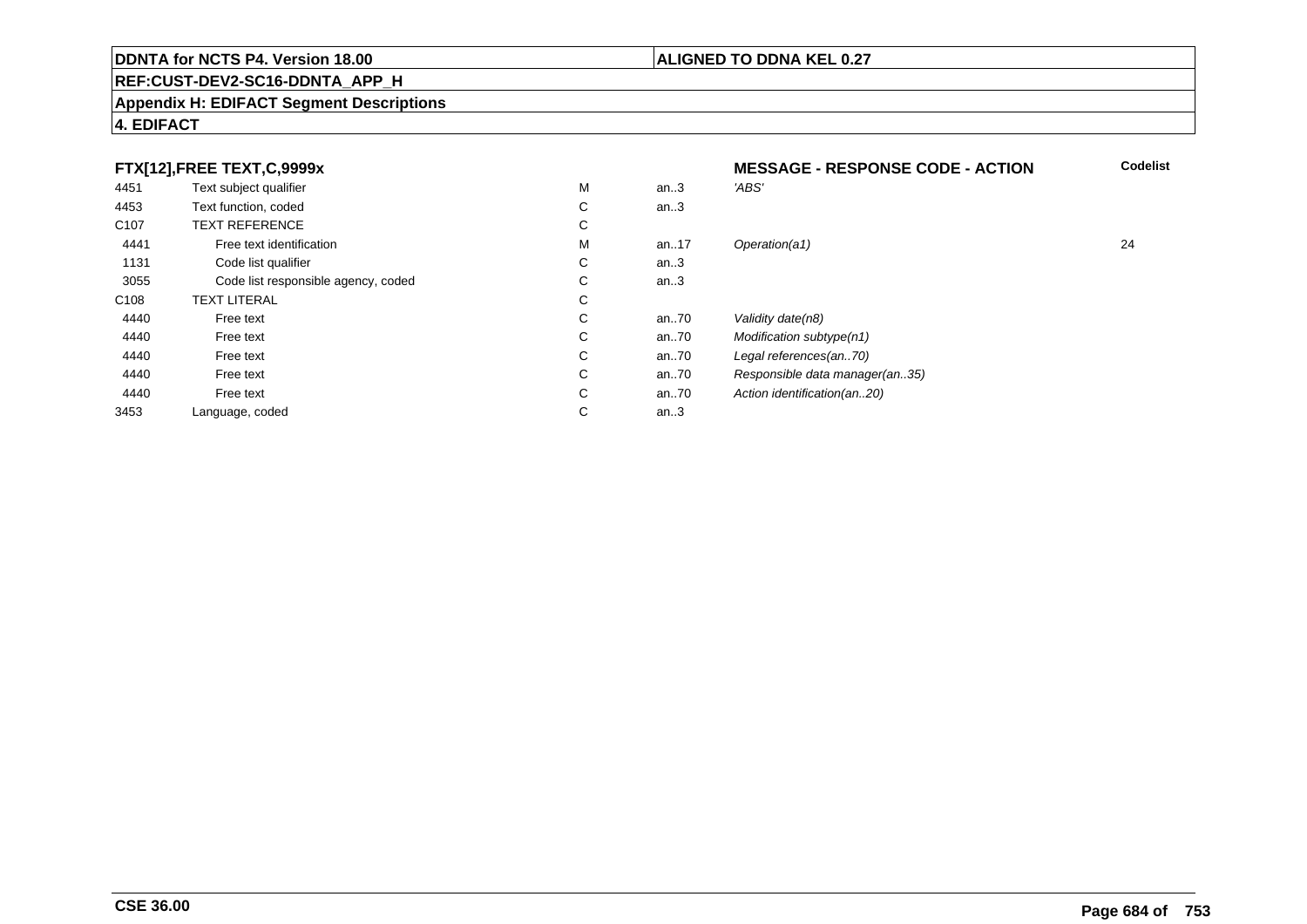DDNTA for NCTS P4. Version 18.00 | ALIGNED TO DDNA KEL 0.27

REF:CUST-DEV2-SC16-DDNTA_APP_H

Appendix H: EDIFACT Segment Descriptions

4. EDIFACT

### FTX[12],FREE TEXT,C,9999x

**MESSAGE - RESPONSE CODE - ACTION**

| | | | | | Codelist |
|---|---|---|---|---|---|
| 4451 | Text subject qualifier | M | an..3 | *'ABS'* | |
| 4453 | Text function, coded | C | an..3 | | |
| C107 | TEXT REFERENCE | C | | | |
| 4441 | Free text identification | M | an..17 | *Operation(a1)* | 24 |
| 1131 | Code list qualifier | C | an..3 | | |
| 3055 | Code list responsible agency, coded | C | an..3 | | |
| C108 | TEXT LITERAL | C | | | |
| 4440 | Free text | C | an..70 | *Validity date(n8)* | |
| 4440 | Free text | C | an..70 | *Modification subtype(n1)* | |
| 4440 | Free text | C | an..70 | *Legal references(an..70)* | |
| 4440 | Free text | C | an..70 | *Responsible data manager(an..35)* | |
| 4440 | Free text | C | an..70 | *Action identification(an..20)* | |
| 3453 | Language, coded | C | an..3 | | |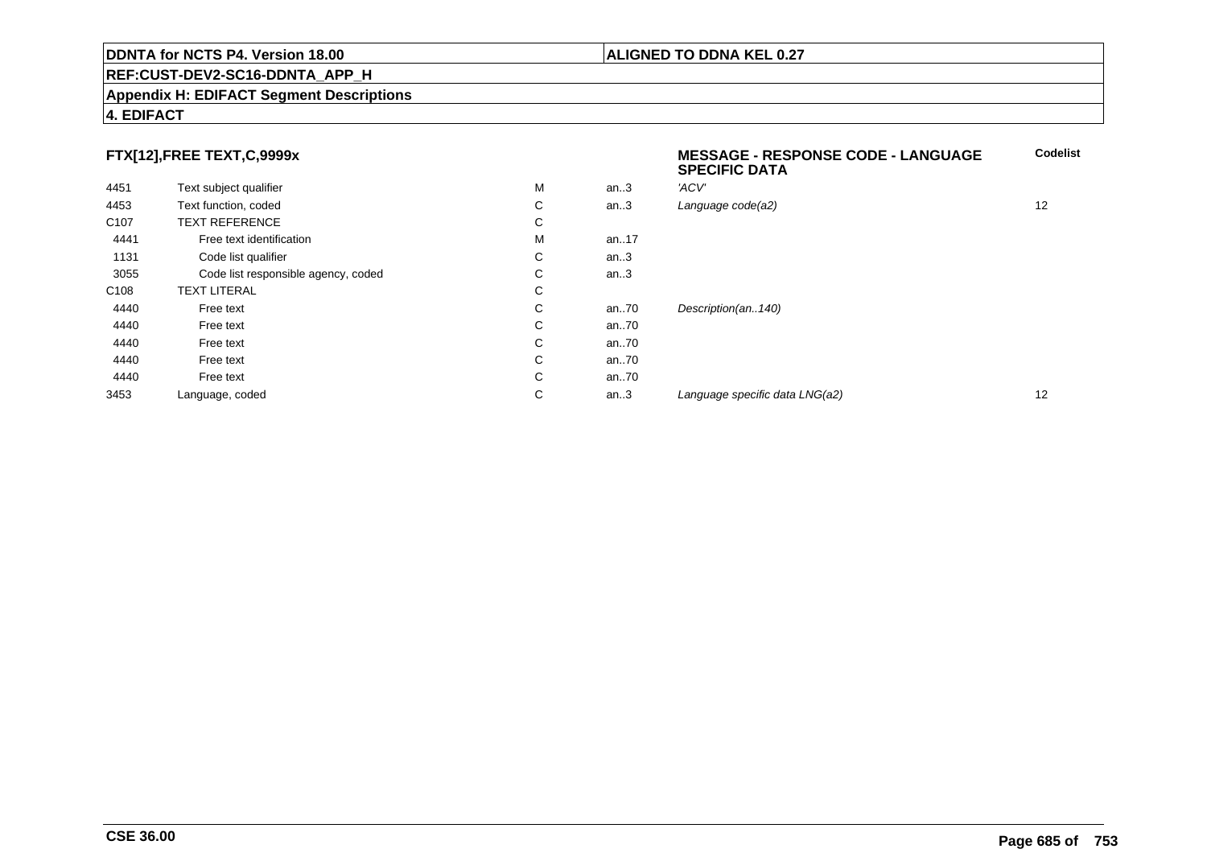**DDNTA for NCTS P4. Version 18.00** | **ALIGNED TO DDNA KEL 0.27**

**REF:CUST-DEV2-SC16-DDNTA_APP_H**

**Appendix H: EDIFACT Segment Descriptions**

**4. EDIFACT**

### FTX[12],FREE TEXT,C,9999x

| | | | | **MESSAGE - RESPONSE CODE - LANGUAGE SPECIFIC DATA** | **Codelist** |
|---|---|---|---|---|---|
| 4451 | Text subject qualifier | M | an..3 | *'ACV'* | |
| 4453 | Text function, coded | C | an..3 | *Language code(a2)* | 12 |
| C107 | TEXT REFERENCE | C | | | |
| 4441 | Free text identification | M | an..17 | | |
| 1131 | Code list qualifier | C | an..3 | | |
| 3055 | Code list responsible agency, coded | C | an..3 | | |
| C108 | TEXT LITERAL | C | | | |
| 4440 | Free text | C | an..70 | *Description(an..140)* | |
| 4440 | Free text | C | an..70 | | |
| 4440 | Free text | C | an..70 | | |
| 4440 | Free text | C | an..70 | | |
| 4440 | Free text | C | an..70 | | |
| 3453 | Language, coded | C | an..3 | *Language specific data LNG(a2)* | 12 |

**CSE 36.00**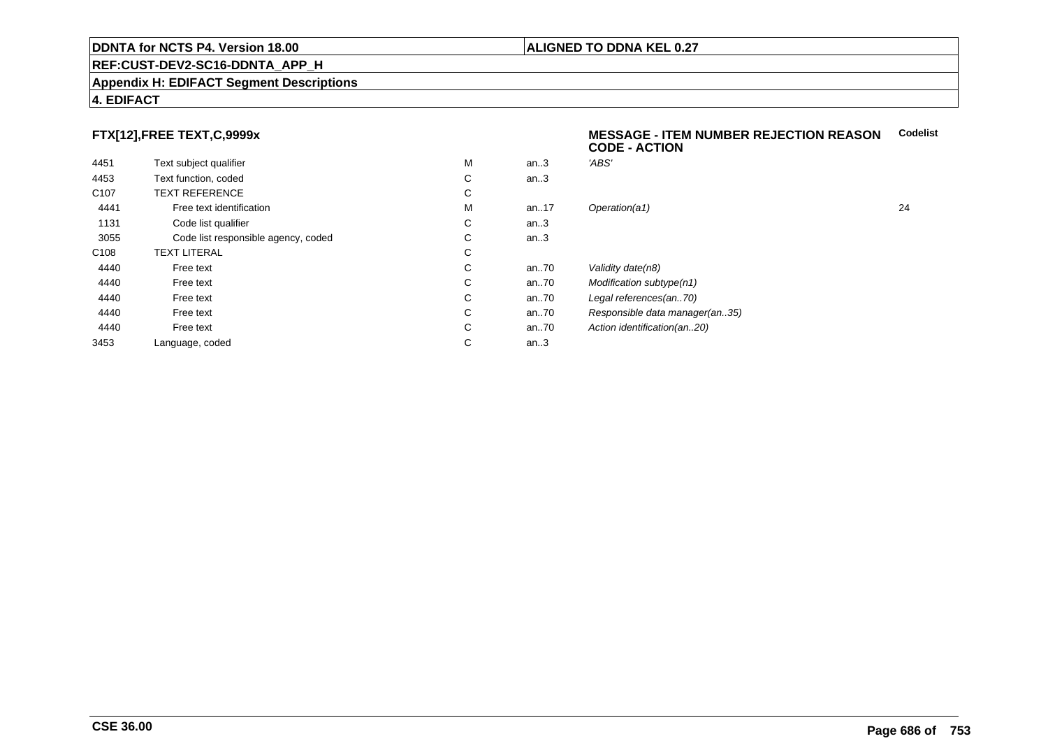**DDNTA for NCTS P4. Version 18.00** | **ALIGNED TO DDNA KEL 0.27**

**REF:CUST-DEV2-SC16-DDNTA_APP_H**

**Appendix H: EDIFACT Segment Descriptions**

**4. EDIFACT**

### FTX[12],FREE TEXT,C,9999x

**MESSAGE - ITEM NUMBER REJECTION REASON CODE - ACTION** — **Codelist**

| | | | | | |
|---|---|---|---|---|---|
| 4451 | Text subject qualifier | M | an..3 | *'ABS'* | |
| 4453 | Text function, coded | C | an..3 | | |
| C107 | TEXT REFERENCE | C | | | |
| 4441 | Free text identification | M | an..17 | *Operation(a1)* | 24 |
| 1131 | Code list qualifier | C | an..3 | | |
| 3055 | Code list responsible agency, coded | C | an..3 | | |
| C108 | TEXT LITERAL | C | | | |
| 4440 | Free text | C | an..70 | *Validity date(n8)* | |
| 4440 | Free text | C | an..70 | *Modification subtype(n1)* | |
| 4440 | Free text | C | an..70 | *Legal references(an..70)* | |
| 4440 | Free text | C | an..70 | *Responsible data manager(an..35)* | |
| 4440 | Free text | C | an..70 | *Action identification(an..20)* | |
| 3453 | Language, coded | C | an..3 | | |

**CSE 36.00**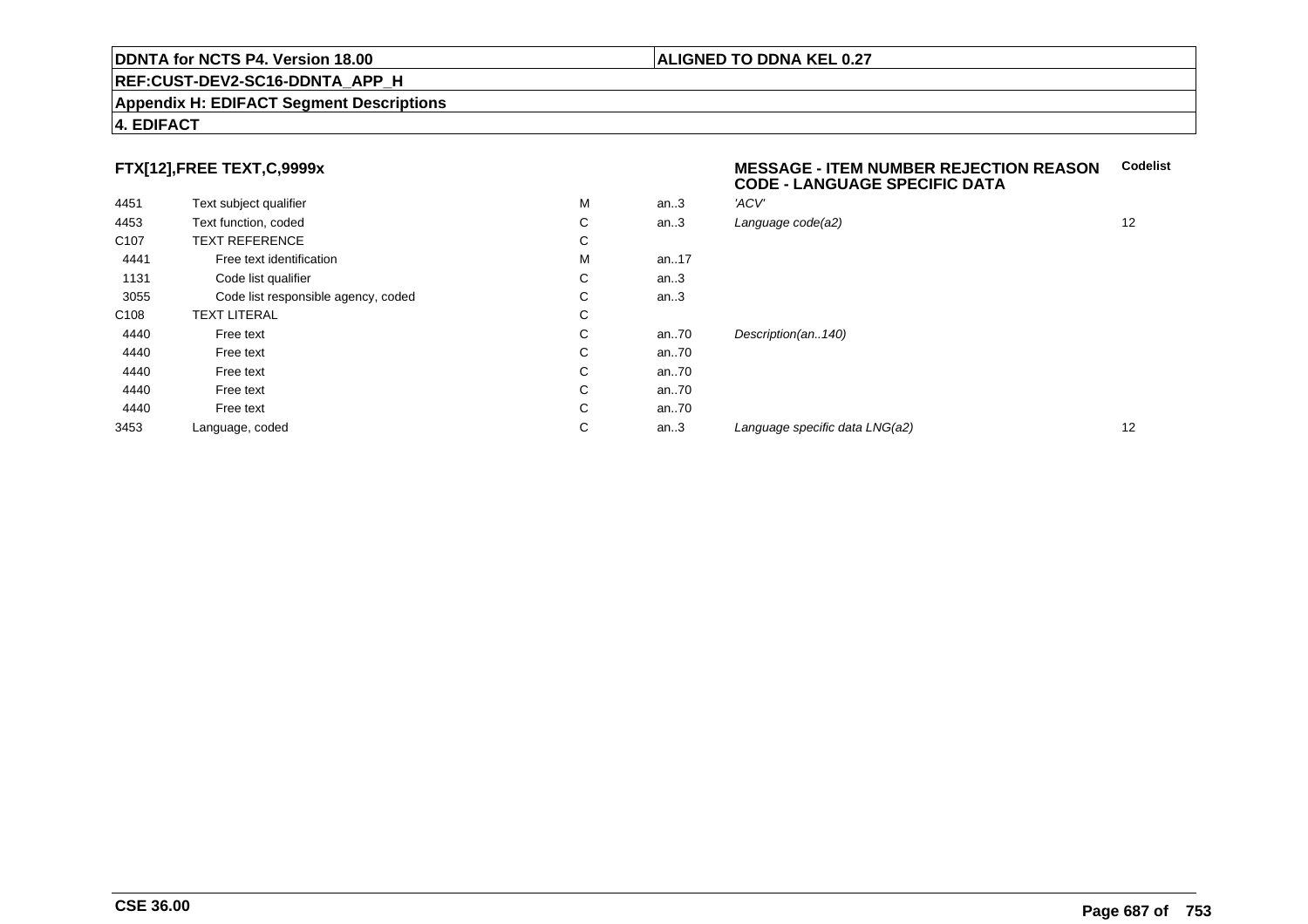**DDNTA for NCTS P4. Version 18.00** | **ALIGNED TO DDNA KEL 0.27**

**REF:CUST-DEV2-SC16-DDNTA_APP_H**

**Appendix H: EDIFACT Segment Descriptions**

**4. EDIFACT**

## FTX[12],FREE TEXT,C,9999x

**MESSAGE - ITEM NUMBER REJECTION REASON CODE - LANGUAGE SPECIFIC DATA**

| | | | | | Codelist |
|---|---|---|---|---|---|
| 4451 | Text subject qualifier | M | an..3 | *'ACV'* | |
| 4453 | Text function, coded | C | an..3 | *Language code(a2)* | 12 |
| C107 | TEXT REFERENCE | C | | | |
| 4441 | Free text identification | M | an..17 | | |
| 1131 | Code list qualifier | C | an..3 | | |
| 3055 | Code list responsible agency, coded | C | an..3 | | |
| C108 | TEXT LITERAL | C | | | |
| 4440 | Free text | C | an..70 | *Description(an..140)* | |
| 4440 | Free text | C | an..70 | | |
| 4440 | Free text | C | an..70 | | |
| 4440 | Free text | C | an..70 | | |
| 4440 | Free text | C | an..70 | | |
| 3453 | Language, coded | C | an..3 | *Language specific data LNG(a2)* | 12 |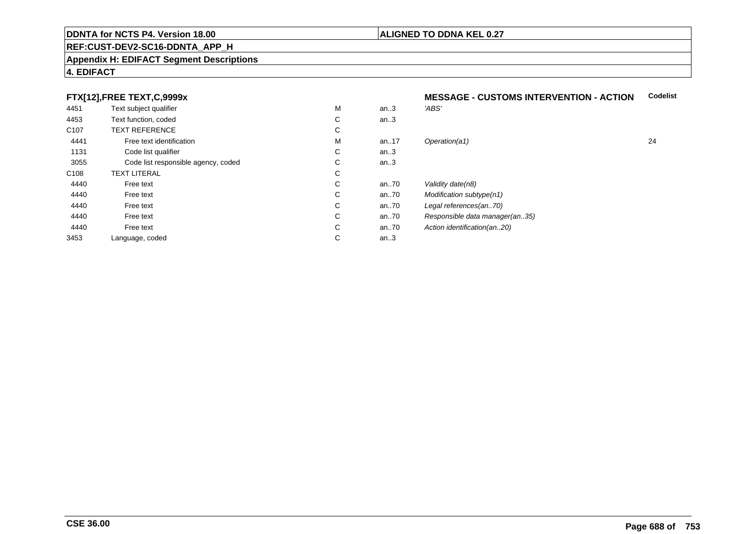**DDNTA for NCTS P4. Version 18.00** | **ALIGNED TO DDNA KEL 0.27**

**REF:CUST-DEV2-SC16-DDNTA_APP_H**

**Appendix H: EDIFACT Segment Descriptions**

**4. EDIFACT**

### FTX[12],FREE TEXT,C,9999x — MESSAGE - CUSTOMS INTERVENTION - ACTION

| | | | | | Codelist |
|---|---|---|---|---|---|
| 4451 | Text subject qualifier | M | an..3 | *'ABS'* | |
| 4453 | Text function, coded | C | an..3 | | |
| C107 | TEXT REFERENCE | C | | | |
| 4441 | Free text identification | M | an..17 | *Operation(a1)* | 24 |
| 1131 | Code list qualifier | C | an..3 | | |
| 3055 | Code list responsible agency, coded | C | an..3 | | |
| C108 | TEXT LITERAL | C | | | |
| 4440 | Free text | C | an..70 | *Validity date(n8)* | |
| 4440 | Free text | C | an..70 | *Modification subtype(n1)* | |
| 4440 | Free text | C | an..70 | *Legal references(an..70)* | |
| 4440 | Free text | C | an..70 | *Responsible data manager(an..35)* | |
| 4440 | Free text | C | an..70 | *Action identification(an..20)* | |
| 3453 | Language, coded | C | an..3 | | |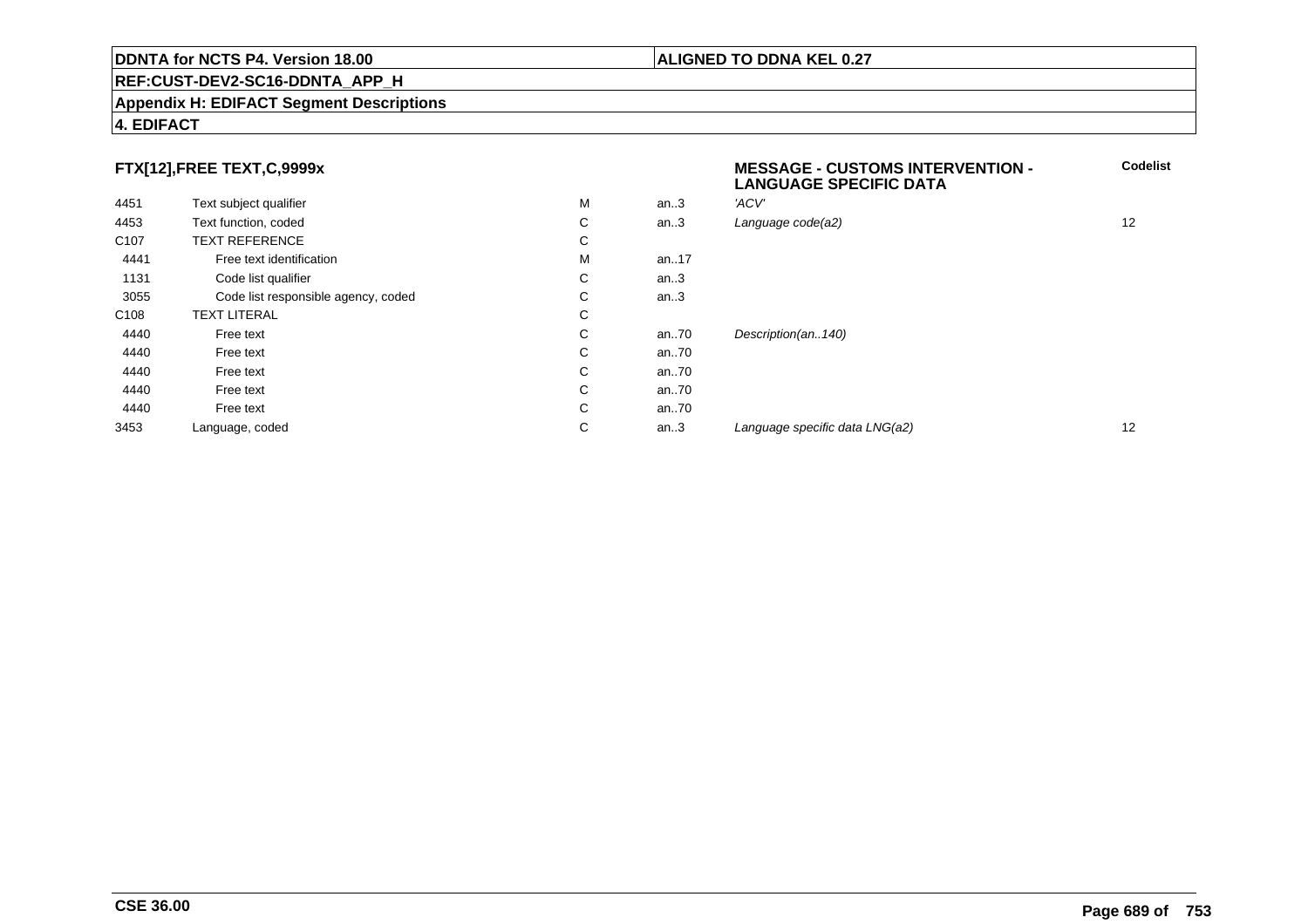**DDNTA for NCTS P4. Version 18.00** | **ALIGNED TO DDNA KEL 0.27**

**REF:CUST-DEV2-SC16-DDNTA_APP_H**

**Appendix H: EDIFACT Segment Descriptions**

**4. EDIFACT**

### FTX[12],FREE TEXT,C,9999x

**MESSAGE - CUSTOMS INTERVENTION - LANGUAGE SPECIFIC DATA**

| | | | | | Codelist |
|---|---|---|---|---|---|
| 4451 | Text subject qualifier | M | an..3 | *'ACV'* | |
| 4453 | Text function, coded | C | an..3 | *Language code(a2)* | 12 |
| C107 | TEXT REFERENCE | C | | | |
| 4441 | Free text identification | M | an..17 | | |
| 1131 | Code list qualifier | C | an..3 | | |
| 3055 | Code list responsible agency, coded | C | an..3 | | |
| C108 | TEXT LITERAL | C | | | |
| 4440 | Free text | C | an..70 | *Description(an..140)* | |
| 4440 | Free text | C | an..70 | | |
| 4440 | Free text | C | an..70 | | |
| 4440 | Free text | C | an..70 | | |
| 4440 | Free text | C | an..70 | | |
| 3453 | Language, coded | C | an..3 | *Language specific data LNG(a2)* | 12 |

**CSE 36.00**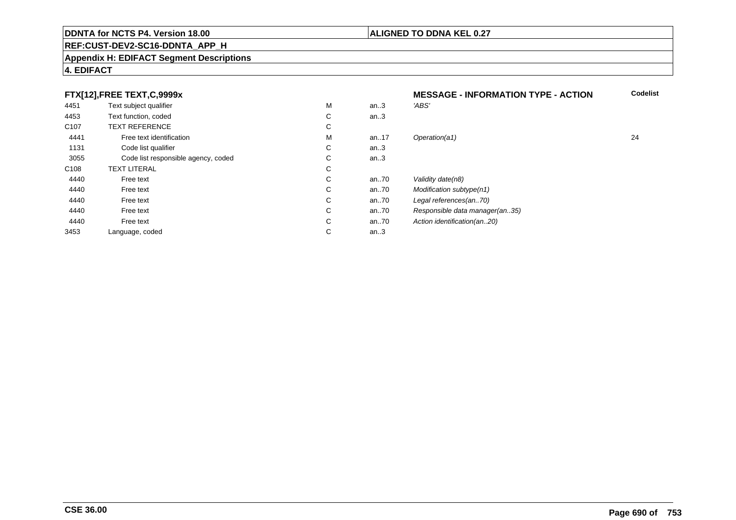**DDNTA for NCTS P4. Version 18.00** | **ALIGNED TO DDNA KEL 0.27**

**REF:CUST-DEV2-SC16-DDNTA_APP_H**

**Appendix H: EDIFACT Segment Descriptions**

**4. EDIFACT**

| FTX[12],FREE TEXT,C,9999x | | | | MESSAGE - INFORMATION TYPE - ACTION | Codelist |
|---|---|---|---|---|---|
| 4451 | Text subject qualifier | M | an..3 | *'ABS'* | |
| 4453 | Text function, coded | C | an..3 | | |
| C107 | TEXT REFERENCE | C | | | |
| 4441 | Free text identification | M | an..17 | *Operation(a1)* | 24 |
| 1131 | Code list qualifier | C | an..3 | | |
| 3055 | Code list responsible agency, coded | C | an..3 | | |
| C108 | TEXT LITERAL | C | | | |
| 4440 | Free text | C | an..70 | *Validity date(n8)* | |
| 4440 | Free text | C | an..70 | *Modification subtype(n1)* | |
| 4440 | Free text | C | an..70 | *Legal references(an..70)* | |
| 4440 | Free text | C | an..70 | *Responsible data manager(an..35)* | |
| 4440 | Free text | C | an..70 | *Action identification(an..20)* | |
| 3453 | Language, coded | C | an..3 | | |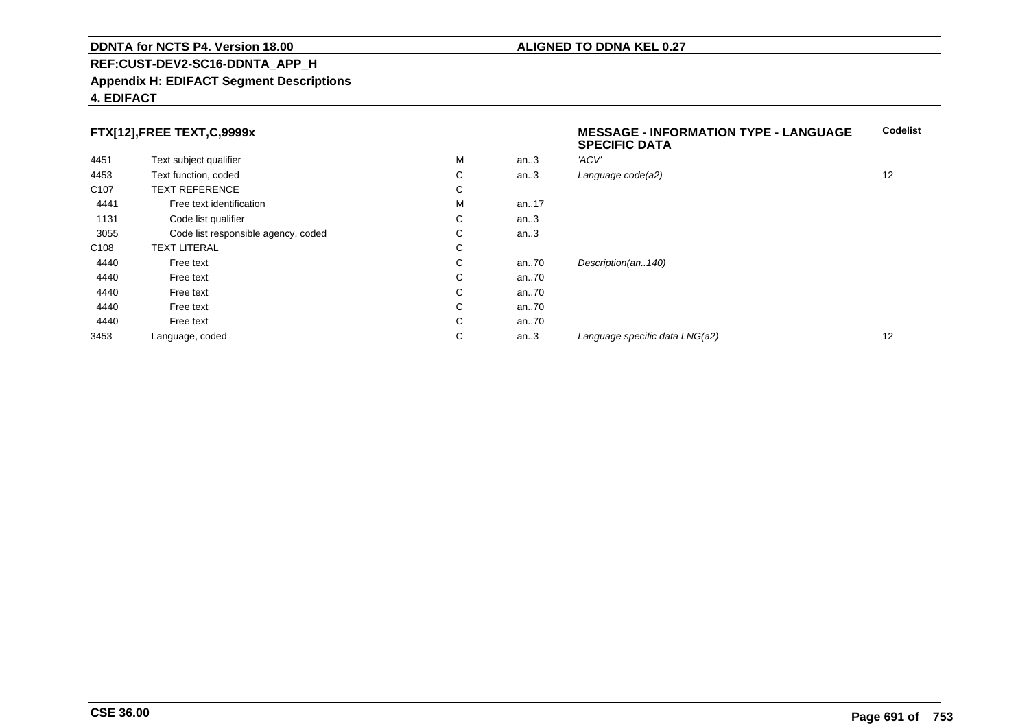**DDNTA for NCTS P4. Version 18.00** | **ALIGNED TO DDNA KEL 0.27**

**REF:CUST-DEV2-SC16-DDNTA_APP_H**

**Appendix H: EDIFACT Segment Descriptions**

**4. EDIFACT**

### FTX[12],FREE TEXT,C,9999x

**MESSAGE - INFORMATION TYPE - LANGUAGE SPECIFIC DATA**

| | | | | | Codelist |
|---|---|---|---|---|---|
| 4451 | Text subject qualifier | M | an..3 | *'ACV'* | |
| 4453 | Text function, coded | C | an..3 | *Language code(a2)* | 12 |
| C107 | TEXT REFERENCE | C | | | |
| 4441 | Free text identification | M | an..17 | | |
| 1131 | Code list qualifier | C | an..3 | | |
| 3055 | Code list responsible agency, coded | C | an..3 | | |
| C108 | TEXT LITERAL | C | | | |
| 4440 | Free text | C | an..70 | *Description(an..140)* | |
| 4440 | Free text | C | an..70 | | |
| 4440 | Free text | C | an..70 | | |
| 4440 | Free text | C | an..70 | | |
| 4440 | Free text | C | an..70 | | |
| 3453 | Language, coded | C | an..3 | *Language specific data LNG(a2)* | 12 |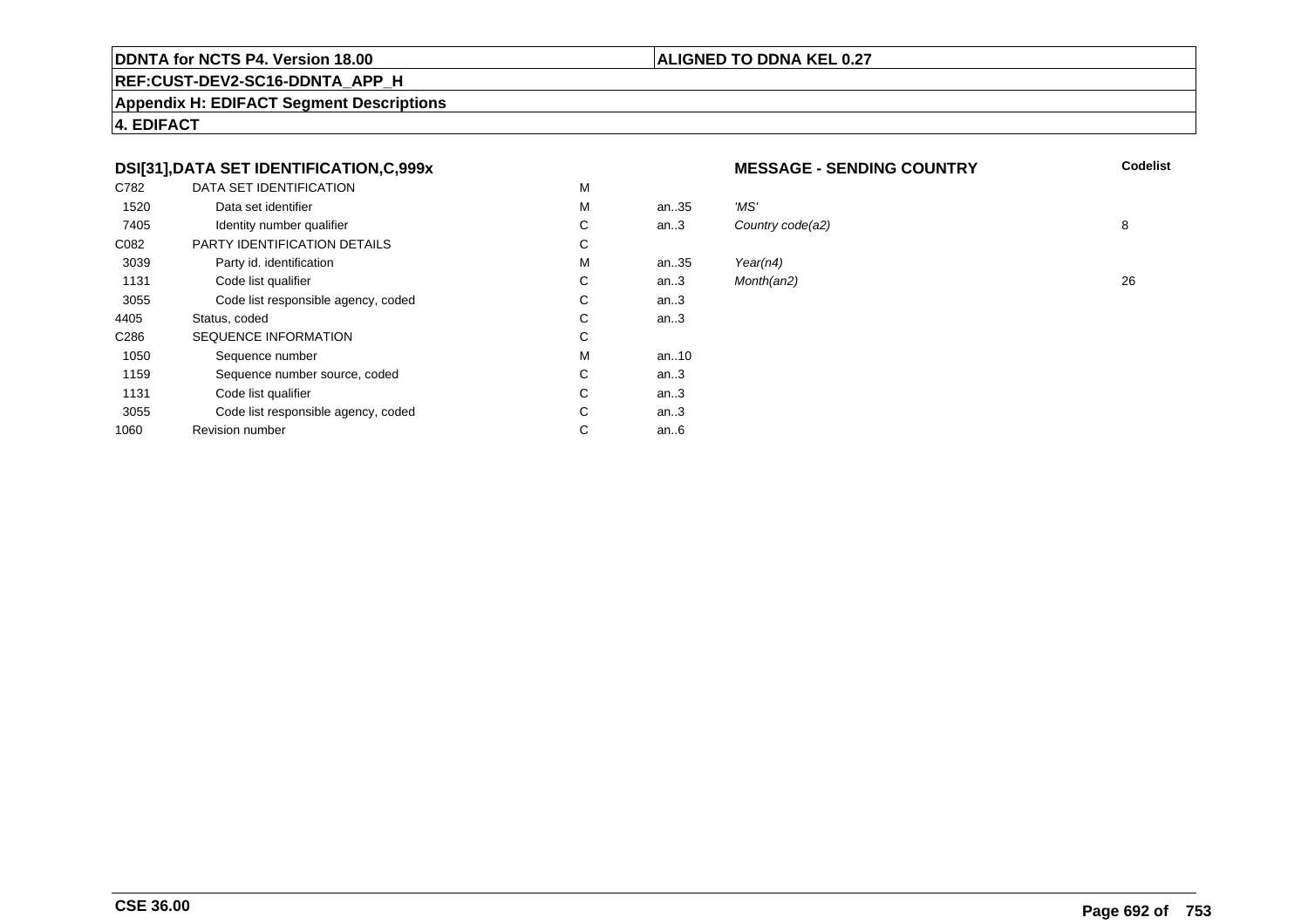**DDNTA for NCTS P4. Version 18.00** | **ALIGNED TO DDNA KEL 0.27**

**REF:CUST-DEV2-SC16-DDNTA_APP_H**

**Appendix H: EDIFACT Segment Descriptions**

**4. EDIFACT**

### DSI[31],DATA SET IDENTIFICATION,C,999x — MESSAGE - SENDING COUNTRY

| | | | | | Codelist |
|---|---|---|---|---|---|
| C782 | DATA SET IDENTIFICATION | M | | | |
| 1520 | Data set identifier | M | an..35 | *'MS'* | |
| 7405 | Identity number qualifier | C | an..3 | *Country code(a2)* | 8 |
| C082 | PARTY IDENTIFICATION DETAILS | C | | | |
| 3039 | Party id. identification | M | an..35 | *Year(n4)* | |
| 1131 | Code list qualifier | C | an..3 | *Month(an2)* | 26 |
| 3055 | Code list responsible agency, coded | C | an..3 | | |
| 4405 | Status, coded | C | an..3 | | |
| C286 | SEQUENCE INFORMATION | C | | | |
| 1050 | Sequence number | M | an..10 | | |
| 1159 | Sequence number source, coded | C | an..3 | | |
| 1131 | Code list qualifier | C | an..3 | | |
| 3055 | Code list responsible agency, coded | C | an..3 | | |
| 1060 | Revision number | C | an..6 | | |

**CSE 36.00**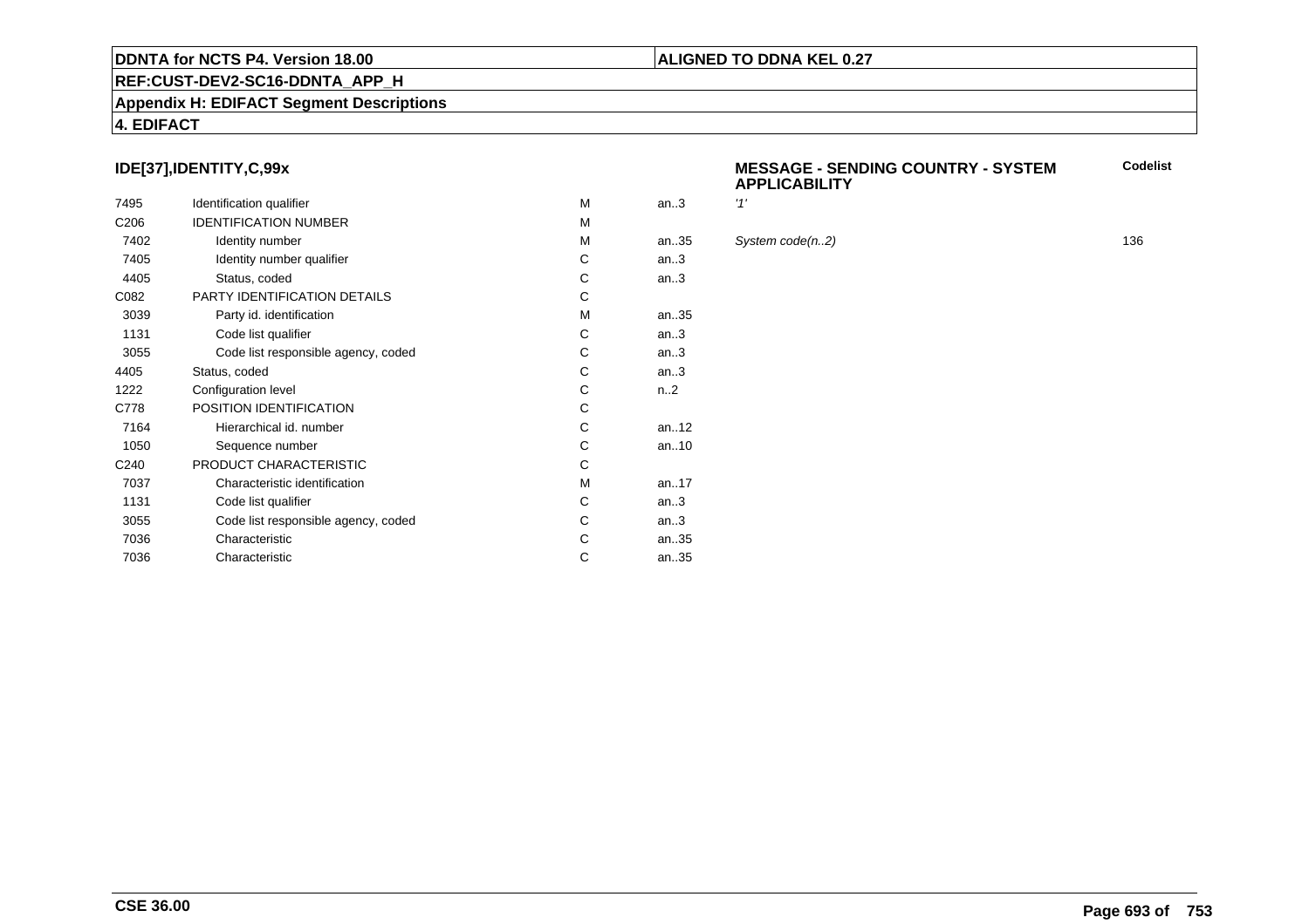## IDE[37],IDENTITY,C,99x

**MESSAGE - SENDING COUNTRY - SYSTEM APPLICABILITY**

| | | | | | Codelist |
|---|---|---|---|---|---|
| 7495 | Identification qualifier | M | an..3 | *'1'* | |
| C206 | IDENTIFICATION NUMBER | M | | | |
| 7402 | Identity number | M | an..35 | *System code(n..2)* | 136 |
| 7405 | Identity number qualifier | C | an..3 | | |
| 4405 | Status, coded | C | an..3 | | |
| C082 | PARTY IDENTIFICATION DETAILS | C | | | |
| 3039 | Party id. identification | M | an..35 | | |
| 1131 | Code list qualifier | C | an..3 | | |
| 3055 | Code list responsible agency, coded | C | an..3 | | |
| 4405 | Status, coded | C | an..3 | | |
| 1222 | Configuration level | C | n..2 | | |
| C778 | POSITION IDENTIFICATION | C | | | |
| 7164 | Hierarchical id. number | C | an..12 | | |
| 1050 | Sequence number | C | an..10 | | |
| C240 | PRODUCT CHARACTERISTIC | C | | | |
| 7037 | Characteristic identification | M | an..17 | | |
| 1131 | Code list qualifier | C | an..3 | | |
| 3055 | Code list responsible agency, coded | C | an..3 | | |
| 7036 | Characteristic | C | an..35 | | |
| 7036 | Characteristic | C | an..35 | | |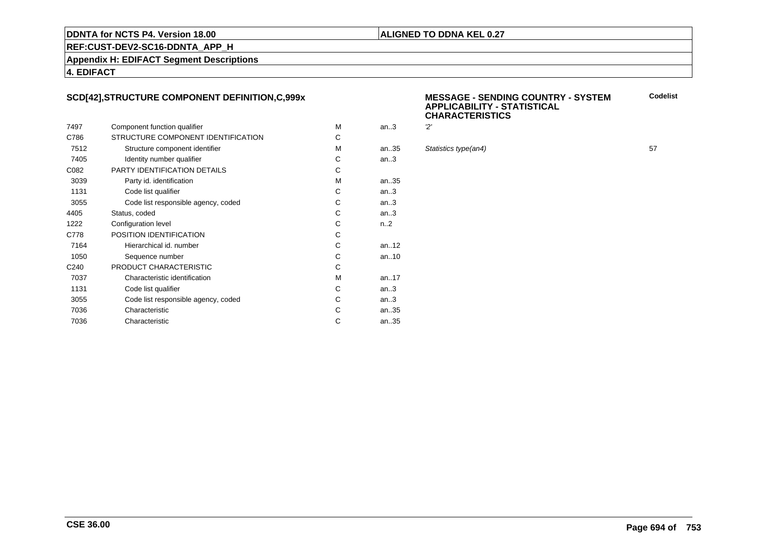**DDNTA for NCTS P4. Version 18.00**

**ALIGNED TO DDNA KEL 0.27**

**REF:CUST-DEV2-SC16-DDNTA_APP_H**

**Appendix H: EDIFACT Segment Descriptions**

**4. EDIFACT**

### SCD[42],STRUCTURE COMPONENT DEFINITION,C,999x

**MESSAGE - SENDING COUNTRY - SYSTEM APPLICABILITY - STATISTICAL CHARACTERISTICS**

| | | | | | **Codelist** |
|---|---|---|---|---|---|
| 7497 | Component function qualifier | M | an..3 | *'2'* | |
| C786 | STRUCTURE COMPONENT IDENTIFICATION | C | | | |
| 7512 | Structure component identifier | M | an..35 | *Statistics type(an4)* | 57 |
| 7405 | Identity number qualifier | C | an..3 | | |
| C082 | PARTY IDENTIFICATION DETAILS | C | | | |
| 3039 | Party id. identification | M | an..35 | | |
| 1131 | Code list qualifier | C | an..3 | | |
| 3055 | Code list responsible agency, coded | C | an..3 | | |
| 4405 | Status, coded | C | an..3 | | |
| 1222 | Configuration level | C | n..2 | | |
| C778 | POSITION IDENTIFICATION | C | | | |
| 7164 | Hierarchical id. number | C | an..12 | | |
| 1050 | Sequence number | C | an..10 | | |
| C240 | PRODUCT CHARACTERISTIC | C | | | |
| 7037 | Characteristic identification | M | an..17 | | |
| 1131 | Code list qualifier | C | an..3 | | |
| 3055 | Code list responsible agency, coded | C | an..3 | | |
| 7036 | Characteristic | C | an..35 | | |
| 7036 | Characteristic | C | an..35 | | |

**CSE 36.00**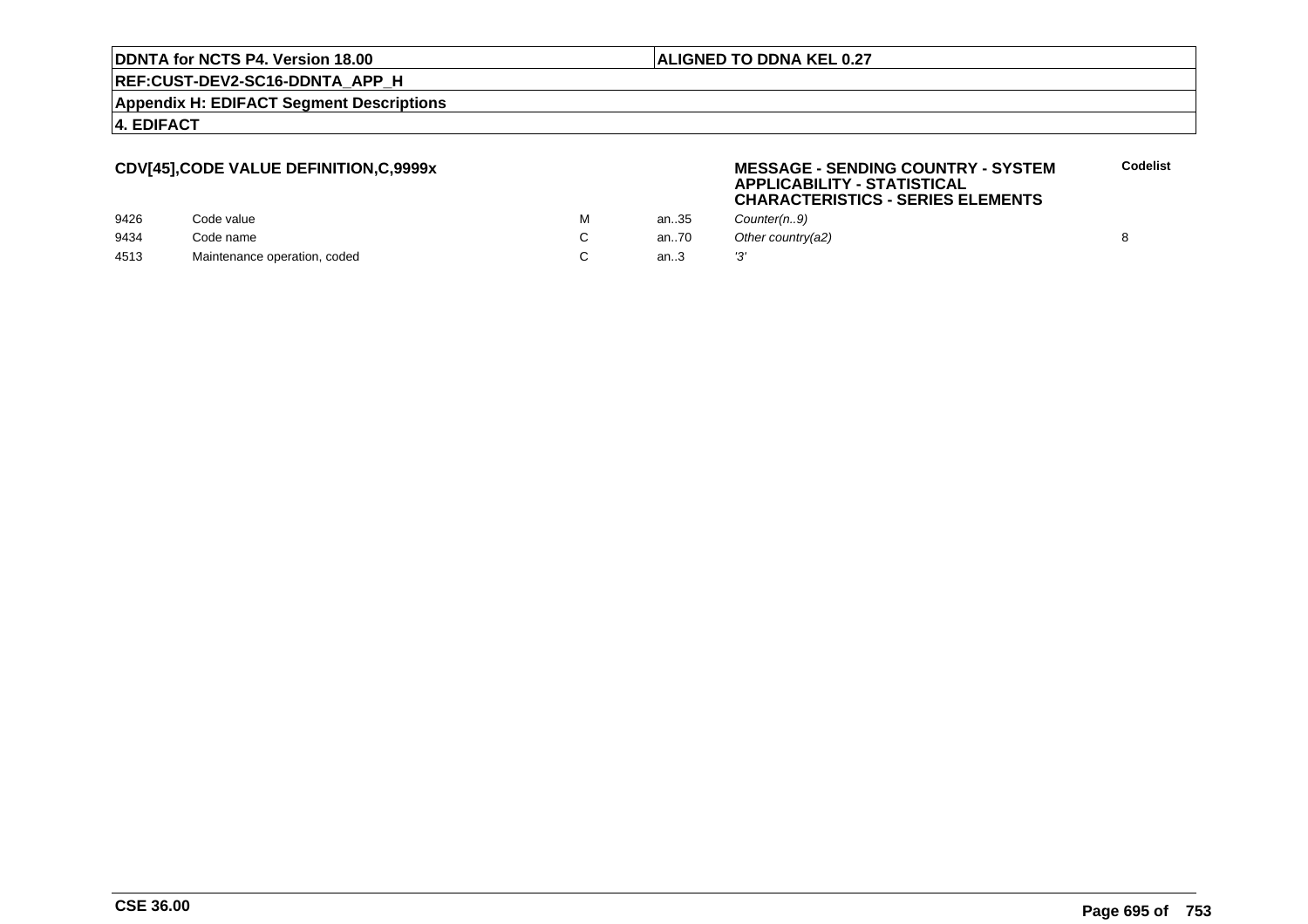**CDV[45],CODE VALUE DEFINITION,C,9999x**

**MESSAGE - SENDING COUNTRY - SYSTEM APPLICABILITY - STATISTICAL CHARACTERISTICS - SERIES ELEMENTS**

| | | | | | Codelist |
|---|---|---|---|---|---|
| 9426 | Code value | M | an..35 | *Counter(n..9)* | |
| 9434 | Code name | C | an..70 | *Other country(a2)* | 8 |
| 4513 | Maintenance operation, coded | C | an..3 | *'3'* | |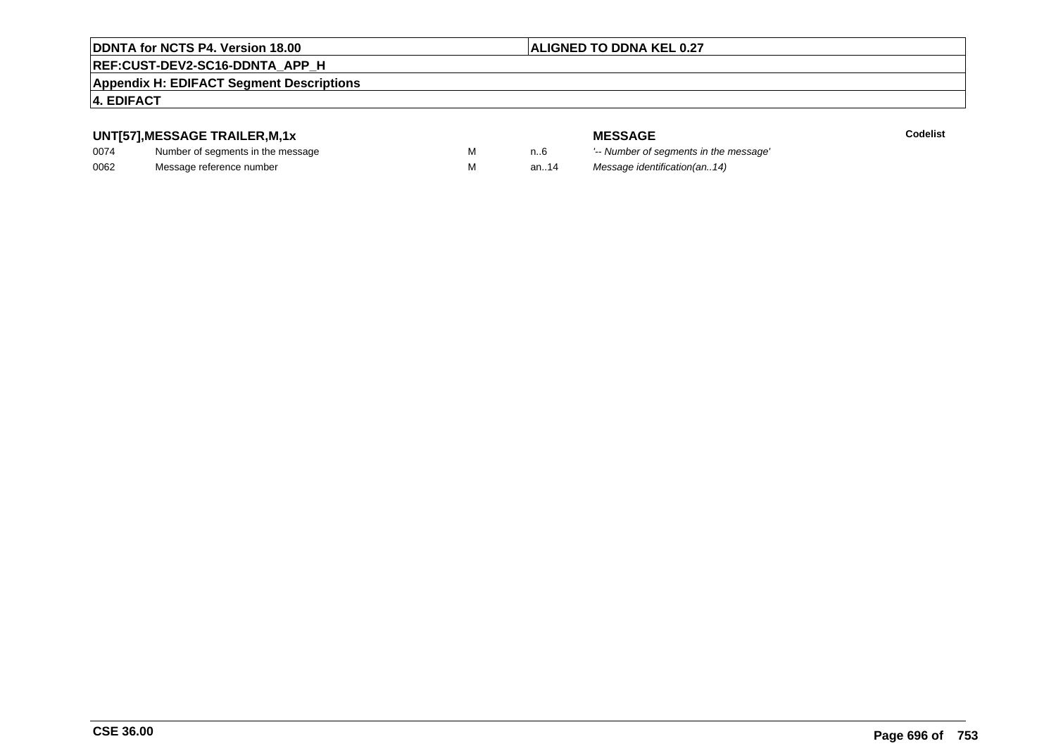### UNT[57],MESSAGE TRAILER,M,1x

| | | | | MESSAGE | Codelist |
|---|---|---|---|---|---|
| 0074 | Number of segments in the message | M | n..6 | *'-- Number of segments in the message'* | |
| 0062 | Message reference number | M | an..14 | *Message identification(an..14)* | |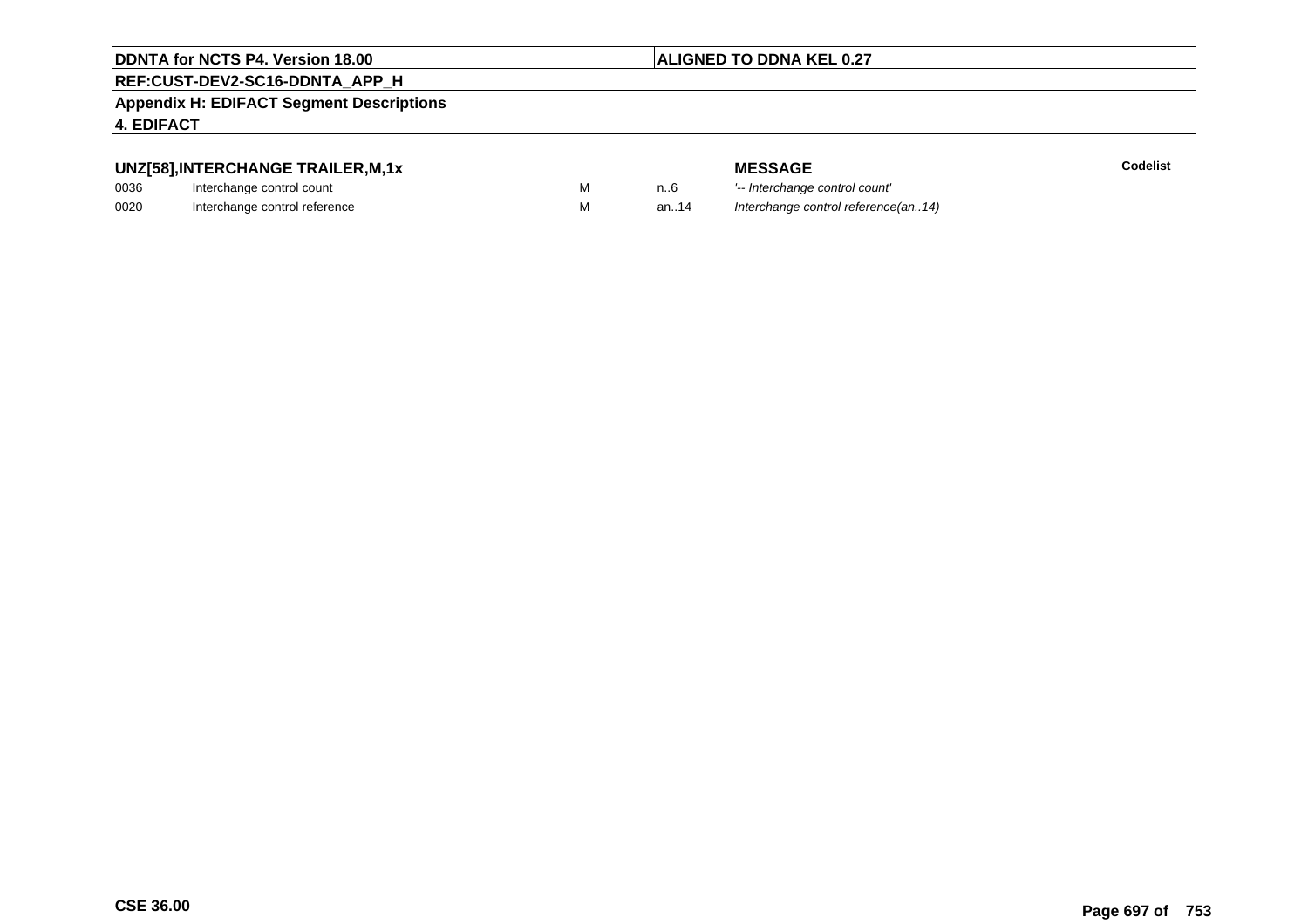**DDNTA for NCTS P4. Version 18.00** | **ALIGNED TO DDNA KEL 0.27**

**REF:CUST-DEV2-SC16-DDNTA_APP_H**

**Appendix H: EDIFACT Segment Descriptions**

**4. EDIFACT**

### UNZ[58],INTERCHANGE TRAILER,M,1x

| | | | | **MESSAGE** | **Codelist** |
|---|---|---|---|---|---|
| 0036 | Interchange control count | M | n..6 | *'-- Interchange control count'* | |
| 0020 | Interchange control reference | M | an..14 | *Interchange control reference(an..14)* | |

**CSE 36.00**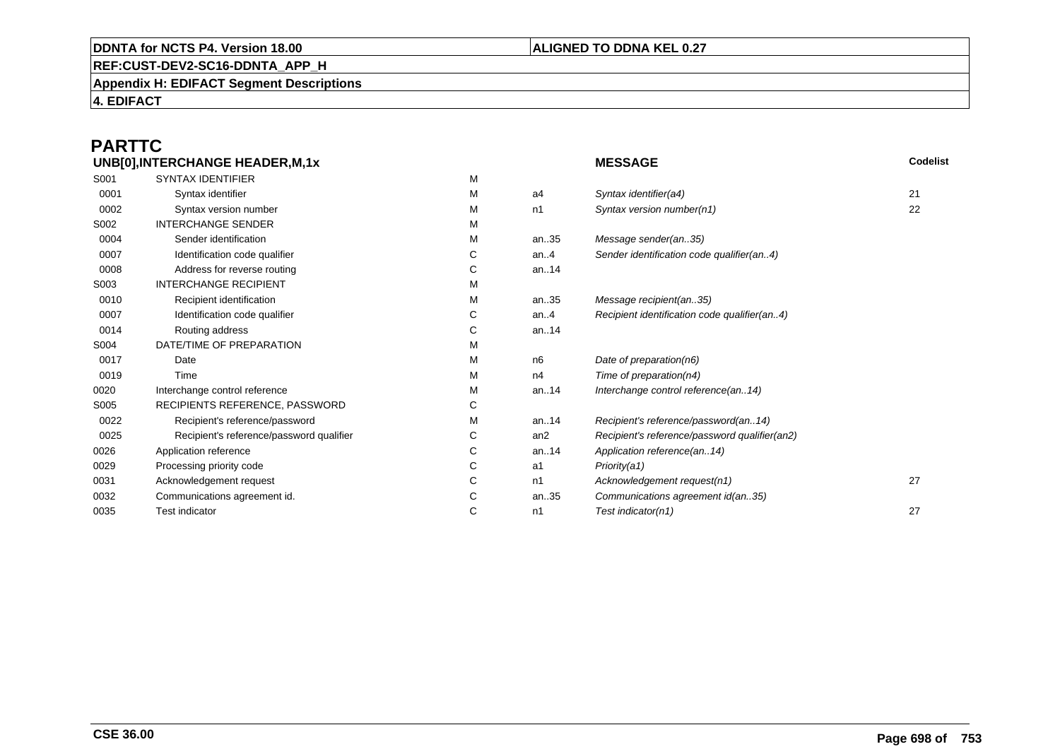# PARTTC

| UNB[0],INTERCHANGE HEADER,M,1x | | | | MESSAGE | Codelist |
|---|---|---|---|---|---|
| S001 | SYNTAX IDENTIFIER | M | | | |
| 0001 | Syntax identifier | M | a4 | *Syntax identifier(a4)* | 21 |
| 0002 | Syntax version number | M | n1 | *Syntax version number(n1)* | 22 |
| S002 | INTERCHANGE SENDER | M | | | |
| 0004 | Sender identification | M | an..35 | *Message sender(an..35)* | |
| 0007 | Identification code qualifier | C | an..4 | *Sender identification code qualifier(an..4)* | |
| 0008 | Address for reverse routing | C | an..14 | | |
| S003 | INTERCHANGE RECIPIENT | M | | | |
| 0010 | Recipient identification | M | an..35 | *Message recipient(an..35)* | |
| 0007 | Identification code qualifier | C | an..4 | *Recipient identification code qualifier(an..4)* | |
| 0014 | Routing address | C | an..14 | | |
| S004 | DATE/TIME OF PREPARATION | M | | | |
| 0017 | Date | M | n6 | *Date of preparation(n6)* | |
| 0019 | Time | M | n4 | *Time of preparation(n4)* | |
| 0020 | Interchange control reference | M | an..14 | *Interchange control reference(an..14)* | |
| S005 | RECIPIENTS REFERENCE, PASSWORD | C | | | |
| 0022 | Recipient's reference/password | M | an..14 | *Recipient's reference/password(an..14)* | |
| 0025 | Recipient's reference/password qualifier | C | an2 | *Recipient's reference/password qualifier(an2)* | |
| 0026 | Application reference | C | an..14 | *Application reference(an..14)* | |
| 0029 | Processing priority code | C | a1 | *Priority(a1)* | |
| 0031 | Acknowledgement request | C | n1 | *Acknowledgement request(n1)* | 27 |
| 0032 | Communications agreement id. | C | an..35 | *Communications agreement id(an..35)* | |
| 0035 | Test indicator | C | n1 | *Test indicator(n1)* | 27 |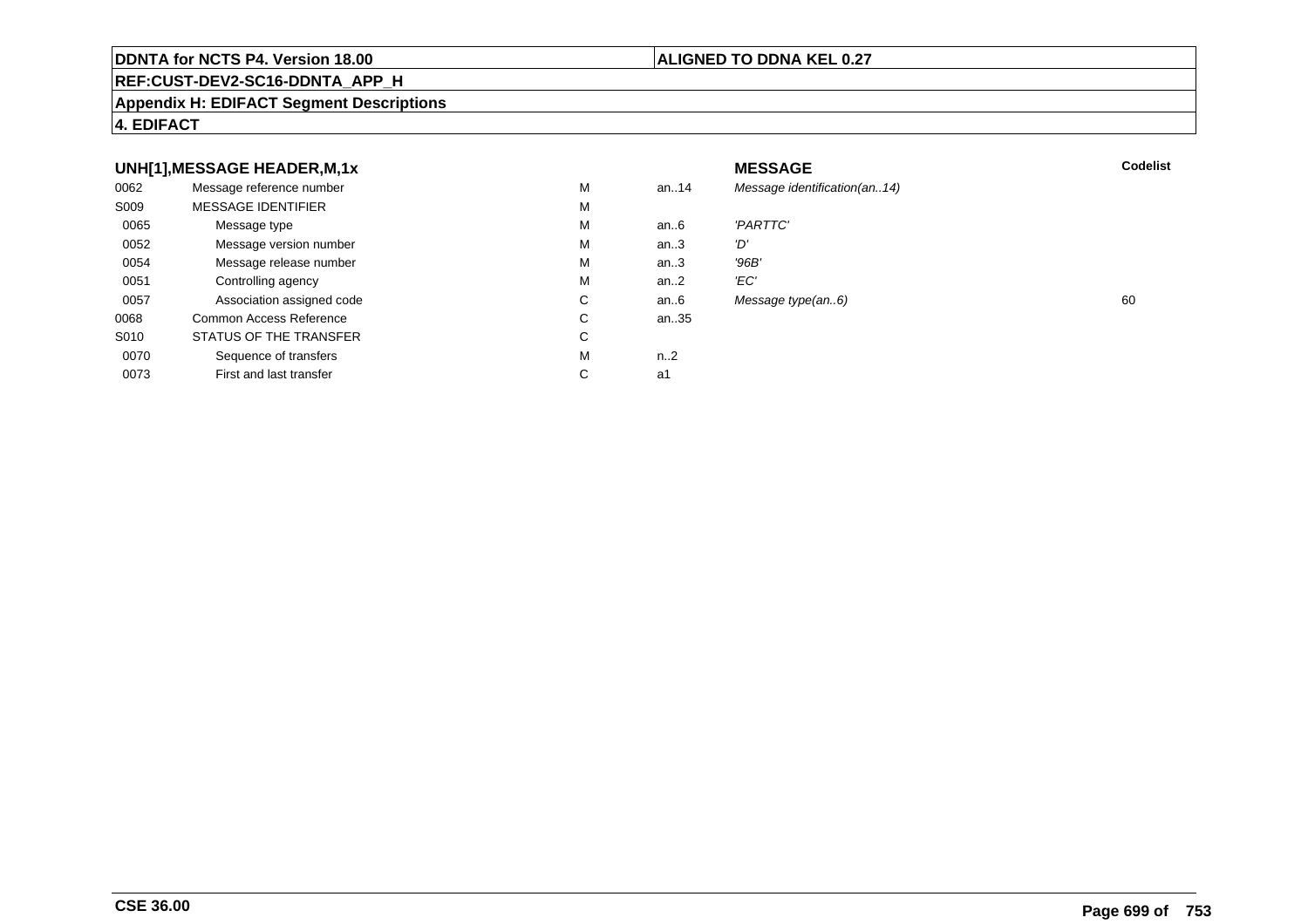**DDNTA for NCTS P4. Version 18.00** | **ALIGNED TO DDNA KEL 0.27**

**REF:CUST-DEV2-SC16-DDNTA_APP_H**

**Appendix H: EDIFACT Segment Descriptions**

**4. EDIFACT**

### UNH[1],MESSAGE HEADER,M,1x

| | | | | MESSAGE | Codelist |
|---|---|---|---|---|---|
| 0062 | Message reference number | M | an..14 | *Message identification(an..14)* | |
| S009 | MESSAGE IDENTIFIER | M | | | |
| 0065 | Message type | M | an..6 | *'PARTTC'* | |
| 0052 | Message version number | M | an..3 | *'D'* | |
| 0054 | Message release number | M | an..3 | *'96B'* | |
| 0051 | Controlling agency | M | an..2 | *'EC'* | |
| 0057 | Association assigned code | C | an..6 | *Message type(an..6)* | 60 |
| 0068 | Common Access Reference | C | an..35 | | |
| S010 | STATUS OF THE TRANSFER | C | | | |
| 0070 | Sequence of transfers | M | n..2 | | |
| 0073 | First and last transfer | C | a1 | | |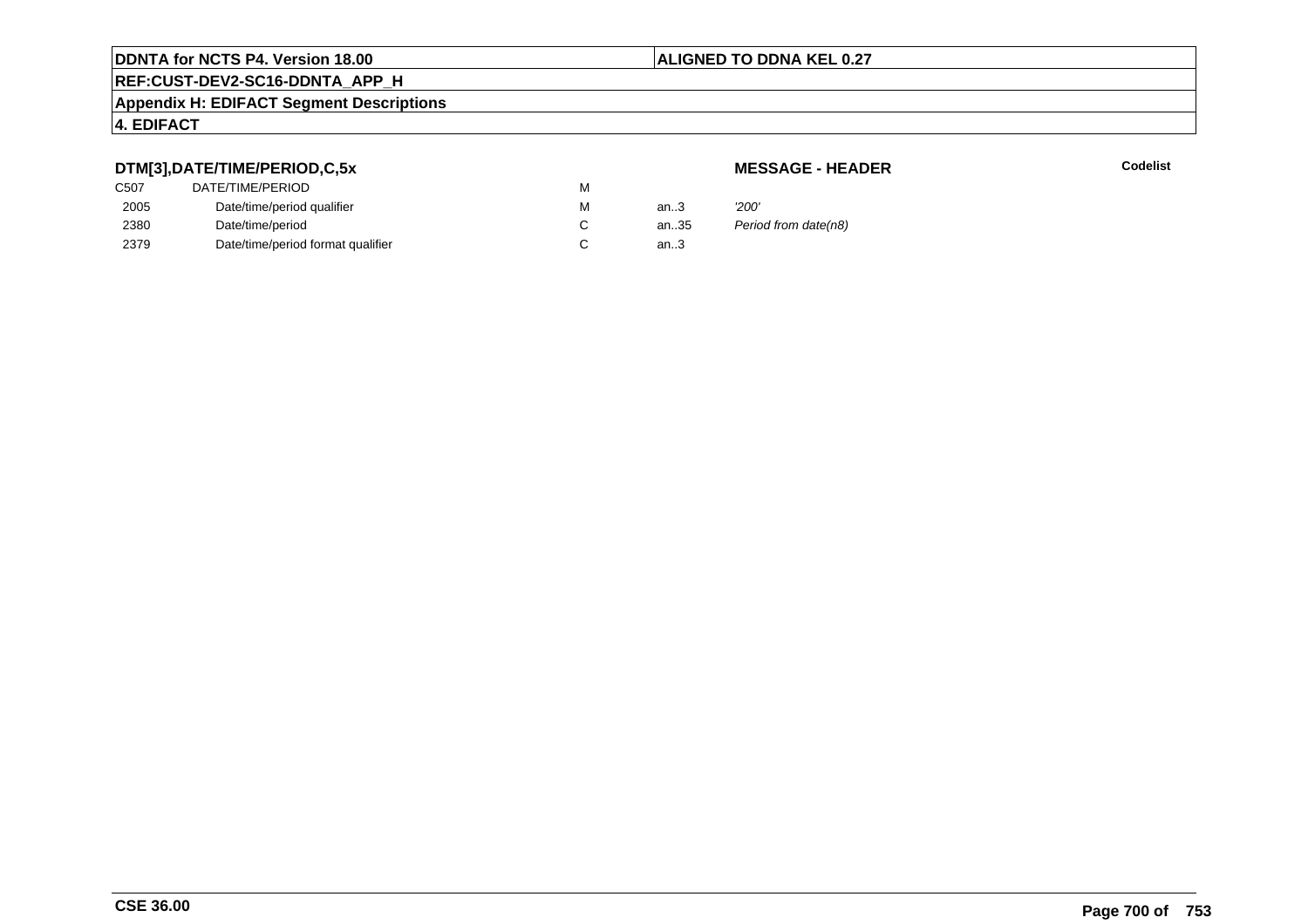**DTM[3],DATE/TIME/PERIOD,C,5x**

**MESSAGE - HEADER**

**Codelist**

| | | | | |
|---|---|---|---|---|
| C507 | DATE/TIME/PERIOD | M | | |
| 2005 | Date/time/period qualifier | M | an..3 | *'200'* |
| 2380 | Date/time/period | C | an..35 | *Period from date(n8)* |
| 2379 | Date/time/period format qualifier | C | an..3 | |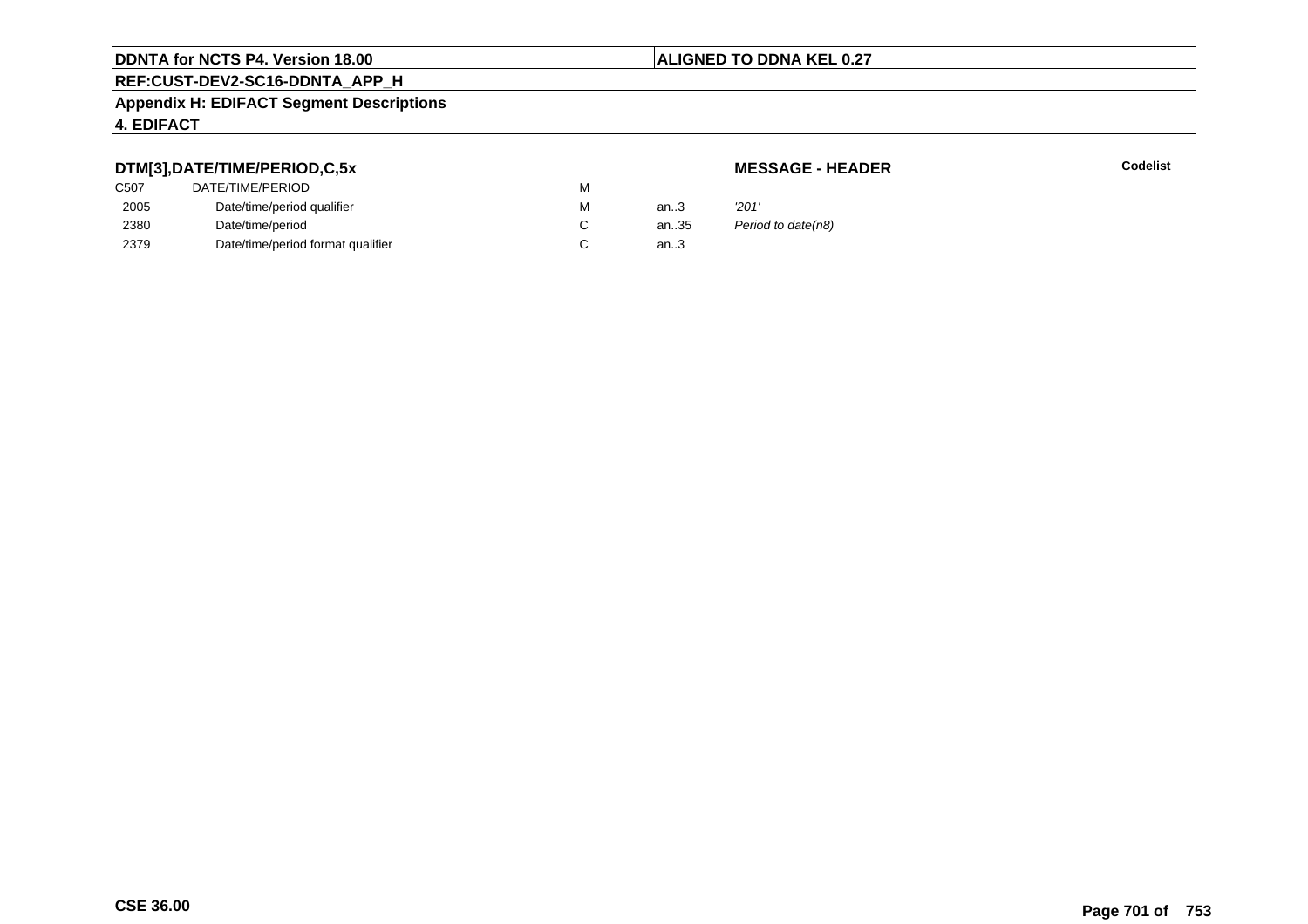**DTM[3],DATE/TIME/PERIOD,C,5x**

**MESSAGE - HEADER**

**Codelist**

| | | | | |
|---|---|---|---|---|
| C507 | DATE/TIME/PERIOD | M | | |
| 2005 | Date/time/period qualifier | M | an..3 | *'201'* |
| 2380 | Date/time/period | C | an..35 | *Period to date(n8)* |
| 2379 | Date/time/period format qualifier | C | an..3 | |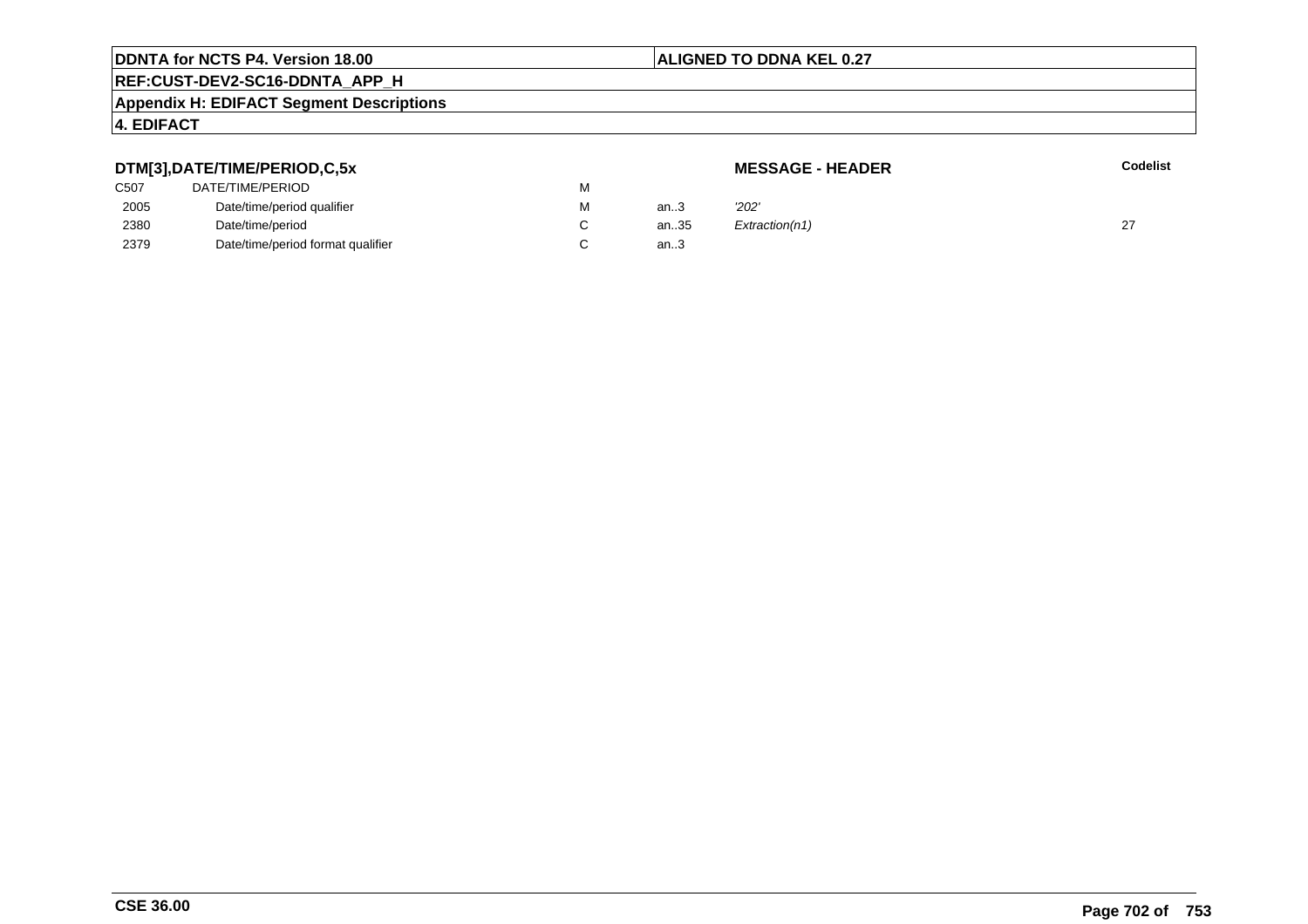**DTM[3],DATE/TIME/PERIOD,C,5x** — **MESSAGE - HEADER**

| | | | | | Codelist |
|---|---|---|---|---|---|
| C507 | DATE/TIME/PERIOD | M | | | |
| 2005 | Date/time/period qualifier | M | an..3 | *'202'* | |
| 2380 | Date/time/period | C | an..35 | *Extraction(n1)* | 27 |
| 2379 | Date/time/period format qualifier | C | an..3 | | |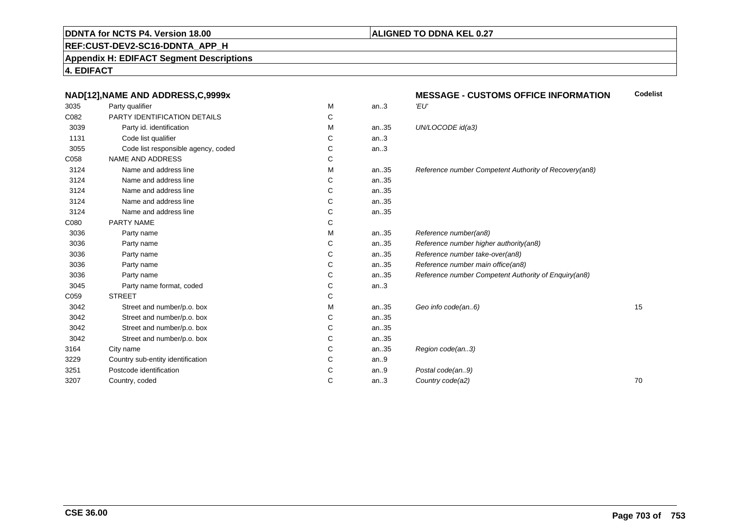**DDNTA for NCTS P4. Version 18.00**

**ALIGNED TO DDNA KEL 0.27**

**REF:CUST-DEV2-SC16-DDNTA_APP_H**

**Appendix H: EDIFACT Segment Descriptions**

**4. EDIFACT**

| NAD[12],NAME AND ADDRESS,C,9999x | | | | MESSAGE - CUSTOMS OFFICE INFORMATION | Codelist |
|---|---|---|---|---|---|
| 3035 | Party qualifier | M | an..3 | *'EU'* | |
| C082 | PARTY IDENTIFICATION DETAILS | C | | | |
| 3039 | Party id. identification | M | an..35 | *UN/LOCODE id(a3)* | |
| 1131 | Code list qualifier | C | an..3 | | |
| 3055 | Code list responsible agency, coded | C | an..3 | | |
| C058 | NAME AND ADDRESS | C | | | |
| 3124 | Name and address line | M | an..35 | *Reference number Competent Authority of Recovery(an8)* | |
| 3124 | Name and address line | C | an..35 | | |
| 3124 | Name and address line | C | an..35 | | |
| 3124 | Name and address line | C | an..35 | | |
| 3124 | Name and address line | C | an..35 | | |
| C080 | PARTY NAME | C | | | |
| 3036 | Party name | M | an..35 | *Reference number(an8)* | |
| 3036 | Party name | C | an..35 | *Reference number higher authority(an8)* | |
| 3036 | Party name | C | an..35 | *Reference number take-over(an8)* | |
| 3036 | Party name | C | an..35 | *Reference number main office(an8)* | |
| 3036 | Party name | C | an..35 | *Reference number Competent Authority of Enquiry(an8)* | |
| 3045 | Party name format, coded | C | an..3 | | |
| C059 | STREET | C | | | |
| 3042 | Street and number/p.o. box | M | an..35 | *Geo info code(an..6)* | 15 |
| 3042 | Street and number/p.o. box | C | an..35 | | |
| 3042 | Street and number/p.o. box | C | an..35 | | |
| 3042 | Street and number/p.o. box | C | an..35 | | |
| 3164 | City name | C | an..35 | *Region code(an..3)* | |
| 3229 | Country sub-entity identification | C | an..9 | | |
| 3251 | Postcode identification | C | an..9 | *Postal code(an..9)* | |
| 3207 | Country, coded | C | an..3 | *Country code(a2)* | 70 |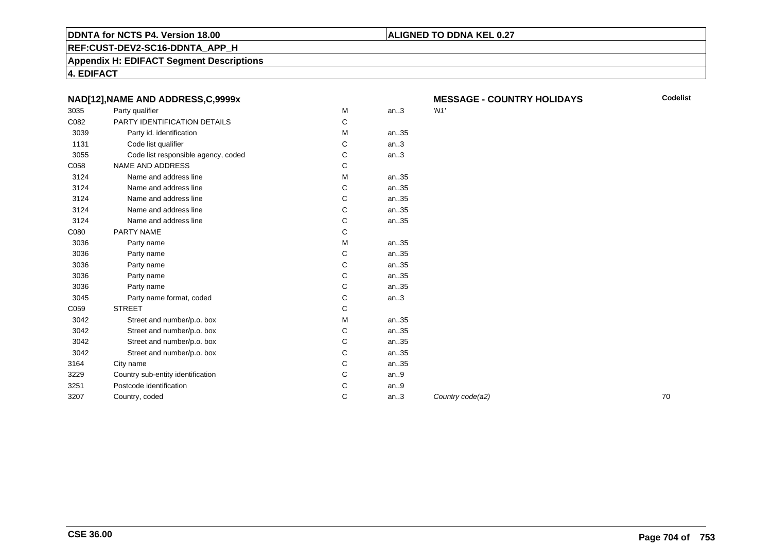**DDNTA for NCTS P4. Version 18.00** | **ALIGNED TO DDNA KEL 0.27**

**REF:CUST-DEV2-SC16-DDNTA_APP_H**

**Appendix H: EDIFACT Segment Descriptions**

**4. EDIFACT**

### NAD[12],NAME AND ADDRESS,C,9999x

**MESSAGE - COUNTRY HOLIDAYS**

| | | | | | Codelist |
|---|---|---|---|---|---|
| 3035 | Party qualifier | M | an..3 | *'N1'* | |
| C082 | PARTY IDENTIFICATION DETAILS | C | | | |
| 3039 | Party id. identification | M | an..35 | | |
| 1131 | Code list qualifier | C | an..3 | | |
| 3055 | Code list responsible agency, coded | C | an..3 | | |
| C058 | NAME AND ADDRESS | C | | | |
| 3124 | Name and address line | M | an..35 | | |
| 3124 | Name and address line | C | an..35 | | |
| 3124 | Name and address line | C | an..35 | | |
| 3124 | Name and address line | C | an..35 | | |
| 3124 | Name and address line | C | an..35 | | |
| C080 | PARTY NAME | C | | | |
| 3036 | Party name | M | an..35 | | |
| 3036 | Party name | C | an..35 | | |
| 3036 | Party name | C | an..35 | | |
| 3036 | Party name | C | an..35 | | |
| 3036 | Party name | C | an..35 | | |
| 3045 | Party name format, coded | C | an..3 | | |
| C059 | STREET | C | | | |
| 3042 | Street and number/p.o. box | M | an..35 | | |
| 3042 | Street and number/p.o. box | C | an..35 | | |
| 3042 | Street and number/p.o. box | C | an..35 | | |
| 3042 | Street and number/p.o. box | C | an..35 | | |
| 3164 | City name | C | an..35 | | |
| 3229 | Country sub-entity identification | C | an..9 | | |
| 3251 | Postcode identification | C | an..9 | | |
| 3207 | Country, coded | C | an..3 | *Country code(a2)* | 70 |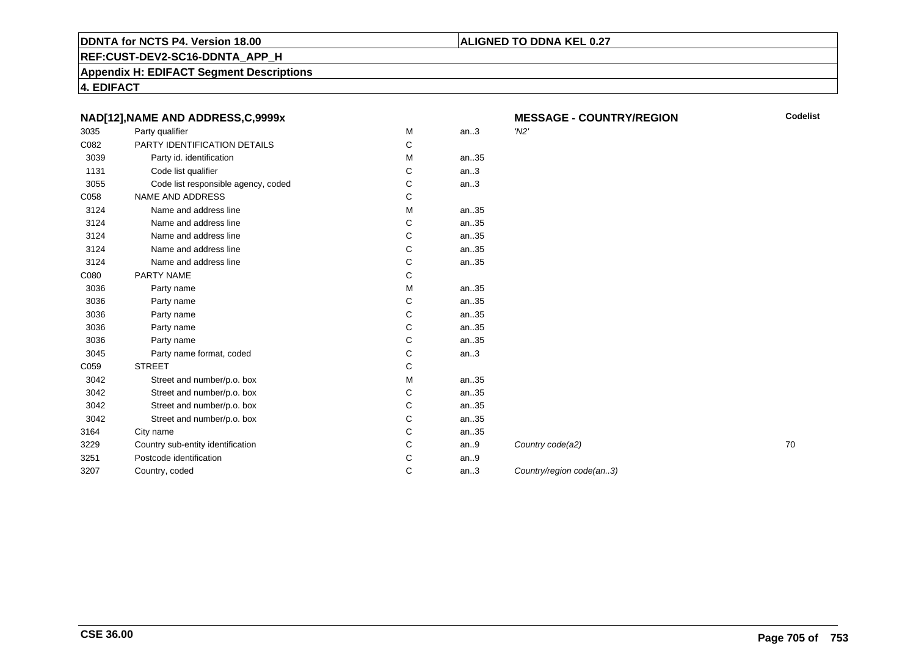**DDNTA for NCTS P4. Version 18.00** | **ALIGNED TO DDNA KEL 0.27**

**REF:CUST-DEV2-SC16-DDNTA_APP_H**

**Appendix H: EDIFACT Segment Descriptions**

**4. EDIFACT**

### NAD[12],NAME AND ADDRESS,C,9999x — MESSAGE - COUNTRY/REGION

| | | | | | Codelist |
|---|---|---|---|---|---|
| 3035 | Party qualifier | M | an..3 | *'N2'* | |
| C082 | PARTY IDENTIFICATION DETAILS | C | | | |
| 3039 | Party id. identification | M | an..35 | | |
| 1131 | Code list qualifier | C | an..3 | | |
| 3055 | Code list responsible agency, coded | C | an..3 | | |
| C058 | NAME AND ADDRESS | C | | | |
| 3124 | Name and address line | M | an..35 | | |
| 3124 | Name and address line | C | an..35 | | |
| 3124 | Name and address line | C | an..35 | | |
| 3124 | Name and address line | C | an..35 | | |
| 3124 | Name and address line | C | an..35 | | |
| C080 | PARTY NAME | C | | | |
| 3036 | Party name | M | an..35 | | |
| 3036 | Party name | C | an..35 | | |
| 3036 | Party name | C | an..35 | | |
| 3036 | Party name | C | an..35 | | |
| 3036 | Party name | C | an..35 | | |
| 3045 | Party name format, coded | C | an..3 | | |
| C059 | STREET | C | | | |
| 3042 | Street and number/p.o. box | M | an..35 | | |
| 3042 | Street and number/p.o. box | C | an..35 | | |
| 3042 | Street and number/p.o. box | C | an..35 | | |
| 3042 | Street and number/p.o. box | C | an..35 | | |
| 3164 | City name | C | an..35 | | |
| 3229 | Country sub-entity identification | C | an..9 | *Country code(a2)* | 70 |
| 3251 | Postcode identification | C | an..9 | | |
| 3207 | Country, coded | C | an..3 | *Country/region code(an..3)* | |

**CSE 36.00**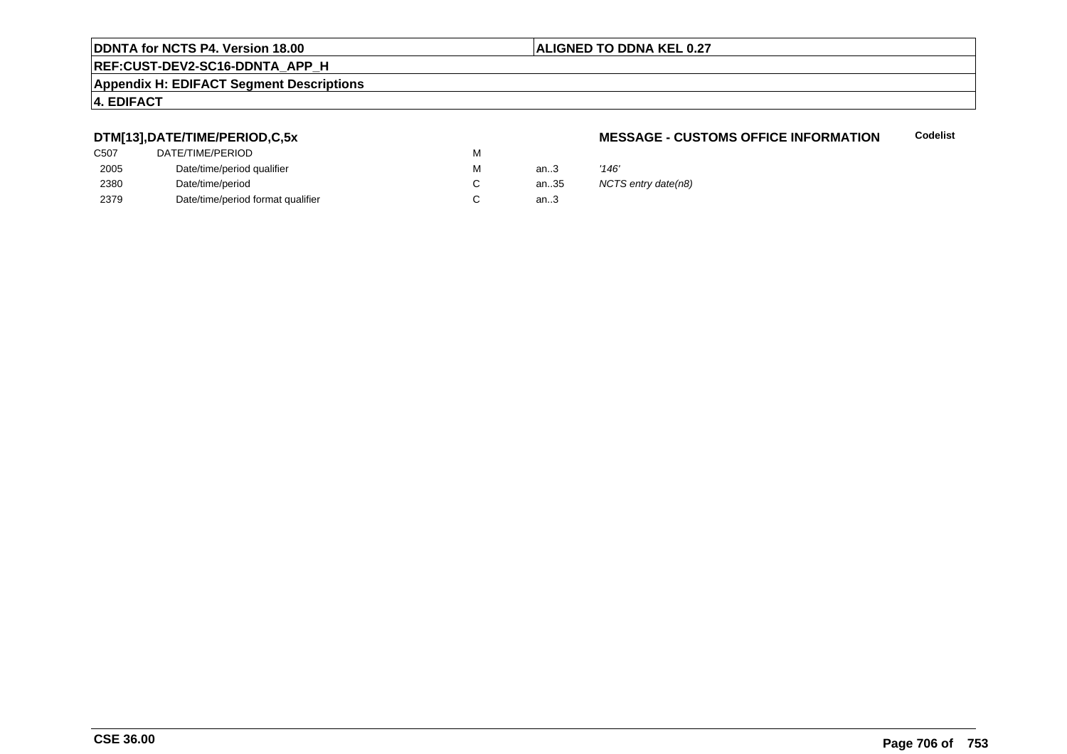**DTM[13],DATE/TIME/PERIOD,C,5x**

**MESSAGE - CUSTOMS OFFICE INFORMATION** **Codelist**

| | | | | |
|---|---|---|---|---|
| C507 | DATE/TIME/PERIOD | M | | |
| 2005 | Date/time/period qualifier | M | an..3 | *'146'* |
| 2380 | Date/time/period | C | an..35 | *NCTS entry date(n8)* |
| 2379 | Date/time/period format qualifier | C | an..3 | |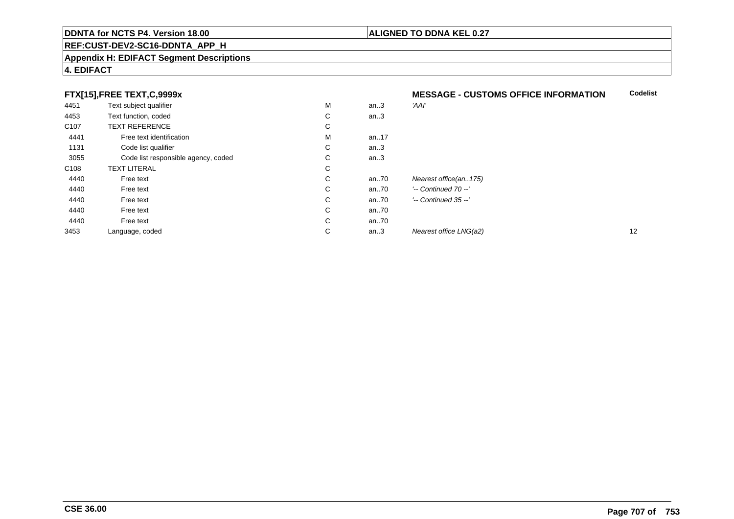**DDNTA for NCTS P4. Version 18.00** | **ALIGNED TO DDNA KEL 0.27**

**REF:CUST-DEV2-SC16-DDNTA_APP_H**

**Appendix H: EDIFACT Segment Descriptions**

**4. EDIFACT**

### FTX[15],FREE TEXT,C,9999x — MESSAGE - CUSTOMS OFFICE INFORMATION

| | | | | | Codelist |
|---|---|---|---|---|---|
| 4451 | Text subject qualifier | M | an..3 | *'AAI'* | |
| 4453 | Text function, coded | C | an..3 | | |
| C107 | TEXT REFERENCE | C | | | |
| 4441 | Free text identification | M | an..17 | | |
| 1131 | Code list qualifier | C | an..3 | | |
| 3055 | Code list responsible agency, coded | C | an..3 | | |
| C108 | TEXT LITERAL | C | | | |
| 4440 | Free text | C | an..70 | *Nearest office(an..175)* | |
| 4440 | Free text | C | an..70 | *'-- Continued 70 --'* | |
| 4440 | Free text | C | an..70 | *'-- Continued 35 --'* | |
| 4440 | Free text | C | an..70 | | |
| 4440 | Free text | C | an..70 | | |
| 3453 | Language, coded | C | an..3 | *Nearest office LNG(a2)* | 12 |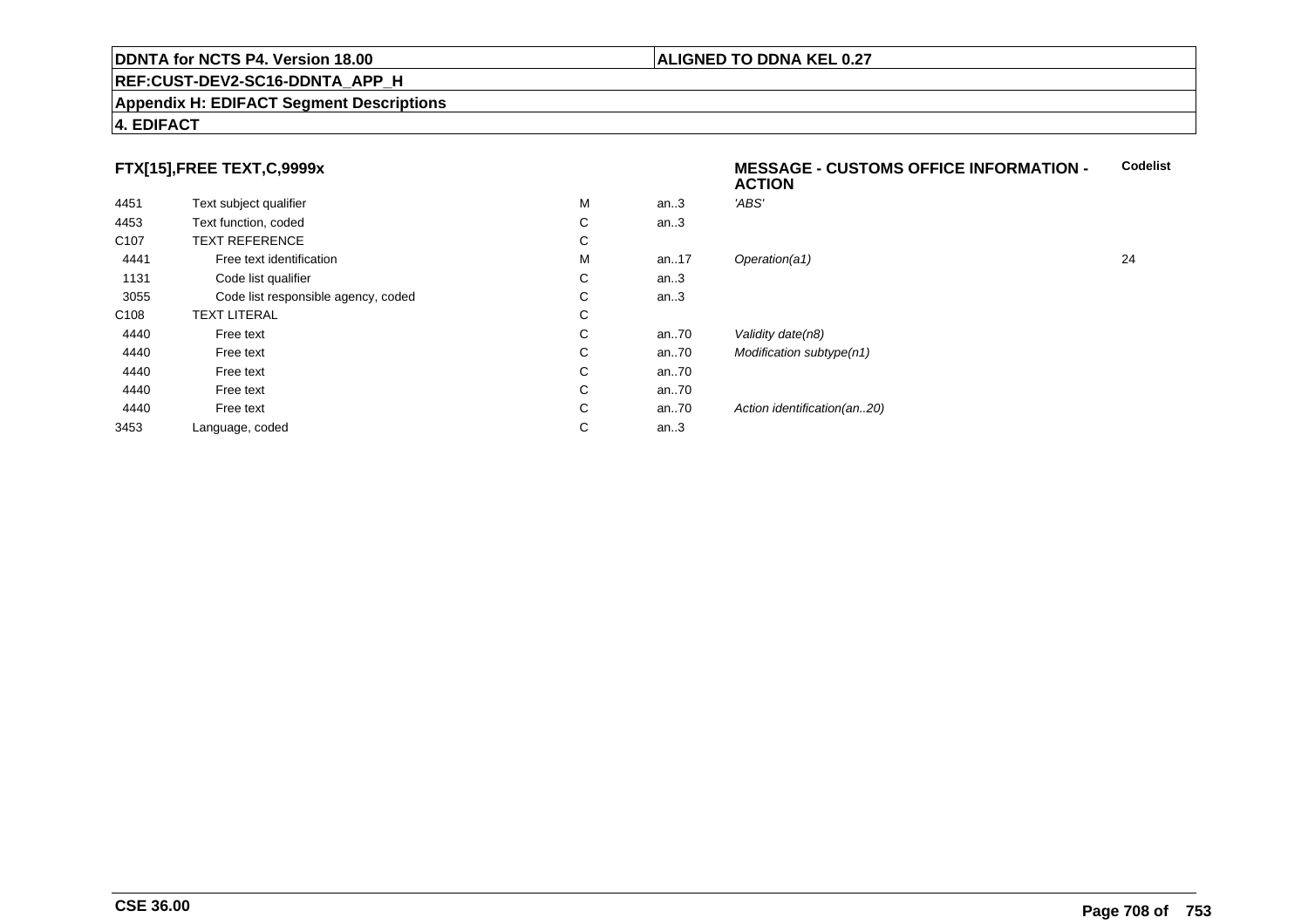**DDNTA for NCTS P4. Version 18.00** | **ALIGNED TO DDNA KEL 0.27**

**REF:CUST-DEV2-SC16-DDNTA_APP_H**

**Appendix H: EDIFACT Segment Descriptions**

**4. EDIFACT**

### FTX[15],FREE TEXT,C,9999x

**MESSAGE - CUSTOMS OFFICE INFORMATION - ACTION**

| | | | | | Codelist |
|---|---|---|---|---|---|
| 4451 | Text subject qualifier | M | an..3 | *'ABS'* | |
| 4453 | Text function, coded | C | an..3 | | |
| C107 | TEXT REFERENCE | C | | | |
| 4441 | Free text identification | M | an..17 | *Operation(a1)* | 24 |
| 1131 | Code list qualifier | C | an..3 | | |
| 3055 | Code list responsible agency, coded | C | an..3 | | |
| C108 | TEXT LITERAL | C | | | |
| 4440 | Free text | C | an..70 | *Validity date(n8)* | |
| 4440 | Free text | C | an..70 | *Modification subtype(n1)* | |
| 4440 | Free text | C | an..70 | | |
| 4440 | Free text | C | an..70 | | |
| 4440 | Free text | C | an..70 | *Action identification(an..20)* | |
| 3453 | Language, coded | C | an..3 | | |

**CSE 36.00**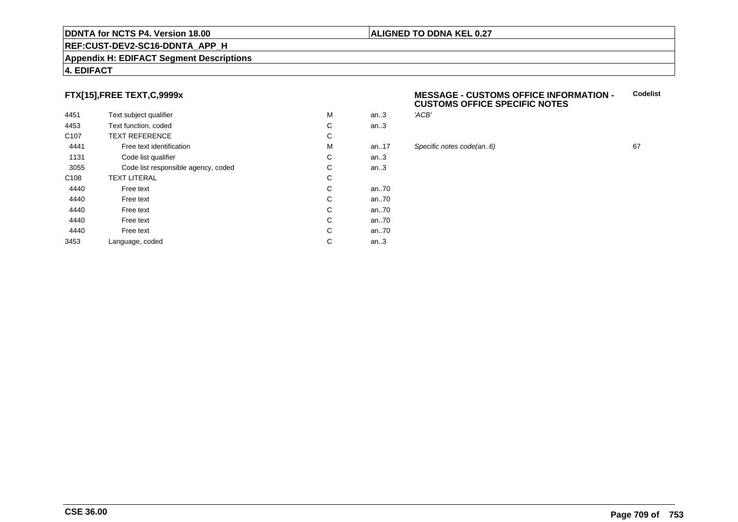**DDNTA for NCTS P4. Version 18.00** | **ALIGNED TO DDNA KEL 0.27**

**REF:CUST-DEV2-SC16-DDNTA_APP_H**

**Appendix H: EDIFACT Segment Descriptions**

**4. EDIFACT**

### FTX[15],FREE TEXT,C,9999x

**MESSAGE - CUSTOMS OFFICE INFORMATION - CUSTOMS OFFICE SPECIFIC NOTES**

| | | | | | Codelist |
|---|---|---|---|---|---|
| 4451 | Text subject qualifier | M | an..3 | *'ACB'* | |
| 4453 | Text function, coded | C | an..3 | | |
| C107 | TEXT REFERENCE | C | | | |
| 4441 | Free text identification | M | an..17 | *Specific notes code(an..6)* | 67 |
| 1131 | Code list qualifier | C | an..3 | | |
| 3055 | Code list responsible agency, coded | C | an..3 | | |
| C108 | TEXT LITERAL | C | | | |
| 4440 | Free text | C | an..70 | | |
| 4440 | Free text | C | an..70 | | |
| 4440 | Free text | C | an..70 | | |
| 4440 | Free text | C | an..70 | | |
| 4440 | Free text | C | an..70 | | |
| 3453 | Language, coded | C | an..3 | | |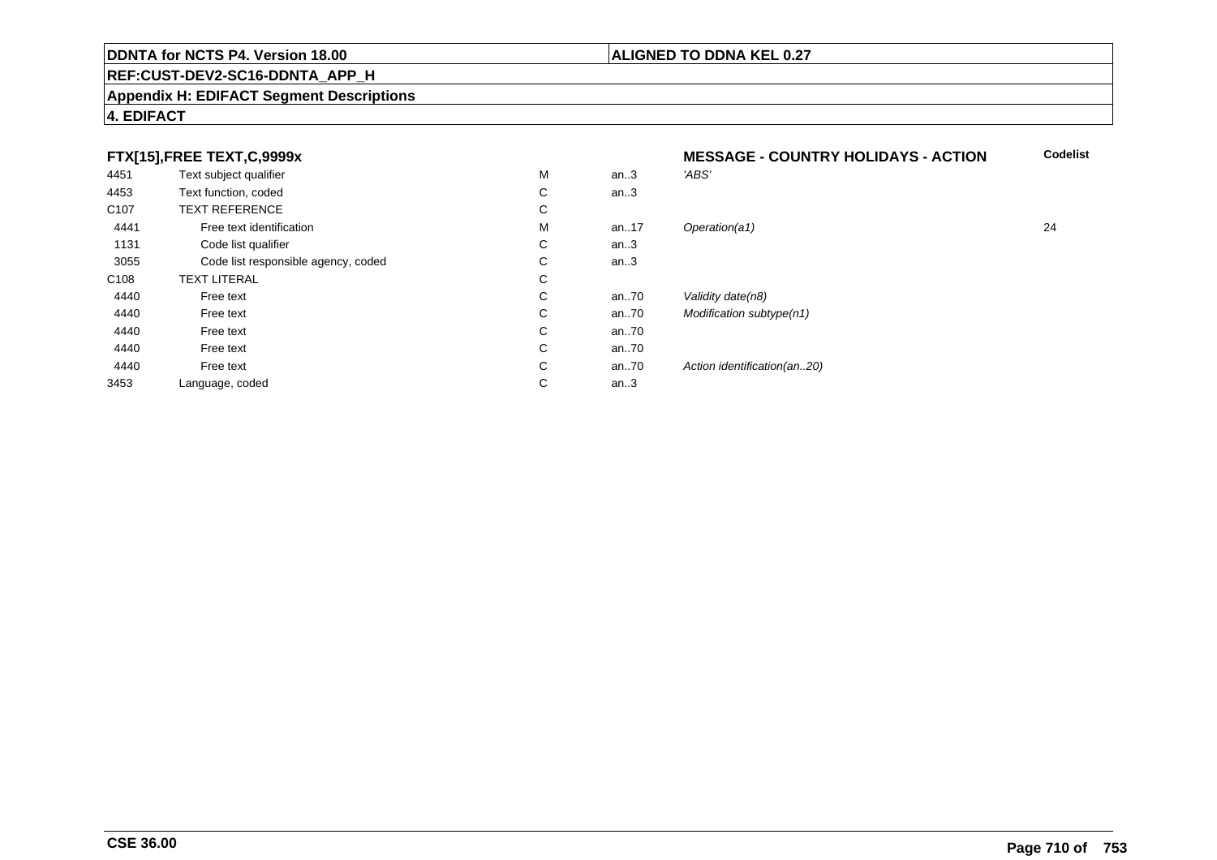## FTX[15],FREE TEXT,C,9999x

**MESSAGE - COUNTRY HOLIDAYS - ACTION**

| | | | | | Codelist |
|---|---|---|---|---|---|
| 4451 | Text subject qualifier | M | an..3 | *'ABS'* | |
| 4453 | Text function, coded | C | an..3 | | |
| C107 | TEXT REFERENCE | C | | | |
| 4441 | Free text identification | M | an..17 | *Operation(a1)* | 24 |
| 1131 | Code list qualifier | C | an..3 | | |
| 3055 | Code list responsible agency, coded | C | an..3 | | |
| C108 | TEXT LITERAL | C | | | |
| 4440 | Free text | C | an..70 | *Validity date(n8)* | |
| 4440 | Free text | C | an..70 | *Modification subtype(n1)* | |
| 4440 | Free text | C | an..70 | | |
| 4440 | Free text | C | an..70 | | |
| 4440 | Free text | C | an..70 | *Action identification(an..20)* | |
| 3453 | Language, coded | C | an..3 | | |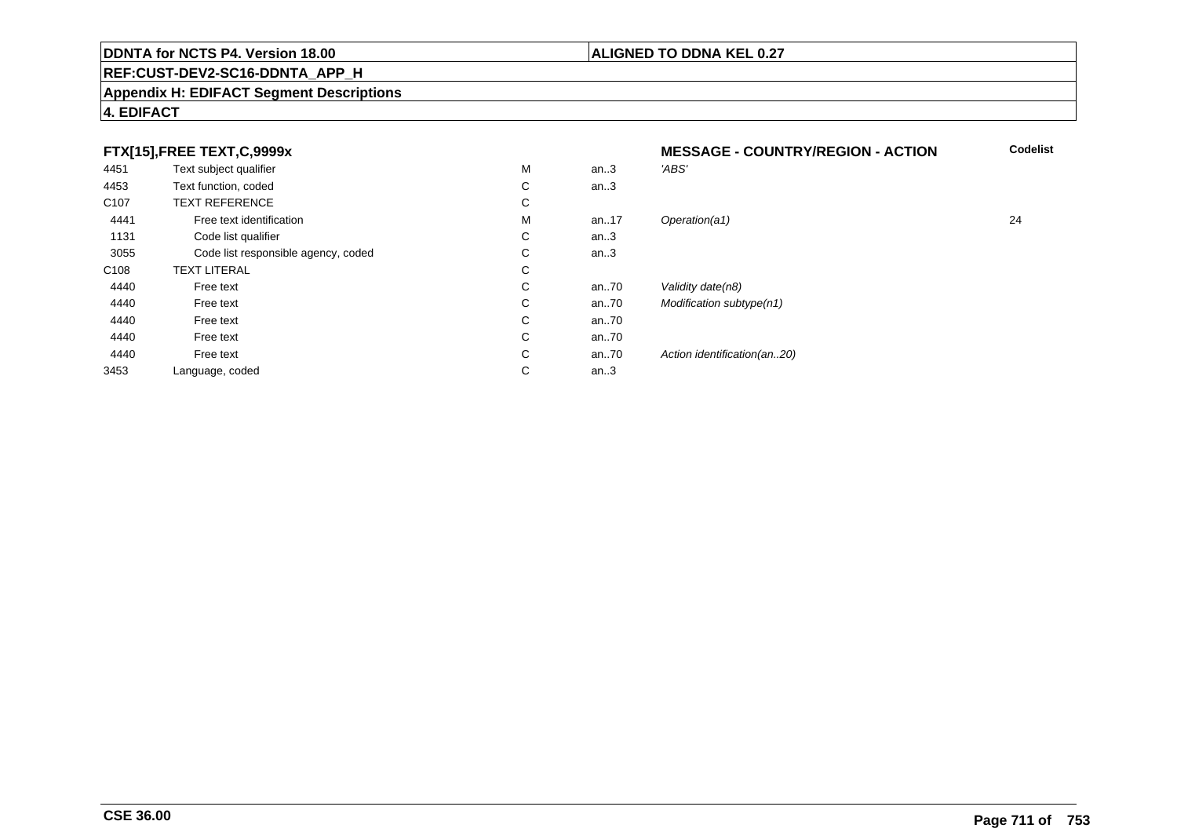**FTX[15],FREE TEXT,C,9999x** — **MESSAGE - COUNTRY/REGION - ACTION**

| | | | | | Codelist |
|---|---|---|---|---|---|
| 4451 | Text subject qualifier | M | an..3 | *'ABS'* | |
| 4453 | Text function, coded | C | an..3 | | |
| C107 | TEXT REFERENCE | C | | | |
| 4441 | Free text identification | M | an..17 | *Operation(a1)* | 24 |
| 1131 | Code list qualifier | C | an..3 | | |
| 3055 | Code list responsible agency, coded | C | an..3 | | |
| C108 | TEXT LITERAL | C | | | |
| 4440 | Free text | C | an..70 | *Validity date(n8)* | |
| 4440 | Free text | C | an..70 | *Modification subtype(n1)* | |
| 4440 | Free text | C | an..70 | | |
| 4440 | Free text | C | an..70 | | |
| 4440 | Free text | C | an..70 | *Action identification(an..20)* | |
| 3453 | Language, coded | C | an..3 | | |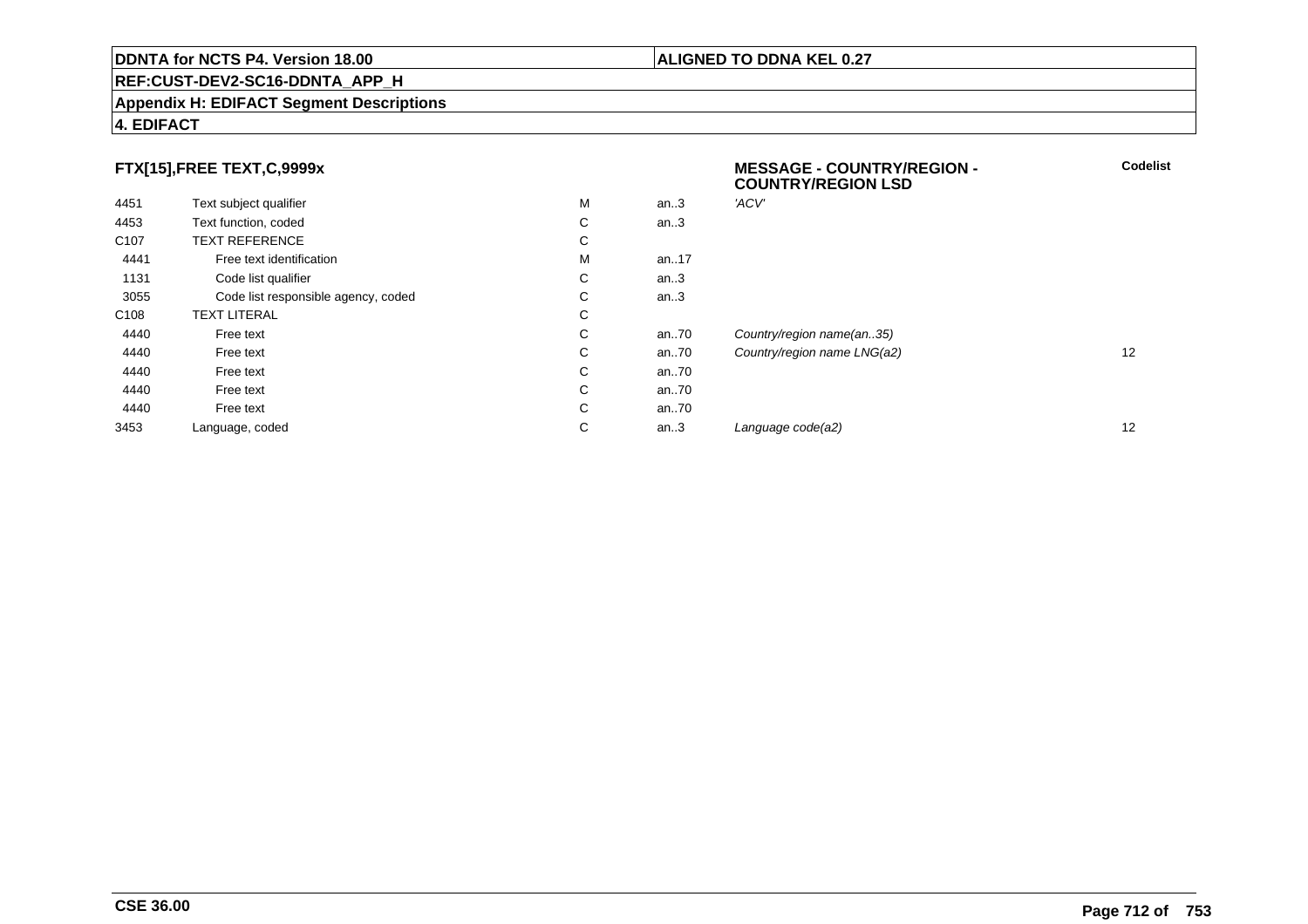**DDNTA for NCTS P4. Version 18.00** | **ALIGNED TO DDNA KEL 0.27**

**REF:CUST-DEV2-SC16-DDNTA_APP_H**

**Appendix H: EDIFACT Segment Descriptions**

**4. EDIFACT**

### FTX[15],FREE TEXT,C,9999x

**MESSAGE - COUNTRY/REGION - COUNTRY/REGION LSD**

| | | | | | Codelist |
|---|---|---|---|---|---|
| 4451 | Text subject qualifier | M | an..3 | *'ACV'* | |
| 4453 | Text function, coded | C | an..3 | | |
| C107 | TEXT REFERENCE | C | | | |
| 4441 | Free text identification | M | an..17 | | |
| 1131 | Code list qualifier | C | an..3 | | |
| 3055 | Code list responsible agency, coded | C | an..3 | | |
| C108 | TEXT LITERAL | C | | | |
| 4440 | Free text | C | an..70 | *Country/region name(an..35)* | |
| 4440 | Free text | C | an..70 | *Country/region name LNG(a2)* | 12 |
| 4440 | Free text | C | an..70 | | |
| 4440 | Free text | C | an..70 | | |
| 4440 | Free text | C | an..70 | | |
| 3453 | Language, coded | C | an..3 | *Language code(a2)* | 12 |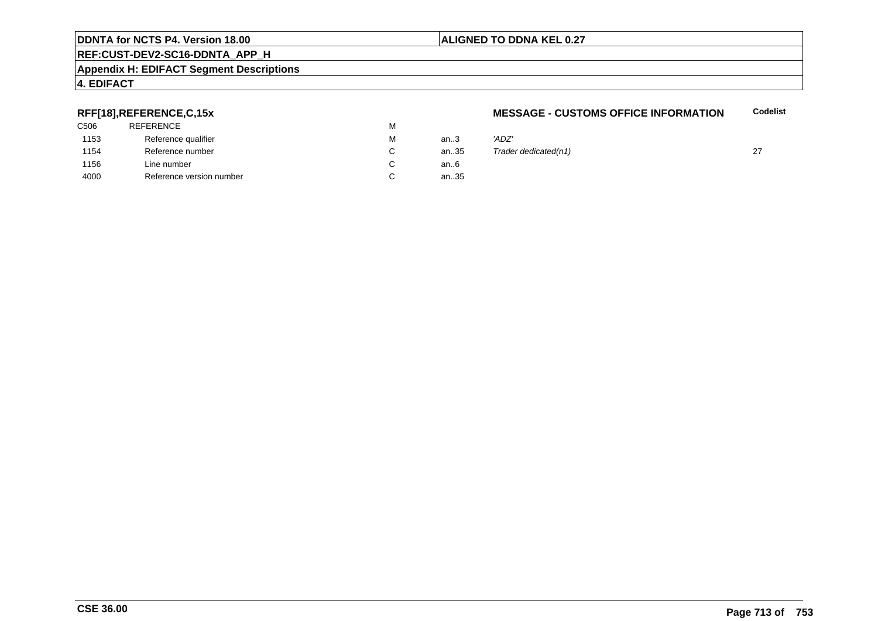**RFF[18],REFERENCE,C,15x**

**MESSAGE - CUSTOMS OFFICE INFORMATION**

| | | | | | Codelist |
|---|---|---|---|---|---|
| C506 | REFERENCE | M | | | |
| 1153 | Reference qualifier | M | an..3 | *'ADZ'* | |
| 1154 | Reference number | C | an..35 | *Trader dedicated(n1)* | 27 |
| 1156 | Line number | C | an..6 | | |
| 4000 | Reference version number | C | an..35 | | |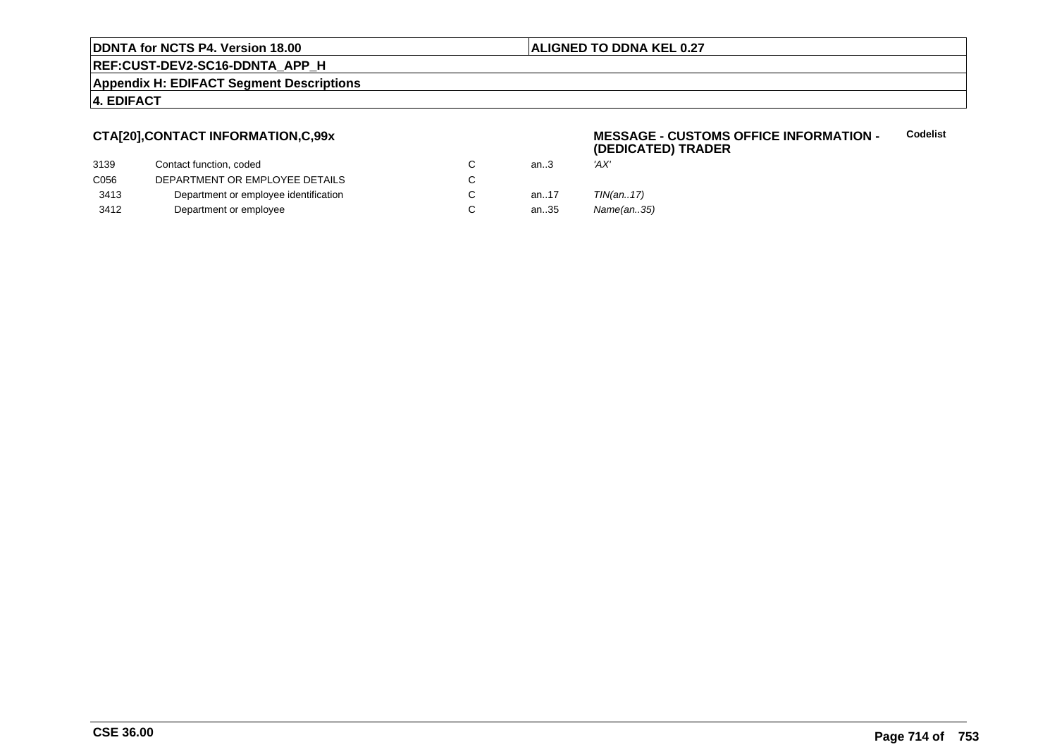## CTA[20],CONTACT INFORMATION,C,99x

**MESSAGE - CUSTOMS OFFICE INFORMATION - (DEDICATED) TRADER** **Codelist**

| | | | | |
|---|---|---|---|---|
| 3139 | Contact function, coded | C | an..3 | *'AX'* |
| C056 | DEPARTMENT OR EMPLOYEE DETAILS | C | | |
| 3413 | Department or employee identification | C | an..17 | *TIN(an..17)* |
| 3412 | Department or employee | C | an..35 | *Name(an..35)* |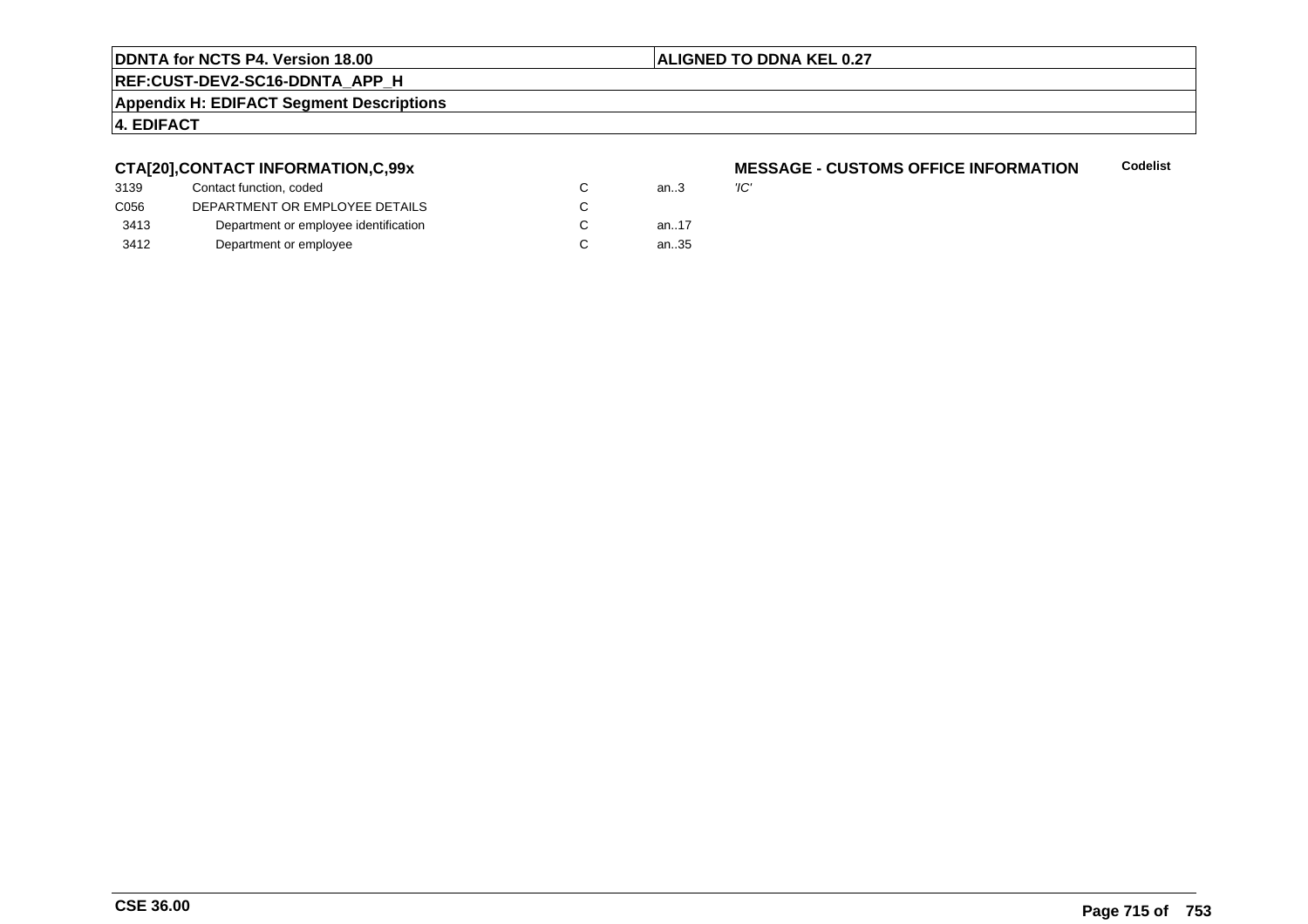### CTA[20],CONTACT INFORMATION,C,99x

**MESSAGE - CUSTOMS OFFICE INFORMATION**

| | | | | | Codelist |
|---|---|---|---|---|---|
| 3139 | Contact function, coded | C | an..3 | *'IC'* | |
| C056 | DEPARTMENT OR EMPLOYEE DETAILS | C | | | |
| 3413 | Department or employee identification | C | an..17 | | |
| 3412 | Department or employee | C | an..35 | | |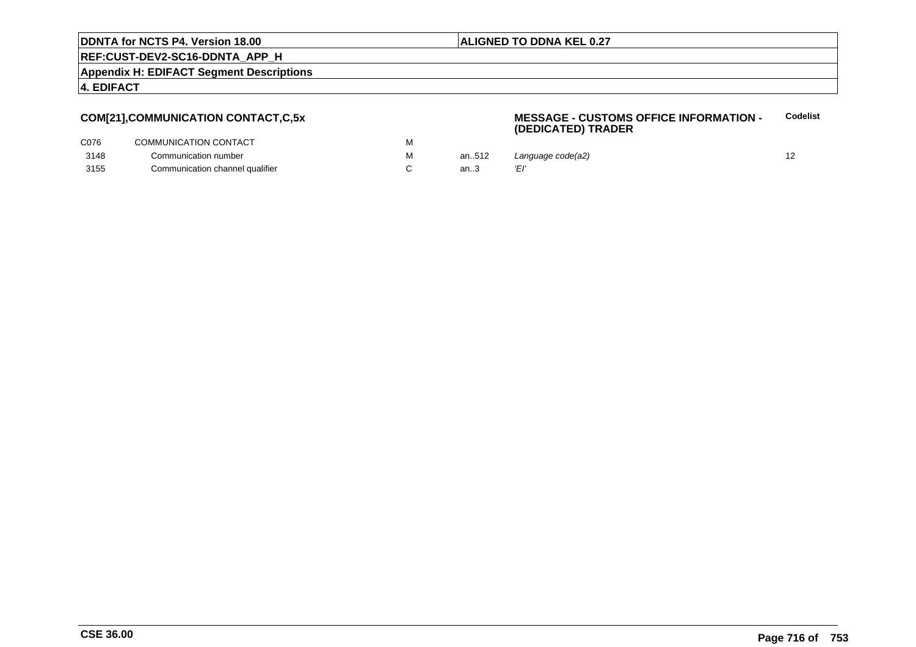## COM[21],COMMUNICATION CONTACT,C,5x

**MESSAGE - CUSTOMS OFFICE INFORMATION - (DEDICATED) TRADER**

| | | | | | Codelist |
|---|---|---|---|---|---|
| C076 | COMMUNICATION CONTACT | M | | | |
| 3148 | Communication number | M | an..512 | *Language code(a2)* | 12 |
| 3155 | Communication channel qualifier | C | an..3 | *'EI'* | |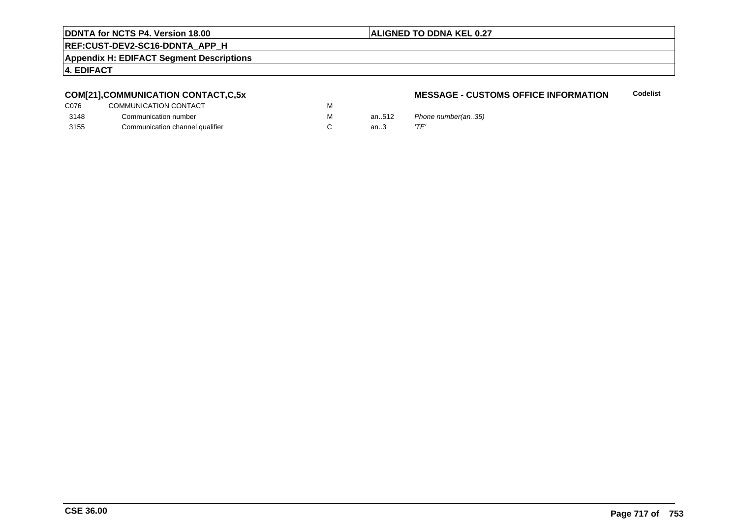**COM[21],COMMUNICATION CONTACT,C,5x**

**MESSAGE - CUSTOMS OFFICE INFORMATION** **Codelist**

| | | | | | |
|---|---|---|---|---|---|
| C076 | COMMUNICATION CONTACT | M | | | |
| 3148 | Communication number | M | an..512 | *Phone number(an..35)* | |
| 3155 | Communication channel qualifier | C | an..3 | *'TE'* | |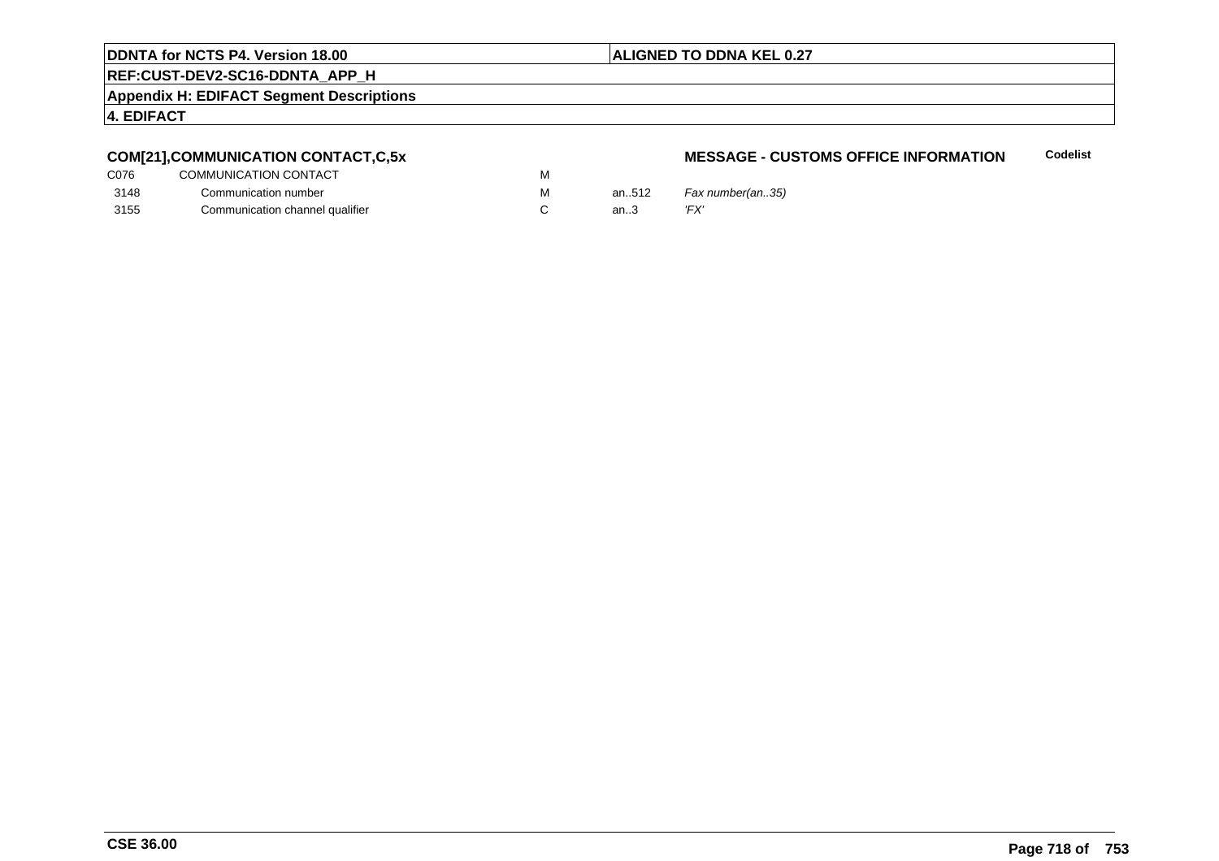**COM[21],COMMUNICATION CONTACT,C,5x**

**MESSAGE - CUSTOMS OFFICE INFORMATION** **Codelist**

| | | | | | |
|---|---|---|---|---|---|
| C076 | COMMUNICATION CONTACT | M | | | |
| 3148 | Communication number | M | an..512 | *Fax number(an..35)* | |
| 3155 | Communication channel qualifier | C | an..3 | *'FX'* | |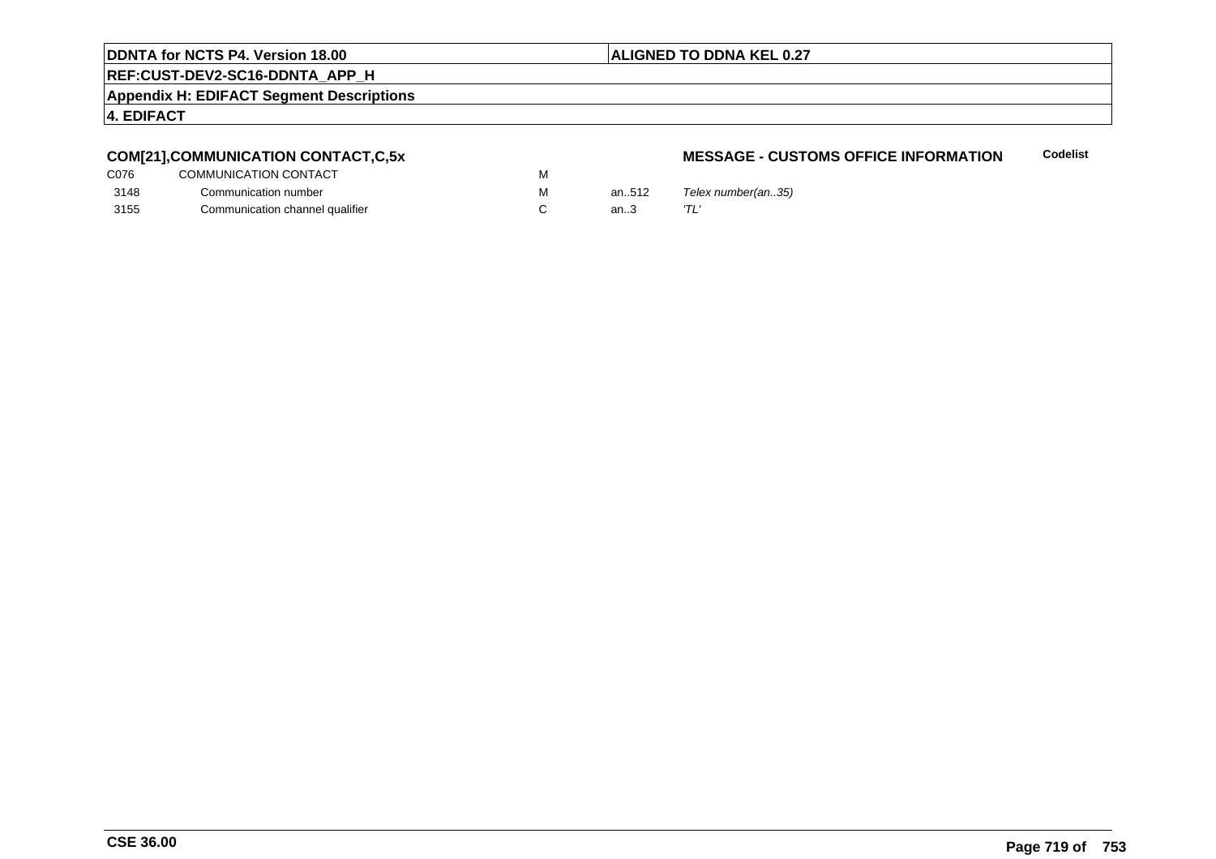## COM[21],COMMUNICATION CONTACT,C,5x

**MESSAGE - CUSTOMS OFFICE INFORMATION** **Codelist**

| | | | | | |
|---|---|---|---|---|---|
| C076 | COMMUNICATION CONTACT | M | | | |
| 3148 | Communication number | M | an..512 | *Telex number(an..35)* | |
| 3155 | Communication channel qualifier | C | an..3 | *'TL'* | |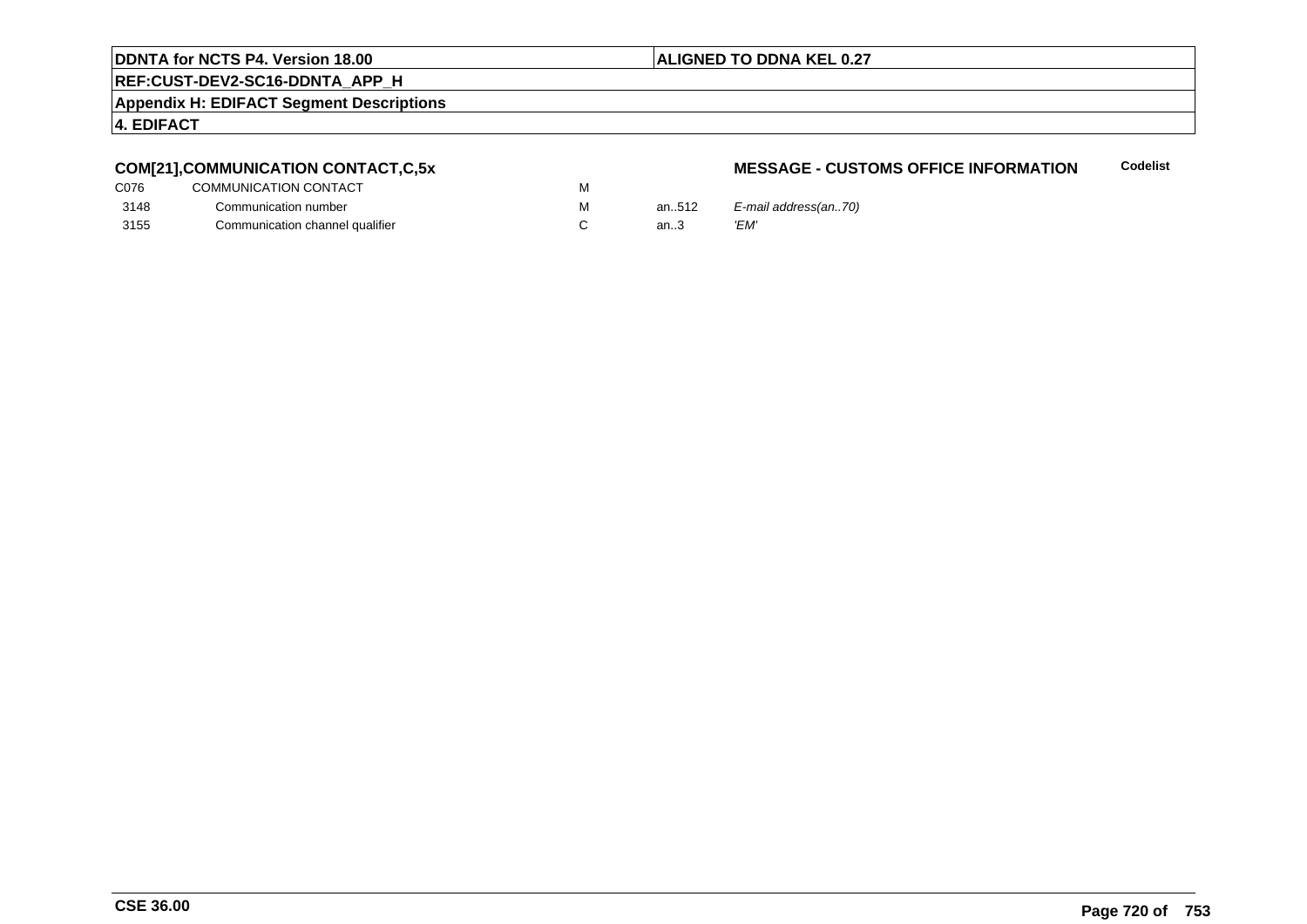**DDNTA for NCTS P4. Version 18.00** | **ALIGNED TO DDNA KEL 0.27**

**REF:CUST-DEV2-SC16-DDNTA_APP_H**

**Appendix H: EDIFACT Segment Descriptions**

**4. EDIFACT**

### COM[21],COMMUNICATION CONTACT,C,5x

**MESSAGE - CUSTOMS OFFICE INFORMATION** — **Codelist**

| | | | | |
|---|---|---|---|---|
| C076 | COMMUNICATION CONTACT | M | | |
| 3148 | Communication number | M | an..512 | *E-mail address(an..70)* |
| 3155 | Communication channel qualifier | C | an..3 | *'EM'* |

**CSE 36.00**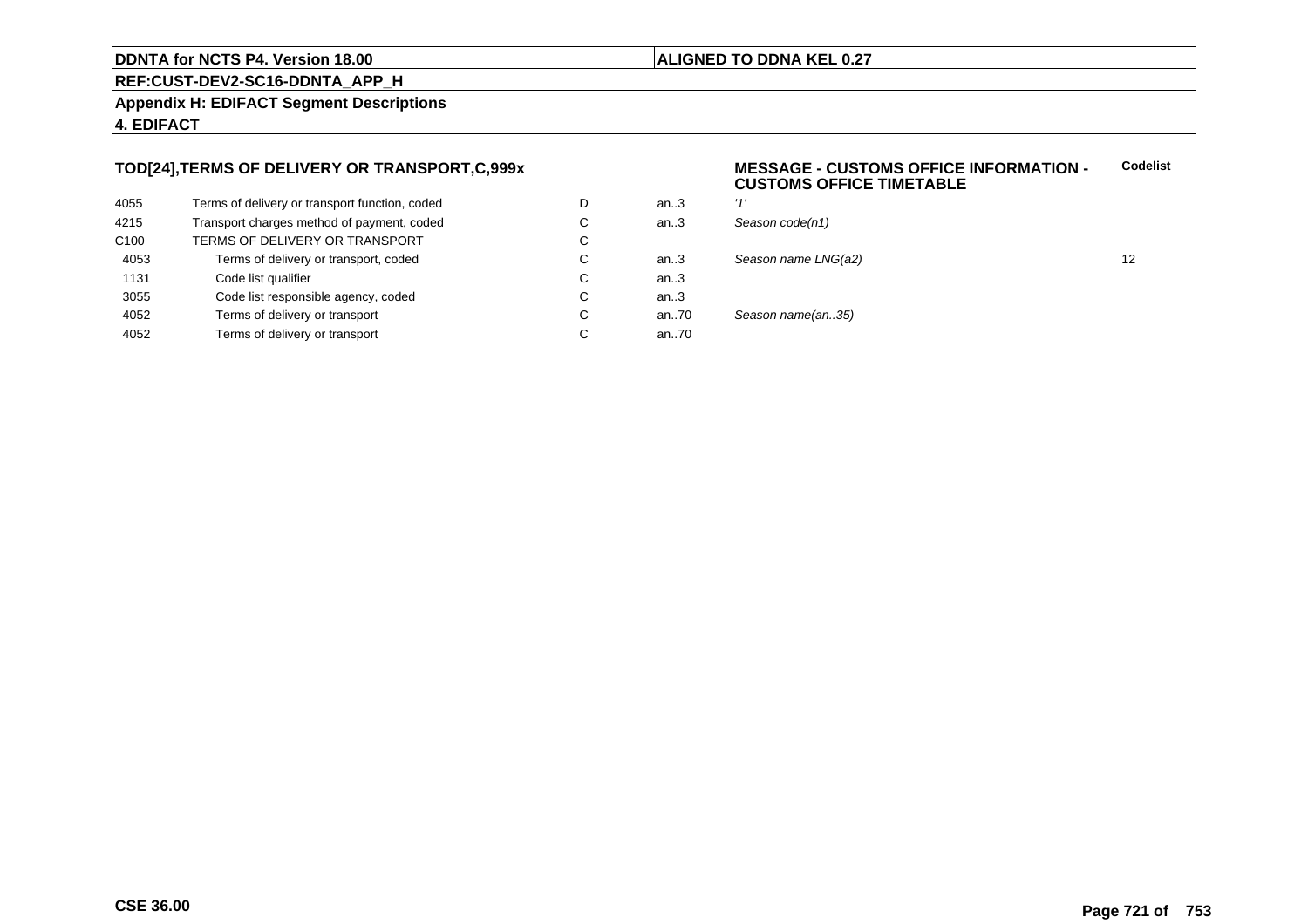**DDNTA for NCTS P4. Version 18.00** | **ALIGNED TO DDNA KEL 0.27**

**REF:CUST-DEV2-SC16-DDNTA_APP_H**

**Appendix H: EDIFACT Segment Descriptions**

**4. EDIFACT**

### TOD[24],TERMS OF DELIVERY OR TRANSPORT,C,999x

**MESSAGE - CUSTOMS OFFICE INFORMATION - CUSTOMS OFFICE TIMETABLE**

| | | | | | Codelist |
|---|---|---|---|---|---|
| 4055 | Terms of delivery or transport function, coded | D | an..3 | *'1'* | |
| 4215 | Transport charges method of payment, coded | C | an..3 | *Season code(n1)* | |
| C100 | TERMS OF DELIVERY OR TRANSPORT | C | | | |
| 4053 | Terms of delivery or transport, coded | C | an..3 | *Season name LNG(a2)* | 12 |
| 1131 | Code list qualifier | C | an..3 | | |
| 3055 | Code list responsible agency, coded | C | an..3 | | |
| 4052 | Terms of delivery or transport | C | an..70 | *Season name(an..35)* | |
| 4052 | Terms of delivery or transport | C | an..70 | | |

**CSE 36.00**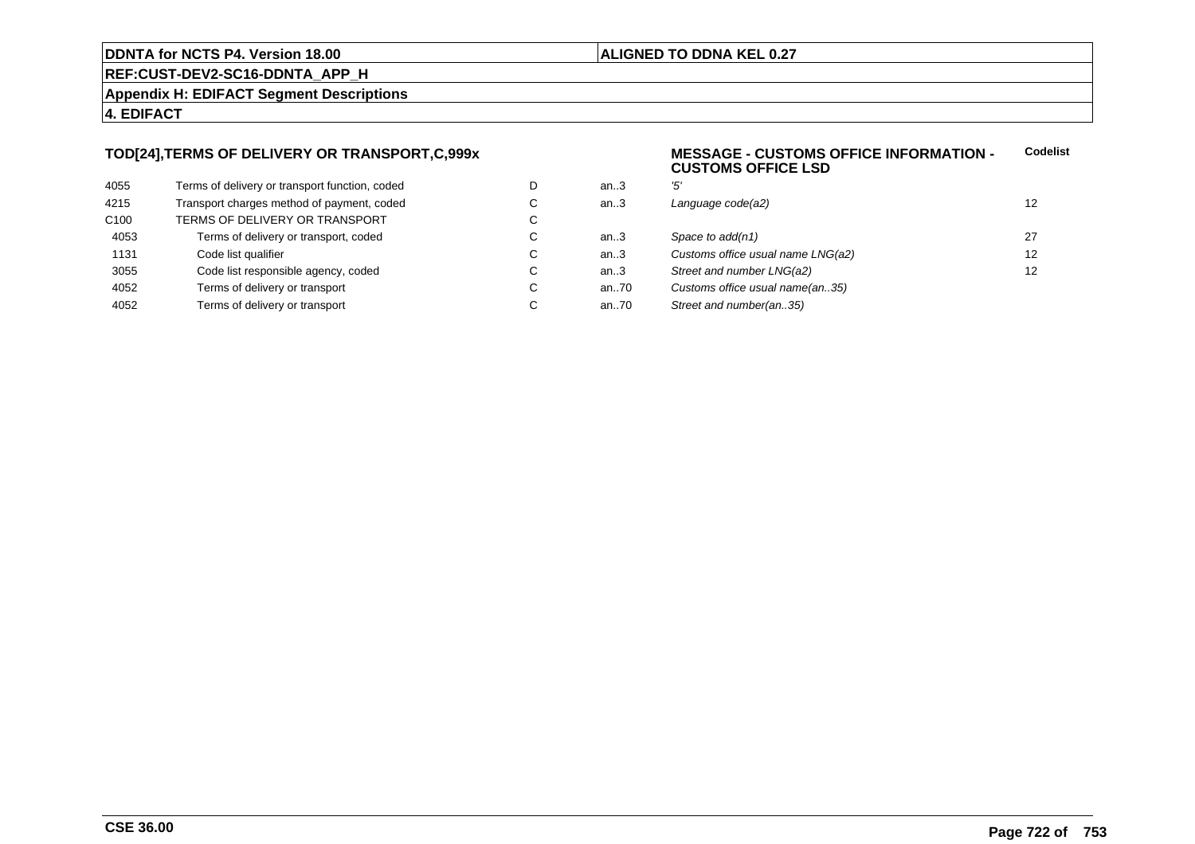**DDNTA for NCTS P4. Version 18.00** | **ALIGNED TO DDNA KEL 0.27**

**REF:CUST-DEV2-SC16-DDNTA_APP_H**

**Appendix H: EDIFACT Segment Descriptions**

**4. EDIFACT**

**TOD[24],TERMS OF DELIVERY OR TRANSPORT,C,999x**

**MESSAGE - CUSTOMS OFFICE INFORMATION - CUSTOMS OFFICE LSD**

| | | | | | Codelist |
|---|---|---|---|---|---|
| 4055 | Terms of delivery or transport function, coded | D | an..3 | *'5'* | |
| 4215 | Transport charges method of payment, coded | C | an..3 | *Language code(a2)* | 12 |
| C100 | TERMS OF DELIVERY OR TRANSPORT | C | | | |
| 4053 | Terms of delivery or transport, coded | C | an..3 | *Space to add(n1)* | 27 |
| 1131 | Code list qualifier | C | an..3 | *Customs office usual name LNG(a2)* | 12 |
| 3055 | Code list responsible agency, coded | C | an..3 | *Street and number LNG(a2)* | 12 |
| 4052 | Terms of delivery or transport | C | an..70 | *Customs office usual name(an..35)* | |
| 4052 | Terms of delivery or transport | C | an..70 | *Street and number(an..35)* | |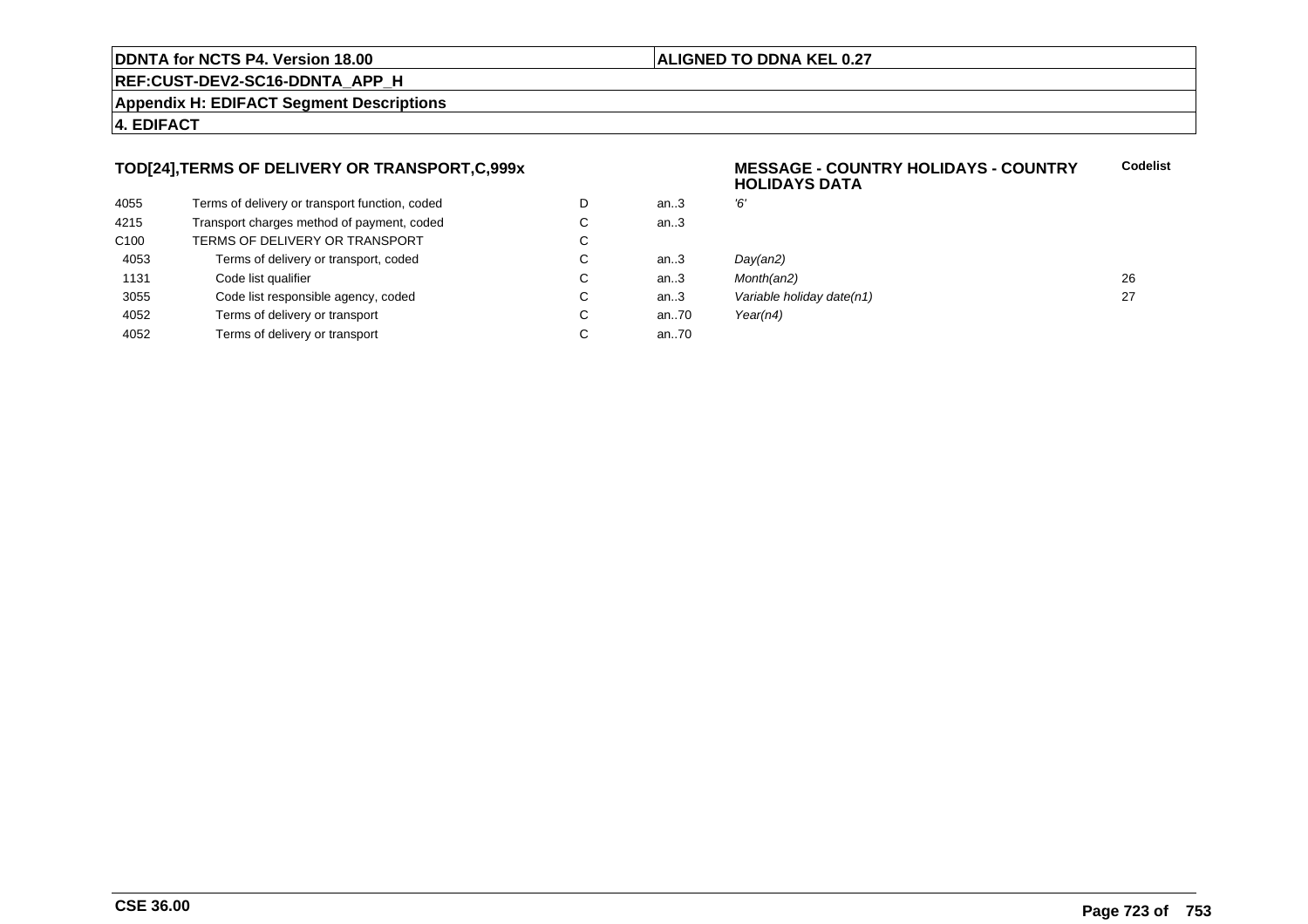## TOD[24],TERMS OF DELIVERY OR TRANSPORT,C,999x

**MESSAGE - COUNTRY HOLIDAYS - COUNTRY HOLIDAYS DATA**

| | | | | | Codelist |
|---|---|---|---|---|---|
| 4055 | Terms of delivery or transport function, coded | D | an..3 | *'6'* | |
| 4215 | Transport charges method of payment, coded | C | an..3 | | |
| C100 | TERMS OF DELIVERY OR TRANSPORT | C | | | |
| 4053 | Terms of delivery or transport, coded | C | an..3 | *Day(an2)* | |
| 1131 | Code list qualifier | C | an..3 | *Month(an2)* | 26 |
| 3055 | Code list responsible agency, coded | C | an..3 | *Variable holiday date(n1)* | 27 |
| 4052 | Terms of delivery or transport | C | an..70 | *Year(n4)* | |
| 4052 | Terms of delivery or transport | C | an..70 | | |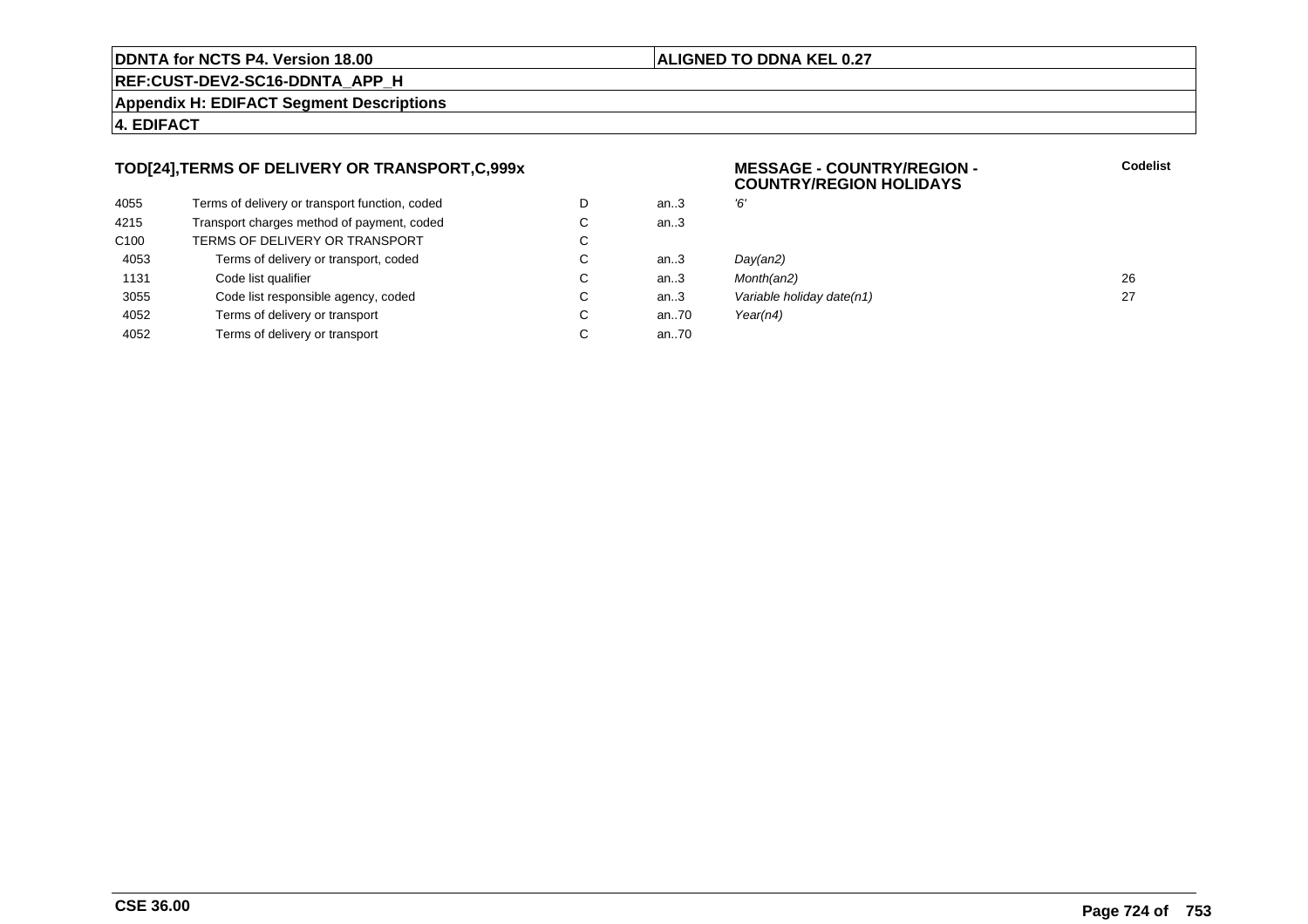**DDNTA for NCTS P4. Version 18.00** | **ALIGNED TO DDNA KEL 0.27**

**REF:CUST-DEV2-SC16-DDNTA_APP_H**

**Appendix H: EDIFACT Segment Descriptions**

**4. EDIFACT**

### TOD[24],TERMS OF DELIVERY OR TRANSPORT,C,999x

**MESSAGE - COUNTRY/REGION - COUNTRY/REGION HOLIDAYS**

| | | | | | Codelist |
|---|---|---|---|---|---|
| 4055 | Terms of delivery or transport function, coded | D | an..3 | *'6'* | |
| 4215 | Transport charges method of payment, coded | C | an..3 | | |
| C100 | TERMS OF DELIVERY OR TRANSPORT | C | | | |
| 4053 | Terms of delivery or transport, coded | C | an..3 | *Day(an2)* | |
| 1131 | Code list qualifier | C | an..3 | *Month(an2)* | 26 |
| 3055 | Code list responsible agency, coded | C | an..3 | *Variable holiday date(n1)* | 27 |
| 4052 | Terms of delivery or transport | C | an..70 | *Year(n4)* | |
| 4052 | Terms of delivery or transport | C | an..70 | | |

**CSE 36.00**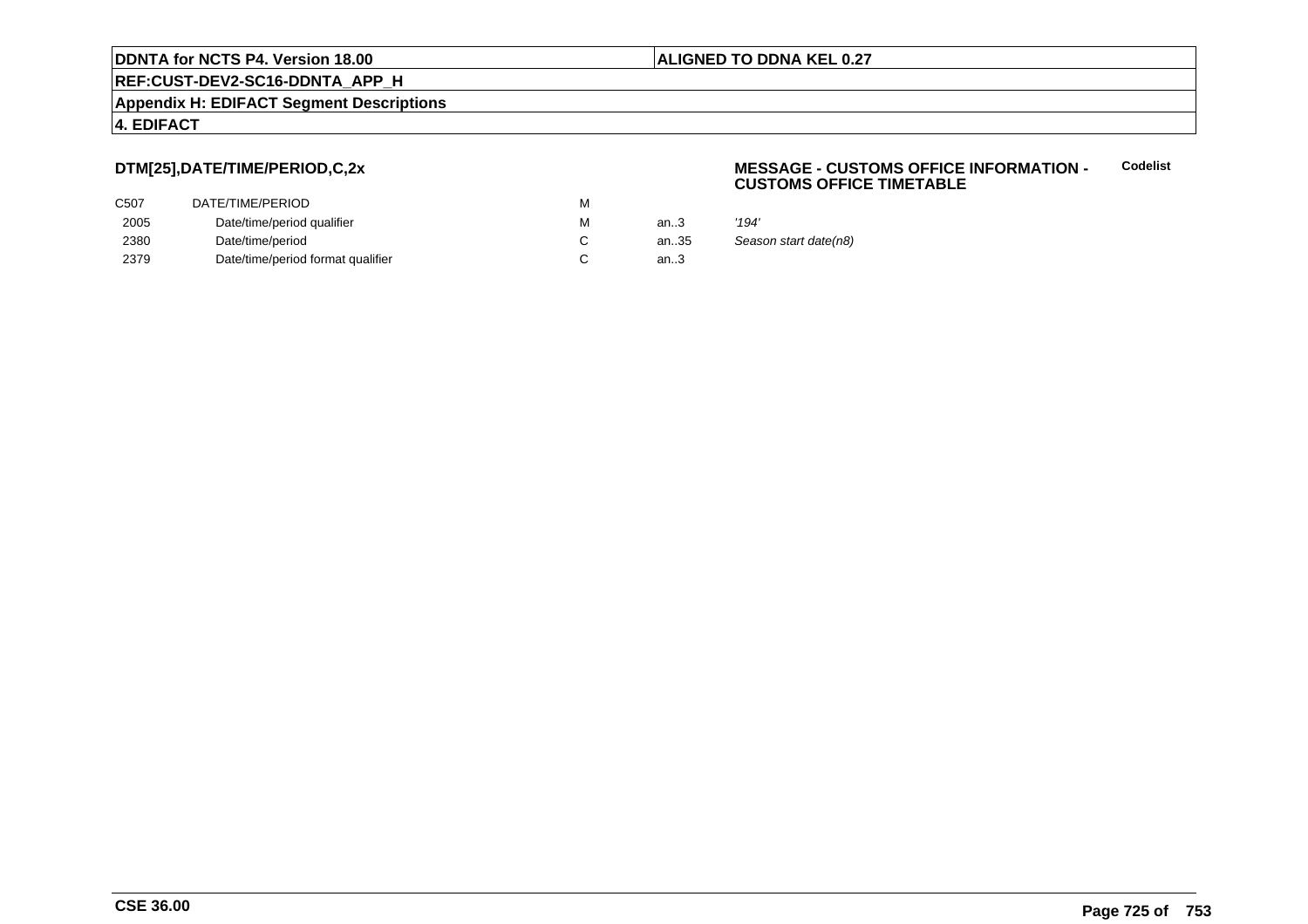## DTM[25],DATE/TIME/PERIOD,C,2x

**MESSAGE - CUSTOMS OFFICE INFORMATION - CUSTOMS OFFICE TIMETABLE** **Codelist**

| | | | | |
|---|---|---|---|---|
| C507 | DATE/TIME/PERIOD | M | | |
| 2005 | Date/time/period qualifier | M | an..3 | *'194'* |
| 2380 | Date/time/period | C | an..35 | *Season start date(n8)* |
| 2379 | Date/time/period format qualifier | C | an..3 | |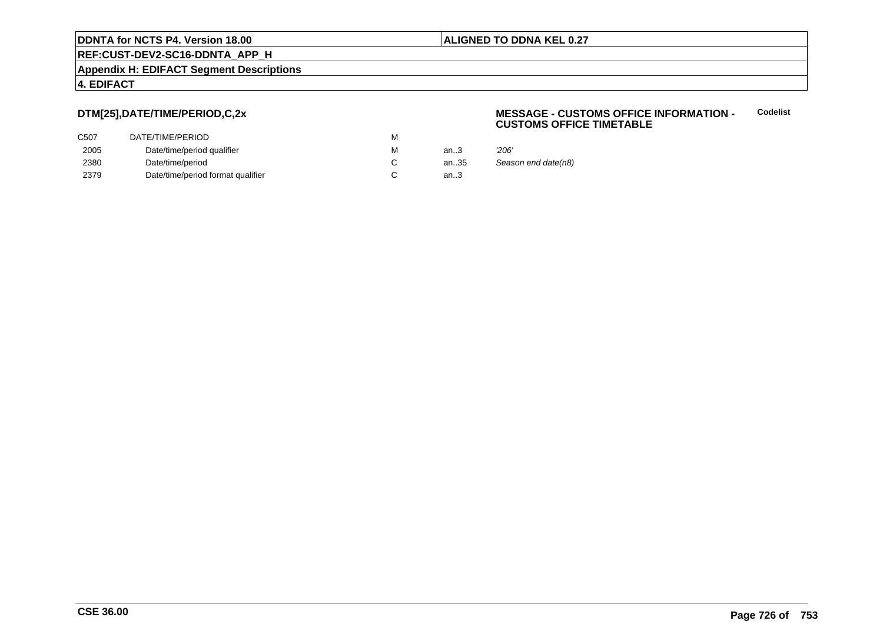**DTM[25],DATE/TIME/PERIOD,C,2x**

**MESSAGE - CUSTOMS OFFICE INFORMATION - CUSTOMS OFFICE TIMETABLE** **Codelist**

| | | | | | |
|---|---|---|---|---|---|
| C507 | DATE/TIME/PERIOD | M | | | |
| 2005 | Date/time/period qualifier | M | an..3 | *'206'* | |
| 2380 | Date/time/period | C | an..35 | *Season end date(n8)* | |
| 2379 | Date/time/period format qualifier | C | an..3 | | |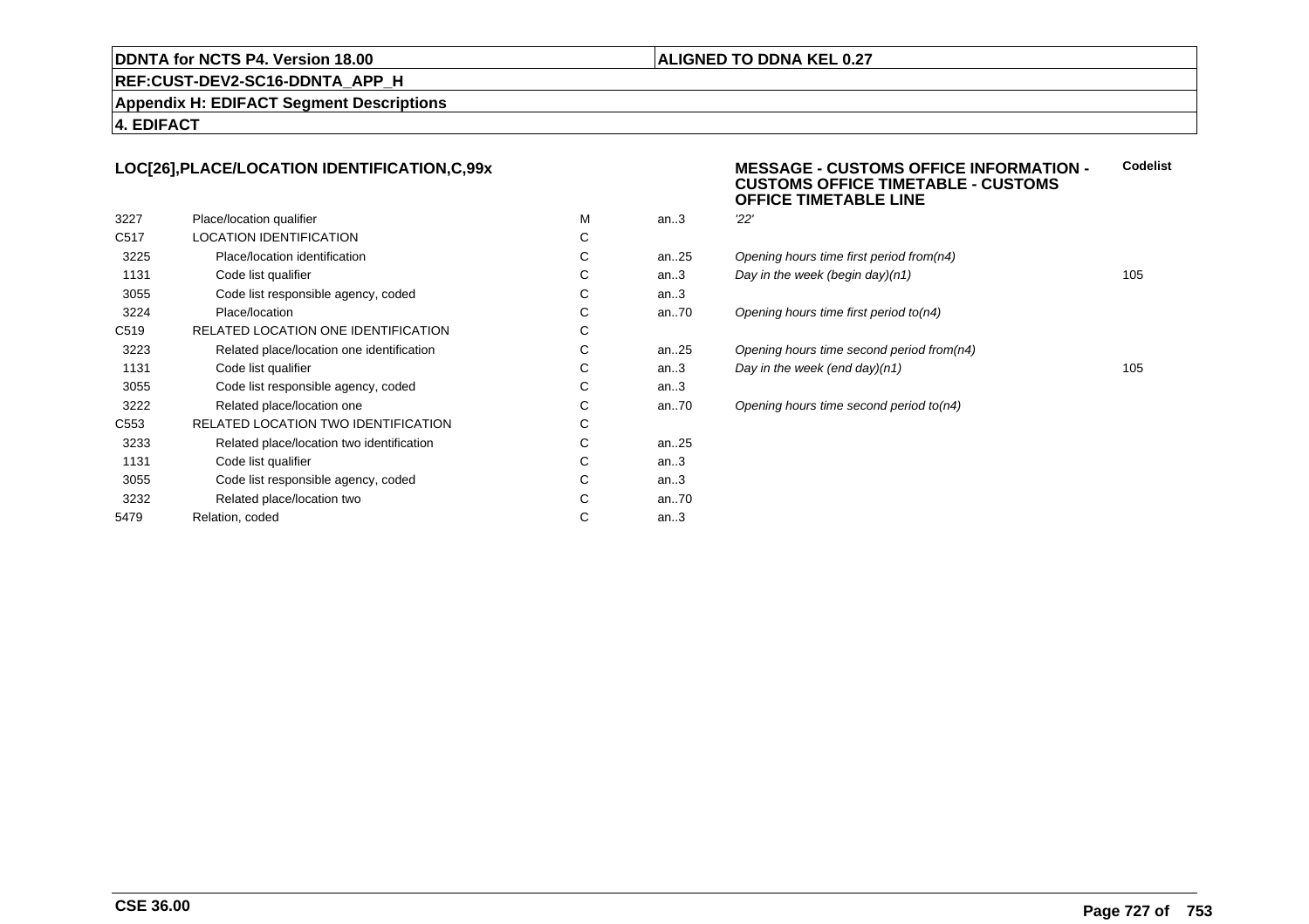**DDNTA for NCTS P4. Version 18.00**

**ALIGNED TO DDNA KEL 0.27**

**REF:CUST-DEV2-SC16-DDNTA_APP_H**

**Appendix H: EDIFACT Segment Descriptions**

**4. EDIFACT**

### LOC[26],PLACE/LOCATION IDENTIFICATION,C,99x

**MESSAGE - CUSTOMS OFFICE INFORMATION - CUSTOMS OFFICE TIMETABLE - CUSTOMS OFFICE TIMETABLE LINE**

| | | | | | Codelist |
|---|---|---|---|---|---|
| 3227 | Place/location qualifier | M | an..3 | *'22'* | |
| C517 | LOCATION IDENTIFICATION | C | | | |
| 3225 | Place/location identification | C | an..25 | *Opening hours time first period from(n4)* | |
| 1131 | Code list qualifier | C | an..3 | *Day in the week (begin day)(n1)* | 105 |
| 3055 | Code list responsible agency, coded | C | an..3 | | |
| 3224 | Place/location | C | an..70 | *Opening hours time first period to(n4)* | |
| C519 | RELATED LOCATION ONE IDENTIFICATION | C | | | |
| 3223 | Related place/location one identification | C | an..25 | *Opening hours time second period from(n4)* | |
| 1131 | Code list qualifier | C | an..3 | *Day in the week (end day)(n1)* | 105 |
| 3055 | Code list responsible agency, coded | C | an..3 | | |
| 3222 | Related place/location one | C | an..70 | *Opening hours time second period to(n4)* | |
| C553 | RELATED LOCATION TWO IDENTIFICATION | C | | | |
| 3233 | Related place/location two identification | C | an..25 | | |
| 1131 | Code list qualifier | C | an..3 | | |
| 3055 | Code list responsible agency, coded | C | an..3 | | |
| 3232 | Related place/location two | C | an..70 | | |
| 5479 | Relation, coded | C | an..3 | | |

**CSE 36.00**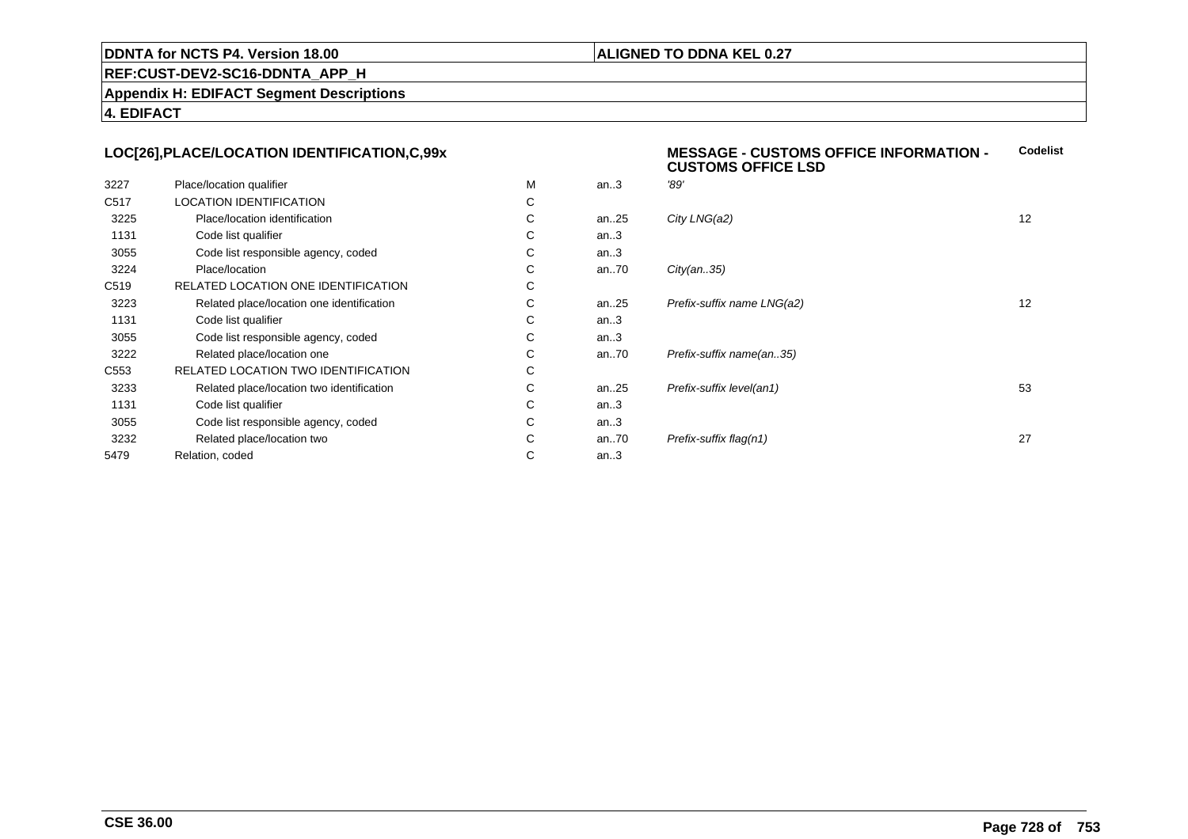## LOC[26],PLACE/LOCATION IDENTIFICATION,C,99x

**MESSAGE - CUSTOMS OFFICE INFORMATION - CUSTOMS OFFICE LSD**

| | | | | | Codelist |
|---|---|---|---|---|---|
| 3227 | Place/location qualifier | M | an..3 | *'89'* | |
| C517 | LOCATION IDENTIFICATION | C | | | |
| 3225 | Place/location identification | C | an..25 | *City LNG(a2)* | 12 |
| 1131 | Code list qualifier | C | an..3 | | |
| 3055 | Code list responsible agency, coded | C | an..3 | | |
| 3224 | Place/location | C | an..70 | *City(an..35)* | |
| C519 | RELATED LOCATION ONE IDENTIFICATION | C | | | |
| 3223 | Related place/location one identification | C | an..25 | *Prefix-suffix name LNG(a2)* | 12 |
| 1131 | Code list qualifier | C | an..3 | | |
| 3055 | Code list responsible agency, coded | C | an..3 | | |
| 3222 | Related place/location one | C | an..70 | *Prefix-suffix name(an..35)* | |
| C553 | RELATED LOCATION TWO IDENTIFICATION | C | | | |
| 3233 | Related place/location two identification | C | an..25 | *Prefix-suffix level(an1)* | 53 |
| 1131 | Code list qualifier | C | an..3 | | |
| 3055 | Code list responsible agency, coded | C | an..3 | | |
| 3232 | Related place/location two | C | an..70 | *Prefix-suffix flag(n1)* | 27 |
| 5479 | Relation, coded | C | an..3 | | |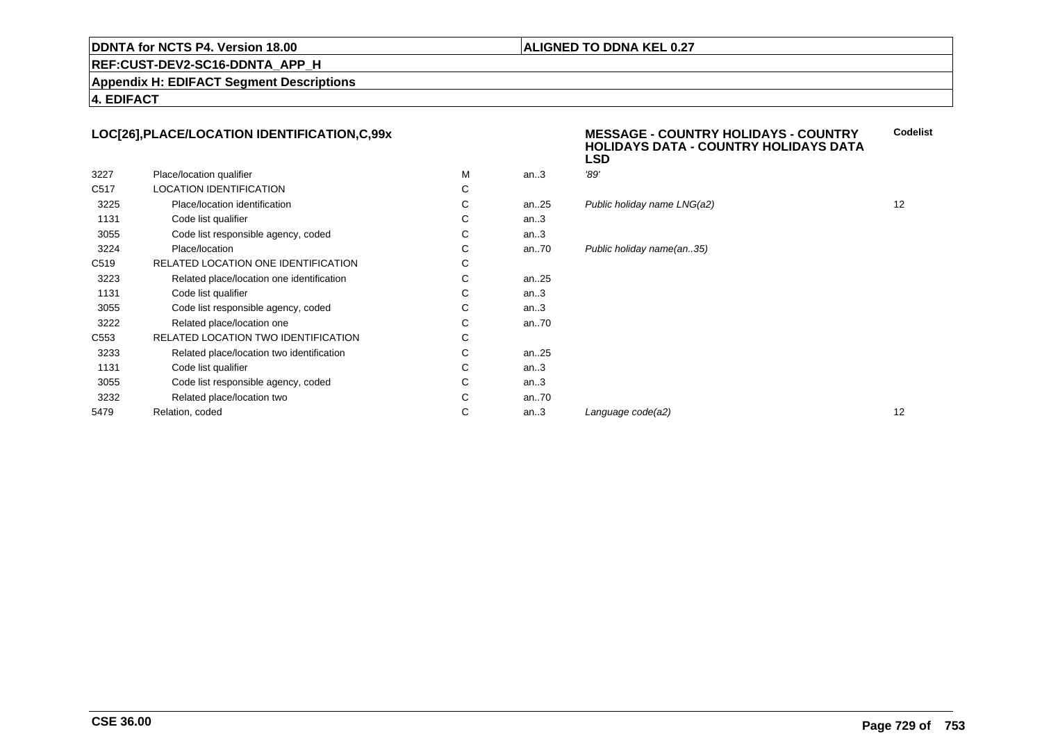**DDNTA for NCTS P4. Version 18.00** | **ALIGNED TO DDNA KEL 0.27**

**REF:CUST-DEV2-SC16-DDNTA_APP_H**

**Appendix H: EDIFACT Segment Descriptions**

**4. EDIFACT**

### LOC[26],PLACE/LOCATION IDENTIFICATION,C,99x

**MESSAGE - COUNTRY HOLIDAYS - COUNTRY HOLIDAYS DATA - COUNTRY HOLIDAYS DATA LSD**

| | | | | | Codelist |
|---|---|---|---|---|---|
| 3227 | Place/location qualifier | M | an..3 | *'89'* | |
| C517 | LOCATION IDENTIFICATION | C | | | |
| 3225 | Place/location identification | C | an..25 | *Public holiday name LNG(a2)* | 12 |
| 1131 | Code list qualifier | C | an..3 | | |
| 3055 | Code list responsible agency, coded | C | an..3 | | |
| 3224 | Place/location | C | an..70 | *Public holiday name(an..35)* | |
| C519 | RELATED LOCATION ONE IDENTIFICATION | C | | | |
| 3223 | Related place/location one identification | C | an..25 | | |
| 1131 | Code list qualifier | C | an..3 | | |
| 3055 | Code list responsible agency, coded | C | an..3 | | |
| 3222 | Related place/location one | C | an..70 | | |
| C553 | RELATED LOCATION TWO IDENTIFICATION | C | | | |
| 3233 | Related place/location two identification | C | an..25 | | |
| 1131 | Code list qualifier | C | an..3 | | |
| 3055 | Code list responsible agency, coded | C | an..3 | | |
| 3232 | Related place/location two | C | an..70 | | |
| 5479 | Relation, coded | C | an..3 | *Language code(a2)* | 12 |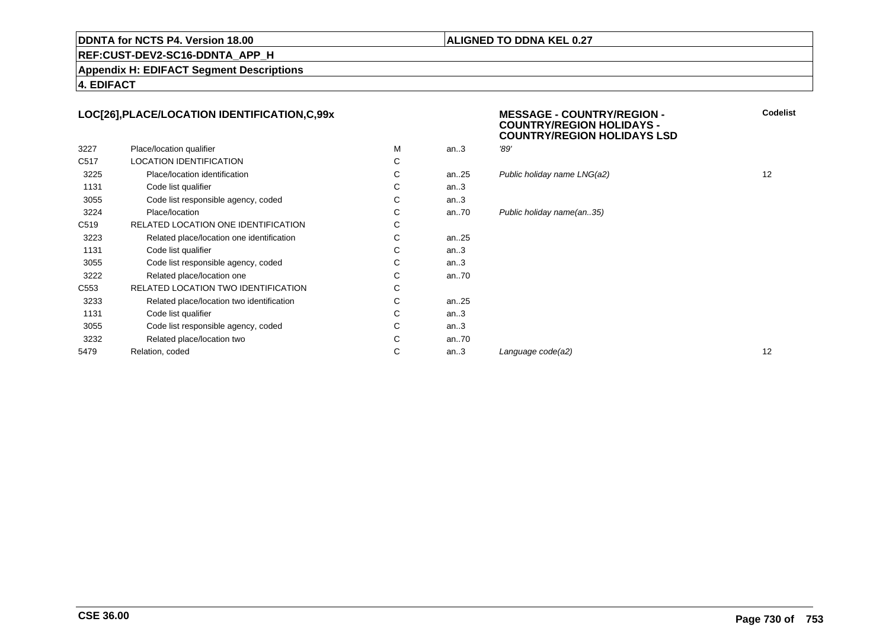## LOC[26],PLACE/LOCATION IDENTIFICATION,C,99x

**MESSAGE - COUNTRY/REGION - COUNTRY/REGION HOLIDAYS - COUNTRY/REGION HOLIDAYS LSD**

| | | | | | Codelist |
|---|---|---|---|---|---|
| 3227 | Place/location qualifier | M | an..3 | *'89'* | |
| C517 | LOCATION IDENTIFICATION | C | | | |
| 3225 | Place/location identification | C | an..25 | *Public holiday name LNG(a2)* | 12 |
| 1131 | Code list qualifier | C | an..3 | | |
| 3055 | Code list responsible agency, coded | C | an..3 | | |
| 3224 | Place/location | C | an..70 | *Public holiday name(an..35)* | |
| C519 | RELATED LOCATION ONE IDENTIFICATION | C | | | |
| 3223 | Related place/location one identification | C | an..25 | | |
| 1131 | Code list qualifier | C | an..3 | | |
| 3055 | Code list responsible agency, coded | C | an..3 | | |
| 3222 | Related place/location one | C | an..70 | | |
| C553 | RELATED LOCATION TWO IDENTIFICATION | C | | | |
| 3233 | Related place/location two identification | C | an..25 | | |
| 1131 | Code list qualifier | C | an..3 | | |
| 3055 | Code list responsible agency, coded | C | an..3 | | |
| 3232 | Related place/location two | C | an..70 | | |
| 5479 | Relation, coded | C | an..3 | *Language code(a2)* | 12 |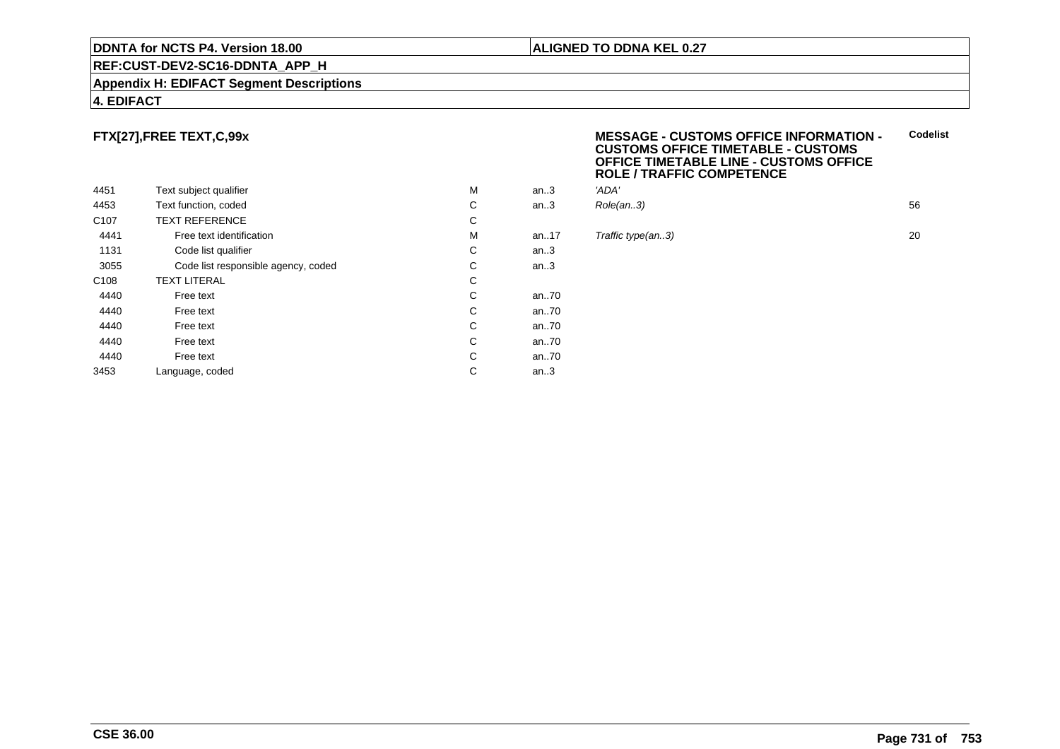**DDNTA for NCTS P4. Version 18.00** | **ALIGNED TO DDNA KEL 0.27**

**REF:CUST-DEV2-SC16-DDNTA_APP_H**

**Appendix H: EDIFACT Segment Descriptions**

**4. EDIFACT**

**FTX[27],FREE TEXT,C,99x**

**MESSAGE - CUSTOMS OFFICE INFORMATION - CUSTOMS OFFICE TIMETABLE - CUSTOMS OFFICE TIMETABLE LINE - CUSTOMS OFFICE ROLE / TRAFFIC COMPETENCE**

| | | | | | Codelist |
|---|---|---|---|---|---|
| 4451 | Text subject qualifier | M | an..3 | *'ADA'* | |
| 4453 | Text function, coded | C | an..3 | *Role(an..3)* | 56 |
| C107 | TEXT REFERENCE | C | | | |
| 4441 | Free text identification | M | an..17 | *Traffic type(an..3)* | 20 |
| 1131 | Code list qualifier | C | an..3 | | |
| 3055 | Code list responsible agency, coded | C | an..3 | | |
| C108 | TEXT LITERAL | C | | | |
| 4440 | Free text | C | an..70 | | |
| 4440 | Free text | C | an..70 | | |
| 4440 | Free text | C | an..70 | | |
| 4440 | Free text | C | an..70 | | |
| 4440 | Free text | C | an..70 | | |
| 3453 | Language, coded | C | an..3 | | |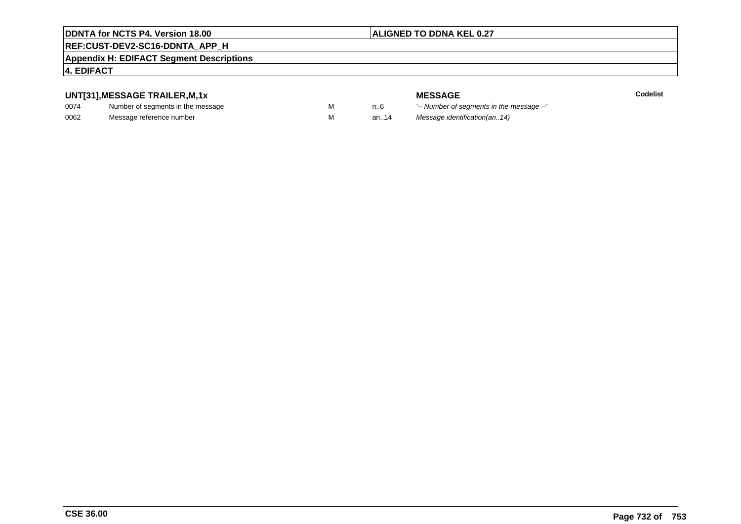## UNT[31],MESSAGE TRAILER,M,1x

| | | | | MESSAGE | Codelist |
|---|---|---|---|---|---|
| 0074 | Number of segments in the message | M | n..6 | *'-- Number of segments in the message --'* | |
| 0062 | Message reference number | M | an..14 | *Message identification(an..14)* | |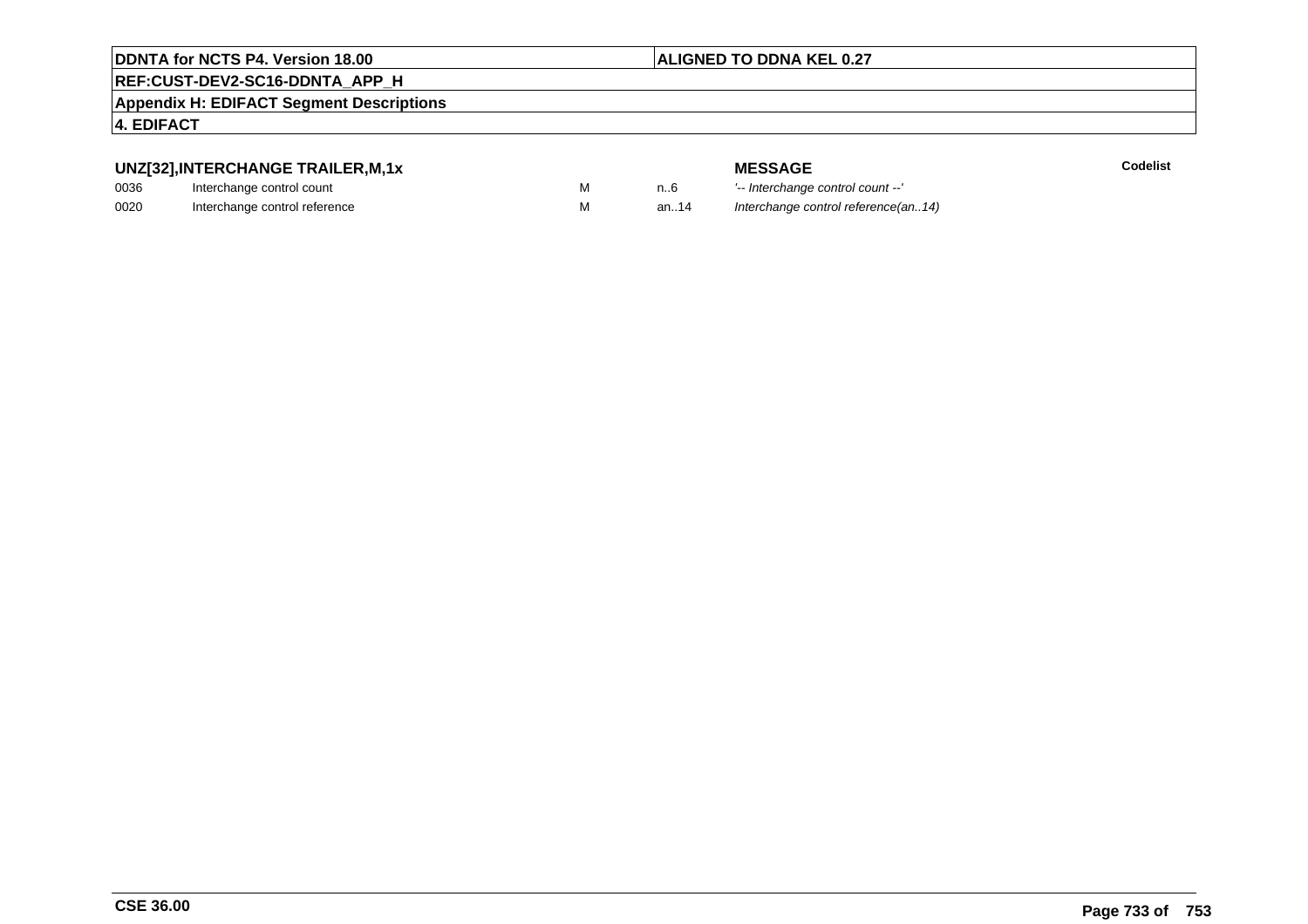### UNZ[32],INTERCHANGE TRAILER,M,1x

| | | | | MESSAGE | Codelist |
|---|---|---|---|---|---|
| 0036 | Interchange control count | M | n..6 | *'-- Interchange control count --'* | |
| 0020 | Interchange control reference | M | an..14 | *Interchange control reference(an..14)* | |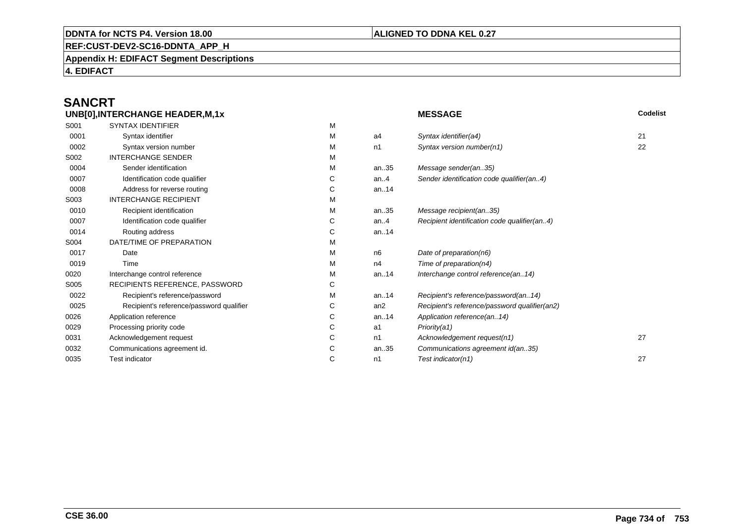## SANCRT

| UNB[0],INTERCHANGE HEADER,M,1x | | | | MESSAGE | Codelist |
|---|---|---|---|---|---|
| S001 | SYNTAX IDENTIFIER | M | | | |
| 0001 | Syntax identifier | M | a4 | *Syntax identifier(a4)* | 21 |
| 0002 | Syntax version number | M | n1 | *Syntax version number(n1)* | 22 |
| S002 | INTERCHANGE SENDER | M | | | |
| 0004 | Sender identification | M | an..35 | *Message sender(an..35)* | |
| 0007 | Identification code qualifier | C | an..4 | *Sender identification code qualifier(an..4)* | |
| 0008 | Address for reverse routing | C | an..14 | | |
| S003 | INTERCHANGE RECIPIENT | M | | | |
| 0010 | Recipient identification | M | an..35 | *Message recipient(an..35)* | |
| 0007 | Identification code qualifier | C | an..4 | *Recipient identification code qualifier(an..4)* | |
| 0014 | Routing address | C | an..14 | | |
| S004 | DATE/TIME OF PREPARATION | M | | | |
| 0017 | Date | M | n6 | *Date of preparation(n6)* | |
| 0019 | Time | M | n4 | *Time of preparation(n4)* | |
| 0020 | Interchange control reference | M | an..14 | *Interchange control reference(an..14)* | |
| S005 | RECIPIENTS REFERENCE, PASSWORD | C | | | |
| 0022 | Recipient's reference/password | M | an..14 | *Recipient's reference/password(an..14)* | |
| 0025 | Recipient's reference/password qualifier | C | an2 | *Recipient's reference/password qualifier(an2)* | |
| 0026 | Application reference | C | an..14 | *Application reference(an..14)* | |
| 0029 | Processing priority code | C | a1 | *Priority(a1)* | |
| 0031 | Acknowledgement request | C | n1 | *Acknowledgement request(n1)* | 27 |
| 0032 | Communications agreement id. | C | an..35 | *Communications agreement id(an..35)* | |
| 0035 | Test indicator | C | n1 | *Test indicator(n1)* | 27 |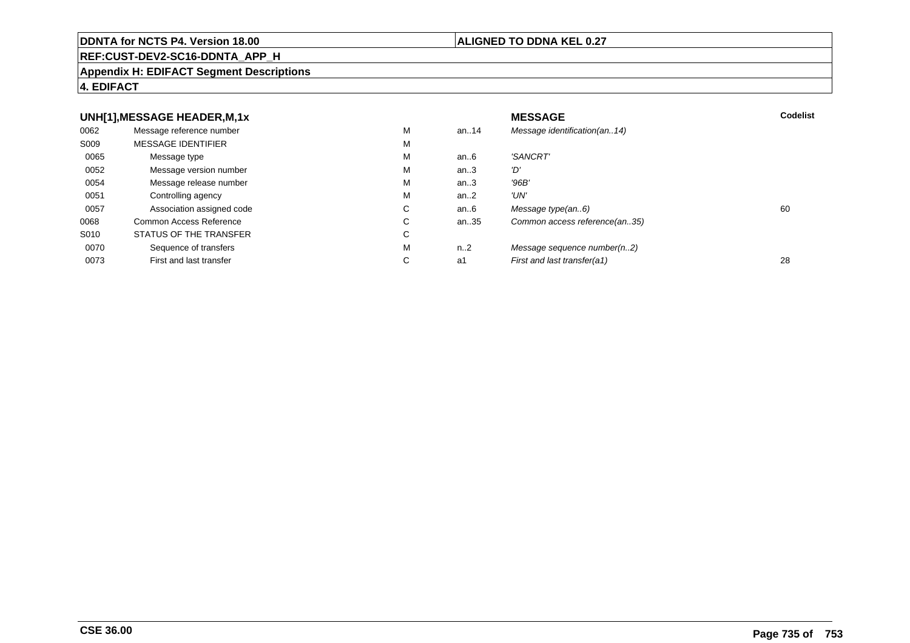**DDNTA for NCTS P4. Version 18.00** | **ALIGNED TO DDNA KEL 0.27**

**REF:CUST-DEV2-SC16-DDNTA_APP_H**

**Appendix H: EDIFACT Segment Descriptions**

**4. EDIFACT**

### UNH[1],MESSAGE HEADER,M,1x

| | | | | MESSAGE | Codelist |
|---|---|---|---|---|---|
| 0062 | Message reference number | M | an..14 | *Message identification(an..14)* | |
| S009 | MESSAGE IDENTIFIER | M | | | |
| 0065 | Message type | M | an..6 | *'SANCRT'* | |
| 0052 | Message version number | M | an..3 | *'D'* | |
| 0054 | Message release number | M | an..3 | *'96B'* | |
| 0051 | Controlling agency | M | an..2 | *'UN'* | |
| 0057 | Association assigned code | C | an..6 | *Message type(an..6)* | 60 |
| 0068 | Common Access Reference | C | an..35 | *Common access reference(an..35)* | |
| S010 | STATUS OF THE TRANSFER | C | | | |
| 0070 | Sequence of transfers | M | n..2 | *Message sequence number(n..2)* | |
| 0073 | First and last transfer | C | a1 | *First and last transfer(a1)* | 28 |

**CSE 36.00**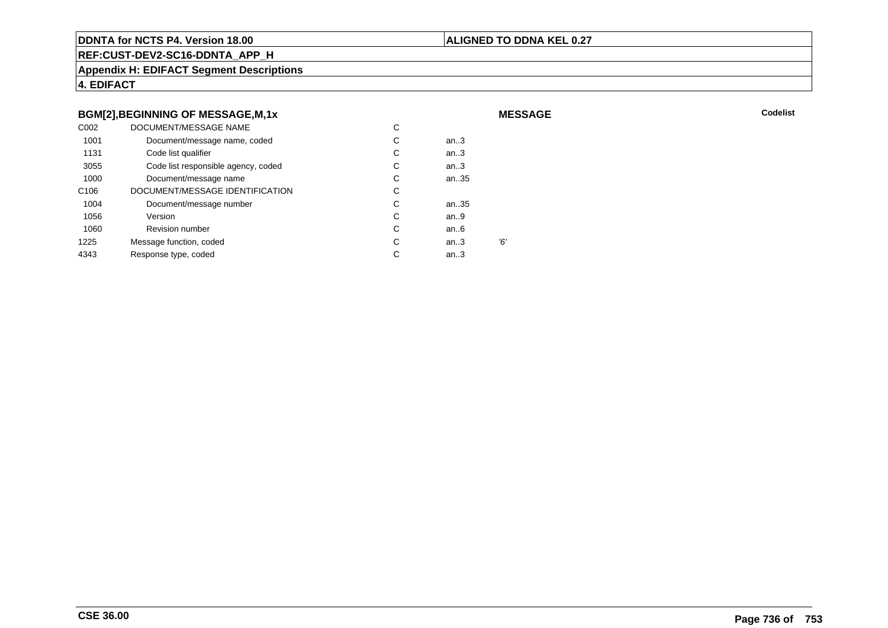**BGM[2],BEGINNING OF MESSAGE,M,1x** **MESSAGE** **Codelist**

| | | | | | |
|---|---|---|---|---|---|
| C002 | DOCUMENT/MESSAGE NAME | C | | | |
| 1001 | Document/message name, coded | C | an..3 | | |
| 1131 | Code list qualifier | C | an..3 | | |
| 3055 | Code list responsible agency, coded | C | an..3 | | |
| 1000 | Document/message name | C | an..35 | | |
| C106 | DOCUMENT/MESSAGE IDENTIFICATION | C | | | |
| 1004 | Document/message number | C | an..35 | | |
| 1056 | Version | C | an..9 | | |
| 1060 | Revision number | C | an..6 | | |
| 1225 | Message function, coded | C | an..3 | '6' | |
| 4343 | Response type, coded | C | an..3 | | |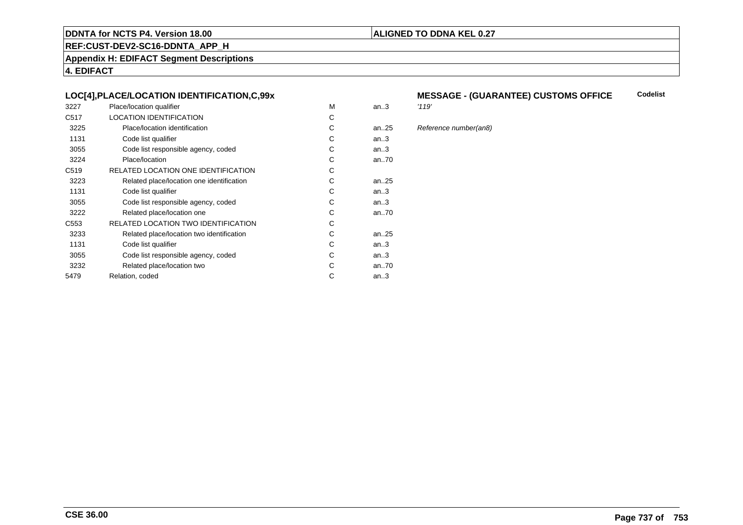**DDNTA for NCTS P4. Version 18.00**

**ALIGNED TO DDNA KEL 0.27**

**REF:CUST-DEV2-SC16-DDNTA_APP_H**

**Appendix H: EDIFACT Segment Descriptions**

**4. EDIFACT**

### LOC[4],PLACE/LOCATION IDENTIFICATION,C,99x

### MESSAGE - (GUARANTEE) CUSTOMS OFFICE

| | | | | | Codelist |
|---|---|---|---|---|---|
| 3227 | Place/location qualifier | M | an..3 | *'119'* | |
| C517 | LOCATION IDENTIFICATION | C | | | |
| 3225 | Place/location identification | C | an..25 | *Reference number(an8)* | |
| 1131 | Code list qualifier | C | an..3 | | |
| 3055 | Code list responsible agency, coded | C | an..3 | | |
| 3224 | Place/location | C | an..70 | | |
| C519 | RELATED LOCATION ONE IDENTIFICATION | C | | | |
| 3223 | Related place/location one identification | C | an..25 | | |
| 1131 | Code list qualifier | C | an..3 | | |
| 3055 | Code list responsible agency, coded | C | an..3 | | |
| 3222 | Related place/location one | C | an..70 | | |
| C553 | RELATED LOCATION TWO IDENTIFICATION | C | | | |
| 3233 | Related place/location two identification | C | an..25 | | |
| 1131 | Code list qualifier | C | an..3 | | |
| 3055 | Code list responsible agency, coded | C | an..3 | | |
| 3232 | Related place/location two | C | an..70 | | |
| 5479 | Relation, coded | C | an..3 | | |

**CSE 36.00**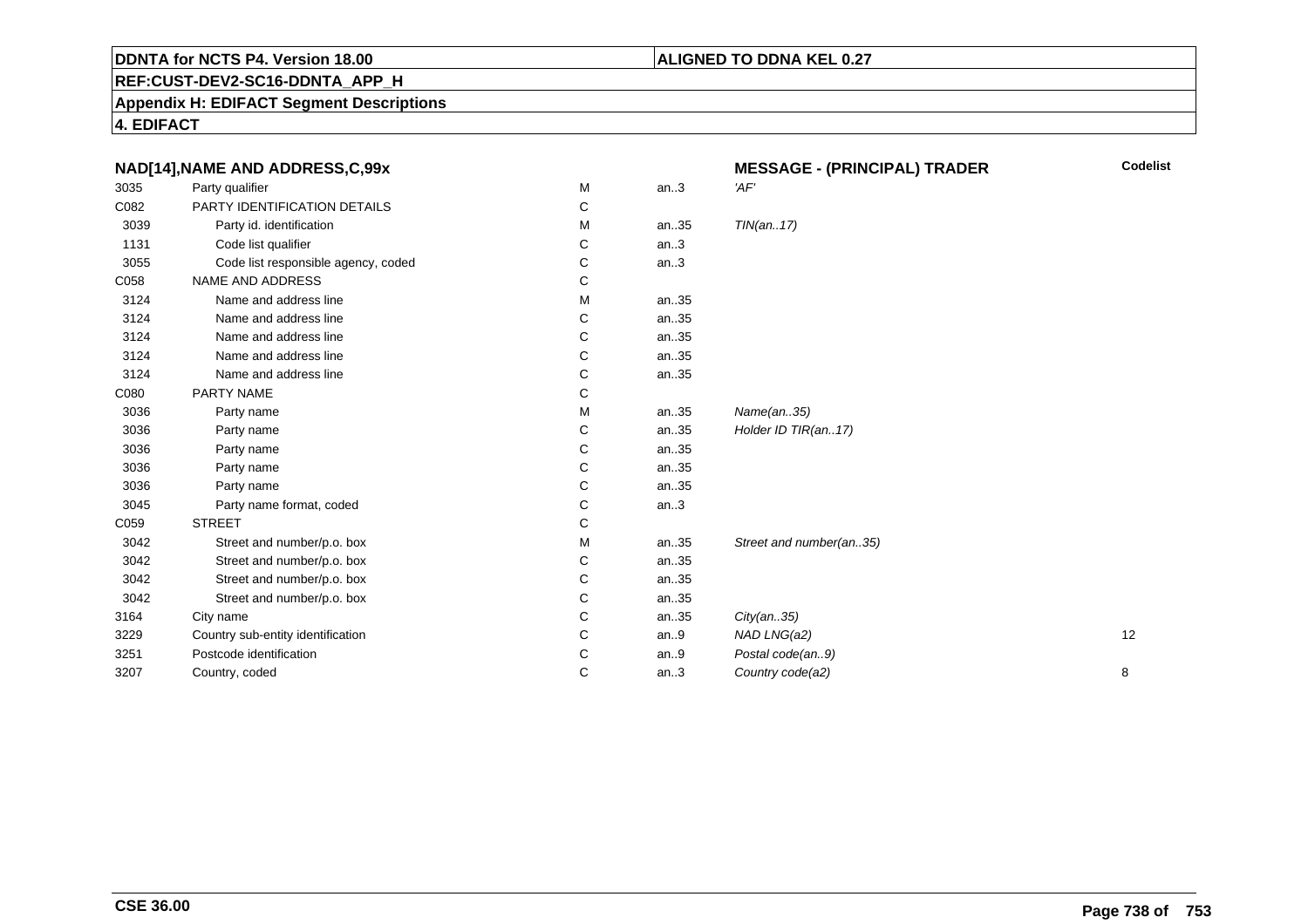**DDNTA for NCTS P4. Version 18.00** | **ALIGNED TO DDNA KEL 0.27**

**REF:CUST-DEV2-SC16-DDNTA_APP_H**

**Appendix H: EDIFACT Segment Descriptions**

**4. EDIFACT**

| NAD[14],NAME AND ADDRESS,C,99x | | | | MESSAGE - (PRINCIPAL) TRADER | Codelist |
|---|---|---|---|---|---|
| 3035 | Party qualifier | M | an..3 | *'AF'* | |
| C082 | PARTY IDENTIFICATION DETAILS | C | | | |
| 3039 | Party id. identification | M | an..35 | *TIN(an..17)* | |
| 1131 | Code list qualifier | C | an..3 | | |
| 3055 | Code list responsible agency, coded | C | an..3 | | |
| C058 | NAME AND ADDRESS | C | | | |
| 3124 | Name and address line | M | an..35 | | |
| 3124 | Name and address line | C | an..35 | | |
| 3124 | Name and address line | C | an..35 | | |
| 3124 | Name and address line | C | an..35 | | |
| 3124 | Name and address line | C | an..35 | | |
| C080 | PARTY NAME | C | | | |
| 3036 | Party name | M | an..35 | *Name(an..35)* | |
| 3036 | Party name | C | an..35 | *Holder ID TIR(an..17)* | |
| 3036 | Party name | C | an..35 | | |
| 3036 | Party name | C | an..35 | | |
| 3036 | Party name | C | an..35 | | |
| 3045 | Party name format, coded | C | an..3 | | |
| C059 | STREET | C | | | |
| 3042 | Street and number/p.o. box | M | an..35 | *Street and number(an..35)* | |
| 3042 | Street and number/p.o. box | C | an..35 | | |
| 3042 | Street and number/p.o. box | C | an..35 | | |
| 3042 | Street and number/p.o. box | C | an..35 | | |
| 3164 | City name | C | an..35 | *City(an..35)* | |
| 3229 | Country sub-entity identification | C | an..9 | *NAD LNG(a2)* | 12 |
| 3251 | Postcode identification | C | an..9 | *Postal code(an..9)* | |
| 3207 | Country, coded | C | an..3 | *Country code(a2)* | 8 |

**CSE 36.00**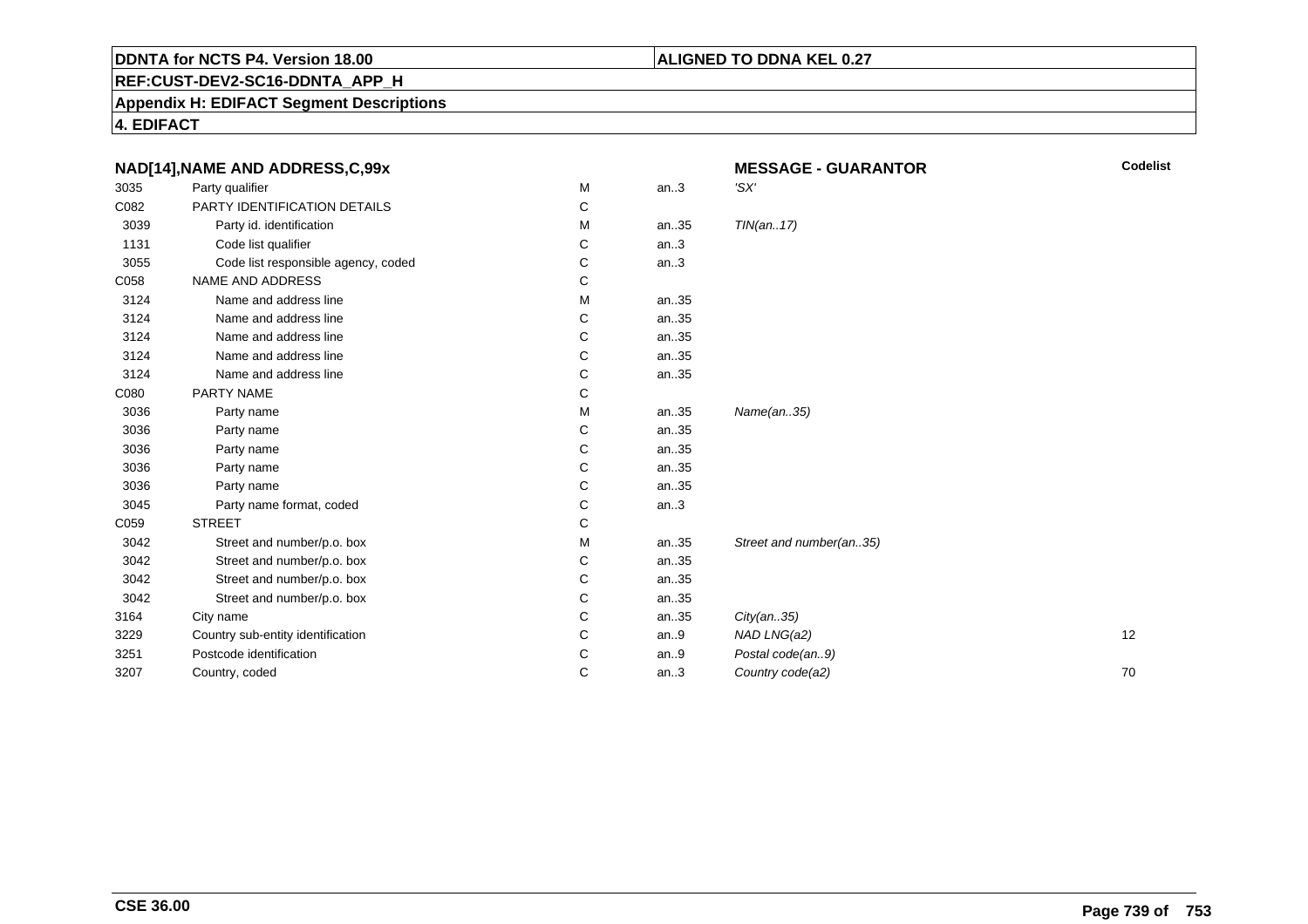**DDNTA for NCTS P4. Version 18.00**

**ALIGNED TO DDNA KEL 0.27**

**REF:CUST-DEV2-SC16-DDNTA_APP_H**

**Appendix H: EDIFACT Segment Descriptions**

**4. EDIFACT**

| **NAD[14],NAME AND ADDRESS,C,99x** | | | | **MESSAGE - GUARANTOR** | **Codelist** |
|---|---|---|---|---|---|
| 3035 | Party qualifier | M | an..3 | *'SX'* | |
| C082 | PARTY IDENTIFICATION DETAILS | C | | | |
| 3039 | Party id. identification | M | an..35 | *TIN(an..17)* | |
| 1131 | Code list qualifier | C | an..3 | | |
| 3055 | Code list responsible agency, coded | C | an..3 | | |
| C058 | NAME AND ADDRESS | C | | | |
| 3124 | Name and address line | M | an..35 | | |
| 3124 | Name and address line | C | an..35 | | |
| 3124 | Name and address line | C | an..35 | | |
| 3124 | Name and address line | C | an..35 | | |
| 3124 | Name and address line | C | an..35 | | |
| C080 | PARTY NAME | C | | | |
| 3036 | Party name | M | an..35 | *Name(an..35)* | |
| 3036 | Party name | C | an..35 | | |
| 3036 | Party name | C | an..35 | | |
| 3036 | Party name | C | an..35 | | |
| 3036 | Party name | C | an..35 | | |
| 3045 | Party name format, coded | C | an..3 | | |
| C059 | STREET | C | | | |
| 3042 | Street and number/p.o. box | M | an..35 | *Street and number(an..35)* | |
| 3042 | Street and number/p.o. box | C | an..35 | | |
| 3042 | Street and number/p.o. box | C | an..35 | | |
| 3042 | Street and number/p.o. box | C | an..35 | | |
| 3164 | City name | C | an..35 | *City(an..35)* | |
| 3229 | Country sub-entity identification | C | an..9 | *NAD LNG(a2)* | 12 |
| 3251 | Postcode identification | C | an..9 | *Postal code(an..9)* | |
| 3207 | Country, coded | C | an..3 | *Country code(a2)* | 70 |

**CSE 36.00**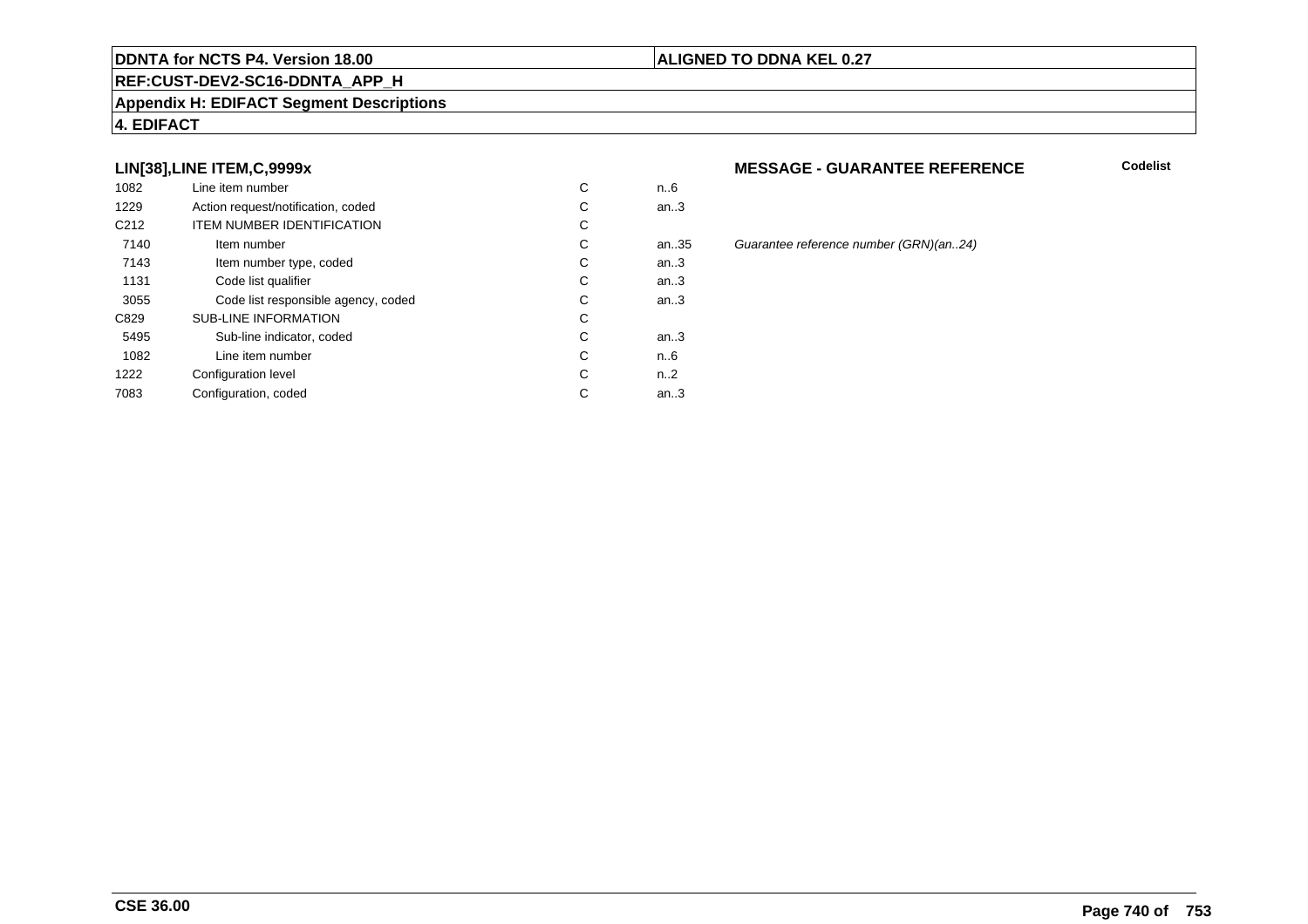**DDNTA for NCTS P4. Version 18.00** | **ALIGNED TO DDNA KEL 0.27**

**REF:CUST-DEV2-SC16-DDNTA_APP_H**

**Appendix H: EDIFACT Segment Descriptions**

**4. EDIFACT**

### LIN[38],LINE ITEM,C,9999x

**MESSAGE - GUARANTEE REFERENCE** — **Codelist**

| | | | | |
|---|---|---|---|---|
| 1082 | Line item number | C | n..6 | |
| 1229 | Action request/notification, coded | C | an..3 | |
| C212 | ITEM NUMBER IDENTIFICATION | C | | |
| 7140 | Item number | C | an..35 | *Guarantee reference number (GRN)(an..24)* |
| 7143 | Item number type, coded | C | an..3 | |
| 1131 | Code list qualifier | C | an..3 | |
| 3055 | Code list responsible agency, coded | C | an..3 | |
| C829 | SUB-LINE INFORMATION | C | | |
| 5495 | Sub-line indicator, coded | C | an..3 | |
| 1082 | Line item number | C | n..6 | |
| 1222 | Configuration level | C | n..2 | |
| 7083 | Configuration, coded | C | an..3 | |

**CSE 36.00**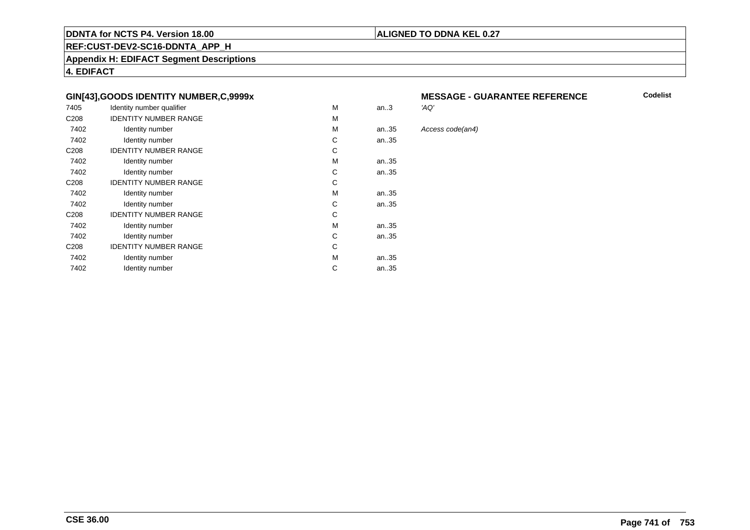**DDNTA for NCTS P4. Version 18.00** | **ALIGNED TO DDNA KEL 0.27**

**REF:CUST-DEV2-SC16-DDNTA_APP_H**

**Appendix H: EDIFACT Segment Descriptions**

**4. EDIFACT**

### GIN[43],GOODS IDENTITY NUMBER,C,9999x

**MESSAGE - GUARANTEE REFERENCE** — **Codelist**

| | | | | |
|---|---|---|---|---|
| 7405 | Identity number qualifier | M | an..3 | *'AQ'* |
| C208 | IDENTITY NUMBER RANGE | M | | |
| 7402 | Identity number | M | an..35 | *Access code(an4)* |
| 7402 | Identity number | C | an..35 | |
| C208 | IDENTITY NUMBER RANGE | C | | |
| 7402 | Identity number | M | an..35 | |
| 7402 | Identity number | C | an..35 | |
| C208 | IDENTITY NUMBER RANGE | C | | |
| 7402 | Identity number | M | an..35 | |
| 7402 | Identity number | C | an..35 | |
| C208 | IDENTITY NUMBER RANGE | C | | |
| 7402 | Identity number | M | an..35 | |
| 7402 | Identity number | C | an..35 | |
| C208 | IDENTITY NUMBER RANGE | C | | |
| 7402 | Identity number | M | an..35 | |
| 7402 | Identity number | C | an..35 | |

**CSE 36.00**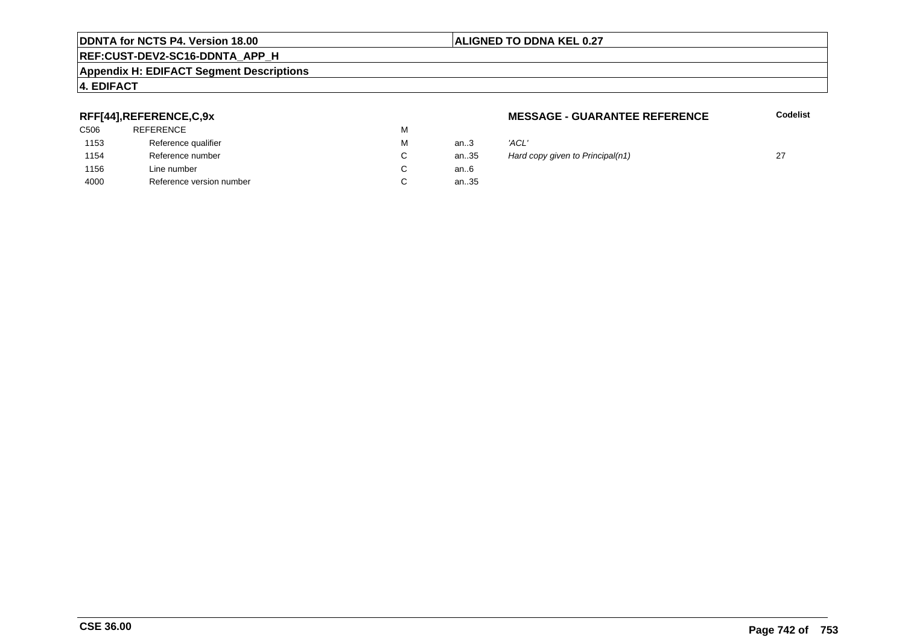**DDNTA for NCTS P4. Version 18.00** | **ALIGNED TO DDNA KEL 0.27**

**REF:CUST-DEV2-SC16-DDNTA_APP_H**

**Appendix H: EDIFACT Segment Descriptions**

**4. EDIFACT**

**RFF[44],REFERENCE,C,9x** — **MESSAGE - GUARANTEE REFERENCE**

| | | | | | Codelist |
|---|---|---|---|---|---|
| C506 | REFERENCE | M | | | |
| 1153 | Reference qualifier | M | an..3 | *'ACL'* | |
| 1154 | Reference number | C | an..35 | *Hard copy given to Principal(n1)* | 27 |
| 1156 | Line number | C | an..6 | | |
| 4000 | Reference version number | C | an..35 | | |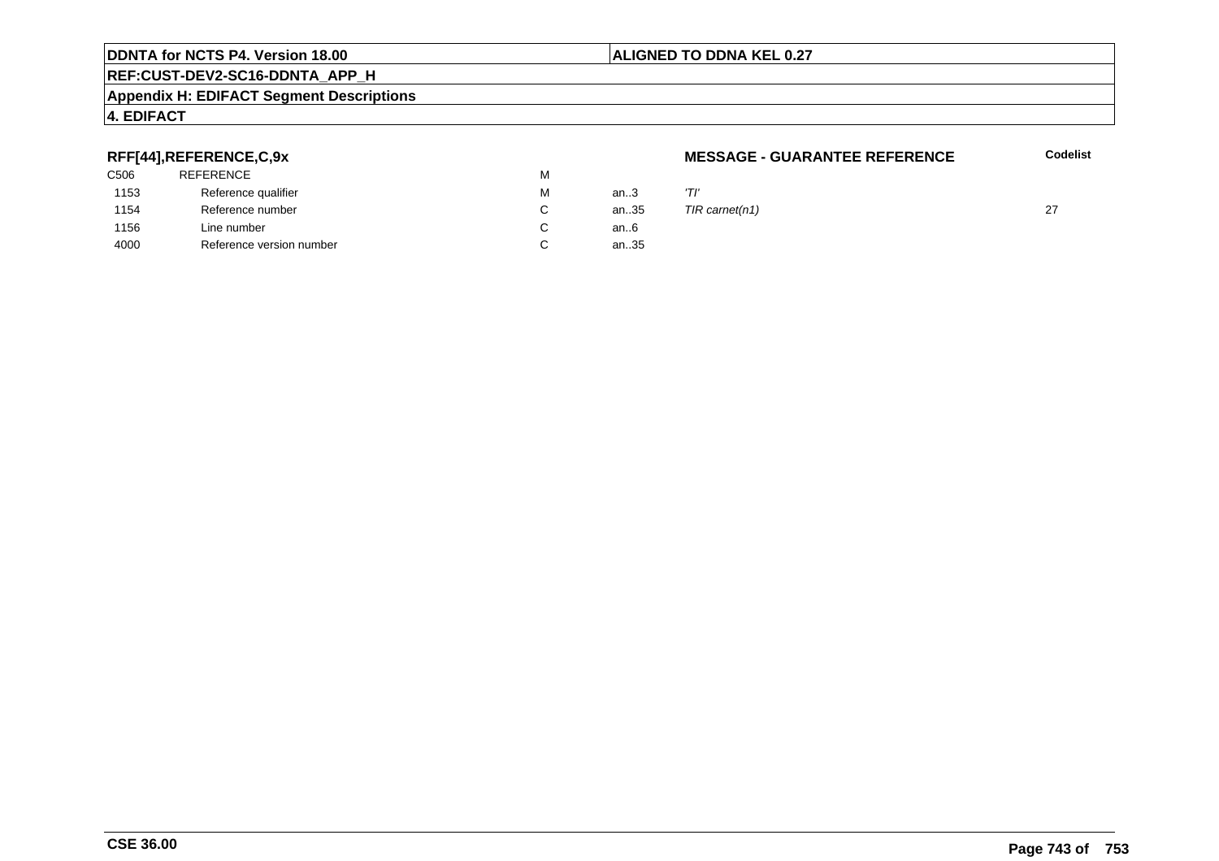**RFF[44],REFERENCE,C,9x** **MESSAGE - GUARANTEE REFERENCE** **Codelist**

| | | | | | |
|---|---|---|---|---|---|
| C506 | REFERENCE | M | | | |
| 1153 | Reference qualifier | M | an..3 | *'TI'* | |
| 1154 | Reference number | C | an..35 | *TIR carnet(n1)* | 27 |
| 1156 | Line number | C | an..6 | | |
| 4000 | Reference version number | C | an..35 | | |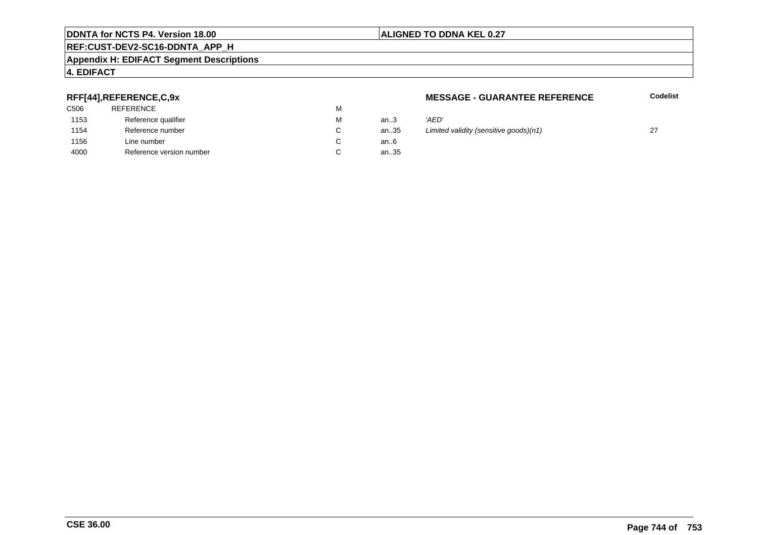**RFF[44],REFERENCE,C,9x** **MESSAGE - GUARANTEE REFERENCE**

| | | | | | Codelist |
|---|---|---|---|---|---|
| C506 | REFERENCE | M | | | |
| 1153 | Reference qualifier | M | an..3 | *'AED'* | |
| 1154 | Reference number | C | an..35 | *Limited validity (sensitive goods)(n1)* | 27 |
| 1156 | Line number | C | an..6 | | |
| 4000 | Reference version number | C | an..35 | | |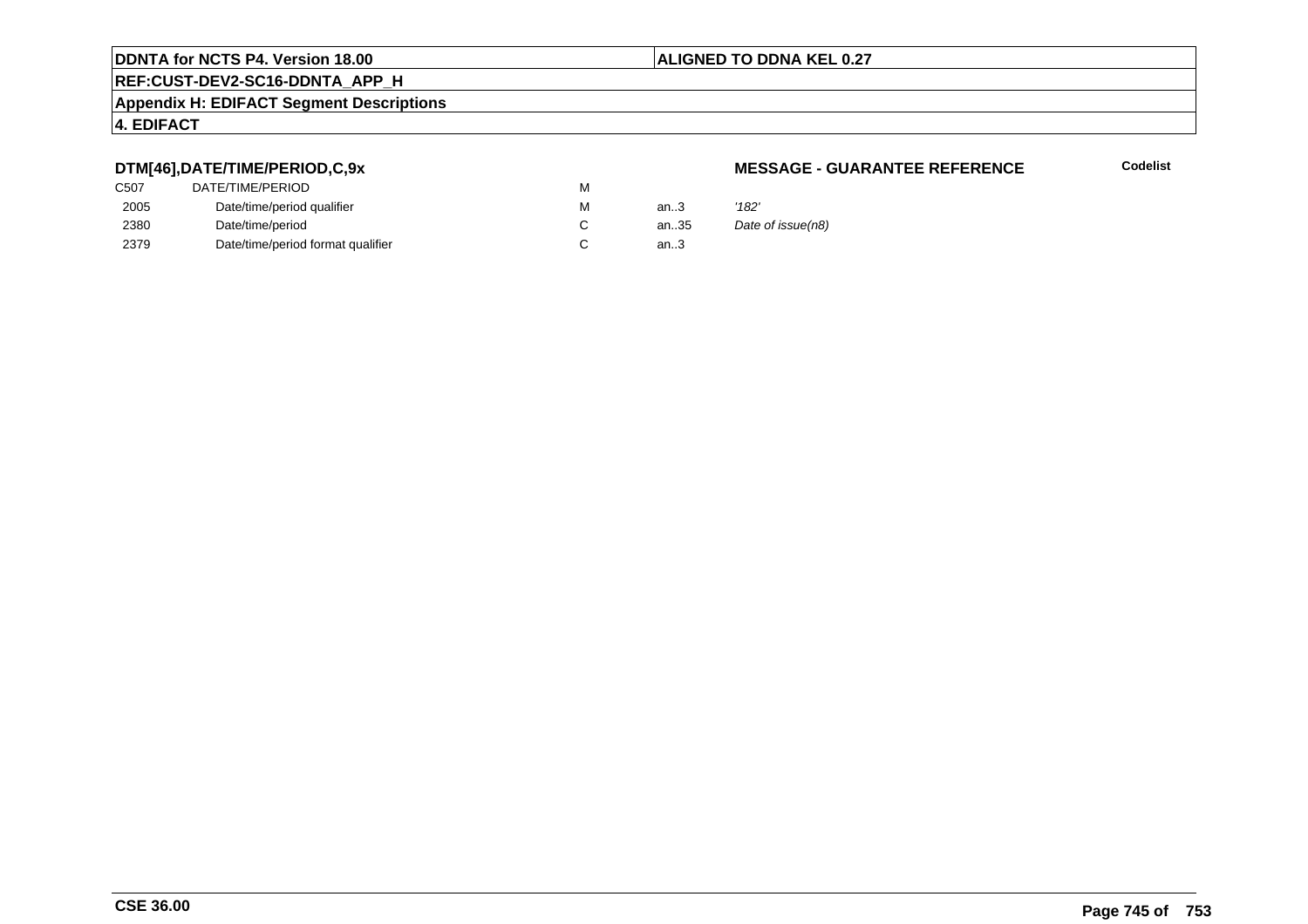## DTM[46],DATE/TIME/PERIOD,C,9x

**MESSAGE - GUARANTEE REFERENCE**

**Codelist**

| | | | | |
|---|---|---|---|---|
| C507 | DATE/TIME/PERIOD | M | | |
| 2005 | Date/time/period qualifier | M | an..3 | *'182'* |
| 2380 | Date/time/period | C | an..35 | *Date of issue(n8)* |
| 2379 | Date/time/period format qualifier | C | an..3 | |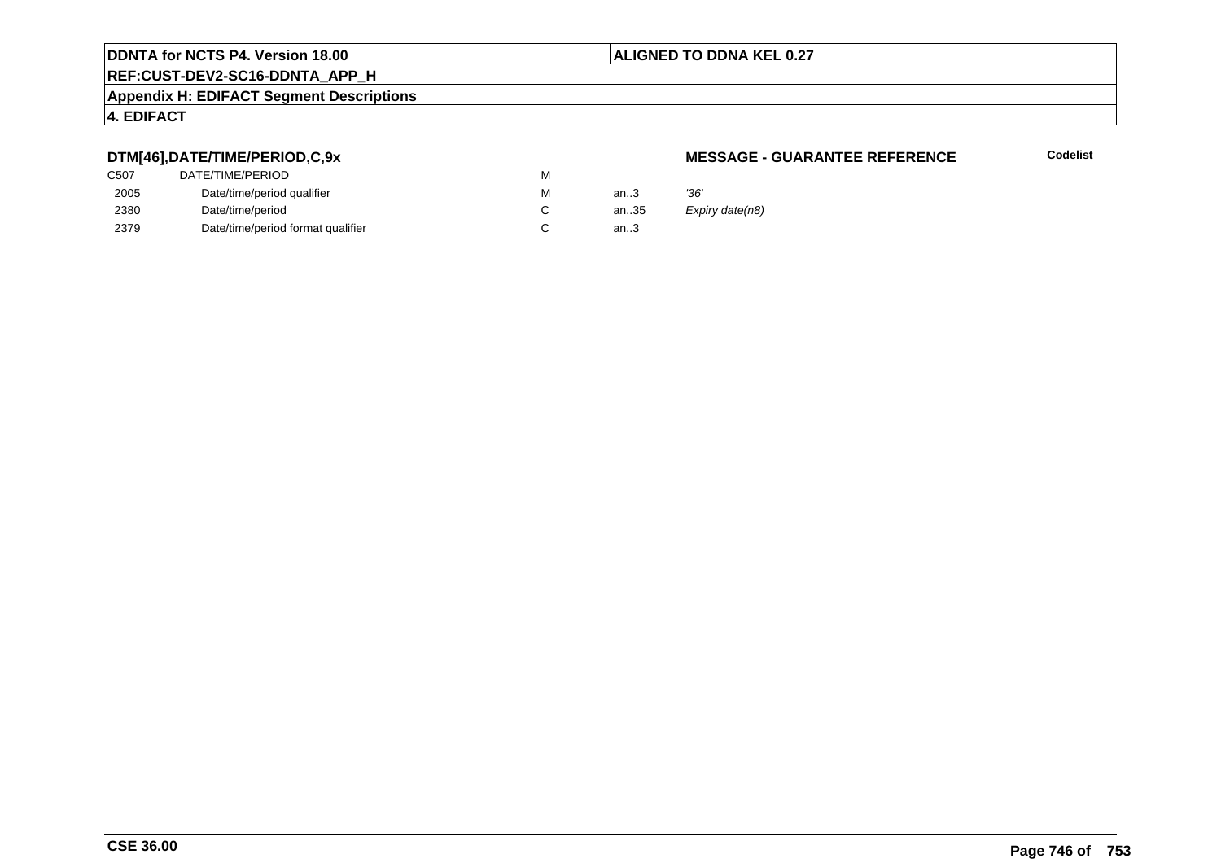**DDNTA for NCTS P4. Version 18.00** | **ALIGNED TO DDNA KEL 0.27**

**REF:CUST-DEV2-SC16-DDNTA_APP_H**

**Appendix H: EDIFACT Segment Descriptions**

**4. EDIFACT**

### DTM[46],DATE/TIME/PERIOD,C,9x

**MESSAGE - GUARANTEE REFERENCE** | **Codelist**

| | | | | | |
|---|---|---|---|---|---|
| C507 | DATE/TIME/PERIOD | M | | | |
| 2005 | Date/time/period qualifier | M | an..3 | *'36'* | |
| 2380 | Date/time/period | C | an..35 | *Expiry date(n8)* | |
| 2379 | Date/time/period format qualifier | C | an..3 | | |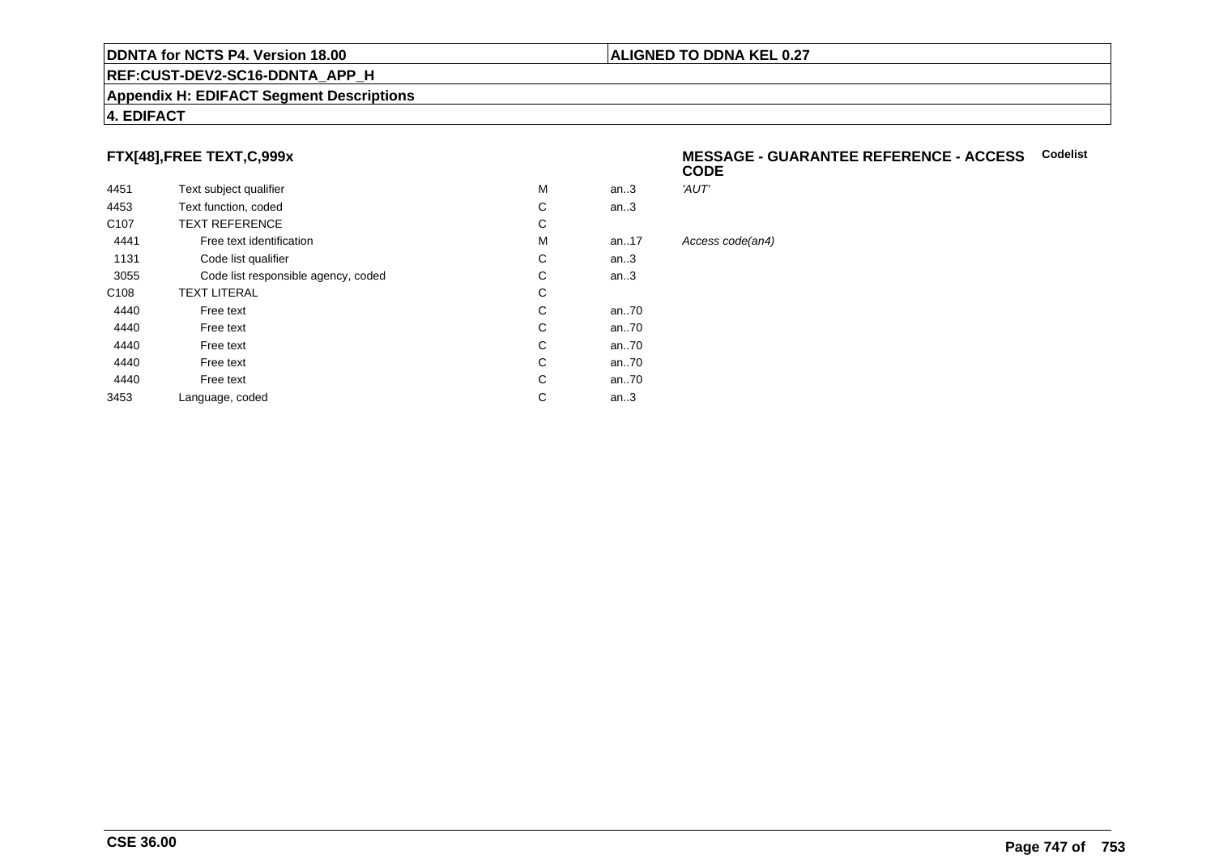## FTX[48],FREE TEXT,C,999x

**MESSAGE - GUARANTEE REFERENCE - ACCESS CODE** **Codelist**

| | | | | |
|---|---|---|---|---|
| 4451 | Text subject qualifier | M | an..3 | *'AUT'* |
| 4453 | Text function, coded | C | an..3 | |
| C107 | TEXT REFERENCE | C | | |
| 4441 | Free text identification | M | an..17 | *Access code(an4)* |
| 1131 | Code list qualifier | C | an..3 | |
| 3055 | Code list responsible agency, coded | C | an..3 | |
| C108 | TEXT LITERAL | C | | |
| 4440 | Free text | C | an..70 | |
| 4440 | Free text | C | an..70 | |
| 4440 | Free text | C | an..70 | |
| 4440 | Free text | C | an..70 | |
| 4440 | Free text | C | an..70 | |
| 3453 | Language, coded | C | an..3 | |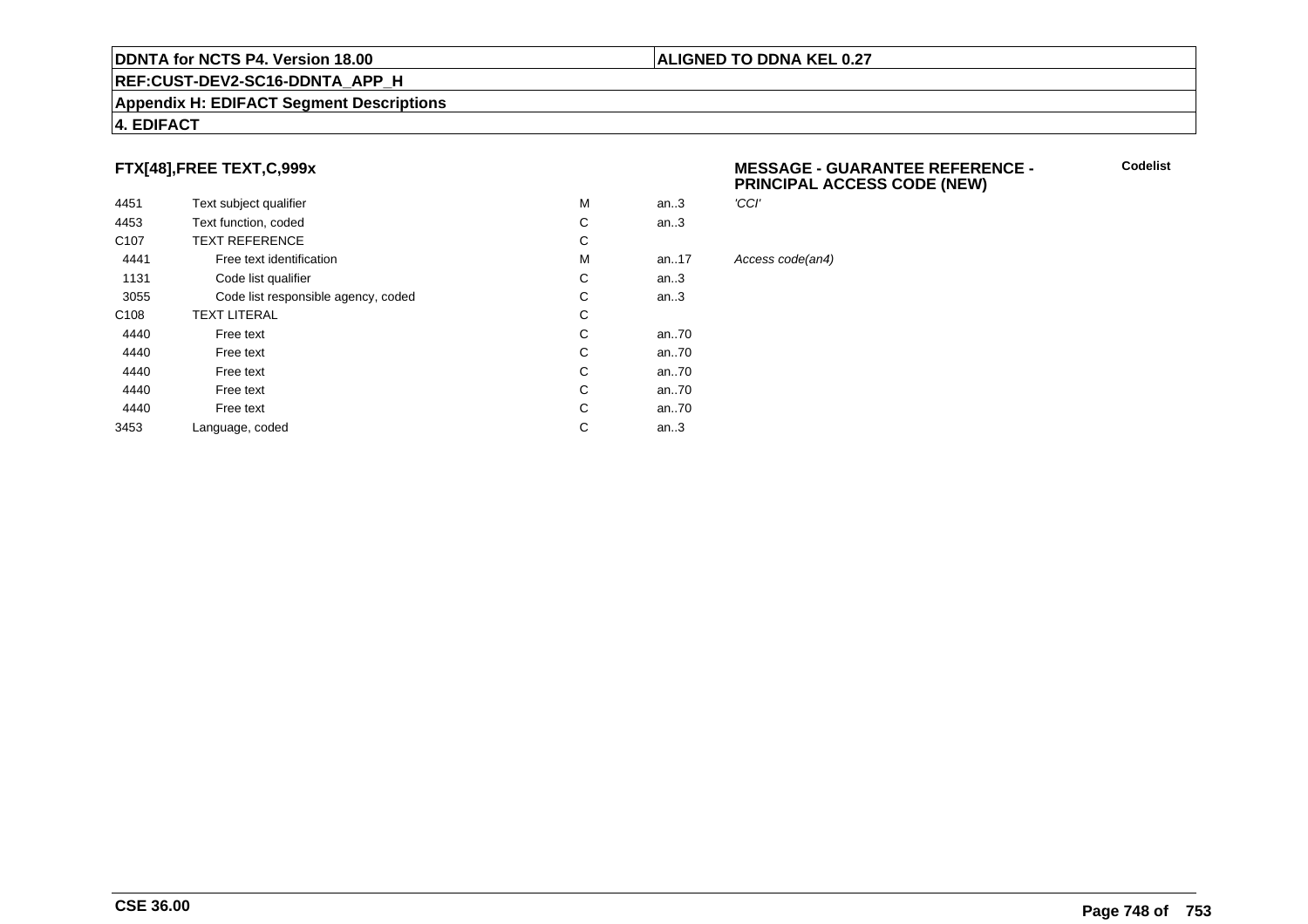## FTX[48],FREE TEXT,C,999x

**MESSAGE - GUARANTEE REFERENCE - PRINCIPAL ACCESS CODE (NEW)**

**Codelist**

| | | | | |
|---|---|---|---|---|
| 4451 | Text subject qualifier | M | an..3 | *'CCI'* |
| 4453 | Text function, coded | C | an..3 | |
| C107 | TEXT REFERENCE | C | | |
| 4441 | Free text identification | M | an..17 | *Access code(an4)* |
| 1131 | Code list qualifier | C | an..3 | |
| 3055 | Code list responsible agency, coded | C | an..3 | |
| C108 | TEXT LITERAL | C | | |
| 4440 | Free text | C | an..70 | |
| 4440 | Free text | C | an..70 | |
| 4440 | Free text | C | an..70 | |
| 4440 | Free text | C | an..70 | |
| 4440 | Free text | C | an..70 | |
| 3453 | Language, coded | C | an..3 | |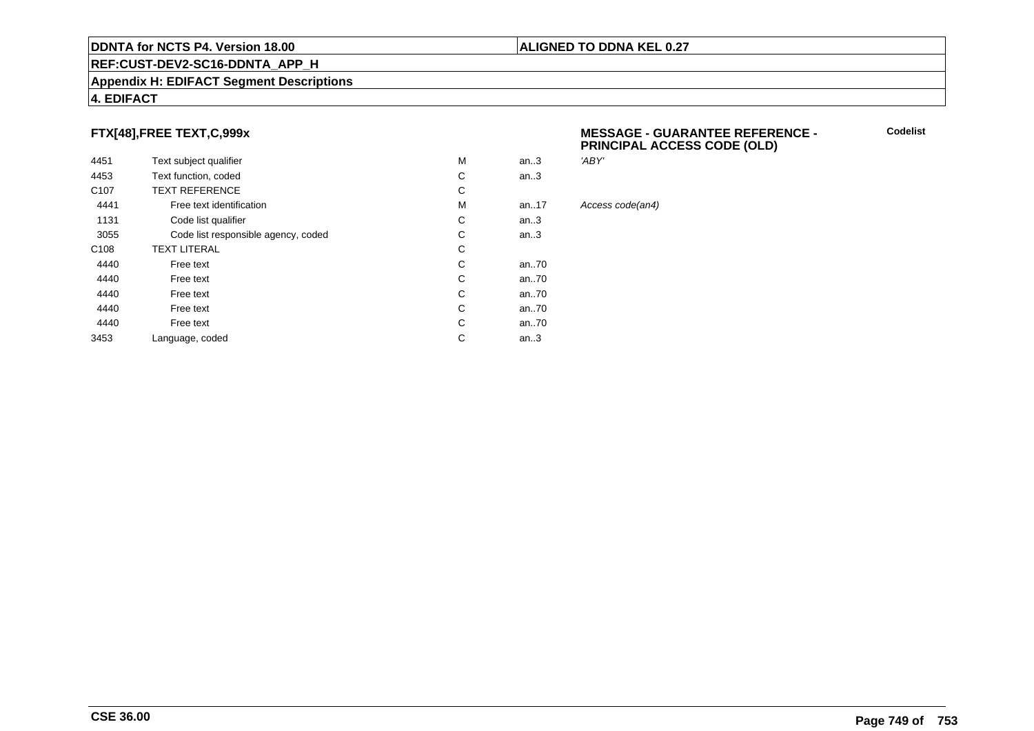## FTX[48],FREE TEXT,C,999x

**MESSAGE - GUARANTEE REFERENCE - PRINCIPAL ACCESS CODE (OLD)**

**Codelist**

| | | | | |
|---|---|---|---|---|
| 4451 | Text subject qualifier | M | an..3 | *'ABY'* |
| 4453 | Text function, coded | C | an..3 | |
| C107 | TEXT REFERENCE | C | | |
| 4441 | Free text identification | M | an..17 | *Access code(an4)* |
| 1131 | Code list qualifier | C | an..3 | |
| 3055 | Code list responsible agency, coded | C | an..3 | |
| C108 | TEXT LITERAL | C | | |
| 4440 | Free text | C | an..70 | |
| 4440 | Free text | C | an..70 | |
| 4440 | Free text | C | an..70 | |
| 4440 | Free text | C | an..70 | |
| 4440 | Free text | C | an..70 | |
| 3453 | Language, coded | C | an..3 | |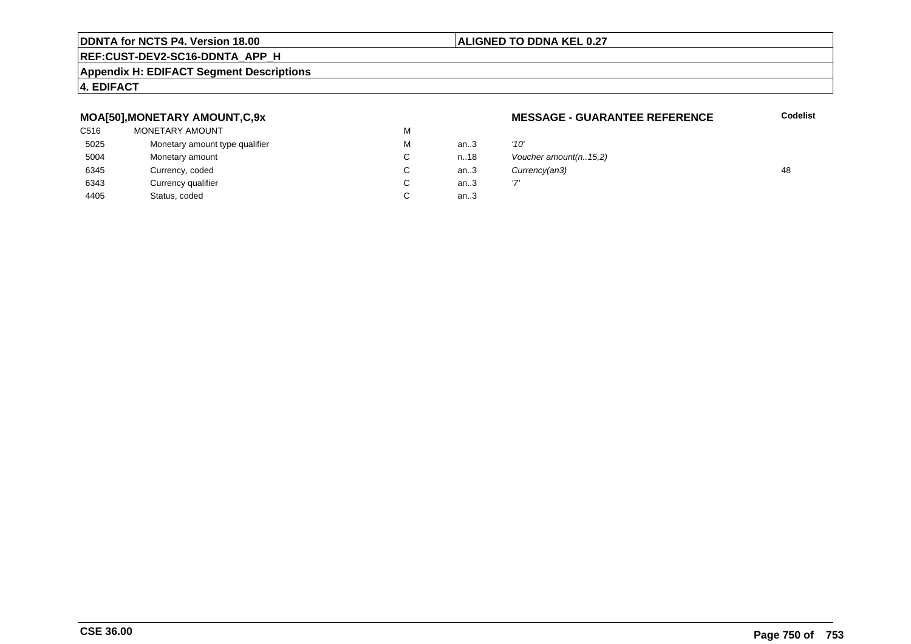### MOA[50],MONETARY AMOUNT,C,9x

**MESSAGE - GUARANTEE REFERENCE**

| | | | | | Codelist |
|---|---|---|---|---|---|
| C516 | MONETARY AMOUNT | M | | | |
| 5025 | Monetary amount type qualifier | M | an..3 | *'10'* | |
| 5004 | Monetary amount | C | n..18 | *Voucher amount(n..15,2)* | |
| 6345 | Currency, coded | C | an..3 | *Currency(an3)* | 48 |
| 6343 | Currency qualifier | C | an..3 | *'7'* | |
| 4405 | Status, coded | C | an..3 | | |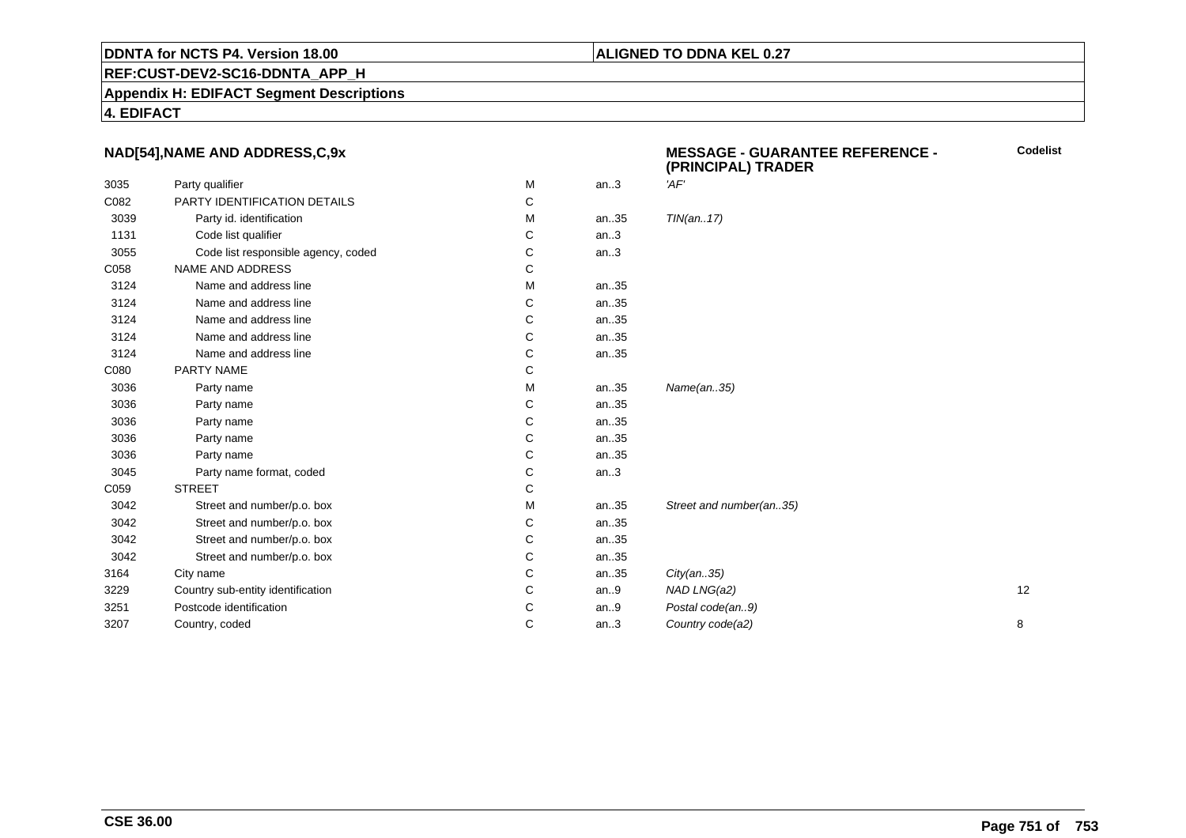**DDNTA for NCTS P4. Version 18.00** | **ALIGNED TO DDNA KEL 0.27**

**REF:CUST-DEV2-SC16-DDNTA_APP_H**

**Appendix H: EDIFACT Segment Descriptions**

**4. EDIFACT**

| NAD[54],NAME AND ADDRESS,C,9x | | | | MESSAGE - GUARANTEE REFERENCE - (PRINCIPAL) TRADER | Codelist |
|---|---|---|---|---|---|
| 3035 | Party qualifier | M | an..3 | 'AF' | |
| C082 | PARTY IDENTIFICATION DETAILS | C | | | |
| 3039 | Party id. identification | M | an..35 | TIN(an..17) | |
| 1131 | Code list qualifier | C | an..3 | | |
| 3055 | Code list responsible agency, coded | C | an..3 | | |
| C058 | NAME AND ADDRESS | C | | | |
| 3124 | Name and address line | M | an..35 | | |
| 3124 | Name and address line | C | an..35 | | |
| 3124 | Name and address line | C | an..35 | | |
| 3124 | Name and address line | C | an..35 | | |
| 3124 | Name and address line | C | an..35 | | |
| C080 | PARTY NAME | C | | | |
| 3036 | Party name | M | an..35 | Name(an..35) | |
| 3036 | Party name | C | an..35 | | |
| 3036 | Party name | C | an..35 | | |
| 3036 | Party name | C | an..35 | | |
| 3036 | Party name | C | an..35 | | |
| 3045 | Party name format, coded | C | an..3 | | |
| C059 | STREET | C | | | |
| 3042 | Street and number/p.o. box | M | an..35 | Street and number(an..35) | |
| 3042 | Street and number/p.o. box | C | an..35 | | |
| 3042 | Street and number/p.o. box | C | an..35 | | |
| 3042 | Street and number/p.o. box | C | an..35 | | |
| 3164 | City name | C | an..35 | City(an..35) | |
| 3229 | Country sub-entity identification | C | an..9 | NAD LNG(a2) | 12 |
| 3251 | Postcode identification | C | an..9 | Postal code(an..9) | |
| 3207 | Country, coded | C | an..3 | Country code(a2) | 8 |

**CSE 36.00**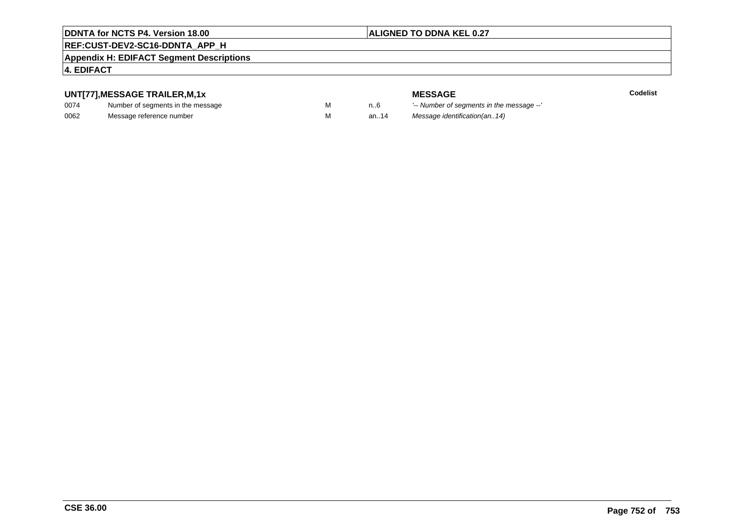## UNT[77],MESSAGE TRAILER,M,1x

| | | | | MESSAGE | Codelist |
|---|---|---|---|---|---|
| 0074 | Number of segments in the message | M | n..6 | *'-- Number of segments in the message --'* | |
| 0062 | Message reference number | M | an..14 | *Message identification(an..14)* | |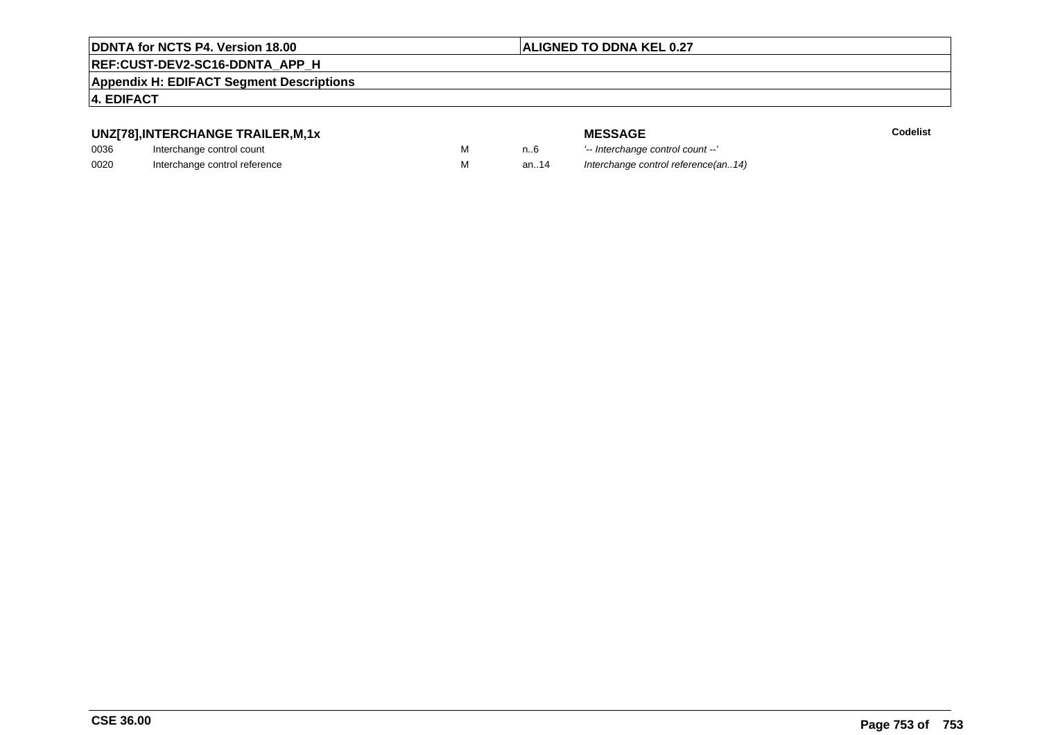### UNZ[78],INTERCHANGE TRAILER,M,1x

| | | | | MESSAGE | Codelist |
|---|---|---|---|---|---|
| 0036 | Interchange control count | M | n..6 | *'-- Interchange control count --'* | |
| 0020 | Interchange control reference | M | an..14 | *Interchange control reference(an..14)* | |